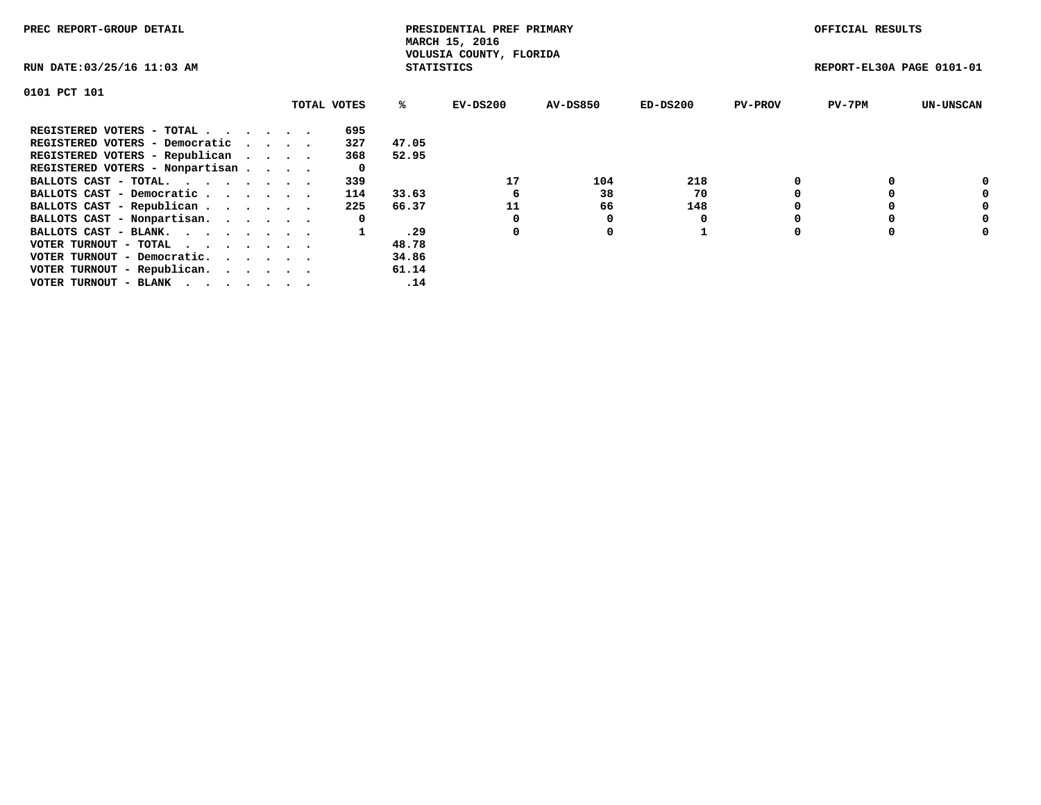PREC REPORT-GROUP DETAIL

PRESIDENTIAL PREF PRIMARY
MARCH 15, 2016
VOLUSIA COUNTY, FLORIDA
STATISTICS

OFFICIAL RESULTS

RUN DATE:03/25/16 11:03 AM

REPORT-EL30A PAGE 0101-01

0101 PCT 101

| | TOTAL VOTES | % | EV-DS200 | AV-DS850 | ED-DS200 | PV-PROV | PV-7PM | UN-UNSCAN |
|---|---|---|---|---|---|---|---|---|
| REGISTERED VOTERS - TOTAL . . . . . . . | 695 | | | | | | | |
| REGISTERED VOTERS - Democratic . . . . | 327 | 47.05 | | | | | | |
| REGISTERED VOTERS - Republican . . . . | 368 | 52.95 | | | | | | |
| REGISTERED VOTERS - Nonpartisan . . . . | 0 | | | | | | | |
| BALLOTS CAST - TOTAL. . . . . . . . . | 339 | | 17 | 104 | 218 | 0 | 0 | 0 |
| BALLOTS CAST - Democratic . . . . . . . | 114 | 33.63 | 6 | 38 | 70 | 0 | 0 | 0 |
| BALLOTS CAST - Republican . . . . . . . | 225 | 66.37 | 11 | 66 | 148 | 0 | 0 | 0 |
| BALLOTS CAST - Nonpartisan. . . . . . . | 0 | | 0 | 0 | 0 | 0 | 0 | 0 |
| BALLOTS CAST - BLANK. . . . . . . . . | 1 | .29 | 0 | 0 | 1 | 0 | 0 | 0 |
| VOTER TURNOUT - TOTAL . . . . . . . . | | 48.78 | | | | | | |
| VOTER TURNOUT - Democratic. . . . . . . | | 34.86 | | | | | | |
| VOTER TURNOUT - Republican. . . . . . . | | 61.14 | | | | | | |
| VOTER TURNOUT - BLANK . . . . . . . . | | .14 | | | | | | |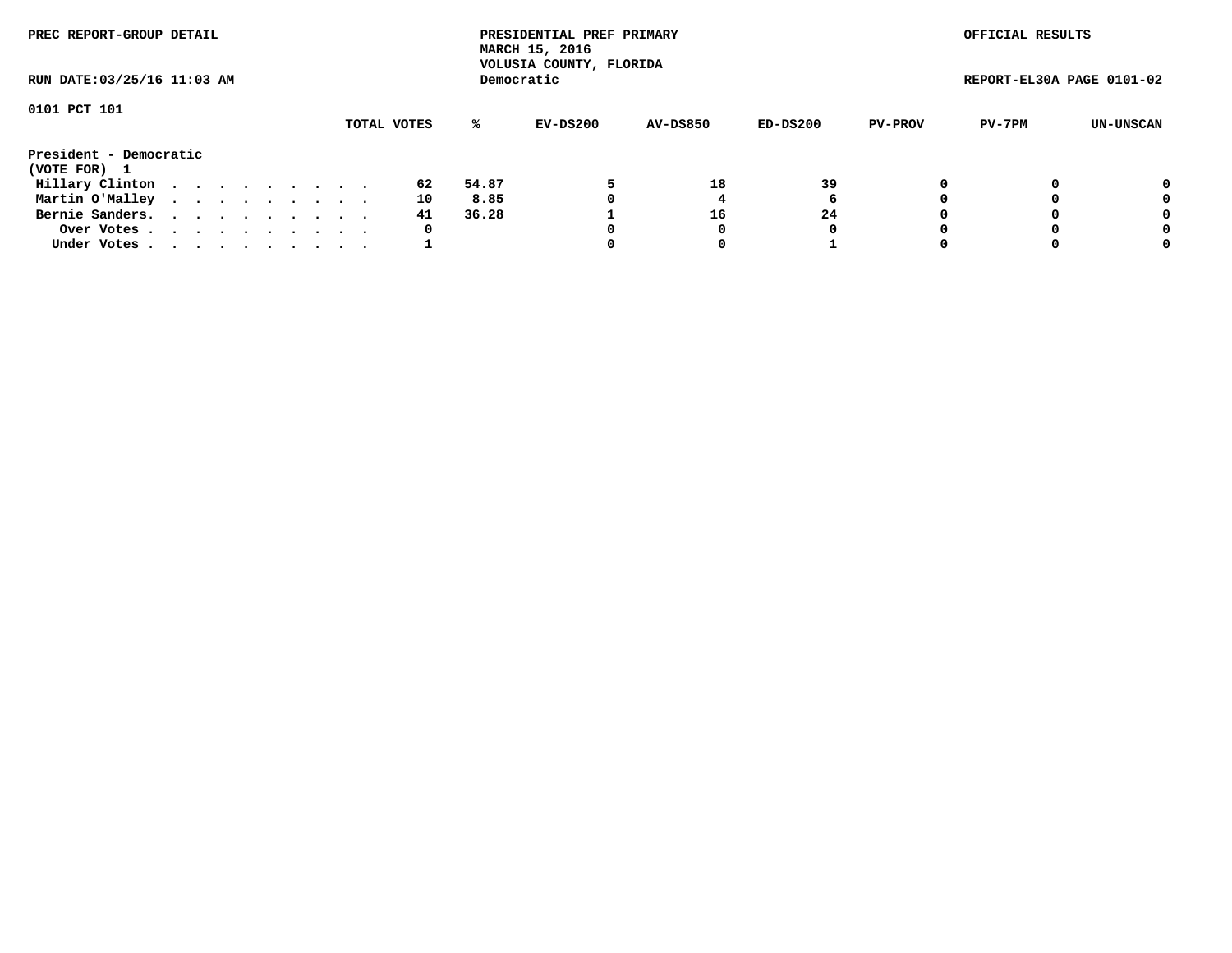PREC REPORT-GROUP DETAIL

PRESIDENTIAL PREF PRIMARY
MARCH 15, 2016
VOLUSIA COUNTY, FLORIDA
Democratic

OFFICIAL RESULTS

RUN DATE:03/25/16 11:03 AM

REPORT-EL30A PAGE 0101-02

0101 PCT 101

**President - Democratic**
**(VOTE FOR) 1**

| | TOTAL VOTES | % | EV-DS200 | AV-DS850 | ED-DS200 | PV-PROV | PV-7PM | UN-UNSCAN |
|---|---|---|---|---|---|---|---|---|
| Hillary Clinton | 62 | 54.87 | 5 | 18 | 39 | 0 | 0 | 0 |
| Martin O'Malley | 10 | 8.85 | 0 | 4 | 6 | 0 | 0 | 0 |
| Bernie Sanders. | 41 | 36.28 | 1 | 16 | 24 | 0 | 0 | 0 |
| Over Votes | 0 | | 0 | 0 | 0 | 0 | 0 | 0 |
| Under Votes | 1 | | 0 | 0 | 1 | 0 | 0 | 0 |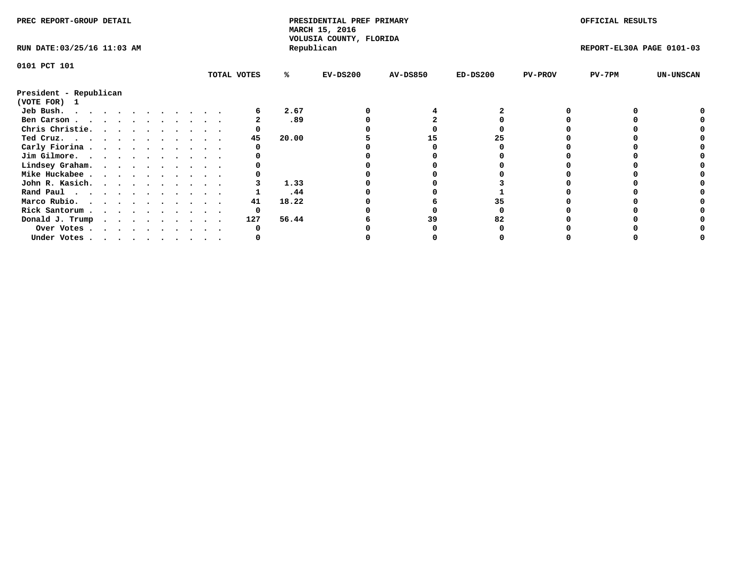PREC REPORT-GROUP DETAIL

PRESIDENTIAL PREF PRIMARY
MARCH 15, 2016
VOLUSIA COUNTY, FLORIDA
Republican

OFFICIAL RESULTS

RUN DATE:03/25/16 11:03 AM

REPORT-EL30A PAGE 0101-03

0101 PCT 101

President - Republican
(VOTE FOR) 1

| | TOTAL VOTES | % | EV-DS200 | AV-DS850 | ED-DS200 | PV-PROV | PV-7PM | UN-UNSCAN |
|---|---|---|---|---|---|---|---|---|
| Jeb Bush. . . . . . . . . . . . . | 6 | 2.67 | 0 | 4 | 2 | 0 | 0 | 0 |
| Ben Carson . . . . . . . . . . . . | 2 | .89 | 0 | 2 | 0 | 0 | 0 | 0 |
| Chris Christie. . . . . . . . . . . | 0 | | 0 | 0 | 0 | 0 | 0 | 0 |
| Ted Cruz. . . . . . . . . . . . . | 45 | 20.00 | 5 | 15 | 25 | 0 | 0 | 0 |
| Carly Fiorina . . . . . . . . . . . | 0 | | 0 | 0 | 0 | 0 | 0 | 0 |
| Jim Gilmore. . . . . . . . . . . . | 0 | | 0 | 0 | 0 | 0 | 0 | 0 |
| Lindsey Graham. . . . . . . . . . . | 0 | | 0 | 0 | 0 | 0 | 0 | 0 |
| Mike Huckabee . . . . . . . . . . . | 0 | | 0 | 0 | 0 | 0 | 0 | 0 |
| John R. Kasich. . . . . . . . . . . | 3 | 1.33 | 0 | 0 | 3 | 0 | 0 | 0 |
| Rand Paul . . . . . . . . . . . . | 1 | .44 | 0 | 0 | 1 | 0 | 0 | 0 |
| Marco Rubio. . . . . . . . . . . . | 41 | 18.22 | 0 | 6 | 35 | 0 | 0 | 0 |
| Rick Santorum . . . . . . . . . . . | 0 | | 0 | 0 | 0 | 0 | 0 | 0 |
| Donald J. Trump . . . . . . . . . . | 127 | 56.44 | 6 | 39 | 82 | 0 | 0 | 0 |
| Over Votes . . . . . . . . . . . | 0 | | 0 | 0 | 0 | 0 | 0 | 0 |
| Under Votes . . . . . . . . . . . | 0 | | 0 | 0 | 0 | 0 | 0 | 0 |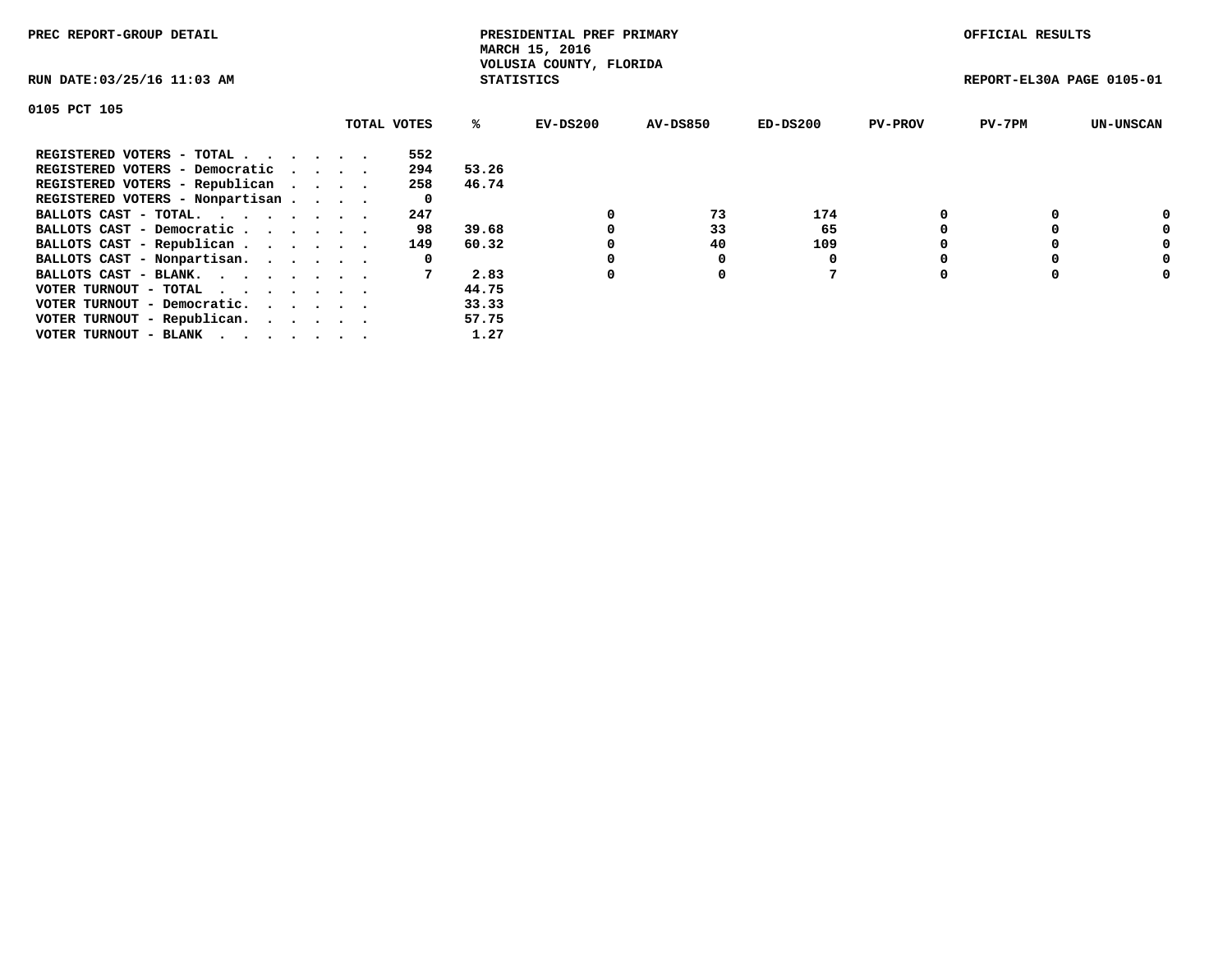PREC REPORT-GROUP DETAIL

PRESIDENTIAL PREF PRIMARY
MARCH 15, 2016
VOLUSIA COUNTY, FLORIDA
STATISTICS

OFFICIAL RESULTS

RUN DATE:03/25/16 11:03 AM

REPORT-EL30A PAGE 0105-01

0105 PCT 105

| | TOTAL VOTES | % | EV-DS200 | AV-DS850 | ED-DS200 | PV-PROV | PV-7PM | UN-UNSCAN |
|---|---|---|---|---|---|---|---|---|
| REGISTERED VOTERS - TOTAL | 552 | | | | | | | |
| REGISTERED VOTERS - Democratic | 294 | 53.26 | | | | | | |
| REGISTERED VOTERS - Republican | 258 | 46.74 | | | | | | |
| REGISTERED VOTERS - Nonpartisan | 0 | | | | | | | |
| BALLOTS CAST - TOTAL. | 247 | | 0 | 73 | 174 | 0 | 0 | 0 |
| BALLOTS CAST - Democratic | 98 | 39.68 | 0 | 33 | 65 | 0 | 0 | 0 |
| BALLOTS CAST - Republican | 149 | 60.32 | 0 | 40 | 109 | 0 | 0 | 0 |
| BALLOTS CAST - Nonpartisan. | 0 | | 0 | 0 | 0 | 0 | 0 | 0 |
| BALLOTS CAST - BLANK. | 7 | 2.83 | 0 | 0 | 7 | 0 | 0 | 0 |
| VOTER TURNOUT - TOTAL | | 44.75 | | | | | | |
| VOTER TURNOUT - Democratic. | | 33.33 | | | | | | |
| VOTER TURNOUT - Republican. | | 57.75 | | | | | | |
| VOTER TURNOUT - BLANK | | 1.27 | | | | | | |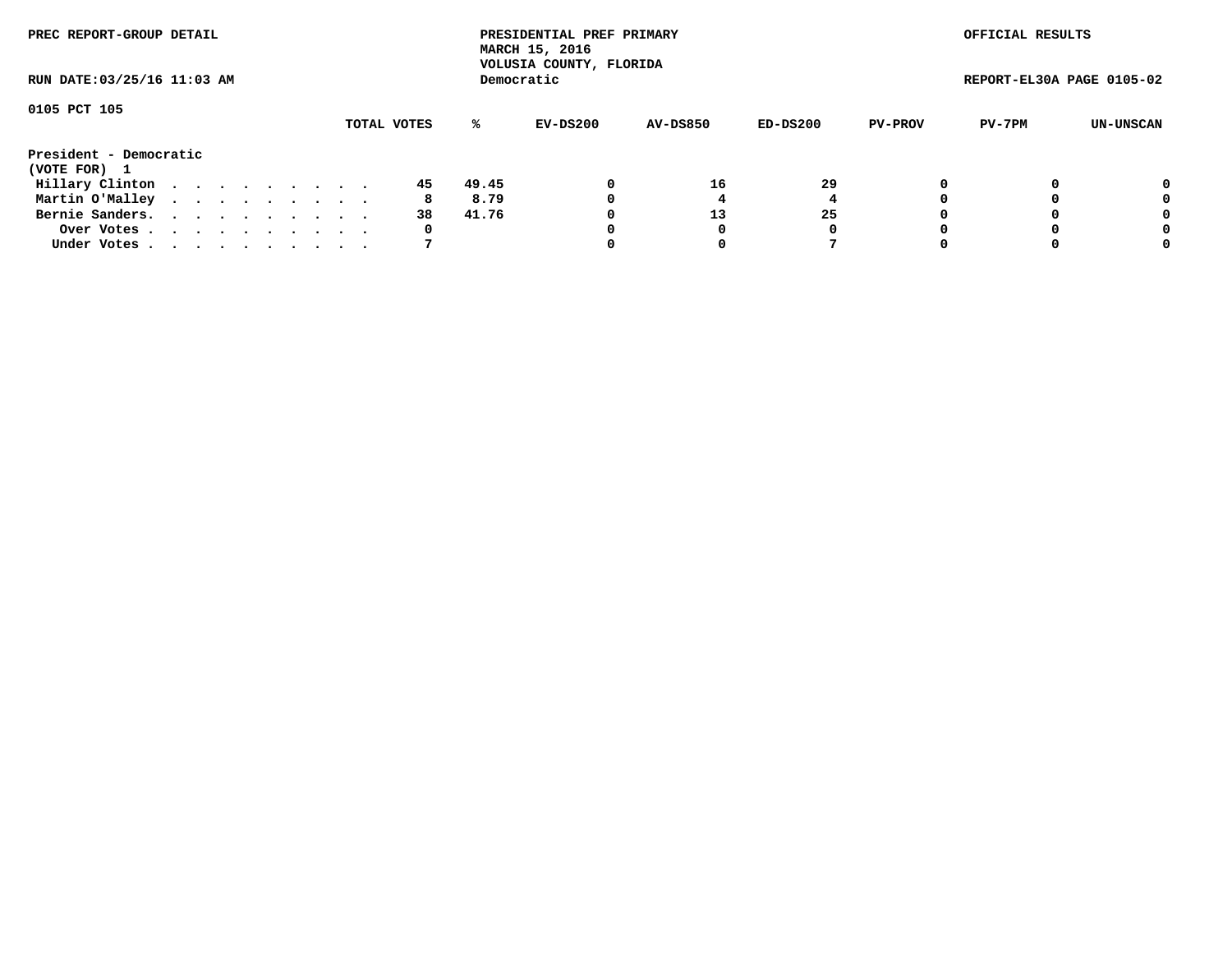PREC REPORT-GROUP DETAIL

PRESIDENTIAL PREF PRIMARY
MARCH 15, 2016
VOLUSIA COUNTY, FLORIDA
Democratic

OFFICIAL RESULTS

RUN DATE:03/25/16 11:03 AM

REPORT-EL30A PAGE 0105-02

0105 PCT 105

| | TOTAL VOTES | % | EV-DS200 | AV-DS850 | ED-DS200 | PV-PROV | PV-7PM | UN-UNSCAN |
|---|---|---|---|---|---|---|---|---|
| **President - Democratic** | | | | | | | | |
| **(VOTE FOR) 1** | | | | | | | | |
| Hillary Clinton . . . . . . . . . . | 45 | 49.45 | 0 | 16 | 29 | 0 | 0 | 0 |
| Martin O'Malley . . . . . . . . . . | 8 | 8.79 | 0 | 4 | 4 | 0 | 0 | 0 |
| Bernie Sanders. . . . . . . . . . . | 38 | 41.76 | 0 | 13 | 25 | 0 | 0 | 0 |
| Over Votes . . . . . . . . . . . | 0 | | 0 | 0 | 0 | 0 | 0 | 0 |
| Under Votes . . . . . . . . . . . | 7 | | 0 | 0 | 7 | 0 | 0 | 0 |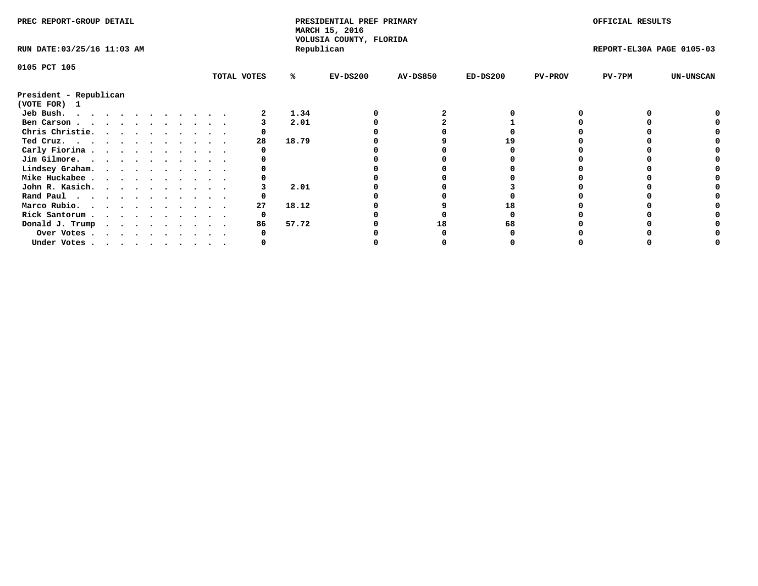PREC REPORT-GROUP DETAIL

PRESIDENTIAL PREF PRIMARY
MARCH 15, 2016
VOLUSIA COUNTY, FLORIDA
Republican

OFFICIAL RESULTS

RUN DATE:03/25/16 11:03 AM

REPORT-EL30A PAGE 0105-03

0105 PCT 105

**President - Republican**
**(VOTE FOR) 1**

| | TOTAL VOTES | % | EV-DS200 | AV-DS850 | ED-DS200 | PV-PROV | PV-7PM | UN-UNSCAN |
|---|---|---|---|---|---|---|---|---|
| Jeb Bush. . . . . . . . . . . . | 2 | 1.34 | 0 | 2 | 0 | 0 | 0 | 0 |
| Ben Carson . . . . . . . . . . . | 3 | 2.01 | 0 | 2 | 1 | 0 | 0 | 0 |
| Chris Christie. . . . . . . . . . | 0 | | 0 | 0 | 0 | 0 | 0 | 0 |
| Ted Cruz. . . . . . . . . . . . | 28 | 18.79 | 0 | 9 | 19 | 0 | 0 | 0 |
| Carly Fiorina . . . . . . . . . . | 0 | | 0 | 0 | 0 | 0 | 0 | 0 |
| Jim Gilmore. . . . . . . . . . . | 0 | | 0 | 0 | 0 | 0 | 0 | 0 |
| Lindsey Graham. . . . . . . . . . | 0 | | 0 | 0 | 0 | 0 | 0 | 0 |
| Mike Huckabee . . . . . . . . . . | 0 | | 0 | 0 | 0 | 0 | 0 | 0 |
| John R. Kasich. . . . . . . . . . | 3 | 2.01 | 0 | 0 | 3 | 0 | 0 | 0 |
| Rand Paul . . . . . . . . . . . | 0 | | 0 | 0 | 0 | 0 | 0 | 0 |
| Marco Rubio. . . . . . . . . . . | 27 | 18.12 | 0 | 9 | 18 | 0 | 0 | 0 |
| Rick Santorum . . . . . . . . . . | 0 | | 0 | 0 | 0 | 0 | 0 | 0 |
| Donald J. Trump . . . . . . . . . | 86 | 57.72 | 0 | 18 | 68 | 0 | 0 | 0 |
| Over Votes . . . . . . . . . . | 0 | | 0 | 0 | 0 | 0 | 0 | 0 |
| Under Votes . . . . . . . . . . | 0 | | 0 | 0 | 0 | 0 | 0 | 0 |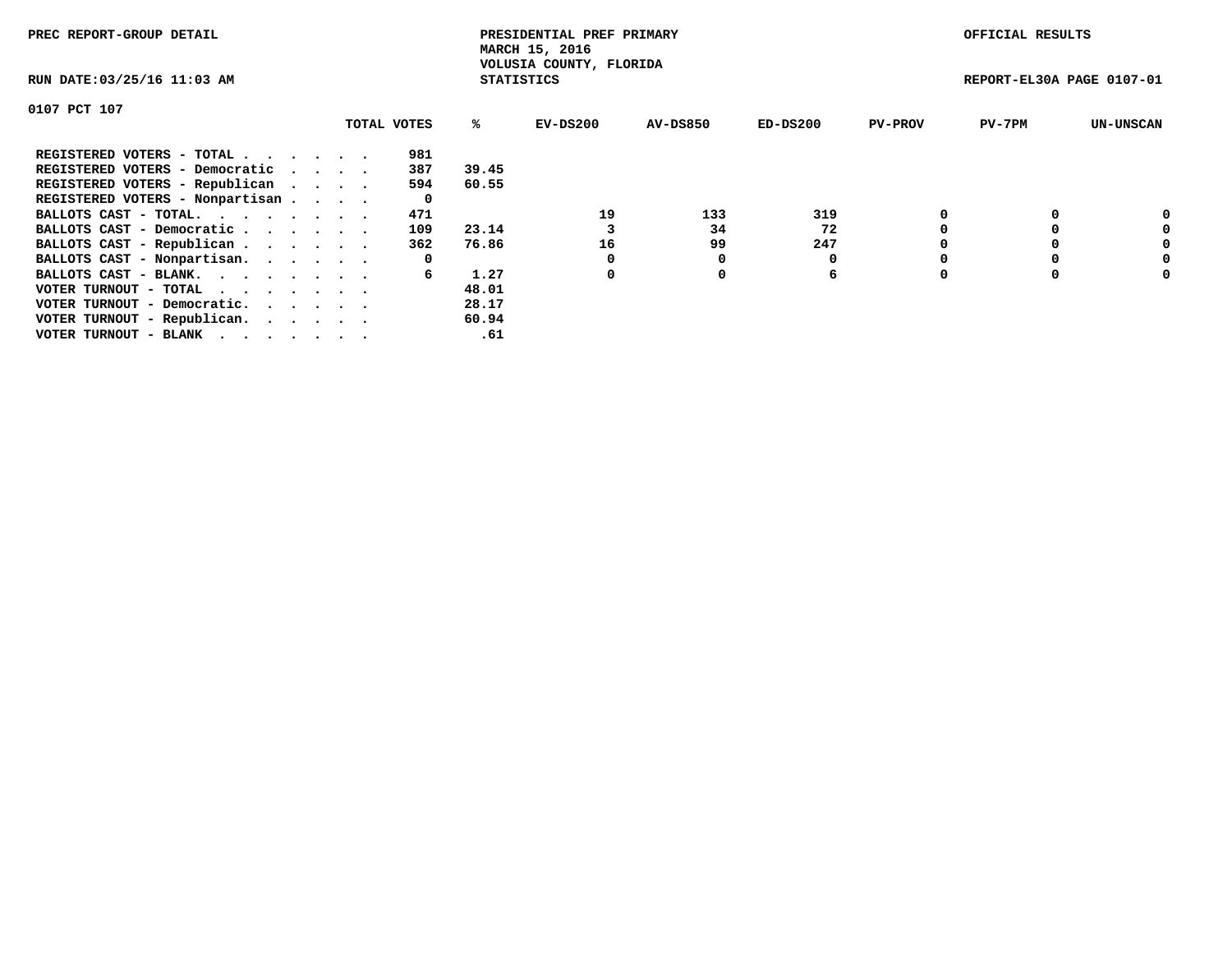PREC REPORT-GROUP DETAIL

PRESIDENTIAL PREF PRIMARY
MARCH 15, 2016
VOLUSIA COUNTY, FLORIDA
STATISTICS

OFFICIAL RESULTS

RUN DATE:03/25/16 11:03 AM

REPORT-EL30A PAGE 0107-01

0107 PCT 107

| | TOTAL VOTES | % | EV-DS200 | AV-DS850 | ED-DS200 | PV-PROV | PV-7PM | UN-UNSCAN |
|---|---|---|---|---|---|---|---|---|
| REGISTERED VOTERS - TOTAL . . . . . . | 981 | | | | | | | |
| REGISTERED VOTERS - Democratic . . . . | 387 | 39.45 | | | | | | |
| REGISTERED VOTERS - Republican . . . . | 594 | 60.55 | | | | | | |
| REGISTERED VOTERS - Nonpartisan . . . . | 0 | | | | | | | |
| BALLOTS CAST - TOTAL. . . . . . . . | 471 | | 19 | 133 | 319 | 0 | 0 | 0 |
| BALLOTS CAST - Democratic . . . . . . | 109 | 23.14 | 3 | 34 | 72 | 0 | 0 | 0 |
| BALLOTS CAST - Republican . . . . . . | 362 | 76.86 | 16 | 99 | 247 | 0 | 0 | 0 |
| BALLOTS CAST - Nonpartisan. . . . . . | 0 | | 0 | 0 | 0 | 0 | 0 | 0 |
| BALLOTS CAST - BLANK. . . . . . . . | 6 | 1.27 | 0 | 0 | 6 | 0 | 0 | 0 |
| VOTER TURNOUT - TOTAL . . . . . . . | | 48.01 | | | | | | |
| VOTER TURNOUT - Democratic. . . . . . | | 28.17 | | | | | | |
| VOTER TURNOUT - Republican. . . . . . | | 60.94 | | | | | | |
| VOTER TURNOUT - BLANK . . . . . . . | | .61 | | | | | | |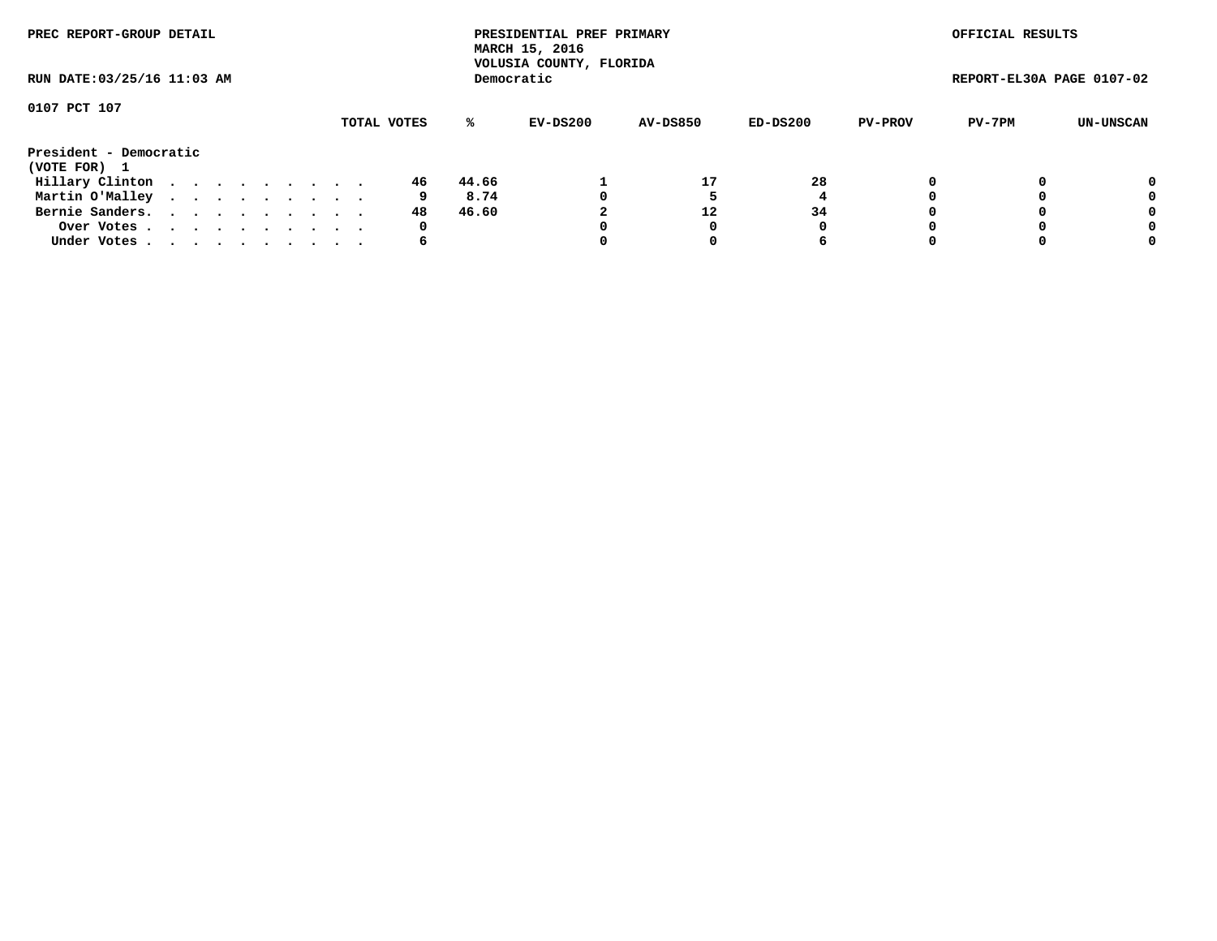PREC REPORT-GROUP DETAIL

PRESIDENTIAL PREF PRIMARY
MARCH 15, 2016
VOLUSIA COUNTY, FLORIDA
Democratic

OFFICIAL RESULTS

RUN DATE:03/25/16 11:03 AM

REPORT-EL30A PAGE 0107-02

0107 PCT 107

| | TOTAL VOTES | % | EV-DS200 | AV-DS850 | ED-DS200 | PV-PROV | PV-7PM | UN-UNSCAN |
|---|---|---|---|---|---|---|---|---|
| **President - Democratic** | | | | | | | | |
| **(VOTE FOR) 1** | | | | | | | | |
| Hillary Clinton . . . . . . . . . . | 46 | 44.66 | 1 | 17 | 28 | 0 | 0 | 0 |
| Martin O'Malley . . . . . . . . . . | 9 | 8.74 | 0 | 5 | 4 | 0 | 0 | 0 |
| Bernie Sanders. . . . . . . . . . . | 48 | 46.60 | 2 | 12 | 34 | 0 | 0 | 0 |
| Over Votes . . . . . . . . . . . . | 0 | | 0 | 0 | 0 | 0 | 0 | 0 |
| Under Votes . . . . . . . . . . . . | 6 | | 0 | 0 | 6 | 0 | 0 | 0 |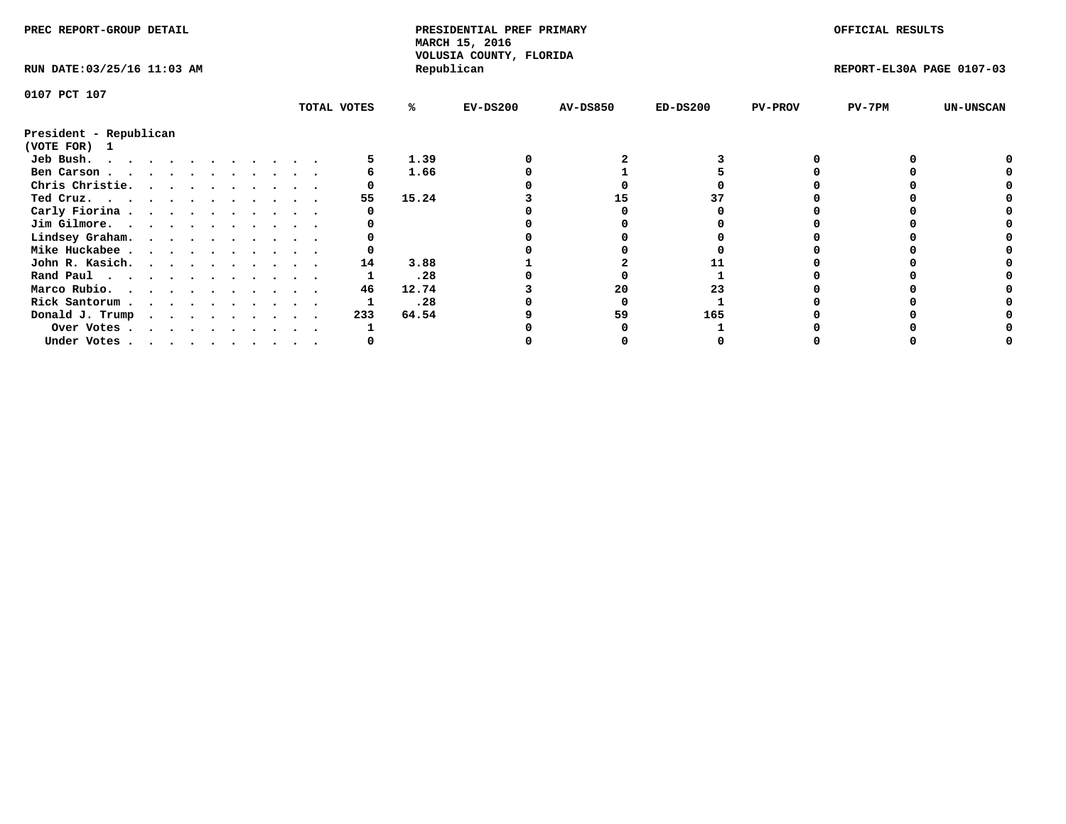PREC REPORT-GROUP DETAIL

PRESIDENTIAL PREF PRIMARY
MARCH 15, 2016
VOLUSIA COUNTY, FLORIDA
Republican

OFFICIAL RESULTS

RUN DATE:03/25/16 11:03 AM

REPORT-EL30A PAGE 0107-03

0107 PCT 107

| | TOTAL VOTES | % | EV-DS200 | AV-DS850 | ED-DS200 | PV-PROV | PV-7PM | UN-UNSCAN |
|---|---|---|---|---|---|---|---|---|
| **President - Republican** | | | | | | | | |
| **(VOTE FOR) 1** | | | | | | | | |
| Jeb Bush. | 5 | 1.39 | 0 | 2 | 3 | 0 | 0 | 0 |
| Ben Carson | 6 | 1.66 | 0 | 1 | 5 | 0 | 0 | 0 |
| Chris Christie. | 0 | | 0 | 0 | 0 | 0 | 0 | 0 |
| Ted Cruz. | 55 | 15.24 | 3 | 15 | 37 | 0 | 0 | 0 |
| Carly Fiorina | 0 | | 0 | 0 | 0 | 0 | 0 | 0 |
| Jim Gilmore. | 0 | | 0 | 0 | 0 | 0 | 0 | 0 |
| Lindsey Graham. | 0 | | 0 | 0 | 0 | 0 | 0 | 0 |
| Mike Huckabee | 0 | | 0 | 0 | 0 | 0 | 0 | 0 |
| John R. Kasich. | 14 | 3.88 | 1 | 2 | 11 | 0 | 0 | 0 |
| Rand Paul | 1 | .28 | 0 | 0 | 1 | 0 | 0 | 0 |
| Marco Rubio. | 46 | 12.74 | 3 | 20 | 23 | 0 | 0 | 0 |
| Rick Santorum | 1 | .28 | 0 | 0 | 1 | 0 | 0 | 0 |
| Donald J. Trump | 233 | 64.54 | 9 | 59 | 165 | 0 | 0 | 0 |
| Over Votes | 1 | | 0 | 0 | 1 | 0 | 0 | 0 |
| Under Votes | 0 | | 0 | 0 | 0 | 0 | 0 | 0 |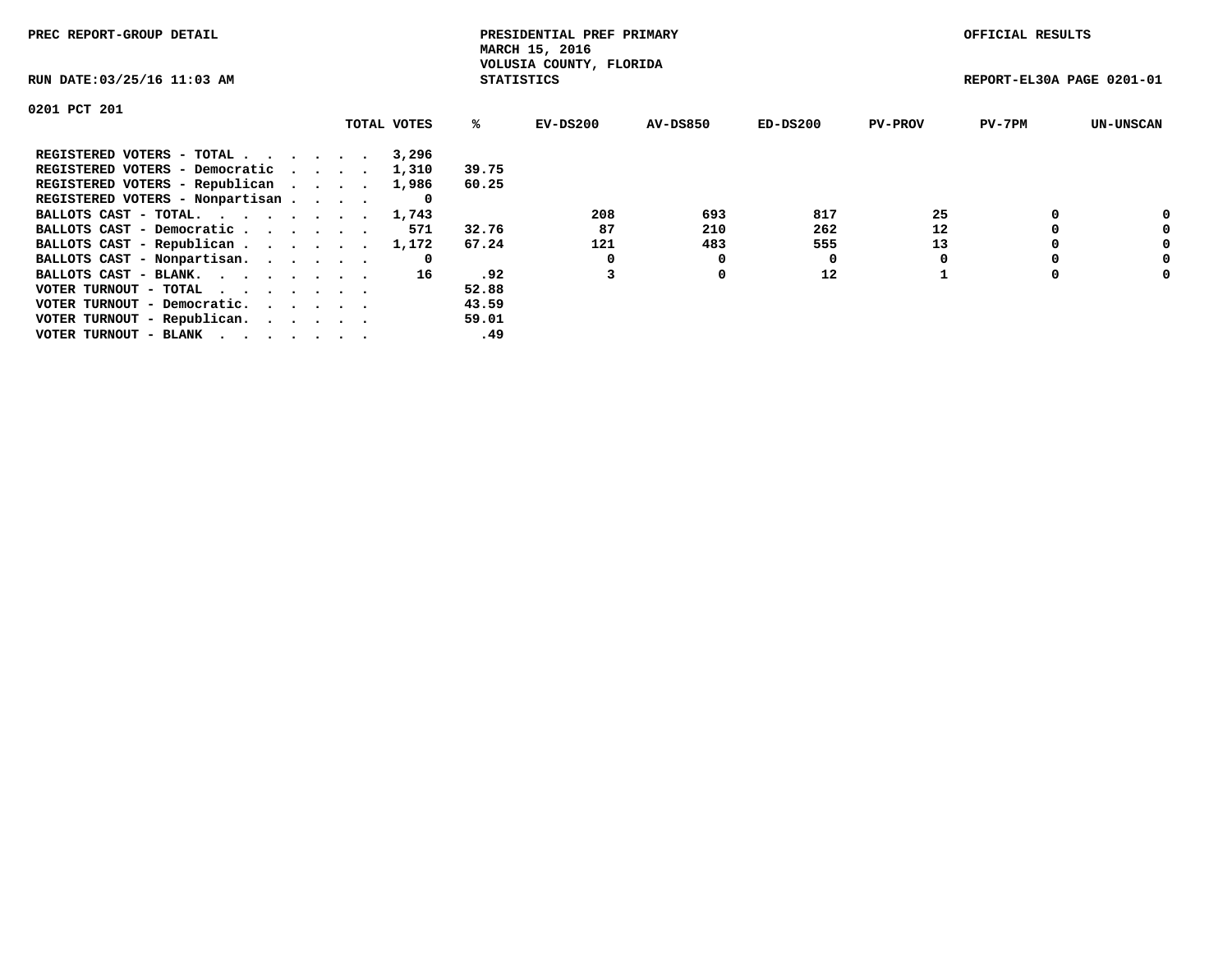PREC REPORT-GROUP DETAIL

PRESIDENTIAL PREF PRIMARY
MARCH 15, 2016
VOLUSIA COUNTY, FLORIDA
STATISTICS

OFFICIAL RESULTS

RUN DATE:03/25/16 11:03 AM

REPORT-EL30A PAGE 0201-01

0201 PCT 201

| | TOTAL VOTES | % | EV-DS200 | AV-DS850 | ED-DS200 | PV-PROV | PV-7PM | UN-UNSCAN |
|---|---|---|---|---|---|---|---|---|
| REGISTERED VOTERS - TOTAL . . . . . . | 3,296 | | | | | | | |
| REGISTERED VOTERS - Democratic . . . . | 1,310 | 39.75 | | | | | | |
| REGISTERED VOTERS - Republican . . . . | 1,986 | 60.25 | | | | | | |
| REGISTERED VOTERS - Nonpartisan . . . . | 0 | | | | | | | |
| BALLOTS CAST - TOTAL. . . . . . . . | 1,743 | | 208 | 693 | 817 | 25 | 0 | 0 |
| BALLOTS CAST - Democratic . . . . . . | 571 | 32.76 | 87 | 210 | 262 | 12 | 0 | 0 |
| BALLOTS CAST - Republican . . . . . . | 1,172 | 67.24 | 121 | 483 | 555 | 13 | 0 | 0 |
| BALLOTS CAST - Nonpartisan. . . . . . | 0 | | 0 | 0 | 0 | 0 | 0 | 0 |
| BALLOTS CAST - BLANK. . . . . . . . | 16 | .92 | 3 | 0 | 12 | 1 | 0 | 0 |
| VOTER TURNOUT - TOTAL . . . . . . . | | 52.88 | | | | | | |
| VOTER TURNOUT - Democratic. . . . . . | | 43.59 | | | | | | |
| VOTER TURNOUT - Republican. . . . . . | | 59.01 | | | | | | |
| VOTER TURNOUT - BLANK . . . . . . . | | .49 | | | | | | |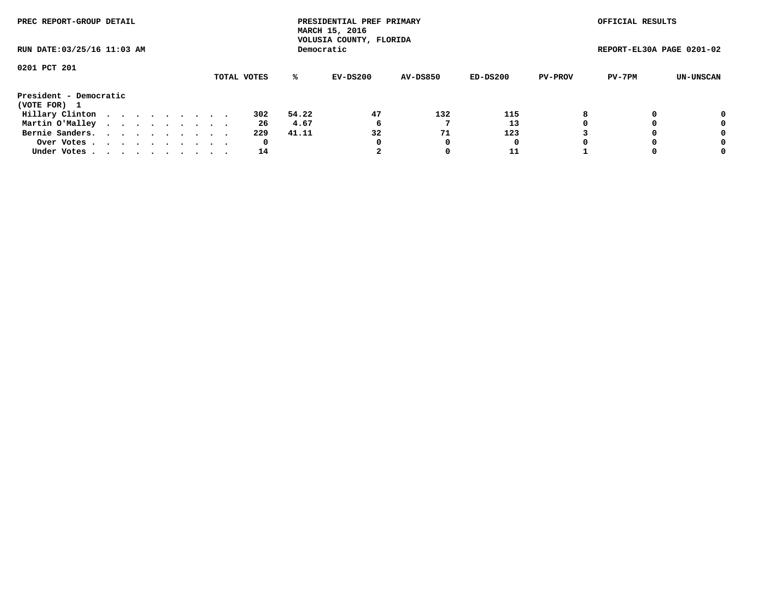PREC REPORT-GROUP DETAIL

PRESIDENTIAL PREF PRIMARY
MARCH 15, 2016
VOLUSIA COUNTY, FLORIDA
Democratic

OFFICIAL RESULTS

RUN DATE:03/25/16 11:03 AM

REPORT-EL30A PAGE 0201-02

0201 PCT 201

| | TOTAL VOTES | % | EV-DS200 | AV-DS850 | ED-DS200 | PV-PROV | PV-7PM | UN-UNSCAN |
|---|---|---|---|---|---|---|---|---|
| **President - Democratic** | | | | | | | | |
| **(VOTE FOR) 1** | | | | | | | | |
| Hillary Clinton | 302 | 54.22 | 47 | 132 | 115 | 8 | 0 | 0 |
| Martin O'Malley | 26 | 4.67 | 6 | 7 | 13 | 0 | 0 | 0 |
| Bernie Sanders. | 229 | 41.11 | 32 | 71 | 123 | 3 | 0 | 0 |
| Over Votes | 0 | | 0 | 0 | 0 | 0 | 0 | 0 |
| Under Votes | 14 | | 2 | 0 | 11 | 1 | 0 | 0 |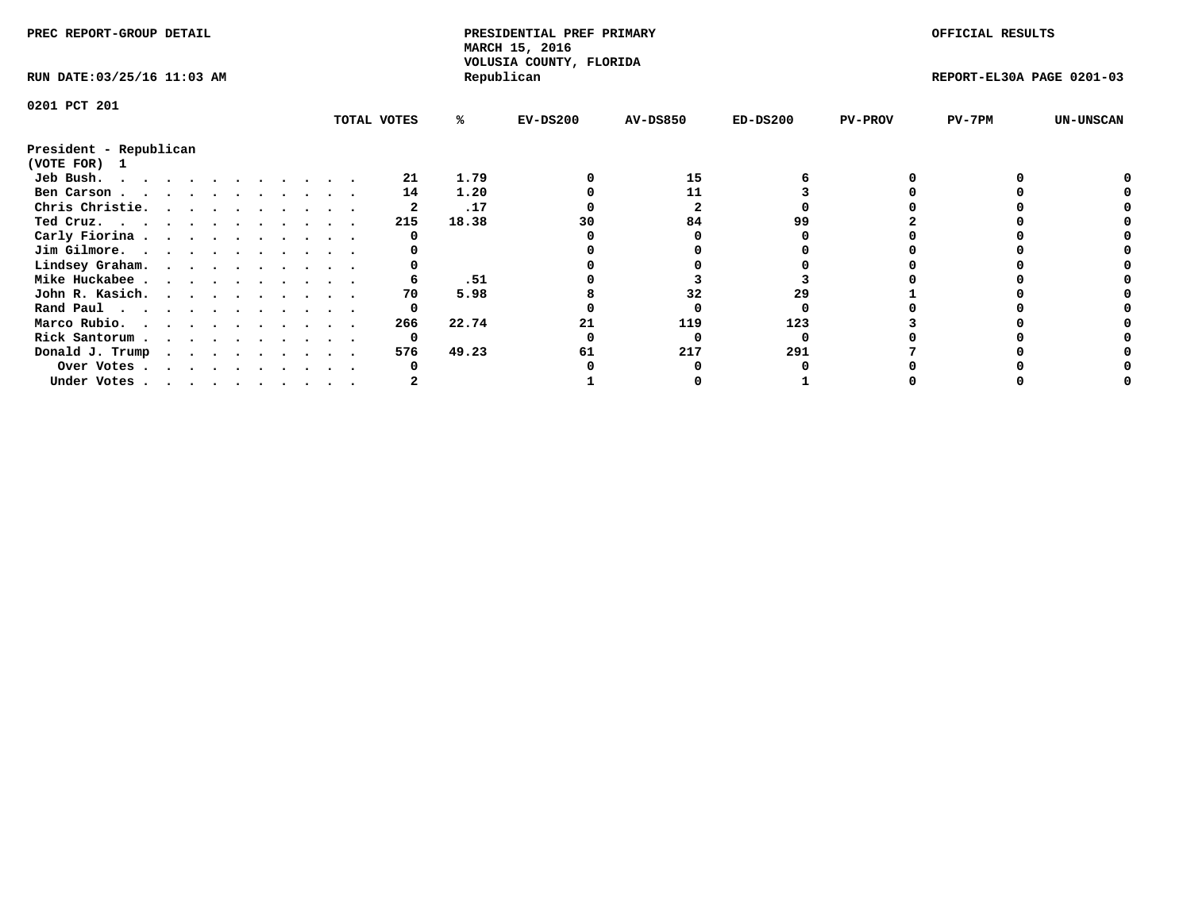PREC REPORT-GROUP DETAIL

PRESIDENTIAL PREF PRIMARY
MARCH 15, 2016
VOLUSIA COUNTY, FLORIDA
Republican

OFFICIAL RESULTS

RUN DATE:03/25/16 11:03 AM

REPORT-EL30A PAGE 0201-03

0201 PCT 201

President - Republican
(VOTE FOR) 1

| | TOTAL VOTES | % | EV-DS200 | AV-DS850 | ED-DS200 | PV-PROV | PV-7PM | UN-UNSCAN |
|---|---|---|---|---|---|---|---|---|
| Jeb Bush. | 21 | 1.79 | 0 | 15 | 6 | 0 | 0 | 0 |
| Ben Carson | 14 | 1.20 | 0 | 11 | 3 | 0 | 0 | 0 |
| Chris Christie. | 2 | .17 | 0 | 2 | 0 | 0 | 0 | 0 |
| Ted Cruz. | 215 | 18.38 | 30 | 84 | 99 | 2 | 0 | 0 |
| Carly Fiorina | 0 | | 0 | 0 | 0 | 0 | 0 | 0 |
| Jim Gilmore. | 0 | | 0 | 0 | 0 | 0 | 0 | 0 |
| Lindsey Graham. | 0 | | 0 | 0 | 0 | 0 | 0 | 0 |
| Mike Huckabee | 6 | .51 | 0 | 3 | 3 | 0 | 0 | 0 |
| John R. Kasich. | 70 | 5.98 | 8 | 32 | 29 | 1 | 0 | 0 |
| Rand Paul | 0 | | 0 | 0 | 0 | 0 | 0 | 0 |
| Marco Rubio. | 266 | 22.74 | 21 | 119 | 123 | 3 | 0 | 0 |
| Rick Santorum | 0 | | 0 | 0 | 0 | 0 | 0 | 0 |
| Donald J. Trump | 576 | 49.23 | 61 | 217 | 291 | 7 | 0 | 0 |
| Over Votes | 0 | | 0 | 0 | 0 | 0 | 0 | 0 |
| Under Votes | 2 | | 1 | 0 | 1 | 0 | 0 | 0 |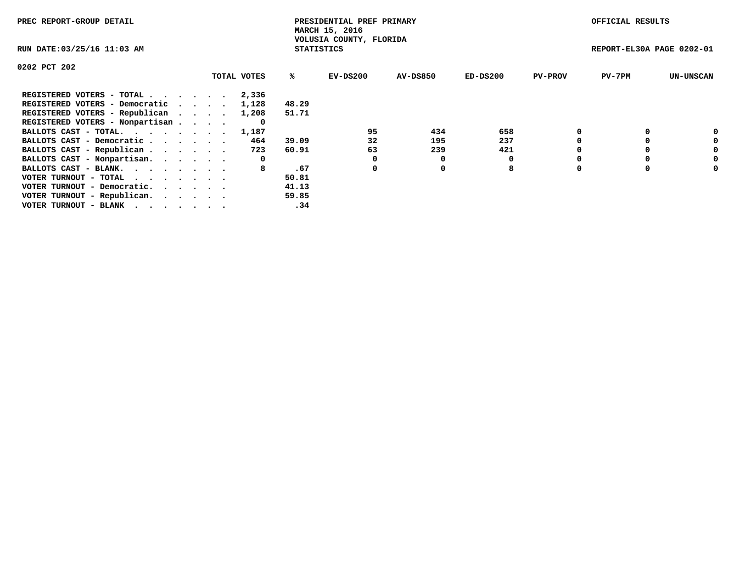PREC REPORT-GROUP DETAIL

PRESIDENTIAL PREF PRIMARY
MARCH 15, 2016
VOLUSIA COUNTY, FLORIDA
STATISTICS

OFFICIAL RESULTS

RUN DATE:03/25/16 11:03 AM

REPORT-EL30A PAGE 0202-01

0202 PCT 202

| | TOTAL VOTES | % | EV-DS200 | AV-DS850 | ED-DS200 | PV-PROV | PV-7PM | UN-UNSCAN |
|---|---|---|---|---|---|---|---|---|
| REGISTERED VOTERS - TOTAL . . . . . . | 2,336 | | | | | | | |
| REGISTERED VOTERS - Democratic . . . . | 1,128 | 48.29 | | | | | | |
| REGISTERED VOTERS - Republican . . . . | 1,208 | 51.71 | | | | | | |
| REGISTERED VOTERS - Nonpartisan . . . . | 0 | | | | | | | |
| BALLOTS CAST - TOTAL. . . . . . . . | 1,187 | | 95 | 434 | 658 | 0 | 0 | 0 |
| BALLOTS CAST - Democratic . . . . . . | 464 | 39.09 | 32 | 195 | 237 | 0 | 0 | 0 |
| BALLOTS CAST - Republican . . . . . . | 723 | 60.91 | 63 | 239 | 421 | 0 | 0 | 0 |
| BALLOTS CAST - Nonpartisan. . . . . . | 0 | | 0 | 0 | 0 | 0 | 0 | 0 |
| BALLOTS CAST - BLANK. . . . . . . . | 8 | .67 | 0 | 0 | 8 | 0 | 0 | 0 |
| VOTER TURNOUT - TOTAL . . . . . . . | | 50.81 | | | | | | |
| VOTER TURNOUT - Democratic. . . . . . | | 41.13 | | | | | | |
| VOTER TURNOUT - Republican. . . . . . | | 59.85 | | | | | | |
| VOTER TURNOUT - BLANK . . . . . . . | | .34 | | | | | | |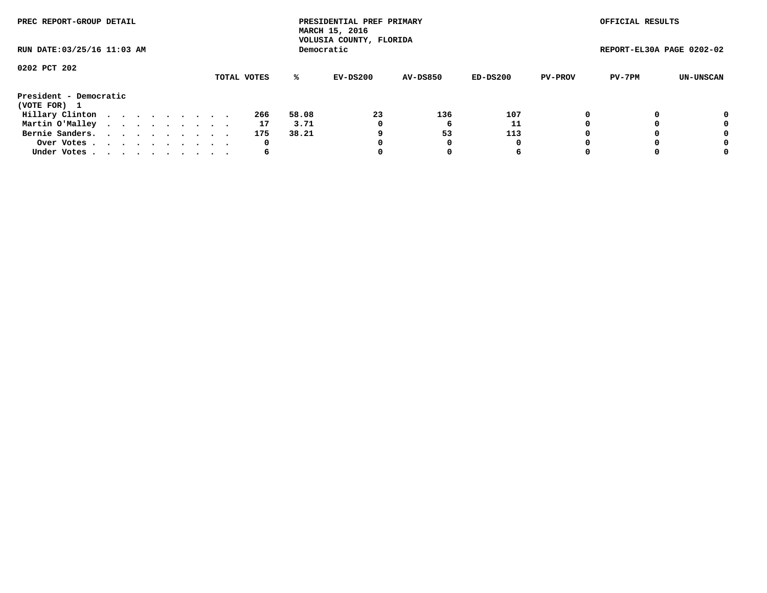PREC REPORT-GROUP DETAIL

PRESIDENTIAL PREF PRIMARY
MARCH 15, 2016
VOLUSIA COUNTY, FLORIDA
Democratic

OFFICIAL RESULTS

RUN DATE:03/25/16 11:03 AM

REPORT-EL30A PAGE 0202-02

0202 PCT 202

| | TOTAL VOTES | % | EV-DS200 | AV-DS850 | ED-DS200 | PV-PROV | PV-7PM | UN-UNSCAN |
|---|---|---|---|---|---|---|---|---|
| **President - Democratic** | | | | | | | | |
| **(VOTE FOR) 1** | | | | | | | | |
| Hillary Clinton . . . . . . . . . . | 266 | 58.08 | 23 | 136 | 107 | 0 | 0 | 0 |
| Martin O'Malley . . . . . . . . . . | 17 | 3.71 | 0 | 6 | 11 | 0 | 0 | 0 |
| Bernie Sanders. . . . . . . . . . . | 175 | 38.21 | 9 | 53 | 113 | 0 | 0 | 0 |
| Over Votes . . . . . . . . . . . | 0 | | 0 | 0 | 0 | 0 | 0 | 0 |
| Under Votes . . . . . . . . . . . | 6 | | 0 | 0 | 6 | 0 | 0 | 0 |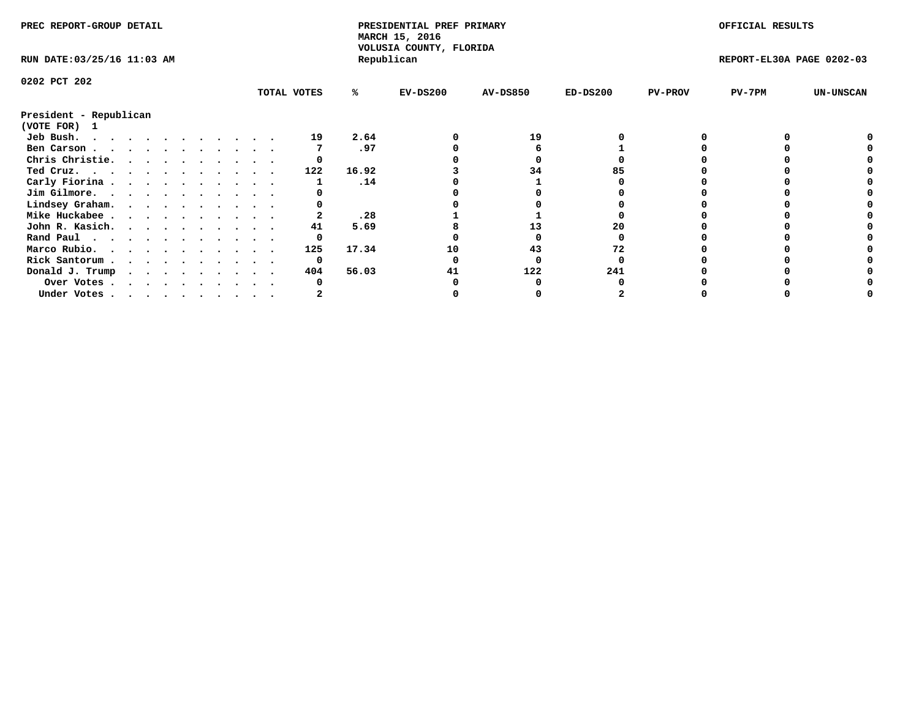PREC REPORT-GROUP DETAIL

PRESIDENTIAL PREF PRIMARY
MARCH 15, 2016
VOLUSIA COUNTY, FLORIDA
Republican

OFFICIAL RESULTS

RUN DATE:03/25/16 11:03 AM

REPORT-EL30A PAGE 0202-03

0202 PCT 202

President - Republican
(VOTE FOR) 1

| | TOTAL VOTES | % | EV-DS200 | AV-DS850 | ED-DS200 | PV-PROV | PV-7PM | UN-UNSCAN |
|---|---|---|---|---|---|---|---|---|
| Jeb Bush. | 19 | 2.64 | 0 | 19 | 0 | 0 | 0 | 0 |
| Ben Carson | 7 | .97 | 0 | 6 | 1 | 0 | 0 | 0 |
| Chris Christie. | 0 | | 0 | 0 | 0 | 0 | 0 | 0 |
| Ted Cruz. | 122 | 16.92 | 3 | 34 | 85 | 0 | 0 | 0 |
| Carly Fiorina | 1 | .14 | 0 | 1 | 0 | 0 | 0 | 0 |
| Jim Gilmore. | 0 | | 0 | 0 | 0 | 0 | 0 | 0 |
| Lindsey Graham. | 0 | | 0 | 0 | 0 | 0 | 0 | 0 |
| Mike Huckabee | 2 | .28 | 1 | 1 | 0 | 0 | 0 | 0 |
| John R. Kasich. | 41 | 5.69 | 8 | 13 | 20 | 0 | 0 | 0 |
| Rand Paul | 0 | | 0 | 0 | 0 | 0 | 0 | 0 |
| Marco Rubio. | 125 | 17.34 | 10 | 43 | 72 | 0 | 0 | 0 |
| Rick Santorum | 0 | | 0 | 0 | 0 | 0 | 0 | 0 |
| Donald J. Trump | 404 | 56.03 | 41 | 122 | 241 | 0 | 0 | 0 |
| Over Votes | 0 | | 0 | 0 | 0 | 0 | 0 | 0 |
| Under Votes | 2 | | 0 | 0 | 2 | 0 | 0 | 0 |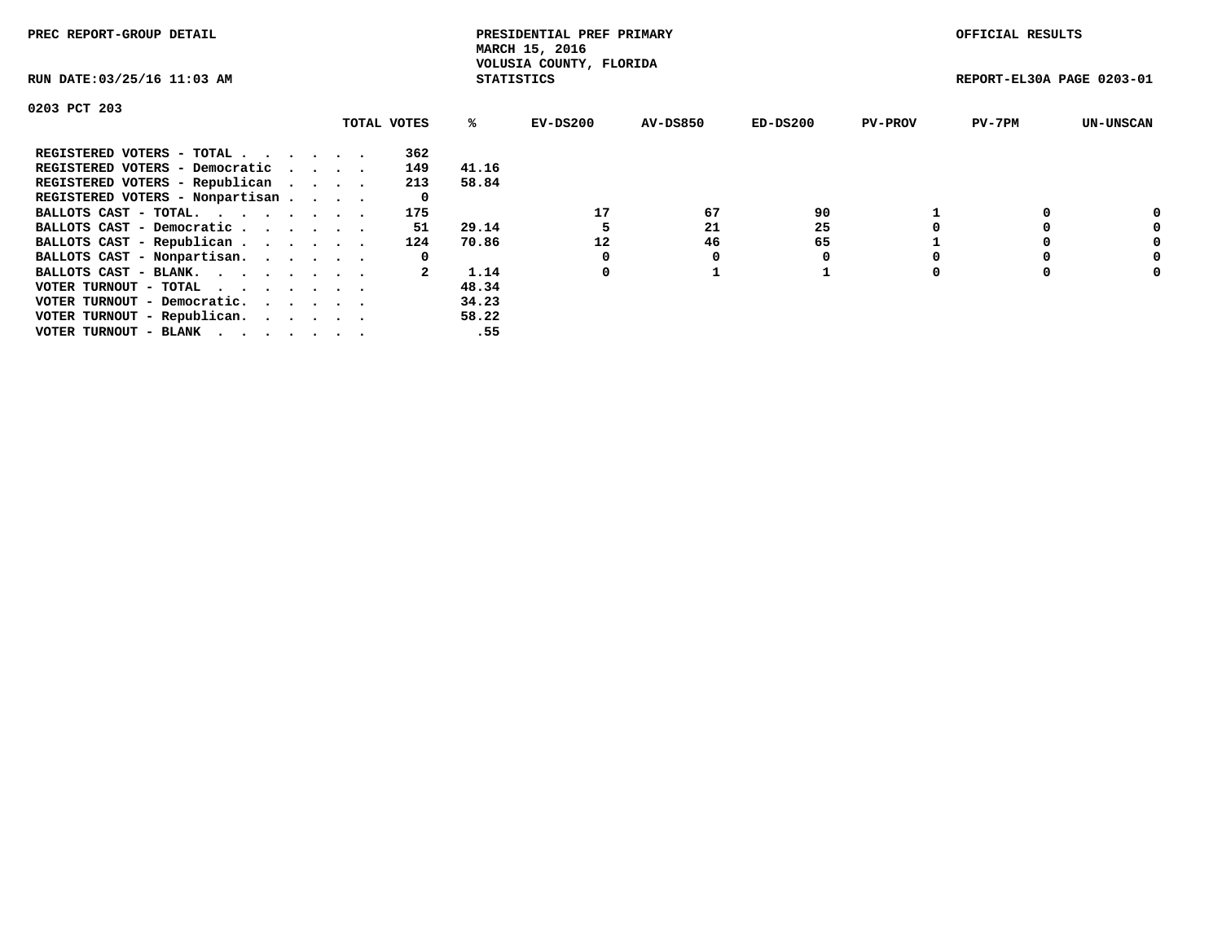PREC REPORT-GROUP DETAIL

PRESIDENTIAL PREF PRIMARY
MARCH 15, 2016
VOLUSIA COUNTY, FLORIDA
STATISTICS

OFFICIAL RESULTS

RUN DATE:03/25/16 11:03 AM

REPORT-EL30A PAGE 0203-01

0203 PCT 203

| | TOTAL VOTES | % | EV-DS200 | AV-DS850 | ED-DS200 | PV-PROV | PV-7PM | UN-UNSCAN |
|---|---|---|---|---|---|---|---|---|
| REGISTERED VOTERS - TOTAL . . . . . . | 362 | | | | | | | |
| REGISTERED VOTERS - Democratic . . . . | 149 | 41.16 | | | | | | |
| REGISTERED VOTERS - Republican . . . . | 213 | 58.84 | | | | | | |
| REGISTERED VOTERS - Nonpartisan . . . . | 0 | | | | | | | |
| BALLOTS CAST - TOTAL. . . . . . . . | 175 | | 17 | 67 | 90 | 1 | 0 | 0 |
| BALLOTS CAST - Democratic . . . . . . | 51 | 29.14 | 5 | 21 | 25 | 0 | 0 | 0 |
| BALLOTS CAST - Republican . . . . . . | 124 | 70.86 | 12 | 46 | 65 | 1 | 0 | 0 |
| BALLOTS CAST - Nonpartisan. . . . . . | 0 | | 0 | 0 | 0 | 0 | 0 | 0 |
| BALLOTS CAST - BLANK. . . . . . . . | 2 | 1.14 | 0 | 1 | 1 | 0 | 0 | 0 |
| VOTER TURNOUT - TOTAL . . . . . . . | | 48.34 | | | | | | |
| VOTER TURNOUT - Democratic. . . . . . | | 34.23 | | | | | | |
| VOTER TURNOUT - Republican. . . . . . | | 58.22 | | | | | | |
| VOTER TURNOUT - BLANK . . . . . . . | | .55 | | | | | | |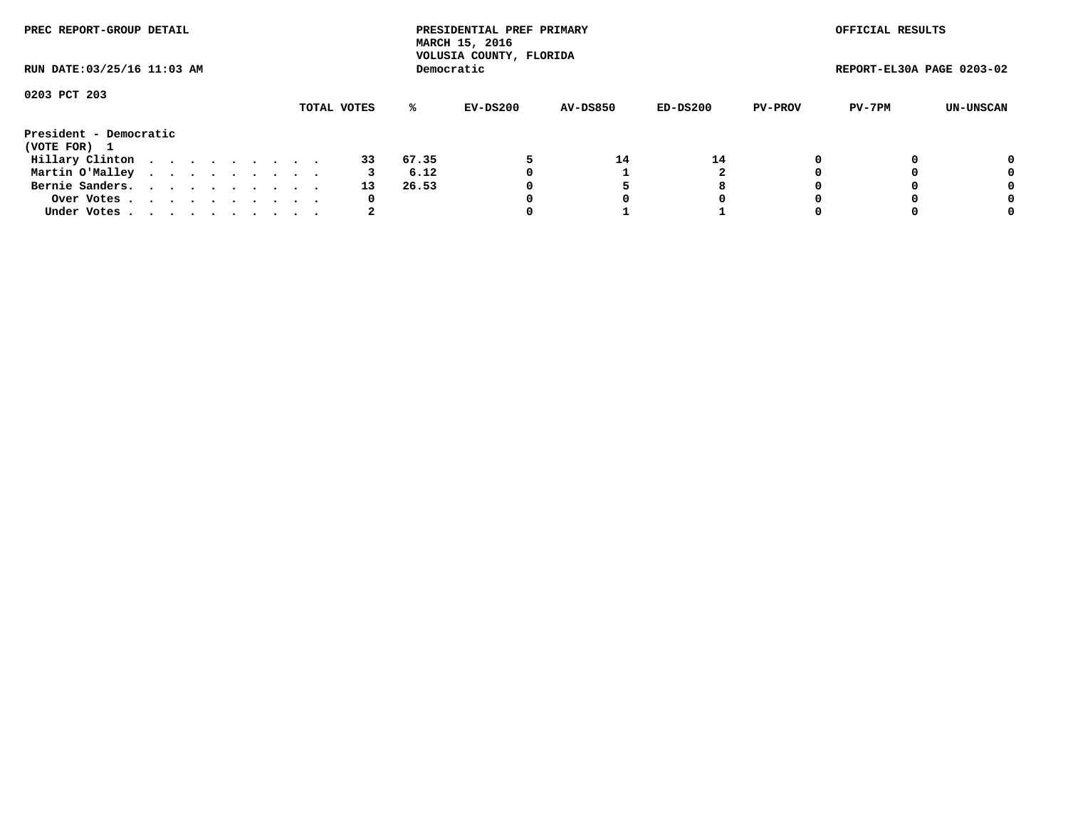PREC REPORT-GROUP DETAIL

PRESIDENTIAL PREF PRIMARY
MARCH 15, 2016
VOLUSIA COUNTY, FLORIDA
Democratic

OFFICIAL RESULTS

RUN DATE:03/25/16 11:03 AM

REPORT-EL30A PAGE 0203-02

0203 PCT 203

**President - Democratic**
**(VOTE FOR) 1**

| | TOTAL VOTES | % | EV-DS200 | AV-DS850 | ED-DS200 | PV-PROV | PV-7PM | UN-UNSCAN |
|---|---|---|---|---|---|---|---|---|
| Hillary Clinton | 33 | 67.35 | 5 | 14 | 14 | 0 | 0 | 0 |
| Martin O'Malley | 3 | 6.12 | 0 | 1 | 2 | 0 | 0 | 0 |
| Bernie Sanders. | 13 | 26.53 | 0 | 5 | 8 | 0 | 0 | 0 |
| Over Votes | 0 | | 0 | 0 | 0 | 0 | 0 | 0 |
| Under Votes | 2 | | 0 | 1 | 1 | 0 | 0 | 0 |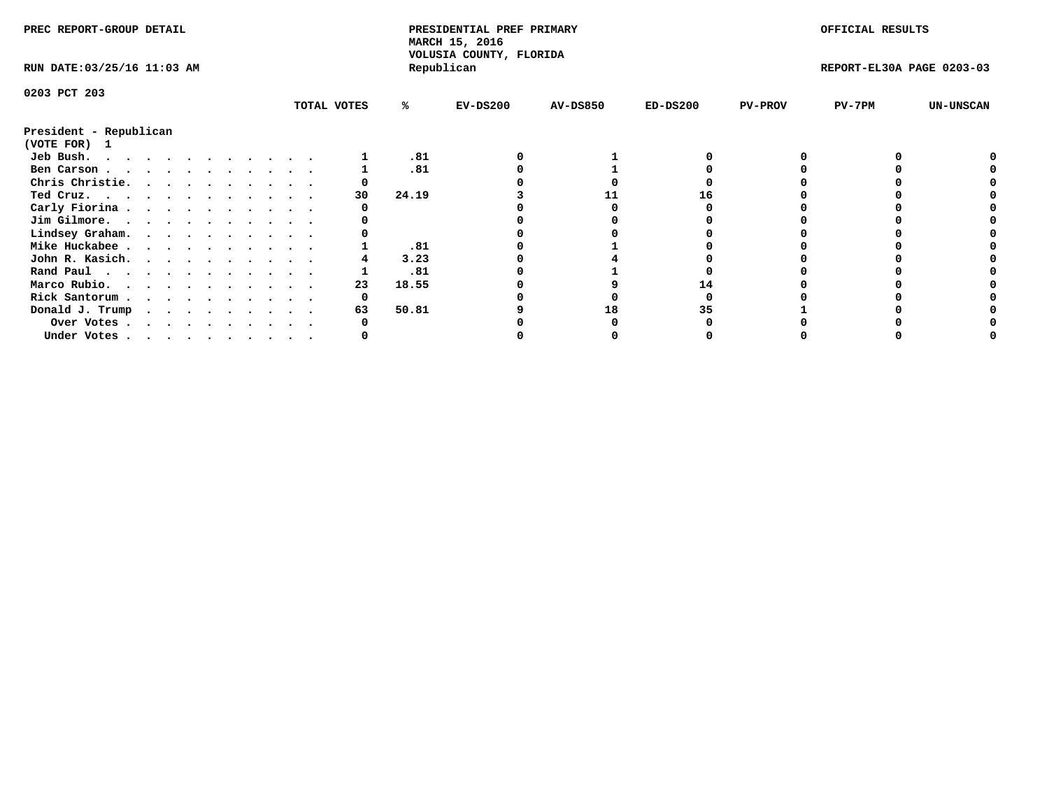PREC REPORT-GROUP DETAIL

PRESIDENTIAL PREF PRIMARY
MARCH 15, 2016
VOLUSIA COUNTY, FLORIDA
Republican

OFFICIAL RESULTS

RUN DATE:03/25/16 11:03 AM

REPORT-EL30A PAGE 0203-03

0203 PCT 203

President - Republican
(VOTE FOR) 1

| | TOTAL VOTES | % | EV-DS200 | AV-DS850 | ED-DS200 | PV-PROV | PV-7PM | UN-UNSCAN |
|---|---|---|---|---|---|---|---|---|
| Jeb Bush. | 1 | .81 | 0 | 1 | 0 | 0 | 0 | 0 |
| Ben Carson | 1 | .81 | 0 | 1 | 0 | 0 | 0 | 0 |
| Chris Christie. | 0 | | 0 | 0 | 0 | 0 | 0 | 0 |
| Ted Cruz. | 30 | 24.19 | 3 | 11 | 16 | 0 | 0 | 0 |
| Carly Fiorina | 0 | | 0 | 0 | 0 | 0 | 0 | 0 |
| Jim Gilmore. | 0 | | 0 | 0 | 0 | 0 | 0 | 0 |
| Lindsey Graham. | 0 | | 0 | 0 | 0 | 0 | 0 | 0 |
| Mike Huckabee | 1 | .81 | 0 | 1 | 0 | 0 | 0 | 0 |
| John R. Kasich. | 4 | 3.23 | 0 | 4 | 0 | 0 | 0 | 0 |
| Rand Paul | 1 | .81 | 0 | 1 | 0 | 0 | 0 | 0 |
| Marco Rubio. | 23 | 18.55 | 0 | 9 | 14 | 0 | 0 | 0 |
| Rick Santorum | 0 | | 0 | 0 | 0 | 0 | 0 | 0 |
| Donald J. Trump | 63 | 50.81 | 9 | 18 | 35 | 1 | 0 | 0 |
| Over Votes | 0 | | 0 | 0 | 0 | 0 | 0 | 0 |
| Under Votes | 0 | | 0 | 0 | 0 | 0 | 0 | 0 |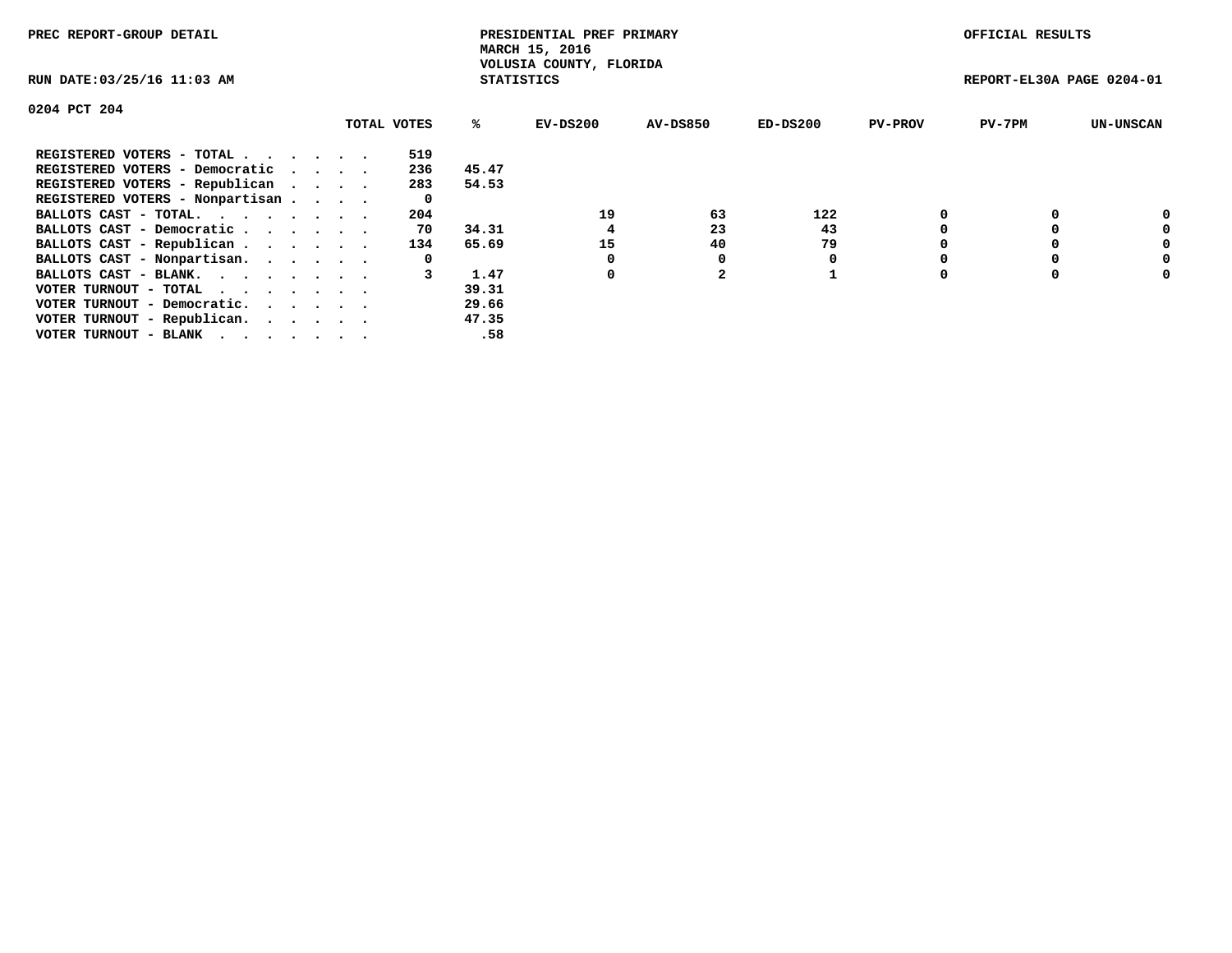PREC REPORT-GROUP DETAIL

PRESIDENTIAL PREF PRIMARY
MARCH 15, 2016
VOLUSIA COUNTY, FLORIDA
STATISTICS

OFFICIAL RESULTS

RUN DATE:03/25/16 11:03 AM

REPORT-EL30A PAGE 0204-01

0204 PCT 204

| | TOTAL VOTES | % | EV-DS200 | AV-DS850 | ED-DS200 | PV-PROV | PV-7PM | UN-UNSCAN |
|---|---|---|---|---|---|---|---|---|
| REGISTERED VOTERS - TOTAL . . . . . . | 519 | | | | | | | |
| REGISTERED VOTERS - Democratic . . . . | 236 | 45.47 | | | | | | |
| REGISTERED VOTERS - Republican . . . . | 283 | 54.53 | | | | | | |
| REGISTERED VOTERS - Nonpartisan . . . . | 0 | | | | | | | |
| BALLOTS CAST - TOTAL. . . . . . . . | 204 | | 19 | 63 | 122 | 0 | 0 | 0 |
| BALLOTS CAST - Democratic . . . . . . | 70 | 34.31 | 4 | 23 | 43 | 0 | 0 | 0 |
| BALLOTS CAST - Republican . . . . . . | 134 | 65.69 | 15 | 40 | 79 | 0 | 0 | 0 |
| BALLOTS CAST - Nonpartisan. . . . . . | 0 | | 0 | 0 | 0 | 0 | 0 | 0 |
| BALLOTS CAST - BLANK. . . . . . . . | 3 | 1.47 | 0 | 2 | 1 | 0 | 0 | 0 |
| VOTER TURNOUT - TOTAL . . . . . . . | | 39.31 | | | | | | |
| VOTER TURNOUT - Democratic. . . . . . | | 29.66 | | | | | | |
| VOTER TURNOUT - Republican. . . . . . | | 47.35 | | | | | | |
| VOTER TURNOUT - BLANK . . . . . . . | | .58 | | | | | | |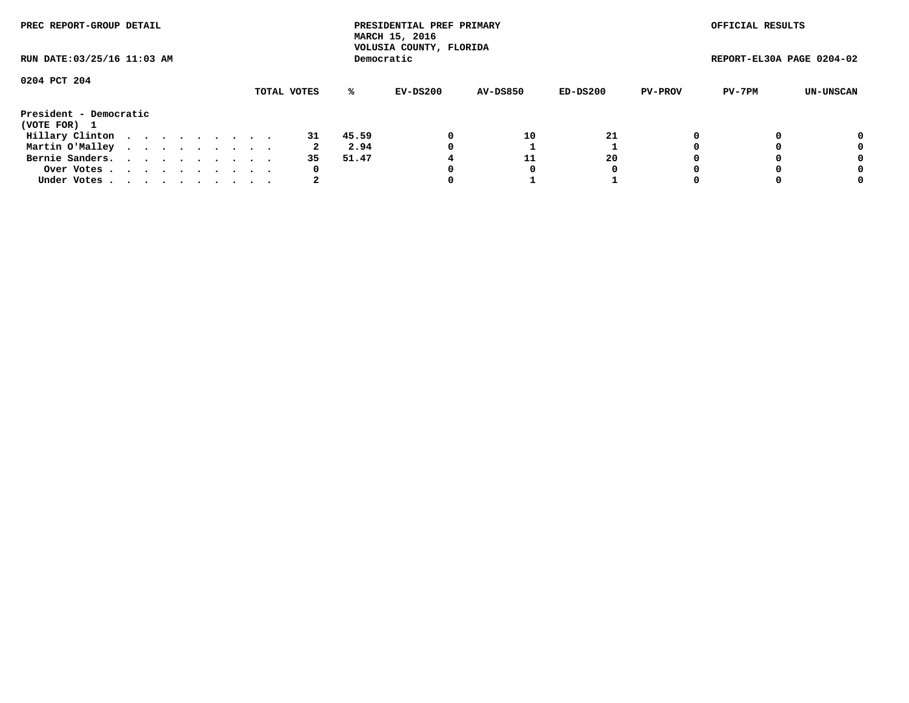PREC REPORT-GROUP DETAIL

PRESIDENTIAL PREF PRIMARY
MARCH 15, 2016
VOLUSIA COUNTY, FLORIDA
Democratic

OFFICIAL RESULTS

RUN DATE:03/25/16 11:03 AM

REPORT-EL30A PAGE 0204-02

0204 PCT 204

| | TOTAL VOTES | % | EV-DS200 | AV-DS850 | ED-DS200 | PV-PROV | PV-7PM | UN-UNSCAN |
|---|---|---|---|---|---|---|---|---|
| **President - Democratic** | | | | | | | | |
| **(VOTE FOR) 1** | | | | | | | | |
| Hillary Clinton | 31 | 45.59 | 0 | 10 | 21 | 0 | 0 | 0 |
| Martin O'Malley | 2 | 2.94 | 0 | 1 | 1 | 0 | 0 | 0 |
| Bernie Sanders | 35 | 51.47 | 4 | 11 | 20 | 0 | 0 | 0 |
| Over Votes | 0 | | 0 | 0 | 0 | 0 | 0 | 0 |
| Under Votes | 2 | | 0 | 1 | 1 | 0 | 0 | 0 |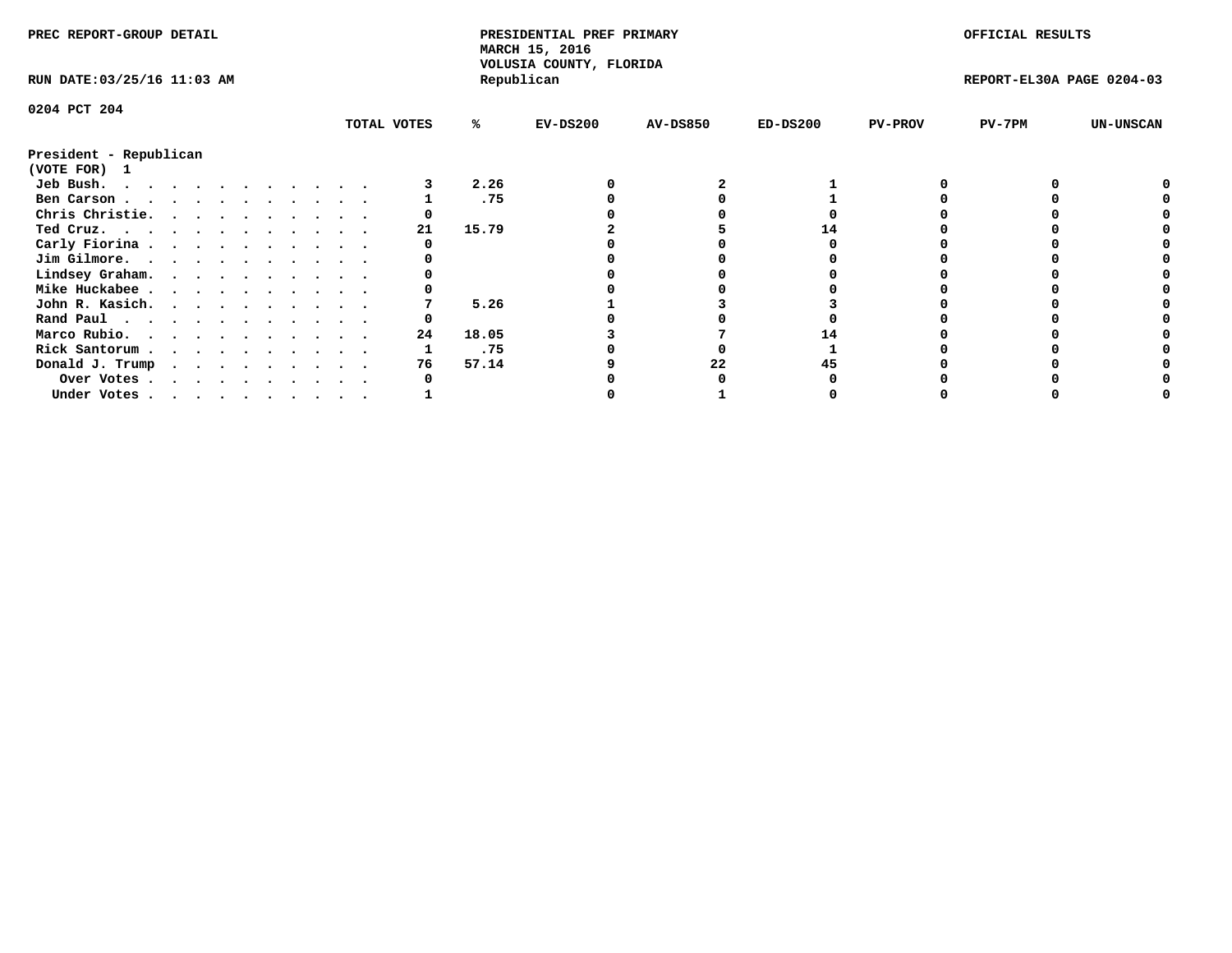PREC REPORT-GROUP DETAIL

PRESIDENTIAL PREF PRIMARY
MARCH 15, 2016
VOLUSIA COUNTY, FLORIDA
Republican

OFFICIAL RESULTS

RUN DATE:03/25/16 11:03 AM

REPORT-EL30A PAGE 0204-03

0204 PCT 204

President - Republican
(VOTE FOR) 1

| | TOTAL VOTES | % | EV-DS200 | AV-DS850 | ED-DS200 | PV-PROV | PV-7PM | UN-UNSCAN |
|---|---|---|---|---|---|---|---|---|
| Jeb Bush. | 3 | 2.26 | 0 | 2 | 1 | 0 | 0 | 0 |
| Ben Carson | 1 | .75 | 0 | 0 | 1 | 0 | 0 | 0 |
| Chris Christie. | 0 | | 0 | 0 | 0 | 0 | 0 | 0 |
| Ted Cruz. | 21 | 15.79 | 2 | 5 | 14 | 0 | 0 | 0 |
| Carly Fiorina | 0 | | 0 | 0 | 0 | 0 | 0 | 0 |
| Jim Gilmore. | 0 | | 0 | 0 | 0 | 0 | 0 | 0 |
| Lindsey Graham. | 0 | | 0 | 0 | 0 | 0 | 0 | 0 |
| Mike Huckabee | 0 | | 0 | 0 | 0 | 0 | 0 | 0 |
| John R. Kasich. | 7 | 5.26 | 1 | 3 | 3 | 0 | 0 | 0 |
| Rand Paul | 0 | | 0 | 0 | 0 | 0 | 0 | 0 |
| Marco Rubio. | 24 | 18.05 | 3 | 7 | 14 | 0 | 0 | 0 |
| Rick Santorum | 1 | .75 | 0 | 0 | 1 | 0 | 0 | 0 |
| Donald J. Trump | 76 | 57.14 | 9 | 22 | 45 | 0 | 0 | 0 |
| Over Votes | 0 | | 0 | 0 | 0 | 0 | 0 | 0 |
| Under Votes | 1 | | 0 | 1 | 0 | 0 | 0 | 0 |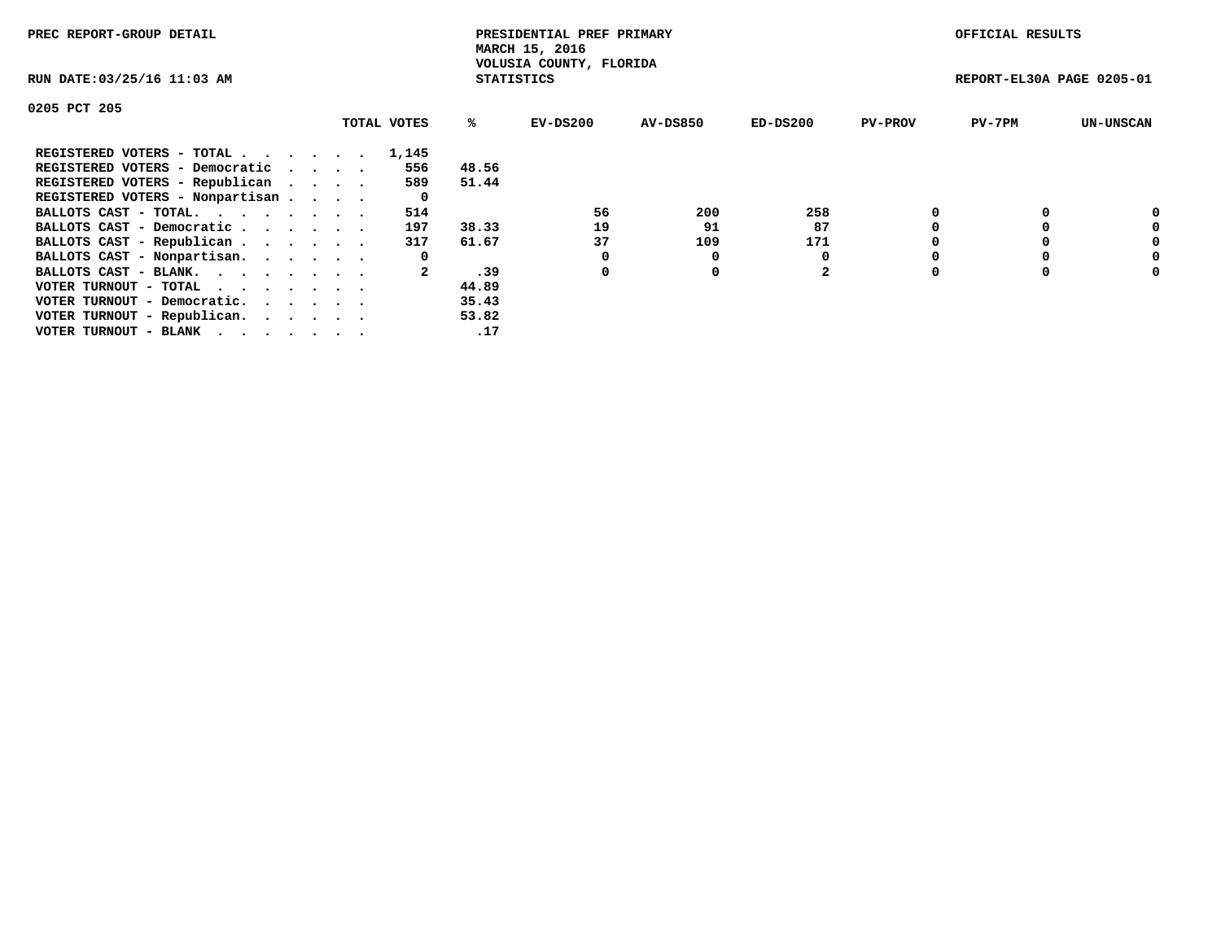PREC REPORT-GROUP DETAIL

PRESIDENTIAL PREF PRIMARY
MARCH 15, 2016
VOLUSIA COUNTY, FLORIDA
STATISTICS

OFFICIAL RESULTS

RUN DATE:03/25/16 11:03 AM

REPORT-EL30A PAGE 0205-01

0205 PCT 205

| | TOTAL VOTES | % | EV-DS200 | AV-DS850 | ED-DS200 | PV-PROV | PV-7PM | UN-UNSCAN |
|---|---|---|---|---|---|---|---|---|
| REGISTERED VOTERS - TOTAL . . . . . . | 1,145 | | | | | | | |
| REGISTERED VOTERS - Democratic . . . . | 556 | 48.56 | | | | | | |
| REGISTERED VOTERS - Republican . . . . | 589 | 51.44 | | | | | | |
| REGISTERED VOTERS - Nonpartisan . . . . | 0 | | | | | | | |
| BALLOTS CAST - TOTAL. . . . . . . . | 514 | | 56 | 200 | 258 | 0 | 0 | 0 |
| BALLOTS CAST - Democratic . . . . . . | 197 | 38.33 | 19 | 91 | 87 | 0 | 0 | 0 |
| BALLOTS CAST - Republican . . . . . . | 317 | 61.67 | 37 | 109 | 171 | 0 | 0 | 0 |
| BALLOTS CAST - Nonpartisan. . . . . . | 0 | | 0 | 0 | 0 | 0 | 0 | 0 |
| BALLOTS CAST - BLANK. . . . . . . . | 2 | .39 | 0 | 0 | 2 | 0 | 0 | 0 |
| VOTER TURNOUT - TOTAL . . . . . . . | | 44.89 | | | | | | |
| VOTER TURNOUT - Democratic. . . . . . | | 35.43 | | | | | | |
| VOTER TURNOUT - Republican. . . . . . | | 53.82 | | | | | | |
| VOTER TURNOUT - BLANK . . . . . . . | | .17 | | | | | | |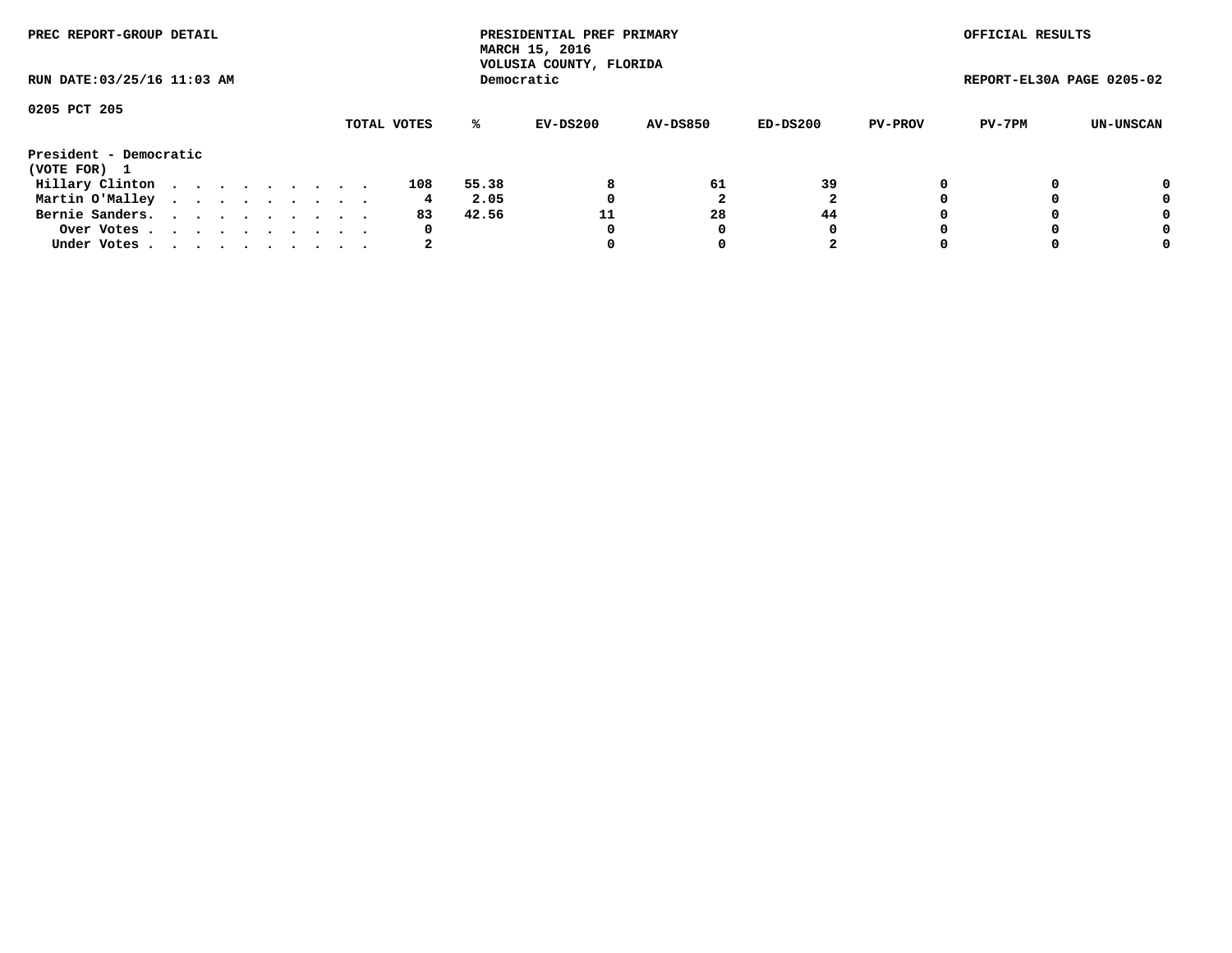PREC REPORT-GROUP DETAIL

PRESIDENTIAL PREF PRIMARY
MARCH 15, 2016
VOLUSIA COUNTY, FLORIDA
Democratic

OFFICIAL RESULTS

RUN DATE:03/25/16 11:03 AM

REPORT-EL30A PAGE 0205-02

0205 PCT 205

| | TOTAL VOTES | % | EV-DS200 | AV-DS850 | ED-DS200 | PV-PROV | PV-7PM | UN-UNSCAN |
|---|---|---|---|---|---|---|---|---|
| **President - Democratic** | | | | | | | | |
| **(VOTE FOR) 1** | | | | | | | | |
| Hillary Clinton | 108 | 55.38 | 8 | 61 | 39 | 0 | 0 | 0 |
| Martin O'Malley | 4 | 2.05 | 0 | 2 | 2 | 0 | 0 | 0 |
| Bernie Sanders. | 83 | 42.56 | 11 | 28 | 44 | 0 | 0 | 0 |
| Over Votes | 0 | | 0 | 0 | 0 | 0 | 0 | 0 |
| Under Votes | 2 | | 0 | 0 | 2 | 0 | 0 | 0 |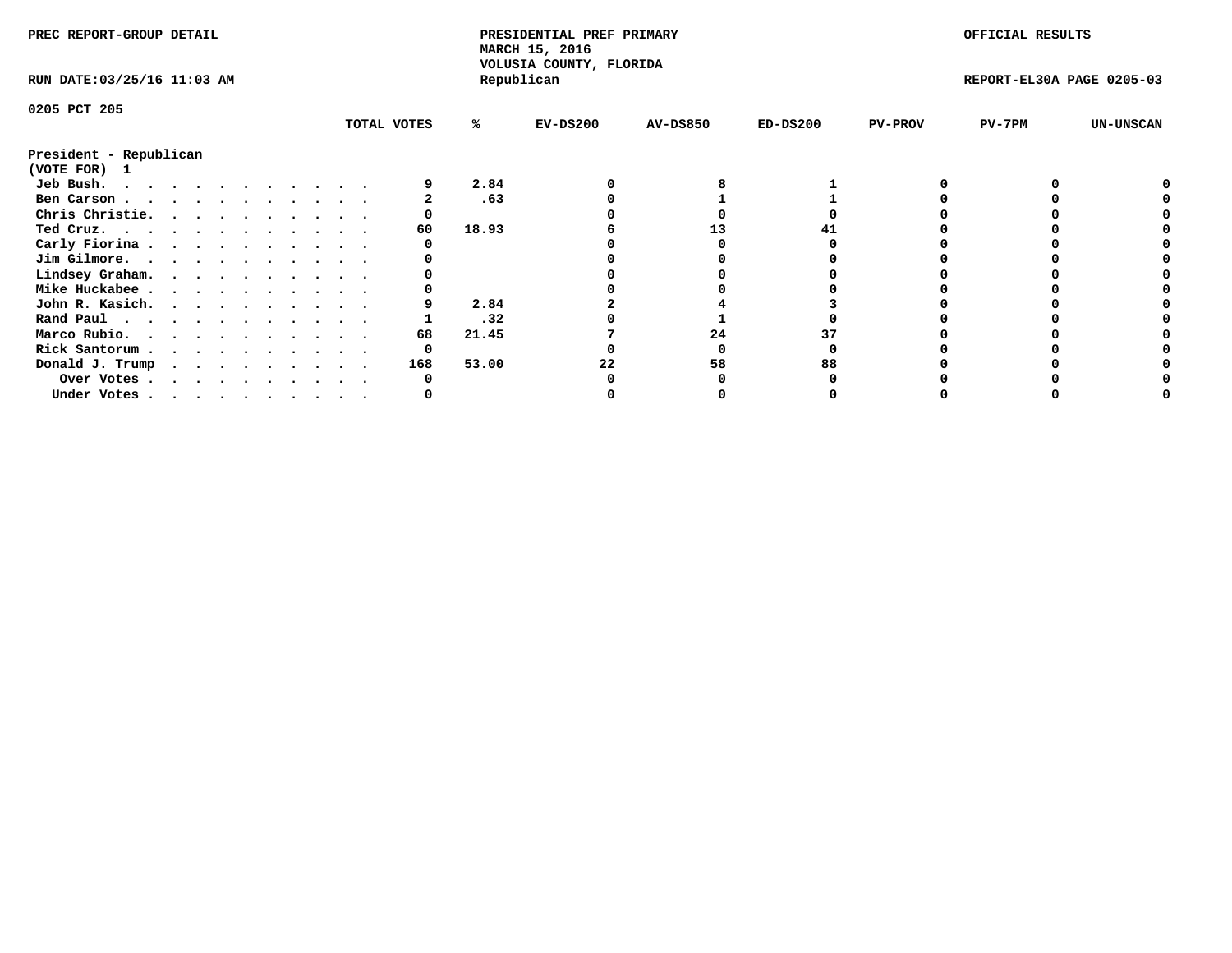PREC REPORT-GROUP DETAIL

PRESIDENTIAL PREF PRIMARY
MARCH 15, 2016
VOLUSIA COUNTY, FLORIDA
Republican

OFFICIAL RESULTS

RUN DATE:03/25/16 11:03 AM

REPORT-EL30A PAGE 0205-03

0205 PCT 205

| | TOTAL VOTES | % | EV-DS200 | AV-DS850 | ED-DS200 | PV-PROV | PV-7PM | UN-UNSCAN |
|---|---|---|---|---|---|---|---|---|
| **President - Republican** | | | | | | | | |
| **(VOTE FOR) 1** | | | | | | | | |
| Jeb Bush. . . . . . . . . . . . . | 9 | 2.84 | 0 | 8 | 1 | 0 | 0 | 0 |
| Ben Carson . . . . . . . . . . . . | 2 | .63 | 0 | 1 | 1 | 0 | 0 | 0 |
| Chris Christie. . . . . . . . . . . | 0 | | 0 | 0 | 0 | 0 | 0 | 0 |
| Ted Cruz. . . . . . . . . . . . . | 60 | 18.93 | 6 | 13 | 41 | 0 | 0 | 0 |
| Carly Fiorina . . . . . . . . . . . | 0 | | 0 | 0 | 0 | 0 | 0 | 0 |
| Jim Gilmore. . . . . . . . . . . . | 0 | | 0 | 0 | 0 | 0 | 0 | 0 |
| Lindsey Graham. . . . . . . . . . . | 0 | | 0 | 0 | 0 | 0 | 0 | 0 |
| Mike Huckabee . . . . . . . . . . . | 0 | | 0 | 0 | 0 | 0 | 0 | 0 |
| John R. Kasich. . . . . . . . . . . | 9 | 2.84 | 2 | 4 | 3 | 0 | 0 | 0 |
| Rand Paul . . . . . . . . . . . . | 1 | .32 | 0 | 1 | 0 | 0 | 0 | 0 |
| Marco Rubio. . . . . . . . . . . . | 68 | 21.45 | 7 | 24 | 37 | 0 | 0 | 0 |
| Rick Santorum . . . . . . . . . . . | 0 | | 0 | 0 | 0 | 0 | 0 | 0 |
| Donald J. Trump . . . . . . . . . . | 168 | 53.00 | 22 | 58 | 88 | 0 | 0 | 0 |
| Over Votes . . . . . . . . . . . | 0 | | 0 | 0 | 0 | 0 | 0 | 0 |
| Under Votes . . . . . . . . . . . | 0 | | 0 | 0 | 0 | 0 | 0 | 0 |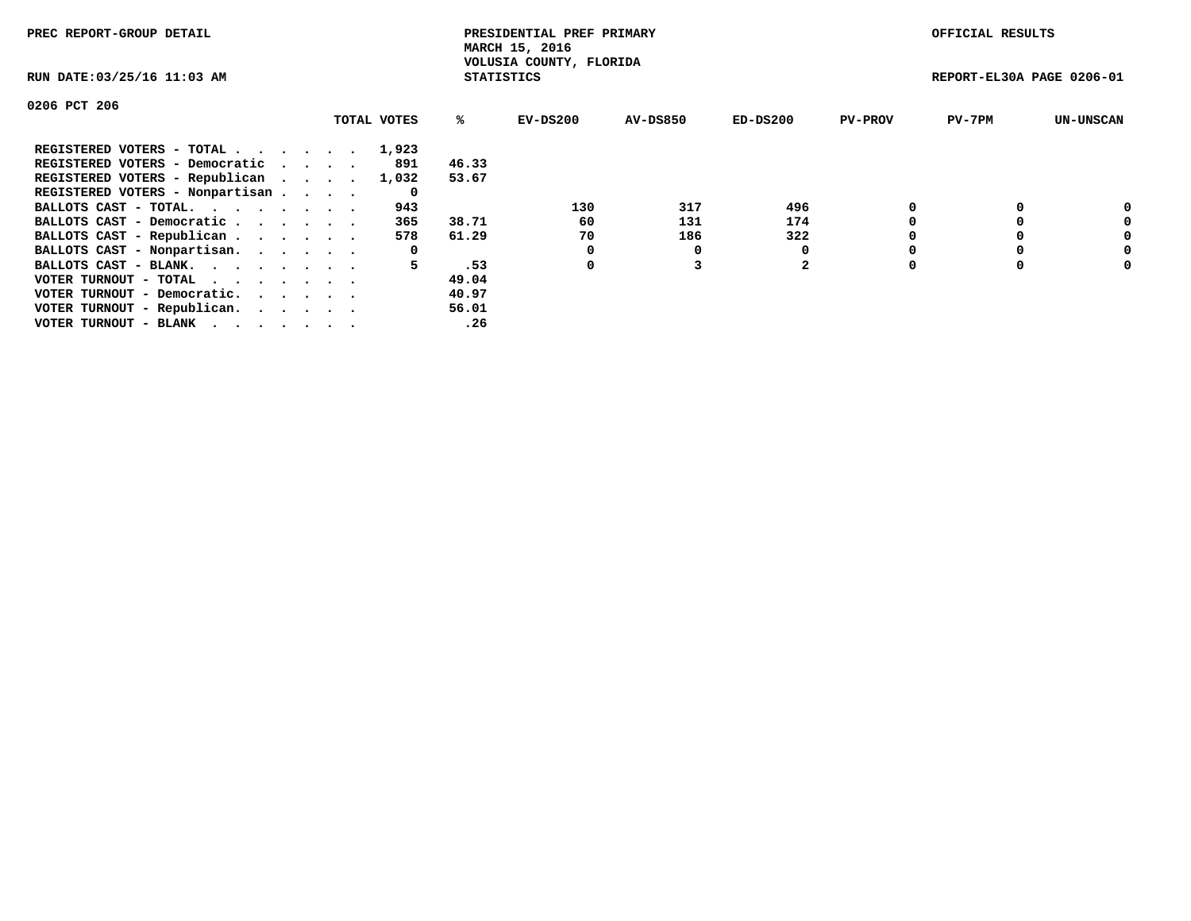PREC REPORT-GROUP DETAIL

PRESIDENTIAL PREF PRIMARY
MARCH 15, 2016
VOLUSIA COUNTY, FLORIDA
STATISTICS

OFFICIAL RESULTS

RUN DATE:03/25/16 11:03 AM

REPORT-EL30A PAGE 0206-01

0206 PCT 206

| | TOTAL VOTES | % | EV-DS200 | AV-DS850 | ED-DS200 | PV-PROV | PV-7PM | UN-UNSCAN |
|---|---|---|---|---|---|---|---|---|
| REGISTERED VOTERS - TOTAL . . . . . . | 1,923 | | | | | | | |
| REGISTERED VOTERS - Democratic . . . . | 891 | 46.33 | | | | | | |
| REGISTERED VOTERS - Republican . . . . | 1,032 | 53.67 | | | | | | |
| REGISTERED VOTERS - Nonpartisan . . . . | 0 | | | | | | | |
| BALLOTS CAST - TOTAL. . . . . . . . | 943 | | 130 | 317 | 496 | 0 | 0 | 0 |
| BALLOTS CAST - Democratic . . . . . . | 365 | 38.71 | 60 | 131 | 174 | 0 | 0 | 0 |
| BALLOTS CAST - Republican . . . . . . | 578 | 61.29 | 70 | 186 | 322 | 0 | 0 | 0 |
| BALLOTS CAST - Nonpartisan. . . . . . | 0 | | 0 | 0 | 0 | 0 | 0 | 0 |
| BALLOTS CAST - BLANK. . . . . . . . | 5 | .53 | 0 | 3 | 2 | 0 | 0 | 0 |
| VOTER TURNOUT - TOTAL . . . . . . . | | 49.04 | | | | | | |
| VOTER TURNOUT - Democratic. . . . . . | | 40.97 | | | | | | |
| VOTER TURNOUT - Republican. . . . . . | | 56.01 | | | | | | |
| VOTER TURNOUT - BLANK . . . . . . . | | .26 | | | | | | |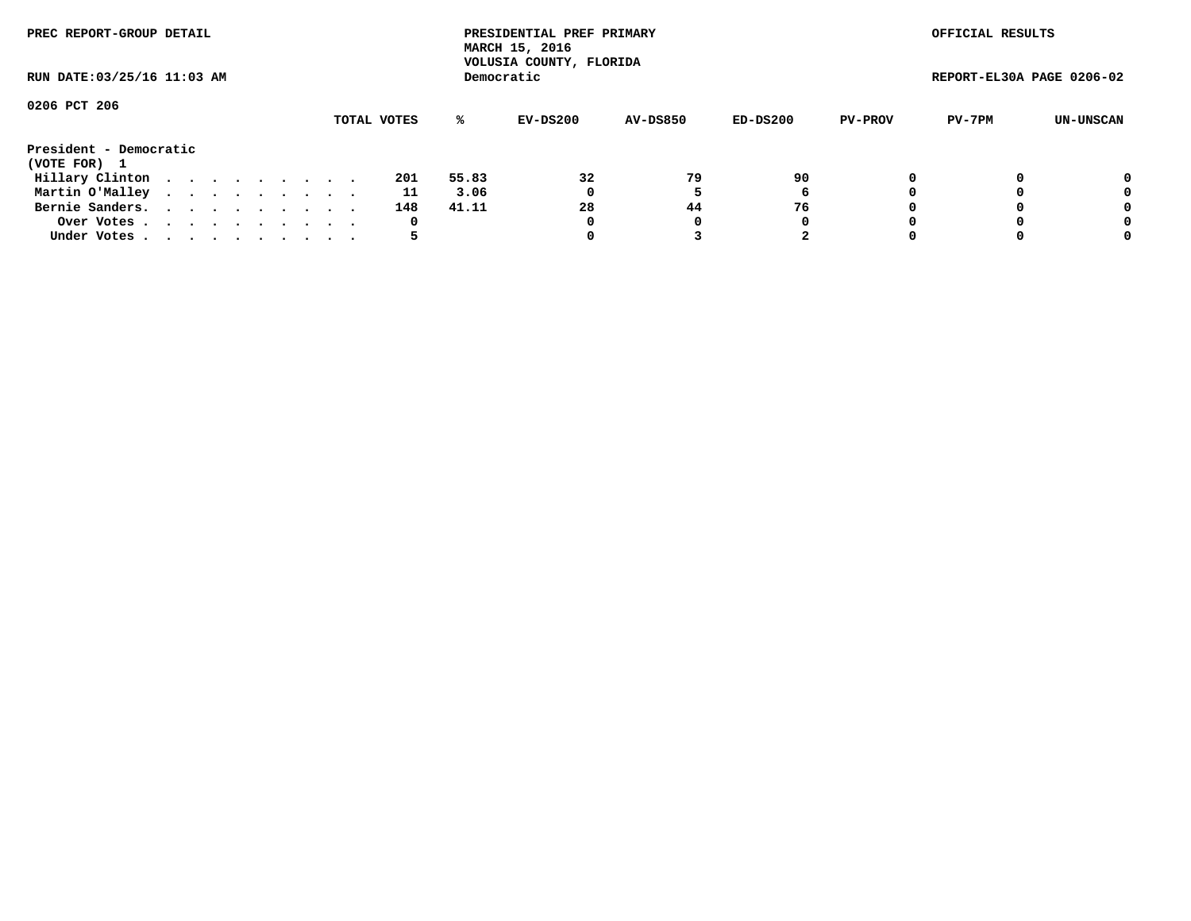PREC REPORT-GROUP DETAIL

PRESIDENTIAL PREF PRIMARY
MARCH 15, 2016
VOLUSIA COUNTY, FLORIDA
Democratic

OFFICIAL RESULTS

RUN DATE:03/25/16 11:03 AM

REPORT-EL30A PAGE 0206-02

0206 PCT 206

**President - Democratic**
**(VOTE FOR) 1**

| | TOTAL VOTES | % | EV-DS200 | AV-DS850 | ED-DS200 | PV-PROV | PV-7PM | UN-UNSCAN |
|---|---|---|---|---|---|---|---|---|
| Hillary Clinton | 201 | 55.83 | 32 | 79 | 90 | 0 | 0 | 0 |
| Martin O'Malley | 11 | 3.06 | 0 | 5 | 6 | 0 | 0 | 0 |
| Bernie Sanders. | 148 | 41.11 | 28 | 44 | 76 | 0 | 0 | 0 |
| Over Votes | 0 | | 0 | 0 | 0 | 0 | 0 | 0 |
| Under Votes | 5 | | 0 | 3 | 2 | 0 | 0 | 0 |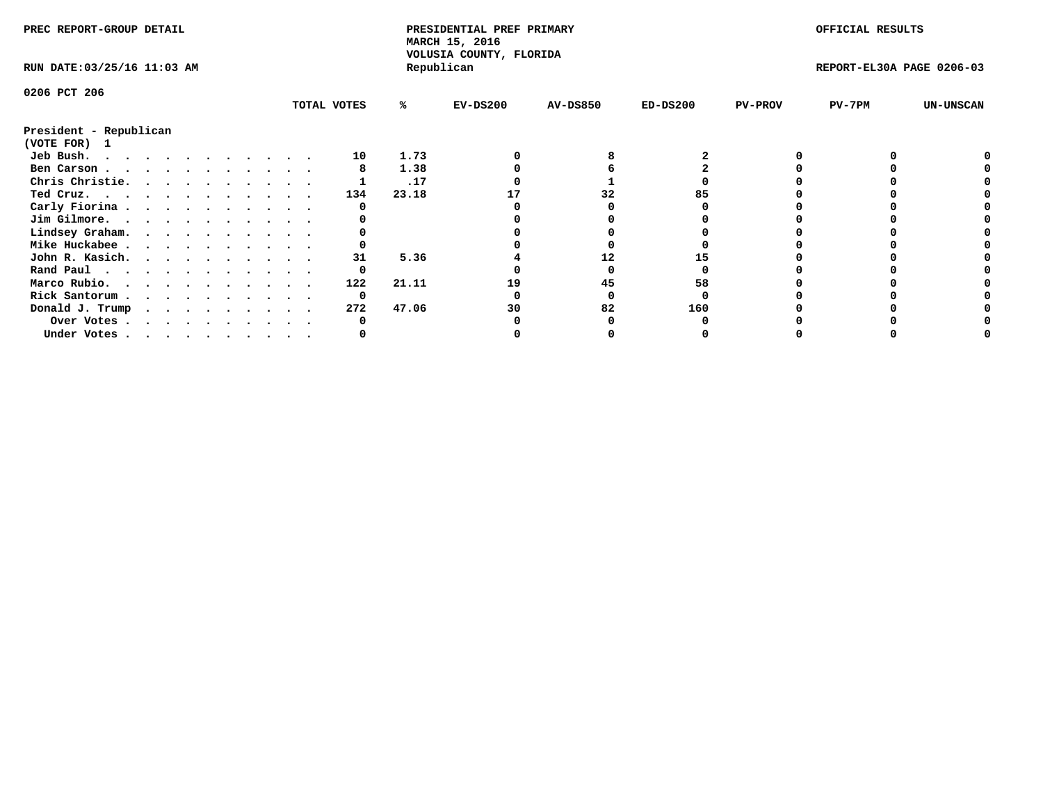PREC REPORT-GROUP DETAIL

PRESIDENTIAL PREF PRIMARY
MARCH 15, 2016
VOLUSIA COUNTY, FLORIDA
Republican

OFFICIAL RESULTS

RUN DATE:03/25/16 11:03 AM

REPORT-EL30A PAGE 0206-03

0206 PCT 206

President - Republican
(VOTE FOR) 1

| | TOTAL VOTES | % | EV-DS200 | AV-DS850 | ED-DS200 | PV-PROV | PV-7PM | UN-UNSCAN |
|---|---|---|---|---|---|---|---|---|
| Jeb Bush. | 10 | 1.73 | 0 | 8 | 2 | 0 | 0 | 0 |
| Ben Carson | 8 | 1.38 | 0 | 6 | 2 | 0 | 0 | 0 |
| Chris Christie. | 1 | .17 | 0 | 1 | 0 | 0 | 0 | 0 |
| Ted Cruz. | 134 | 23.18 | 17 | 32 | 85 | 0 | 0 | 0 |
| Carly Fiorina | 0 | | 0 | 0 | 0 | 0 | 0 | 0 |
| Jim Gilmore. | 0 | | 0 | 0 | 0 | 0 | 0 | 0 |
| Lindsey Graham. | 0 | | 0 | 0 | 0 | 0 | 0 | 0 |
| Mike Huckabee | 0 | | 0 | 0 | 0 | 0 | 0 | 0 |
| John R. Kasich. | 31 | 5.36 | 4 | 12 | 15 | 0 | 0 | 0 |
| Rand Paul | 0 | | 0 | 0 | 0 | 0 | 0 | 0 |
| Marco Rubio. | 122 | 21.11 | 19 | 45 | 58 | 0 | 0 | 0 |
| Rick Santorum | 0 | | 0 | 0 | 0 | 0 | 0 | 0 |
| Donald J. Trump | 272 | 47.06 | 30 | 82 | 160 | 0 | 0 | 0 |
| Over Votes | 0 | | 0 | 0 | 0 | 0 | 0 | 0 |
| Under Votes | 0 | | 0 | 0 | 0 | 0 | 0 | 0 |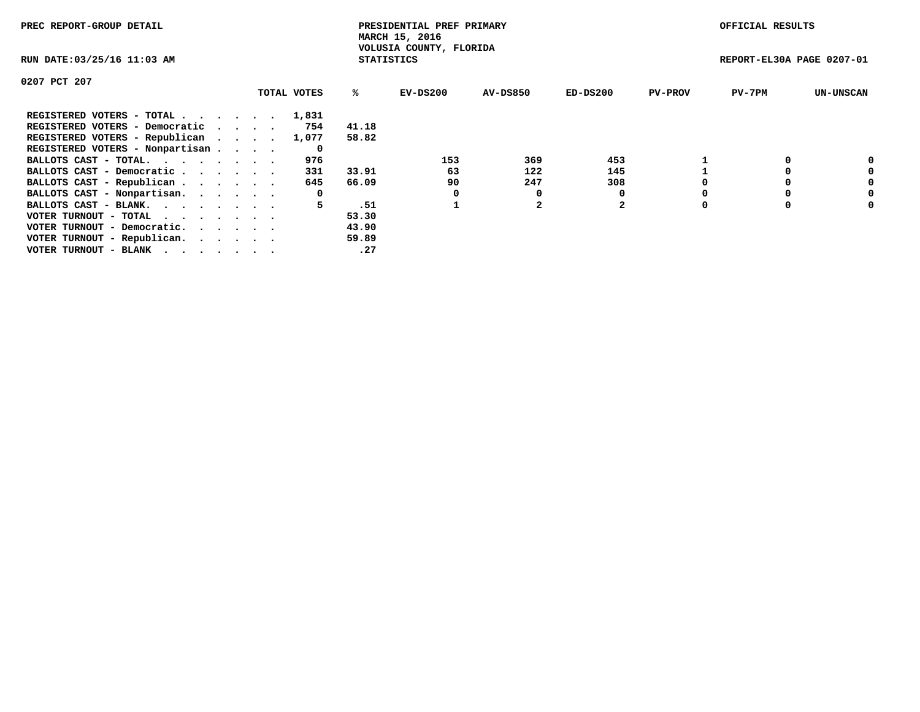PREC REPORT-GROUP DETAIL

PRESIDENTIAL PREF PRIMARY
MARCH 15, 2016
VOLUSIA COUNTY, FLORIDA
STATISTICS

OFFICIAL RESULTS

RUN DATE:03/25/16 11:03 AM

REPORT-EL30A PAGE 0207-01

0207 PCT 207

| | TOTAL VOTES | % | EV-DS200 | AV-DS850 | ED-DS200 | PV-PROV | PV-7PM | UN-UNSCAN |
|---|---|---|---|---|---|---|---|---|
| REGISTERED VOTERS - TOTAL . . . . . . | 1,831 | | | | | | | |
| REGISTERED VOTERS - Democratic . . . . | 754 | 41.18 | | | | | | |
| REGISTERED VOTERS - Republican . . . . | 1,077 | 58.82 | | | | | | |
| REGISTERED VOTERS - Nonpartisan . . . . | 0 | | | | | | | |
| BALLOTS CAST - TOTAL. . . . . . . . | 976 | | 153 | 369 | 453 | 1 | 0 | 0 |
| BALLOTS CAST - Democratic . . . . . . | 331 | 33.91 | 63 | 122 | 145 | 1 | 0 | 0 |
| BALLOTS CAST - Republican . . . . . . | 645 | 66.09 | 90 | 247 | 308 | 0 | 0 | 0 |
| BALLOTS CAST - Nonpartisan. . . . . . | 0 | | 0 | 0 | 0 | 0 | 0 | 0 |
| BALLOTS CAST - BLANK. . . . . . . . | 5 | .51 | 1 | 2 | 2 | 0 | 0 | 0 |
| VOTER TURNOUT - TOTAL . . . . . . . | | 53.30 | | | | | | |
| VOTER TURNOUT - Democratic. . . . . . | | 43.90 | | | | | | |
| VOTER TURNOUT - Republican. . . . . . | | 59.89 | | | | | | |
| VOTER TURNOUT - BLANK . . . . . . . | | .27 | | | | | | |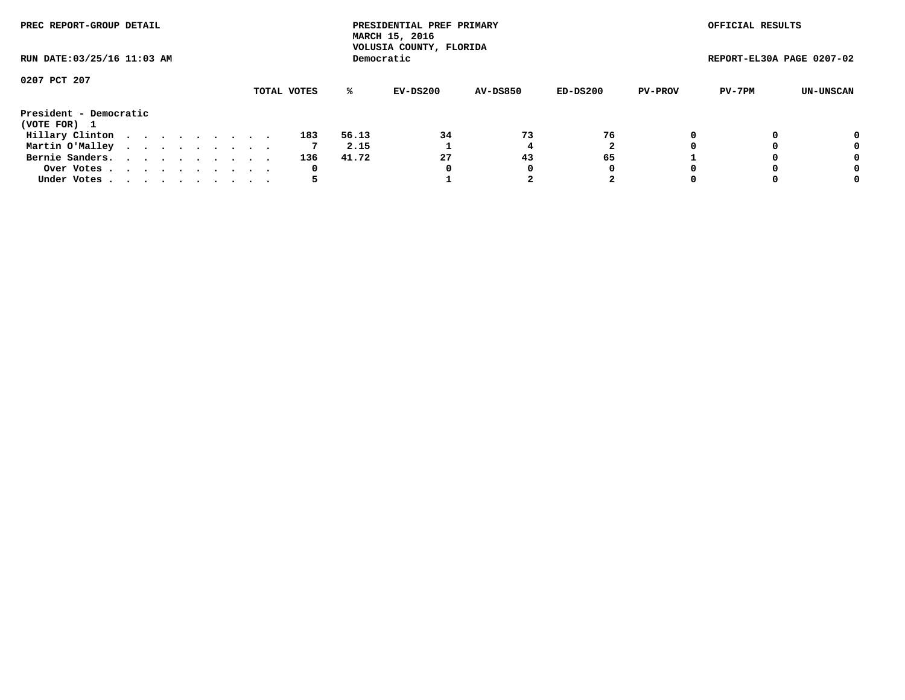PREC REPORT-GROUP DETAIL

PRESIDENTIAL PREF PRIMARY
MARCH 15, 2016
VOLUSIA COUNTY, FLORIDA
Democratic

OFFICIAL RESULTS

RUN DATE:03/25/16 11:03 AM

REPORT-EL30A PAGE 0207-02

0207 PCT 207

| | TOTAL VOTES | % | EV-DS200 | AV-DS850 | ED-DS200 | PV-PROV | PV-7PM | UN-UNSCAN |
|---|---|---|---|---|---|---|---|---|
| **President - Democratic** | | | | | | | | |
| **(VOTE FOR) 1** | | | | | | | | |
| Hillary Clinton | 183 | 56.13 | 34 | 73 | 76 | 0 | 0 | 0 |
| Martin O'Malley | 7 | 2.15 | 1 | 4 | 2 | 0 | 0 | 0 |
| Bernie Sanders. | 136 | 41.72 | 27 | 43 | 65 | 1 | 0 | 0 |
| Over Votes | 0 | | 0 | 0 | 0 | 0 | 0 | 0 |
| Under Votes | 5 | | 1 | 2 | 2 | 0 | 0 | 0 |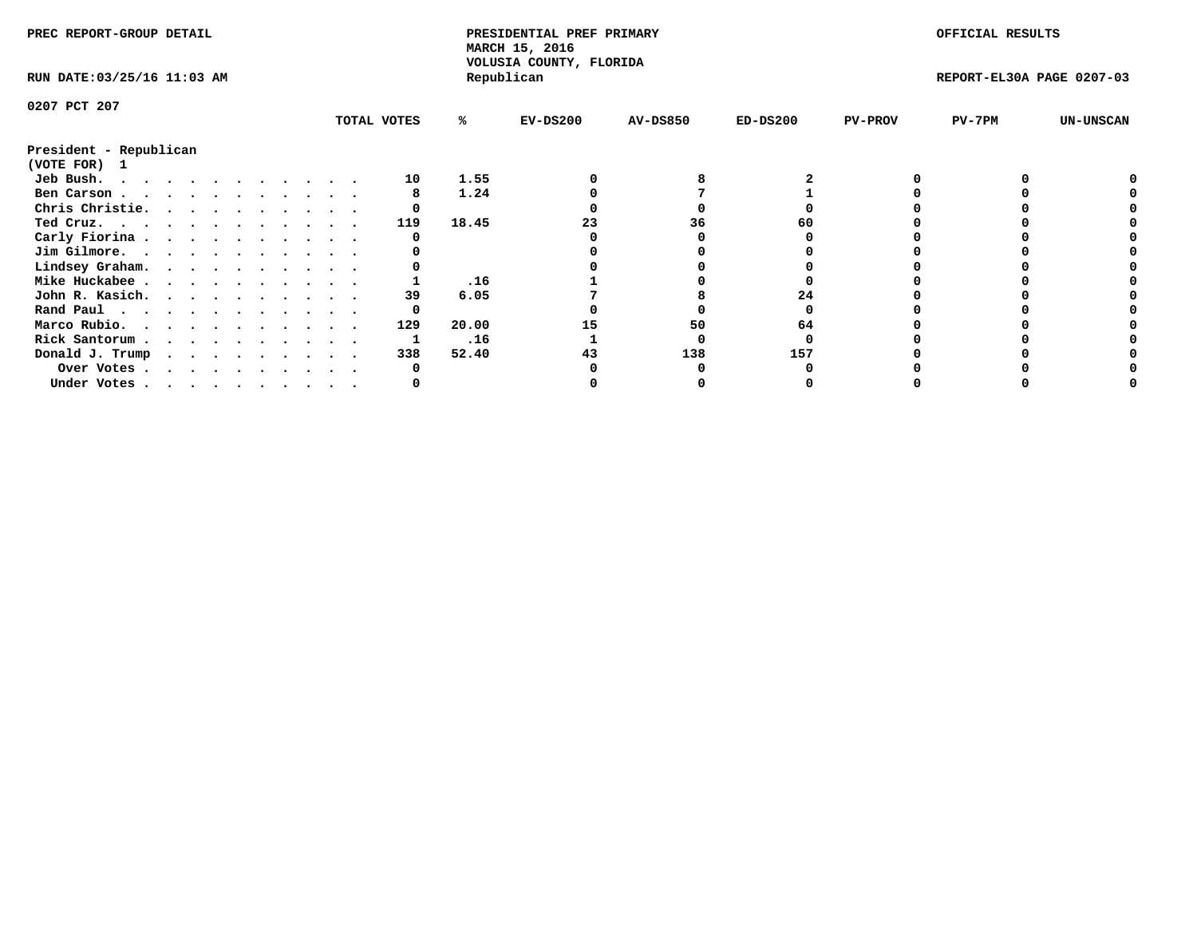PREC REPORT-GROUP DETAIL

PRESIDENTIAL PREF PRIMARY
MARCH 15, 2016
VOLUSIA COUNTY, FLORIDA
Republican

OFFICIAL RESULTS

RUN DATE:03/25/16 11:03 AM

REPORT-EL30A PAGE 0207-03

0207 PCT 207

**President - Republican**
**(VOTE FOR) 1**

| | TOTAL VOTES | % | EV-DS200 | AV-DS850 | ED-DS200 | PV-PROV | PV-7PM | UN-UNSCAN |
|---|---|---|---|---|---|---|---|---|
| Jeb Bush | 10 | 1.55 | 0 | 8 | 2 | 0 | 0 | 0 |
| Ben Carson | 8 | 1.24 | 0 | 7 | 1 | 0 | 0 | 0 |
| Chris Christie | 0 | | 0 | 0 | 0 | 0 | 0 | 0 |
| Ted Cruz | 119 | 18.45 | 23 | 36 | 60 | 0 | 0 | 0 |
| Carly Fiorina | 0 | | 0 | 0 | 0 | 0 | 0 | 0 |
| Jim Gilmore | 0 | | 0 | 0 | 0 | 0 | 0 | 0 |
| Lindsey Graham | 0 | | 0 | 0 | 0 | 0 | 0 | 0 |
| Mike Huckabee | 1 | .16 | 1 | 0 | 0 | 0 | 0 | 0 |
| John R. Kasich | 39 | 6.05 | 7 | 8 | 24 | 0 | 0 | 0 |
| Rand Paul | 0 | | 0 | 0 | 0 | 0 | 0 | 0 |
| Marco Rubio | 129 | 20.00 | 15 | 50 | 64 | 0 | 0 | 0 |
| Rick Santorum | 1 | .16 | 1 | 0 | 0 | 0 | 0 | 0 |
| Donald J. Trump | 338 | 52.40 | 43 | 138 | 157 | 0 | 0 | 0 |
| Over Votes | 0 | | 0 | 0 | 0 | 0 | 0 | 0 |
| Under Votes | 0 | | 0 | 0 | 0 | 0 | 0 | 0 |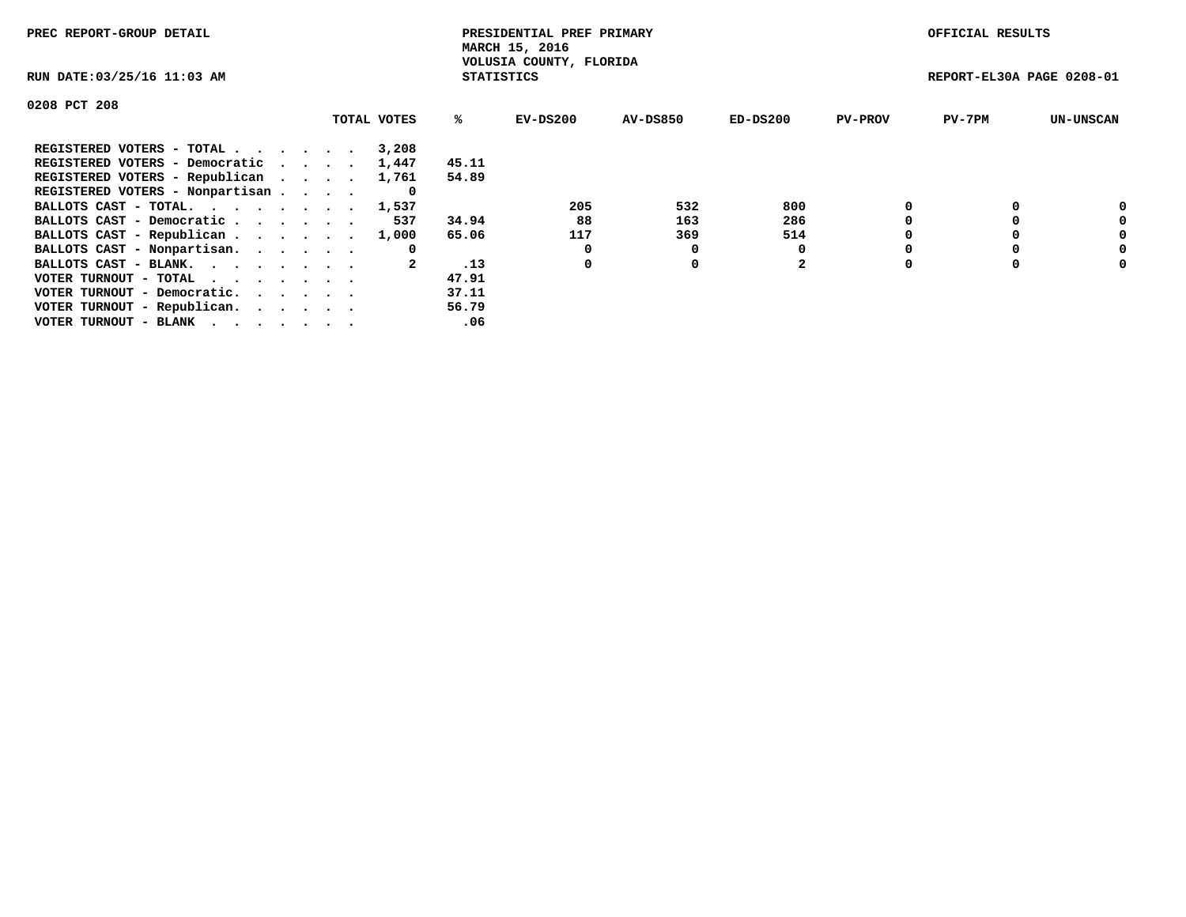PREC REPORT-GROUP DETAIL

PRESIDENTIAL PREF PRIMARY
MARCH 15, 2016
VOLUSIA COUNTY, FLORIDA
STATISTICS

OFFICIAL RESULTS

RUN DATE:03/25/16 11:03 AM

REPORT-EL30A PAGE 0208-01

0208 PCT 208

| | TOTAL VOTES | % | EV-DS200 | AV-DS850 | ED-DS200 | PV-PROV | PV-7PM | UN-UNSCAN |
|---|---|---|---|---|---|---|---|---|
| REGISTERED VOTERS - TOTAL . . . . . . | 3,208 | | | | | | | |
| REGISTERED VOTERS - Democratic . . . . | 1,447 | 45.11 | | | | | | |
| REGISTERED VOTERS - Republican . . . . | 1,761 | 54.89 | | | | | | |
| REGISTERED VOTERS - Nonpartisan . . . . | 0 | | | | | | | |
| BALLOTS CAST - TOTAL. . . . . . . . | 1,537 | | 205 | 532 | 800 | 0 | 0 | 0 |
| BALLOTS CAST - Democratic . . . . . . | 537 | 34.94 | 88 | 163 | 286 | 0 | 0 | 0 |
| BALLOTS CAST - Republican . . . . . . | 1,000 | 65.06 | 117 | 369 | 514 | 0 | 0 | 0 |
| BALLOTS CAST - Nonpartisan. . . . . . | 0 | | 0 | 0 | 0 | 0 | 0 | 0 |
| BALLOTS CAST - BLANK. . . . . . . . | 2 | .13 | 0 | 0 | 2 | 0 | 0 | 0 |
| VOTER TURNOUT - TOTAL . . . . . . . | | 47.91 | | | | | | |
| VOTER TURNOUT - Democratic. . . . . . | | 37.11 | | | | | | |
| VOTER TURNOUT - Republican. . . . . . | | 56.79 | | | | | | |
| VOTER TURNOUT - BLANK . . . . . . . | | .06 | | | | | | |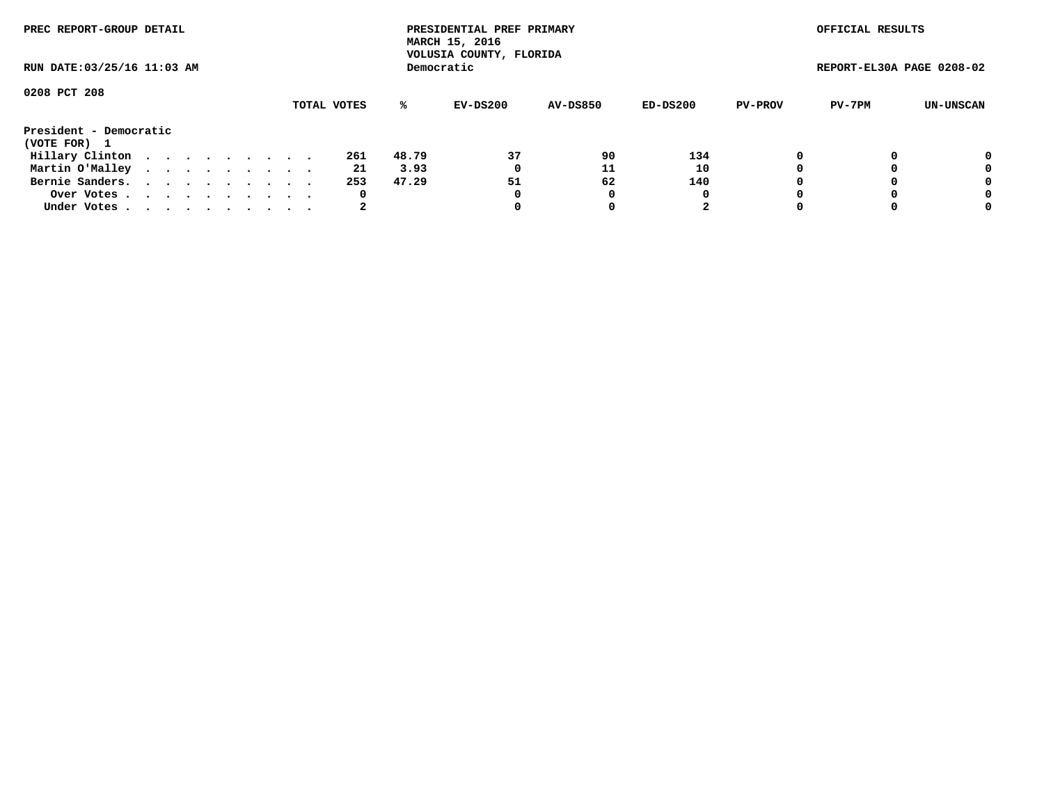PREC REPORT-GROUP DETAIL

PRESIDENTIAL PREF PRIMARY
MARCH 15, 2016
VOLUSIA COUNTY, FLORIDA
Democratic

OFFICIAL RESULTS

RUN DATE:03/25/16 11:03 AM

REPORT-EL30A PAGE 0208-02

0208 PCT 208

President - Democratic
(VOTE FOR) 1

| | TOTAL VOTES | % | EV-DS200 | AV-DS850 | ED-DS200 | PV-PROV | PV-7PM | UN-UNSCAN |
|---|---|---|---|---|---|---|---|---|
| Hillary Clinton . . . . . . . . . . | 261 | 48.79 | 37 | 90 | 134 | 0 | 0 | 0 |
| Martin O'Malley . . . . . . . . . . | 21 | 3.93 | 0 | 11 | 10 | 0 | 0 | 0 |
| Bernie Sanders. . . . . . . . . . . | 253 | 47.29 | 51 | 62 | 140 | 0 | 0 | 0 |
| Over Votes . . . . . . . . . . . | 0 | | 0 | 0 | 0 | 0 | 0 | 0 |
| Under Votes . . . . . . . . . . . | 2 | | 0 | 0 | 2 | 0 | 0 | 0 |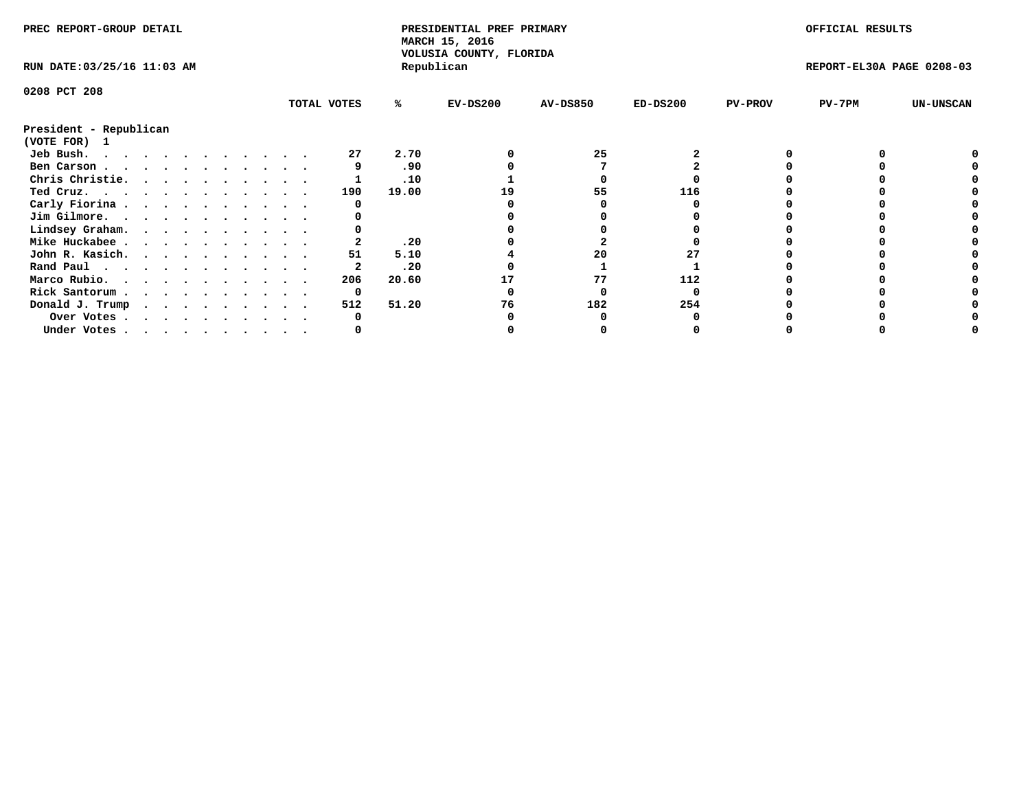PREC REPORT-GROUP DETAIL

**PRESIDENTIAL PREF PRIMARY**
**MARCH 15, 2016**
**VOLUSIA COUNTY, FLORIDA**
**Republican**

OFFICIAL RESULTS

RUN DATE:03/25/16 11:03 AM

REPORT-EL30A PAGE 0208-03

0208 PCT 208

President - Republican
(VOTE FOR) 1

| | TOTAL VOTES | % | EV-DS200 | AV-DS850 | ED-DS200 | PV-PROV | PV-7PM | UN-UNSCAN |
|---|---|---|---|---|---|---|---|---|
| Jeb Bush. | 27 | 2.70 | 0 | 25 | 2 | 0 | 0 | 0 |
| Ben Carson | 9 | .90 | 0 | 7 | 2 | 0 | 0 | 0 |
| Chris Christie. | 1 | .10 | 1 | 0 | 0 | 0 | 0 | 0 |
| Ted Cruz. | 190 | 19.00 | 19 | 55 | 116 | 0 | 0 | 0 |
| Carly Fiorina | 0 | | 0 | 0 | 0 | 0 | 0 | 0 |
| Jim Gilmore. | 0 | | 0 | 0 | 0 | 0 | 0 | 0 |
| Lindsey Graham. | 0 | | 0 | 0 | 0 | 0 | 0 | 0 |
| Mike Huckabee | 2 | .20 | 0 | 2 | 0 | 0 | 0 | 0 |
| John R. Kasich. | 51 | 5.10 | 4 | 20 | 27 | 0 | 0 | 0 |
| Rand Paul | 2 | .20 | 0 | 1 | 1 | 0 | 0 | 0 |
| Marco Rubio. | 206 | 20.60 | 17 | 77 | 112 | 0 | 0 | 0 |
| Rick Santorum | 0 | | 0 | 0 | 0 | 0 | 0 | 0 |
| Donald J. Trump | 512 | 51.20 | 76 | 182 | 254 | 0 | 0 | 0 |
| Over Votes | 0 | | 0 | 0 | 0 | 0 | 0 | 0 |
| Under Votes | 0 | | 0 | 0 | 0 | 0 | 0 | 0 |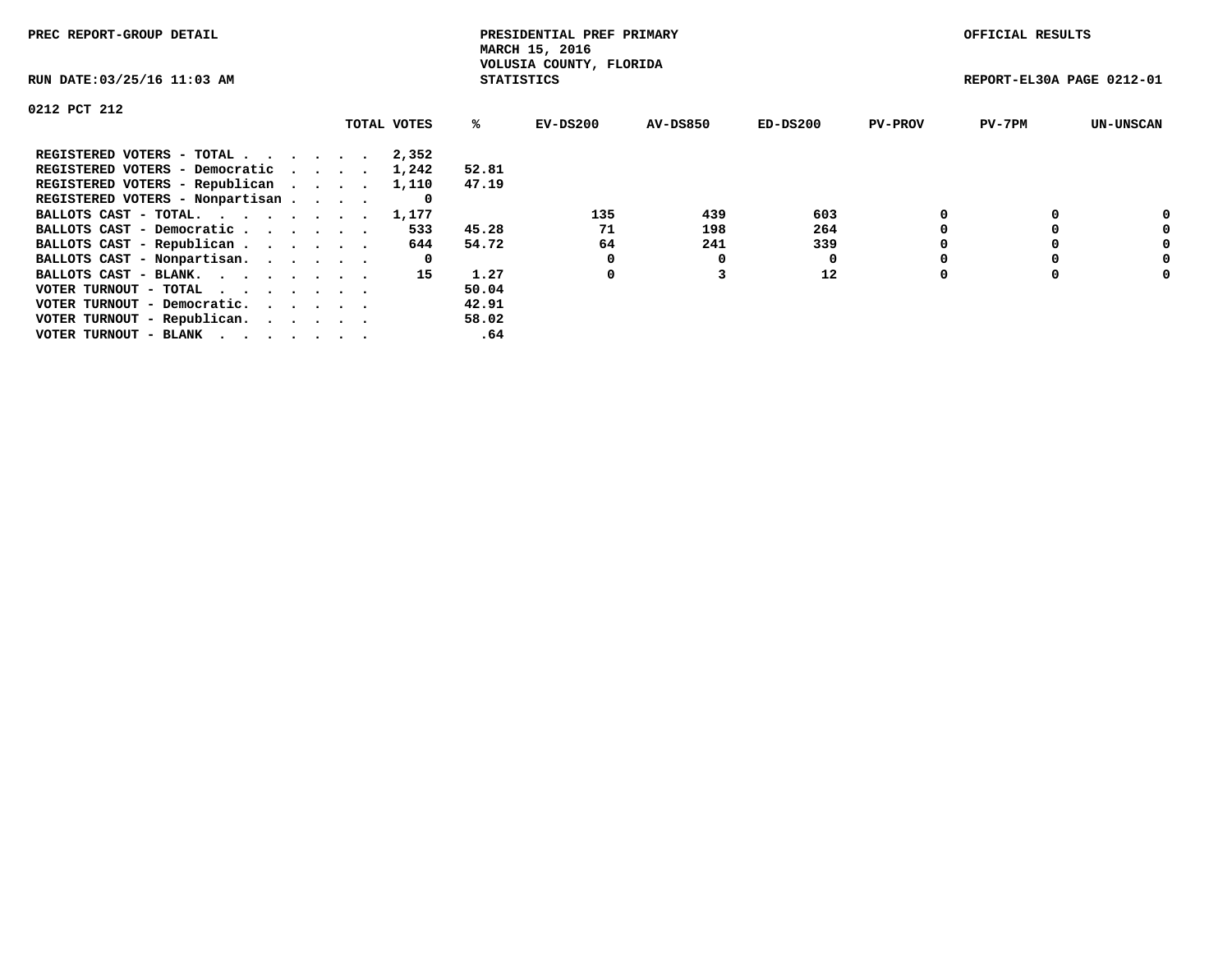PREC REPORT-GROUP DETAIL

PRESIDENTIAL PREF PRIMARY
MARCH 15, 2016
VOLUSIA COUNTY, FLORIDA
STATISTICS

OFFICIAL RESULTS

RUN DATE:03/25/16 11:03 AM

REPORT-EL30A PAGE 0212-01

0212 PCT 212

| | TOTAL VOTES | % | EV-DS200 | AV-DS850 | ED-DS200 | PV-PROV | PV-7PM | UN-UNSCAN |
|---|---|---|---|---|---|---|---|---|
| REGISTERED VOTERS - TOTAL . . . . . . | 2,352 | | | | | | | |
| REGISTERED VOTERS - Democratic . . . . | 1,242 | 52.81 | | | | | | |
| REGISTERED VOTERS - Republican . . . . | 1,110 | 47.19 | | | | | | |
| REGISTERED VOTERS - Nonpartisan . . . . | 0 | | | | | | | |
| BALLOTS CAST - TOTAL. . . . . . . . | 1,177 | | 135 | 439 | 603 | 0 | 0 | 0 |
| BALLOTS CAST - Democratic . . . . . . | 533 | 45.28 | 71 | 198 | 264 | 0 | 0 | 0 |
| BALLOTS CAST - Republican . . . . . . | 644 | 54.72 | 64 | 241 | 339 | 0 | 0 | 0 |
| BALLOTS CAST - Nonpartisan. . . . . . | 0 | | 0 | 0 | 0 | 0 | 0 | 0 |
| BALLOTS CAST - BLANK. . . . . . . . | 15 | 1.27 | 0 | 3 | 12 | 0 | 0 | 0 |
| VOTER TURNOUT - TOTAL . . . . . . . | | 50.04 | | | | | | |
| VOTER TURNOUT - Democratic. . . . . . | | 42.91 | | | | | | |
| VOTER TURNOUT - Republican. . . . . . | | 58.02 | | | | | | |
| VOTER TURNOUT - BLANK . . . . . . . | | .64 | | | | | | |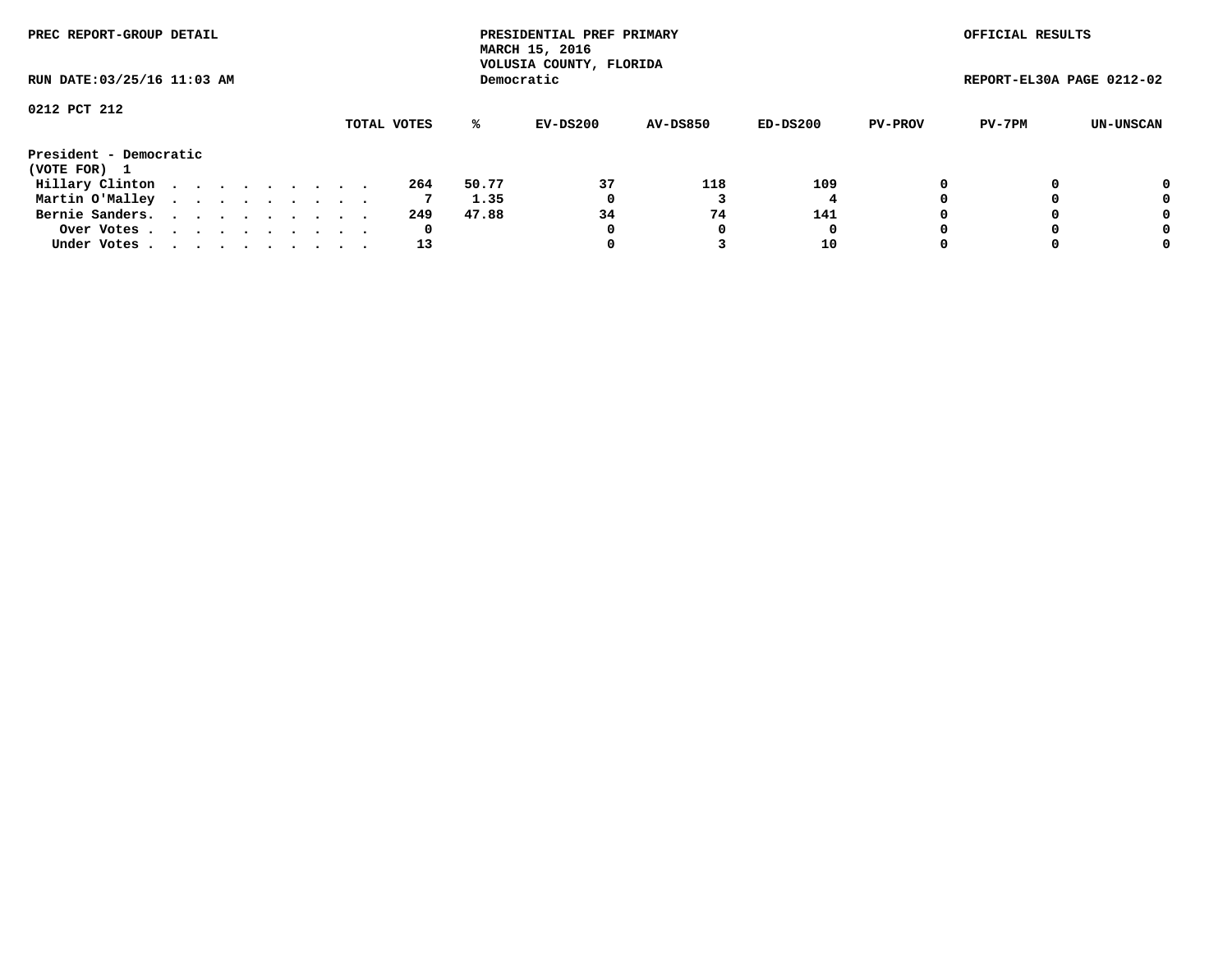PREC REPORT-GROUP DETAIL

PRESIDENTIAL PREF PRIMARY
MARCH 15, 2016
VOLUSIA COUNTY, FLORIDA
Democratic

OFFICIAL RESULTS

RUN DATE:03/25/16 11:03 AM

REPORT-EL30A PAGE 0212-02

0212 PCT 212

| | TOTAL VOTES | % | EV-DS200 | AV-DS850 | ED-DS200 | PV-PROV | PV-7PM | UN-UNSCAN |
|---|---|---|---|---|---|---|---|---|
| **President - Democratic** | | | | | | | | |
| **(VOTE FOR) 1** | | | | | | | | |
| Hillary Clinton | 264 | 50.77 | 37 | 118 | 109 | 0 | 0 | 0 |
| Martin O'Malley | 7 | 1.35 | 0 | 3 | 4 | 0 | 0 | 0 |
| Bernie Sanders | 249 | 47.88 | 34 | 74 | 141 | 0 | 0 | 0 |
| Over Votes | 0 | | 0 | 0 | 0 | 0 | 0 | 0 |
| Under Votes | 13 | | 0 | 3 | 10 | 0 | 0 | 0 |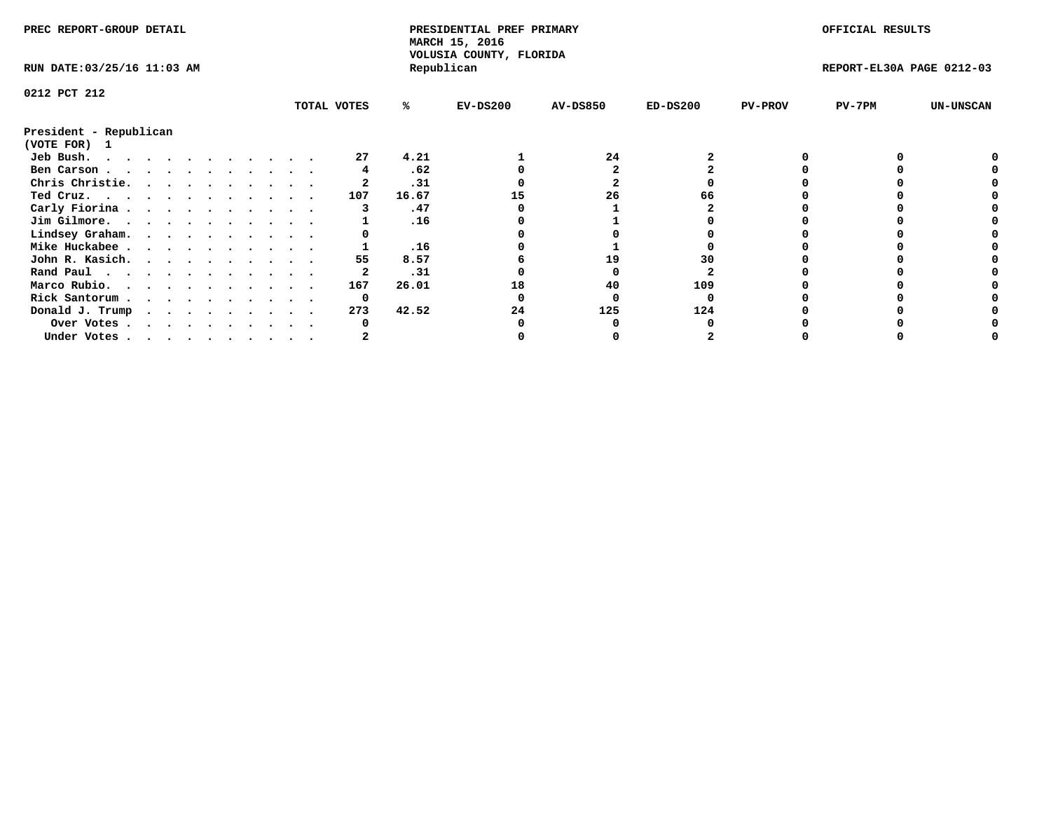PREC REPORT-GROUP DETAIL

PRESIDENTIAL PREF PRIMARY
MARCH 15, 2016
VOLUSIA COUNTY, FLORIDA
Republican

OFFICIAL RESULTS

RUN DATE:03/25/16 11:03 AM

REPORT-EL30A PAGE 0212-03

0212 PCT 212

**President - Republican**
**(VOTE FOR) 1**

| | TOTAL VOTES | % | EV-DS200 | AV-DS850 | ED-DS200 | PV-PROV | PV-7PM | UN-UNSCAN |
|---|---|---|---|---|---|---|---|---|
| Jeb Bush. | 27 | 4.21 | 1 | 24 | 2 | 0 | 0 | 0 |
| Ben Carson | 4 | .62 | 0 | 2 | 2 | 0 | 0 | 0 |
| Chris Christie. | 2 | .31 | 0 | 2 | 0 | 0 | 0 | 0 |
| Ted Cruz. | 107 | 16.67 | 15 | 26 | 66 | 0 | 0 | 0 |
| Carly Fiorina | 3 | .47 | 0 | 1 | 2 | 0 | 0 | 0 |
| Jim Gilmore. | 1 | .16 | 0 | 1 | 0 | 0 | 0 | 0 |
| Lindsey Graham. | 0 | | 0 | 0 | 0 | 0 | 0 | 0 |
| Mike Huckabee | 1 | .16 | 0 | 1 | 0 | 0 | 0 | 0 |
| John R. Kasich. | 55 | 8.57 | 6 | 19 | 30 | 0 | 0 | 0 |
| Rand Paul | 2 | .31 | 0 | 0 | 2 | 0 | 0 | 0 |
| Marco Rubio. | 167 | 26.01 | 18 | 40 | 109 | 0 | 0 | 0 |
| Rick Santorum | 0 | | 0 | 0 | 0 | 0 | 0 | 0 |
| Donald J. Trump | 273 | 42.52 | 24 | 125 | 124 | 0 | 0 | 0 |
| Over Votes | 0 | | 0 | 0 | 0 | 0 | 0 | 0 |
| Under Votes | 2 | | 0 | 0 | 2 | 0 | 0 | 0 |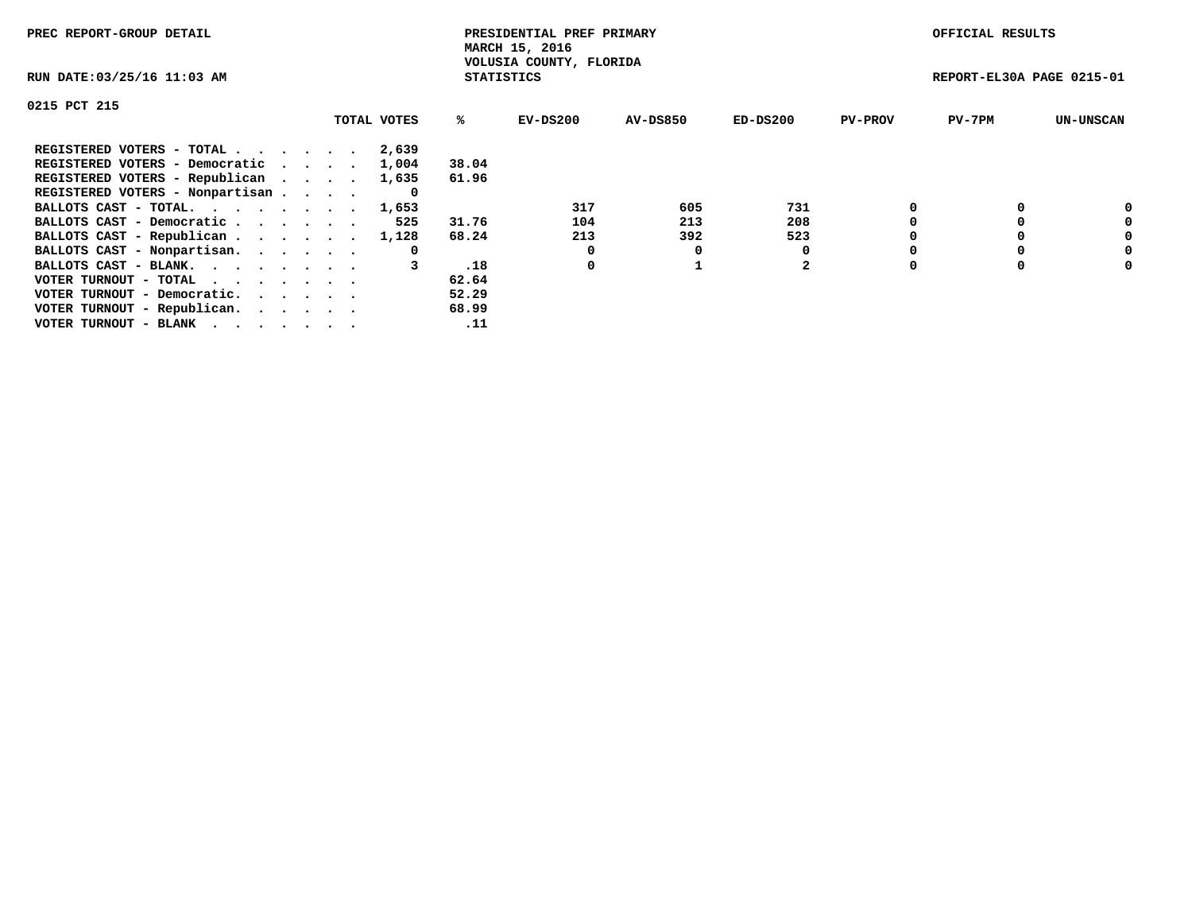PREC REPORT-GROUP DETAIL

PRESIDENTIAL PREF PRIMARY
MARCH 15, 2016
VOLUSIA COUNTY, FLORIDA
STATISTICS

OFFICIAL RESULTS

RUN DATE:03/25/16 11:03 AM

REPORT-EL30A PAGE 0215-01

0215 PCT 215

| | TOTAL VOTES | % | EV-DS200 | AV-DS850 | ED-DS200 | PV-PROV | PV-7PM | UN-UNSCAN |
|---|---|---|---|---|---|---|---|---|
| REGISTERED VOTERS - TOTAL . . . . . . | 2,639 | | | | | | | |
| REGISTERED VOTERS - Democratic . . . . | 1,004 | 38.04 | | | | | | |
| REGISTERED VOTERS - Republican . . . . | 1,635 | 61.96 | | | | | | |
| REGISTERED VOTERS - Nonpartisan . . . . | 0 | | | | | | | |
| BALLOTS CAST - TOTAL. . . . . . . . | 1,653 | | 317 | 605 | 731 | 0 | 0 | 0 |
| BALLOTS CAST - Democratic . . . . . . | 525 | 31.76 | 104 | 213 | 208 | 0 | 0 | 0 |
| BALLOTS CAST - Republican . . . . . . | 1,128 | 68.24 | 213 | 392 | 523 | 0 | 0 | 0 |
| BALLOTS CAST - Nonpartisan. . . . . . | 0 | | 0 | 0 | 0 | 0 | 0 | 0 |
| BALLOTS CAST - BLANK. . . . . . . . | 3 | .18 | 0 | 1 | 2 | 0 | 0 | 0 |
| VOTER TURNOUT - TOTAL . . . . . . . | | 62.64 | | | | | | |
| VOTER TURNOUT - Democratic. . . . . . | | 52.29 | | | | | | |
| VOTER TURNOUT - Republican. . . . . . | | 68.99 | | | | | | |
| VOTER TURNOUT - BLANK . . . . . . . | | .11 | | | | | | |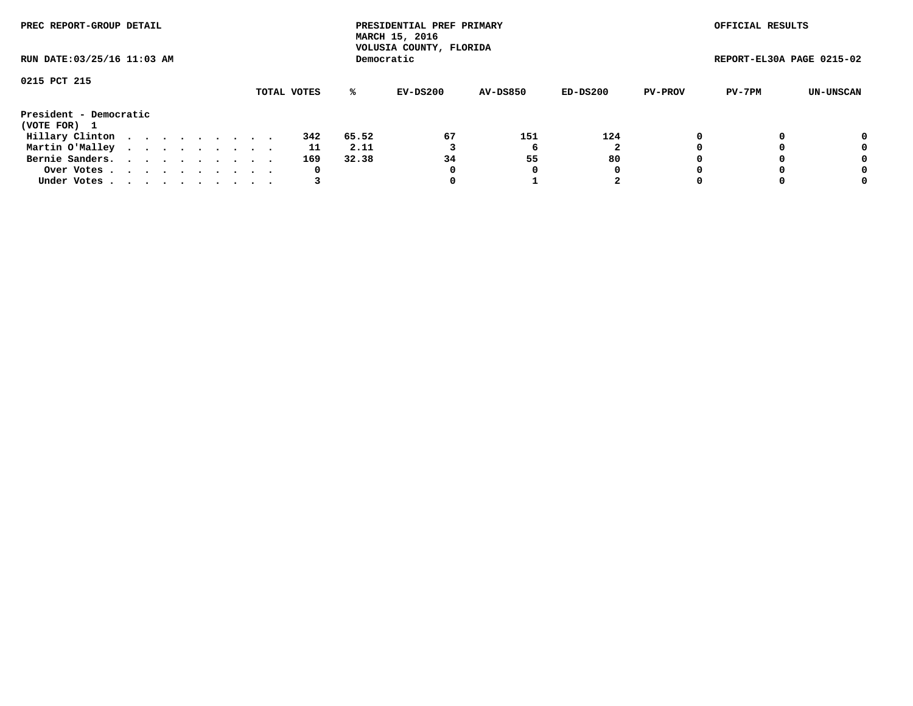PREC REPORT-GROUP DETAIL

PRESIDENTIAL PREF PRIMARY
MARCH 15, 2016
VOLUSIA COUNTY, FLORIDA
Democratic

OFFICIAL RESULTS

RUN DATE:03/25/16 11:03 AM

REPORT-EL30A PAGE 0215-02

0215 PCT 215

| | TOTAL VOTES | % | EV-DS200 | AV-DS850 | ED-DS200 | PV-PROV | PV-7PM | UN-UNSCAN |
|---|---|---|---|---|---|---|---|---|
| **President - Democratic** | | | | | | | | |
| **(VOTE FOR) 1** | | | | | | | | |
| Hillary Clinton | 342 | 65.52 | 67 | 151 | 124 | 0 | 0 | 0 |
| Martin O'Malley | 11 | 2.11 | 3 | 6 | 2 | 0 | 0 | 0 |
| Bernie Sanders. | 169 | 32.38 | 34 | 55 | 80 | 0 | 0 | 0 |
| Over Votes | 0 | | 0 | 0 | 0 | 0 | 0 | 0 |
| Under Votes | 3 | | 0 | 1 | 2 | 0 | 0 | 0 |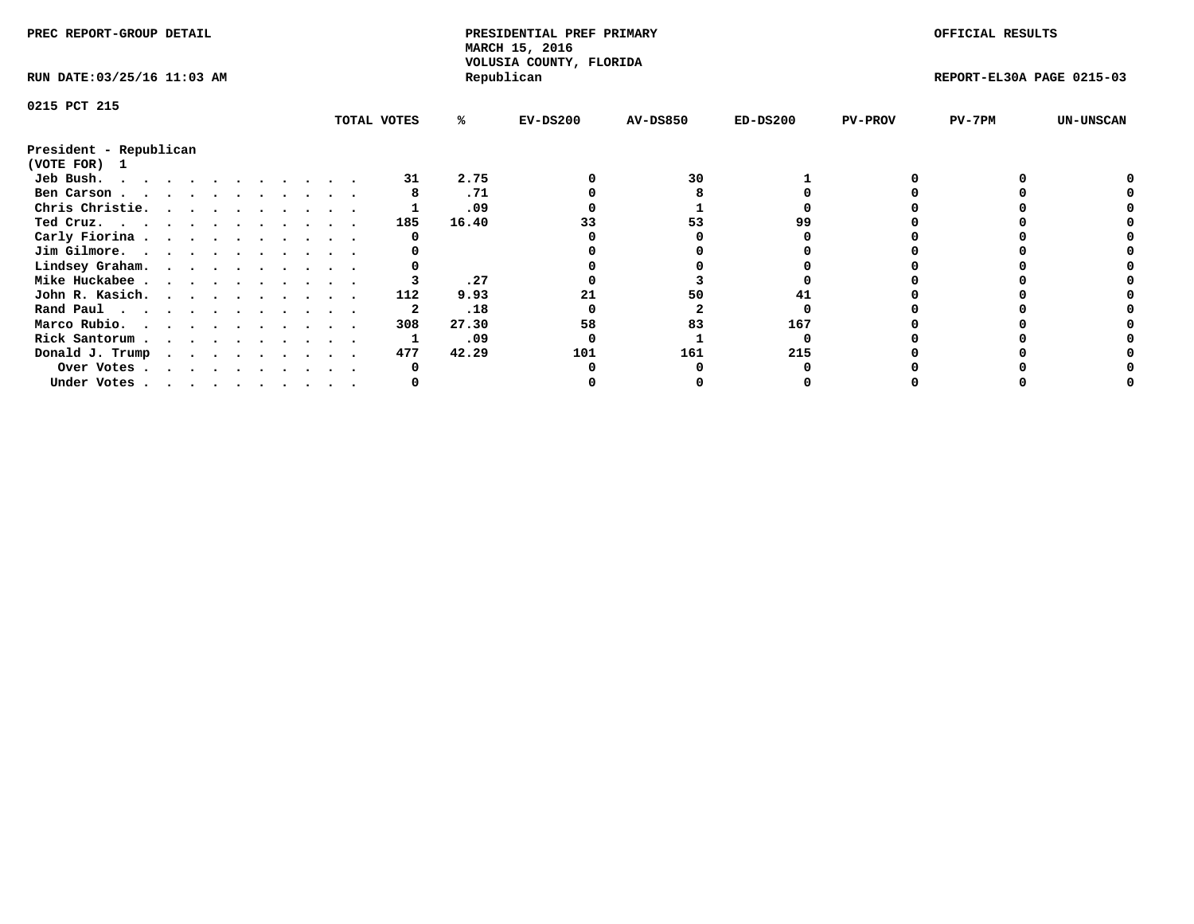PREC REPORT-GROUP DETAIL

PRESIDENTIAL PREF PRIMARY
MARCH 15, 2016
VOLUSIA COUNTY, FLORIDA
Republican

OFFICIAL RESULTS

RUN DATE:03/25/16 11:03 AM

REPORT-EL30A PAGE 0215-03

0215 PCT 215

President - Republican
(VOTE FOR) 1

| | TOTAL VOTES | % | EV-DS200 | AV-DS850 | ED-DS200 | PV-PROV | PV-7PM | UN-UNSCAN |
|---|---|---|---|---|---|---|---|---|
| Jeb Bush. | 31 | 2.75 | 0 | 30 | 1 | 0 | 0 | 0 |
| Ben Carson | 8 | .71 | 0 | 8 | 0 | 0 | 0 | 0 |
| Chris Christie. | 1 | .09 | 0 | 1 | 0 | 0 | 0 | 0 |
| Ted Cruz. | 185 | 16.40 | 33 | 53 | 99 | 0 | 0 | 0 |
| Carly Fiorina | 0 | | 0 | 0 | 0 | 0 | 0 | 0 |
| Jim Gilmore. | 0 | | 0 | 0 | 0 | 0 | 0 | 0 |
| Lindsey Graham. | 0 | | 0 | 0 | 0 | 0 | 0 | 0 |
| Mike Huckabee | 3 | .27 | 0 | 3 | 0 | 0 | 0 | 0 |
| John R. Kasich. | 112 | 9.93 | 21 | 50 | 41 | 0 | 0 | 0 |
| Rand Paul | 2 | .18 | 0 | 2 | 0 | 0 | 0 | 0 |
| Marco Rubio. | 308 | 27.30 | 58 | 83 | 167 | 0 | 0 | 0 |
| Rick Santorum | 1 | .09 | 0 | 1 | 0 | 0 | 0 | 0 |
| Donald J. Trump | 477 | 42.29 | 101 | 161 | 215 | 0 | 0 | 0 |
| Over Votes | 0 | | 0 | 0 | 0 | 0 | 0 | 0 |
| Under Votes | 0 | | 0 | 0 | 0 | 0 | 0 | 0 |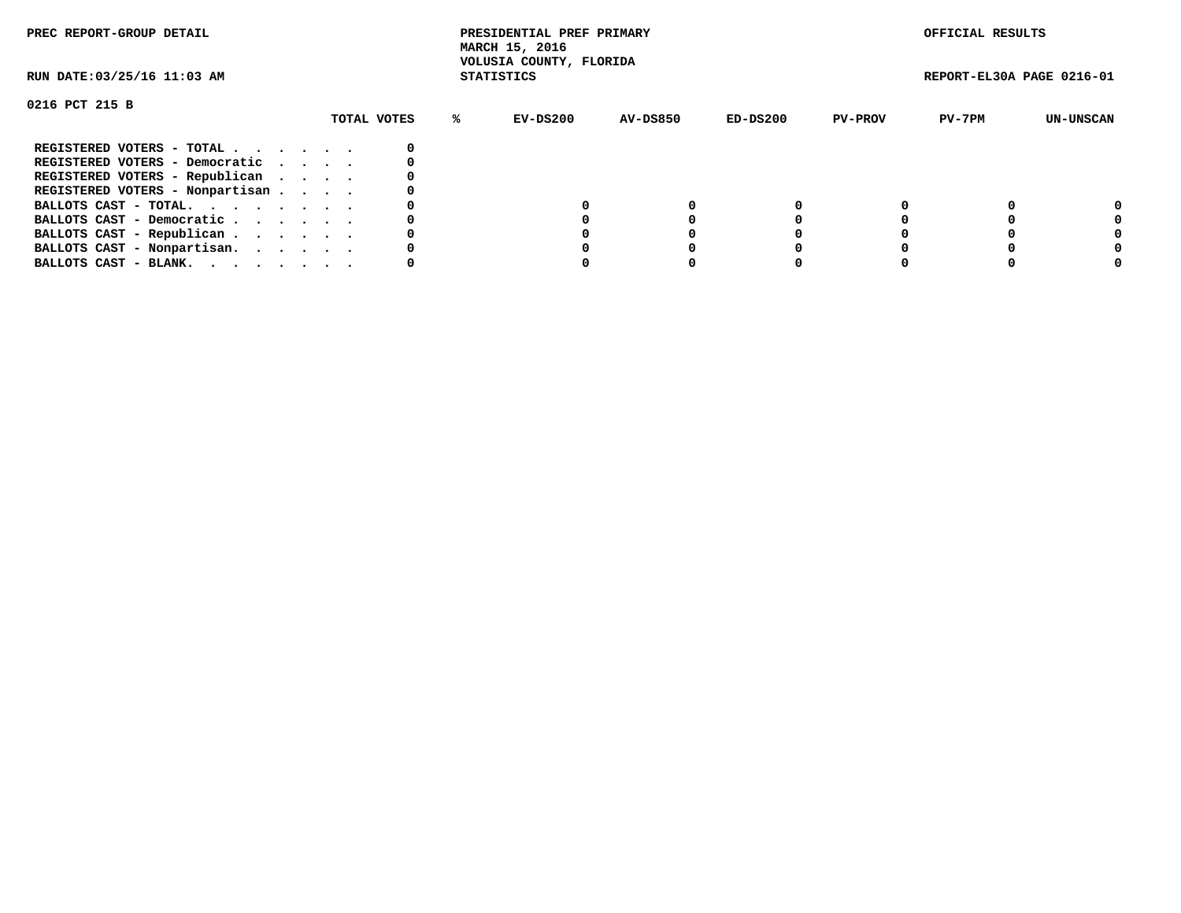PREC REPORT-GROUP DETAIL

PRESIDENTIAL PREF PRIMARY
MARCH 15, 2016
VOLUSIA COUNTY, FLORIDA
STATISTICS

OFFICIAL RESULTS

RUN DATE:03/25/16 11:03 AM

REPORT-EL30A PAGE 0216-01

## 0216 PCT 215 B

| | TOTAL VOTES | % | EV-DS200 | AV-DS850 | ED-DS200 | PV-PROV | PV-7PM | UN-UNSCAN |
|---|---|---|---|---|---|---|---|---|
| REGISTERED VOTERS - TOTAL . . . . . . | 0 | | | | | | | |
| REGISTERED VOTERS - Democratic . . . . | 0 | | | | | | | |
| REGISTERED VOTERS - Republican . . . . | 0 | | | | | | | |
| REGISTERED VOTERS - Nonpartisan . . . . | 0 | | | | | | | |
| BALLOTS CAST - TOTAL. . . . . . . . | 0 | | 0 | 0 | 0 | 0 | 0 | 0 |
| BALLOTS CAST - Democratic . . . . . . | 0 | | 0 | 0 | 0 | 0 | 0 | 0 |
| BALLOTS CAST - Republican . . . . . . | 0 | | 0 | 0 | 0 | 0 | 0 | 0 |
| BALLOTS CAST - Nonpartisan. . . . . . | 0 | | 0 | 0 | 0 | 0 | 0 | 0 |
| BALLOTS CAST - BLANK. . . . . . . . | 0 | | 0 | 0 | 0 | 0 | 0 | 0 |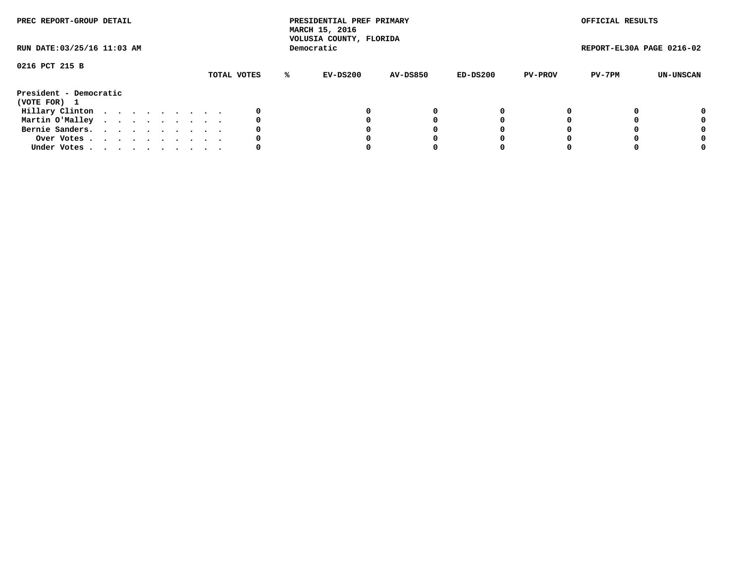PREC REPORT-GROUP DETAIL

PRESIDENTIAL PREF PRIMARY
MARCH 15, 2016
VOLUSIA COUNTY, FLORIDA
Democratic

OFFICIAL RESULTS

RUN DATE:03/25/16 11:03 AM

REPORT-EL30A PAGE 0216-02

0216 PCT 215 B

| | TOTAL VOTES | % | EV-DS200 | AV-DS850 | ED-DS200 | PV-PROV | PV-7PM | UN-UNSCAN |
|---|---|---|---|---|---|---|---|---|
| **President - Democratic** | | | | | | | | |
| **(VOTE FOR) 1** | | | | | | | | |
| Hillary Clinton . . . . . . . . . . | 0 | | 0 | 0 | 0 | 0 | 0 | 0 |
| Martin O'Malley . . . . . . . . . . | 0 | | 0 | 0 | 0 | 0 | 0 | 0 |
| Bernie Sanders. . . . . . . . . . . | 0 | | 0 | 0 | 0 | 0 | 0 | 0 |
| Over Votes . . . . . . . . . . . | 0 | | 0 | 0 | 0 | 0 | 0 | 0 |
| Under Votes . . . . . . . . . . . | 0 | | 0 | 0 | 0 | 0 | 0 | 0 |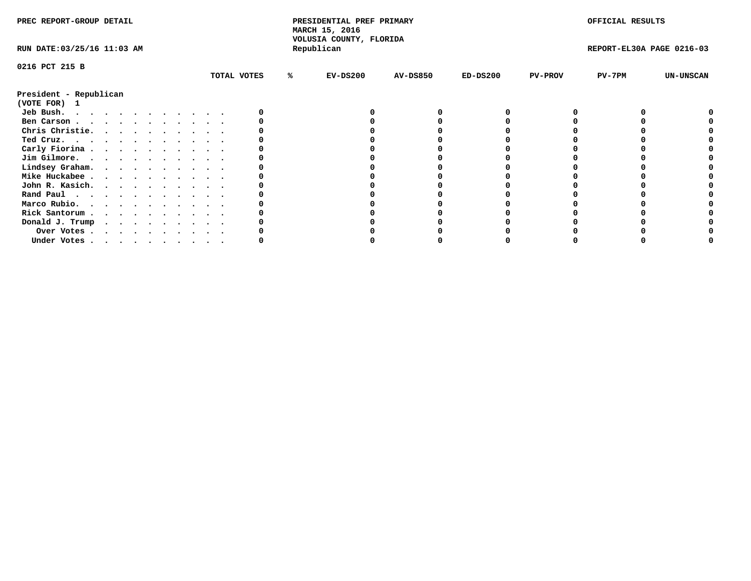PREC REPORT-GROUP DETAIL

PRESIDENTIAL PREF PRIMARY
MARCH 15, 2016
VOLUSIA COUNTY, FLORIDA
Republican

OFFICIAL RESULTS

RUN DATE:03/25/16 11:03 AM

REPORT-EL30A PAGE 0216-03

0216 PCT 215 B

| President - Republican (VOTE FOR) 1 | TOTAL VOTES | % | EV-DS200 | AV-DS850 | ED-DS200 | PV-PROV | PV-7PM | UN-UNSCAN |
|---|---|---|---|---|---|---|---|---|
| Jeb Bush. . . . . . . . . . . . | 0 | | 0 | 0 | 0 | 0 | 0 | 0 |
| Ben Carson . . . . . . . . . . . | 0 | | 0 | 0 | 0 | 0 | 0 | 0 |
| Chris Christie. . . . . . . . . . | 0 | | 0 | 0 | 0 | 0 | 0 | 0 |
| Ted Cruz. . . . . . . . . . . . | 0 | | 0 | 0 | 0 | 0 | 0 | 0 |
| Carly Fiorina . . . . . . . . . . | 0 | | 0 | 0 | 0 | 0 | 0 | 0 |
| Jim Gilmore. . . . . . . . . . . | 0 | | 0 | 0 | 0 | 0 | 0 | 0 |
| Lindsey Graham. . . . . . . . . . | 0 | | 0 | 0 | 0 | 0 | 0 | 0 |
| Mike Huckabee . . . . . . . . . . | 0 | | 0 | 0 | 0 | 0 | 0 | 0 |
| John R. Kasich. . . . . . . . . . | 0 | | 0 | 0 | 0 | 0 | 0 | 0 |
| Rand Paul . . . . . . . . . . . | 0 | | 0 | 0 | 0 | 0 | 0 | 0 |
| Marco Rubio. . . . . . . . . . . | 0 | | 0 | 0 | 0 | 0 | 0 | 0 |
| Rick Santorum . . . . . . . . . . | 0 | | 0 | 0 | 0 | 0 | 0 | 0 |
| Donald J. Trump . . . . . . . . . | 0 | | 0 | 0 | 0 | 0 | 0 | 0 |
| Over Votes . . . . . . . . . . | 0 | | 0 | 0 | 0 | 0 | 0 | 0 |
| Under Votes . . . . . . . . . . | 0 | | 0 | 0 | 0 | 0 | 0 | 0 |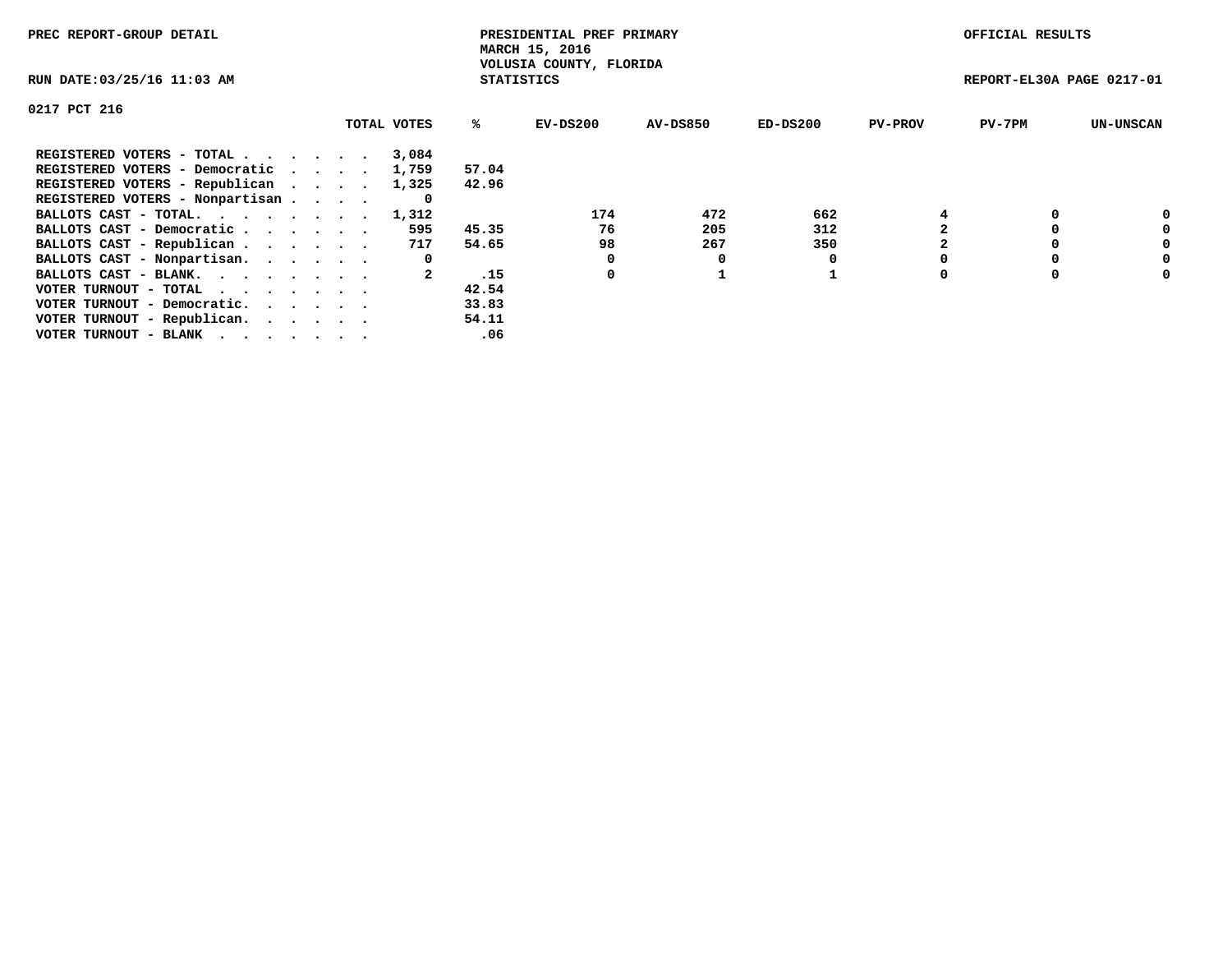PREC REPORT-GROUP DETAIL

PRESIDENTIAL PREF PRIMARY
MARCH 15, 2016
VOLUSIA COUNTY, FLORIDA
STATISTICS

OFFICIAL RESULTS

RUN DATE:03/25/16 11:03 AM

REPORT-EL30A PAGE 0217-01

0217 PCT 216

| | TOTAL VOTES | % | EV-DS200 | AV-DS850 | ED-DS200 | PV-PROV | PV-7PM | UN-UNSCAN |
|---|---|---|---|---|---|---|---|---|
| REGISTERED VOTERS - TOTAL . . . . . . | 3,084 | | | | | | | |
| REGISTERED VOTERS - Democratic . . . . | 1,759 | 57.04 | | | | | | |
| REGISTERED VOTERS - Republican . . . . | 1,325 | 42.96 | | | | | | |
| REGISTERED VOTERS - Nonpartisan . . . . | 0 | | | | | | | |
| BALLOTS CAST - TOTAL. . . . . . . . | 1,312 | | 174 | 472 | 662 | 4 | 0 | 0 |
| BALLOTS CAST - Democratic . . . . . . | 595 | 45.35 | 76 | 205 | 312 | 2 | 0 | 0 |
| BALLOTS CAST - Republican . . . . . . | 717 | 54.65 | 98 | 267 | 350 | 2 | 0 | 0 |
| BALLOTS CAST - Nonpartisan. . . . . . | 0 | | 0 | 0 | 0 | 0 | 0 | 0 |
| BALLOTS CAST - BLANK. . . . . . . . | 2 | .15 | 0 | 1 | 1 | 0 | 0 | 0 |
| VOTER TURNOUT - TOTAL . . . . . . . | | 42.54 | | | | | | |
| VOTER TURNOUT - Democratic. . . . . . | | 33.83 | | | | | | |
| VOTER TURNOUT - Republican. . . . . . | | 54.11 | | | | | | |
| VOTER TURNOUT - BLANK . . . . . . . | | .06 | | | | | | |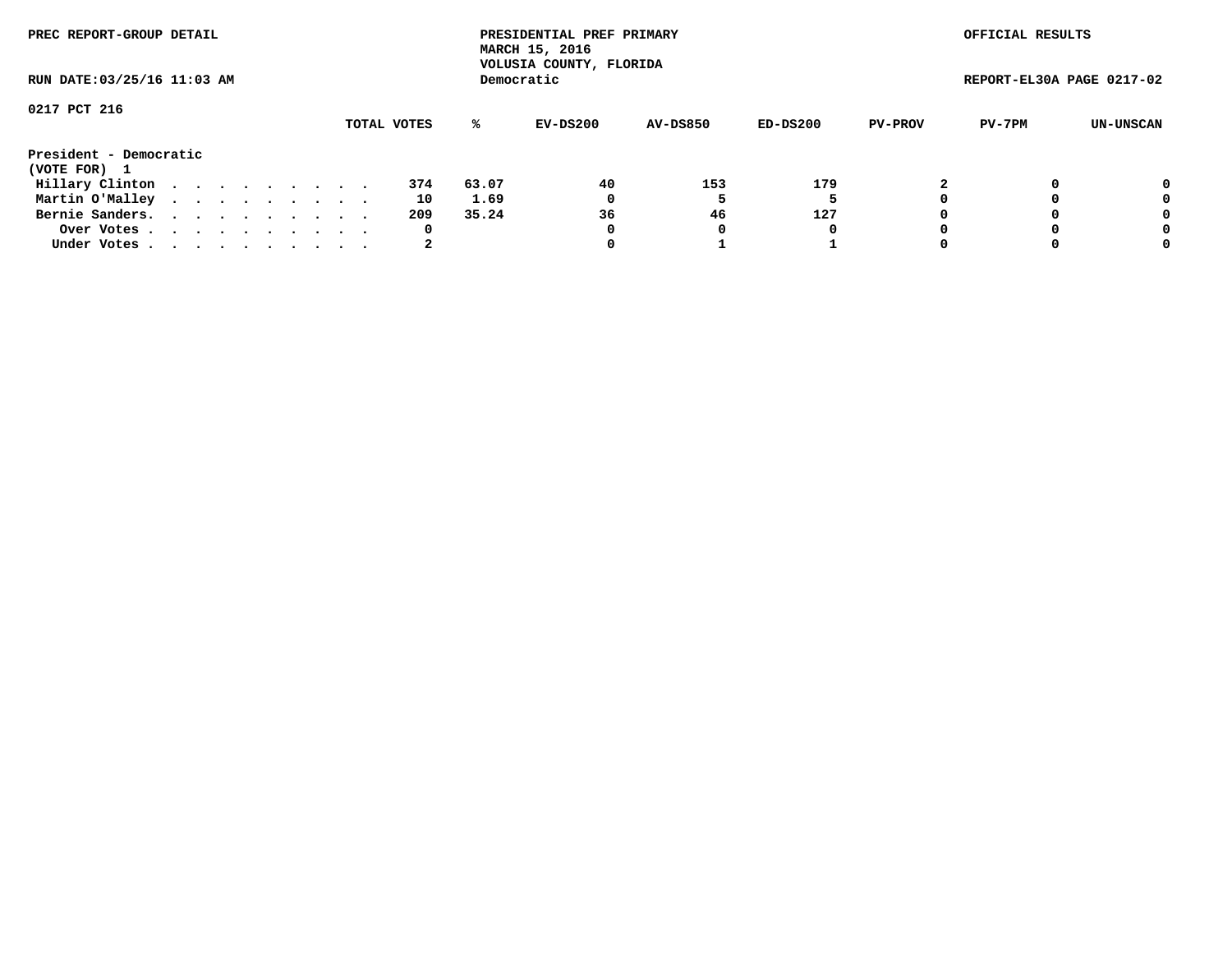PREC REPORT-GROUP DETAIL

PRESIDENTIAL PREF PRIMARY
MARCH 15, 2016
VOLUSIA COUNTY, FLORIDA
Democratic

OFFICIAL RESULTS

RUN DATE:03/25/16 11:03 AM

REPORT-EL30A PAGE 0217-02

0217 PCT 216

| President - Democratic (VOTE FOR) 1 | TOTAL VOTES | % | EV-DS200 | AV-DS850 | ED-DS200 | PV-PROV | PV-7PM | UN-UNSCAN |
|---|---|---|---|---|---|---|---|---|
| Hillary Clinton | 374 | 63.07 | 40 | 153 | 179 | 2 | 0 | 0 |
| Martin O'Malley | 10 | 1.69 | 0 | 5 | 5 | 0 | 0 | 0 |
| Bernie Sanders. | 209 | 35.24 | 36 | 46 | 127 | 0 | 0 | 0 |
| Over Votes | 0 | | 0 | 0 | 0 | 0 | 0 | 0 |
| Under Votes | 2 | | 0 | 1 | 1 | 0 | 0 | 0 |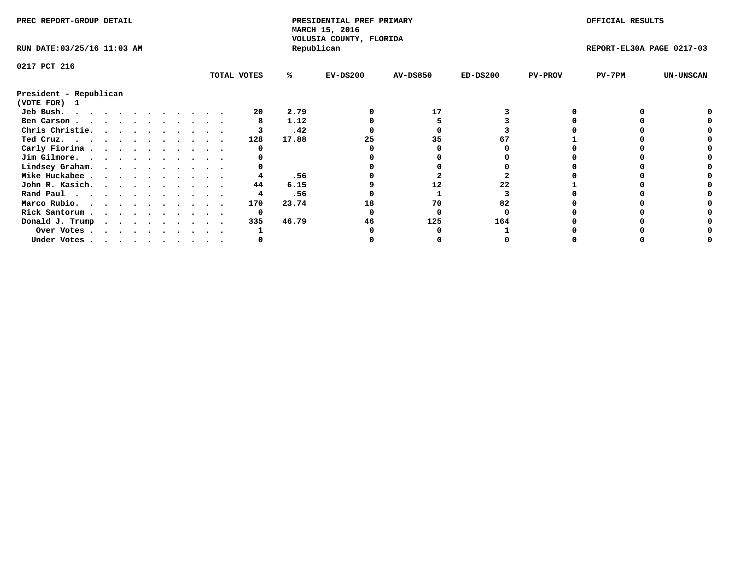PREC REPORT-GROUP DETAIL

PRESIDENTIAL PREF PRIMARY
MARCH 15, 2016
VOLUSIA COUNTY, FLORIDA
Republican

OFFICIAL RESULTS

RUN DATE:03/25/16 11:03 AM

REPORT-EL30A PAGE 0217-03

0217 PCT 216

President - Republican
(VOTE FOR) 1

| | TOTAL VOTES | % | EV-DS200 | AV-DS850 | ED-DS200 | PV-PROV | PV-7PM | UN-UNSCAN |
|---|---|---|---|---|---|---|---|---|
| Jeb Bush. | 20 | 2.79 | 0 | 17 | 3 | 0 | 0 | 0 |
| Ben Carson | 8 | 1.12 | 0 | 5 | 3 | 0 | 0 | 0 |
| Chris Christie. | 3 | .42 | 0 | 0 | 3 | 0 | 0 | 0 |
| Ted Cruz. | 128 | 17.88 | 25 | 35 | 67 | 1 | 0 | 0 |
| Carly Fiorina | 0 | | 0 | 0 | 0 | 0 | 0 | 0 |
| Jim Gilmore. | 0 | | 0 | 0 | 0 | 0 | 0 | 0 |
| Lindsey Graham. | 0 | | 0 | 0 | 0 | 0 | 0 | 0 |
| Mike Huckabee | 4 | .56 | 0 | 2 | 2 | 0 | 0 | 0 |
| John R. Kasich. | 44 | 6.15 | 9 | 12 | 22 | 1 | 0 | 0 |
| Rand Paul | 4 | .56 | 0 | 1 | 3 | 0 | 0 | 0 |
| Marco Rubio. | 170 | 23.74 | 18 | 70 | 82 | 0 | 0 | 0 |
| Rick Santorum | 0 | | 0 | 0 | 0 | 0 | 0 | 0 |
| Donald J. Trump | 335 | 46.79 | 46 | 125 | 164 | 0 | 0 | 0 |
| Over Votes | 1 | | 0 | 0 | 1 | 0 | 0 | 0 |
| Under Votes | 0 | | 0 | 0 | 0 | 0 | 0 | 0 |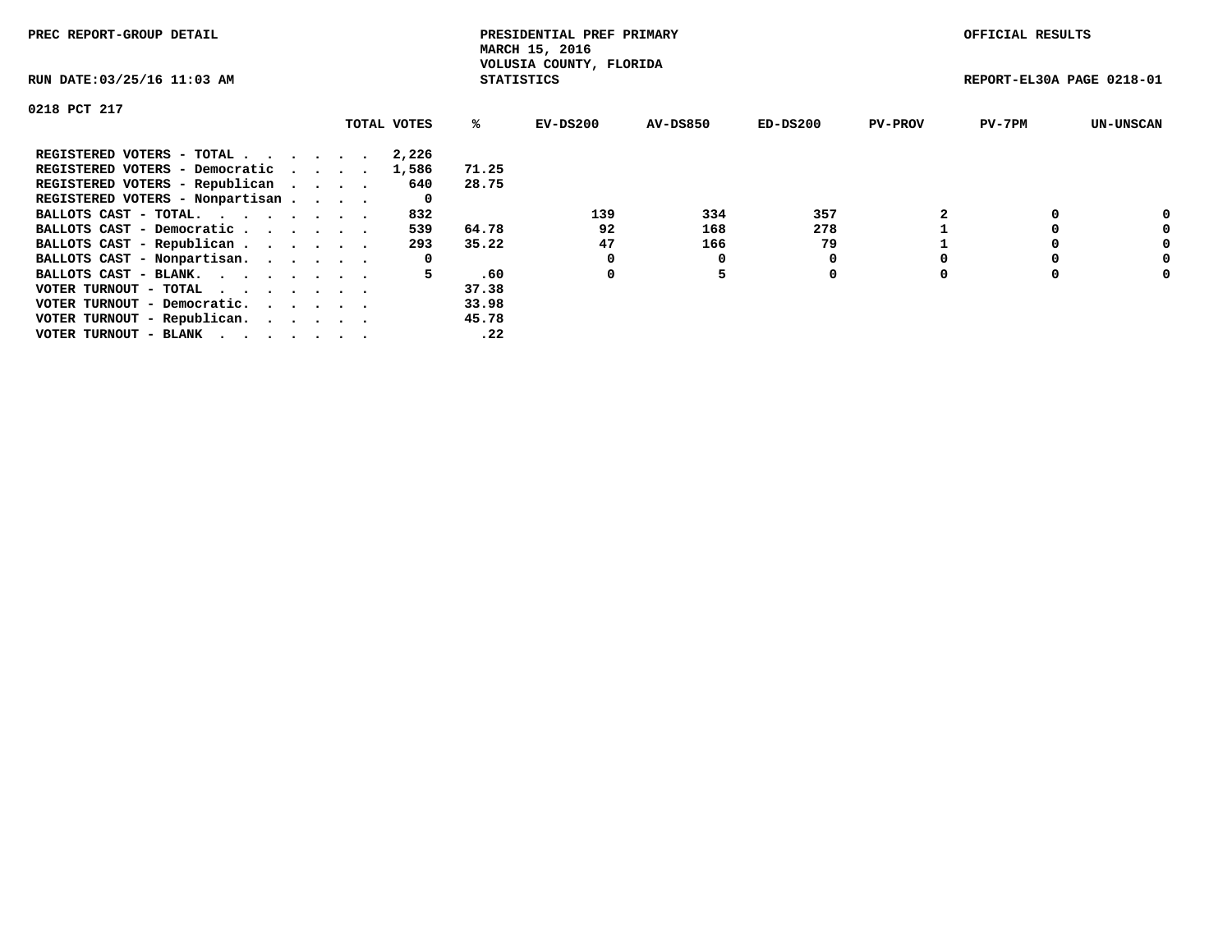PREC REPORT-GROUP DETAIL

PRESIDENTIAL PREF PRIMARY
MARCH 15, 2016
VOLUSIA COUNTY, FLORIDA
STATISTICS

OFFICIAL RESULTS

RUN DATE:03/25/16 11:03 AM

REPORT-EL30A PAGE 0218-01

0218 PCT 217

| | TOTAL VOTES | % | EV-DS200 | AV-DS850 | ED-DS200 | PV-PROV | PV-7PM | UN-UNSCAN |
|---|---|---|---|---|---|---|---|---|
| REGISTERED VOTERS - TOTAL . . . . . . | 2,226 | | | | | | | |
| REGISTERED VOTERS - Democratic . . . . | 1,586 | 71.25 | | | | | | |
| REGISTERED VOTERS - Republican . . . . | 640 | 28.75 | | | | | | |
| REGISTERED VOTERS - Nonpartisan . . . . | 0 | | | | | | | |
| BALLOTS CAST - TOTAL. . . . . . . . | 832 | | 139 | 334 | 357 | 2 | 0 | 0 |
| BALLOTS CAST - Democratic . . . . . . | 539 | 64.78 | 92 | 168 | 278 | 1 | 0 | 0 |
| BALLOTS CAST - Republican . . . . . . | 293 | 35.22 | 47 | 166 | 79 | 1 | 0 | 0 |
| BALLOTS CAST - Nonpartisan. . . . . . | 0 | | 0 | 0 | 0 | 0 | 0 | 0 |
| BALLOTS CAST - BLANK. . . . . . . . | 5 | .60 | 0 | 5 | 0 | 0 | 0 | 0 |
| VOTER TURNOUT - TOTAL . . . . . . . | | 37.38 | | | | | | |
| VOTER TURNOUT - Democratic. . . . . . | | 33.98 | | | | | | |
| VOTER TURNOUT - Republican. . . . . . | | 45.78 | | | | | | |
| VOTER TURNOUT - BLANK . . . . . . . | | .22 | | | | | | |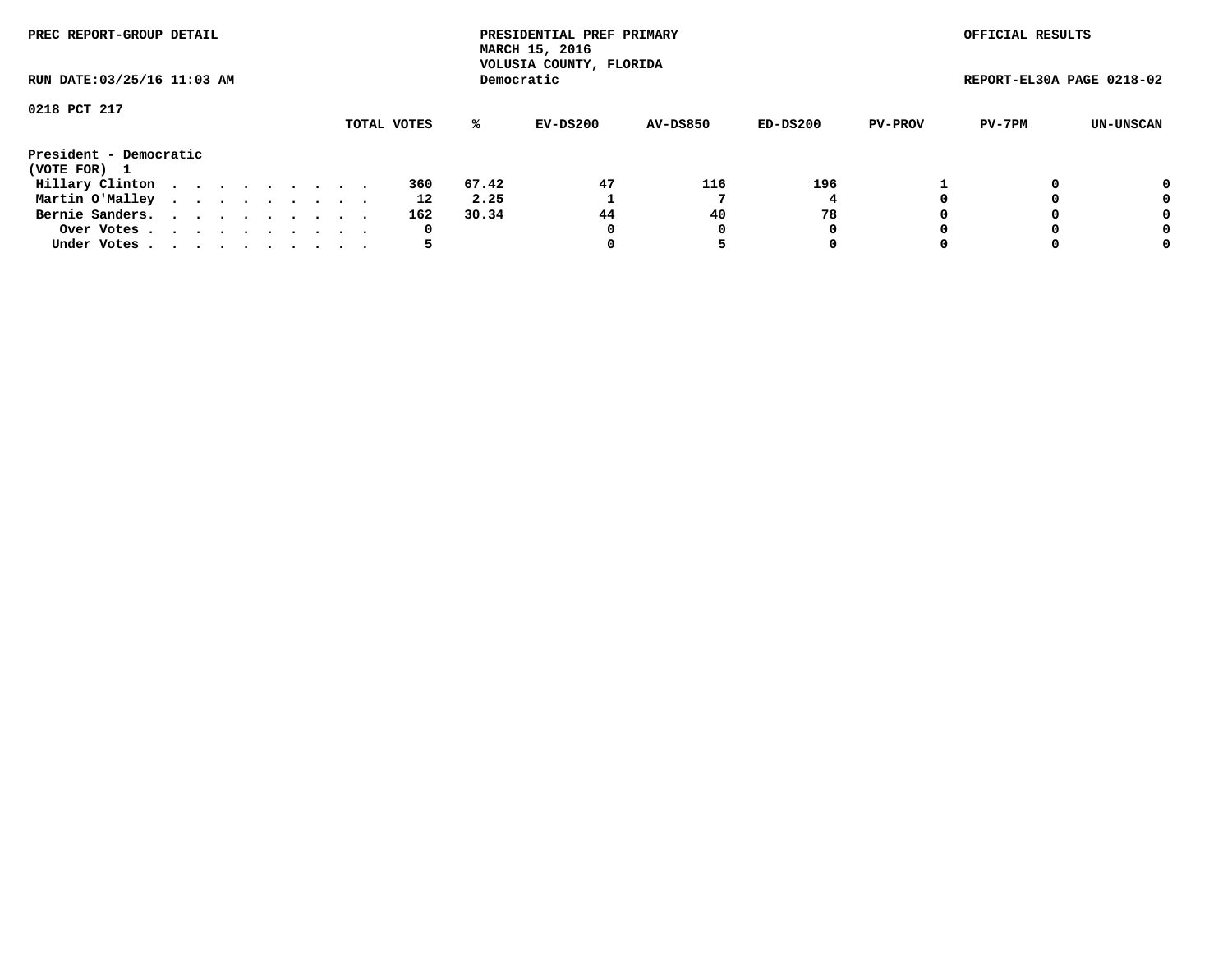PREC REPORT-GROUP DETAIL

PRESIDENTIAL PREF PRIMARY
MARCH 15, 2016
VOLUSIA COUNTY, FLORIDA
Democratic

OFFICIAL RESULTS

RUN DATE:03/25/16 11:03 AM

REPORT-EL30A PAGE 0218-02

0218 PCT 217

| | TOTAL VOTES | % | EV-DS200 | AV-DS850 | ED-DS200 | PV-PROV | PV-7PM | UN-UNSCAN |
|---|---|---|---|---|---|---|---|---|
| **President - Democratic** | | | | | | | | |
| **(VOTE FOR) 1** | | | | | | | | |
| Hillary Clinton | 360 | 67.42 | 47 | 116 | 196 | 1 | 0 | 0 |
| Martin O'Malley | 12 | 2.25 | 1 | 7 | 4 | 0 | 0 | 0 |
| Bernie Sanders. | 162 | 30.34 | 44 | 40 | 78 | 0 | 0 | 0 |
| Over Votes | 0 | | 0 | 0 | 0 | 0 | 0 | 0 |
| Under Votes | 5 | | 0 | 5 | 0 | 0 | 0 | 0 |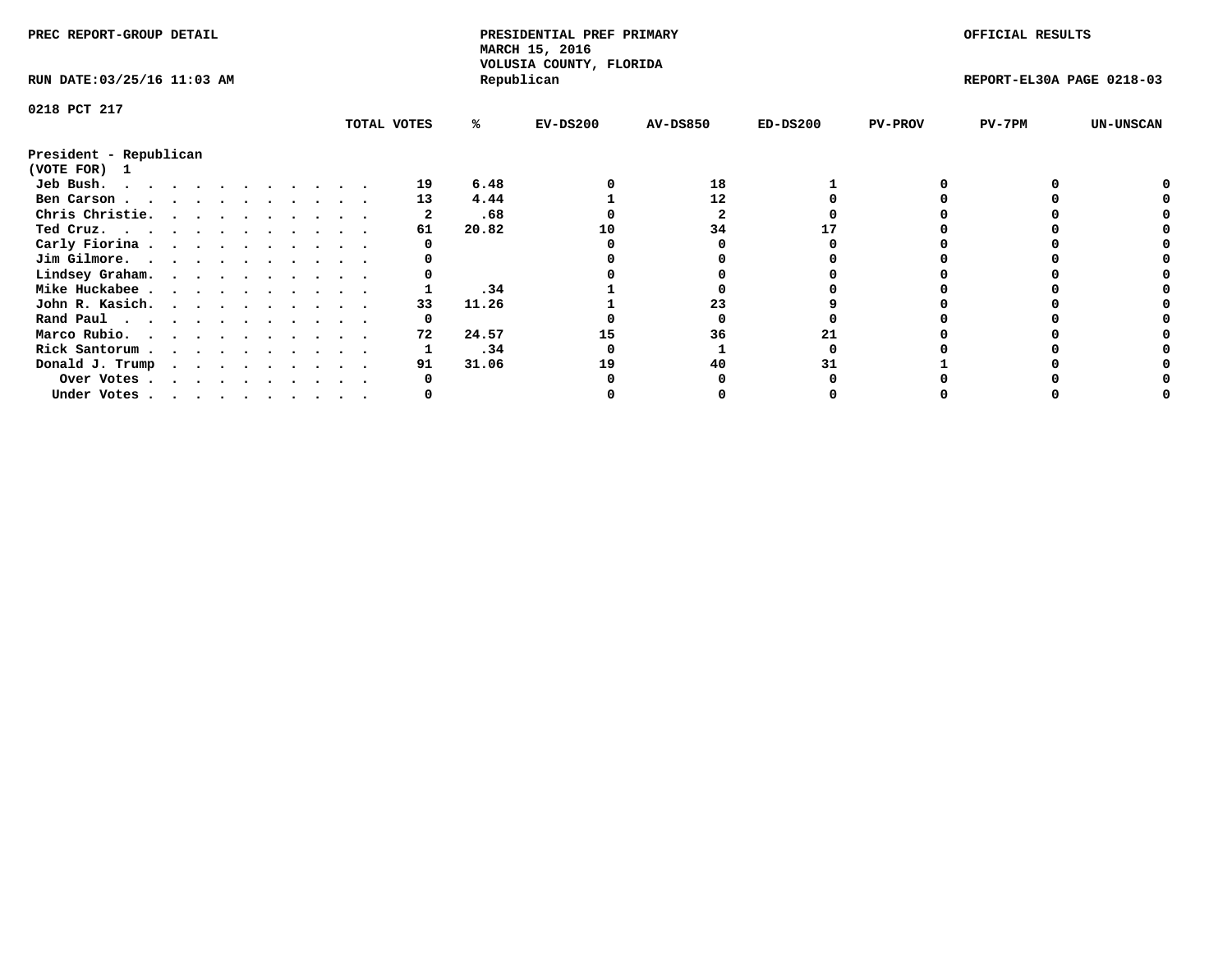PREC REPORT-GROUP DETAIL

PRESIDENTIAL PREF PRIMARY
MARCH 15, 2016
VOLUSIA COUNTY, FLORIDA
Republican

OFFICIAL RESULTS

RUN DATE:03/25/16 11:03 AM

REPORT-EL30A PAGE 0218-03

0218 PCT 217

| President - Republican (VOTE FOR) 1 | TOTAL VOTES | % | EV-DS200 | AV-DS850 | ED-DS200 | PV-PROV | PV-7PM | UN-UNSCAN |
|---|---|---|---|---|---|---|---|---|
| Jeb Bush. | 19 | 6.48 | 0 | 18 | 1 | 0 | 0 | 0 |
| Ben Carson | 13 | 4.44 | 1 | 12 | 0 | 0 | 0 | 0 |
| Chris Christie. | 2 | .68 | 0 | 2 | 0 | 0 | 0 | 0 |
| Ted Cruz. | 61 | 20.82 | 10 | 34 | 17 | 0 | 0 | 0 |
| Carly Fiorina | 0 | | 0 | 0 | 0 | 0 | 0 | 0 |
| Jim Gilmore. | 0 | | 0 | 0 | 0 | 0 | 0 | 0 |
| Lindsey Graham. | 0 | | 0 | 0 | 0 | 0 | 0 | 0 |
| Mike Huckabee | 1 | .34 | 1 | 0 | 0 | 0 | 0 | 0 |
| John R. Kasich. | 33 | 11.26 | 1 | 23 | 9 | 0 | 0 | 0 |
| Rand Paul | 0 | | 0 | 0 | 0 | 0 | 0 | 0 |
| Marco Rubio. | 72 | 24.57 | 15 | 36 | 21 | 0 | 0 | 0 |
| Rick Santorum | 1 | .34 | 0 | 1 | 0 | 0 | 0 | 0 |
| Donald J. Trump | 91 | 31.06 | 19 | 40 | 31 | 1 | 0 | 0 |
| Over Votes | 0 | | 0 | 0 | 0 | 0 | 0 | 0 |
| Under Votes | 0 | | 0 | 0 | 0 | 0 | 0 | 0 |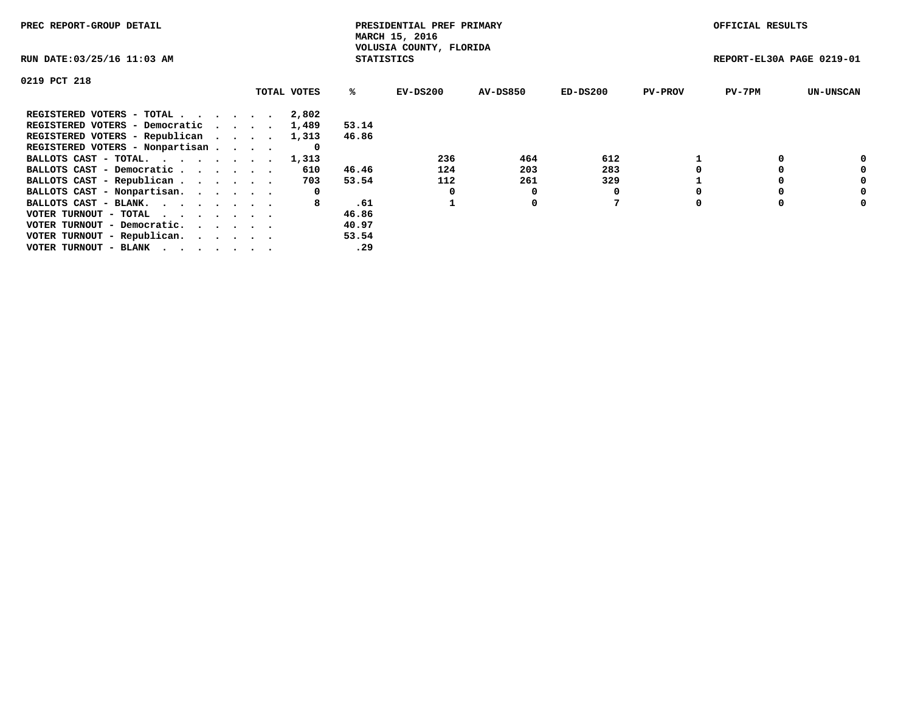PREC REPORT-GROUP DETAIL

PRESIDENTIAL PREF PRIMARY
MARCH 15, 2016
VOLUSIA COUNTY, FLORIDA
STATISTICS

OFFICIAL RESULTS

RUN DATE:03/25/16 11:03 AM

REPORT-EL30A PAGE 0219-01

0219 PCT 218

| | TOTAL VOTES | % | EV-DS200 | AV-DS850 | ED-DS200 | PV-PROV | PV-7PM | UN-UNSCAN |
|---|---|---|---|---|---|---|---|---|
| REGISTERED VOTERS - TOTAL . . . . . . | 2,802 | | | | | | | |
| REGISTERED VOTERS - Democratic . . . . | 1,489 | 53.14 | | | | | | |
| REGISTERED VOTERS - Republican . . . . | 1,313 | 46.86 | | | | | | |
| REGISTERED VOTERS - Nonpartisan . . . . | 0 | | | | | | | |
| BALLOTS CAST - TOTAL. . . . . . . . | 1,313 | | 236 | 464 | 612 | 1 | 0 | 0 |
| BALLOTS CAST - Democratic . . . . . . | 610 | 46.46 | 124 | 203 | 283 | 0 | 0 | 0 |
| BALLOTS CAST - Republican . . . . . . | 703 | 53.54 | 112 | 261 | 329 | 1 | 0 | 0 |
| BALLOTS CAST - Nonpartisan. . . . . . | 0 | | 0 | 0 | 0 | 0 | 0 | 0 |
| BALLOTS CAST - BLANK. . . . . . . . | 8 | .61 | 1 | 0 | 7 | 0 | 0 | 0 |
| VOTER TURNOUT - TOTAL . . . . . . . | | 46.86 | | | | | | |
| VOTER TURNOUT - Democratic. . . . . . | | 40.97 | | | | | | |
| VOTER TURNOUT - Republican. . . . . . | | 53.54 | | | | | | |
| VOTER TURNOUT - BLANK . . . . . . . | | .29 | | | | | | |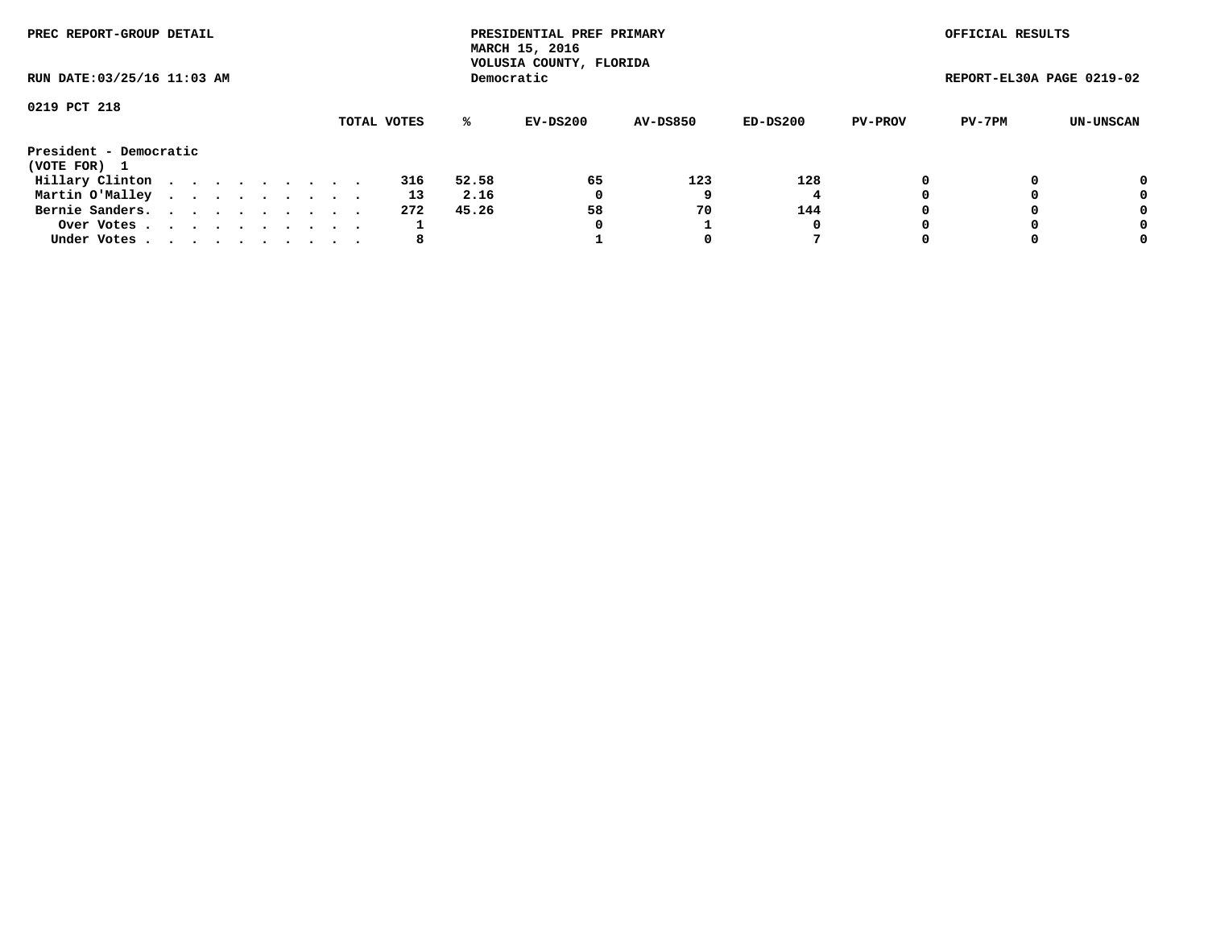PREC REPORT-GROUP DETAIL

PRESIDENTIAL PREF PRIMARY
MARCH 15, 2016
VOLUSIA COUNTY, FLORIDA
Democratic

OFFICIAL RESULTS

RUN DATE:03/25/16 11:03 AM

REPORT-EL30A PAGE 0219-02

0219 PCT 218

| President - Democratic (VOTE FOR) 1 | TOTAL VOTES | % | EV-DS200 | AV-DS850 | ED-DS200 | PV-PROV | PV-7PM | UN-UNSCAN |
|---|---|---|---|---|---|---|---|---|
| Hillary Clinton | 316 | 52.58 | 65 | 123 | 128 | 0 | 0 | 0 |
| Martin O'Malley | 13 | 2.16 | 0 | 9 | 4 | 0 | 0 | 0 |
| Bernie Sanders. | 272 | 45.26 | 58 | 70 | 144 | 0 | 0 | 0 |
| Over Votes | 1 | | 0 | 1 | 0 | 0 | 0 | 0 |
| Under Votes | 8 | | 1 | 0 | 7 | 0 | 0 | 0 |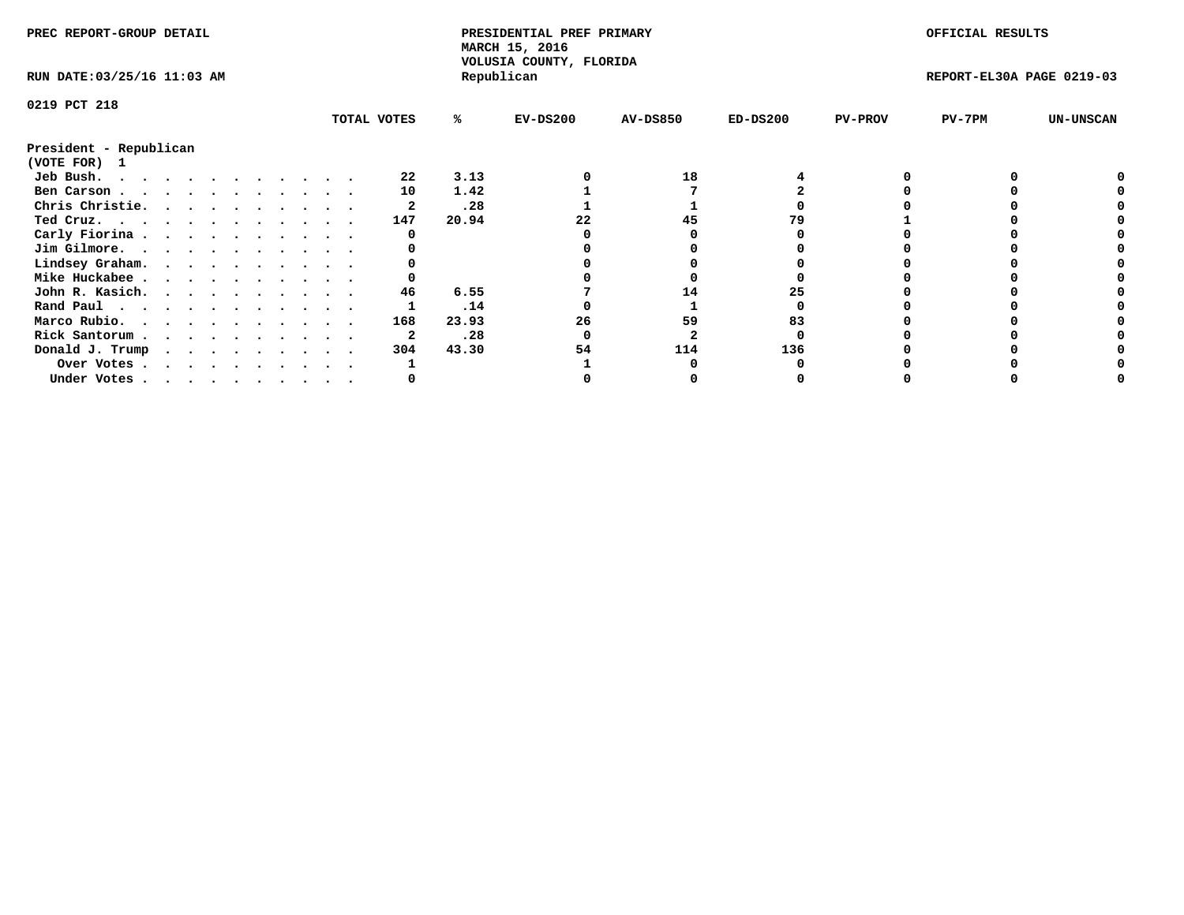PREC REPORT-GROUP DETAIL

PRESIDENTIAL PREF PRIMARY
MARCH 15, 2016
VOLUSIA COUNTY, FLORIDA
Republican

OFFICIAL RESULTS

RUN DATE:03/25/16 11:03 AM

REPORT-EL30A PAGE 0219-03

0219 PCT 218

**President - Republican**
**(VOTE FOR) 1**

| | TOTAL VOTES | % | EV-DS200 | AV-DS850 | ED-DS200 | PV-PROV | PV-7PM | UN-UNSCAN |
|---|---|---|---|---|---|---|---|---|
| Jeb Bush | 22 | 3.13 | 0 | 18 | 4 | 0 | 0 | 0 |
| Ben Carson | 10 | 1.42 | 1 | 7 | 2 | 0 | 0 | 0 |
| Chris Christie | 2 | .28 | 1 | 1 | 0 | 0 | 0 | 0 |
| Ted Cruz | 147 | 20.94 | 22 | 45 | 79 | 1 | 0 | 0 |
| Carly Fiorina | 0 | | 0 | 0 | 0 | 0 | 0 | 0 |
| Jim Gilmore | 0 | | 0 | 0 | 0 | 0 | 0 | 0 |
| Lindsey Graham | 0 | | 0 | 0 | 0 | 0 | 0 | 0 |
| Mike Huckabee | 0 | | 0 | 0 | 0 | 0 | 0 | 0 |
| John R. Kasich | 46 | 6.55 | 7 | 14 | 25 | 0 | 0 | 0 |
| Rand Paul | 1 | .14 | 0 | 1 | 0 | 0 | 0 | 0 |
| Marco Rubio | 168 | 23.93 | 26 | 59 | 83 | 0 | 0 | 0 |
| Rick Santorum | 2 | .28 | 0 | 2 | 0 | 0 | 0 | 0 |
| Donald J. Trump | 304 | 43.30 | 54 | 114 | 136 | 0 | 0 | 0 |
| Over Votes | 1 | | 1 | 0 | 0 | 0 | 0 | 0 |
| Under Votes | 0 | | 0 | 0 | 0 | 0 | 0 | 0 |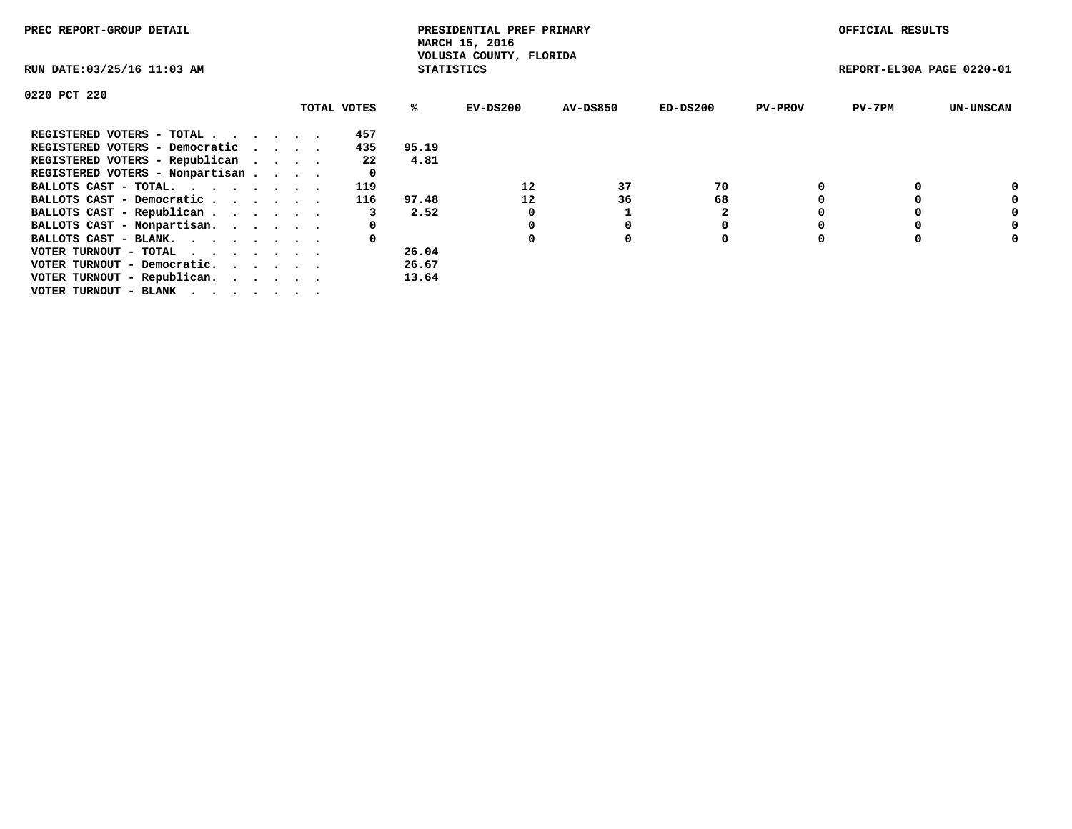PREC REPORT-GROUP DETAIL

PRESIDENTIAL PREF PRIMARY
MARCH 15, 2016
VOLUSIA COUNTY, FLORIDA
STATISTICS

OFFICIAL RESULTS

RUN DATE:03/25/16 11:03 AM

REPORT-EL30A PAGE 0220-01

0220 PCT 220

| | TOTAL VOTES | % | EV-DS200 | AV-DS850 | ED-DS200 | PV-PROV | PV-7PM | UN-UNSCAN |
|---|---|---|---|---|---|---|---|---|
| REGISTERED VOTERS - TOTAL . . . . . . | 457 | | | | | | | |
| REGISTERED VOTERS - Democratic . . . . | 435 | 95.19 | | | | | | |
| REGISTERED VOTERS - Republican . . . . | 22 | 4.81 | | | | | | |
| REGISTERED VOTERS - Nonpartisan . . . . | 0 | | | | | | | |
| BALLOTS CAST - TOTAL. . . . . . . . | 119 | | 12 | 37 | 70 | 0 | 0 | 0 |
| BALLOTS CAST - Democratic . . . . . . | 116 | 97.48 | 12 | 36 | 68 | 0 | 0 | 0 |
| BALLOTS CAST - Republican . . . . . . | 3 | 2.52 | 0 | 1 | 2 | 0 | 0 | 0 |
| BALLOTS CAST - Nonpartisan. . . . . . | 0 | | 0 | 0 | 0 | 0 | 0 | 0 |
| BALLOTS CAST - BLANK. . . . . . . . | 0 | | 0 | 0 | 0 | 0 | 0 | 0 |
| VOTER TURNOUT - TOTAL . . . . . . . | | 26.04 | | | | | | |
| VOTER TURNOUT - Democratic. . . . . . | | 26.67 | | | | | | |
| VOTER TURNOUT - Republican. . . . . . | | 13.64 | | | | | | |
| VOTER TURNOUT - BLANK . . . . . . . | | | | | | | | |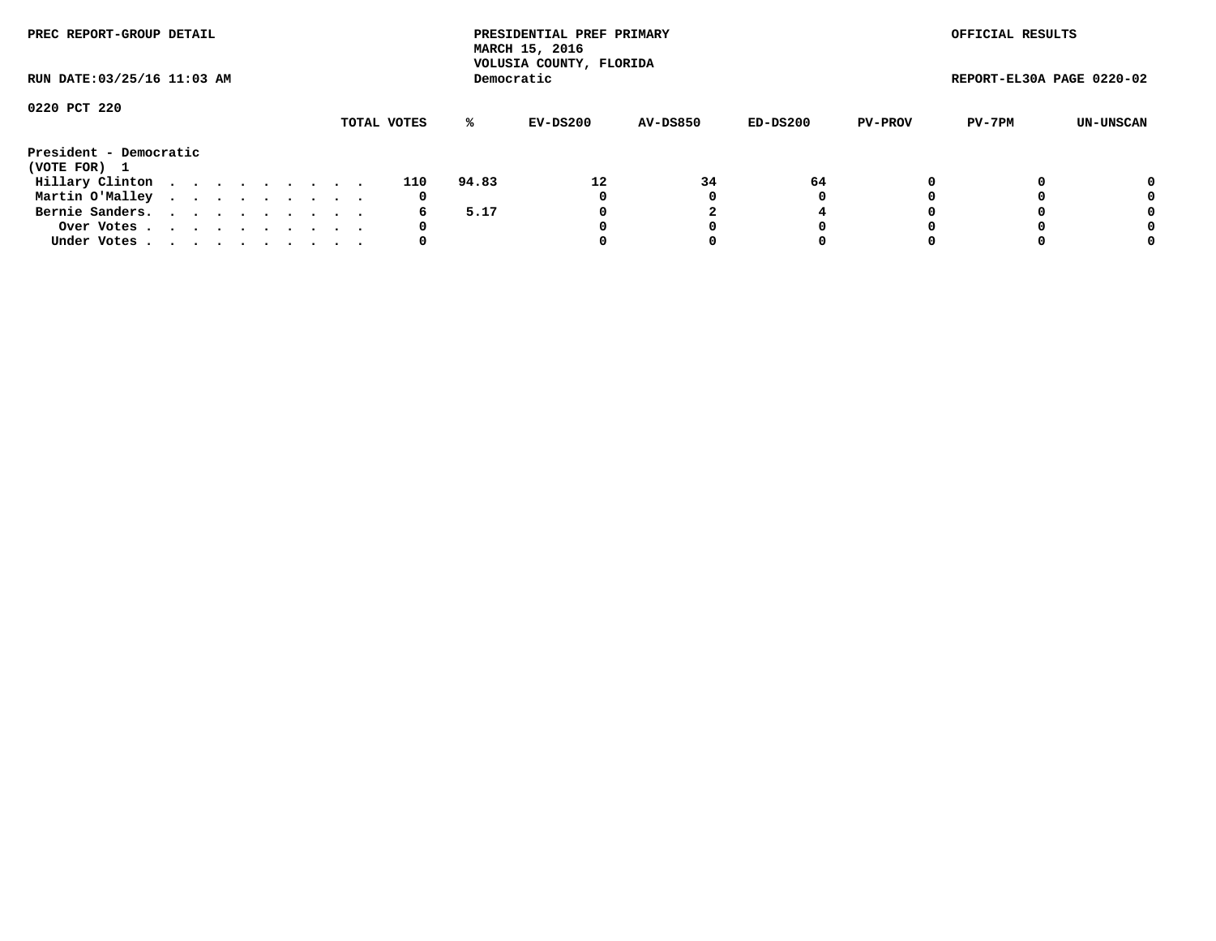PREC REPORT-GROUP DETAIL

PRESIDENTIAL PREF PRIMARY
MARCH 15, 2016
VOLUSIA COUNTY, FLORIDA
Democratic

OFFICIAL RESULTS

RUN DATE:03/25/16 11:03 AM

REPORT-EL30A PAGE 0220-02

0220 PCT 220

President - Democratic
(VOTE FOR) 1

| | TOTAL VOTES | % | EV-DS200 | AV-DS850 | ED-DS200 | PV-PROV | PV-7PM | UN-UNSCAN |
|---|---|---|---|---|---|---|---|---|
| Hillary Clinton | 110 | 94.83 | 12 | 34 | 64 | 0 | 0 | 0 |
| Martin O'Malley | 0 | | 0 | 0 | 0 | 0 | 0 | 0 |
| Bernie Sanders. | 6 | 5.17 | 0 | 2 | 4 | 0 | 0 | 0 |
| Over Votes | 0 | | 0 | 0 | 0 | 0 | 0 | 0 |
| Under Votes | 0 | | 0 | 0 | 0 | 0 | 0 | 0 |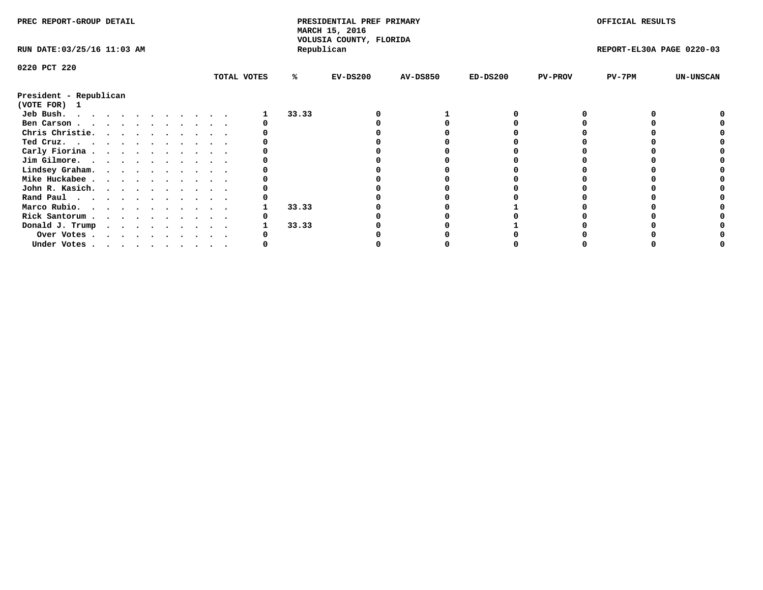PREC REPORT-GROUP DETAIL

PRESIDENTIAL PREF PRIMARY
MARCH 15, 2016
VOLUSIA COUNTY, FLORIDA
Republican

OFFICIAL RESULTS

RUN DATE:03/25/16 11:03 AM

REPORT-EL30A PAGE 0220-03

0220 PCT 220

President - Republican
(VOTE FOR) 1

| | TOTAL VOTES | % | EV-DS200 | AV-DS850 | ED-DS200 | PV-PROV | PV-7PM | UN-UNSCAN |
|---|---|---|---|---|---|---|---|---|
| Jeb Bush. . . . . . . . . . . . . | 1 | 33.33 | 0 | 1 | 0 | 0 | 0 | 0 |
| Ben Carson . . . . . . . . . . . . | 0 | | 0 | 0 | 0 | 0 | 0 | 0 |
| Chris Christie. . . . . . . . . . . | 0 | | 0 | 0 | 0 | 0 | 0 | 0 |
| Ted Cruz. . . . . . . . . . . . . | 0 | | 0 | 0 | 0 | 0 | 0 | 0 |
| Carly Fiorina . . . . . . . . . . . | 0 | | 0 | 0 | 0 | 0 | 0 | 0 |
| Jim Gilmore. . . . . . . . . . . . | 0 | | 0 | 0 | 0 | 0 | 0 | 0 |
| Lindsey Graham. . . . . . . . . . . | 0 | | 0 | 0 | 0 | 0 | 0 | 0 |
| Mike Huckabee . . . . . . . . . . . | 0 | | 0 | 0 | 0 | 0 | 0 | 0 |
| John R. Kasich. . . . . . . . . . . | 0 | | 0 | 0 | 0 | 0 | 0 | 0 |
| Rand Paul . . . . . . . . . . . . | 0 | | 0 | 0 | 0 | 0 | 0 | 0 |
| Marco Rubio. . . . . . . . . . . . | 1 | 33.33 | 0 | 0 | 1 | 0 | 0 | 0 |
| Rick Santorum . . . . . . . . . . . | 0 | | 0 | 0 | 0 | 0 | 0 | 0 |
| Donald J. Trump . . . . . . . . . . | 1 | 33.33 | 0 | 0 | 1 | 0 | 0 | 0 |
| Over Votes . . . . . . . . . . . | 0 | | 0 | 0 | 0 | 0 | 0 | 0 |
| Under Votes . . . . . . . . . . . | 0 | | 0 | 0 | 0 | 0 | 0 | 0 |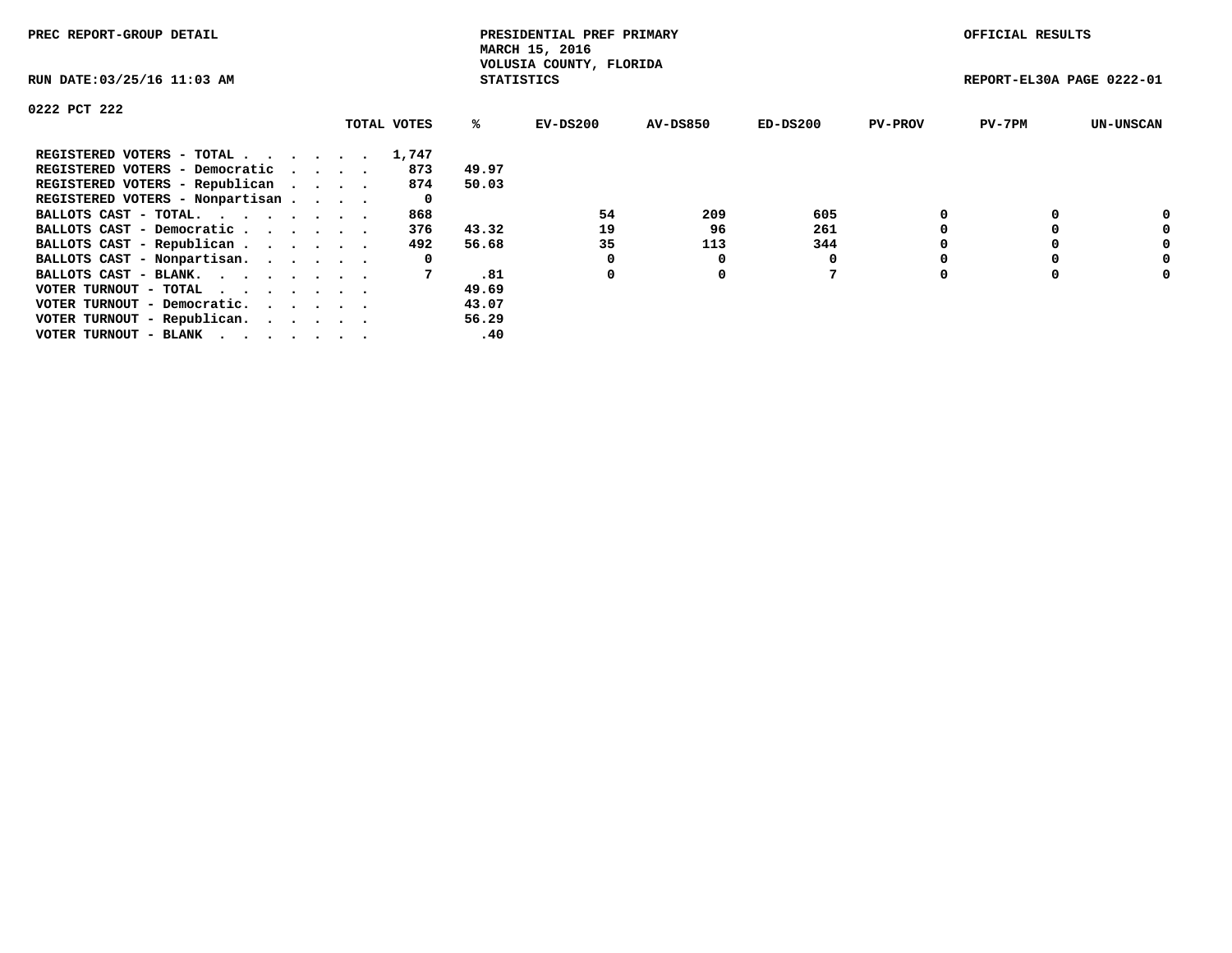PREC REPORT-GROUP DETAIL

PRESIDENTIAL PREF PRIMARY
MARCH 15, 2016
VOLUSIA COUNTY, FLORIDA
STATISTICS

OFFICIAL RESULTS

RUN DATE:03/25/16 11:03 AM

REPORT-EL30A PAGE 0222-01

0222 PCT 222

| | TOTAL VOTES | % | EV-DS200 | AV-DS850 | ED-DS200 | PV-PROV | PV-7PM | UN-UNSCAN |
|---|---|---|---|---|---|---|---|---|
| REGISTERED VOTERS - TOTAL . . . . . . | 1,747 | | | | | | | |
| REGISTERED VOTERS - Democratic . . . . | 873 | 49.97 | | | | | | |
| REGISTERED VOTERS - Republican . . . . | 874 | 50.03 | | | | | | |
| REGISTERED VOTERS - Nonpartisan . . . . | 0 | | | | | | | |
| BALLOTS CAST - TOTAL. . . . . . . . | 868 | | 54 | 209 | 605 | 0 | 0 | 0 |
| BALLOTS CAST - Democratic . . . . . . | 376 | 43.32 | 19 | 96 | 261 | 0 | 0 | 0 |
| BALLOTS CAST - Republican . . . . . . | 492 | 56.68 | 35 | 113 | 344 | 0 | 0 | 0 |
| BALLOTS CAST - Nonpartisan. . . . . . | 0 | | 0 | 0 | 0 | 0 | 0 | 0 |
| BALLOTS CAST - BLANK. . . . . . . . | 7 | .81 | 0 | 0 | 7 | 0 | 0 | 0 |
| VOTER TURNOUT - TOTAL . . . . . . . | | 49.69 | | | | | | |
| VOTER TURNOUT - Democratic. . . . . . | | 43.07 | | | | | | |
| VOTER TURNOUT - Republican. . . . . . | | 56.29 | | | | | | |
| VOTER TURNOUT - BLANK . . . . . . . | | .40 | | | | | | |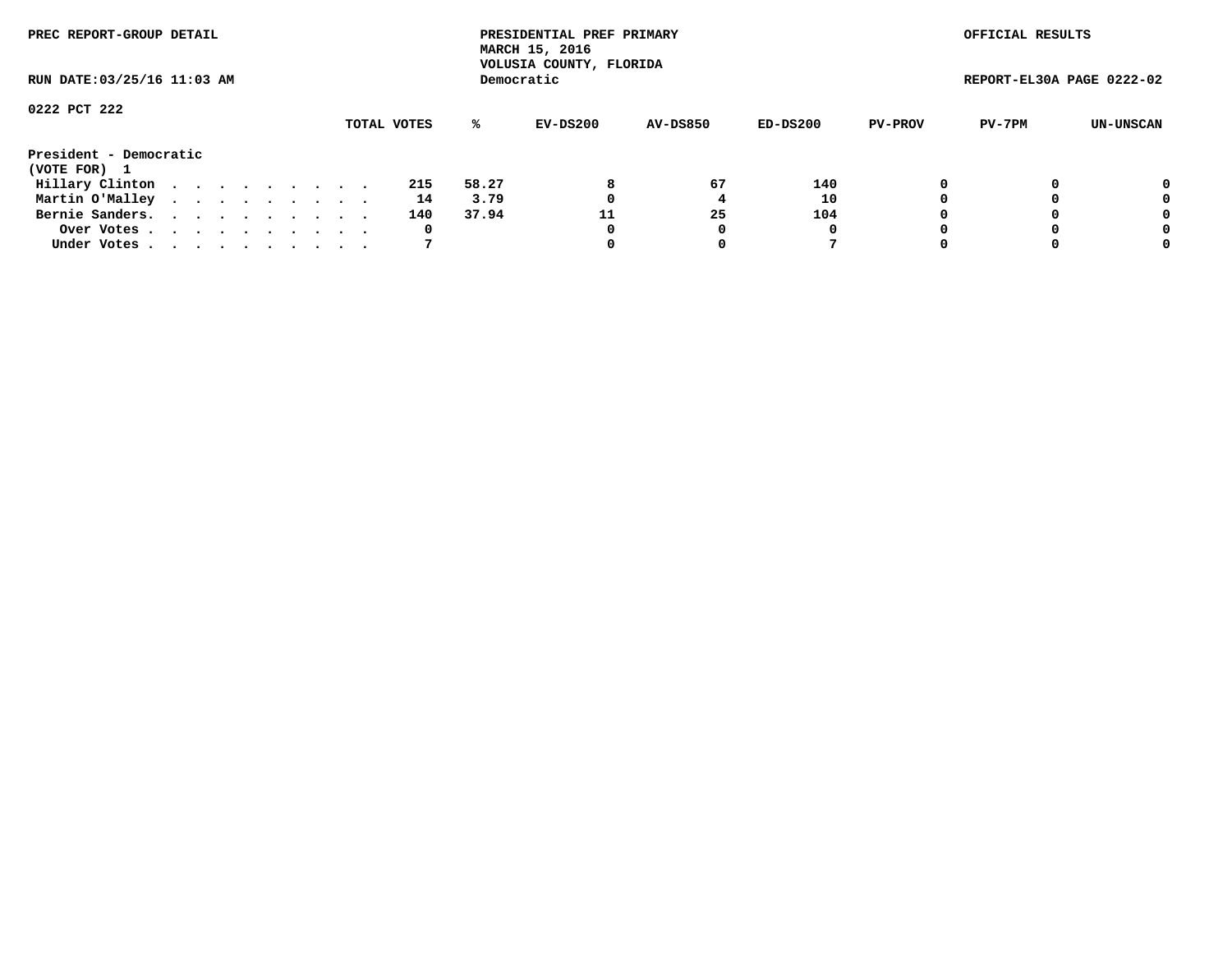PREC REPORT-GROUP DETAIL

PRESIDENTIAL PREF PRIMARY
MARCH 15, 2016
VOLUSIA COUNTY, FLORIDA
Democratic

OFFICIAL RESULTS

RUN DATE:03/25/16 11:03 AM

REPORT-EL30A PAGE 0222-02

0222 PCT 222

| | TOTAL VOTES | % | EV-DS200 | AV-DS850 | ED-DS200 | PV-PROV | PV-7PM | UN-UNSCAN |
|---|---|---|---|---|---|---|---|---|
| **President - Democratic** | | | | | | | | |
| **(VOTE FOR) 1** | | | | | | | | |
| Hillary Clinton | 215 | 58.27 | 8 | 67 | 140 | 0 | 0 | 0 |
| Martin O'Malley | 14 | 3.79 | 0 | 4 | 10 | 0 | 0 | 0 |
| Bernie Sanders. | 140 | 37.94 | 11 | 25 | 104 | 0 | 0 | 0 |
| Over Votes | 0 | | 0 | 0 | 0 | 0 | 0 | 0 |
| Under Votes | 7 | | 0 | 0 | 7 | 0 | 0 | 0 |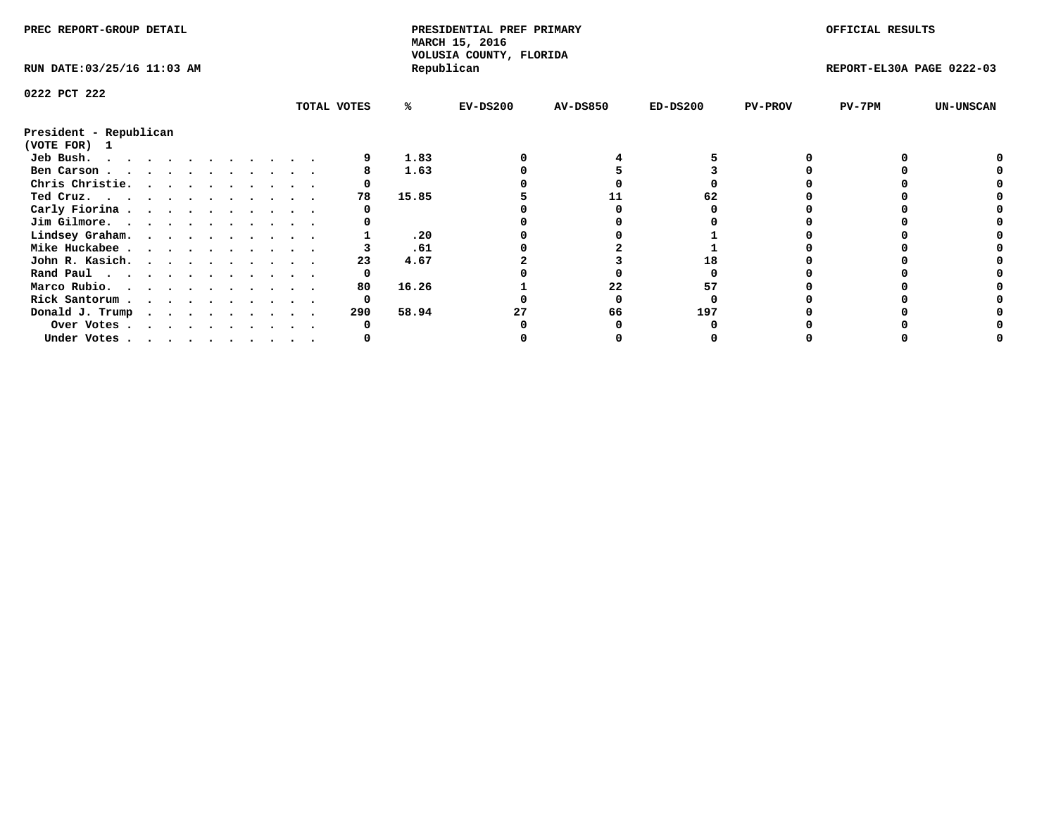PREC REPORT-GROUP DETAIL

PRESIDENTIAL PREF PRIMARY
MARCH 15, 2016
VOLUSIA COUNTY, FLORIDA
Republican

OFFICIAL RESULTS

RUN DATE:03/25/16 11:03 AM

REPORT-EL30A PAGE 0222-03

0222 PCT 222

President - Republican
(VOTE FOR) 1

| | TOTAL VOTES | % | EV-DS200 | AV-DS850 | ED-DS200 | PV-PROV | PV-7PM | UN-UNSCAN |
|---|---|---|---|---|---|---|---|---|
| Jeb Bush. | 9 | 1.83 | 0 | 4 | 5 | 0 | 0 | 0 |
| Ben Carson | 8 | 1.63 | 0 | 5 | 3 | 0 | 0 | 0 |
| Chris Christie. | 0 | | 0 | 0 | 0 | 0 | 0 | 0 |
| Ted Cruz. | 78 | 15.85 | 5 | 11 | 62 | 0 | 0 | 0 |
| Carly Fiorina | 0 | | 0 | 0 | 0 | 0 | 0 | 0 |
| Jim Gilmore. | 0 | | 0 | 0 | 0 | 0 | 0 | 0 |
| Lindsey Graham. | 1 | .20 | 0 | 0 | 1 | 0 | 0 | 0 |
| Mike Huckabee | 3 | .61 | 0 | 2 | 1 | 0 | 0 | 0 |
| John R. Kasich. | 23 | 4.67 | 2 | 3 | 18 | 0 | 0 | 0 |
| Rand Paul | 0 | | 0 | 0 | 0 | 0 | 0 | 0 |
| Marco Rubio. | 80 | 16.26 | 1 | 22 | 57 | 0 | 0 | 0 |
| Rick Santorum | 0 | | 0 | 0 | 0 | 0 | 0 | 0 |
| Donald J. Trump | 290 | 58.94 | 27 | 66 | 197 | 0 | 0 | 0 |
| Over Votes | 0 | | 0 | 0 | 0 | 0 | 0 | 0 |
| Under Votes | 0 | | 0 | 0 | 0 | 0 | 0 | 0 |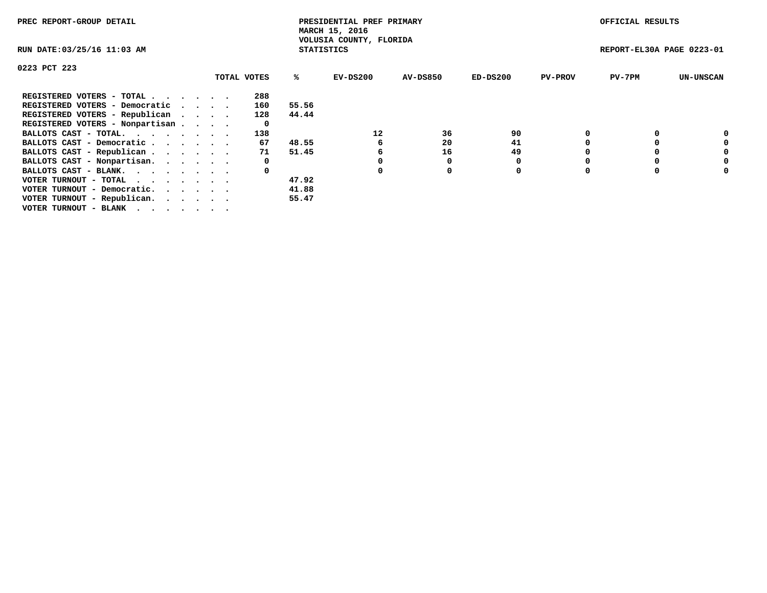PREC REPORT-GROUP DETAIL

PRESIDENTIAL PREF PRIMARY
MARCH 15, 2016
VOLUSIA COUNTY, FLORIDA
STATISTICS

OFFICIAL RESULTS

RUN DATE:03/25/16 11:03 AM

REPORT-EL30A PAGE 0223-01

0223 PCT 223

| | TOTAL VOTES | % | EV-DS200 | AV-DS850 | ED-DS200 | PV-PROV | PV-7PM | UN-UNSCAN |
|---|---|---|---|---|---|---|---|---|
| REGISTERED VOTERS - TOTAL . . . . . . | 288 | | | | | | | |
| REGISTERED VOTERS - Democratic . . . . | 160 | 55.56 | | | | | | |
| REGISTERED VOTERS - Republican . . . . | 128 | 44.44 | | | | | | |
| REGISTERED VOTERS - Nonpartisan . . . . | 0 | | | | | | | |
| BALLOTS CAST - TOTAL. . . . . . . . | 138 | | 12 | 36 | 90 | 0 | 0 | 0 |
| BALLOTS CAST - Democratic . . . . . . | 67 | 48.55 | 6 | 20 | 41 | 0 | 0 | 0 |
| BALLOTS CAST - Republican . . . . . . | 71 | 51.45 | 6 | 16 | 49 | 0 | 0 | 0 |
| BALLOTS CAST - Nonpartisan. . . . . . | 0 | | 0 | 0 | 0 | 0 | 0 | 0 |
| BALLOTS CAST - BLANK. . . . . . . . | 0 | | 0 | 0 | 0 | 0 | 0 | 0 |
| VOTER TURNOUT - TOTAL . . . . . . . | | 47.92 | | | | | | |
| VOTER TURNOUT - Democratic. . . . . . | | 41.88 | | | | | | |
| VOTER TURNOUT - Republican. . . . . . | | 55.47 | | | | | | |
| VOTER TURNOUT - BLANK . . . . . . . | | | | | | | | |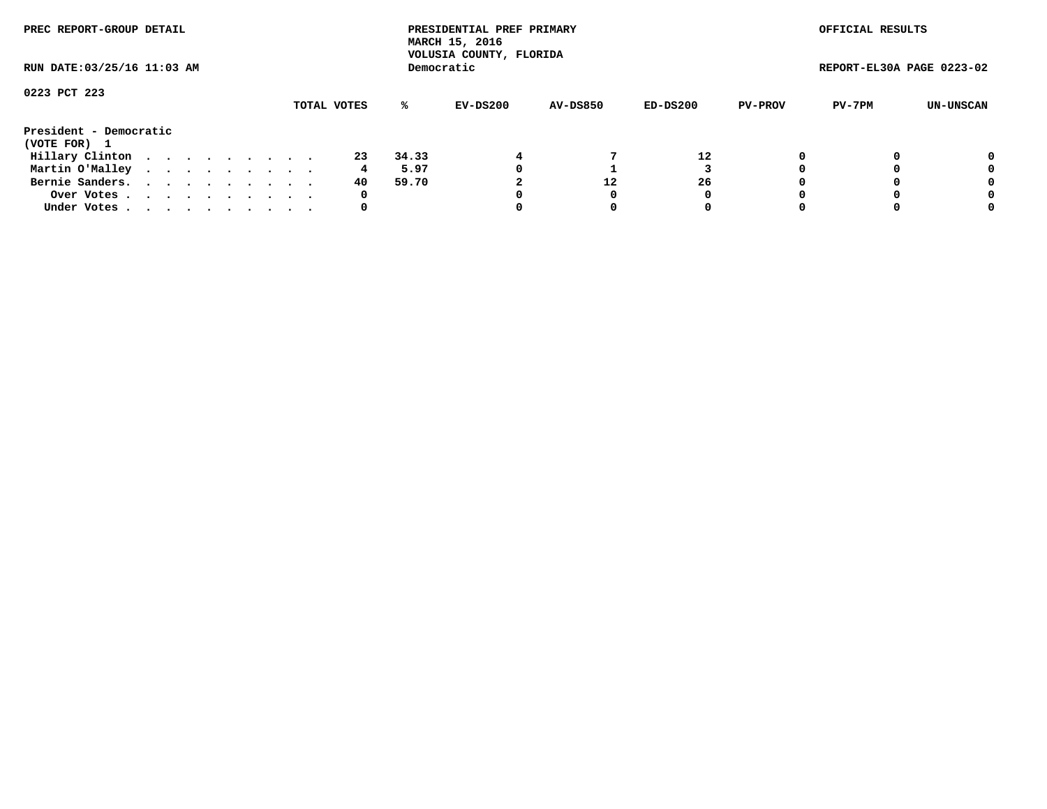PREC REPORT-GROUP DETAIL

PRESIDENTIAL PREF PRIMARY
MARCH 15, 2016
VOLUSIA COUNTY, FLORIDA
Democratic

OFFICIAL RESULTS

RUN DATE:03/25/16 11:03 AM

REPORT-EL30A PAGE 0223-02

0223 PCT 223

President - Democratic
(VOTE FOR) 1

| | TOTAL VOTES | % | EV-DS200 | AV-DS850 | ED-DS200 | PV-PROV | PV-7PM | UN-UNSCAN |
|---|---|---|---|---|---|---|---|---|
| Hillary Clinton | 23 | 34.33 | 4 | 7 | 12 | 0 | 0 | 0 |
| Martin O'Malley | 4 | 5.97 | 0 | 1 | 3 | 0 | 0 | 0 |
| Bernie Sanders. | 40 | 59.70 | 2 | 12 | 26 | 0 | 0 | 0 |
| Over Votes | 0 | | 0 | 0 | 0 | 0 | 0 | 0 |
| Under Votes | 0 | | 0 | 0 | 0 | 0 | 0 | 0 |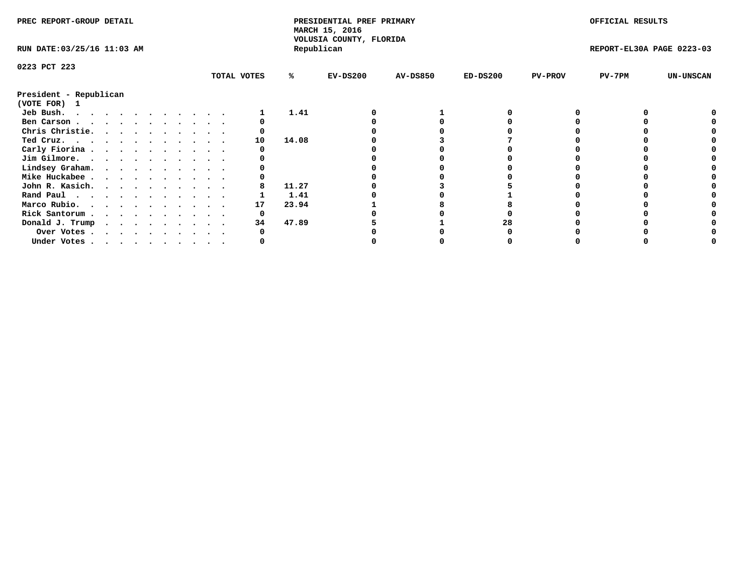PREC REPORT-GROUP DETAIL

PRESIDENTIAL PREF PRIMARY
MARCH 15, 2016
VOLUSIA COUNTY, FLORIDA
Republican

OFFICIAL RESULTS

RUN DATE:03/25/16 11:03 AM

REPORT-EL30A PAGE 0223-03

0223 PCT 223

President - Republican
(VOTE FOR) 1

| | TOTAL VOTES | % | EV-DS200 | AV-DS850 | ED-DS200 | PV-PROV | PV-7PM | UN-UNSCAN |
|---|---|---|---|---|---|---|---|---|
| Jeb Bush. . . . . . . . . . . . . | 1 | 1.41 | 0 | 1 | 0 | 0 | 0 | 0 |
| Ben Carson . . . . . . . . . . . . | 0 | | 0 | 0 | 0 | 0 | 0 | 0 |
| Chris Christie. . . . . . . . . . . | 0 | | 0 | 0 | 0 | 0 | 0 | 0 |
| Ted Cruz. . . . . . . . . . . . . | 10 | 14.08 | 0 | 3 | 7 | 0 | 0 | 0 |
| Carly Fiorina . . . . . . . . . . . | 0 | | 0 | 0 | 0 | 0 | 0 | 0 |
| Jim Gilmore. . . . . . . . . . . . | 0 | | 0 | 0 | 0 | 0 | 0 | 0 |
| Lindsey Graham. . . . . . . . . . . | 0 | | 0 | 0 | 0 | 0 | 0 | 0 |
| Mike Huckabee . . . . . . . . . . . | 0 | | 0 | 0 | 0 | 0 | 0 | 0 |
| John R. Kasich. . . . . . . . . . . | 8 | 11.27 | 0 | 3 | 5 | 0 | 0 | 0 |
| Rand Paul . . . . . . . . . . . . | 1 | 1.41 | 0 | 0 | 1 | 0 | 0 | 0 |
| Marco Rubio. . . . . . . . . . . . | 17 | 23.94 | 1 | 8 | 8 | 0 | 0 | 0 |
| Rick Santorum . . . . . . . . . . . | 0 | | 0 | 0 | 0 | 0 | 0 | 0 |
| Donald J. Trump . . . . . . . . . . | 34 | 47.89 | 5 | 1 | 28 | 0 | 0 | 0 |
| Over Votes . . . . . . . . . . . | 0 | | 0 | 0 | 0 | 0 | 0 | 0 |
| Under Votes . . . . . . . . . . . | 0 | | 0 | 0 | 0 | 0 | 0 | 0 |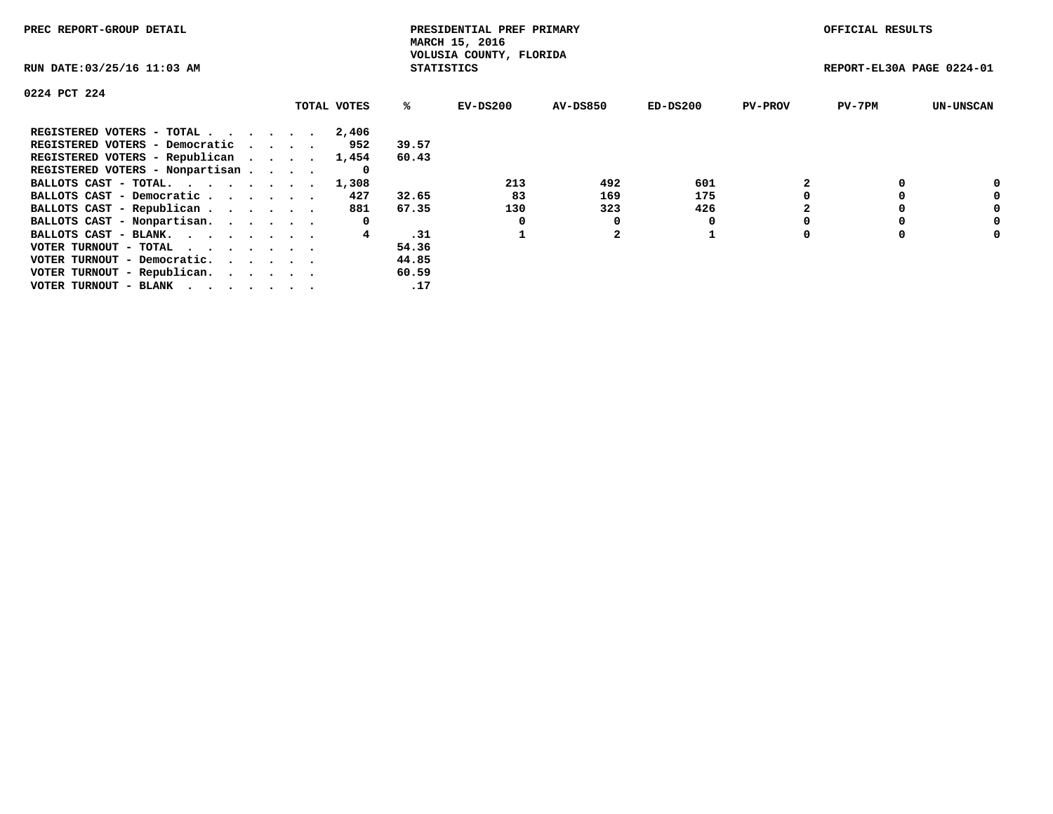PREC REPORT-GROUP DETAIL

PRESIDENTIAL PREF PRIMARY
MARCH 15, 2016
VOLUSIA COUNTY, FLORIDA
STATISTICS

OFFICIAL RESULTS

RUN DATE:03/25/16 11:03 AM

REPORT-EL30A PAGE 0224-01

0224 PCT 224

| | TOTAL VOTES | % | EV-DS200 | AV-DS850 | ED-DS200 | PV-PROV | PV-7PM | UN-UNSCAN |
|---|---|---|---|---|---|---|---|---|
| REGISTERED VOTERS - TOTAL . . . . . . | 2,406 | | | | | | | |
| REGISTERED VOTERS - Democratic . . . . | 952 | 39.57 | | | | | | |
| REGISTERED VOTERS - Republican . . . . | 1,454 | 60.43 | | | | | | |
| REGISTERED VOTERS - Nonpartisan . . . . | 0 | | | | | | | |
| BALLOTS CAST - TOTAL. . . . . . . . | 1,308 | | 213 | 492 | 601 | 2 | 0 | 0 |
| BALLOTS CAST - Democratic . . . . . . | 427 | 32.65 | 83 | 169 | 175 | 0 | 0 | 0 |
| BALLOTS CAST - Republican . . . . . . | 881 | 67.35 | 130 | 323 | 426 | 2 | 0 | 0 |
| BALLOTS CAST - Nonpartisan. . . . . . | 0 | | 0 | 0 | 0 | 0 | 0 | 0 |
| BALLOTS CAST - BLANK. . . . . . . . | 4 | .31 | 1 | 2 | 1 | 0 | 0 | 0 |
| VOTER TURNOUT - TOTAL . . . . . . . | | 54.36 | | | | | | |
| VOTER TURNOUT - Democratic. . . . . . | | 44.85 | | | | | | |
| VOTER TURNOUT - Republican. . . . . . | | 60.59 | | | | | | |
| VOTER TURNOUT - BLANK . . . . . . . | | .17 | | | | | | |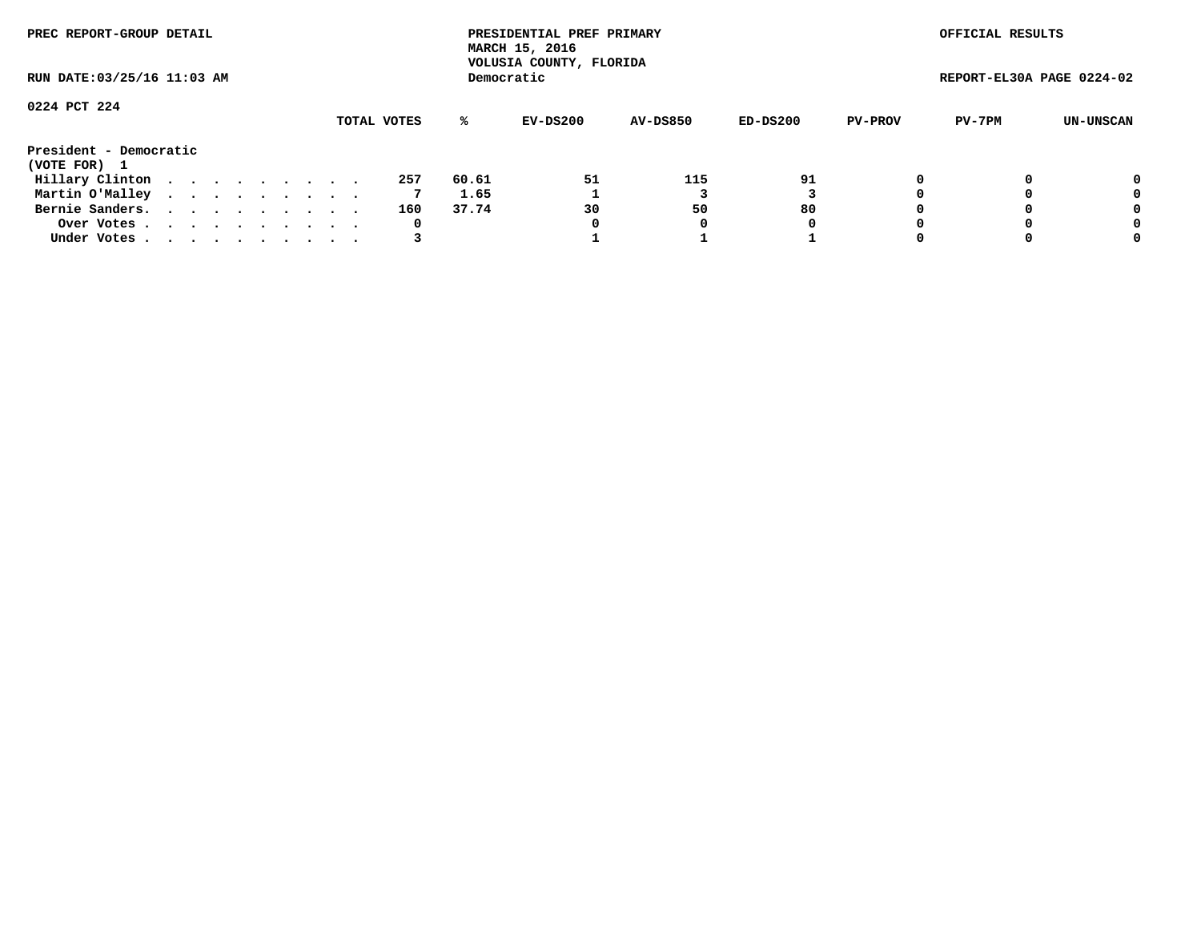PREC REPORT-GROUP DETAIL

PRESIDENTIAL PREF PRIMARY
MARCH 15, 2016
VOLUSIA COUNTY, FLORIDA
Democratic

OFFICIAL RESULTS

RUN DATE:03/25/16 11:03 AM

REPORT-EL30A PAGE 0224-02

0224 PCT 224

| | TOTAL VOTES | % | EV-DS200 | AV-DS850 | ED-DS200 | PV-PROV | PV-7PM | UN-UNSCAN |
|---|---|---|---|---|---|---|---|---|
| **President - Democratic** | | | | | | | | |
| **(VOTE FOR) 1** | | | | | | | | |
| Hillary Clinton | 257 | 60.61 | 51 | 115 | 91 | 0 | 0 | 0 |
| Martin O'Malley | 7 | 1.65 | 1 | 3 | 3 | 0 | 0 | 0 |
| Bernie Sanders | 160 | 37.74 | 30 | 50 | 80 | 0 | 0 | 0 |
| Over Votes | 0 | | 0 | 0 | 0 | 0 | 0 | 0 |
| Under Votes | 3 | | 1 | 1 | 1 | 0 | 0 | 0 |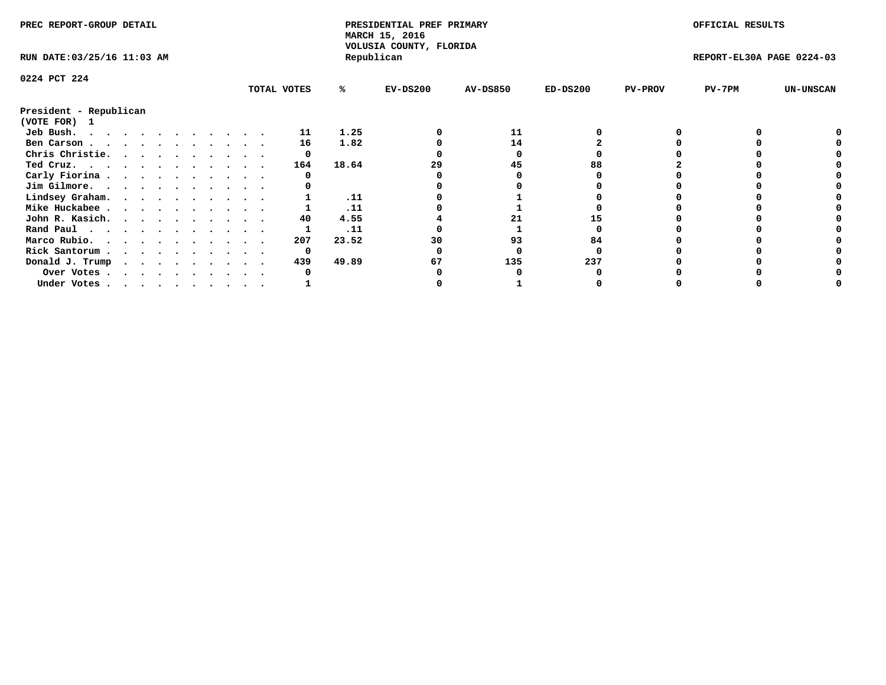PREC REPORT-GROUP DETAIL

PRESIDENTIAL PREF PRIMARY
MARCH 15, 2016
VOLUSIA COUNTY, FLORIDA
Republican

OFFICIAL RESULTS

RUN DATE:03/25/16 11:03 AM

REPORT-EL30A PAGE 0224-03

0224 PCT 224

| President - Republican (VOTE FOR) 1 | TOTAL VOTES | % | EV-DS200 | AV-DS850 | ED-DS200 | PV-PROV | PV-7PM | UN-UNSCAN |
|---|---|---|---|---|---|---|---|---|
| Jeb Bush. | 11 | 1.25 | 0 | 11 | 0 | 0 | 0 | 0 |
| Ben Carson | 16 | 1.82 | 0 | 14 | 2 | 0 | 0 | 0 |
| Chris Christie. | 0 | | 0 | 0 | 0 | 0 | 0 | 0 |
| Ted Cruz. | 164 | 18.64 | 29 | 45 | 88 | 2 | 0 | 0 |
| Carly Fiorina | 0 | | 0 | 0 | 0 | 0 | 0 | 0 |
| Jim Gilmore. | 0 | | 0 | 0 | 0 | 0 | 0 | 0 |
| Lindsey Graham. | 1 | .11 | 0 | 1 | 0 | 0 | 0 | 0 |
| Mike Huckabee | 1 | .11 | 0 | 1 | 0 | 0 | 0 | 0 |
| John R. Kasich. | 40 | 4.55 | 4 | 21 | 15 | 0 | 0 | 0 |
| Rand Paul | 1 | .11 | 0 | 1 | 0 | 0 | 0 | 0 |
| Marco Rubio. | 207 | 23.52 | 30 | 93 | 84 | 0 | 0 | 0 |
| Rick Santorum | 0 | | 0 | 0 | 0 | 0 | 0 | 0 |
| Donald J. Trump | 439 | 49.89 | 67 | 135 | 237 | 0 | 0 | 0 |
| Over Votes | 0 | | 0 | 0 | 0 | 0 | 0 | 0 |
| Under Votes | 1 | | 0 | 1 | 0 | 0 | 0 | 0 |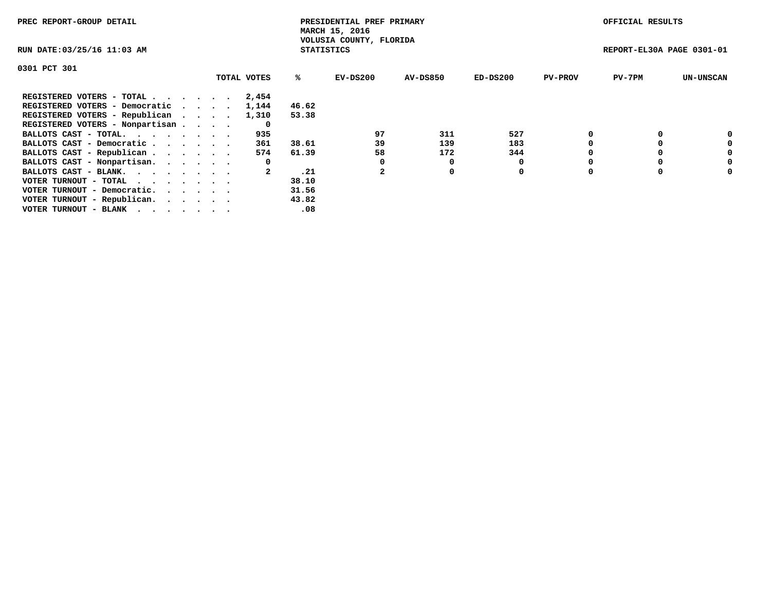PREC REPORT-GROUP DETAIL

PRESIDENTIAL PREF PRIMARY
MARCH 15, 2016
VOLUSIA COUNTY, FLORIDA
STATISTICS

OFFICIAL RESULTS

RUN DATE:03/25/16 11:03 AM

REPORT-EL30A PAGE 0301-01

0301 PCT 301

| | TOTAL VOTES | % | EV-DS200 | AV-DS850 | ED-DS200 | PV-PROV | PV-7PM | UN-UNSCAN |
|---|---|---|---|---|---|---|---|---|
| REGISTERED VOTERS - TOTAL . . . . . . | 2,454 | | | | | | | |
| REGISTERED VOTERS - Democratic . . . . | 1,144 | 46.62 | | | | | | |
| REGISTERED VOTERS - Republican . . . . | 1,310 | 53.38 | | | | | | |
| REGISTERED VOTERS - Nonpartisan . . . . | 0 | | | | | | | |
| BALLOTS CAST - TOTAL. . . . . . . . | 935 | | 97 | 311 | 527 | 0 | 0 | 0 |
| BALLOTS CAST - Democratic . . . . . . | 361 | 38.61 | 39 | 139 | 183 | 0 | 0 | 0 |
| BALLOTS CAST - Republican . . . . . . | 574 | 61.39 | 58 | 172 | 344 | 0 | 0 | 0 |
| BALLOTS CAST - Nonpartisan. . . . . . | 0 | | 0 | 0 | 0 | 0 | 0 | 0 |
| BALLOTS CAST - BLANK. . . . . . . . | 2 | .21 | 2 | 0 | 0 | 0 | 0 | 0 |
| VOTER TURNOUT - TOTAL . . . . . . . | | 38.10 | | | | | | |
| VOTER TURNOUT - Democratic. . . . . . | | 31.56 | | | | | | |
| VOTER TURNOUT - Republican. . . . . . | | 43.82 | | | | | | |
| VOTER TURNOUT - BLANK . . . . . . . | | .08 | | | | | | |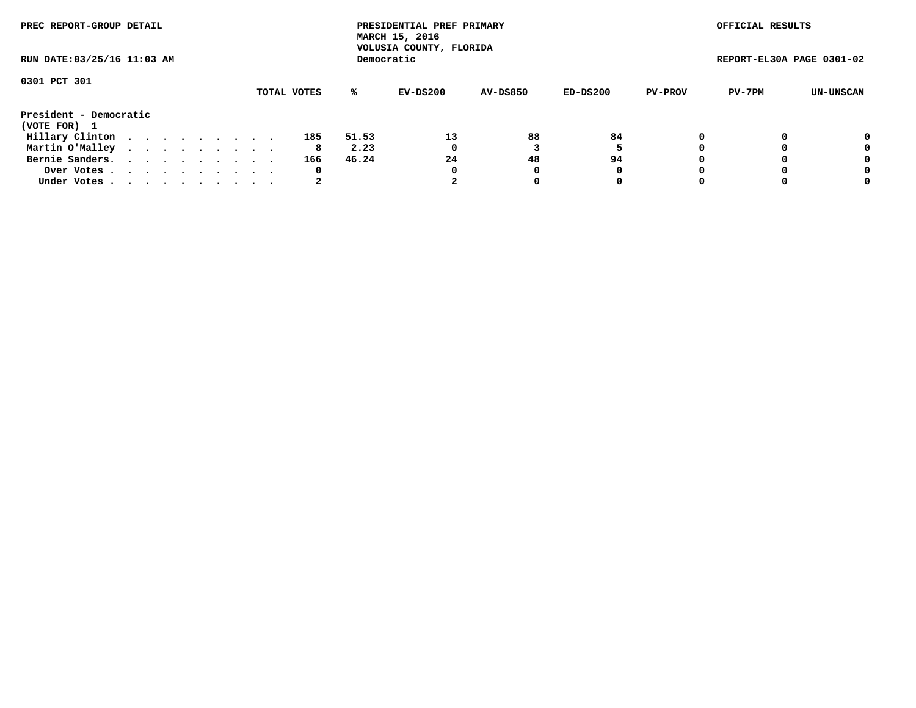PREC REPORT-GROUP DETAIL

PRESIDENTIAL PREF PRIMARY
MARCH 15, 2016
VOLUSIA COUNTY, FLORIDA
Democratic

OFFICIAL RESULTS

RUN DATE:03/25/16 11:03 AM

REPORT-EL30A PAGE 0301-02

0301 PCT 301

| President - Democratic (VOTE FOR) 1 | TOTAL VOTES | % | EV-DS200 | AV-DS850 | ED-DS200 | PV-PROV | PV-7PM | UN-UNSCAN |
|---|---|---|---|---|---|---|---|---|
| Hillary Clinton | 185 | 51.53 | 13 | 88 | 84 | 0 | 0 | 0 |
| Martin O'Malley | 8 | 2.23 | 0 | 3 | 5 | 0 | 0 | 0 |
| Bernie Sanders. | 166 | 46.24 | 24 | 48 | 94 | 0 | 0 | 0 |
| Over Votes | 0 | | 0 | 0 | 0 | 0 | 0 | 0 |
| Under Votes | 2 | | 2 | 0 | 0 | 0 | 0 | 0 |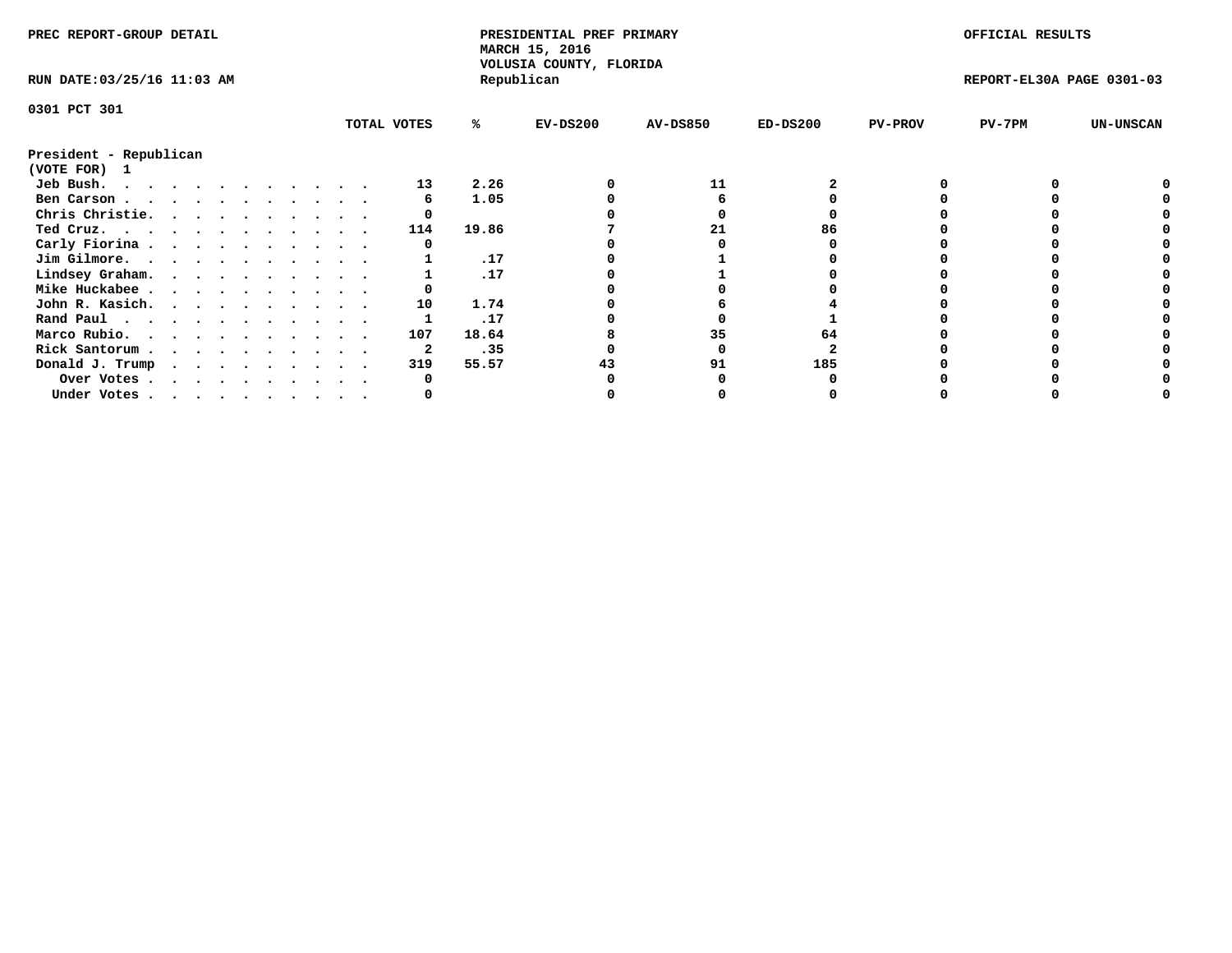PREC REPORT-GROUP DETAIL

PRESIDENTIAL PREF PRIMARY
MARCH 15, 2016
VOLUSIA COUNTY, FLORIDA
Republican

OFFICIAL RESULTS

RUN DATE:03/25/16 11:03 AM

REPORT-EL30A PAGE 0301-03

0301 PCT 301

**President - Republican**
**(VOTE FOR) 1**

| | TOTAL VOTES | % | EV-DS200 | AV-DS850 | ED-DS200 | PV-PROV | PV-7PM | UN-UNSCAN |
|---|---|---|---|---|---|---|---|---|
| Jeb Bush | 13 | 2.26 | 0 | 11 | 2 | 0 | 0 | 0 |
| Ben Carson | 6 | 1.05 | 0 | 6 | 0 | 0 | 0 | 0 |
| Chris Christie | 0 | | 0 | 0 | 0 | 0 | 0 | 0 |
| Ted Cruz | 114 | 19.86 | 7 | 21 | 86 | 0 | 0 | 0 |
| Carly Fiorina | 0 | | 0 | 0 | 0 | 0 | 0 | 0 |
| Jim Gilmore | 1 | .17 | 0 | 1 | 0 | 0 | 0 | 0 |
| Lindsey Graham | 1 | .17 | 0 | 1 | 0 | 0 | 0 | 0 |
| Mike Huckabee | 0 | | 0 | 0 | 0 | 0 | 0 | 0 |
| John R. Kasich | 10 | 1.74 | 0 | 6 | 4 | 0 | 0 | 0 |
| Rand Paul | 1 | .17 | 0 | 0 | 1 | 0 | 0 | 0 |
| Marco Rubio | 107 | 18.64 | 8 | 35 | 64 | 0 | 0 | 0 |
| Rick Santorum | 2 | .35 | 0 | 0 | 2 | 0 | 0 | 0 |
| Donald J. Trump | 319 | 55.57 | 43 | 91 | 185 | 0 | 0 | 0 |
| Over Votes | 0 | | 0 | 0 | 0 | 0 | 0 | 0 |
| Under Votes | 0 | | 0 | 0 | 0 | 0 | 0 | 0 |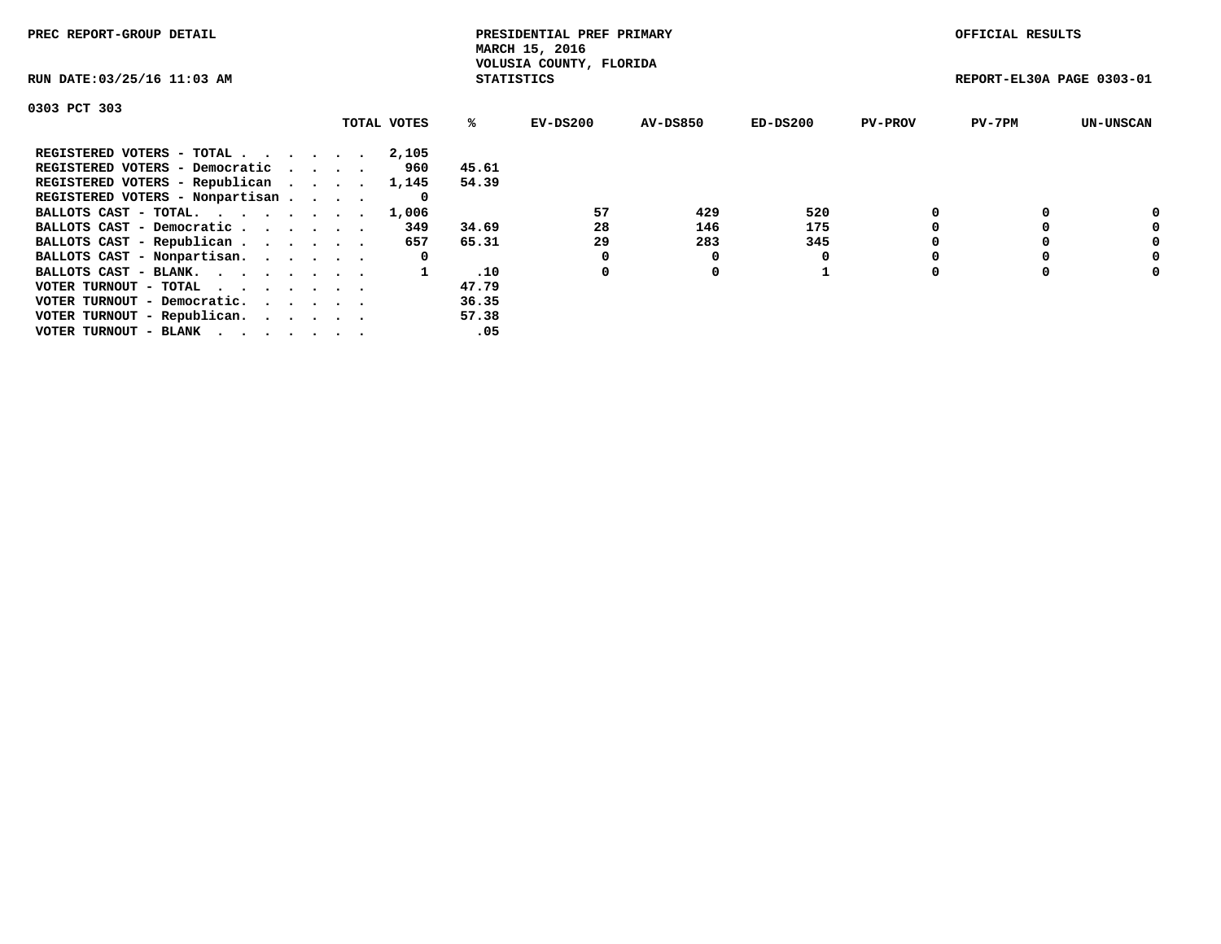PREC REPORT-GROUP DETAIL

PRESIDENTIAL PREF PRIMARY
MARCH 15, 2016
VOLUSIA COUNTY, FLORIDA
STATISTICS

OFFICIAL RESULTS

RUN DATE:03/25/16 11:03 AM

REPORT-EL30A PAGE 0303-01

0303 PCT 303

| | TOTAL VOTES | % | EV-DS200 | AV-DS850 | ED-DS200 | PV-PROV | PV-7PM | UN-UNSCAN |
|---|---|---|---|---|---|---|---|---|
| REGISTERED VOTERS - TOTAL . . . . . . | 2,105 | | | | | | | |
| REGISTERED VOTERS - Democratic . . . . | 960 | 45.61 | | | | | | |
| REGISTERED VOTERS - Republican . . . . | 1,145 | 54.39 | | | | | | |
| REGISTERED VOTERS - Nonpartisan . . . . | 0 | | | | | | | |
| BALLOTS CAST - TOTAL. . . . . . . . | 1,006 | | 57 | 429 | 520 | 0 | 0 | 0 |
| BALLOTS CAST - Democratic . . . . . . | 349 | 34.69 | 28 | 146 | 175 | 0 | 0 | 0 |
| BALLOTS CAST - Republican . . . . . . | 657 | 65.31 | 29 | 283 | 345 | 0 | 0 | 0 |
| BALLOTS CAST - Nonpartisan. . . . . . | 0 | | 0 | 0 | 0 | 0 | 0 | 0 |
| BALLOTS CAST - BLANK. . . . . . . . | 1 | .10 | 0 | 0 | 1 | 0 | 0 | 0 |
| VOTER TURNOUT - TOTAL . . . . . . . | | 47.79 | | | | | | |
| VOTER TURNOUT - Democratic. . . . . . | | 36.35 | | | | | | |
| VOTER TURNOUT - Republican. . . . . . | | 57.38 | | | | | | |
| VOTER TURNOUT - BLANK . . . . . . . | | .05 | | | | | | |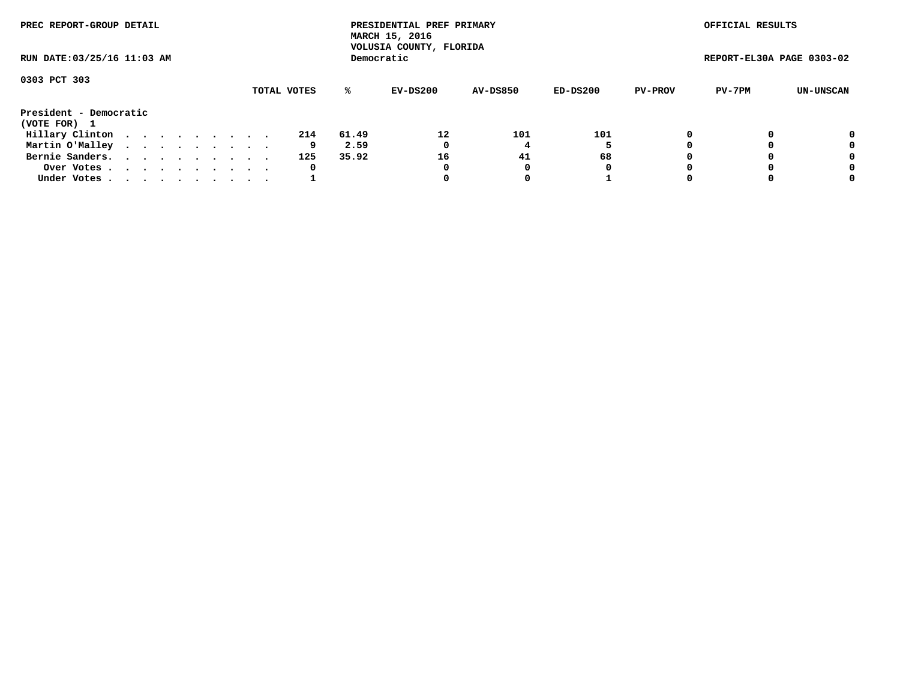PREC REPORT-GROUP DETAIL

PRESIDENTIAL PREF PRIMARY
MARCH 15, 2016
VOLUSIA COUNTY, FLORIDA
Democratic

OFFICIAL RESULTS

RUN DATE:03/25/16 11:03 AM

REPORT-EL30A PAGE 0303-02

0303 PCT 303

| President - Democratic (VOTE FOR) 1 | TOTAL VOTES | % | EV-DS200 | AV-DS850 | ED-DS200 | PV-PROV | PV-7PM | UN-UNSCAN |
|---|---|---|---|---|---|---|---|---|
| Hillary Clinton | 214 | 61.49 | 12 | 101 | 101 | 0 | 0 | 0 |
| Martin O'Malley | 9 | 2.59 | 0 | 4 | 5 | 0 | 0 | 0 |
| Bernie Sanders. | 125 | 35.92 | 16 | 41 | 68 | 0 | 0 | 0 |
| Over Votes | 0 | | 0 | 0 | 0 | 0 | 0 | 0 |
| Under Votes | 1 | | 0 | 0 | 1 | 0 | 0 | 0 |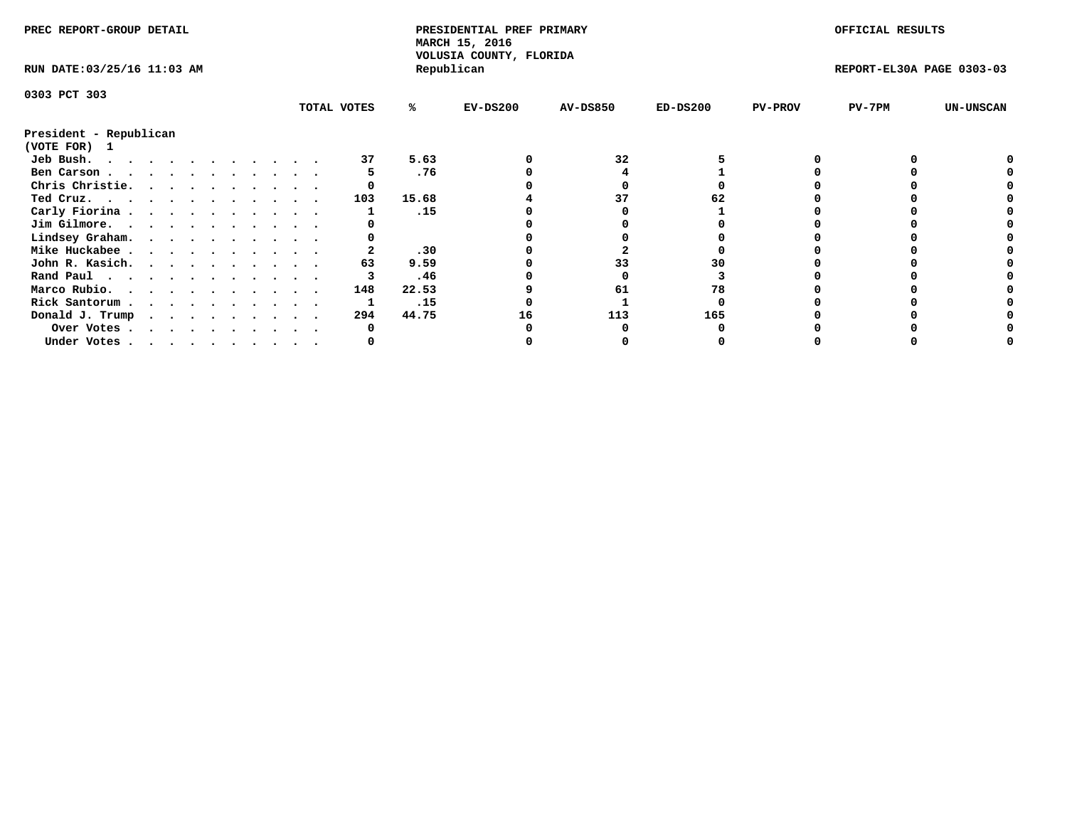PREC REPORT-GROUP DETAIL

PRESIDENTIAL PREF PRIMARY
MARCH 15, 2016
VOLUSIA COUNTY, FLORIDA
Republican

OFFICIAL RESULTS

RUN DATE:03/25/16 11:03 AM

REPORT-EL30A PAGE 0303-03

0303 PCT 303

**President - Republican**
**(VOTE FOR) 1**

| | TOTAL VOTES | % | EV-DS200 | AV-DS850 | ED-DS200 | PV-PROV | PV-7PM | UN-UNSCAN |
|---|---|---|---|---|---|---|---|---|
| Jeb Bush. | 37 | 5.63 | 0 | 32 | 5 | 0 | 0 | 0 |
| Ben Carson | 5 | .76 | 0 | 4 | 1 | 0 | 0 | 0 |
| Chris Christie. | 0 | | 0 | 0 | 0 | 0 | 0 | 0 |
| Ted Cruz. | 103 | 15.68 | 4 | 37 | 62 | 0 | 0 | 0 |
| Carly Fiorina | 1 | .15 | 0 | 0 | 1 | 0 | 0 | 0 |
| Jim Gilmore. | 0 | | 0 | 0 | 0 | 0 | 0 | 0 |
| Lindsey Graham. | 0 | | 0 | 0 | 0 | 0 | 0 | 0 |
| Mike Huckabee | 2 | .30 | 0 | 2 | 0 | 0 | 0 | 0 |
| John R. Kasich. | 63 | 9.59 | 0 | 33 | 30 | 0 | 0 | 0 |
| Rand Paul | 3 | .46 | 0 | 0 | 3 | 0 | 0 | 0 |
| Marco Rubio. | 148 | 22.53 | 9 | 61 | 78 | 0 | 0 | 0 |
| Rick Santorum | 1 | .15 | 0 | 1 | 0 | 0 | 0 | 0 |
| Donald J. Trump | 294 | 44.75 | 16 | 113 | 165 | 0 | 0 | 0 |
| Over Votes | 0 | | 0 | 0 | 0 | 0 | 0 | 0 |
| Under Votes | 0 | | 0 | 0 | 0 | 0 | 0 | 0 |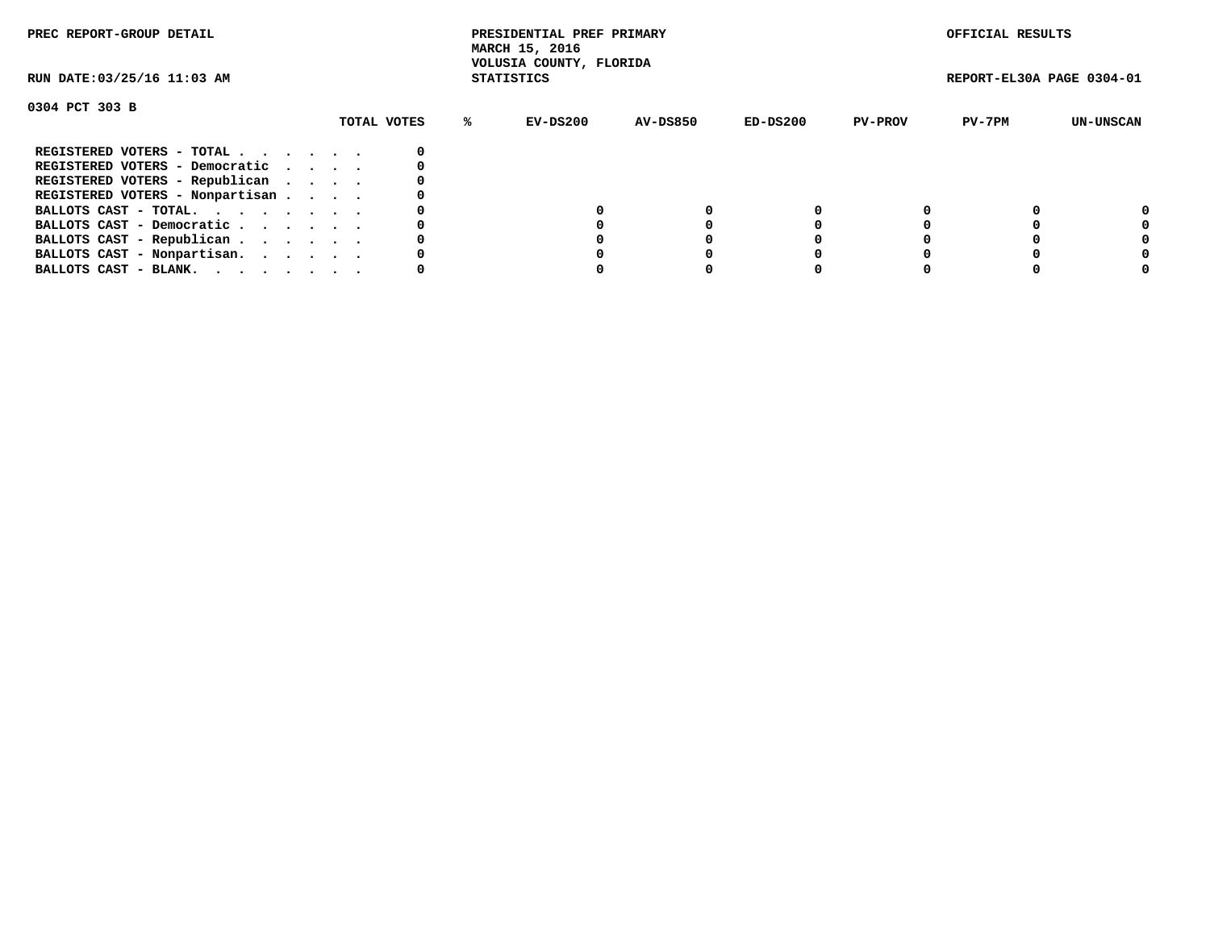PREC REPORT-GROUP DETAIL

PRESIDENTIAL PREF PRIMARY
MARCH 15, 2016
VOLUSIA COUNTY, FLORIDA
STATISTICS

OFFICIAL RESULTS

RUN DATE:03/25/16 11:03 AM

REPORT-EL30A PAGE 0304-01

0304 PCT 303 B

| | TOTAL VOTES | % | EV-DS200 | AV-DS850 | ED-DS200 | PV-PROV | PV-7PM | UN-UNSCAN |
|---|---|---|---|---|---|---|---|---|
| REGISTERED VOTERS - TOTAL . . . . . . | 0 | | | | | | | |
| REGISTERED VOTERS - Democratic . . . . | 0 | | | | | | | |
| REGISTERED VOTERS - Republican . . . . | 0 | | | | | | | |
| REGISTERED VOTERS - Nonpartisan . . . . | 0 | | | | | | | |
| BALLOTS CAST - TOTAL. . . . . . . . | 0 | | 0 | 0 | 0 | 0 | 0 | 0 |
| BALLOTS CAST - Democratic . . . . . . | 0 | | 0 | 0 | 0 | 0 | 0 | 0 |
| BALLOTS CAST - Republican . . . . . . | 0 | | 0 | 0 | 0 | 0 | 0 | 0 |
| BALLOTS CAST - Nonpartisan. . . . . . | 0 | | 0 | 0 | 0 | 0 | 0 | 0 |
| BALLOTS CAST - BLANK. . . . . . . . | 0 | | 0 | 0 | 0 | 0 | 0 | 0 |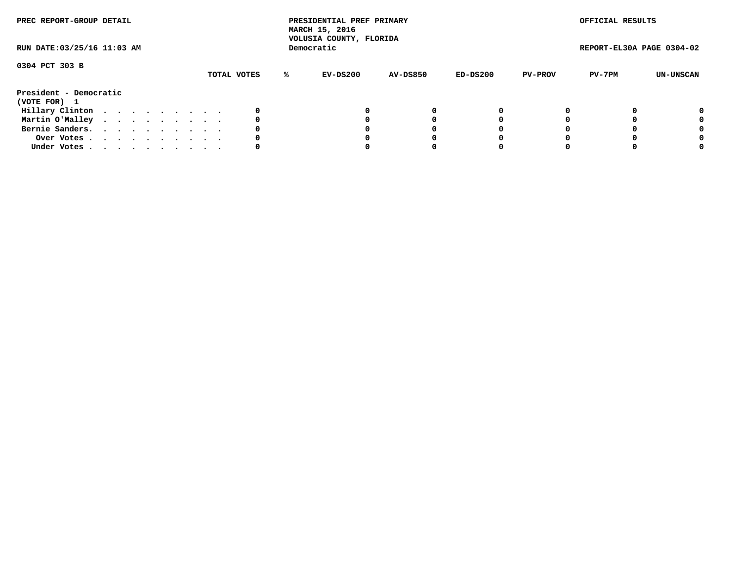PREC REPORT-GROUP DETAIL

PRESIDENTIAL PREF PRIMARY
MARCH 15, 2016
VOLUSIA COUNTY, FLORIDA
Democratic

OFFICIAL RESULTS

RUN DATE:03/25/16 11:03 AM

REPORT-EL30A PAGE 0304-02

0304 PCT 303 B

| | TOTAL VOTES | % | EV-DS200 | AV-DS850 | ED-DS200 | PV-PROV | PV-7PM | UN-UNSCAN |
|---|---|---|---|---|---|---|---|---|
| **President - Democratic** | | | | | | | | |
| **(VOTE FOR) 1** | | | | | | | | |
| Hillary Clinton . . . . . . . . . . | 0 | | 0 | 0 | 0 | 0 | 0 | 0 |
| Martin O'Malley . . . . . . . . . . | 0 | | 0 | 0 | 0 | 0 | 0 | 0 |
| Bernie Sanders. . . . . . . . . . . | 0 | | 0 | 0 | 0 | 0 | 0 | 0 |
| Over Votes . . . . . . . . . . . | 0 | | 0 | 0 | 0 | 0 | 0 | 0 |
| Under Votes . . . . . . . . . . . | 0 | | 0 | 0 | 0 | 0 | 0 | 0 |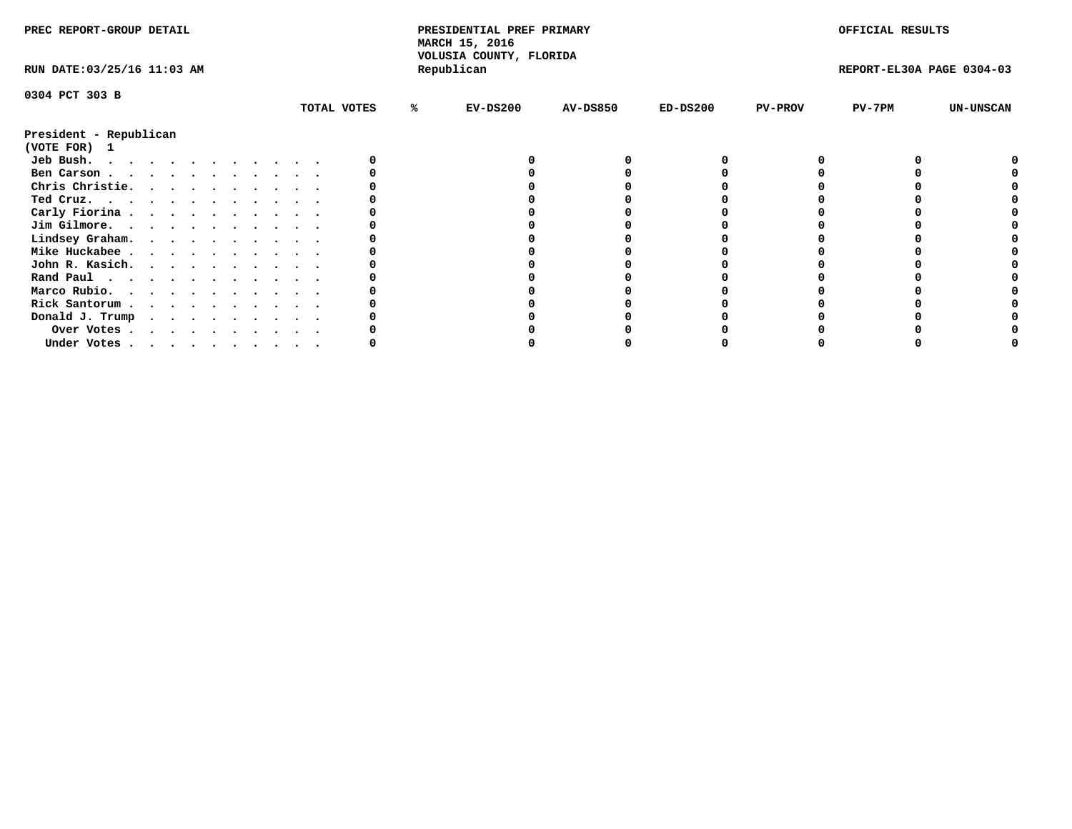PREC REPORT-GROUP DETAIL

PRESIDENTIAL PREF PRIMARY
MARCH 15, 2016
VOLUSIA COUNTY, FLORIDA
Republican

OFFICIAL RESULTS

RUN DATE:03/25/16 11:03 AM

REPORT-EL30A PAGE 0304-03

0304 PCT 303 B

President - Republican
(VOTE FOR) 1

| | TOTAL VOTES | % | EV-DS200 | AV-DS850 | ED-DS200 | PV-PROV | PV-7PM | UN-UNSCAN |
|---|---|---|---|---|---|---|---|---|
| Jeb Bush. | 0 | | 0 | 0 | 0 | 0 | 0 | 0 |
| Ben Carson | 0 | | 0 | 0 | 0 | 0 | 0 | 0 |
| Chris Christie. | 0 | | 0 | 0 | 0 | 0 | 0 | 0 |
| Ted Cruz. | 0 | | 0 | 0 | 0 | 0 | 0 | 0 |
| Carly Fiorina | 0 | | 0 | 0 | 0 | 0 | 0 | 0 |
| Jim Gilmore. | 0 | | 0 | 0 | 0 | 0 | 0 | 0 |
| Lindsey Graham. | 0 | | 0 | 0 | 0 | 0 | 0 | 0 |
| Mike Huckabee | 0 | | 0 | 0 | 0 | 0 | 0 | 0 |
| John R. Kasich. | 0 | | 0 | 0 | 0 | 0 | 0 | 0 |
| Rand Paul | 0 | | 0 | 0 | 0 | 0 | 0 | 0 |
| Marco Rubio. | 0 | | 0 | 0 | 0 | 0 | 0 | 0 |
| Rick Santorum | 0 | | 0 | 0 | 0 | 0 | 0 | 0 |
| Donald J. Trump | 0 | | 0 | 0 | 0 | 0 | 0 | 0 |
| Over Votes | 0 | | 0 | 0 | 0 | 0 | 0 | 0 |
| Under Votes | 0 | | 0 | 0 | 0 | 0 | 0 | 0 |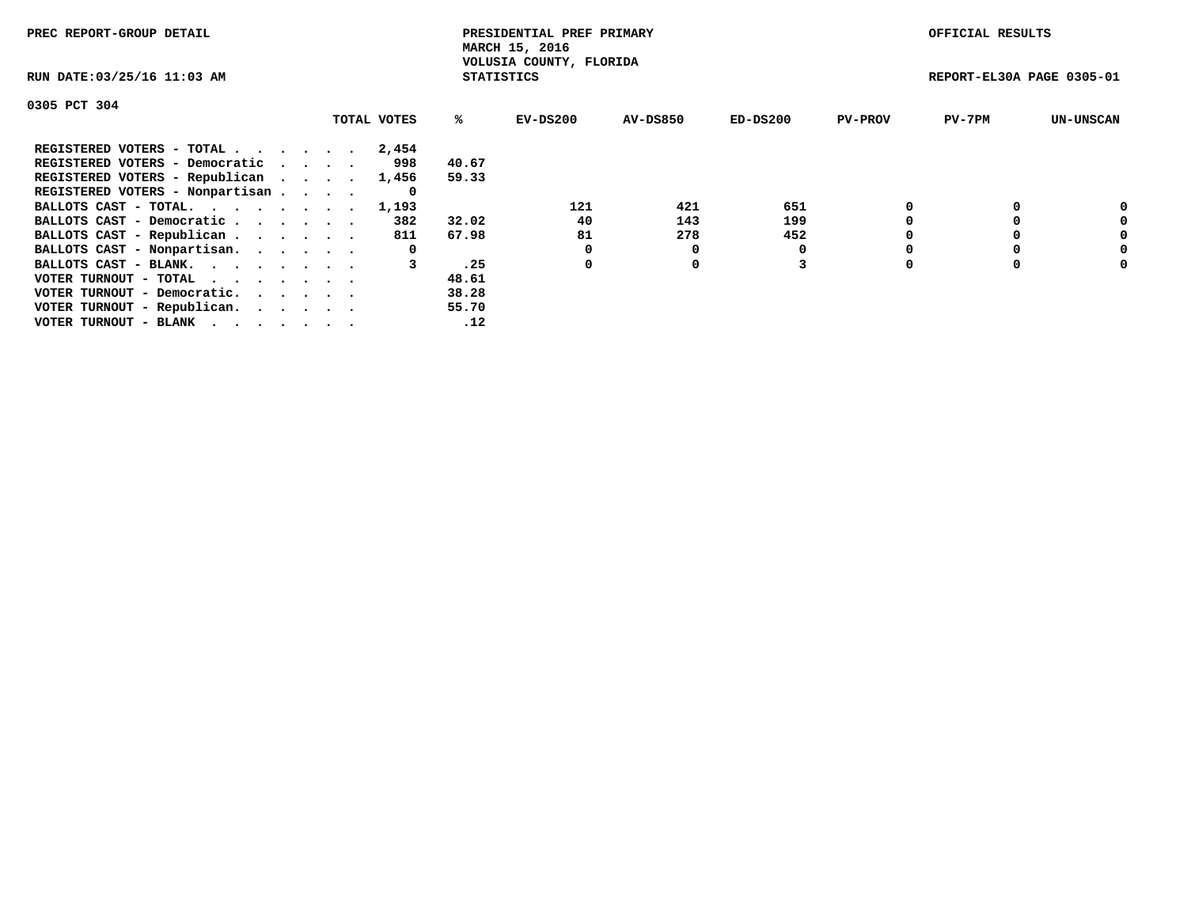PREC REPORT-GROUP DETAIL

PRESIDENTIAL PREF PRIMARY
MARCH 15, 2016
VOLUSIA COUNTY, FLORIDA
STATISTICS

OFFICIAL RESULTS

RUN DATE:03/25/16 11:03 AM

REPORT-EL30A PAGE 0305-01

0305 PCT 304

| | TOTAL VOTES | % | EV-DS200 | AV-DS850 | ED-DS200 | PV-PROV | PV-7PM | UN-UNSCAN |
|---|---|---|---|---|---|---|---|---|
| REGISTERED VOTERS - TOTAL . . . . . . | 2,454 | | | | | | | |
| REGISTERED VOTERS - Democratic . . . . | 998 | 40.67 | | | | | | |
| REGISTERED VOTERS - Republican . . . . | 1,456 | 59.33 | | | | | | |
| REGISTERED VOTERS - Nonpartisan . . . . | 0 | | | | | | | |
| BALLOTS CAST - TOTAL. . . . . . . . | 1,193 | | 121 | 421 | 651 | 0 | 0 | 0 |
| BALLOTS CAST - Democratic . . . . . . | 382 | 32.02 | 40 | 143 | 199 | 0 | 0 | 0 |
| BALLOTS CAST - Republican . . . . . . | 811 | 67.98 | 81 | 278 | 452 | 0 | 0 | 0 |
| BALLOTS CAST - Nonpartisan. . . . . . | 0 | | 0 | 0 | 0 | 0 | 0 | 0 |
| BALLOTS CAST - BLANK. . . . . . . . | 3 | .25 | 0 | 0 | 3 | 0 | 0 | 0 |
| VOTER TURNOUT - TOTAL . . . . . . . | | 48.61 | | | | | | |
| VOTER TURNOUT - Democratic. . . . . . | | 38.28 | | | | | | |
| VOTER TURNOUT - Republican. . . . . . | | 55.70 | | | | | | |
| VOTER TURNOUT - BLANK . . . . . . . | | .12 | | | | | | |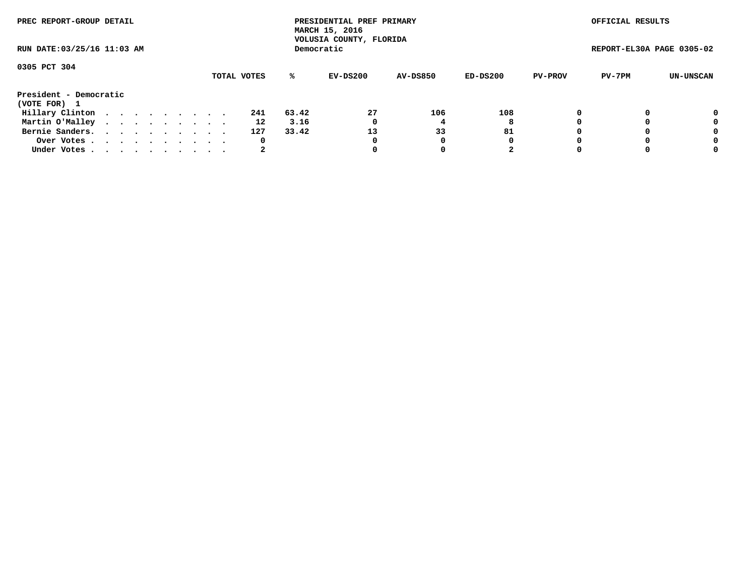PREC REPORT-GROUP DETAIL

PRESIDENTIAL PREF PRIMARY
MARCH 15, 2016
VOLUSIA COUNTY, FLORIDA
Democratic

OFFICIAL RESULTS

RUN DATE:03/25/16 11:03 AM

REPORT-EL30A PAGE 0305-02

0305 PCT 304

| | TOTAL VOTES | % | EV-DS200 | AV-DS850 | ED-DS200 | PV-PROV | PV-7PM | UN-UNSCAN |
|---|---|---|---|---|---|---|---|---|
| **President - Democratic** | | | | | | | | |
| **(VOTE FOR) 1** | | | | | | | | |
| Hillary Clinton . . . . . . . . . . | 241 | 63.42 | 27 | 106 | 108 | 0 | 0 | 0 |
| Martin O'Malley . . . . . . . . . . | 12 | 3.16 | 0 | 4 | 8 | 0 | 0 | 0 |
| Bernie Sanders. . . . . . . . . . . | 127 | 33.42 | 13 | 33 | 81 | 0 | 0 | 0 |
| Over Votes . . . . . . . . . . . | 0 | | 0 | 0 | 0 | 0 | 0 | 0 |
| Under Votes . . . . . . . . . . . | 2 | | 0 | 0 | 2 | 0 | 0 | 0 |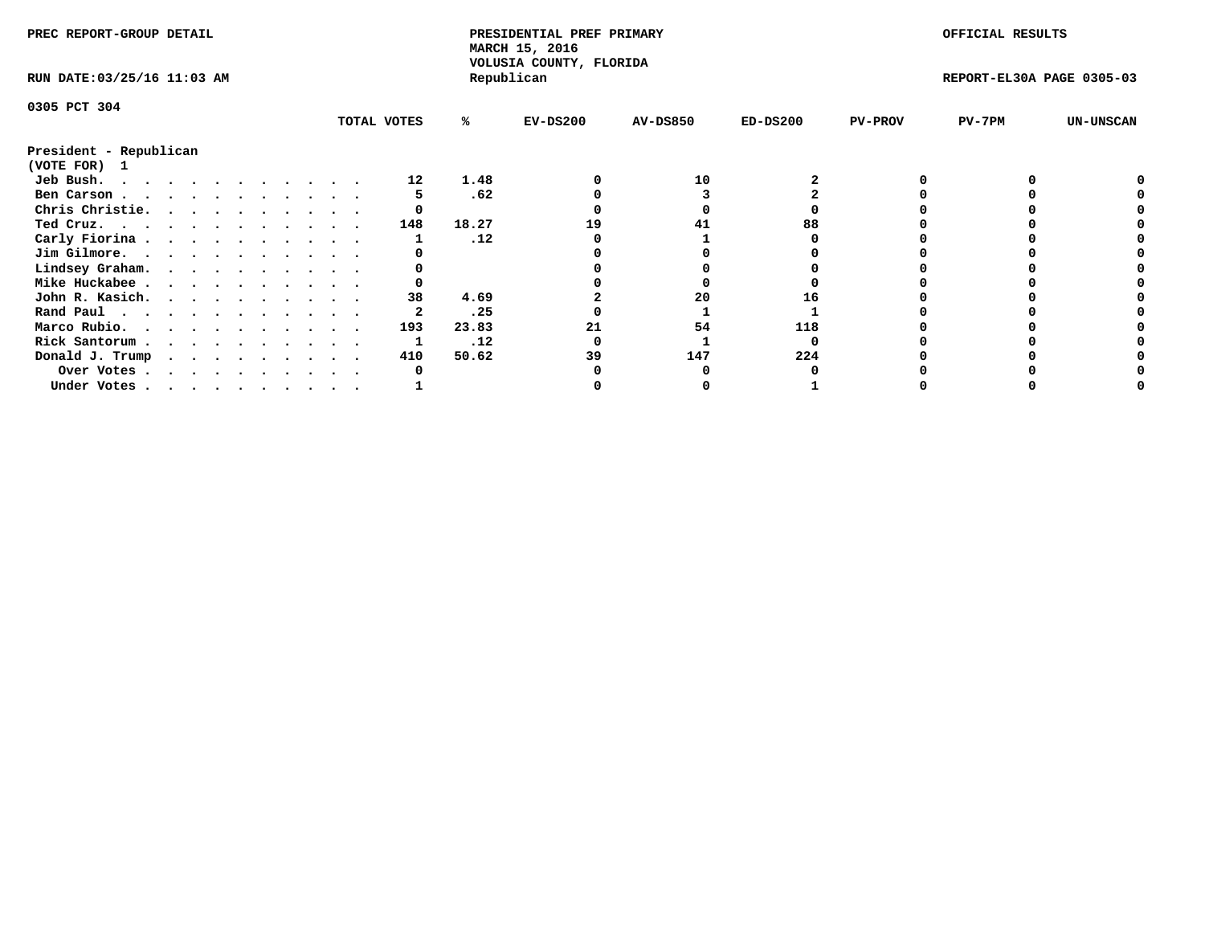PREC REPORT-GROUP DETAIL

PRESIDENTIAL PREF PRIMARY
MARCH 15, 2016
VOLUSIA COUNTY, FLORIDA
Republican

OFFICIAL RESULTS

RUN DATE:03/25/16 11:03 AM

REPORT-EL30A PAGE 0305-03

0305 PCT 304

| | TOTAL VOTES | % | EV-DS200 | AV-DS850 | ED-DS200 | PV-PROV | PV-7PM | UN-UNSCAN |
|---|---|---|---|---|---|---|---|---|
| **President - Republican** | | | | | | | | |
| **(VOTE FOR) 1** | | | | | | | | |
| Jeb Bush. . . . . . . . . . . . . | 12 | 1.48 | 0 | 10 | 2 | 0 | 0 | 0 |
| Ben Carson . . . . . . . . . . . . | 5 | .62 | 0 | 3 | 2 | 0 | 0 | 0 |
| Chris Christie. . . . . . . . . . . | 0 | | 0 | 0 | 0 | 0 | 0 | 0 |
| Ted Cruz. . . . . . . . . . . . . | 148 | 18.27 | 19 | 41 | 88 | 0 | 0 | 0 |
| Carly Fiorina . . . . . . . . . . . | 1 | .12 | 0 | 1 | 0 | 0 | 0 | 0 |
| Jim Gilmore. . . . . . . . . . . . | 0 | | 0 | 0 | 0 | 0 | 0 | 0 |
| Lindsey Graham. . . . . . . . . . . | 0 | | 0 | 0 | 0 | 0 | 0 | 0 |
| Mike Huckabee . . . . . . . . . . . | 0 | | 0 | 0 | 0 | 0 | 0 | 0 |
| John R. Kasich. . . . . . . . . . . | 38 | 4.69 | 2 | 20 | 16 | 0 | 0 | 0 |
| Rand Paul . . . . . . . . . . . . | 2 | .25 | 0 | 1 | 1 | 0 | 0 | 0 |
| Marco Rubio. . . . . . . . . . . . | 193 | 23.83 | 21 | 54 | 118 | 0 | 0 | 0 |
| Rick Santorum . . . . . . . . . . . | 1 | .12 | 0 | 1 | 0 | 0 | 0 | 0 |
| Donald J. Trump . . . . . . . . . . | 410 | 50.62 | 39 | 147 | 224 | 0 | 0 | 0 |
| Over Votes . . . . . . . . . . . | 0 | | 0 | 0 | 0 | 0 | 0 | 0 |
| Under Votes . . . . . . . . . . . | 1 | | 0 | 0 | 1 | 0 | 0 | 0 |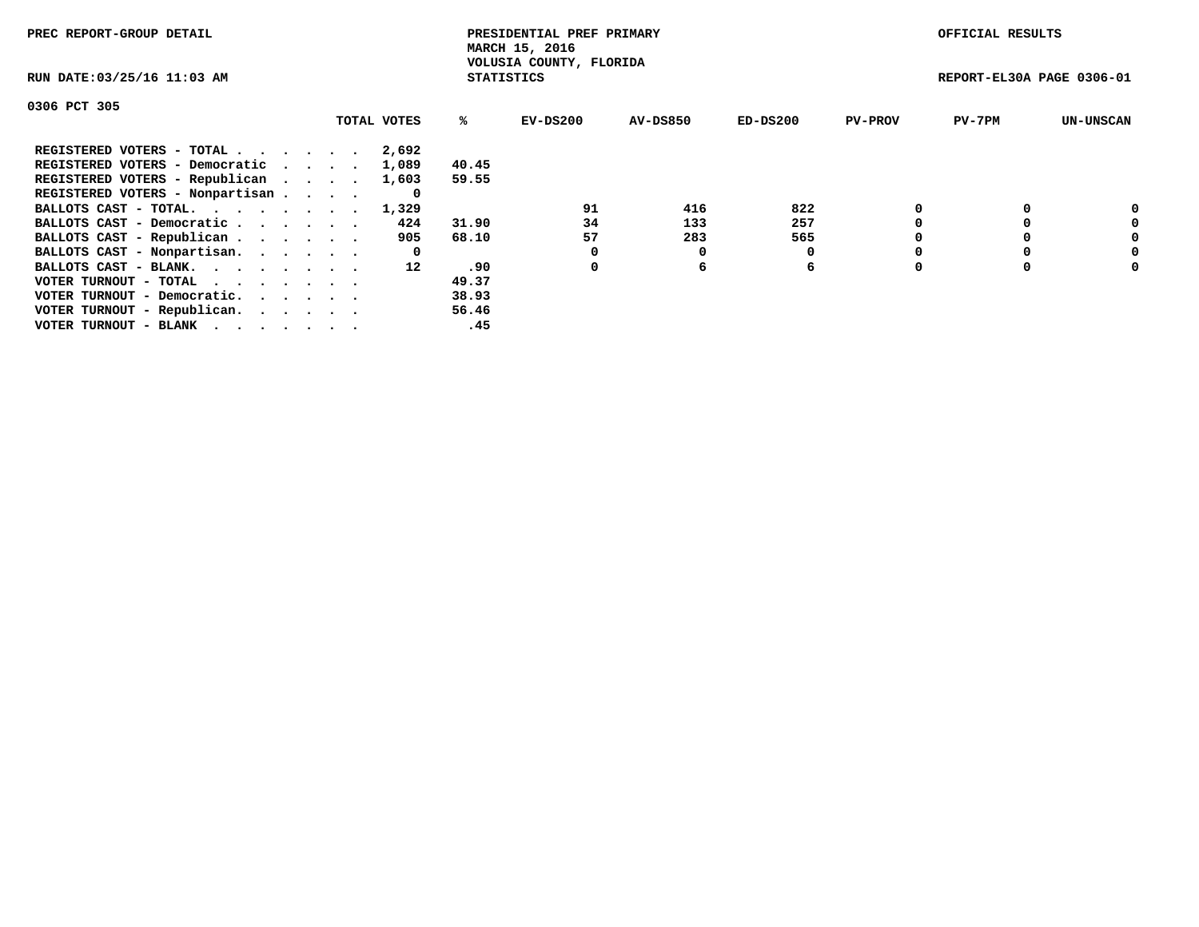PREC REPORT-GROUP DETAIL

PRESIDENTIAL PREF PRIMARY
MARCH 15, 2016
VOLUSIA COUNTY, FLORIDA
STATISTICS

OFFICIAL RESULTS

RUN DATE:03/25/16 11:03 AM

REPORT-EL30A PAGE 0306-01

0306 PCT 305

| | TOTAL VOTES | % | EV-DS200 | AV-DS850 | ED-DS200 | PV-PROV | PV-7PM | UN-UNSCAN |
|---|---|---|---|---|---|---|---|---|
| REGISTERED VOTERS - TOTAL . . . . . . | 2,692 | | | | | | | |
| REGISTERED VOTERS - Democratic . . . . | 1,089 | 40.45 | | | | | | |
| REGISTERED VOTERS - Republican . . . . | 1,603 | 59.55 | | | | | | |
| REGISTERED VOTERS - Nonpartisan . . . . | 0 | | | | | | | |
| BALLOTS CAST - TOTAL. . . . . . . . | 1,329 | | 91 | 416 | 822 | 0 | 0 | 0 |
| BALLOTS CAST - Democratic . . . . . . | 424 | 31.90 | 34 | 133 | 257 | 0 | 0 | 0 |
| BALLOTS CAST - Republican . . . . . . | 905 | 68.10 | 57 | 283 | 565 | 0 | 0 | 0 |
| BALLOTS CAST - Nonpartisan. . . . . . | 0 | | 0 | 0 | 0 | 0 | 0 | 0 |
| BALLOTS CAST - BLANK. . . . . . . . | 12 | .90 | 0 | 6 | 6 | 0 | 0 | 0 |
| VOTER TURNOUT - TOTAL . . . . . . . | | 49.37 | | | | | | |
| VOTER TURNOUT - Democratic. . . . . . | | 38.93 | | | | | | |
| VOTER TURNOUT - Republican. . . . . . | | 56.46 | | | | | | |
| VOTER TURNOUT - BLANK . . . . . . . | | .45 | | | | | | |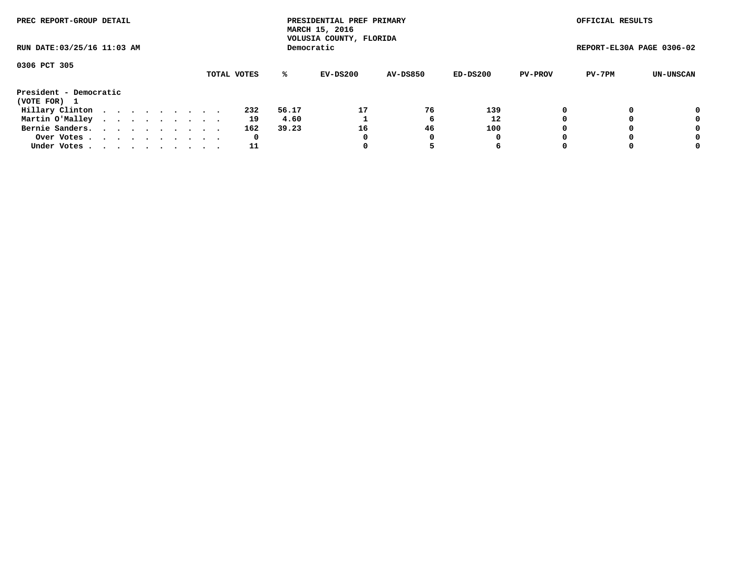PREC REPORT-GROUP DETAIL

PRESIDENTIAL PREF PRIMARY
MARCH 15, 2016
VOLUSIA COUNTY, FLORIDA
Democratic

OFFICIAL RESULTS

RUN DATE:03/25/16 11:03 AM

REPORT-EL30A PAGE 0306-02

0306 PCT 305

**President - Democratic**
**(VOTE FOR) 1**

| | TOTAL VOTES | % | EV-DS200 | AV-DS850 | ED-DS200 | PV-PROV | PV-7PM | UN-UNSCAN |
|---|---|---|---|---|---|---|---|---|
| Hillary Clinton | 232 | 56.17 | 17 | 76 | 139 | 0 | 0 | 0 |
| Martin O'Malley | 19 | 4.60 | 1 | 6 | 12 | 0 | 0 | 0 |
| Bernie Sanders. | 162 | 39.23 | 16 | 46 | 100 | 0 | 0 | 0 |
| Over Votes | 0 | | 0 | 0 | 0 | 0 | 0 | 0 |
| Under Votes | 11 | | 0 | 5 | 6 | 0 | 0 | 0 |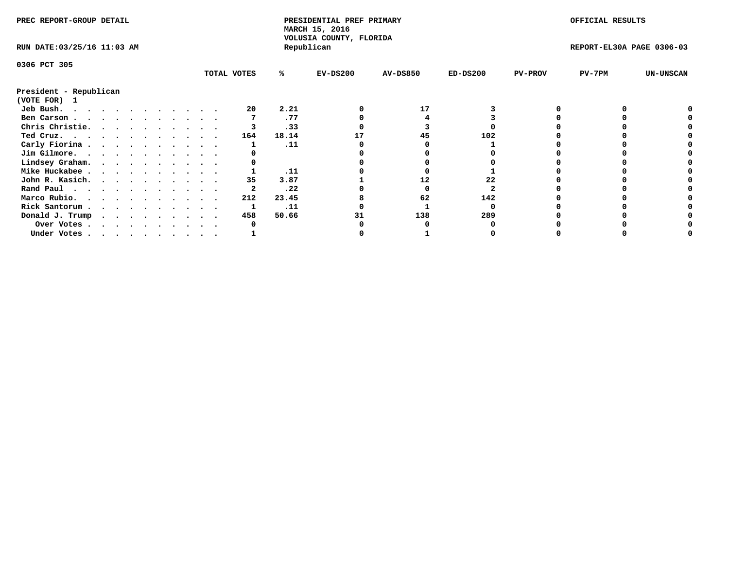PREC REPORT-GROUP DETAIL

PRESIDENTIAL PREF PRIMARY
MARCH 15, 2016
VOLUSIA COUNTY, FLORIDA
Republican

OFFICIAL RESULTS

RUN DATE:03/25/16 11:03 AM

REPORT-EL30A PAGE 0306-03

0306 PCT 305

| | TOTAL VOTES | % | EV-DS200 | AV-DS850 | ED-DS200 | PV-PROV | PV-7PM | UN-UNSCAN |
|---|---|---|---|---|---|---|---|---|
| **President - Republican** | | | | | | | | |
| **(VOTE FOR) 1** | | | | | | | | |
| Jeb Bush. . . . . . . . . . . . | 20 | 2.21 | 0 | 17 | 3 | 0 | 0 | 0 |
| Ben Carson . . . . . . . . . . . | 7 | .77 | 0 | 4 | 3 | 0 | 0 | 0 |
| Chris Christie. . . . . . . . . . | 3 | .33 | 0 | 3 | 0 | 0 | 0 | 0 |
| Ted Cruz. . . . . . . . . . . . | 164 | 18.14 | 17 | 45 | 102 | 0 | 0 | 0 |
| Carly Fiorina . . . . . . . . . . | 1 | .11 | 0 | 0 | 1 | 0 | 0 | 0 |
| Jim Gilmore. . . . . . . . . . . | 0 | | 0 | 0 | 0 | 0 | 0 | 0 |
| Lindsey Graham. . . . . . . . . . | 0 | | 0 | 0 | 0 | 0 | 0 | 0 |
| Mike Huckabee . . . . . . . . . . | 1 | .11 | 0 | 0 | 1 | 0 | 0 | 0 |
| John R. Kasich. . . . . . . . . . | 35 | 3.87 | 1 | 12 | 22 | 0 | 0 | 0 |
| Rand Paul . . . . . . . . . . . | 2 | .22 | 0 | 0 | 2 | 0 | 0 | 0 |
| Marco Rubio. . . . . . . . . . . | 212 | 23.45 | 8 | 62 | 142 | 0 | 0 | 0 |
| Rick Santorum . . . . . . . . . . | 1 | .11 | 0 | 1 | 0 | 0 | 0 | 0 |
| Donald J. Trump . . . . . . . . . | 458 | 50.66 | 31 | 138 | 289 | 0 | 0 | 0 |
| Over Votes . . . . . . . . . . | 0 | | 0 | 0 | 0 | 0 | 0 | 0 |
| Under Votes . . . . . . . . . . | 1 | | 0 | 1 | 0 | 0 | 0 | 0 |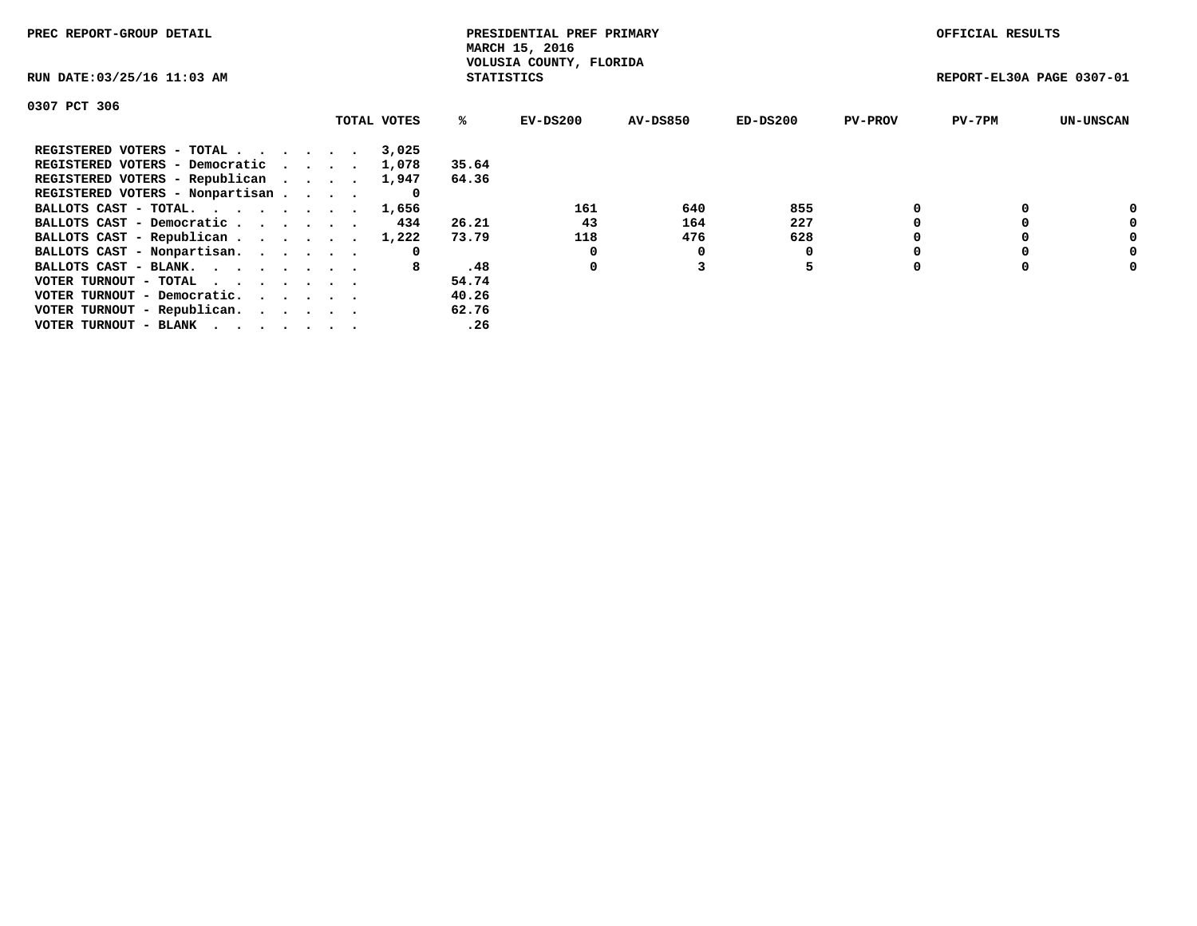PREC REPORT-GROUP DETAIL

PRESIDENTIAL PREF PRIMARY
MARCH 15, 2016
VOLUSIA COUNTY, FLORIDA
STATISTICS

OFFICIAL RESULTS

RUN DATE:03/25/16 11:03 AM

REPORT-EL30A PAGE 0307-01

0307 PCT 306

| | TOTAL VOTES | % | EV-DS200 | AV-DS850 | ED-DS200 | PV-PROV | PV-7PM | UN-UNSCAN |
|---|---|---|---|---|---|---|---|---|
| REGISTERED VOTERS - TOTAL . . . . . . | 3,025 | | | | | | | |
| REGISTERED VOTERS - Democratic . . . . | 1,078 | 35.64 | | | | | | |
| REGISTERED VOTERS - Republican . . . . | 1,947 | 64.36 | | | | | | |
| REGISTERED VOTERS - Nonpartisan . . . . | 0 | | | | | | | |
| BALLOTS CAST - TOTAL. . . . . . . . | 1,656 | | 161 | 640 | 855 | 0 | 0 | 0 |
| BALLOTS CAST - Democratic . . . . . . | 434 | 26.21 | 43 | 164 | 227 | 0 | 0 | 0 |
| BALLOTS CAST - Republican . . . . . . | 1,222 | 73.79 | 118 | 476 | 628 | 0 | 0 | 0 |
| BALLOTS CAST - Nonpartisan. . . . . . | 0 | | 0 | 0 | 0 | 0 | 0 | 0 |
| BALLOTS CAST - BLANK. . . . . . . . | 8 | .48 | 0 | 3 | 5 | 0 | 0 | 0 |
| VOTER TURNOUT - TOTAL . . . . . . . | | 54.74 | | | | | | |
| VOTER TURNOUT - Democratic. . . . . . | | 40.26 | | | | | | |
| VOTER TURNOUT - Republican. . . . . . | | 62.76 | | | | | | |
| VOTER TURNOUT - BLANK . . . . . . . | | .26 | | | | | | |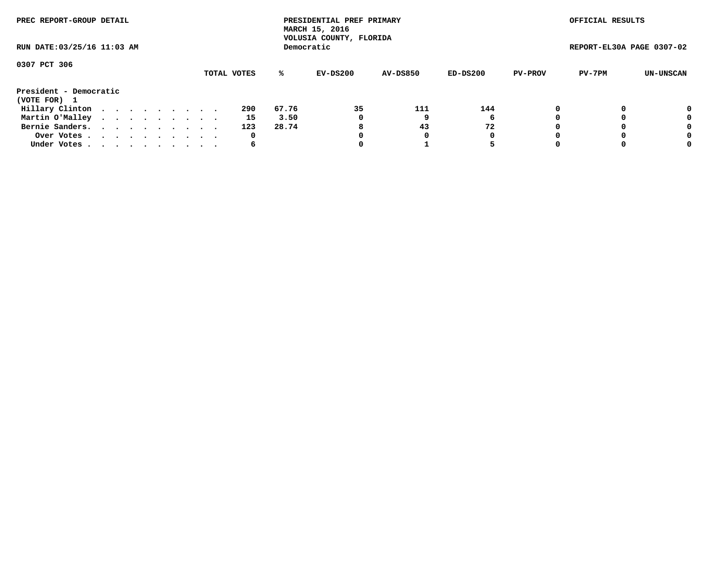PREC REPORT-GROUP DETAIL

RUN DATE:03/25/16 11:03 AM

PRESIDENTIAL PREF PRIMARY
MARCH 15, 2016
VOLUSIA COUNTY, FLORIDA
Democratic

OFFICIAL RESULTS

REPORT-EL30A PAGE 0307-02

0307 PCT 306

| | TOTAL VOTES | % | EV-DS200 | AV-DS850 | ED-DS200 | PV-PROV | PV-7PM | UN-UNSCAN |
|---|---|---|---|---|---|---|---|---|
| **President - Democratic** | | | | | | | | |
| **(VOTE FOR) 1** | | | | | | | | |
| Hillary Clinton . . . . . . . . . . | 290 | 67.76 | 35 | 111 | 144 | 0 | 0 | 0 |
| Martin O'Malley . . . . . . . . . . | 15 | 3.50 | 0 | 9 | 6 | 0 | 0 | 0 |
| Bernie Sanders. . . . . . . . . . . | 123 | 28.74 | 8 | 43 | 72 | 0 | 0 | 0 |
| Over Votes . . . . . . . . . . . | 0 | | 0 | 0 | 0 | 0 | 0 | 0 |
| Under Votes . . . . . . . . . . . | 6 | | 0 | 1 | 5 | 0 | 0 | 0 |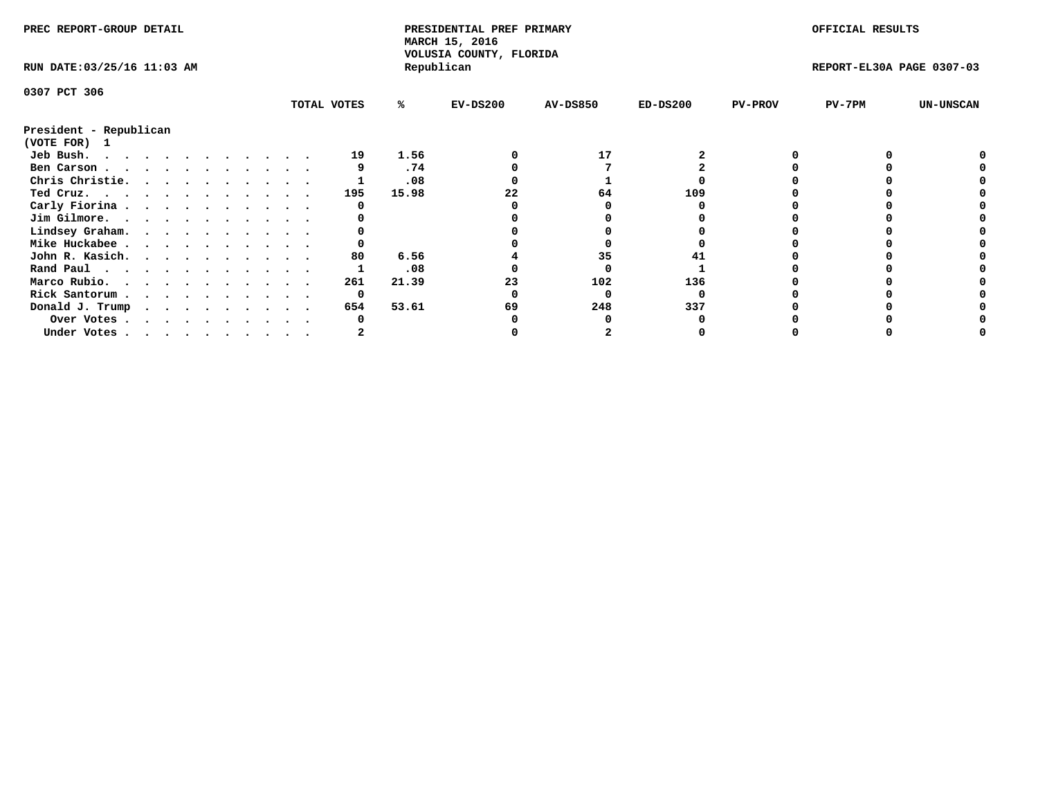PREC REPORT-GROUP DETAIL

PRESIDENTIAL PREF PRIMARY
MARCH 15, 2016
VOLUSIA COUNTY, FLORIDA
Republican

OFFICIAL RESULTS

RUN DATE:03/25/16 11:03 AM

REPORT-EL30A PAGE 0307-03

0307 PCT 306

**President - Republican**
**(VOTE FOR) 1**

| | TOTAL VOTES | % | EV-DS200 | AV-DS850 | ED-DS200 | PV-PROV | PV-7PM | UN-UNSCAN |
|---|---|---|---|---|---|---|---|---|
| Jeb Bush | 19 | 1.56 | 0 | 17 | 2 | 0 | 0 | 0 |
| Ben Carson | 9 | .74 | 0 | 7 | 2 | 0 | 0 | 0 |
| Chris Christie | 1 | .08 | 0 | 1 | 0 | 0 | 0 | 0 |
| Ted Cruz | 195 | 15.98 | 22 | 64 | 109 | 0 | 0 | 0 |
| Carly Fiorina | 0 | | 0 | 0 | 0 | 0 | 0 | 0 |
| Jim Gilmore | 0 | | 0 | 0 | 0 | 0 | 0 | 0 |
| Lindsey Graham | 0 | | 0 | 0 | 0 | 0 | 0 | 0 |
| Mike Huckabee | 0 | | 0 | 0 | 0 | 0 | 0 | 0 |
| John R. Kasich | 80 | 6.56 | 4 | 35 | 41 | 0 | 0 | 0 |
| Rand Paul | 1 | .08 | 0 | 0 | 1 | 0 | 0 | 0 |
| Marco Rubio | 261 | 21.39 | 23 | 102 | 136 | 0 | 0 | 0 |
| Rick Santorum | 0 | | 0 | 0 | 0 | 0 | 0 | 0 |
| Donald J. Trump | 654 | 53.61 | 69 | 248 | 337 | 0 | 0 | 0 |
| Over Votes | 0 | | 0 | 0 | 0 | 0 | 0 | 0 |
| Under Votes | 2 | | 0 | 2 | 0 | 0 | 0 | 0 |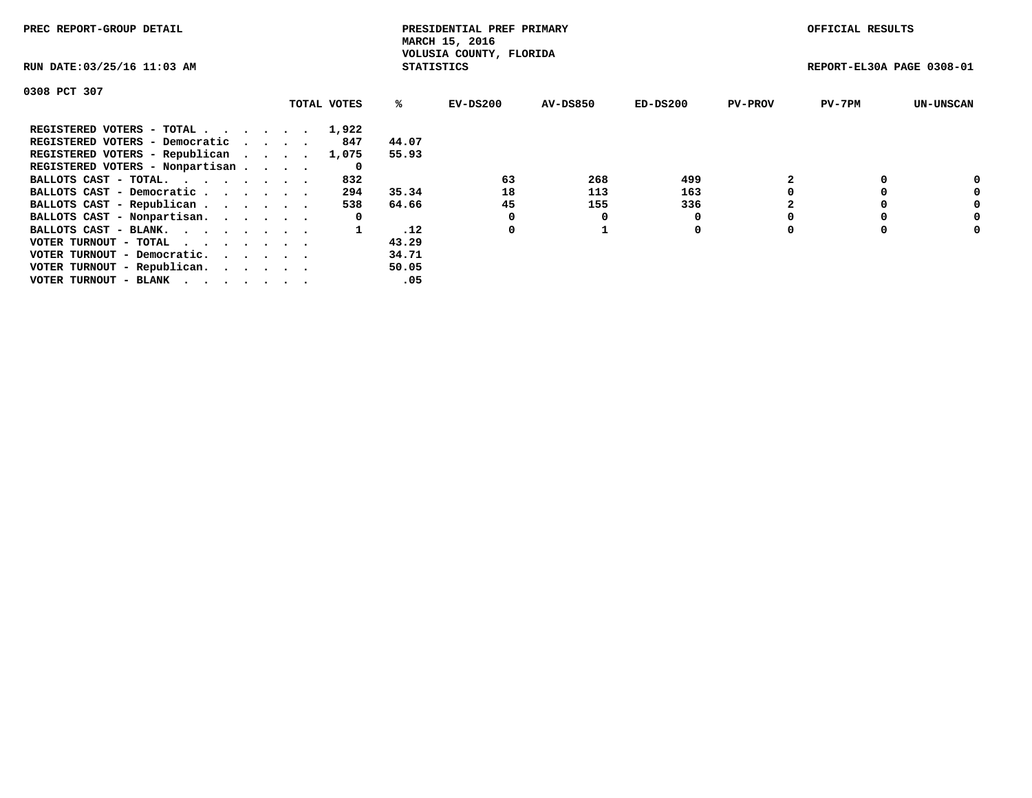PREC REPORT-GROUP DETAIL

PRESIDENTIAL PREF PRIMARY
MARCH 15, 2016
VOLUSIA COUNTY, FLORIDA
STATISTICS

OFFICIAL RESULTS

RUN DATE:03/25/16 11:03 AM

REPORT-EL30A PAGE 0308-01

0308 PCT 307

| | TOTAL VOTES | % | EV-DS200 | AV-DS850 | ED-DS200 | PV-PROV | PV-7PM | UN-UNSCAN |
|---|---|---|---|---|---|---|---|---|
| REGISTERED VOTERS - TOTAL . . . . . . | 1,922 | | | | | | | |
| REGISTERED VOTERS - Democratic . . . . | 847 | 44.07 | | | | | | |
| REGISTERED VOTERS - Republican . . . . | 1,075 | 55.93 | | | | | | |
| REGISTERED VOTERS - Nonpartisan . . . . | 0 | | | | | | | |
| BALLOTS CAST - TOTAL. . . . . . . . | 832 | | 63 | 268 | 499 | 2 | 0 | 0 |
| BALLOTS CAST - Democratic . . . . . . | 294 | 35.34 | 18 | 113 | 163 | 0 | 0 | 0 |
| BALLOTS CAST - Republican . . . . . . | 538 | 64.66 | 45 | 155 | 336 | 2 | 0 | 0 |
| BALLOTS CAST - Nonpartisan. . . . . . | 0 | | 0 | 0 | 0 | 0 | 0 | 0 |
| BALLOTS CAST - BLANK. . . . . . . . | 1 | .12 | 0 | 1 | 0 | 0 | 0 | 0 |
| VOTER TURNOUT - TOTAL . . . . . . . | | 43.29 | | | | | | |
| VOTER TURNOUT - Democratic. . . . . . | | 34.71 | | | | | | |
| VOTER TURNOUT - Republican. . . . . . | | 50.05 | | | | | | |
| VOTER TURNOUT - BLANK . . . . . . . | | .05 | | | | | | |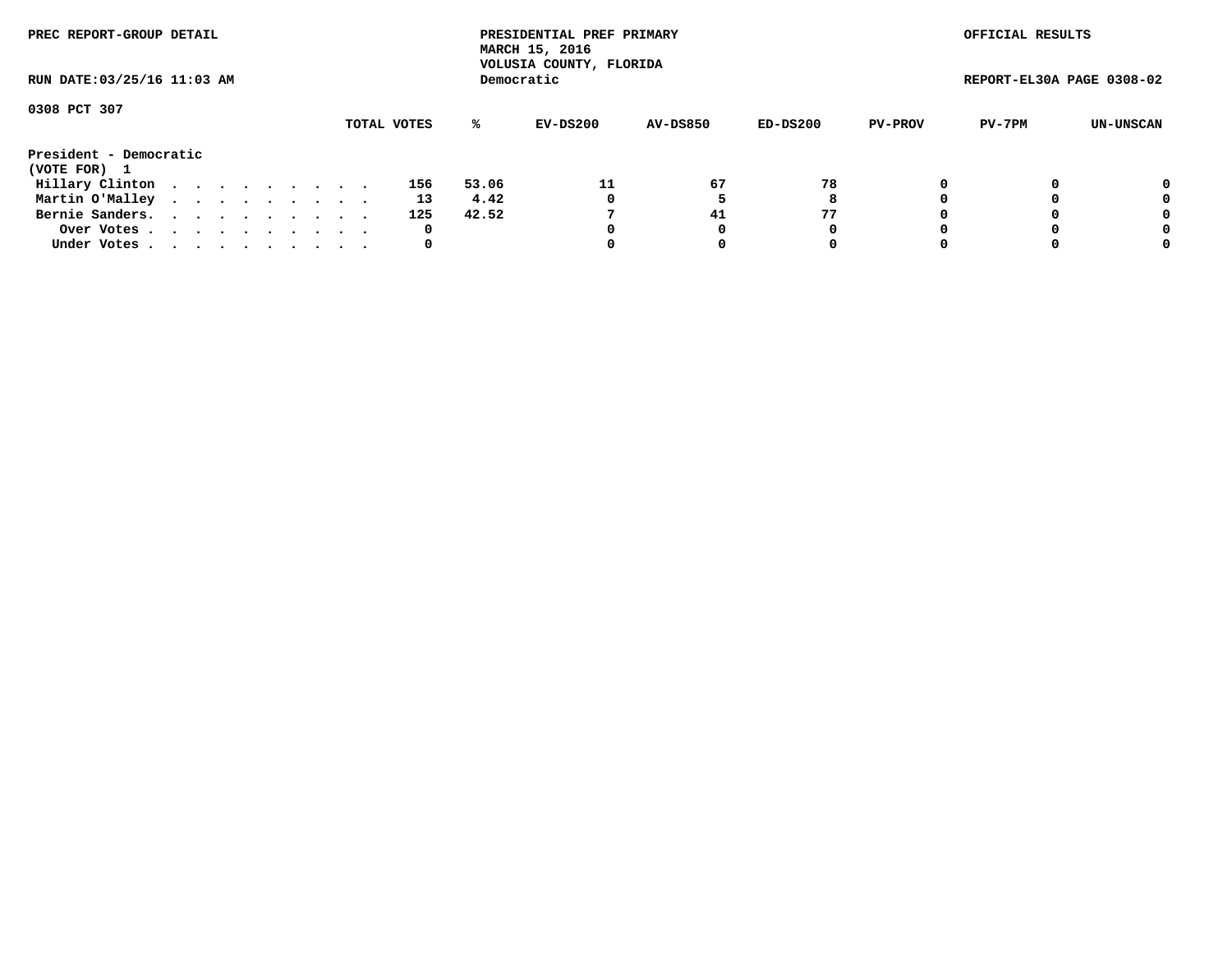PREC REPORT-GROUP DETAIL

PRESIDENTIAL PREF PRIMARY
MARCH 15, 2016
VOLUSIA COUNTY, FLORIDA
Democratic

OFFICIAL RESULTS

RUN DATE:03/25/16 11:03 AM

REPORT-EL30A PAGE 0308-02

0308 PCT 307

| | TOTAL VOTES | % | EV-DS200 | AV-DS850 | ED-DS200 | PV-PROV | PV-7PM | UN-UNSCAN |
|---|---|---|---|---|---|---|---|---|
| **President - Democratic** | | | | | | | | |
| **(VOTE FOR) 1** | | | | | | | | |
| Hillary Clinton | 156 | 53.06 | 11 | 67 | 78 | 0 | 0 | 0 |
| Martin O'Malley | 13 | 4.42 | 0 | 5 | 8 | 0 | 0 | 0 |
| Bernie Sanders. | 125 | 42.52 | 7 | 41 | 77 | 0 | 0 | 0 |
| Over Votes | 0 | | 0 | 0 | 0 | 0 | 0 | 0 |
| Under Votes | 0 | | 0 | 0 | 0 | 0 | 0 | 0 |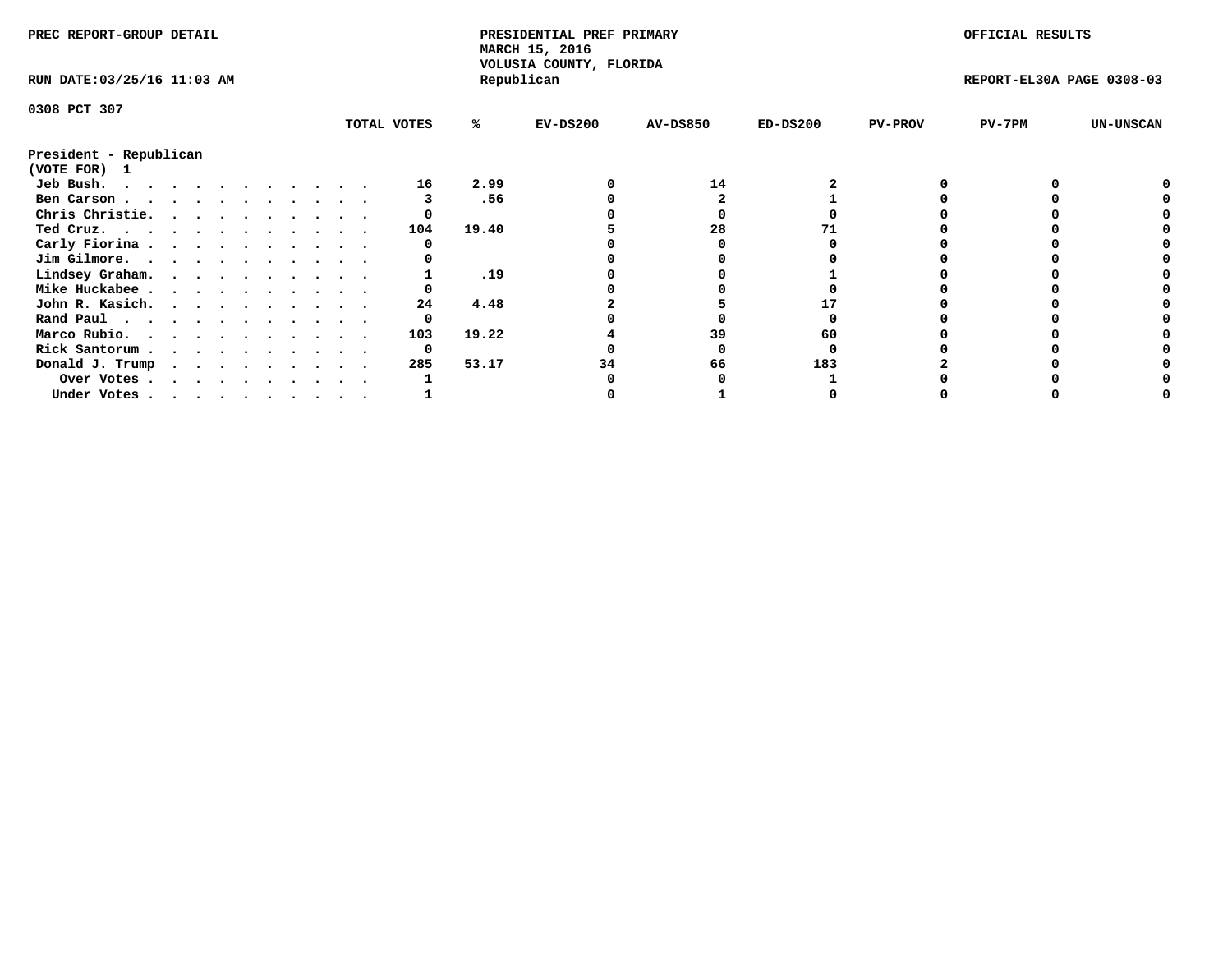PREC REPORT-GROUP DETAIL

PRESIDENTIAL PREF PRIMARY
MARCH 15, 2016
VOLUSIA COUNTY, FLORIDA
Republican

OFFICIAL RESULTS

RUN DATE:03/25/16 11:03 AM

REPORT-EL30A PAGE 0308-03

0308 PCT 307

| | TOTAL VOTES | % | EV-DS200 | AV-DS850 | ED-DS200 | PV-PROV | PV-7PM | UN-UNSCAN |
|---|---|---|---|---|---|---|---|---|
| **President - Republican** | | | | | | | | |
| **(VOTE FOR) 1** | | | | | | | | |
| Jeb Bush. . . . . . . . . . . . . | 16 | 2.99 | 0 | 14 | 2 | 0 | 0 | 0 |
| Ben Carson . . . . . . . . . . . . | 3 | .56 | 0 | 2 | 1 | 0 | 0 | 0 |
| Chris Christie. . . . . . . . . . . | 0 | | 0 | 0 | 0 | 0 | 0 | 0 |
| Ted Cruz. . . . . . . . . . . . . | 104 | 19.40 | 5 | 28 | 71 | 0 | 0 | 0 |
| Carly Fiorina . . . . . . . . . . . | 0 | | 0 | 0 | 0 | 0 | 0 | 0 |
| Jim Gilmore. . . . . . . . . . . . | 0 | | 0 | 0 | 0 | 0 | 0 | 0 |
| Lindsey Graham. . . . . . . . . . . | 1 | .19 | 0 | 0 | 1 | 0 | 0 | 0 |
| Mike Huckabee . . . . . . . . . . . | 0 | | 0 | 0 | 0 | 0 | 0 | 0 |
| John R. Kasich. . . . . . . . . . . | 24 | 4.48 | 2 | 5 | 17 | 0 | 0 | 0 |
| Rand Paul . . . . . . . . . . . . | 0 | | 0 | 0 | 0 | 0 | 0 | 0 |
| Marco Rubio. . . . . . . . . . . . | 103 | 19.22 | 4 | 39 | 60 | 0 | 0 | 0 |
| Rick Santorum . . . . . . . . . . . | 0 | | 0 | 0 | 0 | 0 | 0 | 0 |
| Donald J. Trump . . . . . . . . . . | 285 | 53.17 | 34 | 66 | 183 | 2 | 0 | 0 |
| Over Votes . . . . . . . . . . . | 1 | | 0 | 0 | 1 | 0 | 0 | 0 |
| Under Votes . . . . . . . . . . . | 1 | | 0 | 1 | 0 | 0 | 0 | 0 |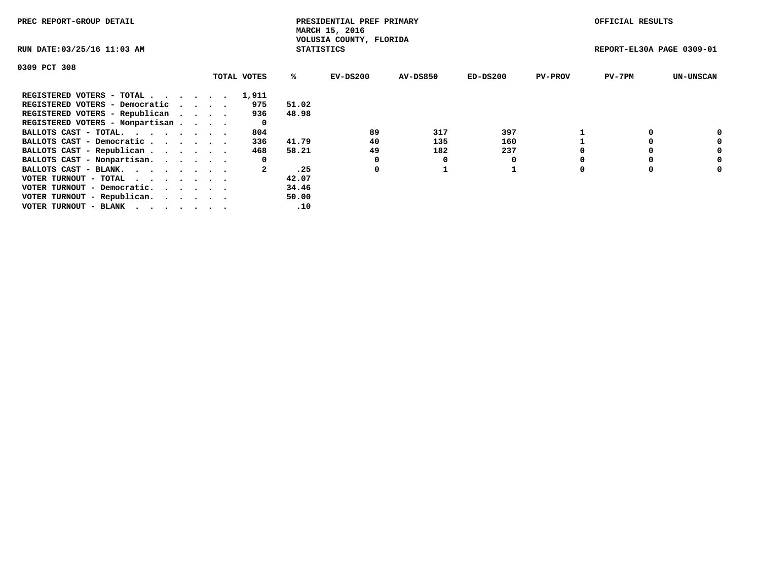PREC REPORT-GROUP DETAIL

PRESIDENTIAL PREF PRIMARY
MARCH 15, 2016
VOLUSIA COUNTY, FLORIDA
STATISTICS

OFFICIAL RESULTS

RUN DATE:03/25/16 11:03 AM

REPORT-EL30A PAGE 0309-01

0309 PCT 308

| | TOTAL VOTES | % | EV-DS200 | AV-DS850 | ED-DS200 | PV-PROV | PV-7PM | UN-UNSCAN |
|---|---|---|---|---|---|---|---|---|
| REGISTERED VOTERS - TOTAL . . . . . . | 1,911 | | | | | | | |
| REGISTERED VOTERS - Democratic . . . . | 975 | 51.02 | | | | | | |
| REGISTERED VOTERS - Republican . . . . | 936 | 48.98 | | | | | | |
| REGISTERED VOTERS - Nonpartisan . . . . | 0 | | | | | | | |
| BALLOTS CAST - TOTAL. . . . . . . . | 804 | | 89 | 317 | 397 | 1 | 0 | 0 |
| BALLOTS CAST - Democratic . . . . . . | 336 | 41.79 | 40 | 135 | 160 | 1 | 0 | 0 |
| BALLOTS CAST - Republican . . . . . . | 468 | 58.21 | 49 | 182 | 237 | 0 | 0 | 0 |
| BALLOTS CAST - Nonpartisan. . . . . . | 0 | | 0 | 0 | 0 | 0 | 0 | 0 |
| BALLOTS CAST - BLANK. . . . . . . . | 2 | .25 | 0 | 1 | 1 | 0 | 0 | 0 |
| VOTER TURNOUT - TOTAL . . . . . . . | | 42.07 | | | | | | |
| VOTER TURNOUT - Democratic. . . . . . | | 34.46 | | | | | | |
| VOTER TURNOUT - Republican. . . . . . | | 50.00 | | | | | | |
| VOTER TURNOUT - BLANK . . . . . . . | | .10 | | | | | | |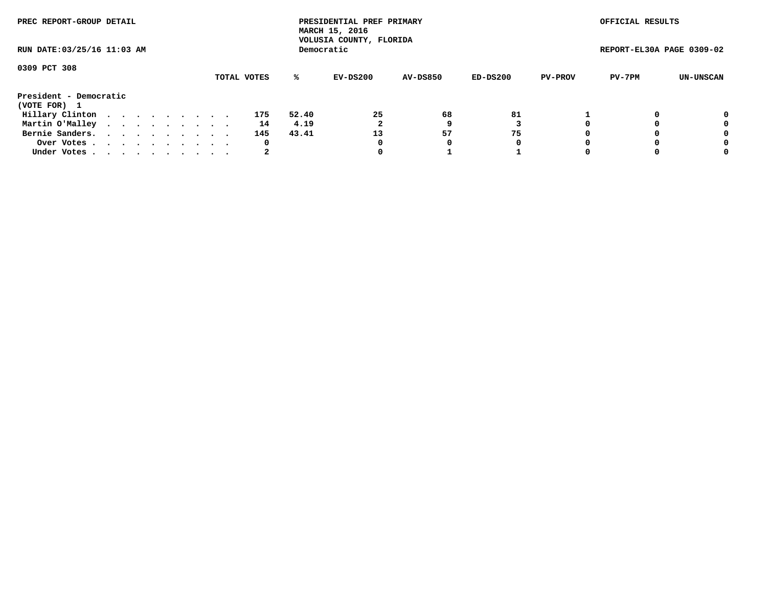PREC REPORT-GROUP DETAIL

PRESIDENTIAL PREF PRIMARY
MARCH 15, 2016
VOLUSIA COUNTY, FLORIDA
Democratic

OFFICIAL RESULTS

RUN DATE:03/25/16 11:03 AM

REPORT-EL30A PAGE 0309-02

0309 PCT 308

| | TOTAL VOTES | % | EV-DS200 | AV-DS850 | ED-DS200 | PV-PROV | PV-7PM | UN-UNSCAN |
|---|---|---|---|---|---|---|---|---|
| **President - Democratic** | | | | | | | | |
| **(VOTE FOR) 1** | | | | | | | | |
| Hillary Clinton . . . . . . . . . . | 175 | 52.40 | 25 | 68 | 81 | 1 | 0 | 0 |
| Martin O'Malley . . . . . . . . . . | 14 | 4.19 | 2 | 9 | 3 | 0 | 0 | 0 |
| Bernie Sanders. . . . . . . . . . . | 145 | 43.41 | 13 | 57 | 75 | 0 | 0 | 0 |
| Over Votes . . . . . . . . . . . | 0 | | 0 | 0 | 0 | 0 | 0 | 0 |
| Under Votes . . . . . . . . . . . | 2 | | 0 | 1 | 1 | 0 | 0 | 0 |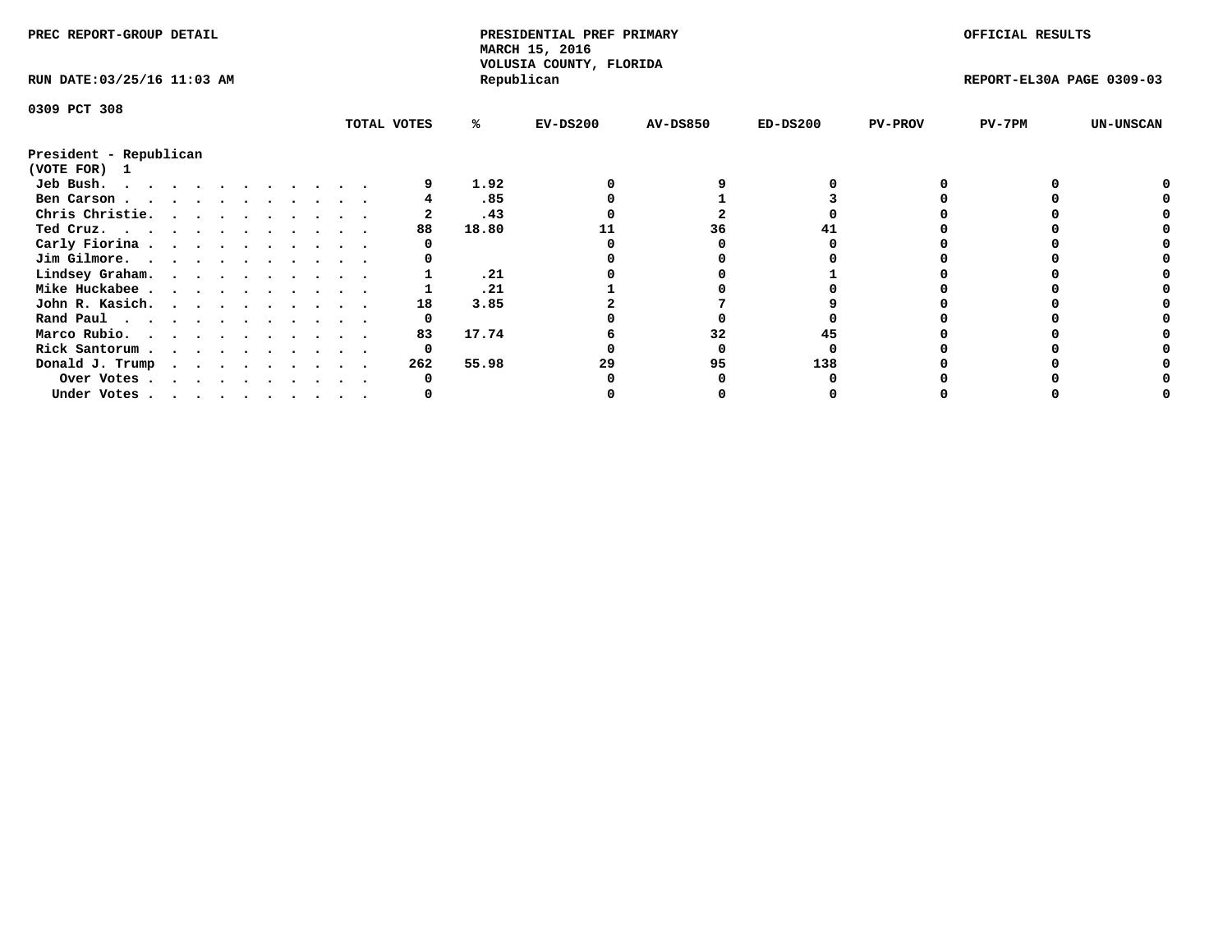PREC REPORT-GROUP DETAIL

PRESIDENTIAL PREF PRIMARY
MARCH 15, 2016
VOLUSIA COUNTY, FLORIDA
Republican

OFFICIAL RESULTS

RUN DATE:03/25/16 11:03 AM

REPORT-EL30A PAGE 0309-03

0309 PCT 308

President - Republican
(VOTE FOR) 1

| | TOTAL VOTES | % | EV-DS200 | AV-DS850 | ED-DS200 | PV-PROV | PV-7PM | UN-UNSCAN |
|---|---|---|---|---|---|---|---|---|
| Jeb Bush. | 9 | 1.92 | 0 | 9 | 0 | 0 | 0 | 0 |
| Ben Carson | 4 | .85 | 0 | 1 | 3 | 0 | 0 | 0 |
| Chris Christie. | 2 | .43 | 0 | 2 | 0 | 0 | 0 | 0 |
| Ted Cruz. | 88 | 18.80 | 11 | 36 | 41 | 0 | 0 | 0 |
| Carly Fiorina | 0 | | 0 | 0 | 0 | 0 | 0 | 0 |
| Jim Gilmore. | 0 | | 0 | 0 | 0 | 0 | 0 | 0 |
| Lindsey Graham. | 1 | .21 | 0 | 0 | 1 | 0 | 0 | 0 |
| Mike Huckabee | 1 | .21 | 1 | 0 | 0 | 0 | 0 | 0 |
| John R. Kasich. | 18 | 3.85 | 2 | 7 | 9 | 0 | 0 | 0 |
| Rand Paul | 0 | | 0 | 0 | 0 | 0 | 0 | 0 |
| Marco Rubio. | 83 | 17.74 | 6 | 32 | 45 | 0 | 0 | 0 |
| Rick Santorum | 0 | | 0 | 0 | 0 | 0 | 0 | 0 |
| Donald J. Trump | 262 | 55.98 | 29 | 95 | 138 | 0 | 0 | 0 |
| Over Votes | 0 | | 0 | 0 | 0 | 0 | 0 | 0 |
| Under Votes | 0 | | 0 | 0 | 0 | 0 | 0 | 0 |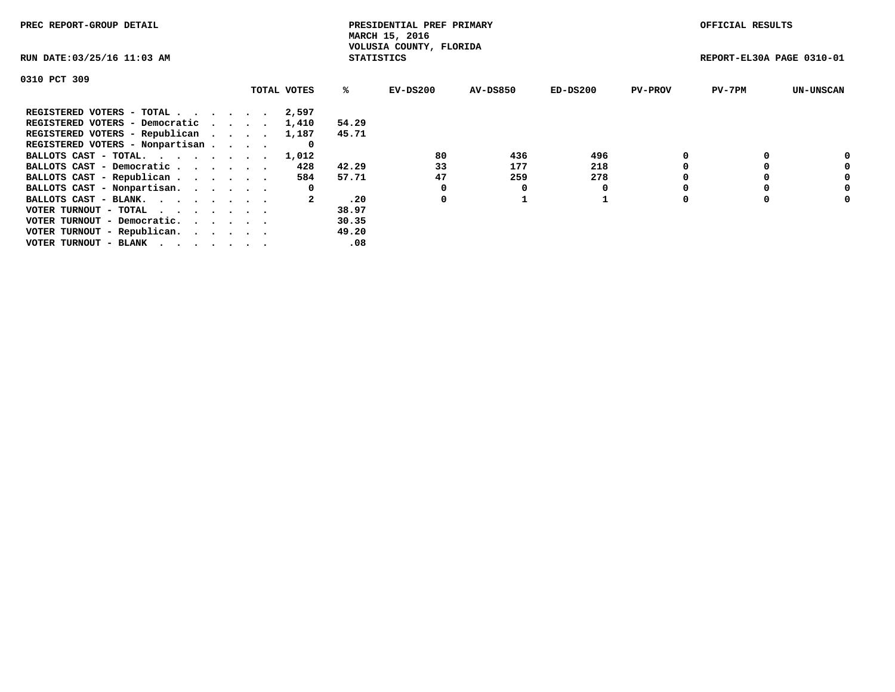PREC REPORT-GROUP DETAIL

PRESIDENTIAL PREF PRIMARY
MARCH 15, 2016
VOLUSIA COUNTY, FLORIDA
STATISTICS

OFFICIAL RESULTS

RUN DATE:03/25/16 11:03 AM

REPORT-EL30A PAGE 0310-01

0310 PCT 309

| | TOTAL VOTES | % | EV-DS200 | AV-DS850 | ED-DS200 | PV-PROV | PV-7PM | UN-UNSCAN |
|---|---|---|---|---|---|---|---|---|
| REGISTERED VOTERS - TOTAL . . . . . . | 2,597 | | | | | | | |
| REGISTERED VOTERS - Democratic . . . . | 1,410 | 54.29 | | | | | | |
| REGISTERED VOTERS - Republican . . . . | 1,187 | 45.71 | | | | | | |
| REGISTERED VOTERS - Nonpartisan . . . . | 0 | | | | | | | |
| BALLOTS CAST - TOTAL. . . . . . . . | 1,012 | | 80 | 436 | 496 | 0 | 0 | 0 |
| BALLOTS CAST - Democratic . . . . . . | 428 | 42.29 | 33 | 177 | 218 | 0 | 0 | 0 |
| BALLOTS CAST - Republican . . . . . . | 584 | 57.71 | 47 | 259 | 278 | 0 | 0 | 0 |
| BALLOTS CAST - Nonpartisan. . . . . . | 0 | | 0 | 0 | 0 | 0 | 0 | 0 |
| BALLOTS CAST - BLANK. . . . . . . . | 2 | .20 | 0 | 1 | 1 | 0 | 0 | 0 |
| VOTER TURNOUT - TOTAL . . . . . . . | | 38.97 | | | | | | |
| VOTER TURNOUT - Democratic. . . . . . | | 30.35 | | | | | | |
| VOTER TURNOUT - Republican. . . . . . | | 49.20 | | | | | | |
| VOTER TURNOUT - BLANK . . . . . . . | | .08 | | | | | | |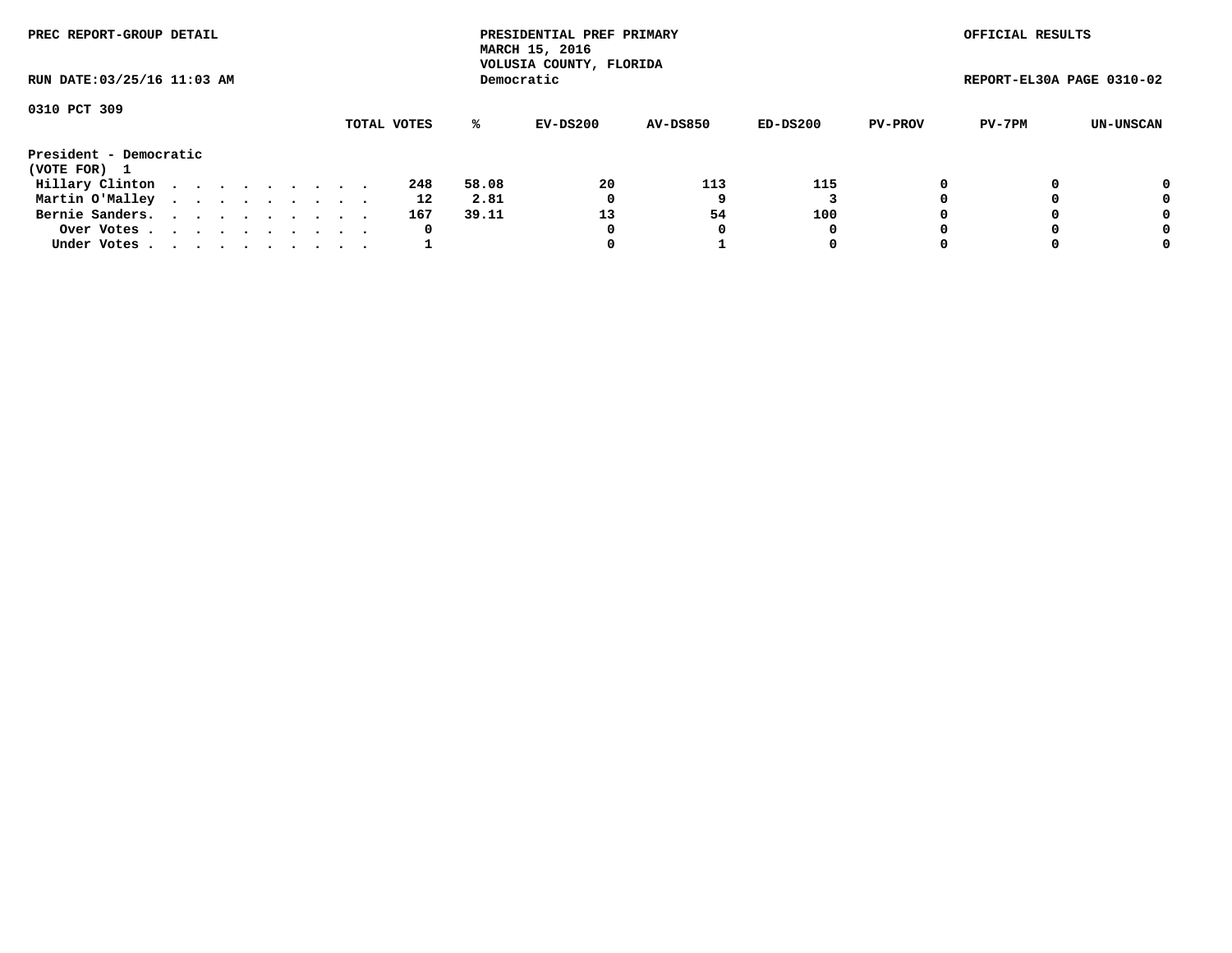PREC REPORT-GROUP DETAIL

PRESIDENTIAL PREF PRIMARY
MARCH 15, 2016
VOLUSIA COUNTY, FLORIDA
Democratic

OFFICIAL RESULTS

RUN DATE:03/25/16 11:03 AM

REPORT-EL30A PAGE 0310-02

0310 PCT 309

| | TOTAL VOTES | % | EV-DS200 | AV-DS850 | ED-DS200 | PV-PROV | PV-7PM | UN-UNSCAN |
|---|---|---|---|---|---|---|---|---|
| **President - Democratic** | | | | | | | | |
| **(VOTE FOR) 1** | | | | | | | | |
| Hillary Clinton | 248 | 58.08 | 20 | 113 | 115 | 0 | 0 | 0 |
| Martin O'Malley | 12 | 2.81 | 0 | 9 | 3 | 0 | 0 | 0 |
| Bernie Sanders. | 167 | 39.11 | 13 | 54 | 100 | 0 | 0 | 0 |
| Over Votes | 0 | | 0 | 0 | 0 | 0 | 0 | 0 |
| Under Votes | 1 | | 0 | 1 | 0 | 0 | 0 | 0 |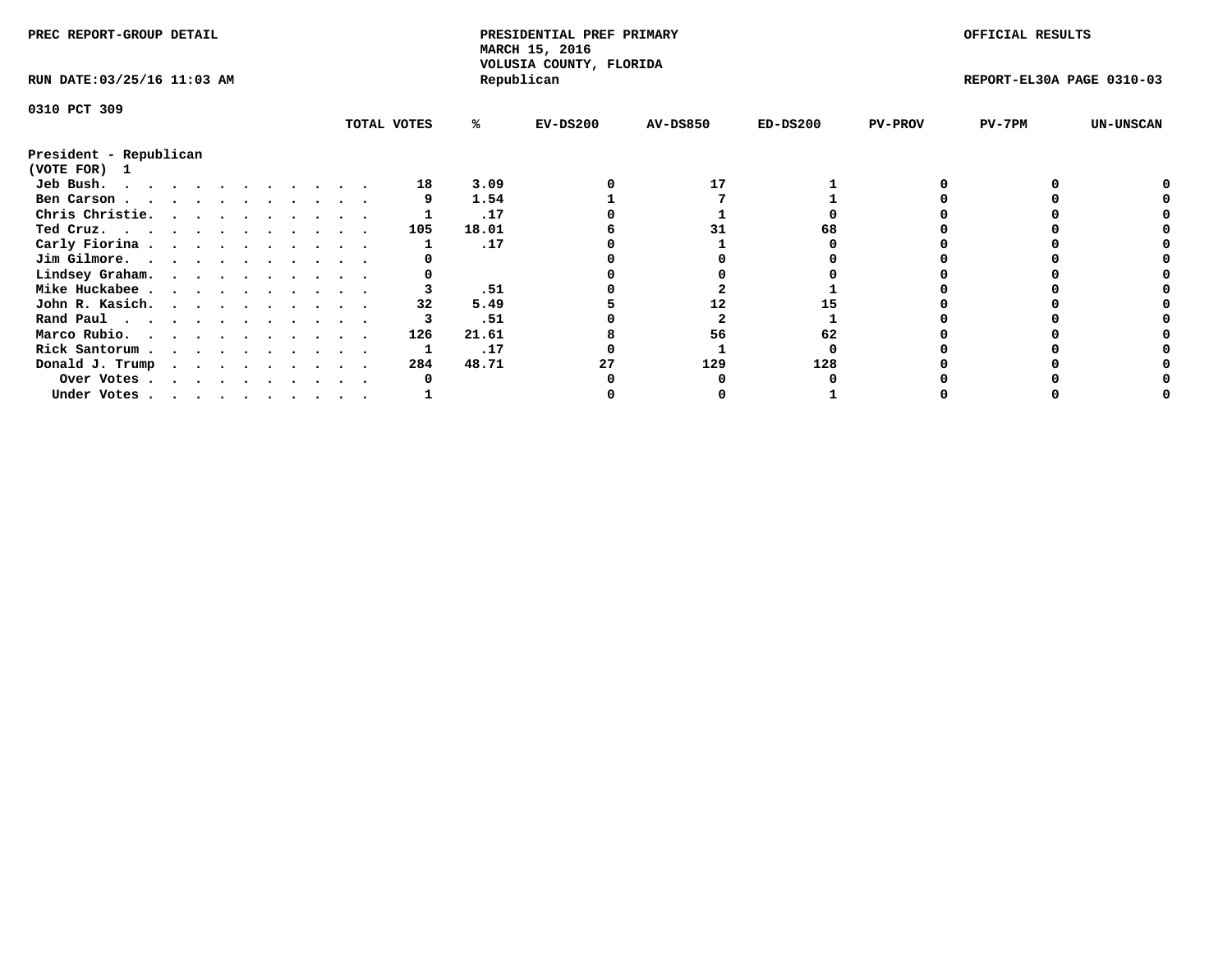PREC REPORT-GROUP DETAIL

PRESIDENTIAL PREF PRIMARY
MARCH 15, 2016
VOLUSIA COUNTY, FLORIDA
Republican

OFFICIAL RESULTS

RUN DATE:03/25/16 11:03 AM

REPORT-EL30A PAGE 0310-03

0310 PCT 309

President - Republican
(VOTE FOR) 1

| | TOTAL VOTES | % | EV-DS200 | AV-DS850 | ED-DS200 | PV-PROV | PV-7PM | UN-UNSCAN |
|---|---|---|---|---|---|---|---|---|
| Jeb Bush. | 18 | 3.09 | 0 | 17 | 1 | 0 | 0 | 0 |
| Ben Carson | 9 | 1.54 | 1 | 7 | 1 | 0 | 0 | 0 |
| Chris Christie. | 1 | .17 | 0 | 1 | 0 | 0 | 0 | 0 |
| Ted Cruz. | 105 | 18.01 | 6 | 31 | 68 | 0 | 0 | 0 |
| Carly Fiorina | 1 | .17 | 0 | 1 | 0 | 0 | 0 | 0 |
| Jim Gilmore. | 0 | | 0 | 0 | 0 | 0 | 0 | 0 |
| Lindsey Graham. | 0 | | 0 | 0 | 0 | 0 | 0 | 0 |
| Mike Huckabee | 3 | .51 | 0 | 2 | 1 | 0 | 0 | 0 |
| John R. Kasich. | 32 | 5.49 | 5 | 12 | 15 | 0 | 0 | 0 |
| Rand Paul | 3 | .51 | 0 | 2 | 1 | 0 | 0 | 0 |
| Marco Rubio. | 126 | 21.61 | 8 | 56 | 62 | 0 | 0 | 0 |
| Rick Santorum | 1 | .17 | 0 | 1 | 0 | 0 | 0 | 0 |
| Donald J. Trump | 284 | 48.71 | 27 | 129 | 128 | 0 | 0 | 0 |
| Over Votes | 0 | | 0 | 0 | 0 | 0 | 0 | 0 |
| Under Votes | 1 | | 0 | 0 | 1 | 0 | 0 | 0 |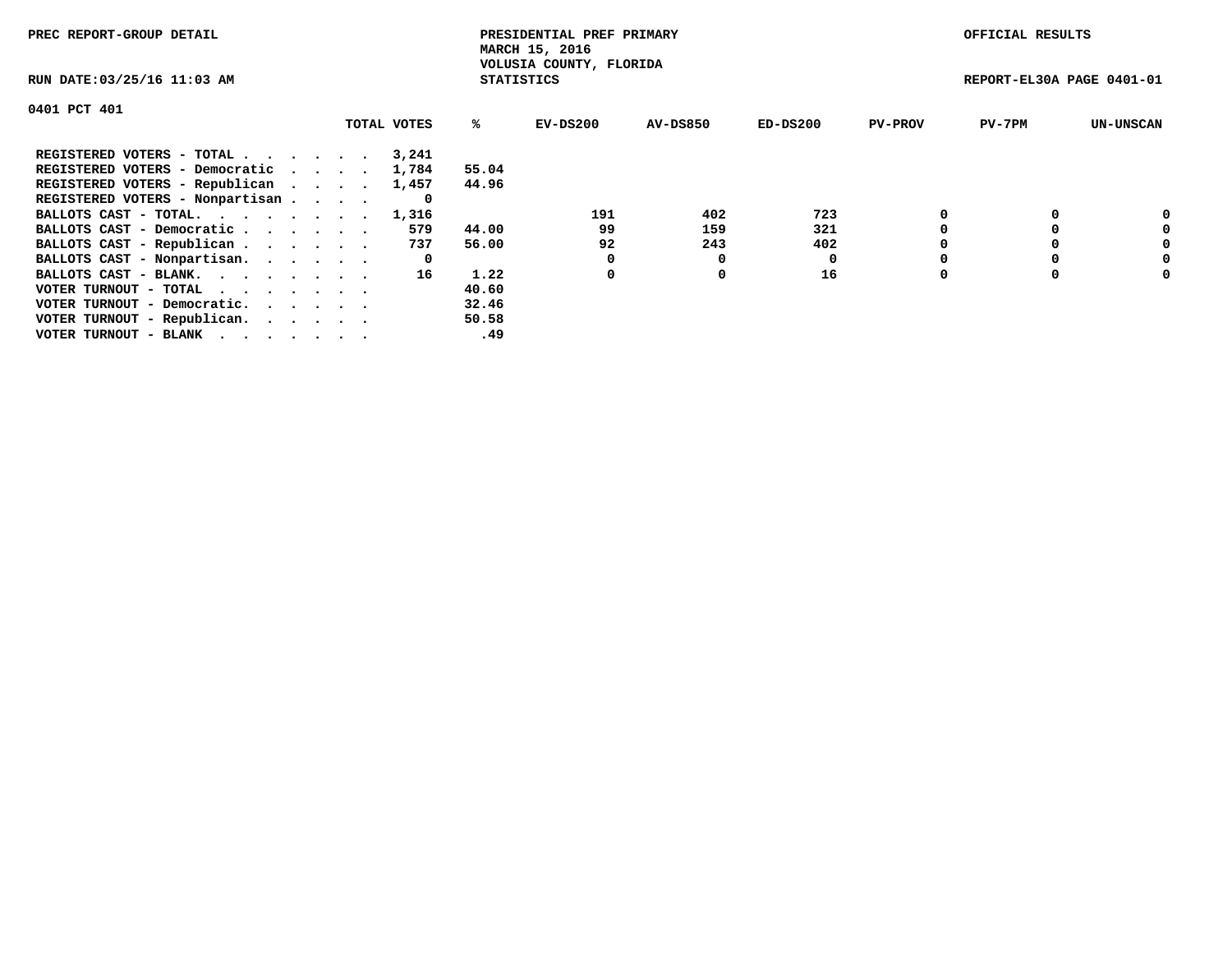PREC REPORT-GROUP DETAIL

PRESIDENTIAL PREF PRIMARY
MARCH 15, 2016
VOLUSIA COUNTY, FLORIDA
STATISTICS

OFFICIAL RESULTS

RUN DATE:03/25/16 11:03 AM

REPORT-EL30A PAGE 0401-01

0401 PCT 401

| | TOTAL VOTES | % | EV-DS200 | AV-DS850 | ED-DS200 | PV-PROV | PV-7PM | UN-UNSCAN |
|---|---|---|---|---|---|---|---|---|
| REGISTERED VOTERS - TOTAL . . . . . . | 3,241 | | | | | | | |
| REGISTERED VOTERS - Democratic . . . . | 1,784 | 55.04 | | | | | | |
| REGISTERED VOTERS - Republican . . . . | 1,457 | 44.96 | | | | | | |
| REGISTERED VOTERS - Nonpartisan . . . . | 0 | | | | | | | |
| BALLOTS CAST - TOTAL. . . . . . . . | 1,316 | | 191 | 402 | 723 | 0 | 0 | 0 |
| BALLOTS CAST - Democratic . . . . . . | 579 | 44.00 | 99 | 159 | 321 | 0 | 0 | 0 |
| BALLOTS CAST - Republican . . . . . . | 737 | 56.00 | 92 | 243 | 402 | 0 | 0 | 0 |
| BALLOTS CAST - Nonpartisan. . . . . . | 0 | | 0 | 0 | 0 | 0 | 0 | 0 |
| BALLOTS CAST - BLANK. . . . . . . . | 16 | 1.22 | 0 | 0 | 16 | 0 | 0 | 0 |
| VOTER TURNOUT - TOTAL . . . . . . . | | 40.60 | | | | | | |
| VOTER TURNOUT - Democratic. . . . . . | | 32.46 | | | | | | |
| VOTER TURNOUT - Republican. . . . . . | | 50.58 | | | | | | |
| VOTER TURNOUT - BLANK . . . . . . . | | .49 | | | | | | |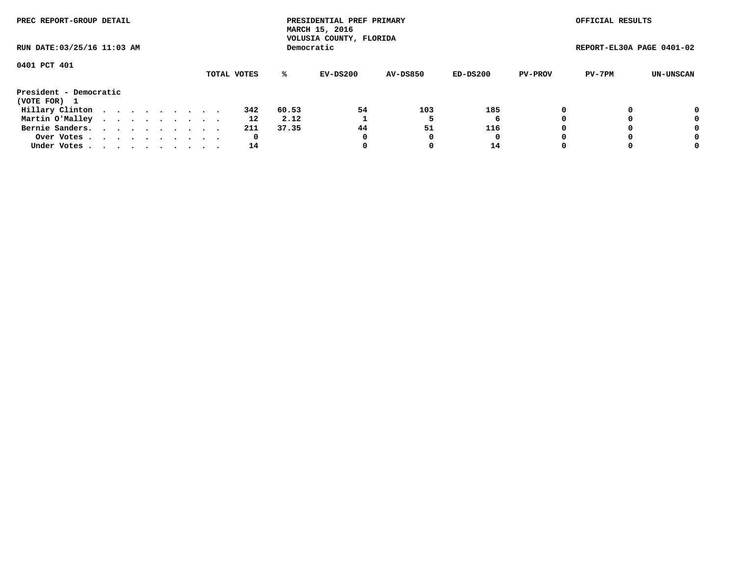PREC REPORT-GROUP DETAIL

PRESIDENTIAL PREF PRIMARY
MARCH 15, 2016
VOLUSIA COUNTY, FLORIDA
Democratic

OFFICIAL RESULTS

RUN DATE:03/25/16 11:03 AM

REPORT-EL30A PAGE 0401-02

0401 PCT 401

**President - Democratic**
**(VOTE FOR) 1**

| | TOTAL VOTES | % | EV-DS200 | AV-DS850 | ED-DS200 | PV-PROV | PV-7PM | UN-UNSCAN |
|---|---|---|---|---|---|---|---|---|
| Hillary Clinton | 342 | 60.53 | 54 | 103 | 185 | 0 | 0 | 0 |
| Martin O'Malley | 12 | 2.12 | 1 | 5 | 6 | 0 | 0 | 0 |
| Bernie Sanders. | 211 | 37.35 | 44 | 51 | 116 | 0 | 0 | 0 |
| Over Votes | 0 | | 0 | 0 | 0 | 0 | 0 | 0 |
| Under Votes | 14 | | 0 | 0 | 14 | 0 | 0 | 0 |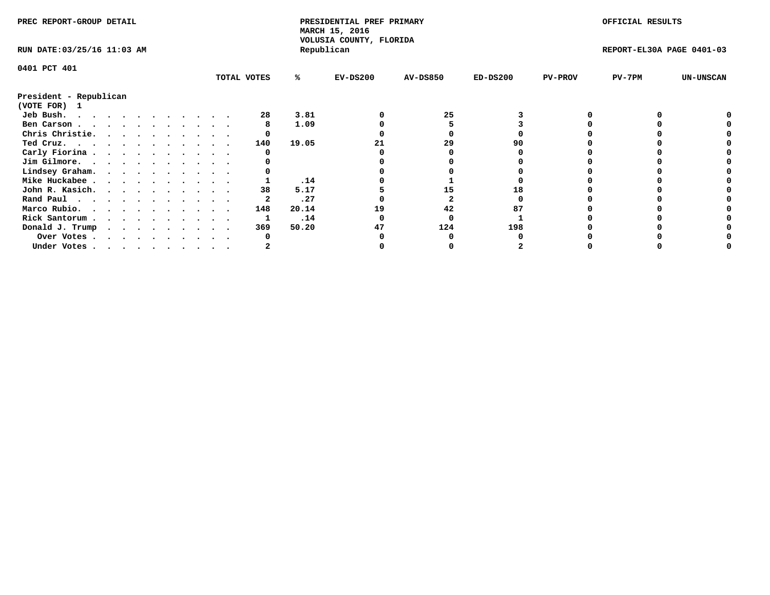PREC REPORT-GROUP DETAIL

PRESIDENTIAL PREF PRIMARY
MARCH 15, 2016
VOLUSIA COUNTY, FLORIDA
Republican

OFFICIAL RESULTS

RUN DATE:03/25/16 11:03 AM

REPORT-EL30A PAGE 0401-03

0401 PCT 401

**President - Republican**
**(VOTE FOR) 1**

| | TOTAL VOTES | % | EV-DS200 | AV-DS850 | ED-DS200 | PV-PROV | PV-7PM | UN-UNSCAN |
|---|---|---|---|---|---|---|---|---|
| Jeb Bush. | 28 | 3.81 | 0 | 25 | 3 | 0 | 0 | 0 |
| Ben Carson | 8 | 1.09 | 0 | 5 | 3 | 0 | 0 | 0 |
| Chris Christie. | 0 | | 0 | 0 | 0 | 0 | 0 | 0 |
| Ted Cruz. | 140 | 19.05 | 21 | 29 | 90 | 0 | 0 | 0 |
| Carly Fiorina | 0 | | 0 | 0 | 0 | 0 | 0 | 0 |
| Jim Gilmore. | 0 | | 0 | 0 | 0 | 0 | 0 | 0 |
| Lindsey Graham. | 0 | | 0 | 0 | 0 | 0 | 0 | 0 |
| Mike Huckabee | 1 | .14 | 0 | 1 | 0 | 0 | 0 | 0 |
| John R. Kasich. | 38 | 5.17 | 5 | 15 | 18 | 0 | 0 | 0 |
| Rand Paul | 2 | .27 | 0 | 2 | 0 | 0 | 0 | 0 |
| Marco Rubio. | 148 | 20.14 | 19 | 42 | 87 | 0 | 0 | 0 |
| Rick Santorum | 1 | .14 | 0 | 0 | 1 | 0 | 0 | 0 |
| Donald J. Trump | 369 | 50.20 | 47 | 124 | 198 | 0 | 0 | 0 |
| Over Votes | 0 | | 0 | 0 | 0 | 0 | 0 | 0 |
| Under Votes | 2 | | 0 | 0 | 2 | 0 | 0 | 0 |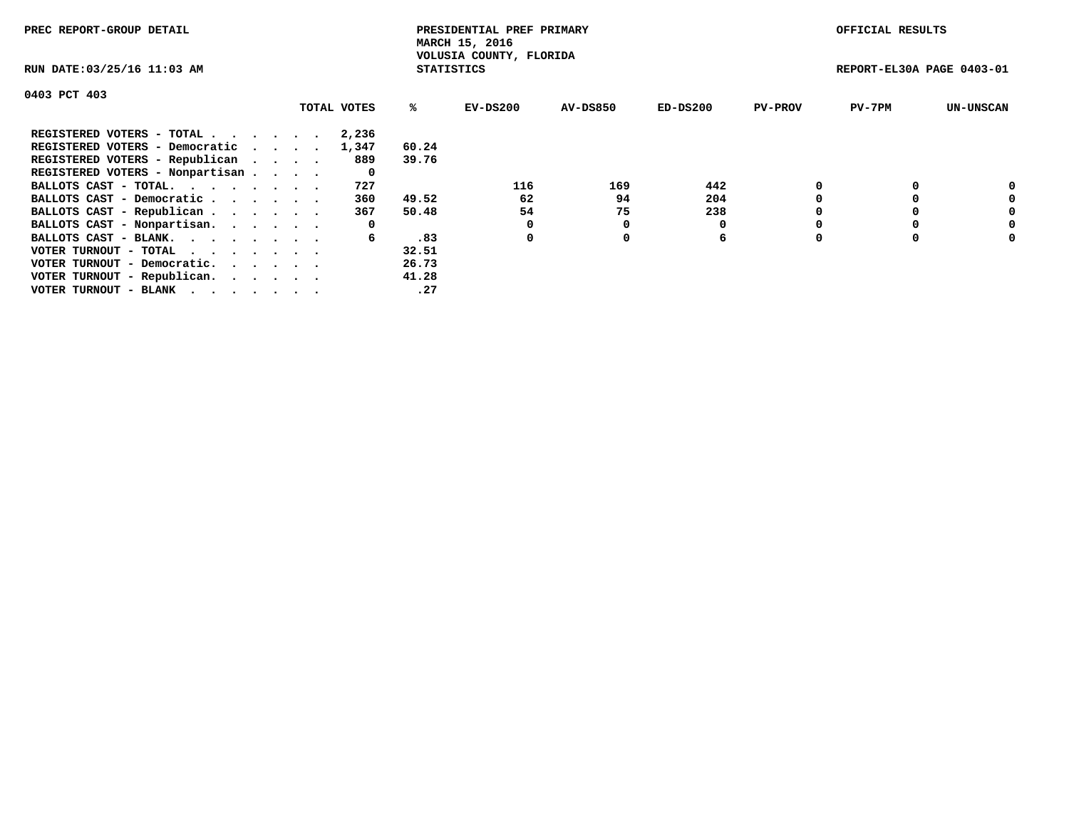PREC REPORT-GROUP DETAIL

PRESIDENTIAL PREF PRIMARY
MARCH 15, 2016
VOLUSIA COUNTY, FLORIDA
STATISTICS

OFFICIAL RESULTS

RUN DATE:03/25/16 11:03 AM

REPORT-EL30A PAGE 0403-01

0403 PCT 403

| | TOTAL VOTES | % | EV-DS200 | AV-DS850 | ED-DS200 | PV-PROV | PV-7PM | UN-UNSCAN |
|---|---|---|---|---|---|---|---|---|
| REGISTERED VOTERS - TOTAL . . . . . . | 2,236 | | | | | | | |
| REGISTERED VOTERS - Democratic . . . . | 1,347 | 60.24 | | | | | | |
| REGISTERED VOTERS - Republican . . . . | 889 | 39.76 | | | | | | |
| REGISTERED VOTERS - Nonpartisan . . . . | 0 | | | | | | | |
| BALLOTS CAST - TOTAL. . . . . . . . | 727 | | 116 | 169 | 442 | 0 | 0 | 0 |
| BALLOTS CAST - Democratic . . . . . . | 360 | 49.52 | 62 | 94 | 204 | 0 | 0 | 0 |
| BALLOTS CAST - Republican . . . . . . | 367 | 50.48 | 54 | 75 | 238 | 0 | 0 | 0 |
| BALLOTS CAST - Nonpartisan. . . . . . | 0 | | 0 | 0 | 0 | 0 | 0 | 0 |
| BALLOTS CAST - BLANK. . . . . . . . | 6 | .83 | 0 | 0 | 6 | 0 | 0 | 0 |
| VOTER TURNOUT - TOTAL . . . . . . . | | 32.51 | | | | | | |
| VOTER TURNOUT - Democratic. . . . . . | | 26.73 | | | | | | |
| VOTER TURNOUT - Republican. . . . . . | | 41.28 | | | | | | |
| VOTER TURNOUT - BLANK . . . . . . . | | .27 | | | | | | |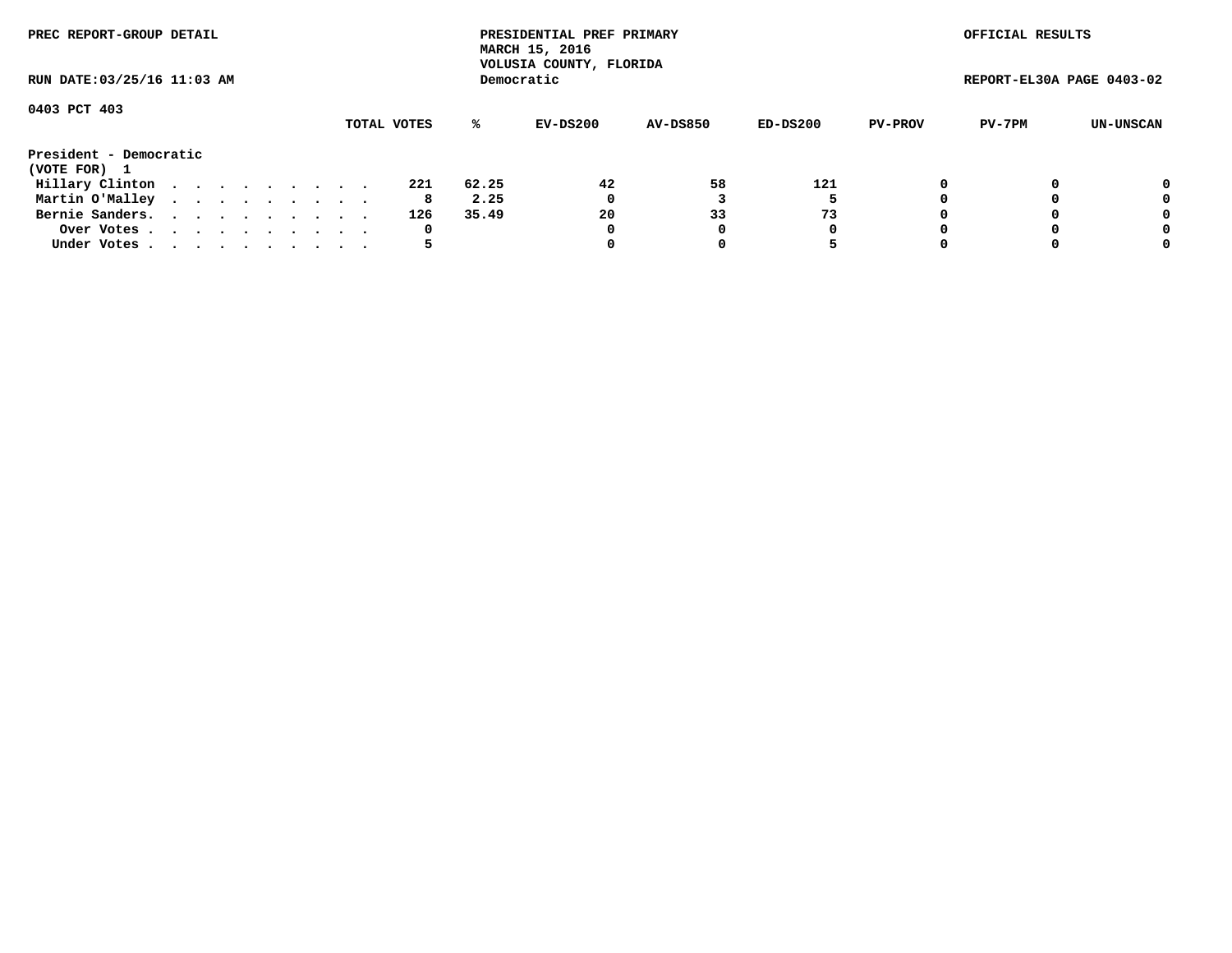PREC REPORT-GROUP DETAIL

PRESIDENTIAL PREF PRIMARY
MARCH 15, 2016
VOLUSIA COUNTY, FLORIDA
Democratic

OFFICIAL RESULTS

RUN DATE:03/25/16 11:03 AM

REPORT-EL30A PAGE 0403-02

0403 PCT 403

| | TOTAL VOTES | % | EV-DS200 | AV-DS850 | ED-DS200 | PV-PROV | PV-7PM | UN-UNSCAN |
|---|---|---|---|---|---|---|---|---|
| **President - Democratic** | | | | | | | | |
| **(VOTE FOR) 1** | | | | | | | | |
| Hillary Clinton | 221 | 62.25 | 42 | 58 | 121 | 0 | 0 | 0 |
| Martin O'Malley | 8 | 2.25 | 0 | 3 | 5 | 0 | 0 | 0 |
| Bernie Sanders. | 126 | 35.49 | 20 | 33 | 73 | 0 | 0 | 0 |
| Over Votes | 0 | | 0 | 0 | 0 | 0 | 0 | 0 |
| Under Votes | 5 | | 0 | 0 | 5 | 0 | 0 | 0 |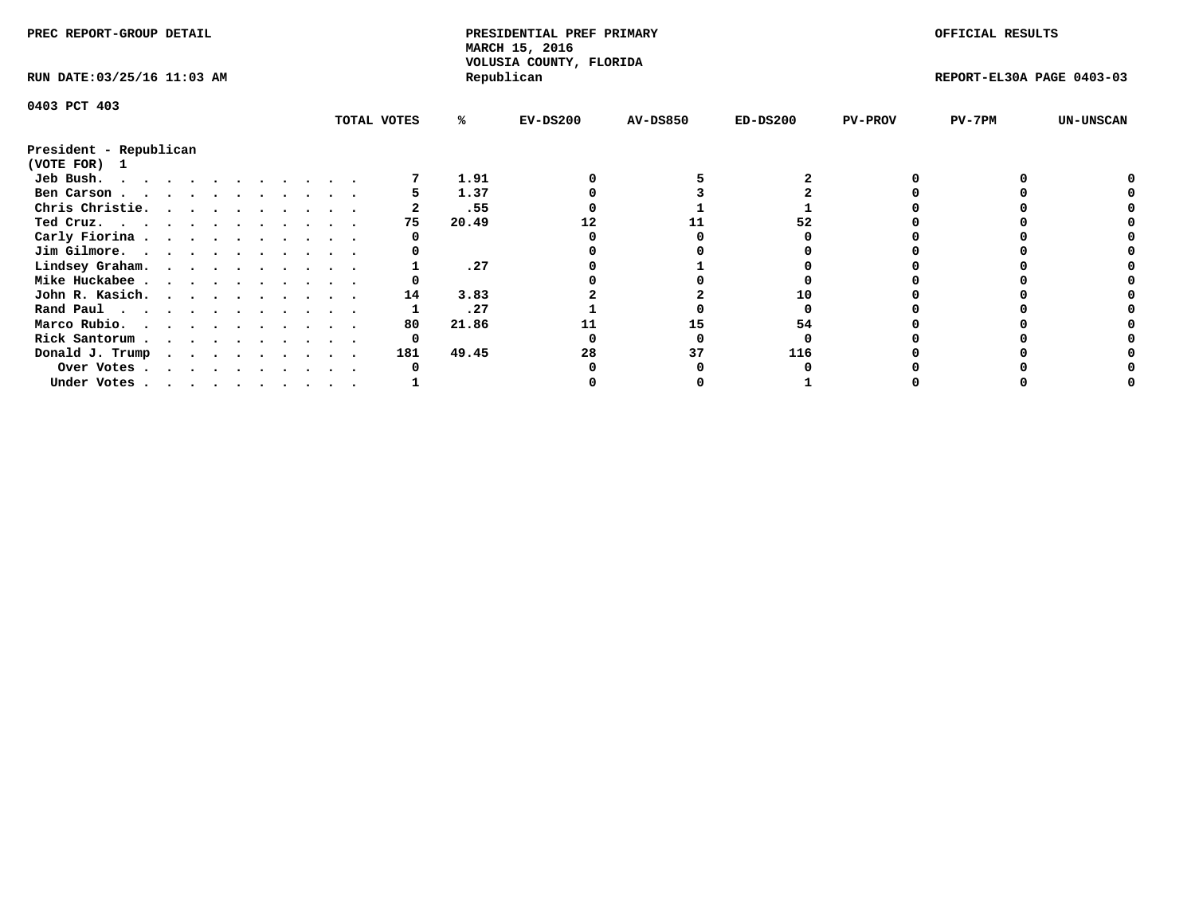PREC REPORT-GROUP DETAIL

PRESIDENTIAL PREF PRIMARY
MARCH 15, 2016
VOLUSIA COUNTY, FLORIDA
Republican

OFFICIAL RESULTS

RUN DATE:03/25/16 11:03 AM

REPORT-EL30A PAGE 0403-03

0403 PCT 403

| President - Republican (VOTE FOR) 1 | TOTAL VOTES | % | EV-DS200 | AV-DS850 | ED-DS200 | PV-PROV | PV-7PM | UN-UNSCAN |
|---|---|---|---|---|---|---|---|---|
| Jeb Bush | 7 | 1.91 | 0 | 5 | 2 | 0 | 0 | 0 |
| Ben Carson | 5 | 1.37 | 0 | 3 | 2 | 0 | 0 | 0 |
| Chris Christie | 2 | .55 | 0 | 1 | 1 | 0 | 0 | 0 |
| Ted Cruz | 75 | 20.49 | 12 | 11 | 52 | 0 | 0 | 0 |
| Carly Fiorina | 0 | | 0 | 0 | 0 | 0 | 0 | 0 |
| Jim Gilmore | 0 | | 0 | 0 | 0 | 0 | 0 | 0 |
| Lindsey Graham | 1 | .27 | 0 | 1 | 0 | 0 | 0 | 0 |
| Mike Huckabee | 0 | | 0 | 0 | 0 | 0 | 0 | 0 |
| John R. Kasich | 14 | 3.83 | 2 | 2 | 10 | 0 | 0 | 0 |
| Rand Paul | 1 | .27 | 1 | 0 | 0 | 0 | 0 | 0 |
| Marco Rubio | 80 | 21.86 | 11 | 15 | 54 | 0 | 0 | 0 |
| Rick Santorum | 0 | | 0 | 0 | 0 | 0 | 0 | 0 |
| Donald J. Trump | 181 | 49.45 | 28 | 37 | 116 | 0 | 0 | 0 |
| Over Votes | 0 | | 0 | 0 | 0 | 0 | 0 | 0 |
| Under Votes | 1 | | 0 | 0 | 1 | 0 | 0 | 0 |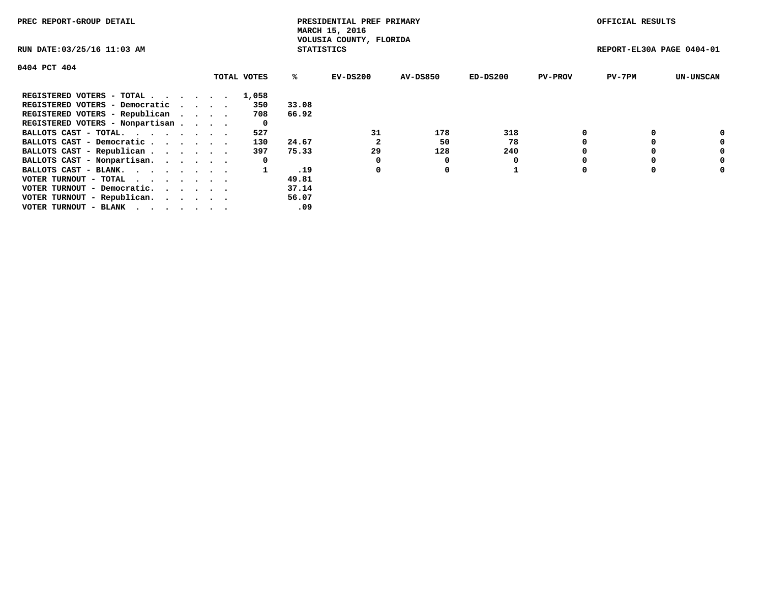PREC REPORT-GROUP DETAIL

PRESIDENTIAL PREF PRIMARY
MARCH 15, 2016
VOLUSIA COUNTY, FLORIDA
STATISTICS

OFFICIAL RESULTS

RUN DATE:03/25/16 11:03 AM

REPORT-EL30A PAGE 0404-01

## 0404 PCT 404

| | TOTAL VOTES | % | EV-DS200 | AV-DS850 | ED-DS200 | PV-PROV | PV-7PM | UN-UNSCAN |
|---|---|---|---|---|---|---|---|---|
| REGISTERED VOTERS - TOTAL . . . . . . | 1,058 | | | | | | | |
| REGISTERED VOTERS - Democratic . . . . | 350 | 33.08 | | | | | | |
| REGISTERED VOTERS - Republican . . . . | 708 | 66.92 | | | | | | |
| REGISTERED VOTERS - Nonpartisan . . . . | 0 | | | | | | | |
| BALLOTS CAST - TOTAL. . . . . . . . | 527 | | 31 | 178 | 318 | 0 | 0 | 0 |
| BALLOTS CAST - Democratic . . . . . . | 130 | 24.67 | 2 | 50 | 78 | 0 | 0 | 0 |
| BALLOTS CAST - Republican . . . . . . | 397 | 75.33 | 29 | 128 | 240 | 0 | 0 | 0 |
| BALLOTS CAST - Nonpartisan. . . . . . | 0 | | 0 | 0 | 0 | 0 | 0 | 0 |
| BALLOTS CAST - BLANK. . . . . . . . | 1 | .19 | 0 | 0 | 1 | 0 | 0 | 0 |
| VOTER TURNOUT - TOTAL . . . . . . . | | 49.81 | | | | | | |
| VOTER TURNOUT - Democratic. . . . . . | | 37.14 | | | | | | |
| VOTER TURNOUT - Republican. . . . . . | | 56.07 | | | | | | |
| VOTER TURNOUT - BLANK . . . . . . . | | .09 | | | | | | |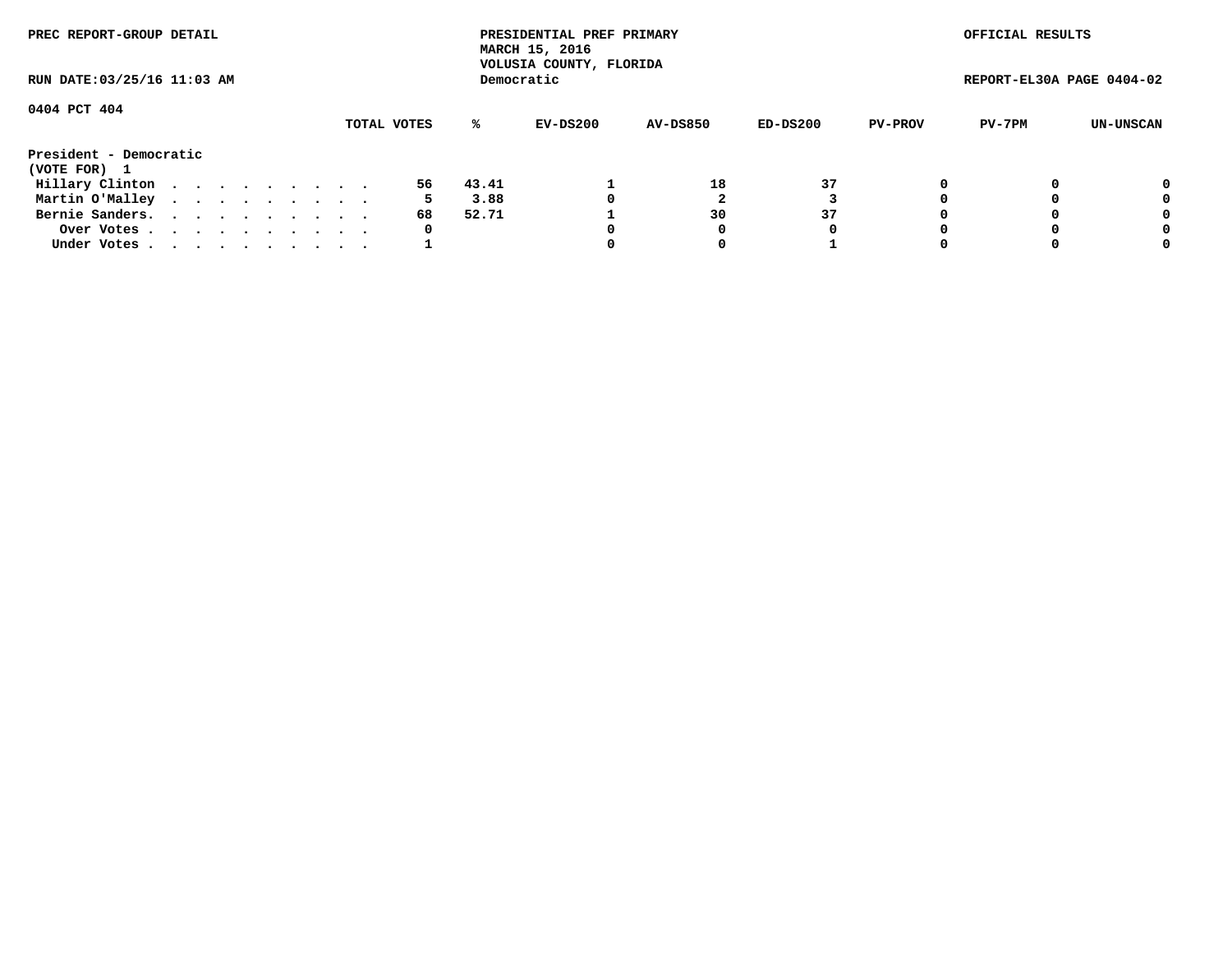PREC REPORT-GROUP DETAIL

RUN DATE:03/25/16 11:03 AM

PRESIDENTIAL PREF PRIMARY
MARCH 15, 2016
VOLUSIA COUNTY, FLORIDA
Democratic

OFFICIAL RESULTS

REPORT-EL30A PAGE 0404-02

0404 PCT 404

| | TOTAL VOTES | % | EV-DS200 | AV-DS850 | ED-DS200 | PV-PROV | PV-7PM | UN-UNSCAN |
|---|---|---|---|---|---|---|---|---|
| **President - Democratic** | | | | | | | | |
| **(VOTE FOR) 1** | | | | | | | | |
| Hillary Clinton . . . . . . . . . . | 56 | 43.41 | 1 | 18 | 37 | 0 | 0 | 0 |
| Martin O'Malley . . . . . . . . . . | 5 | 3.88 | 0 | 2 | 3 | 0 | 0 | 0 |
| Bernie Sanders. . . . . . . . . . . | 68 | 52.71 | 1 | 30 | 37 | 0 | 0 | 0 |
| Over Votes . . . . . . . . . . . | 0 | | 0 | 0 | 0 | 0 | 0 | 0 |
| Under Votes . . . . . . . . . . . | 1 | | 0 | 0 | 1 | 0 | 0 | 0 |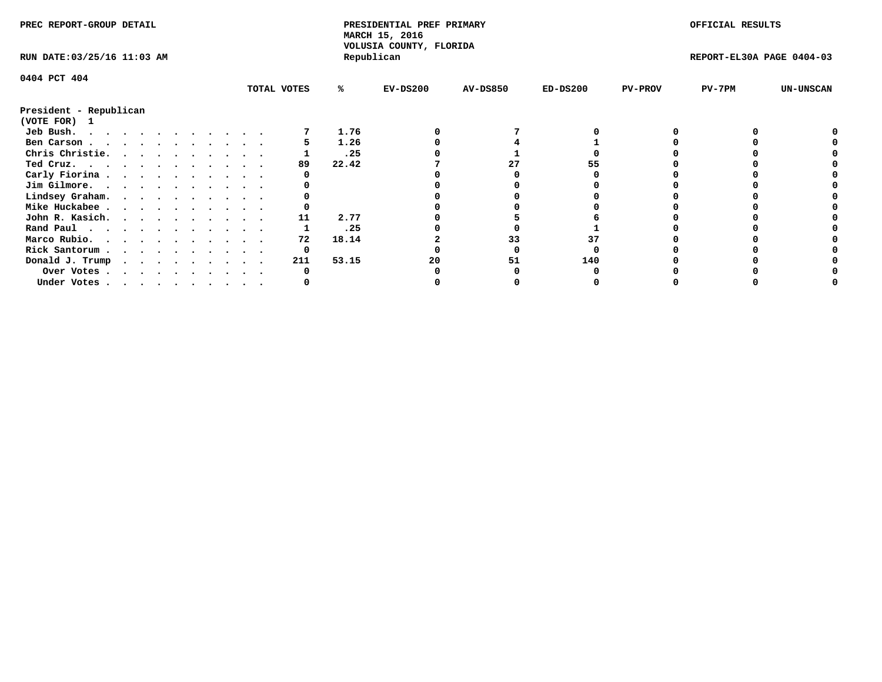PREC REPORT-GROUP DETAIL

PRESIDENTIAL PREF PRIMARY
MARCH 15, 2016
VOLUSIA COUNTY, FLORIDA
Republican

OFFICIAL RESULTS

RUN DATE:03/25/16 11:03 AM

REPORT-EL30A PAGE 0404-03

0404 PCT 404

President - Republican
(VOTE FOR) 1

| | TOTAL VOTES | % | EV-DS200 | AV-DS850 | ED-DS200 | PV-PROV | PV-7PM | UN-UNSCAN |
|---|---|---|---|---|---|---|---|---|
| Jeb Bush. | 7 | 1.76 | 0 | 7 | 0 | 0 | 0 | 0 |
| Ben Carson | 5 | 1.26 | 0 | 4 | 1 | 0 | 0 | 0 |
| Chris Christie. | 1 | .25 | 0 | 1 | 0 | 0 | 0 | 0 |
| Ted Cruz. | 89 | 22.42 | 7 | 27 | 55 | 0 | 0 | 0 |
| Carly Fiorina | 0 | | 0 | 0 | 0 | 0 | 0 | 0 |
| Jim Gilmore. | 0 | | 0 | 0 | 0 | 0 | 0 | 0 |
| Lindsey Graham. | 0 | | 0 | 0 | 0 | 0 | 0 | 0 |
| Mike Huckabee | 0 | | 0 | 0 | 0 | 0 | 0 | 0 |
| John R. Kasich. | 11 | 2.77 | 0 | 5 | 6 | 0 | 0 | 0 |
| Rand Paul | 1 | .25 | 0 | 0 | 1 | 0 | 0 | 0 |
| Marco Rubio. | 72 | 18.14 | 2 | 33 | 37 | 0 | 0 | 0 |
| Rick Santorum | 0 | | 0 | 0 | 0 | 0 | 0 | 0 |
| Donald J. Trump | 211 | 53.15 | 20 | 51 | 140 | 0 | 0 | 0 |
| Over Votes | 0 | | 0 | 0 | 0 | 0 | 0 | 0 |
| Under Votes | 0 | | 0 | 0 | 0 | 0 | 0 | 0 |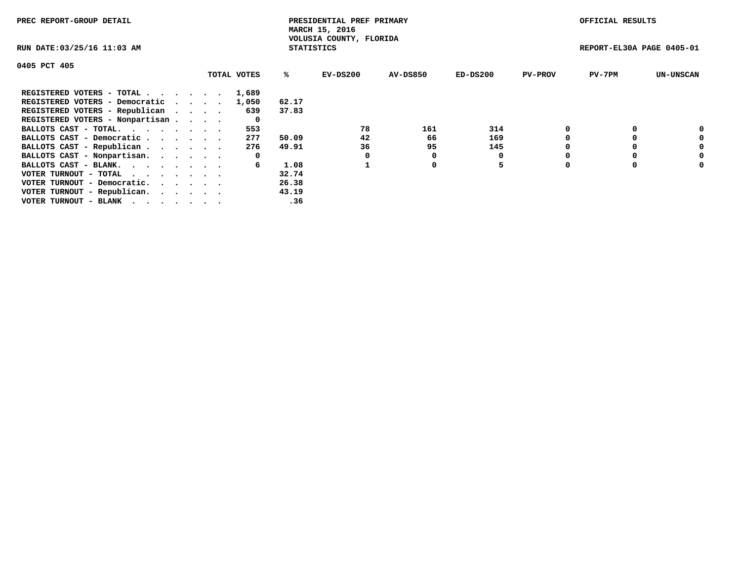PREC REPORT-GROUP DETAIL

PRESIDENTIAL PREF PRIMARY
MARCH 15, 2016
VOLUSIA COUNTY, FLORIDA
STATISTICS

OFFICIAL RESULTS

RUN DATE:03/25/16 11:03 AM

REPORT-EL30A PAGE 0405-01

0405 PCT 405

| | TOTAL VOTES | % | EV-DS200 | AV-DS850 | ED-DS200 | PV-PROV | PV-7PM | UN-UNSCAN |
|---|---|---|---|---|---|---|---|---|
| REGISTERED VOTERS - TOTAL . . . . . . | 1,689 | | | | | | | |
| REGISTERED VOTERS - Democratic . . . . | 1,050 | 62.17 | | | | | | |
| REGISTERED VOTERS - Republican . . . . | 639 | 37.83 | | | | | | |
| REGISTERED VOTERS - Nonpartisan . . . . | 0 | | | | | | | |
| BALLOTS CAST - TOTAL. . . . . . . . | 553 | | 78 | 161 | 314 | 0 | 0 | 0 |
| BALLOTS CAST - Democratic . . . . . . | 277 | 50.09 | 42 | 66 | 169 | 0 | 0 | 0 |
| BALLOTS CAST - Republican . . . . . . | 276 | 49.91 | 36 | 95 | 145 | 0 | 0 | 0 |
| BALLOTS CAST - Nonpartisan. . . . . . | 0 | | 0 | 0 | 0 | 0 | 0 | 0 |
| BALLOTS CAST - BLANK. . . . . . . . | 6 | 1.08 | 1 | 0 | 5 | 0 | 0 | 0 |
| VOTER TURNOUT - TOTAL . . . . . . . | | 32.74 | | | | | | |
| VOTER TURNOUT - Democratic. . . . . . | | 26.38 | | | | | | |
| VOTER TURNOUT - Republican. . . . . . | | 43.19 | | | | | | |
| VOTER TURNOUT - BLANK . . . . . . . | | .36 | | | | | | |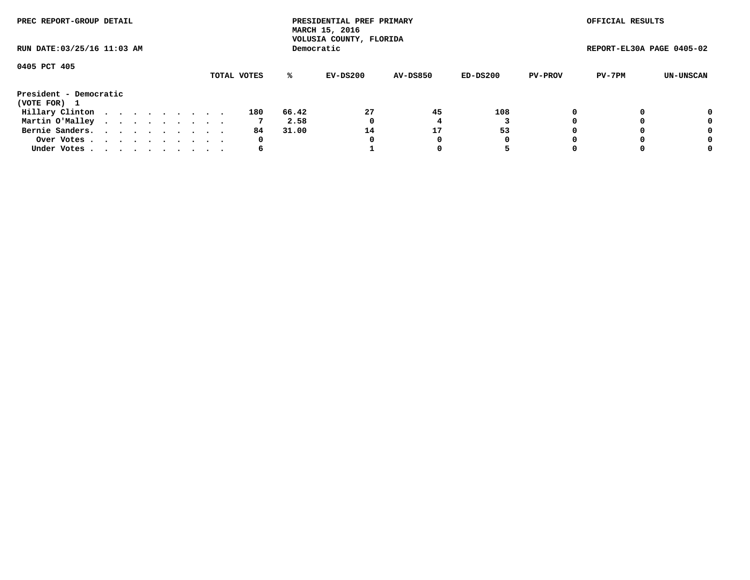PREC REPORT-GROUP DETAIL

PRESIDENTIAL PREF PRIMARY
MARCH 15, 2016
VOLUSIA COUNTY, FLORIDA
Democratic

OFFICIAL RESULTS

RUN DATE:03/25/16 11:03 AM

REPORT-EL30A PAGE 0405-02

0405 PCT 405

President - Democratic
(VOTE FOR) 1

| | TOTAL VOTES | % | EV-DS200 | AV-DS850 | ED-DS200 | PV-PROV | PV-7PM | UN-UNSCAN |
|---|---|---|---|---|---|---|---|---|
| Hillary Clinton | 180 | 66.42 | 27 | 45 | 108 | 0 | 0 | 0 |
| Martin O'Malley | 7 | 2.58 | 0 | 4 | 3 | 0 | 0 | 0 |
| Bernie Sanders | 84 | 31.00 | 14 | 17 | 53 | 0 | 0 | 0 |
| Over Votes | 0 | | 0 | 0 | 0 | 0 | 0 | 0 |
| Under Votes | 6 | | 1 | 0 | 5 | 0 | 0 | 0 |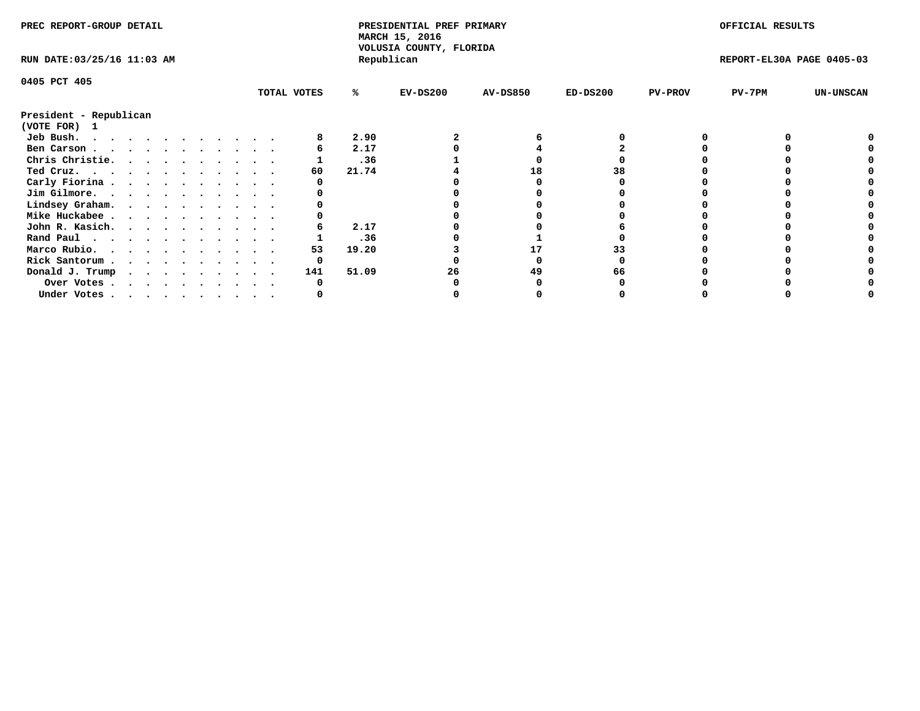PREC REPORT-GROUP DETAIL

PRESIDENTIAL PREF PRIMARY
MARCH 15, 2016
VOLUSIA COUNTY, FLORIDA
Republican

OFFICIAL RESULTS

RUN DATE:03/25/16 11:03 AM

REPORT-EL30A PAGE 0405-03

0405 PCT 405

President - Republican
(VOTE FOR) 1

| | TOTAL VOTES | % | EV-DS200 | AV-DS850 | ED-DS200 | PV-PROV | PV-7PM | UN-UNSCAN |
|---|---|---|---|---|---|---|---|---|
| Jeb Bush. | 8 | 2.90 | 2 | 6 | 0 | 0 | 0 | 0 |
| Ben Carson | 6 | 2.17 | 0 | 4 | 2 | 0 | 0 | 0 |
| Chris Christie. | 1 | .36 | 1 | 0 | 0 | 0 | 0 | 0 |
| Ted Cruz. | 60 | 21.74 | 4 | 18 | 38 | 0 | 0 | 0 |
| Carly Fiorina | 0 | | 0 | 0 | 0 | 0 | 0 | 0 |
| Jim Gilmore. | 0 | | 0 | 0 | 0 | 0 | 0 | 0 |
| Lindsey Graham. | 0 | | 0 | 0 | 0 | 0 | 0 | 0 |
| Mike Huckabee | 0 | | 0 | 0 | 0 | 0 | 0 | 0 |
| John R. Kasich. | 6 | 2.17 | 0 | 0 | 6 | 0 | 0 | 0 |
| Rand Paul | 1 | .36 | 0 | 1 | 0 | 0 | 0 | 0 |
| Marco Rubio. | 53 | 19.20 | 3 | 17 | 33 | 0 | 0 | 0 |
| Rick Santorum | 0 | | 0 | 0 | 0 | 0 | 0 | 0 |
| Donald J. Trump | 141 | 51.09 | 26 | 49 | 66 | 0 | 0 | 0 |
| Over Votes | 0 | | 0 | 0 | 0 | 0 | 0 | 0 |
| Under Votes | 0 | | 0 | 0 | 0 | 0 | 0 | 0 |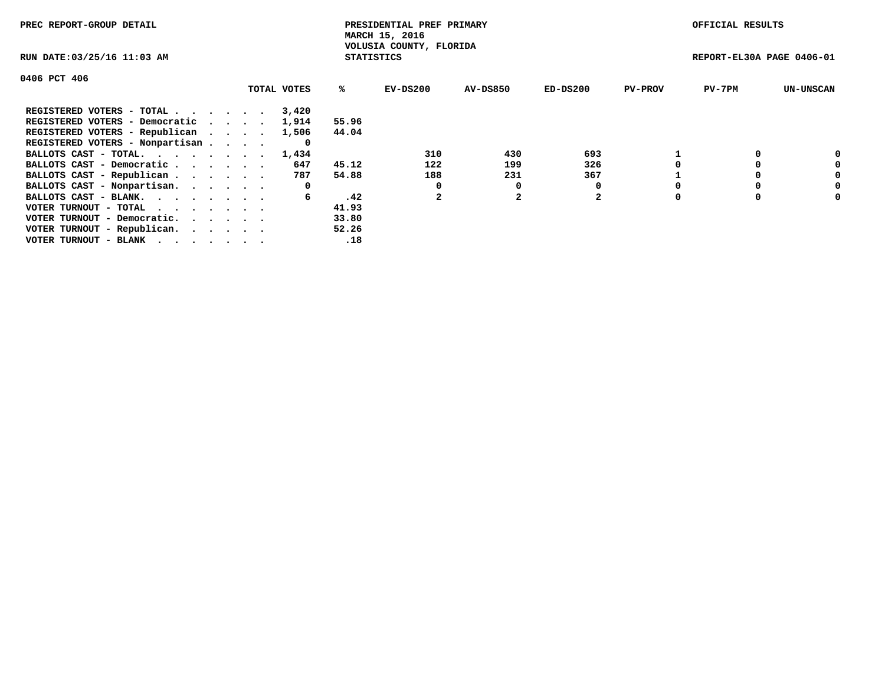PREC REPORT-GROUP DETAIL

PRESIDENTIAL PREF PRIMARY
MARCH 15, 2016
VOLUSIA COUNTY, FLORIDA
STATISTICS

OFFICIAL RESULTS

RUN DATE:03/25/16 11:03 AM

REPORT-EL30A PAGE 0406-01

0406 PCT 406

| | TOTAL VOTES | % | EV-DS200 | AV-DS850 | ED-DS200 | PV-PROV | PV-7PM | UN-UNSCAN |
|---|---|---|---|---|---|---|---|---|
| REGISTERED VOTERS - TOTAL . . . . . . | 3,420 | | | | | | | |
| REGISTERED VOTERS - Democratic . . . . | 1,914 | 55.96 | | | | | | |
| REGISTERED VOTERS - Republican . . . . | 1,506 | 44.04 | | | | | | |
| REGISTERED VOTERS - Nonpartisan . . . . | 0 | | | | | | | |
| BALLOTS CAST - TOTAL. . . . . . . . | 1,434 | | 310 | 430 | 693 | 1 | 0 | 0 |
| BALLOTS CAST - Democratic . . . . . . | 647 | 45.12 | 122 | 199 | 326 | 0 | 0 | 0 |
| BALLOTS CAST - Republican . . . . . . | 787 | 54.88 | 188 | 231 | 367 | 1 | 0 | 0 |
| BALLOTS CAST - Nonpartisan. . . . . . | 0 | | 0 | 0 | 0 | 0 | 0 | 0 |
| BALLOTS CAST - BLANK. . . . . . . . | 6 | .42 | 2 | 2 | 2 | 0 | 0 | 0 |
| VOTER TURNOUT - TOTAL . . . . . . . | | 41.93 | | | | | | |
| VOTER TURNOUT - Democratic. . . . . . | | 33.80 | | | | | | |
| VOTER TURNOUT - Republican. . . . . . | | 52.26 | | | | | | |
| VOTER TURNOUT - BLANK . . . . . . . | | .18 | | | | | | |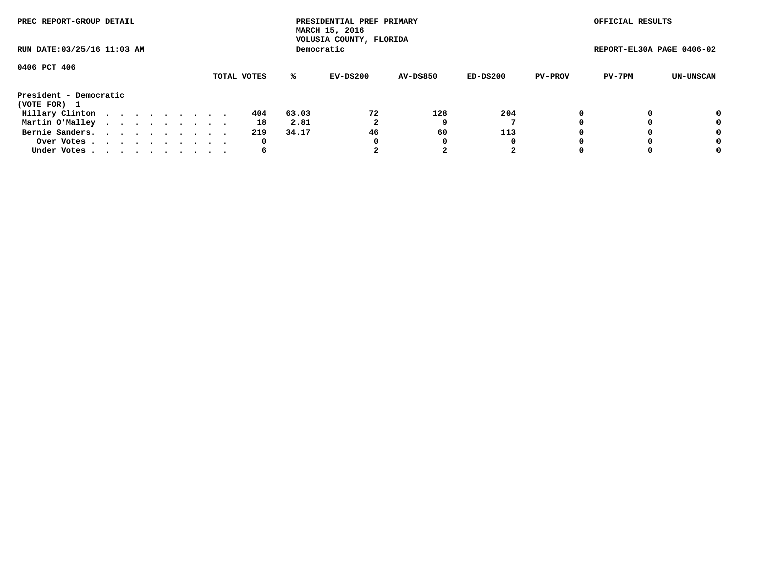PREC REPORT-GROUP DETAIL

PRESIDENTIAL PREF PRIMARY
MARCH 15, 2016
VOLUSIA COUNTY, FLORIDA
Democratic

OFFICIAL RESULTS

RUN DATE:03/25/16 11:03 AM

REPORT-EL30A PAGE 0406-02

0406 PCT 406

**President - Democratic**
**(VOTE FOR) 1**

| | TOTAL VOTES | % | EV-DS200 | AV-DS850 | ED-DS200 | PV-PROV | PV-7PM | UN-UNSCAN |
|---|---|---|---|---|---|---|---|---|
| Hillary Clinton | 404 | 63.03 | 72 | 128 | 204 | 0 | 0 | 0 |
| Martin O'Malley | 18 | 2.81 | 2 | 9 | 7 | 0 | 0 | 0 |
| Bernie Sanders. | 219 | 34.17 | 46 | 60 | 113 | 0 | 0 | 0 |
| Over Votes | 0 | | 0 | 0 | 0 | 0 | 0 | 0 |
| Under Votes | 6 | | 2 | 2 | 2 | 0 | 0 | 0 |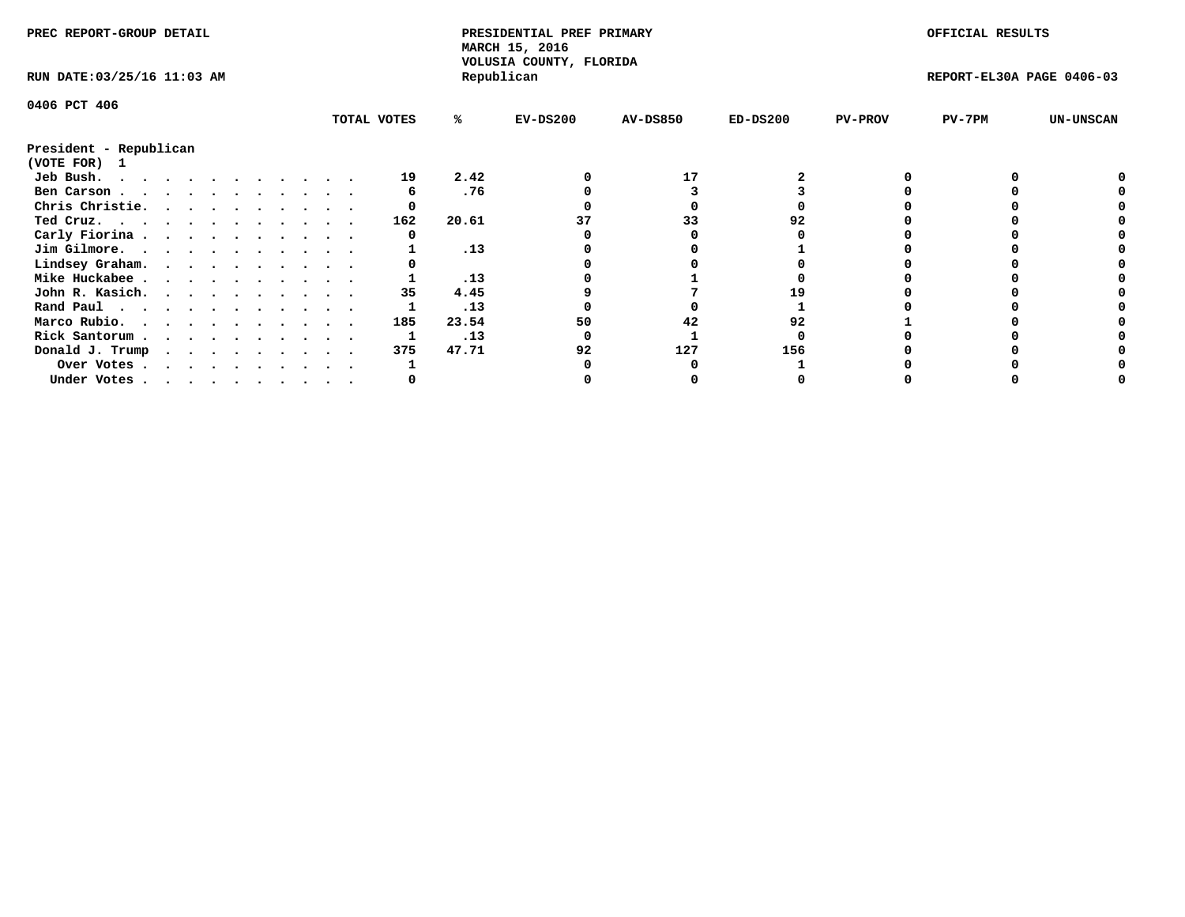PREC REPORT-GROUP DETAIL

PRESIDENTIAL PREF PRIMARY
MARCH 15, 2016
VOLUSIA COUNTY, FLORIDA
Republican

OFFICIAL RESULTS

RUN DATE:03/25/16 11:03 AM

REPORT-EL30A PAGE 0406-03

0406 PCT 406

President - Republican
(VOTE FOR) 1

| | TOTAL VOTES | % | EV-DS200 | AV-DS850 | ED-DS200 | PV-PROV | PV-7PM | UN-UNSCAN |
|---|---|---|---|---|---|---|---|---|
| Jeb Bush | 19 | 2.42 | 0 | 17 | 2 | 0 | 0 | 0 |
| Ben Carson | 6 | .76 | 0 | 3 | 3 | 0 | 0 | 0 |
| Chris Christie | 0 | | 0 | 0 | 0 | 0 | 0 | 0 |
| Ted Cruz | 162 | 20.61 | 37 | 33 | 92 | 0 | 0 | 0 |
| Carly Fiorina | 0 | | 0 | 0 | 0 | 0 | 0 | 0 |
| Jim Gilmore | 1 | .13 | 0 | 0 | 1 | 0 | 0 | 0 |
| Lindsey Graham | 0 | | 0 | 0 | 0 | 0 | 0 | 0 |
| Mike Huckabee | 1 | .13 | 0 | 1 | 0 | 0 | 0 | 0 |
| John R. Kasich | 35 | 4.45 | 9 | 7 | 19 | 0 | 0 | 0 |
| Rand Paul | 1 | .13 | 0 | 0 | 1 | 0 | 0 | 0 |
| Marco Rubio | 185 | 23.54 | 50 | 42 | 92 | 1 | 0 | 0 |
| Rick Santorum | 1 | .13 | 0 | 1 | 0 | 0 | 0 | 0 |
| Donald J. Trump | 375 | 47.71 | 92 | 127 | 156 | 0 | 0 | 0 |
| Over Votes | 1 | | 0 | 0 | 1 | 0 | 0 | 0 |
| Under Votes | 0 | | 0 | 0 | 0 | 0 | 0 | 0 |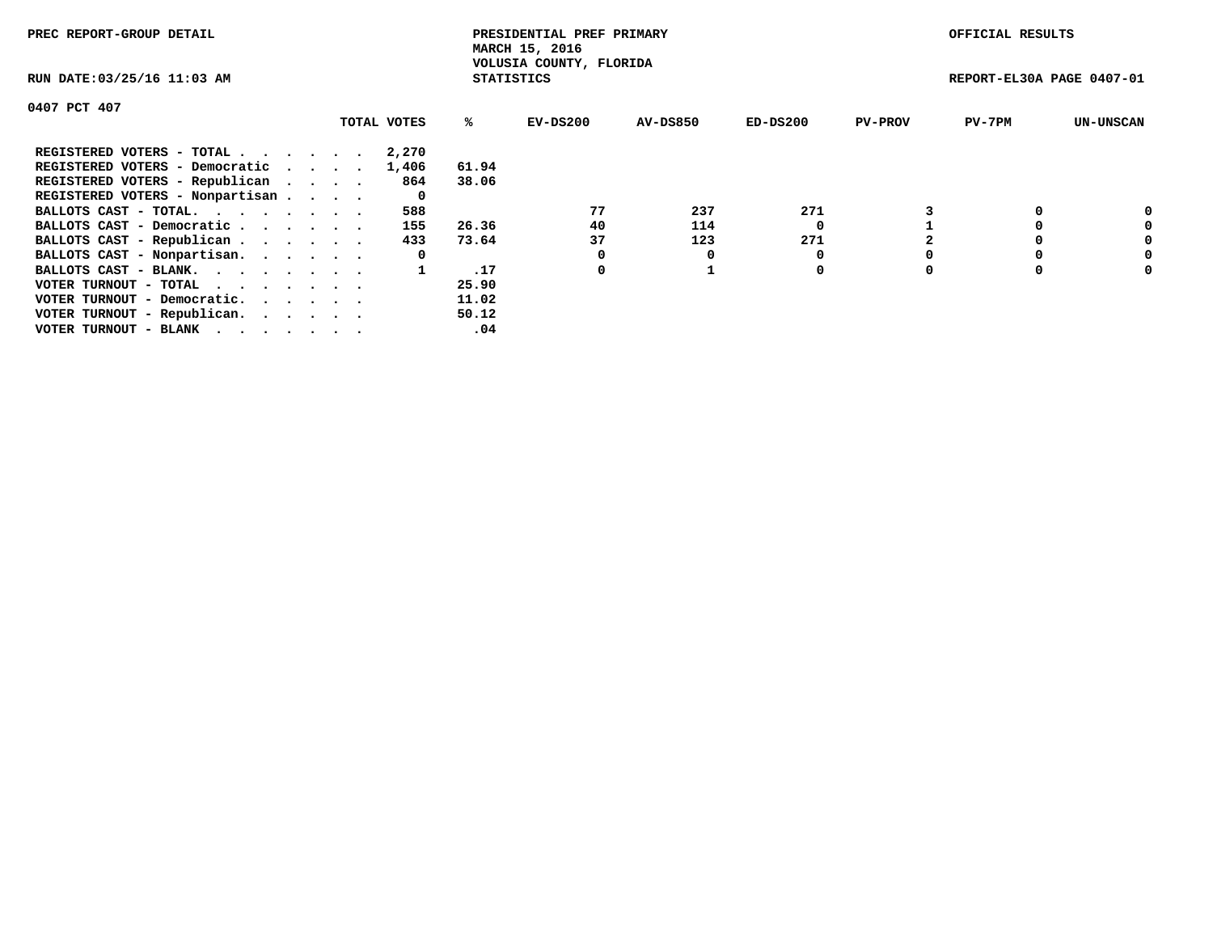PREC REPORT-GROUP DETAIL

PRESIDENTIAL PREF PRIMARY
MARCH 15, 2016
VOLUSIA COUNTY, FLORIDA
STATISTICS

OFFICIAL RESULTS

RUN DATE:03/25/16 11:03 AM

REPORT-EL30A PAGE 0407-01

0407 PCT 407

| | TOTAL VOTES | % | EV-DS200 | AV-DS850 | ED-DS200 | PV-PROV | PV-7PM | UN-UNSCAN |
|---|---|---|---|---|---|---|---|---|
| REGISTERED VOTERS - TOTAL . . . . . . | 2,270 | | | | | | | |
| REGISTERED VOTERS - Democratic . . . . | 1,406 | 61.94 | | | | | | |
| REGISTERED VOTERS - Republican . . . . | 864 | 38.06 | | | | | | |
| REGISTERED VOTERS - Nonpartisan . . . . | 0 | | | | | | | |
| BALLOTS CAST - TOTAL. . . . . . . . | 588 | | 77 | 237 | 271 | 3 | 0 | 0 |
| BALLOTS CAST - Democratic . . . . . . | 155 | 26.36 | 40 | 114 | 0 | 1 | 0 | 0 |
| BALLOTS CAST - Republican . . . . . . | 433 | 73.64 | 37 | 123 | 271 | 2 | 0 | 0 |
| BALLOTS CAST - Nonpartisan. . . . . . | 0 | | 0 | 0 | 0 | 0 | 0 | 0 |
| BALLOTS CAST - BLANK. . . . . . . . | 1 | .17 | 0 | 1 | 0 | 0 | 0 | 0 |
| VOTER TURNOUT - TOTAL . . . . . . . | | 25.90 | | | | | | |
| VOTER TURNOUT - Democratic. . . . . . | | 11.02 | | | | | | |
| VOTER TURNOUT - Republican. . . . . . | | 50.12 | | | | | | |
| VOTER TURNOUT - BLANK . . . . . . . | | .04 | | | | | | |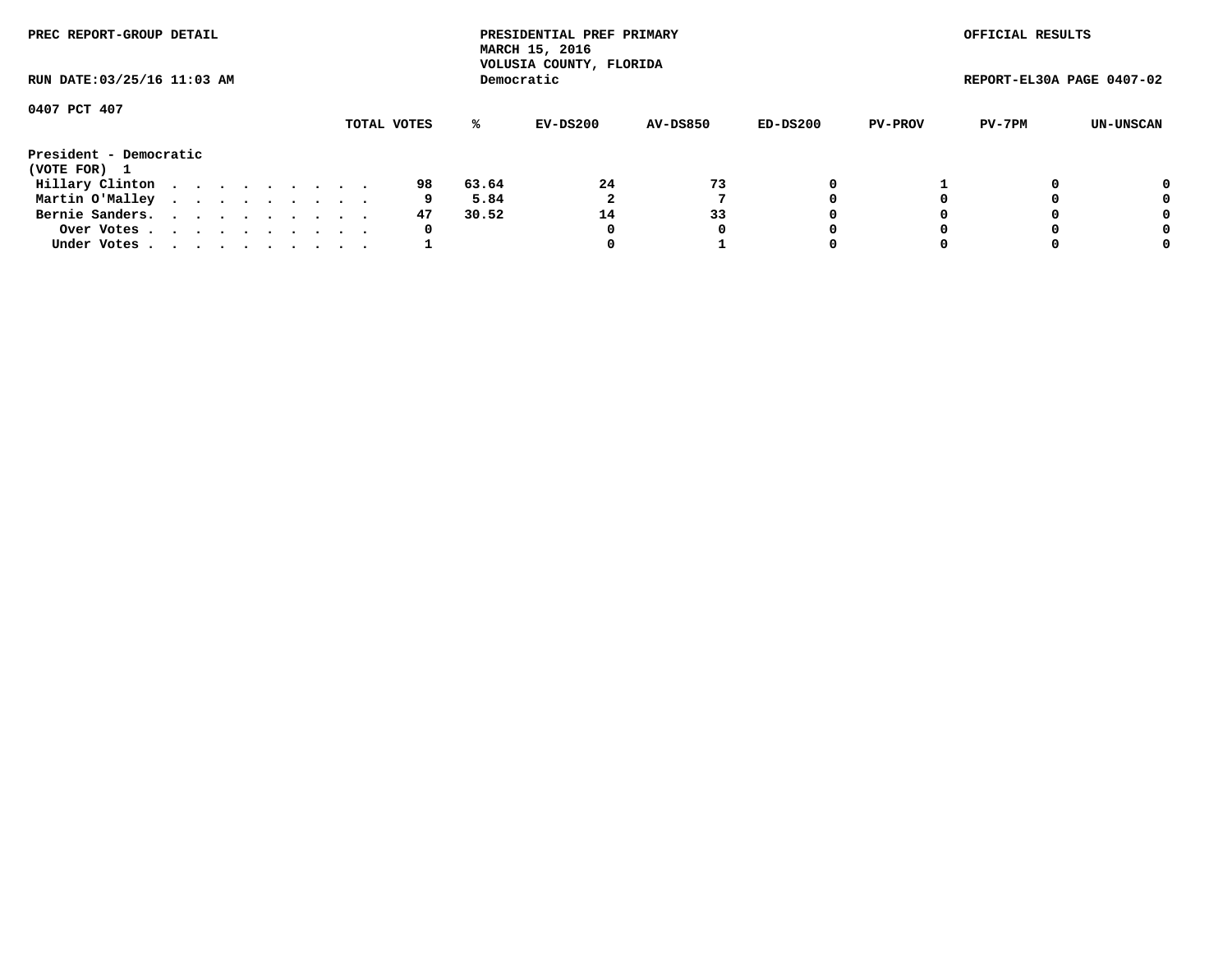PREC REPORT-GROUP DETAIL

PRESIDENTIAL PREF PRIMARY
MARCH 15, 2016
VOLUSIA COUNTY, FLORIDA
Democratic

OFFICIAL RESULTS

RUN DATE:03/25/16 11:03 AM

REPORT-EL30A PAGE 0407-02

0407 PCT 407

**President - Democratic**
**(VOTE FOR) 1**

| | TOTAL VOTES | % | EV-DS200 | AV-DS850 | ED-DS200 | PV-PROV | PV-7PM | UN-UNSCAN |
|---|---|---|---|---|---|---|---|---|
| Hillary Clinton | 98 | 63.64 | 24 | 73 | 0 | 1 | 0 | 0 |
| Martin O'Malley | 9 | 5.84 | 2 | 7 | 0 | 0 | 0 | 0 |
| Bernie Sanders. | 47 | 30.52 | 14 | 33 | 0 | 0 | 0 | 0 |
| Over Votes | 0 | | 0 | 0 | 0 | 0 | 0 | 0 |
| Under Votes | 1 | | 0 | 1 | 0 | 0 | 0 | 0 |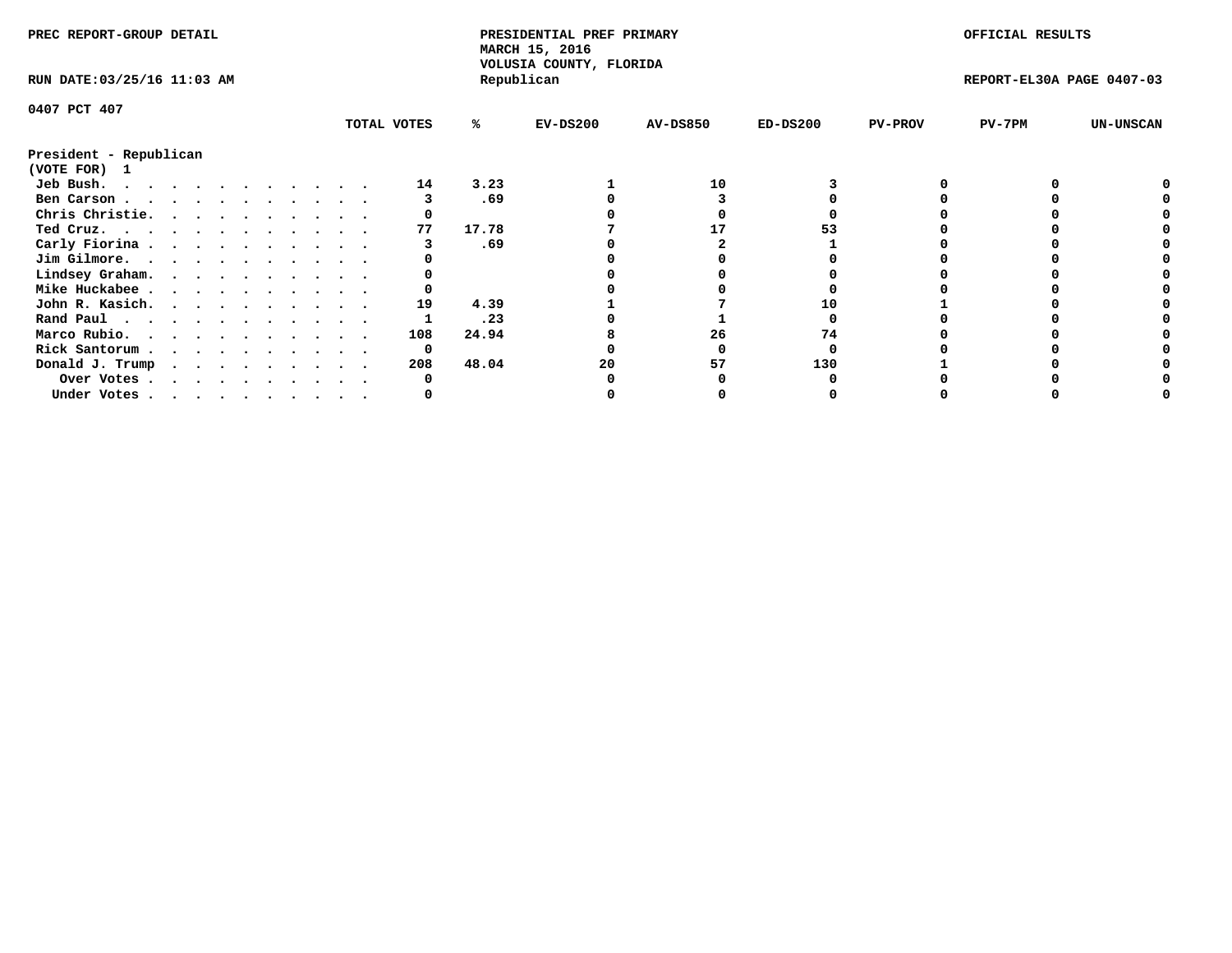PREC REPORT-GROUP DETAIL

PRESIDENTIAL PREF PRIMARY
MARCH 15, 2016
VOLUSIA COUNTY, FLORIDA
Republican

OFFICIAL RESULTS

RUN DATE:03/25/16 11:03 AM

REPORT-EL30A PAGE 0407-03

0407 PCT 407

President - Republican
(VOTE FOR) 1

| | TOTAL VOTES | % | EV-DS200 | AV-DS850 | ED-DS200 | PV-PROV | PV-7PM | UN-UNSCAN |
|---|---|---|---|---|---|---|---|---|
| Jeb Bush. | 14 | 3.23 | 1 | 10 | 3 | 0 | 0 | 0 |
| Ben Carson | 3 | .69 | 0 | 3 | 0 | 0 | 0 | 0 |
| Chris Christie. | 0 | | 0 | 0 | 0 | 0 | 0 | 0 |
| Ted Cruz. | 77 | 17.78 | 7 | 17 | 53 | 0 | 0 | 0 |
| Carly Fiorina | 3 | .69 | 0 | 2 | 1 | 0 | 0 | 0 |
| Jim Gilmore. | 0 | | 0 | 0 | 0 | 0 | 0 | 0 |
| Lindsey Graham. | 0 | | 0 | 0 | 0 | 0 | 0 | 0 |
| Mike Huckabee | 0 | | 0 | 0 | 0 | 0 | 0 | 0 |
| John R. Kasich. | 19 | 4.39 | 1 | 7 | 10 | 1 | 0 | 0 |
| Rand Paul | 1 | .23 | 0 | 1 | 0 | 0 | 0 | 0 |
| Marco Rubio. | 108 | 24.94 | 8 | 26 | 74 | 0 | 0 | 0 |
| Rick Santorum | 0 | | 0 | 0 | 0 | 0 | 0 | 0 |
| Donald J. Trump | 208 | 48.04 | 20 | 57 | 130 | 1 | 0 | 0 |
| Over Votes | 0 | | 0 | 0 | 0 | 0 | 0 | 0 |
| Under Votes | 0 | | 0 | 0 | 0 | 0 | 0 | 0 |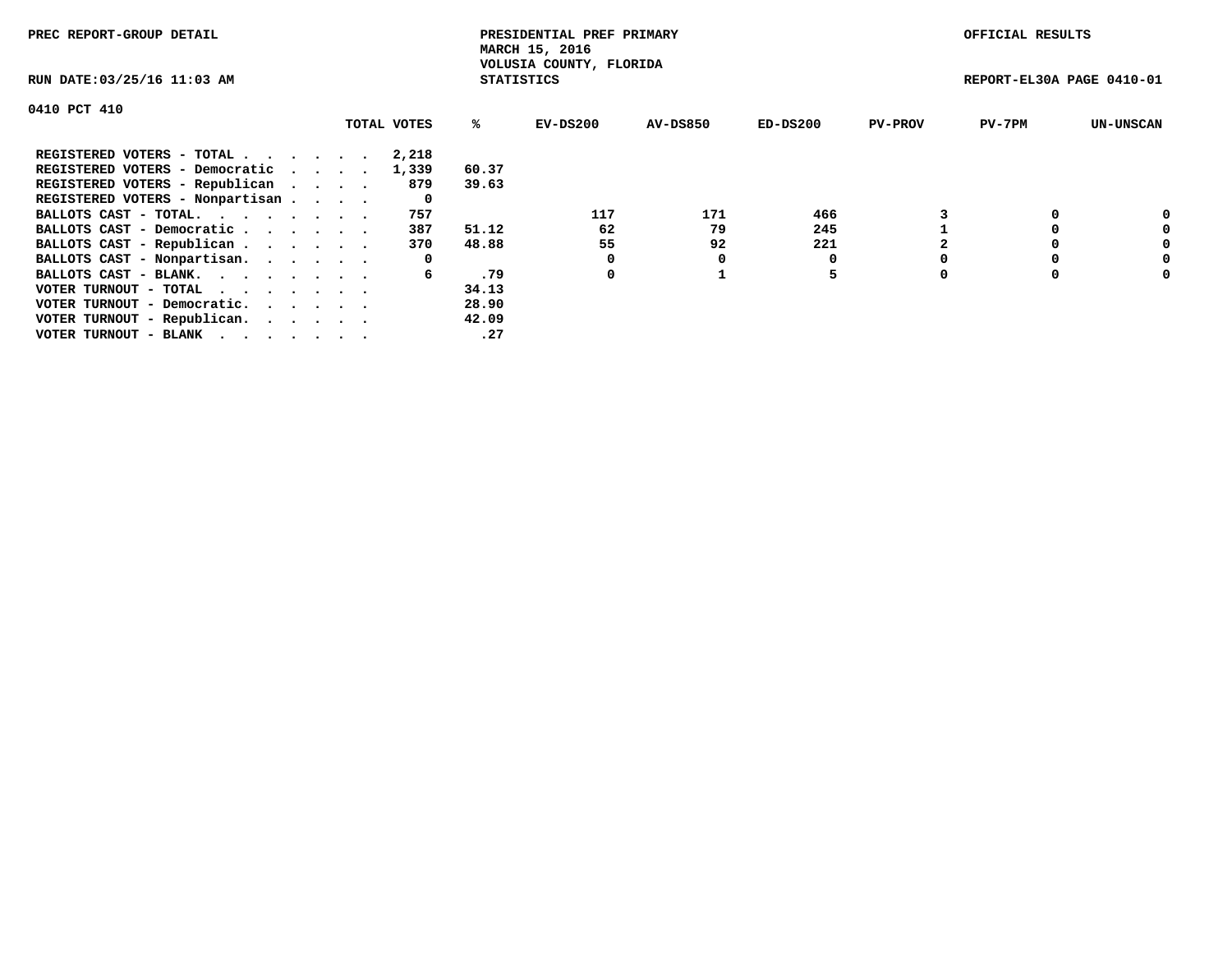PREC REPORT-GROUP DETAIL

PRESIDENTIAL PREF PRIMARY
MARCH 15, 2016
VOLUSIA COUNTY, FLORIDA
STATISTICS

OFFICIAL RESULTS

RUN DATE:03/25/16 11:03 AM

REPORT-EL30A PAGE 0410-01

0410 PCT 410

| | TOTAL VOTES | % | EV-DS200 | AV-DS850 | ED-DS200 | PV-PROV | PV-7PM | UN-UNSCAN |
|---|---|---|---|---|---|---|---|---|
| REGISTERED VOTERS - TOTAL . . . . . . | 2,218 | | | | | | | |
| REGISTERED VOTERS - Democratic . . . . | 1,339 | 60.37 | | | | | | |
| REGISTERED VOTERS - Republican . . . . | 879 | 39.63 | | | | | | |
| REGISTERED VOTERS - Nonpartisan . . . . | 0 | | | | | | | |
| BALLOTS CAST - TOTAL. . . . . . . . | 757 | | 117 | 171 | 466 | 3 | 0 | 0 |
| BALLOTS CAST - Democratic . . . . . . | 387 | 51.12 | 62 | 79 | 245 | 1 | 0 | 0 |
| BALLOTS CAST - Republican . . . . . . | 370 | 48.88 | 55 | 92 | 221 | 2 | 0 | 0 |
| BALLOTS CAST - Nonpartisan. . . . . . | 0 | | 0 | 0 | 0 | 0 | 0 | 0 |
| BALLOTS CAST - BLANK. . . . . . . . | 6 | .79 | 0 | 1 | 5 | 0 | 0 | 0 |
| VOTER TURNOUT - TOTAL . . . . . . . . | | 34.13 | | | | | | |
| VOTER TURNOUT - Democratic. . . . . . | | 28.90 | | | | | | |
| VOTER TURNOUT - Republican. . . . . . | | 42.09 | | | | | | |
| VOTER TURNOUT - BLANK . . . . . . . . | | .27 | | | | | | |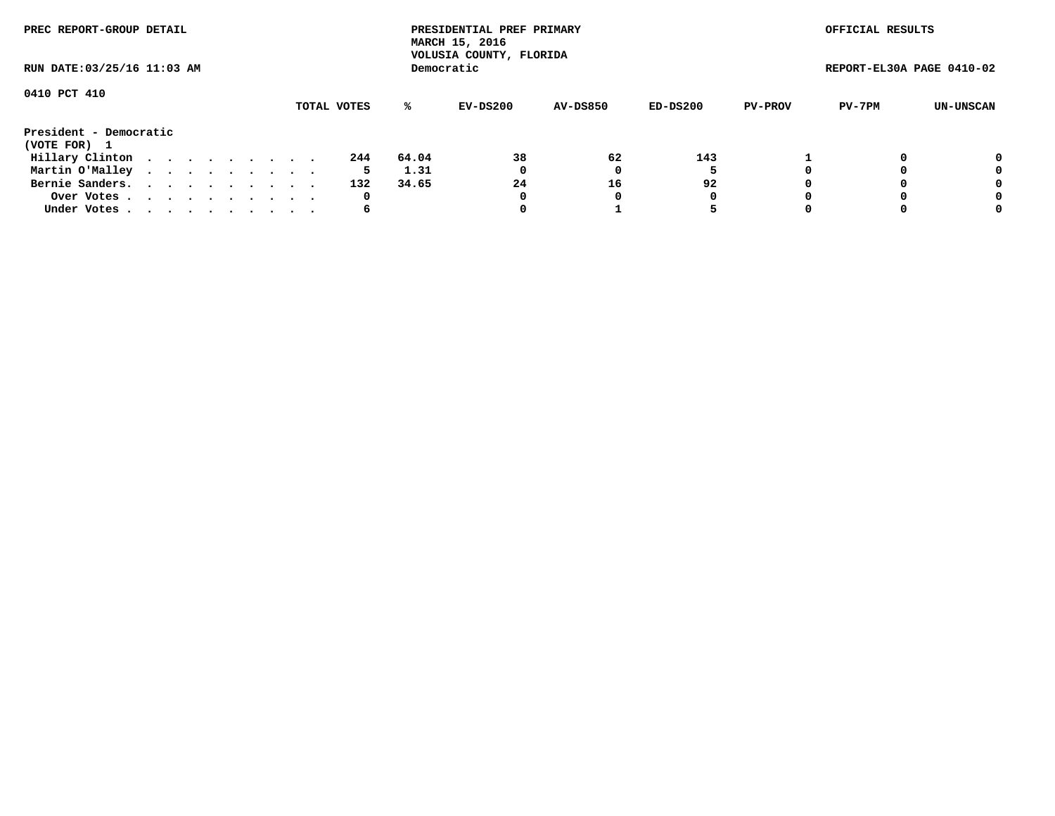PREC REPORT-GROUP DETAIL

PRESIDENTIAL PREF PRIMARY
MARCH 15, 2016
VOLUSIA COUNTY, FLORIDA
Democratic

OFFICIAL RESULTS

RUN DATE:03/25/16 11:03 AM

REPORT-EL30A PAGE 0410-02

0410 PCT 410

| President - Democratic (VOTE FOR) 1 | TOTAL VOTES | % | EV-DS200 | AV-DS850 | ED-DS200 | PV-PROV | PV-7PM | UN-UNSCAN |
|---|---|---|---|---|---|---|---|---|
| Hillary Clinton | 244 | 64.04 | 38 | 62 | 143 | 1 | 0 | 0 |
| Martin O'Malley | 5 | 1.31 | 0 | 0 | 5 | 0 | 0 | 0 |
| Bernie Sanders. | 132 | 34.65 | 24 | 16 | 92 | 0 | 0 | 0 |
| Over Votes | 0 | | 0 | 0 | 0 | 0 | 0 | 0 |
| Under Votes | 6 | | 0 | 1 | 5 | 0 | 0 | 0 |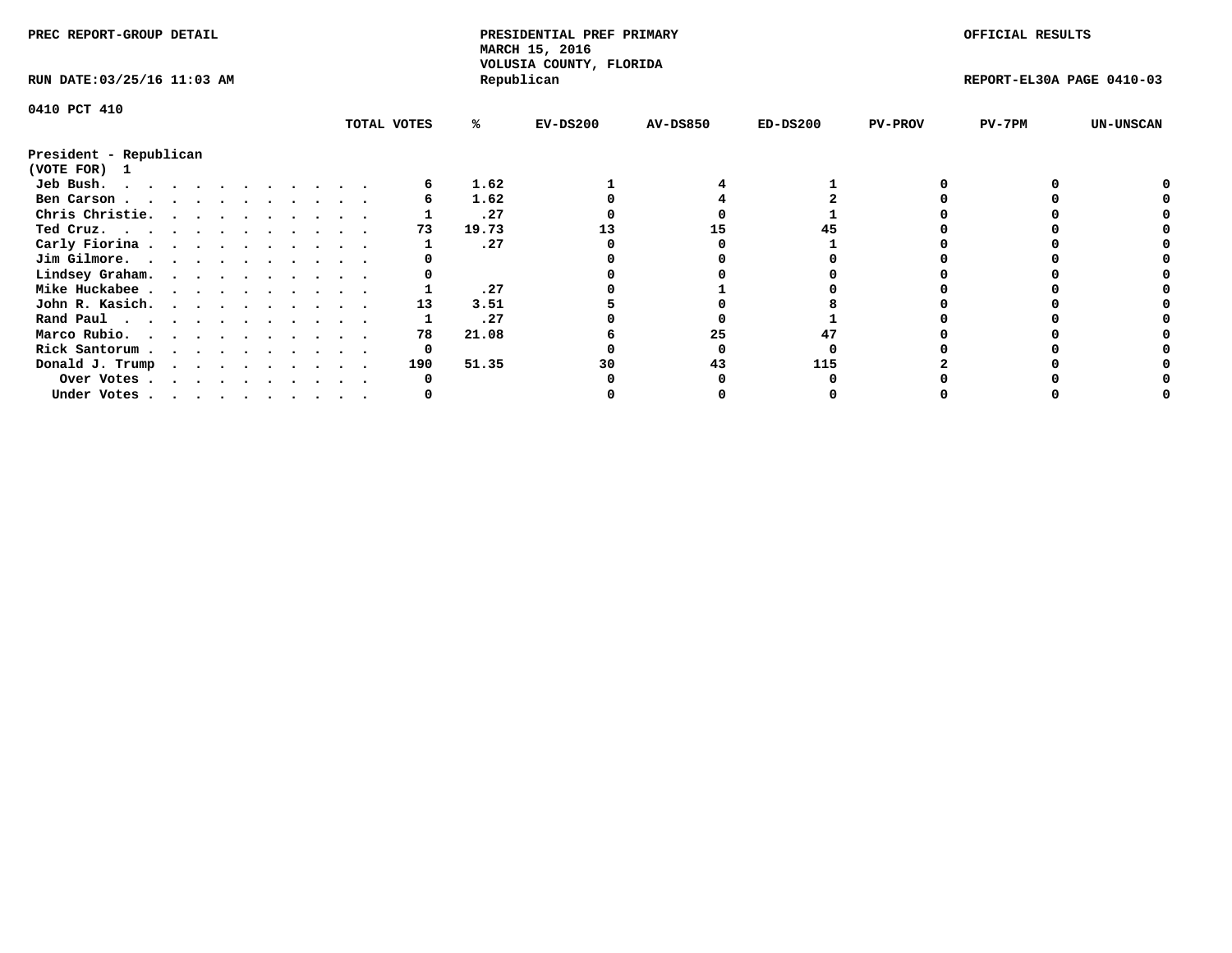PREC REPORT-GROUP DETAIL

PRESIDENTIAL PREF PRIMARY
MARCH 15, 2016
VOLUSIA COUNTY, FLORIDA
Republican

OFFICIAL RESULTS

RUN DATE:03/25/16 11:03 AM

REPORT-EL30A PAGE 0410-03

0410 PCT 410

President - Republican
(VOTE FOR) 1

| | TOTAL VOTES | % | EV-DS200 | AV-DS850 | ED-DS200 | PV-PROV | PV-7PM | UN-UNSCAN |
|---|---|---|---|---|---|---|---|---|
| Jeb Bush. | 6 | 1.62 | 1 | 4 | 1 | 0 | 0 | 0 |
| Ben Carson | 6 | 1.62 | 0 | 4 | 2 | 0 | 0 | 0 |
| Chris Christie. | 1 | .27 | 0 | 0 | 1 | 0 | 0 | 0 |
| Ted Cruz. | 73 | 19.73 | 13 | 15 | 45 | 0 | 0 | 0 |
| Carly Fiorina | 1 | .27 | 0 | 0 | 1 | 0 | 0 | 0 |
| Jim Gilmore. | 0 | | 0 | 0 | 0 | 0 | 0 | 0 |
| Lindsey Graham. | 0 | | 0 | 0 | 0 | 0 | 0 | 0 |
| Mike Huckabee | 1 | .27 | 0 | 1 | 0 | 0 | 0 | 0 |
| John R. Kasich. | 13 | 3.51 | 5 | 0 | 8 | 0 | 0 | 0 |
| Rand Paul | 1 | .27 | 0 | 0 | 1 | 0 | 0 | 0 |
| Marco Rubio. | 78 | 21.08 | 6 | 25 | 47 | 0 | 0 | 0 |
| Rick Santorum | 0 | | 0 | 0 | 0 | 0 | 0 | 0 |
| Donald J. Trump | 190 | 51.35 | 30 | 43 | 115 | 2 | 0 | 0 |
| Over Votes | 0 | | 0 | 0 | 0 | 0 | 0 | 0 |
| Under Votes | 0 | | 0 | 0 | 0 | 0 | 0 | 0 |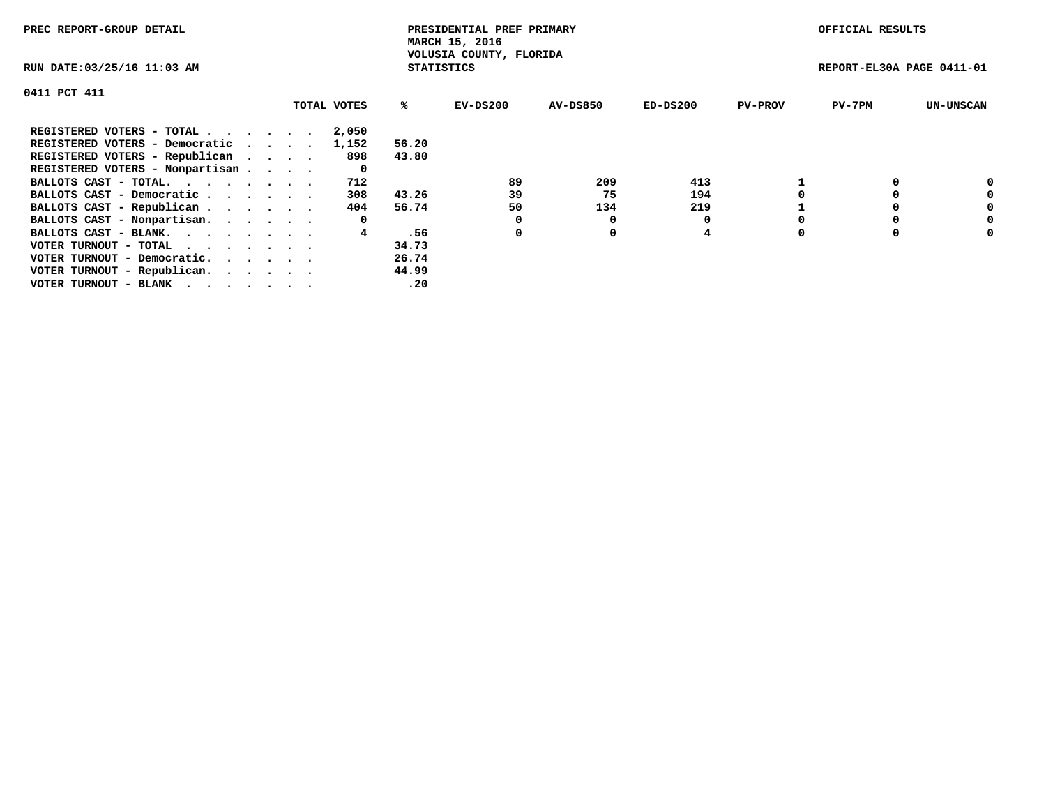PREC REPORT-GROUP DETAIL

PRESIDENTIAL PREF PRIMARY
MARCH 15, 2016
VOLUSIA COUNTY, FLORIDA
STATISTICS

OFFICIAL RESULTS

RUN DATE:03/25/16 11:03 AM

REPORT-EL30A PAGE 0411-01

0411 PCT 411

| | TOTAL VOTES | % | EV-DS200 | AV-DS850 | ED-DS200 | PV-PROV | PV-7PM | UN-UNSCAN |
|---|---|---|---|---|---|---|---|---|
| REGISTERED VOTERS - TOTAL . . . . . . | 2,050 | | | | | | | |
| REGISTERED VOTERS - Democratic . . . . | 1,152 | 56.20 | | | | | | |
| REGISTERED VOTERS - Republican . . . . | 898 | 43.80 | | | | | | |
| REGISTERED VOTERS - Nonpartisan . . . . | 0 | | | | | | | |
| BALLOTS CAST - TOTAL. . . . . . . . | 712 | | 89 | 209 | 413 | 1 | 0 | 0 |
| BALLOTS CAST - Democratic . . . . . . | 308 | 43.26 | 39 | 75 | 194 | 0 | 0 | 0 |
| BALLOTS CAST - Republican . . . . . . | 404 | 56.74 | 50 | 134 | 219 | 1 | 0 | 0 |
| BALLOTS CAST - Nonpartisan. . . . . . | 0 | | 0 | 0 | 0 | 0 | 0 | 0 |
| BALLOTS CAST - BLANK. . . . . . . . | 4 | .56 | 0 | 0 | 4 | 0 | 0 | 0 |
| VOTER TURNOUT - TOTAL . . . . . . . | | 34.73 | | | | | | |
| VOTER TURNOUT - Democratic. . . . . . | | 26.74 | | | | | | |
| VOTER TURNOUT - Republican. . . . . . | | 44.99 | | | | | | |
| VOTER TURNOUT - BLANK . . . . . . . | | .20 | | | | | | |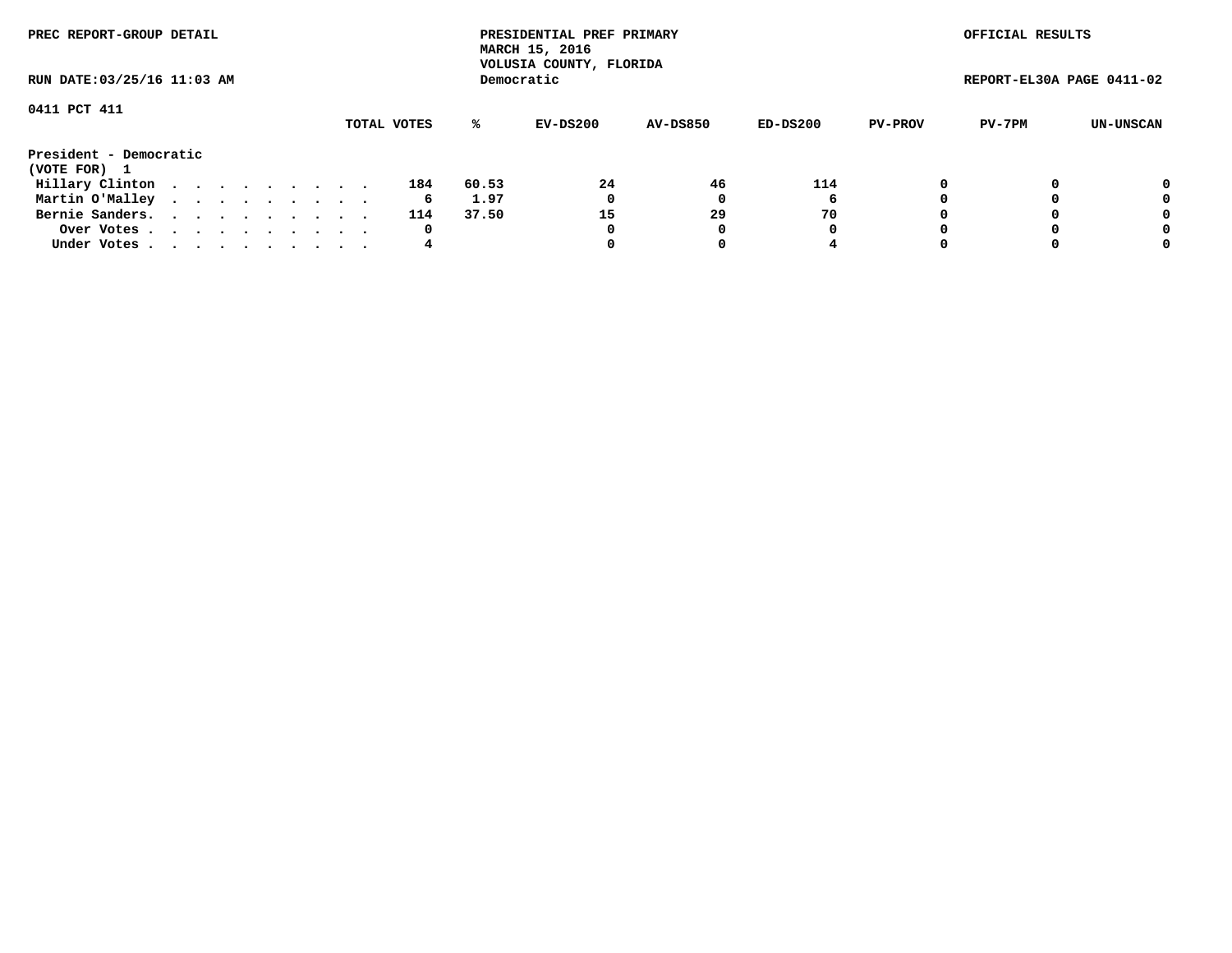PREC REPORT-GROUP DETAIL

PRESIDENTIAL PREF PRIMARY
MARCH 15, 2016
VOLUSIA COUNTY, FLORIDA
Democratic

OFFICIAL RESULTS

RUN DATE:03/25/16 11:03 AM

REPORT-EL30A PAGE 0411-02

0411 PCT 411

| | TOTAL VOTES | % | EV-DS200 | AV-DS850 | ED-DS200 | PV-PROV | PV-7PM | UN-UNSCAN |
|---|---|---|---|---|---|---|---|---|
| **President - Democratic** | | | | | | | | |
| **(VOTE FOR) 1** | | | | | | | | |
| Hillary Clinton . . . . . . . . . . | 184 | 60.53 | 24 | 46 | 114 | 0 | 0 | 0 |
| Martin O'Malley . . . . . . . . . . | 6 | 1.97 | 0 | 0 | 6 | 0 | 0 | 0 |
| Bernie Sanders. . . . . . . . . . . | 114 | 37.50 | 15 | 29 | 70 | 0 | 0 | 0 |
| Over Votes . . . . . . . . . . . | 0 | | 0 | 0 | 0 | 0 | 0 | 0 |
| Under Votes . . . . . . . . . . . | 4 | | 0 | 0 | 4 | 0 | 0 | 0 |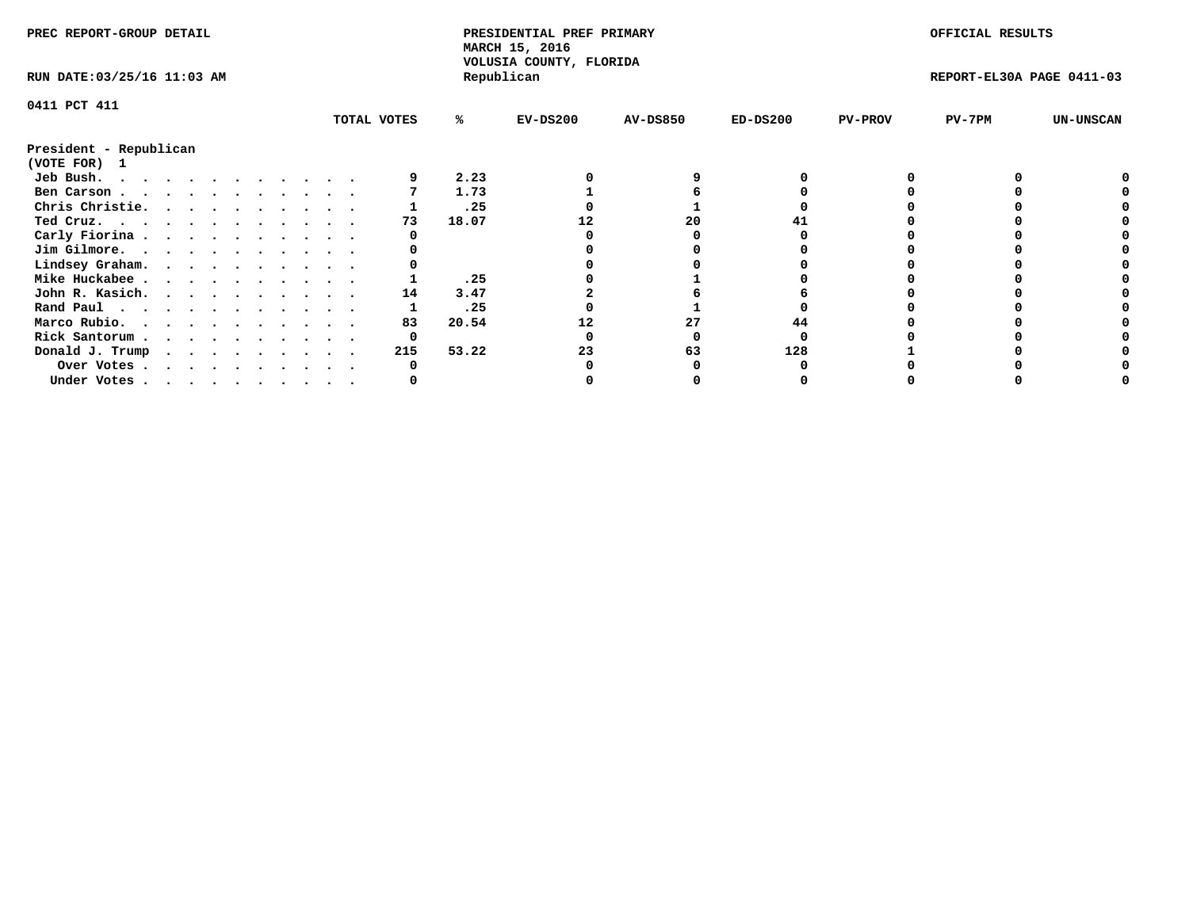PREC REPORT-GROUP DETAIL

PRESIDENTIAL PREF PRIMARY
MARCH 15, 2016
VOLUSIA COUNTY, FLORIDA
Republican

OFFICIAL RESULTS

RUN DATE:03/25/16 11:03 AM

REPORT-EL30A PAGE 0411-03

0411 PCT 411

**President - Republican**
**(VOTE FOR) 1**

| | TOTAL VOTES | % | EV-DS200 | AV-DS850 | ED-DS200 | PV-PROV | PV-7PM | UN-UNSCAN |
|---|---|---|---|---|---|---|---|---|
| Jeb Bush. | 9 | 2.23 | 0 | 9 | 0 | 0 | 0 | 0 |
| Ben Carson | 7 | 1.73 | 1 | 6 | 0 | 0 | 0 | 0 |
| Chris Christie. | 1 | .25 | 0 | 1 | 0 | 0 | 0 | 0 |
| Ted Cruz. | 73 | 18.07 | 12 | 20 | 41 | 0 | 0 | 0 |
| Carly Fiorina | 0 | | 0 | 0 | 0 | 0 | 0 | 0 |
| Jim Gilmore. | 0 | | 0 | 0 | 0 | 0 | 0 | 0 |
| Lindsey Graham. | 0 | | 0 | 0 | 0 | 0 | 0 | 0 |
| Mike Huckabee | 1 | .25 | 0 | 1 | 0 | 0 | 0 | 0 |
| John R. Kasich. | 14 | 3.47 | 2 | 6 | 6 | 0 | 0 | 0 |
| Rand Paul | 1 | .25 | 0 | 1 | 0 | 0 | 0 | 0 |
| Marco Rubio. | 83 | 20.54 | 12 | 27 | 44 | 0 | 0 | 0 |
| Rick Santorum | 0 | | 0 | 0 | 0 | 0 | 0 | 0 |
| Donald J. Trump | 215 | 53.22 | 23 | 63 | 128 | 1 | 0 | 0 |
| Over Votes | 0 | | 0 | 0 | 0 | 0 | 0 | 0 |
| Under Votes | 0 | | 0 | 0 | 0 | 0 | 0 | 0 |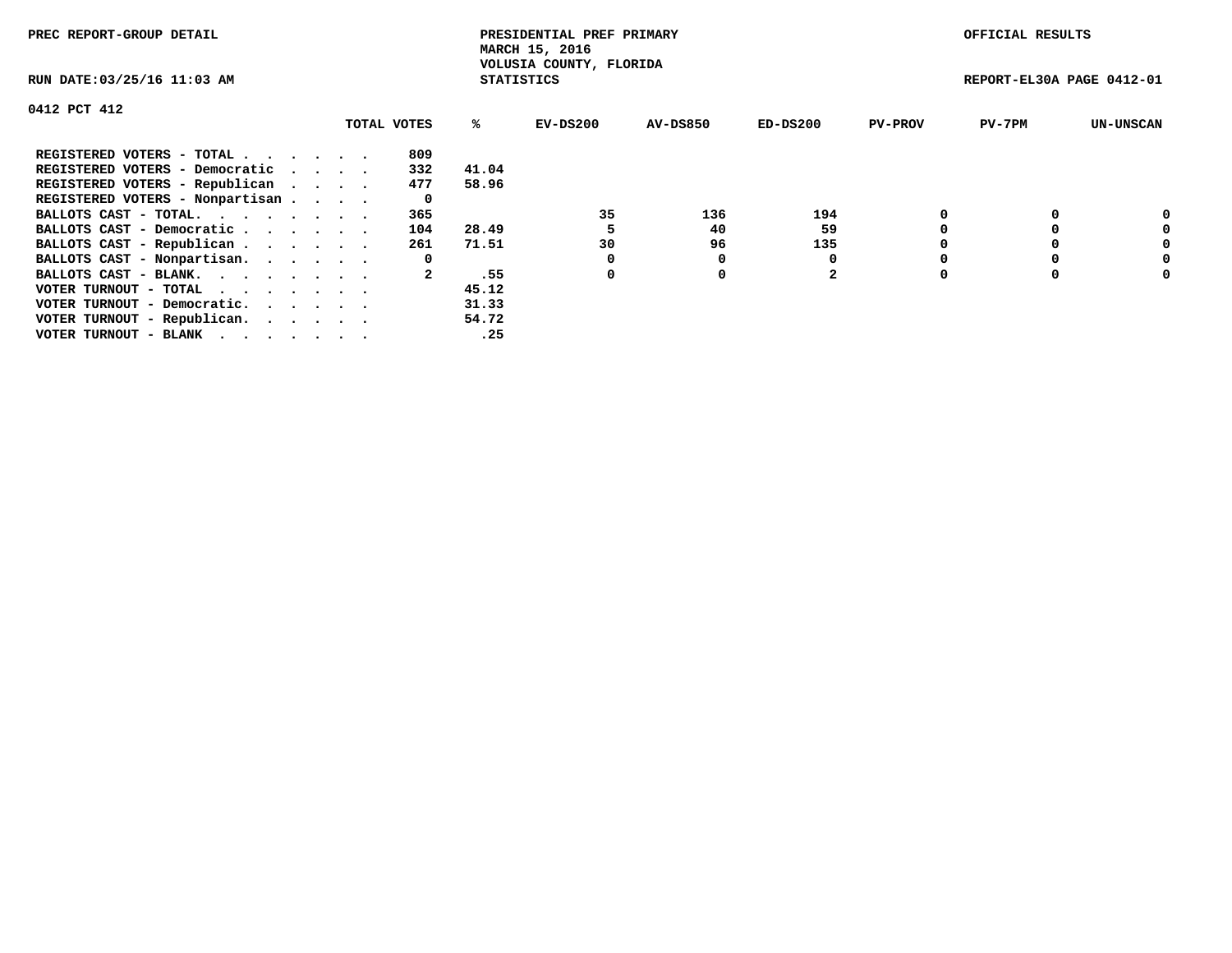PREC REPORT-GROUP DETAIL

PRESIDENTIAL PREF PRIMARY
MARCH 15, 2016
VOLUSIA COUNTY, FLORIDA
STATISTICS

OFFICIAL RESULTS

RUN DATE:03/25/16 11:03 AM

REPORT-EL30A PAGE 0412-01

0412 PCT 412

| | TOTAL VOTES | % | EV-DS200 | AV-DS850 | ED-DS200 | PV-PROV | PV-7PM | UN-UNSCAN |
|---|---|---|---|---|---|---|---|---|
| REGISTERED VOTERS - TOTAL . . . . . . | 809 | | | | | | | |
| REGISTERED VOTERS - Democratic . . . . | 332 | 41.04 | | | | | | |
| REGISTERED VOTERS - Republican . . . . | 477 | 58.96 | | | | | | |
| REGISTERED VOTERS - Nonpartisan . . . . | 0 | | | | | | | |
| BALLOTS CAST - TOTAL. . . . . . . . | 365 | | 35 | 136 | 194 | 0 | 0 | 0 |
| BALLOTS CAST - Democratic . . . . . . | 104 | 28.49 | 5 | 40 | 59 | 0 | 0 | 0 |
| BALLOTS CAST - Republican . . . . . . | 261 | 71.51 | 30 | 96 | 135 | 0 | 0 | 0 |
| BALLOTS CAST - Nonpartisan. . . . . . | 0 | | 0 | 0 | 0 | 0 | 0 | 0 |
| BALLOTS CAST - BLANK. . . . . . . . | 2 | .55 | 0 | 0 | 2 | 0 | 0 | 0 |
| VOTER TURNOUT - TOTAL . . . . . . . | | 45.12 | | | | | | |
| VOTER TURNOUT - Democratic. . . . . . | | 31.33 | | | | | | |
| VOTER TURNOUT - Republican. . . . . . | | 54.72 | | | | | | |
| VOTER TURNOUT - BLANK . . . . . . . | | .25 | | | | | | |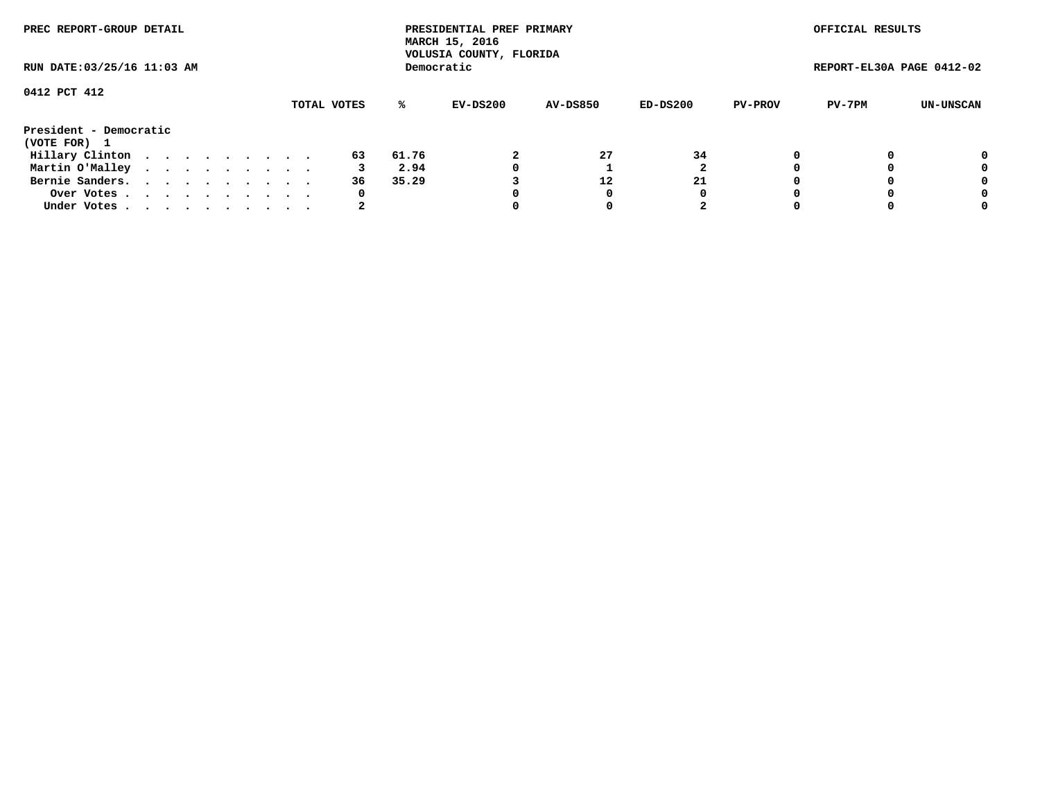PREC REPORT-GROUP DETAIL

PRESIDENTIAL PREF PRIMARY
MARCH 15, 2016
VOLUSIA COUNTY, FLORIDA
Democratic

OFFICIAL RESULTS

RUN DATE:03/25/16 11:03 AM

REPORT-EL30A PAGE 0412-02

0412 PCT 412

**President - Democratic**
**(VOTE FOR) 1**

| | TOTAL VOTES | % | EV-DS200 | AV-DS850 | ED-DS200 | PV-PROV | PV-7PM | UN-UNSCAN |
|---|---|---|---|---|---|---|---|---|
| Hillary Clinton | 63 | 61.76 | 2 | 27 | 34 | 0 | 0 | 0 |
| Martin O'Malley | 3 | 2.94 | 0 | 1 | 2 | 0 | 0 | 0 |
| Bernie Sanders. | 36 | 35.29 | 3 | 12 | 21 | 0 | 0 | 0 |
| Over Votes | 0 | | 0 | 0 | 0 | 0 | 0 | 0 |
| Under Votes | 2 | | 0 | 0 | 2 | 0 | 0 | 0 |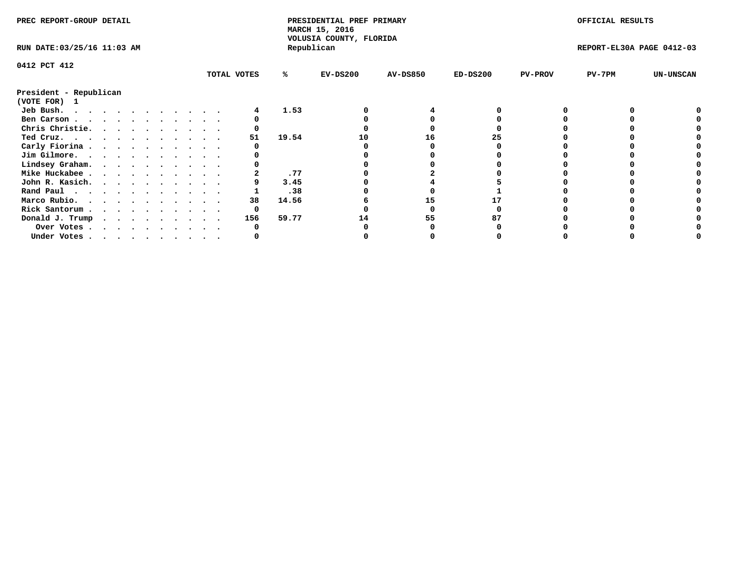PREC REPORT-GROUP DETAIL

PRESIDENTIAL PREF PRIMARY
MARCH 15, 2016
VOLUSIA COUNTY, FLORIDA
Republican

OFFICIAL RESULTS

RUN DATE:03/25/16 11:03 AM

REPORT-EL30A PAGE 0412-03

0412 PCT 412

President - Republican
(VOTE FOR) 1

| | TOTAL VOTES | % | EV-DS200 | AV-DS850 | ED-DS200 | PV-PROV | PV-7PM | UN-UNSCAN |
|---|---|---|---|---|---|---|---|---|
| Jeb Bush. | 4 | 1.53 | 0 | 4 | 0 | 0 | 0 | 0 |
| Ben Carson | 0 | | 0 | 0 | 0 | 0 | 0 | 0 |
| Chris Christie. | 0 | | 0 | 0 | 0 | 0 | 0 | 0 |
| Ted Cruz. | 51 | 19.54 | 10 | 16 | 25 | 0 | 0 | 0 |
| Carly Fiorina | 0 | | 0 | 0 | 0 | 0 | 0 | 0 |
| Jim Gilmore. | 0 | | 0 | 0 | 0 | 0 | 0 | 0 |
| Lindsey Graham. | 0 | | 0 | 0 | 0 | 0 | 0 | 0 |
| Mike Huckabee | 2 | .77 | 0 | 2 | 0 | 0 | 0 | 0 |
| John R. Kasich. | 9 | 3.45 | 0 | 4 | 5 | 0 | 0 | 0 |
| Rand Paul | 1 | .38 | 0 | 0 | 1 | 0 | 0 | 0 |
| Marco Rubio. | 38 | 14.56 | 6 | 15 | 17 | 0 | 0 | 0 |
| Rick Santorum | 0 | | 0 | 0 | 0 | 0 | 0 | 0 |
| Donald J. Trump | 156 | 59.77 | 14 | 55 | 87 | 0 | 0 | 0 |
| Over Votes | 0 | | 0 | 0 | 0 | 0 | 0 | 0 |
| Under Votes | 0 | | 0 | 0 | 0 | 0 | 0 | 0 |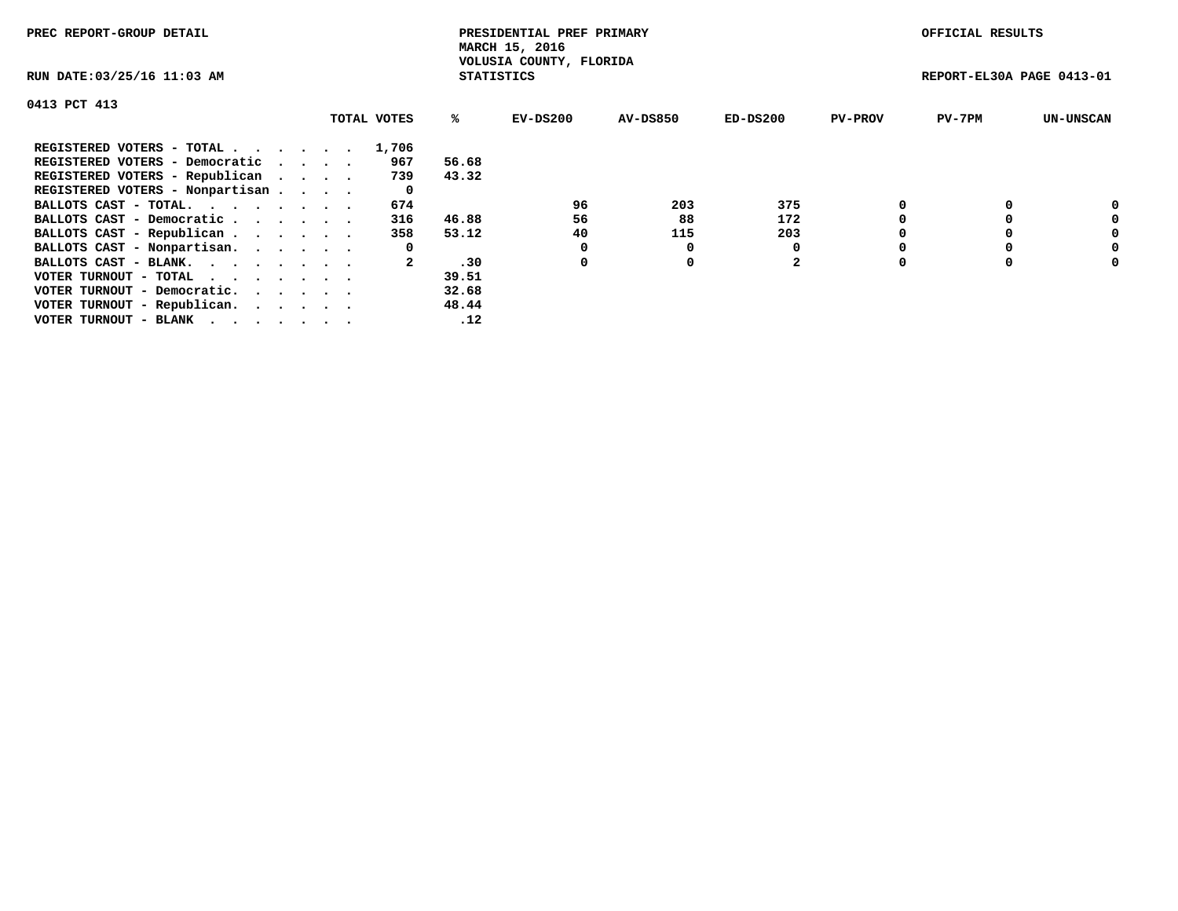PREC REPORT-GROUP DETAIL

PRESIDENTIAL PREF PRIMARY
MARCH 15, 2016
VOLUSIA COUNTY, FLORIDA
STATISTICS

OFFICIAL RESULTS

RUN DATE:03/25/16 11:03 AM

REPORT-EL30A PAGE 0413-01

## 0413 PCT 413

| | TOTAL VOTES | % | EV-DS200 | AV-DS850 | ED-DS200 | PV-PROV | PV-7PM | UN-UNSCAN |
|---|---|---|---|---|---|---|---|---|
| REGISTERED VOTERS - TOTAL . . . . . . | 1,706 | | | | | | | |
| REGISTERED VOTERS - Democratic . . . . | 967 | 56.68 | | | | | | |
| REGISTERED VOTERS - Republican . . . . | 739 | 43.32 | | | | | | |
| REGISTERED VOTERS - Nonpartisan . . . . | 0 | | | | | | | |
| BALLOTS CAST - TOTAL. . . . . . . . | 674 | | 96 | 203 | 375 | 0 | 0 | 0 |
| BALLOTS CAST - Democratic . . . . . . | 316 | 46.88 | 56 | 88 | 172 | 0 | 0 | 0 |
| BALLOTS CAST - Republican . . . . . . | 358 | 53.12 | 40 | 115 | 203 | 0 | 0 | 0 |
| BALLOTS CAST - Nonpartisan. . . . . . | 0 | | 0 | 0 | 0 | 0 | 0 | 0 |
| BALLOTS CAST - BLANK. . . . . . . . | 2 | .30 | 0 | 0 | 2 | 0 | 0 | 0 |
| VOTER TURNOUT - TOTAL . . . . . . . | | 39.51 | | | | | | |
| VOTER TURNOUT - Democratic. . . . . . | | 32.68 | | | | | | |
| VOTER TURNOUT - Republican. . . . . . | | 48.44 | | | | | | |
| VOTER TURNOUT - BLANK . . . . . . . | | .12 | | | | | | |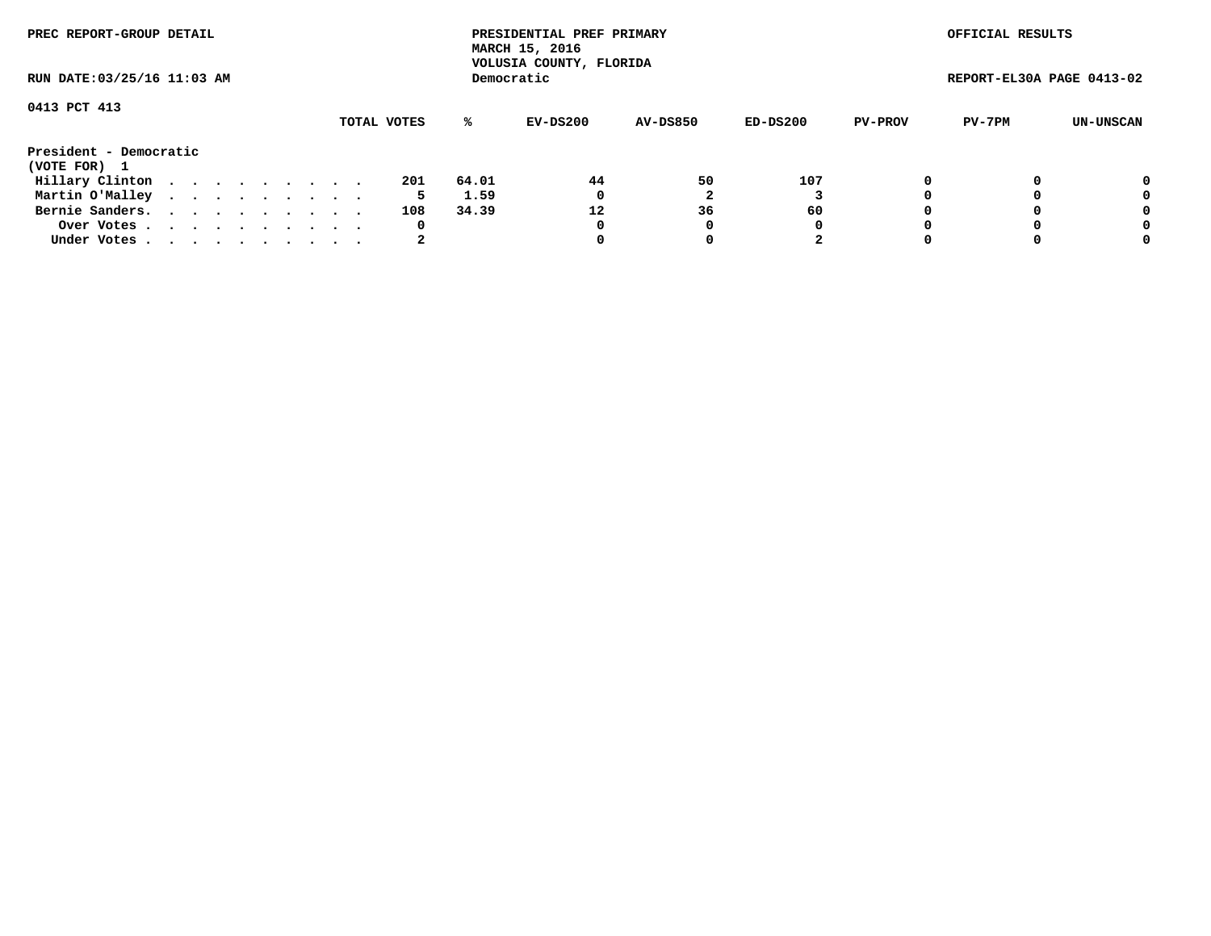PREC REPORT-GROUP DETAIL

PRESIDENTIAL PREF PRIMARY
MARCH 15, 2016
VOLUSIA COUNTY, FLORIDA
Democratic

OFFICIAL RESULTS

RUN DATE:03/25/16 11:03 AM

REPORT-EL30A PAGE 0413-02

0413 PCT 413

| | TOTAL VOTES | % | EV-DS200 | AV-DS850 | ED-DS200 | PV-PROV | PV-7PM | UN-UNSCAN |
|---|---|---|---|---|---|---|---|---|
| **President - Democratic** | | | | | | | | |
| **(VOTE FOR) 1** | | | | | | | | |
| Hillary Clinton . . . . . . . . . . | 201 | 64.01 | 44 | 50 | 107 | 0 | 0 | 0 |
| Martin O'Malley . . . . . . . . . . | 5 | 1.59 | 0 | 2 | 3 | 0 | 0 | 0 |
| Bernie Sanders. . . . . . . . . . . | 108 | 34.39 | 12 | 36 | 60 | 0 | 0 | 0 |
| Over Votes . . . . . . . . . . . | 0 | | 0 | 0 | 0 | 0 | 0 | 0 |
| Under Votes . . . . . . . . . . . | 2 | | 0 | 0 | 2 | 0 | 0 | 0 |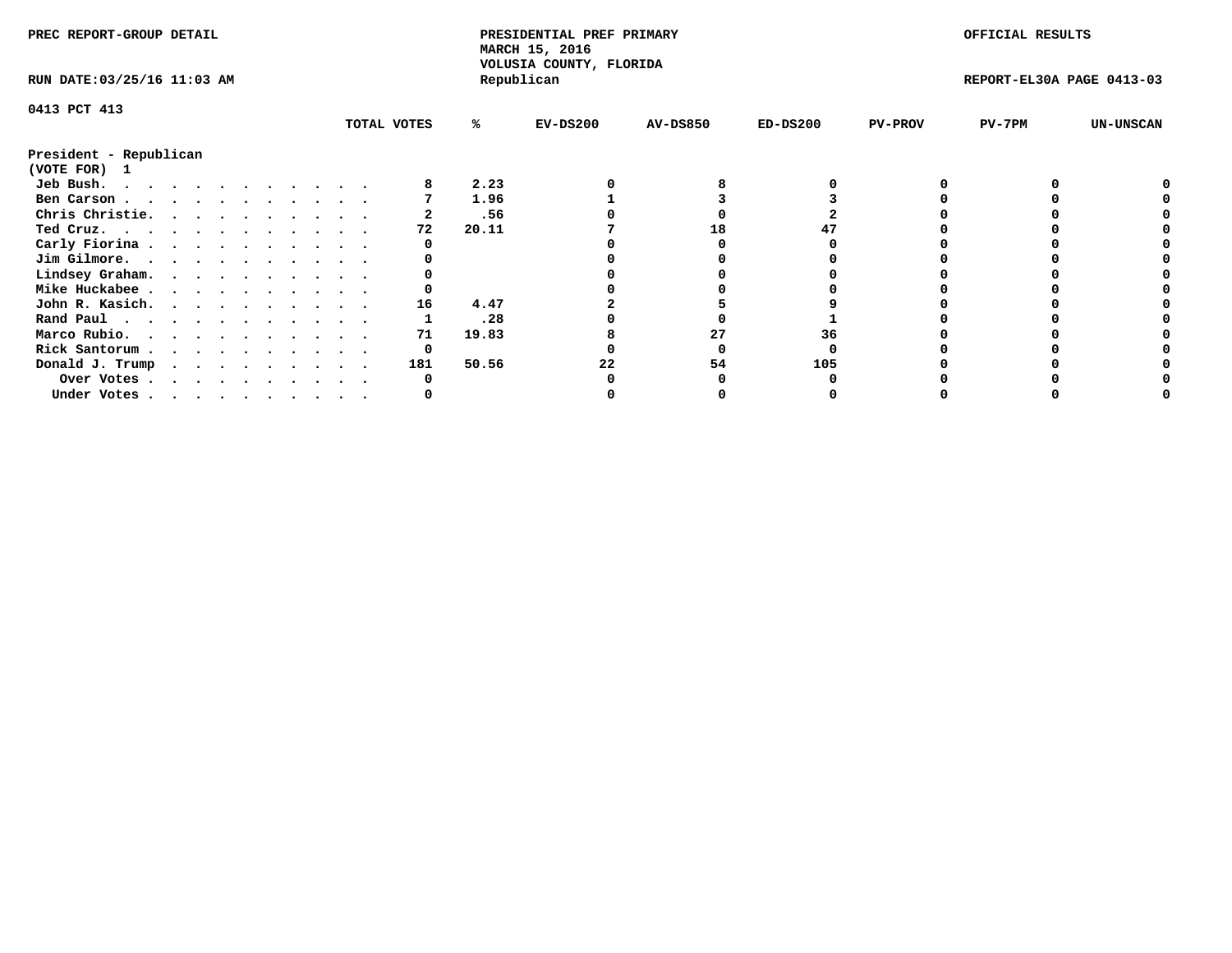PREC REPORT-GROUP DETAIL

PRESIDENTIAL PREF PRIMARY
MARCH 15, 2016
VOLUSIA COUNTY, FLORIDA
Republican

OFFICIAL RESULTS

RUN DATE:03/25/16 11:03 AM

REPORT-EL30A PAGE 0413-03

0413 PCT 413

President - Republican
(VOTE FOR) 1

| | TOTAL VOTES | % | EV-DS200 | AV-DS850 | ED-DS200 | PV-PROV | PV-7PM | UN-UNSCAN |
|---|---|---|---|---|---|---|---|---|
| Jeb Bush. | 8 | 2.23 | 0 | 8 | 0 | 0 | 0 | 0 |
| Ben Carson | 7 | 1.96 | 1 | 3 | 3 | 0 | 0 | 0 |
| Chris Christie. | 2 | .56 | 0 | 0 | 2 | 0 | 0 | 0 |
| Ted Cruz. | 72 | 20.11 | 7 | 18 | 47 | 0 | 0 | 0 |
| Carly Fiorina | 0 | | 0 | 0 | 0 | 0 | 0 | 0 |
| Jim Gilmore. | 0 | | 0 | 0 | 0 | 0 | 0 | 0 |
| Lindsey Graham. | 0 | | 0 | 0 | 0 | 0 | 0 | 0 |
| Mike Huckabee | 0 | | 0 | 0 | 0 | 0 | 0 | 0 |
| John R. Kasich. | 16 | 4.47 | 2 | 5 | 9 | 0 | 0 | 0 |
| Rand Paul | 1 | .28 | 0 | 0 | 1 | 0 | 0 | 0 |
| Marco Rubio. | 71 | 19.83 | 8 | 27 | 36 | 0 | 0 | 0 |
| Rick Santorum | 0 | | 0 | 0 | 0 | 0 | 0 | 0 |
| Donald J. Trump | 181 | 50.56 | 22 | 54 | 105 | 0 | 0 | 0 |
| Over Votes | 0 | | 0 | 0 | 0 | 0 | 0 | 0 |
| Under Votes | 0 | | 0 | 0 | 0 | 0 | 0 | 0 |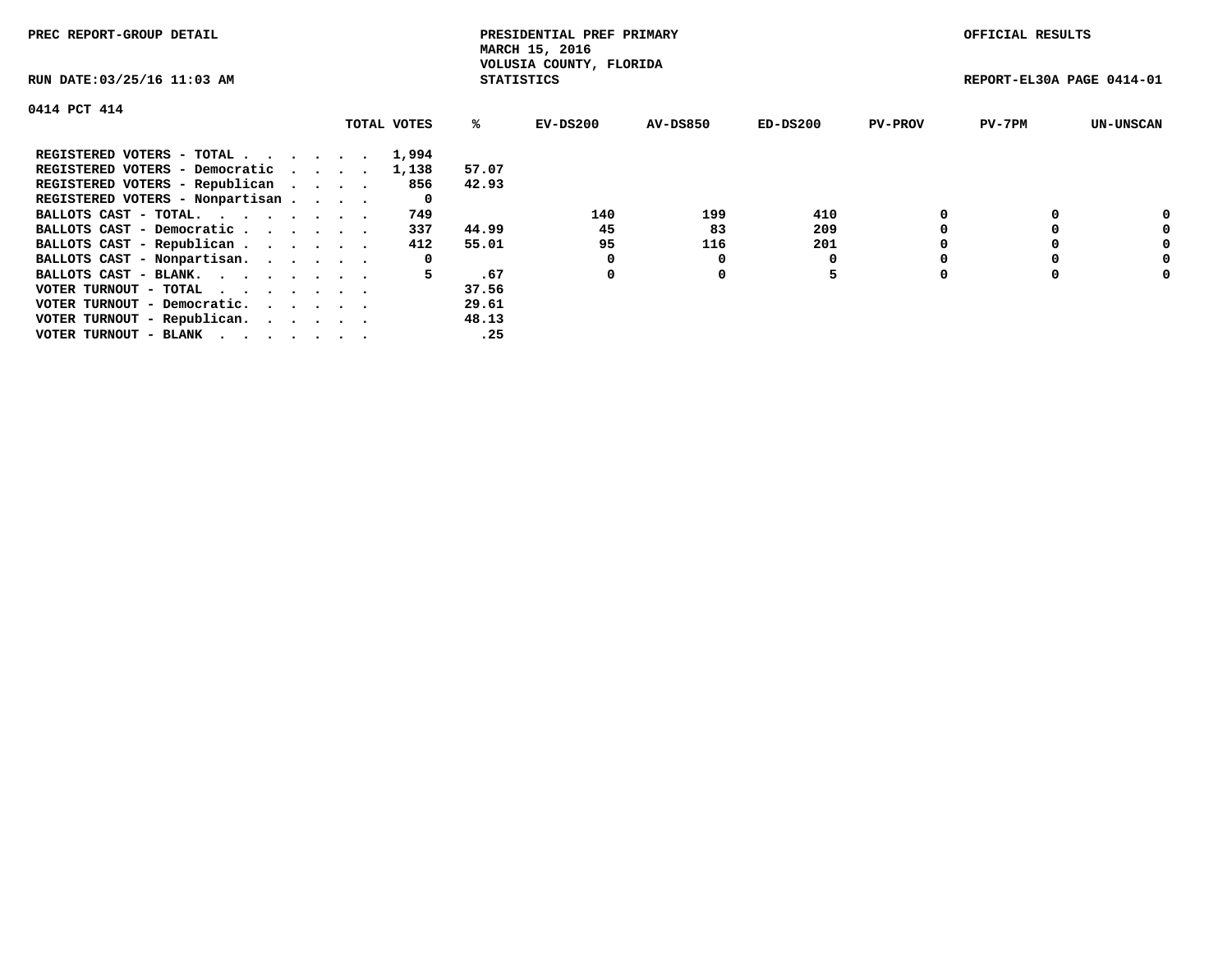PREC REPORT-GROUP DETAIL

PRESIDENTIAL PREF PRIMARY
MARCH 15, 2016
VOLUSIA COUNTY, FLORIDA
STATISTICS

OFFICIAL RESULTS

RUN DATE:03/25/16 11:03 AM

REPORT-EL30A PAGE 0414-01

0414 PCT 414

| | TOTAL VOTES | % | EV-DS200 | AV-DS850 | ED-DS200 | PV-PROV | PV-7PM | UN-UNSCAN |
|---|---|---|---|---|---|---|---|---|
| REGISTERED VOTERS - TOTAL . . . . . . | 1,994 | | | | | | | |
| REGISTERED VOTERS - Democratic . . . . | 1,138 | 57.07 | | | | | | |
| REGISTERED VOTERS - Republican . . . . | 856 | 42.93 | | | | | | |
| REGISTERED VOTERS - Nonpartisan . . . . | 0 | | | | | | | |
| BALLOTS CAST - TOTAL. . . . . . . . | 749 | | 140 | 199 | 410 | 0 | 0 | 0 |
| BALLOTS CAST - Democratic . . . . . . | 337 | 44.99 | 45 | 83 | 209 | 0 | 0 | 0 |
| BALLOTS CAST - Republican . . . . . . | 412 | 55.01 | 95 | 116 | 201 | 0 | 0 | 0 |
| BALLOTS CAST - Nonpartisan. . . . . . | 0 | | 0 | 0 | 0 | 0 | 0 | 0 |
| BALLOTS CAST - BLANK. . . . . . . . | 5 | .67 | 0 | 0 | 5 | 0 | 0 | 0 |
| VOTER TURNOUT - TOTAL . . . . . . . . | | 37.56 | | | | | | |
| VOTER TURNOUT - Democratic. . . . . . | | 29.61 | | | | | | |
| VOTER TURNOUT - Republican. . . . . . | | 48.13 | | | | | | |
| VOTER TURNOUT - BLANK . . . . . . . . | | .25 | | | | | | |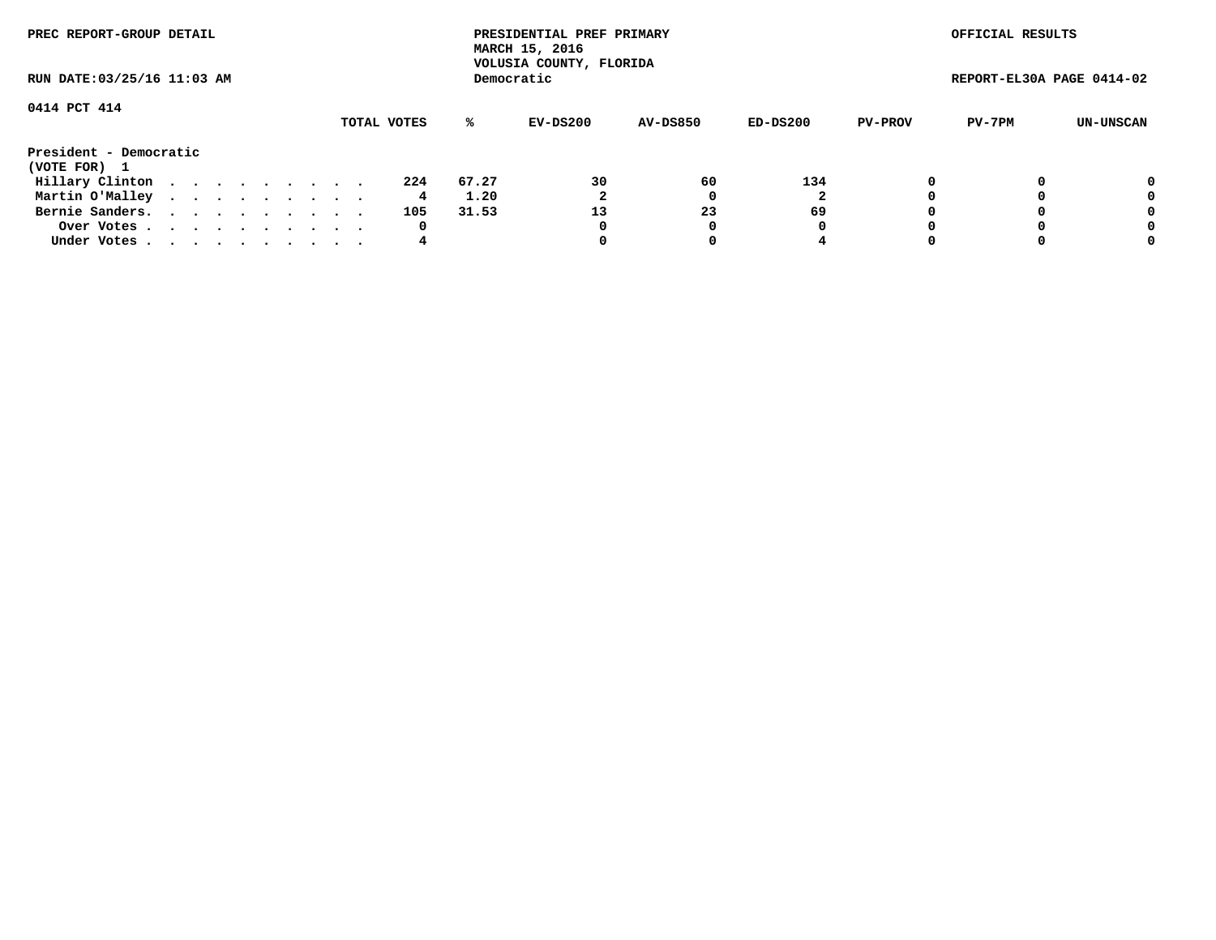PREC REPORT-GROUP DETAIL

PRESIDENTIAL PREF PRIMARY
MARCH 15, 2016
VOLUSIA COUNTY, FLORIDA
Democratic

OFFICIAL RESULTS

RUN DATE:03/25/16 11:03 AM

REPORT-EL30A PAGE 0414-02

0414 PCT 414

| | TOTAL VOTES | % | EV-DS200 | AV-DS850 | ED-DS200 | PV-PROV | PV-7PM | UN-UNSCAN |
|---|---|---|---|---|---|---|---|---|
| **President - Democratic** | | | | | | | | |
| **(VOTE FOR) 1** | | | | | | | | |
| Hillary Clinton | 224 | 67.27 | 30 | 60 | 134 | 0 | 0 | 0 |
| Martin O'Malley | 4 | 1.20 | 2 | 0 | 2 | 0 | 0 | 0 |
| Bernie Sanders. | 105 | 31.53 | 13 | 23 | 69 | 0 | 0 | 0 |
| Over Votes | 0 | | 0 | 0 | 0 | 0 | 0 | 0 |
| Under Votes | 4 | | 0 | 0 | 4 | 0 | 0 | 0 |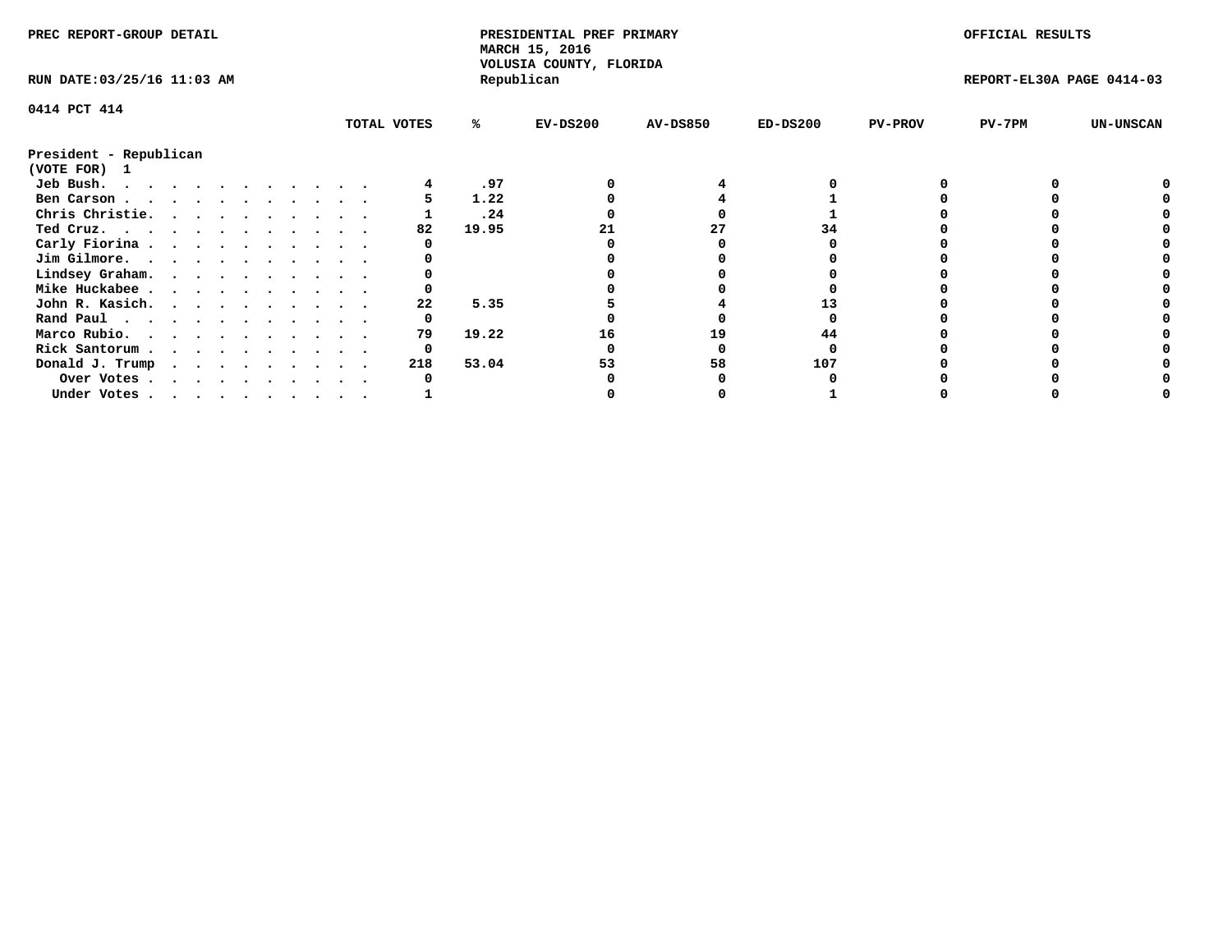PREC REPORT-GROUP DETAIL

PRESIDENTIAL PREF PRIMARY
MARCH 15, 2016
VOLUSIA COUNTY, FLORIDA
Republican

OFFICIAL RESULTS

RUN DATE:03/25/16 11:03 AM

REPORT-EL30A PAGE 0414-03

0414 PCT 414

President - Republican
(VOTE FOR) 1

| | TOTAL VOTES | % | EV-DS200 | AV-DS850 | ED-DS200 | PV-PROV | PV-7PM | UN-UNSCAN |
|---|---|---|---|---|---|---|---|---|
| Jeb Bush. | 4 | .97 | 0 | 4 | 0 | 0 | 0 | 0 |
| Ben Carson | 5 | 1.22 | 0 | 4 | 1 | 0 | 0 | 0 |
| Chris Christie. | 1 | .24 | 0 | 0 | 1 | 0 | 0 | 0 |
| Ted Cruz. | 82 | 19.95 | 21 | 27 | 34 | 0 | 0 | 0 |
| Carly Fiorina | 0 | | 0 | 0 | 0 | 0 | 0 | 0 |
| Jim Gilmore. | 0 | | 0 | 0 | 0 | 0 | 0 | 0 |
| Lindsey Graham. | 0 | | 0 | 0 | 0 | 0 | 0 | 0 |
| Mike Huckabee | 0 | | 0 | 0 | 0 | 0 | 0 | 0 |
| John R. Kasich. | 22 | 5.35 | 5 | 4 | 13 | 0 | 0 | 0 |
| Rand Paul | 0 | | 0 | 0 | 0 | 0 | 0 | 0 |
| Marco Rubio. | 79 | 19.22 | 16 | 19 | 44 | 0 | 0 | 0 |
| Rick Santorum | 0 | | 0 | 0 | 0 | 0 | 0 | 0 |
| Donald J. Trump | 218 | 53.04 | 53 | 58 | 107 | 0 | 0 | 0 |
| Over Votes | 0 | | 0 | 0 | 0 | 0 | 0 | 0 |
| Under Votes | 1 | | 0 | 0 | 1 | 0 | 0 | 0 |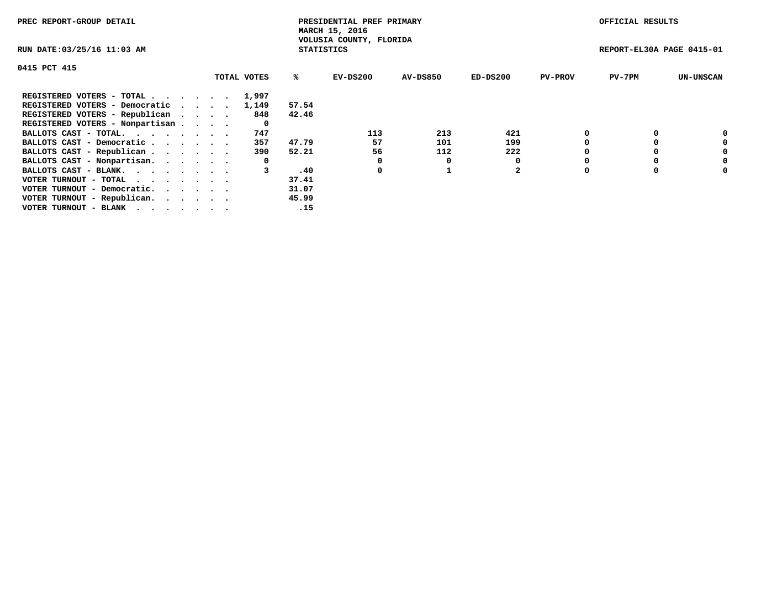PREC REPORT-GROUP DETAIL

PRESIDENTIAL PREF PRIMARY
MARCH 15, 2016
VOLUSIA COUNTY, FLORIDA
STATISTICS

OFFICIAL RESULTS

RUN DATE:03/25/16 11:03 AM

REPORT-EL30A PAGE 0415-01

0415 PCT 415

| | TOTAL VOTES | % | EV-DS200 | AV-DS850 | ED-DS200 | PV-PROV | PV-7PM | UN-UNSCAN |
|---|---|---|---|---|---|---|---|---|
| REGISTERED VOTERS - TOTAL . . . . . . | 1,997 | | | | | | | |
| REGISTERED VOTERS - Democratic . . . . | 1,149 | 57.54 | | | | | | |
| REGISTERED VOTERS - Republican . . . . | 848 | 42.46 | | | | | | |
| REGISTERED VOTERS - Nonpartisan . . . . | 0 | | | | | | | |
| BALLOTS CAST - TOTAL. . . . . . . . | 747 | | 113 | 213 | 421 | 0 | 0 | 0 |
| BALLOTS CAST - Democratic . . . . . . | 357 | 47.79 | 57 | 101 | 199 | 0 | 0 | 0 |
| BALLOTS CAST - Republican . . . . . . | 390 | 52.21 | 56 | 112 | 222 | 0 | 0 | 0 |
| BALLOTS CAST - Nonpartisan. . . . . . | 0 | | 0 | 0 | 0 | 0 | 0 | 0 |
| BALLOTS CAST - BLANK. . . . . . . . | 3 | .40 | 0 | 1 | 2 | 0 | 0 | 0 |
| VOTER TURNOUT - TOTAL . . . . . . . | | 37.41 | | | | | | |
| VOTER TURNOUT - Democratic. . . . . . | | 31.07 | | | | | | |
| VOTER TURNOUT - Republican. . . . . . | | 45.99 | | | | | | |
| VOTER TURNOUT - BLANK . . . . . . . | | .15 | | | | | | |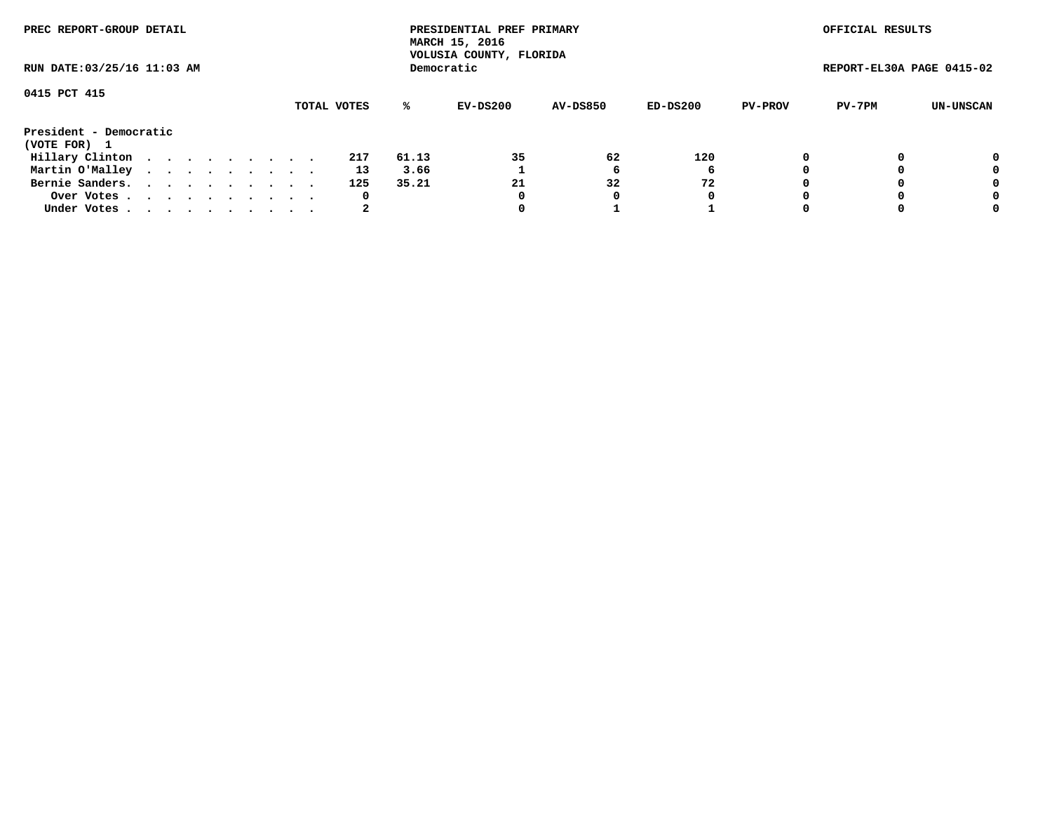PREC REPORT-GROUP DETAIL

PRESIDENTIAL PREF PRIMARY
MARCH 15, 2016
VOLUSIA COUNTY, FLORIDA
Democratic

OFFICIAL RESULTS

RUN DATE:03/25/16 11:03 AM

REPORT-EL30A PAGE 0415-02

0415 PCT 415

| President - Democratic (VOTE FOR) 1 | TOTAL VOTES | % | EV-DS200 | AV-DS850 | ED-DS200 | PV-PROV | PV-7PM | UN-UNSCAN |
|---|---|---|---|---|---|---|---|---|
| Hillary Clinton | 217 | 61.13 | 35 | 62 | 120 | 0 | 0 | 0 |
| Martin O'Malley | 13 | 3.66 | 1 | 6 | 6 | 0 | 0 | 0 |
| Bernie Sanders. | 125 | 35.21 | 21 | 32 | 72 | 0 | 0 | 0 |
| Over Votes | 0 | | 0 | 0 | 0 | 0 | 0 | 0 |
| Under Votes | 2 | | 0 | 1 | 1 | 0 | 0 | 0 |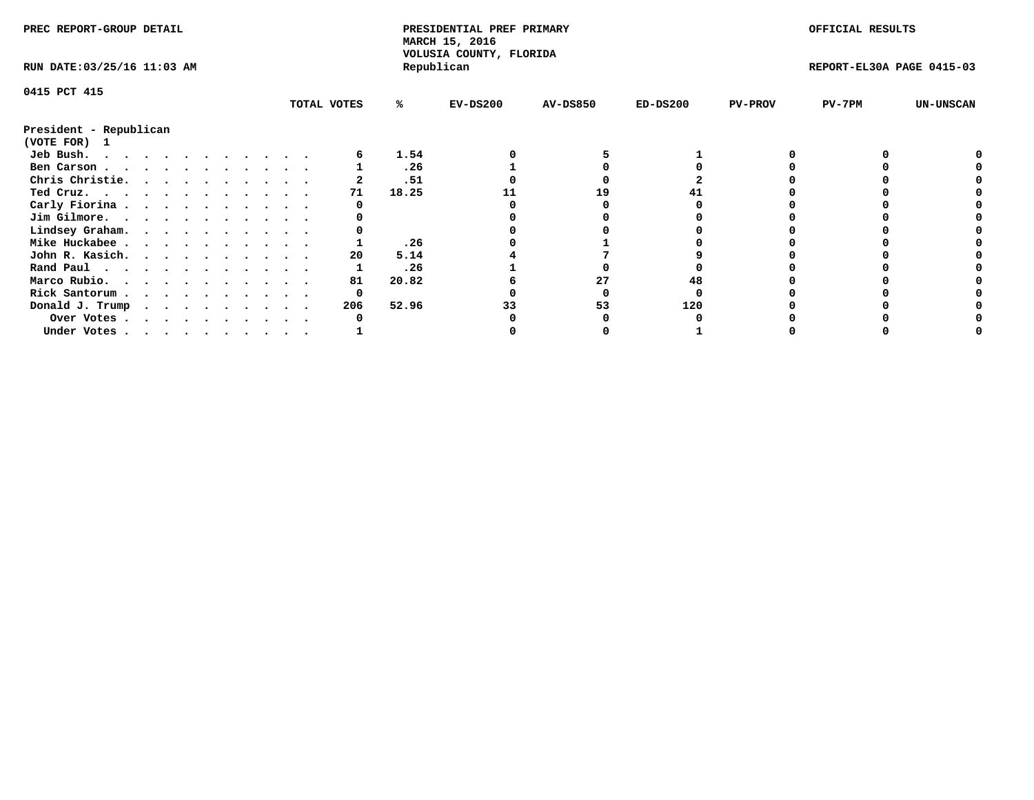PREC REPORT-GROUP DETAIL

PRESIDENTIAL PREF PRIMARY
MARCH 15, 2016
VOLUSIA COUNTY, FLORIDA
Republican

OFFICIAL RESULTS

RUN DATE:03/25/16 11:03 AM

REPORT-EL30A PAGE 0415-03

0415 PCT 415

President - Republican
(VOTE FOR) 1

| | TOTAL VOTES | % | EV-DS200 | AV-DS850 | ED-DS200 | PV-PROV | PV-7PM | UN-UNSCAN |
|---|---|---|---|---|---|---|---|---|
| Jeb Bush. | 6 | 1.54 | 0 | 5 | 1 | 0 | 0 | 0 |
| Ben Carson | 1 | .26 | 1 | 0 | 0 | 0 | 0 | 0 |
| Chris Christie. | 2 | .51 | 0 | 0 | 2 | 0 | 0 | 0 |
| Ted Cruz. | 71 | 18.25 | 11 | 19 | 41 | 0 | 0 | 0 |
| Carly Fiorina | 0 | | 0 | 0 | 0 | 0 | 0 | 0 |
| Jim Gilmore. | 0 | | 0 | 0 | 0 | 0 | 0 | 0 |
| Lindsey Graham. | 0 | | 0 | 0 | 0 | 0 | 0 | 0 |
| Mike Huckabee | 1 | .26 | 0 | 1 | 0 | 0 | 0 | 0 |
| John R. Kasich. | 20 | 5.14 | 4 | 7 | 9 | 0 | 0 | 0 |
| Rand Paul | 1 | .26 | 1 | 0 | 0 | 0 | 0 | 0 |
| Marco Rubio. | 81 | 20.82 | 6 | 27 | 48 | 0 | 0 | 0 |
| Rick Santorum | 0 | | 0 | 0 | 0 | 0 | 0 | 0 |
| Donald J. Trump | 206 | 52.96 | 33 | 53 | 120 | 0 | 0 | 0 |
| Over Votes | 0 | | 0 | 0 | 0 | 0 | 0 | 0 |
| Under Votes | 1 | | 0 | 0 | 1 | 0 | 0 | 0 |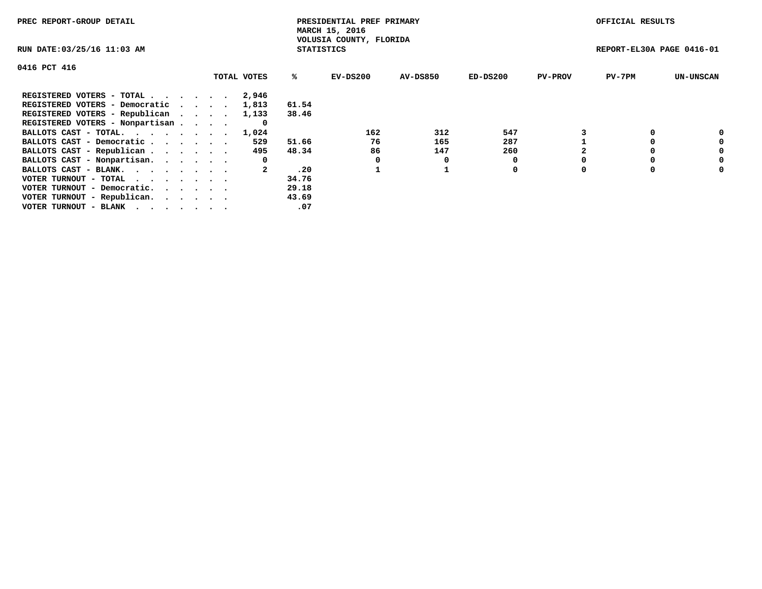PREC REPORT-GROUP DETAIL

PRESIDENTIAL PREF PRIMARY
MARCH 15, 2016
VOLUSIA COUNTY, FLORIDA
STATISTICS

OFFICIAL RESULTS

RUN DATE:03/25/16 11:03 AM

REPORT-EL30A PAGE 0416-01

0416 PCT 416

| | TOTAL VOTES | % | EV-DS200 | AV-DS850 | ED-DS200 | PV-PROV | PV-7PM | UN-UNSCAN |
|---|---|---|---|---|---|---|---|---|
| REGISTERED VOTERS - TOTAL . . . . . . | 2,946 | | | | | | | |
| REGISTERED VOTERS - Democratic . . . . | 1,813 | 61.54 | | | | | | |
| REGISTERED VOTERS - Republican . . . . | 1,133 | 38.46 | | | | | | |
| REGISTERED VOTERS - Nonpartisan . . . . | 0 | | | | | | | |
| BALLOTS CAST - TOTAL. . . . . . . . | 1,024 | | 162 | 312 | 547 | 3 | 0 | 0 |
| BALLOTS CAST - Democratic . . . . . . | 529 | 51.66 | 76 | 165 | 287 | 1 | 0 | 0 |
| BALLOTS CAST - Republican . . . . . . | 495 | 48.34 | 86 | 147 | 260 | 2 | 0 | 0 |
| BALLOTS CAST - Nonpartisan. . . . . . | 0 | | 0 | 0 | 0 | 0 | 0 | 0 |
| BALLOTS CAST - BLANK. . . . . . . . | 2 | .20 | 1 | 1 | 0 | 0 | 0 | 0 |
| VOTER TURNOUT - TOTAL . . . . . . . | | 34.76 | | | | | | |
| VOTER TURNOUT - Democratic. . . . . . | | 29.18 | | | | | | |
| VOTER TURNOUT - Republican. . . . . . | | 43.69 | | | | | | |
| VOTER TURNOUT - BLANK . . . . . . . | | .07 | | | | | | |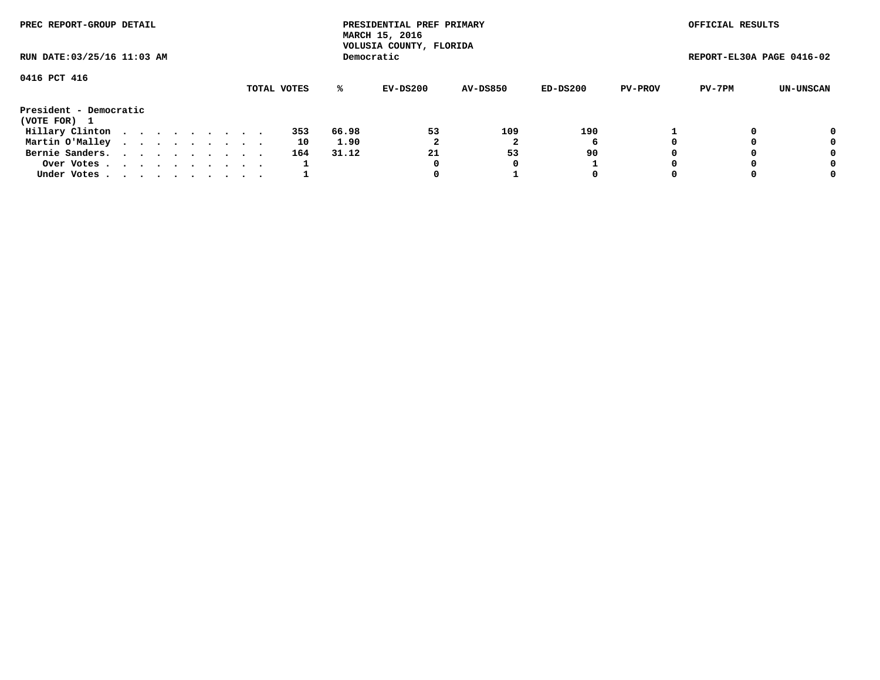PREC REPORT-GROUP DETAIL

PRESIDENTIAL PREF PRIMARY
MARCH 15, 2016
VOLUSIA COUNTY, FLORIDA
Democratic

OFFICIAL RESULTS

RUN DATE:03/25/16 11:03 AM

REPORT-EL30A PAGE 0416-02

0416 PCT 416

| President - Democratic (VOTE FOR) 1 | TOTAL VOTES | % | EV-DS200 | AV-DS850 | ED-DS200 | PV-PROV | PV-7PM | UN-UNSCAN |
|---|---|---|---|---|---|---|---|---|
| Hillary Clinton | 353 | 66.98 | 53 | 109 | 190 | 1 | 0 | 0 |
| Martin O'Malley | 10 | 1.90 | 2 | 2 | 6 | 0 | 0 | 0 |
| Bernie Sanders. | 164 | 31.12 | 21 | 53 | 90 | 0 | 0 | 0 |
| Over Votes | 1 | | 0 | 0 | 1 | 0 | 0 | 0 |
| Under Votes | 1 | | 0 | 1 | 0 | 0 | 0 | 0 |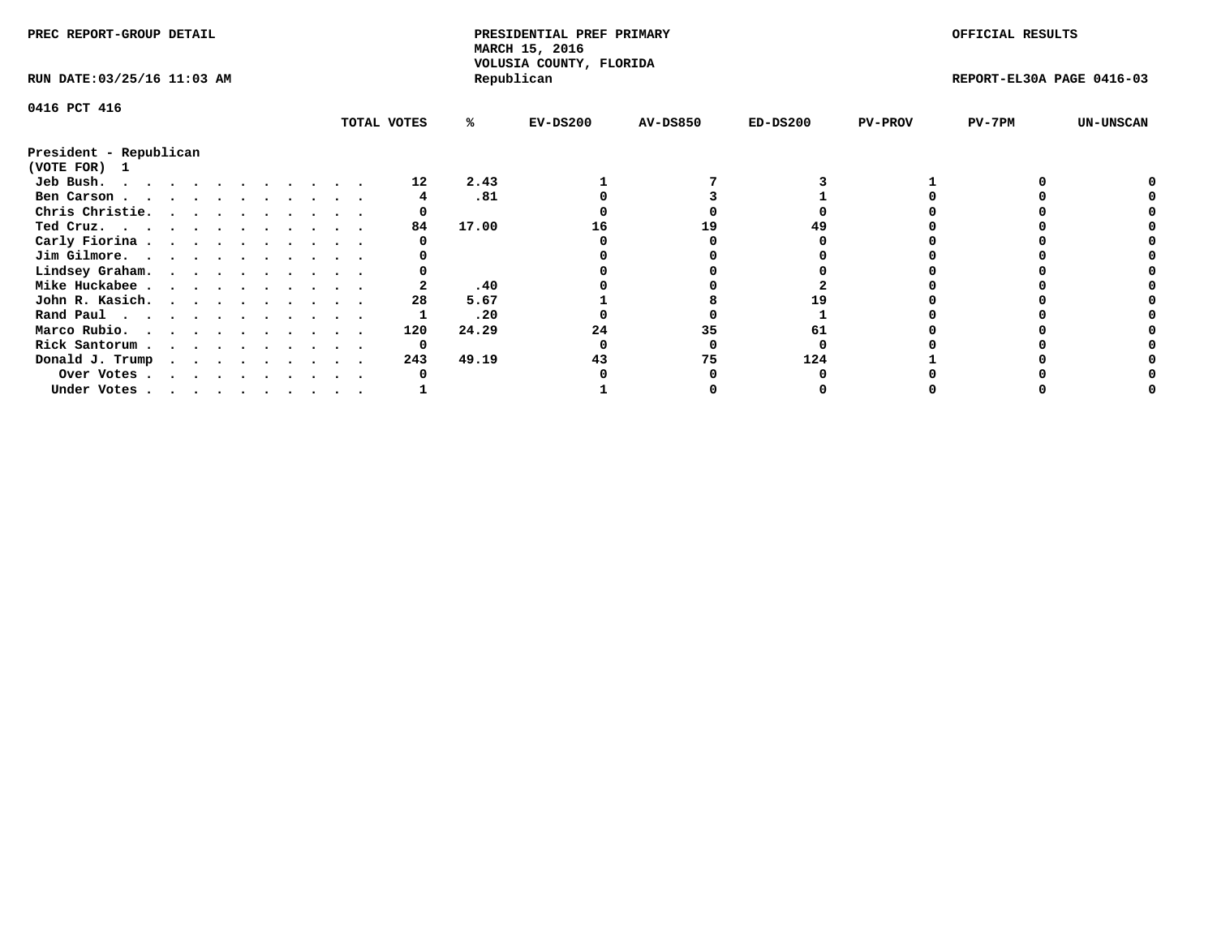PREC REPORT-GROUP DETAIL

PRESIDENTIAL PREF PRIMARY
MARCH 15, 2016
VOLUSIA COUNTY, FLORIDA
Republican

OFFICIAL RESULTS

RUN DATE:03/25/16 11:03 AM

REPORT-EL30A PAGE 0416-03

0416 PCT 416

**President - Republican**
**(VOTE FOR) 1**

| | TOTAL VOTES | % | EV-DS200 | AV-DS850 | ED-DS200 | PV-PROV | PV-7PM | UN-UNSCAN |
|---|---|---|---|---|---|---|---|---|
| Jeb Bush | 12 | 2.43 | 1 | 7 | 3 | 1 | 0 | 0 |
| Ben Carson | 4 | .81 | 0 | 3 | 1 | 0 | 0 | 0 |
| Chris Christie | 0 | | 0 | 0 | 0 | 0 | 0 | 0 |
| Ted Cruz | 84 | 17.00 | 16 | 19 | 49 | 0 | 0 | 0 |
| Carly Fiorina | 0 | | 0 | 0 | 0 | 0 | 0 | 0 |
| Jim Gilmore | 0 | | 0 | 0 | 0 | 0 | 0 | 0 |
| Lindsey Graham | 0 | | 0 | 0 | 0 | 0 | 0 | 0 |
| Mike Huckabee | 2 | .40 | 0 | 0 | 2 | 0 | 0 | 0 |
| John R. Kasich | 28 | 5.67 | 1 | 8 | 19 | 0 | 0 | 0 |
| Rand Paul | 1 | .20 | 0 | 0 | 1 | 0 | 0 | 0 |
| Marco Rubio | 120 | 24.29 | 24 | 35 | 61 | 0 | 0 | 0 |
| Rick Santorum | 0 | | 0 | 0 | 0 | 0 | 0 | 0 |
| Donald J. Trump | 243 | 49.19 | 43 | 75 | 124 | 1 | 0 | 0 |
| Over Votes | 0 | | 0 | 0 | 0 | 0 | 0 | 0 |
| Under Votes | 1 | | 1 | 0 | 0 | 0 | 0 | 0 |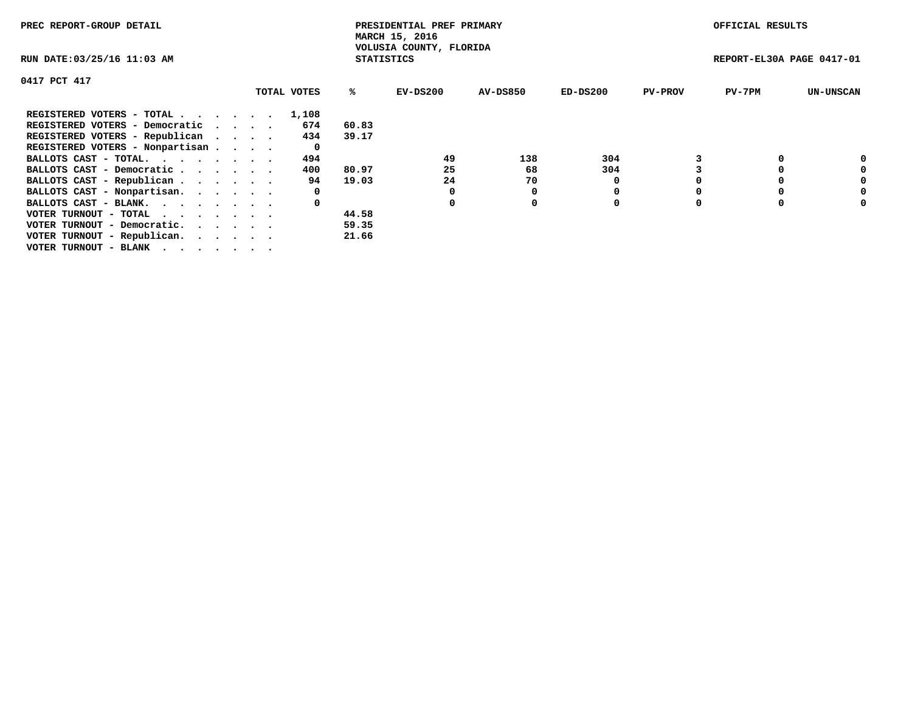PREC REPORT-GROUP DETAIL

PRESIDENTIAL PREF PRIMARY
MARCH 15, 2016
VOLUSIA COUNTY, FLORIDA
STATISTICS

OFFICIAL RESULTS

RUN DATE:03/25/16 11:03 AM

REPORT-EL30A PAGE 0417-01

0417 PCT 417

| | TOTAL VOTES | % | EV-DS200 | AV-DS850 | ED-DS200 | PV-PROV | PV-7PM | UN-UNSCAN |
|---|---|---|---|---|---|---|---|---|
| REGISTERED VOTERS - TOTAL . . . . . . | 1,108 | | | | | | | |
| REGISTERED VOTERS - Democratic . . . . | 674 | 60.83 | | | | | | |
| REGISTERED VOTERS - Republican . . . . | 434 | 39.17 | | | | | | |
| REGISTERED VOTERS - Nonpartisan . . . . | 0 | | | | | | | |
| BALLOTS CAST - TOTAL. . . . . . . . | 494 | | 49 | 138 | 304 | 3 | 0 | 0 |
| BALLOTS CAST - Democratic . . . . . . | 400 | 80.97 | 25 | 68 | 304 | 3 | 0 | 0 |
| BALLOTS CAST - Republican . . . . . . | 94 | 19.03 | 24 | 70 | 0 | 0 | 0 | 0 |
| BALLOTS CAST - Nonpartisan. . . . . . | 0 | | 0 | 0 | 0 | 0 | 0 | 0 |
| BALLOTS CAST - BLANK. . . . . . . . | 0 | | 0 | 0 | 0 | 0 | 0 | 0 |
| VOTER TURNOUT - TOTAL . . . . . . . | | 44.58 | | | | | | |
| VOTER TURNOUT - Democratic. . . . . . | | 59.35 | | | | | | |
| VOTER TURNOUT - Republican. . . . . . | | 21.66 | | | | | | |
| VOTER TURNOUT - BLANK . . . . . . . | | | | | | | | |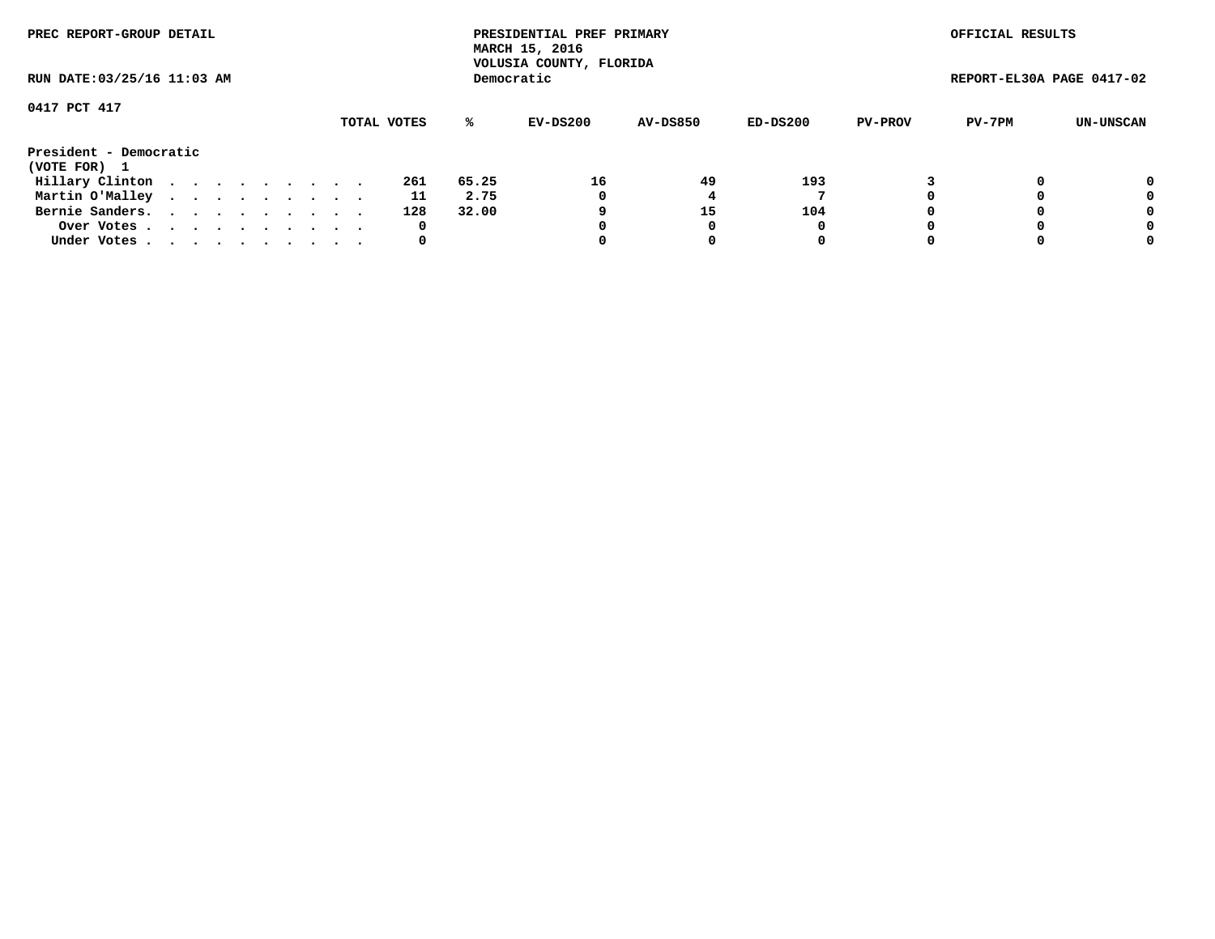PREC REPORT-GROUP DETAIL

PRESIDENTIAL PREF PRIMARY
MARCH 15, 2016
VOLUSIA COUNTY, FLORIDA
Democratic

OFFICIAL RESULTS

RUN DATE:03/25/16 11:03 AM

REPORT-EL30A PAGE 0417-02

0417 PCT 417

| | TOTAL VOTES | % | EV-DS200 | AV-DS850 | ED-DS200 | PV-PROV | PV-7PM | UN-UNSCAN |
|---|---|---|---|---|---|---|---|---|
| **President - Democratic** | | | | | | | | |
| **(VOTE FOR) 1** | | | | | | | | |
| Hillary Clinton | 261 | 65.25 | 16 | 49 | 193 | 3 | 0 | 0 |
| Martin O'Malley | 11 | 2.75 | 0 | 4 | 7 | 0 | 0 | 0 |
| Bernie Sanders. | 128 | 32.00 | 9 | 15 | 104 | 0 | 0 | 0 |
| Over Votes | 0 | | 0 | 0 | 0 | 0 | 0 | 0 |
| Under Votes | 0 | | 0 | 0 | 0 | 0 | 0 | 0 |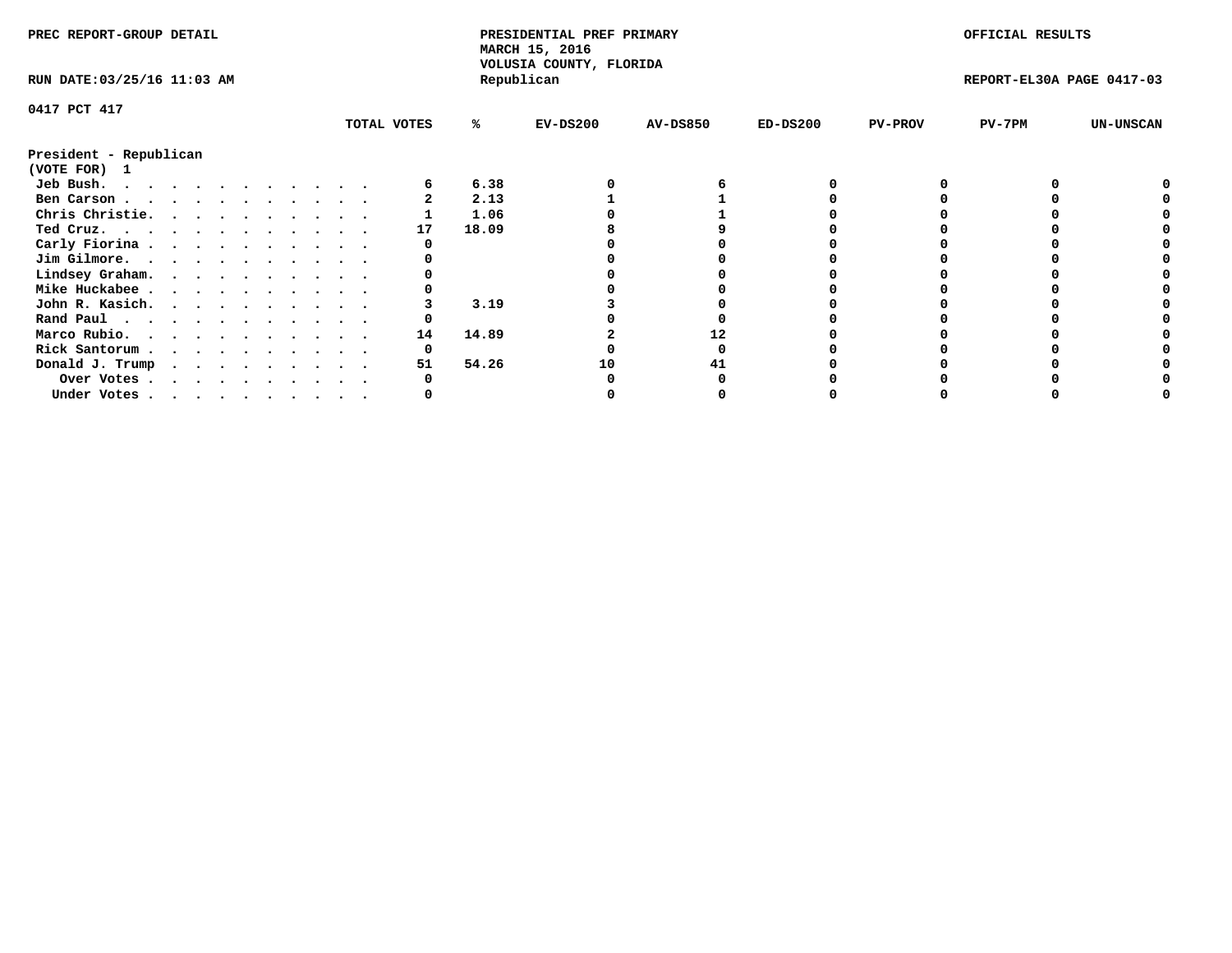PREC REPORT-GROUP DETAIL

PRESIDENTIAL PREF PRIMARY
MARCH 15, 2016
VOLUSIA COUNTY, FLORIDA
Republican

OFFICIAL RESULTS

RUN DATE:03/25/16 11:03 AM

REPORT-EL30A PAGE 0417-03

0417 PCT 417

| | TOTAL VOTES | % | EV-DS200 | AV-DS850 | ED-DS200 | PV-PROV | PV-7PM | UN-UNSCAN |
|---|---|---|---|---|---|---|---|---|
| **President - Republican** | | | | | | | | |
| **(VOTE FOR) 1** | | | | | | | | |
| Jeb Bush. . . . . . . . . . . . . | 6 | 6.38 | 0 | 6 | 0 | 0 | 0 | 0 |
| Ben Carson . . . . . . . . . . . . | 2 | 2.13 | 1 | 1 | 0 | 0 | 0 | 0 |
| Chris Christie. . . . . . . . . . . | 1 | 1.06 | 0 | 1 | 0 | 0 | 0 | 0 |
| Ted Cruz. . . . . . . . . . . . . | 17 | 18.09 | 8 | 9 | 0 | 0 | 0 | 0 |
| Carly Fiorina . . . . . . . . . . . | 0 | | 0 | 0 | 0 | 0 | 0 | 0 |
| Jim Gilmore. . . . . . . . . . . . | 0 | | 0 | 0 | 0 | 0 | 0 | 0 |
| Lindsey Graham. . . . . . . . . . . | 0 | | 0 | 0 | 0 | 0 | 0 | 0 |
| Mike Huckabee . . . . . . . . . . . | 0 | | 0 | 0 | 0 | 0 | 0 | 0 |
| John R. Kasich. . . . . . . . . . . | 3 | 3.19 | 3 | 0 | 0 | 0 | 0 | 0 |
| Rand Paul . . . . . . . . . . . . | 0 | | 0 | 0 | 0 | 0 | 0 | 0 |
| Marco Rubio. . . . . . . . . . . . | 14 | 14.89 | 2 | 12 | 0 | 0 | 0 | 0 |
| Rick Santorum . . . . . . . . . . . | 0 | | 0 | 0 | 0 | 0 | 0 | 0 |
| Donald J. Trump . . . . . . . . . . | 51 | 54.26 | 10 | 41 | 0 | 0 | 0 | 0 |
| Over Votes . . . . . . . . . . . | 0 | | 0 | 0 | 0 | 0 | 0 | 0 |
| Under Votes . . . . . . . . . . . | 0 | | 0 | 0 | 0 | 0 | 0 | 0 |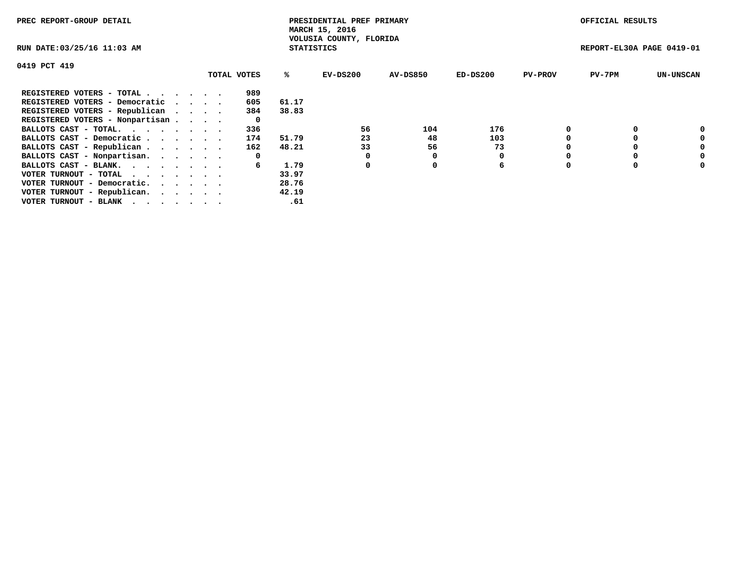PREC REPORT-GROUP DETAIL

PRESIDENTIAL PREF PRIMARY
MARCH 15, 2016
VOLUSIA COUNTY, FLORIDA
STATISTICS

OFFICIAL RESULTS

RUN DATE:03/25/16 11:03 AM

REPORT-EL30A PAGE 0419-01

0419 PCT 419

| | TOTAL VOTES | % | EV-DS200 | AV-DS850 | ED-DS200 | PV-PROV | PV-7PM | UN-UNSCAN |
|---|---|---|---|---|---|---|---|---|
| REGISTERED VOTERS - TOTAL . . . . . . | 989 | | | | | | | |
| REGISTERED VOTERS - Democratic . . . . | 605 | 61.17 | | | | | | |
| REGISTERED VOTERS - Republican . . . . | 384 | 38.83 | | | | | | |
| REGISTERED VOTERS - Nonpartisan . . . . | 0 | | | | | | | |
| BALLOTS CAST - TOTAL. . . . . . . . | 336 | | 56 | 104 | 176 | 0 | 0 | 0 |
| BALLOTS CAST - Democratic . . . . . . | 174 | 51.79 | 23 | 48 | 103 | 0 | 0 | 0 |
| BALLOTS CAST - Republican . . . . . . | 162 | 48.21 | 33 | 56 | 73 | 0 | 0 | 0 |
| BALLOTS CAST - Nonpartisan. . . . . . | 0 | | 0 | 0 | 0 | 0 | 0 | 0 |
| BALLOTS CAST - BLANK. . . . . . . . | 6 | 1.79 | 0 | 0 | 6 | 0 | 0 | 0 |
| VOTER TURNOUT - TOTAL . . . . . . . | | 33.97 | | | | | | |
| VOTER TURNOUT - Democratic. . . . . . | | 28.76 | | | | | | |
| VOTER TURNOUT - Republican. . . . . . | | 42.19 | | | | | | |
| VOTER TURNOUT - BLANK . . . . . . . | | .61 | | | | | | |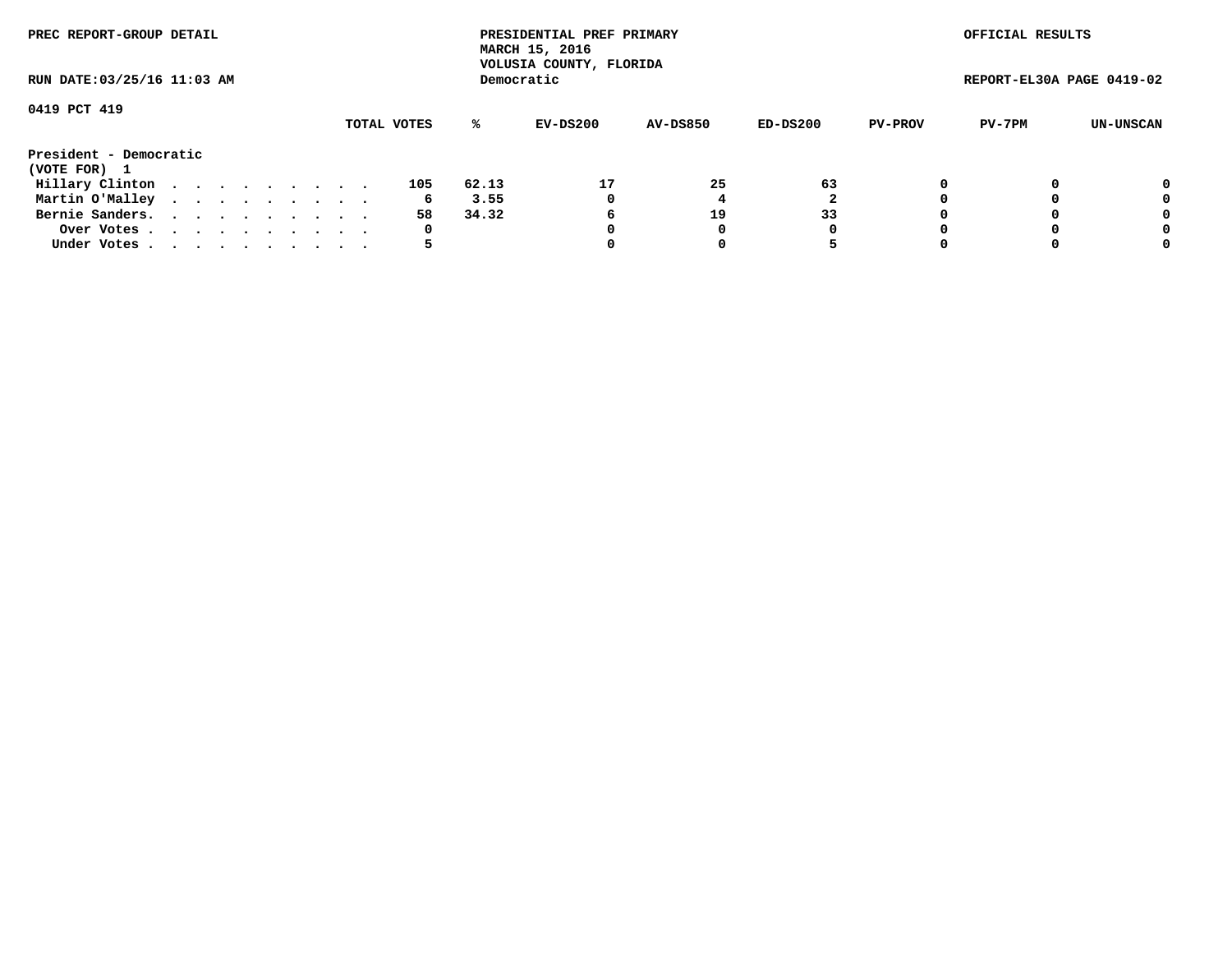PREC REPORT-GROUP DETAIL

PRESIDENTIAL PREF PRIMARY
MARCH 15, 2016
VOLUSIA COUNTY, FLORIDA
Democratic

OFFICIAL RESULTS

RUN DATE:03/25/16 11:03 AM

REPORT-EL30A PAGE 0419-02

0419 PCT 419

| | TOTAL VOTES | % | EV-DS200 | AV-DS850 | ED-DS200 | PV-PROV | PV-7PM | UN-UNSCAN |
|---|---|---|---|---|---|---|---|---|
| **President - Democratic** | | | | | | | | |
| **(VOTE FOR) 1** | | | | | | | | |
| Hillary Clinton . . . . . . . . . . | 105 | 62.13 | 17 | 25 | 63 | 0 | 0 | 0 |
| Martin O'Malley . . . . . . . . . . | 6 | 3.55 | 0 | 4 | 2 | 0 | 0 | 0 |
| Bernie Sanders. . . . . . . . . . . | 58 | 34.32 | 6 | 19 | 33 | 0 | 0 | 0 |
| Over Votes . . . . . . . . . . . | 0 | | 0 | 0 | 0 | 0 | 0 | 0 |
| Under Votes . . . . . . . . . . . | 5 | | 0 | 0 | 5 | 0 | 0 | 0 |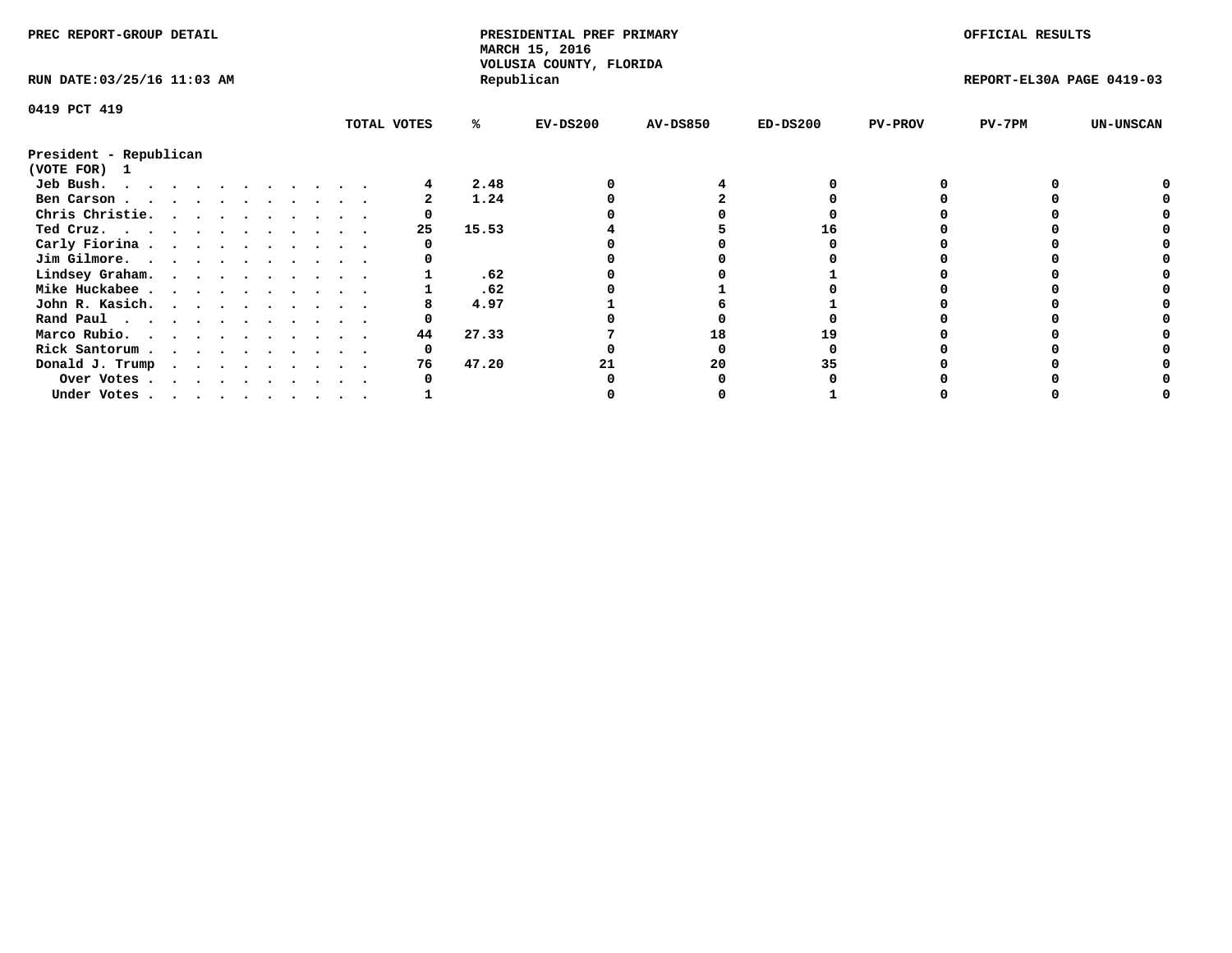PREC REPORT-GROUP DETAIL

PRESIDENTIAL PREF PRIMARY
MARCH 15, 2016
VOLUSIA COUNTY, FLORIDA
Republican

OFFICIAL RESULTS

RUN DATE:03/25/16 11:03 AM

REPORT-EL30A PAGE 0419-03

0419 PCT 419

**President - Republican**
**(VOTE FOR) 1**

| | TOTAL VOTES | % | EV-DS200 | AV-DS850 | ED-DS200 | PV-PROV | PV-7PM | UN-UNSCAN |
|---|---|---|---|---|---|---|---|---|
| Jeb Bush | 4 | 2.48 | 0 | 4 | 0 | 0 | 0 | 0 |
| Ben Carson | 2 | 1.24 | 0 | 2 | 0 | 0 | 0 | 0 |
| Chris Christie | 0 | | 0 | 0 | 0 | 0 | 0 | 0 |
| Ted Cruz | 25 | 15.53 | 4 | 5 | 16 | 0 | 0 | 0 |
| Carly Fiorina | 0 | | 0 | 0 | 0 | 0 | 0 | 0 |
| Jim Gilmore | 0 | | 0 | 0 | 0 | 0 | 0 | 0 |
| Lindsey Graham | 1 | .62 | 0 | 0 | 1 | 0 | 0 | 0 |
| Mike Huckabee | 1 | .62 | 0 | 1 | 0 | 0 | 0 | 0 |
| John R. Kasich | 8 | 4.97 | 1 | 6 | 1 | 0 | 0 | 0 |
| Rand Paul | 0 | | 0 | 0 | 0 | 0 | 0 | 0 |
| Marco Rubio | 44 | 27.33 | 7 | 18 | 19 | 0 | 0 | 0 |
| Rick Santorum | 0 | | 0 | 0 | 0 | 0 | 0 | 0 |
| Donald J. Trump | 76 | 47.20 | 21 | 20 | 35 | 0 | 0 | 0 |
| Over Votes | 0 | | 0 | 0 | 0 | 0 | 0 | 0 |
| Under Votes | 1 | | 0 | 0 | 1 | 0 | 0 | 0 |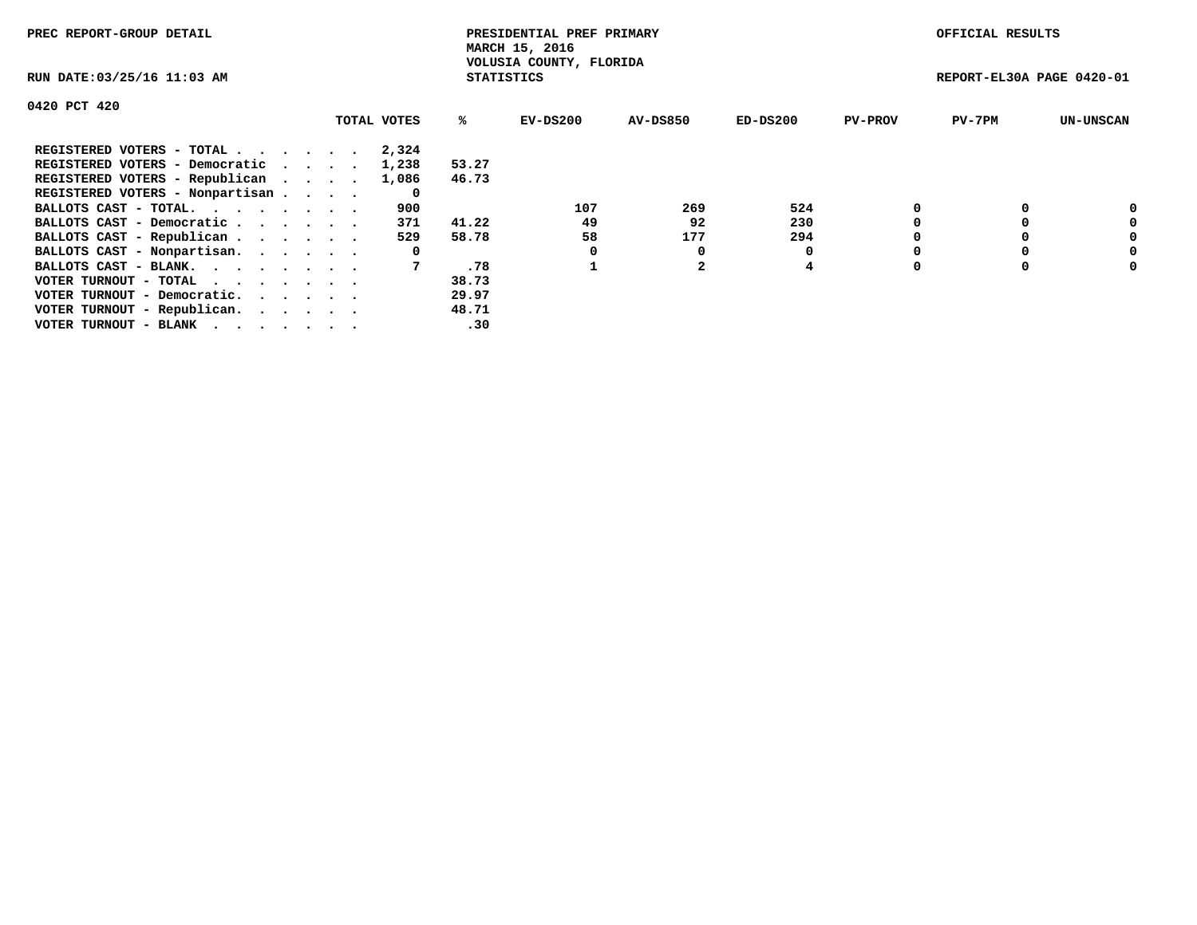PREC REPORT-GROUP DETAIL

PRESIDENTIAL PREF PRIMARY
MARCH 15, 2016
VOLUSIA COUNTY, FLORIDA
STATISTICS

OFFICIAL RESULTS

RUN DATE:03/25/16 11:03 AM

REPORT-EL30A PAGE 0420-01

0420 PCT 420

| | TOTAL VOTES | % | EV-DS200 | AV-DS850 | ED-DS200 | PV-PROV | PV-7PM | UN-UNSCAN |
|---|---|---|---|---|---|---|---|---|
| REGISTERED VOTERS - TOTAL . . . . . . | 2,324 | | | | | | | |
| REGISTERED VOTERS - Democratic . . . . | 1,238 | 53.27 | | | | | | |
| REGISTERED VOTERS - Republican . . . . | 1,086 | 46.73 | | | | | | |
| REGISTERED VOTERS - Nonpartisan . . . . | 0 | | | | | | | |
| BALLOTS CAST - TOTAL. . . . . . . . | 900 | | 107 | 269 | 524 | 0 | 0 | 0 |
| BALLOTS CAST - Democratic . . . . . . | 371 | 41.22 | 49 | 92 | 230 | 0 | 0 | 0 |
| BALLOTS CAST - Republican . . . . . . | 529 | 58.78 | 58 | 177 | 294 | 0 | 0 | 0 |
| BALLOTS CAST - Nonpartisan. . . . . . | 0 | | 0 | 0 | 0 | 0 | 0 | 0 |
| BALLOTS CAST - BLANK. . . . . . . . | 7 | .78 | 1 | 2 | 4 | 0 | 0 | 0 |
| VOTER TURNOUT - TOTAL . . . . . . . | | 38.73 | | | | | | |
| VOTER TURNOUT - Democratic. . . . . . | | 29.97 | | | | | | |
| VOTER TURNOUT - Republican. . . . . . | | 48.71 | | | | | | |
| VOTER TURNOUT - BLANK . . . . . . . | | .30 | | | | | | |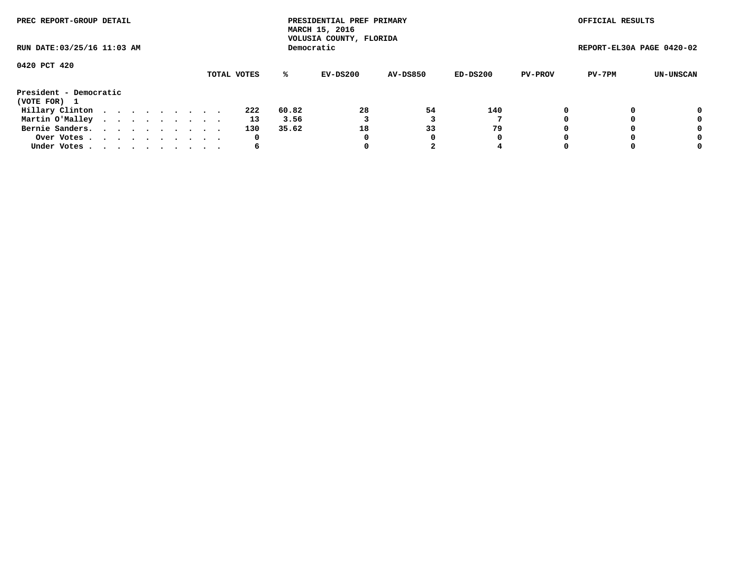PREC REPORT-GROUP DETAIL

PRESIDENTIAL PREF PRIMARY
MARCH 15, 2016
VOLUSIA COUNTY, FLORIDA
Democratic

OFFICIAL RESULTS

RUN DATE:03/25/16 11:03 AM

REPORT-EL30A PAGE 0420-02

0420 PCT 420

President - Democratic
(VOTE FOR) 1

| | TOTAL VOTES | % | EV-DS200 | AV-DS850 | ED-DS200 | PV-PROV | PV-7PM | UN-UNSCAN |
|---|---|---|---|---|---|---|---|---|
| Hillary Clinton | 222 | 60.82 | 28 | 54 | 140 | 0 | 0 | 0 |
| Martin O'Malley | 13 | 3.56 | 3 | 3 | 7 | 0 | 0 | 0 |
| Bernie Sanders. | 130 | 35.62 | 18 | 33 | 79 | 0 | 0 | 0 |
| Over Votes | 0 | | 0 | 0 | 0 | 0 | 0 | 0 |
| Under Votes | 6 | | 0 | 2 | 4 | 0 | 0 | 0 |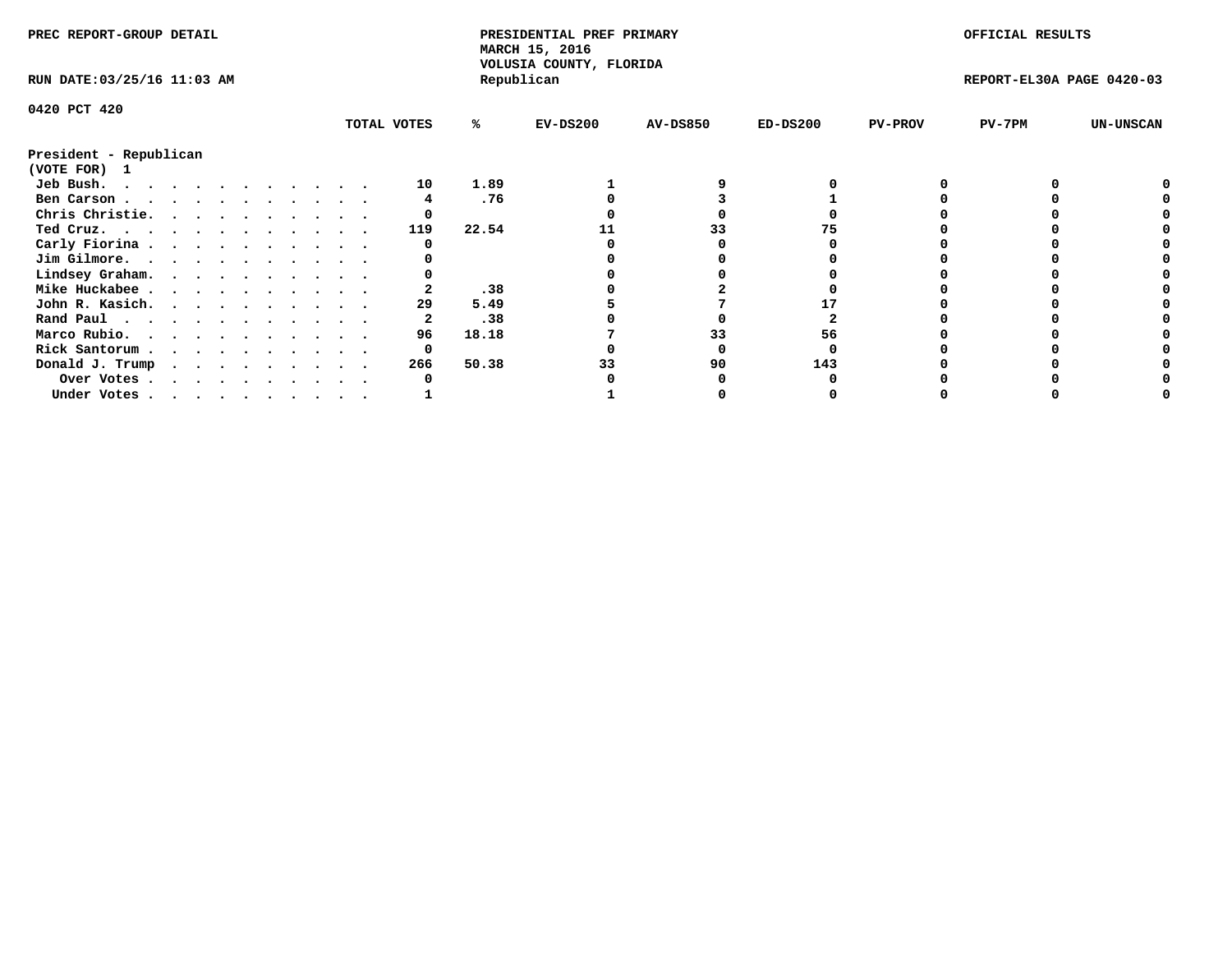PREC REPORT-GROUP DETAIL

PRESIDENTIAL PREF PRIMARY
MARCH 15, 2016
VOLUSIA COUNTY, FLORIDA
Republican

OFFICIAL RESULTS

RUN DATE:03/25/16 11:03 AM

REPORT-EL30A PAGE 0420-03

0420 PCT 420

**President - Republican**
**(VOTE FOR) 1**

| | TOTAL VOTES | % | EV-DS200 | AV-DS850 | ED-DS200 | PV-PROV | PV-7PM | UN-UNSCAN |
|---|---|---|---|---|---|---|---|---|
| Jeb Bush | 10 | 1.89 | 1 | 9 | 0 | 0 | 0 | 0 |
| Ben Carson | 4 | .76 | 0 | 3 | 1 | 0 | 0 | 0 |
| Chris Christie | 0 | | 0 | 0 | 0 | 0 | 0 | 0 |
| Ted Cruz | 119 | 22.54 | 11 | 33 | 75 | 0 | 0 | 0 |
| Carly Fiorina | 0 | | 0 | 0 | 0 | 0 | 0 | 0 |
| Jim Gilmore | 0 | | 0 | 0 | 0 | 0 | 0 | 0 |
| Lindsey Graham | 0 | | 0 | 0 | 0 | 0 | 0 | 0 |
| Mike Huckabee | 2 | .38 | 0 | 2 | 0 | 0 | 0 | 0 |
| John R. Kasich | 29 | 5.49 | 5 | 7 | 17 | 0 | 0 | 0 |
| Rand Paul | 2 | .38 | 0 | 0 | 2 | 0 | 0 | 0 |
| Marco Rubio | 96 | 18.18 | 7 | 33 | 56 | 0 | 0 | 0 |
| Rick Santorum | 0 | | 0 | 0 | 0 | 0 | 0 | 0 |
| Donald J. Trump | 266 | 50.38 | 33 | 90 | 143 | 0 | 0 | 0 |
| Over Votes | 0 | | 0 | 0 | 0 | 0 | 0 | 0 |
| Under Votes | 1 | | 1 | 0 | 0 | 0 | 0 | 0 |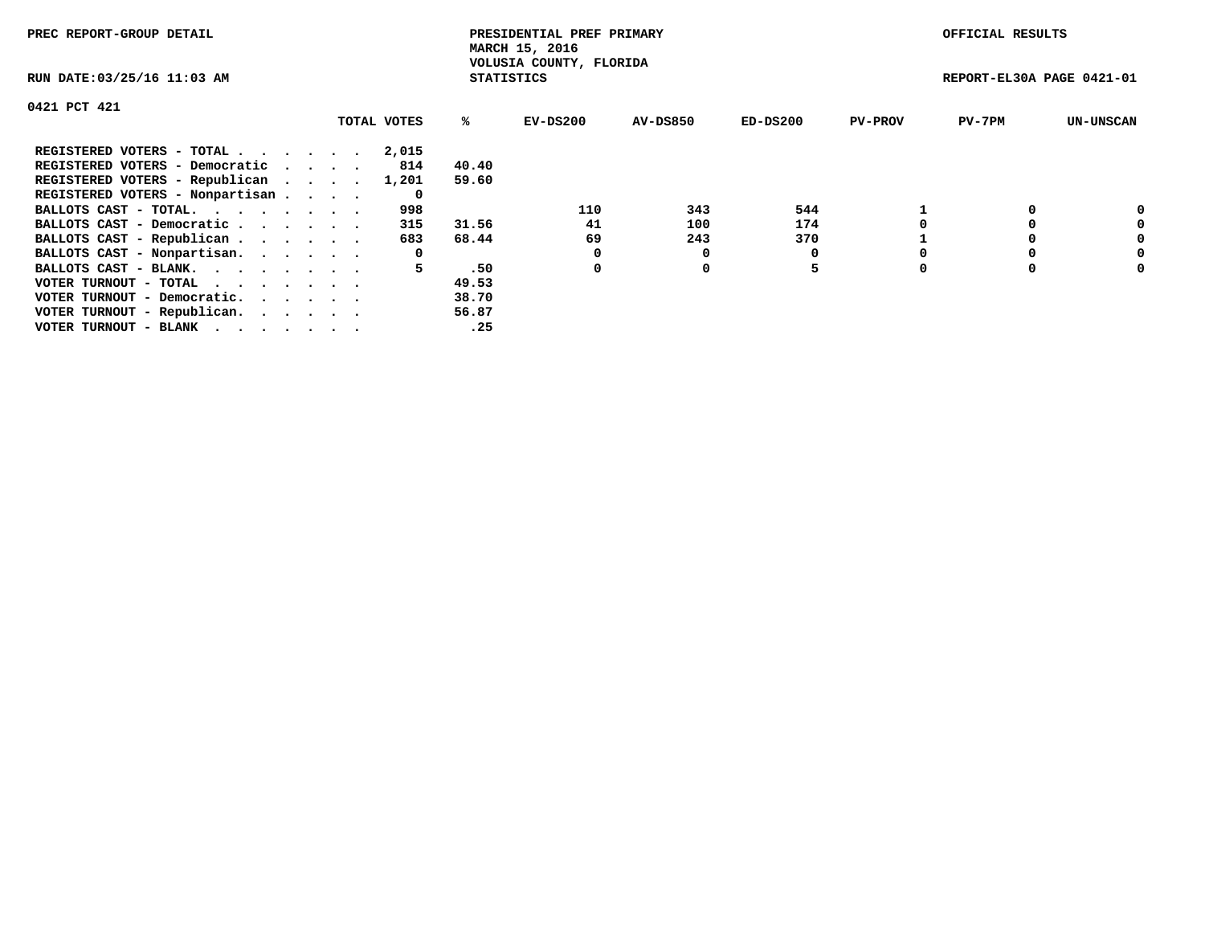PREC REPORT-GROUP DETAIL

PRESIDENTIAL PREF PRIMARY
MARCH 15, 2016
VOLUSIA COUNTY, FLORIDA
STATISTICS

OFFICIAL RESULTS

RUN DATE:03/25/16 11:03 AM

REPORT-EL30A PAGE 0421-01

0421 PCT 421

| | TOTAL VOTES | % | EV-DS200 | AV-DS850 | ED-DS200 | PV-PROV | PV-7PM | UN-UNSCAN |
|---|---|---|---|---|---|---|---|---|
| REGISTERED VOTERS - TOTAL . . . . . . | 2,015 | | | | | | | |
| REGISTERED VOTERS - Democratic . . . . | 814 | 40.40 | | | | | | |
| REGISTERED VOTERS - Republican . . . . | 1,201 | 59.60 | | | | | | |
| REGISTERED VOTERS - Nonpartisan . . . . | 0 | | | | | | | |
| BALLOTS CAST - TOTAL. . . . . . . . | 998 | | 110 | 343 | 544 | 1 | 0 | 0 |
| BALLOTS CAST - Democratic . . . . . . | 315 | 31.56 | 41 | 100 | 174 | 0 | 0 | 0 |
| BALLOTS CAST - Republican . . . . . . | 683 | 68.44 | 69 | 243 | 370 | 1 | 0 | 0 |
| BALLOTS CAST - Nonpartisan. . . . . . | 0 | | 0 | 0 | 0 | 0 | 0 | 0 |
| BALLOTS CAST - BLANK. . . . . . . . | 5 | .50 | 0 | 0 | 5 | 0 | 0 | 0 |
| VOTER TURNOUT - TOTAL . . . . . . . | | 49.53 | | | | | | |
| VOTER TURNOUT - Democratic. . . . . . | | 38.70 | | | | | | |
| VOTER TURNOUT - Republican. . . . . . | | 56.87 | | | | | | |
| VOTER TURNOUT - BLANK . . . . . . . | | .25 | | | | | | |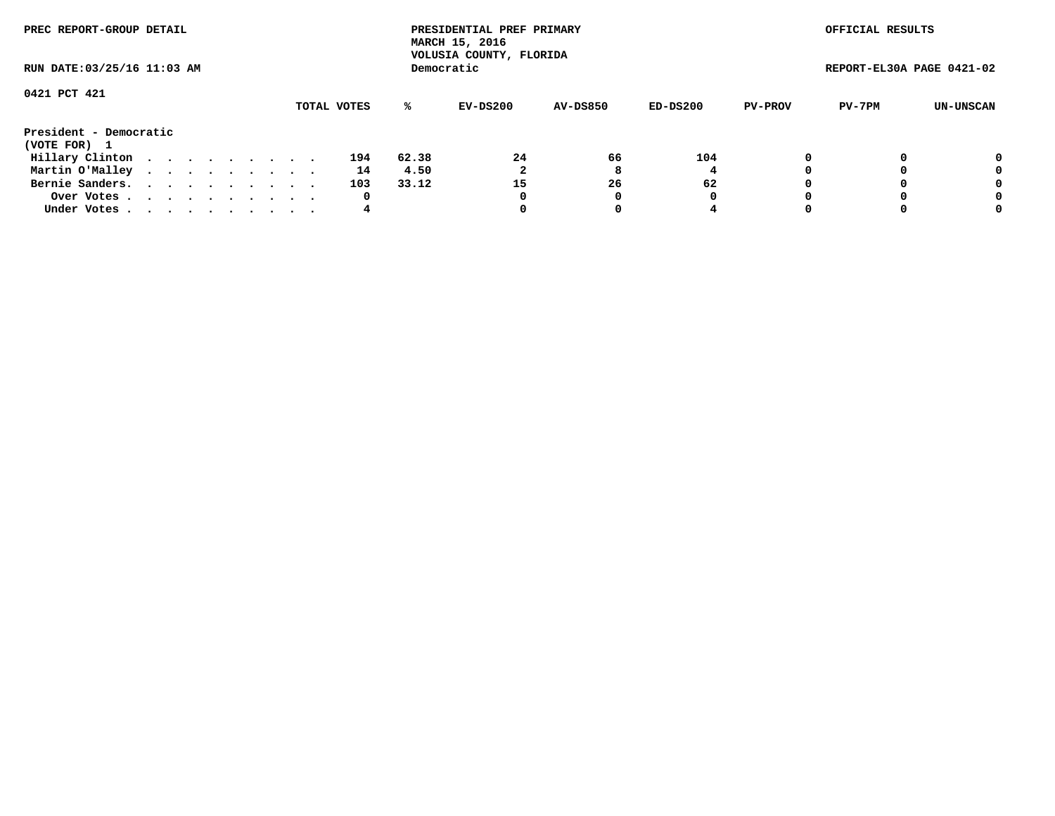PREC REPORT-GROUP DETAIL

PRESIDENTIAL PREF PRIMARY
MARCH 15, 2016
VOLUSIA COUNTY, FLORIDA
Democratic

OFFICIAL RESULTS

RUN DATE:03/25/16 11:03 AM

REPORT-EL30A PAGE 0421-02

0421 PCT 421

| President - Democratic (VOTE FOR) 1 | TOTAL VOTES | % | EV-DS200 | AV-DS850 | ED-DS200 | PV-PROV | PV-7PM | UN-UNSCAN |
|---|---|---|---|---|---|---|---|---|
| Hillary Clinton | 194 | 62.38 | 24 | 66 | 104 | 0 | 0 | 0 |
| Martin O'Malley | 14 | 4.50 | 2 | 8 | 4 | 0 | 0 | 0 |
| Bernie Sanders. | 103 | 33.12 | 15 | 26 | 62 | 0 | 0 | 0 |
| Over Votes | 0 | | 0 | 0 | 0 | 0 | 0 | 0 |
| Under Votes | 4 | | 0 | 0 | 4 | 0 | 0 | 0 |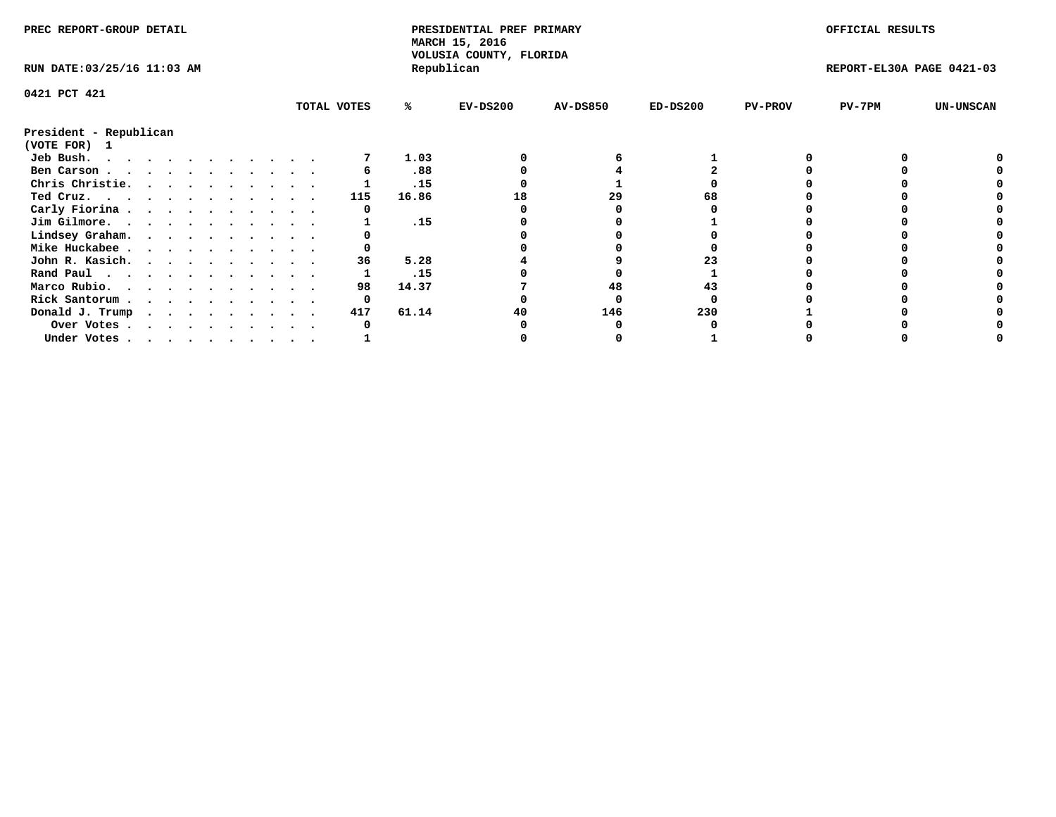PREC REPORT-GROUP DETAIL

PRESIDENTIAL PREF PRIMARY
MARCH 15, 2016
VOLUSIA COUNTY, FLORIDA
Republican

OFFICIAL RESULTS

RUN DATE:03/25/16 11:03 AM

REPORT-EL30A PAGE 0421-03

0421 PCT 421

**President - Republican**
**(VOTE FOR) 1**

| | TOTAL VOTES | % | EV-DS200 | AV-DS850 | ED-DS200 | PV-PROV | PV-7PM | UN-UNSCAN |
|---|---|---|---|---|---|---|---|---|
| Jeb Bush. | 7 | 1.03 | 0 | 6 | 1 | 0 | 0 | 0 |
| Ben Carson | 6 | .88 | 0 | 4 | 2 | 0 | 0 | 0 |
| Chris Christie. | 1 | .15 | 0 | 1 | 0 | 0 | 0 | 0 |
| Ted Cruz. | 115 | 16.86 | 18 | 29 | 68 | 0 | 0 | 0 |
| Carly Fiorina | 0 | | 0 | 0 | 0 | 0 | 0 | 0 |
| Jim Gilmore. | 1 | .15 | 0 | 0 | 1 | 0 | 0 | 0 |
| Lindsey Graham. | 0 | | 0 | 0 | 0 | 0 | 0 | 0 |
| Mike Huckabee | 0 | | 0 | 0 | 0 | 0 | 0 | 0 |
| John R. Kasich. | 36 | 5.28 | 4 | 9 | 23 | 0 | 0 | 0 |
| Rand Paul | 1 | .15 | 0 | 0 | 1 | 0 | 0 | 0 |
| Marco Rubio. | 98 | 14.37 | 7 | 48 | 43 | 0 | 0 | 0 |
| Rick Santorum | 0 | | 0 | 0 | 0 | 0 | 0 | 0 |
| Donald J. Trump | 417 | 61.14 | 40 | 146 | 230 | 1 | 0 | 0 |
| Over Votes | 0 | | 0 | 0 | 0 | 0 | 0 | 0 |
| Under Votes | 1 | | 0 | 0 | 1 | 0 | 0 | 0 |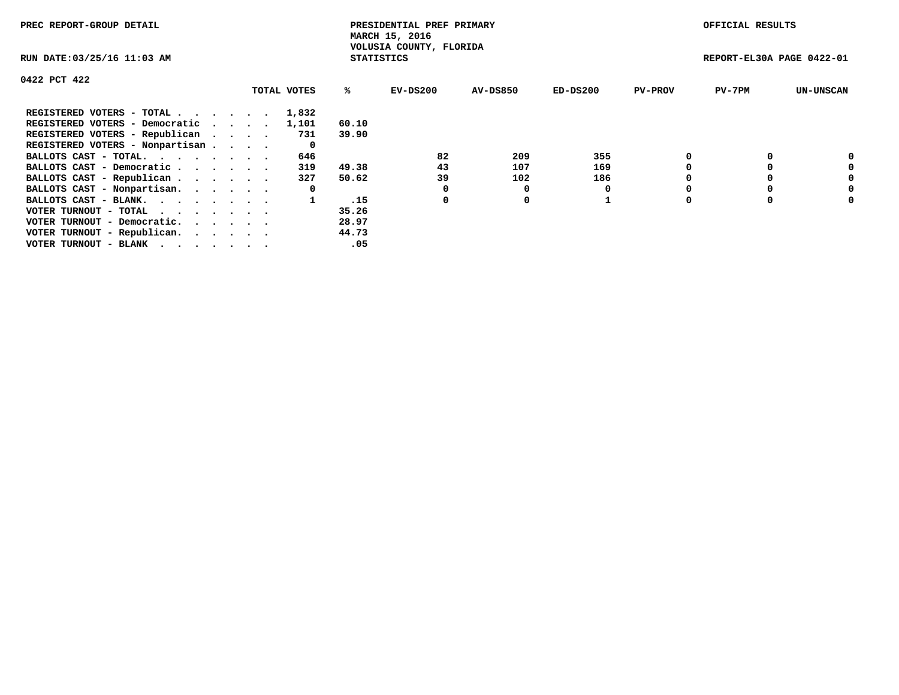PREC REPORT-GROUP DETAIL

PRESIDENTIAL PREF PRIMARY
MARCH 15, 2016
VOLUSIA COUNTY, FLORIDA
STATISTICS

OFFICIAL RESULTS

RUN DATE:03/25/16 11:03 AM

REPORT-EL30A PAGE 0422-01

0422 PCT 422

| | TOTAL VOTES | % | EV-DS200 | AV-DS850 | ED-DS200 | PV-PROV | PV-7PM | UN-UNSCAN |
|---|---|---|---|---|---|---|---|---|
| REGISTERED VOTERS - TOTAL . . . . . . | 1,832 | | | | | | | |
| REGISTERED VOTERS - Democratic . . . . | 1,101 | 60.10 | | | | | | |
| REGISTERED VOTERS - Republican . . . . | 731 | 39.90 | | | | | | |
| REGISTERED VOTERS - Nonpartisan . . . . | 0 | | | | | | | |
| BALLOTS CAST - TOTAL. . . . . . . . | 646 | | 82 | 209 | 355 | 0 | 0 | 0 |
| BALLOTS CAST - Democratic . . . . . . | 319 | 49.38 | 43 | 107 | 169 | 0 | 0 | 0 |
| BALLOTS CAST - Republican . . . . . . | 327 | 50.62 | 39 | 102 | 186 | 0 | 0 | 0 |
| BALLOTS CAST - Nonpartisan. . . . . . | 0 | | 0 | 0 | 0 | 0 | 0 | 0 |
| BALLOTS CAST - BLANK. . . . . . . . | 1 | .15 | 0 | 0 | 1 | 0 | 0 | 0 |
| VOTER TURNOUT - TOTAL . . . . . . . | | 35.26 | | | | | | |
| VOTER TURNOUT - Democratic. . . . . . | | 28.97 | | | | | | |
| VOTER TURNOUT - Republican. . . . . . | | 44.73 | | | | | | |
| VOTER TURNOUT - BLANK . . . . . . . | | .05 | | | | | | |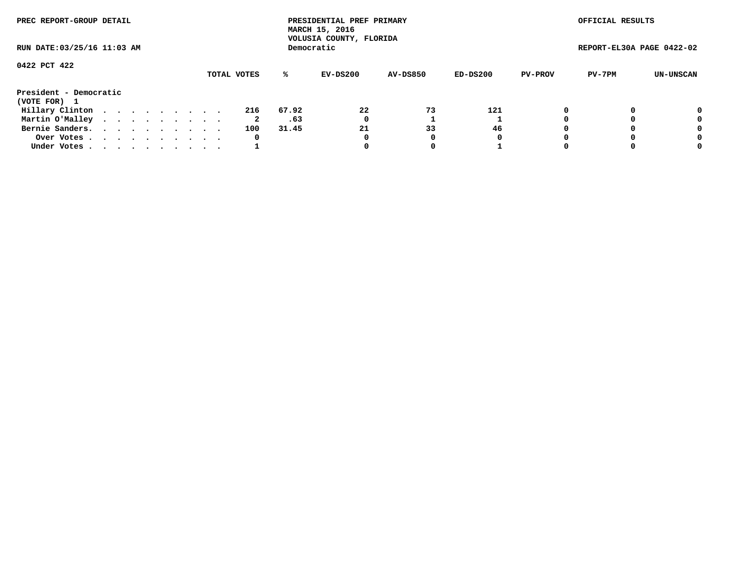PREC REPORT-GROUP DETAIL

PRESIDENTIAL PREF PRIMARY
MARCH 15, 2016
VOLUSIA COUNTY, FLORIDA
Democratic

OFFICIAL RESULTS

RUN DATE:03/25/16 11:03 AM

REPORT-EL30A PAGE 0422-02

0422 PCT 422

| President - Democratic (VOTE FOR) 1 | TOTAL VOTES | % | EV-DS200 | AV-DS850 | ED-DS200 | PV-PROV | PV-7PM | UN-UNSCAN |
|---|---|---|---|---|---|---|---|---|
| Hillary Clinton | 216 | 67.92 | 22 | 73 | 121 | 0 | 0 | 0 |
| Martin O'Malley | 2 | .63 | 0 | 1 | 1 | 0 | 0 | 0 |
| Bernie Sanders. | 100 | 31.45 | 21 | 33 | 46 | 0 | 0 | 0 |
| Over Votes | 0 | | 0 | 0 | 0 | 0 | 0 | 0 |
| Under Votes | 1 | | 0 | 0 | 1 | 0 | 0 | 0 |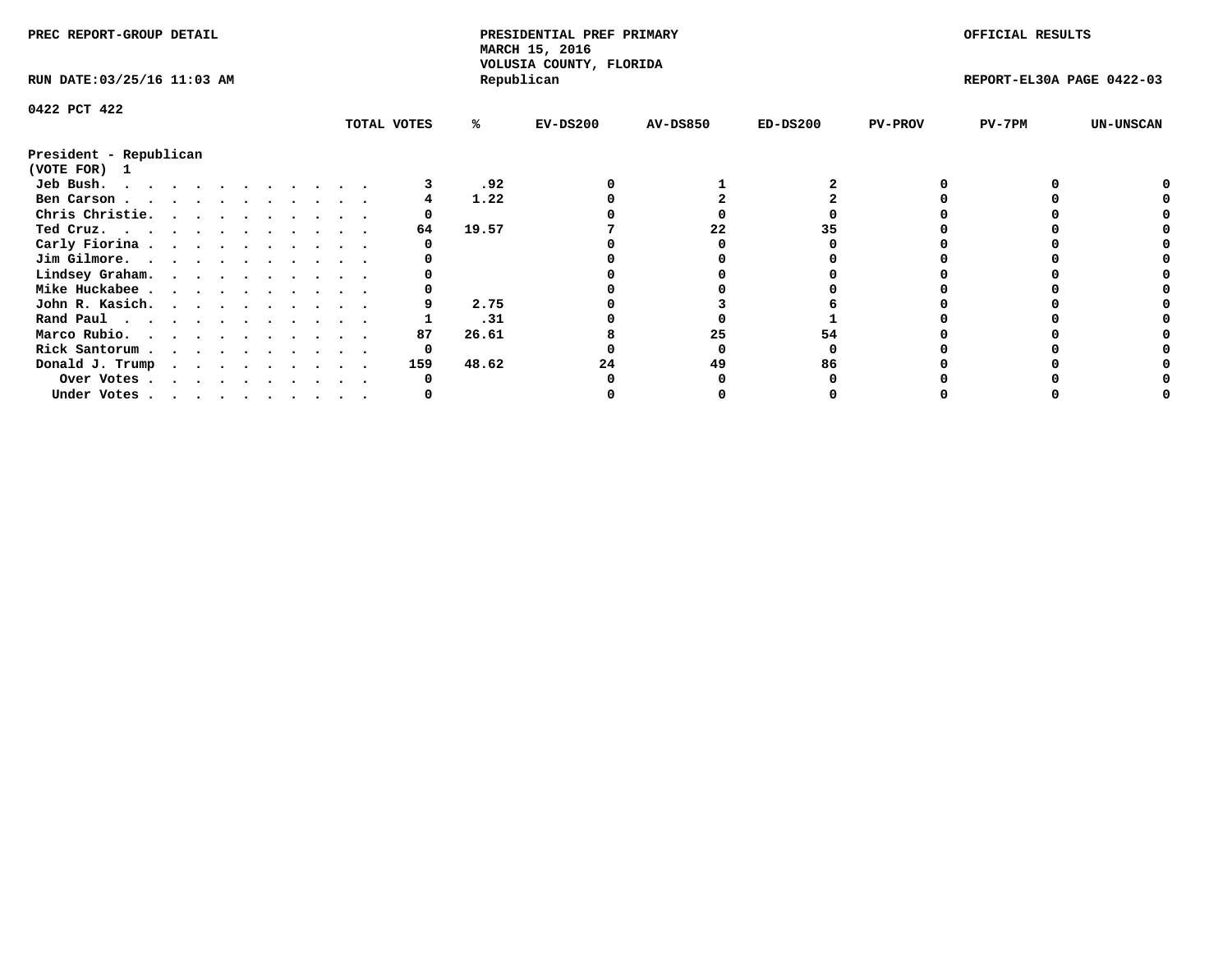PREC REPORT-GROUP DETAIL

PRESIDENTIAL PREF PRIMARY
MARCH 15, 2016
VOLUSIA COUNTY, FLORIDA
Republican

OFFICIAL RESULTS

RUN DATE:03/25/16 11:03 AM

REPORT-EL30A PAGE 0422-03

0422 PCT 422

**President - Republican**
**(VOTE FOR) 1**

| | TOTAL VOTES | % | EV-DS200 | AV-DS850 | ED-DS200 | PV-PROV | PV-7PM | UN-UNSCAN |
|---|---|---|---|---|---|---|---|---|
| Jeb Bush | 3 | .92 | 0 | 1 | 2 | 0 | 0 | 0 |
| Ben Carson | 4 | 1.22 | 0 | 2 | 2 | 0 | 0 | 0 |
| Chris Christie | 0 | | 0 | 0 | 0 | 0 | 0 | 0 |
| Ted Cruz | 64 | 19.57 | 7 | 22 | 35 | 0 | 0 | 0 |
| Carly Fiorina | 0 | | 0 | 0 | 0 | 0 | 0 | 0 |
| Jim Gilmore | 0 | | 0 | 0 | 0 | 0 | 0 | 0 |
| Lindsey Graham | 0 | | 0 | 0 | 0 | 0 | 0 | 0 |
| Mike Huckabee | 0 | | 0 | 0 | 0 | 0 | 0 | 0 |
| John R. Kasich | 9 | 2.75 | 0 | 3 | 6 | 0 | 0 | 0 |
| Rand Paul | 1 | .31 | 0 | 0 | 1 | 0 | 0 | 0 |
| Marco Rubio | 87 | 26.61 | 8 | 25 | 54 | 0 | 0 | 0 |
| Rick Santorum | 0 | | 0 | 0 | 0 | 0 | 0 | 0 |
| Donald J. Trump | 159 | 48.62 | 24 | 49 | 86 | 0 | 0 | 0 |
| Over Votes | 0 | | 0 | 0 | 0 | 0 | 0 | 0 |
| Under Votes | 0 | | 0 | 0 | 0 | 0 | 0 | 0 |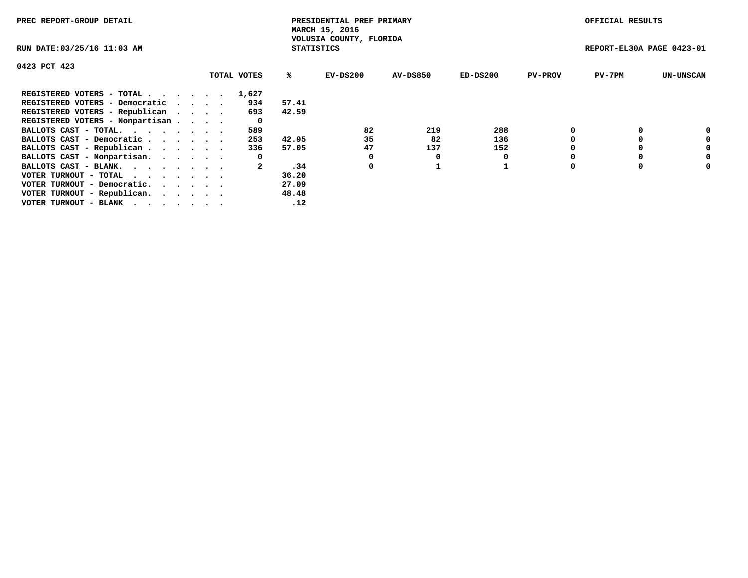PREC REPORT-GROUP DETAIL

PRESIDENTIAL PREF PRIMARY
MARCH 15, 2016
VOLUSIA COUNTY, FLORIDA
STATISTICS

OFFICIAL RESULTS

RUN DATE:03/25/16 11:03 AM

REPORT-EL30A PAGE 0423-01

0423 PCT 423

| | TOTAL VOTES | % | EV-DS200 | AV-DS850 | ED-DS200 | PV-PROV | PV-7PM | UN-UNSCAN |
|---|---|---|---|---|---|---|---|---|
| REGISTERED VOTERS - TOTAL . . . . . . | 1,627 | | | | | | | |
| REGISTERED VOTERS - Democratic . . . . | 934 | 57.41 | | | | | | |
| REGISTERED VOTERS - Republican . . . . | 693 | 42.59 | | | | | | |
| REGISTERED VOTERS - Nonpartisan . . . . | 0 | | | | | | | |
| BALLOTS CAST - TOTAL. . . . . . . . | 589 | | 82 | 219 | 288 | 0 | 0 | 0 |
| BALLOTS CAST - Democratic . . . . . . | 253 | 42.95 | 35 | 82 | 136 | 0 | 0 | 0 |
| BALLOTS CAST - Republican . . . . . . | 336 | 57.05 | 47 | 137 | 152 | 0 | 0 | 0 |
| BALLOTS CAST - Nonpartisan. . . . . . | 0 | | 0 | 0 | 0 | 0 | 0 | 0 |
| BALLOTS CAST - BLANK. . . . . . . . | 2 | .34 | 0 | 1 | 1 | 0 | 0 | 0 |
| VOTER TURNOUT - TOTAL . . . . . . . | | 36.20 | | | | | | |
| VOTER TURNOUT - Democratic. . . . . . | | 27.09 | | | | | | |
| VOTER TURNOUT - Republican. . . . . . | | 48.48 | | | | | | |
| VOTER TURNOUT - BLANK . . . . . . . | | .12 | | | | | | |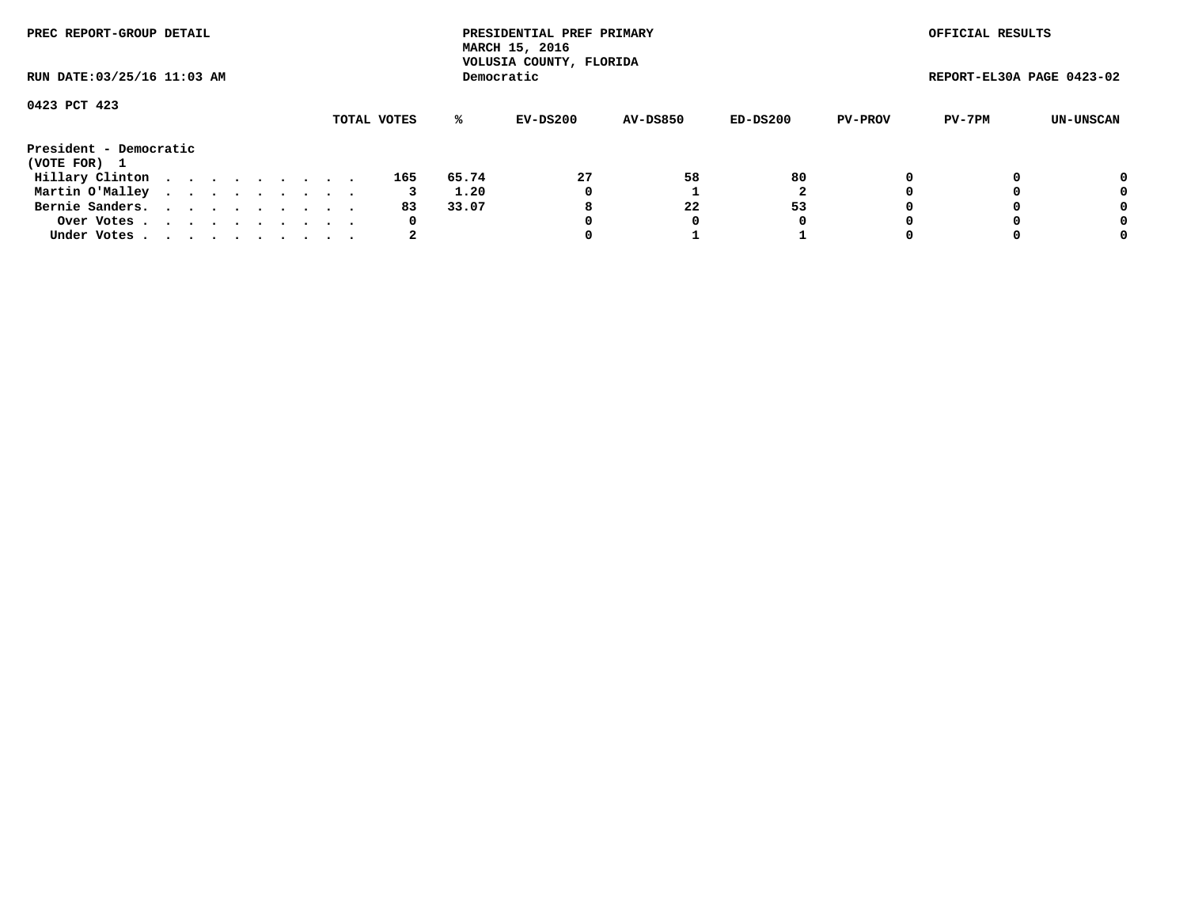PREC REPORT-GROUP DETAIL

PRESIDENTIAL PREF PRIMARY
MARCH 15, 2016
VOLUSIA COUNTY, FLORIDA
Democratic

OFFICIAL RESULTS

RUN DATE:03/25/16 11:03 AM

REPORT-EL30A PAGE 0423-02

0423 PCT 423

| | TOTAL VOTES | % | EV-DS200 | AV-DS850 | ED-DS200 | PV-PROV | PV-7PM | UN-UNSCAN |
|---|---|---|---|---|---|---|---|---|
| **President - Democratic** | | | | | | | | |
| **(VOTE FOR) 1** | | | | | | | | |
| Hillary Clinton . . . . . . . . . . | 165 | 65.74 | 27 | 58 | 80 | 0 | 0 | 0 |
| Martin O'Malley . . . . . . . . . . | 3 | 1.20 | 0 | 1 | 2 | 0 | 0 | 0 |
| Bernie Sanders. . . . . . . . . . . | 83 | 33.07 | 8 | 22 | 53 | 0 | 0 | 0 |
| Over Votes . . . . . . . . . . . | 0 | | 0 | 0 | 0 | 0 | 0 | 0 |
| Under Votes . . . . . . . . . . . | 2 | | 0 | 1 | 1 | 0 | 0 | 0 |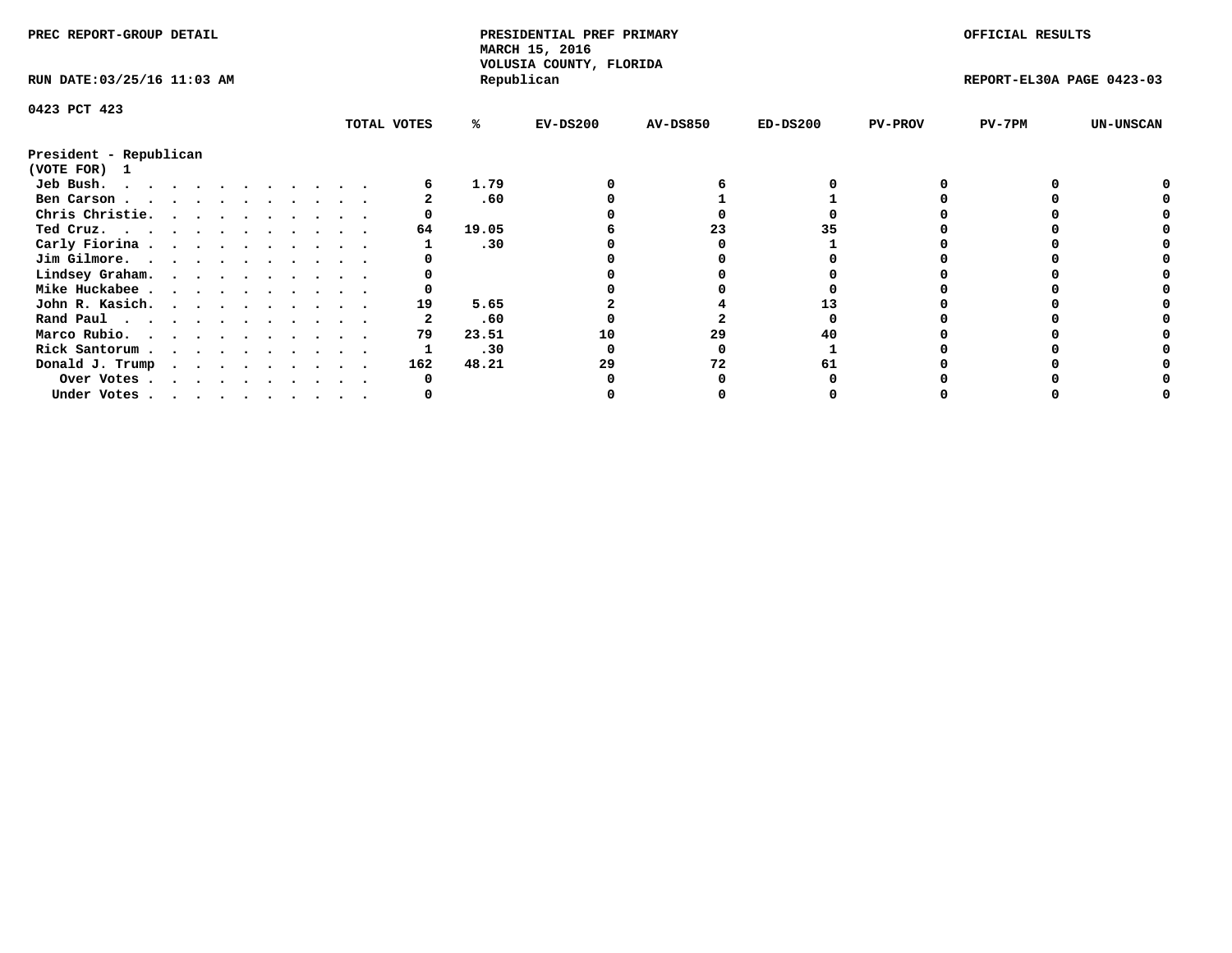PREC REPORT-GROUP DETAIL

PRESIDENTIAL PREF PRIMARY
MARCH 15, 2016
VOLUSIA COUNTY, FLORIDA
Republican

OFFICIAL RESULTS

RUN DATE:03/25/16 11:03 AM

REPORT-EL30A PAGE 0423-03

0423 PCT 423

| President - Republican (VOTE FOR) 1 | TOTAL VOTES | % | EV-DS200 | AV-DS850 | ED-DS200 | PV-PROV | PV-7PM | UN-UNSCAN |
|---|---|---|---|---|---|---|---|---|
| Jeb Bush. . . . . . . . . . . . . | 6 | 1.79 | 0 | 6 | 0 | 0 | 0 | 0 |
| Ben Carson . . . . . . . . . . . . | 2 | .60 | 0 | 1 | 1 | 0 | 0 | 0 |
| Chris Christie. . . . . . . . . . . | 0 | | 0 | 0 | 0 | 0 | 0 | 0 |
| Ted Cruz. . . . . . . . . . . . . | 64 | 19.05 | 6 | 23 | 35 | 0 | 0 | 0 |
| Carly Fiorina . . . . . . . . . . . | 1 | .30 | 0 | 0 | 1 | 0 | 0 | 0 |
| Jim Gilmore. . . . . . . . . . . . | 0 | | 0 | 0 | 0 | 0 | 0 | 0 |
| Lindsey Graham. . . . . . . . . . . | 0 | | 0 | 0 | 0 | 0 | 0 | 0 |
| Mike Huckabee . . . . . . . . . . . | 0 | | 0 | 0 | 0 | 0 | 0 | 0 |
| John R. Kasich. . . . . . . . . . . | 19 | 5.65 | 2 | 4 | 13 | 0 | 0 | 0 |
| Rand Paul . . . . . . . . . . . . | 2 | .60 | 0 | 2 | 0 | 0 | 0 | 0 |
| Marco Rubio. . . . . . . . . . . . | 79 | 23.51 | 10 | 29 | 40 | 0 | 0 | 0 |
| Rick Santorum . . . . . . . . . . . | 1 | .30 | 0 | 0 | 1 | 0 | 0 | 0 |
| Donald J. Trump . . . . . . . . . . | 162 | 48.21 | 29 | 72 | 61 | 0 | 0 | 0 |
| Over Votes . . . . . . . . . . . | 0 | | 0 | 0 | 0 | 0 | 0 | 0 |
| Under Votes . . . . . . . . . . . | 0 | | 0 | 0 | 0 | 0 | 0 | 0 |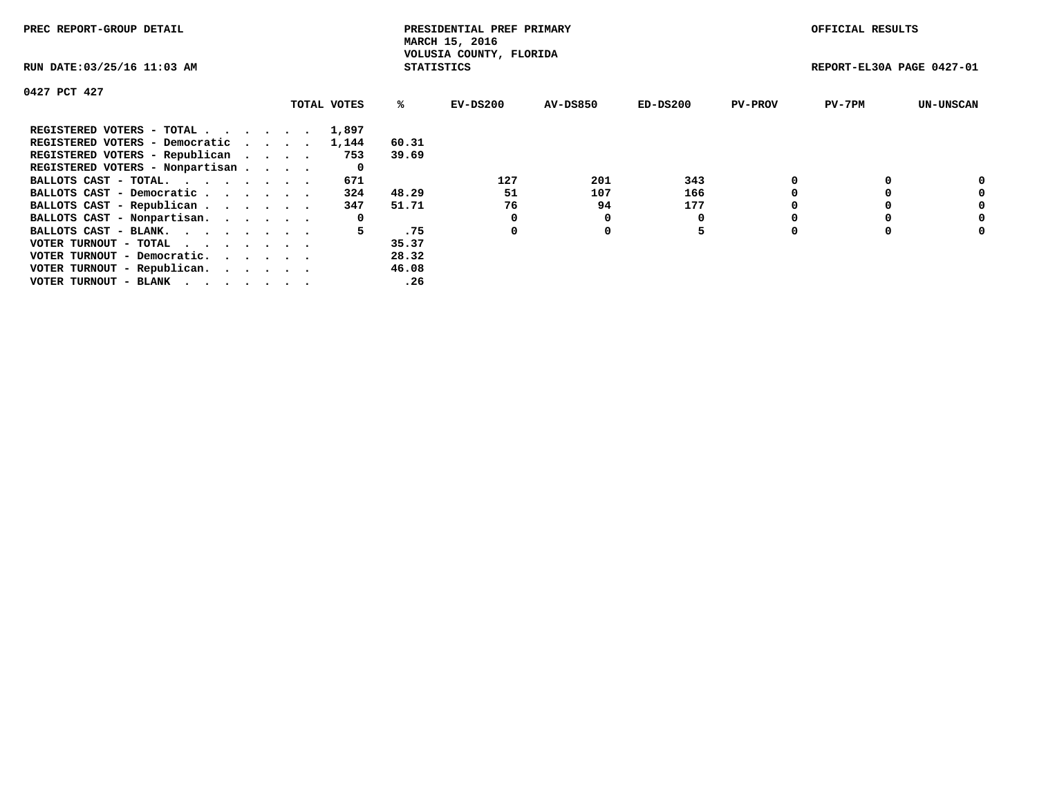PREC REPORT-GROUP DETAIL

PRESIDENTIAL PREF PRIMARY
MARCH 15, 2016
VOLUSIA COUNTY, FLORIDA
STATISTICS

OFFICIAL RESULTS

RUN DATE:03/25/16 11:03 AM

REPORT-EL30A PAGE 0427-01

0427 PCT 427

| | TOTAL VOTES | % | EV-DS200 | AV-DS850 | ED-DS200 | PV-PROV | PV-7PM | UN-UNSCAN |
|---|---|---|---|---|---|---|---|---|
| REGISTERED VOTERS - TOTAL . . . . . . | 1,897 | | | | | | | |
| REGISTERED VOTERS - Democratic . . . . | 1,144 | 60.31 | | | | | | |
| REGISTERED VOTERS - Republican . . . . | 753 | 39.69 | | | | | | |
| REGISTERED VOTERS - Nonpartisan . . . . | 0 | | | | | | | |
| BALLOTS CAST - TOTAL. . . . . . . . | 671 | | 127 | 201 | 343 | 0 | 0 | 0 |
| BALLOTS CAST - Democratic . . . . . . | 324 | 48.29 | 51 | 107 | 166 | 0 | 0 | 0 |
| BALLOTS CAST - Republican . . . . . . | 347 | 51.71 | 76 | 94 | 177 | 0 | 0 | 0 |
| BALLOTS CAST - Nonpartisan. . . . . . | 0 | | 0 | 0 | 0 | 0 | 0 | 0 |
| BALLOTS CAST - BLANK. . . . . . . . | 5 | .75 | 0 | 0 | 5 | 0 | 0 | 0 |
| VOTER TURNOUT - TOTAL . . . . . . . | | 35.37 | | | | | | |
| VOTER TURNOUT - Democratic. . . . . . | | 28.32 | | | | | | |
| VOTER TURNOUT - Republican. . . . . . | | 46.08 | | | | | | |
| VOTER TURNOUT - BLANK . . . . . . . | | .26 | | | | | | |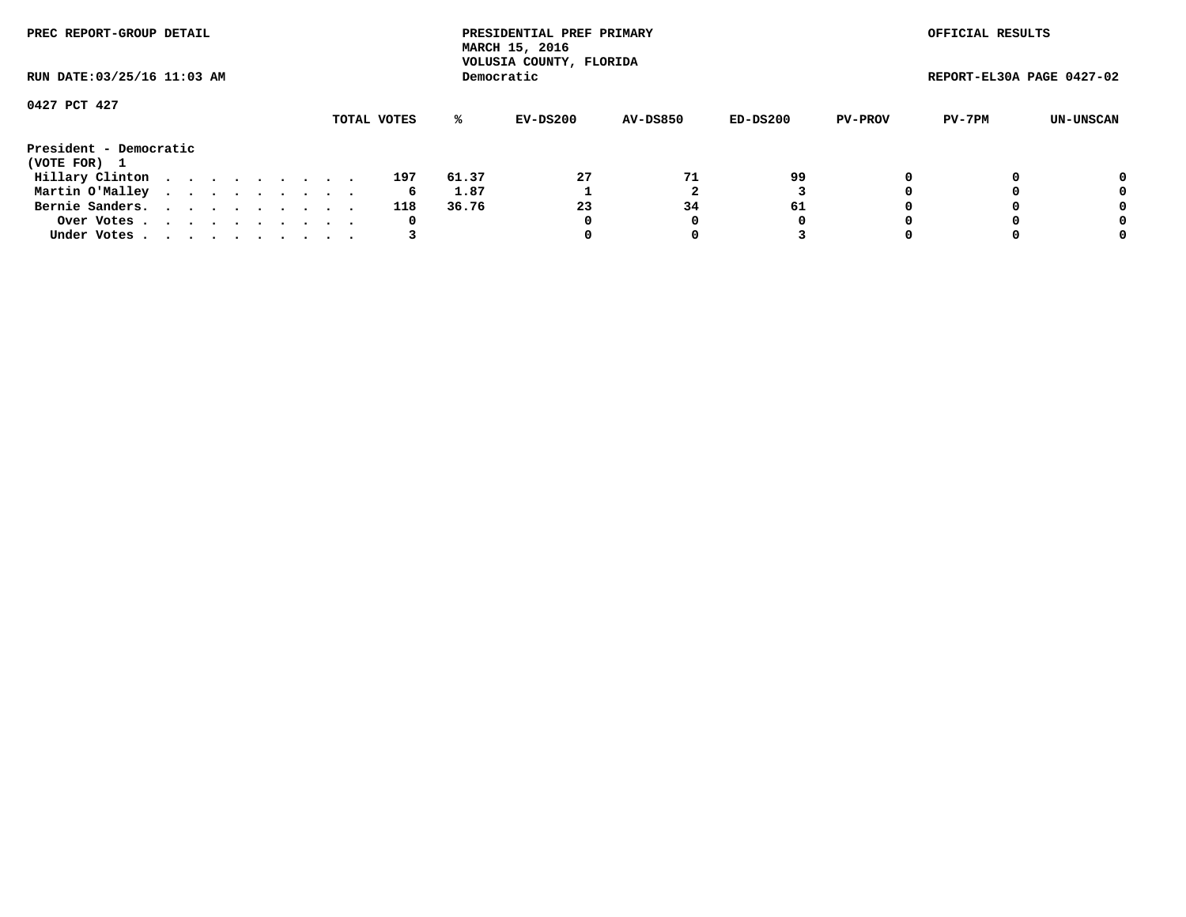PREC REPORT-GROUP DETAIL

RUN DATE:03/25/16 11:03 AM

PRESIDENTIAL PREF PRIMARY
MARCH 15, 2016
VOLUSIA COUNTY, FLORIDA
Democratic

OFFICIAL RESULTS

REPORT-EL30A PAGE 0427-02

0427 PCT 427

President - Democratic
(VOTE FOR) 1

| | TOTAL VOTES | % | EV-DS200 | AV-DS850 | ED-DS200 | PV-PROV | PV-7PM | UN-UNSCAN |
|---|---|---|---|---|---|---|---|---|
| Hillary Clinton | 197 | 61.37 | 27 | 71 | 99 | 0 | 0 | 0 |
| Martin O'Malley | 6 | 1.87 | 1 | 2 | 3 | 0 | 0 | 0 |
| Bernie Sanders. | 118 | 36.76 | 23 | 34 | 61 | 0 | 0 | 0 |
| Over Votes | 0 | | 0 | 0 | 0 | 0 | 0 | 0 |
| Under Votes | 3 | | 0 | 0 | 3 | 0 | 0 | 0 |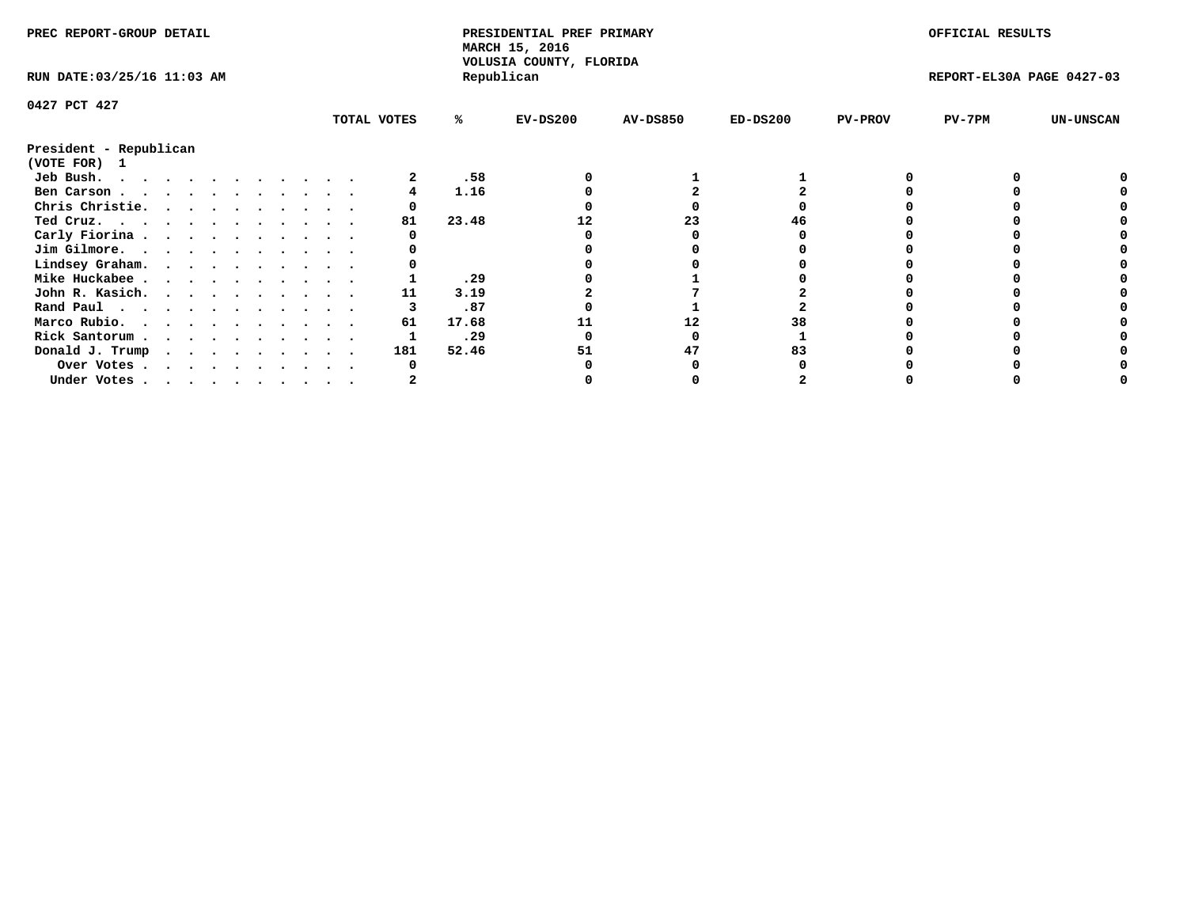PREC REPORT-GROUP DETAIL

PRESIDENTIAL PREF PRIMARY
MARCH 15, 2016
VOLUSIA COUNTY, FLORIDA
Republican

OFFICIAL RESULTS

RUN DATE:03/25/16 11:03 AM

REPORT-EL30A PAGE 0427-03

0427 PCT 427

**President - Republican**
**(VOTE FOR) 1**

| | TOTAL VOTES | % | EV-DS200 | AV-DS850 | ED-DS200 | PV-PROV | PV-7PM | UN-UNSCAN |
|---|---|---|---|---|---|---|---|---|
| Jeb Bush. | 2 | .58 | 0 | 1 | 1 | 0 | 0 | 0 |
| Ben Carson | 4 | 1.16 | 0 | 2 | 2 | 0 | 0 | 0 |
| Chris Christie. | 0 | | 0 | 0 | 0 | 0 | 0 | 0 |
| Ted Cruz. | 81 | 23.48 | 12 | 23 | 46 | 0 | 0 | 0 |
| Carly Fiorina | 0 | | 0 | 0 | 0 | 0 | 0 | 0 |
| Jim Gilmore. | 0 | | 0 | 0 | 0 | 0 | 0 | 0 |
| Lindsey Graham. | 0 | | 0 | 0 | 0 | 0 | 0 | 0 |
| Mike Huckabee | 1 | .29 | 0 | 1 | 0 | 0 | 0 | 0 |
| John R. Kasich. | 11 | 3.19 | 2 | 7 | 2 | 0 | 0 | 0 |
| Rand Paul | 3 | .87 | 0 | 1 | 2 | 0 | 0 | 0 |
| Marco Rubio. | 61 | 17.68 | 11 | 12 | 38 | 0 | 0 | 0 |
| Rick Santorum | 1 | .29 | 0 | 0 | 1 | 0 | 0 | 0 |
| Donald J. Trump | 181 | 52.46 | 51 | 47 | 83 | 0 | 0 | 0 |
| Over Votes | 0 | | 0 | 0 | 0 | 0 | 0 | 0 |
| Under Votes | 2 | | 0 | 0 | 2 | 0 | 0 | 0 |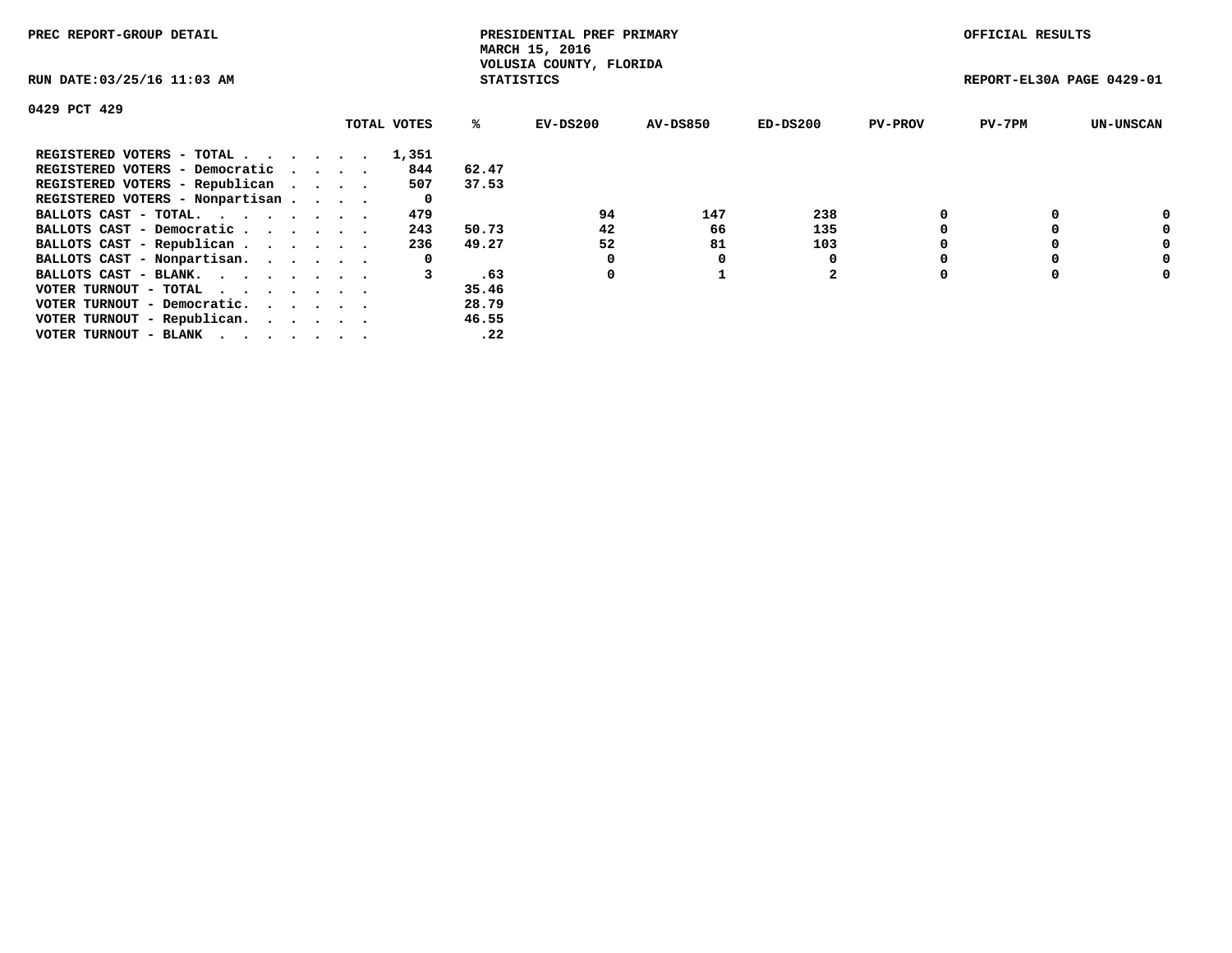PREC REPORT-GROUP DETAIL

PRESIDENTIAL PREF PRIMARY
MARCH 15, 2016
VOLUSIA COUNTY, FLORIDA
STATISTICS

OFFICIAL RESULTS

RUN DATE:03/25/16 11:03 AM

REPORT-EL30A PAGE 0429-01

0429 PCT 429

| | TOTAL VOTES | % | EV-DS200 | AV-DS850 | ED-DS200 | PV-PROV | PV-7PM | UN-UNSCAN |
|---|---|---|---|---|---|---|---|---|
| REGISTERED VOTERS - TOTAL . . . . . . | 1,351 | | | | | | | |
| REGISTERED VOTERS - Democratic . . . . | 844 | 62.47 | | | | | | |
| REGISTERED VOTERS - Republican . . . . | 507 | 37.53 | | | | | | |
| REGISTERED VOTERS - Nonpartisan . . . . | 0 | | | | | | | |
| BALLOTS CAST - TOTAL. . . . . . . . | 479 | | 94 | 147 | 238 | 0 | 0 | 0 |
| BALLOTS CAST - Democratic . . . . . . | 243 | 50.73 | 42 | 66 | 135 | 0 | 0 | 0 |
| BALLOTS CAST - Republican . . . . . . | 236 | 49.27 | 52 | 81 | 103 | 0 | 0 | 0 |
| BALLOTS CAST - Nonpartisan. . . . . . | 0 | | 0 | 0 | 0 | 0 | 0 | 0 |
| BALLOTS CAST - BLANK. . . . . . . . | 3 | .63 | 0 | 1 | 2 | 0 | 0 | 0 |
| VOTER TURNOUT - TOTAL . . . . . . . | | 35.46 | | | | | | |
| VOTER TURNOUT - Democratic. . . . . . | | 28.79 | | | | | | |
| VOTER TURNOUT - Republican. . . . . . | | 46.55 | | | | | | |
| VOTER TURNOUT - BLANK . . . . . . . | | .22 | | | | | | |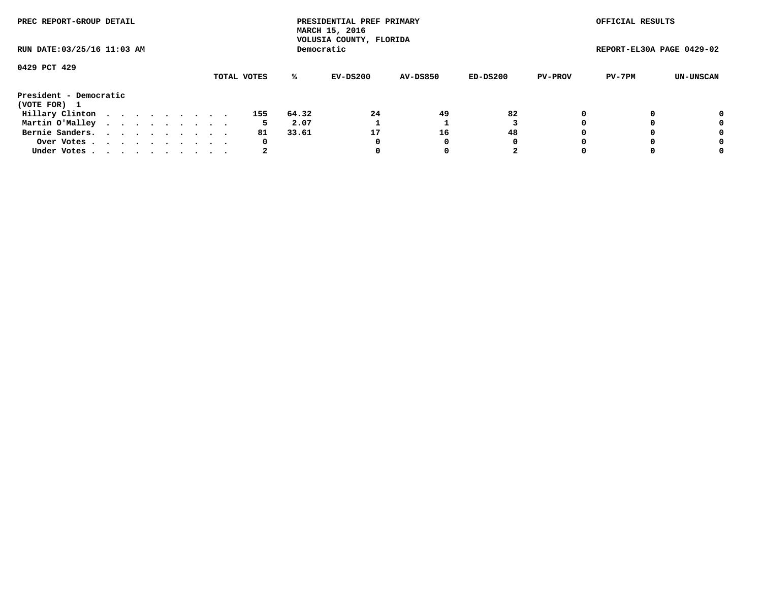PREC REPORT-GROUP DETAIL

RUN DATE:03/25/16 11:03 AM

PRESIDENTIAL PREF PRIMARY
MARCH 15, 2016
VOLUSIA COUNTY, FLORIDA
Democratic

OFFICIAL RESULTS

REPORT-EL30A PAGE 0429-02

0429 PCT 429

| | TOTAL VOTES | % | EV-DS200 | AV-DS850 | ED-DS200 | PV-PROV | PV-7PM | UN-UNSCAN |
|---|---|---|---|---|---|---|---|---|
| **President - Democratic** | | | | | | | | |
| **(VOTE FOR) 1** | | | | | | | | |
| Hillary Clinton | 155 | 64.32 | 24 | 49 | 82 | 0 | 0 | 0 |
| Martin O'Malley | 5 | 2.07 | 1 | 1 | 3 | 0 | 0 | 0 |
| Bernie Sanders | 81 | 33.61 | 17 | 16 | 48 | 0 | 0 | 0 |
| Over Votes | 0 | | 0 | 0 | 0 | 0 | 0 | 0 |
| Under Votes | 2 | | 0 | 0 | 2 | 0 | 0 | 0 |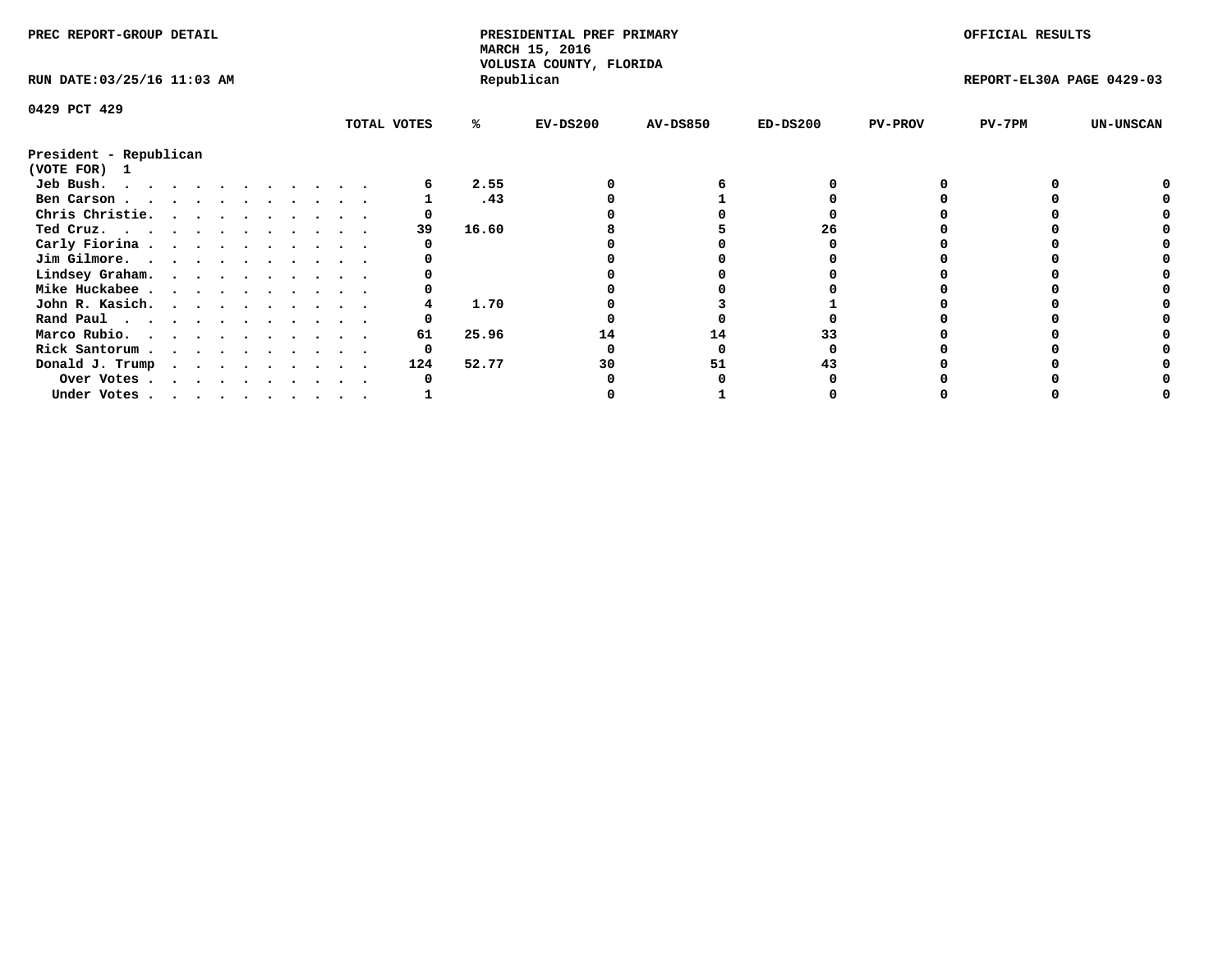PREC REPORT-GROUP DETAIL

PRESIDENTIAL PREF PRIMARY
MARCH 15, 2016
VOLUSIA COUNTY, FLORIDA
Republican

OFFICIAL RESULTS

RUN DATE:03/25/16 11:03 AM

REPORT-EL30A PAGE 0429-03

0429 PCT 429

| | TOTAL VOTES | % | EV-DS200 | AV-DS850 | ED-DS200 | PV-PROV | PV-7PM | UN-UNSCAN |
|---|---|---|---|---|---|---|---|---|
| **President - Republican** | | | | | | | | |
| **(VOTE FOR) 1** | | | | | | | | |
| Jeb Bush. | 6 | 2.55 | 0 | 6 | 0 | 0 | 0 | 0 |
| Ben Carson | 1 | .43 | 0 | 1 | 0 | 0 | 0 | 0 |
| Chris Christie. | 0 | | 0 | 0 | 0 | 0 | 0 | 0 |
| Ted Cruz. | 39 | 16.60 | 8 | 5 | 26 | 0 | 0 | 0 |
| Carly Fiorina | 0 | | 0 | 0 | 0 | 0 | 0 | 0 |
| Jim Gilmore. | 0 | | 0 | 0 | 0 | 0 | 0 | 0 |
| Lindsey Graham. | 0 | | 0 | 0 | 0 | 0 | 0 | 0 |
| Mike Huckabee | 0 | | 0 | 0 | 0 | 0 | 0 | 0 |
| John R. Kasich. | 4 | 1.70 | 0 | 3 | 1 | 0 | 0 | 0 |
| Rand Paul | 0 | | 0 | 0 | 0 | 0 | 0 | 0 |
| Marco Rubio. | 61 | 25.96 | 14 | 14 | 33 | 0 | 0 | 0 |
| Rick Santorum | 0 | | 0 | 0 | 0 | 0 | 0 | 0 |
| Donald J. Trump | 124 | 52.77 | 30 | 51 | 43 | 0 | 0 | 0 |
| Over Votes | 0 | | 0 | 0 | 0 | 0 | 0 | 0 |
| Under Votes | 1 | | 0 | 1 | 0 | 0 | 0 | 0 |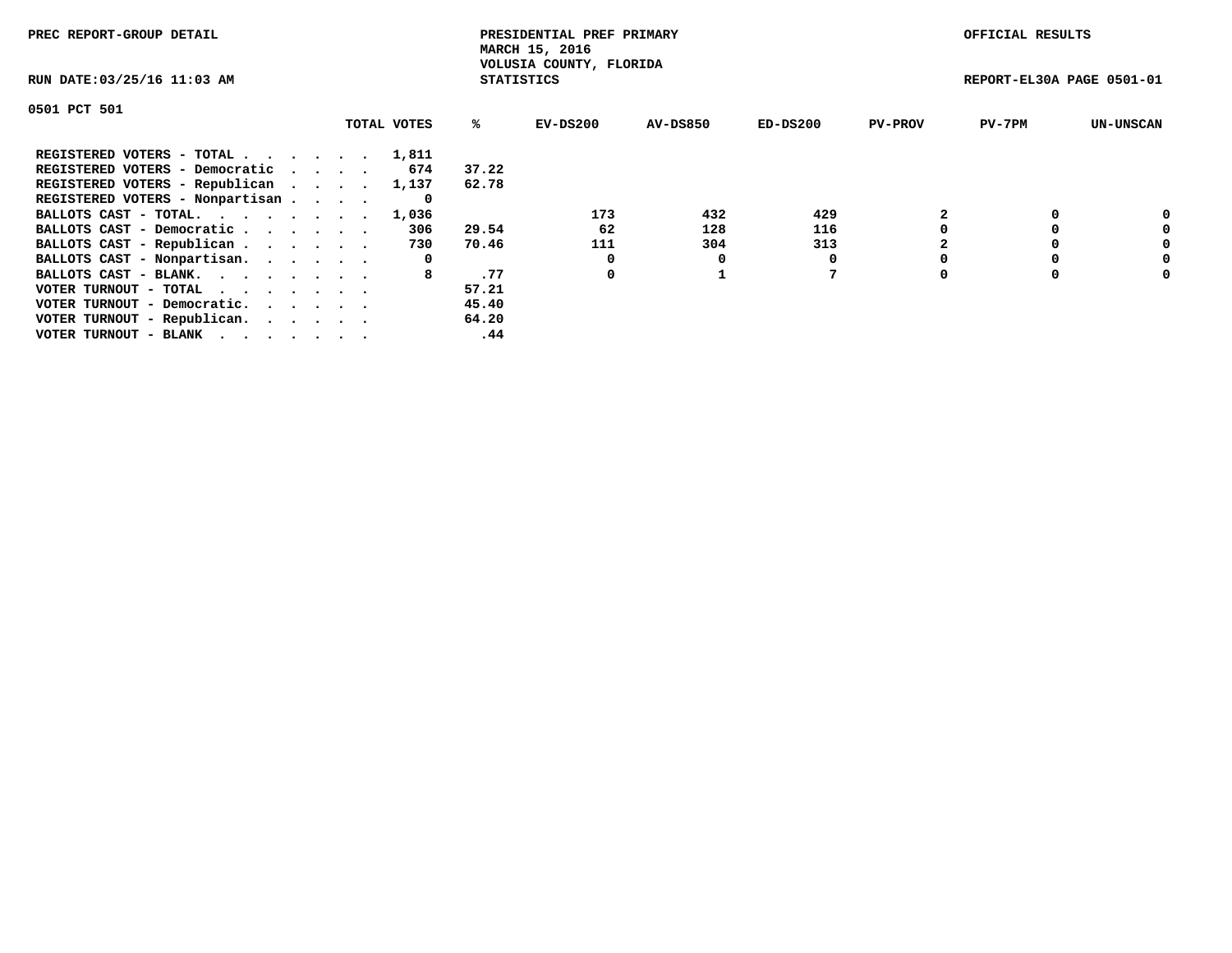PREC REPORT-GROUP DETAIL

PRESIDENTIAL PREF PRIMARY
MARCH 15, 2016
VOLUSIA COUNTY, FLORIDA
STATISTICS

OFFICIAL RESULTS

RUN DATE:03/25/16 11:03 AM

REPORT-EL30A PAGE 0501-01

0501 PCT 501

| | TOTAL VOTES | % | EV-DS200 | AV-DS850 | ED-DS200 | PV-PROV | PV-7PM | UN-UNSCAN |
|---|---|---|---|---|---|---|---|---|
| REGISTERED VOTERS - TOTAL . . . . . . | 1,811 | | | | | | | |
| REGISTERED VOTERS - Democratic . . . . | 674 | 37.22 | | | | | | |
| REGISTERED VOTERS - Republican . . . . | 1,137 | 62.78 | | | | | | |
| REGISTERED VOTERS - Nonpartisan . . . . | 0 | | | | | | | |
| BALLOTS CAST - TOTAL. . . . . . . . | 1,036 | | 173 | 432 | 429 | 2 | 0 | 0 |
| BALLOTS CAST - Democratic . . . . . . | 306 | 29.54 | 62 | 128 | 116 | 0 | 0 | 0 |
| BALLOTS CAST - Republican . . . . . . | 730 | 70.46 | 111 | 304 | 313 | 2 | 0 | 0 |
| BALLOTS CAST - Nonpartisan. . . . . . | 0 | | 0 | 0 | 0 | 0 | 0 | 0 |
| BALLOTS CAST - BLANK. . . . . . . . | 8 | .77 | 0 | 1 | 7 | 0 | 0 | 0 |
| VOTER TURNOUT - TOTAL . . . . . . . | | 57.21 | | | | | | |
| VOTER TURNOUT - Democratic. . . . . . | | 45.40 | | | | | | |
| VOTER TURNOUT - Republican. . . . . . | | 64.20 | | | | | | |
| VOTER TURNOUT - BLANK . . . . . . . | | .44 | | | | | | |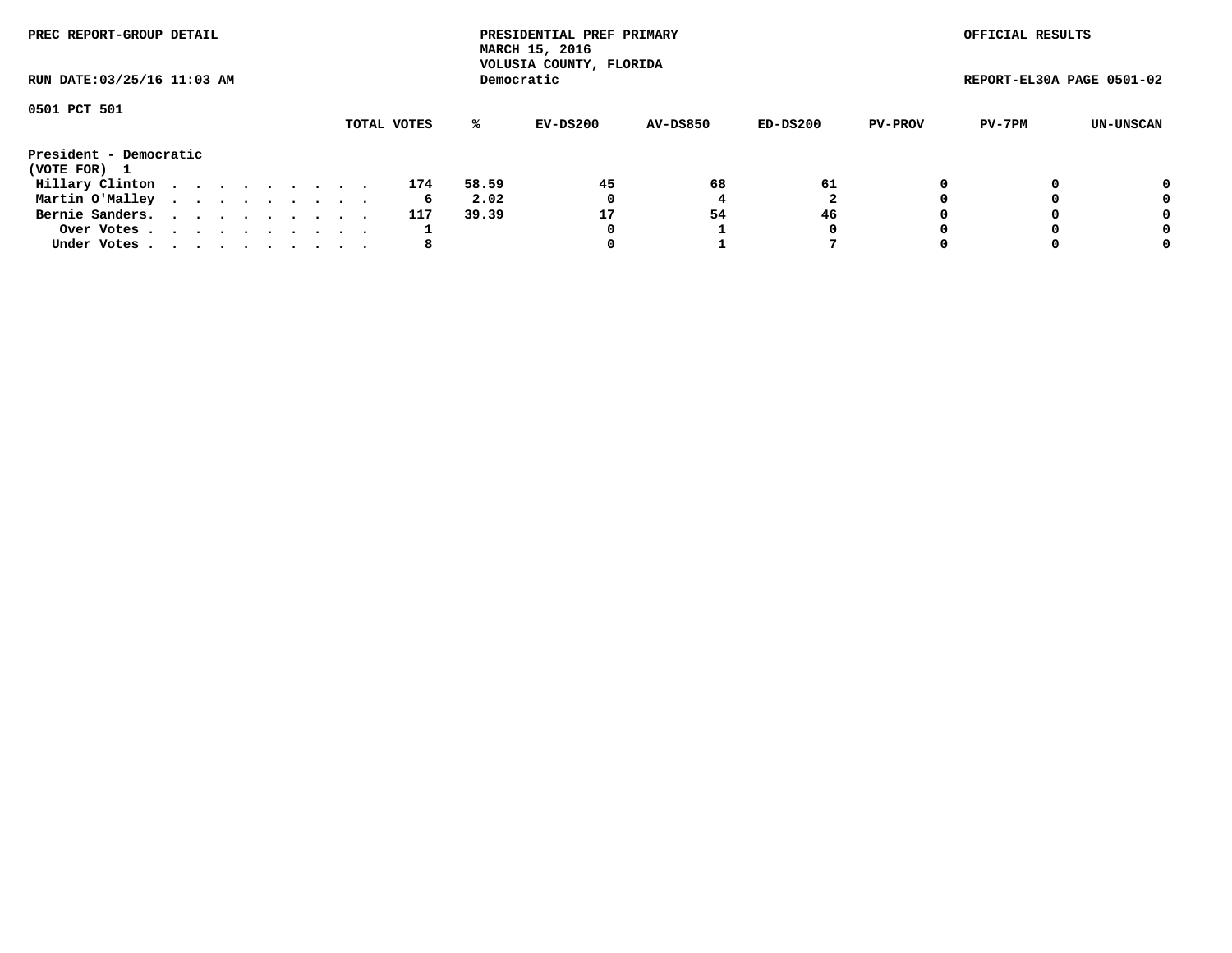PREC REPORT-GROUP DETAIL

PRESIDENTIAL PREF PRIMARY
MARCH 15, 2016
VOLUSIA COUNTY, FLORIDA
Democratic

OFFICIAL RESULTS

RUN DATE:03/25/16 11:03 AM

REPORT-EL30A PAGE 0501-02

0501 PCT 501

| | TOTAL VOTES | % | EV-DS200 | AV-DS850 | ED-DS200 | PV-PROV | PV-7PM | UN-UNSCAN |
|---|---|---|---|---|---|---|---|---|
| **President - Democratic** | | | | | | | | |
| **(VOTE FOR) 1** | | | | | | | | |
| Hillary Clinton | 174 | 58.59 | 45 | 68 | 61 | 0 | 0 | 0 |
| Martin O'Malley | 6 | 2.02 | 0 | 4 | 2 | 0 | 0 | 0 |
| Bernie Sanders. | 117 | 39.39 | 17 | 54 | 46 | 0 | 0 | 0 |
| Over Votes | 1 | | 0 | 1 | 0 | 0 | 0 | 0 |
| Under Votes | 8 | | 0 | 1 | 7 | 0 | 0 | 0 |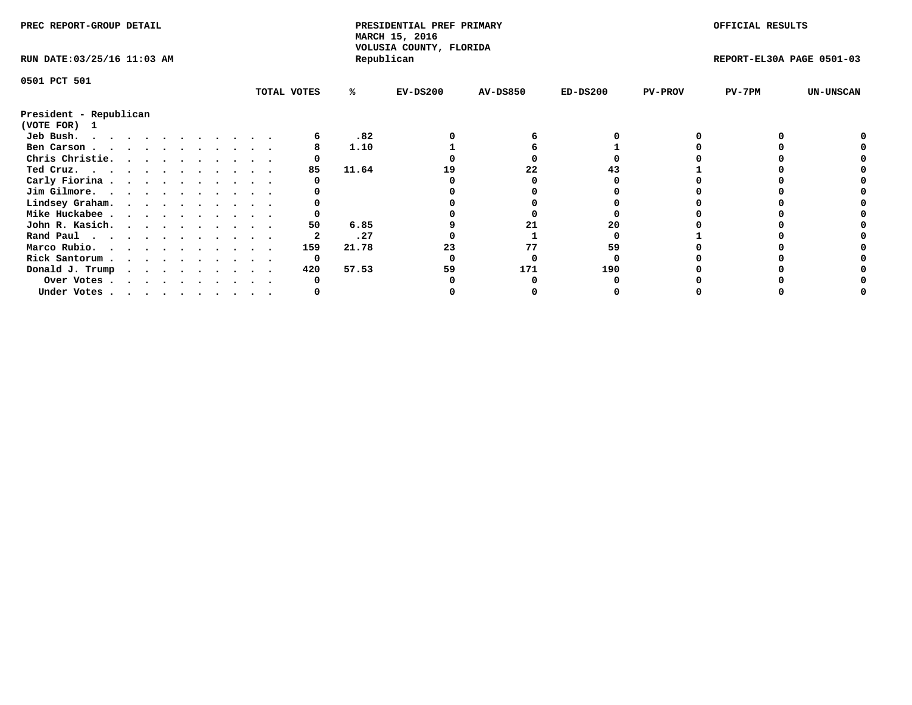PREC REPORT-GROUP DETAIL

PRESIDENTIAL PREF PRIMARY
MARCH 15, 2016
VOLUSIA COUNTY, FLORIDA
Republican

OFFICIAL RESULTS

RUN DATE:03/25/16 11:03 AM

REPORT-EL30A PAGE 0501-03

0501 PCT 501

President - Republican
(VOTE FOR) 1

| | TOTAL VOTES | % | EV-DS200 | AV-DS850 | ED-DS200 | PV-PROV | PV-7PM | UN-UNSCAN |
|---|---|---|---|---|---|---|---|---|
| Jeb Bush. | 6 | .82 | 0 | 6 | 0 | 0 | 0 | 0 |
| Ben Carson | 8 | 1.10 | 1 | 6 | 1 | 0 | 0 | 0 |
| Chris Christie. | 0 | | 0 | 0 | 0 | 0 | 0 | 0 |
| Ted Cruz. | 85 | 11.64 | 19 | 22 | 43 | 1 | 0 | 0 |
| Carly Fiorina | 0 | | 0 | 0 | 0 | 0 | 0 | 0 |
| Jim Gilmore. | 0 | | 0 | 0 | 0 | 0 | 0 | 0 |
| Lindsey Graham. | 0 | | 0 | 0 | 0 | 0 | 0 | 0 |
| Mike Huckabee | 0 | | 0 | 0 | 0 | 0 | 0 | 0 |
| John R. Kasich. | 50 | 6.85 | 9 | 21 | 20 | 0 | 0 | 0 |
| Rand Paul | 2 | .27 | 0 | 1 | 0 | 1 | 0 | 0 |
| Marco Rubio. | 159 | 21.78 | 23 | 77 | 59 | 0 | 0 | 0 |
| Rick Santorum | 0 | | 0 | 0 | 0 | 0 | 0 | 0 |
| Donald J. Trump | 420 | 57.53 | 59 | 171 | 190 | 0 | 0 | 0 |
| Over Votes | 0 | | 0 | 0 | 0 | 0 | 0 | 0 |
| Under Votes | 0 | | 0 | 0 | 0 | 0 | 0 | 0 |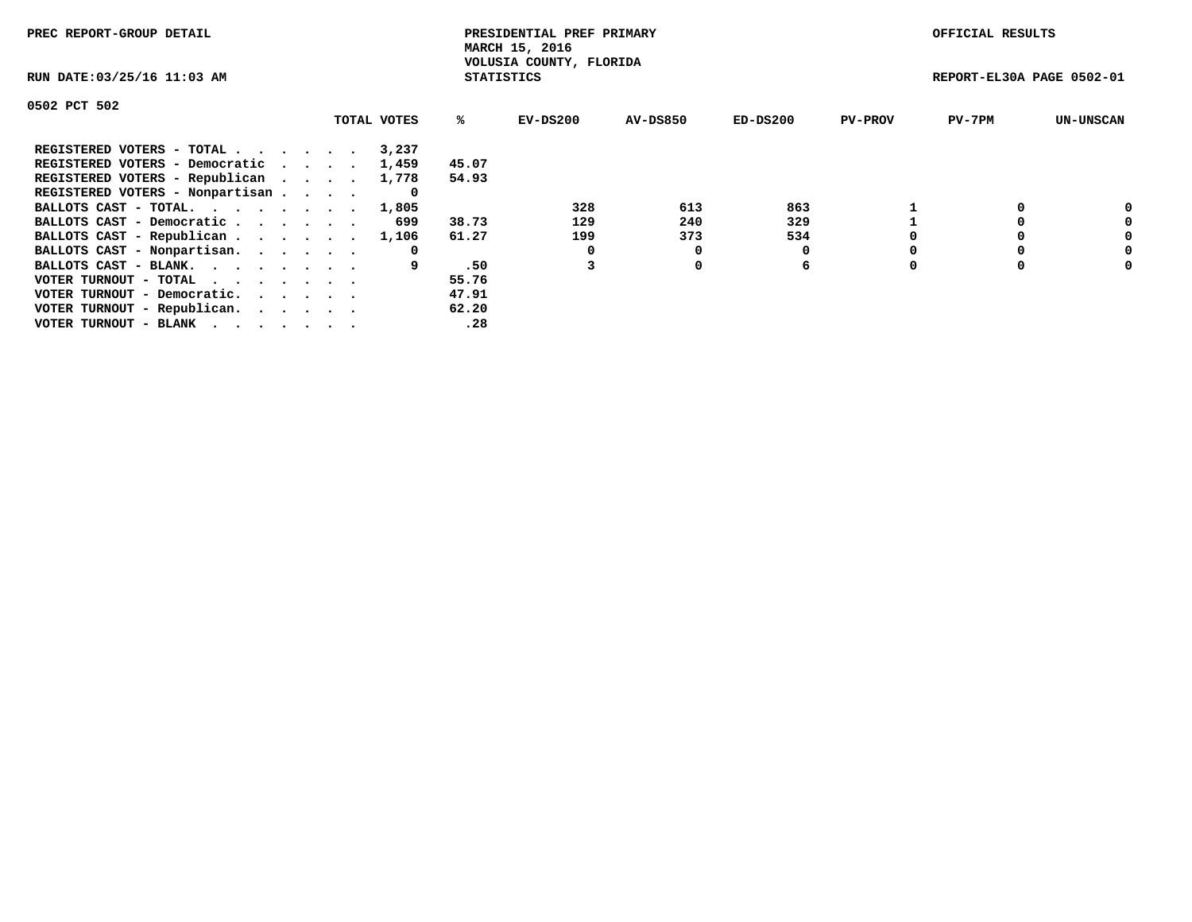PREC REPORT-GROUP DETAIL

PRESIDENTIAL PREF PRIMARY
MARCH 15, 2016
VOLUSIA COUNTY, FLORIDA
STATISTICS

OFFICIAL RESULTS

RUN DATE:03/25/16 11:03 AM

REPORT-EL30A PAGE 0502-01

0502 PCT 502

| | TOTAL VOTES | % | EV-DS200 | AV-DS850 | ED-DS200 | PV-PROV | PV-7PM | UN-UNSCAN |
|---|---|---|---|---|---|---|---|---|
| REGISTERED VOTERS - TOTAL . . . . . . | 3,237 | | | | | | | |
| REGISTERED VOTERS - Democratic . . . . | 1,459 | 45.07 | | | | | | |
| REGISTERED VOTERS - Republican . . . . | 1,778 | 54.93 | | | | | | |
| REGISTERED VOTERS - Nonpartisan . . . . | 0 | | | | | | | |
| BALLOTS CAST - TOTAL. . . . . . . . | 1,805 | | 328 | 613 | 863 | 1 | 0 | 0 |
| BALLOTS CAST - Democratic . . . . . . | 699 | 38.73 | 129 | 240 | 329 | 1 | 0 | 0 |
| BALLOTS CAST - Republican . . . . . . | 1,106 | 61.27 | 199 | 373 | 534 | 0 | 0 | 0 |
| BALLOTS CAST - Nonpartisan. . . . . . | 0 | | 0 | 0 | 0 | 0 | 0 | 0 |
| BALLOTS CAST - BLANK. . . . . . . . | 9 | .50 | 3 | 0 | 6 | 0 | 0 | 0 |
| VOTER TURNOUT - TOTAL . . . . . . . | | 55.76 | | | | | | |
| VOTER TURNOUT - Democratic. . . . . . | | 47.91 | | | | | | |
| VOTER TURNOUT - Republican. . . . . . | | 62.20 | | | | | | |
| VOTER TURNOUT - BLANK . . . . . . . | | .28 | | | | | | |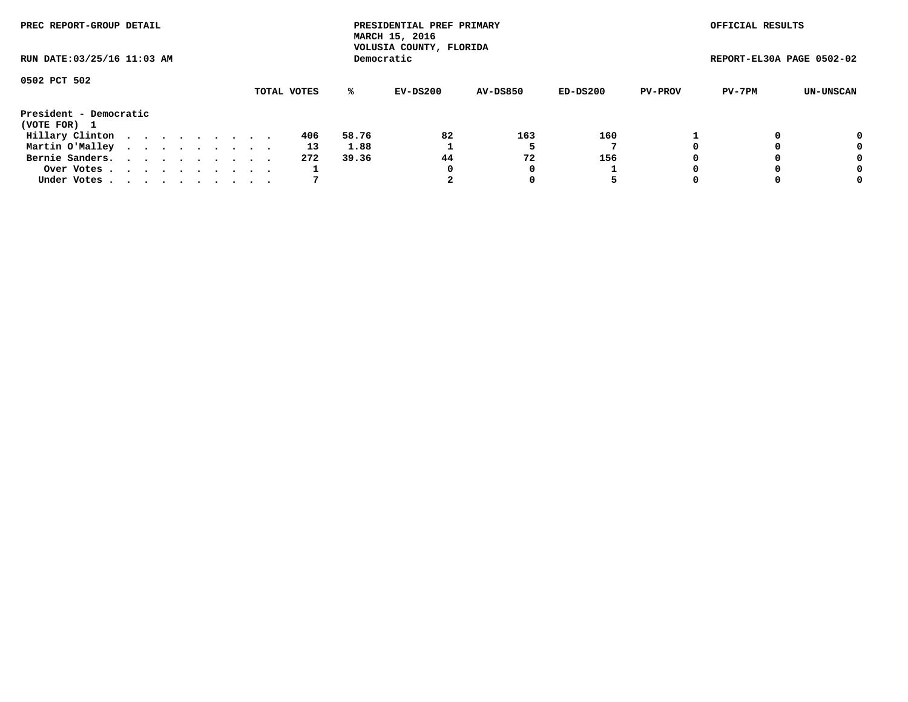PREC REPORT-GROUP DETAIL

PRESIDENTIAL PREF PRIMARY
MARCH 15, 2016
VOLUSIA COUNTY, FLORIDA
Democratic

OFFICIAL RESULTS

RUN DATE:03/25/16 11:03 AM

REPORT-EL30A PAGE 0502-02

0502 PCT 502

| | TOTAL VOTES | % | EV-DS200 | AV-DS850 | ED-DS200 | PV-PROV | PV-7PM | UN-UNSCAN |
|---|---|---|---|---|---|---|---|---|
| **President - Democratic** | | | | | | | | |
| **(VOTE FOR) 1** | | | | | | | | |
| Hillary Clinton | 406 | 58.76 | 82 | 163 | 160 | 1 | 0 | 0 |
| Martin O'Malley | 13 | 1.88 | 1 | 5 | 7 | 0 | 0 | 0 |
| Bernie Sanders. | 272 | 39.36 | 44 | 72 | 156 | 0 | 0 | 0 |
| Over Votes | 1 | | 0 | 0 | 1 | 0 | 0 | 0 |
| Under Votes | 7 | | 2 | 0 | 5 | 0 | 0 | 0 |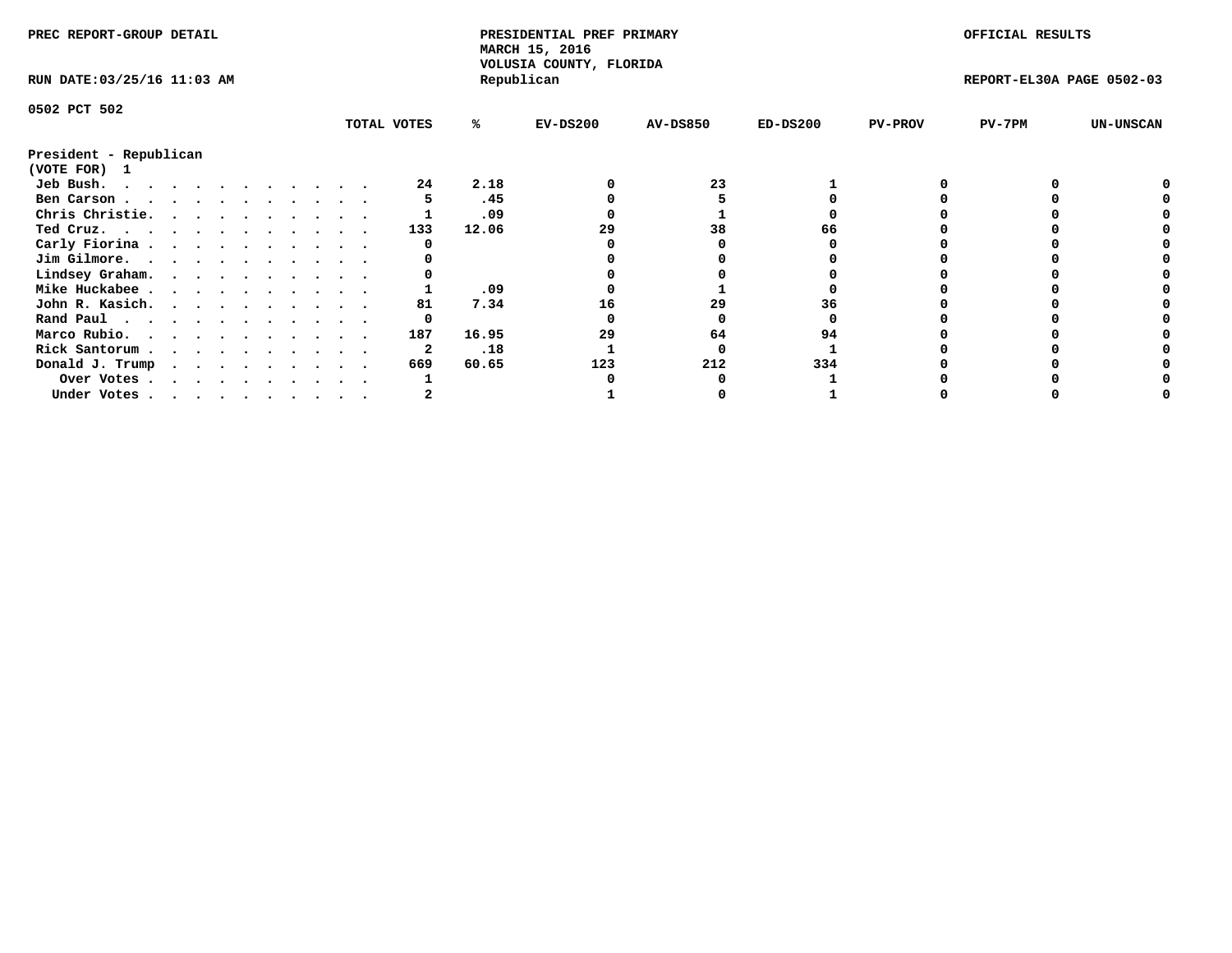PREC REPORT-GROUP DETAIL

PRESIDENTIAL PREF PRIMARY
MARCH 15, 2016
VOLUSIA COUNTY, FLORIDA
Republican

OFFICIAL RESULTS

RUN DATE:03/25/16 11:03 AM

REPORT-EL30A PAGE 0502-03

0502 PCT 502

| | TOTAL VOTES | % | EV-DS200 | AV-DS850 | ED-DS200 | PV-PROV | PV-7PM | UN-UNSCAN |
|---|---|---|---|---|---|---|---|---|
| **President - Republican** | | | | | | | | |
| **(VOTE FOR) 1** | | | | | | | | |
| Jeb Bush. . . . . . . . . . . . . | 24 | 2.18 | 0 | 23 | 1 | 0 | 0 | 0 |
| Ben Carson . . . . . . . . . . . . | 5 | .45 | 0 | 5 | 0 | 0 | 0 | 0 |
| Chris Christie. . . . . . . . . . . | 1 | .09 | 0 | 1 | 0 | 0 | 0 | 0 |
| Ted Cruz. . . . . . . . . . . . . | 133 | 12.06 | 29 | 38 | 66 | 0 | 0 | 0 |
| Carly Fiorina . . . . . . . . . . . | 0 | | 0 | 0 | 0 | 0 | 0 | 0 |
| Jim Gilmore. . . . . . . . . . . . | 0 | | 0 | 0 | 0 | 0 | 0 | 0 |
| Lindsey Graham. . . . . . . . . . . | 0 | | 0 | 0 | 0 | 0 | 0 | 0 |
| Mike Huckabee . . . . . . . . . . . | 1 | .09 | 0 | 1 | 0 | 0 | 0 | 0 |
| John R. Kasich. . . . . . . . . . . | 81 | 7.34 | 16 | 29 | 36 | 0 | 0 | 0 |
| Rand Paul . . . . . . . . . . . . | 0 | | 0 | 0 | 0 | 0 | 0 | 0 |
| Marco Rubio. . . . . . . . . . . . | 187 | 16.95 | 29 | 64 | 94 | 0 | 0 | 0 |
| Rick Santorum . . . . . . . . . . . | 2 | .18 | 1 | 0 | 1 | 0 | 0 | 0 |
| Donald J. Trump . . . . . . . . . . | 669 | 60.65 | 123 | 212 | 334 | 0 | 0 | 0 |
| Over Votes . . . . . . . . . . . | 1 | | 0 | 0 | 1 | 0 | 0 | 0 |
| Under Votes . . . . . . . . . . . | 2 | | 1 | 0 | 1 | 0 | 0 | 0 |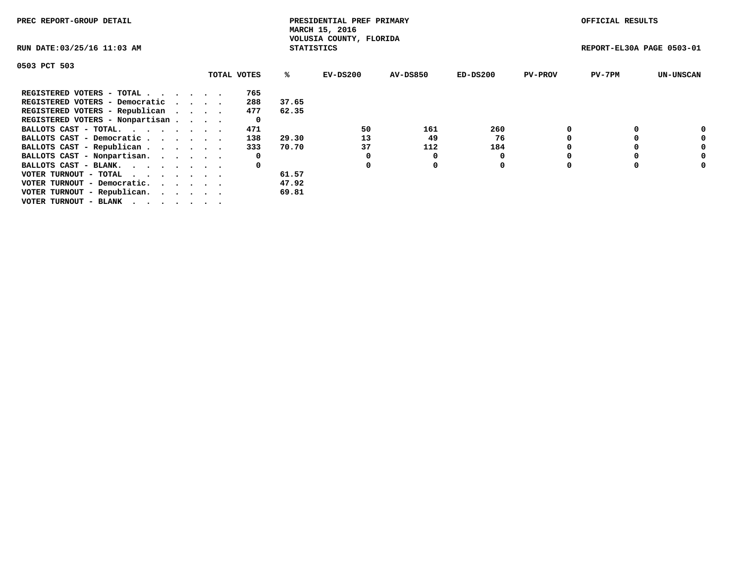PREC REPORT-GROUP DETAIL

PRESIDENTIAL PREF PRIMARY
MARCH 15, 2016
VOLUSIA COUNTY, FLORIDA
STATISTICS

OFFICIAL RESULTS

RUN DATE:03/25/16 11:03 AM

REPORT-EL30A PAGE 0503-01

0503 PCT 503

| | TOTAL VOTES | % | EV-DS200 | AV-DS850 | ED-DS200 | PV-PROV | PV-7PM | UN-UNSCAN |
|---|---|---|---|---|---|---|---|---|
| REGISTERED VOTERS - TOTAL . . . . . . | 765 | | | | | | | |
| REGISTERED VOTERS - Democratic . . . . | 288 | 37.65 | | | | | | |
| REGISTERED VOTERS - Republican . . . . | 477 | 62.35 | | | | | | |
| REGISTERED VOTERS - Nonpartisan . . . . | 0 | | | | | | | |
| BALLOTS CAST - TOTAL. . . . . . . . | 471 | | 50 | 161 | 260 | 0 | 0 | 0 |
| BALLOTS CAST - Democratic . . . . . . | 138 | 29.30 | 13 | 49 | 76 | 0 | 0 | 0 |
| BALLOTS CAST - Republican . . . . . . | 333 | 70.70 | 37 | 112 | 184 | 0 | 0 | 0 |
| BALLOTS CAST - Nonpartisan. . . . . . | 0 | | 0 | 0 | 0 | 0 | 0 | 0 |
| BALLOTS CAST - BLANK. . . . . . . . | 0 | | 0 | 0 | 0 | 0 | 0 | 0 |
| VOTER TURNOUT - TOTAL . . . . . . . | | 61.57 | | | | | | |
| VOTER TURNOUT - Democratic. . . . . . | | 47.92 | | | | | | |
| VOTER TURNOUT - Republican. . . . . . | | 69.81 | | | | | | |
| VOTER TURNOUT - BLANK . . . . . . . | | | | | | | | |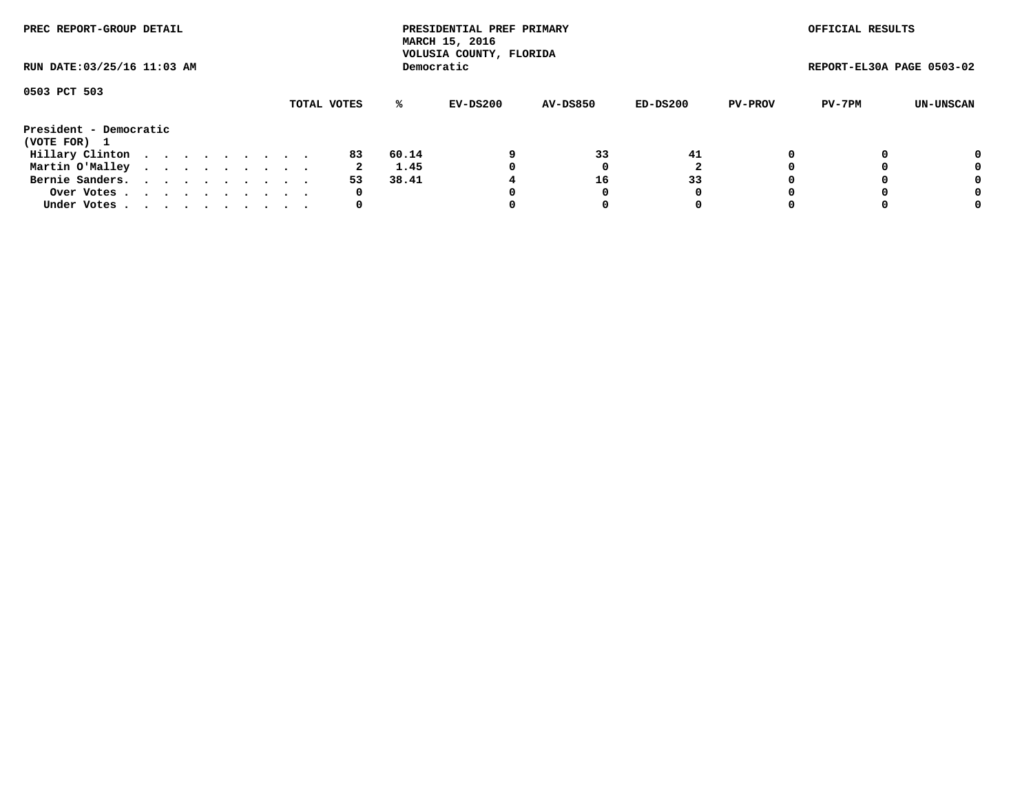PREC REPORT-GROUP DETAIL

PRESIDENTIAL PREF PRIMARY
MARCH 15, 2016
VOLUSIA COUNTY, FLORIDA
Democratic

OFFICIAL RESULTS

RUN DATE:03/25/16 11:03 AM

REPORT-EL30A PAGE 0503-02

0503 PCT 503

| | TOTAL VOTES | % | EV-DS200 | AV-DS850 | ED-DS200 | PV-PROV | PV-7PM | UN-UNSCAN |
|---|---|---|---|---|---|---|---|---|
| **President - Democratic** | | | | | | | | |
| **(VOTE FOR) 1** | | | | | | | | |
| Hillary Clinton | 83 | 60.14 | 9 | 33 | 41 | 0 | 0 | 0 |
| Martin O'Malley | 2 | 1.45 | 0 | 0 | 2 | 0 | 0 | 0 |
| Bernie Sanders. | 53 | 38.41 | 4 | 16 | 33 | 0 | 0 | 0 |
| Over Votes | 0 | | 0 | 0 | 0 | 0 | 0 | 0 |
| Under Votes | 0 | | 0 | 0 | 0 | 0 | 0 | 0 |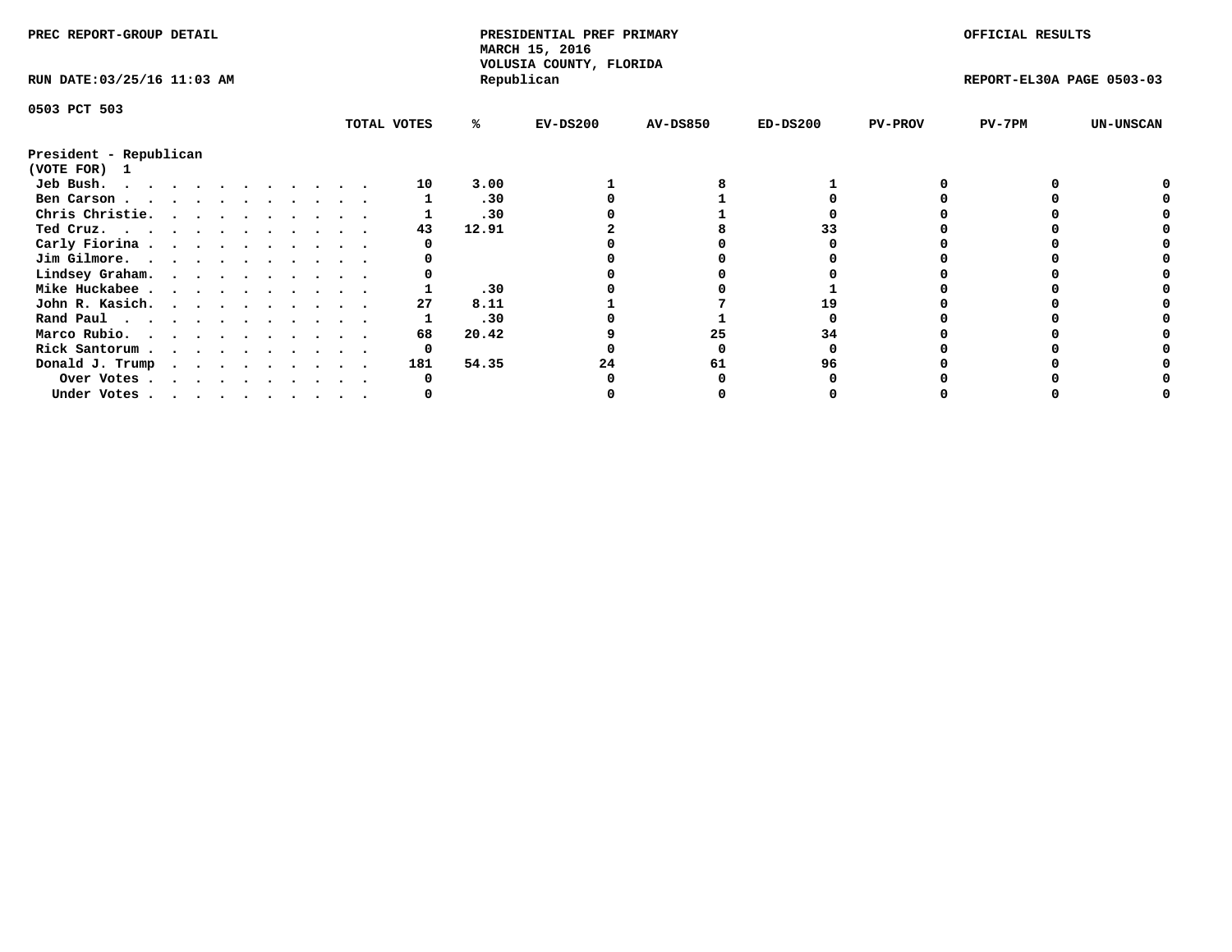PREC REPORT-GROUP DETAIL

PRESIDENTIAL PREF PRIMARY
MARCH 15, 2016
VOLUSIA COUNTY, FLORIDA
Republican

OFFICIAL RESULTS

RUN DATE:03/25/16 11:03 AM

REPORT-EL30A PAGE 0503-03

0503 PCT 503

**President - Republican**
**(VOTE FOR) 1**

| | TOTAL VOTES | % | EV-DS200 | AV-DS850 | ED-DS200 | PV-PROV | PV-7PM | UN-UNSCAN |
|---|---|---|---|---|---|---|---|---|
| Jeb Bush | 10 | 3.00 | 1 | 8 | 1 | 0 | 0 | 0 |
| Ben Carson | 1 | .30 | 0 | 1 | 0 | 0 | 0 | 0 |
| Chris Christie | 1 | .30 | 0 | 1 | 0 | 0 | 0 | 0 |
| Ted Cruz | 43 | 12.91 | 2 | 8 | 33 | 0 | 0 | 0 |
| Carly Fiorina | 0 | | 0 | 0 | 0 | 0 | 0 | 0 |
| Jim Gilmore | 0 | | 0 | 0 | 0 | 0 | 0 | 0 |
| Lindsey Graham | 0 | | 0 | 0 | 0 | 0 | 0 | 0 |
| Mike Huckabee | 1 | .30 | 0 | 0 | 1 | 0 | 0 | 0 |
| John R. Kasich | 27 | 8.11 | 1 | 7 | 19 | 0 | 0 | 0 |
| Rand Paul | 1 | .30 | 0 | 1 | 0 | 0 | 0 | 0 |
| Marco Rubio | 68 | 20.42 | 9 | 25 | 34 | 0 | 0 | 0 |
| Rick Santorum | 0 | | 0 | 0 | 0 | 0 | 0 | 0 |
| Donald J. Trump | 181 | 54.35 | 24 | 61 | 96 | 0 | 0 | 0 |
| Over Votes | 0 | | 0 | 0 | 0 | 0 | 0 | 0 |
| Under Votes | 0 | | 0 | 0 | 0 | 0 | 0 | 0 |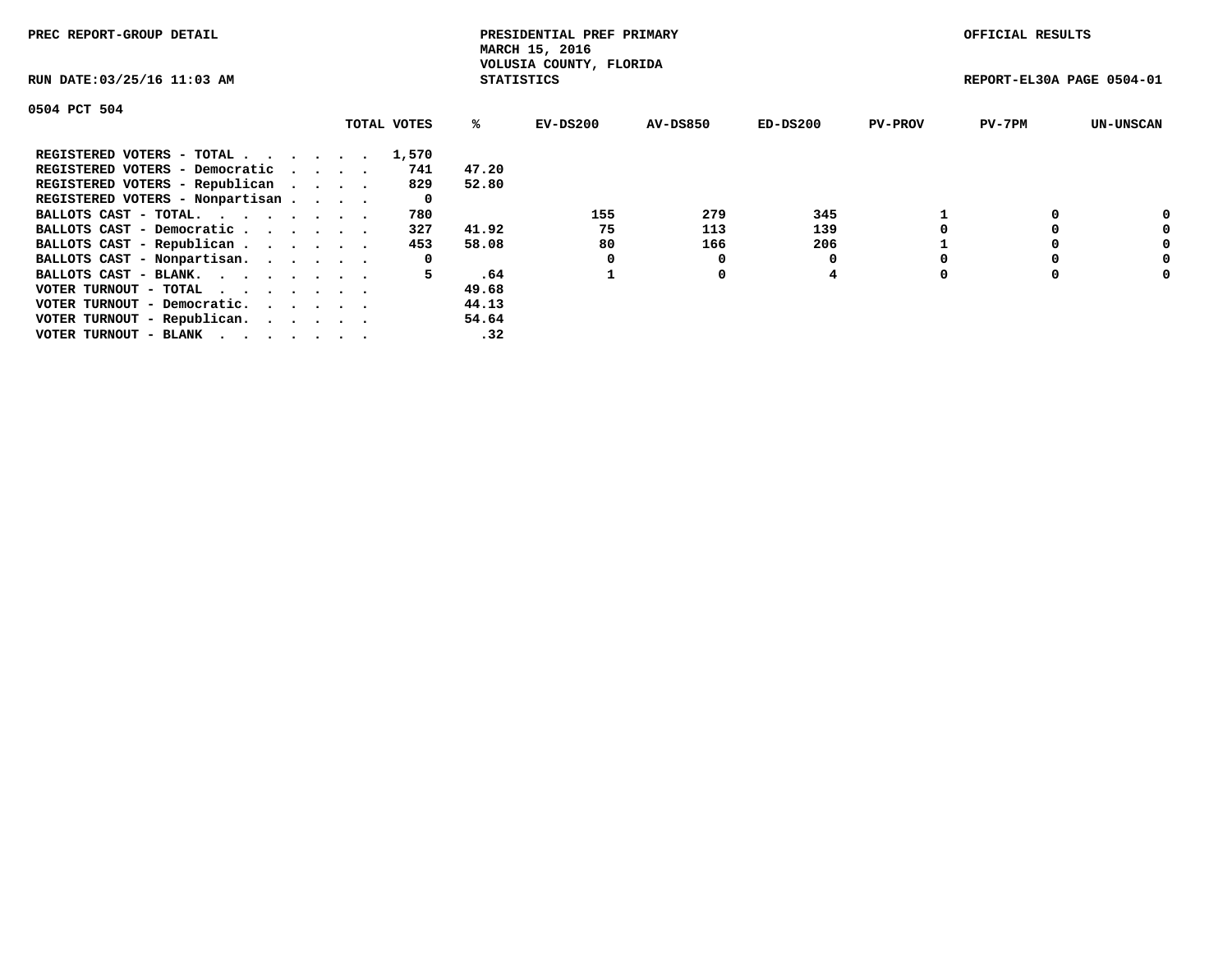PREC REPORT-GROUP DETAIL

PRESIDENTIAL PREF PRIMARY
MARCH 15, 2016
VOLUSIA COUNTY, FLORIDA
STATISTICS

OFFICIAL RESULTS

RUN DATE:03/25/16 11:03 AM

REPORT-EL30A PAGE 0504-01

0504 PCT 504

| | TOTAL VOTES | % | EV-DS200 | AV-DS850 | ED-DS200 | PV-PROV | PV-7PM | UN-UNSCAN |
|---|---|---|---|---|---|---|---|---|
| REGISTERED VOTERS - TOTAL | 1,570 | | | | | | | |
| REGISTERED VOTERS - Democratic | 741 | 47.20 | | | | | | |
| REGISTERED VOTERS - Republican | 829 | 52.80 | | | | | | |
| REGISTERED VOTERS - Nonpartisan | 0 | | | | | | | |
| BALLOTS CAST - TOTAL. | 780 | | 155 | 279 | 345 | 1 | 0 | 0 |
| BALLOTS CAST - Democratic | 327 | 41.92 | 75 | 113 | 139 | 0 | 0 | 0 |
| BALLOTS CAST - Republican | 453 | 58.08 | 80 | 166 | 206 | 1 | 0 | 0 |
| BALLOTS CAST - Nonpartisan. | 0 | | 0 | 0 | 0 | 0 | 0 | 0 |
| BALLOTS CAST - BLANK. | 5 | .64 | 1 | 0 | 4 | 0 | 0 | 0 |
| VOTER TURNOUT - TOTAL | | 49.68 | | | | | | |
| VOTER TURNOUT - Democratic. | | 44.13 | | | | | | |
| VOTER TURNOUT - Republican. | | 54.64 | | | | | | |
| VOTER TURNOUT - BLANK | | .32 | | | | | | |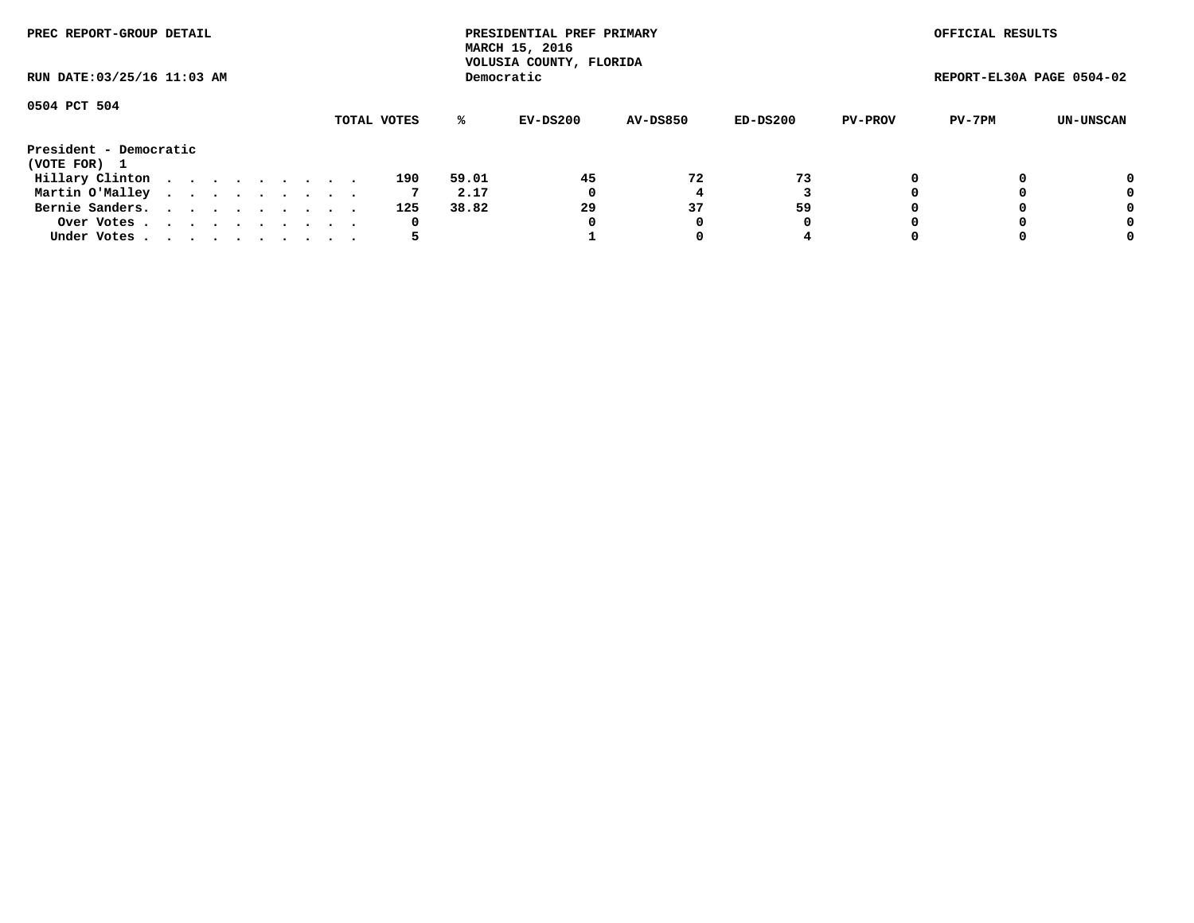PREC REPORT-GROUP DETAIL

PRESIDENTIAL PREF PRIMARY
MARCH 15, 2016
VOLUSIA COUNTY, FLORIDA
Democratic

OFFICIAL RESULTS

RUN DATE:03/25/16 11:03 AM

REPORT-EL30A PAGE 0504-02

0504 PCT 504

| | TOTAL VOTES | % | EV-DS200 | AV-DS850 | ED-DS200 | PV-PROV | PV-7PM | UN-UNSCAN |
|---|---|---|---|---|---|---|---|---|
| **President - Democratic** | | | | | | | | |
| **(VOTE FOR) 1** | | | | | | | | |
| Hillary Clinton . . . . . . . . . . | 190 | 59.01 | 45 | 72 | 73 | 0 | 0 | 0 |
| Martin O'Malley . . . . . . . . . . | 7 | 2.17 | 0 | 4 | 3 | 0 | 0 | 0 |
| Bernie Sanders. . . . . . . . . . . | 125 | 38.82 | 29 | 37 | 59 | 0 | 0 | 0 |
| Over Votes . . . . . . . . . . . | 0 | | 0 | 0 | 0 | 0 | 0 | 0 |
| Under Votes . . . . . . . . . . . | 5 | | 1 | 0 | 4 | 0 | 0 | 0 |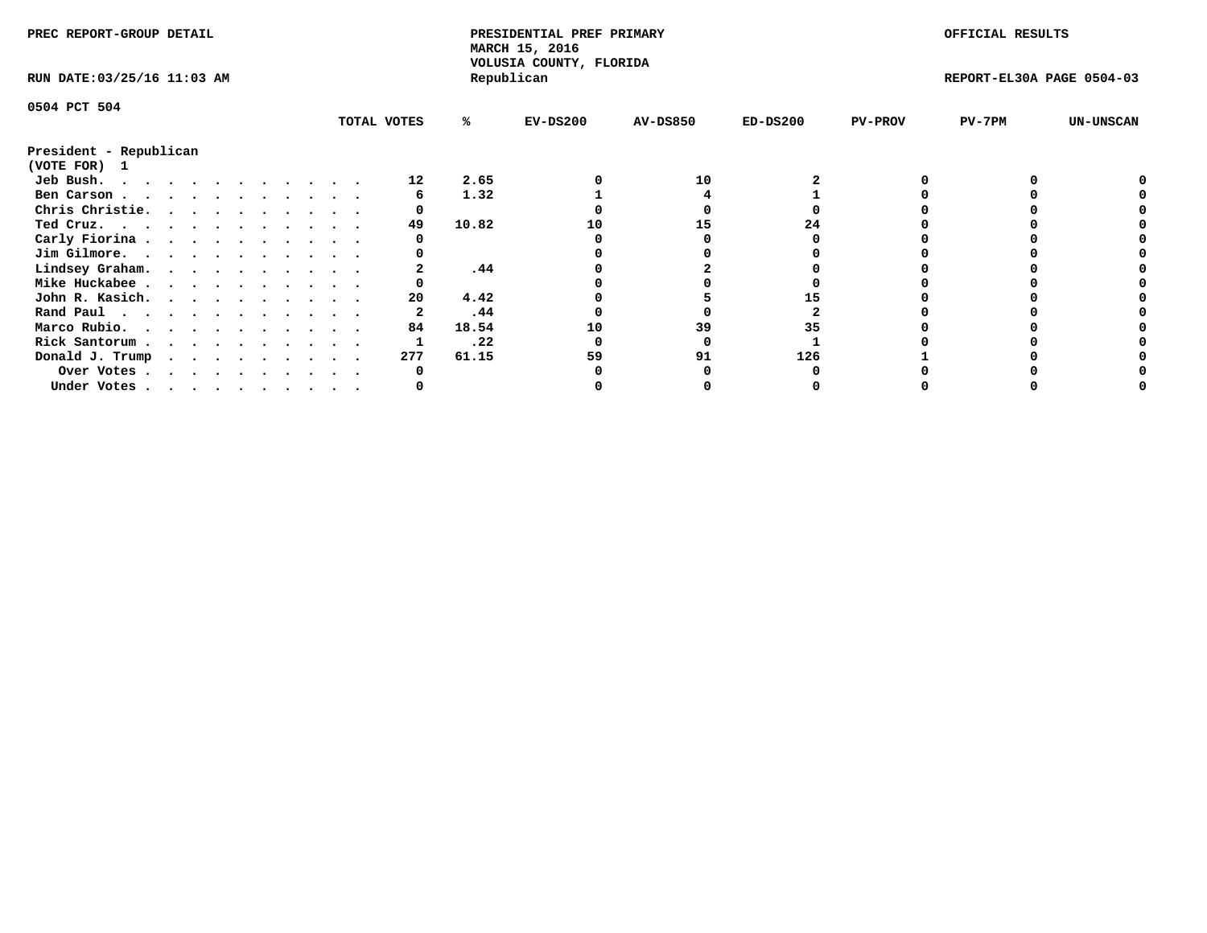PREC REPORT-GROUP DETAIL

PRESIDENTIAL PREF PRIMARY
MARCH 15, 2016
VOLUSIA COUNTY, FLORIDA
Republican

OFFICIAL RESULTS

RUN DATE:03/25/16 11:03 AM

REPORT-EL30A PAGE 0504-03

0504 PCT 504

President - Republican
(VOTE FOR) 1

| | TOTAL VOTES | % | EV-DS200 | AV-DS850 | ED-DS200 | PV-PROV | PV-7PM | UN-UNSCAN |
|---|---|---|---|---|---|---|---|---|
| Jeb Bush | 12 | 2.65 | 0 | 10 | 2 | 0 | 0 | 0 |
| Ben Carson | 6 | 1.32 | 1 | 4 | 1 | 0 | 0 | 0 |
| Chris Christie | 0 | | 0 | 0 | 0 | 0 | 0 | 0 |
| Ted Cruz | 49 | 10.82 | 10 | 15 | 24 | 0 | 0 | 0 |
| Carly Fiorina | 0 | | 0 | 0 | 0 | 0 | 0 | 0 |
| Jim Gilmore | 0 | | 0 | 0 | 0 | 0 | 0 | 0 |
| Lindsey Graham | 2 | .44 | 0 | 2 | 0 | 0 | 0 | 0 |
| Mike Huckabee | 0 | | 0 | 0 | 0 | 0 | 0 | 0 |
| John R. Kasich | 20 | 4.42 | 0 | 5 | 15 | 0 | 0 | 0 |
| Rand Paul | 2 | .44 | 0 | 0 | 2 | 0 | 0 | 0 |
| Marco Rubio | 84 | 18.54 | 10 | 39 | 35 | 0 | 0 | 0 |
| Rick Santorum | 1 | .22 | 0 | 0 | 1 | 0 | 0 | 0 |
| Donald J. Trump | 277 | 61.15 | 59 | 91 | 126 | 1 | 0 | 0 |
| Over Votes | 0 | | 0 | 0 | 0 | 0 | 0 | 0 |
| Under Votes | 0 | | 0 | 0 | 0 | 0 | 0 | 0 |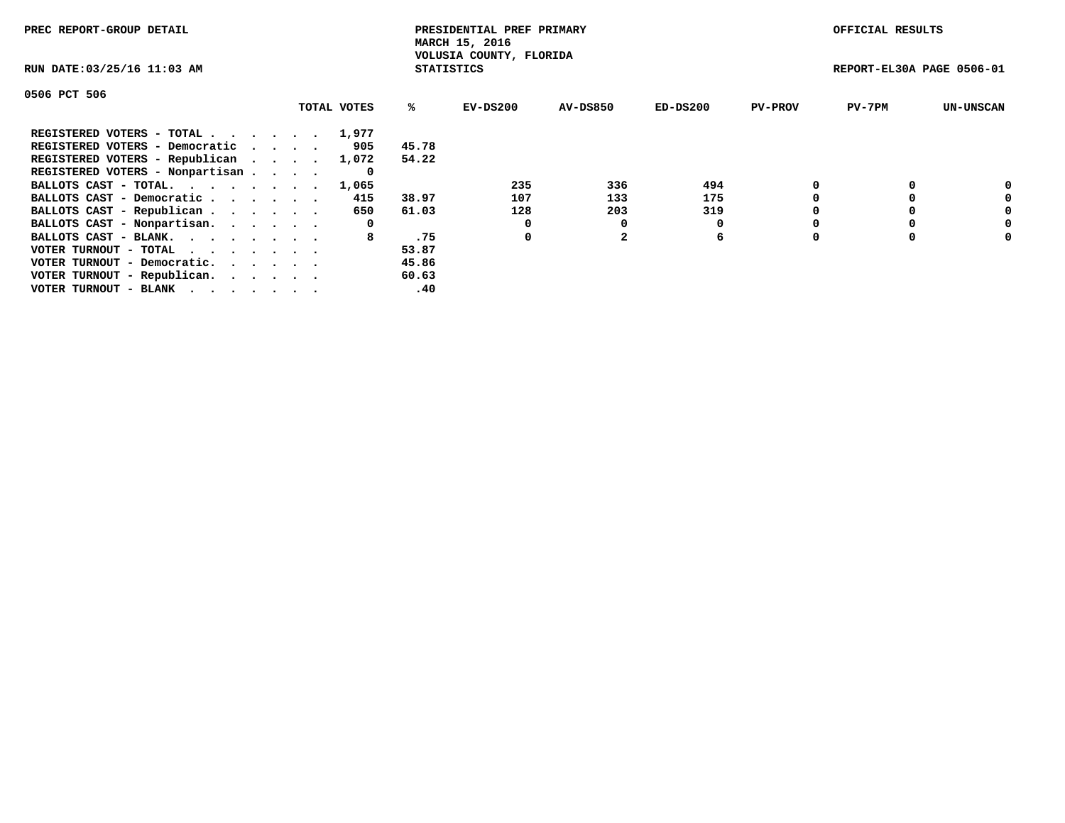PREC REPORT-GROUP DETAIL

PRESIDENTIAL PREF PRIMARY
MARCH 15, 2016
VOLUSIA COUNTY, FLORIDA
STATISTICS

OFFICIAL RESULTS

RUN DATE:03/25/16 11:03 AM

REPORT-EL30A PAGE 0506-01

## 0506 PCT 506

| | TOTAL VOTES | % | EV-DS200 | AV-DS850 | ED-DS200 | PV-PROV | PV-7PM | UN-UNSCAN |
|---|---|---|---|---|---|---|---|---|
| REGISTERED VOTERS - TOTAL . . . . . . . | 1,977 | | | | | | | |
| REGISTERED VOTERS - Democratic . . . . | 905 | 45.78 | | | | | | |
| REGISTERED VOTERS - Republican . . . . | 1,072 | 54.22 | | | | | | |
| REGISTERED VOTERS - Nonpartisan . . . . | 0 | | | | | | | |
| BALLOTS CAST - TOTAL. . . . . . . . | 1,065 | | 235 | 336 | 494 | 0 | 0 | 0 |
| BALLOTS CAST - Democratic . . . . . . | 415 | 38.97 | 107 | 133 | 175 | 0 | 0 | 0 |
| BALLOTS CAST - Republican . . . . . . | 650 | 61.03 | 128 | 203 | 319 | 0 | 0 | 0 |
| BALLOTS CAST - Nonpartisan. . . . . . | 0 | | 0 | 0 | 0 | 0 | 0 | 0 |
| BALLOTS CAST - BLANK. . . . . . . . | 8 | .75 | 0 | 2 | 6 | 0 | 0 | 0 |
| VOTER TURNOUT - TOTAL . . . . . . . . | | 53.87 | | | | | | |
| VOTER TURNOUT - Democratic. . . . . . | | 45.86 | | | | | | |
| VOTER TURNOUT - Republican. . . . . . | | 60.63 | | | | | | |
| VOTER TURNOUT - BLANK . . . . . . . . | | .40 | | | | | | |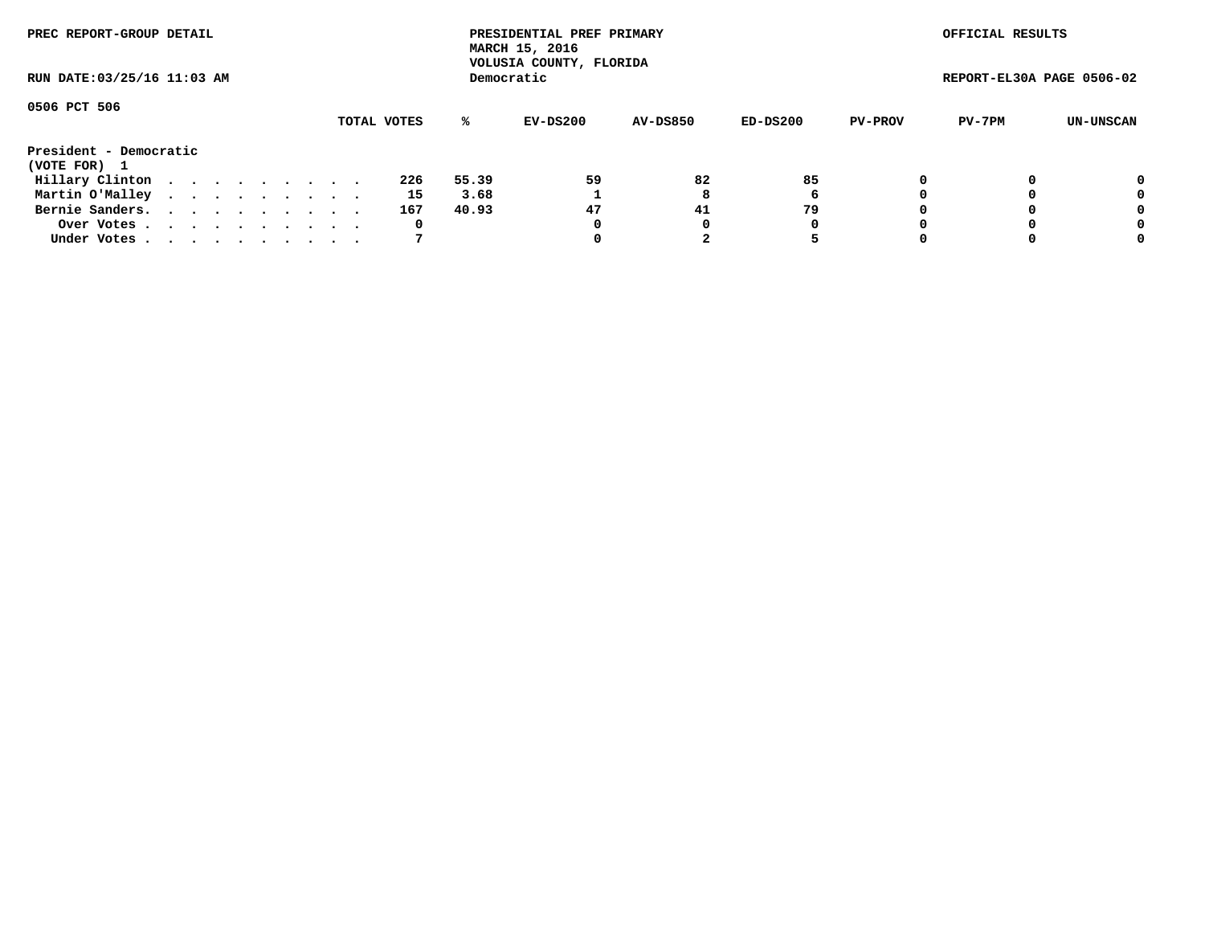PREC REPORT-GROUP DETAIL

PRESIDENTIAL PREF PRIMARY
MARCH 15, 2016
VOLUSIA COUNTY, FLORIDA
Democratic

OFFICIAL RESULTS

RUN DATE:03/25/16 11:03 AM

REPORT-EL30A PAGE 0506-02

0506 PCT 506

| | TOTAL VOTES | % | EV-DS200 | AV-DS850 | ED-DS200 | PV-PROV | PV-7PM | UN-UNSCAN |
|---|---|---|---|---|---|---|---|---|
| **President - Democratic** | | | | | | | | |
| **(VOTE FOR) 1** | | | | | | | | |
| Hillary Clinton . . . . . . . . . . | 226 | 55.39 | 59 | 82 | 85 | 0 | 0 | 0 |
| Martin O'Malley . . . . . . . . . . | 15 | 3.68 | 1 | 8 | 6 | 0 | 0 | 0 |
| Bernie Sanders. . . . . . . . . . . | 167 | 40.93 | 47 | 41 | 79 | 0 | 0 | 0 |
| Over Votes . . . . . . . . . . . | 0 | | 0 | 0 | 0 | 0 | 0 | 0 |
| Under Votes . . . . . . . . . . . | 7 | | 0 | 2 | 5 | 0 | 0 | 0 |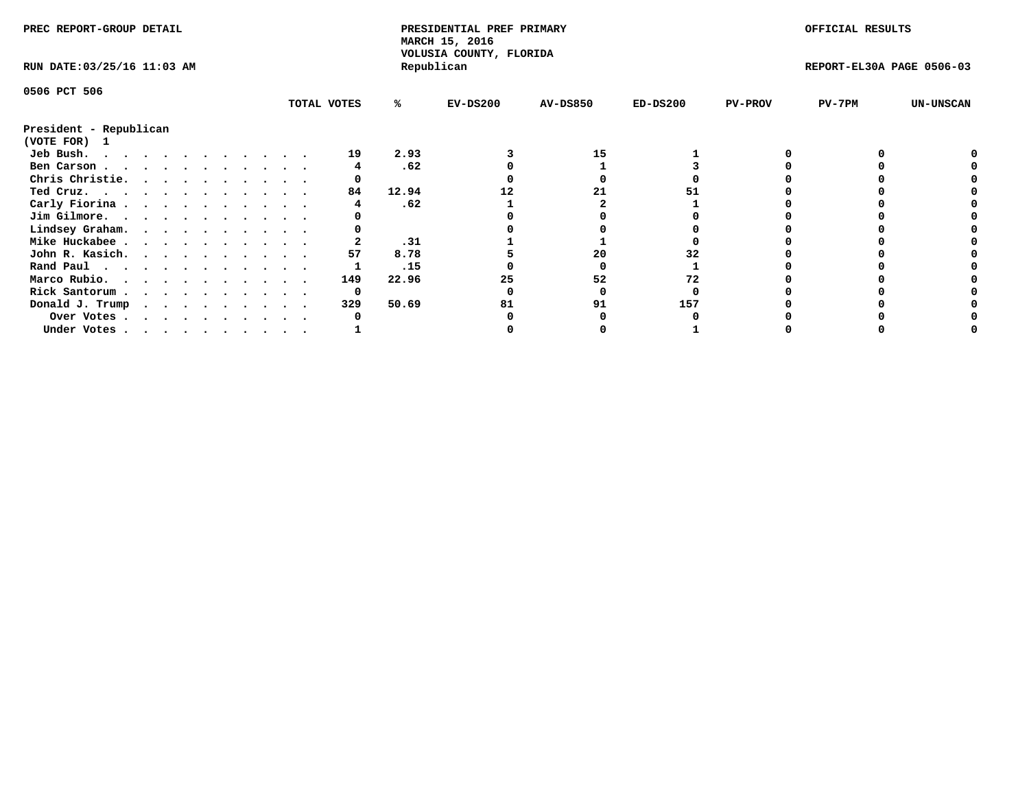PREC REPORT-GROUP DETAIL

PRESIDENTIAL PREF PRIMARY
MARCH 15, 2016
VOLUSIA COUNTY, FLORIDA
Republican

OFFICIAL RESULTS

RUN DATE:03/25/16 11:03 AM

REPORT-EL30A PAGE 0506-03

0506 PCT 506

President - Republican
(VOTE FOR) 1

| | TOTAL VOTES | % | EV-DS200 | AV-DS850 | ED-DS200 | PV-PROV | PV-7PM | UN-UNSCAN |
|---|---|---|---|---|---|---|---|---|
| Jeb Bush. . . . . . . . . . . . . | 19 | 2.93 | 3 | 15 | 1 | 0 | 0 | 0 |
| Ben Carson . . . . . . . . . . . . | 4 | .62 | 0 | 1 | 3 | 0 | 0 | 0 |
| Chris Christie. . . . . . . . . . . | 0 | | 0 | 0 | 0 | 0 | 0 | 0 |
| Ted Cruz. . . . . . . . . . . . . | 84 | 12.94 | 12 | 21 | 51 | 0 | 0 | 0 |
| Carly Fiorina . . . . . . . . . . . | 4 | .62 | 1 | 2 | 1 | 0 | 0 | 0 |
| Jim Gilmore. . . . . . . . . . . . | 0 | | 0 | 0 | 0 | 0 | 0 | 0 |
| Lindsey Graham. . . . . . . . . . . | 0 | | 0 | 0 | 0 | 0 | 0 | 0 |
| Mike Huckabee . . . . . . . . . . . | 2 | .31 | 1 | 1 | 0 | 0 | 0 | 0 |
| John R. Kasich. . . . . . . . . . . | 57 | 8.78 | 5 | 20 | 32 | 0 | 0 | 0 |
| Rand Paul . . . . . . . . . . . . | 1 | .15 | 0 | 0 | 1 | 0 | 0 | 0 |
| Marco Rubio. . . . . . . . . . . . | 149 | 22.96 | 25 | 52 | 72 | 0 | 0 | 0 |
| Rick Santorum . . . . . . . . . . . | 0 | | 0 | 0 | 0 | 0 | 0 | 0 |
| Donald J. Trump . . . . . . . . . . | 329 | 50.69 | 81 | 91 | 157 | 0 | 0 | 0 |
| Over Votes . . . . . . . . . . . | 0 | | 0 | 0 | 0 | 0 | 0 | 0 |
| Under Votes . . . . . . . . . . . | 1 | | 0 | 0 | 1 | 0 | 0 | 0 |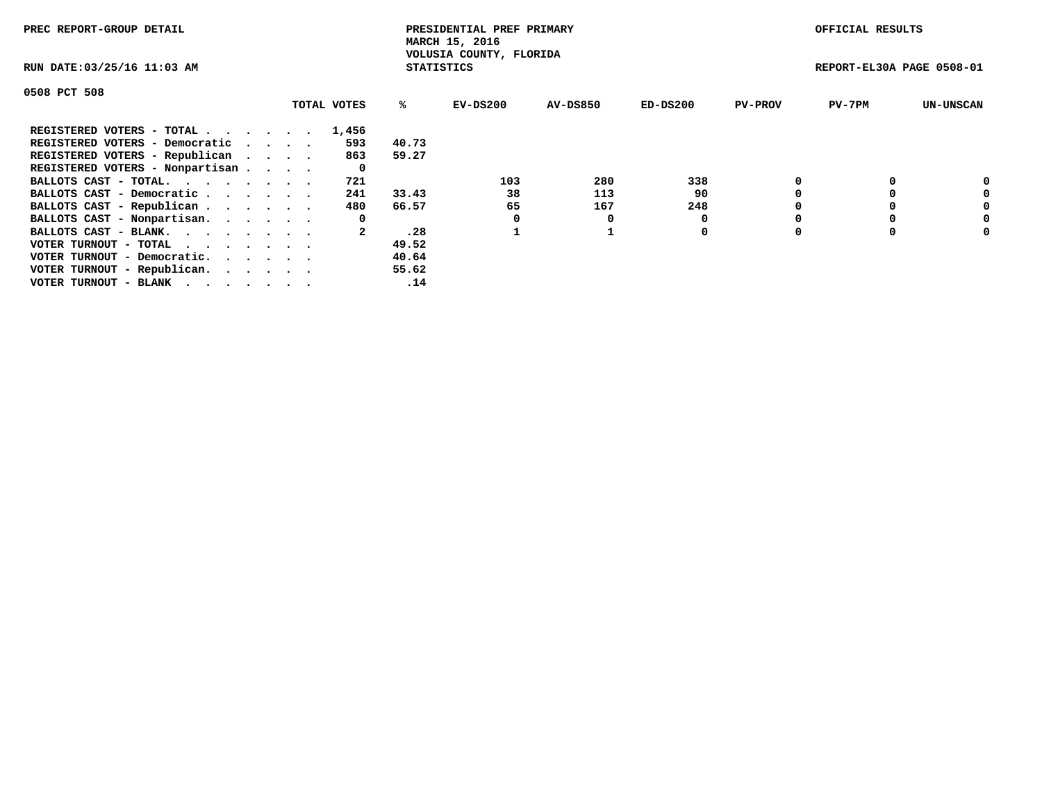PREC REPORT-GROUP DETAIL

PRESIDENTIAL PREF PRIMARY
MARCH 15, 2016
VOLUSIA COUNTY, FLORIDA
STATISTICS

OFFICIAL RESULTS

RUN DATE:03/25/16 11:03 AM

REPORT-EL30A PAGE 0508-01

0508 PCT 508

| | TOTAL VOTES | % | EV-DS200 | AV-DS850 | ED-DS200 | PV-PROV | PV-7PM | UN-UNSCAN |
|---|---|---|---|---|---|---|---|---|
| REGISTERED VOTERS - TOTAL . . . . . . | 1,456 | | | | | | | |
| REGISTERED VOTERS - Democratic . . . . | 593 | 40.73 | | | | | | |
| REGISTERED VOTERS - Republican . . . . | 863 | 59.27 | | | | | | |
| REGISTERED VOTERS - Nonpartisan . . . . | 0 | | | | | | | |
| BALLOTS CAST - TOTAL. . . . . . . . | 721 | | 103 | 280 | 338 | 0 | 0 | 0 |
| BALLOTS CAST - Democratic . . . . . . | 241 | 33.43 | 38 | 113 | 90 | 0 | 0 | 0 |
| BALLOTS CAST - Republican . . . . . . | 480 | 66.57 | 65 | 167 | 248 | 0 | 0 | 0 |
| BALLOTS CAST - Nonpartisan. . . . . . | 0 | | 0 | 0 | 0 | 0 | 0 | 0 |
| BALLOTS CAST - BLANK. . . . . . . . | 2 | .28 | 1 | 1 | 0 | 0 | 0 | 0 |
| VOTER TURNOUT - TOTAL . . . . . . . | | 49.52 | | | | | | |
| VOTER TURNOUT - Democratic. . . . . . | | 40.64 | | | | | | |
| VOTER TURNOUT - Republican. . . . . . | | 55.62 | | | | | | |
| VOTER TURNOUT - BLANK . . . . . . . | | .14 | | | | | | |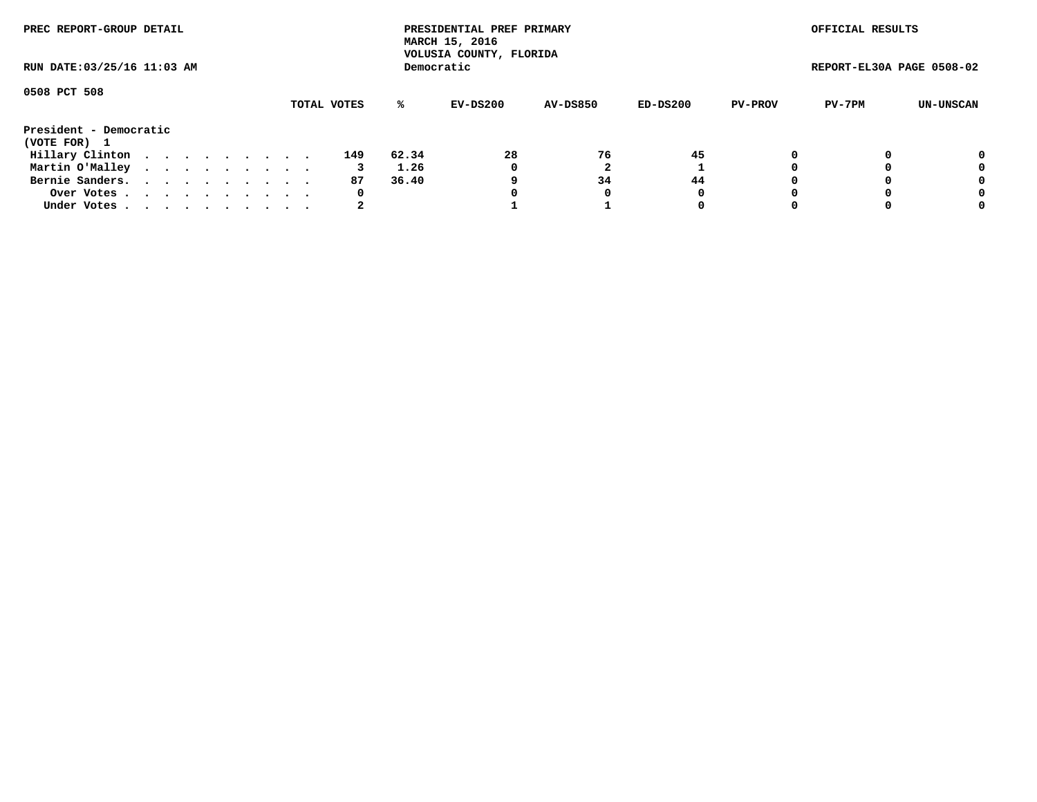PREC REPORT-GROUP DETAIL

PRESIDENTIAL PREF PRIMARY
MARCH 15, 2016
VOLUSIA COUNTY, FLORIDA
Democratic

OFFICIAL RESULTS

RUN DATE:03/25/16 11:03 AM

REPORT-EL30A PAGE 0508-02

0508 PCT 508

| President - Democratic (VOTE FOR) 1 | TOTAL VOTES | % | EV-DS200 | AV-DS850 | ED-DS200 | PV-PROV | PV-7PM | UN-UNSCAN |
|---|---|---|---|---|---|---|---|---|
| Hillary Clinton | 149 | 62.34 | 28 | 76 | 45 | 0 | 0 | 0 |
| Martin O'Malley | 3 | 1.26 | 0 | 2 | 1 | 0 | 0 | 0 |
| Bernie Sanders. | 87 | 36.40 | 9 | 34 | 44 | 0 | 0 | 0 |
| Over Votes | 0 | | 0 | 0 | 0 | 0 | 0 | 0 |
| Under Votes | 2 | | 1 | 1 | 0 | 0 | 0 | 0 |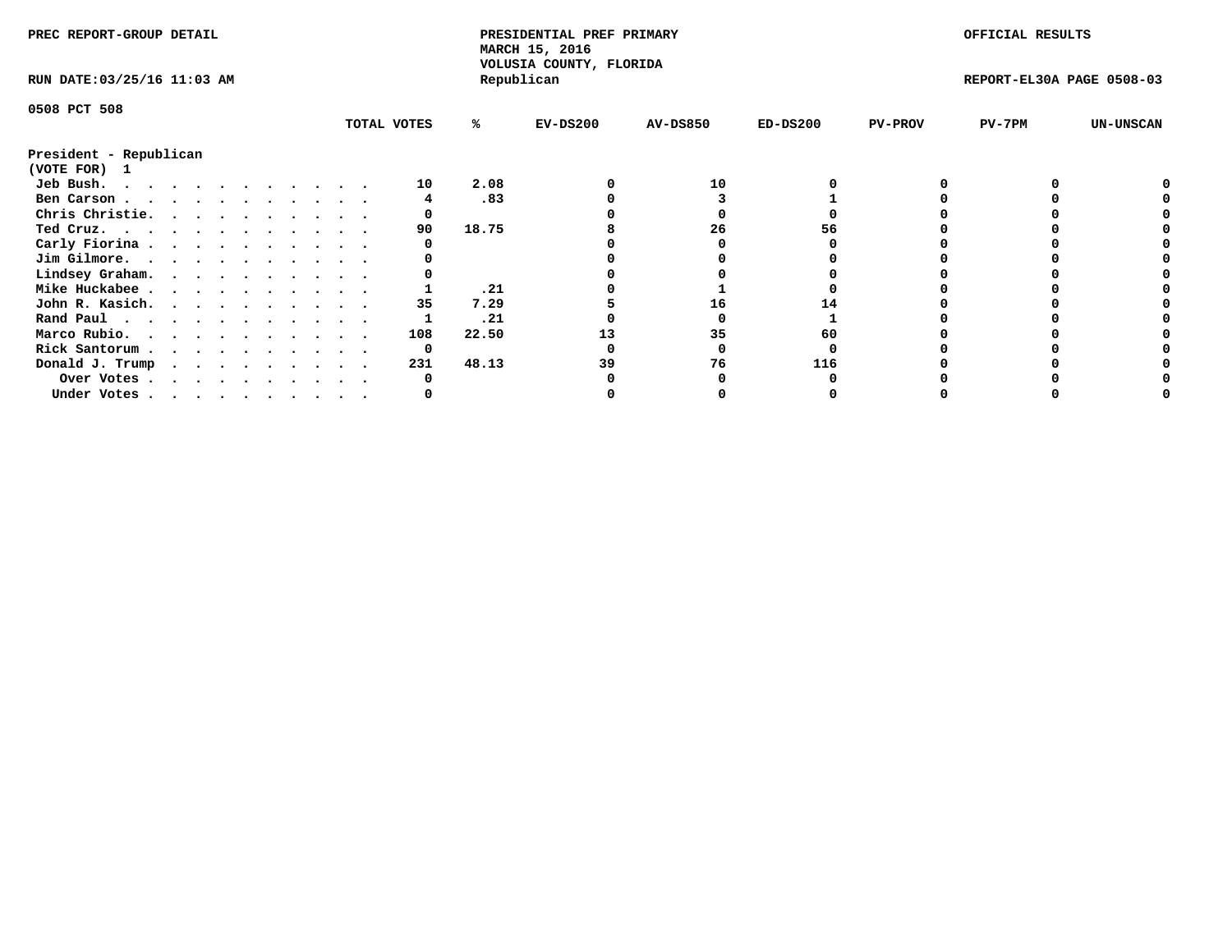PREC REPORT-GROUP DETAIL

PRESIDENTIAL PREF PRIMARY
MARCH 15, 2016
VOLUSIA COUNTY, FLORIDA
Republican

OFFICIAL RESULTS

RUN DATE:03/25/16 11:03 AM

REPORT-EL30A PAGE 0508-03

0508 PCT 508

| President - Republican (VOTE FOR) 1 | TOTAL VOTES | % | EV-DS200 | AV-DS850 | ED-DS200 | PV-PROV | PV-7PM | UN-UNSCAN |
|---|---|---|---|---|---|---|---|---|
| Jeb Bush. . . . . . . . . . . . . | 10 | 2.08 | 0 | 10 | 0 | 0 | 0 | 0 |
| Ben Carson . . . . . . . . . . . . | 4 | .83 | 0 | 3 | 1 | 0 | 0 | 0 |
| Chris Christie. . . . . . . . . . . | 0 | | 0 | 0 | 0 | 0 | 0 | 0 |
| Ted Cruz. . . . . . . . . . . . . | 90 | 18.75 | 8 | 26 | 56 | 0 | 0 | 0 |
| Carly Fiorina . . . . . . . . . . . | 0 | | 0 | 0 | 0 | 0 | 0 | 0 |
| Jim Gilmore. . . . . . . . . . . . | 0 | | 0 | 0 | 0 | 0 | 0 | 0 |
| Lindsey Graham. . . . . . . . . . . | 0 | | 0 | 0 | 0 | 0 | 0 | 0 |
| Mike Huckabee . . . . . . . . . . . | 1 | .21 | 0 | 1 | 0 | 0 | 0 | 0 |
| John R. Kasich. . . . . . . . . . . | 35 | 7.29 | 5 | 16 | 14 | 0 | 0 | 0 |
| Rand Paul . . . . . . . . . . . . | 1 | .21 | 0 | 0 | 1 | 0 | 0 | 0 |
| Marco Rubio. . . . . . . . . . . . | 108 | 22.50 | 13 | 35 | 60 | 0 | 0 | 0 |
| Rick Santorum . . . . . . . . . . . | 0 | | 0 | 0 | 0 | 0 | 0 | 0 |
| Donald J. Trump . . . . . . . . . . | 231 | 48.13 | 39 | 76 | 116 | 0 | 0 | 0 |
| Over Votes . . . . . . . . . . . | 0 | | 0 | 0 | 0 | 0 | 0 | 0 |
| Under Votes . . . . . . . . . . . | 0 | | 0 | 0 | 0 | 0 | 0 | 0 |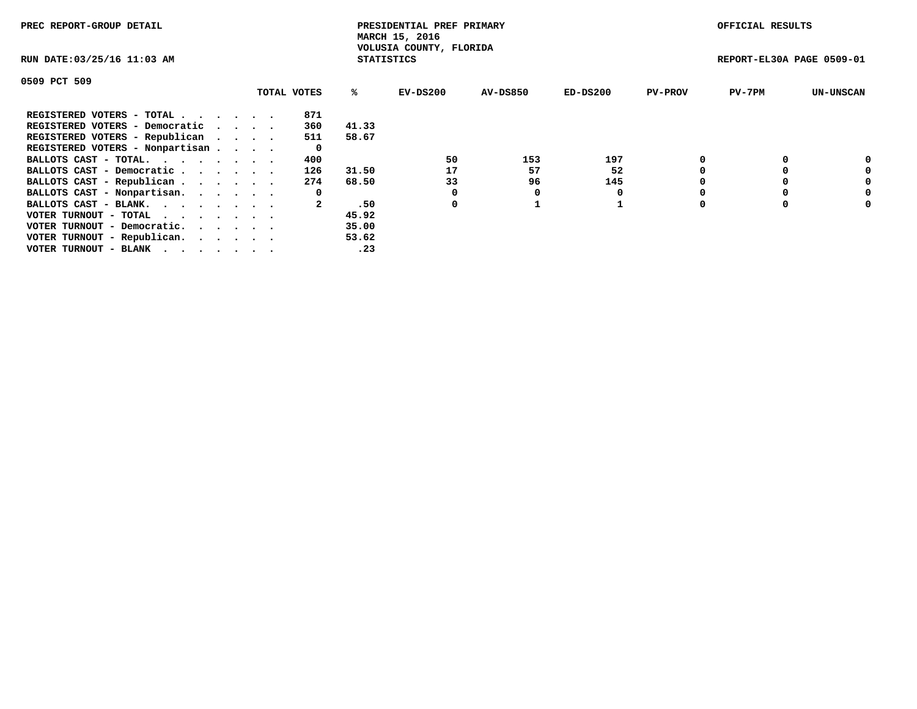PREC REPORT-GROUP DETAIL

PRESIDENTIAL PREF PRIMARY
MARCH 15, 2016
VOLUSIA COUNTY, FLORIDA
STATISTICS

OFFICIAL RESULTS

RUN DATE:03/25/16 11:03 AM

REPORT-EL30A PAGE 0509-01

0509 PCT 509

| | TOTAL VOTES | % | EV-DS200 | AV-DS850 | ED-DS200 | PV-PROV | PV-7PM | UN-UNSCAN |
|---|---|---|---|---|---|---|---|---|
| REGISTERED VOTERS - TOTAL . . . . . . | 871 | | | | | | | |
| REGISTERED VOTERS - Democratic . . . . | 360 | 41.33 | | | | | | |
| REGISTERED VOTERS - Republican . . . . | 511 | 58.67 | | | | | | |
| REGISTERED VOTERS - Nonpartisan . . . . | 0 | | | | | | | |
| BALLOTS CAST - TOTAL. . . . . . . . | 400 | | 50 | 153 | 197 | 0 | 0 | 0 |
| BALLOTS CAST - Democratic . . . . . . | 126 | 31.50 | 17 | 57 | 52 | 0 | 0 | 0 |
| BALLOTS CAST - Republican . . . . . . | 274 | 68.50 | 33 | 96 | 145 | 0 | 0 | 0 |
| BALLOTS CAST - Nonpartisan. . . . . . | 0 | | 0 | 0 | 0 | 0 | 0 | 0 |
| BALLOTS CAST - BLANK. . . . . . . . | 2 | .50 | 0 | 1 | 1 | 0 | 0 | 0 |
| VOTER TURNOUT - TOTAL . . . . . . . | | 45.92 | | | | | | |
| VOTER TURNOUT - Democratic. . . . . . | | 35.00 | | | | | | |
| VOTER TURNOUT - Republican. . . . . . | | 53.62 | | | | | | |
| VOTER TURNOUT - BLANK . . . . . . . | | .23 | | | | | | |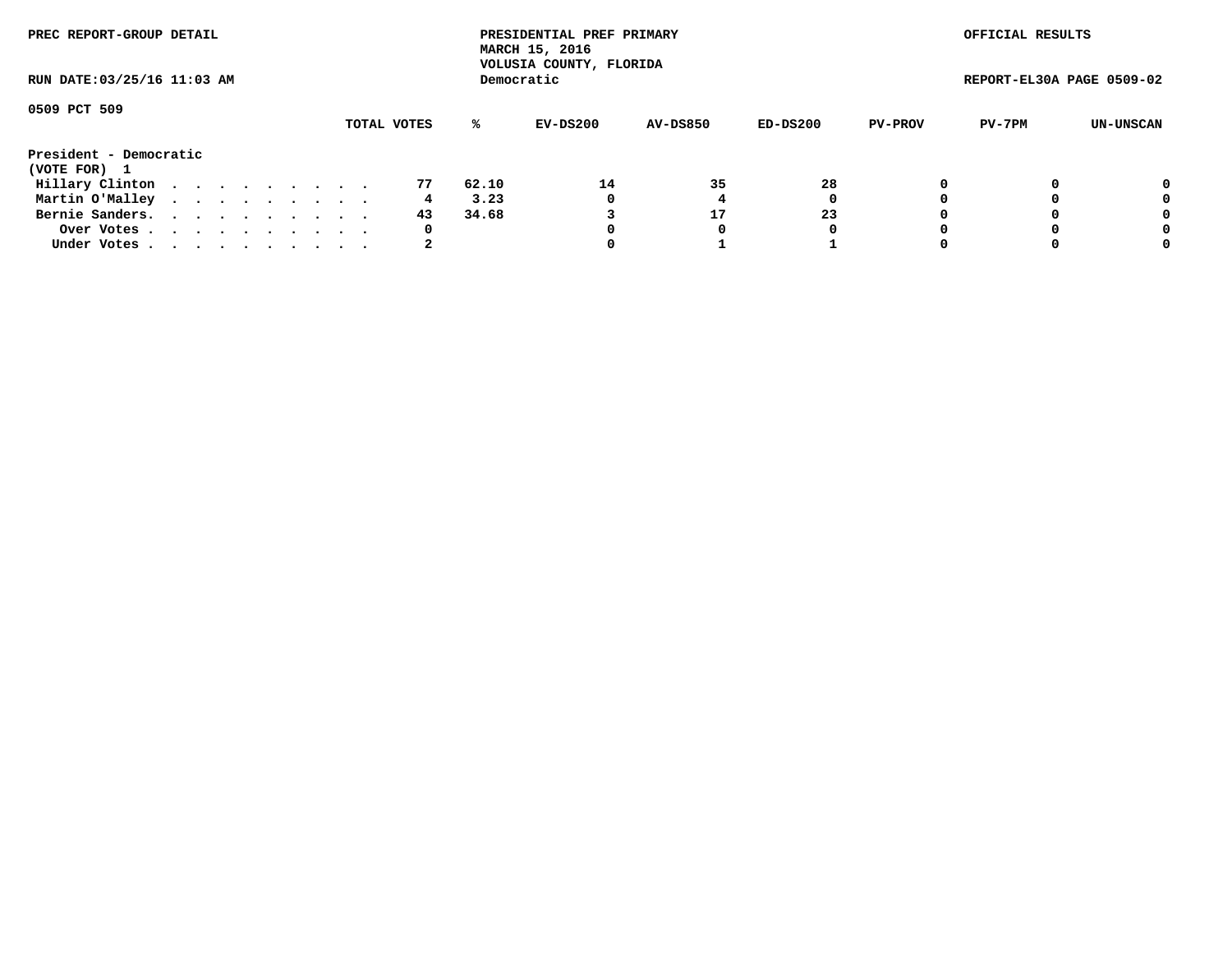PREC REPORT-GROUP DETAIL

PRESIDENTIAL PREF PRIMARY
MARCH 15, 2016
VOLUSIA COUNTY, FLORIDA
Democratic

OFFICIAL RESULTS

RUN DATE:03/25/16 11:03 AM

REPORT-EL30A PAGE 0509-02

0509 PCT 509

| | TOTAL VOTES | % | EV-DS200 | AV-DS850 | ED-DS200 | PV-PROV | PV-7PM | UN-UNSCAN |
|---|---|---|---|---|---|---|---|---|
| **President - Democratic** | | | | | | | | |
| **(VOTE FOR) 1** | | | | | | | | |
| Hillary Clinton . . . . . . . . . . | 77 | 62.10 | 14 | 35 | 28 | 0 | 0 | 0 |
| Martin O'Malley . . . . . . . . . . | 4 | 3.23 | 0 | 4 | 0 | 0 | 0 | 0 |
| Bernie Sanders. . . . . . . . . . . | 43 | 34.68 | 3 | 17 | 23 | 0 | 0 | 0 |
| Over Votes . . . . . . . . . . . | 0 | | 0 | 0 | 0 | 0 | 0 | 0 |
| Under Votes . . . . . . . . . . . | 2 | | 0 | 1 | 1 | 0 | 0 | 0 |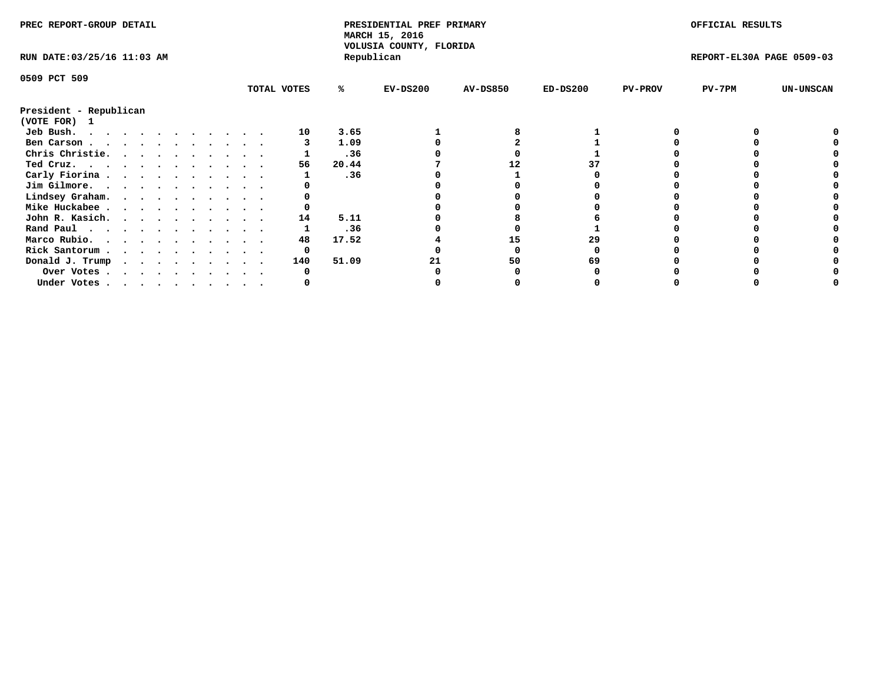PREC REPORT-GROUP DETAIL

PRESIDENTIAL PREF PRIMARY
MARCH 15, 2016
VOLUSIA COUNTY, FLORIDA
Republican

OFFICIAL RESULTS

RUN DATE:03/25/16 11:03 AM

REPORT-EL30A PAGE 0509-03

0509 PCT 509

| President - Republican (VOTE FOR) 1 | TOTAL VOTES | % | EV-DS200 | AV-DS850 | ED-DS200 | PV-PROV | PV-7PM | UN-UNSCAN |
|---|---|---|---|---|---|---|---|---|
| Jeb Bush. | 10 | 3.65 | 1 | 8 | 1 | 0 | 0 | 0 |
| Ben Carson | 3 | 1.09 | 0 | 2 | 1 | 0 | 0 | 0 |
| Chris Christie. | 1 | .36 | 0 | 0 | 1 | 0 | 0 | 0 |
| Ted Cruz. | 56 | 20.44 | 7 | 12 | 37 | 0 | 0 | 0 |
| Carly Fiorina | 1 | .36 | 0 | 1 | 0 | 0 | 0 | 0 |
| Jim Gilmore. | 0 | | 0 | 0 | 0 | 0 | 0 | 0 |
| Lindsey Graham. | 0 | | 0 | 0 | 0 | 0 | 0 | 0 |
| Mike Huckabee | 0 | | 0 | 0 | 0 | 0 | 0 | 0 |
| John R. Kasich. | 14 | 5.11 | 0 | 8 | 6 | 0 | 0 | 0 |
| Rand Paul | 1 | .36 | 0 | 0 | 1 | 0 | 0 | 0 |
| Marco Rubio. | 48 | 17.52 | 4 | 15 | 29 | 0 | 0 | 0 |
| Rick Santorum | 0 | | 0 | 0 | 0 | 0 | 0 | 0 |
| Donald J. Trump | 140 | 51.09 | 21 | 50 | 69 | 0 | 0 | 0 |
| Over Votes | 0 | | 0 | 0 | 0 | 0 | 0 | 0 |
| Under Votes | 0 | | 0 | 0 | 0 | 0 | 0 | 0 |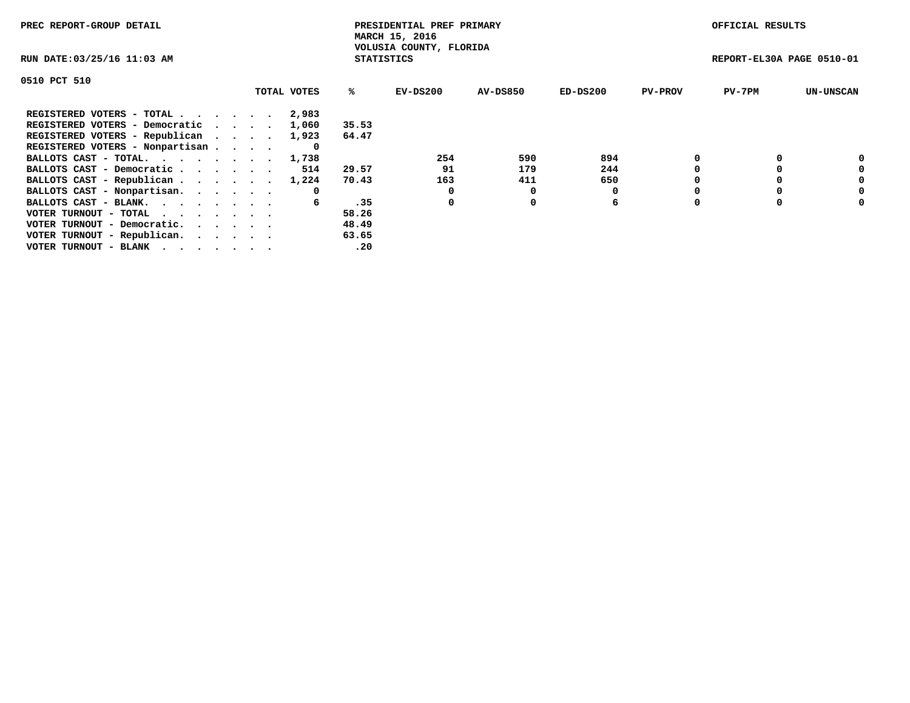PREC REPORT-GROUP DETAIL

PRESIDENTIAL PREF PRIMARY
MARCH 15, 2016
VOLUSIA COUNTY, FLORIDA
STATISTICS

OFFICIAL RESULTS

RUN DATE:03/25/16 11:03 AM

REPORT-EL30A PAGE 0510-01

0510 PCT 510

| | TOTAL VOTES | % | EV-DS200 | AV-DS850 | ED-DS200 | PV-PROV | PV-7PM | UN-UNSCAN |
|---|---|---|---|---|---|---|---|---|
| REGISTERED VOTERS - TOTAL . . . . . . | 2,983 | | | | | | | |
| REGISTERED VOTERS - Democratic . . . . | 1,060 | 35.53 | | | | | | |
| REGISTERED VOTERS - Republican . . . . | 1,923 | 64.47 | | | | | | |
| REGISTERED VOTERS - Nonpartisan . . . . | 0 | | | | | | | |
| BALLOTS CAST - TOTAL. . . . . . . . | 1,738 | | 254 | 590 | 894 | 0 | 0 | 0 |
| BALLOTS CAST - Democratic . . . . . . | 514 | 29.57 | 91 | 179 | 244 | 0 | 0 | 0 |
| BALLOTS CAST - Republican . . . . . . | 1,224 | 70.43 | 163 | 411 | 650 | 0 | 0 | 0 |
| BALLOTS CAST - Nonpartisan. . . . . . | 0 | | 0 | 0 | 0 | 0 | 0 | 0 |
| BALLOTS CAST - BLANK. . . . . . . . | 6 | .35 | 0 | 0 | 6 | 0 | 0 | 0 |
| VOTER TURNOUT - TOTAL . . . . . . . | | 58.26 | | | | | | |
| VOTER TURNOUT - Democratic. . . . . . | | 48.49 | | | | | | |
| VOTER TURNOUT - Republican. . . . . . | | 63.65 | | | | | | |
| VOTER TURNOUT - BLANK . . . . . . . | | .20 | | | | | | |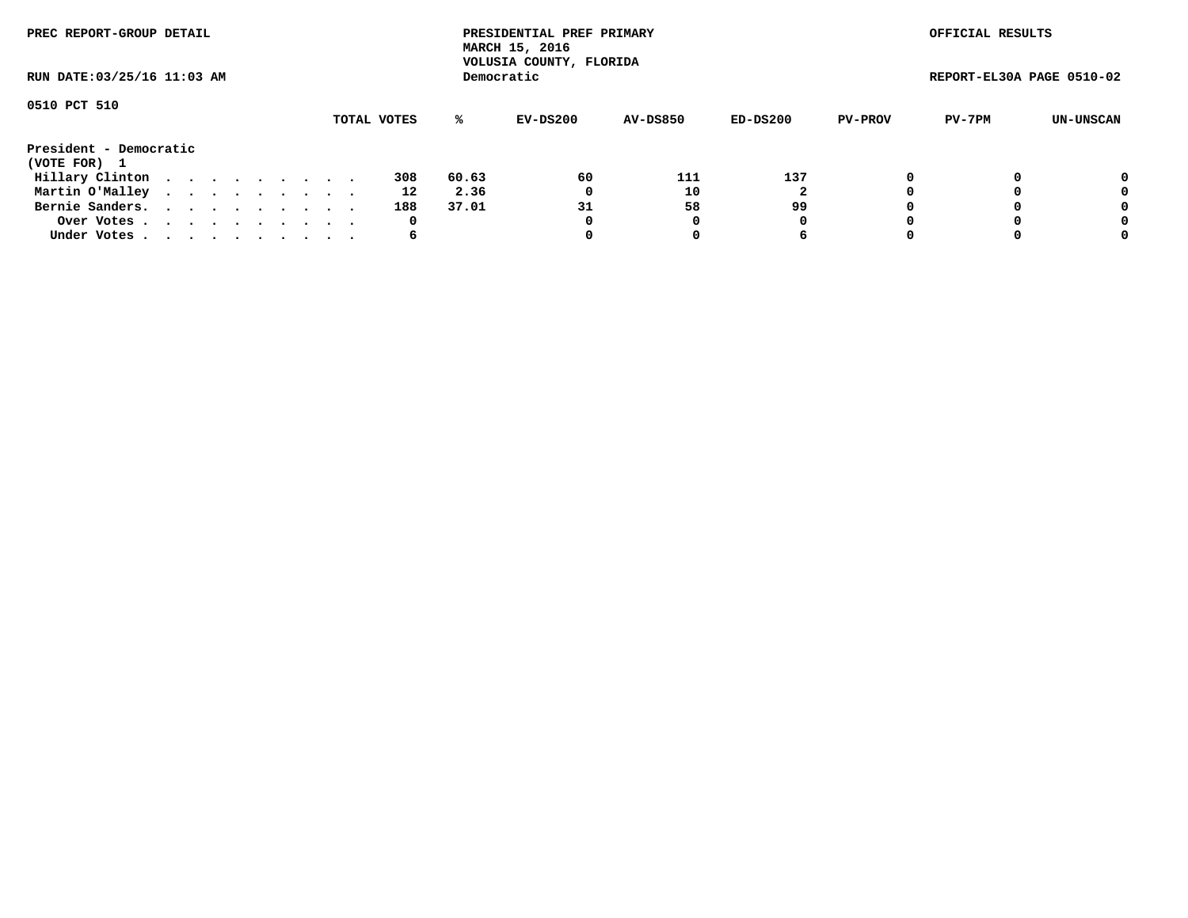PREC REPORT-GROUP DETAIL

PRESIDENTIAL PREF PRIMARY
MARCH 15, 2016
VOLUSIA COUNTY, FLORIDA
Democratic

OFFICIAL RESULTS

RUN DATE:03/25/16 11:03 AM

REPORT-EL30A PAGE 0510-02

0510 PCT 510

| | TOTAL VOTES | % | EV-DS200 | AV-DS850 | ED-DS200 | PV-PROV | PV-7PM | UN-UNSCAN |
|---|---|---|---|---|---|---|---|---|
| **President - Democratic** | | | | | | | | |
| **(VOTE FOR) 1** | | | | | | | | |
| Hillary Clinton | 308 | 60.63 | 60 | 111 | 137 | 0 | 0 | 0 |
| Martin O'Malley | 12 | 2.36 | 0 | 10 | 2 | 0 | 0 | 0 |
| Bernie Sanders. | 188 | 37.01 | 31 | 58 | 99 | 0 | 0 | 0 |
| Over Votes | 0 | | 0 | 0 | 0 | 0 | 0 | 0 |
| Under Votes | 6 | | 0 | 0 | 6 | 0 | 0 | 0 |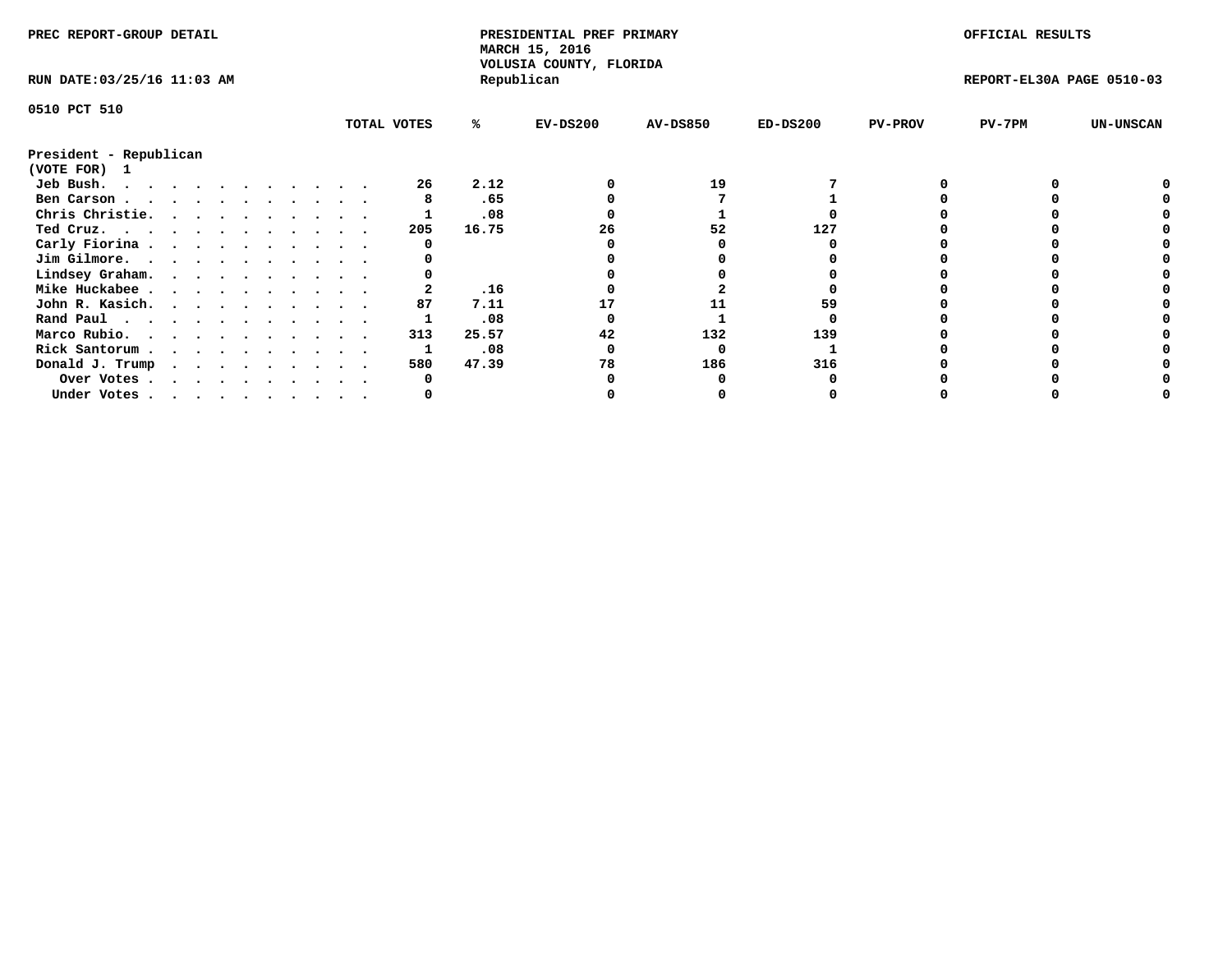PREC REPORT-GROUP DETAIL

PRESIDENTIAL PREF PRIMARY
MARCH 15, 2016
VOLUSIA COUNTY, FLORIDA
Republican

OFFICIAL RESULTS

RUN DATE:03/25/16 11:03 AM

REPORT-EL30A PAGE 0510-03

0510 PCT 510

| | TOTAL VOTES | % | EV-DS200 | AV-DS850 | ED-DS200 | PV-PROV | PV-7PM | UN-UNSCAN |
|---|---|---|---|---|---|---|---|---|
| **President - Republican** | | | | | | | | |
| **(VOTE FOR) 1** | | | | | | | | |
| Jeb Bush. . . . . . . . . . . . . | 26 | 2.12 | 0 | 19 | 7 | 0 | 0 | 0 |
| Ben Carson . . . . . . . . . . . . | 8 | .65 | 0 | 7 | 1 | 0 | 0 | 0 |
| Chris Christie. . . . . . . . . . . | 1 | .08 | 0 | 1 | 0 | 0 | 0 | 0 |
| Ted Cruz. . . . . . . . . . . . . | 205 | 16.75 | 26 | 52 | 127 | 0 | 0 | 0 |
| Carly Fiorina . . . . . . . . . . . | 0 | | 0 | 0 | 0 | 0 | 0 | 0 |
| Jim Gilmore. . . . . . . . . . . . | 0 | | 0 | 0 | 0 | 0 | 0 | 0 |
| Lindsey Graham. . . . . . . . . . . | 0 | | 0 | 0 | 0 | 0 | 0 | 0 |
| Mike Huckabee . . . . . . . . . . . | 2 | .16 | 0 | 2 | 0 | 0 | 0 | 0 |
| John R. Kasich. . . . . . . . . . . | 87 | 7.11 | 17 | 11 | 59 | 0 | 0 | 0 |
| Rand Paul . . . . . . . . . . . . | 1 | .08 | 0 | 1 | 0 | 0 | 0 | 0 |
| Marco Rubio. . . . . . . . . . . . | 313 | 25.57 | 42 | 132 | 139 | 0 | 0 | 0 |
| Rick Santorum . . . . . . . . . . . | 1 | .08 | 0 | 0 | 1 | 0 | 0 | 0 |
| Donald J. Trump . . . . . . . . . . | 580 | 47.39 | 78 | 186 | 316 | 0 | 0 | 0 |
| Over Votes . . . . . . . . . . . | 0 | | 0 | 0 | 0 | 0 | 0 | 0 |
| Under Votes . . . . . . . . . . . | 0 | | 0 | 0 | 0 | 0 | 0 | 0 |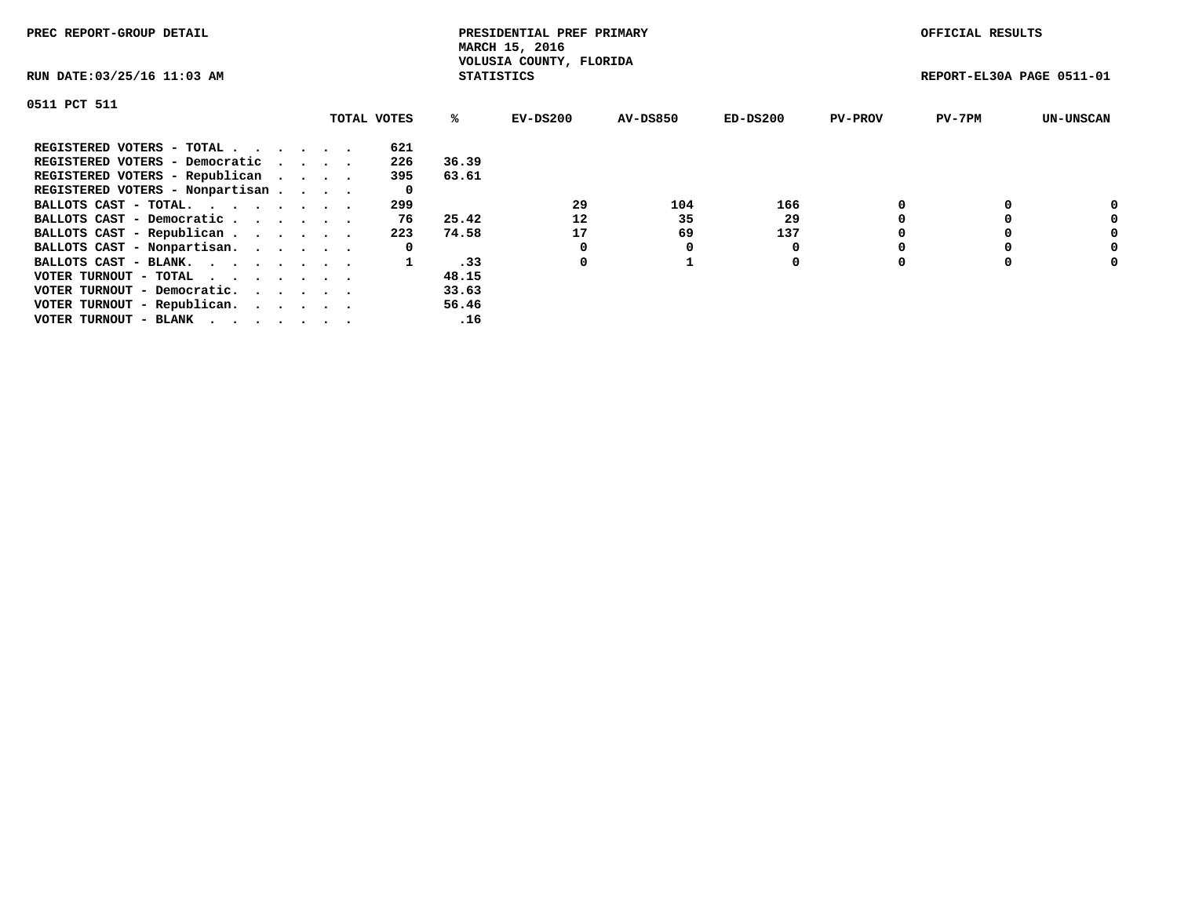PREC REPORT-GROUP DETAIL

PRESIDENTIAL PREF PRIMARY
MARCH 15, 2016
VOLUSIA COUNTY, FLORIDA
STATISTICS

OFFICIAL RESULTS

RUN DATE:03/25/16 11:03 AM

REPORT-EL30A PAGE 0511-01

0511 PCT 511

| | TOTAL VOTES | % | EV-DS200 | AV-DS850 | ED-DS200 | PV-PROV | PV-7PM | UN-UNSCAN |
|---|---|---|---|---|---|---|---|---|
| REGISTERED VOTERS - TOTAL . . . . . . | 621 | | | | | | | |
| REGISTERED VOTERS - Democratic . . . . | 226 | 36.39 | | | | | | |
| REGISTERED VOTERS - Republican . . . . | 395 | 63.61 | | | | | | |
| REGISTERED VOTERS - Nonpartisan . . . . | 0 | | | | | | | |
| BALLOTS CAST - TOTAL. . . . . . . . | 299 | | 29 | 104 | 166 | 0 | 0 | 0 |
| BALLOTS CAST - Democratic . . . . . . | 76 | 25.42 | 12 | 35 | 29 | 0 | 0 | 0 |
| BALLOTS CAST - Republican . . . . . . | 223 | 74.58 | 17 | 69 | 137 | 0 | 0 | 0 |
| BALLOTS CAST - Nonpartisan. . . . . . | 0 | | 0 | 0 | 0 | 0 | 0 | 0 |
| BALLOTS CAST - BLANK. . . . . . . . | 1 | .33 | 0 | 1 | 0 | 0 | 0 | 0 |
| VOTER TURNOUT - TOTAL . . . . . . . | | 48.15 | | | | | | |
| VOTER TURNOUT - Democratic. . . . . . | | 33.63 | | | | | | |
| VOTER TURNOUT - Republican. . . . . . | | 56.46 | | | | | | |
| VOTER TURNOUT - BLANK . . . . . . . | | .16 | | | | | | |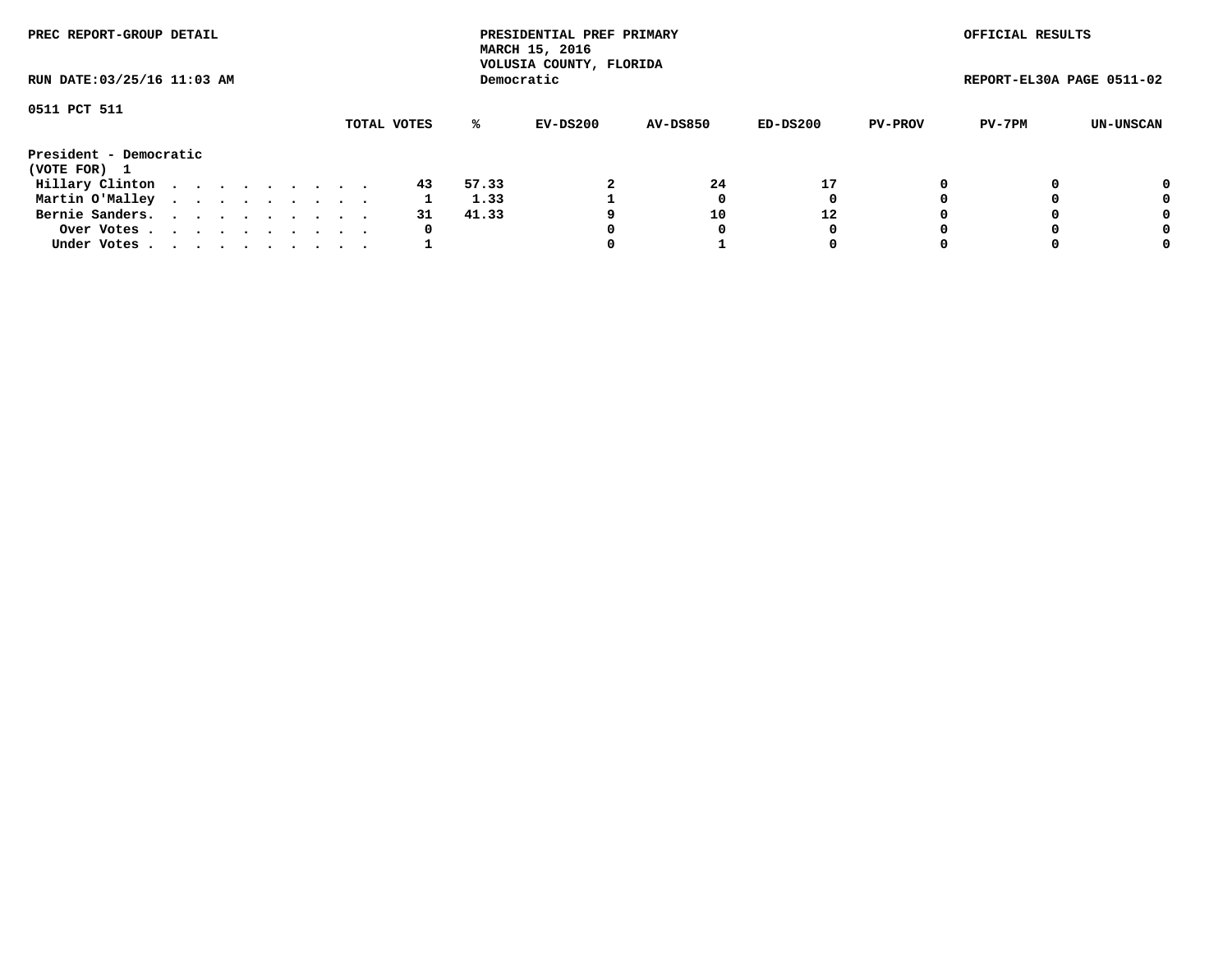PREC REPORT-GROUP DETAIL

PRESIDENTIAL PREF PRIMARY
MARCH 15, 2016
VOLUSIA COUNTY, FLORIDA
Democratic

OFFICIAL RESULTS

RUN DATE:03/25/16 11:03 AM

REPORT-EL30A PAGE 0511-02

0511 PCT 511

**President - Democratic**
**(VOTE FOR) 1**

| | TOTAL VOTES | % | EV-DS200 | AV-DS850 | ED-DS200 | PV-PROV | PV-7PM | UN-UNSCAN |
|---|---|---|---|---|---|---|---|---|
| Hillary Clinton | 43 | 57.33 | 2 | 24 | 17 | 0 | 0 | 0 |
| Martin O'Malley | 1 | 1.33 | 1 | 0 | 0 | 0 | 0 | 0 |
| Bernie Sanders | 31 | 41.33 | 9 | 10 | 12 | 0 | 0 | 0 |
| Over Votes | 0 | | 0 | 0 | 0 | 0 | 0 | 0 |
| Under Votes | 1 | | 0 | 1 | 0 | 0 | 0 | 0 |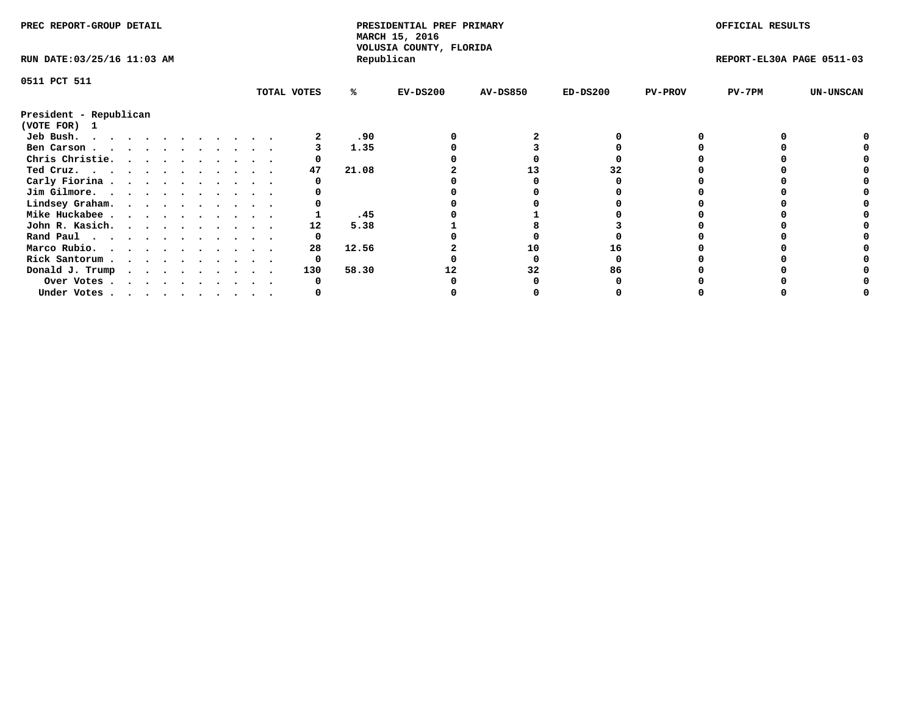PREC REPORT-GROUP DETAIL

PRESIDENTIAL PREF PRIMARY
MARCH 15, 2016
VOLUSIA COUNTY, FLORIDA
Republican

OFFICIAL RESULTS

RUN DATE:03/25/16 11:03 AM

REPORT-EL30A PAGE 0511-03

0511 PCT 511

President - Republican
(VOTE FOR) 1

| | TOTAL VOTES | % | EV-DS200 | AV-DS850 | ED-DS200 | PV-PROV | PV-7PM | UN-UNSCAN |
|---|---|---|---|---|---|---|---|---|
| Jeb Bush. | 2 | .90 | 0 | 2 | 0 | 0 | 0 | 0 |
| Ben Carson | 3 | 1.35 | 0 | 3 | 0 | 0 | 0 | 0 |
| Chris Christie. | 0 | | 0 | 0 | 0 | 0 | 0 | 0 |
| Ted Cruz. | 47 | 21.08 | 2 | 13 | 32 | 0 | 0 | 0 |
| Carly Fiorina | 0 | | 0 | 0 | 0 | 0 | 0 | 0 |
| Jim Gilmore. | 0 | | 0 | 0 | 0 | 0 | 0 | 0 |
| Lindsey Graham. | 0 | | 0 | 0 | 0 | 0 | 0 | 0 |
| Mike Huckabee | 1 | .45 | 0 | 1 | 0 | 0 | 0 | 0 |
| John R. Kasich. | 12 | 5.38 | 1 | 8 | 3 | 0 | 0 | 0 |
| Rand Paul | 0 | | 0 | 0 | 0 | 0 | 0 | 0 |
| Marco Rubio. | 28 | 12.56 | 2 | 10 | 16 | 0 | 0 | 0 |
| Rick Santorum | 0 | | 0 | 0 | 0 | 0 | 0 | 0 |
| Donald J. Trump | 130 | 58.30 | 12 | 32 | 86 | 0 | 0 | 0 |
| Over Votes | 0 | | 0 | 0 | 0 | 0 | 0 | 0 |
| Under Votes | 0 | | 0 | 0 | 0 | 0 | 0 | 0 |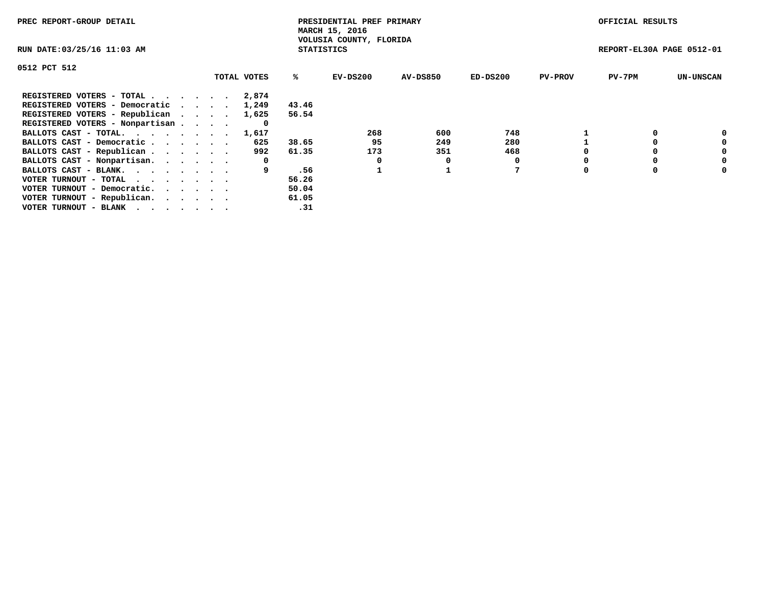PREC REPORT-GROUP DETAIL

PRESIDENTIAL PREF PRIMARY
MARCH 15, 2016
VOLUSIA COUNTY, FLORIDA
STATISTICS

OFFICIAL RESULTS

RUN DATE:03/25/16 11:03 AM

REPORT-EL30A PAGE 0512-01

0512 PCT 512

| | TOTAL VOTES | % | EV-DS200 | AV-DS850 | ED-DS200 | PV-PROV | PV-7PM | UN-UNSCAN |
|---|---|---|---|---|---|---|---|---|
| REGISTERED VOTERS - TOTAL . . . . . . | 2,874 | | | | | | | |
| REGISTERED VOTERS - Democratic . . . . | 1,249 | 43.46 | | | | | | |
| REGISTERED VOTERS - Republican . . . . | 1,625 | 56.54 | | | | | | |
| REGISTERED VOTERS - Nonpartisan . . . . | 0 | | | | | | | |
| BALLOTS CAST - TOTAL. . . . . . . . | 1,617 | | 268 | 600 | 748 | 1 | 0 | 0 |
| BALLOTS CAST - Democratic . . . . . . | 625 | 38.65 | 95 | 249 | 280 | 1 | 0 | 0 |
| BALLOTS CAST - Republican . . . . . . | 992 | 61.35 | 173 | 351 | 468 | 0 | 0 | 0 |
| BALLOTS CAST - Nonpartisan. . . . . . | 0 | | 0 | 0 | 0 | 0 | 0 | 0 |
| BALLOTS CAST - BLANK. . . . . . . . | 9 | .56 | 1 | 1 | 7 | 0 | 0 | 0 |
| VOTER TURNOUT - TOTAL . . . . . . . | | 56.26 | | | | | | |
| VOTER TURNOUT - Democratic. . . . . . | | 50.04 | | | | | | |
| VOTER TURNOUT - Republican. . . . . . | | 61.05 | | | | | | |
| VOTER TURNOUT - BLANK . . . . . . . | | .31 | | | | | | |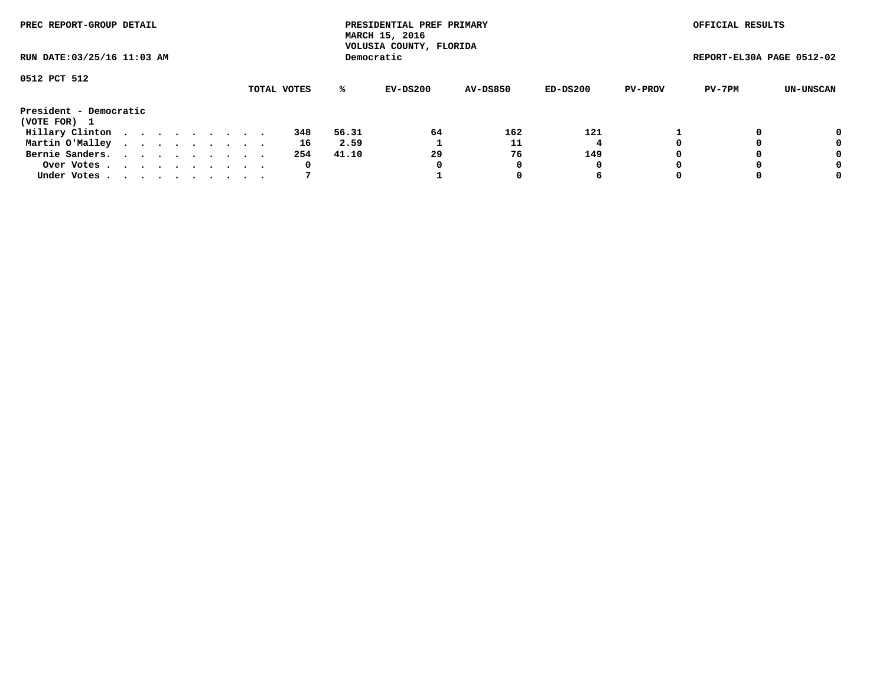PREC REPORT-GROUP DETAIL

PRESIDENTIAL PREF PRIMARY
MARCH 15, 2016
VOLUSIA COUNTY, FLORIDA
Democratic

OFFICIAL RESULTS

RUN DATE:03/25/16 11:03 AM

REPORT-EL30A PAGE 0512-02

0512 PCT 512

| President - Democratic (VOTE FOR) 1 | TOTAL VOTES | % | EV-DS200 | AV-DS850 | ED-DS200 | PV-PROV | PV-7PM | UN-UNSCAN |
|---|---|---|---|---|---|---|---|---|
| Hillary Clinton . . . . . . . . . . | 348 | 56.31 | 64 | 162 | 121 | 1 | 0 | 0 |
| Martin O'Malley . . . . . . . . . . | 16 | 2.59 | 1 | 11 | 4 | 0 | 0 | 0 |
| Bernie Sanders. . . . . . . . . . . | 254 | 41.10 | 29 | 76 | 149 | 0 | 0 | 0 |
| Over Votes . . . . . . . . . . . | 0 | | 0 | 0 | 0 | 0 | 0 | 0 |
| Under Votes . . . . . . . . . . . | 7 | | 1 | 0 | 6 | 0 | 0 | 0 |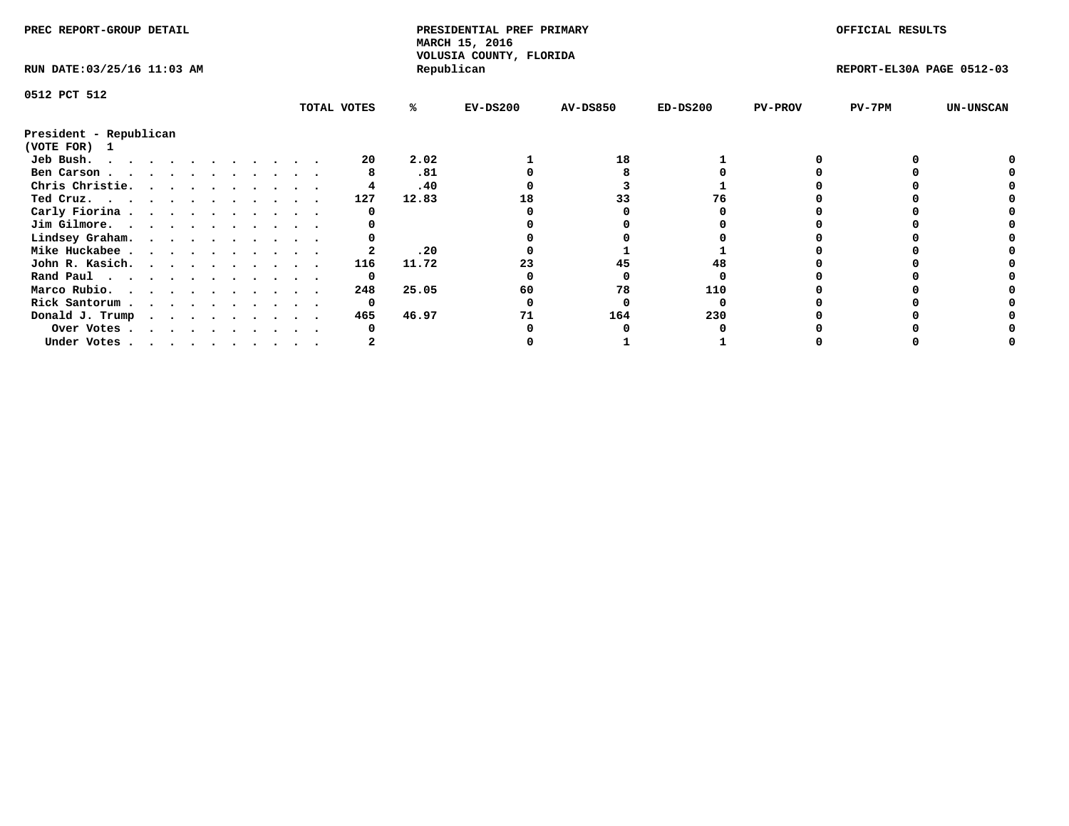PREC REPORT-GROUP DETAIL

PRESIDENTIAL PREF PRIMARY
MARCH 15, 2016
VOLUSIA COUNTY, FLORIDA
Republican

OFFICIAL RESULTS

RUN DATE:03/25/16 11:03 AM

REPORT-EL30A PAGE 0512-03

0512 PCT 512

| President - Republican (VOTE FOR) 1 | TOTAL VOTES | % | EV-DS200 | AV-DS850 | ED-DS200 | PV-PROV | PV-7PM | UN-UNSCAN |
|---|---|---|---|---|---|---|---|---|
| Jeb Bush. | 20 | 2.02 | 1 | 18 | 1 | 0 | 0 | 0 |
| Ben Carson | 8 | .81 | 0 | 8 | 0 | 0 | 0 | 0 |
| Chris Christie. | 4 | .40 | 0 | 3 | 1 | 0 | 0 | 0 |
| Ted Cruz. | 127 | 12.83 | 18 | 33 | 76 | 0 | 0 | 0 |
| Carly Fiorina | 0 | | 0 | 0 | 0 | 0 | 0 | 0 |
| Jim Gilmore. | 0 | | 0 | 0 | 0 | 0 | 0 | 0 |
| Lindsey Graham. | 0 | | 0 | 0 | 0 | 0 | 0 | 0 |
| Mike Huckabee | 2 | .20 | 0 | 1 | 1 | 0 | 0 | 0 |
| John R. Kasich. | 116 | 11.72 | 23 | 45 | 48 | 0 | 0 | 0 |
| Rand Paul | 0 | | 0 | 0 | 0 | 0 | 0 | 0 |
| Marco Rubio. | 248 | 25.05 | 60 | 78 | 110 | 0 | 0 | 0 |
| Rick Santorum | 0 | | 0 | 0 | 0 | 0 | 0 | 0 |
| Donald J. Trump | 465 | 46.97 | 71 | 164 | 230 | 0 | 0 | 0 |
| Over Votes | 0 | | 0 | 0 | 0 | 0 | 0 | 0 |
| Under Votes | 2 | | 0 | 1 | 1 | 0 | 0 | 0 |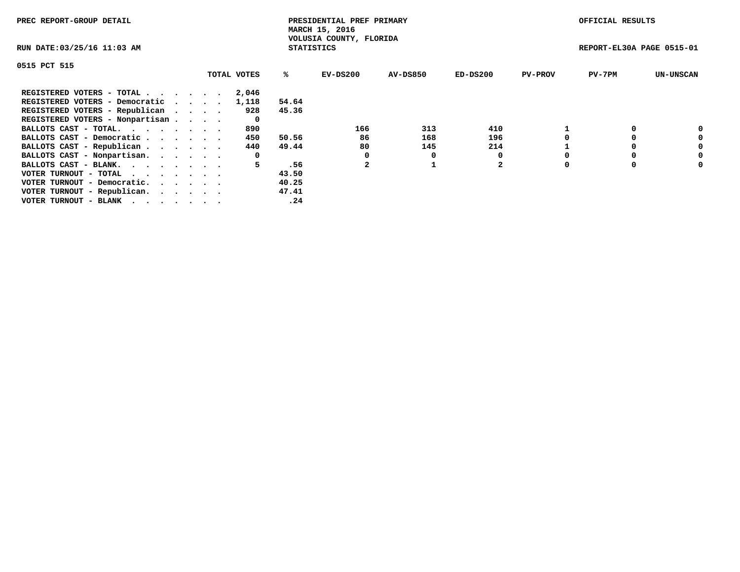PREC REPORT-GROUP DETAIL

PRESIDENTIAL PREF PRIMARY
MARCH 15, 2016
VOLUSIA COUNTY, FLORIDA
STATISTICS

OFFICIAL RESULTS

RUN DATE:03/25/16 11:03 AM

REPORT-EL30A PAGE 0515-01

0515 PCT 515

| | TOTAL VOTES | % | EV-DS200 | AV-DS850 | ED-DS200 | PV-PROV | PV-7PM | UN-UNSCAN |
|---|---|---|---|---|---|---|---|---|
| REGISTERED VOTERS - TOTAL . . . . . . | 2,046 | | | | | | | |
| REGISTERED VOTERS - Democratic . . . . | 1,118 | 54.64 | | | | | | |
| REGISTERED VOTERS - Republican . . . . | 928 | 45.36 | | | | | | |
| REGISTERED VOTERS - Nonpartisan . . . . | 0 | | | | | | | |
| BALLOTS CAST - TOTAL. . . . . . . . | 890 | | 166 | 313 | 410 | 1 | 0 | 0 |
| BALLOTS CAST - Democratic . . . . . . | 450 | 50.56 | 86 | 168 | 196 | 0 | 0 | 0 |
| BALLOTS CAST - Republican . . . . . . | 440 | 49.44 | 80 | 145 | 214 | 1 | 0 | 0 |
| BALLOTS CAST - Nonpartisan. . . . . . | 0 | | 0 | 0 | 0 | 0 | 0 | 0 |
| BALLOTS CAST - BLANK. . . . . . . . | 5 | .56 | 2 | 1 | 2 | 0 | 0 | 0 |
| VOTER TURNOUT - TOTAL . . . . . . . | | 43.50 | | | | | | |
| VOTER TURNOUT - Democratic. . . . . . | | 40.25 | | | | | | |
| VOTER TURNOUT - Republican. . . . . . | | 47.41 | | | | | | |
| VOTER TURNOUT - BLANK . . . . . . . | | .24 | | | | | | |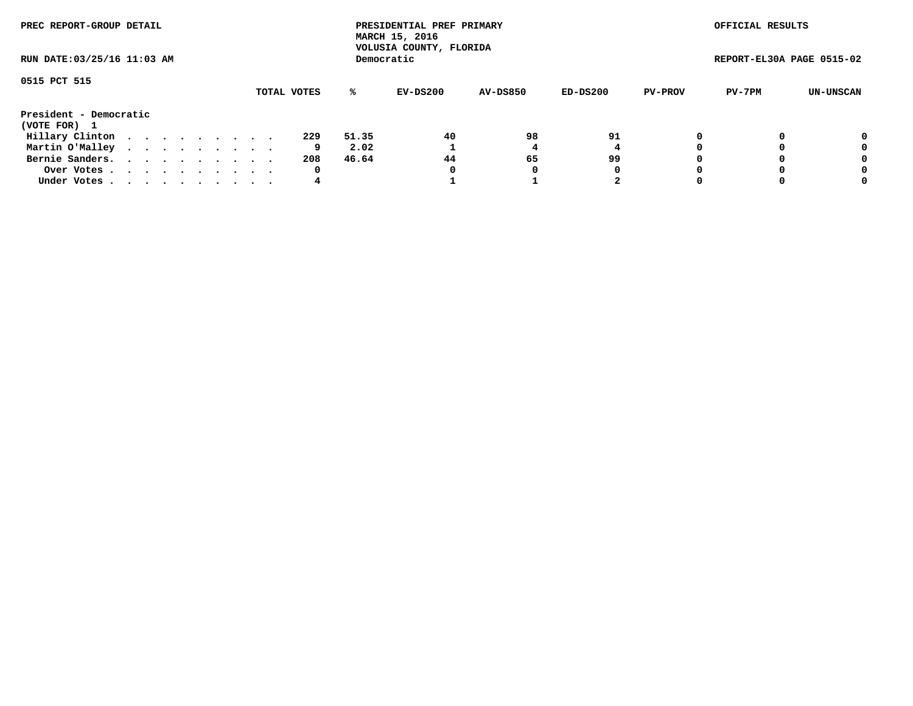PREC REPORT-GROUP DETAIL

PRESIDENTIAL PREF PRIMARY
MARCH 15, 2016
VOLUSIA COUNTY, FLORIDA
Democratic

OFFICIAL RESULTS

RUN DATE:03/25/16 11:03 AM

REPORT-EL30A PAGE 0515-02

0515 PCT 515

| | TOTAL VOTES | % | EV-DS200 | AV-DS850 | ED-DS200 | PV-PROV | PV-7PM | UN-UNSCAN |
|---|---|---|---|---|---|---|---|---|
| **President - Democratic** | | | | | | | | |
| **(VOTE FOR) 1** | | | | | | | | |
| Hillary Clinton . . . . . . . . . . | 229 | 51.35 | 40 | 98 | 91 | 0 | 0 | 0 |
| Martin O'Malley . . . . . . . . . . | 9 | 2.02 | 1 | 4 | 4 | 0 | 0 | 0 |
| Bernie Sanders. . . . . . . . . . . | 208 | 46.64 | 44 | 65 | 99 | 0 | 0 | 0 |
| Over Votes . . . . . . . . . . . | 0 | | 0 | 0 | 0 | 0 | 0 | 0 |
| Under Votes . . . . . . . . . . . | 4 | | 1 | 1 | 2 | 0 | 0 | 0 |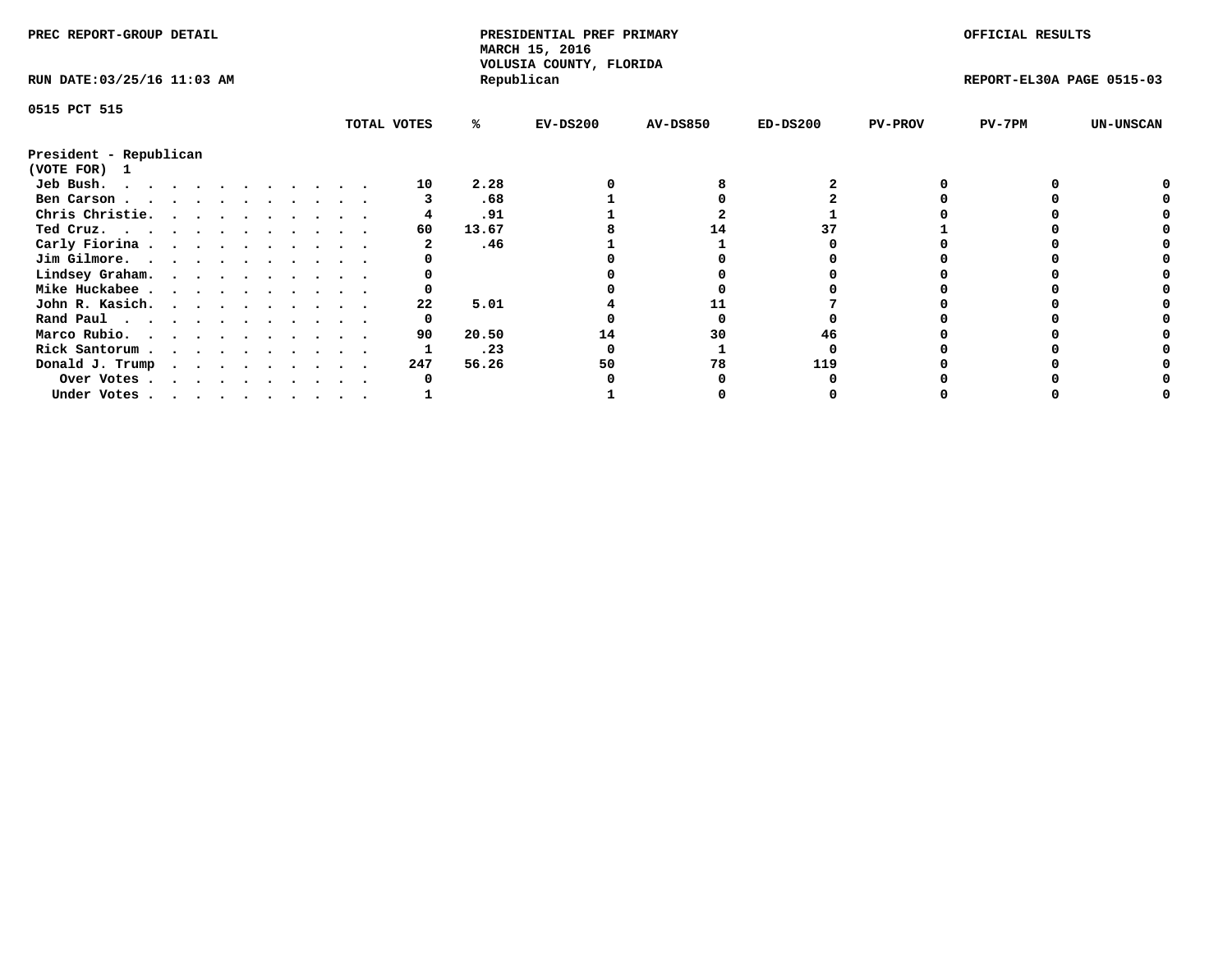PREC REPORT-GROUP DETAIL

**PRESIDENTIAL PREF PRIMARY**
**MARCH 15, 2016**
**VOLUSIA COUNTY, FLORIDA**
**Republican**

OFFICIAL RESULTS

RUN DATE:03/25/16 11:03 AM

REPORT-EL30A PAGE 0515-03

0515 PCT 515

President - Republican
(VOTE FOR) 1

| | TOTAL VOTES | % | EV-DS200 | AV-DS850 | ED-DS200 | PV-PROV | PV-7PM | UN-UNSCAN |
|---|---|---|---|---|---|---|---|---|
| Jeb Bush. . . . . . . . . . . . . | 10 | 2.28 | 0 | 8 | 2 | 0 | 0 | 0 |
| Ben Carson . . . . . . . . . . . . | 3 | .68 | 1 | 0 | 2 | 0 | 0 | 0 |
| Chris Christie. . . . . . . . . . . | 4 | .91 | 1 | 2 | 1 | 0 | 0 | 0 |
| Ted Cruz. . . . . . . . . . . . . | 60 | 13.67 | 8 | 14 | 37 | 1 | 0 | 0 |
| Carly Fiorina . . . . . . . . . . . | 2 | .46 | 1 | 1 | 0 | 0 | 0 | 0 |
| Jim Gilmore. . . . . . . . . . . . | 0 | | 0 | 0 | 0 | 0 | 0 | 0 |
| Lindsey Graham. . . . . . . . . . . | 0 | | 0 | 0 | 0 | 0 | 0 | 0 |
| Mike Huckabee . . . . . . . . . . . | 0 | | 0 | 0 | 0 | 0 | 0 | 0 |
| John R. Kasich. . . . . . . . . . . | 22 | 5.01 | 4 | 11 | 7 | 0 | 0 | 0 |
| Rand Paul . . . . . . . . . . . . | 0 | | 0 | 0 | 0 | 0 | 0 | 0 |
| Marco Rubio. . . . . . . . . . . . | 90 | 20.50 | 14 | 30 | 46 | 0 | 0 | 0 |
| Rick Santorum . . . . . . . . . . . | 1 | .23 | 0 | 1 | 0 | 0 | 0 | 0 |
| Donald J. Trump . . . . . . . . . . | 247 | 56.26 | 50 | 78 | 119 | 0 | 0 | 0 |
| Over Votes . . . . . . . . . . . | 0 | | 0 | 0 | 0 | 0 | 0 | 0 |
| Under Votes . . . . . . . . . . . | 1 | | 1 | 0 | 0 | 0 | 0 | 0 |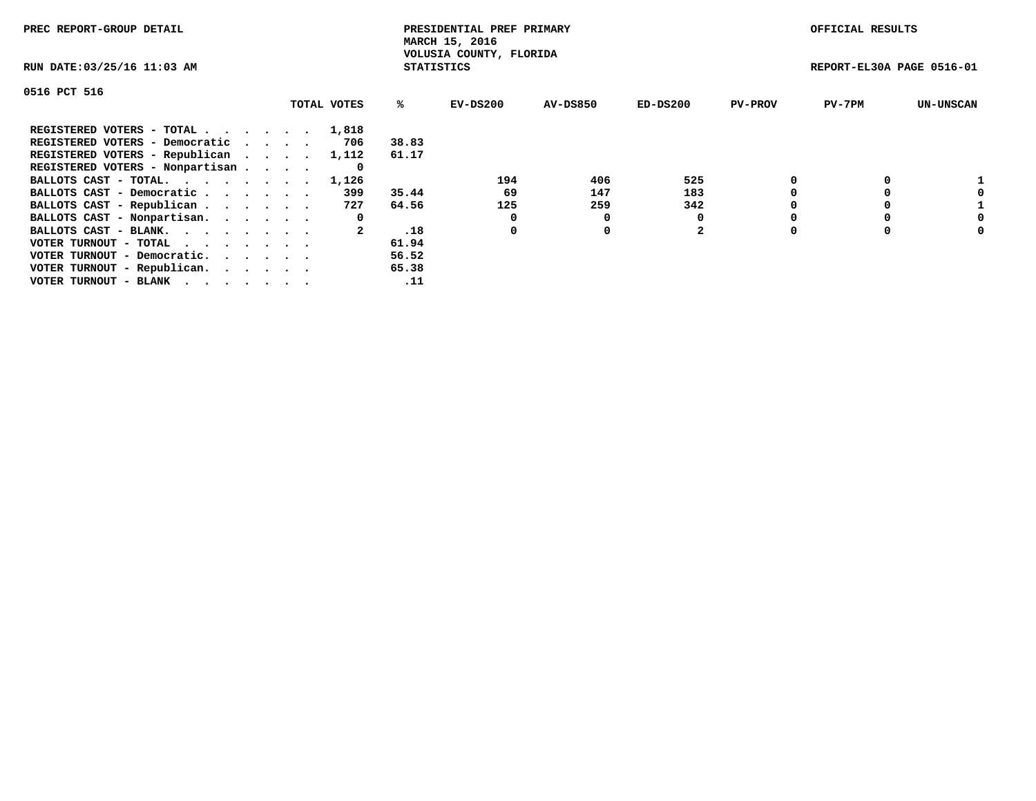PREC REPORT-GROUP DETAIL

PRESIDENTIAL PREF PRIMARY
MARCH 15, 2016
VOLUSIA COUNTY, FLORIDA
STATISTICS

OFFICIAL RESULTS

RUN DATE:03/25/16 11:03 AM

REPORT-EL30A PAGE 0516-01

0516 PCT 516

| | TOTAL VOTES | % | EV-DS200 | AV-DS850 | ED-DS200 | PV-PROV | PV-7PM | UN-UNSCAN |
|---|---|---|---|---|---|---|---|---|
| REGISTERED VOTERS - TOTAL . . . . . . | 1,818 | | | | | | | |
| REGISTERED VOTERS - Democratic . . . . | 706 | 38.83 | | | | | | |
| REGISTERED VOTERS - Republican . . . . | 1,112 | 61.17 | | | | | | |
| REGISTERED VOTERS - Nonpartisan . . . . | 0 | | | | | | | |
| BALLOTS CAST - TOTAL. . . . . . . . | 1,126 | | 194 | 406 | 525 | 0 | 0 | 1 |
| BALLOTS CAST - Democratic . . . . . . | 399 | 35.44 | 69 | 147 | 183 | 0 | 0 | 0 |
| BALLOTS CAST - Republican . . . . . . | 727 | 64.56 | 125 | 259 | 342 | 0 | 0 | 1 |
| BALLOTS CAST - Nonpartisan. . . . . . | 0 | | 0 | 0 | 0 | 0 | 0 | 0 |
| BALLOTS CAST - BLANK. . . . . . . . | 2 | .18 | 0 | 0 | 2 | 0 | 0 | 0 |
| VOTER TURNOUT - TOTAL . . . . . . . | | 61.94 | | | | | | |
| VOTER TURNOUT - Democratic. . . . . . | | 56.52 | | | | | | |
| VOTER TURNOUT - Republican. . . . . . | | 65.38 | | | | | | |
| VOTER TURNOUT - BLANK . . . . . . . | | .11 | | | | | | |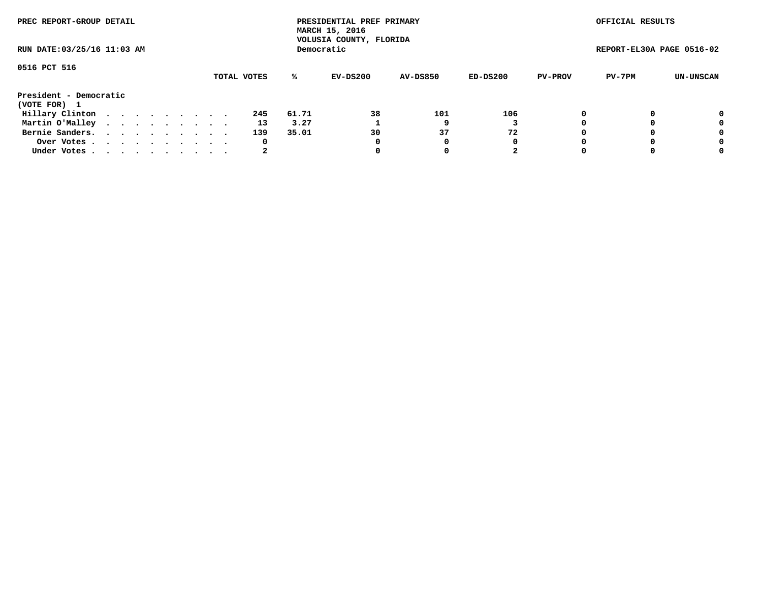PREC REPORT-GROUP DETAIL

PRESIDENTIAL PREF PRIMARY
MARCH 15, 2016
VOLUSIA COUNTY, FLORIDA
Democratic

OFFICIAL RESULTS

RUN DATE:03/25/16 11:03 AM

REPORT-EL30A PAGE 0516-02

0516 PCT 516

| President - Democratic (VOTE FOR) 1 | TOTAL VOTES | % | EV-DS200 | AV-DS850 | ED-DS200 | PV-PROV | PV-7PM | UN-UNSCAN |
|---|---|---|---|---|---|---|---|---|
| Hillary Clinton | 245 | 61.71 | 38 | 101 | 106 | 0 | 0 | 0 |
| Martin O'Malley | 13 | 3.27 | 1 | 9 | 3 | 0 | 0 | 0 |
| Bernie Sanders. | 139 | 35.01 | 30 | 37 | 72 | 0 | 0 | 0 |
| Over Votes | 0 | | 0 | 0 | 0 | 0 | 0 | 0 |
| Under Votes | 2 | | 0 | 0 | 2 | 0 | 0 | 0 |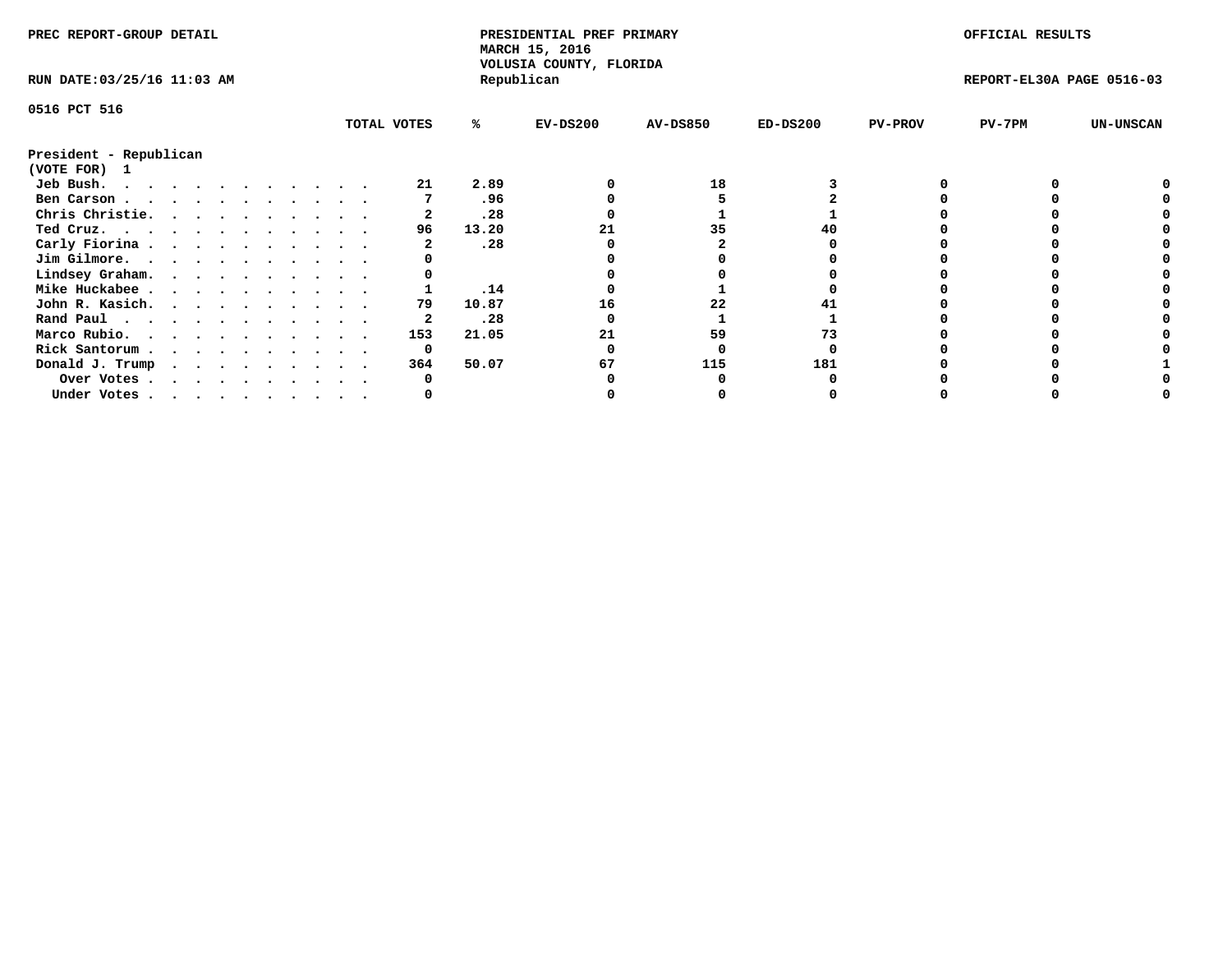PREC REPORT-GROUP DETAIL

PRESIDENTIAL PREF PRIMARY
MARCH 15, 2016
VOLUSIA COUNTY, FLORIDA
Republican

OFFICIAL RESULTS

RUN DATE:03/25/16 11:03 AM

REPORT-EL30A PAGE 0516-03

0516 PCT 516

| | TOTAL VOTES | % | EV-DS200 | AV-DS850 | ED-DS200 | PV-PROV | PV-7PM | UN-UNSCAN |
|---|---|---|---|---|---|---|---|---|
| **President - Republican** | | | | | | | | |
| **(VOTE FOR) 1** | | | | | | | | |
| Jeb Bush. . . . . . . . . . . . . | 21 | 2.89 | 0 | 18 | 3 | 0 | 0 | 0 |
| Ben Carson . . . . . . . . . . . . | 7 | .96 | 0 | 5 | 2 | 0 | 0 | 0 |
| Chris Christie. . . . . . . . . . . | 2 | .28 | 0 | 1 | 1 | 0 | 0 | 0 |
| Ted Cruz. . . . . . . . . . . . . | 96 | 13.20 | 21 | 35 | 40 | 0 | 0 | 0 |
| Carly Fiorina . . . . . . . . . . . | 2 | .28 | 0 | 2 | 0 | 0 | 0 | 0 |
| Jim Gilmore. . . . . . . . . . . . | 0 | | 0 | 0 | 0 | 0 | 0 | 0 |
| Lindsey Graham. . . . . . . . . . . | 0 | | 0 | 0 | 0 | 0 | 0 | 0 |
| Mike Huckabee . . . . . . . . . . . | 1 | .14 | 0 | 1 | 0 | 0 | 0 | 0 |
| John R. Kasich. . . . . . . . . . . | 79 | 10.87 | 16 | 22 | 41 | 0 | 0 | 0 |
| Rand Paul . . . . . . . . . . . . | 2 | .28 | 0 | 1 | 1 | 0 | 0 | 0 |
| Marco Rubio. . . . . . . . . . . . | 153 | 21.05 | 21 | 59 | 73 | 0 | 0 | 0 |
| Rick Santorum . . . . . . . . . . . | 0 | | 0 | 0 | 0 | 0 | 0 | 0 |
| Donald J. Trump . . . . . . . . . . | 364 | 50.07 | 67 | 115 | 181 | 0 | 0 | 1 |
| Over Votes . . . . . . . . . . . | 0 | | 0 | 0 | 0 | 0 | 0 | 0 |
| Under Votes . . . . . . . . . . . | 0 | | 0 | 0 | 0 | 0 | 0 | 0 |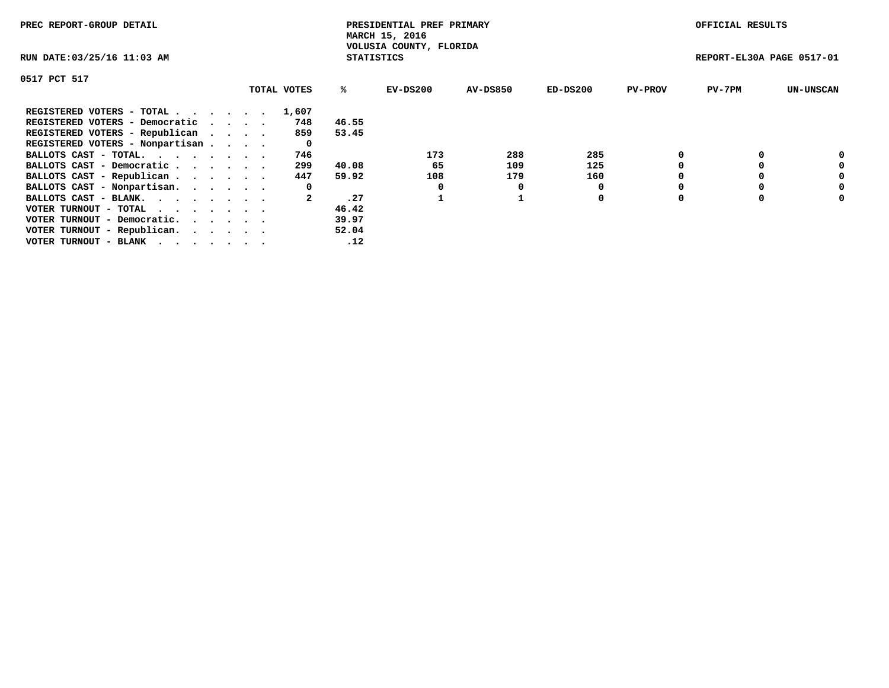PREC REPORT-GROUP DETAIL

PRESIDENTIAL PREF PRIMARY
MARCH 15, 2016
VOLUSIA COUNTY, FLORIDA
STATISTICS

OFFICIAL RESULTS

RUN DATE:03/25/16 11:03 AM

REPORT-EL30A PAGE 0517-01

0517 PCT 517

| | TOTAL VOTES | % | EV-DS200 | AV-DS850 | ED-DS200 | PV-PROV | PV-7PM | UN-UNSCAN |
|---|---|---|---|---|---|---|---|---|
| REGISTERED VOTERS - TOTAL . . . . . . | 1,607 | | | | | | | |
| REGISTERED VOTERS - Democratic . . . . | 748 | 46.55 | | | | | | |
| REGISTERED VOTERS - Republican . . . . | 859 | 53.45 | | | | | | |
| REGISTERED VOTERS - Nonpartisan . . . . | 0 | | | | | | | |
| BALLOTS CAST - TOTAL. . . . . . . . | 746 | | 173 | 288 | 285 | 0 | 0 | 0 |
| BALLOTS CAST - Democratic . . . . . . | 299 | 40.08 | 65 | 109 | 125 | 0 | 0 | 0 |
| BALLOTS CAST - Republican . . . . . . | 447 | 59.92 | 108 | 179 | 160 | 0 | 0 | 0 |
| BALLOTS CAST - Nonpartisan. . . . . . | 0 | | 0 | 0 | 0 | 0 | 0 | 0 |
| BALLOTS CAST - BLANK. . . . . . . . | 2 | .27 | 1 | 1 | 0 | 0 | 0 | 0 |
| VOTER TURNOUT - TOTAL . . . . . . . | | 46.42 | | | | | | |
| VOTER TURNOUT - Democratic. . . . . . | | 39.97 | | | | | | |
| VOTER TURNOUT - Republican. . . . . . | | 52.04 | | | | | | |
| VOTER TURNOUT - BLANK . . . . . . . | | .12 | | | | | | |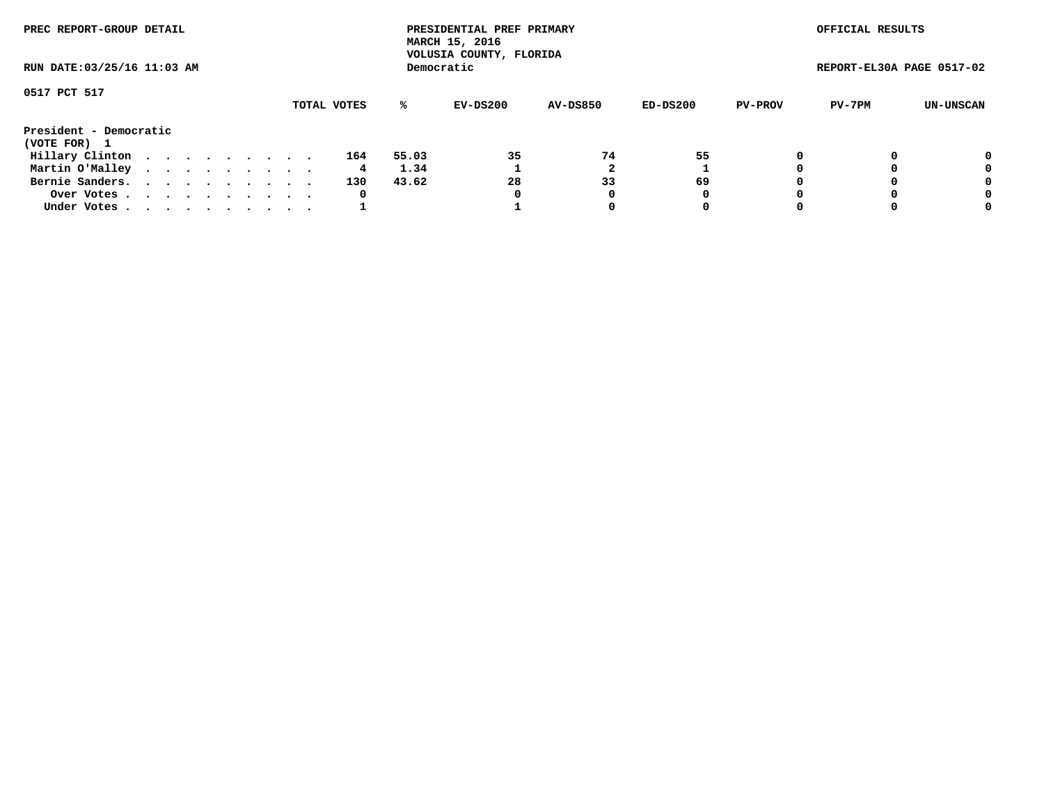PREC REPORT-GROUP DETAIL

PRESIDENTIAL PREF PRIMARY
MARCH 15, 2016
VOLUSIA COUNTY, FLORIDA
Democratic

OFFICIAL RESULTS

RUN DATE:03/25/16 11:03 AM

REPORT-EL30A PAGE 0517-02

0517 PCT 517

| President - Democratic (VOTE FOR) 1 | TOTAL VOTES | % | EV-DS200 | AV-DS850 | ED-DS200 | PV-PROV | PV-7PM | UN-UNSCAN |
|---|---|---|---|---|---|---|---|---|
| Hillary Clinton | 164 | 55.03 | 35 | 74 | 55 | 0 | 0 | 0 |
| Martin O'Malley | 4 | 1.34 | 1 | 2 | 1 | 0 | 0 | 0 |
| Bernie Sanders. | 130 | 43.62 | 28 | 33 | 69 | 0 | 0 | 0 |
| Over Votes | 0 | | 0 | 0 | 0 | 0 | 0 | 0 |
| Under Votes | 1 | | 1 | 0 | 0 | 0 | 0 | 0 |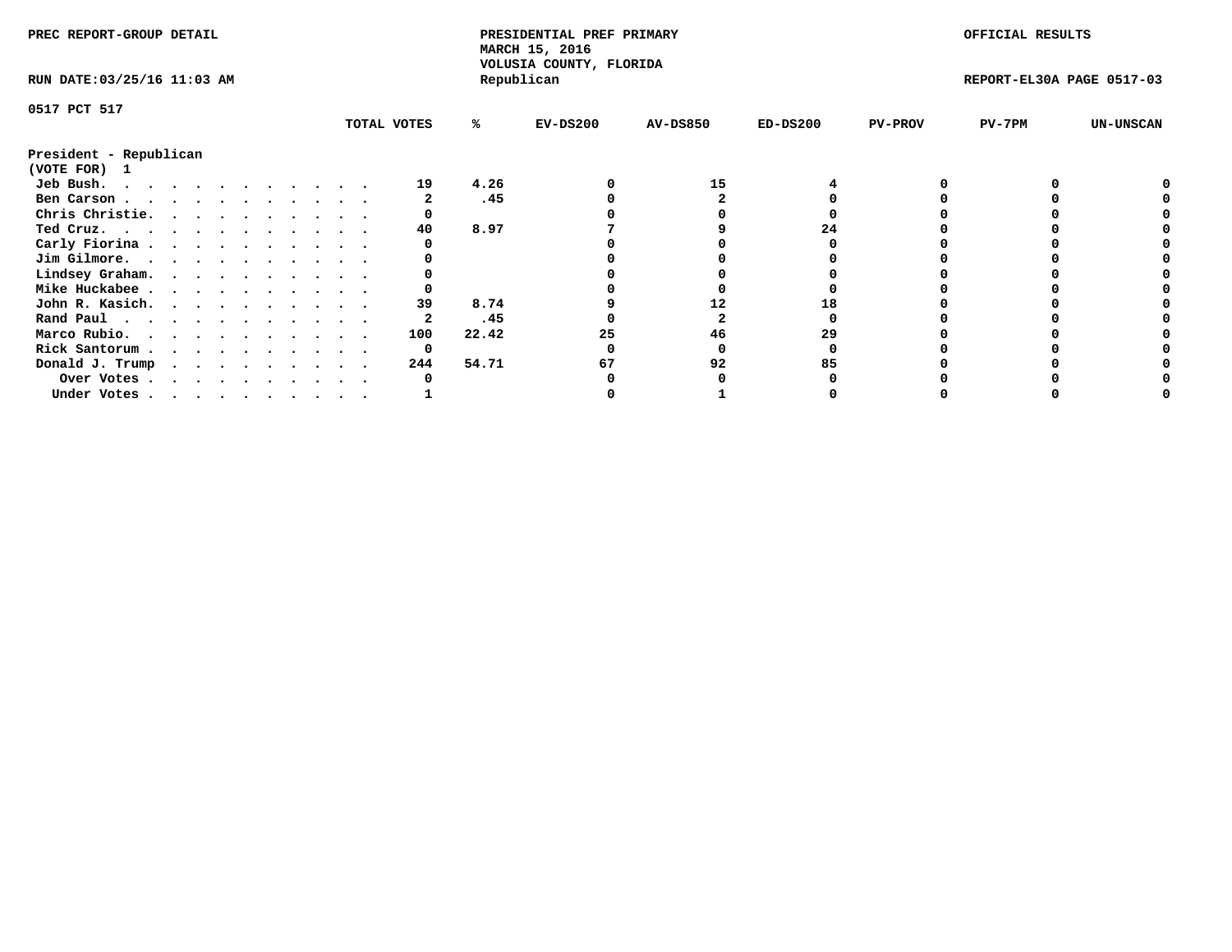PREC REPORT-GROUP DETAIL

PRESIDENTIAL PREF PRIMARY
MARCH 15, 2016
VOLUSIA COUNTY, FLORIDA
Republican

OFFICIAL RESULTS

RUN DATE:03/25/16 11:03 AM

REPORT-EL30A PAGE 0517-03

0517 PCT 517

| President - Republican (VOTE FOR) 1 | TOTAL VOTES | % | EV-DS200 | AV-DS850 | ED-DS200 | PV-PROV | PV-7PM | UN-UNSCAN |
|---|---|---|---|---|---|---|---|---|
| Jeb Bush. | 19 | 4.26 | 0 | 15 | 4 | 0 | 0 | 0 |
| Ben Carson | 2 | .45 | 0 | 2 | 0 | 0 | 0 | 0 |
| Chris Christie. | 0 | | 0 | 0 | 0 | 0 | 0 | 0 |
| Ted Cruz. | 40 | 8.97 | 7 | 9 | 24 | 0 | 0 | 0 |
| Carly Fiorina | 0 | | 0 | 0 | 0 | 0 | 0 | 0 |
| Jim Gilmore. | 0 | | 0 | 0 | 0 | 0 | 0 | 0 |
| Lindsey Graham. | 0 | | 0 | 0 | 0 | 0 | 0 | 0 |
| Mike Huckabee | 0 | | 0 | 0 | 0 | 0 | 0 | 0 |
| John R. Kasich. | 39 | 8.74 | 9 | 12 | 18 | 0 | 0 | 0 |
| Rand Paul | 2 | .45 | 0 | 2 | 0 | 0 | 0 | 0 |
| Marco Rubio. | 100 | 22.42 | 25 | 46 | 29 | 0 | 0 | 0 |
| Rick Santorum | 0 | | 0 | 0 | 0 | 0 | 0 | 0 |
| Donald J. Trump | 244 | 54.71 | 67 | 92 | 85 | 0 | 0 | 0 |
| Over Votes | 0 | | 0 | 0 | 0 | 0 | 0 | 0 |
| Under Votes | 1 | | 0 | 1 | 0 | 0 | 0 | 0 |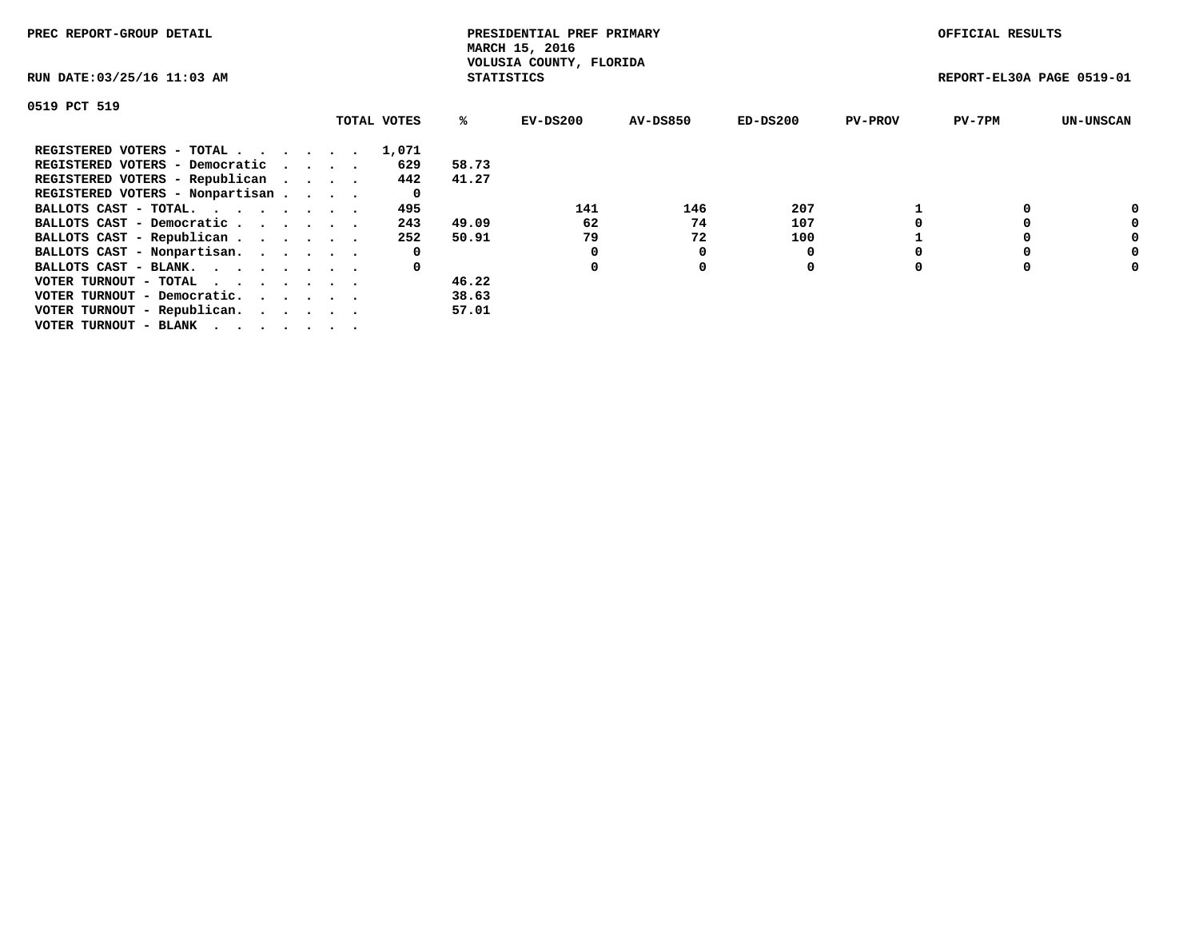PREC REPORT-GROUP DETAIL

PRESIDENTIAL PREF PRIMARY
MARCH 15, 2016
VOLUSIA COUNTY, FLORIDA
STATISTICS

OFFICIAL RESULTS

RUN DATE:03/25/16 11:03 AM

REPORT-EL30A PAGE 0519-01

0519 PCT 519

| | TOTAL VOTES | % | EV-DS200 | AV-DS850 | ED-DS200 | PV-PROV | PV-7PM | UN-UNSCAN |
|---|---|---|---|---|---|---|---|---|
| REGISTERED VOTERS - TOTAL . . . . . . | 1,071 | | | | | | | |
| REGISTERED VOTERS - Democratic . . . . | 629 | 58.73 | | | | | | |
| REGISTERED VOTERS - Republican . . . . | 442 | 41.27 | | | | | | |
| REGISTERED VOTERS - Nonpartisan . . . . | 0 | | | | | | | |
| BALLOTS CAST - TOTAL. . . . . . . . | 495 | | 141 | 146 | 207 | 1 | 0 | 0 |
| BALLOTS CAST - Democratic . . . . . . | 243 | 49.09 | 62 | 74 | 107 | 0 | 0 | 0 |
| BALLOTS CAST - Republican . . . . . . | 252 | 50.91 | 79 | 72 | 100 | 1 | 0 | 0 |
| BALLOTS CAST - Nonpartisan. . . . . . | 0 | | 0 | 0 | 0 | 0 | 0 | 0 |
| BALLOTS CAST - BLANK. . . . . . . . | 0 | | 0 | 0 | 0 | 0 | 0 | 0 |
| VOTER TURNOUT - TOTAL . . . . . . . | | 46.22 | | | | | | |
| VOTER TURNOUT - Democratic. . . . . . | | 38.63 | | | | | | |
| VOTER TURNOUT - Republican. . . . . . | | 57.01 | | | | | | |
| VOTER TURNOUT - BLANK . . . . . . . | | | | | | | | |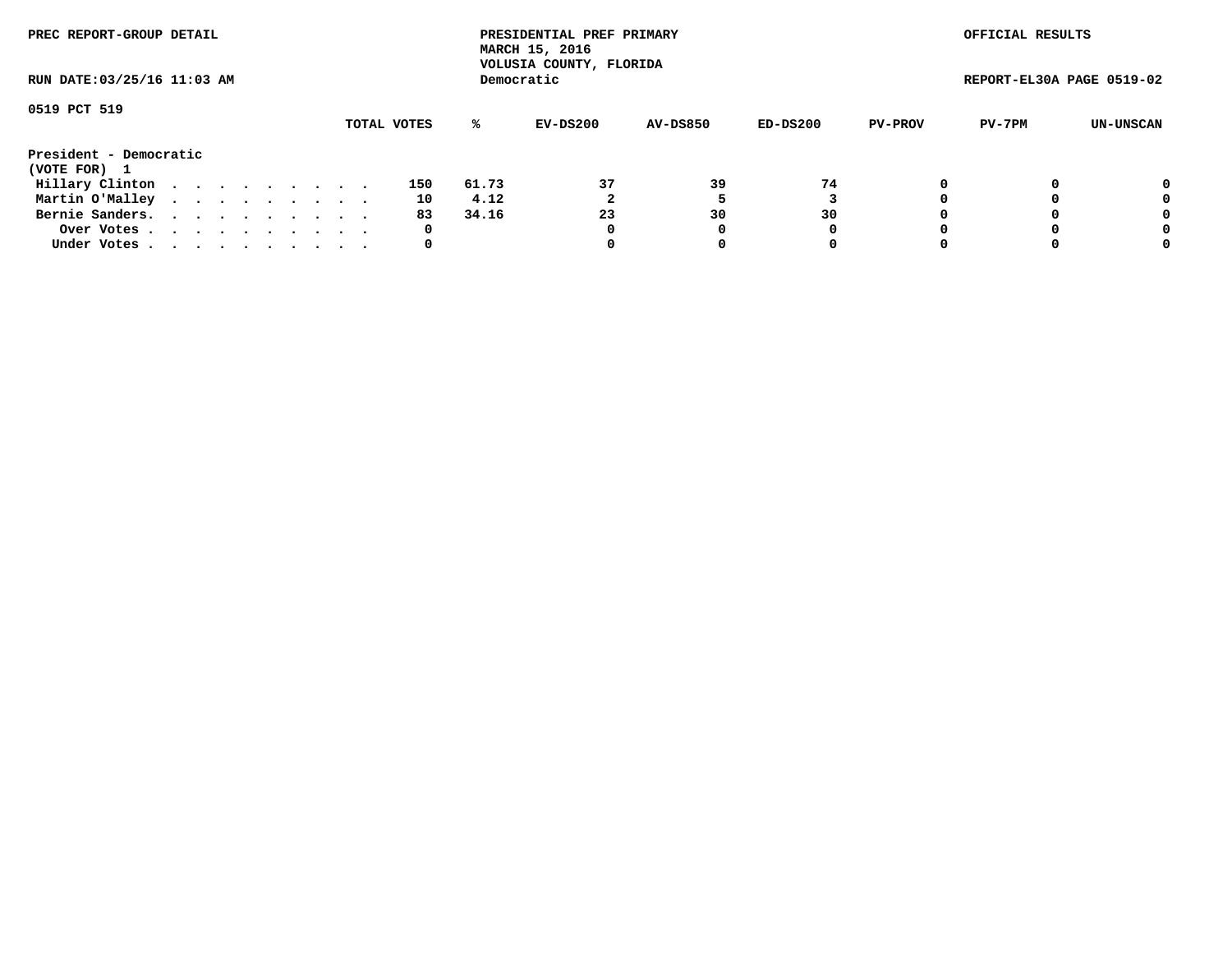PREC REPORT-GROUP DETAIL

PRESIDENTIAL PREF PRIMARY
MARCH 15, 2016
VOLUSIA COUNTY, FLORIDA
Democratic

OFFICIAL RESULTS

RUN DATE:03/25/16 11:03 AM

REPORT-EL30A PAGE 0519-02

0519 PCT 519

| | TOTAL VOTES | % | EV-DS200 | AV-DS850 | ED-DS200 | PV-PROV | PV-7PM | UN-UNSCAN |
|---|---|---|---|---|---|---|---|---|
| **President - Democratic** | | | | | | | | |
| **(VOTE FOR) 1** | | | | | | | | |
| Hillary Clinton . . . . . . . . . . | 150 | 61.73 | 37 | 39 | 74 | 0 | 0 | 0 |
| Martin O'Malley . . . . . . . . . . | 10 | 4.12 | 2 | 5 | 3 | 0 | 0 | 0 |
| Bernie Sanders. . . . . . . . . . . | 83 | 34.16 | 23 | 30 | 30 | 0 | 0 | 0 |
| Over Votes . . . . . . . . . . . | 0 | | 0 | 0 | 0 | 0 | 0 | 0 |
| Under Votes . . . . . . . . . . . | 0 | | 0 | 0 | 0 | 0 | 0 | 0 |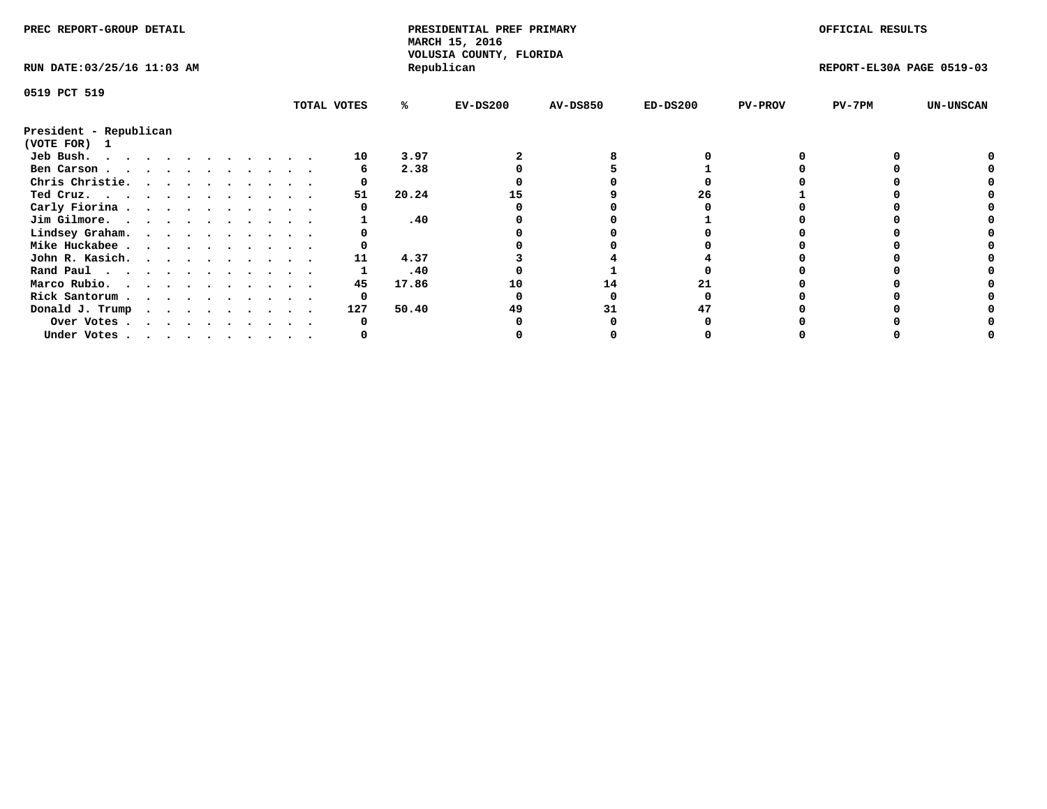PREC REPORT-GROUP DETAIL

PRESIDENTIAL PREF PRIMARY
MARCH 15, 2016
VOLUSIA COUNTY, FLORIDA
Republican

OFFICIAL RESULTS

RUN DATE:03/25/16 11:03 AM

REPORT-EL30A PAGE 0519-03

0519 PCT 519

President - Republican
(VOTE FOR) 1

| | TOTAL VOTES | % | EV-DS200 | AV-DS850 | ED-DS200 | PV-PROV | PV-7PM | UN-UNSCAN |
|---|---|---|---|---|---|---|---|---|
| Jeb Bush. | 10 | 3.97 | 2 | 8 | 0 | 0 | 0 | 0 |
| Ben Carson | 6 | 2.38 | 0 | 5 | 1 | 0 | 0 | 0 |
| Chris Christie. | 0 | | 0 | 0 | 0 | 0 | 0 | 0 |
| Ted Cruz. | 51 | 20.24 | 15 | 9 | 26 | 1 | 0 | 0 |
| Carly Fiorina | 0 | | 0 | 0 | 0 | 0 | 0 | 0 |
| Jim Gilmore. | 1 | .40 | 0 | 0 | 1 | 0 | 0 | 0 |
| Lindsey Graham. | 0 | | 0 | 0 | 0 | 0 | 0 | 0 |
| Mike Huckabee | 0 | | 0 | 0 | 0 | 0 | 0 | 0 |
| John R. Kasich. | 11 | 4.37 | 3 | 4 | 4 | 0 | 0 | 0 |
| Rand Paul | 1 | .40 | 0 | 1 | 0 | 0 | 0 | 0 |
| Marco Rubio. | 45 | 17.86 | 10 | 14 | 21 | 0 | 0 | 0 |
| Rick Santorum | 0 | | 0 | 0 | 0 | 0 | 0 | 0 |
| Donald J. Trump | 127 | 50.40 | 49 | 31 | 47 | 0 | 0 | 0 |
| Over Votes | 0 | | 0 | 0 | 0 | 0 | 0 | 0 |
| Under Votes | 0 | | 0 | 0 | 0 | 0 | 0 | 0 |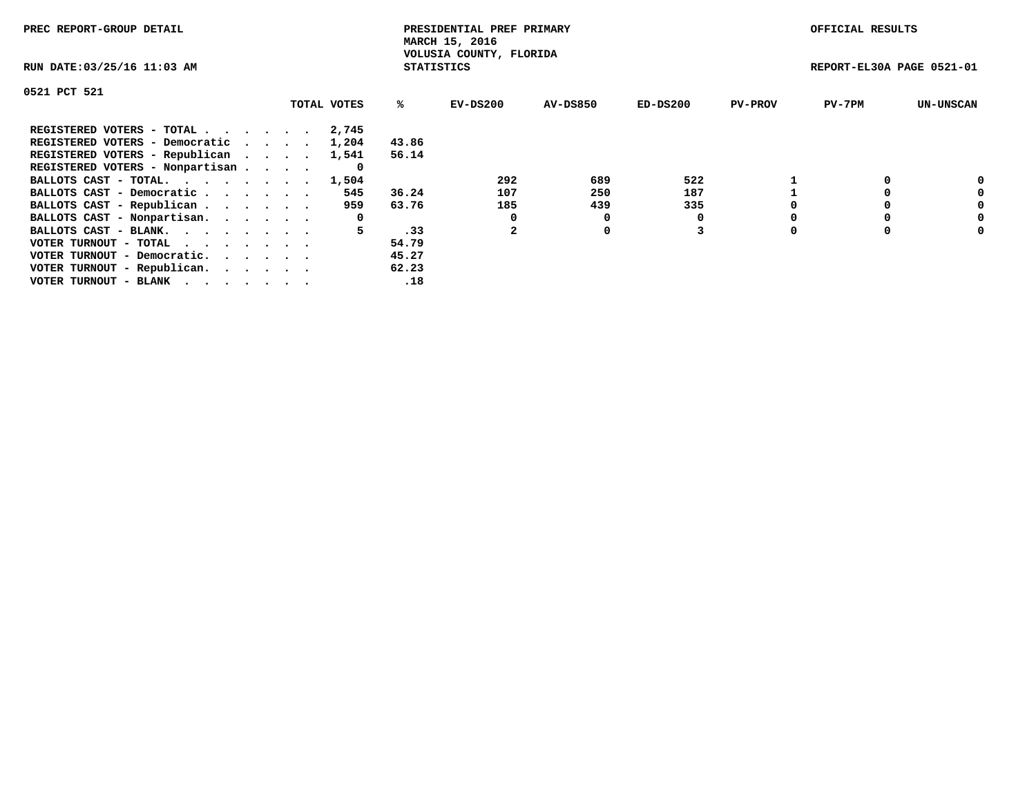PREC REPORT-GROUP DETAIL

PRESIDENTIAL PREF PRIMARY
MARCH 15, 2016
VOLUSIA COUNTY, FLORIDA
STATISTICS

OFFICIAL RESULTS

RUN DATE:03/25/16 11:03 AM

REPORT-EL30A PAGE 0521-01

0521 PCT 521

| | TOTAL VOTES | % | EV-DS200 | AV-DS850 | ED-DS200 | PV-PROV | PV-7PM | UN-UNSCAN |
|---|---|---|---|---|---|---|---|---|
| REGISTERED VOTERS - TOTAL . . . . . . | 2,745 | | | | | | | |
| REGISTERED VOTERS - Democratic . . . . | 1,204 | 43.86 | | | | | | |
| REGISTERED VOTERS - Republican . . . . | 1,541 | 56.14 | | | | | | |
| REGISTERED VOTERS - Nonpartisan . . . . | 0 | | | | | | | |
| BALLOTS CAST - TOTAL. . . . . . . . | 1,504 | | 292 | 689 | 522 | 1 | 0 | 0 |
| BALLOTS CAST - Democratic . . . . . . | 545 | 36.24 | 107 | 250 | 187 | 1 | 0 | 0 |
| BALLOTS CAST - Republican . . . . . . | 959 | 63.76 | 185 | 439 | 335 | 0 | 0 | 0 |
| BALLOTS CAST - Nonpartisan. . . . . . | 0 | | 0 | 0 | 0 | 0 | 0 | 0 |
| BALLOTS CAST - BLANK. . . . . . . . | 5 | .33 | 2 | 0 | 3 | 0 | 0 | 0 |
| VOTER TURNOUT - TOTAL . . . . . . . | | 54.79 | | | | | | |
| VOTER TURNOUT - Democratic. . . . . . | | 45.27 | | | | | | |
| VOTER TURNOUT - Republican. . . . . . | | 62.23 | | | | | | |
| VOTER TURNOUT - BLANK . . . . . . . | | .18 | | | | | | |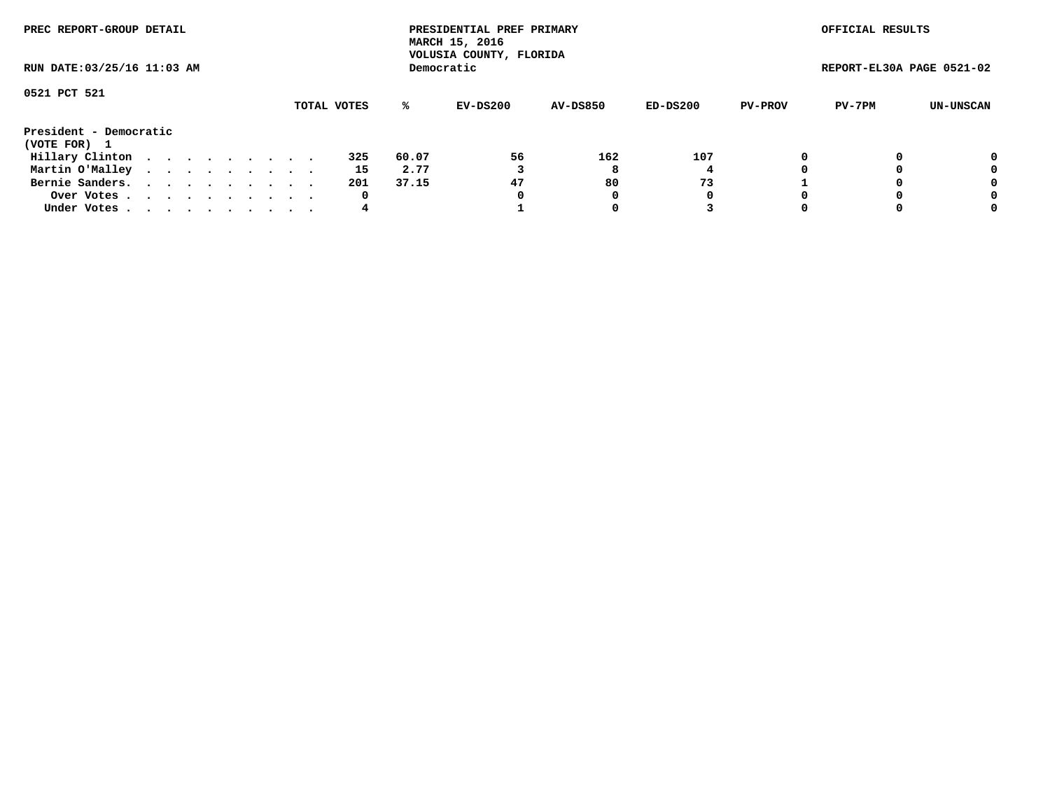PREC REPORT-GROUP DETAIL

PRESIDENTIAL PREF PRIMARY
MARCH 15, 2016
VOLUSIA COUNTY, FLORIDA
Democratic

OFFICIAL RESULTS

RUN DATE:03/25/16 11:03 AM

REPORT-EL30A PAGE 0521-02

0521 PCT 521

| | TOTAL VOTES | % | EV-DS200 | AV-DS850 | ED-DS200 | PV-PROV | PV-7PM | UN-UNSCAN |
|---|---|---|---|---|---|---|---|---|
| **President - Democratic** | | | | | | | | |
| **(VOTE FOR) 1** | | | | | | | | |
| Hillary Clinton . . . . . . . . . . | 325 | 60.07 | 56 | 162 | 107 | 0 | 0 | 0 |
| Martin O'Malley . . . . . . . . . . | 15 | 2.77 | 3 | 8 | 4 | 0 | 0 | 0 |
| Bernie Sanders. . . . . . . . . . . | 201 | 37.15 | 47 | 80 | 73 | 1 | 0 | 0 |
| Over Votes . . . . . . . . . . . | 0 | | 0 | 0 | 0 | 0 | 0 | 0 |
| Under Votes . . . . . . . . . . . | 4 | | 1 | 0 | 3 | 0 | 0 | 0 |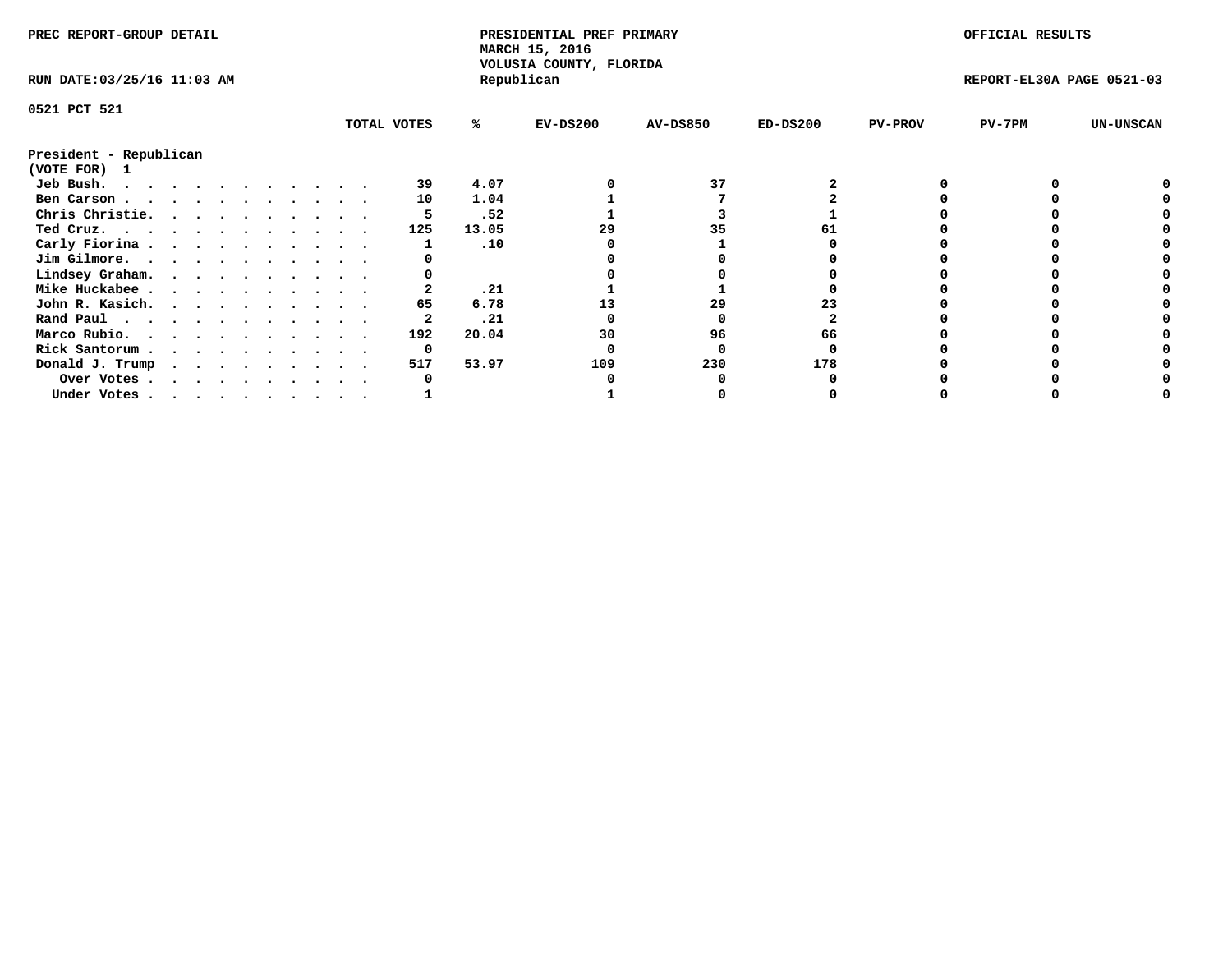PREC REPORT-GROUP DETAIL

PRESIDENTIAL PREF PRIMARY
MARCH 15, 2016
VOLUSIA COUNTY, FLORIDA
Republican

OFFICIAL RESULTS

RUN DATE:03/25/16 11:03 AM

REPORT-EL30A PAGE 0521-03

0521 PCT 521

| President - Republican (VOTE FOR) 1 | TOTAL VOTES | % | EV-DS200 | AV-DS850 | ED-DS200 | PV-PROV | PV-7PM | UN-UNSCAN |
|---|---|---|---|---|---|---|---|---|
| Jeb Bush. | 39 | 4.07 | 0 | 37 | 2 | 0 | 0 | 0 |
| Ben Carson | 10 | 1.04 | 1 | 7 | 2 | 0 | 0 | 0 |
| Chris Christie. | 5 | .52 | 1 | 3 | 1 | 0 | 0 | 0 |
| Ted Cruz. | 125 | 13.05 | 29 | 35 | 61 | 0 | 0 | 0 |
| Carly Fiorina | 1 | .10 | 0 | 1 | 0 | 0 | 0 | 0 |
| Jim Gilmore. | 0 | | 0 | 0 | 0 | 0 | 0 | 0 |
| Lindsey Graham. | 0 | | 0 | 0 | 0 | 0 | 0 | 0 |
| Mike Huckabee | 2 | .21 | 1 | 1 | 0 | 0 | 0 | 0 |
| John R. Kasich. | 65 | 6.78 | 13 | 29 | 23 | 0 | 0 | 0 |
| Rand Paul | 2 | .21 | 0 | 0 | 2 | 0 | 0 | 0 |
| Marco Rubio. | 192 | 20.04 | 30 | 96 | 66 | 0 | 0 | 0 |
| Rick Santorum | 0 | | 0 | 0 | 0 | 0 | 0 | 0 |
| Donald J. Trump | 517 | 53.97 | 109 | 230 | 178 | 0 | 0 | 0 |
| Over Votes | 0 | | 0 | 0 | 0 | 0 | 0 | 0 |
| Under Votes | 1 | | 1 | 0 | 0 | 0 | 0 | 0 |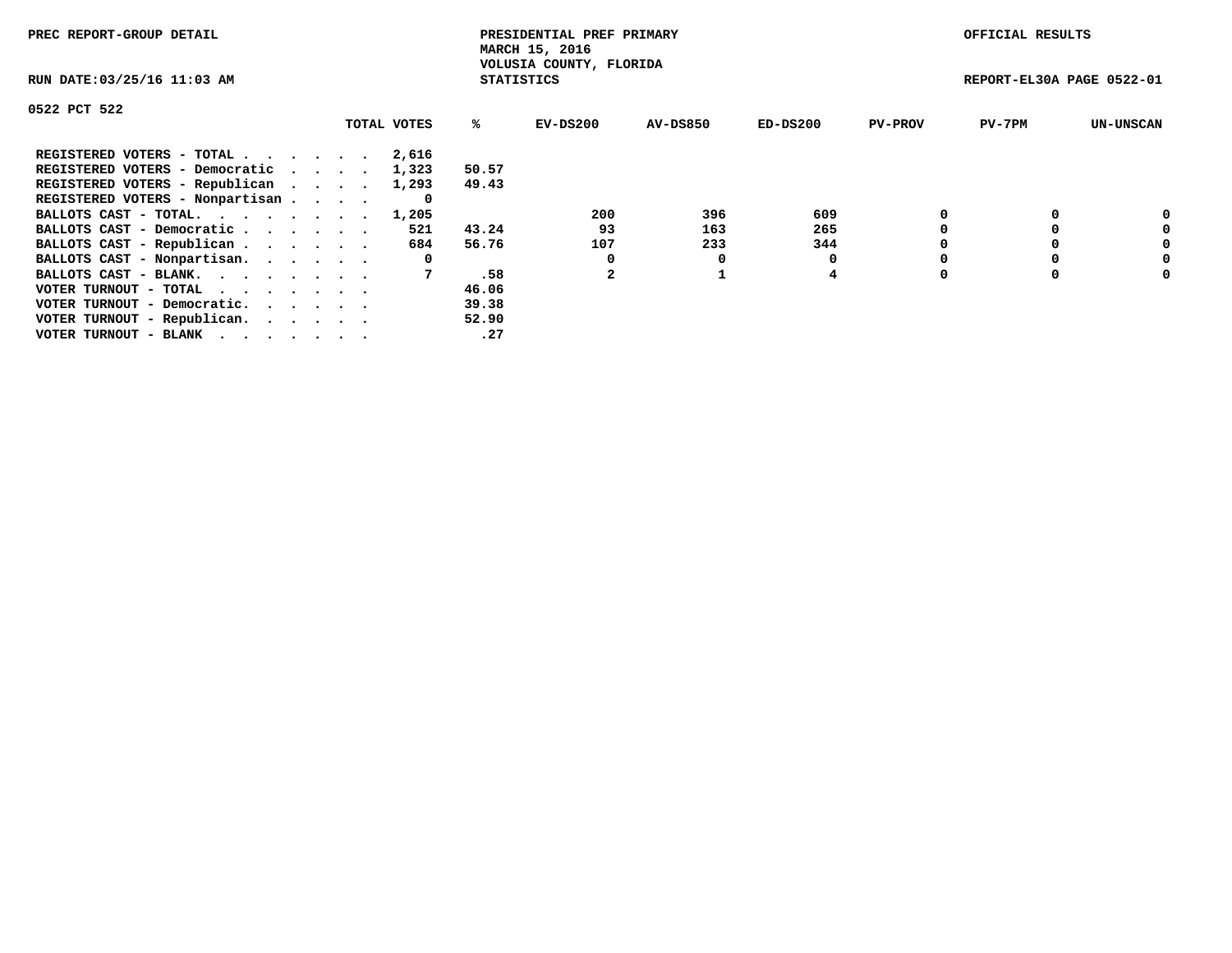PREC REPORT-GROUP DETAIL

PRESIDENTIAL PREF PRIMARY
MARCH 15, 2016
VOLUSIA COUNTY, FLORIDA
STATISTICS

OFFICIAL RESULTS

RUN DATE:03/25/16 11:03 AM

REPORT-EL30A PAGE 0522-01

0522 PCT 522

| | TOTAL VOTES | % | EV-DS200 | AV-DS850 | ED-DS200 | PV-PROV | PV-7PM | UN-UNSCAN |
|---|---|---|---|---|---|---|---|---|
| REGISTERED VOTERS - TOTAL . . . . . . | 2,616 | | | | | | | |
| REGISTERED VOTERS - Democratic . . . . | 1,323 | 50.57 | | | | | | |
| REGISTERED VOTERS - Republican . . . . | 1,293 | 49.43 | | | | | | |
| REGISTERED VOTERS - Nonpartisan . . . . | 0 | | | | | | | |
| BALLOTS CAST - TOTAL. . . . . . . . | 1,205 | | 200 | 396 | 609 | 0 | 0 | 0 |
| BALLOTS CAST - Democratic . . . . . . | 521 | 43.24 | 93 | 163 | 265 | 0 | 0 | 0 |
| BALLOTS CAST - Republican . . . . . . | 684 | 56.76 | 107 | 233 | 344 | 0 | 0 | 0 |
| BALLOTS CAST - Nonpartisan. . . . . . | 0 | | 0 | 0 | 0 | 0 | 0 | 0 |
| BALLOTS CAST - BLANK. . . . . . . . | 7 | .58 | 2 | 1 | 4 | 0 | 0 | 0 |
| VOTER TURNOUT - TOTAL . . . . . . . | | 46.06 | | | | | | |
| VOTER TURNOUT - Democratic. . . . . . | | 39.38 | | | | | | |
| VOTER TURNOUT - Republican. . . . . . | | 52.90 | | | | | | |
| VOTER TURNOUT - BLANK . . . . . . . | | .27 | | | | | | |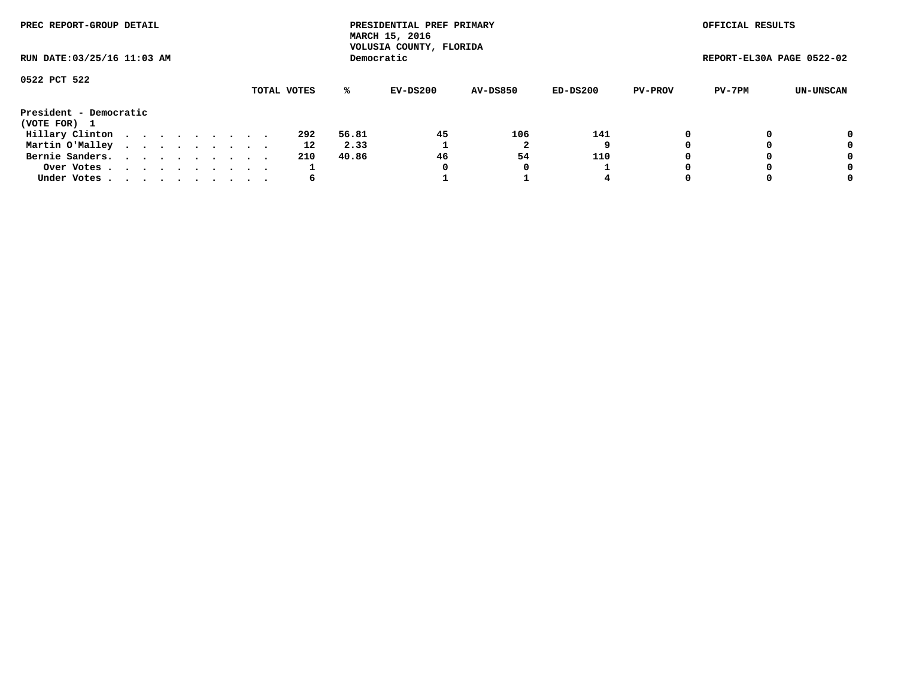PREC REPORT-GROUP DETAIL

PRESIDENTIAL PREF PRIMARY
MARCH 15, 2016
VOLUSIA COUNTY, FLORIDA
Democratic

OFFICIAL RESULTS

RUN DATE:03/25/16 11:03 AM

REPORT-EL30A PAGE 0522-02

0522 PCT 522

| | TOTAL VOTES | % | EV-DS200 | AV-DS850 | ED-DS200 | PV-PROV | PV-7PM | UN-UNSCAN |
|---|---|---|---|---|---|---|---|---|
| **President - Democratic** | | | | | | | | |
| **(VOTE FOR) 1** | | | | | | | | |
| Hillary Clinton | 292 | 56.81 | 45 | 106 | 141 | 0 | 0 | 0 |
| Martin O'Malley | 12 | 2.33 | 1 | 2 | 9 | 0 | 0 | 0 |
| Bernie Sanders. | 210 | 40.86 | 46 | 54 | 110 | 0 | 0 | 0 |
| Over Votes | 1 | | 0 | 0 | 1 | 0 | 0 | 0 |
| Under Votes | 6 | | 1 | 1 | 4 | 0 | 0 | 0 |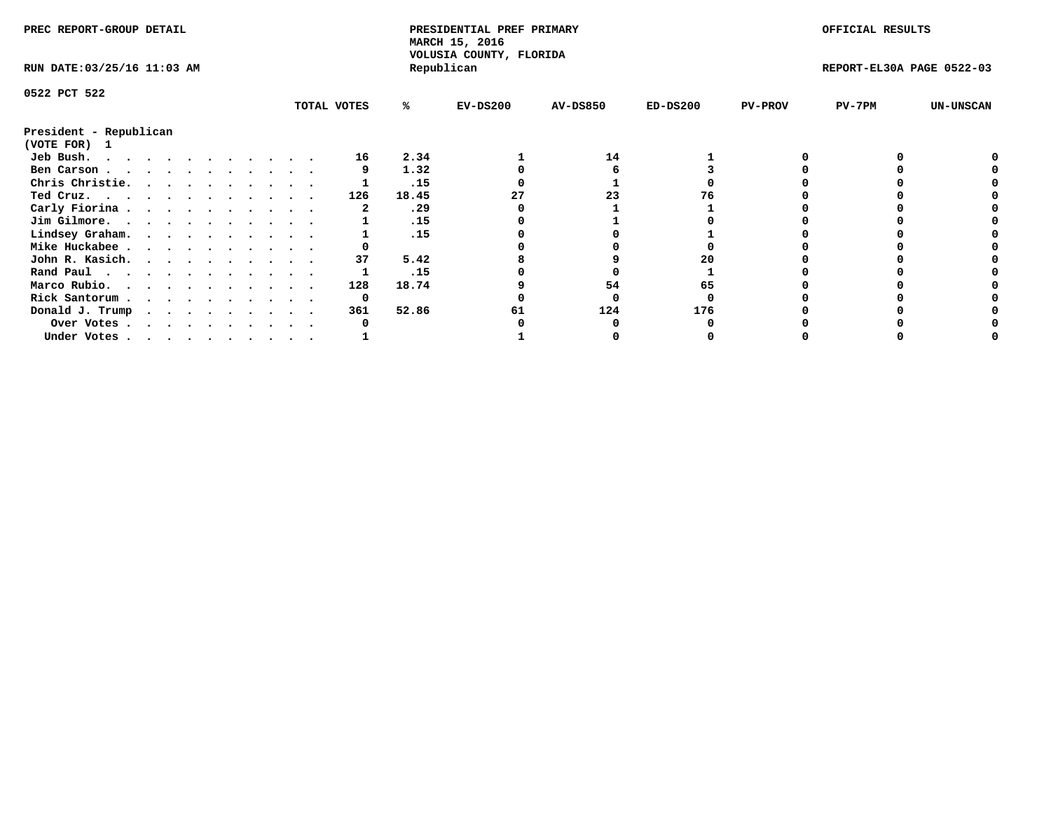PREC REPORT-GROUP DETAIL

PRESIDENTIAL PREF PRIMARY
MARCH 15, 2016
VOLUSIA COUNTY, FLORIDA
Republican

OFFICIAL RESULTS

RUN DATE:03/25/16 11:03 AM

REPORT-EL30A PAGE 0522-03

0522 PCT 522

| President - Republican (VOTE FOR) 1 | TOTAL VOTES | % | EV-DS200 | AV-DS850 | ED-DS200 | PV-PROV | PV-7PM | UN-UNSCAN |
|---|---|---|---|---|---|---|---|---|
| Jeb Bush. | 16 | 2.34 | 1 | 14 | 1 | 0 | 0 | 0 |
| Ben Carson | 9 | 1.32 | 0 | 6 | 3 | 0 | 0 | 0 |
| Chris Christie. | 1 | .15 | 0 | 1 | 0 | 0 | 0 | 0 |
| Ted Cruz. | 126 | 18.45 | 27 | 23 | 76 | 0 | 0 | 0 |
| Carly Fiorina | 2 | .29 | 0 | 1 | 1 | 0 | 0 | 0 |
| Jim Gilmore. | 1 | .15 | 0 | 1 | 0 | 0 | 0 | 0 |
| Lindsey Graham. | 1 | .15 | 0 | 0 | 1 | 0 | 0 | 0 |
| Mike Huckabee | 0 | | 0 | 0 | 0 | 0 | 0 | 0 |
| John R. Kasich. | 37 | 5.42 | 8 | 9 | 20 | 0 | 0 | 0 |
| Rand Paul | 1 | .15 | 0 | 0 | 1 | 0 | 0 | 0 |
| Marco Rubio. | 128 | 18.74 | 9 | 54 | 65 | 0 | 0 | 0 |
| Rick Santorum | 0 | | 0 | 0 | 0 | 0 | 0 | 0 |
| Donald J. Trump | 361 | 52.86 | 61 | 124 | 176 | 0 | 0 | 0 |
| Over Votes | 0 | | 0 | 0 | 0 | 0 | 0 | 0 |
| Under Votes | 1 | | 1 | 0 | 0 | 0 | 0 | 0 |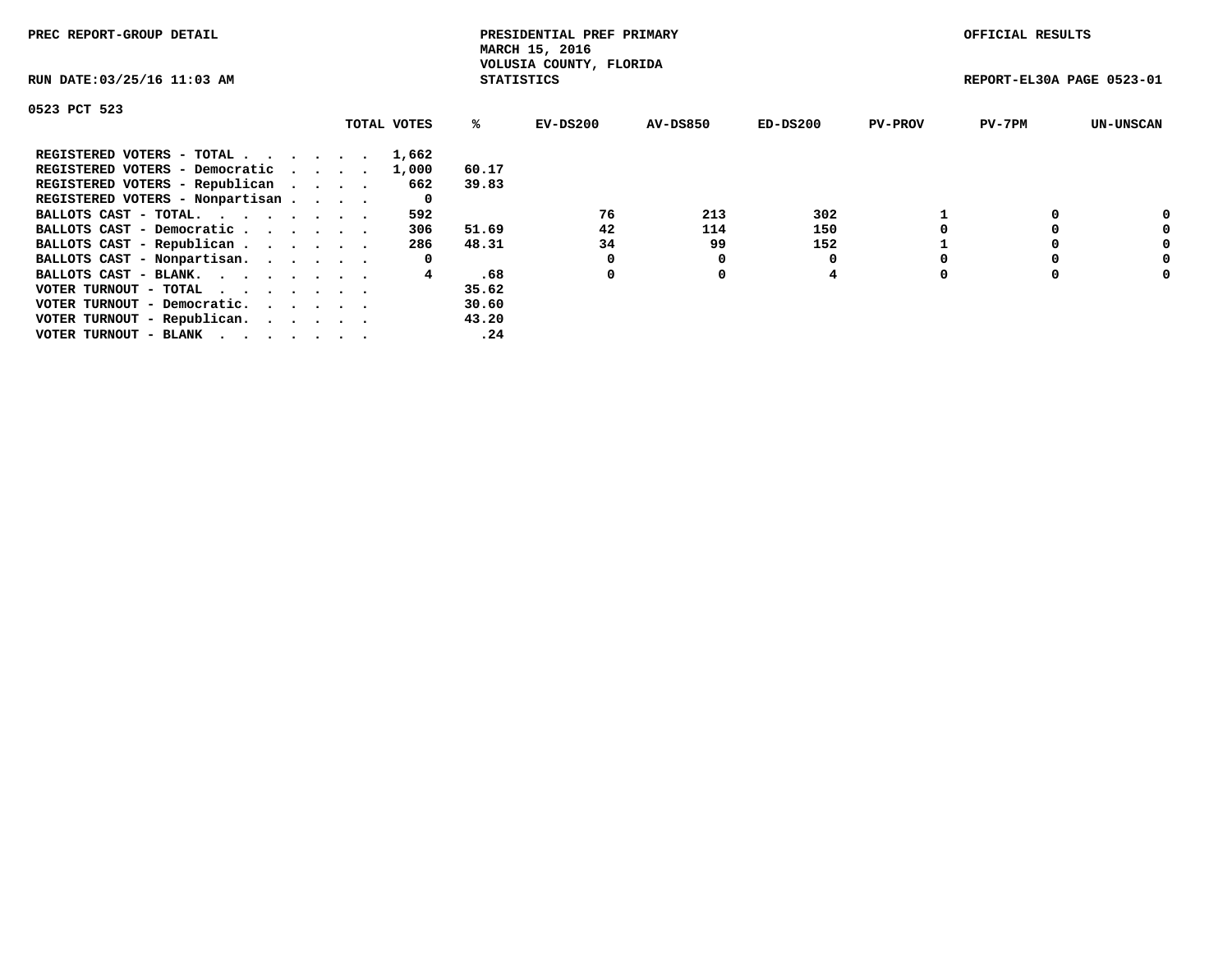PREC REPORT-GROUP DETAIL

PRESIDENTIAL PREF PRIMARY
MARCH 15, 2016
VOLUSIA COUNTY, FLORIDA
STATISTICS

OFFICIAL RESULTS

RUN DATE:03/25/16 11:03 AM

REPORT-EL30A PAGE 0523-01

0523 PCT 523

| | TOTAL VOTES | % | EV-DS200 | AV-DS850 | ED-DS200 | PV-PROV | PV-7PM | UN-UNSCAN |
|---|---|---|---|---|---|---|---|---|
| REGISTERED VOTERS - TOTAL . . . . . . | 1,662 | | | | | | | |
| REGISTERED VOTERS - Democratic . . . . | 1,000 | 60.17 | | | | | | |
| REGISTERED VOTERS - Republican . . . . | 662 | 39.83 | | | | | | |
| REGISTERED VOTERS - Nonpartisan . . . . | 0 | | | | | | | |
| BALLOTS CAST - TOTAL. . . . . . . . | 592 | | 76 | 213 | 302 | 1 | 0 | 0 |
| BALLOTS CAST - Democratic . . . . . . | 306 | 51.69 | 42 | 114 | 150 | 0 | 0 | 0 |
| BALLOTS CAST - Republican . . . . . . | 286 | 48.31 | 34 | 99 | 152 | 1 | 0 | 0 |
| BALLOTS CAST - Nonpartisan. . . . . . | 0 | | 0 | 0 | 0 | 0 | 0 | 0 |
| BALLOTS CAST - BLANK. . . . . . . . | 4 | .68 | 0 | 0 | 4 | 0 | 0 | 0 |
| VOTER TURNOUT - TOTAL . . . . . . . | | 35.62 | | | | | | |
| VOTER TURNOUT - Democratic. . . . . . | | 30.60 | | | | | | |
| VOTER TURNOUT - Republican. . . . . . | | 43.20 | | | | | | |
| VOTER TURNOUT - BLANK . . . . . . . | | .24 | | | | | | |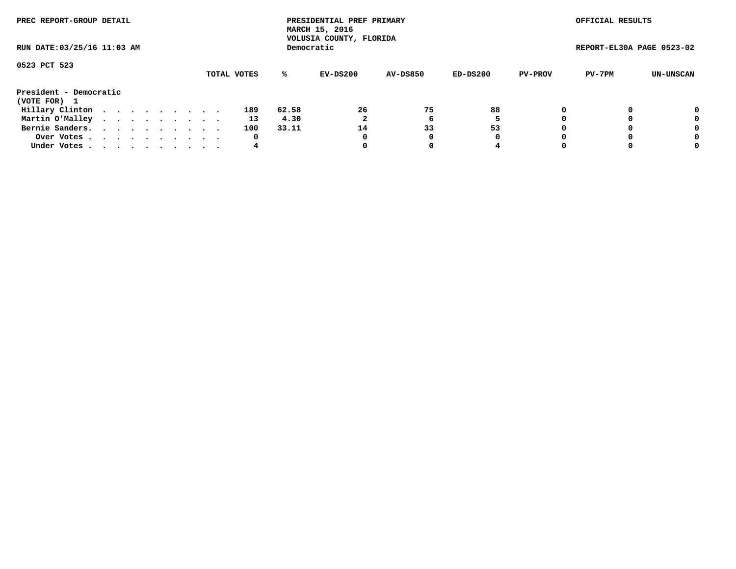PREC REPORT-GROUP DETAIL

PRESIDENTIAL PREF PRIMARY
MARCH 15, 2016
VOLUSIA COUNTY, FLORIDA
Democratic

OFFICIAL RESULTS

RUN DATE:03/25/16 11:03 AM

REPORT-EL30A PAGE 0523-02

0523 PCT 523

| | TOTAL VOTES | % | EV-DS200 | AV-DS850 | ED-DS200 | PV-PROV | PV-7PM | UN-UNSCAN |
|---|---|---|---|---|---|---|---|---|
| **President - Democratic** | | | | | | | | |
| **(VOTE FOR) 1** | | | | | | | | |
| Hillary Clinton . . . . . . . . . . | 189 | 62.58 | 26 | 75 | 88 | 0 | 0 | 0 |
| Martin O'Malley . . . . . . . . . . | 13 | 4.30 | 2 | 6 | 5 | 0 | 0 | 0 |
| Bernie Sanders. . . . . . . . . . . | 100 | 33.11 | 14 | 33 | 53 | 0 | 0 | 0 |
| Over Votes . . . . . . . . . . . . | 0 | | 0 | 0 | 0 | 0 | 0 | 0 |
| Under Votes . . . . . . . . . . . . | 4 | | 0 | 0 | 4 | 0 | 0 | 0 |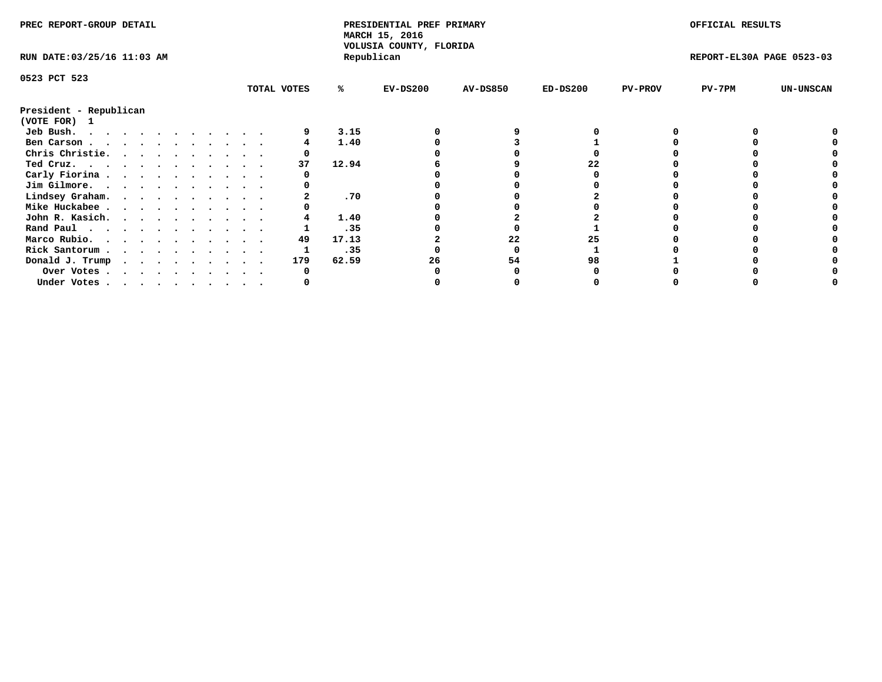PREC REPORT-GROUP DETAIL

PRESIDENTIAL PREF PRIMARY
MARCH 15, 2016
VOLUSIA COUNTY, FLORIDA
Republican

OFFICIAL RESULTS

RUN DATE:03/25/16 11:03 AM

REPORT-EL30A PAGE 0523-03

0523 PCT 523

President - Republican
(VOTE FOR) 1

| | TOTAL VOTES | % | EV-DS200 | AV-DS850 | ED-DS200 | PV-PROV | PV-7PM | UN-UNSCAN |
|---|---|---|---|---|---|---|---|---|
| Jeb Bush | 9 | 3.15 | 0 | 9 | 0 | 0 | 0 | 0 |
| Ben Carson | 4 | 1.40 | 0 | 3 | 1 | 0 | 0 | 0 |
| Chris Christie | 0 | | 0 | 0 | 0 | 0 | 0 | 0 |
| Ted Cruz | 37 | 12.94 | 6 | 9 | 22 | 0 | 0 | 0 |
| Carly Fiorina | 0 | | 0 | 0 | 0 | 0 | 0 | 0 |
| Jim Gilmore | 0 | | 0 | 0 | 0 | 0 | 0 | 0 |
| Lindsey Graham | 2 | .70 | 0 | 0 | 2 | 0 | 0 | 0 |
| Mike Huckabee | 0 | | 0 | 0 | 0 | 0 | 0 | 0 |
| John R. Kasich | 4 | 1.40 | 0 | 2 | 2 | 0 | 0 | 0 |
| Rand Paul | 1 | .35 | 0 | 0 | 1 | 0 | 0 | 0 |
| Marco Rubio | 49 | 17.13 | 2 | 22 | 25 | 0 | 0 | 0 |
| Rick Santorum | 1 | .35 | 0 | 0 | 1 | 0 | 0 | 0 |
| Donald J. Trump | 179 | 62.59 | 26 | 54 | 98 | 1 | 0 | 0 |
| Over Votes | 0 | | 0 | 0 | 0 | 0 | 0 | 0 |
| Under Votes | 0 | | 0 | 0 | 0 | 0 | 0 | 0 |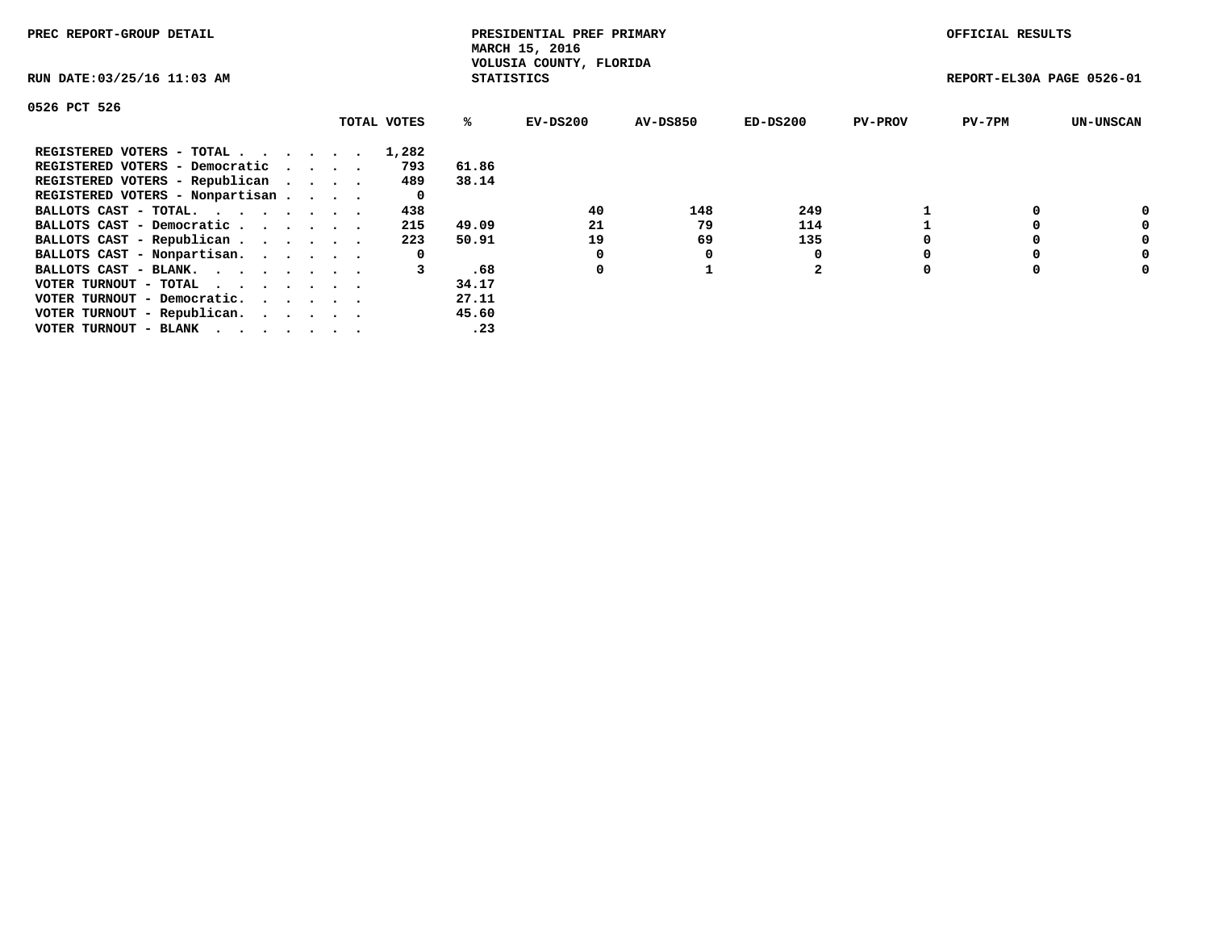PREC REPORT-GROUP DETAIL

PRESIDENTIAL PREF PRIMARY
MARCH 15, 2016
VOLUSIA COUNTY, FLORIDA
STATISTICS

OFFICIAL RESULTS

RUN DATE:03/25/16 11:03 AM

REPORT-EL30A PAGE 0526-01

0526 PCT 526

| | TOTAL VOTES | % | EV-DS200 | AV-DS850 | ED-DS200 | PV-PROV | PV-7PM | UN-UNSCAN |
|---|---|---|---|---|---|---|---|---|
| REGISTERED VOTERS - TOTAL . . . . . . | 1,282 | | | | | | | |
| REGISTERED VOTERS - Democratic . . . . | 793 | 61.86 | | | | | | |
| REGISTERED VOTERS - Republican . . . . | 489 | 38.14 | | | | | | |
| REGISTERED VOTERS - Nonpartisan . . . . | 0 | | | | | | | |
| BALLOTS CAST - TOTAL. . . . . . . . | 438 | | 40 | 148 | 249 | 1 | 0 | 0 |
| BALLOTS CAST - Democratic . . . . . . | 215 | 49.09 | 21 | 79 | 114 | 1 | 0 | 0 |
| BALLOTS CAST - Republican . . . . . . | 223 | 50.91 | 19 | 69 | 135 | 0 | 0 | 0 |
| BALLOTS CAST - Nonpartisan. . . . . . | 0 | | 0 | 0 | 0 | 0 | 0 | 0 |
| BALLOTS CAST - BLANK. . . . . . . . | 3 | .68 | 0 | 1 | 2 | 0 | 0 | 0 |
| VOTER TURNOUT - TOTAL . . . . . . . | | 34.17 | | | | | | |
| VOTER TURNOUT - Democratic. . . . . . | | 27.11 | | | | | | |
| VOTER TURNOUT - Republican. . . . . . | | 45.60 | | | | | | |
| VOTER TURNOUT - BLANK . . . . . . . | | .23 | | | | | | |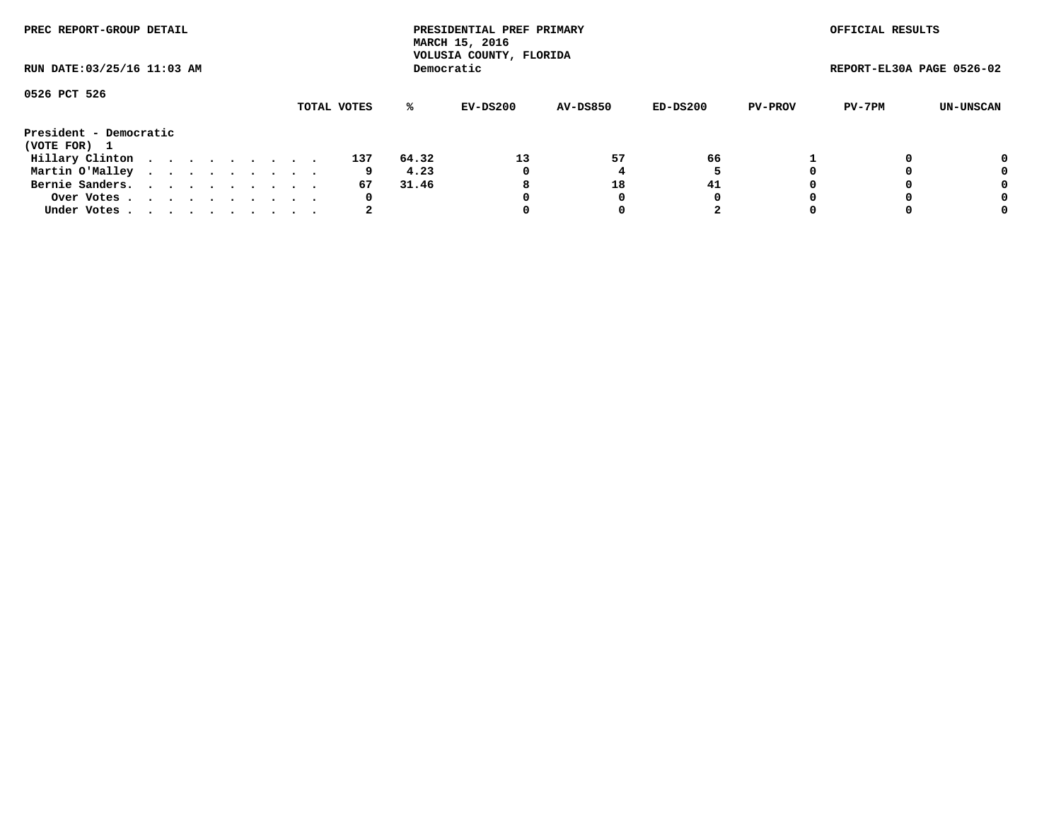PREC REPORT-GROUP DETAIL

PRESIDENTIAL PREF PRIMARY
MARCH 15, 2016
VOLUSIA COUNTY, FLORIDA
Democratic

OFFICIAL RESULTS

RUN DATE:03/25/16 11:03 AM

REPORT-EL30A PAGE 0526-02

0526 PCT 526

**President - Democratic**
**(VOTE FOR) 1**

| | TOTAL VOTES | % | EV-DS200 | AV-DS850 | ED-DS200 | PV-PROV | PV-7PM | UN-UNSCAN |
|---|---|---|---|---|---|---|---|---|
| Hillary Clinton | 137 | 64.32 | 13 | 57 | 66 | 1 | 0 | 0 |
| Martin O'Malley | 9 | 4.23 | 0 | 4 | 5 | 0 | 0 | 0 |
| Bernie Sanders. | 67 | 31.46 | 8 | 18 | 41 | 0 | 0 | 0 |
| Over Votes | 0 | | 0 | 0 | 0 | 0 | 0 | 0 |
| Under Votes | 2 | | 0 | 0 | 2 | 0 | 0 | 0 |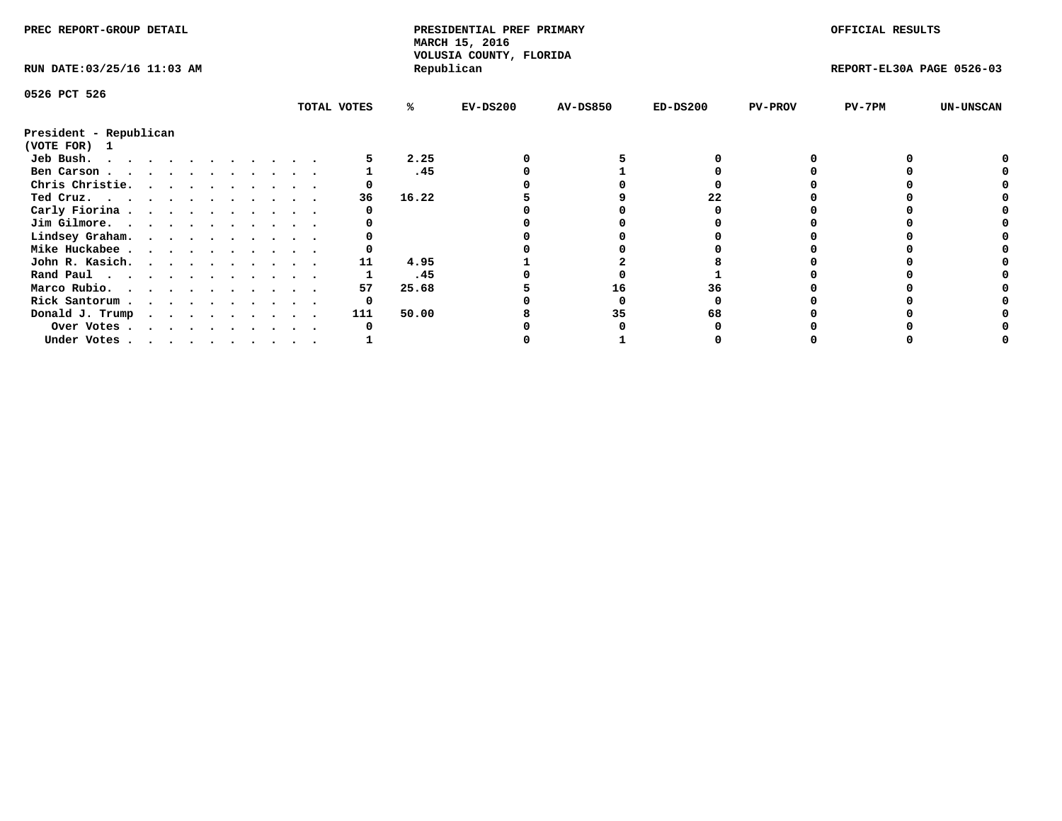PREC REPORT-GROUP DETAIL

PRESIDENTIAL PREF PRIMARY
MARCH 15, 2016
VOLUSIA COUNTY, FLORIDA
Republican

OFFICIAL RESULTS

RUN DATE:03/25/16 11:03 AM

REPORT-EL30A PAGE 0526-03

0526 PCT 526

**President - Republican**
**(VOTE FOR) 1**

| | TOTAL VOTES | % | EV-DS200 | AV-DS850 | ED-DS200 | PV-PROV | PV-7PM | UN-UNSCAN |
|---|---|---|---|---|---|---|---|---|
| Jeb Bush | 5 | 2.25 | 0 | 5 | 0 | 0 | 0 | 0 |
| Ben Carson | 1 | .45 | 0 | 1 | 0 | 0 | 0 | 0 |
| Chris Christie | 0 | | 0 | 0 | 0 | 0 | 0 | 0 |
| Ted Cruz | 36 | 16.22 | 5 | 9 | 22 | 0 | 0 | 0 |
| Carly Fiorina | 0 | | 0 | 0 | 0 | 0 | 0 | 0 |
| Jim Gilmore | 0 | | 0 | 0 | 0 | 0 | 0 | 0 |
| Lindsey Graham | 0 | | 0 | 0 | 0 | 0 | 0 | 0 |
| Mike Huckabee | 0 | | 0 | 0 | 0 | 0 | 0 | 0 |
| John R. Kasich | 11 | 4.95 | 1 | 2 | 8 | 0 | 0 | 0 |
| Rand Paul | 1 | .45 | 0 | 0 | 1 | 0 | 0 | 0 |
| Marco Rubio | 57 | 25.68 | 5 | 16 | 36 | 0 | 0 | 0 |
| Rick Santorum | 0 | | 0 | 0 | 0 | 0 | 0 | 0 |
| Donald J. Trump | 111 | 50.00 | 8 | 35 | 68 | 0 | 0 | 0 |
| Over Votes | 0 | | 0 | 0 | 0 | 0 | 0 | 0 |
| Under Votes | 1 | | 0 | 1 | 0 | 0 | 0 | 0 |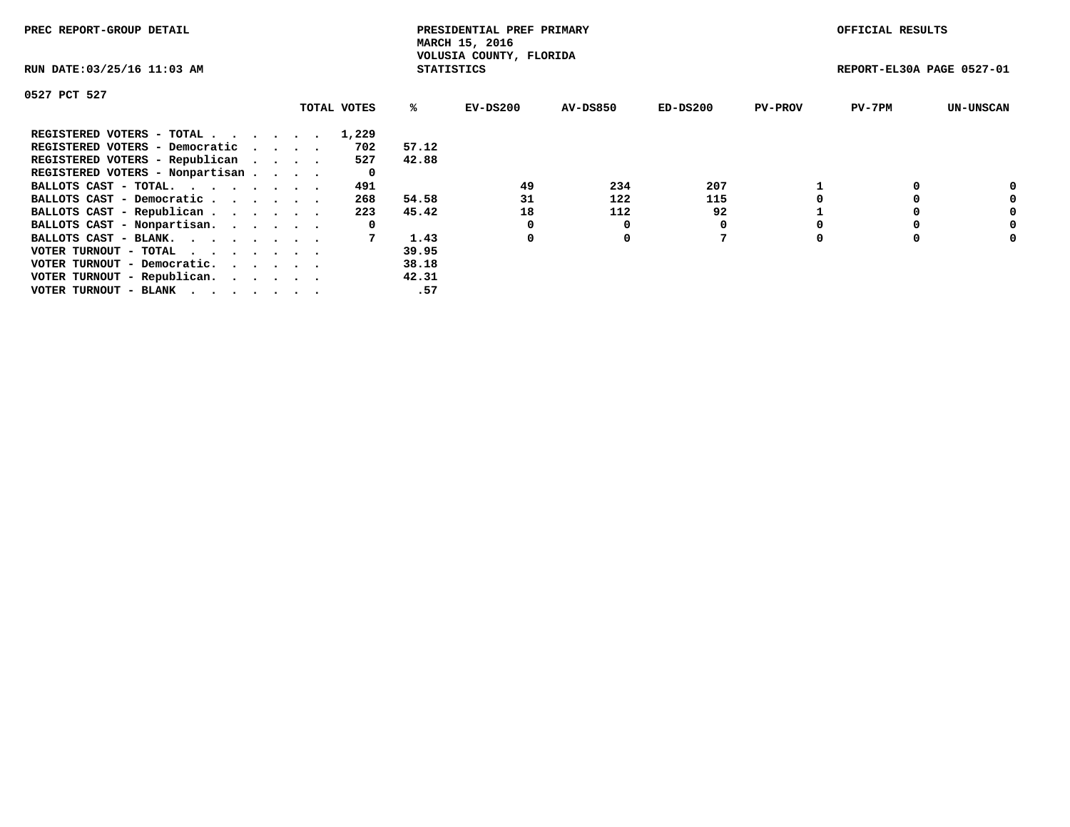PREC REPORT-GROUP DETAIL

PRESIDENTIAL PREF PRIMARY
MARCH 15, 2016
VOLUSIA COUNTY, FLORIDA
STATISTICS

OFFICIAL RESULTS

RUN DATE:03/25/16 11:03 AM

REPORT-EL30A PAGE 0527-01

0527 PCT 527

| | TOTAL VOTES | % | EV-DS200 | AV-DS850 | ED-DS200 | PV-PROV | PV-7PM | UN-UNSCAN |
|---|---|---|---|---|---|---|---|---|
| REGISTERED VOTERS - TOTAL . . . . . . | 1,229 | | | | | | | |
| REGISTERED VOTERS - Democratic . . . . | 702 | 57.12 | | | | | | |
| REGISTERED VOTERS - Republican . . . . | 527 | 42.88 | | | | | | |
| REGISTERED VOTERS - Nonpartisan . . . . | 0 | | | | | | | |
| BALLOTS CAST - TOTAL. . . . . . . . | 491 | | 49 | 234 | 207 | 1 | 0 | 0 |
| BALLOTS CAST - Democratic . . . . . . | 268 | 54.58 | 31 | 122 | 115 | 0 | 0 | 0 |
| BALLOTS CAST - Republican . . . . . . | 223 | 45.42 | 18 | 112 | 92 | 1 | 0 | 0 |
| BALLOTS CAST - Nonpartisan. . . . . . | 0 | | 0 | 0 | 0 | 0 | 0 | 0 |
| BALLOTS CAST - BLANK. . . . . . . . | 7 | 1.43 | 0 | 0 | 7 | 0 | 0 | 0 |
| VOTER TURNOUT - TOTAL . . . . . . . | | 39.95 | | | | | | |
| VOTER TURNOUT - Democratic. . . . . . | | 38.18 | | | | | | |
| VOTER TURNOUT - Republican. . . . . . | | 42.31 | | | | | | |
| VOTER TURNOUT - BLANK . . . . . . . | | .57 | | | | | | |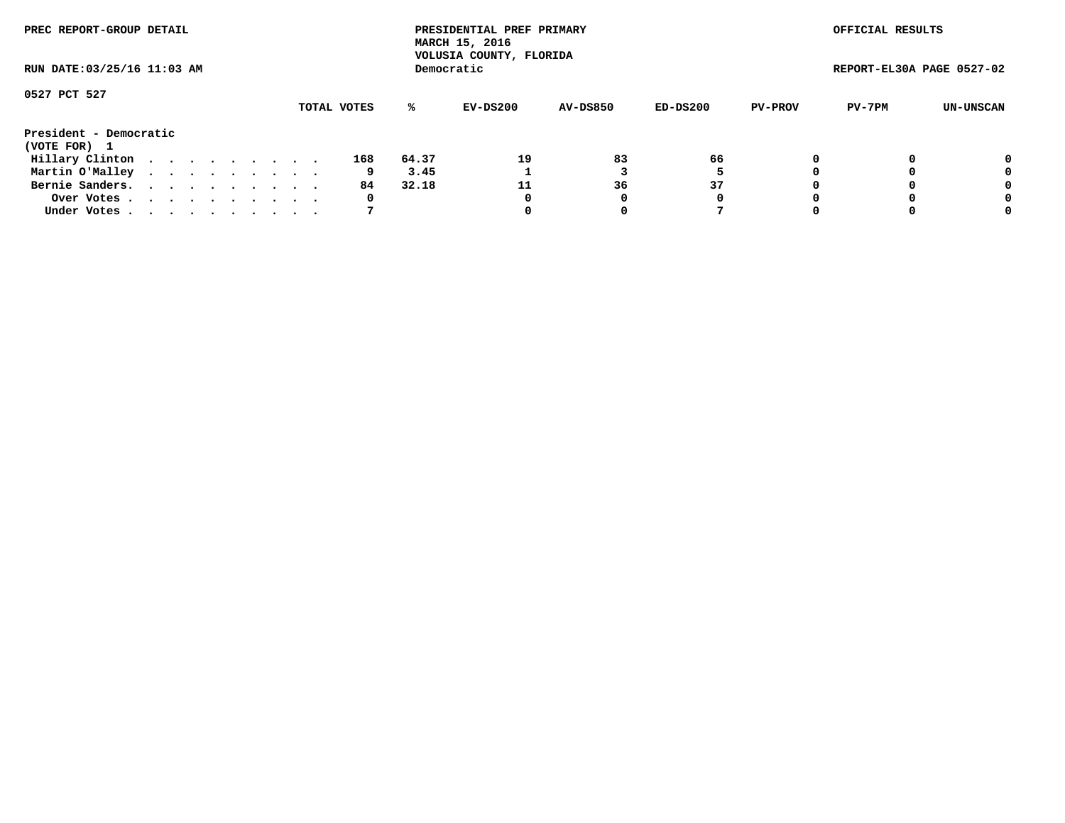PREC REPORT-GROUP DETAIL

PRESIDENTIAL PREF PRIMARY
MARCH 15, 2016
VOLUSIA COUNTY, FLORIDA
Democratic

OFFICIAL RESULTS

RUN DATE:03/25/16 11:03 AM

REPORT-EL30A PAGE 0527-02

0527 PCT 527

**President - Democratic**
**(VOTE FOR) 1**

| | TOTAL VOTES | % | EV-DS200 | AV-DS850 | ED-DS200 | PV-PROV | PV-7PM | UN-UNSCAN |
|---|---|---|---|---|---|---|---|---|
| Hillary Clinton | 168 | 64.37 | 19 | 83 | 66 | 0 | 0 | 0 |
| Martin O'Malley | 9 | 3.45 | 1 | 3 | 5 | 0 | 0 | 0 |
| Bernie Sanders | 84 | 32.18 | 11 | 36 | 37 | 0 | 0 | 0 |
| Over Votes | 0 | | 0 | 0 | 0 | 0 | 0 | 0 |
| Under Votes | 7 | | 0 | 0 | 7 | 0 | 0 | 0 |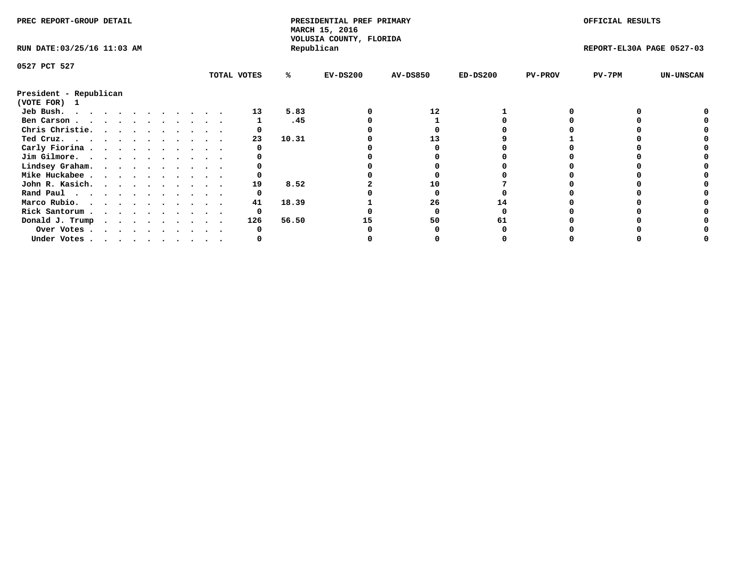PREC REPORT-GROUP DETAIL

PRESIDENTIAL PREF PRIMARY
MARCH 15, 2016
VOLUSIA COUNTY, FLORIDA
Republican

OFFICIAL RESULTS

RUN DATE:03/25/16 11:03 AM

REPORT-EL30A PAGE 0527-03

0527 PCT 527

| | TOTAL VOTES | % | EV-DS200 | AV-DS850 | ED-DS200 | PV-PROV | PV-7PM | UN-UNSCAN |
|---|---|---|---|---|---|---|---|---|
| **President - Republican** | | | | | | | | |
| **(VOTE FOR) 1** | | | | | | | | |
| Jeb Bush. . . . . . . . . . . . . | 13 | 5.83 | 0 | 12 | 1 | 0 | 0 | 0 |
| Ben Carson . . . . . . . . . . . . | 1 | .45 | 0 | 1 | 0 | 0 | 0 | 0 |
| Chris Christie. . . . . . . . . . . | 0 | | 0 | 0 | 0 | 0 | 0 | 0 |
| Ted Cruz. . . . . . . . . . . . . | 23 | 10.31 | 0 | 13 | 9 | 1 | 0 | 0 |
| Carly Fiorina . . . . . . . . . . . | 0 | | 0 | 0 | 0 | 0 | 0 | 0 |
| Jim Gilmore. . . . . . . . . . . . | 0 | | 0 | 0 | 0 | 0 | 0 | 0 |
| Lindsey Graham. . . . . . . . . . . | 0 | | 0 | 0 | 0 | 0 | 0 | 0 |
| Mike Huckabee . . . . . . . . . . . | 0 | | 0 | 0 | 0 | 0 | 0 | 0 |
| John R. Kasich. . . . . . . . . . . | 19 | 8.52 | 2 | 10 | 7 | 0 | 0 | 0 |
| Rand Paul . . . . . . . . . . . . | 0 | | 0 | 0 | 0 | 0 | 0 | 0 |
| Marco Rubio. . . . . . . . . . . . | 41 | 18.39 | 1 | 26 | 14 | 0 | 0 | 0 |
| Rick Santorum . . . . . . . . . . . | 0 | | 0 | 0 | 0 | 0 | 0 | 0 |
| Donald J. Trump . . . . . . . . . . | 126 | 56.50 | 15 | 50 | 61 | 0 | 0 | 0 |
| Over Votes . . . . . . . . . . . | 0 | | 0 | 0 | 0 | 0 | 0 | 0 |
| Under Votes . . . . . . . . . . . | 0 | | 0 | 0 | 0 | 0 | 0 | 0 |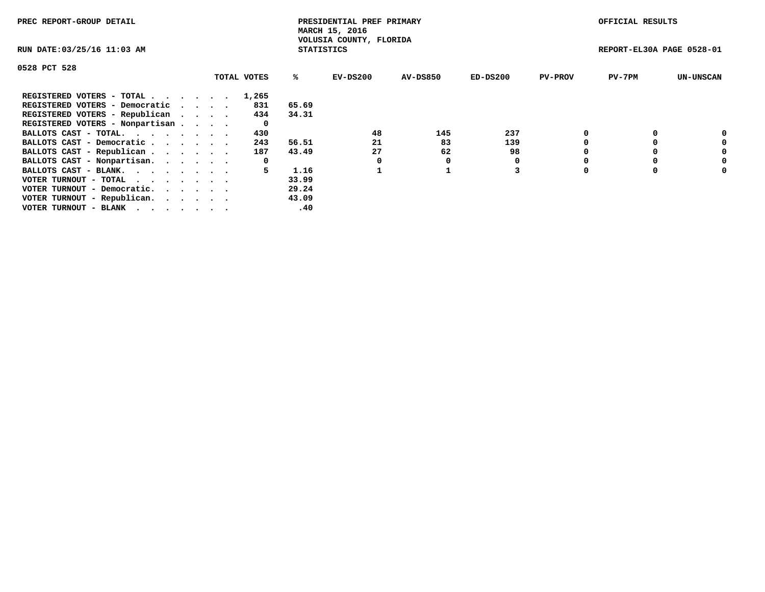PREC REPORT-GROUP DETAIL

PRESIDENTIAL PREF PRIMARY
MARCH 15, 2016
VOLUSIA COUNTY, FLORIDA
STATISTICS

OFFICIAL RESULTS

RUN DATE:03/25/16 11:03 AM

REPORT-EL30A PAGE 0528-01

0528 PCT 528

| | TOTAL VOTES | % | EV-DS200 | AV-DS850 | ED-DS200 | PV-PROV | PV-7PM | UN-UNSCAN |
|---|---|---|---|---|---|---|---|---|
| REGISTERED VOTERS - TOTAL . . . . . . | 1,265 | | | | | | | |
| REGISTERED VOTERS - Democratic . . . . | 831 | 65.69 | | | | | | |
| REGISTERED VOTERS - Republican . . . . | 434 | 34.31 | | | | | | |
| REGISTERED VOTERS - Nonpartisan . . . . | 0 | | | | | | | |
| BALLOTS CAST - TOTAL. . . . . . . . | 430 | | 48 | 145 | 237 | 0 | 0 | 0 |
| BALLOTS CAST - Democratic . . . . . . | 243 | 56.51 | 21 | 83 | 139 | 0 | 0 | 0 |
| BALLOTS CAST - Republican . . . . . . | 187 | 43.49 | 27 | 62 | 98 | 0 | 0 | 0 |
| BALLOTS CAST - Nonpartisan. . . . . . | 0 | | 0 | 0 | 0 | 0 | 0 | 0 |
| BALLOTS CAST - BLANK. . . . . . . . | 5 | 1.16 | 1 | 1 | 3 | 0 | 0 | 0 |
| VOTER TURNOUT - TOTAL . . . . . . . | | 33.99 | | | | | | |
| VOTER TURNOUT - Democratic. . . . . . | | 29.24 | | | | | | |
| VOTER TURNOUT - Republican. . . . . . | | 43.09 | | | | | | |
| VOTER TURNOUT - BLANK . . . . . . . | | .40 | | | | | | |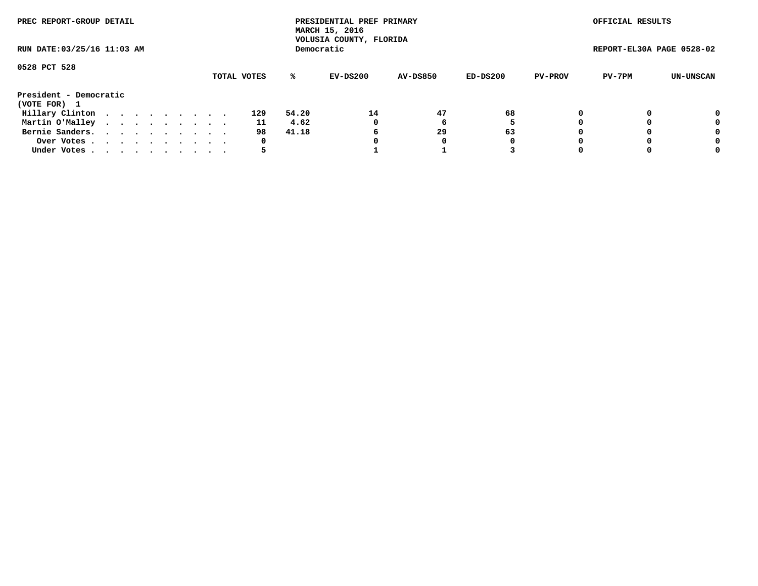PREC REPORT-GROUP DETAIL

PRESIDENTIAL PREF PRIMARY
MARCH 15, 2016
VOLUSIA COUNTY, FLORIDA
Democratic

OFFICIAL RESULTS

RUN DATE:03/25/16 11:03 AM

REPORT-EL30A PAGE 0528-02

0528 PCT 528

| | TOTAL VOTES | % | EV-DS200 | AV-DS850 | ED-DS200 | PV-PROV | PV-7PM | UN-UNSCAN |
|---|---|---|---|---|---|---|---|---|
| **President - Democratic** | | | | | | | | |
| **(VOTE FOR) 1** | | | | | | | | |
| Hillary Clinton | 129 | 54.20 | 14 | 47 | 68 | 0 | 0 | 0 |
| Martin O'Malley | 11 | 4.62 | 0 | 6 | 5 | 0 | 0 | 0 |
| Bernie Sanders. | 98 | 41.18 | 6 | 29 | 63 | 0 | 0 | 0 |
| Over Votes | 0 | | 0 | 0 | 0 | 0 | 0 | 0 |
| Under Votes | 5 | | 1 | 1 | 3 | 0 | 0 | 0 |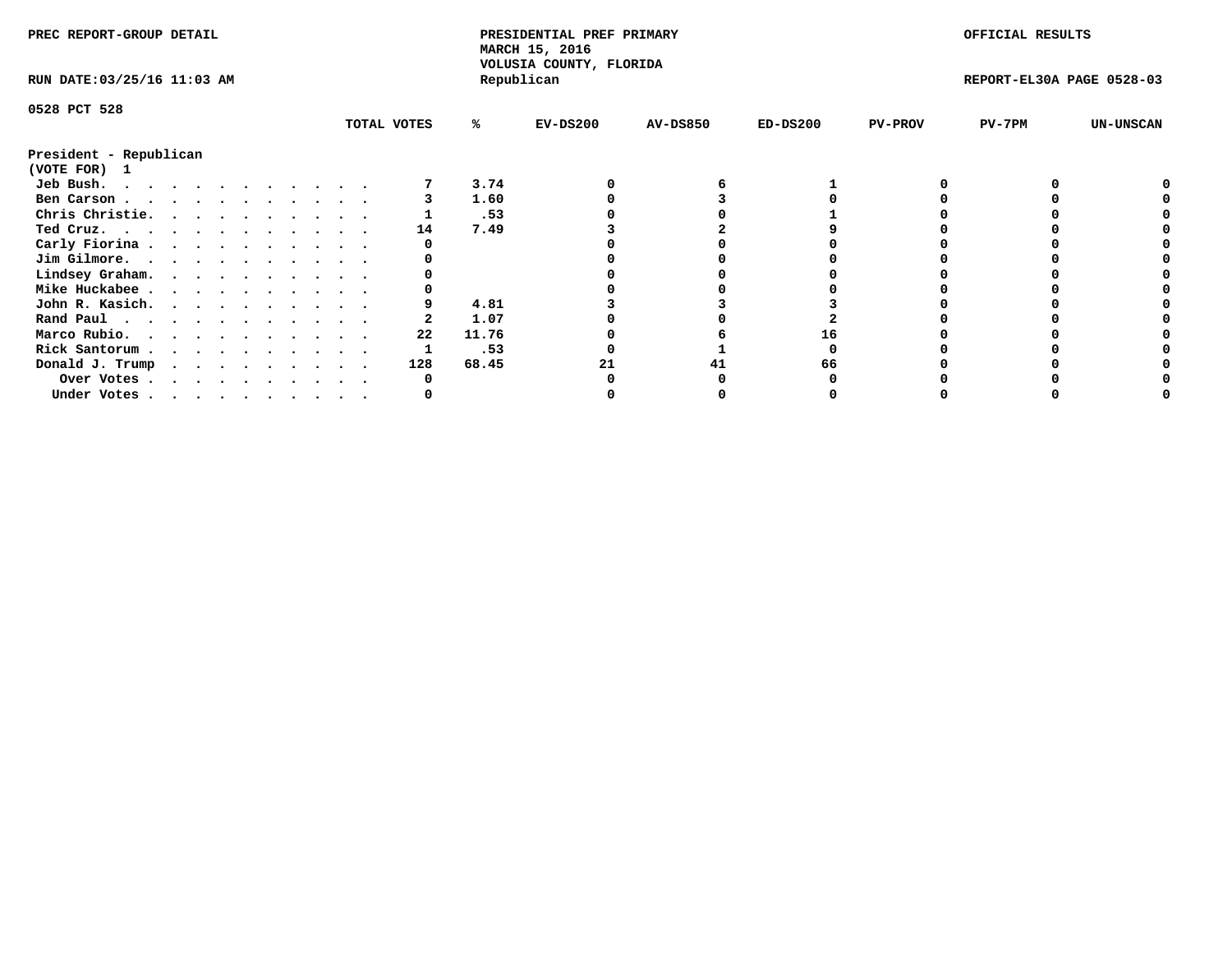PREC REPORT-GROUP DETAIL

PRESIDENTIAL PREF PRIMARY
MARCH 15, 2016
VOLUSIA COUNTY, FLORIDA
Republican

OFFICIAL RESULTS

RUN DATE:03/25/16 11:03 AM

REPORT-EL30A PAGE 0528-03

0528 PCT 528

**President - Republican**
**(VOTE FOR) 1**

| | TOTAL VOTES | % | EV-DS200 | AV-DS850 | ED-DS200 | PV-PROV | PV-7PM | UN-UNSCAN |
|---|---|---|---|---|---|---|---|---|
| Jeb Bush. | 7 | 3.74 | 0 | 6 | 1 | 0 | 0 | 0 |
| Ben Carson | 3 | 1.60 | 0 | 3 | 0 | 0 | 0 | 0 |
| Chris Christie. | 1 | .53 | 0 | 0 | 1 | 0 | 0 | 0 |
| Ted Cruz. | 14 | 7.49 | 3 | 2 | 9 | 0 | 0 | 0 |
| Carly Fiorina | 0 | | 0 | 0 | 0 | 0 | 0 | 0 |
| Jim Gilmore. | 0 | | 0 | 0 | 0 | 0 | 0 | 0 |
| Lindsey Graham. | 0 | | 0 | 0 | 0 | 0 | 0 | 0 |
| Mike Huckabee | 0 | | 0 | 0 | 0 | 0 | 0 | 0 |
| John R. Kasich. | 9 | 4.81 | 3 | 3 | 3 | 0 | 0 | 0 |
| Rand Paul | 2 | 1.07 | 0 | 0 | 2 | 0 | 0 | 0 |
| Marco Rubio. | 22 | 11.76 | 0 | 6 | 16 | 0 | 0 | 0 |
| Rick Santorum | 1 | .53 | 0 | 1 | 0 | 0 | 0 | 0 |
| Donald J. Trump | 128 | 68.45 | 21 | 41 | 66 | 0 | 0 | 0 |
| Over Votes | 0 | | 0 | 0 | 0 | 0 | 0 | 0 |
| Under Votes | 0 | | 0 | 0 | 0 | 0 | 0 | 0 |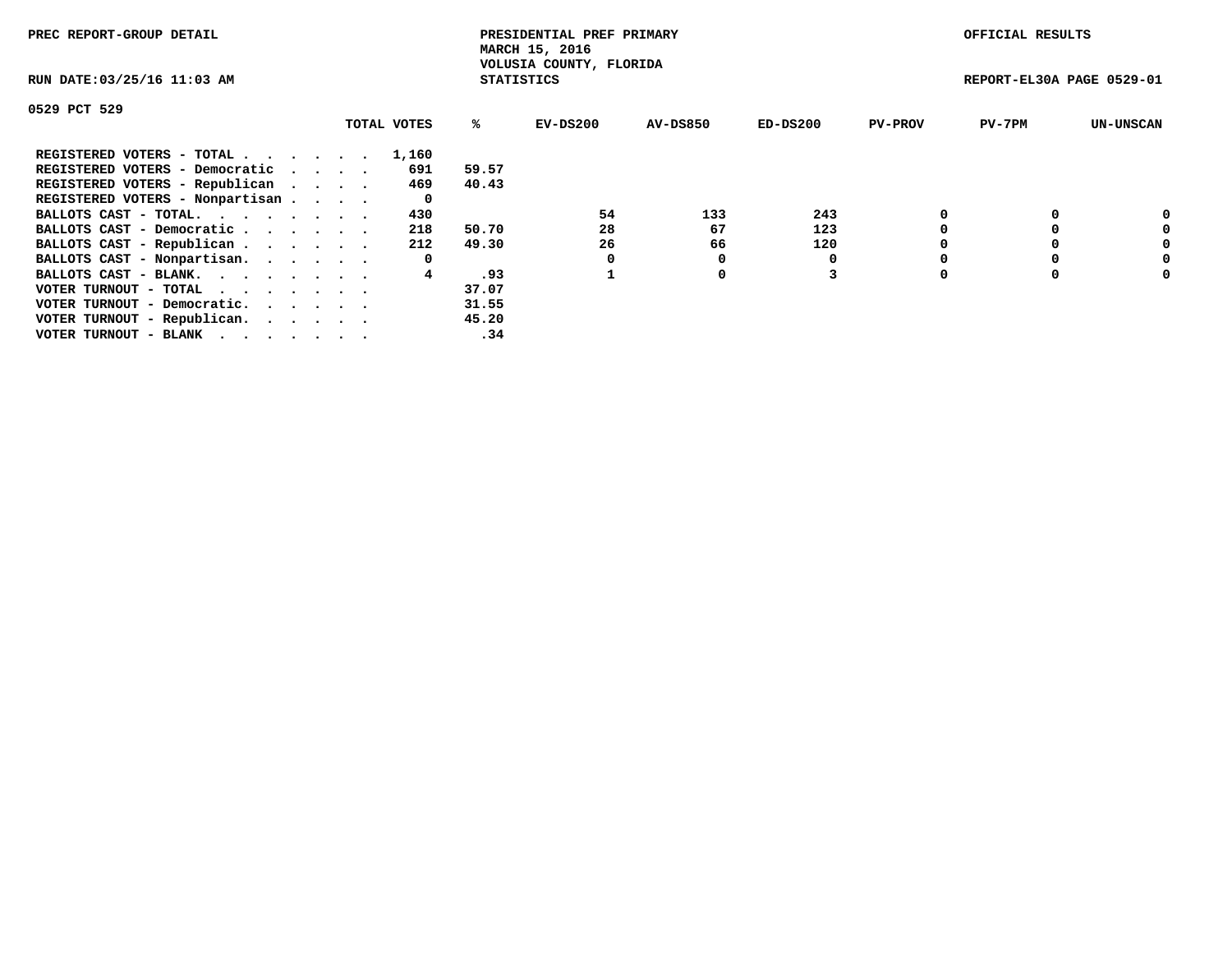PREC REPORT-GROUP DETAIL

PRESIDENTIAL PREF PRIMARY
MARCH 15, 2016
VOLUSIA COUNTY, FLORIDA
STATISTICS

OFFICIAL RESULTS

RUN DATE:03/25/16 11:03 AM

REPORT-EL30A PAGE 0529-01

0529 PCT 529

| | TOTAL VOTES | % | EV-DS200 | AV-DS850 | ED-DS200 | PV-PROV | PV-7PM | UN-UNSCAN |
|---|---|---|---|---|---|---|---|---|
| REGISTERED VOTERS - TOTAL . . . . . . | 1,160 | | | | | | | |
| REGISTERED VOTERS - Democratic . . . . | 691 | 59.57 | | | | | | |
| REGISTERED VOTERS - Republican . . . . | 469 | 40.43 | | | | | | |
| REGISTERED VOTERS - Nonpartisan . . . . | 0 | | | | | | | |
| BALLOTS CAST - TOTAL. . . . . . . . | 430 | | 54 | 133 | 243 | 0 | 0 | 0 |
| BALLOTS CAST - Democratic . . . . . . | 218 | 50.70 | 28 | 67 | 123 | 0 | 0 | 0 |
| BALLOTS CAST - Republican . . . . . . | 212 | 49.30 | 26 | 66 | 120 | 0 | 0 | 0 |
| BALLOTS CAST - Nonpartisan. . . . . . | 0 | | 0 | 0 | 0 | 0 | 0 | 0 |
| BALLOTS CAST - BLANK. . . . . . . . | 4 | .93 | 1 | 0 | 3 | 0 | 0 | 0 |
| VOTER TURNOUT - TOTAL . . . . . . . | | 37.07 | | | | | | |
| VOTER TURNOUT - Democratic. . . . . . | | 31.55 | | | | | | |
| VOTER TURNOUT - Republican. . . . . . | | 45.20 | | | | | | |
| VOTER TURNOUT - BLANK . . . . . . . | | .34 | | | | | | |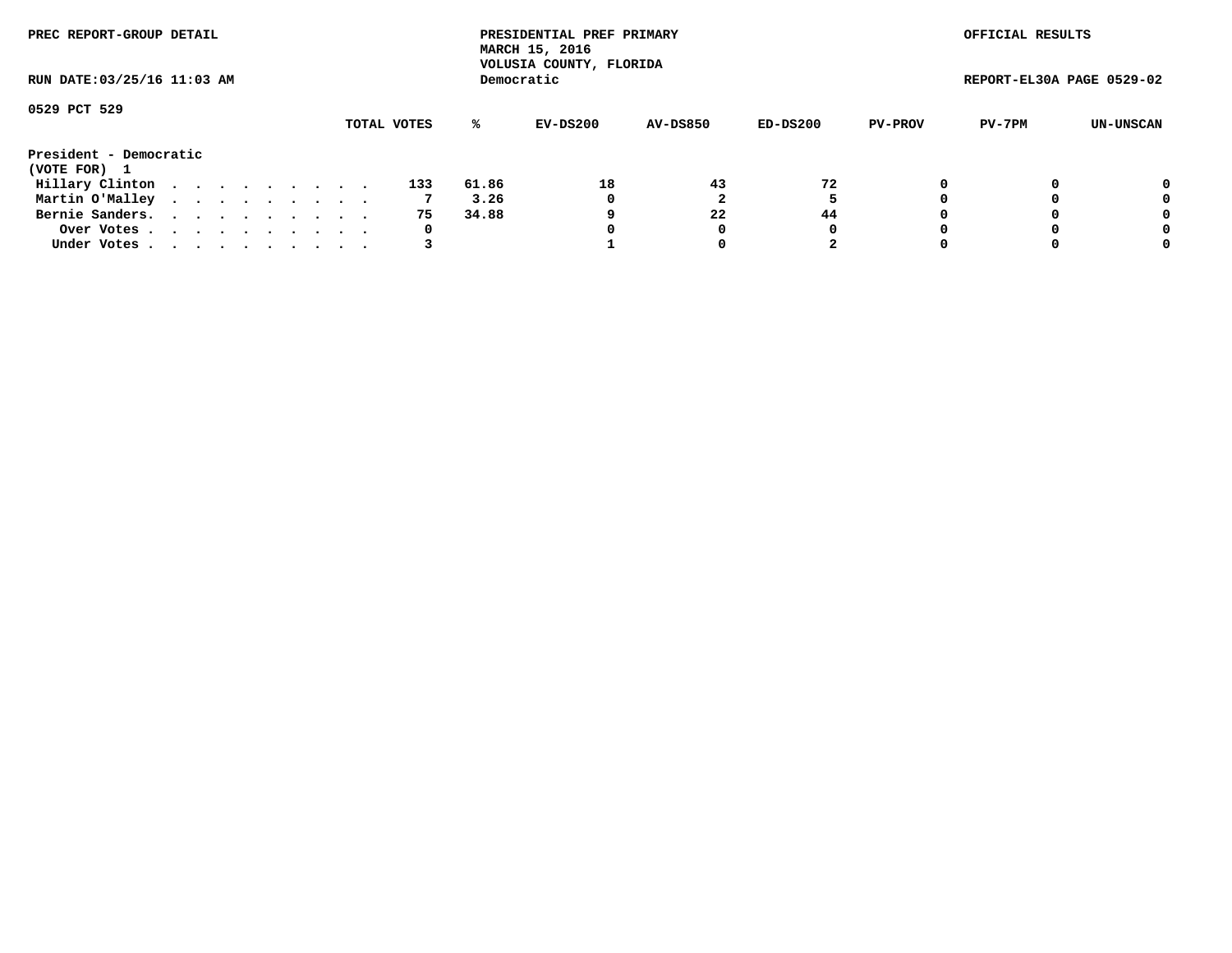PREC REPORT-GROUP DETAIL

PRESIDENTIAL PREF PRIMARY
MARCH 15, 2016
VOLUSIA COUNTY, FLORIDA
Democratic

OFFICIAL RESULTS

RUN DATE:03/25/16 11:03 AM

REPORT-EL30A PAGE 0529-02

0529 PCT 529

President - Democratic
(VOTE FOR) 1

| | TOTAL VOTES | % | EV-DS200 | AV-DS850 | ED-DS200 | PV-PROV | PV-7PM | UN-UNSCAN |
|---|---|---|---|---|---|---|---|---|
| Hillary Clinton | 133 | 61.86 | 18 | 43 | 72 | 0 | 0 | 0 |
| Martin O'Malley | 7 | 3.26 | 0 | 2 | 5 | 0 | 0 | 0 |
| Bernie Sanders. | 75 | 34.88 | 9 | 22 | 44 | 0 | 0 | 0 |
| Over Votes | 0 | | 0 | 0 | 0 | 0 | 0 | 0 |
| Under Votes | 3 | | 1 | 0 | 2 | 0 | 0 | 0 |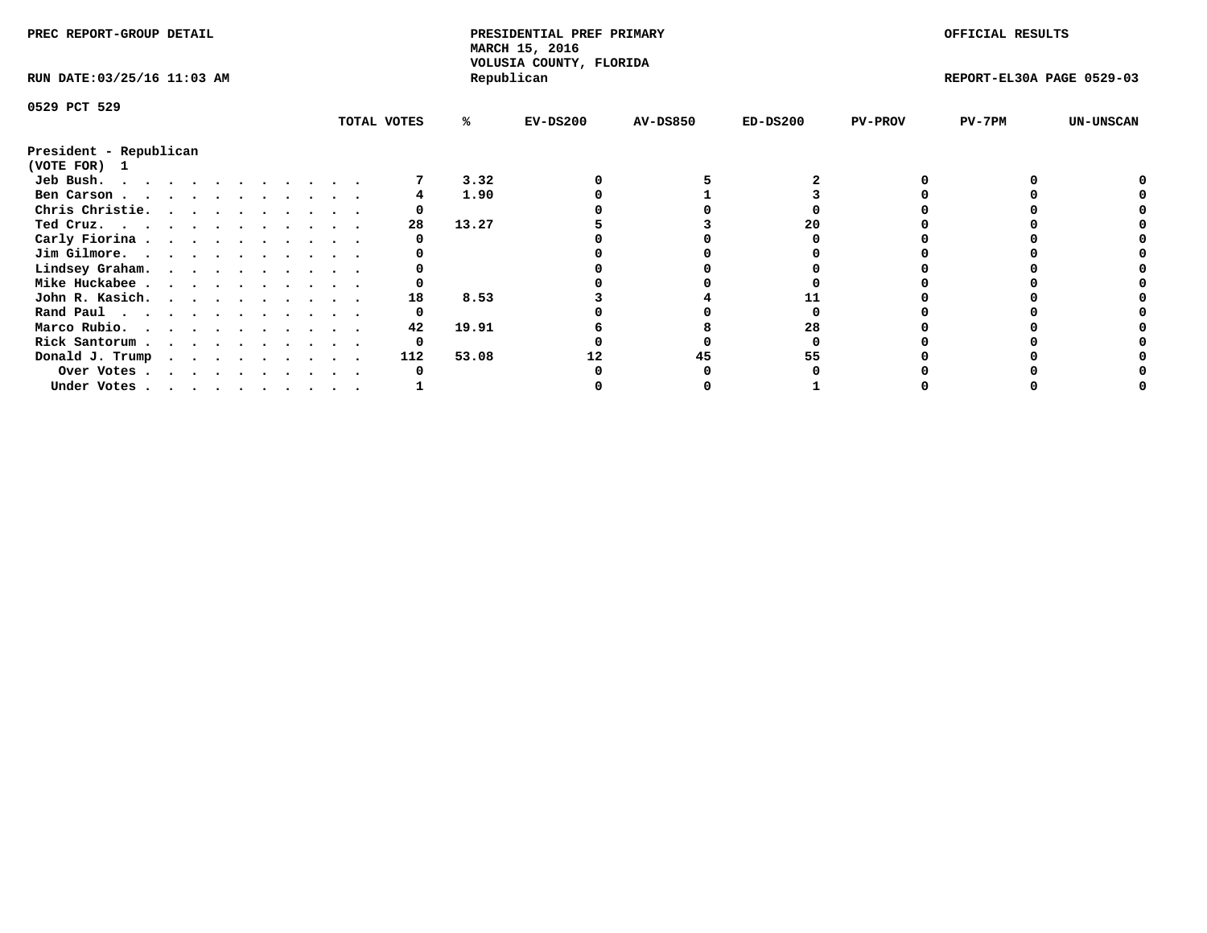PREC REPORT-GROUP DETAIL

PRESIDENTIAL PREF PRIMARY
MARCH 15, 2016
VOLUSIA COUNTY, FLORIDA
Republican

OFFICIAL RESULTS

RUN DATE:03/25/16 11:03 AM

REPORT-EL30A PAGE 0529-03

0529 PCT 529

**President - Republican**
**(VOTE FOR) 1**

| | TOTAL VOTES | % | EV-DS200 | AV-DS850 | ED-DS200 | PV-PROV | PV-7PM | UN-UNSCAN |
|---|---|---|---|---|---|---|---|---|
| Jeb Bush | 7 | 3.32 | 0 | 5 | 2 | 0 | 0 | 0 |
| Ben Carson | 4 | 1.90 | 0 | 1 | 3 | 0 | 0 | 0 |
| Chris Christie | 0 | | 0 | 0 | 0 | 0 | 0 | 0 |
| Ted Cruz | 28 | 13.27 | 5 | 3 | 20 | 0 | 0 | 0 |
| Carly Fiorina | 0 | | 0 | 0 | 0 | 0 | 0 | 0 |
| Jim Gilmore | 0 | | 0 | 0 | 0 | 0 | 0 | 0 |
| Lindsey Graham | 0 | | 0 | 0 | 0 | 0 | 0 | 0 |
| Mike Huckabee | 0 | | 0 | 0 | 0 | 0 | 0 | 0 |
| John R. Kasich | 18 | 8.53 | 3 | 4 | 11 | 0 | 0 | 0 |
| Rand Paul | 0 | | 0 | 0 | 0 | 0 | 0 | 0 |
| Marco Rubio | 42 | 19.91 | 6 | 8 | 28 | 0 | 0 | 0 |
| Rick Santorum | 0 | | 0 | 0 | 0 | 0 | 0 | 0 |
| Donald J. Trump | 112 | 53.08 | 12 | 45 | 55 | 0 | 0 | 0 |
| Over Votes | 0 | | 0 | 0 | 0 | 0 | 0 | 0 |
| Under Votes | 1 | | 0 | 0 | 1 | 0 | 0 | 0 |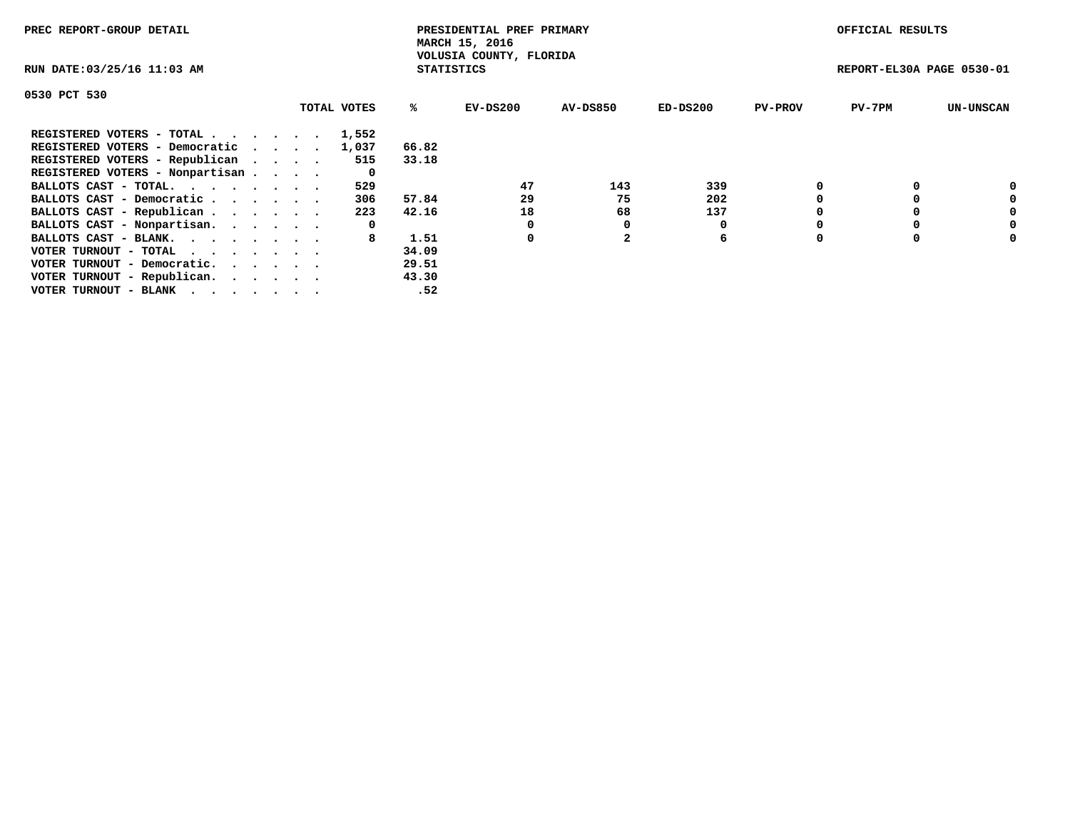PREC REPORT-GROUP DETAIL

PRESIDENTIAL PREF PRIMARY
MARCH 15, 2016
VOLUSIA COUNTY, FLORIDA
STATISTICS

OFFICIAL RESULTS

RUN DATE:03/25/16 11:03 AM

REPORT-EL30A PAGE 0530-01

0530 PCT 530

| | TOTAL VOTES | % | EV-DS200 | AV-DS850 | ED-DS200 | PV-PROV | PV-7PM | UN-UNSCAN |
|---|---|---|---|---|---|---|---|---|
| REGISTERED VOTERS - TOTAL . . . . . . | 1,552 | | | | | | | |
| REGISTERED VOTERS - Democratic . . . . | 1,037 | 66.82 | | | | | | |
| REGISTERED VOTERS - Republican . . . . | 515 | 33.18 | | | | | | |
| REGISTERED VOTERS - Nonpartisan . . . . | 0 | | | | | | | |
| BALLOTS CAST - TOTAL. . . . . . . . | 529 | | 47 | 143 | 339 | 0 | 0 | 0 |
| BALLOTS CAST - Democratic . . . . . . | 306 | 57.84 | 29 | 75 | 202 | 0 | 0 | 0 |
| BALLOTS CAST - Republican . . . . . . | 223 | 42.16 | 18 | 68 | 137 | 0 | 0 | 0 |
| BALLOTS CAST - Nonpartisan. . . . . . | 0 | | 0 | 0 | 0 | 0 | 0 | 0 |
| BALLOTS CAST - BLANK. . . . . . . . | 8 | 1.51 | 0 | 2 | 6 | 0 | 0 | 0 |
| VOTER TURNOUT - TOTAL . . . . . . . | | 34.09 | | | | | | |
| VOTER TURNOUT - Democratic. . . . . . | | 29.51 | | | | | | |
| VOTER TURNOUT - Republican. . . . . . | | 43.30 | | | | | | |
| VOTER TURNOUT - BLANK . . . . . . . | | .52 | | | | | | |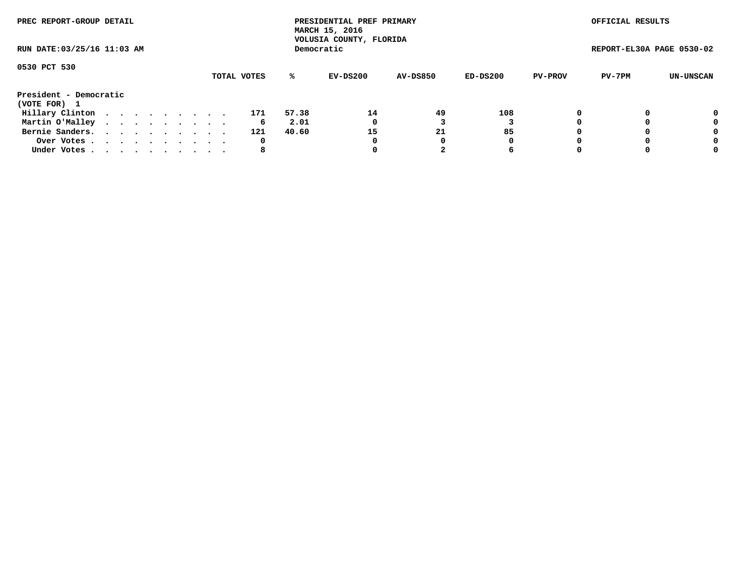PREC REPORT-GROUP DETAIL

PRESIDENTIAL PREF PRIMARY
MARCH 15, 2016
VOLUSIA COUNTY, FLORIDA
Democratic

OFFICIAL RESULTS

RUN DATE:03/25/16 11:03 AM

REPORT-EL30A PAGE 0530-02

0530 PCT 530

| | TOTAL VOTES | % | EV-DS200 | AV-DS850 | ED-DS200 | PV-PROV | PV-7PM | UN-UNSCAN |
|---|---|---|---|---|---|---|---|---|
| **President - Democratic** | | | | | | | | |
| **(VOTE FOR) 1** | | | | | | | | |
| Hillary Clinton | 171 | 57.38 | 14 | 49 | 108 | 0 | 0 | 0 |
| Martin O'Malley | 6 | 2.01 | 0 | 3 | 3 | 0 | 0 | 0 |
| Bernie Sanders | 121 | 40.60 | 15 | 21 | 85 | 0 | 0 | 0 |
| Over Votes | 0 | | 0 | 0 | 0 | 0 | 0 | 0 |
| Under Votes | 8 | | 0 | 2 | 6 | 0 | 0 | 0 |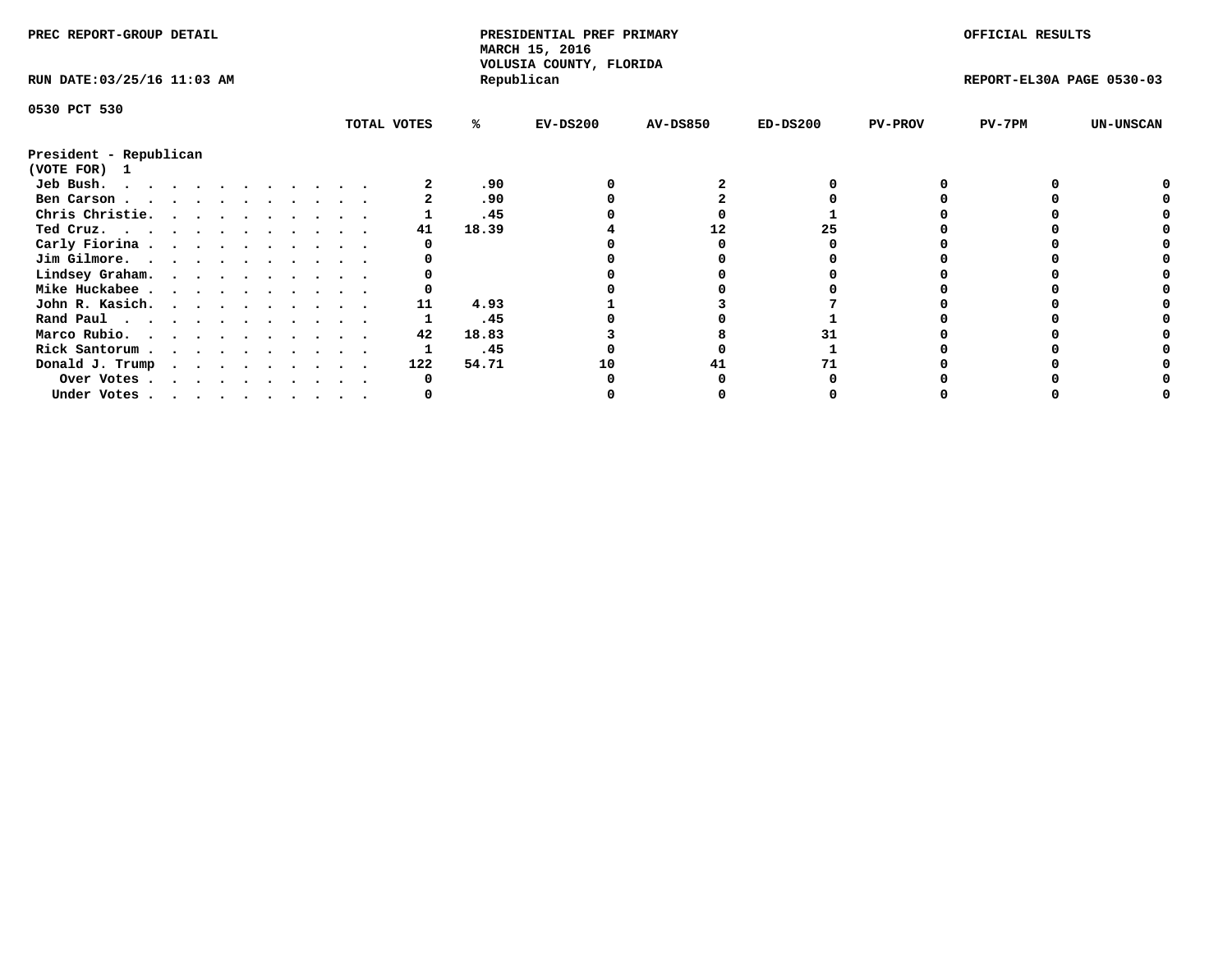PREC REPORT-GROUP DETAIL

PRESIDENTIAL PREF PRIMARY
MARCH 15, 2016
VOLUSIA COUNTY, FLORIDA
Republican

OFFICIAL RESULTS

RUN DATE:03/25/16 11:03 AM

REPORT-EL30A PAGE 0530-03

0530 PCT 530

**President - Republican**
**(VOTE FOR) 1**

| | TOTAL VOTES | % | EV-DS200 | AV-DS850 | ED-DS200 | PV-PROV | PV-7PM | UN-UNSCAN |
|---|---|---|---|---|---|---|---|---|
| Jeb Bush. | 2 | .90 | 0 | 2 | 0 | 0 | 0 | 0 |
| Ben Carson | 2 | .90 | 0 | 2 | 0 | 0 | 0 | 0 |
| Chris Christie. | 1 | .45 | 0 | 0 | 1 | 0 | 0 | 0 |
| Ted Cruz. | 41 | 18.39 | 4 | 12 | 25 | 0 | 0 | 0 |
| Carly Fiorina | 0 | | 0 | 0 | 0 | 0 | 0 | 0 |
| Jim Gilmore. | 0 | | 0 | 0 | 0 | 0 | 0 | 0 |
| Lindsey Graham. | 0 | | 0 | 0 | 0 | 0 | 0 | 0 |
| Mike Huckabee | 0 | | 0 | 0 | 0 | 0 | 0 | 0 |
| John R. Kasich. | 11 | 4.93 | 1 | 3 | 7 | 0 | 0 | 0 |
| Rand Paul | 1 | .45 | 0 | 0 | 1 | 0 | 0 | 0 |
| Marco Rubio. | 42 | 18.83 | 3 | 8 | 31 | 0 | 0 | 0 |
| Rick Santorum | 1 | .45 | 0 | 0 | 1 | 0 | 0 | 0 |
| Donald J. Trump | 122 | 54.71 | 10 | 41 | 71 | 0 | 0 | 0 |
| Over Votes | 0 | | 0 | 0 | 0 | 0 | 0 | 0 |
| Under Votes | 0 | | 0 | 0 | 0 | 0 | 0 | 0 |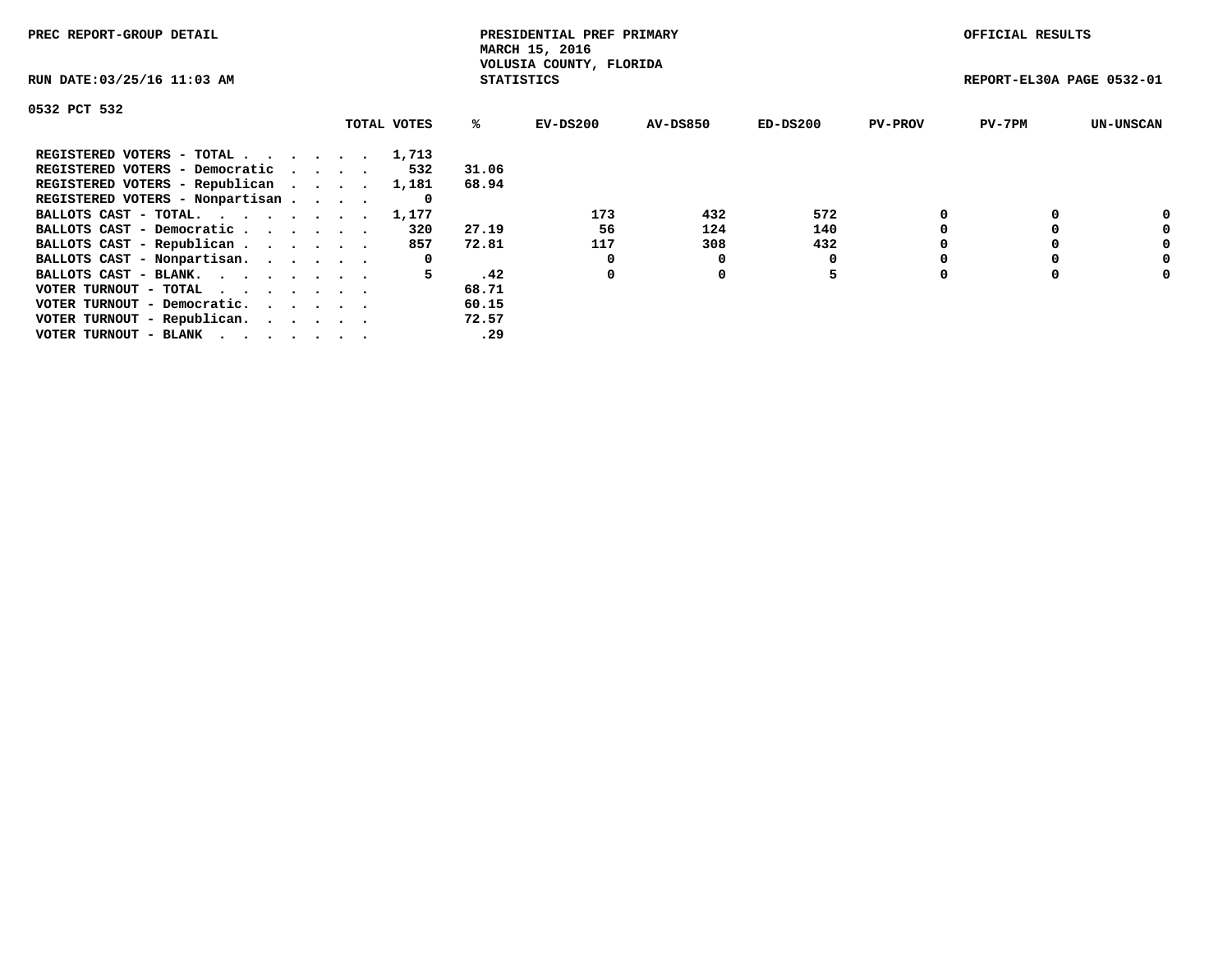PREC REPORT-GROUP DETAIL

PRESIDENTIAL PREF PRIMARY
MARCH 15, 2016
VOLUSIA COUNTY, FLORIDA
STATISTICS

OFFICIAL RESULTS

RUN DATE:03/25/16 11:03 AM

REPORT-EL30A PAGE 0532-01

0532 PCT 532

| | TOTAL VOTES | % | EV-DS200 | AV-DS850 | ED-DS200 | PV-PROV | PV-7PM | UN-UNSCAN |
|---|---|---|---|---|---|---|---|---|
| REGISTERED VOTERS - TOTAL . . . . . . . | 1,713 | | | | | | | |
| REGISTERED VOTERS - Democratic . . . . | 532 | 31.06 | | | | | | |
| REGISTERED VOTERS - Republican . . . . | 1,181 | 68.94 | | | | | | |
| REGISTERED VOTERS - Nonpartisan . . . . | 0 | | | | | | | |
| BALLOTS CAST - TOTAL. . . . . . . . . | 1,177 | | 173 | 432 | 572 | 0 | 0 | 0 |
| BALLOTS CAST - Democratic . . . . . . | 320 | 27.19 | 56 | 124 | 140 | 0 | 0 | 0 |
| BALLOTS CAST - Republican . . . . . . | 857 | 72.81 | 117 | 308 | 432 | 0 | 0 | 0 |
| BALLOTS CAST - Nonpartisan. . . . . . | 0 | | 0 | 0 | 0 | 0 | 0 | 0 |
| BALLOTS CAST - BLANK. . . . . . . . . | 5 | .42 | 0 | 0 | 5 | 0 | 0 | 0 |
| VOTER TURNOUT - TOTAL . . . . . . . . | | 68.71 | | | | | | |
| VOTER TURNOUT - Democratic. . . . . . | | 60.15 | | | | | | |
| VOTER TURNOUT - Republican. . . . . . | | 72.57 | | | | | | |
| VOTER TURNOUT - BLANK . . . . . . . . | | .29 | | | | | | |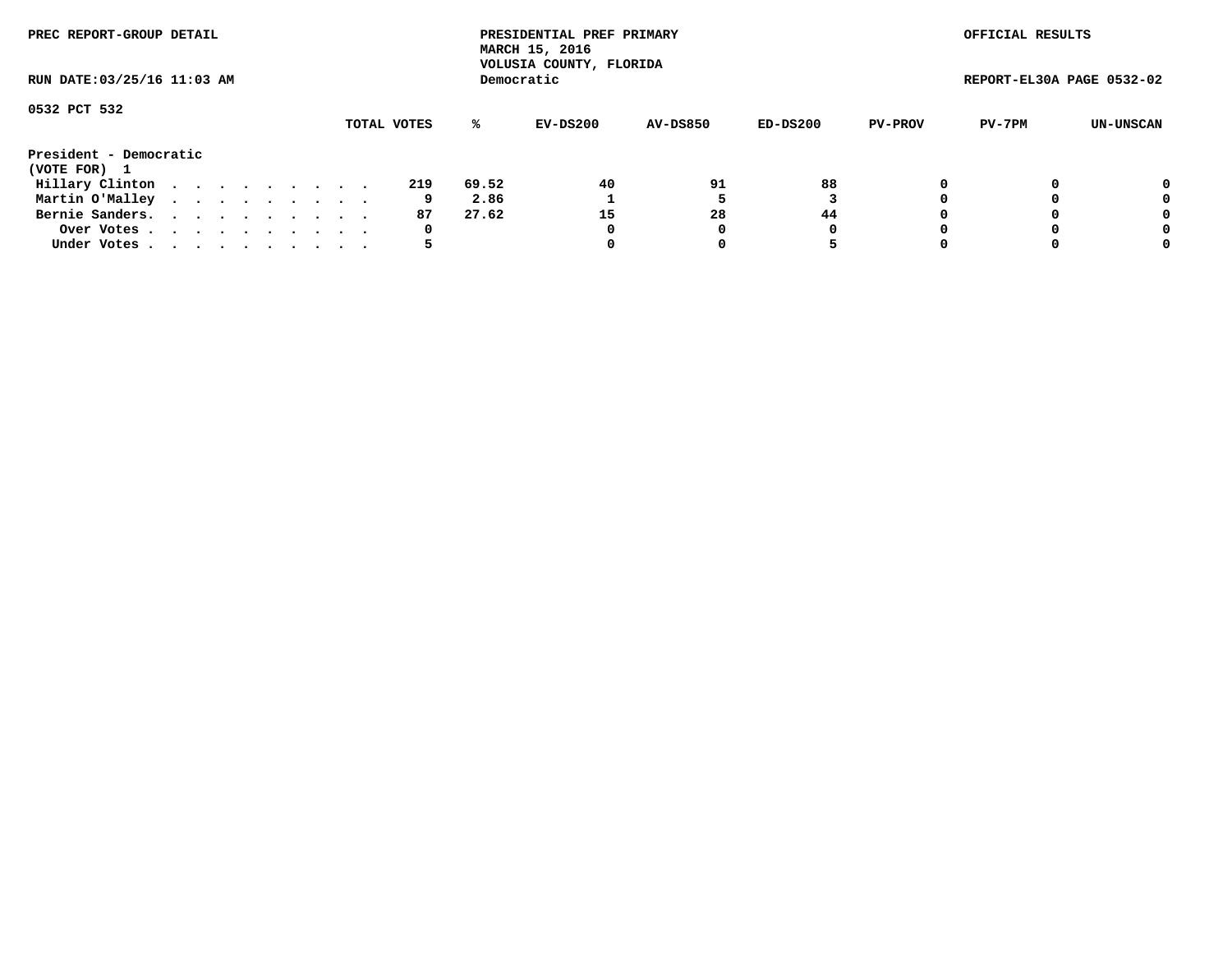PREC REPORT-GROUP DETAIL

PRESIDENTIAL PREF PRIMARY
MARCH 15, 2016
VOLUSIA COUNTY, FLORIDA
Democratic

OFFICIAL RESULTS

RUN DATE:03/25/16 11:03 AM

REPORT-EL30A PAGE 0532-02

0532 PCT 532

| | TOTAL VOTES | % | EV-DS200 | AV-DS850 | ED-DS200 | PV-PROV | PV-7PM | UN-UNSCAN |
|---|---|---|---|---|---|---|---|---|
| **President - Democratic** | | | | | | | | |
| **(VOTE FOR) 1** | | | | | | | | |
| Hillary Clinton . . . . . . . . . . | 219 | 69.52 | 40 | 91 | 88 | 0 | 0 | 0 |
| Martin O'Malley . . . . . . . . . . | 9 | 2.86 | 1 | 5 | 3 | 0 | 0 | 0 |
| Bernie Sanders. . . . . . . . . . . | 87 | 27.62 | 15 | 28 | 44 | 0 | 0 | 0 |
| Over Votes . . . . . . . . . . . | 0 | | 0 | 0 | 0 | 0 | 0 | 0 |
| Under Votes . . . . . . . . . . . | 5 | | 0 | 0 | 5 | 0 | 0 | 0 |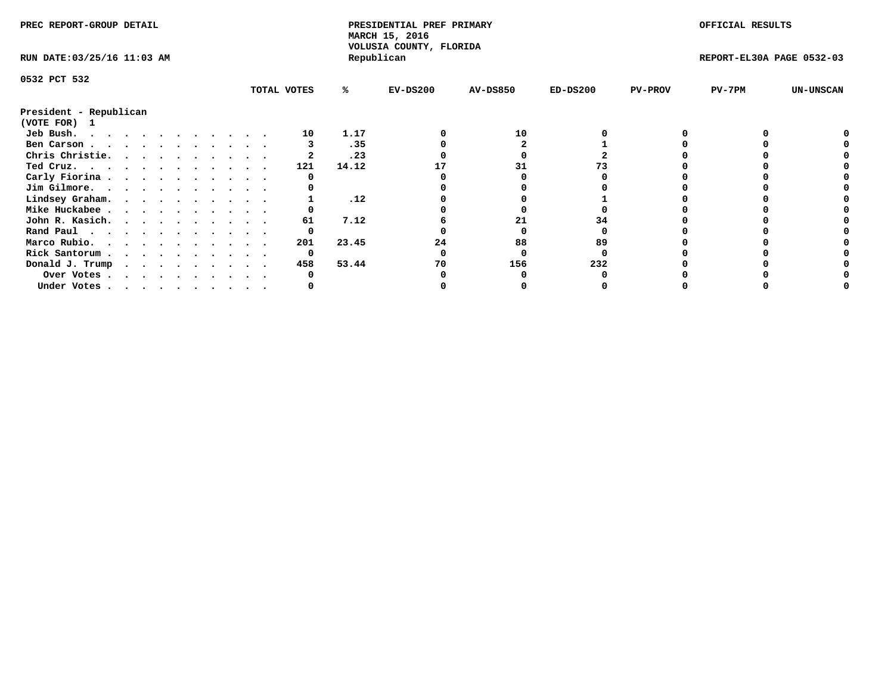PREC REPORT-GROUP DETAIL

PRESIDENTIAL PREF PRIMARY
MARCH 15, 2016
VOLUSIA COUNTY, FLORIDA
Republican

OFFICIAL RESULTS

RUN DATE:03/25/16 11:03 AM

REPORT-EL30A PAGE 0532-03

0532 PCT 532

| President - Republican (VOTE FOR) 1 | TOTAL VOTES | % | EV-DS200 | AV-DS850 | ED-DS200 | PV-PROV | PV-7PM | UN-UNSCAN |
|---|---|---|---|---|---|---|---|---|
| Jeb Bush. | 10 | 1.17 | 0 | 10 | 0 | 0 | 0 | 0 |
| Ben Carson | 3 | .35 | 0 | 2 | 1 | 0 | 0 | 0 |
| Chris Christie. | 2 | .23 | 0 | 0 | 2 | 0 | 0 | 0 |
| Ted Cruz. | 121 | 14.12 | 17 | 31 | 73 | 0 | 0 | 0 |
| Carly Fiorina | 0 | | 0 | 0 | 0 | 0 | 0 | 0 |
| Jim Gilmore. | 0 | | 0 | 0 | 0 | 0 | 0 | 0 |
| Lindsey Graham. | 1 | .12 | 0 | 0 | 1 | 0 | 0 | 0 |
| Mike Huckabee | 0 | | 0 | 0 | 0 | 0 | 0 | 0 |
| John R. Kasich. | 61 | 7.12 | 6 | 21 | 34 | 0 | 0 | 0 |
| Rand Paul | 0 | | 0 | 0 | 0 | 0 | 0 | 0 |
| Marco Rubio. | 201 | 23.45 | 24 | 88 | 89 | 0 | 0 | 0 |
| Rick Santorum | 0 | | 0 | 0 | 0 | 0 | 0 | 0 |
| Donald J. Trump | 458 | 53.44 | 70 | 156 | 232 | 0 | 0 | 0 |
| Over Votes | 0 | | 0 | 0 | 0 | 0 | 0 | 0 |
| Under Votes | 0 | | 0 | 0 | 0 | 0 | 0 | 0 |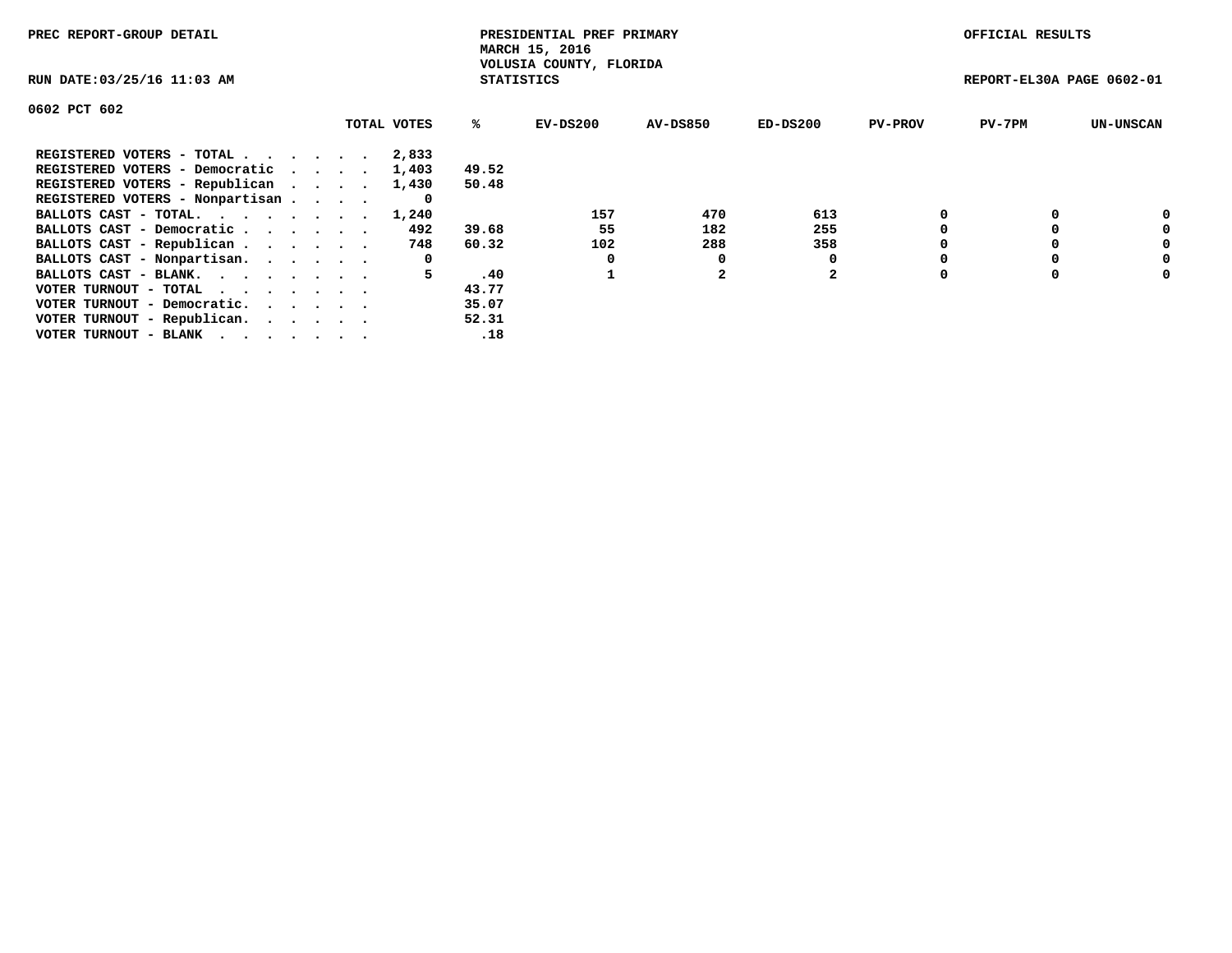PREC REPORT-GROUP DETAIL

PRESIDENTIAL PREF PRIMARY
MARCH 15, 2016
VOLUSIA COUNTY, FLORIDA
STATISTICS

OFFICIAL RESULTS

RUN DATE:03/25/16 11:03 AM

REPORT-EL30A PAGE 0602-01

0602 PCT 602

| | TOTAL VOTES | % | EV-DS200 | AV-DS850 | ED-DS200 | PV-PROV | PV-7PM | UN-UNSCAN |
|---|---|---|---|---|---|---|---|---|
| REGISTERED VOTERS - TOTAL . . . . . . | 2,833 | | | | | | | |
| REGISTERED VOTERS - Democratic . . . . | 1,403 | 49.52 | | | | | | |
| REGISTERED VOTERS - Republican . . . . | 1,430 | 50.48 | | | | | | |
| REGISTERED VOTERS - Nonpartisan . . . . | 0 | | | | | | | |
| BALLOTS CAST - TOTAL. . . . . . . . | 1,240 | | 157 | 470 | 613 | 0 | 0 | 0 |
| BALLOTS CAST - Democratic . . . . . . | 492 | 39.68 | 55 | 182 | 255 | 0 | 0 | 0 |
| BALLOTS CAST - Republican . . . . . . | 748 | 60.32 | 102 | 288 | 358 | 0 | 0 | 0 |
| BALLOTS CAST - Nonpartisan. . . . . . | 0 | | 0 | 0 | 0 | 0 | 0 | 0 |
| BALLOTS CAST - BLANK. . . . . . . . | 5 | .40 | 1 | 2 | 2 | 0 | 0 | 0 |
| VOTER TURNOUT - TOTAL . . . . . . . | | 43.77 | | | | | | |
| VOTER TURNOUT - Democratic. . . . . . | | 35.07 | | | | | | |
| VOTER TURNOUT - Republican. . . . . . | | 52.31 | | | | | | |
| VOTER TURNOUT - BLANK . . . . . . . | | .18 | | | | | | |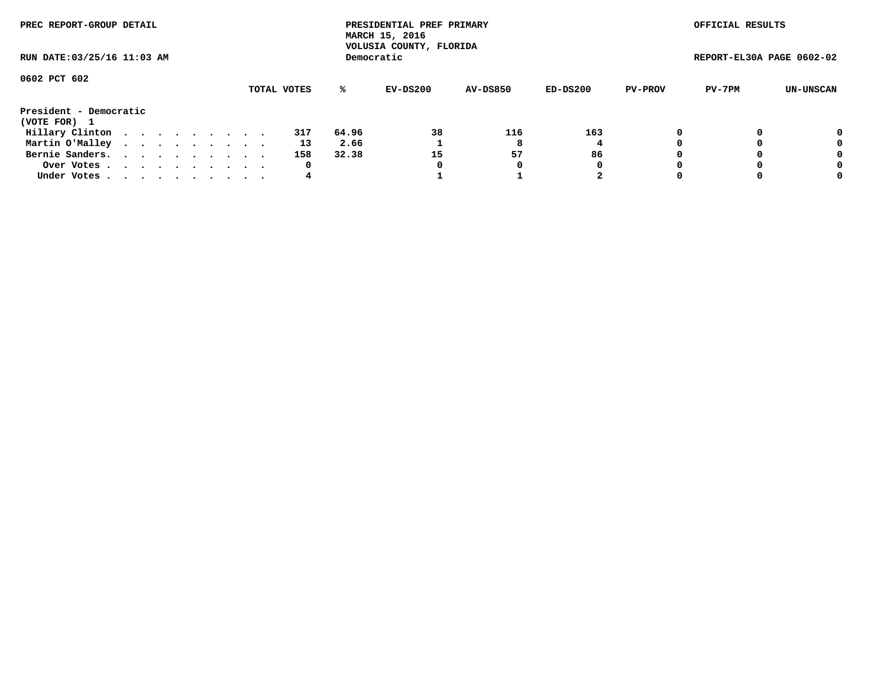PREC REPORT-GROUP DETAIL

PRESIDENTIAL PREF PRIMARY
MARCH 15, 2016
VOLUSIA COUNTY, FLORIDA
Democratic

OFFICIAL RESULTS

RUN DATE:03/25/16 11:03 AM

REPORT-EL30A PAGE 0602-02

0602 PCT 602

| | TOTAL VOTES | % | EV-DS200 | AV-DS850 | ED-DS200 | PV-PROV | PV-7PM | UN-UNSCAN |
|---|---|---|---|---|---|---|---|---|
| **President - Democratic** | | | | | | | | |
| **(VOTE FOR) 1** | | | | | | | | |
| Hillary Clinton . . . . . . . . . . | 317 | 64.96 | 38 | 116 | 163 | 0 | 0 | 0 |
| Martin O'Malley . . . . . . . . . . | 13 | 2.66 | 1 | 8 | 4 | 0 | 0 | 0 |
| Bernie Sanders. . . . . . . . . . . | 158 | 32.38 | 15 | 57 | 86 | 0 | 0 | 0 |
| Over Votes . . . . . . . . . . . | 0 | | 0 | 0 | 0 | 0 | 0 | 0 |
| Under Votes . . . . . . . . . . . | 4 | | 1 | 1 | 2 | 0 | 0 | 0 |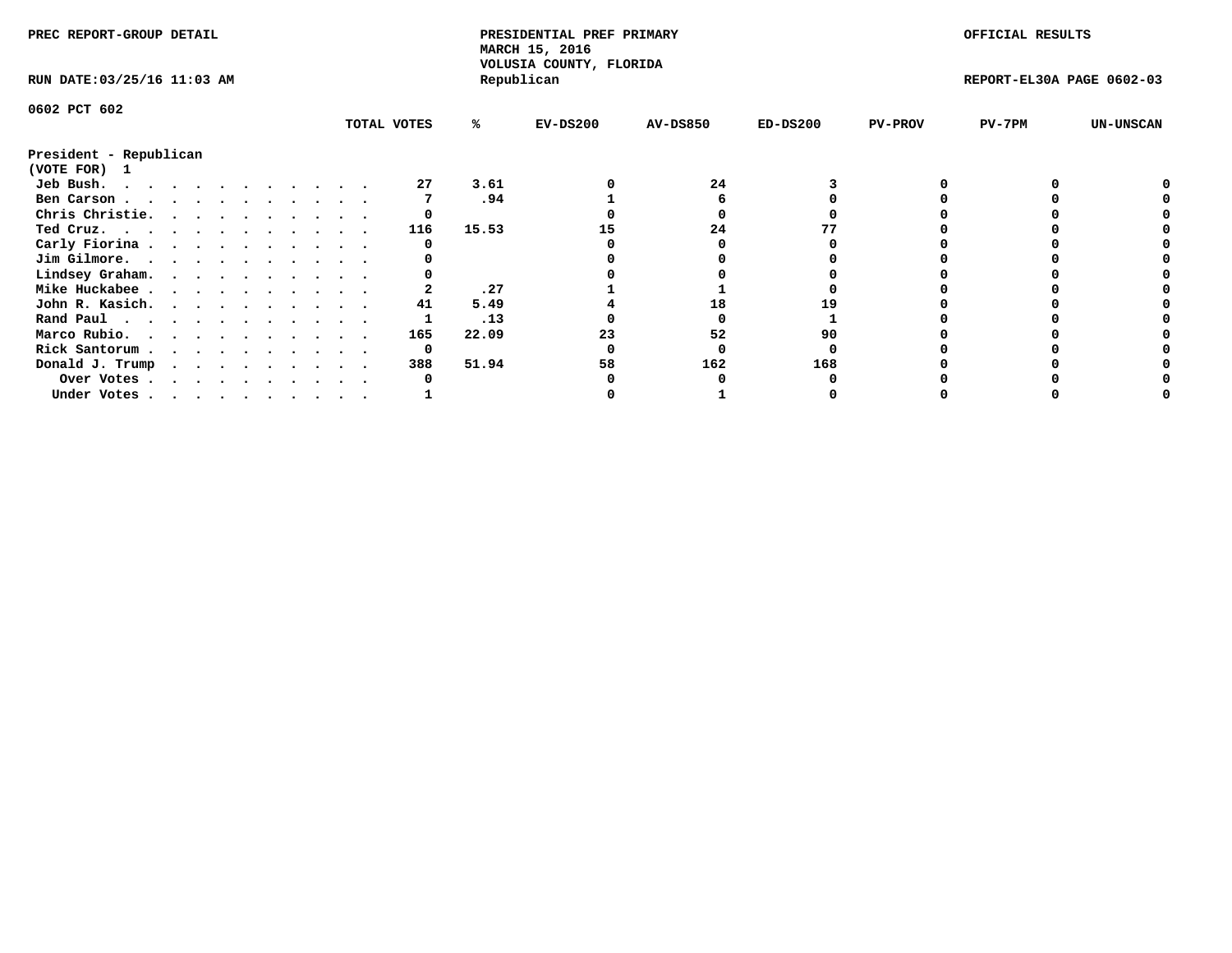PREC REPORT-GROUP DETAIL

PRESIDENTIAL PREF PRIMARY
MARCH 15, 2016
VOLUSIA COUNTY, FLORIDA
Republican

OFFICIAL RESULTS

RUN DATE:03/25/16 11:03 AM

REPORT-EL30A PAGE 0602-03

0602 PCT 602

President - Republican
(VOTE FOR) 1

| | TOTAL VOTES | % | EV-DS200 | AV-DS850 | ED-DS200 | PV-PROV | PV-7PM | UN-UNSCAN |
|---|---|---|---|---|---|---|---|---|
| Jeb Bush. | 27 | 3.61 | 0 | 24 | 3 | 0 | 0 | 0 |
| Ben Carson | 7 | .94 | 1 | 6 | 0 | 0 | 0 | 0 |
| Chris Christie. | 0 | | 0 | 0 | 0 | 0 | 0 | 0 |
| Ted Cruz. | 116 | 15.53 | 15 | 24 | 77 | 0 | 0 | 0 |
| Carly Fiorina | 0 | | 0 | 0 | 0 | 0 | 0 | 0 |
| Jim Gilmore. | 0 | | 0 | 0 | 0 | 0 | 0 | 0 |
| Lindsey Graham. | 0 | | 0 | 0 | 0 | 0 | 0 | 0 |
| Mike Huckabee | 2 | .27 | 1 | 1 | 0 | 0 | 0 | 0 |
| John R. Kasich. | 41 | 5.49 | 4 | 18 | 19 | 0 | 0 | 0 |
| Rand Paul | 1 | .13 | 0 | 0 | 1 | 0 | 0 | 0 |
| Marco Rubio. | 165 | 22.09 | 23 | 52 | 90 | 0 | 0 | 0 |
| Rick Santorum | 0 | | 0 | 0 | 0 | 0 | 0 | 0 |
| Donald J. Trump | 388 | 51.94 | 58 | 162 | 168 | 0 | 0 | 0 |
| Over Votes | 0 | | 0 | 0 | 0 | 0 | 0 | 0 |
| Under Votes | 1 | | 0 | 1 | 0 | 0 | 0 | 0 |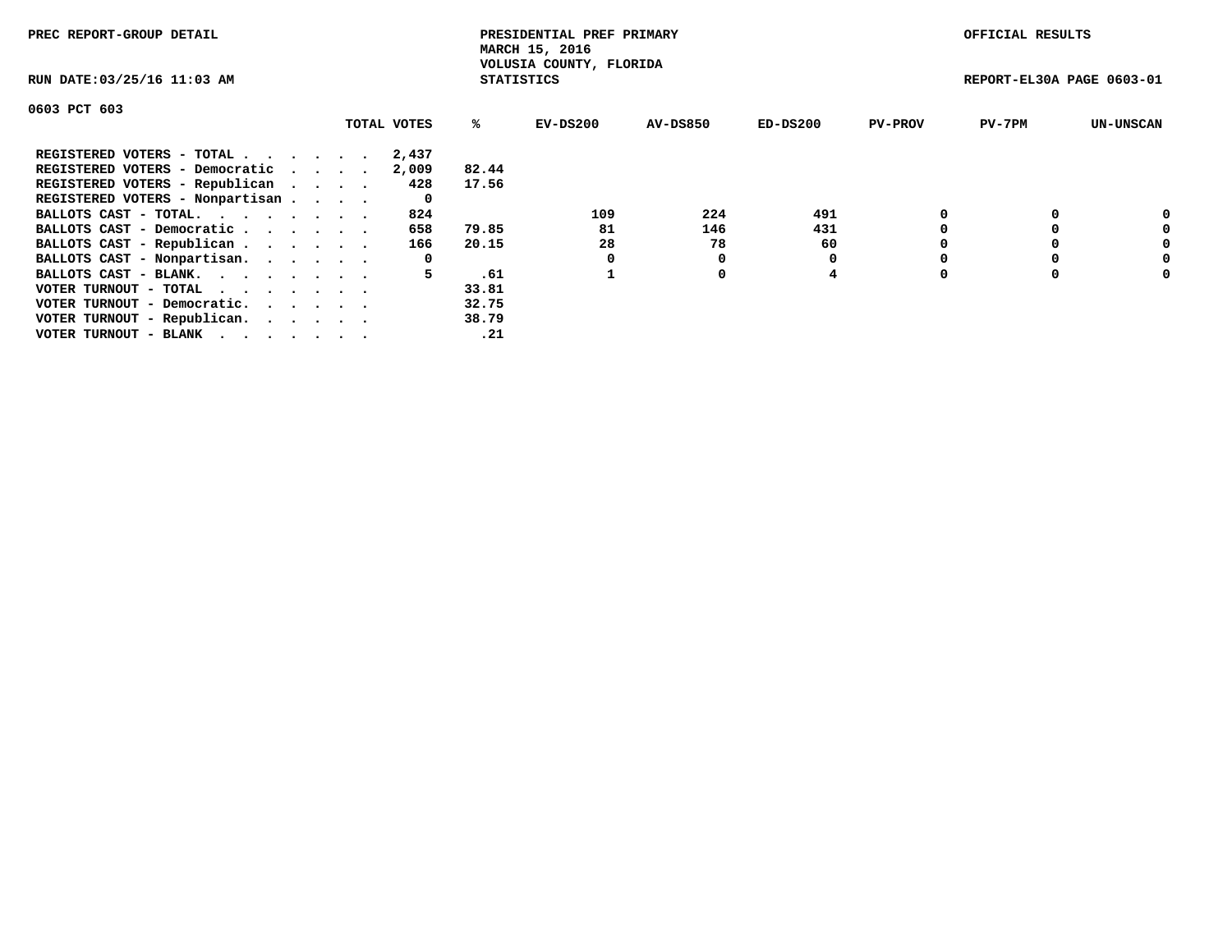PREC REPORT-GROUP DETAIL

PRESIDENTIAL PREF PRIMARY
MARCH 15, 2016
VOLUSIA COUNTY, FLORIDA
STATISTICS

OFFICIAL RESULTS

RUN DATE:03/25/16 11:03 AM

REPORT-EL30A PAGE 0603-01

0603 PCT 603

| | TOTAL VOTES | % | EV-DS200 | AV-DS850 | ED-DS200 | PV-PROV | PV-7PM | UN-UNSCAN |
|---|---|---|---|---|---|---|---|---|
| REGISTERED VOTERS - TOTAL . . . . . . | 2,437 | | | | | | | |
| REGISTERED VOTERS - Democratic . . . . | 2,009 | 82.44 | | | | | | |
| REGISTERED VOTERS - Republican . . . . | 428 | 17.56 | | | | | | |
| REGISTERED VOTERS - Nonpartisan . . . . | 0 | | | | | | | |
| BALLOTS CAST - TOTAL. . . . . . . . | 824 | | 109 | 224 | 491 | 0 | 0 | 0 |
| BALLOTS CAST - Democratic . . . . . . | 658 | 79.85 | 81 | 146 | 431 | 0 | 0 | 0 |
| BALLOTS CAST - Republican . . . . . . | 166 | 20.15 | 28 | 78 | 60 | 0 | 0 | 0 |
| BALLOTS CAST - Nonpartisan. . . . . . | 0 | | 0 | 0 | 0 | 0 | 0 | 0 |
| BALLOTS CAST - BLANK. . . . . . . . | 5 | .61 | 1 | 0 | 4 | 0 | 0 | 0 |
| VOTER TURNOUT - TOTAL . . . . . . . | | 33.81 | | | | | | |
| VOTER TURNOUT - Democratic. . . . . . | | 32.75 | | | | | | |
| VOTER TURNOUT - Republican. . . . . . | | 38.79 | | | | | | |
| VOTER TURNOUT - BLANK . . . . . . . | | .21 | | | | | | |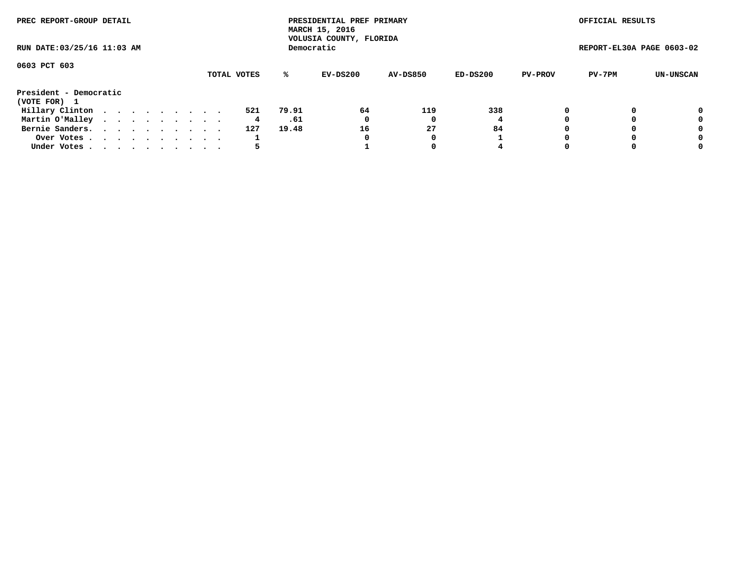PREC REPORT-GROUP DETAIL

PRESIDENTIAL PREF PRIMARY
MARCH 15, 2016
VOLUSIA COUNTY, FLORIDA
Democratic

OFFICIAL RESULTS

RUN DATE:03/25/16 11:03 AM

REPORT-EL30A PAGE 0603-02

0603 PCT 603

| | TOTAL VOTES | % | EV-DS200 | AV-DS850 | ED-DS200 | PV-PROV | PV-7PM | UN-UNSCAN |
|---|---|---|---|---|---|---|---|---|
| **President - Democratic** | | | | | | | | |
| **(VOTE FOR) 1** | | | | | | | | |
| Hillary Clinton . . . . . . . . . . | 521 | 79.91 | 64 | 119 | 338 | 0 | 0 | 0 |
| Martin O'Malley . . . . . . . . . . | 4 | .61 | 0 | 0 | 4 | 0 | 0 | 0 |
| Bernie Sanders. . . . . . . . . . . | 127 | 19.48 | 16 | 27 | 84 | 0 | 0 | 0 |
| Over Votes . . . . . . . . . . . | 1 | | 0 | 0 | 1 | 0 | 0 | 0 |
| Under Votes . . . . . . . . . . . | 5 | | 1 | 0 | 4 | 0 | 0 | 0 |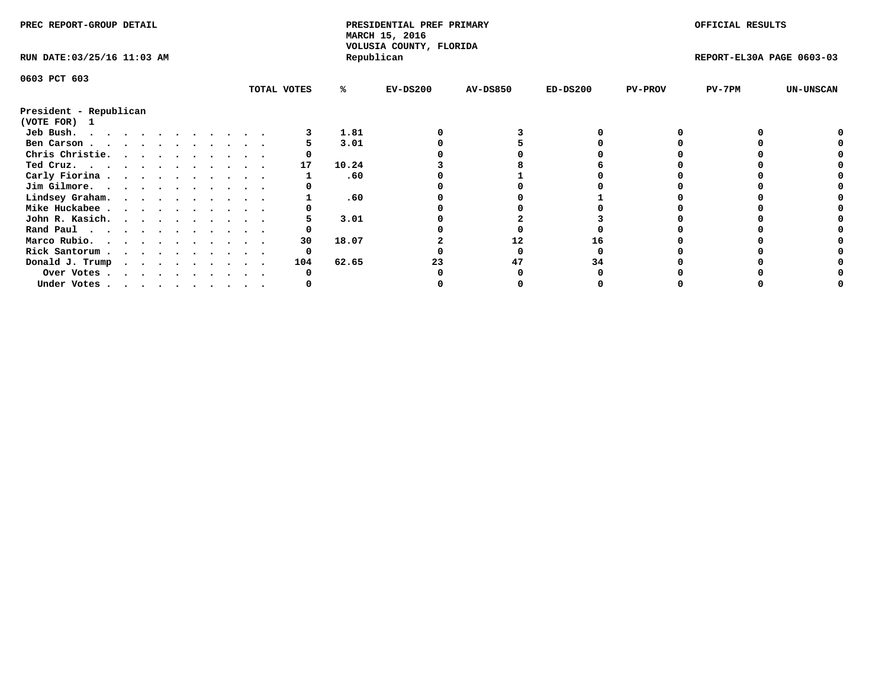PREC REPORT-GROUP DETAIL

PRESIDENTIAL PREF PRIMARY
MARCH 15, 2016
VOLUSIA COUNTY, FLORIDA
Republican

OFFICIAL RESULTS

RUN DATE:03/25/16 11:03 AM

REPORT-EL30A PAGE 0603-03

0603 PCT 603

| | TOTAL VOTES | % | EV-DS200 | AV-DS850 | ED-DS200 | PV-PROV | PV-7PM | UN-UNSCAN |
|---|---|---|---|---|---|---|---|---|
| **President - Republican** | | | | | | | | |
| **(VOTE FOR) 1** | | | | | | | | |
| Jeb Bush. . . . . . . . . . . . . | 3 | 1.81 | 0 | 3 | 0 | 0 | 0 | 0 |
| Ben Carson . . . . . . . . . . . . | 5 | 3.01 | 0 | 5 | 0 | 0 | 0 | 0 |
| Chris Christie. . . . . . . . . . . | 0 | | 0 | 0 | 0 | 0 | 0 | 0 |
| Ted Cruz. . . . . . . . . . . . . | 17 | 10.24 | 3 | 8 | 6 | 0 | 0 | 0 |
| Carly Fiorina . . . . . . . . . . . | 1 | .60 | 0 | 1 | 0 | 0 | 0 | 0 |
| Jim Gilmore. . . . . . . . . . . . | 0 | | 0 | 0 | 0 | 0 | 0 | 0 |
| Lindsey Graham. . . . . . . . . . . | 1 | .60 | 0 | 0 | 1 | 0 | 0 | 0 |
| Mike Huckabee . . . . . . . . . . . | 0 | | 0 | 0 | 0 | 0 | 0 | 0 |
| John R. Kasich. . . . . . . . . . . | 5 | 3.01 | 0 | 2 | 3 | 0 | 0 | 0 |
| Rand Paul . . . . . . . . . . . . | 0 | | 0 | 0 | 0 | 0 | 0 | 0 |
| Marco Rubio. . . . . . . . . . . . | 30 | 18.07 | 2 | 12 | 16 | 0 | 0 | 0 |
| Rick Santorum . . . . . . . . . . . | 0 | | 0 | 0 | 0 | 0 | 0 | 0 |
| Donald J. Trump . . . . . . . . . . | 104 | 62.65 | 23 | 47 | 34 | 0 | 0 | 0 |
| Over Votes . . . . . . . . . . . | 0 | | 0 | 0 | 0 | 0 | 0 | 0 |
| Under Votes . . . . . . . . . . . | 0 | | 0 | 0 | 0 | 0 | 0 | 0 |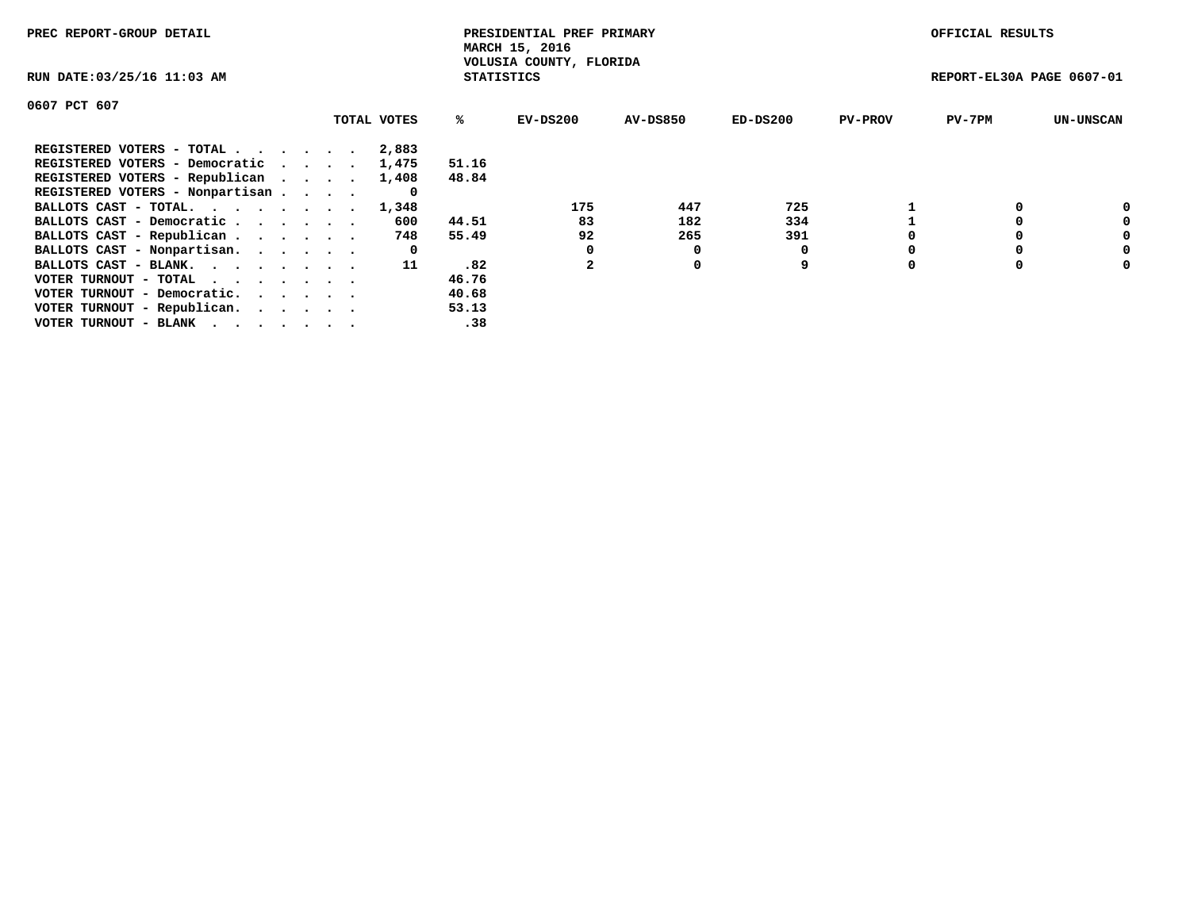PREC REPORT-GROUP DETAIL

PRESIDENTIAL PREF PRIMARY
MARCH 15, 2016
VOLUSIA COUNTY, FLORIDA
STATISTICS

OFFICIAL RESULTS

RUN DATE:03/25/16 11:03 AM

REPORT-EL30A PAGE 0607-01

0607 PCT 607

| | TOTAL VOTES | % | EV-DS200 | AV-DS850 | ED-DS200 | PV-PROV | PV-7PM | UN-UNSCAN |
|---|---|---|---|---|---|---|---|---|
| REGISTERED VOTERS - TOTAL . . . . . . | 2,883 | | | | | | | |
| REGISTERED VOTERS - Democratic . . . . | 1,475 | 51.16 | | | | | | |
| REGISTERED VOTERS - Republican . . . . | 1,408 | 48.84 | | | | | | |
| REGISTERED VOTERS - Nonpartisan . . . . | 0 | | | | | | | |
| BALLOTS CAST - TOTAL. . . . . . . . | 1,348 | | 175 | 447 | 725 | 1 | 0 | 0 |
| BALLOTS CAST - Democratic . . . . . . | 600 | 44.51 | 83 | 182 | 334 | 1 | 0 | 0 |
| BALLOTS CAST - Republican . . . . . . | 748 | 55.49 | 92 | 265 | 391 | 0 | 0 | 0 |
| BALLOTS CAST - Nonpartisan. . . . . . | 0 | | 0 | 0 | 0 | 0 | 0 | 0 |
| BALLOTS CAST - BLANK. . . . . . . . | 11 | .82 | 2 | 0 | 9 | 0 | 0 | 0 |
| VOTER TURNOUT - TOTAL . . . . . . . | | 46.76 | | | | | | |
| VOTER TURNOUT - Democratic. . . . . . | | 40.68 | | | | | | |
| VOTER TURNOUT - Republican. . . . . . | | 53.13 | | | | | | |
| VOTER TURNOUT - BLANK . . . . . . . | | .38 | | | | | | |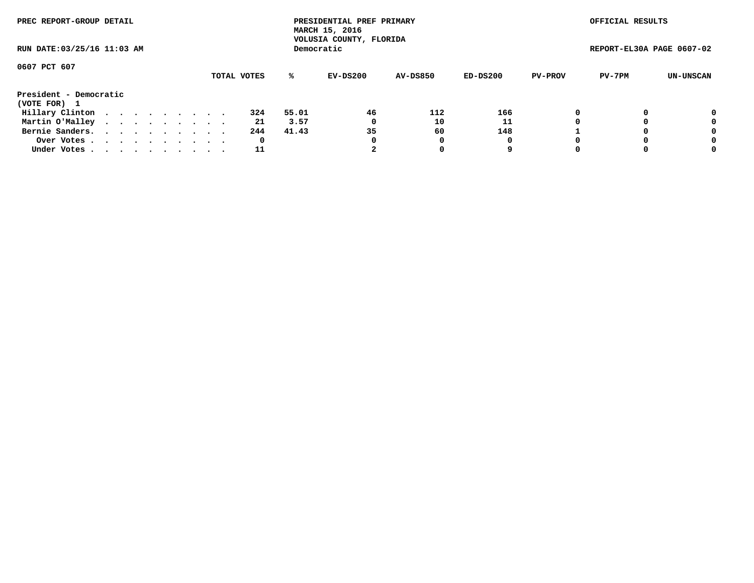PREC REPORT-GROUP DETAIL

PRESIDENTIAL PREF PRIMARY
MARCH 15, 2016
VOLUSIA COUNTY, FLORIDA
Democratic

OFFICIAL RESULTS

RUN DATE:03/25/16 11:03 AM

REPORT-EL30A PAGE 0607-02

0607 PCT 607

| | TOTAL VOTES | % | EV-DS200 | AV-DS850 | ED-DS200 | PV-PROV | PV-7PM | UN-UNSCAN |
|---|---|---|---|---|---|---|---|---|
| **President - Democratic** | | | | | | | | |
| **(VOTE FOR) 1** | | | | | | | | |
| Hillary Clinton . . . . . . . . . . | 324 | 55.01 | 46 | 112 | 166 | 0 | 0 | 0 |
| Martin O'Malley . . . . . . . . . . | 21 | 3.57 | 0 | 10 | 11 | 0 | 0 | 0 |
| Bernie Sanders. . . . . . . . . . . | 244 | 41.43 | 35 | 60 | 148 | 1 | 0 | 0 |
| Over Votes . . . . . . . . . . . | 0 | | 0 | 0 | 0 | 0 | 0 | 0 |
| Under Votes . . . . . . . . . . . | 11 | | 2 | 0 | 9 | 0 | 0 | 0 |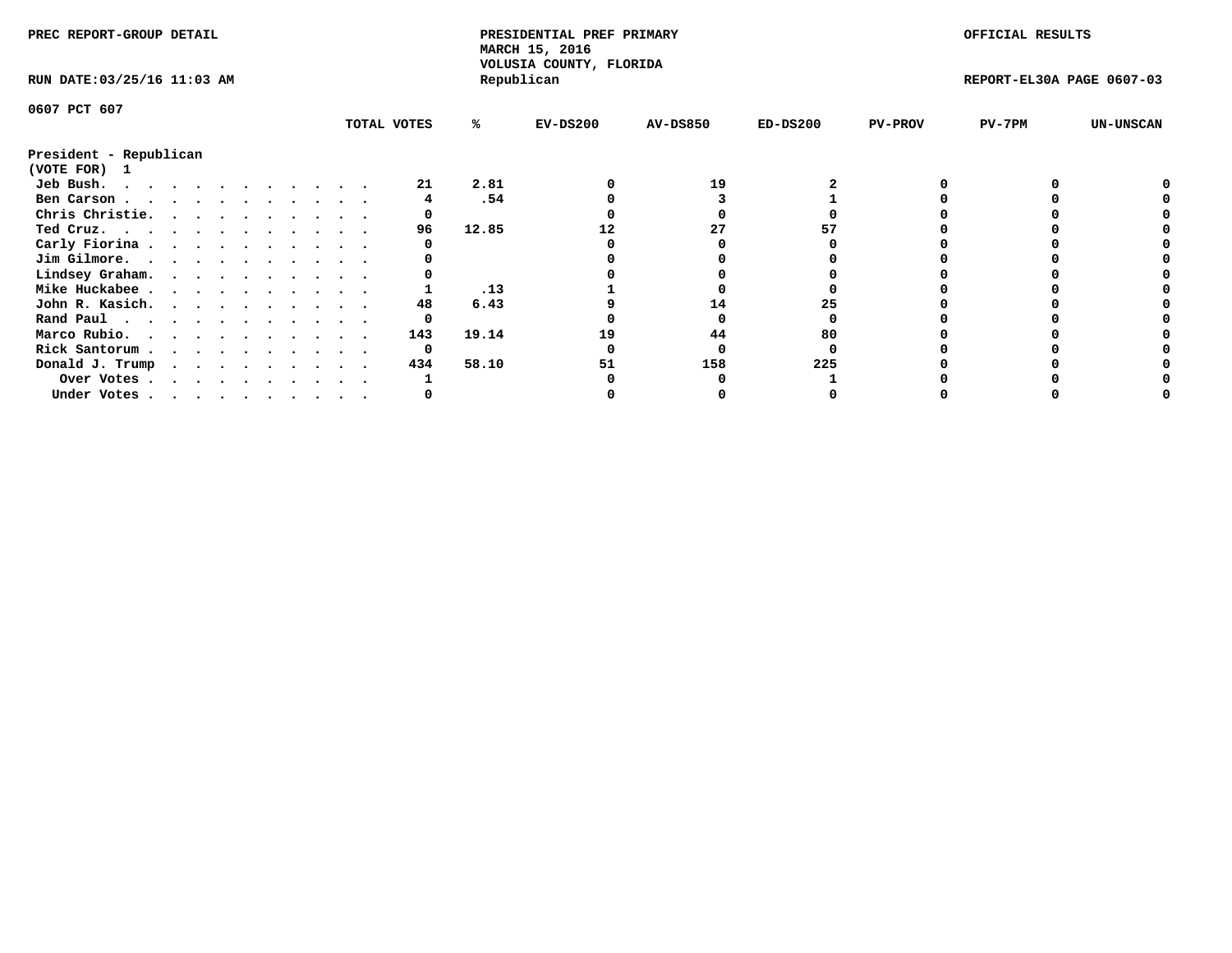PREC REPORT-GROUP DETAIL

PRESIDENTIAL PREF PRIMARY
MARCH 15, 2016
VOLUSIA COUNTY, FLORIDA
Republican

OFFICIAL RESULTS

RUN DATE:03/25/16 11:03 AM

REPORT-EL30A PAGE 0607-03

0607 PCT 607

| | TOTAL VOTES | % | EV-DS200 | AV-DS850 | ED-DS200 | PV-PROV | PV-7PM | UN-UNSCAN |
|---|---|---|---|---|---|---|---|---|
| **President - Republican** | | | | | | | | |
| **(VOTE FOR) 1** | | | | | | | | |
| Jeb Bush. | 21 | 2.81 | 0 | 19 | 2 | 0 | 0 | 0 |
| Ben Carson | 4 | .54 | 0 | 3 | 1 | 0 | 0 | 0 |
| Chris Christie. | 0 | | 0 | 0 | 0 | 0 | 0 | 0 |
| Ted Cruz. | 96 | 12.85 | 12 | 27 | 57 | 0 | 0 | 0 |
| Carly Fiorina | 0 | | 0 | 0 | 0 | 0 | 0 | 0 |
| Jim Gilmore. | 0 | | 0 | 0 | 0 | 0 | 0 | 0 |
| Lindsey Graham. | 0 | | 0 | 0 | 0 | 0 | 0 | 0 |
| Mike Huckabee | 1 | .13 | 1 | 0 | 0 | 0 | 0 | 0 |
| John R. Kasich. | 48 | 6.43 | 9 | 14 | 25 | 0 | 0 | 0 |
| Rand Paul | 0 | | 0 | 0 | 0 | 0 | 0 | 0 |
| Marco Rubio. | 143 | 19.14 | 19 | 44 | 80 | 0 | 0 | 0 |
| Rick Santorum | 0 | | 0 | 0 | 0 | 0 | 0 | 0 |
| Donald J. Trump | 434 | 58.10 | 51 | 158 | 225 | 0 | 0 | 0 |
| Over Votes | 1 | | 0 | 0 | 1 | 0 | 0 | 0 |
| Under Votes | 0 | | 0 | 0 | 0 | 0 | 0 | 0 |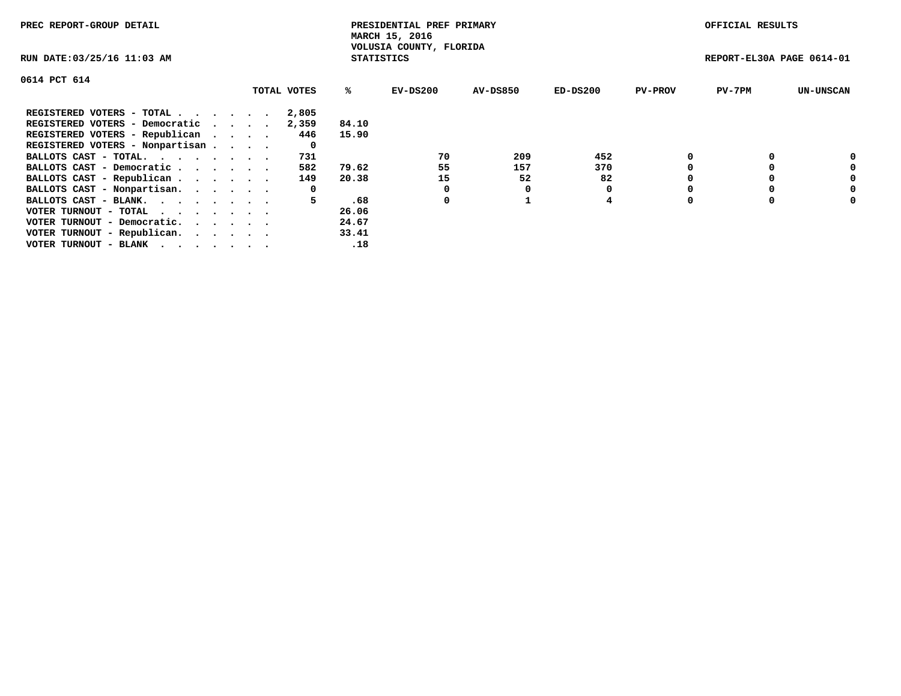PREC REPORT-GROUP DETAIL

PRESIDENTIAL PREF PRIMARY
MARCH 15, 2016
VOLUSIA COUNTY, FLORIDA
STATISTICS

OFFICIAL RESULTS

RUN DATE:03/25/16 11:03 AM

REPORT-EL30A PAGE 0614-01

0614 PCT 614

| | TOTAL VOTES | % | EV-DS200 | AV-DS850 | ED-DS200 | PV-PROV | PV-7PM | UN-UNSCAN |
|---|---|---|---|---|---|---|---|---|
| REGISTERED VOTERS - TOTAL . . . . . . | 2,805 | | | | | | | |
| REGISTERED VOTERS - Democratic . . . . | 2,359 | 84.10 | | | | | | |
| REGISTERED VOTERS - Republican . . . . | 446 | 15.90 | | | | | | |
| REGISTERED VOTERS - Nonpartisan . . . . | 0 | | | | | | | |
| BALLOTS CAST - TOTAL. . . . . . . . | 731 | | 70 | 209 | 452 | 0 | 0 | 0 |
| BALLOTS CAST - Democratic . . . . . . | 582 | 79.62 | 55 | 157 | 370 | 0 | 0 | 0 |
| BALLOTS CAST - Republican . . . . . . | 149 | 20.38 | 15 | 52 | 82 | 0 | 0 | 0 |
| BALLOTS CAST - Nonpartisan. . . . . . | 0 | | 0 | 0 | 0 | 0 | 0 | 0 |
| BALLOTS CAST - BLANK. . . . . . . . | 5 | .68 | 0 | 1 | 4 | 0 | 0 | 0 |
| VOTER TURNOUT - TOTAL . . . . . . . | | 26.06 | | | | | | |
| VOTER TURNOUT - Democratic. . . . . . | | 24.67 | | | | | | |
| VOTER TURNOUT - Republican. . . . . . | | 33.41 | | | | | | |
| VOTER TURNOUT - BLANK . . . . . . . | | .18 | | | | | | |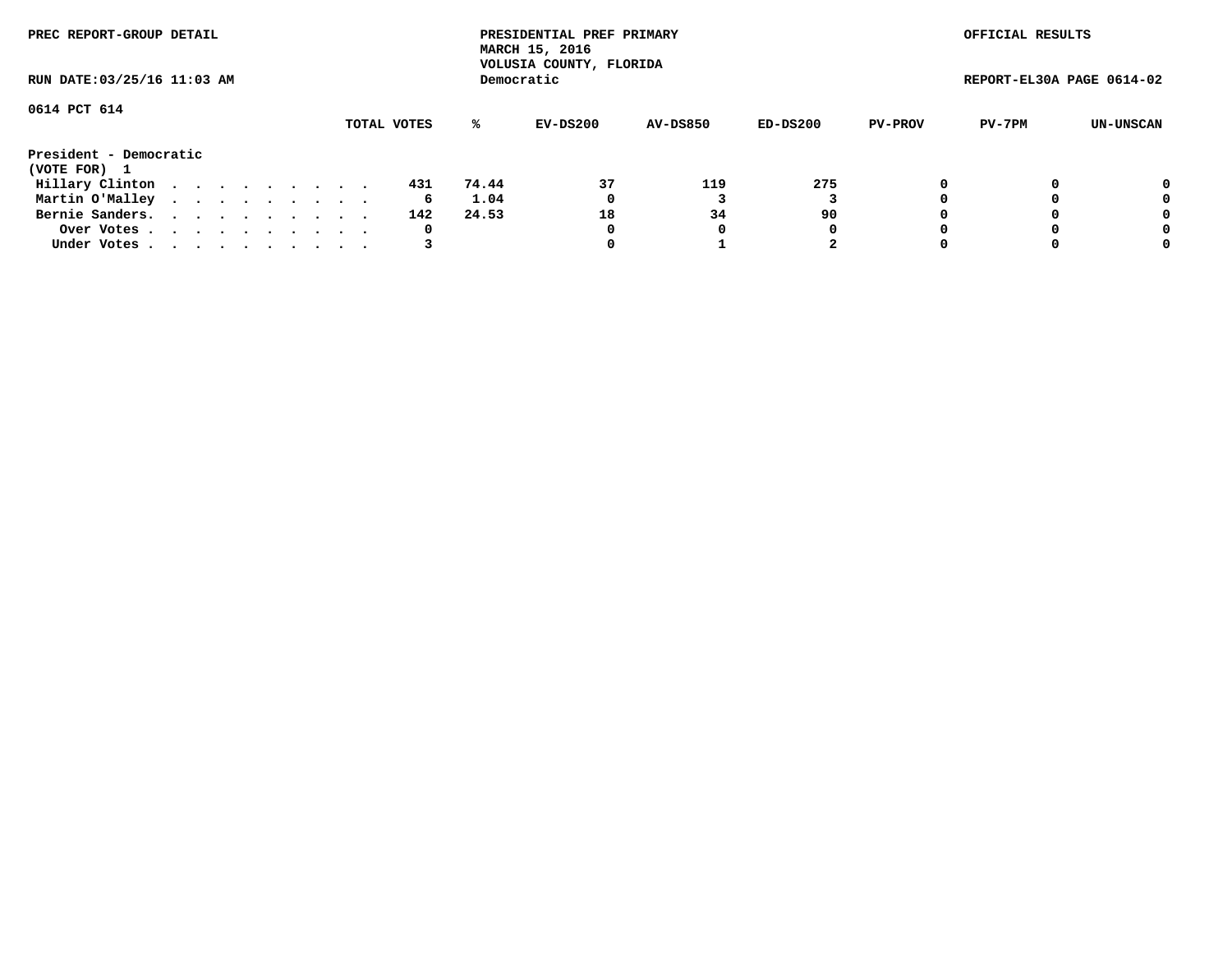PREC REPORT-GROUP DETAIL

PRESIDENTIAL PREF PRIMARY
MARCH 15, 2016
VOLUSIA COUNTY, FLORIDA
Democratic

OFFICIAL RESULTS

RUN DATE:03/25/16 11:03 AM

REPORT-EL30A PAGE 0614-02

0614 PCT 614

**President - Democratic**
**(VOTE FOR) 1**

| | TOTAL VOTES | % | EV-DS200 | AV-DS850 | ED-DS200 | PV-PROV | PV-7PM | UN-UNSCAN |
|---|---|---|---|---|---|---|---|---|
| Hillary Clinton | 431 | 74.44 | 37 | 119 | 275 | 0 | 0 | 0 |
| Martin O'Malley | 6 | 1.04 | 0 | 3 | 3 | 0 | 0 | 0 |
| Bernie Sanders. | 142 | 24.53 | 18 | 34 | 90 | 0 | 0 | 0 |
| Over Votes | 0 | | 0 | 0 | 0 | 0 | 0 | 0 |
| Under Votes | 3 | | 0 | 1 | 2 | 0 | 0 | 0 |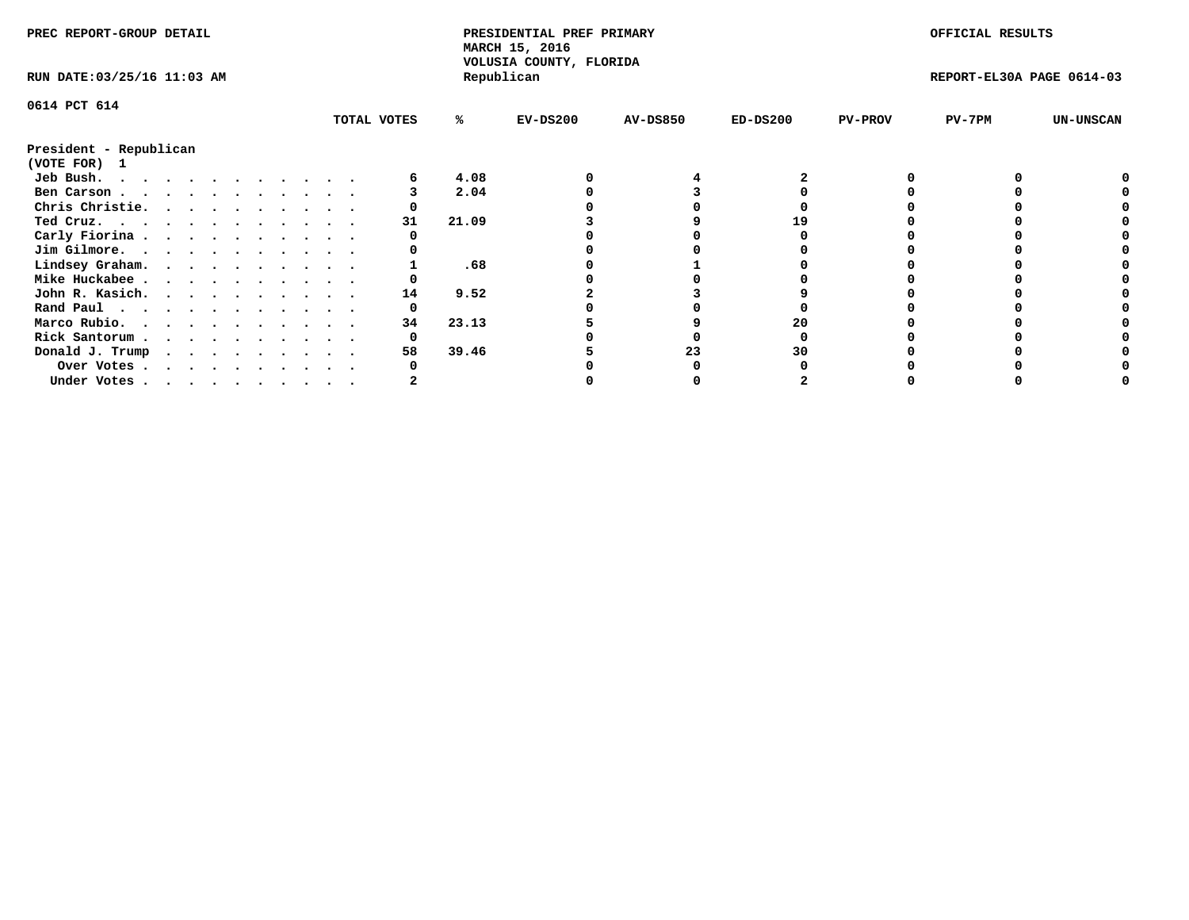PREC REPORT-GROUP DETAIL

PRESIDENTIAL PREF PRIMARY
MARCH 15, 2016
VOLUSIA COUNTY, FLORIDA
Republican

OFFICIAL RESULTS

RUN DATE:03/25/16 11:03 AM

REPORT-EL30A PAGE 0614-03

0614 PCT 614

President - Republican
(VOTE FOR) 1

| | TOTAL VOTES | % | EV-DS200 | AV-DS850 | ED-DS200 | PV-PROV | PV-7PM | UN-UNSCAN |
|---|---|---|---|---|---|---|---|---|
| Jeb Bush. . . . . . . . . . . . . | 6 | 4.08 | 0 | 4 | 2 | 0 | 0 | 0 |
| Ben Carson . . . . . . . . . . . . | 3 | 2.04 | 0 | 3 | 0 | 0 | 0 | 0 |
| Chris Christie. . . . . . . . . . . | 0 | | 0 | 0 | 0 | 0 | 0 | 0 |
| Ted Cruz. . . . . . . . . . . . . | 31 | 21.09 | 3 | 9 | 19 | 0 | 0 | 0 |
| Carly Fiorina . . . . . . . . . . . | 0 | | 0 | 0 | 0 | 0 | 0 | 0 |
| Jim Gilmore. . . . . . . . . . . . | 0 | | 0 | 0 | 0 | 0 | 0 | 0 |
| Lindsey Graham. . . . . . . . . . . | 1 | .68 | 0 | 1 | 0 | 0 | 0 | 0 |
| Mike Huckabee . . . . . . . . . . . | 0 | | 0 | 0 | 0 | 0 | 0 | 0 |
| John R. Kasich. . . . . . . . . . . | 14 | 9.52 | 2 | 3 | 9 | 0 | 0 | 0 |
| Rand Paul . . . . . . . . . . . . | 0 | | 0 | 0 | 0 | 0 | 0 | 0 |
| Marco Rubio. . . . . . . . . . . . | 34 | 23.13 | 5 | 9 | 20 | 0 | 0 | 0 |
| Rick Santorum . . . . . . . . . . . | 0 | | 0 | 0 | 0 | 0 | 0 | 0 |
| Donald J. Trump . . . . . . . . . . | 58 | 39.46 | 5 | 23 | 30 | 0 | 0 | 0 |
| Over Votes . . . . . . . . . . . | 0 | | 0 | 0 | 0 | 0 | 0 | 0 |
| Under Votes . . . . . . . . . . . | 2 | | 0 | 0 | 2 | 0 | 0 | 0 |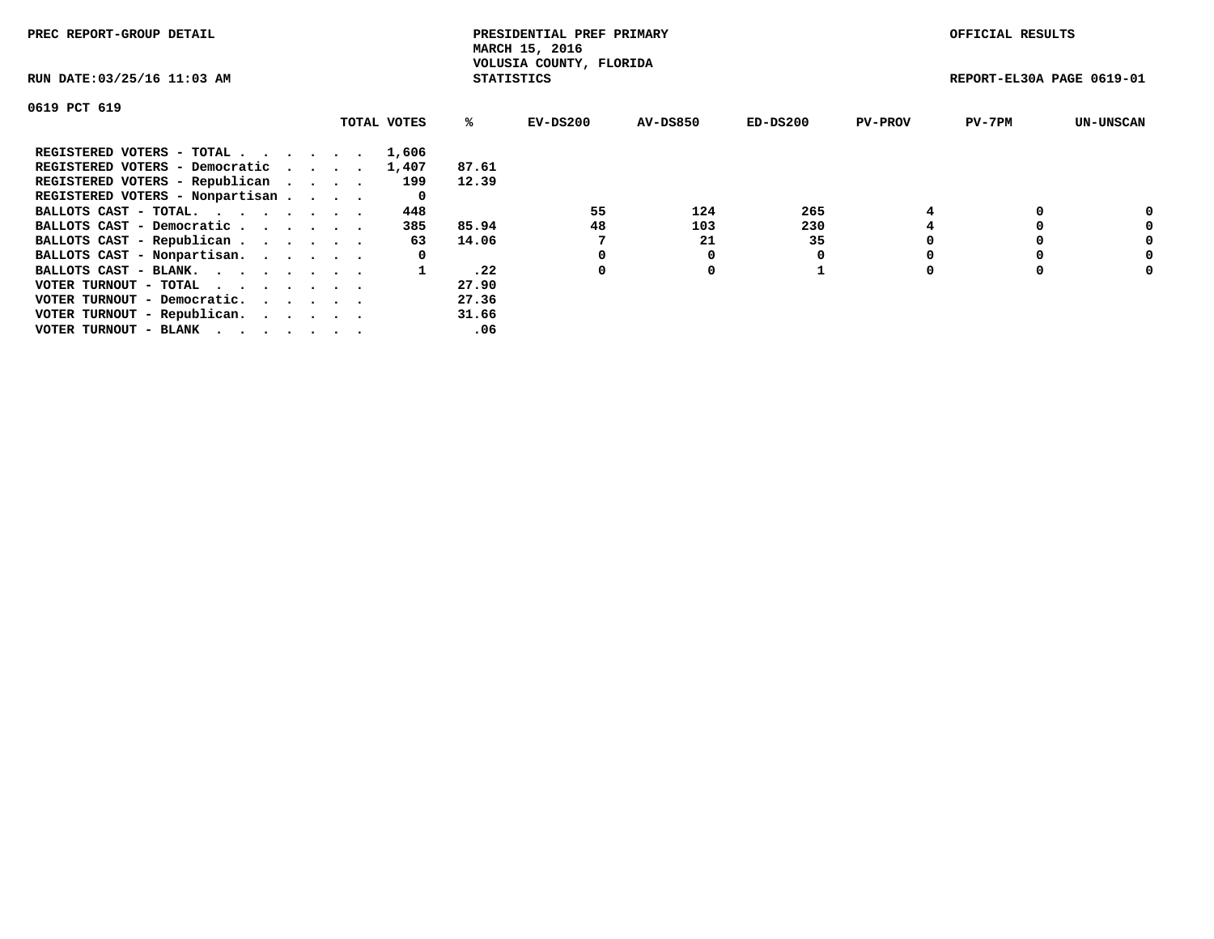PREC REPORT-GROUP DETAIL

PRESIDENTIAL PREF PRIMARY
MARCH 15, 2016
VOLUSIA COUNTY, FLORIDA
STATISTICS

OFFICIAL RESULTS

RUN DATE:03/25/16 11:03 AM

REPORT-EL30A PAGE 0619-01

0619 PCT 619

| | TOTAL VOTES | % | EV-DS200 | AV-DS850 | ED-DS200 | PV-PROV | PV-7PM | UN-UNSCAN |
|---|---|---|---|---|---|---|---|---|
| REGISTERED VOTERS - TOTAL . . . . . . | 1,606 | | | | | | | |
| REGISTERED VOTERS - Democratic . . . . | 1,407 | 87.61 | | | | | | |
| REGISTERED VOTERS - Republican . . . . | 199 | 12.39 | | | | | | |
| REGISTERED VOTERS - Nonpartisan . . . . | 0 | | | | | | | |
| BALLOTS CAST - TOTAL. . . . . . . . | 448 | | 55 | 124 | 265 | 4 | 0 | 0 |
| BALLOTS CAST - Democratic . . . . . . | 385 | 85.94 | 48 | 103 | 230 | 4 | 0 | 0 |
| BALLOTS CAST - Republican . . . . . . | 63 | 14.06 | 7 | 21 | 35 | 0 | 0 | 0 |
| BALLOTS CAST - Nonpartisan. . . . . . | 0 | | 0 | 0 | 0 | 0 | 0 | 0 |
| BALLOTS CAST - BLANK. . . . . . . . | 1 | .22 | 0 | 0 | 1 | 0 | 0 | 0 |
| VOTER TURNOUT - TOTAL . . . . . . . | | 27.90 | | | | | | |
| VOTER TURNOUT - Democratic. . . . . . | | 27.36 | | | | | | |
| VOTER TURNOUT - Republican. . . . . . | | 31.66 | | | | | | |
| VOTER TURNOUT - BLANK . . . . . . . | | .06 | | | | | | |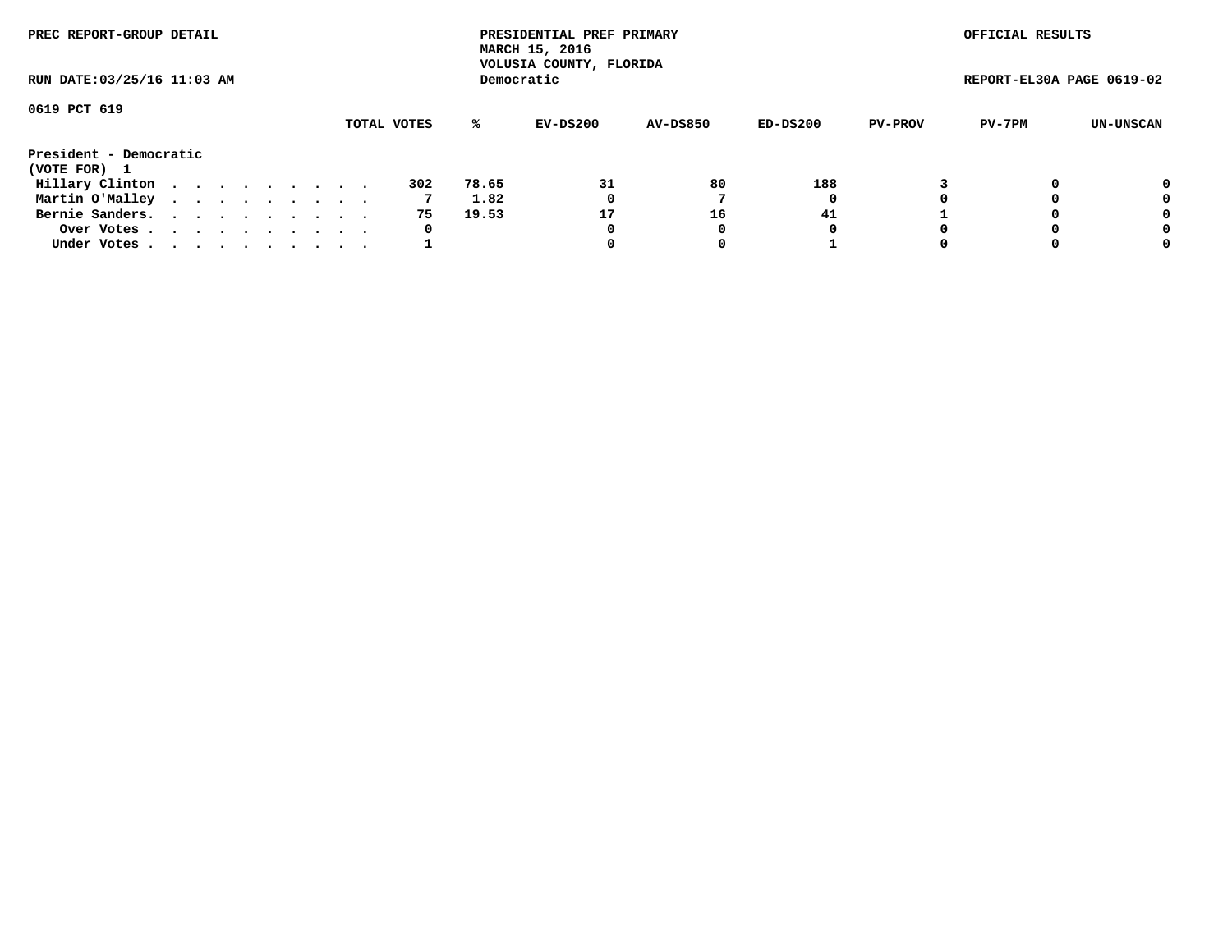PREC REPORT-GROUP DETAIL

PRESIDENTIAL PREF PRIMARY
MARCH 15, 2016
VOLUSIA COUNTY, FLORIDA
Democratic

OFFICIAL RESULTS

RUN DATE:03/25/16 11:03 AM

REPORT-EL30A PAGE 0619-02

0619 PCT 619

| President - Democratic (VOTE FOR) 1 | TOTAL VOTES | % | EV-DS200 | AV-DS850 | ED-DS200 | PV-PROV | PV-7PM | UN-UNSCAN |
|---|---|---|---|---|---|---|---|---|
| Hillary Clinton . . . . . . . . . . | 302 | 78.65 | 31 | 80 | 188 | 3 | 0 | 0 |
| Martin O'Malley . . . . . . . . . . | 7 | 1.82 | 0 | 7 | 0 | 0 | 0 | 0 |
| Bernie Sanders. . . . . . . . . . . | 75 | 19.53 | 17 | 16 | 41 | 1 | 0 | 0 |
| Over Votes . . . . . . . . . . . | 0 | | 0 | 0 | 0 | 0 | 0 | 0 |
| Under Votes . . . . . . . . . . . | 1 | | 0 | 0 | 1 | 0 | 0 | 0 |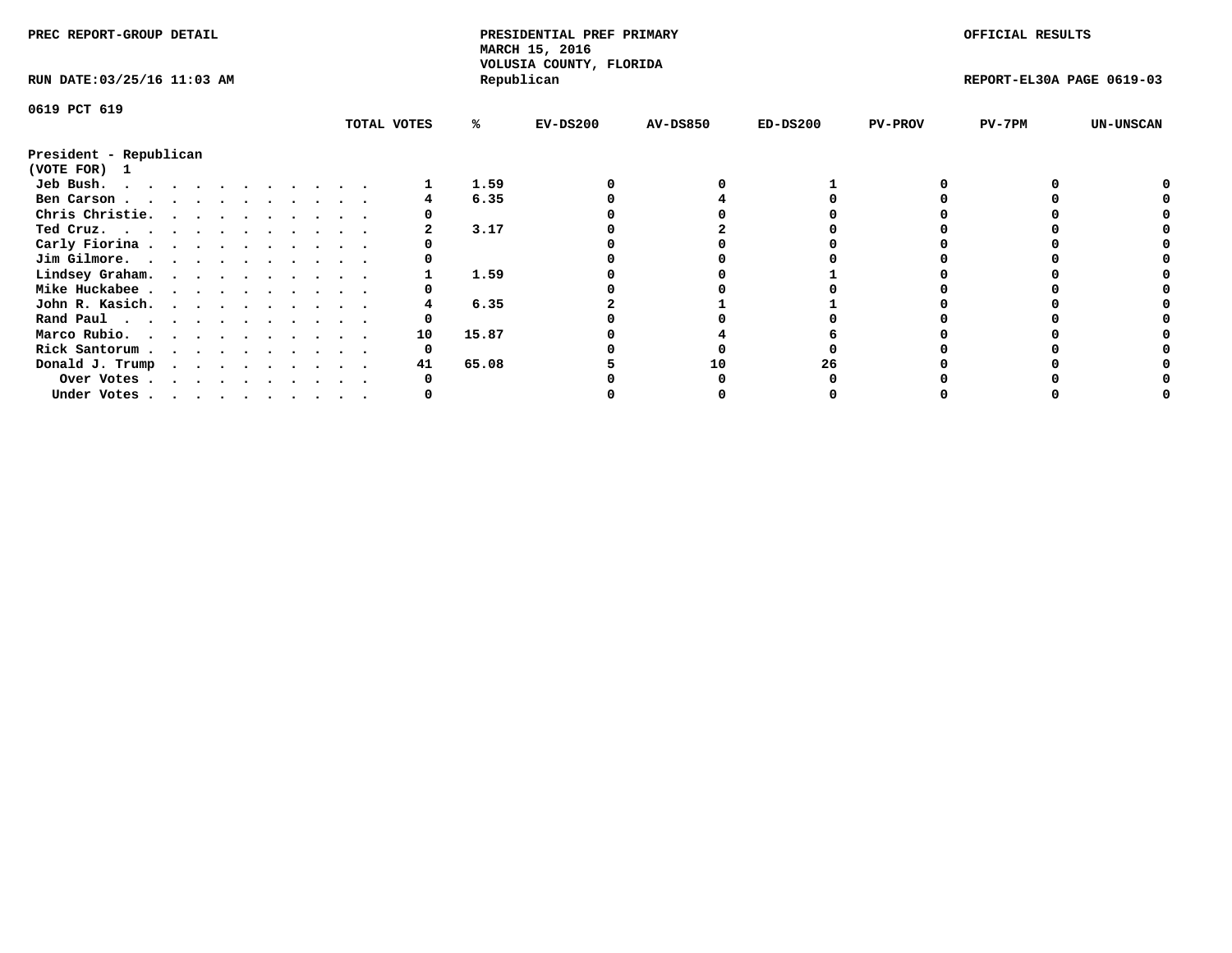PREC REPORT-GROUP DETAIL

PRESIDENTIAL PREF PRIMARY
MARCH 15, 2016
VOLUSIA COUNTY, FLORIDA
Republican

OFFICIAL RESULTS

RUN DATE:03/25/16 11:03 AM

REPORT-EL30A PAGE 0619-03

0619 PCT 619

**President - Republican**
**(VOTE FOR) 1**

| | TOTAL VOTES | % | EV-DS200 | AV-DS850 | ED-DS200 | PV-PROV | PV-7PM | UN-UNSCAN |
|---|---|---|---|---|---|---|---|---|
| Jeb Bush. | 1 | 1.59 | 0 | 0 | 1 | 0 | 0 | 0 |
| Ben Carson | 4 | 6.35 | 0 | 4 | 0 | 0 | 0 | 0 |
| Chris Christie. | 0 | | 0 | 0 | 0 | 0 | 0 | 0 |
| Ted Cruz. | 2 | 3.17 | 0 | 2 | 0 | 0 | 0 | 0 |
| Carly Fiorina | 0 | | 0 | 0 | 0 | 0 | 0 | 0 |
| Jim Gilmore. | 0 | | 0 | 0 | 0 | 0 | 0 | 0 |
| Lindsey Graham. | 1 | 1.59 | 0 | 0 | 1 | 0 | 0 | 0 |
| Mike Huckabee | 0 | | 0 | 0 | 0 | 0 | 0 | 0 |
| John R. Kasich. | 4 | 6.35 | 2 | 1 | 1 | 0 | 0 | 0 |
| Rand Paul | 0 | | 0 | 0 | 0 | 0 | 0 | 0 |
| Marco Rubio. | 10 | 15.87 | 0 | 4 | 6 | 0 | 0 | 0 |
| Rick Santorum | 0 | | 0 | 0 | 0 | 0 | 0 | 0 |
| Donald J. Trump | 41 | 65.08 | 5 | 10 | 26 | 0 | 0 | 0 |
| Over Votes | 0 | | 0 | 0 | 0 | 0 | 0 | 0 |
| Under Votes | 0 | | 0 | 0 | 0 | 0 | 0 | 0 |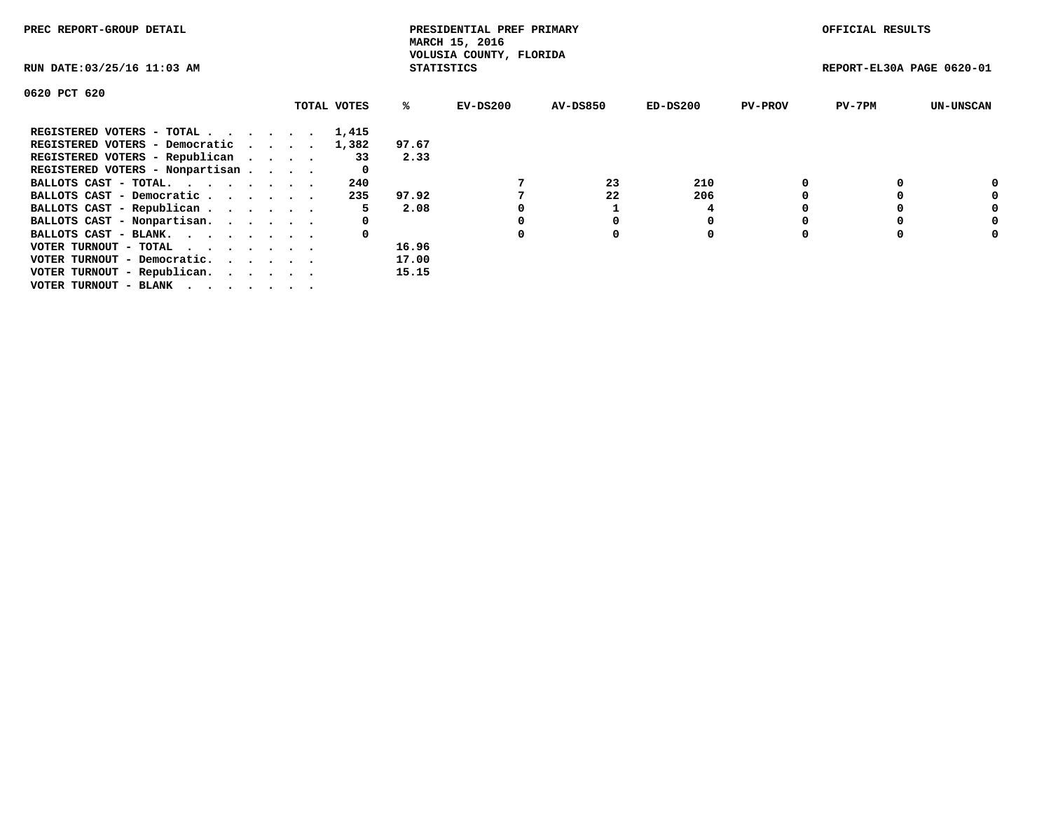PREC REPORT-GROUP DETAIL

PRESIDENTIAL PREF PRIMARY
MARCH 15, 2016
VOLUSIA COUNTY, FLORIDA
STATISTICS

OFFICIAL RESULTS

RUN DATE:03/25/16 11:03 AM

REPORT-EL30A PAGE 0620-01

0620 PCT 620

| | TOTAL VOTES | % | EV-DS200 | AV-DS850 | ED-DS200 | PV-PROV | PV-7PM | UN-UNSCAN |
|---|---|---|---|---|---|---|---|---|
| REGISTERED VOTERS - TOTAL . . . . . . . | 1,415 | | | | | | | |
| REGISTERED VOTERS - Democratic . . . . . | 1,382 | 97.67 | | | | | | |
| REGISTERED VOTERS - Republican . . . . . | 33 | 2.33 | | | | | | |
| REGISTERED VOTERS - Nonpartisan . . . . . | 0 | | | | | | | |
| BALLOTS CAST - TOTAL. . . . . . . . . | 240 | | 7 | 23 | 210 | 0 | 0 | 0 |
| BALLOTS CAST - Democratic . . . . . . . | 235 | 97.92 | 7 | 22 | 206 | 0 | 0 | 0 |
| BALLOTS CAST - Republican . . . . . . . | 5 | 2.08 | 0 | 1 | 4 | 0 | 0 | 0 |
| BALLOTS CAST - Nonpartisan. . . . . . . | 0 | | 0 | 0 | 0 | 0 | 0 | 0 |
| BALLOTS CAST - BLANK. . . . . . . . . | 0 | | 0 | 0 | 0 | 0 | 0 | 0 |
| VOTER TURNOUT - TOTAL . . . . . . . . | | 16.96 | | | | | | |
| VOTER TURNOUT - Democratic. . . . . . . | | 17.00 | | | | | | |
| VOTER TURNOUT - Republican. . . . . . . | | 15.15 | | | | | | |
| VOTER TURNOUT - BLANK . . . . . . . . | | | | | | | | |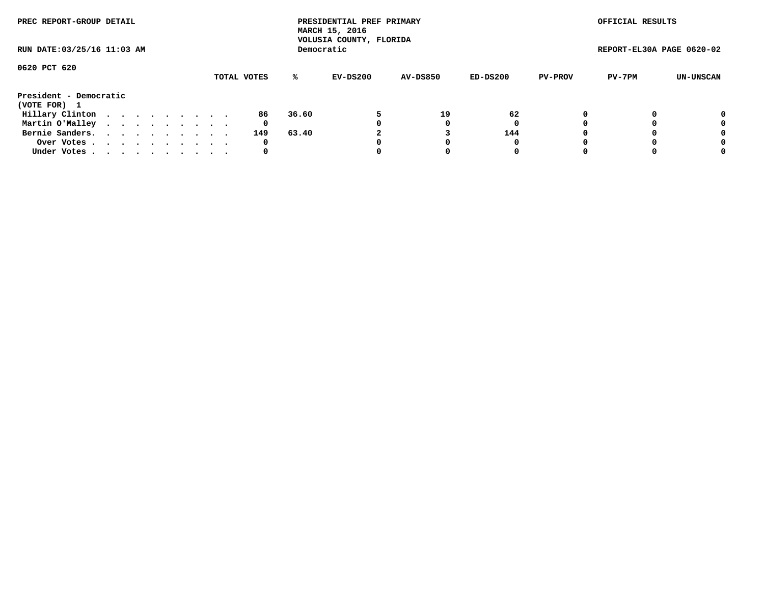PREC REPORT-GROUP DETAIL

PRESIDENTIAL PREF PRIMARY
MARCH 15, 2016
VOLUSIA COUNTY, FLORIDA
Democratic

OFFICIAL RESULTS

RUN DATE:03/25/16 11:03 AM

REPORT-EL30A PAGE 0620-02

0620 PCT 620

| | TOTAL VOTES | % | EV-DS200 | AV-DS850 | ED-DS200 | PV-PROV | PV-7PM | UN-UNSCAN |
|---|---|---|---|---|---|---|---|---|
| **President - Democratic** | | | | | | | | |
| **(VOTE FOR) 1** | | | | | | | | |
| Hillary Clinton | 86 | 36.60 | 5 | 19 | 62 | 0 | 0 | 0 |
| Martin O'Malley | 0 | | 0 | 0 | 0 | 0 | 0 | 0 |
| Bernie Sanders | 149 | 63.40 | 2 | 3 | 144 | 0 | 0 | 0 |
| Over Votes | 0 | | 0 | 0 | 0 | 0 | 0 | 0 |
| Under Votes | 0 | | 0 | 0 | 0 | 0 | 0 | 0 |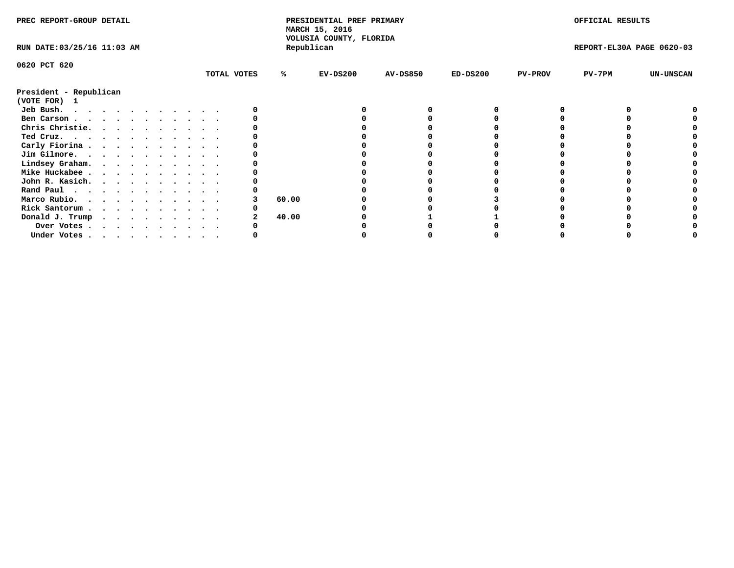PREC REPORT-GROUP DETAIL

**PRESIDENTIAL PREF PRIMARY**
**MARCH 15, 2016**
**VOLUSIA COUNTY, FLORIDA**
**Republican**

OFFICIAL RESULTS

RUN DATE:03/25/16 11:03 AM

REPORT-EL30A PAGE 0620-03

0620 PCT 620

| President - Republican (VOTE FOR) 1 | TOTAL VOTES | % | EV-DS200 | AV-DS850 | ED-DS200 | PV-PROV | PV-7PM | UN-UNSCAN |
|---|---|---|---|---|---|---|---|---|
| Jeb Bush. | 0 | | 0 | 0 | 0 | 0 | 0 | 0 |
| Ben Carson | 0 | | 0 | 0 | 0 | 0 | 0 | 0 |
| Chris Christie. | 0 | | 0 | 0 | 0 | 0 | 0 | 0 |
| Ted Cruz. | 0 | | 0 | 0 | 0 | 0 | 0 | 0 |
| Carly Fiorina | 0 | | 0 | 0 | 0 | 0 | 0 | 0 |
| Jim Gilmore. | 0 | | 0 | 0 | 0 | 0 | 0 | 0 |
| Lindsey Graham. | 0 | | 0 | 0 | 0 | 0 | 0 | 0 |
| Mike Huckabee | 0 | | 0 | 0 | 0 | 0 | 0 | 0 |
| John R. Kasich. | 0 | | 0 | 0 | 0 | 0 | 0 | 0 |
| Rand Paul | 0 | | 0 | 0 | 0 | 0 | 0 | 0 |
| Marco Rubio. | 3 | 60.00 | 0 | 0 | 3 | 0 | 0 | 0 |
| Rick Santorum | 0 | | 0 | 0 | 0 | 0 | 0 | 0 |
| Donald J. Trump | 2 | 40.00 | 0 | 1 | 1 | 0 | 0 | 0 |
| Over Votes | 0 | | 0 | 0 | 0 | 0 | 0 | 0 |
| Under Votes | 0 | | 0 | 0 | 0 | 0 | 0 | 0 |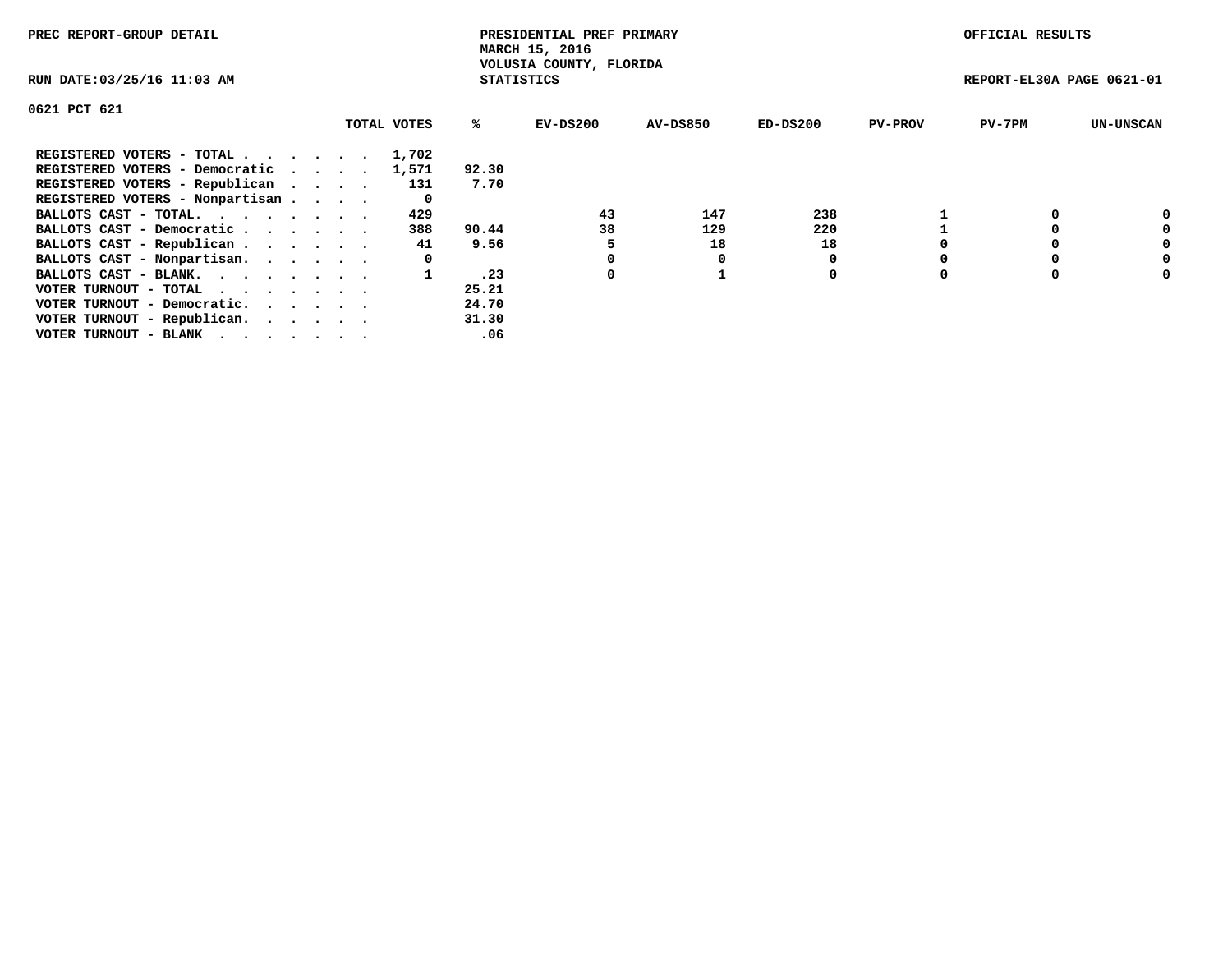PREC REPORT-GROUP DETAIL

PRESIDENTIAL PREF PRIMARY
MARCH 15, 2016
VOLUSIA COUNTY, FLORIDA
STATISTICS

OFFICIAL RESULTS

RUN DATE:03/25/16 11:03 AM

REPORT-EL30A PAGE 0621-01

0621 PCT 621

| | TOTAL VOTES | % | EV-DS200 | AV-DS850 | ED-DS200 | PV-PROV | PV-7PM | UN-UNSCAN |
|---|---|---|---|---|---|---|---|---|
| REGISTERED VOTERS - TOTAL . . . . . . | 1,702 | | | | | | | |
| REGISTERED VOTERS - Democratic . . . . | 1,571 | 92.30 | | | | | | |
| REGISTERED VOTERS - Republican . . . . | 131 | 7.70 | | | | | | |
| REGISTERED VOTERS - Nonpartisan . . . . | 0 | | | | | | | |
| BALLOTS CAST - TOTAL. . . . . . . . | 429 | | 43 | 147 | 238 | 1 | 0 | 0 |
| BALLOTS CAST - Democratic . . . . . . | 388 | 90.44 | 38 | 129 | 220 | 1 | 0 | 0 |
| BALLOTS CAST - Republican . . . . . . | 41 | 9.56 | 5 | 18 | 18 | 0 | 0 | 0 |
| BALLOTS CAST - Nonpartisan. . . . . . | 0 | | 0 | 0 | 0 | 0 | 0 | 0 |
| BALLOTS CAST - BLANK. . . . . . . . | 1 | .23 | 0 | 1 | 0 | 0 | 0 | 0 |
| VOTER TURNOUT - TOTAL . . . . . . . | | 25.21 | | | | | | |
| VOTER TURNOUT - Democratic. . . . . . | | 24.70 | | | | | | |
| VOTER TURNOUT - Republican. . . . . . | | 31.30 | | | | | | |
| VOTER TURNOUT - BLANK . . . . . . . | | .06 | | | | | | |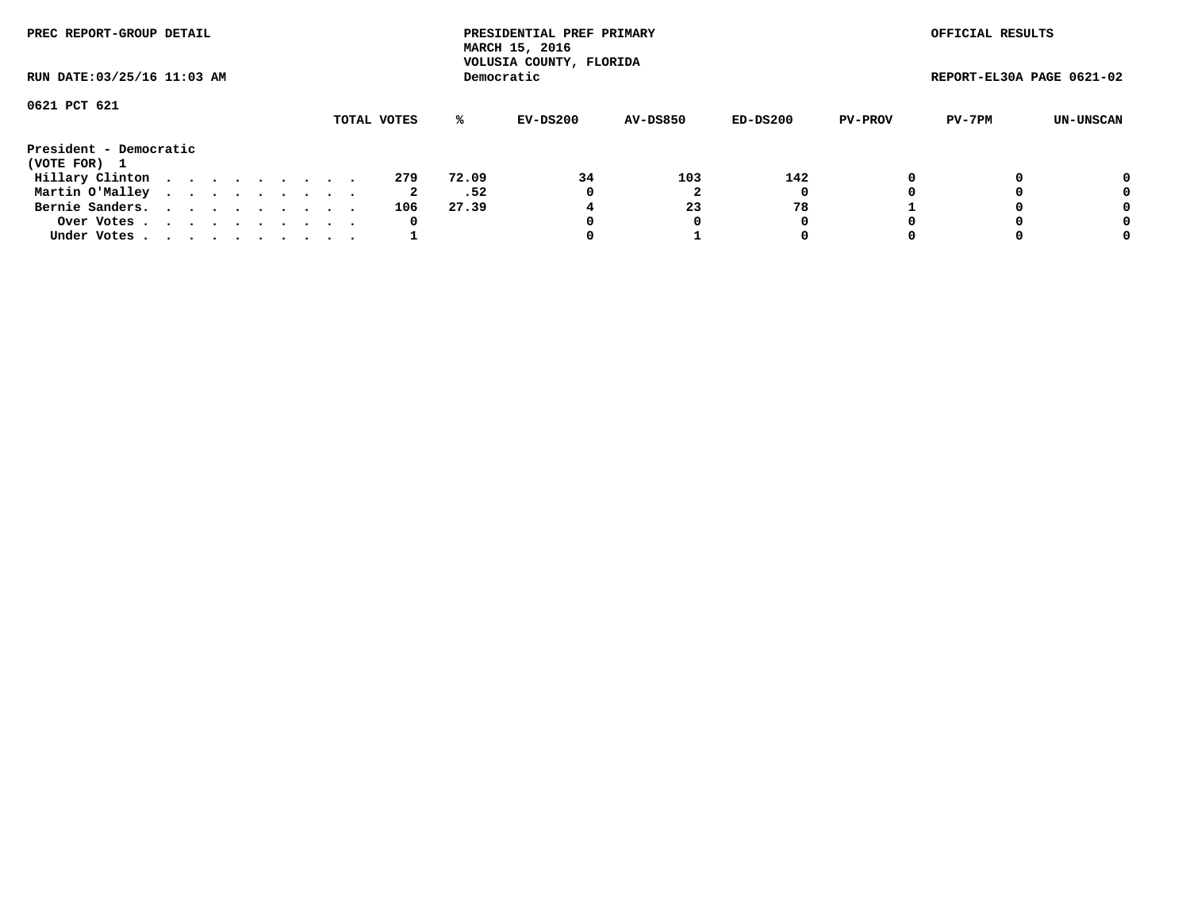PREC REPORT-GROUP DETAIL

PRESIDENTIAL PREF PRIMARY
MARCH 15, 2016
VOLUSIA COUNTY, FLORIDA
Democratic

OFFICIAL RESULTS

RUN DATE:03/25/16 11:03 AM

REPORT-EL30A PAGE 0621-02

0621 PCT 621

| | TOTAL VOTES | % | EV-DS200 | AV-DS850 | ED-DS200 | PV-PROV | PV-7PM | UN-UNSCAN |
|---|---|---|---|---|---|---|---|---|
| **President - Democratic** | | | | | | | | |
| **(VOTE FOR) 1** | | | | | | | | |
| Hillary Clinton . . . . . . . . . . | 279 | 72.09 | 34 | 103 | 142 | 0 | 0 | 0 |
| Martin O'Malley . . . . . . . . . . | 2 | .52 | 0 | 2 | 0 | 0 | 0 | 0 |
| Bernie Sanders. . . . . . . . . . . | 106 | 27.39 | 4 | 23 | 78 | 1 | 0 | 0 |
| Over Votes . . . . . . . . . . . | 0 | | 0 | 0 | 0 | 0 | 0 | 0 |
| Under Votes . . . . . . . . . . . | 1 | | 0 | 1 | 0 | 0 | 0 | 0 |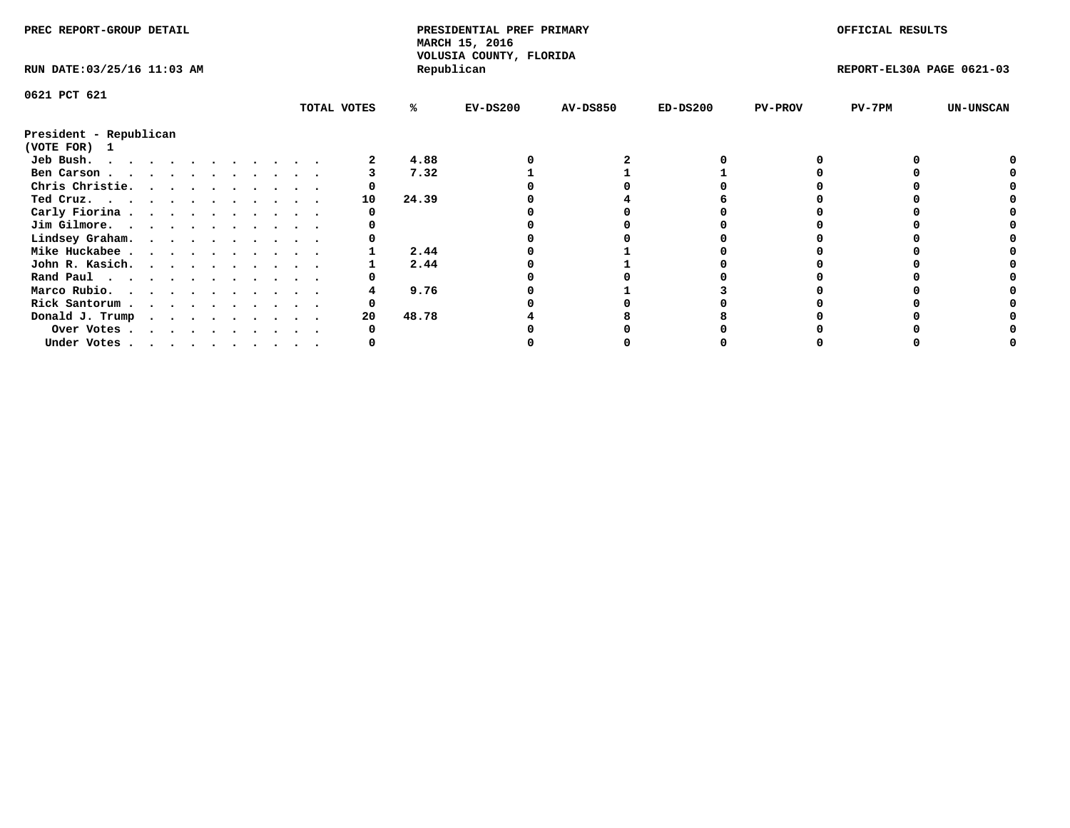PREC REPORT-GROUP DETAIL

PRESIDENTIAL PREF PRIMARY
MARCH 15, 2016
VOLUSIA COUNTY, FLORIDA
Republican

OFFICIAL RESULTS

RUN DATE:03/25/16 11:03 AM

REPORT-EL30A PAGE 0621-03

0621 PCT 621

**President - Republican**
**(VOTE FOR) 1**

| | TOTAL VOTES | % | EV-DS200 | AV-DS850 | ED-DS200 | PV-PROV | PV-7PM | UN-UNSCAN |
|---|---|---|---|---|---|---|---|---|
| Jeb Bush. . . . . . . . . . . . | 2 | 4.88 | 0 | 2 | 0 | 0 | 0 | 0 |
| Ben Carson . . . . . . . . . . . | 3 | 7.32 | 1 | 1 | 1 | 0 | 0 | 0 |
| Chris Christie. . . . . . . . . . | 0 | | 0 | 0 | 0 | 0 | 0 | 0 |
| Ted Cruz. . . . . . . . . . . . | 10 | 24.39 | 0 | 4 | 6 | 0 | 0 | 0 |
| Carly Fiorina . . . . . . . . . . | 0 | | 0 | 0 | 0 | 0 | 0 | 0 |
| Jim Gilmore. . . . . . . . . . . | 0 | | 0 | 0 | 0 | 0 | 0 | 0 |
| Lindsey Graham. . . . . . . . . . | 0 | | 0 | 0 | 0 | 0 | 0 | 0 |
| Mike Huckabee . . . . . . . . . . | 1 | 2.44 | 0 | 1 | 0 | 0 | 0 | 0 |
| John R. Kasich. . . . . . . . . . | 1 | 2.44 | 0 | 1 | 0 | 0 | 0 | 0 |
| Rand Paul . . . . . . . . . . . | 0 | | 0 | 0 | 0 | 0 | 0 | 0 |
| Marco Rubio. . . . . . . . . . . | 4 | 9.76 | 0 | 1 | 3 | 0 | 0 | 0 |
| Rick Santorum . . . . . . . . . . | 0 | | 0 | 0 | 0 | 0 | 0 | 0 |
| Donald J. Trump . . . . . . . . . | 20 | 48.78 | 4 | 8 | 8 | 0 | 0 | 0 |
| Over Votes . . . . . . . . . . | 0 | | 0 | 0 | 0 | 0 | 0 | 0 |
| Under Votes . . . . . . . . . . | 0 | | 0 | 0 | 0 | 0 | 0 | 0 |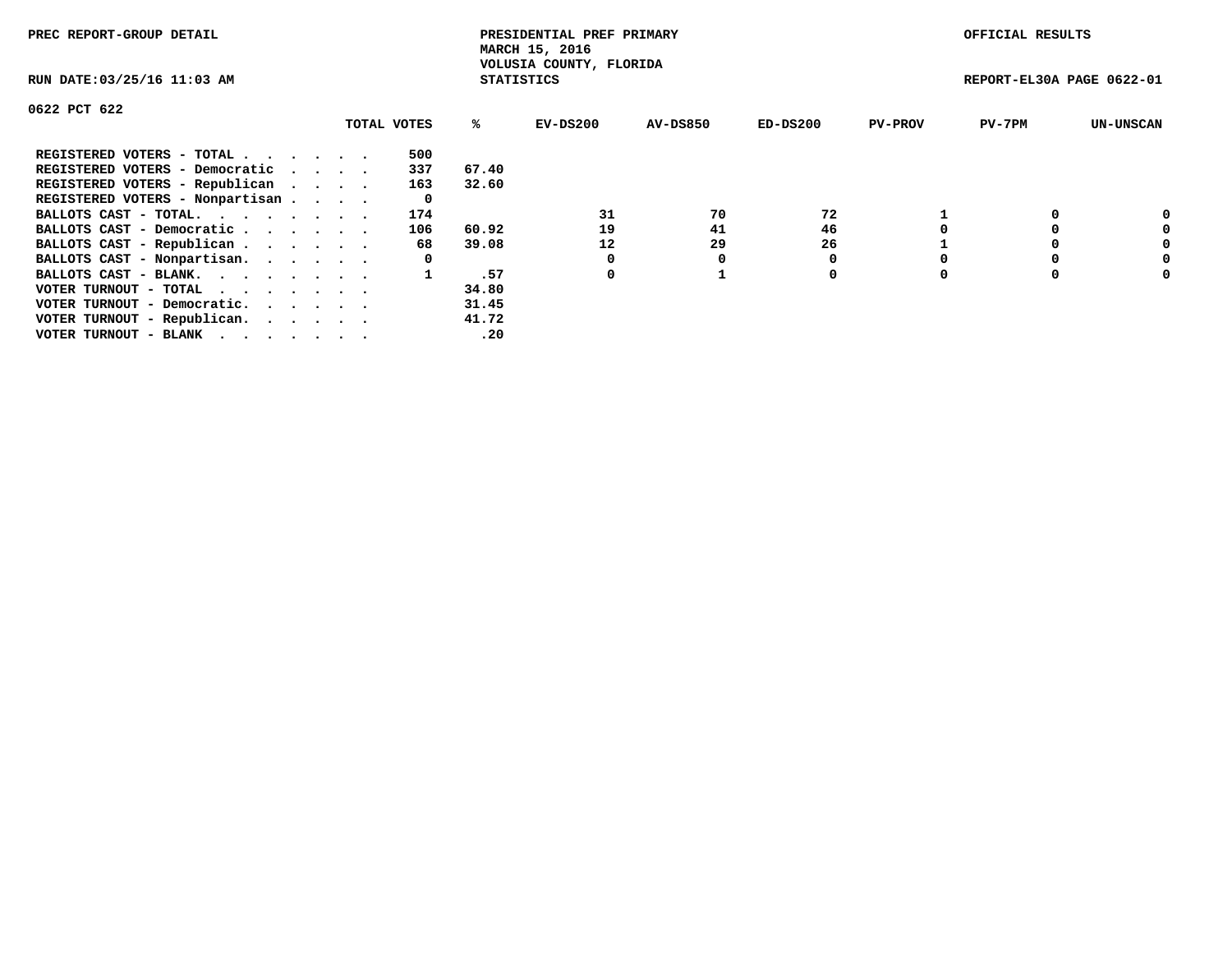PREC REPORT-GROUP DETAIL

PRESIDENTIAL PREF PRIMARY
MARCH 15, 2016
VOLUSIA COUNTY, FLORIDA
STATISTICS

OFFICIAL RESULTS

RUN DATE:03/25/16 11:03 AM

REPORT-EL30A PAGE 0622-01

0622 PCT 622

| | TOTAL VOTES | % | EV-DS200 | AV-DS850 | ED-DS200 | PV-PROV | PV-7PM | UN-UNSCAN |
|---|---|---|---|---|---|---|---|---|
| REGISTERED VOTERS - TOTAL . . . . . . | 500 | | | | | | | |
| REGISTERED VOTERS - Democratic . . . . | 337 | 67.40 | | | | | | |
| REGISTERED VOTERS - Republican . . . . | 163 | 32.60 | | | | | | |
| REGISTERED VOTERS - Nonpartisan . . . . | 0 | | | | | | | |
| BALLOTS CAST - TOTAL. . . . . . . . | 174 | | 31 | 70 | 72 | 1 | 0 | 0 |
| BALLOTS CAST - Democratic . . . . . . | 106 | 60.92 | 19 | 41 | 46 | 0 | 0 | 0 |
| BALLOTS CAST - Republican . . . . . . | 68 | 39.08 | 12 | 29 | 26 | 1 | 0 | 0 |
| BALLOTS CAST - Nonpartisan. . . . . . | 0 | | 0 | 0 | 0 | 0 | 0 | 0 |
| BALLOTS CAST - BLANK. . . . . . . . | 1 | .57 | 0 | 1 | 0 | 0 | 0 | 0 |
| VOTER TURNOUT - TOTAL . . . . . . . | | 34.80 | | | | | | |
| VOTER TURNOUT - Democratic. . . . . . | | 31.45 | | | | | | |
| VOTER TURNOUT - Republican. . . . . . | | 41.72 | | | | | | |
| VOTER TURNOUT - BLANK . . . . . . . | | .20 | | | | | | |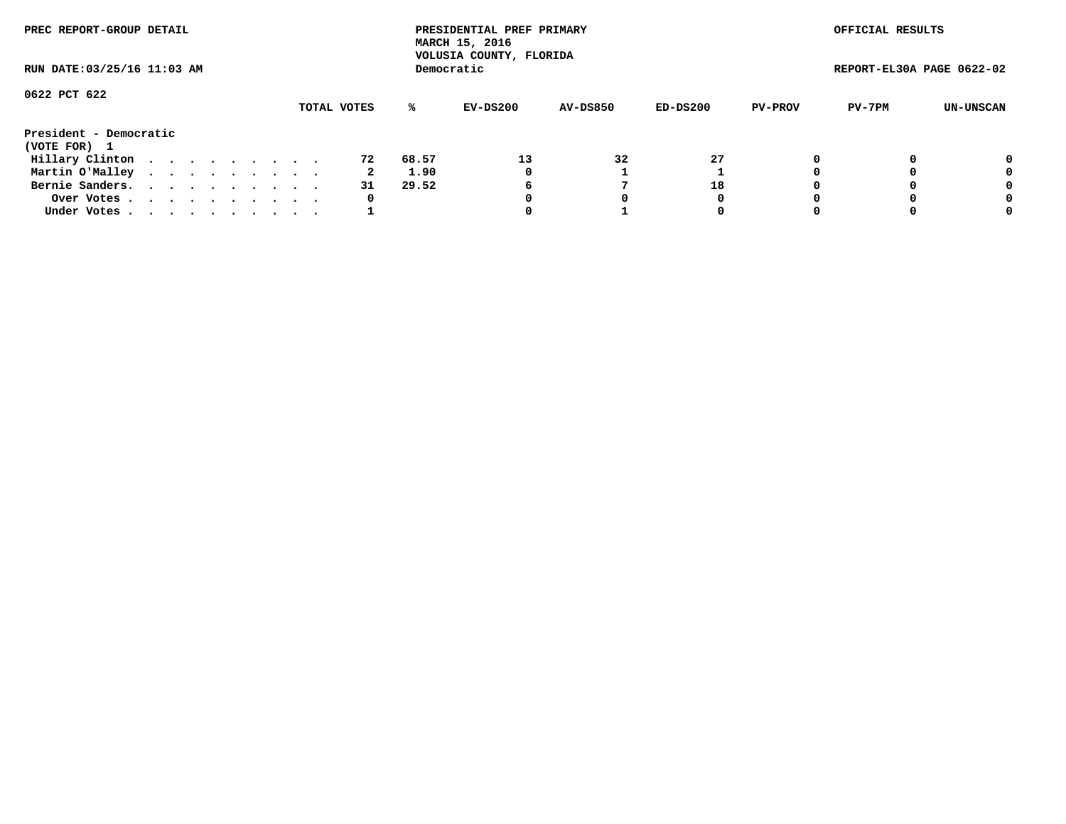PREC REPORT-GROUP DETAIL

PRESIDENTIAL PREF PRIMARY
MARCH 15, 2016
VOLUSIA COUNTY, FLORIDA
Democratic

OFFICIAL RESULTS

RUN DATE:03/25/16 11:03 AM

REPORT-EL30A PAGE 0622-02

0622 PCT 622

| | TOTAL VOTES | % | EV-DS200 | AV-DS850 | ED-DS200 | PV-PROV | PV-7PM | UN-UNSCAN |
|---|---|---|---|---|---|---|---|---|
| **President - Democratic** | | | | | | | | |
| **(VOTE FOR) 1** | | | | | | | | |
| Hillary Clinton . . . . . . . . . . | 72 | 68.57 | 13 | 32 | 27 | 0 | 0 | 0 |
| Martin O'Malley . . . . . . . . . . | 2 | 1.90 | 0 | 1 | 1 | 0 | 0 | 0 |
| Bernie Sanders. . . . . . . . . . . | 31 | 29.52 | 6 | 7 | 18 | 0 | 0 | 0 |
| Over Votes . . . . . . . . . . . | 0 | | 0 | 0 | 0 | 0 | 0 | 0 |
| Under Votes . . . . . . . . . . . | 1 | | 0 | 1 | 0 | 0 | 0 | 0 |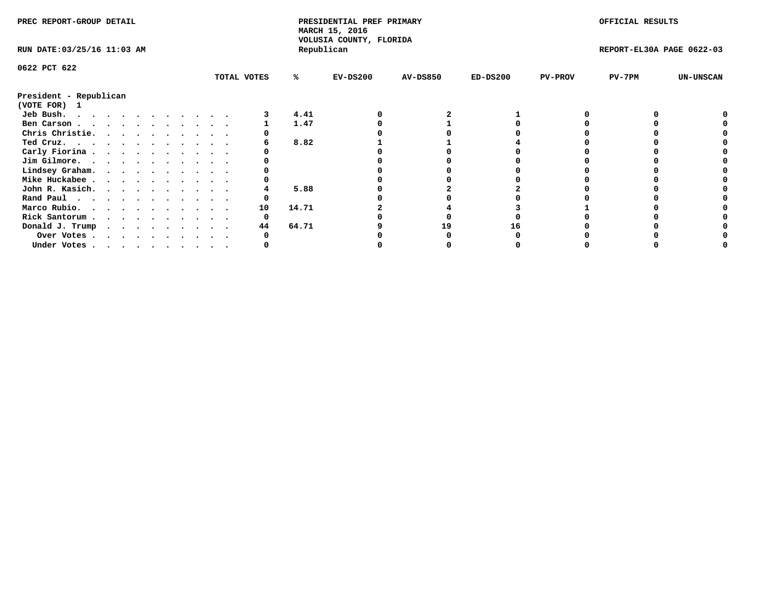PREC REPORT-GROUP DETAIL

PRESIDENTIAL PREF PRIMARY
MARCH 15, 2016
VOLUSIA COUNTY, FLORIDA
Republican

OFFICIAL RESULTS

RUN DATE:03/25/16 11:03 AM

REPORT-EL30A PAGE 0622-03

0622 PCT 622

**President - Republican**
**(VOTE FOR) 1**

| | TOTAL VOTES | % | EV-DS200 | AV-DS850 | ED-DS200 | PV-PROV | PV-7PM | UN-UNSCAN |
|---|---|---|---|---|---|---|---|---|
| Jeb Bush | 3 | 4.41 | 0 | 2 | 1 | 0 | 0 | 0 |
| Ben Carson | 1 | 1.47 | 0 | 1 | 0 | 0 | 0 | 0 |
| Chris Christie | 0 | | 0 | 0 | 0 | 0 | 0 | 0 |
| Ted Cruz | 6 | 8.82 | 1 | 1 | 4 | 0 | 0 | 0 |
| Carly Fiorina | 0 | | 0 | 0 | 0 | 0 | 0 | 0 |
| Jim Gilmore | 0 | | 0 | 0 | 0 | 0 | 0 | 0 |
| Lindsey Graham | 0 | | 0 | 0 | 0 | 0 | 0 | 0 |
| Mike Huckabee | 0 | | 0 | 0 | 0 | 0 | 0 | 0 |
| John R. Kasich | 4 | 5.88 | 0 | 2 | 2 | 0 | 0 | 0 |
| Rand Paul | 0 | | 0 | 0 | 0 | 0 | 0 | 0 |
| Marco Rubio | 10 | 14.71 | 2 | 4 | 3 | 1 | 0 | 0 |
| Rick Santorum | 0 | | 0 | 0 | 0 | 0 | 0 | 0 |
| Donald J. Trump | 44 | 64.71 | 9 | 19 | 16 | 0 | 0 | 0 |
| Over Votes | 0 | | 0 | 0 | 0 | 0 | 0 | 0 |
| Under Votes | 0 | | 0 | 0 | 0 | 0 | 0 | 0 |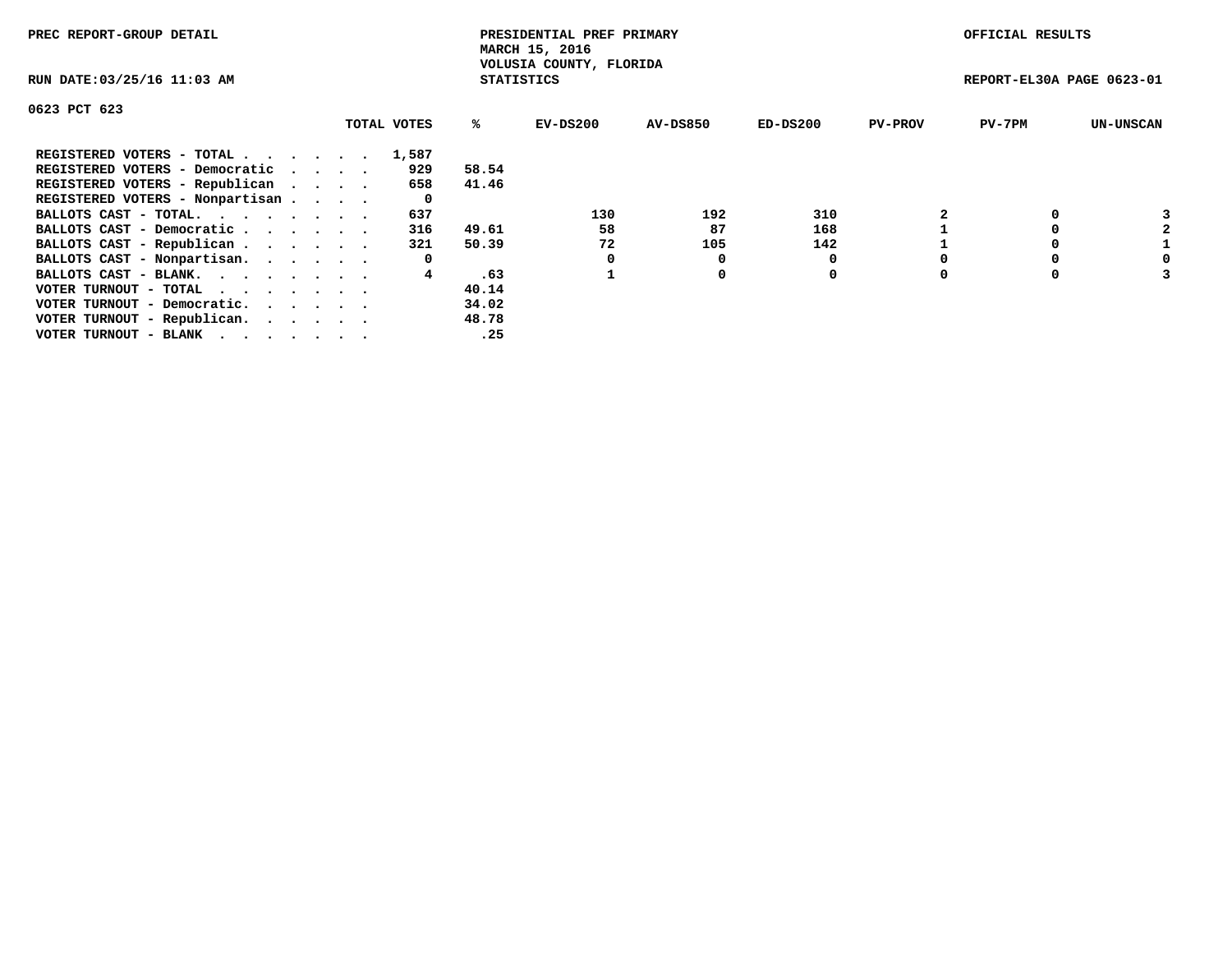PREC REPORT-GROUP DETAIL

PRESIDENTIAL PREF PRIMARY
MARCH 15, 2016
VOLUSIA COUNTY, FLORIDA
STATISTICS

OFFICIAL RESULTS

RUN DATE:03/25/16 11:03 AM

REPORT-EL30A PAGE 0623-01

0623 PCT 623

| | TOTAL VOTES | % | EV-DS200 | AV-DS850 | ED-DS200 | PV-PROV | PV-7PM | UN-UNSCAN |
|---|---|---|---|---|---|---|---|---|
| REGISTERED VOTERS - TOTAL . . . . . . | 1,587 | | | | | | | |
| REGISTERED VOTERS - Democratic . . . . | 929 | 58.54 | | | | | | |
| REGISTERED VOTERS - Republican . . . . | 658 | 41.46 | | | | | | |
| REGISTERED VOTERS - Nonpartisan . . . . | 0 | | | | | | | |
| BALLOTS CAST - TOTAL. . . . . . . . | 637 | | 130 | 192 | 310 | 2 | 0 | 3 |
| BALLOTS CAST - Democratic . . . . . . | 316 | 49.61 | 58 | 87 | 168 | 1 | 0 | 2 |
| BALLOTS CAST - Republican . . . . . . | 321 | 50.39 | 72 | 105 | 142 | 1 | 0 | 1 |
| BALLOTS CAST - Nonpartisan. . . . . . | 0 | | 0 | 0 | 0 | 0 | 0 | 0 |
| BALLOTS CAST - BLANK. . . . . . . . | 4 | .63 | 1 | 0 | 0 | 0 | 0 | 3 |
| VOTER TURNOUT - TOTAL . . . . . . . | | 40.14 | | | | | | |
| VOTER TURNOUT - Democratic. . . . . . | | 34.02 | | | | | | |
| VOTER TURNOUT - Republican. . . . . . | | 48.78 | | | | | | |
| VOTER TURNOUT - BLANK . . . . . . . | | .25 | | | | | | |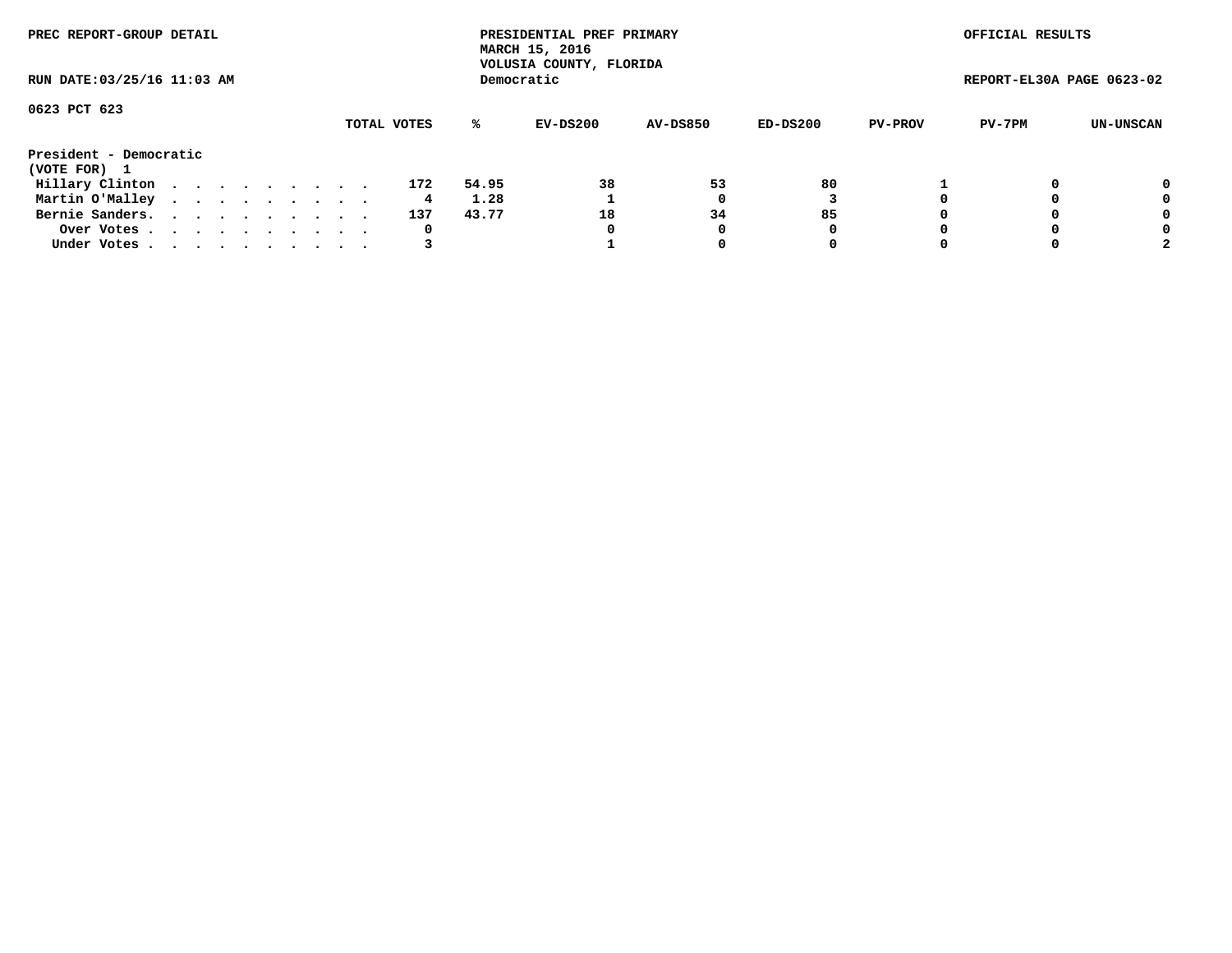PREC REPORT-GROUP DETAIL

PRESIDENTIAL PREF PRIMARY
MARCH 15, 2016
VOLUSIA COUNTY, FLORIDA
Democratic

OFFICIAL RESULTS

RUN DATE:03/25/16 11:03 AM

REPORT-EL30A PAGE 0623-02

0623 PCT 623

| | TOTAL VOTES | % | EV-DS200 | AV-DS850 | ED-DS200 | PV-PROV | PV-7PM | UN-UNSCAN |
|---|---|---|---|---|---|---|---|---|
| **President - Democratic** | | | | | | | | |
| **(VOTE FOR) 1** | | | | | | | | |
| Hillary Clinton . . . . . . . . . . | 172 | 54.95 | 38 | 53 | 80 | 1 | 0 | 0 |
| Martin O'Malley . . . . . . . . . . | 4 | 1.28 | 1 | 0 | 3 | 0 | 0 | 0 |
| Bernie Sanders. . . . . . . . . . . | 137 | 43.77 | 18 | 34 | 85 | 0 | 0 | 0 |
| Over Votes . . . . . . . . . . . | 0 | | 0 | 0 | 0 | 0 | 0 | 0 |
| Under Votes . . . . . . . . . . . | 3 | | 1 | 0 | 0 | 0 | 0 | 2 |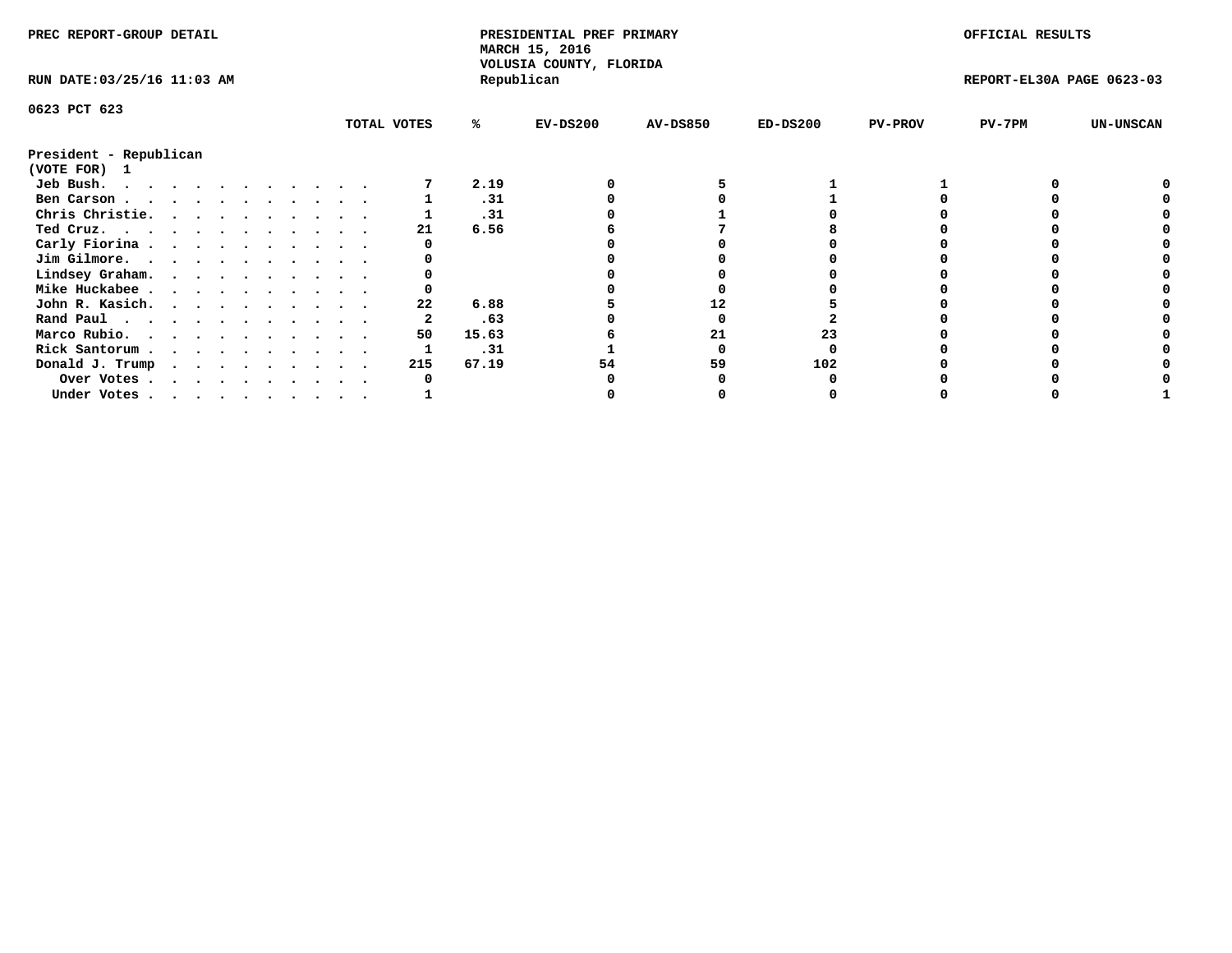PREC REPORT-GROUP DETAIL

PRESIDENTIAL PREF PRIMARY
MARCH 15, 2016
VOLUSIA COUNTY, FLORIDA
Republican

OFFICIAL RESULTS

RUN DATE:03/25/16 11:03 AM

REPORT-EL30A PAGE 0623-03

0623 PCT 623

**President - Republican**
**(VOTE FOR) 1**

| | TOTAL VOTES | % | EV-DS200 | AV-DS850 | ED-DS200 | PV-PROV | PV-7PM | UN-UNSCAN |
|---|---|---|---|---|---|---|---|---|
| Jeb Bush | 7 | 2.19 | 0 | 5 | 1 | 1 | 0 | 0 |
| Ben Carson | 1 | .31 | 0 | 0 | 1 | 0 | 0 | 0 |
| Chris Christie | 1 | .31 | 0 | 1 | 0 | 0 | 0 | 0 |
| Ted Cruz | 21 | 6.56 | 6 | 7 | 8 | 0 | 0 | 0 |
| Carly Fiorina | 0 | | 0 | 0 | 0 | 0 | 0 | 0 |
| Jim Gilmore | 0 | | 0 | 0 | 0 | 0 | 0 | 0 |
| Lindsey Graham | 0 | | 0 | 0 | 0 | 0 | 0 | 0 |
| Mike Huckabee | 0 | | 0 | 0 | 0 | 0 | 0 | 0 |
| John R. Kasich | 22 | 6.88 | 5 | 12 | 5 | 0 | 0 | 0 |
| Rand Paul | 2 | .63 | 0 | 0 | 2 | 0 | 0 | 0 |
| Marco Rubio | 50 | 15.63 | 6 | 21 | 23 | 0 | 0 | 0 |
| Rick Santorum | 1 | .31 | 1 | 0 | 0 | 0 | 0 | 0 |
| Donald J. Trump | 215 | 67.19 | 54 | 59 | 102 | 0 | 0 | 0 |
| Over Votes | 0 | | 0 | 0 | 0 | 0 | 0 | 0 |
| Under Votes | 1 | | 0 | 0 | 0 | 0 | 0 | 1 |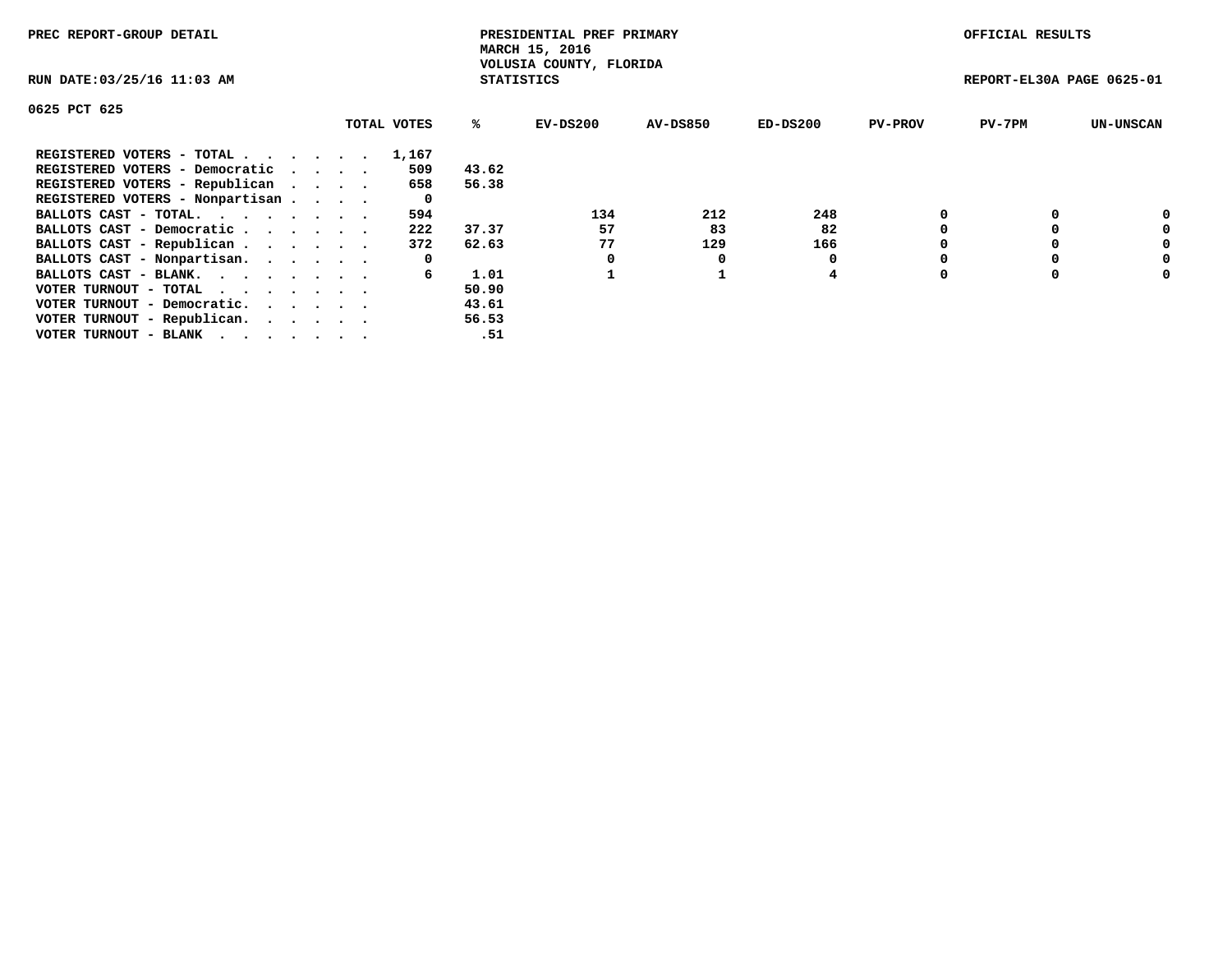PREC REPORT-GROUP DETAIL

PRESIDENTIAL PREF PRIMARY
MARCH 15, 2016
VOLUSIA COUNTY, FLORIDA
STATISTICS

OFFICIAL RESULTS

RUN DATE:03/25/16 11:03 AM

REPORT-EL30A PAGE 0625-01

0625 PCT 625

| | TOTAL VOTES | % | EV-DS200 | AV-DS850 | ED-DS200 | PV-PROV | PV-7PM | UN-UNSCAN |
|---|---|---|---|---|---|---|---|---|
| REGISTERED VOTERS - TOTAL . . . . . . | 1,167 | | | | | | | |
| REGISTERED VOTERS - Democratic . . . . | 509 | 43.62 | | | | | | |
| REGISTERED VOTERS - Republican . . . . | 658 | 56.38 | | | | | | |
| REGISTERED VOTERS - Nonpartisan . . . . | 0 | | | | | | | |
| BALLOTS CAST - TOTAL. . . . . . . . | 594 | | 134 | 212 | 248 | 0 | 0 | 0 |
| BALLOTS CAST - Democratic . . . . . . | 222 | 37.37 | 57 | 83 | 82 | 0 | 0 | 0 |
| BALLOTS CAST - Republican . . . . . . | 372 | 62.63 | 77 | 129 | 166 | 0 | 0 | 0 |
| BALLOTS CAST - Nonpartisan. . . . . . | 0 | | 0 | 0 | 0 | 0 | 0 | 0 |
| BALLOTS CAST - BLANK. . . . . . . . | 6 | 1.01 | 1 | 1 | 4 | 0 | 0 | 0 |
| VOTER TURNOUT - TOTAL . . . . . . . | | 50.90 | | | | | | |
| VOTER TURNOUT - Democratic. . . . . . | | 43.61 | | | | | | |
| VOTER TURNOUT - Republican. . . . . . | | 56.53 | | | | | | |
| VOTER TURNOUT - BLANK . . . . . . . | | .51 | | | | | | |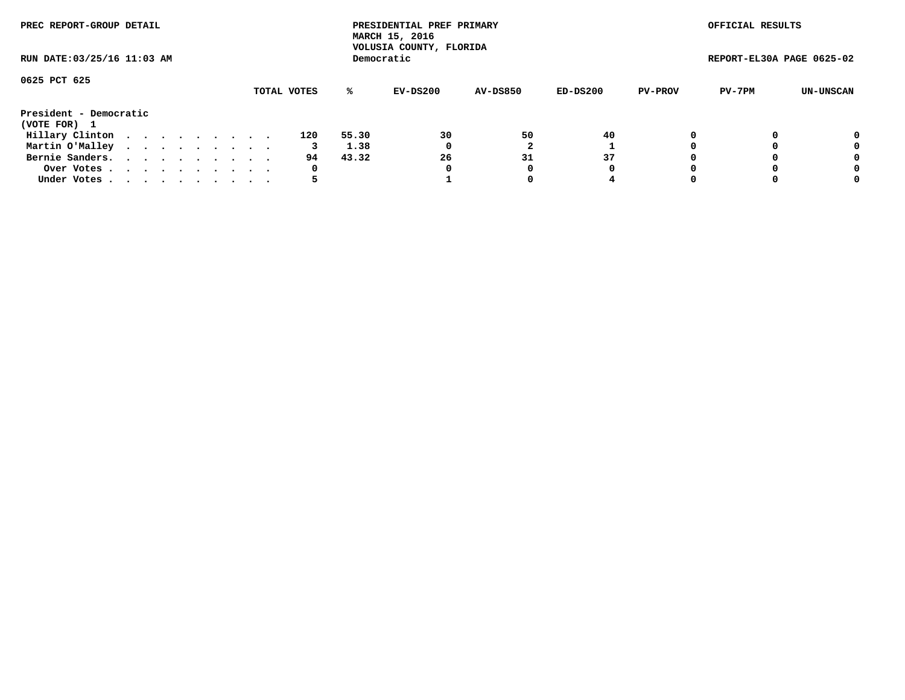PREC REPORT-GROUP DETAIL

PRESIDENTIAL PREF PRIMARY
MARCH 15, 2016
VOLUSIA COUNTY, FLORIDA
Democratic

OFFICIAL RESULTS

RUN DATE:03/25/16 11:03 AM

REPORT-EL30A PAGE 0625-02

0625 PCT 625

**President - Democratic**
**(VOTE FOR) 1**

| | TOTAL VOTES | % | EV-DS200 | AV-DS850 | ED-DS200 | PV-PROV | PV-7PM | UN-UNSCAN |
|---|---|---|---|---|---|---|---|---|
| Hillary Clinton | 120 | 55.30 | 30 | 50 | 40 | 0 | 0 | 0 |
| Martin O'Malley | 3 | 1.38 | 0 | 2 | 1 | 0 | 0 | 0 |
| Bernie Sanders. | 94 | 43.32 | 26 | 31 | 37 | 0 | 0 | 0 |
| Over Votes | 0 | | 0 | 0 | 0 | 0 | 0 | 0 |
| Under Votes | 5 | | 1 | 0 | 4 | 0 | 0 | 0 |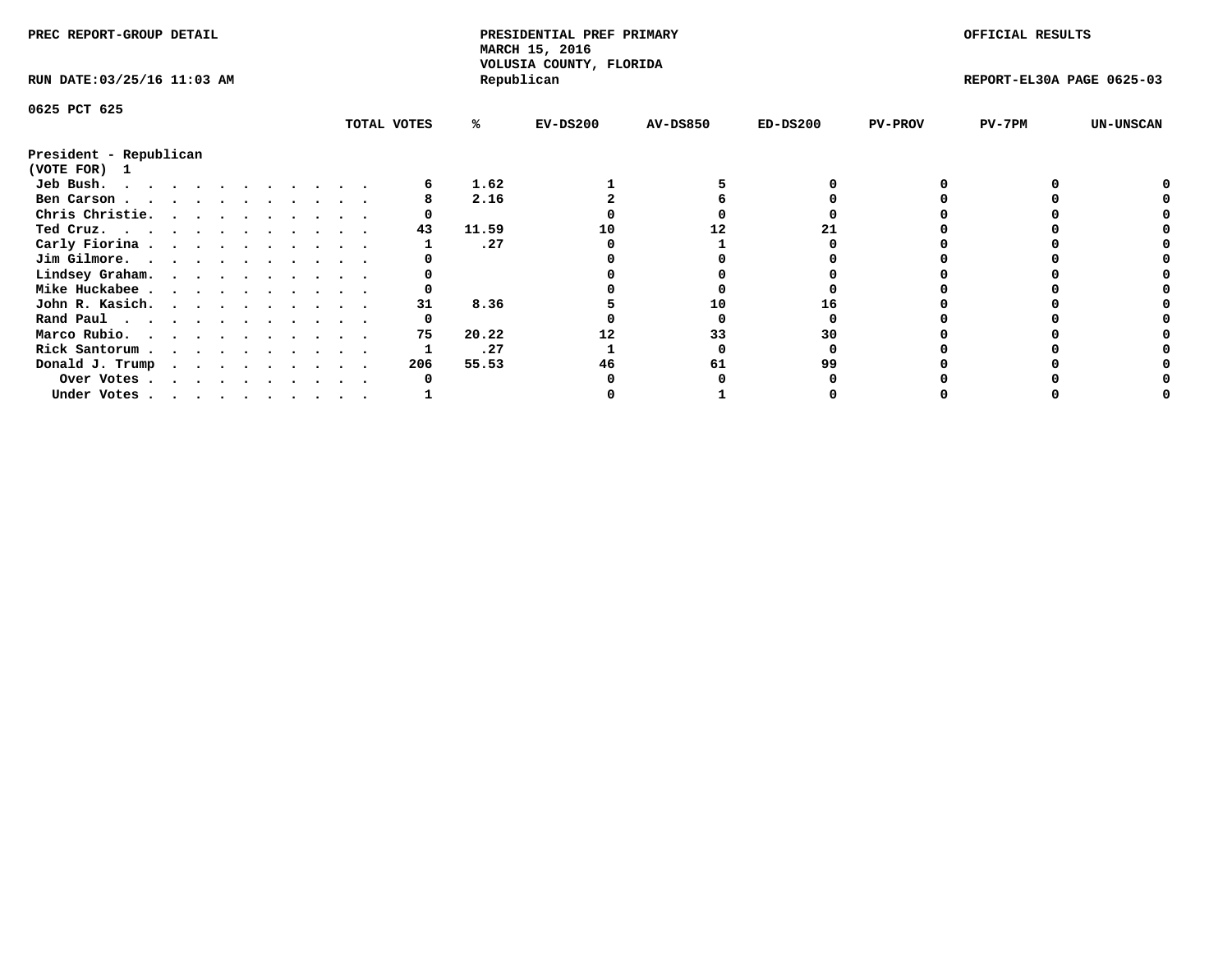PREC REPORT-GROUP DETAIL

PRESIDENTIAL PREF PRIMARY
MARCH 15, 2016
VOLUSIA COUNTY, FLORIDA
Republican

OFFICIAL RESULTS

RUN DATE:03/25/16 11:03 AM

REPORT-EL30A PAGE 0625-03

0625 PCT 625

| | TOTAL VOTES | % | EV-DS200 | AV-DS850 | ED-DS200 | PV-PROV | PV-7PM | UN-UNSCAN |
|---|---|---|---|---|---|---|---|---|
| **President - Republican** | | | | | | | | |
| **(VOTE FOR) 1** | | | | | | | | |
| Jeb Bush. . . . . . . . . . . . . | 6 | 1.62 | 1 | 5 | 0 | 0 | 0 | 0 |
| Ben Carson . . . . . . . . . . . . | 8 | 2.16 | 2 | 6 | 0 | 0 | 0 | 0 |
| Chris Christie. . . . . . . . . . . | 0 | | 0 | 0 | 0 | 0 | 0 | 0 |
| Ted Cruz. . . . . . . . . . . . . | 43 | 11.59 | 10 | 12 | 21 | 0 | 0 | 0 |
| Carly Fiorina . . . . . . . . . . . | 1 | .27 | 0 | 1 | 0 | 0 | 0 | 0 |
| Jim Gilmore. . . . . . . . . . . . | 0 | | 0 | 0 | 0 | 0 | 0 | 0 |
| Lindsey Graham. . . . . . . . . . . | 0 | | 0 | 0 | 0 | 0 | 0 | 0 |
| Mike Huckabee . . . . . . . . . . . | 0 | | 0 | 0 | 0 | 0 | 0 | 0 |
| John R. Kasich. . . . . . . . . . . | 31 | 8.36 | 5 | 10 | 16 | 0 | 0 | 0 |
| Rand Paul . . . . . . . . . . . . | 0 | | 0 | 0 | 0 | 0 | 0 | 0 |
| Marco Rubio. . . . . . . . . . . . | 75 | 20.22 | 12 | 33 | 30 | 0 | 0 | 0 |
| Rick Santorum . . . . . . . . . . . | 1 | .27 | 1 | 0 | 0 | 0 | 0 | 0 |
| Donald J. Trump . . . . . . . . . . | 206 | 55.53 | 46 | 61 | 99 | 0 | 0 | 0 |
| Over Votes . . . . . . . . . . . | 0 | | 0 | 0 | 0 | 0 | 0 | 0 |
| Under Votes . . . . . . . . . . . | 1 | | 0 | 1 | 0 | 0 | 0 | 0 |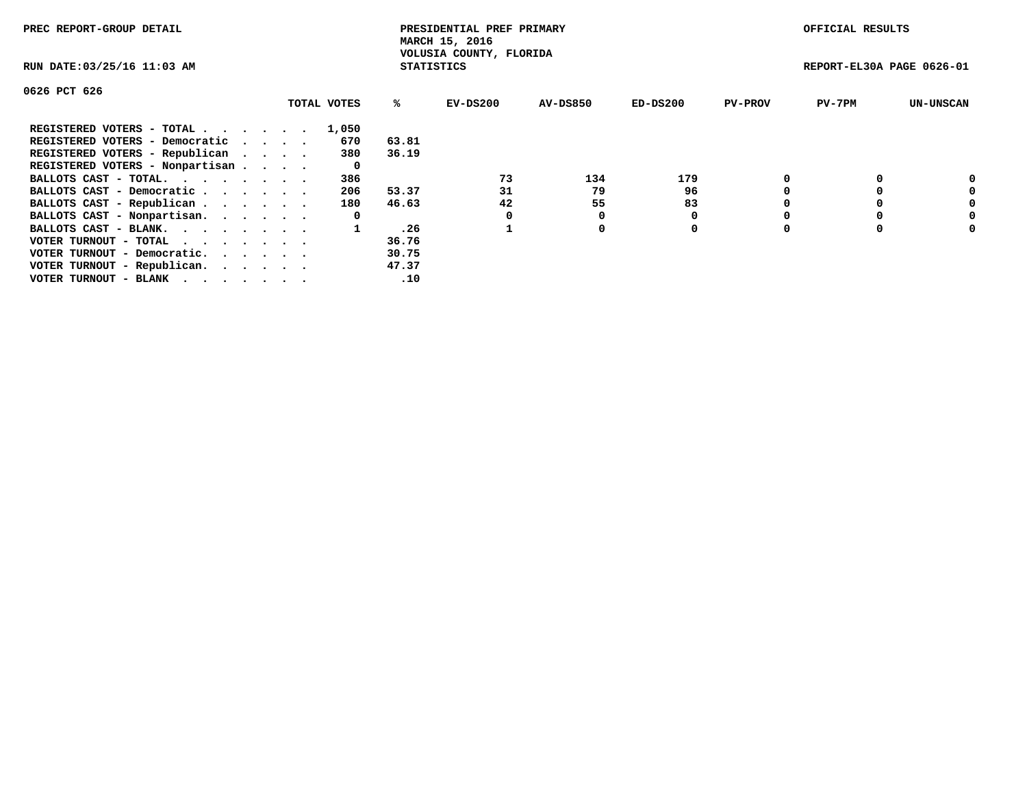PREC REPORT-GROUP DETAIL

PRESIDENTIAL PREF PRIMARY
MARCH 15, 2016
VOLUSIA COUNTY, FLORIDA
STATISTICS

OFFICIAL RESULTS

RUN DATE:03/25/16 11:03 AM

REPORT-EL30A PAGE 0626-01

0626 PCT 626

| | TOTAL VOTES | % | EV-DS200 | AV-DS850 | ED-DS200 | PV-PROV | PV-7PM | UN-UNSCAN |
|---|---|---|---|---|---|---|---|---|
| REGISTERED VOTERS - TOTAL . . . . . . | 1,050 | | | | | | | |
| REGISTERED VOTERS - Democratic . . . . | 670 | 63.81 | | | | | | |
| REGISTERED VOTERS - Republican . . . . | 380 | 36.19 | | | | | | |
| REGISTERED VOTERS - Nonpartisan . . . . | 0 | | | | | | | |
| BALLOTS CAST - TOTAL. . . . . . . . | 386 | | 73 | 134 | 179 | 0 | 0 | 0 |
| BALLOTS CAST - Democratic . . . . . . | 206 | 53.37 | 31 | 79 | 96 | 0 | 0 | 0 |
| BALLOTS CAST - Republican . . . . . . | 180 | 46.63 | 42 | 55 | 83 | 0 | 0 | 0 |
| BALLOTS CAST - Nonpartisan. . . . . . | 0 | | 0 | 0 | 0 | 0 | 0 | 0 |
| BALLOTS CAST - BLANK. . . . . . . . | 1 | .26 | 1 | 0 | 0 | 0 | 0 | 0 |
| VOTER TURNOUT - TOTAL . . . . . . . | | 36.76 | | | | | | |
| VOTER TURNOUT - Democratic. . . . . . | | 30.75 | | | | | | |
| VOTER TURNOUT - Republican. . . . . . | | 47.37 | | | | | | |
| VOTER TURNOUT - BLANK . . . . . . . | | .10 | | | | | | |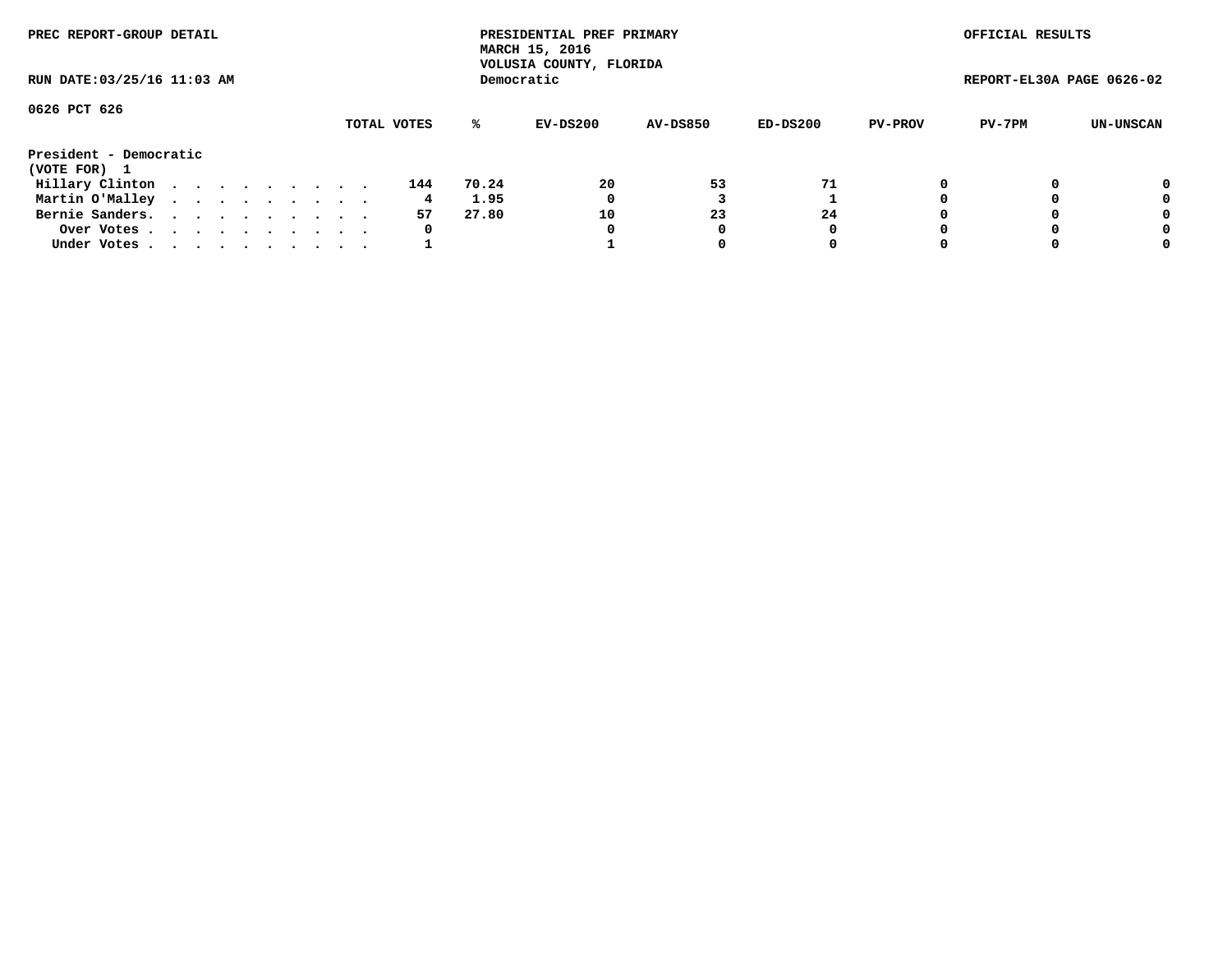PREC REPORT-GROUP DETAIL

PRESIDENTIAL PREF PRIMARY
MARCH 15, 2016
VOLUSIA COUNTY, FLORIDA
Democratic

OFFICIAL RESULTS

RUN DATE:03/25/16 11:03 AM

REPORT-EL30A PAGE 0626-02

0626 PCT 626

| | TOTAL VOTES | % | EV-DS200 | AV-DS850 | ED-DS200 | PV-PROV | PV-7PM | UN-UNSCAN |
|---|---|---|---|---|---|---|---|---|
| **President - Democratic** | | | | | | | | |
| **(VOTE FOR) 1** | | | | | | | | |
| Hillary Clinton . . . . . . . . . . | 144 | 70.24 | 20 | 53 | 71 | 0 | 0 | 0 |
| Martin O'Malley . . . . . . . . . . | 4 | 1.95 | 0 | 3 | 1 | 0 | 0 | 0 |
| Bernie Sanders. . . . . . . . . . . | 57 | 27.80 | 10 | 23 | 24 | 0 | 0 | 0 |
| Over Votes . . . . . . . . . . . | 0 | | 0 | 0 | 0 | 0 | 0 | 0 |
| Under Votes . . . . . . . . . . . | 1 | | 1 | 0 | 0 | 0 | 0 | 0 |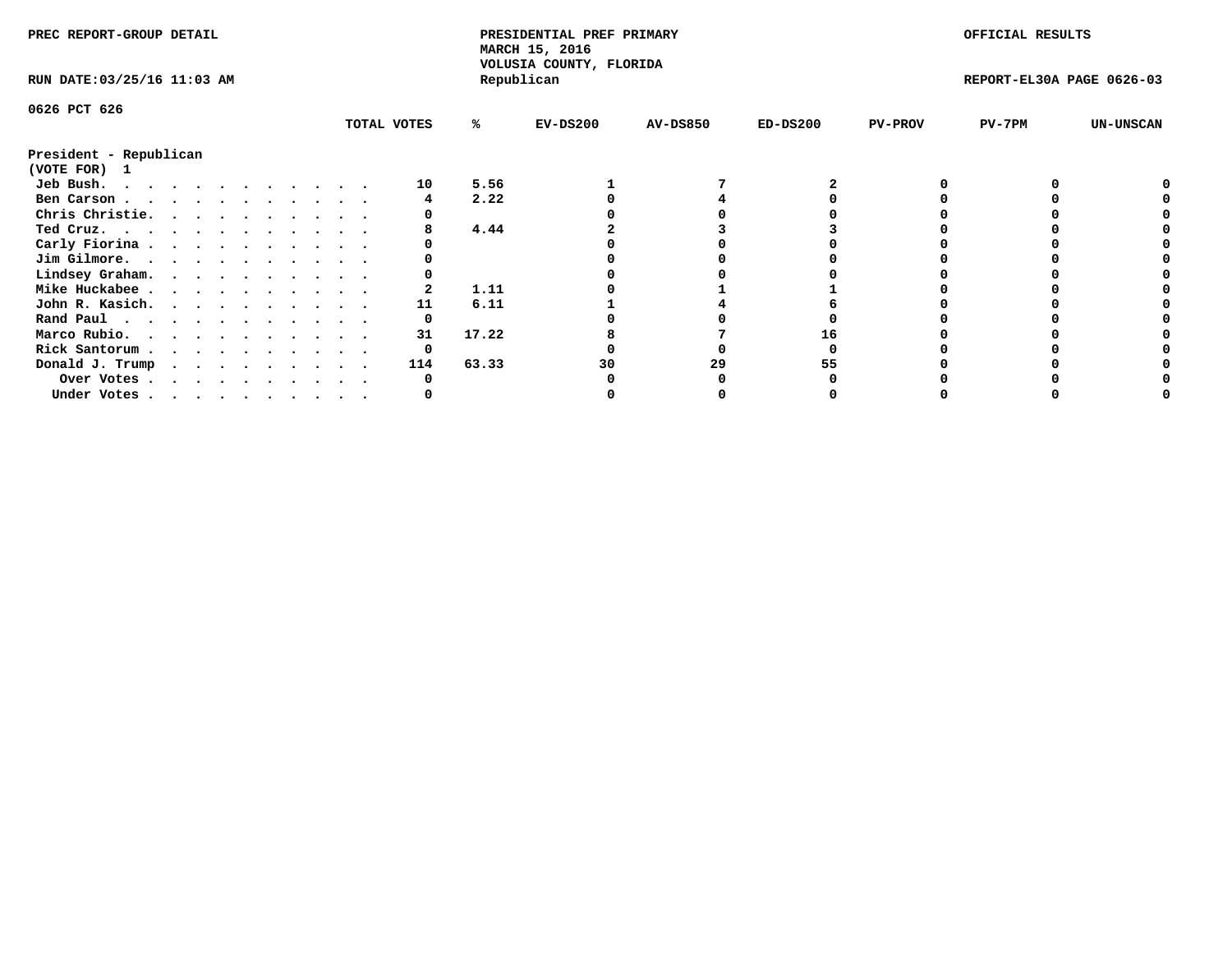PREC REPORT-GROUP DETAIL

PRESIDENTIAL PREF PRIMARY
MARCH 15, 2016
VOLUSIA COUNTY, FLORIDA
Republican

OFFICIAL RESULTS

RUN DATE:03/25/16 11:03 AM

REPORT-EL30A PAGE 0626-03

0626 PCT 626

**President - Republican**
**(VOTE FOR) 1**

| | TOTAL VOTES | % | EV-DS200 | AV-DS850 | ED-DS200 | PV-PROV | PV-7PM | UN-UNSCAN |
|---|---|---|---|---|---|---|---|---|
| Jeb Bush | 10 | 5.56 | 1 | 7 | 2 | 0 | 0 | 0 |
| Ben Carson | 4 | 2.22 | 0 | 4 | 0 | 0 | 0 | 0 |
| Chris Christie | 0 | | 0 | 0 | 0 | 0 | 0 | 0 |
| Ted Cruz | 8 | 4.44 | 2 | 3 | 3 | 0 | 0 | 0 |
| Carly Fiorina | 0 | | 0 | 0 | 0 | 0 | 0 | 0 |
| Jim Gilmore | 0 | | 0 | 0 | 0 | 0 | 0 | 0 |
| Lindsey Graham | 0 | | 0 | 0 | 0 | 0 | 0 | 0 |
| Mike Huckabee | 2 | 1.11 | 0 | 1 | 1 | 0 | 0 | 0 |
| John R. Kasich | 11 | 6.11 | 1 | 4 | 6 | 0 | 0 | 0 |
| Rand Paul | 0 | | 0 | 0 | 0 | 0 | 0 | 0 |
| Marco Rubio | 31 | 17.22 | 8 | 7 | 16 | 0 | 0 | 0 |
| Rick Santorum | 0 | | 0 | 0 | 0 | 0 | 0 | 0 |
| Donald J. Trump | 114 | 63.33 | 30 | 29 | 55 | 0 | 0 | 0 |
| Over Votes | 0 | | 0 | 0 | 0 | 0 | 0 | 0 |
| Under Votes | 0 | | 0 | 0 | 0 | 0 | 0 | 0 |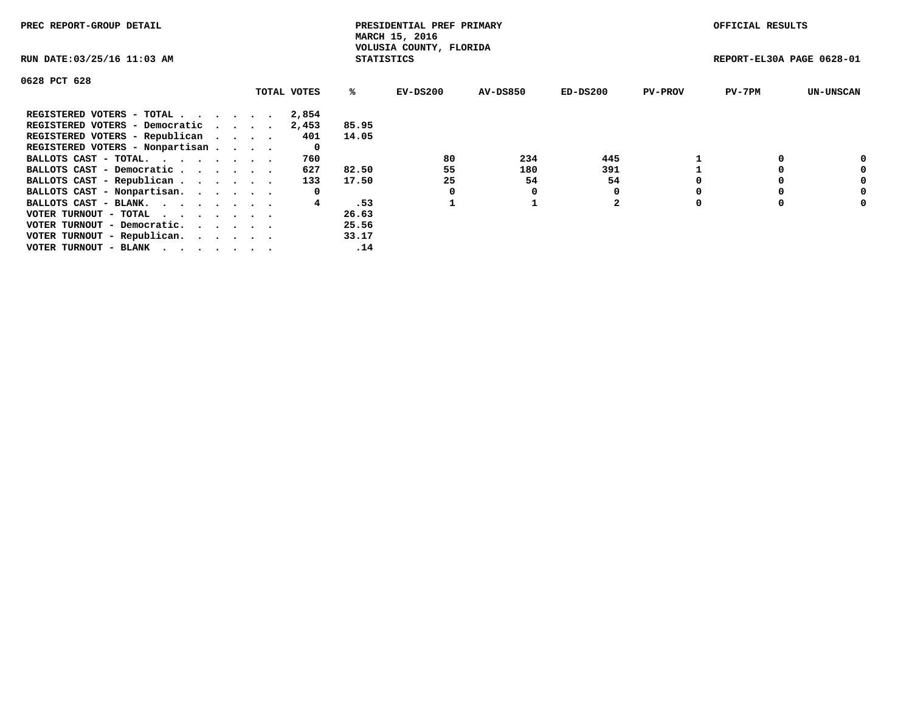PREC REPORT-GROUP DETAIL

PRESIDENTIAL PREF PRIMARY
MARCH 15, 2016
VOLUSIA COUNTY, FLORIDA
STATISTICS

OFFICIAL RESULTS

RUN DATE:03/25/16 11:03 AM

REPORT-EL30A PAGE 0628-01

0628 PCT 628

| | TOTAL VOTES | % | EV-DS200 | AV-DS850 | ED-DS200 | PV-PROV | PV-7PM | UN-UNSCAN |
|---|---|---|---|---|---|---|---|---|
| REGISTERED VOTERS - TOTAL . . . . . . | 2,854 | | | | | | | |
| REGISTERED VOTERS - Democratic . . . . | 2,453 | 85.95 | | | | | | |
| REGISTERED VOTERS - Republican . . . . | 401 | 14.05 | | | | | | |
| REGISTERED VOTERS - Nonpartisan . . . . | 0 | | | | | | | |
| BALLOTS CAST - TOTAL. . . . . . . . | 760 | | 80 | 234 | 445 | 1 | 0 | 0 |
| BALLOTS CAST - Democratic . . . . . . | 627 | 82.50 | 55 | 180 | 391 | 1 | 0 | 0 |
| BALLOTS CAST - Republican . . . . . . | 133 | 17.50 | 25 | 54 | 54 | 0 | 0 | 0 |
| BALLOTS CAST - Nonpartisan. . . . . . | 0 | | 0 | 0 | 0 | 0 | 0 | 0 |
| BALLOTS CAST - BLANK. . . . . . . . | 4 | .53 | 1 | 1 | 2 | 0 | 0 | 0 |
| VOTER TURNOUT - TOTAL . . . . . . . | | 26.63 | | | | | | |
| VOTER TURNOUT - Democratic. . . . . . | | 25.56 | | | | | | |
| VOTER TURNOUT - Republican. . . . . . | | 33.17 | | | | | | |
| VOTER TURNOUT - BLANK . . . . . . . | | .14 | | | | | | |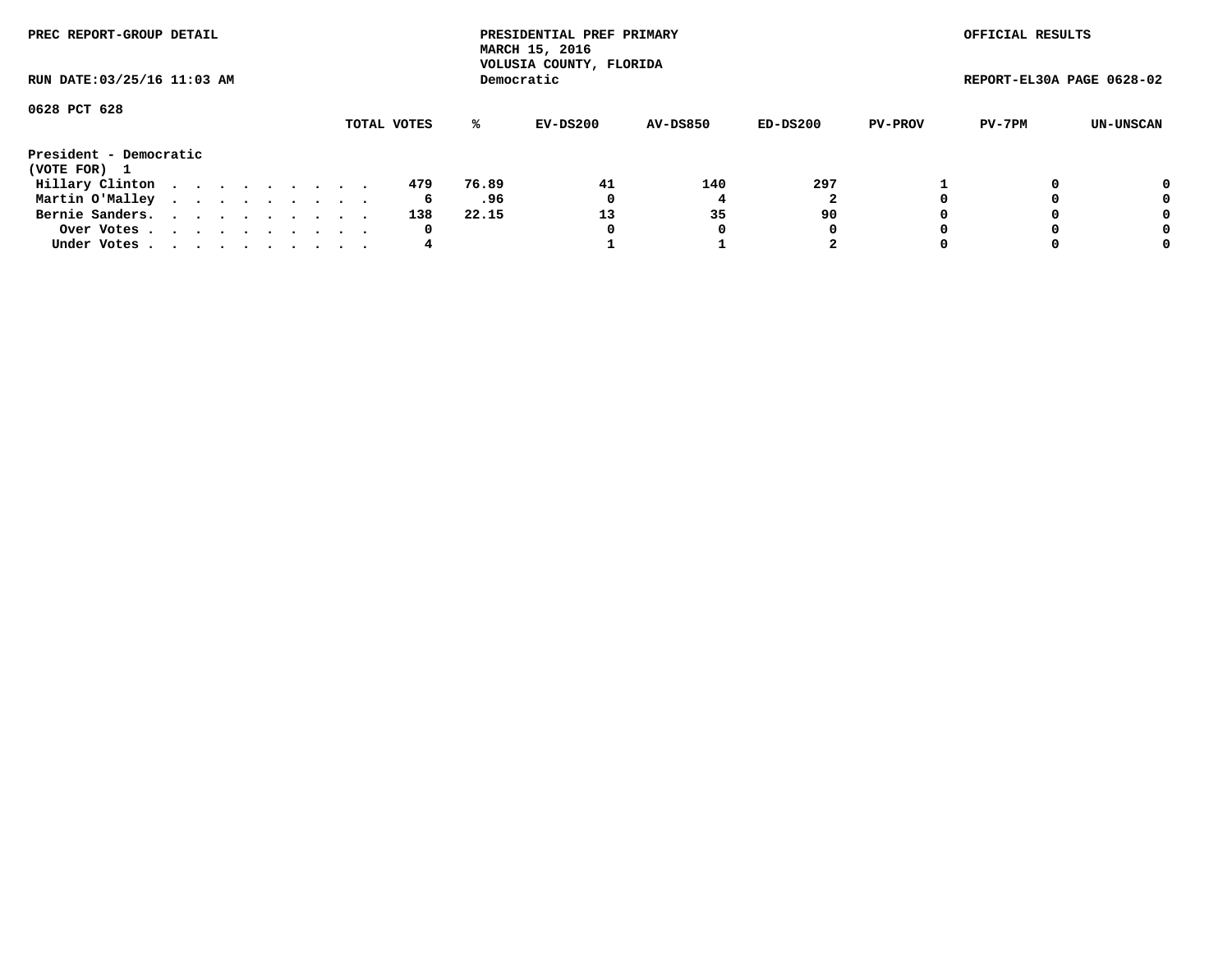PREC REPORT-GROUP DETAIL

PRESIDENTIAL PREF PRIMARY
MARCH 15, 2016
VOLUSIA COUNTY, FLORIDA
Democratic

OFFICIAL RESULTS

RUN DATE:03/25/16 11:03 AM

REPORT-EL30A PAGE 0628-02

0628 PCT 628

| | TOTAL VOTES | % | EV-DS200 | AV-DS850 | ED-DS200 | PV-PROV | PV-7PM | UN-UNSCAN |
|---|---|---|---|---|---|---|---|---|
| **President - Democratic** | | | | | | | | |
| **(VOTE FOR) 1** | | | | | | | | |
| Hillary Clinton | 479 | 76.89 | 41 | 140 | 297 | 1 | 0 | 0 |
| Martin O'Malley | 6 | .96 | 0 | 4 | 2 | 0 | 0 | 0 |
| Bernie Sanders. | 138 | 22.15 | 13 | 35 | 90 | 0 | 0 | 0 |
| Over Votes | 0 | | 0 | 0 | 0 | 0 | 0 | 0 |
| Under Votes | 4 | | 1 | 1 | 2 | 0 | 0 | 0 |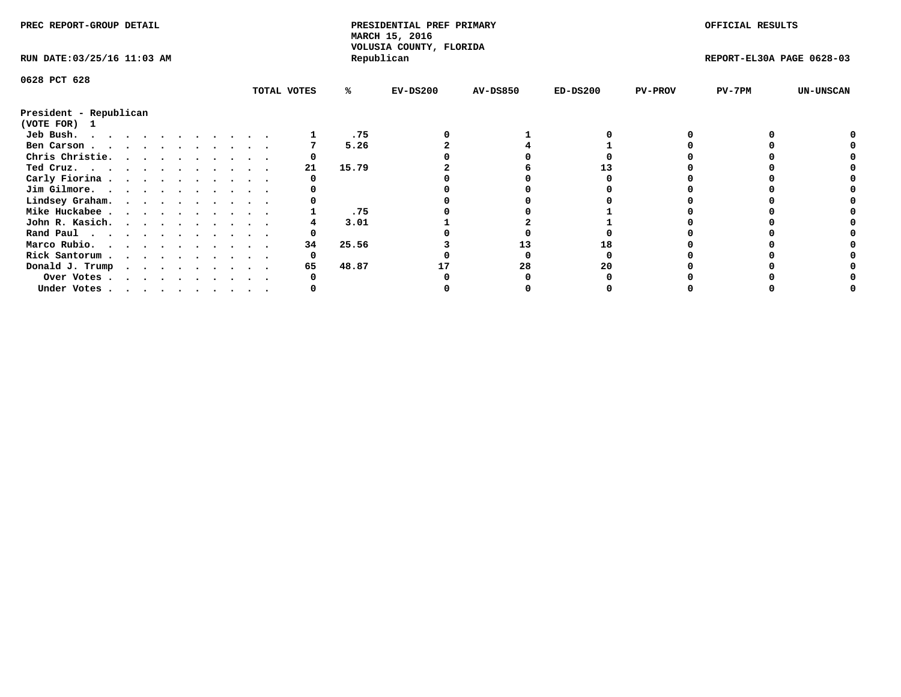PREC REPORT-GROUP DETAIL

PRESIDENTIAL PREF PRIMARY
MARCH 15, 2016
VOLUSIA COUNTY, FLORIDA
Republican

OFFICIAL RESULTS

RUN DATE:03/25/16 11:03 AM

REPORT-EL30A PAGE 0628-03

0628 PCT 628

**President - Republican**
**(VOTE FOR) 1**

| | TOTAL VOTES | % | EV-DS200 | AV-DS850 | ED-DS200 | PV-PROV | PV-7PM | UN-UNSCAN |
|---|---|---|---|---|---|---|---|---|
| Jeb Bush | 1 | .75 | 0 | 1 | 0 | 0 | 0 | 0 |
| Ben Carson | 7 | 5.26 | 2 | 4 | 1 | 0 | 0 | 0 |
| Chris Christie | 0 | | 0 | 0 | 0 | 0 | 0 | 0 |
| Ted Cruz | 21 | 15.79 | 2 | 6 | 13 | 0 | 0 | 0 |
| Carly Fiorina | 0 | | 0 | 0 | 0 | 0 | 0 | 0 |
| Jim Gilmore | 0 | | 0 | 0 | 0 | 0 | 0 | 0 |
| Lindsey Graham | 0 | | 0 | 0 | 0 | 0 | 0 | 0 |
| Mike Huckabee | 1 | .75 | 0 | 0 | 1 | 0 | 0 | 0 |
| John R. Kasich | 4 | 3.01 | 1 | 2 | 1 | 0 | 0 | 0 |
| Rand Paul | 0 | | 0 | 0 | 0 | 0 | 0 | 0 |
| Marco Rubio | 34 | 25.56 | 3 | 13 | 18 | 0 | 0 | 0 |
| Rick Santorum | 0 | | 0 | 0 | 0 | 0 | 0 | 0 |
| Donald J. Trump | 65 | 48.87 | 17 | 28 | 20 | 0 | 0 | 0 |
| Over Votes | 0 | | 0 | 0 | 0 | 0 | 0 | 0 |
| Under Votes | 0 | | 0 | 0 | 0 | 0 | 0 | 0 |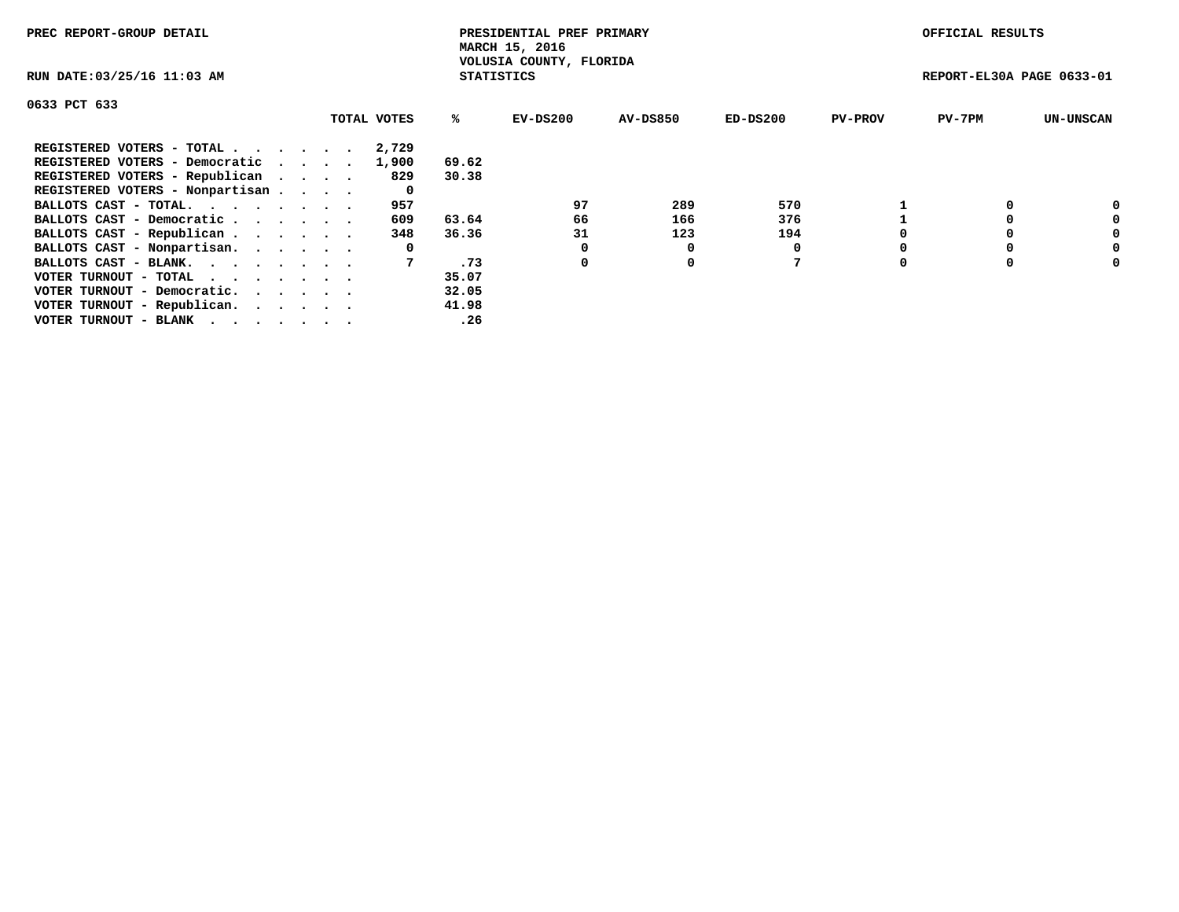PREC REPORT-GROUP DETAIL

PRESIDENTIAL PREF PRIMARY
MARCH 15, 2016
VOLUSIA COUNTY, FLORIDA
STATISTICS

OFFICIAL RESULTS

RUN DATE:03/25/16 11:03 AM

REPORT-EL30A PAGE 0633-01

0633 PCT 633

| | TOTAL VOTES | % | EV-DS200 | AV-DS850 | ED-DS200 | PV-PROV | PV-7PM | UN-UNSCAN |
|---|---|---|---|---|---|---|---|---|
| REGISTERED VOTERS - TOTAL . . . . . . | 2,729 | | | | | | | |
| REGISTERED VOTERS - Democratic . . . . | 1,900 | 69.62 | | | | | | |
| REGISTERED VOTERS - Republican . . . . | 829 | 30.38 | | | | | | |
| REGISTERED VOTERS - Nonpartisan . . . . | 0 | | | | | | | |
| BALLOTS CAST - TOTAL. . . . . . . . | 957 | | 97 | 289 | 570 | 1 | 0 | 0 |
| BALLOTS CAST - Democratic . . . . . . | 609 | 63.64 | 66 | 166 | 376 | 1 | 0 | 0 |
| BALLOTS CAST - Republican . . . . . . | 348 | 36.36 | 31 | 123 | 194 | 0 | 0 | 0 |
| BALLOTS CAST - Nonpartisan. . . . . . | 0 | | 0 | 0 | 0 | 0 | 0 | 0 |
| BALLOTS CAST - BLANK. . . . . . . . | 7 | .73 | 0 | 0 | 7 | 0 | 0 | 0 |
| VOTER TURNOUT - TOTAL . . . . . . . | | 35.07 | | | | | | |
| VOTER TURNOUT - Democratic. . . . . . | | 32.05 | | | | | | |
| VOTER TURNOUT - Republican. . . . . . | | 41.98 | | | | | | |
| VOTER TURNOUT - BLANK . . . . . . . | | .26 | | | | | | |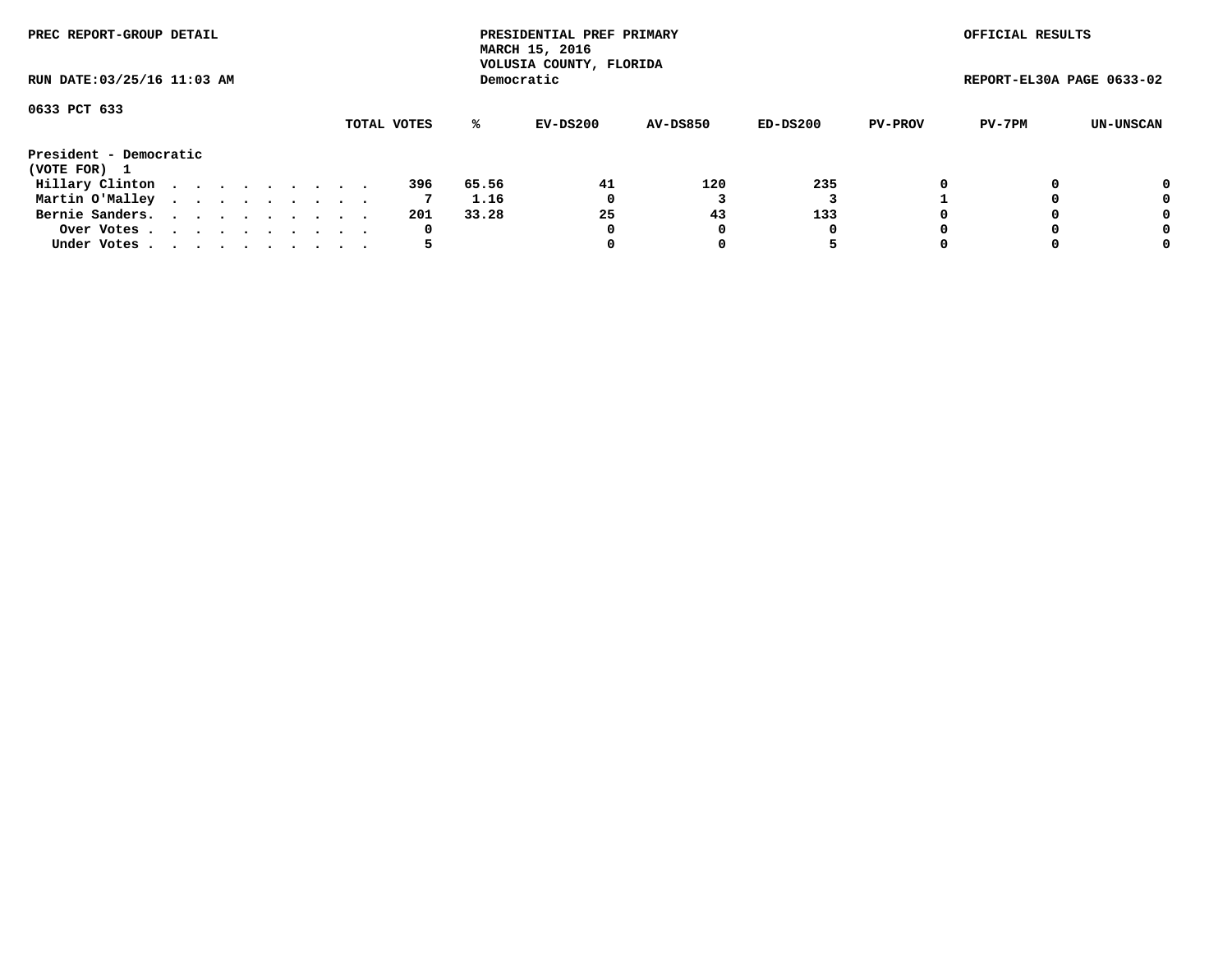PREC REPORT-GROUP DETAIL

PRESIDENTIAL PREF PRIMARY
MARCH 15, 2016
VOLUSIA COUNTY, FLORIDA
Democratic

OFFICIAL RESULTS

RUN DATE:03/25/16 11:03 AM

REPORT-EL30A PAGE 0633-02

0633 PCT 633

| | TOTAL VOTES | % | EV-DS200 | AV-DS850 | ED-DS200 | PV-PROV | PV-7PM | UN-UNSCAN |
|---|---|---|---|---|---|---|---|---|
| **President - Democratic** | | | | | | | | |
| **(VOTE FOR) 1** | | | | | | | | |
| Hillary Clinton . . . . . . . . . . | 396 | 65.56 | 41 | 120 | 235 | 0 | 0 | 0 |
| Martin O'Malley . . . . . . . . . . | 7 | 1.16 | 0 | 3 | 3 | 1 | 0 | 0 |
| Bernie Sanders. . . . . . . . . . . | 201 | 33.28 | 25 | 43 | 133 | 0 | 0 | 0 |
| Over Votes . . . . . . . . . . . | 0 | | 0 | 0 | 0 | 0 | 0 | 0 |
| Under Votes . . . . . . . . . . . | 5 | | 0 | 0 | 5 | 0 | 0 | 0 |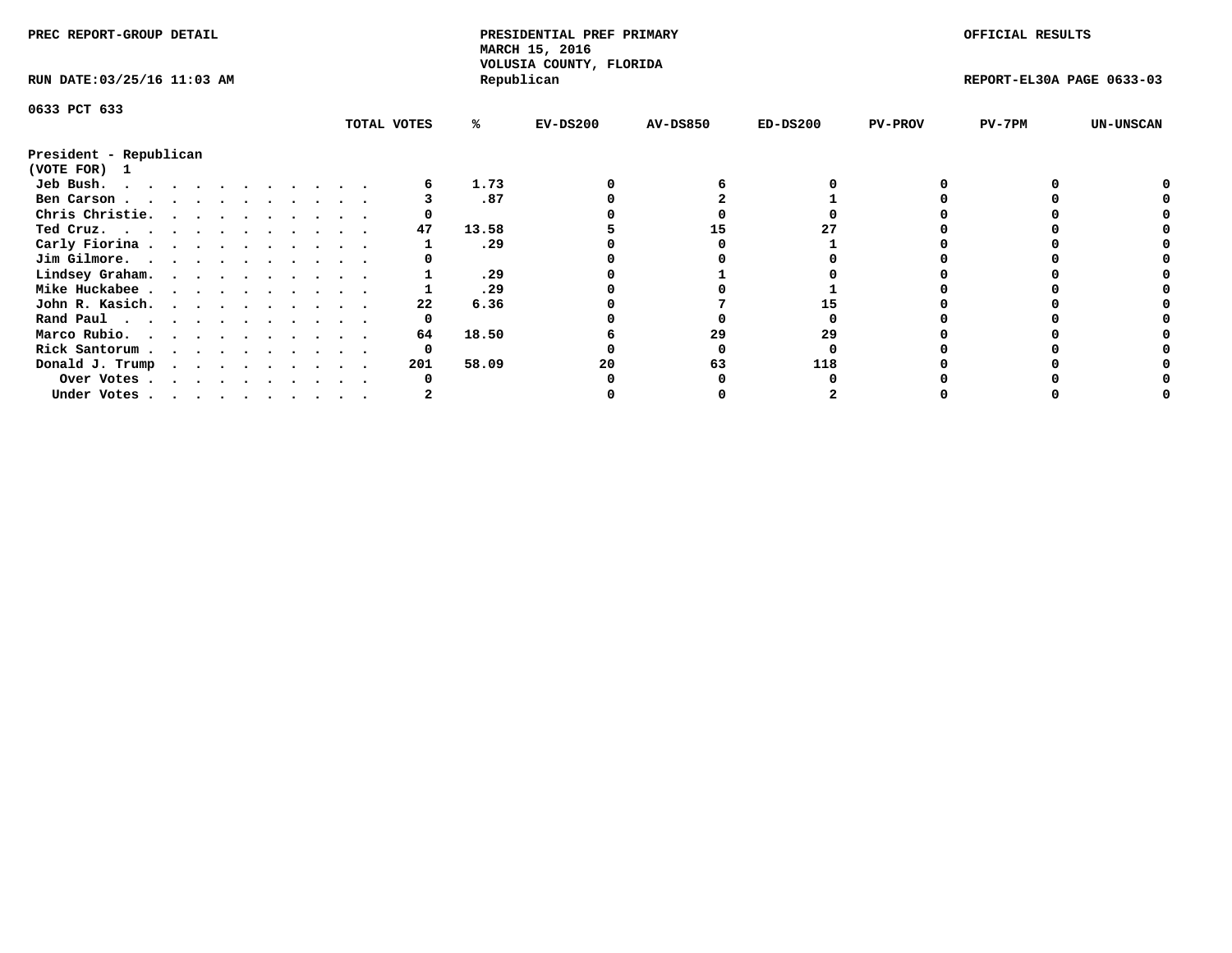PREC REPORT-GROUP DETAIL

PRESIDENTIAL PREF PRIMARY
MARCH 15, 2016
VOLUSIA COUNTY, FLORIDA
Republican

OFFICIAL RESULTS

RUN DATE:03/25/16 11:03 AM

REPORT-EL30A PAGE 0633-03

0633 PCT 633

| | TOTAL VOTES | % | EV-DS200 | AV-DS850 | ED-DS200 | PV-PROV | PV-7PM | UN-UNSCAN |
|---|---|---|---|---|---|---|---|---|
| **President - Republican** | | | | | | | | |
| **(VOTE FOR) 1** | | | | | | | | |
| Jeb Bush. . . . . . . . . . . . . | 6 | 1.73 | 0 | 6 | 0 | 0 | 0 | 0 |
| Ben Carson . . . . . . . . . . . . | 3 | .87 | 0 | 2 | 1 | 0 | 0 | 0 |
| Chris Christie. . . . . . . . . . . | 0 | | 0 | 0 | 0 | 0 | 0 | 0 |
| Ted Cruz. . . . . . . . . . . . . | 47 | 13.58 | 5 | 15 | 27 | 0 | 0 | 0 |
| Carly Fiorina . . . . . . . . . . . | 1 | .29 | 0 | 0 | 1 | 0 | 0 | 0 |
| Jim Gilmore. . . . . . . . . . . . | 0 | | 0 | 0 | 0 | 0 | 0 | 0 |
| Lindsey Graham. . . . . . . . . . . | 1 | .29 | 0 | 1 | 0 | 0 | 0 | 0 |
| Mike Huckabee . . . . . . . . . . . | 1 | .29 | 0 | 0 | 1 | 0 | 0 | 0 |
| John R. Kasich. . . . . . . . . . . | 22 | 6.36 | 0 | 7 | 15 | 0 | 0 | 0 |
| Rand Paul . . . . . . . . . . . . | 0 | | 0 | 0 | 0 | 0 | 0 | 0 |
| Marco Rubio. . . . . . . . . . . . | 64 | 18.50 | 6 | 29 | 29 | 0 | 0 | 0 |
| Rick Santorum . . . . . . . . . . . | 0 | | 0 | 0 | 0 | 0 | 0 | 0 |
| Donald J. Trump . . . . . . . . . . | 201 | 58.09 | 20 | 63 | 118 | 0 | 0 | 0 |
| Over Votes . . . . . . . . . . . | 0 | | 0 | 0 | 0 | 0 | 0 | 0 |
| Under Votes . . . . . . . . . . . | 2 | | 0 | 0 | 2 | 0 | 0 | 0 |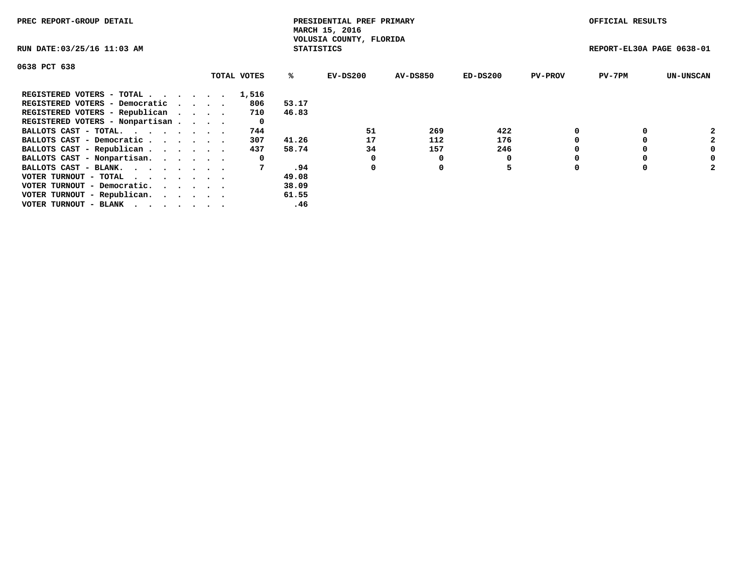PREC REPORT-GROUP DETAIL

PRESIDENTIAL PREF PRIMARY
MARCH 15, 2016
VOLUSIA COUNTY, FLORIDA
STATISTICS

OFFICIAL RESULTS

RUN DATE:03/25/16 11:03 AM

REPORT-EL30A PAGE 0638-01

0638 PCT 638

| | TOTAL VOTES | % | EV-DS200 | AV-DS850 | ED-DS200 | PV-PROV | PV-7PM | UN-UNSCAN |
|---|---|---|---|---|---|---|---|---|
| REGISTERED VOTERS - TOTAL . . . . . . | 1,516 | | | | | | | |
| REGISTERED VOTERS - Democratic . . . . | 806 | 53.17 | | | | | | |
| REGISTERED VOTERS - Republican . . . . | 710 | 46.83 | | | | | | |
| REGISTERED VOTERS - Nonpartisan . . . . | 0 | | | | | | | |
| BALLOTS CAST - TOTAL. . . . . . . . | 744 | | 51 | 269 | 422 | 0 | 0 | 2 |
| BALLOTS CAST - Democratic . . . . . . | 307 | 41.26 | 17 | 112 | 176 | 0 | 0 | 2 |
| BALLOTS CAST - Republican . . . . . . | 437 | 58.74 | 34 | 157 | 246 | 0 | 0 | 0 |
| BALLOTS CAST - Nonpartisan. . . . . . | 0 | | 0 | 0 | 0 | 0 | 0 | 0 |
| BALLOTS CAST - BLANK. . . . . . . . | 7 | .94 | 0 | 0 | 5 | 0 | 0 | 2 |
| VOTER TURNOUT - TOTAL . . . . . . . | | 49.08 | | | | | | |
| VOTER TURNOUT - Democratic. . . . . . | | 38.09 | | | | | | |
| VOTER TURNOUT - Republican. . . . . . | | 61.55 | | | | | | |
| VOTER TURNOUT - BLANK . . . . . . . | | .46 | | | | | | |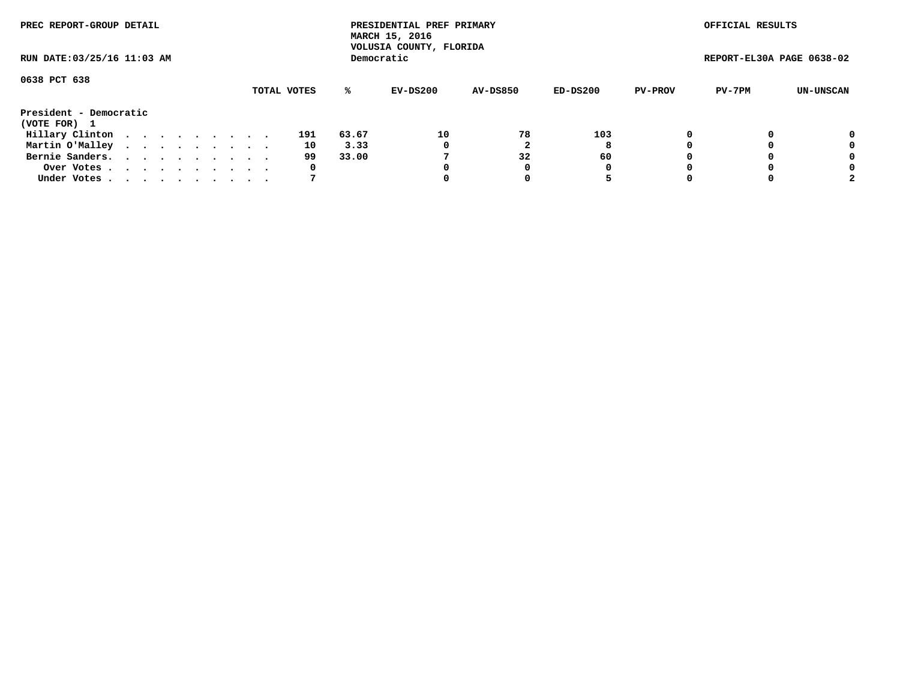PREC REPORT-GROUP DETAIL

PRESIDENTIAL PREF PRIMARY
MARCH 15, 2016
VOLUSIA COUNTY, FLORIDA
Democratic

OFFICIAL RESULTS

RUN DATE:03/25/16 11:03 AM

REPORT-EL30A PAGE 0638-02

0638 PCT 638

| | TOTAL VOTES | % | EV-DS200 | AV-DS850 | ED-DS200 | PV-PROV | PV-7PM | UN-UNSCAN |
|---|---|---|---|---|---|---|---|---|
| **President - Democratic** | | | | | | | | |
| **(VOTE FOR) 1** | | | | | | | | |
| Hillary Clinton . . . . . . . . . . | 191 | 63.67 | 10 | 78 | 103 | 0 | 0 | 0 |
| Martin O'Malley . . . . . . . . . . | 10 | 3.33 | 0 | 2 | 8 | 0 | 0 | 0 |
| Bernie Sanders. . . . . . . . . . . | 99 | 33.00 | 7 | 32 | 60 | 0 | 0 | 0 |
| Over Votes . . . . . . . . . . . | 0 | | 0 | 0 | 0 | 0 | 0 | 0 |
| Under Votes . . . . . . . . . . . | 7 | | 0 | 0 | 5 | 0 | 0 | 2 |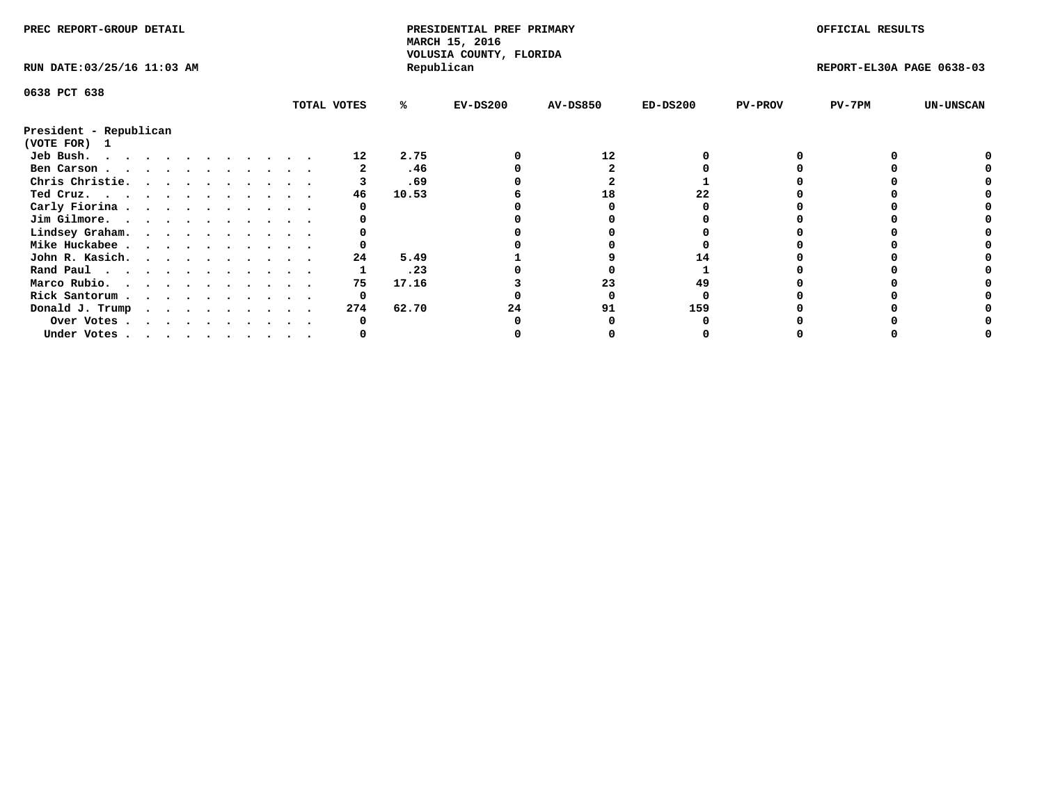PREC REPORT-GROUP DETAIL

PRESIDENTIAL PREF PRIMARY
MARCH 15, 2016
VOLUSIA COUNTY, FLORIDA
Republican

OFFICIAL RESULTS

RUN DATE:03/25/16 11:03 AM

REPORT-EL30A PAGE 0638-03

0638 PCT 638

President - Republican
(VOTE FOR) 1

| | TOTAL VOTES | % | EV-DS200 | AV-DS850 | ED-DS200 | PV-PROV | PV-7PM | UN-UNSCAN |
|---|---|---|---|---|---|---|---|---|
| Jeb Bush. | 12 | 2.75 | 0 | 12 | 0 | 0 | 0 | 0 |
| Ben Carson | 2 | .46 | 0 | 2 | 0 | 0 | 0 | 0 |
| Chris Christie. | 3 | .69 | 0 | 2 | 1 | 0 | 0 | 0 |
| Ted Cruz. | 46 | 10.53 | 6 | 18 | 22 | 0 | 0 | 0 |
| Carly Fiorina | 0 | | 0 | 0 | 0 | 0 | 0 | 0 |
| Jim Gilmore. | 0 | | 0 | 0 | 0 | 0 | 0 | 0 |
| Lindsey Graham. | 0 | | 0 | 0 | 0 | 0 | 0 | 0 |
| Mike Huckabee | 0 | | 0 | 0 | 0 | 0 | 0 | 0 |
| John R. Kasich. | 24 | 5.49 | 1 | 9 | 14 | 0 | 0 | 0 |
| Rand Paul | 1 | .23 | 0 | 0 | 1 | 0 | 0 | 0 |
| Marco Rubio. | 75 | 17.16 | 3 | 23 | 49 | 0 | 0 | 0 |
| Rick Santorum | 0 | | 0 | 0 | 0 | 0 | 0 | 0 |
| Donald J. Trump | 274 | 62.70 | 24 | 91 | 159 | 0 | 0 | 0 |
| Over Votes | 0 | | 0 | 0 | 0 | 0 | 0 | 0 |
| Under Votes | 0 | | 0 | 0 | 0 | 0 | 0 | 0 |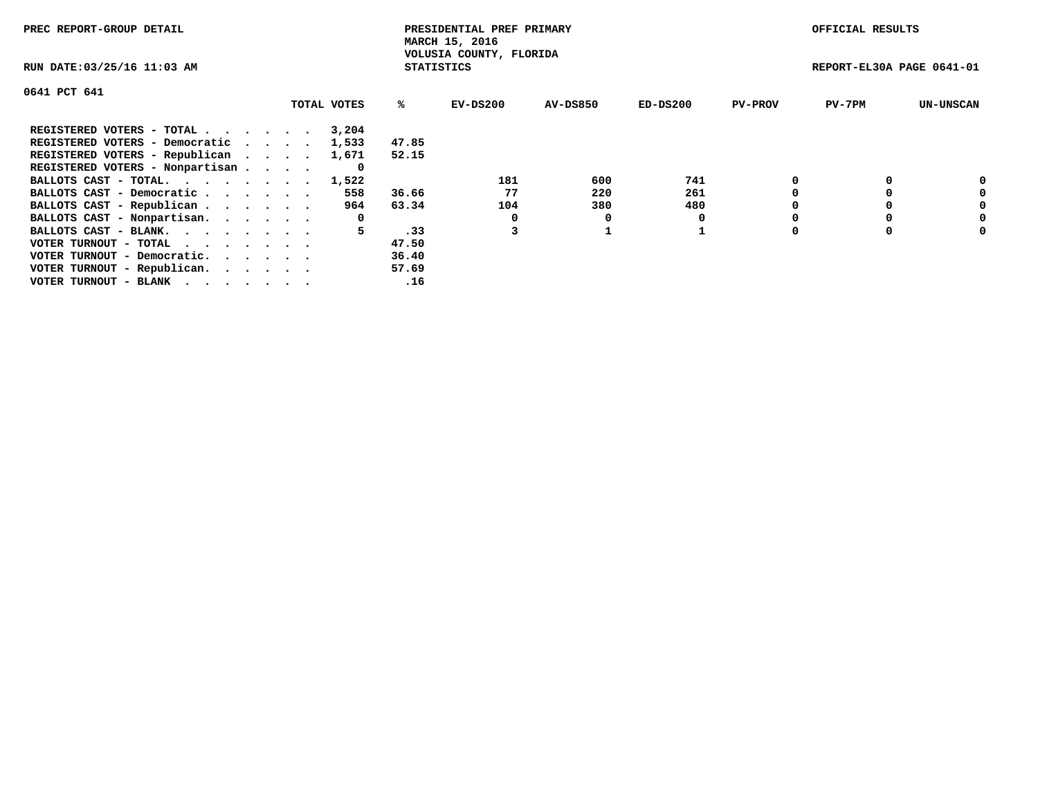PREC REPORT-GROUP DETAIL

PRESIDENTIAL PREF PRIMARY
MARCH 15, 2016
VOLUSIA COUNTY, FLORIDA
STATISTICS

OFFICIAL RESULTS

RUN DATE:03/25/16 11:03 AM

REPORT-EL30A PAGE 0641-01

0641 PCT 641

| | TOTAL VOTES | % | EV-DS200 | AV-DS850 | ED-DS200 | PV-PROV | PV-7PM | UN-UNSCAN |
|---|---|---|---|---|---|---|---|---|
| REGISTERED VOTERS - TOTAL . . . . . . . | 3,204 | | | | | | | |
| REGISTERED VOTERS - Democratic . . . . | 1,533 | 47.85 | | | | | | |
| REGISTERED VOTERS - Republican . . . . | 1,671 | 52.15 | | | | | | |
| REGISTERED VOTERS - Nonpartisan . . . . | 0 | | | | | | | |
| BALLOTS CAST - TOTAL. . . . . . . . . | 1,522 | | 181 | 600 | 741 | 0 | 0 | 0 |
| BALLOTS CAST - Democratic . . . . . . . | 558 | 36.66 | 77 | 220 | 261 | 0 | 0 | 0 |
| BALLOTS CAST - Republican . . . . . . . | 964 | 63.34 | 104 | 380 | 480 | 0 | 0 | 0 |
| BALLOTS CAST - Nonpartisan. . . . . . | 0 | | 0 | 0 | 0 | 0 | 0 | 0 |
| BALLOTS CAST - BLANK. . . . . . . . . | 5 | .33 | 3 | 1 | 1 | 0 | 0 | 0 |
| VOTER TURNOUT - TOTAL . . . . . . . . | | 47.50 | | | | | | |
| VOTER TURNOUT - Democratic. . . . . . | | 36.40 | | | | | | |
| VOTER TURNOUT - Republican. . . . . . | | 57.69 | | | | | | |
| VOTER TURNOUT - BLANK . . . . . . . . | | .16 | | | | | | |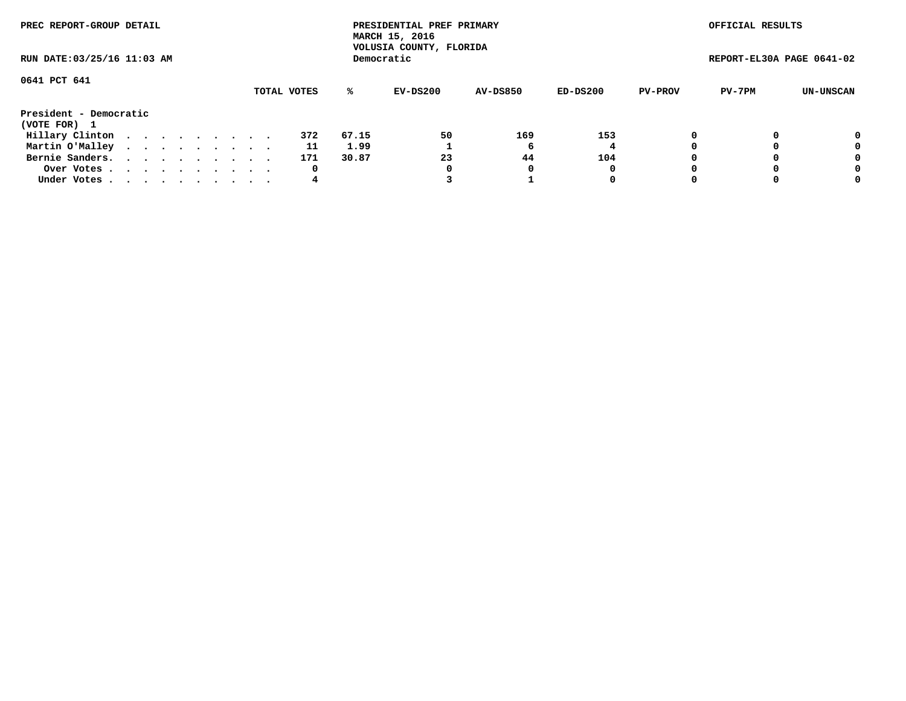PREC REPORT-GROUP DETAIL

PRESIDENTIAL PREF PRIMARY
MARCH 15, 2016
VOLUSIA COUNTY, FLORIDA
Democratic

OFFICIAL RESULTS

RUN DATE:03/25/16 11:03 AM

REPORT-EL30A PAGE 0641-02

0641 PCT 641

| | TOTAL VOTES | % | EV-DS200 | AV-DS850 | ED-DS200 | PV-PROV | PV-7PM | UN-UNSCAN |
|---|---|---|---|---|---|---|---|---|
| **President - Democratic** | | | | | | | | |
| **(VOTE FOR) 1** | | | | | | | | |
| Hillary Clinton . . . . . . . . . . | 372 | 67.15 | 50 | 169 | 153 | 0 | 0 | 0 |
| Martin O'Malley . . . . . . . . . . | 11 | 1.99 | 1 | 6 | 4 | 0 | 0 | 0 |
| Bernie Sanders. . . . . . . . . . . | 171 | 30.87 | 23 | 44 | 104 | 0 | 0 | 0 |
| Over Votes . . . . . . . . . . . | 0 | | 0 | 0 | 0 | 0 | 0 | 0 |
| Under Votes . . . . . . . . . . . | 4 | | 3 | 1 | 0 | 0 | 0 | 0 |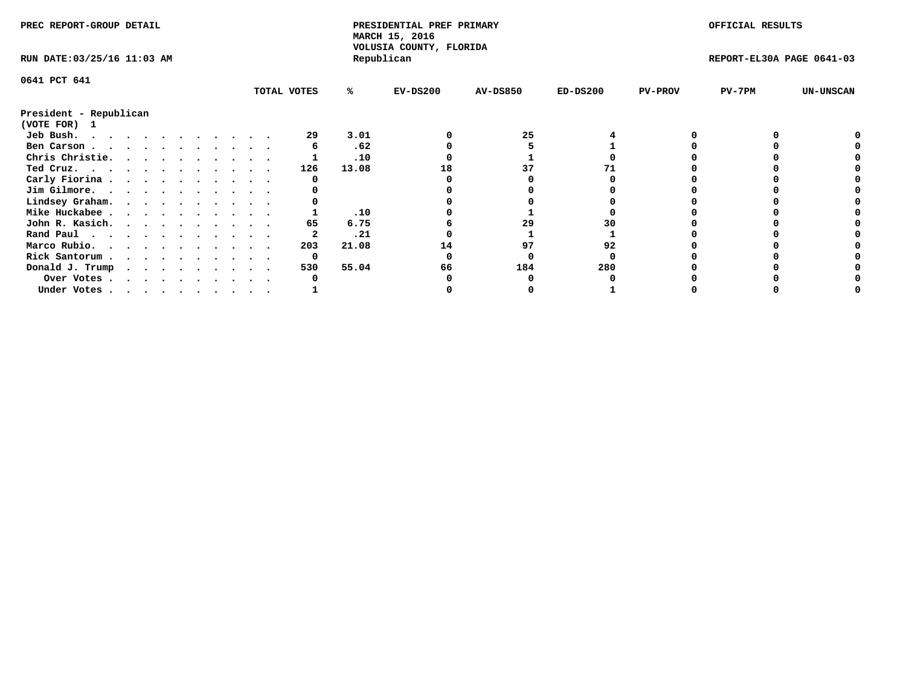PREC REPORT-GROUP DETAIL

PRESIDENTIAL PREF PRIMARY
MARCH 15, 2016
VOLUSIA COUNTY, FLORIDA
Republican

OFFICIAL RESULTS

RUN DATE:03/25/16 11:03 AM

REPORT-EL30A PAGE 0641-03

0641 PCT 641

President - Republican
(VOTE FOR) 1

| | TOTAL VOTES | % | EV-DS200 | AV-DS850 | ED-DS200 | PV-PROV | PV-7PM | UN-UNSCAN |
|---|---|---|---|---|---|---|---|---|
| Jeb Bush. | 29 | 3.01 | 0 | 25 | 4 | 0 | 0 | 0 |
| Ben Carson | 6 | .62 | 0 | 5 | 1 | 0 | 0 | 0 |
| Chris Christie. | 1 | .10 | 0 | 1 | 0 | 0 | 0 | 0 |
| Ted Cruz. | 126 | 13.08 | 18 | 37 | 71 | 0 | 0 | 0 |
| Carly Fiorina | 0 | | 0 | 0 | 0 | 0 | 0 | 0 |
| Jim Gilmore. | 0 | | 0 | 0 | 0 | 0 | 0 | 0 |
| Lindsey Graham. | 0 | | 0 | 0 | 0 | 0 | 0 | 0 |
| Mike Huckabee | 1 | .10 | 0 | 1 | 0 | 0 | 0 | 0 |
| John R. Kasich. | 65 | 6.75 | 6 | 29 | 30 | 0 | 0 | 0 |
| Rand Paul | 2 | .21 | 0 | 1 | 1 | 0 | 0 | 0 |
| Marco Rubio. | 203 | 21.08 | 14 | 97 | 92 | 0 | 0 | 0 |
| Rick Santorum | 0 | | 0 | 0 | 0 | 0 | 0 | 0 |
| Donald J. Trump | 530 | 55.04 | 66 | 184 | 280 | 0 | 0 | 0 |
| Over Votes | 0 | | 0 | 0 | 0 | 0 | 0 | 0 |
| Under Votes | 1 | | 0 | 0 | 1 | 0 | 0 | 0 |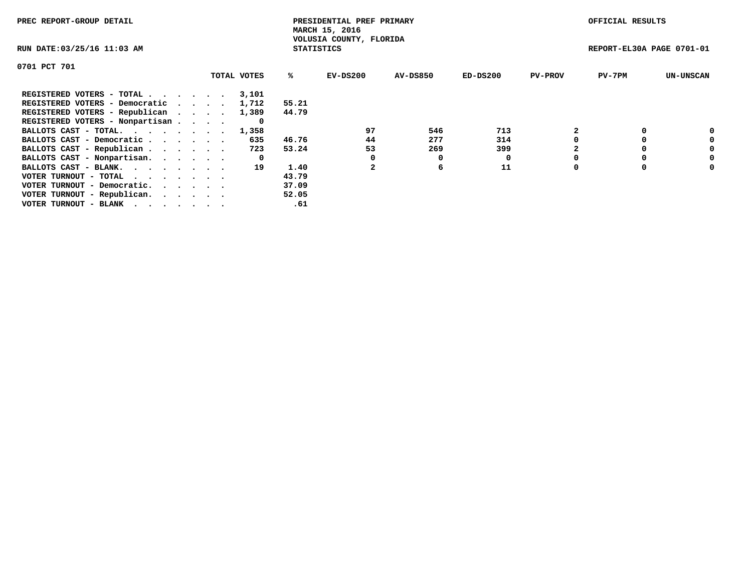PREC REPORT-GROUP DETAIL

PRESIDENTIAL PREF PRIMARY
MARCH 15, 2016
VOLUSIA COUNTY, FLORIDA
STATISTICS

OFFICIAL RESULTS

RUN DATE:03/25/16 11:03 AM

REPORT-EL30A PAGE 0701-01

0701 PCT 701

| | TOTAL VOTES | % | EV-DS200 | AV-DS850 | ED-DS200 | PV-PROV | PV-7PM | UN-UNSCAN |
|---|---|---|---|---|---|---|---|---|
| REGISTERED VOTERS - TOTAL . . . . . . | 3,101 | | | | | | | |
| REGISTERED VOTERS - Democratic . . . . | 1,712 | 55.21 | | | | | | |
| REGISTERED VOTERS - Republican . . . . | 1,389 | 44.79 | | | | | | |
| REGISTERED VOTERS - Nonpartisan . . . . | 0 | | | | | | | |
| BALLOTS CAST - TOTAL. . . . . . . . | 1,358 | | 97 | 546 | 713 | 2 | 0 | 0 |
| BALLOTS CAST - Democratic . . . . . . | 635 | 46.76 | 44 | 277 | 314 | 0 | 0 | 0 |
| BALLOTS CAST - Republican . . . . . . | 723 | 53.24 | 53 | 269 | 399 | 2 | 0 | 0 |
| BALLOTS CAST - Nonpartisan. . . . . . | 0 | | 0 | 0 | 0 | 0 | 0 | 0 |
| BALLOTS CAST - BLANK. . . . . . . . | 19 | 1.40 | 2 | 6 | 11 | 0 | 0 | 0 |
| VOTER TURNOUT - TOTAL . . . . . . . | | 43.79 | | | | | | |
| VOTER TURNOUT - Democratic. . . . . . | | 37.09 | | | | | | |
| VOTER TURNOUT - Republican. . . . . . | | 52.05 | | | | | | |
| VOTER TURNOUT - BLANK . . . . . . . | | .61 | | | | | | |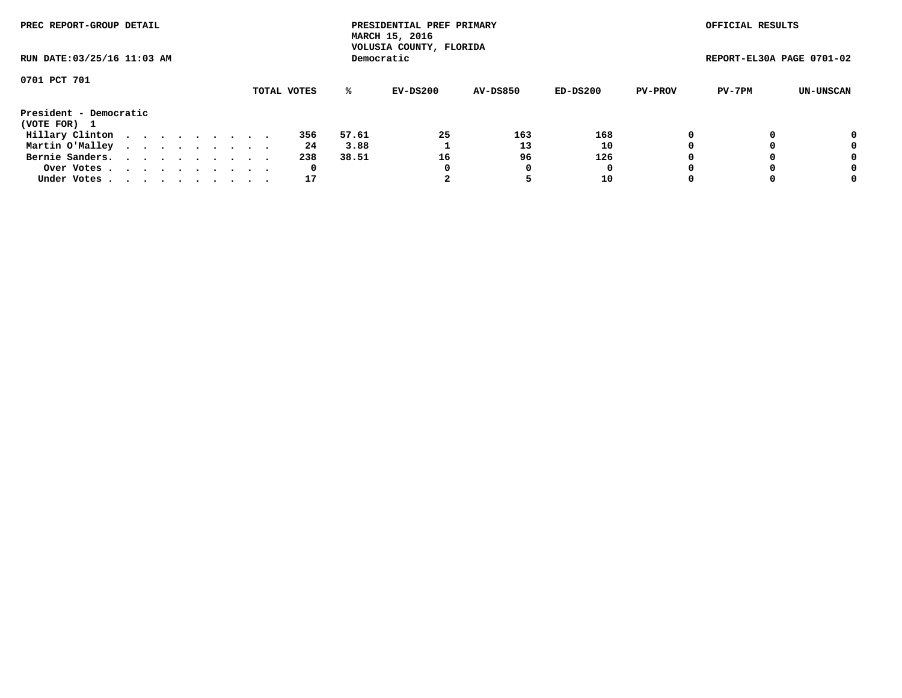PREC REPORT-GROUP DETAIL

PRESIDENTIAL PREF PRIMARY
MARCH 15, 2016
VOLUSIA COUNTY, FLORIDA
Democratic

OFFICIAL RESULTS

RUN DATE:03/25/16 11:03 AM

REPORT-EL30A PAGE 0701-02

0701 PCT 701

| | TOTAL VOTES | % | EV-DS200 | AV-DS850 | ED-DS200 | PV-PROV | PV-7PM | UN-UNSCAN |
|---|---|---|---|---|---|---|---|---|
| **President - Democratic** | | | | | | | | |
| **(VOTE FOR) 1** | | | | | | | | |
| Hillary Clinton . . . . . . . . . . | 356 | 57.61 | 25 | 163 | 168 | 0 | 0 | 0 |
| Martin O'Malley . . . . . . . . . . | 24 | 3.88 | 1 | 13 | 10 | 0 | 0 | 0 |
| Bernie Sanders. . . . . . . . . . . | 238 | 38.51 | 16 | 96 | 126 | 0 | 0 | 0 |
| Over Votes . . . . . . . . . . . | 0 | | 0 | 0 | 0 | 0 | 0 | 0 |
| Under Votes . . . . . . . . . . . | 17 | | 2 | 5 | 10 | 0 | 0 | 0 |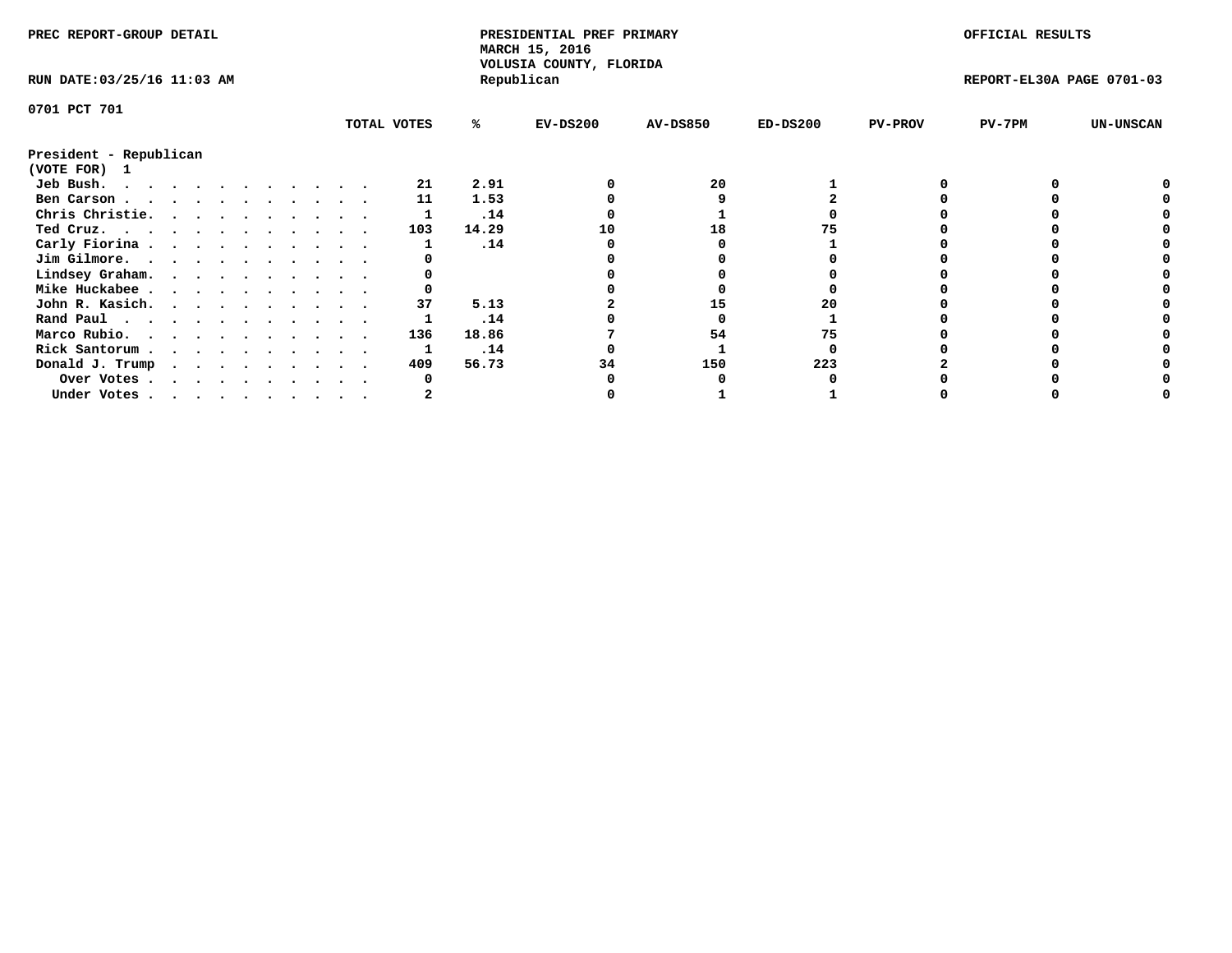PREC REPORT-GROUP DETAIL

PRESIDENTIAL PREF PRIMARY
MARCH 15, 2016
VOLUSIA COUNTY, FLORIDA
Republican

OFFICIAL RESULTS

RUN DATE:03/25/16 11:03 AM

REPORT-EL30A PAGE 0701-03

0701 PCT 701

**President - Republican**
**(VOTE FOR) 1**

| | TOTAL VOTES | % | EV-DS200 | AV-DS850 | ED-DS200 | PV-PROV | PV-7PM | UN-UNSCAN |
|---|---|---|---|---|---|---|---|---|
| Jeb Bush. . . . . . . . . . . . | 21 | 2.91 | 0 | 20 | 1 | 0 | 0 | 0 |
| Ben Carson . . . . . . . . . . . | 11 | 1.53 | 0 | 9 | 2 | 0 | 0 | 0 |
| Chris Christie. . . . . . . . . . | 1 | .14 | 0 | 1 | 0 | 0 | 0 | 0 |
| Ted Cruz. . . . . . . . . . . . | 103 | 14.29 | 10 | 18 | 75 | 0 | 0 | 0 |
| Carly Fiorina . . . . . . . . . . | 1 | .14 | 0 | 0 | 1 | 0 | 0 | 0 |
| Jim Gilmore. . . . . . . . . . . | 0 | | 0 | 0 | 0 | 0 | 0 | 0 |
| Lindsey Graham. . . . . . . . . . | 0 | | 0 | 0 | 0 | 0 | 0 | 0 |
| Mike Huckabee . . . . . . . . . . | 0 | | 0 | 0 | 0 | 0 | 0 | 0 |
| John R. Kasich. . . . . . . . . . | 37 | 5.13 | 2 | 15 | 20 | 0 | 0 | 0 |
| Rand Paul . . . . . . . . . . . | 1 | .14 | 0 | 0 | 1 | 0 | 0 | 0 |
| Marco Rubio. . . . . . . . . . . | 136 | 18.86 | 7 | 54 | 75 | 0 | 0 | 0 |
| Rick Santorum . . . . . . . . . . | 1 | .14 | 0 | 1 | 0 | 0 | 0 | 0 |
| Donald J. Trump . . . . . . . . . | 409 | 56.73 | 34 | 150 | 223 | 2 | 0 | 0 |
| Over Votes . . . . . . . . . . | 0 | | 0 | 0 | 0 | 0 | 0 | 0 |
| Under Votes . . . . . . . . . . | 2 | | 0 | 1 | 1 | 0 | 0 | 0 |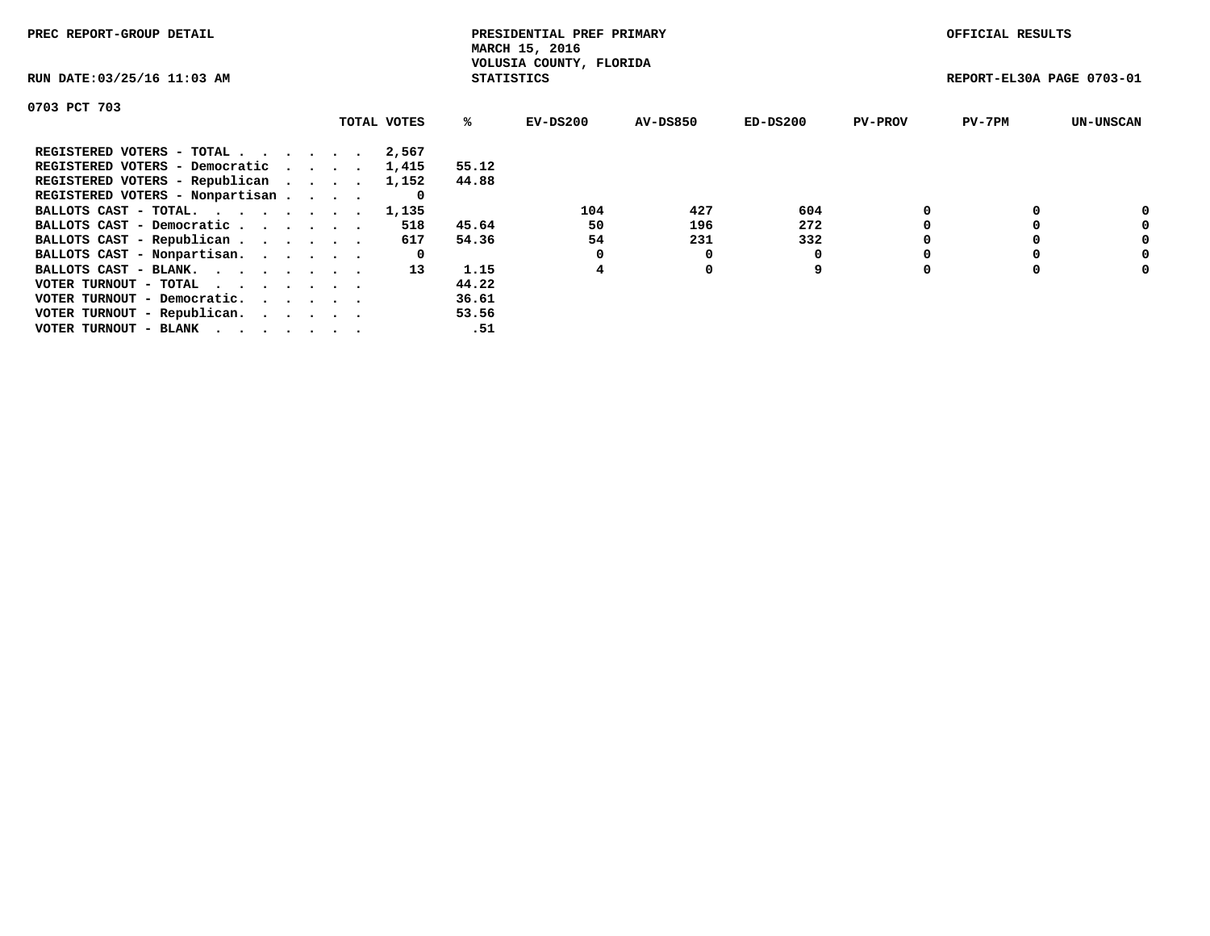PREC REPORT-GROUP DETAIL

PRESIDENTIAL PREF PRIMARY
MARCH 15, 2016
VOLUSIA COUNTY, FLORIDA
STATISTICS

OFFICIAL RESULTS

RUN DATE:03/25/16 11:03 AM

REPORT-EL30A PAGE 0703-01

0703 PCT 703

| | TOTAL VOTES | % | EV-DS200 | AV-DS850 | ED-DS200 | PV-PROV | PV-7PM | UN-UNSCAN |
|---|---|---|---|---|---|---|---|---|
| REGISTERED VOTERS - TOTAL | 2,567 | | | | | | | |
| REGISTERED VOTERS - Democratic | 1,415 | 55.12 | | | | | | |
| REGISTERED VOTERS - Republican | 1,152 | 44.88 | | | | | | |
| REGISTERED VOTERS - Nonpartisan | 0 | | | | | | | |
| BALLOTS CAST - TOTAL. | 1,135 | | 104 | 427 | 604 | 0 | 0 | 0 |
| BALLOTS CAST - Democratic | 518 | 45.64 | 50 | 196 | 272 | 0 | 0 | 0 |
| BALLOTS CAST - Republican | 617 | 54.36 | 54 | 231 | 332 | 0 | 0 | 0 |
| BALLOTS CAST - Nonpartisan. | 0 | | 0 | 0 | 0 | 0 | 0 | 0 |
| BALLOTS CAST - BLANK. | 13 | 1.15 | 4 | 0 | 9 | 0 | 0 | 0 |
| VOTER TURNOUT - TOTAL | | 44.22 | | | | | | |
| VOTER TURNOUT - Democratic. | | 36.61 | | | | | | |
| VOTER TURNOUT - Republican. | | 53.56 | | | | | | |
| VOTER TURNOUT - BLANK | | .51 | | | | | | |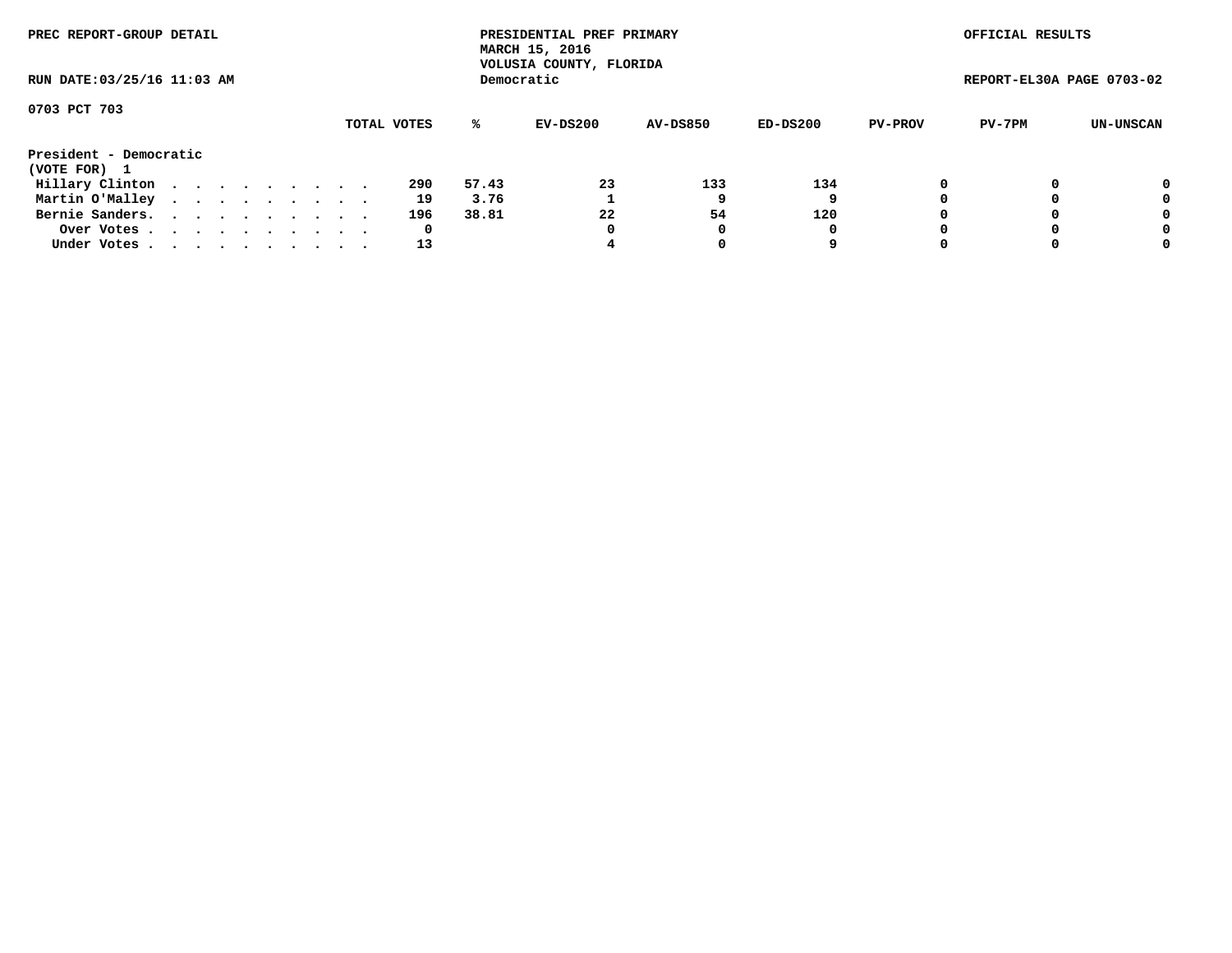PREC REPORT-GROUP DETAIL

PRESIDENTIAL PREF PRIMARY
MARCH 15, 2016
VOLUSIA COUNTY, FLORIDA
Democratic

OFFICIAL RESULTS

RUN DATE:03/25/16 11:03 AM

REPORT-EL30A PAGE 0703-02

0703 PCT 703

| | TOTAL VOTES | % | EV-DS200 | AV-DS850 | ED-DS200 | PV-PROV | PV-7PM | UN-UNSCAN |
|---|---|---|---|---|---|---|---|---|
| **President - Democratic** | | | | | | | | |
| **(VOTE FOR) 1** | | | | | | | | |
| Hillary Clinton . . . . . . . . . . | 290 | 57.43 | 23 | 133 | 134 | 0 | 0 | 0 |
| Martin O'Malley . . . . . . . . . . | 19 | 3.76 | 1 | 9 | 9 | 0 | 0 | 0 |
| Bernie Sanders. . . . . . . . . . . | 196 | 38.81 | 22 | 54 | 120 | 0 | 0 | 0 |
| Over Votes . . . . . . . . . . . | 0 | | 0 | 0 | 0 | 0 | 0 | 0 |
| Under Votes . . . . . . . . . . . | 13 | | 4 | 0 | 9 | 0 | 0 | 0 |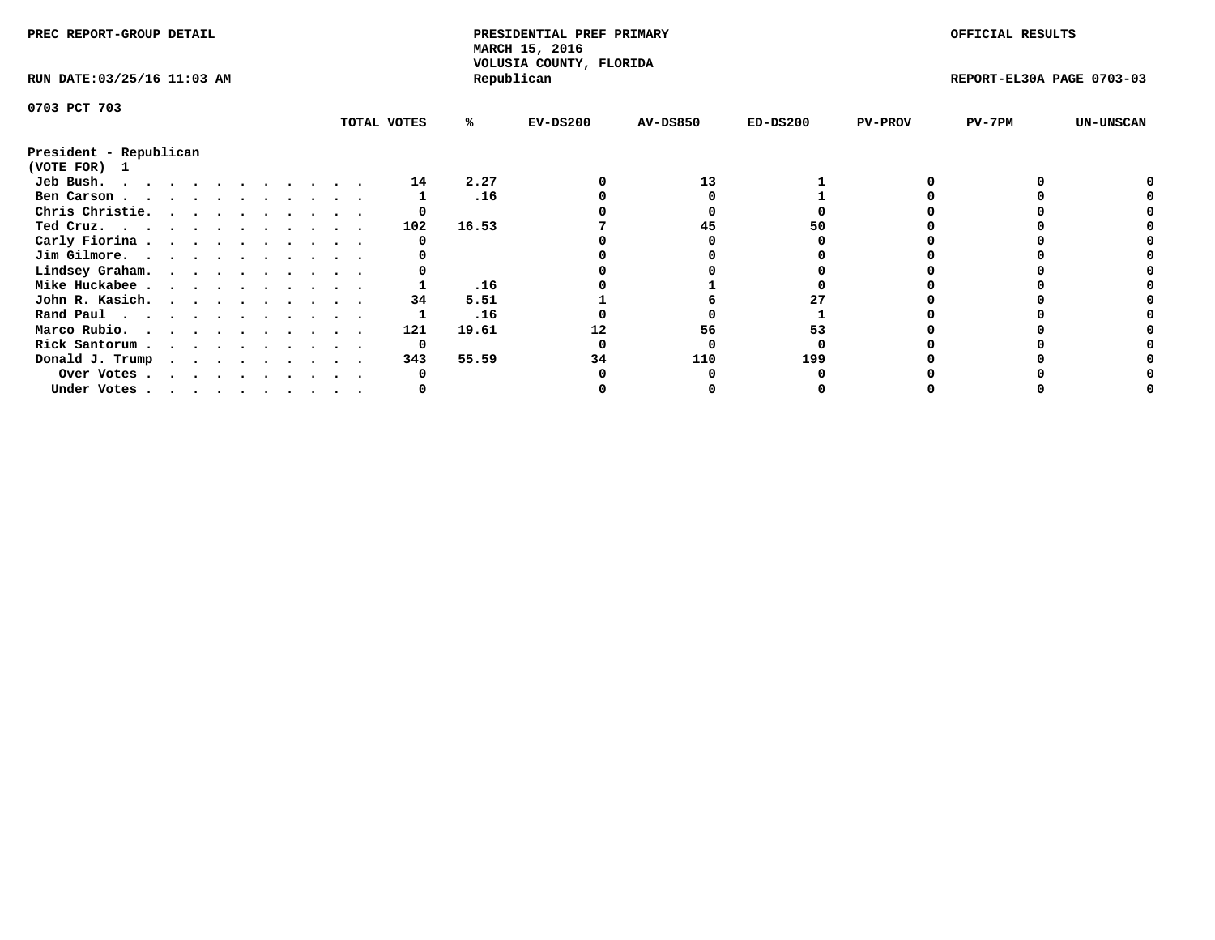PREC REPORT-GROUP DETAIL

PRESIDENTIAL PREF PRIMARY
MARCH 15, 2016
VOLUSIA COUNTY, FLORIDA
Republican

OFFICIAL RESULTS

RUN DATE:03/25/16 11:03 AM

REPORT-EL30A PAGE 0703-03

0703 PCT 703

President - Republican
(VOTE FOR) 1

| | TOTAL VOTES | % | EV-DS200 | AV-DS850 | ED-DS200 | PV-PROV | PV-7PM | UN-UNSCAN |
|---|---|---|---|---|---|---|---|---|
| Jeb Bush. | 14 | 2.27 | 0 | 13 | 1 | 0 | 0 | 0 |
| Ben Carson | 1 | .16 | 0 | 0 | 1 | 0 | 0 | 0 |
| Chris Christie. | 0 | | 0 | 0 | 0 | 0 | 0 | 0 |
| Ted Cruz. | 102 | 16.53 | 7 | 45 | 50 | 0 | 0 | 0 |
| Carly Fiorina | 0 | | 0 | 0 | 0 | 0 | 0 | 0 |
| Jim Gilmore. | 0 | | 0 | 0 | 0 | 0 | 0 | 0 |
| Lindsey Graham. | 0 | | 0 | 0 | 0 | 0 | 0 | 0 |
| Mike Huckabee | 1 | .16 | 0 | 1 | 0 | 0 | 0 | 0 |
| John R. Kasich. | 34 | 5.51 | 1 | 6 | 27 | 0 | 0 | 0 |
| Rand Paul | 1 | .16 | 0 | 0 | 1 | 0 | 0 | 0 |
| Marco Rubio. | 121 | 19.61 | 12 | 56 | 53 | 0 | 0 | 0 |
| Rick Santorum | 0 | | 0 | 0 | 0 | 0 | 0 | 0 |
| Donald J. Trump | 343 | 55.59 | 34 | 110 | 199 | 0 | 0 | 0 |
| Over Votes | 0 | | 0 | 0 | 0 | 0 | 0 | 0 |
| Under Votes | 0 | | 0 | 0 | 0 | 0 | 0 | 0 |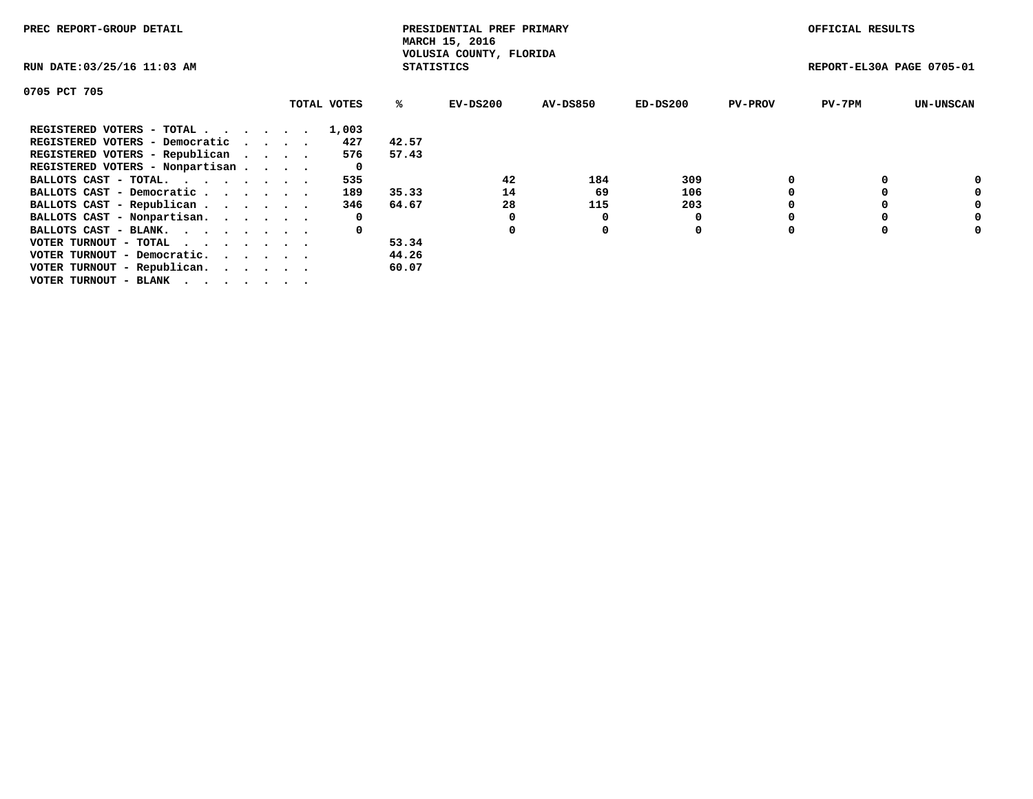PREC REPORT-GROUP DETAIL

PRESIDENTIAL PREF PRIMARY
MARCH 15, 2016
VOLUSIA COUNTY, FLORIDA
STATISTICS

OFFICIAL RESULTS

RUN DATE:03/25/16 11:03 AM

REPORT-EL30A PAGE 0705-01

0705 PCT 705

| | TOTAL VOTES | % | EV-DS200 | AV-DS850 | ED-DS200 | PV-PROV | PV-7PM | UN-UNSCAN |
|---|---|---|---|---|---|---|---|---|
| REGISTERED VOTERS - TOTAL . . . . . . | 1,003 | | | | | | | |
| REGISTERED VOTERS - Democratic . . . . | 427 | 42.57 | | | | | | |
| REGISTERED VOTERS - Republican . . . . | 576 | 57.43 | | | | | | |
| REGISTERED VOTERS - Nonpartisan . . . . | 0 | | | | | | | |
| BALLOTS CAST - TOTAL. . . . . . . . | 535 | | 42 | 184 | 309 | 0 | 0 | 0 |
| BALLOTS CAST - Democratic . . . . . . | 189 | 35.33 | 14 | 69 | 106 | 0 | 0 | 0 |
| BALLOTS CAST - Republican . . . . . . | 346 | 64.67 | 28 | 115 | 203 | 0 | 0 | 0 |
| BALLOTS CAST - Nonpartisan. . . . . . | 0 | | 0 | 0 | 0 | 0 | 0 | 0 |
| BALLOTS CAST - BLANK. . . . . . . . | 0 | | 0 | 0 | 0 | 0 | 0 | 0 |
| VOTER TURNOUT - TOTAL . . . . . . . | | 53.34 | | | | | | |
| VOTER TURNOUT - Democratic. . . . . . | | 44.26 | | | | | | |
| VOTER TURNOUT - Republican. . . . . . | | 60.07 | | | | | | |
| VOTER TURNOUT - BLANK . . . . . . . | | | | | | | | |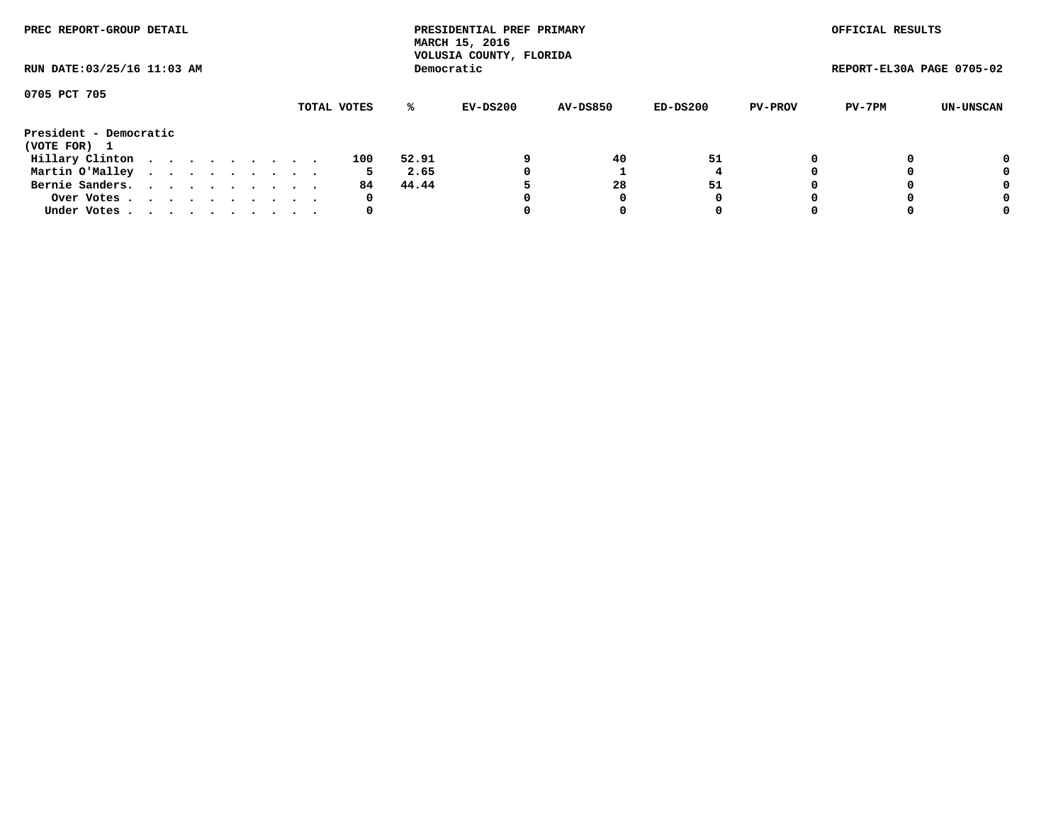PREC REPORT-GROUP DETAIL

PRESIDENTIAL PREF PRIMARY
MARCH 15, 2016
VOLUSIA COUNTY, FLORIDA
Democratic

OFFICIAL RESULTS

RUN DATE:03/25/16 11:03 AM

REPORT-EL30A PAGE 0705-02

0705 PCT 705

| | TOTAL VOTES | % | EV-DS200 | AV-DS850 | ED-DS200 | PV-PROV | PV-7PM | UN-UNSCAN |
|---|---|---|---|---|---|---|---|---|
| **President - Democratic** | | | | | | | | |
| **(VOTE FOR) 1** | | | | | | | | |
| Hillary Clinton . . . . . . . . . . | 100 | 52.91 | 9 | 40 | 51 | 0 | 0 | 0 |
| Martin O'Malley . . . . . . . . . . | 5 | 2.65 | 0 | 1 | 4 | 0 | 0 | 0 |
| Bernie Sanders. . . . . . . . . . . | 84 | 44.44 | 5 | 28 | 51 | 0 | 0 | 0 |
| Over Votes . . . . . . . . . . . | 0 | | 0 | 0 | 0 | 0 | 0 | 0 |
| Under Votes . . . . . . . . . . . | 0 | | 0 | 0 | 0 | 0 | 0 | 0 |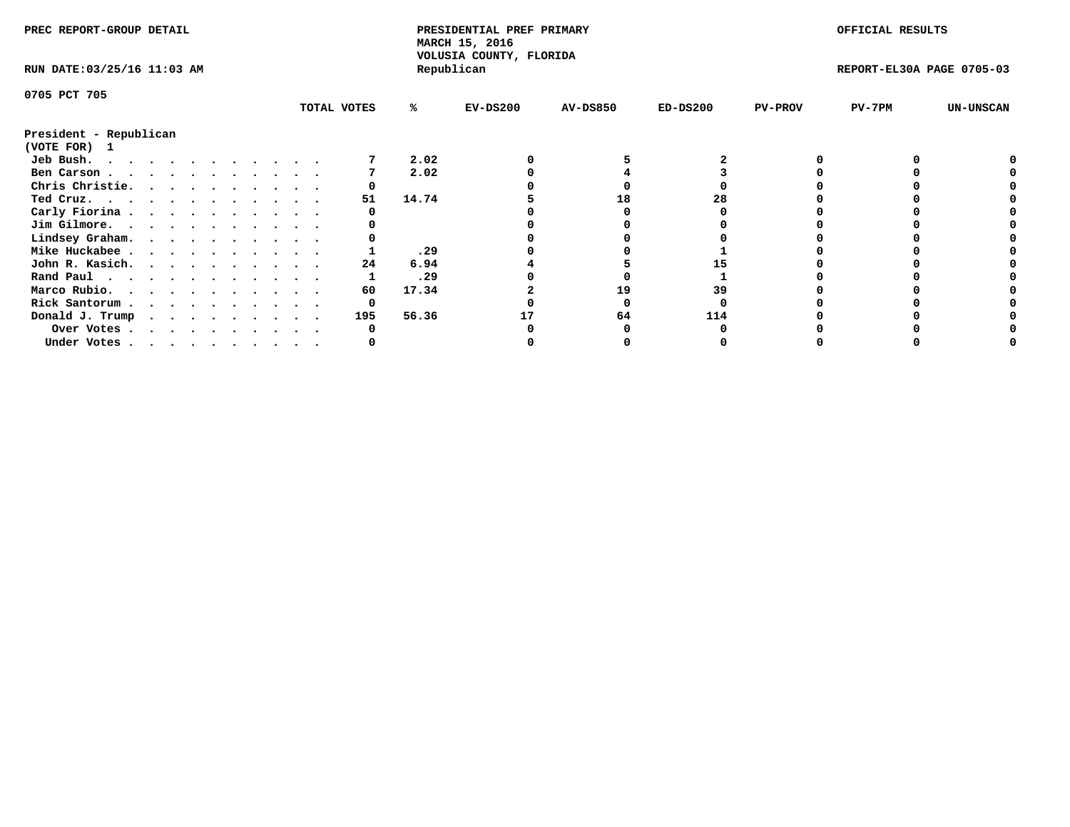PREC REPORT-GROUP DETAIL

PRESIDENTIAL PREF PRIMARY
MARCH 15, 2016
VOLUSIA COUNTY, FLORIDA
Republican

OFFICIAL RESULTS

RUN DATE:03/25/16 11:03 AM

REPORT-EL30A PAGE 0705-03

0705 PCT 705

| | TOTAL VOTES | % | EV-DS200 | AV-DS850 | ED-DS200 | PV-PROV | PV-7PM | UN-UNSCAN |
|---|---|---|---|---|---|---|---|---|
| **President - Republican** | | | | | | | | |
| **(VOTE FOR) 1** | | | | | | | | |
| Jeb Bush. . . . . . . . . . . . . | 7 | 2.02 | 0 | 5 | 2 | 0 | 0 | 0 |
| Ben Carson . . . . . . . . . . . . | 7 | 2.02 | 0 | 4 | 3 | 0 | 0 | 0 |
| Chris Christie. . . . . . . . . . . | 0 | | 0 | 0 | 0 | 0 | 0 | 0 |
| Ted Cruz. . . . . . . . . . . . . | 51 | 14.74 | 5 | 18 | 28 | 0 | 0 | 0 |
| Carly Fiorina . . . . . . . . . . . | 0 | | 0 | 0 | 0 | 0 | 0 | 0 |
| Jim Gilmore. . . . . . . . . . . . | 0 | | 0 | 0 | 0 | 0 | 0 | 0 |
| Lindsey Graham. . . . . . . . . . . | 0 | | 0 | 0 | 0 | 0 | 0 | 0 |
| Mike Huckabee . . . . . . . . . . . | 1 | .29 | 0 | 0 | 1 | 0 | 0 | 0 |
| John R. Kasich. . . . . . . . . . . | 24 | 6.94 | 4 | 5 | 15 | 0 | 0 | 0 |
| Rand Paul . . . . . . . . . . . . | 1 | .29 | 0 | 0 | 1 | 0 | 0 | 0 |
| Marco Rubio. . . . . . . . . . . . | 60 | 17.34 | 2 | 19 | 39 | 0 | 0 | 0 |
| Rick Santorum . . . . . . . . . . . | 0 | | 0 | 0 | 0 | 0 | 0 | 0 |
| Donald J. Trump . . . . . . . . . . | 195 | 56.36 | 17 | 64 | 114 | 0 | 0 | 0 |
| Over Votes . . . . . . . . . . . | 0 | | 0 | 0 | 0 | 0 | 0 | 0 |
| Under Votes . . . . . . . . . . . | 0 | | 0 | 0 | 0 | 0 | 0 | 0 |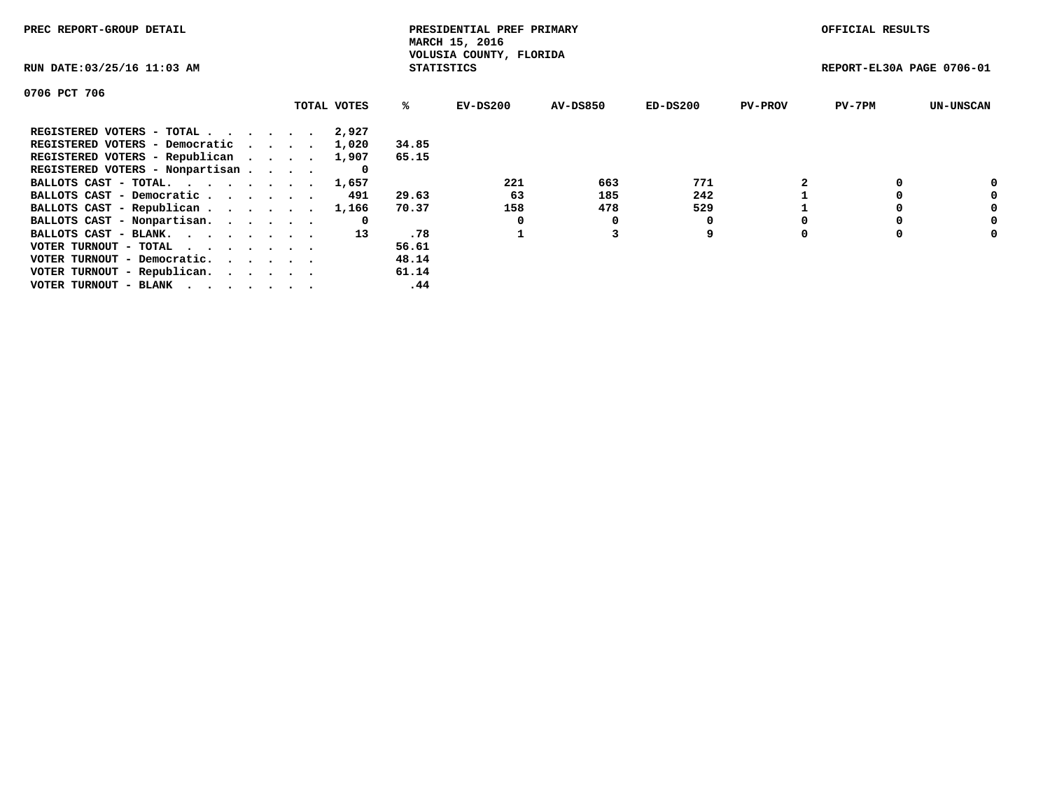PREC REPORT-GROUP DETAIL

PRESIDENTIAL PREF PRIMARY
MARCH 15, 2016
VOLUSIA COUNTY, FLORIDA
STATISTICS

OFFICIAL RESULTS

RUN DATE:03/25/16 11:03 AM

REPORT-EL30A PAGE 0706-01

0706 PCT 706

| | TOTAL VOTES | % | EV-DS200 | AV-DS850 | ED-DS200 | PV-PROV | PV-7PM | UN-UNSCAN |
|---|---|---|---|---|---|---|---|---|
| REGISTERED VOTERS - TOTAL . . . . . . | 2,927 | | | | | | | |
| REGISTERED VOTERS - Democratic . . . . | 1,020 | 34.85 | | | | | | |
| REGISTERED VOTERS - Republican . . . . | 1,907 | 65.15 | | | | | | |
| REGISTERED VOTERS - Nonpartisan . . . . | 0 | | | | | | | |
| BALLOTS CAST - TOTAL. . . . . . . . | 1,657 | | 221 | 663 | 771 | 2 | 0 | 0 |
| BALLOTS CAST - Democratic . . . . . . | 491 | 29.63 | 63 | 185 | 242 | 1 | 0 | 0 |
| BALLOTS CAST - Republican . . . . . . | 1,166 | 70.37 | 158 | 478 | 529 | 1 | 0 | 0 |
| BALLOTS CAST - Nonpartisan. . . . . . | 0 | | 0 | 0 | 0 | 0 | 0 | 0 |
| BALLOTS CAST - BLANK. . . . . . . . | 13 | .78 | 1 | 3 | 9 | 0 | 0 | 0 |
| VOTER TURNOUT - TOTAL . . . . . . . | | 56.61 | | | | | | |
| VOTER TURNOUT - Democratic. . . . . . | | 48.14 | | | | | | |
| VOTER TURNOUT - Republican. . . . . . | | 61.14 | | | | | | |
| VOTER TURNOUT - BLANK . . . . . . . | | .44 | | | | | | |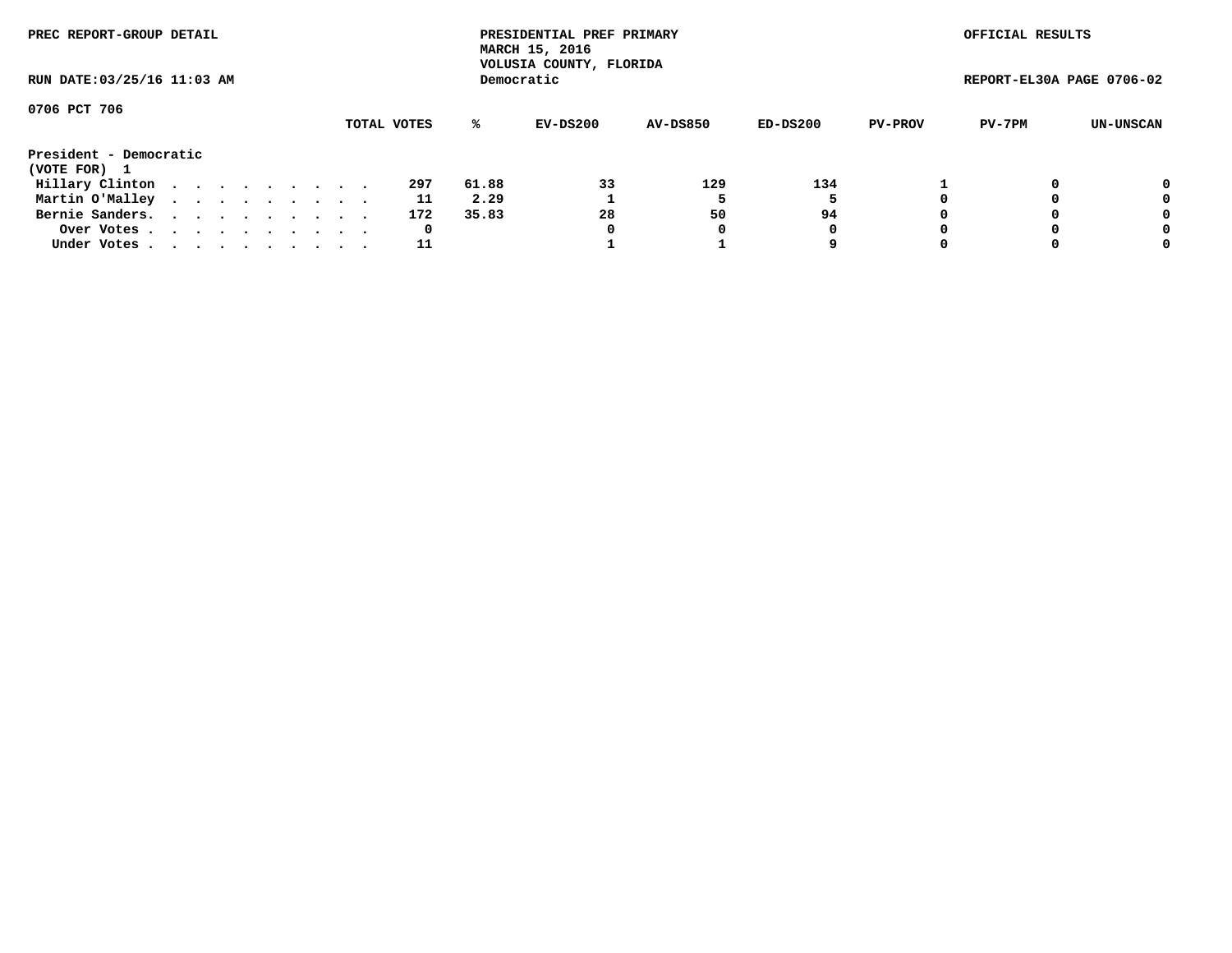PREC REPORT-GROUP DETAIL

PRESIDENTIAL PREF PRIMARY
MARCH 15, 2016
VOLUSIA COUNTY, FLORIDA
Democratic

OFFICIAL RESULTS

RUN DATE:03/25/16 11:03 AM

REPORT-EL30A PAGE 0706-02

0706 PCT 706

| | TOTAL VOTES | % | EV-DS200 | AV-DS850 | ED-DS200 | PV-PROV | PV-7PM | UN-UNSCAN |
|---|---|---|---|---|---|---|---|---|
| **President - Democratic** | | | | | | | | |
| **(VOTE FOR) 1** | | | | | | | | |
| Hillary Clinton . . . . . . . . . . | 297 | 61.88 | 33 | 129 | 134 | 1 | 0 | 0 |
| Martin O'Malley . . . . . . . . . . | 11 | 2.29 | 1 | 5 | 5 | 0 | 0 | 0 |
| Bernie Sanders. . . . . . . . . . . | 172 | 35.83 | 28 | 50 | 94 | 0 | 0 | 0 |
| Over Votes . . . . . . . . . . . | 0 | | 0 | 0 | 0 | 0 | 0 | 0 |
| Under Votes . . . . . . . . . . . | 11 | | 1 | 1 | 9 | 0 | 0 | 0 |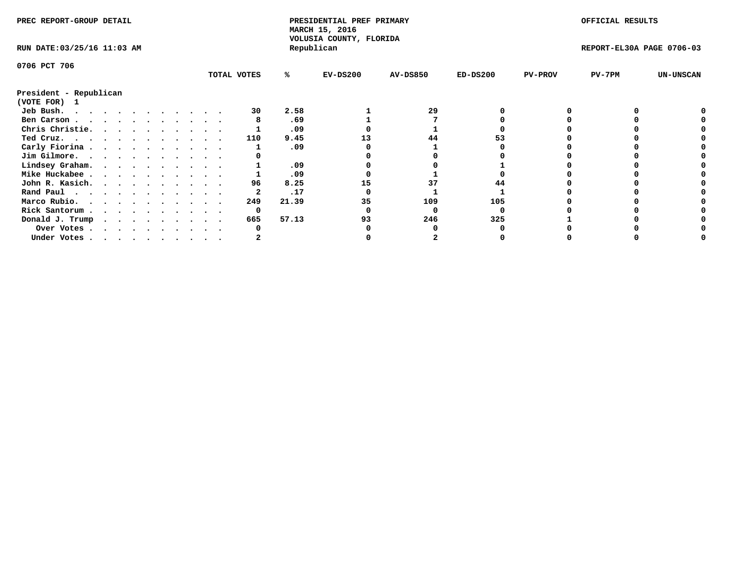PREC REPORT-GROUP DETAIL

PRESIDENTIAL PREF PRIMARY
MARCH 15, 2016
VOLUSIA COUNTY, FLORIDA
Republican

OFFICIAL RESULTS

RUN DATE:03/25/16 11:03 AM

REPORT-EL30A PAGE 0706-03

0706 PCT 706

| President - Republican (VOTE FOR) 1 | TOTAL VOTES | % | EV-DS200 | AV-DS850 | ED-DS200 | PV-PROV | PV-7PM | UN-UNSCAN |
|---|---|---|---|---|---|---|---|---|
| Jeb Bush. . . . . . . . . . . . . | 30 | 2.58 | 1 | 29 | 0 | 0 | 0 | 0 |
| Ben Carson . . . . . . . . . . . . | 8 | .69 | 1 | 7 | 0 | 0 | 0 | 0 |
| Chris Christie. . . . . . . . . . . | 1 | .09 | 0 | 1 | 0 | 0 | 0 | 0 |
| Ted Cruz. . . . . . . . . . . . . | 110 | 9.45 | 13 | 44 | 53 | 0 | 0 | 0 |
| Carly Fiorina . . . . . . . . . . . | 1 | .09 | 0 | 1 | 0 | 0 | 0 | 0 |
| Jim Gilmore. . . . . . . . . . . . | 0 | | 0 | 0 | 0 | 0 | 0 | 0 |
| Lindsey Graham. . . . . . . . . . . | 1 | .09 | 0 | 0 | 1 | 0 | 0 | 0 |
| Mike Huckabee . . . . . . . . . . . | 1 | .09 | 0 | 1 | 0 | 0 | 0 | 0 |
| John R. Kasich. . . . . . . . . . . | 96 | 8.25 | 15 | 37 | 44 | 0 | 0 | 0 |
| Rand Paul . . . . . . . . . . . . | 2 | .17 | 0 | 1 | 1 | 0 | 0 | 0 |
| Marco Rubio. . . . . . . . . . . . | 249 | 21.39 | 35 | 109 | 105 | 0 | 0 | 0 |
| Rick Santorum . . . . . . . . . . . | 0 | | 0 | 0 | 0 | 0 | 0 | 0 |
| Donald J. Trump . . . . . . . . . . | 665 | 57.13 | 93 | 246 | 325 | 1 | 0 | 0 |
| Over Votes . . . . . . . . . . . | 0 | | 0 | 0 | 0 | 0 | 0 | 0 |
| Under Votes . . . . . . . . . . . | 2 | | 0 | 2 | 0 | 0 | 0 | 0 |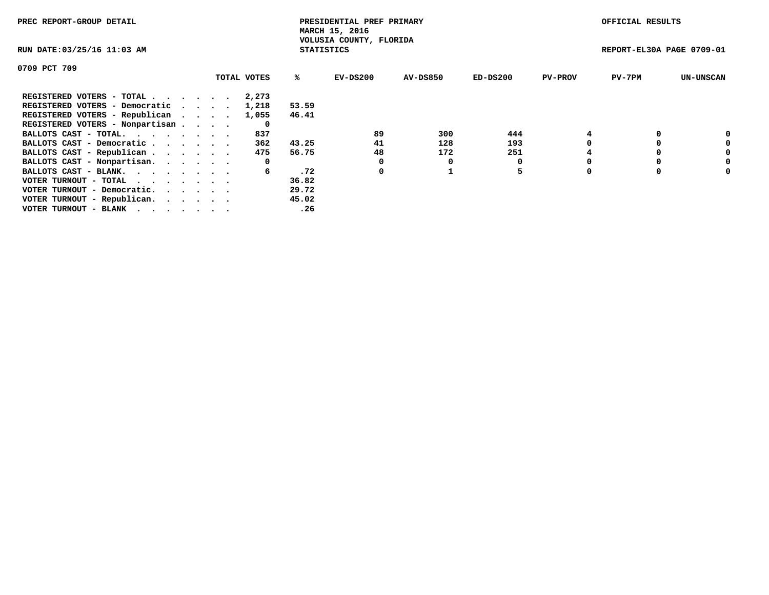PREC REPORT-GROUP DETAIL

PRESIDENTIAL PREF PRIMARY
MARCH 15, 2016
VOLUSIA COUNTY, FLORIDA
STATISTICS

OFFICIAL RESULTS

RUN DATE:03/25/16 11:03 AM

REPORT-EL30A PAGE 0709-01

0709 PCT 709

| | TOTAL VOTES | % | EV-DS200 | AV-DS850 | ED-DS200 | PV-PROV | PV-7PM | UN-UNSCAN |
|---|---|---|---|---|---|---|---|---|
| REGISTERED VOTERS - TOTAL . . . . . . | 2,273 | | | | | | | |
| REGISTERED VOTERS - Democratic . . . . | 1,218 | 53.59 | | | | | | |
| REGISTERED VOTERS - Republican . . . . | 1,055 | 46.41 | | | | | | |
| REGISTERED VOTERS - Nonpartisan . . . . | 0 | | | | | | | |
| BALLOTS CAST - TOTAL. . . . . . . . | 837 | | 89 | 300 | 444 | 4 | 0 | 0 |
| BALLOTS CAST - Democratic . . . . . . | 362 | 43.25 | 41 | 128 | 193 | 0 | 0 | 0 |
| BALLOTS CAST - Republican . . . . . . | 475 | 56.75 | 48 | 172 | 251 | 4 | 0 | 0 |
| BALLOTS CAST - Nonpartisan. . . . . . | 0 | | 0 | 0 | 0 | 0 | 0 | 0 |
| BALLOTS CAST - BLANK. . . . . . . . | 6 | .72 | 0 | 1 | 5 | 0 | 0 | 0 |
| VOTER TURNOUT - TOTAL . . . . . . . | | 36.82 | | | | | | |
| VOTER TURNOUT - Democratic. . . . . . | | 29.72 | | | | | | |
| VOTER TURNOUT - Republican. . . . . . | | 45.02 | | | | | | |
| VOTER TURNOUT - BLANK . . . . . . . | | .26 | | | | | | |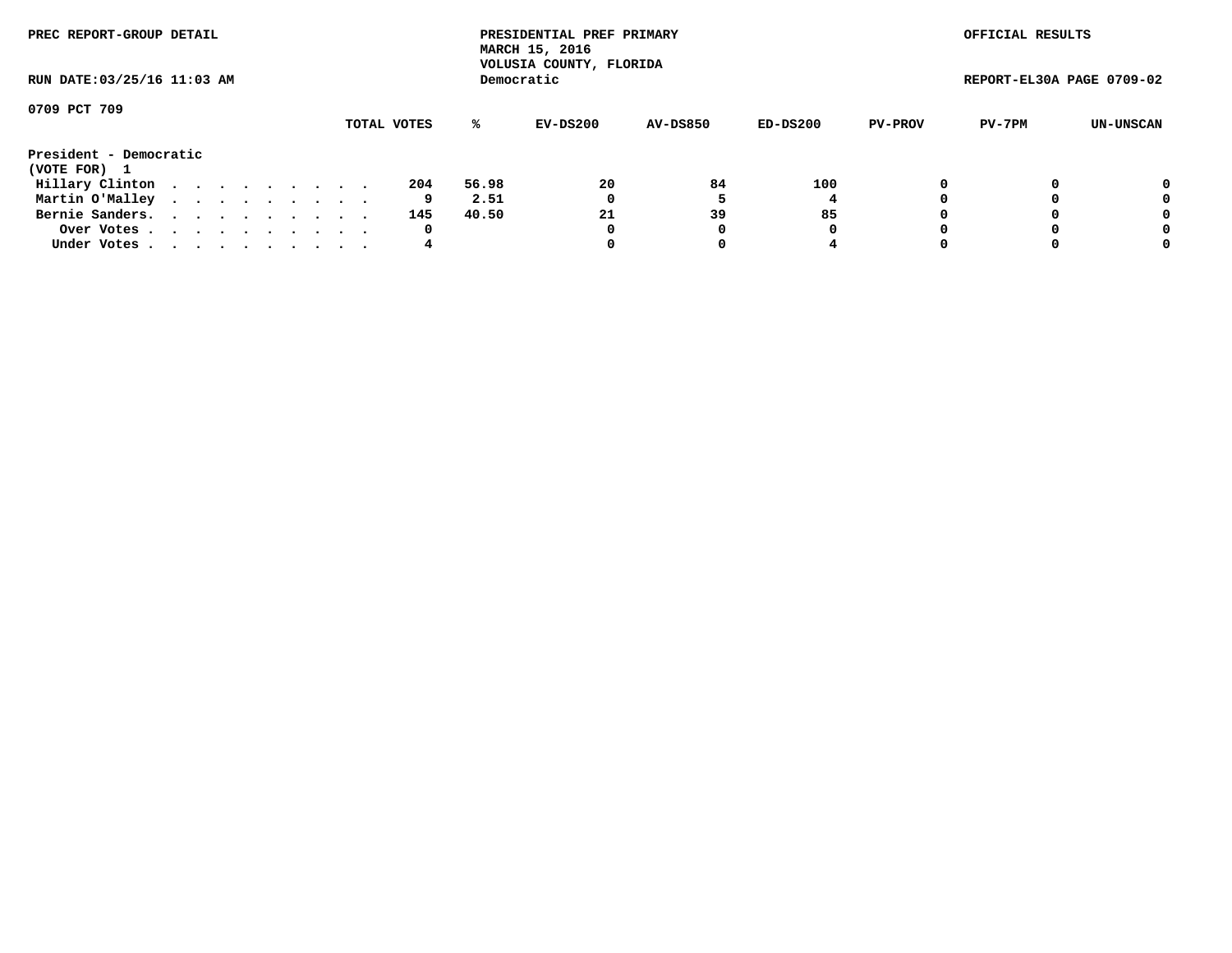PREC REPORT-GROUP DETAIL

PRESIDENTIAL PREF PRIMARY
MARCH 15, 2016
VOLUSIA COUNTY, FLORIDA
Democratic

OFFICIAL RESULTS

RUN DATE:03/25/16 11:03 AM

REPORT-EL30A PAGE 0709-02

0709 PCT 709

| | TOTAL VOTES | % | EV-DS200 | AV-DS850 | ED-DS200 | PV-PROV | PV-7PM | UN-UNSCAN |
|---|---|---|---|---|---|---|---|---|
| **President - Democratic** | | | | | | | | |
| **(VOTE FOR) 1** | | | | | | | | |
| Hillary Clinton . . . . . . . . . . | 204 | 56.98 | 20 | 84 | 100 | 0 | 0 | 0 |
| Martin O'Malley . . . . . . . . . . | 9 | 2.51 | 0 | 5 | 4 | 0 | 0 | 0 |
| Bernie Sanders. . . . . . . . . . . | 145 | 40.50 | 21 | 39 | 85 | 0 | 0 | 0 |
| Over Votes . . . . . . . . . . . | 0 | | 0 | 0 | 0 | 0 | 0 | 0 |
| Under Votes . . . . . . . . . . . | 4 | | 0 | 0 | 4 | 0 | 0 | 0 |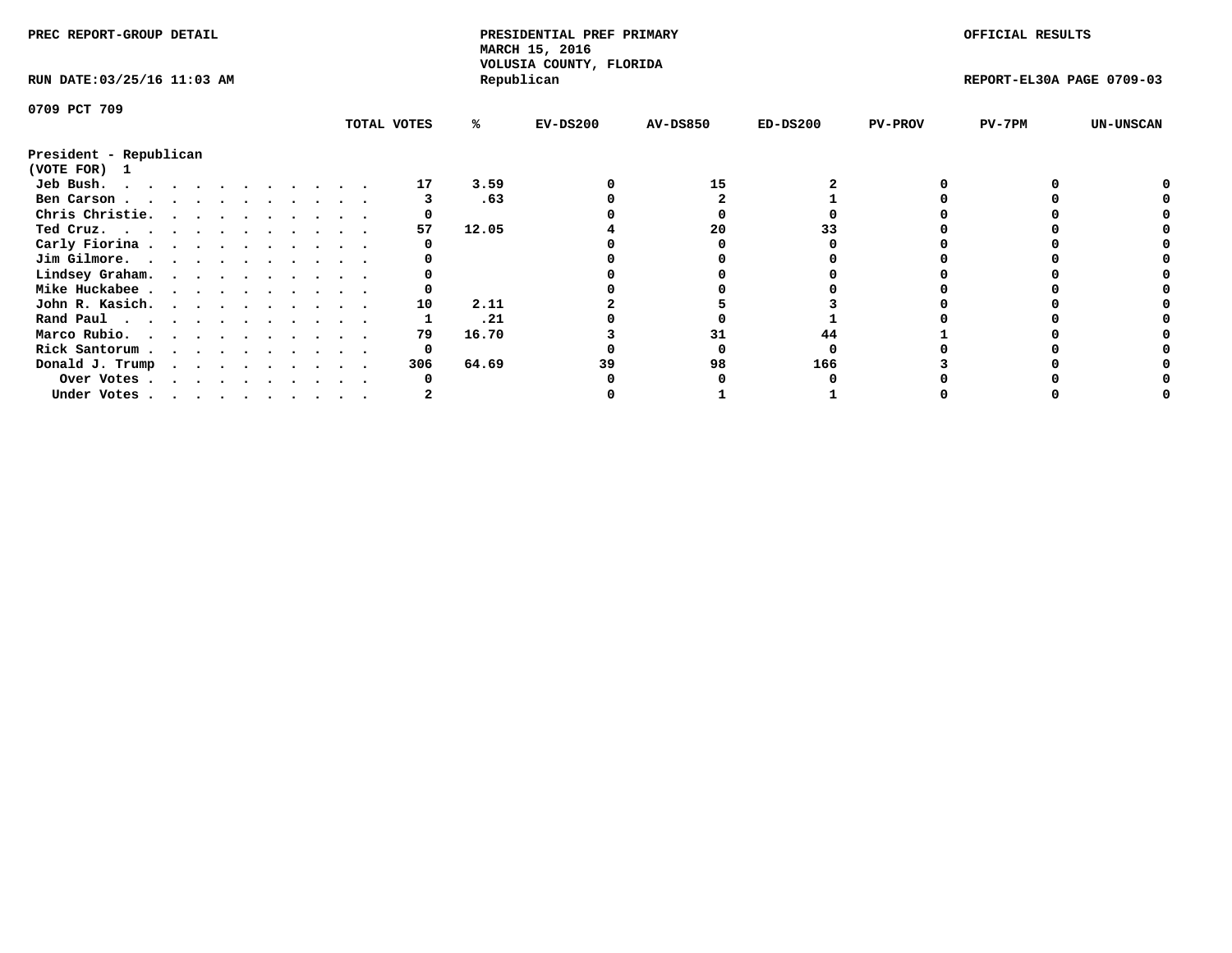PREC REPORT-GROUP DETAIL

**PRESIDENTIAL PREF PRIMARY**
**MARCH 15, 2016**
**VOLUSIA COUNTY, FLORIDA**
**Republican**

OFFICIAL RESULTS

RUN DATE:03/25/16 11:03 AM

REPORT-EL30A PAGE 0709-03

0709 PCT 709

**President - Republican**
**(VOTE FOR) 1**

| | TOTAL VOTES | % | EV-DS200 | AV-DS850 | ED-DS200 | PV-PROV | PV-7PM | UN-UNSCAN |
|---|---|---|---|---|---|---|---|---|
| Jeb Bush. . . . . . . . . . . . | 17 | 3.59 | 0 | 15 | 2 | 0 | 0 | 0 |
| Ben Carson . . . . . . . . . . . | 3 | .63 | 0 | 2 | 1 | 0 | 0 | 0 |
| Chris Christie. . . . . . . . . . | 0 | | 0 | 0 | 0 | 0 | 0 | 0 |
| Ted Cruz. . . . . . . . . . . . | 57 | 12.05 | 4 | 20 | 33 | 0 | 0 | 0 |
| Carly Fiorina . . . . . . . . . . | 0 | | 0 | 0 | 0 | 0 | 0 | 0 |
| Jim Gilmore. . . . . . . . . . . | 0 | | 0 | 0 | 0 | 0 | 0 | 0 |
| Lindsey Graham. . . . . . . . . . | 0 | | 0 | 0 | 0 | 0 | 0 | 0 |
| Mike Huckabee . . . . . . . . . . | 0 | | 0 | 0 | 0 | 0 | 0 | 0 |
| John R. Kasich. . . . . . . . . . | 10 | 2.11 | 2 | 5 | 3 | 0 | 0 | 0 |
| Rand Paul . . . . . . . . . . . | 1 | .21 | 0 | 0 | 1 | 0 | 0 | 0 |
| Marco Rubio. . . . . . . . . . . | 79 | 16.70 | 3 | 31 | 44 | 1 | 0 | 0 |
| Rick Santorum . . . . . . . . . . | 0 | | 0 | 0 | 0 | 0 | 0 | 0 |
| Donald J. Trump . . . . . . . . . | 306 | 64.69 | 39 | 98 | 166 | 3 | 0 | 0 |
| Over Votes . . . . . . . . . . | 0 | | 0 | 0 | 0 | 0 | 0 | 0 |
| Under Votes . . . . . . . . . . | 2 | | 0 | 1 | 1 | 0 | 0 | 0 |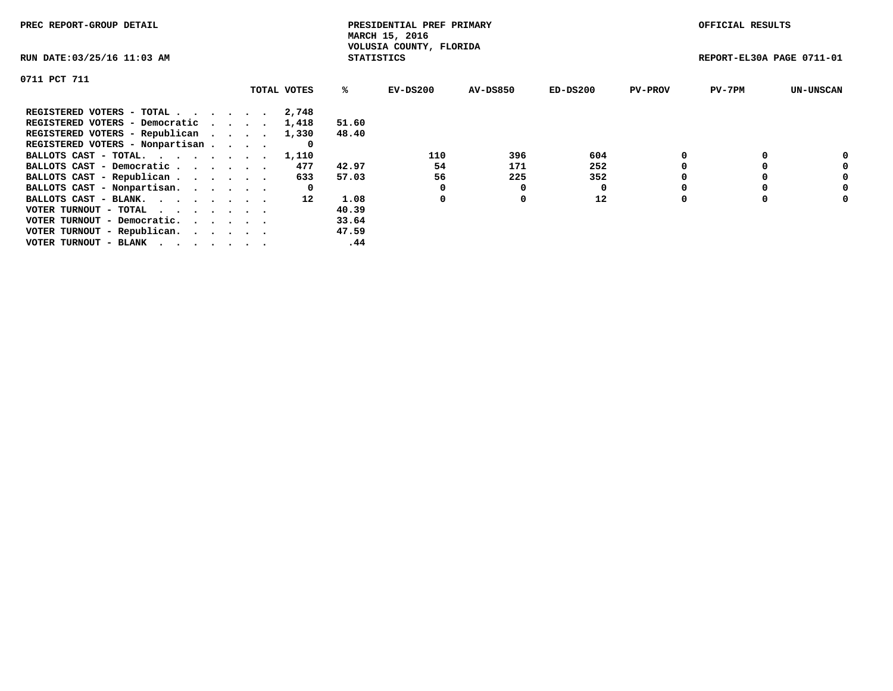PREC REPORT-GROUP DETAIL

PRESIDENTIAL PREF PRIMARY
MARCH 15, 2016
VOLUSIA COUNTY, FLORIDA
STATISTICS

OFFICIAL RESULTS

RUN DATE:03/25/16 11:03 AM

REPORT-EL30A PAGE 0711-01

0711 PCT 711

| | TOTAL VOTES | % | EV-DS200 | AV-DS850 | ED-DS200 | PV-PROV | PV-7PM | UN-UNSCAN |
|---|---|---|---|---|---|---|---|---|
| REGISTERED VOTERS - TOTAL . . . . . . | 2,748 | | | | | | | |
| REGISTERED VOTERS - Democratic . . . . | 1,418 | 51.60 | | | | | | |
| REGISTERED VOTERS - Republican . . . . | 1,330 | 48.40 | | | | | | |
| REGISTERED VOTERS - Nonpartisan . . . . | 0 | | | | | | | |
| BALLOTS CAST - TOTAL. . . . . . . . | 1,110 | | 110 | 396 | 604 | 0 | 0 | 0 |
| BALLOTS CAST - Democratic . . . . . . | 477 | 42.97 | 54 | 171 | 252 | 0 | 0 | 0 |
| BALLOTS CAST - Republican . . . . . . | 633 | 57.03 | 56 | 225 | 352 | 0 | 0 | 0 |
| BALLOTS CAST - Nonpartisan. . . . . . | 0 | | 0 | 0 | 0 | 0 | 0 | 0 |
| BALLOTS CAST - BLANK. . . . . . . . | 12 | 1.08 | 0 | 0 | 12 | 0 | 0 | 0 |
| VOTER TURNOUT - TOTAL . . . . . . . | | 40.39 | | | | | | |
| VOTER TURNOUT - Democratic. . . . . . | | 33.64 | | | | | | |
| VOTER TURNOUT - Republican. . . . . . | | 47.59 | | | | | | |
| VOTER TURNOUT - BLANK . . . . . . . | | .44 | | | | | | |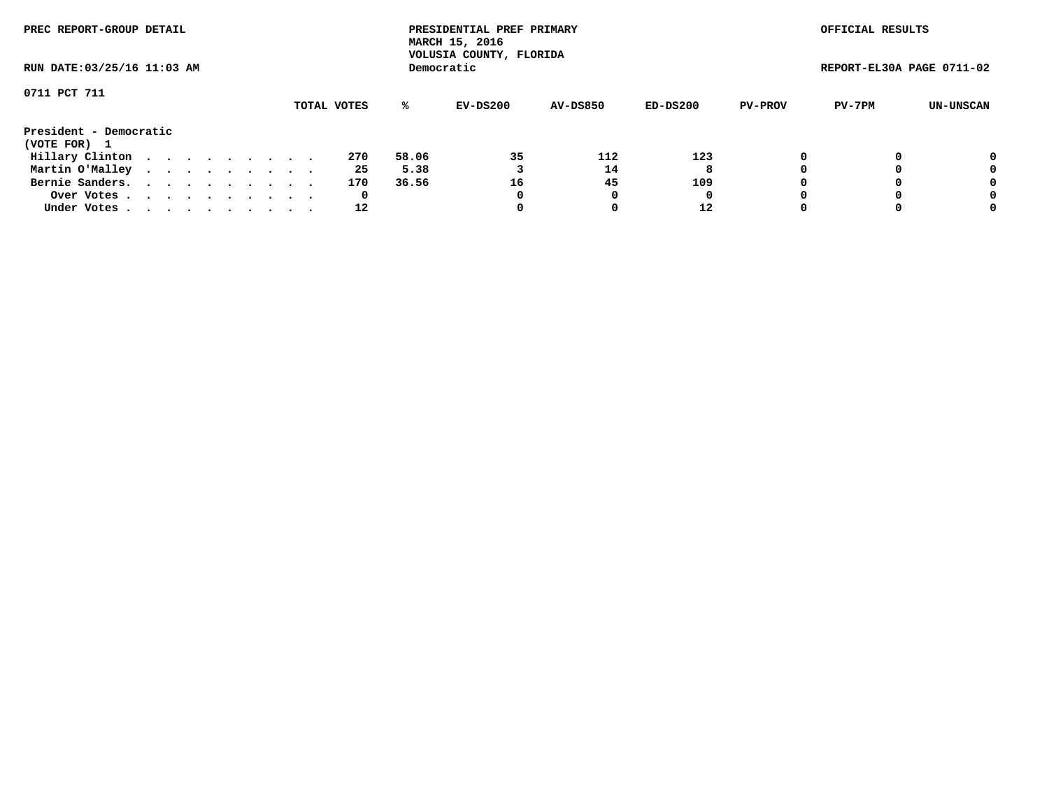PREC REPORT-GROUP DETAIL

PRESIDENTIAL PREF PRIMARY
MARCH 15, 2016
VOLUSIA COUNTY, FLORIDA
Democratic

OFFICIAL RESULTS

RUN DATE:03/25/16 11:03 AM

REPORT-EL30A PAGE 0711-02

0711 PCT 711

**President - Democratic**
**(VOTE FOR) 1**

| | TOTAL VOTES | % | EV-DS200 | AV-DS850 | ED-DS200 | PV-PROV | PV-7PM | UN-UNSCAN |
|---|---|---|---|---|---|---|---|---|
| Hillary Clinton . . . . . . . . . . | 270 | 58.06 | 35 | 112 | 123 | 0 | 0 | 0 |
| Martin O'Malley . . . . . . . . . . | 25 | 5.38 | 3 | 14 | 8 | 0 | 0 | 0 |
| Bernie Sanders. . . . . . . . . . . | 170 | 36.56 | 16 | 45 | 109 | 0 | 0 | 0 |
| Over Votes . . . . . . . . . . . | 0 | | 0 | 0 | 0 | 0 | 0 | 0 |
| Under Votes . . . . . . . . . . . | 12 | | 0 | 0 | 12 | 0 | 0 | 0 |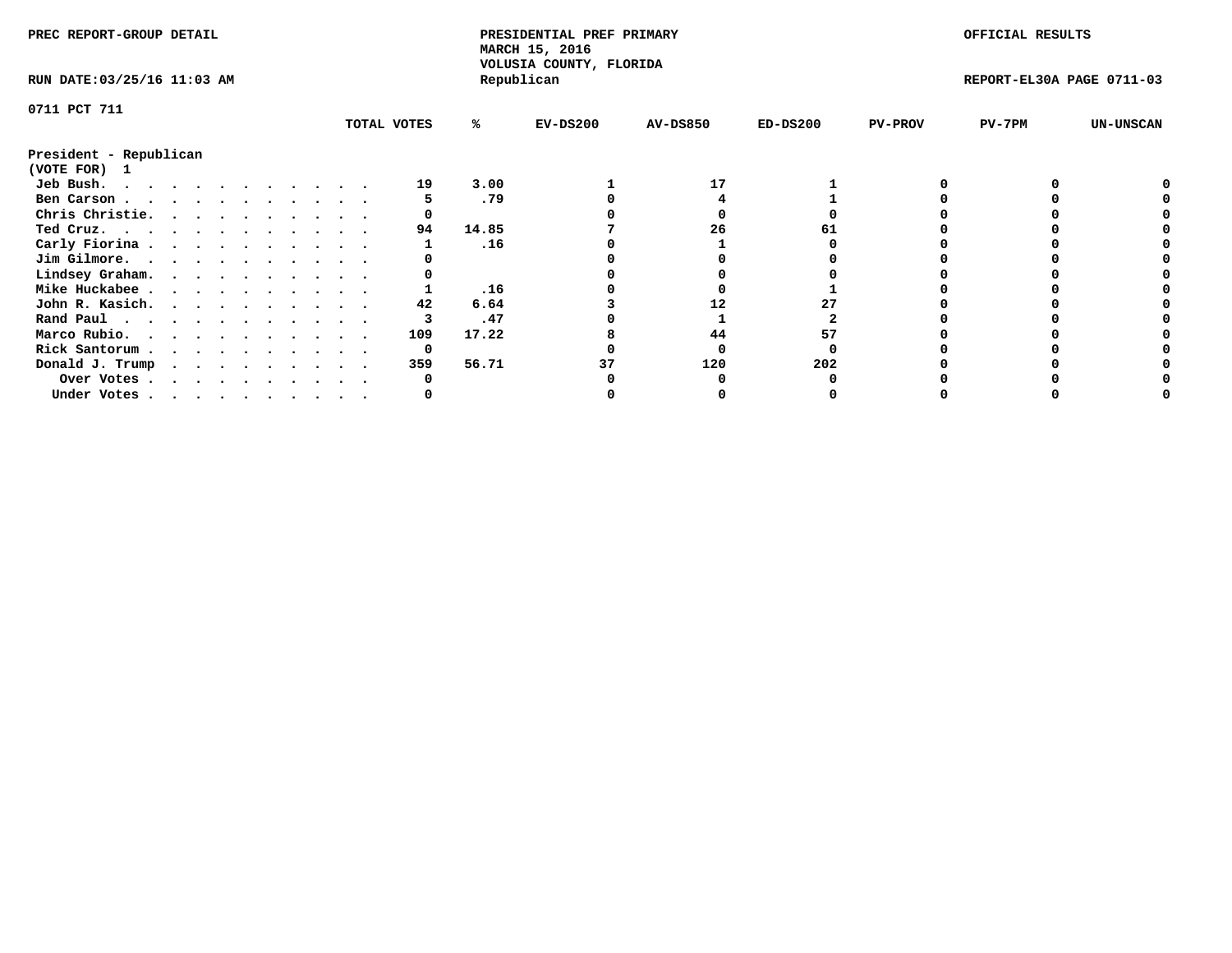PREC REPORT-GROUP DETAIL

PRESIDENTIAL PREF PRIMARY
MARCH 15, 2016
VOLUSIA COUNTY, FLORIDA
Republican

OFFICIAL RESULTS

RUN DATE:03/25/16 11:03 AM

REPORT-EL30A PAGE 0711-03

0711 PCT 711

| | TOTAL VOTES | % | EV-DS200 | AV-DS850 | ED-DS200 | PV-PROV | PV-7PM | UN-UNSCAN |
|---|---|---|---|---|---|---|---|---|
| **President - Republican** | | | | | | | | |
| **(VOTE FOR) 1** | | | | | | | | |
| Jeb Bush. . . . . . . . . . . . . | 19 | 3.00 | 1 | 17 | 1 | 0 | 0 | 0 |
| Ben Carson . . . . . . . . . . . . | 5 | .79 | 0 | 4 | 1 | 0 | 0 | 0 |
| Chris Christie. . . . . . . . . . | 0 | | 0 | 0 | 0 | 0 | 0 | 0 |
| Ted Cruz. . . . . . . . . . . . . | 94 | 14.85 | 7 | 26 | 61 | 0 | 0 | 0 |
| Carly Fiorina . . . . . . . . . . | 1 | .16 | 0 | 1 | 0 | 0 | 0 | 0 |
| Jim Gilmore. . . . . . . . . . . | 0 | | 0 | 0 | 0 | 0 | 0 | 0 |
| Lindsey Graham. . . . . . . . . . | 0 | | 0 | 0 | 0 | 0 | 0 | 0 |
| Mike Huckabee . . . . . . . . . . | 1 | .16 | 0 | 0 | 1 | 0 | 0 | 0 |
| John R. Kasich. . . . . . . . . . | 42 | 6.64 | 3 | 12 | 27 | 0 | 0 | 0 |
| Rand Paul . . . . . . . . . . . . | 3 | .47 | 0 | 1 | 2 | 0 | 0 | 0 |
| Marco Rubio. . . . . . . . . . . | 109 | 17.22 | 8 | 44 | 57 | 0 | 0 | 0 |
| Rick Santorum . . . . . . . . . . | 0 | | 0 | 0 | 0 | 0 | 0 | 0 |
| Donald J. Trump . . . . . . . . . | 359 | 56.71 | 37 | 120 | 202 | 0 | 0 | 0 |
| Over Votes . . . . . . . . . . | 0 | | 0 | 0 | 0 | 0 | 0 | 0 |
| Under Votes . . . . . . . . . . | 0 | | 0 | 0 | 0 | 0 | 0 | 0 |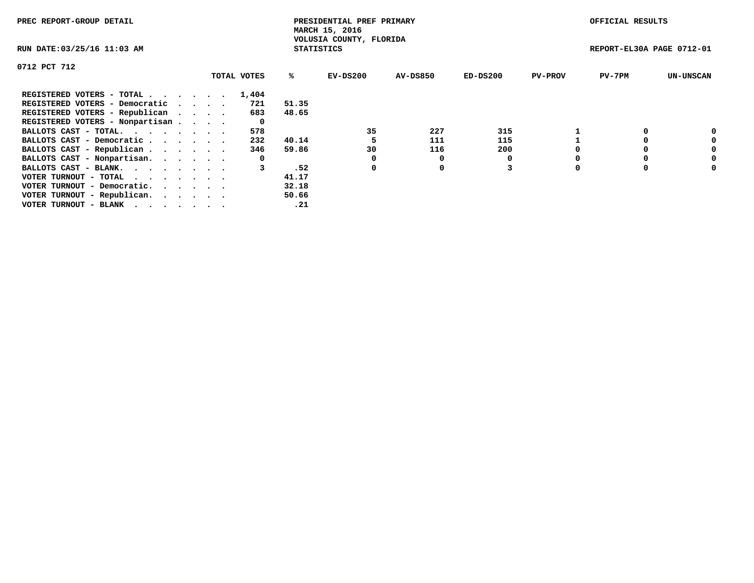PREC REPORT-GROUP DETAIL

PRESIDENTIAL PREF PRIMARY
MARCH 15, 2016
VOLUSIA COUNTY, FLORIDA
STATISTICS

OFFICIAL RESULTS

RUN DATE:03/25/16 11:03 AM

REPORT-EL30A PAGE 0712-01

0712 PCT 712

| | TOTAL VOTES | % | EV-DS200 | AV-DS850 | ED-DS200 | PV-PROV | PV-7PM | UN-UNSCAN |
|---|---|---|---|---|---|---|---|---|
| REGISTERED VOTERS - TOTAL . . . . . . | 1,404 | | | | | | | |
| REGISTERED VOTERS - Democratic . . . . | 721 | 51.35 | | | | | | |
| REGISTERED VOTERS - Republican . . . . | 683 | 48.65 | | | | | | |
| REGISTERED VOTERS - Nonpartisan . . . . | 0 | | | | | | | |
| BALLOTS CAST - TOTAL. . . . . . . . | 578 | | 35 | 227 | 315 | 1 | 0 | 0 |
| BALLOTS CAST - Democratic . . . . . . | 232 | 40.14 | 5 | 111 | 115 | 1 | 0 | 0 |
| BALLOTS CAST - Republican . . . . . . | 346 | 59.86 | 30 | 116 | 200 | 0 | 0 | 0 |
| BALLOTS CAST - Nonpartisan. . . . . . | 0 | | 0 | 0 | 0 | 0 | 0 | 0 |
| BALLOTS CAST - BLANK. . . . . . . . | 3 | .52 | 0 | 0 | 3 | 0 | 0 | 0 |
| VOTER TURNOUT - TOTAL . . . . . . . | | 41.17 | | | | | | |
| VOTER TURNOUT - Democratic. . . . . . | | 32.18 | | | | | | |
| VOTER TURNOUT - Republican. . . . . . | | 50.66 | | | | | | |
| VOTER TURNOUT - BLANK . . . . . . . | | .21 | | | | | | |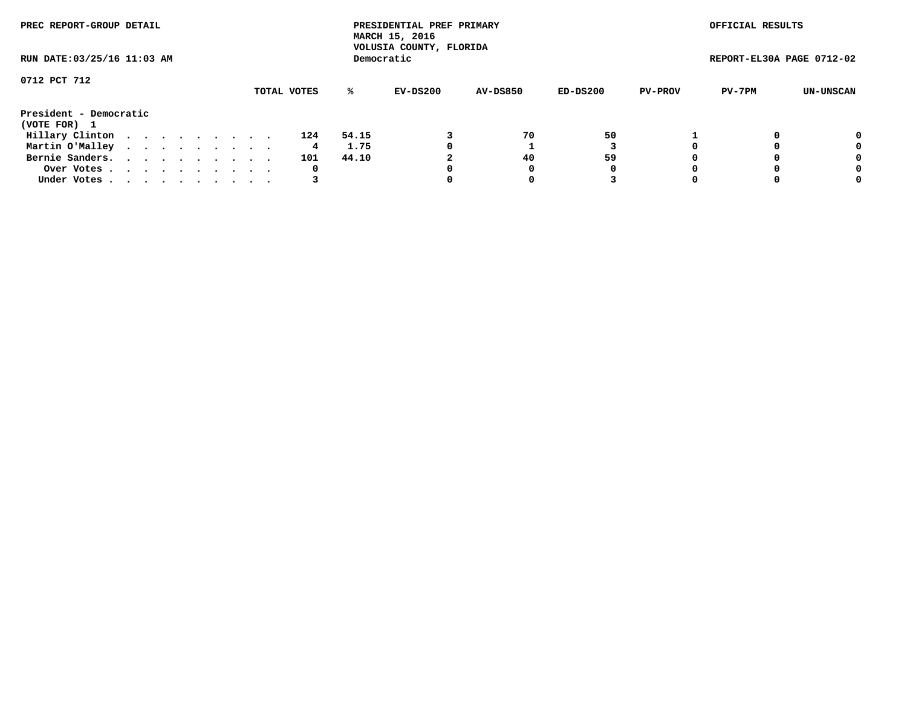PREC REPORT-GROUP DETAIL

PRESIDENTIAL PREF PRIMARY
MARCH 15, 2016
VOLUSIA COUNTY, FLORIDA
Democratic

OFFICIAL RESULTS

RUN DATE:03/25/16 11:03 AM

REPORT-EL30A PAGE 0712-02

0712 PCT 712

| President - Democratic (VOTE FOR) 1 | TOTAL VOTES | % | EV-DS200 | AV-DS850 | ED-DS200 | PV-PROV | PV-7PM | UN-UNSCAN |
|---|---|---|---|---|---|---|---|---|
| Hillary Clinton | 124 | 54.15 | 3 | 70 | 50 | 1 | 0 | 0 |
| Martin O'Malley | 4 | 1.75 | 0 | 1 | 3 | 0 | 0 | 0 |
| Bernie Sanders. | 101 | 44.10 | 2 | 40 | 59 | 0 | 0 | 0 |
| Over Votes | 0 | | 0 | 0 | 0 | 0 | 0 | 0 |
| Under Votes | 3 | | 0 | 0 | 3 | 0 | 0 | 0 |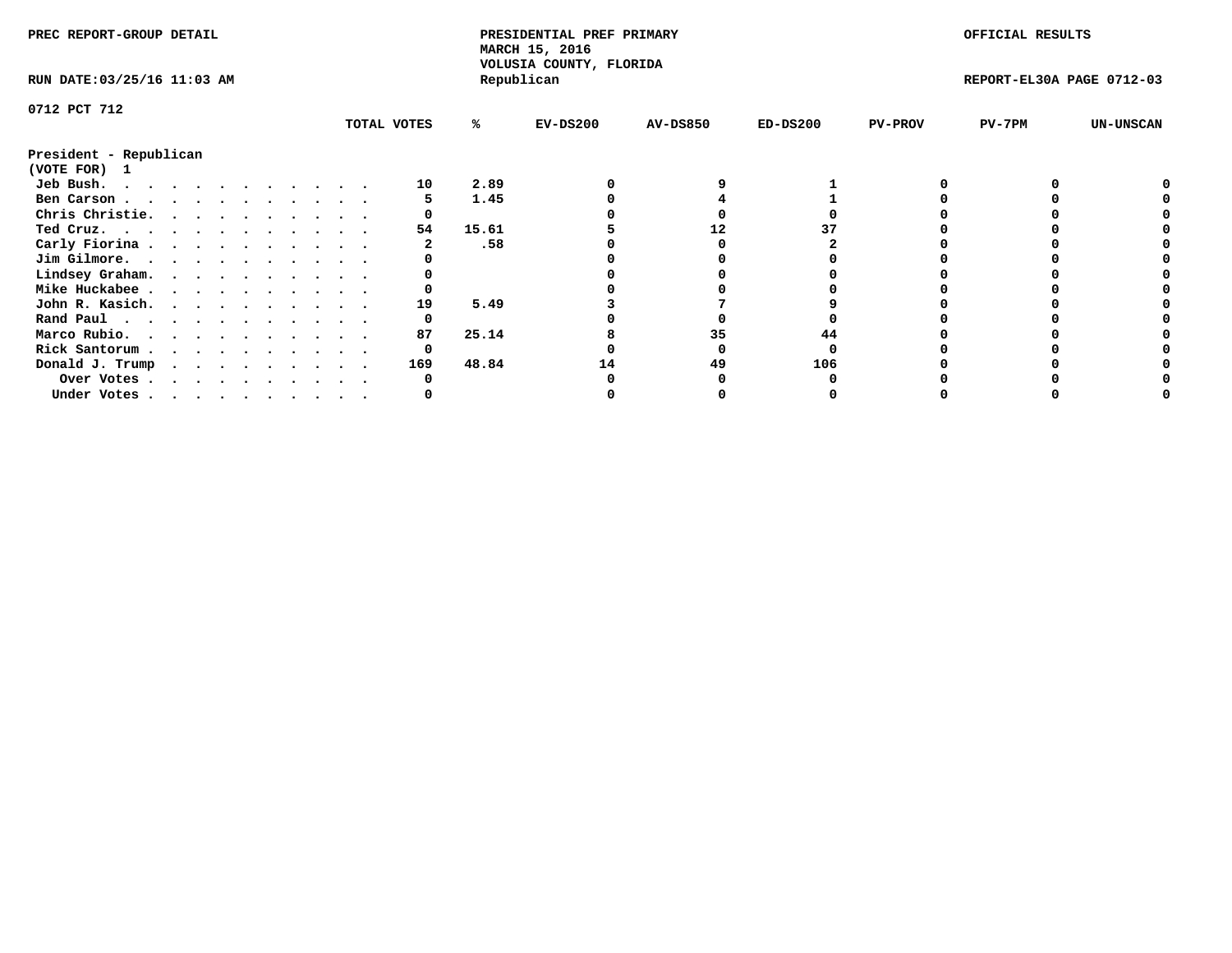PREC REPORT-GROUP DETAIL

PRESIDENTIAL PREF PRIMARY
MARCH 15, 2016
VOLUSIA COUNTY, FLORIDA
Republican

OFFICIAL RESULTS

RUN DATE:03/25/16 11:03 AM

REPORT-EL30A PAGE 0712-03

0712 PCT 712

President - Republican
(VOTE FOR) 1

| | TOTAL VOTES | % | EV-DS200 | AV-DS850 | ED-DS200 | PV-PROV | PV-7PM | UN-UNSCAN |
|---|---|---|---|---|---|---|---|---|
| Jeb Bush. | 10 | 2.89 | 0 | 9 | 1 | 0 | 0 | 0 |
| Ben Carson | 5 | 1.45 | 0 | 4 | 1 | 0 | 0 | 0 |
| Chris Christie. | 0 | | 0 | 0 | 0 | 0 | 0 | 0 |
| Ted Cruz. | 54 | 15.61 | 5 | 12 | 37 | 0 | 0 | 0 |
| Carly Fiorina | 2 | .58 | 0 | 0 | 2 | 0 | 0 | 0 |
| Jim Gilmore. | 0 | | 0 | 0 | 0 | 0 | 0 | 0 |
| Lindsey Graham. | 0 | | 0 | 0 | 0 | 0 | 0 | 0 |
| Mike Huckabee | 0 | | 0 | 0 | 0 | 0 | 0 | 0 |
| John R. Kasich. | 19 | 5.49 | 3 | 7 | 9 | 0 | 0 | 0 |
| Rand Paul | 0 | | 0 | 0 | 0 | 0 | 0 | 0 |
| Marco Rubio. | 87 | 25.14 | 8 | 35 | 44 | 0 | 0 | 0 |
| Rick Santorum | 0 | | 0 | 0 | 0 | 0 | 0 | 0 |
| Donald J. Trump | 169 | 48.84 | 14 | 49 | 106 | 0 | 0 | 0 |
| Over Votes | 0 | | 0 | 0 | 0 | 0 | 0 | 0 |
| Under Votes | 0 | | 0 | 0 | 0 | 0 | 0 | 0 |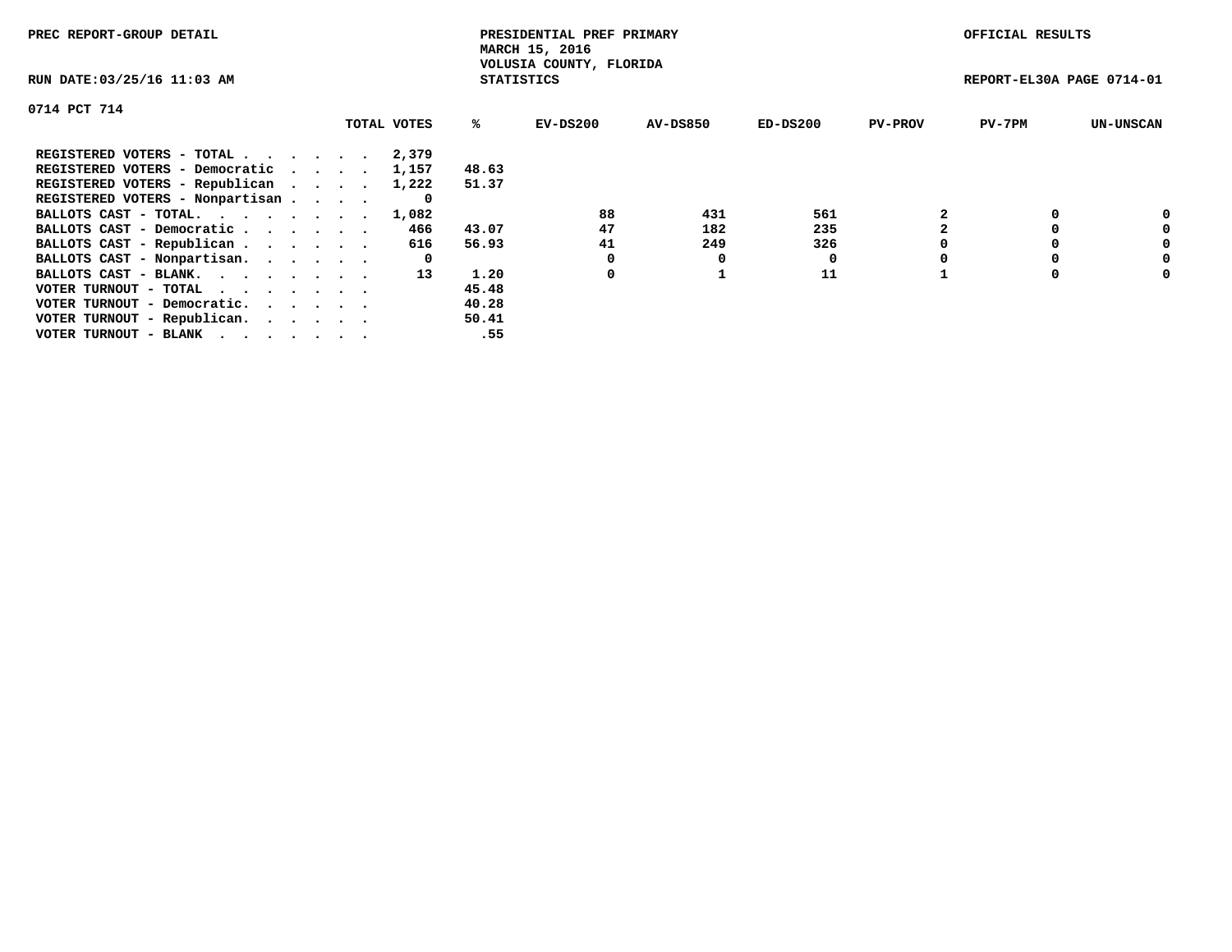PREC REPORT-GROUP DETAIL

PRESIDENTIAL PREF PRIMARY
MARCH 15, 2016
VOLUSIA COUNTY, FLORIDA
STATISTICS

OFFICIAL RESULTS

RUN DATE:03/25/16 11:03 AM

REPORT-EL30A PAGE 0714-01

0714 PCT 714

| | TOTAL VOTES | % | EV-DS200 | AV-DS850 | ED-DS200 | PV-PROV | PV-7PM | UN-UNSCAN |
|---|---|---|---|---|---|---|---|---|
| REGISTERED VOTERS - TOTAL . . . . . . | 2,379 | | | | | | | |
| REGISTERED VOTERS - Democratic . . . . | 1,157 | 48.63 | | | | | | |
| REGISTERED VOTERS - Republican . . . . | 1,222 | 51.37 | | | | | | |
| REGISTERED VOTERS - Nonpartisan . . . . | 0 | | | | | | | |
| BALLOTS CAST - TOTAL. . . . . . . . | 1,082 | | 88 | 431 | 561 | 2 | 0 | 0 |
| BALLOTS CAST - Democratic . . . . . . | 466 | 43.07 | 47 | 182 | 235 | 2 | 0 | 0 |
| BALLOTS CAST - Republican . . . . . . | 616 | 56.93 | 41 | 249 | 326 | 0 | 0 | 0 |
| BALLOTS CAST - Nonpartisan. . . . . . | 0 | | 0 | 0 | 0 | 0 | 0 | 0 |
| BALLOTS CAST - BLANK. . . . . . . . | 13 | 1.20 | 0 | 1 | 11 | 1 | 0 | 0 |
| VOTER TURNOUT - TOTAL . . . . . . . | | 45.48 | | | | | | |
| VOTER TURNOUT - Democratic. . . . . . | | 40.28 | | | | | | |
| VOTER TURNOUT - Republican. . . . . . | | 50.41 | | | | | | |
| VOTER TURNOUT - BLANK . . . . . . . | | .55 | | | | | | |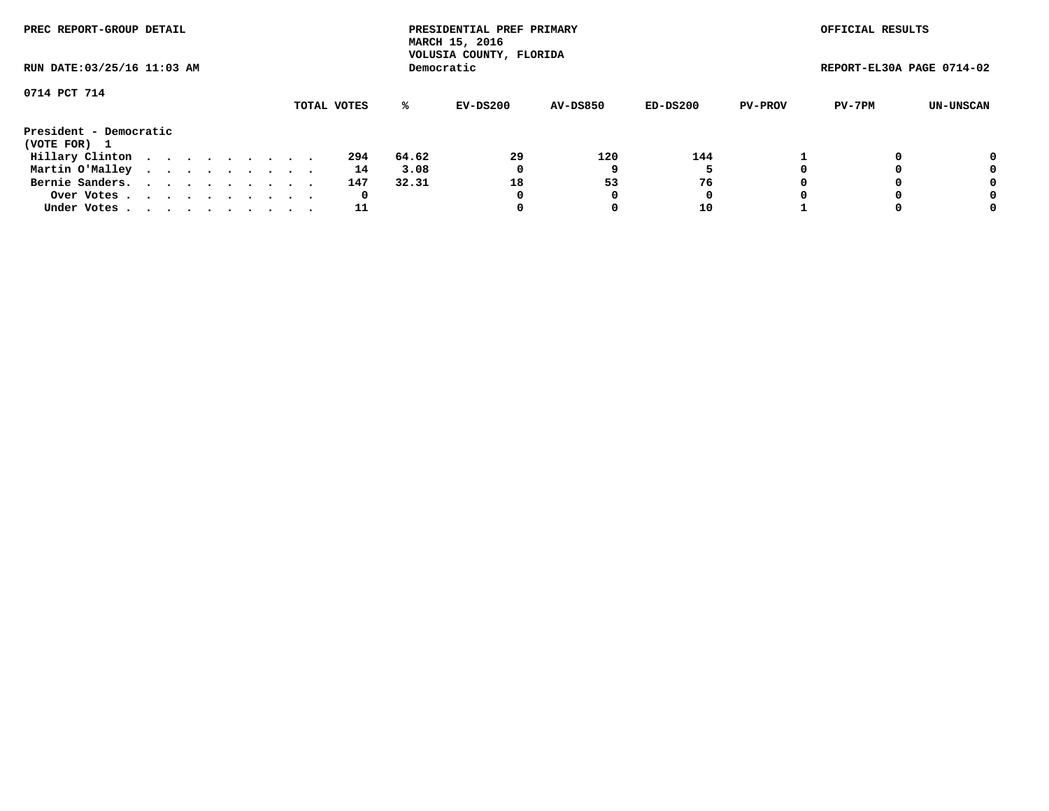PREC REPORT-GROUP DETAIL

PRESIDENTIAL PREF PRIMARY
MARCH 15, 2016
VOLUSIA COUNTY, FLORIDA
Democratic

OFFICIAL RESULTS

RUN DATE:03/25/16 11:03 AM

REPORT-EL30A PAGE 0714-02

0714 PCT 714

**President - Democratic**
**(VOTE FOR) 1**

| | TOTAL VOTES | % | EV-DS200 | AV-DS850 | ED-DS200 | PV-PROV | PV-7PM | UN-UNSCAN |
|---|---|---|---|---|---|---|---|---|
| Hillary Clinton | 294 | 64.62 | 29 | 120 | 144 | 1 | 0 | 0 |
| Martin O'Malley | 14 | 3.08 | 0 | 9 | 5 | 0 | 0 | 0 |
| Bernie Sanders. | 147 | 32.31 | 18 | 53 | 76 | 0 | 0 | 0 |
| Over Votes | 0 | | 0 | 0 | 0 | 0 | 0 | 0 |
| Under Votes | 11 | | 0 | 0 | 10 | 1 | 0 | 0 |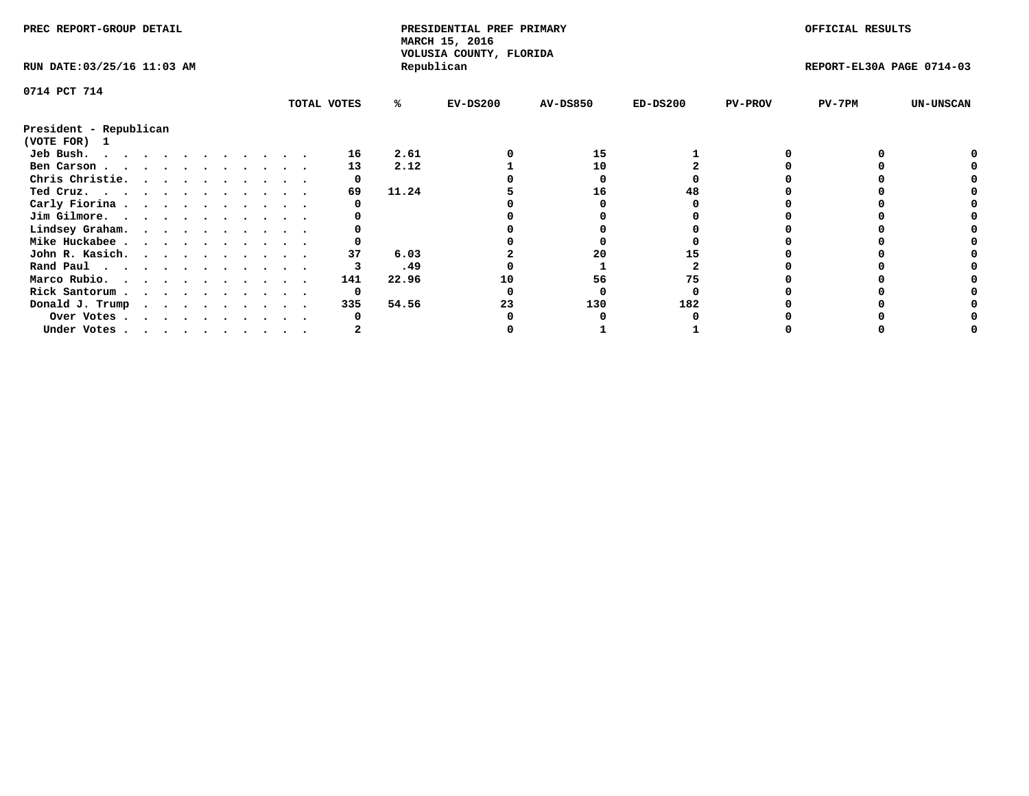PREC REPORT-GROUP DETAIL

PRESIDENTIAL PREF PRIMARY
MARCH 15, 2016
VOLUSIA COUNTY, FLORIDA
Republican

OFFICIAL RESULTS

RUN DATE:03/25/16 11:03 AM

REPORT-EL30A PAGE 0714-03

0714 PCT 714

**President - Republican**
**(VOTE FOR) 1**

| | TOTAL VOTES | % | EV-DS200 | AV-DS850 | ED-DS200 | PV-PROV | PV-7PM | UN-UNSCAN |
|---|---|---|---|---|---|---|---|---|
| Jeb Bush. | 16 | 2.61 | 0 | 15 | 1 | 0 | 0 | 0 |
| Ben Carson | 13 | 2.12 | 1 | 10 | 2 | 0 | 0 | 0 |
| Chris Christie. | 0 | | 0 | 0 | 0 | 0 | 0 | 0 |
| Ted Cruz. | 69 | 11.24 | 5 | 16 | 48 | 0 | 0 | 0 |
| Carly Fiorina | 0 | | 0 | 0 | 0 | 0 | 0 | 0 |
| Jim Gilmore. | 0 | | 0 | 0 | 0 | 0 | 0 | 0 |
| Lindsey Graham. | 0 | | 0 | 0 | 0 | 0 | 0 | 0 |
| Mike Huckabee | 0 | | 0 | 0 | 0 | 0 | 0 | 0 |
| John R. Kasich. | 37 | 6.03 | 2 | 20 | 15 | 0 | 0 | 0 |
| Rand Paul | 3 | .49 | 0 | 1 | 2 | 0 | 0 | 0 |
| Marco Rubio. | 141 | 22.96 | 10 | 56 | 75 | 0 | 0 | 0 |
| Rick Santorum | 0 | | 0 | 0 | 0 | 0 | 0 | 0 |
| Donald J. Trump | 335 | 54.56 | 23 | 130 | 182 | 0 | 0 | 0 |
| Over Votes | 0 | | 0 | 0 | 0 | 0 | 0 | 0 |
| Under Votes | 2 | | 0 | 1 | 1 | 0 | 0 | 0 |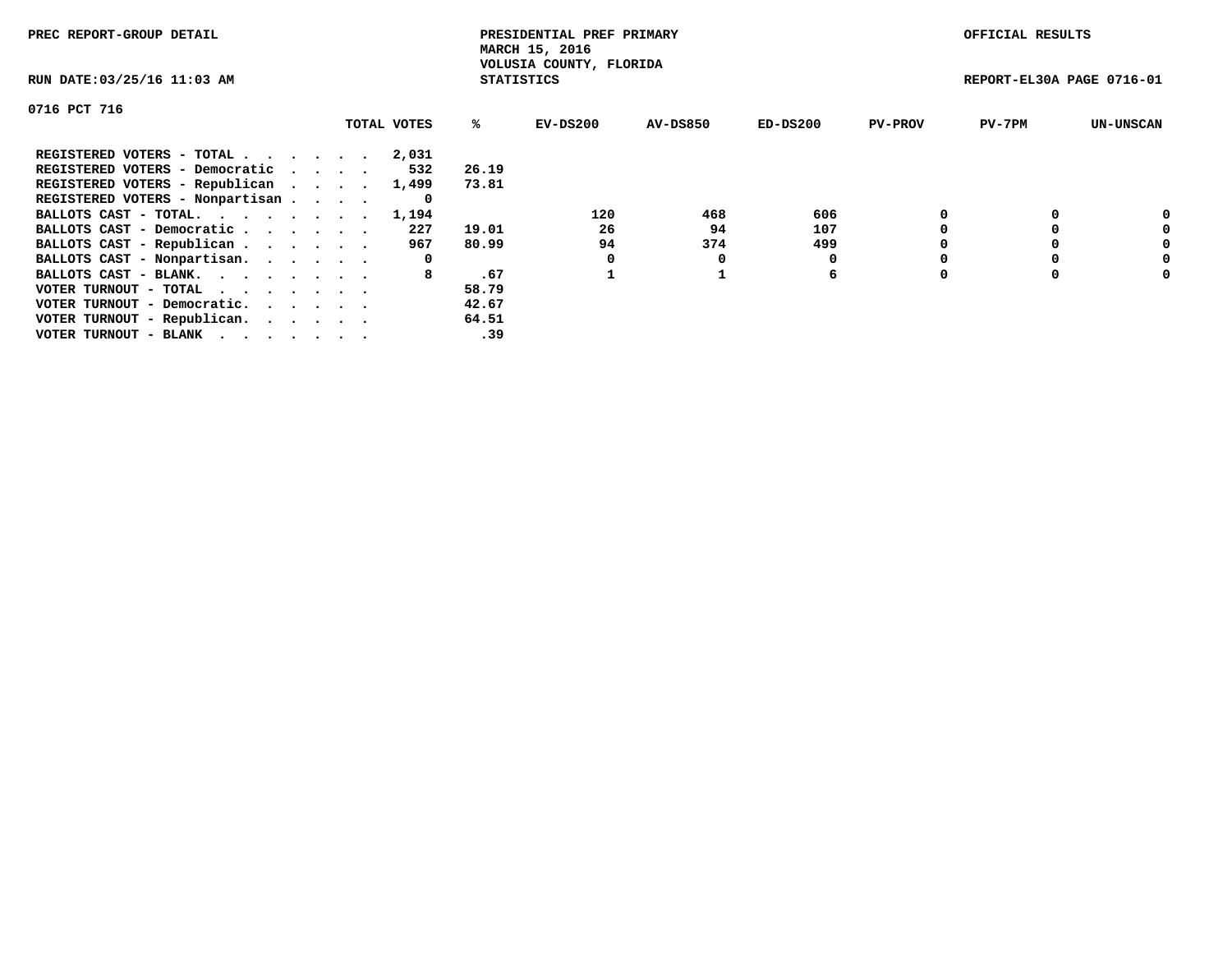PREC REPORT-GROUP DETAIL

PRESIDENTIAL PREF PRIMARY
MARCH 15, 2016
VOLUSIA COUNTY, FLORIDA
STATISTICS

OFFICIAL RESULTS

RUN DATE:03/25/16 11:03 AM

REPORT-EL30A PAGE 0716-01

0716 PCT 716

| | TOTAL VOTES | % | EV-DS200 | AV-DS850 | ED-DS200 | PV-PROV | PV-7PM | UN-UNSCAN |
|---|---|---|---|---|---|---|---|---|
| REGISTERED VOTERS - TOTAL . . . . . . | 2,031 | | | | | | | |
| REGISTERED VOTERS - Democratic . . . . | 532 | 26.19 | | | | | | |
| REGISTERED VOTERS - Republican . . . . | 1,499 | 73.81 | | | | | | |
| REGISTERED VOTERS - Nonpartisan . . . . | 0 | | | | | | | |
| BALLOTS CAST - TOTAL. . . . . . . . | 1,194 | | 120 | 468 | 606 | 0 | 0 | 0 |
| BALLOTS CAST - Democratic . . . . . . | 227 | 19.01 | 26 | 94 | 107 | 0 | 0 | 0 |
| BALLOTS CAST - Republican . . . . . . | 967 | 80.99 | 94 | 374 | 499 | 0 | 0 | 0 |
| BALLOTS CAST - Nonpartisan. . . . . . | 0 | | 0 | 0 | 0 | 0 | 0 | 0 |
| BALLOTS CAST - BLANK. . . . . . . . | 8 | .67 | 1 | 1 | 6 | 0 | 0 | 0 |
| VOTER TURNOUT - TOTAL . . . . . . . | | 58.79 | | | | | | |
| VOTER TURNOUT - Democratic. . . . . . | | 42.67 | | | | | | |
| VOTER TURNOUT - Republican. . . . . . | | 64.51 | | | | | | |
| VOTER TURNOUT - BLANK . . . . . . . | | .39 | | | | | | |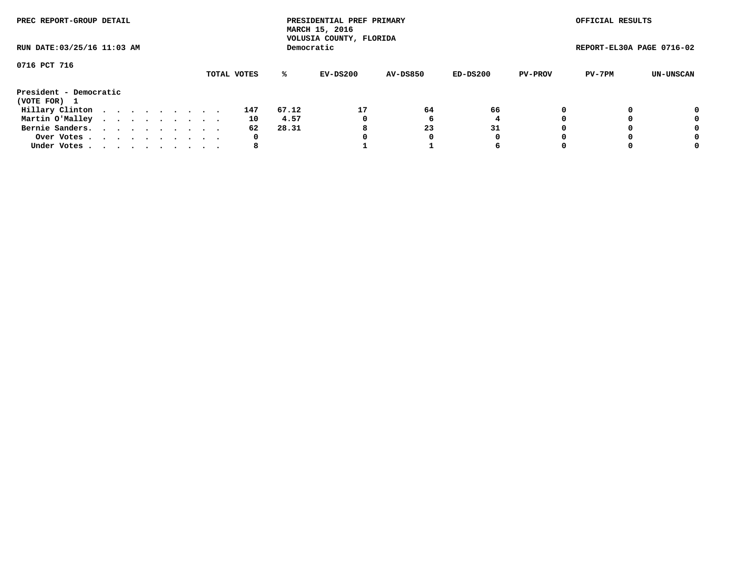PREC REPORT-GROUP DETAIL

PRESIDENTIAL PREF PRIMARY
MARCH 15, 2016
VOLUSIA COUNTY, FLORIDA
Democratic

OFFICIAL RESULTS

RUN DATE:03/25/16 11:03 AM

REPORT-EL30A PAGE 0716-02

0716 PCT 716

**President - Democratic**
**(VOTE FOR) 1**

| | TOTAL VOTES | % | EV-DS200 | AV-DS850 | ED-DS200 | PV-PROV | PV-7PM | UN-UNSCAN |
|---|---|---|---|---|---|---|---|---|
| Hillary Clinton | 147 | 67.12 | 17 | 64 | 66 | 0 | 0 | 0 |
| Martin O'Malley | 10 | 4.57 | 0 | 6 | 4 | 0 | 0 | 0 |
| Bernie Sanders. | 62 | 28.31 | 8 | 23 | 31 | 0 | 0 | 0 |
| Over Votes | 0 | | 0 | 0 | 0 | 0 | 0 | 0 |
| Under Votes | 8 | | 1 | 1 | 6 | 0 | 0 | 0 |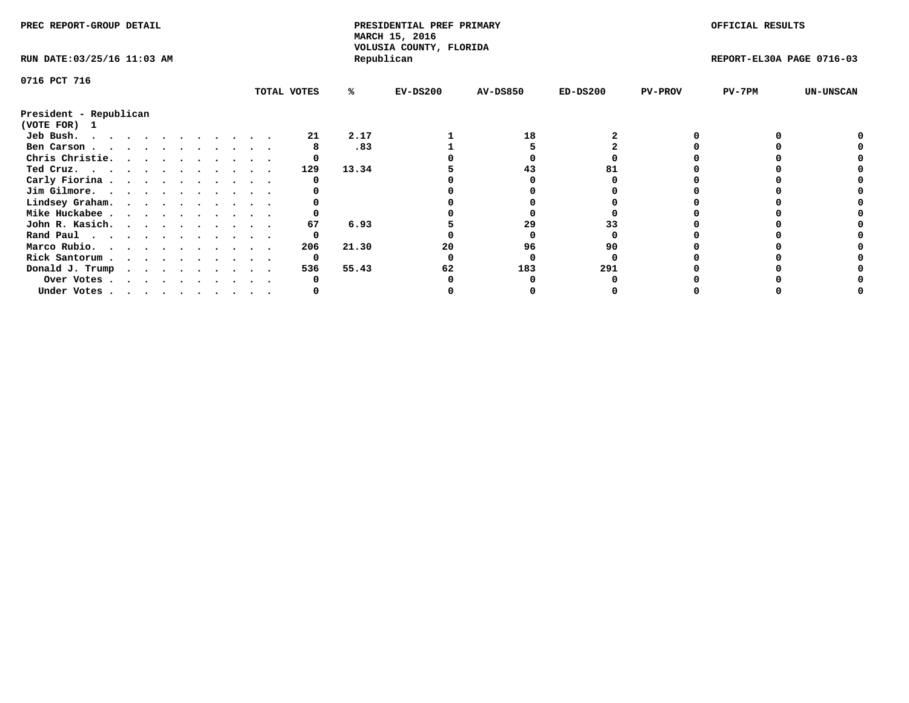PREC REPORT-GROUP DETAIL

PRESIDENTIAL PREF PRIMARY
MARCH 15, 2016
VOLUSIA COUNTY, FLORIDA
Republican

OFFICIAL RESULTS

RUN DATE:03/25/16 11:03 AM

REPORT-EL30A PAGE 0716-03

0716 PCT 716

| | TOTAL VOTES | % | EV-DS200 | AV-DS850 | ED-DS200 | PV-PROV | PV-7PM | UN-UNSCAN |
|---|---|---|---|---|---|---|---|---|
| **President - Republican** | | | | | | | | |
| **(VOTE FOR) 1** | | | | | | | | |
| Jeb Bush. . . . . . . . . . . . . | 21 | 2.17 | 1 | 18 | 2 | 0 | 0 | 0 |
| Ben Carson . . . . . . . . . . . . | 8 | .83 | 1 | 5 | 2 | 0 | 0 | 0 |
| Chris Christie. . . . . . . . . . . | 0 | | 0 | 0 | 0 | 0 | 0 | 0 |
| Ted Cruz. . . . . . . . . . . . . | 129 | 13.34 | 5 | 43 | 81 | 0 | 0 | 0 |
| Carly Fiorina . . . . . . . . . . . | 0 | | 0 | 0 | 0 | 0 | 0 | 0 |
| Jim Gilmore. . . . . . . . . . . . | 0 | | 0 | 0 | 0 | 0 | 0 | 0 |
| Lindsey Graham. . . . . . . . . . . | 0 | | 0 | 0 | 0 | 0 | 0 | 0 |
| Mike Huckabee . . . . . . . . . . . | 0 | | 0 | 0 | 0 | 0 | 0 | 0 |
| John R. Kasich. . . . . . . . . . . | 67 | 6.93 | 5 | 29 | 33 | 0 | 0 | 0 |
| Rand Paul . . . . . . . . . . . . | 0 | | 0 | 0 | 0 | 0 | 0 | 0 |
| Marco Rubio. . . . . . . . . . . . | 206 | 21.30 | 20 | 96 | 90 | 0 | 0 | 0 |
| Rick Santorum . . . . . . . . . . . | 0 | | 0 | 0 | 0 | 0 | 0 | 0 |
| Donald J. Trump . . . . . . . . . . | 536 | 55.43 | 62 | 183 | 291 | 0 | 0 | 0 |
| Over Votes . . . . . . . . . . . | 0 | | 0 | 0 | 0 | 0 | 0 | 0 |
| Under Votes . . . . . . . . . . . | 0 | | 0 | 0 | 0 | 0 | 0 | 0 |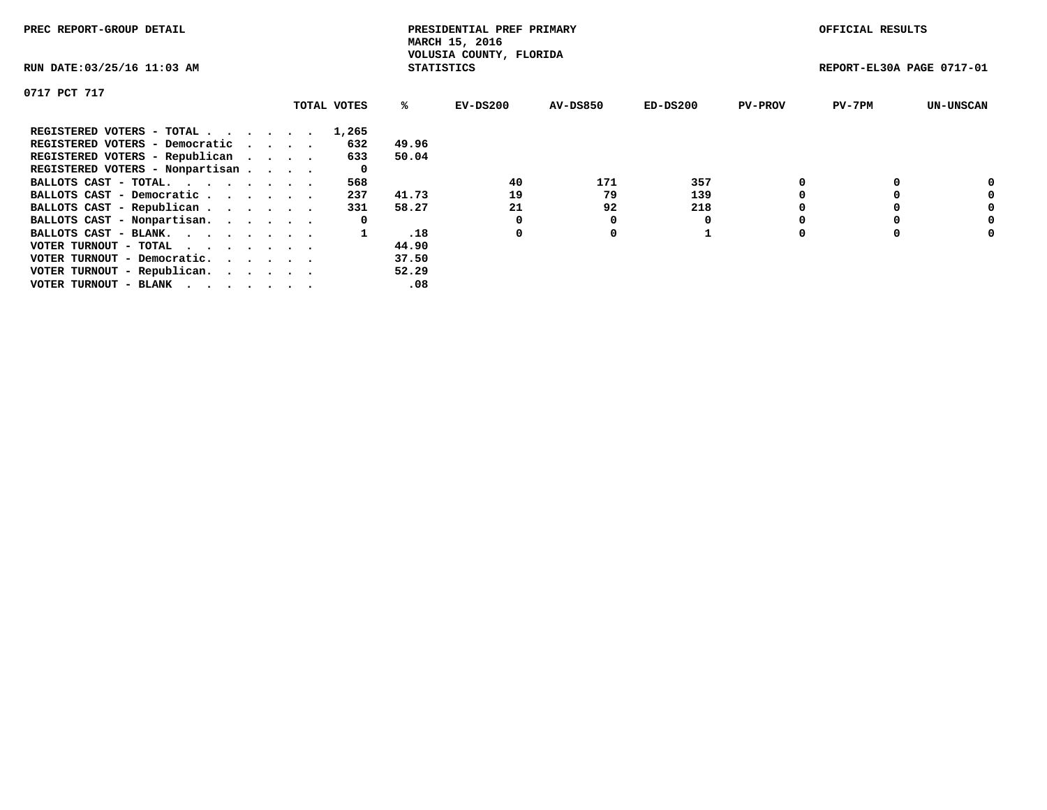PREC REPORT-GROUP DETAIL

PRESIDENTIAL PREF PRIMARY
MARCH 15, 2016
VOLUSIA COUNTY, FLORIDA
STATISTICS

OFFICIAL RESULTS

RUN DATE:03/25/16 11:03 AM

REPORT-EL30A PAGE 0717-01

0717 PCT 717

| | TOTAL VOTES | % | EV-DS200 | AV-DS850 | ED-DS200 | PV-PROV | PV-7PM | UN-UNSCAN |
|---|---|---|---|---|---|---|---|---|
| REGISTERED VOTERS - TOTAL . . . . . . | 1,265 | | | | | | | |
| REGISTERED VOTERS - Democratic . . . . | 632 | 49.96 | | | | | | |
| REGISTERED VOTERS - Republican . . . . | 633 | 50.04 | | | | | | |
| REGISTERED VOTERS - Nonpartisan . . . . | 0 | | | | | | | |
| BALLOTS CAST - TOTAL. . . . . . . . | 568 | | 40 | 171 | 357 | 0 | 0 | 0 |
| BALLOTS CAST - Democratic . . . . . . | 237 | 41.73 | 19 | 79 | 139 | 0 | 0 | 0 |
| BALLOTS CAST - Republican . . . . . . | 331 | 58.27 | 21 | 92 | 218 | 0 | 0 | 0 |
| BALLOTS CAST - Nonpartisan. . . . . . | 0 | | 0 | 0 | 0 | 0 | 0 | 0 |
| BALLOTS CAST - BLANK. . . . . . . . | 1 | .18 | 0 | 0 | 1 | 0 | 0 | 0 |
| VOTER TURNOUT - TOTAL . . . . . . . | | 44.90 | | | | | | |
| VOTER TURNOUT - Democratic. . . . . . | | 37.50 | | | | | | |
| VOTER TURNOUT - Republican. . . . . . | | 52.29 | | | | | | |
| VOTER TURNOUT - BLANK . . . . . . . | | .08 | | | | | | |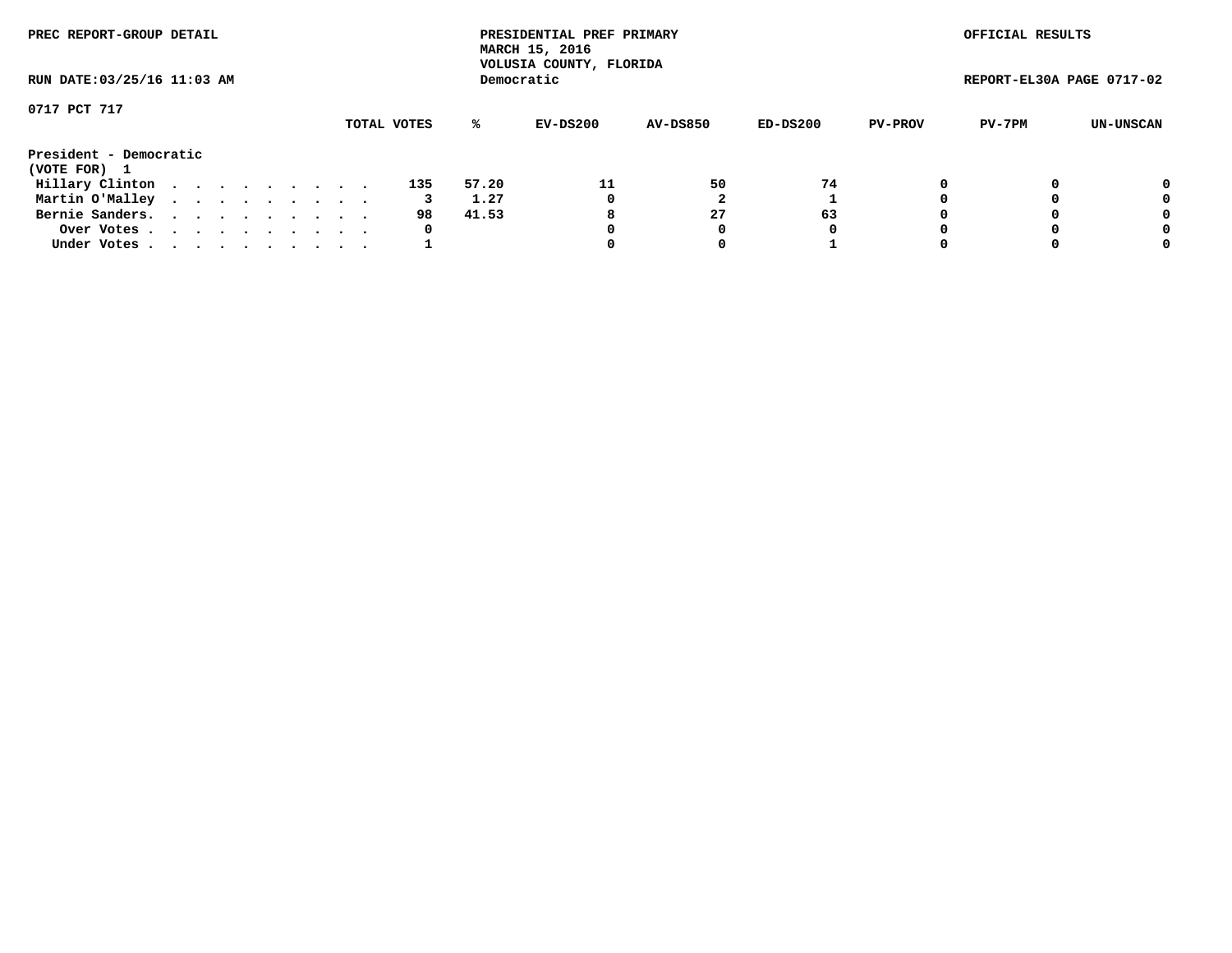PREC REPORT-GROUP DETAIL

PRESIDENTIAL PREF PRIMARY
MARCH 15, 2016
VOLUSIA COUNTY, FLORIDA
Democratic

OFFICIAL RESULTS

RUN DATE:03/25/16 11:03 AM

REPORT-EL30A PAGE 0717-02

0717 PCT 717

| | TOTAL VOTES | % | EV-DS200 | AV-DS850 | ED-DS200 | PV-PROV | PV-7PM | UN-UNSCAN |
|---|---|---|---|---|---|---|---|---|
| **President - Democratic** | | | | | | | | |
| **(VOTE FOR) 1** | | | | | | | | |
| Hillary Clinton . . . . . . . . . . | 135 | 57.20 | 11 | 50 | 74 | 0 | 0 | 0 |
| Martin O'Malley . . . . . . . . . . | 3 | 1.27 | 0 | 2 | 1 | 0 | 0 | 0 |
| Bernie Sanders. . . . . . . . . . . | 98 | 41.53 | 8 | 27 | 63 | 0 | 0 | 0 |
| Over Votes . . . . . . . . . . . | 0 | | 0 | 0 | 0 | 0 | 0 | 0 |
| Under Votes . . . . . . . . . . . | 1 | | 0 | 0 | 1 | 0 | 0 | 0 |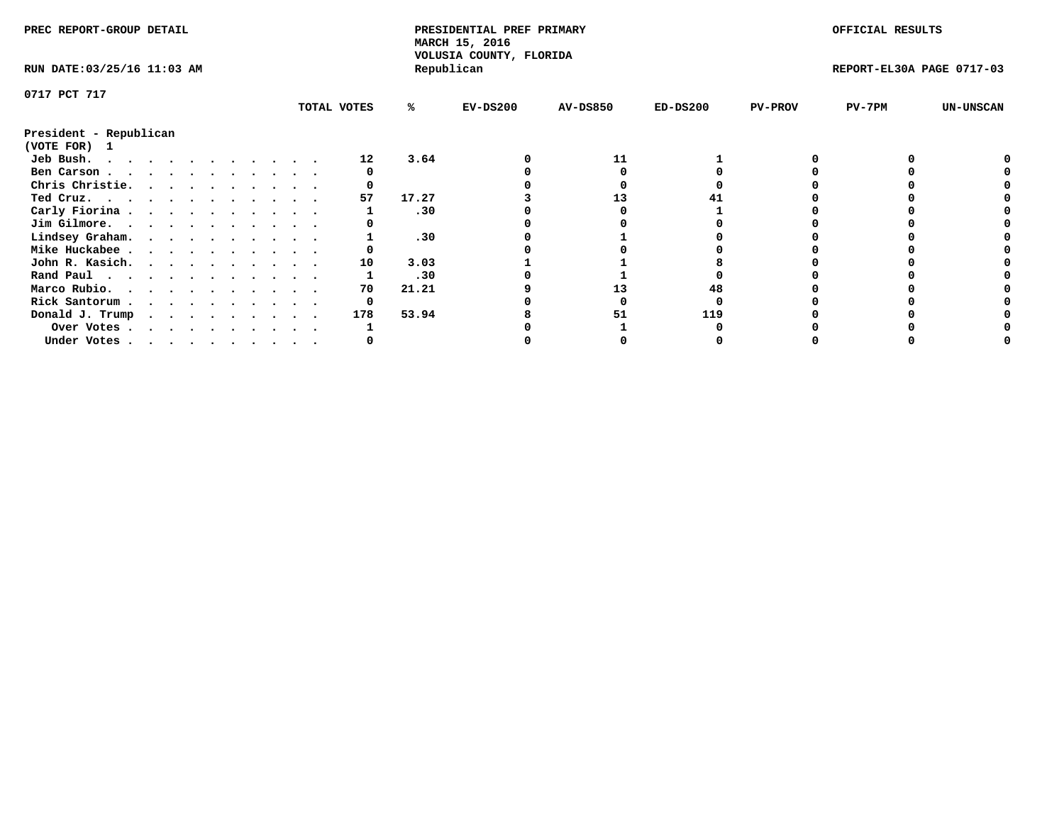PREC REPORT-GROUP DETAIL

PRESIDENTIAL PREF PRIMARY
MARCH 15, 2016
VOLUSIA COUNTY, FLORIDA
Republican

OFFICIAL RESULTS

RUN DATE:03/25/16 11:03 AM

REPORT-EL30A PAGE 0717-03

0717 PCT 717

| President - Republican (VOTE FOR) 1 | TOTAL VOTES | % | EV-DS200 | AV-DS850 | ED-DS200 | PV-PROV | PV-7PM | UN-UNSCAN |
|---|---|---|---|---|---|---|---|---|
| Jeb Bush. | 12 | 3.64 | 0 | 11 | 1 | 0 | 0 | 0 |
| Ben Carson | 0 | | 0 | 0 | 0 | 0 | 0 | 0 |
| Chris Christie. | 0 | | 0 | 0 | 0 | 0 | 0 | 0 |
| Ted Cruz. | 57 | 17.27 | 3 | 13 | 41 | 0 | 0 | 0 |
| Carly Fiorina | 1 | .30 | 0 | 0 | 1 | 0 | 0 | 0 |
| Jim Gilmore. | 0 | | 0 | 0 | 0 | 0 | 0 | 0 |
| Lindsey Graham. | 1 | .30 | 0 | 1 | 0 | 0 | 0 | 0 |
| Mike Huckabee | 0 | | 0 | 0 | 0 | 0 | 0 | 0 |
| John R. Kasich. | 10 | 3.03 | 1 | 1 | 8 | 0 | 0 | 0 |
| Rand Paul | 1 | .30 | 0 | 1 | 0 | 0 | 0 | 0 |
| Marco Rubio. | 70 | 21.21 | 9 | 13 | 48 | 0 | 0 | 0 |
| Rick Santorum | 0 | | 0 | 0 | 0 | 0 | 0 | 0 |
| Donald J. Trump | 178 | 53.94 | 8 | 51 | 119 | 0 | 0 | 0 |
| Over Votes | 1 | | 0 | 1 | 0 | 0 | 0 | 0 |
| Under Votes | 0 | | 0 | 0 | 0 | 0 | 0 | 0 |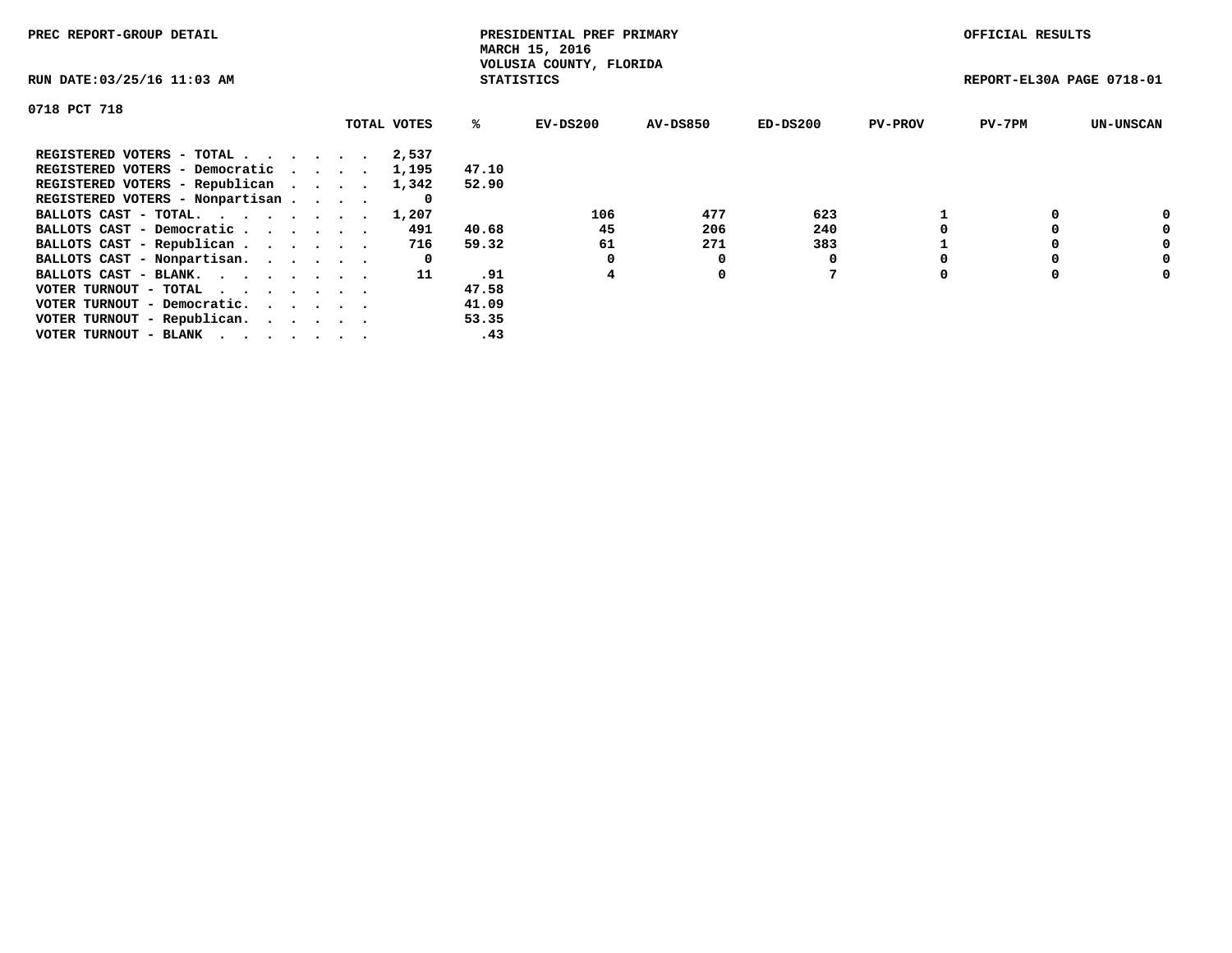PREC REPORT-GROUP DETAIL

PRESIDENTIAL PREF PRIMARY
MARCH 15, 2016
VOLUSIA COUNTY, FLORIDA
STATISTICS

OFFICIAL RESULTS

RUN DATE:03/25/16 11:03 AM

REPORT-EL30A PAGE 0718-01

0718 PCT 718

| | TOTAL VOTES | % | EV-DS200 | AV-DS850 | ED-DS200 | PV-PROV | PV-7PM | UN-UNSCAN |
|---|---|---|---|---|---|---|---|---|
| REGISTERED VOTERS - TOTAL . . . . . . | 2,537 | | | | | | | |
| REGISTERED VOTERS - Democratic . . . . | 1,195 | 47.10 | | | | | | |
| REGISTERED VOTERS - Republican . . . . | 1,342 | 52.90 | | | | | | |
| REGISTERED VOTERS - Nonpartisan . . . . | 0 | | | | | | | |
| BALLOTS CAST - TOTAL. . . . . . . . | 1,207 | | 106 | 477 | 623 | 1 | 0 | 0 |
| BALLOTS CAST - Democratic . . . . . . | 491 | 40.68 | 45 | 206 | 240 | 0 | 0 | 0 |
| BALLOTS CAST - Republican . . . . . . | 716 | 59.32 | 61 | 271 | 383 | 1 | 0 | 0 |
| BALLOTS CAST - Nonpartisan. . . . . . | 0 | | 0 | 0 | 0 | 0 | 0 | 0 |
| BALLOTS CAST - BLANK. . . . . . . . | 11 | .91 | 4 | 0 | 7 | 0 | 0 | 0 |
| VOTER TURNOUT - TOTAL . . . . . . . | | 47.58 | | | | | | |
| VOTER TURNOUT - Democratic. . . . . . | | 41.09 | | | | | | |
| VOTER TURNOUT - Republican. . . . . . | | 53.35 | | | | | | |
| VOTER TURNOUT - BLANK . . . . . . . | | .43 | | | | | | |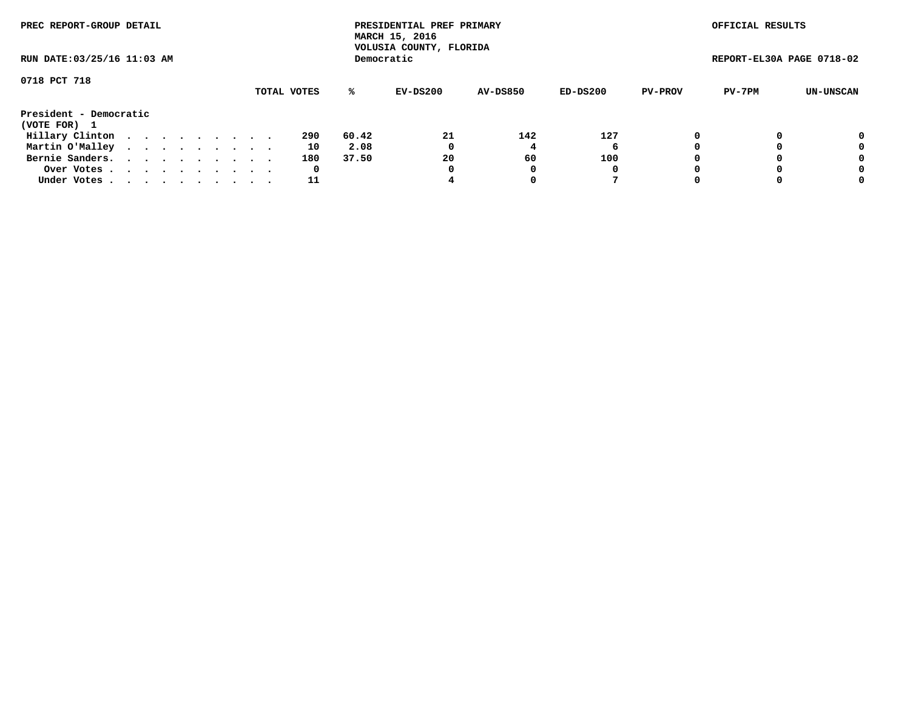PREC REPORT-GROUP DETAIL

PRESIDENTIAL PREF PRIMARY
MARCH 15, 2016
VOLUSIA COUNTY, FLORIDA
Democratic

OFFICIAL RESULTS

RUN DATE:03/25/16 11:03 AM

REPORT-EL30A PAGE 0718-02

0718 PCT 718

| | TOTAL VOTES | % | EV-DS200 | AV-DS850 | ED-DS200 | PV-PROV | PV-7PM | UN-UNSCAN |
|---|---|---|---|---|---|---|---|---|
| **President - Democratic** | | | | | | | | |
| **(VOTE FOR) 1** | | | | | | | | |
| Hillary Clinton | 290 | 60.42 | 21 | 142 | 127 | 0 | 0 | 0 |
| Martin O'Malley | 10 | 2.08 | 0 | 4 | 6 | 0 | 0 | 0 |
| Bernie Sanders. | 180 | 37.50 | 20 | 60 | 100 | 0 | 0 | 0 |
| Over Votes | 0 | | 0 | 0 | 0 | 0 | 0 | 0 |
| Under Votes | 11 | | 4 | 0 | 7 | 0 | 0 | 0 |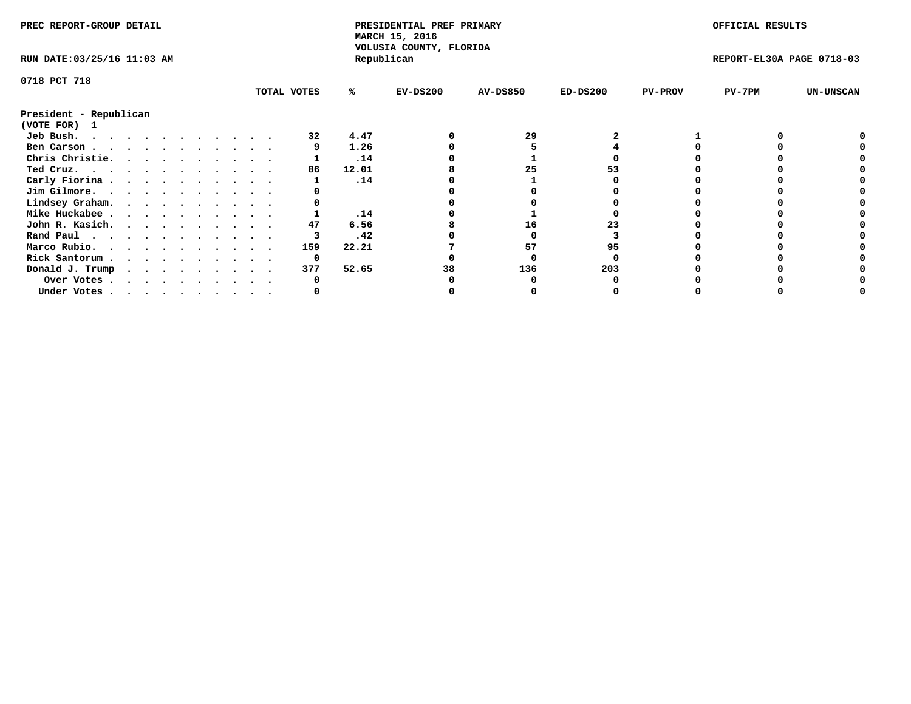PREC REPORT-GROUP DETAIL

PRESIDENTIAL PREF PRIMARY
MARCH 15, 2016
VOLUSIA COUNTY, FLORIDA
Republican

OFFICIAL RESULTS

RUN DATE:03/25/16 11:03 AM

REPORT-EL30A PAGE 0718-03

0718 PCT 718

| President - Republican (VOTE FOR) 1 | TOTAL VOTES | % | EV-DS200 | AV-DS850 | ED-DS200 | PV-PROV | PV-7PM | UN-UNSCAN |
|---|---|---|---|---|---|---|---|---|
| Jeb Bush. | 32 | 4.47 | 0 | 29 | 2 | 1 | 0 | 0 |
| Ben Carson | 9 | 1.26 | 0 | 5 | 4 | 0 | 0 | 0 |
| Chris Christie. | 1 | .14 | 0 | 1 | 0 | 0 | 0 | 0 |
| Ted Cruz. | 86 | 12.01 | 8 | 25 | 53 | 0 | 0 | 0 |
| Carly Fiorina | 1 | .14 | 0 | 1 | 0 | 0 | 0 | 0 |
| Jim Gilmore. | 0 | | 0 | 0 | 0 | 0 | 0 | 0 |
| Lindsey Graham. | 0 | | 0 | 0 | 0 | 0 | 0 | 0 |
| Mike Huckabee | 1 | .14 | 0 | 1 | 0 | 0 | 0 | 0 |
| John R. Kasich. | 47 | 6.56 | 8 | 16 | 23 | 0 | 0 | 0 |
| Rand Paul | 3 | .42 | 0 | 0 | 3 | 0 | 0 | 0 |
| Marco Rubio. | 159 | 22.21 | 7 | 57 | 95 | 0 | 0 | 0 |
| Rick Santorum | 0 | | 0 | 0 | 0 | 0 | 0 | 0 |
| Donald J. Trump | 377 | 52.65 | 38 | 136 | 203 | 0 | 0 | 0 |
| Over Votes | 0 | | 0 | 0 | 0 | 0 | 0 | 0 |
| Under Votes | 0 | | 0 | 0 | 0 | 0 | 0 | 0 |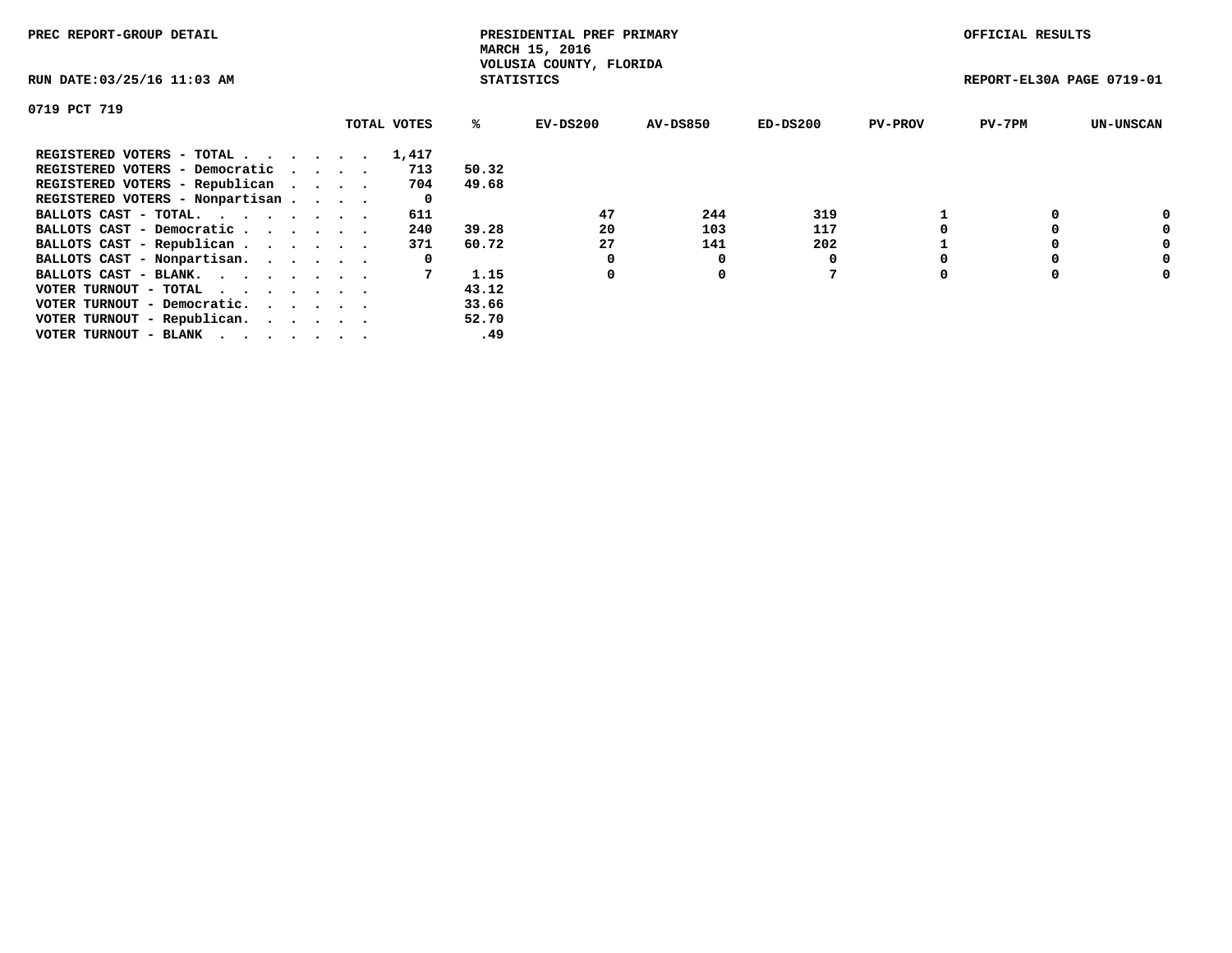PREC REPORT-GROUP DETAIL

PRESIDENTIAL PREF PRIMARY
MARCH 15, 2016
VOLUSIA COUNTY, FLORIDA
STATISTICS

OFFICIAL RESULTS

RUN DATE:03/25/16 11:03 AM

REPORT-EL30A PAGE 0719-01

0719 PCT 719

| | TOTAL VOTES | % | EV-DS200 | AV-DS850 | ED-DS200 | PV-PROV | PV-7PM | UN-UNSCAN |
|---|---|---|---|---|---|---|---|---|
| REGISTERED VOTERS - TOTAL . . . . . . | 1,417 | | | | | | | |
| REGISTERED VOTERS - Democratic . . . . | 713 | 50.32 | | | | | | |
| REGISTERED VOTERS - Republican . . . . | 704 | 49.68 | | | | | | |
| REGISTERED VOTERS - Nonpartisan . . . . | 0 | | | | | | | |
| BALLOTS CAST - TOTAL. . . . . . . . | 611 | | 47 | 244 | 319 | 1 | 0 | 0 |
| BALLOTS CAST - Democratic . . . . . . | 240 | 39.28 | 20 | 103 | 117 | 0 | 0 | 0 |
| BALLOTS CAST - Republican . . . . . . | 371 | 60.72 | 27 | 141 | 202 | 1 | 0 | 0 |
| BALLOTS CAST - Nonpartisan. . . . . . | 0 | | 0 | 0 | 0 | 0 | 0 | 0 |
| BALLOTS CAST - BLANK. . . . . . . . | 7 | 1.15 | 0 | 0 | 7 | 0 | 0 | 0 |
| VOTER TURNOUT - TOTAL . . . . . . . | | 43.12 | | | | | | |
| VOTER TURNOUT - Democratic. . . . . . | | 33.66 | | | | | | |
| VOTER TURNOUT - Republican. . . . . . | | 52.70 | | | | | | |
| VOTER TURNOUT - BLANK . . . . . . . | | .49 | | | | | | |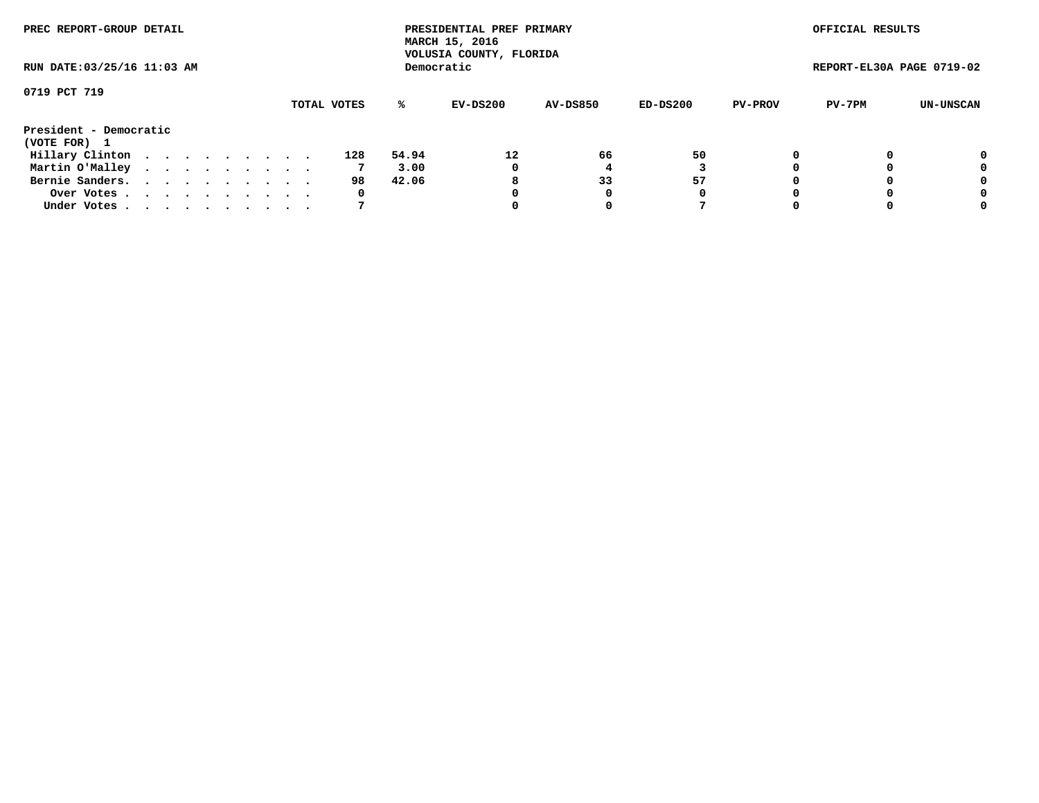PREC REPORT-GROUP DETAIL

PRESIDENTIAL PREF PRIMARY
MARCH 15, 2016
VOLUSIA COUNTY, FLORIDA
Democratic

OFFICIAL RESULTS

RUN DATE:03/25/16 11:03 AM

REPORT-EL30A PAGE 0719-02

0719 PCT 719

| President - Democratic (VOTE FOR) 1 | TOTAL VOTES | % | EV-DS200 | AV-DS850 | ED-DS200 | PV-PROV | PV-7PM | UN-UNSCAN |
|---|---|---|---|---|---|---|---|---|
| Hillary Clinton | 128 | 54.94 | 12 | 66 | 50 | 0 | 0 | 0 |
| Martin O'Malley | 7 | 3.00 | 0 | 4 | 3 | 0 | 0 | 0 |
| Bernie Sanders. | 98 | 42.06 | 8 | 33 | 57 | 0 | 0 | 0 |
| Over Votes | 0 | | 0 | 0 | 0 | 0 | 0 | 0 |
| Under Votes | 7 | | 0 | 0 | 7 | 0 | 0 | 0 |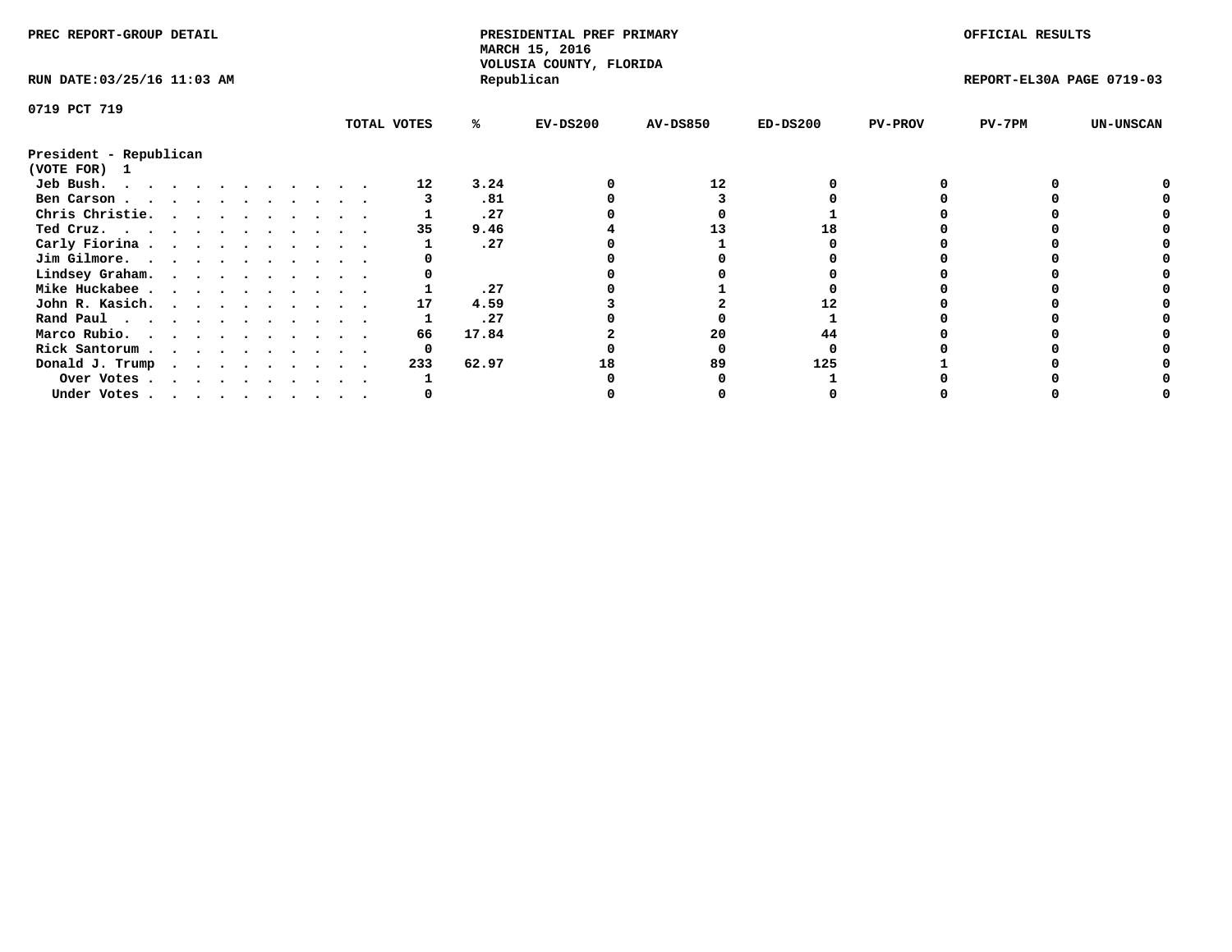PREC REPORT-GROUP DETAIL

PRESIDENTIAL PREF PRIMARY
MARCH 15, 2016
VOLUSIA COUNTY, FLORIDA
Republican

OFFICIAL RESULTS

RUN DATE:03/25/16 11:03 AM

REPORT-EL30A PAGE 0719-03

0719 PCT 719

**President - Republican**
**(VOTE FOR) 1**

| | TOTAL VOTES | % | EV-DS200 | AV-DS850 | ED-DS200 | PV-PROV | PV-7PM | UN-UNSCAN |
|---|---|---|---|---|---|---|---|---|
| Jeb Bush. | 12 | 3.24 | 0 | 12 | 0 | 0 | 0 | 0 |
| Ben Carson | 3 | .81 | 0 | 3 | 0 | 0 | 0 | 0 |
| Chris Christie. | 1 | .27 | 0 | 0 | 1 | 0 | 0 | 0 |
| Ted Cruz. | 35 | 9.46 | 4 | 13 | 18 | 0 | 0 | 0 |
| Carly Fiorina | 1 | .27 | 0 | 1 | 0 | 0 | 0 | 0 |
| Jim Gilmore. | 0 | | 0 | 0 | 0 | 0 | 0 | 0 |
| Lindsey Graham. | 0 | | 0 | 0 | 0 | 0 | 0 | 0 |
| Mike Huckabee | 1 | .27 | 0 | 1 | 0 | 0 | 0 | 0 |
| John R. Kasich. | 17 | 4.59 | 3 | 2 | 12 | 0 | 0 | 0 |
| Rand Paul | 1 | .27 | 0 | 0 | 1 | 0 | 0 | 0 |
| Marco Rubio. | 66 | 17.84 | 2 | 20 | 44 | 0 | 0 | 0 |
| Rick Santorum | 0 | | 0 | 0 | 0 | 0 | 0 | 0 |
| Donald J. Trump | 233 | 62.97 | 18 | 89 | 125 | 1 | 0 | 0 |
| Over Votes | 1 | | 0 | 0 | 1 | 0 | 0 | 0 |
| Under Votes | 0 | | 0 | 0 | 0 | 0 | 0 | 0 |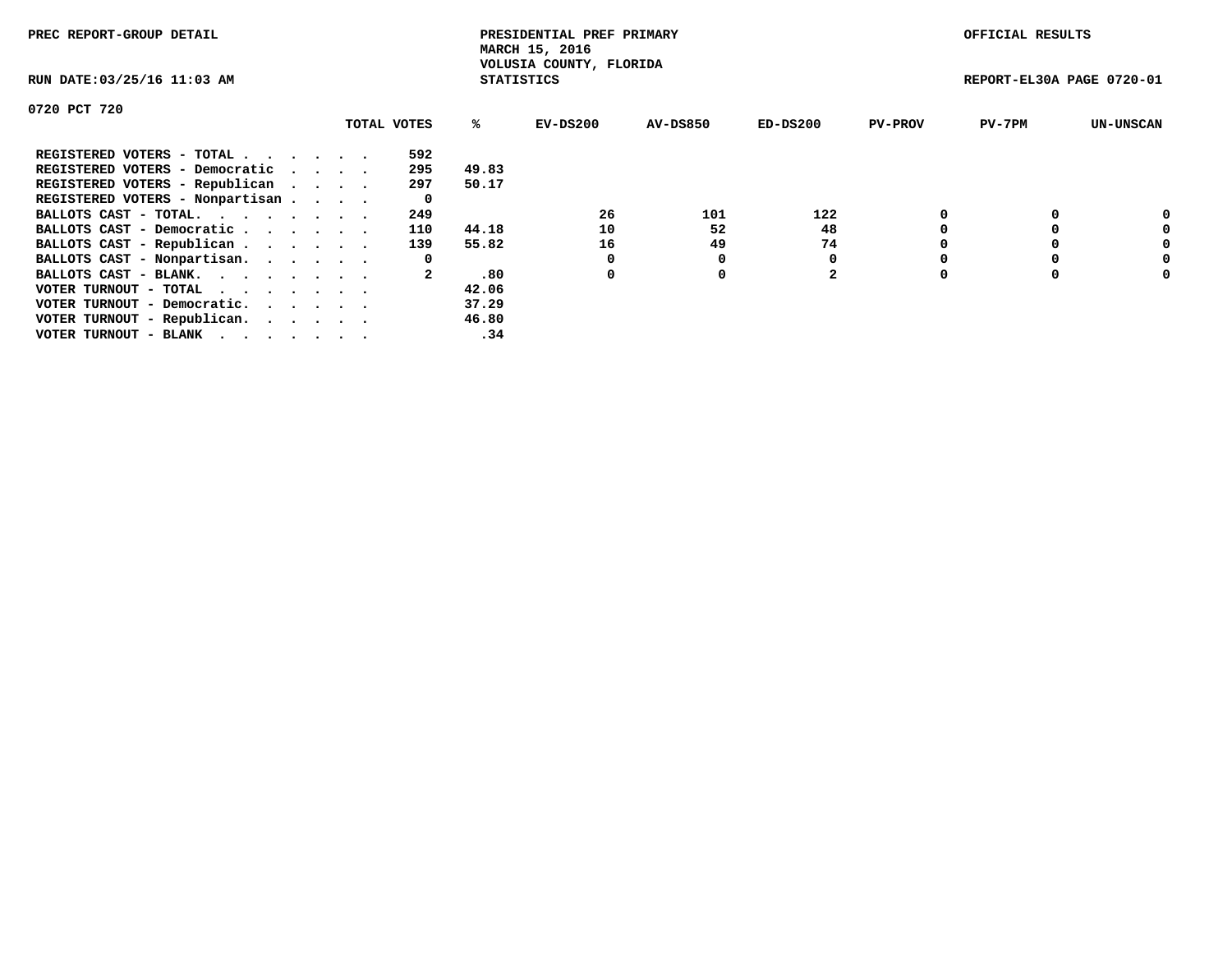PREC REPORT-GROUP DETAIL

PRESIDENTIAL PREF PRIMARY
MARCH 15, 2016
VOLUSIA COUNTY, FLORIDA
STATISTICS

OFFICIAL RESULTS

RUN DATE:03/25/16 11:03 AM

REPORT-EL30A PAGE 0720-01

0720 PCT 720

| | TOTAL VOTES | % | EV-DS200 | AV-DS850 | ED-DS200 | PV-PROV | PV-7PM | UN-UNSCAN |
|---|---|---|---|---|---|---|---|---|
| REGISTERED VOTERS - TOTAL . . . . . . | 592 | | | | | | | |
| REGISTERED VOTERS - Democratic . . . . | 295 | 49.83 | | | | | | |
| REGISTERED VOTERS - Republican . . . . | 297 | 50.17 | | | | | | |
| REGISTERED VOTERS - Nonpartisan . . . . | 0 | | | | | | | |
| BALLOTS CAST - TOTAL. . . . . . . . | 249 | | 26 | 101 | 122 | 0 | 0 | 0 |
| BALLOTS CAST - Democratic . . . . . . | 110 | 44.18 | 10 | 52 | 48 | 0 | 0 | 0 |
| BALLOTS CAST - Republican . . . . . . | 139 | 55.82 | 16 | 49 | 74 | 0 | 0 | 0 |
| BALLOTS CAST - Nonpartisan. . . . . . | 0 | | 0 | 0 | 0 | 0 | 0 | 0 |
| BALLOTS CAST - BLANK. . . . . . . . | 2 | .80 | 0 | 0 | 2 | 0 | 0 | 0 |
| VOTER TURNOUT - TOTAL . . . . . . . | | 42.06 | | | | | | |
| VOTER TURNOUT - Democratic. . . . . . | | 37.29 | | | | | | |
| VOTER TURNOUT - Republican. . . . . . | | 46.80 | | | | | | |
| VOTER TURNOUT - BLANK . . . . . . . | | .34 | | | | | | |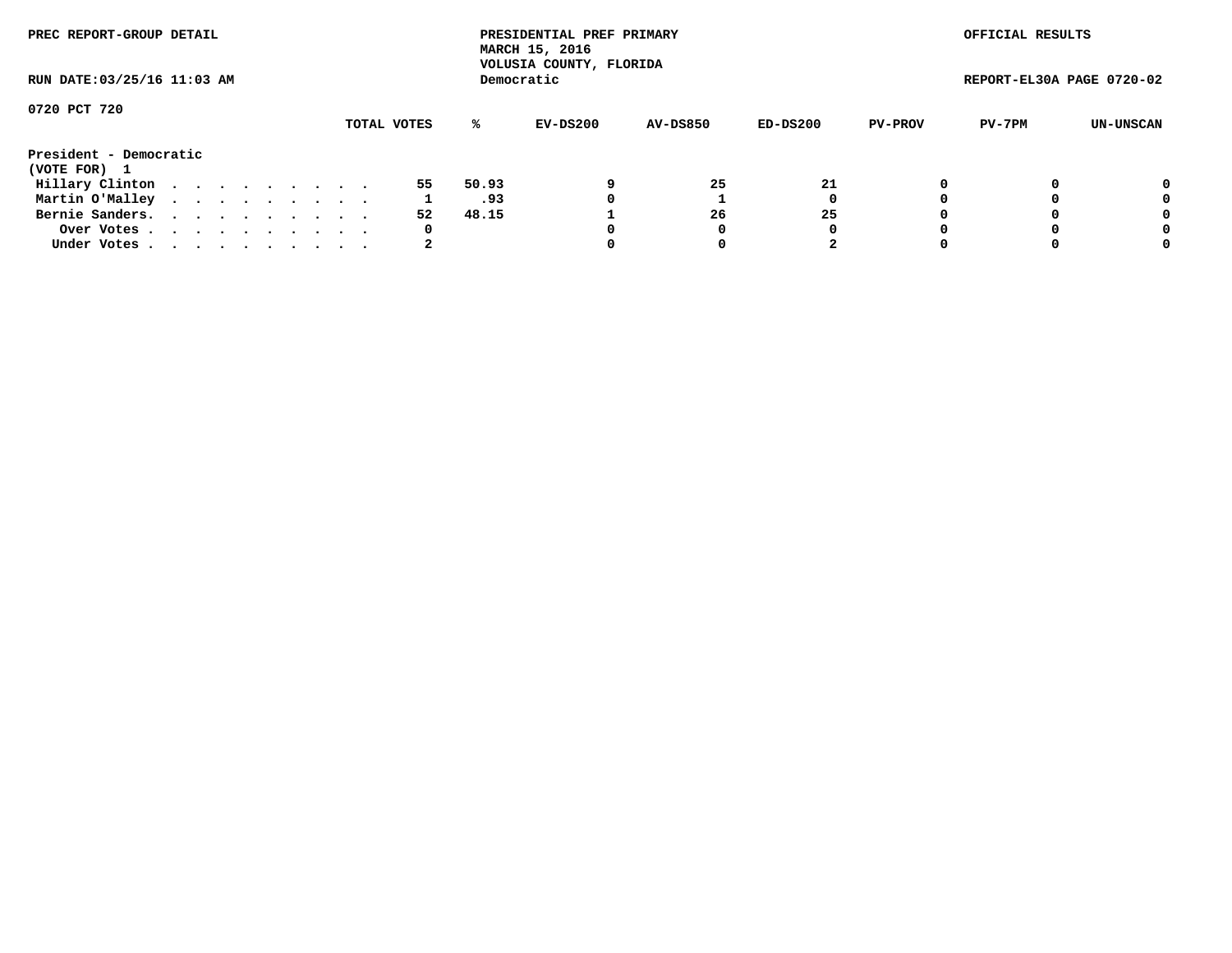PREC REPORT-GROUP DETAIL

PRESIDENTIAL PREF PRIMARY
MARCH 15, 2016
VOLUSIA COUNTY, FLORIDA
Democratic

OFFICIAL RESULTS

RUN DATE:03/25/16 11:03 AM

REPORT-EL30A PAGE 0720-02

0720 PCT 720

President - Democratic
(VOTE FOR) 1

| | TOTAL VOTES | % | EV-DS200 | AV-DS850 | ED-DS200 | PV-PROV | PV-7PM | UN-UNSCAN |
|---|---|---|---|---|---|---|---|---|
| Hillary Clinton . . . . . . . . . . | 55 | 50.93 | 9 | 25 | 21 | 0 | 0 | 0 |
| Martin O'Malley . . . . . . . . . . | 1 | .93 | 0 | 1 | 0 | 0 | 0 | 0 |
| Bernie Sanders. . . . . . . . . . . | 52 | 48.15 | 1 | 26 | 25 | 0 | 0 | 0 |
| Over Votes . . . . . . . . . . . | 0 | | 0 | 0 | 0 | 0 | 0 | 0 |
| Under Votes . . . . . . . . . . . | 2 | | 0 | 0 | 2 | 0 | 0 | 0 |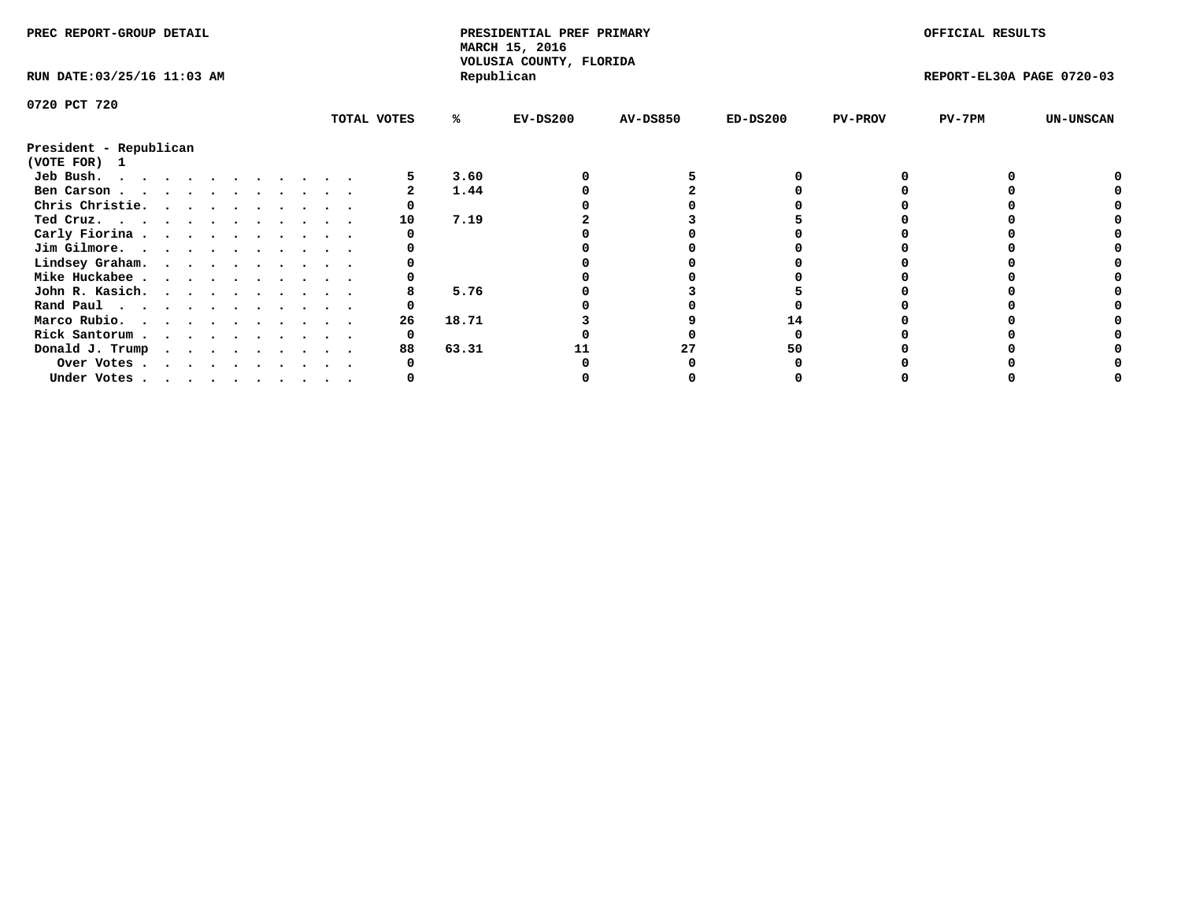PREC REPORT-GROUP DETAIL

PRESIDENTIAL PREF PRIMARY
MARCH 15, 2016
VOLUSIA COUNTY, FLORIDA
Republican

OFFICIAL RESULTS

RUN DATE:03/25/16 11:03 AM

REPORT-EL30A PAGE 0720-03

0720 PCT 720

| President - Republican (VOTE FOR) 1 | TOTAL VOTES | % | EV-DS200 | AV-DS850 | ED-DS200 | PV-PROV | PV-7PM | UN-UNSCAN |
|---|---|---|---|---|---|---|---|---|
| Jeb Bush. | 5 | 3.60 | 0 | 5 | 0 | 0 | 0 | 0 |
| Ben Carson | 2 | 1.44 | 0 | 2 | 0 | 0 | 0 | 0 |
| Chris Christie. | 0 | | 0 | 0 | 0 | 0 | 0 | 0 |
| Ted Cruz. | 10 | 7.19 | 2 | 3 | 5 | 0 | 0 | 0 |
| Carly Fiorina | 0 | | 0 | 0 | 0 | 0 | 0 | 0 |
| Jim Gilmore. | 0 | | 0 | 0 | 0 | 0 | 0 | 0 |
| Lindsey Graham. | 0 | | 0 | 0 | 0 | 0 | 0 | 0 |
| Mike Huckabee | 0 | | 0 | 0 | 0 | 0 | 0 | 0 |
| John R. Kasich. | 8 | 5.76 | 0 | 3 | 5 | 0 | 0 | 0 |
| Rand Paul | 0 | | 0 | 0 | 0 | 0 | 0 | 0 |
| Marco Rubio. | 26 | 18.71 | 3 | 9 | 14 | 0 | 0 | 0 |
| Rick Santorum | 0 | | 0 | 0 | 0 | 0 | 0 | 0 |
| Donald J. Trump | 88 | 63.31 | 11 | 27 | 50 | 0 | 0 | 0 |
| Over Votes | 0 | | 0 | 0 | 0 | 0 | 0 | 0 |
| Under Votes | 0 | | 0 | 0 | 0 | 0 | 0 | 0 |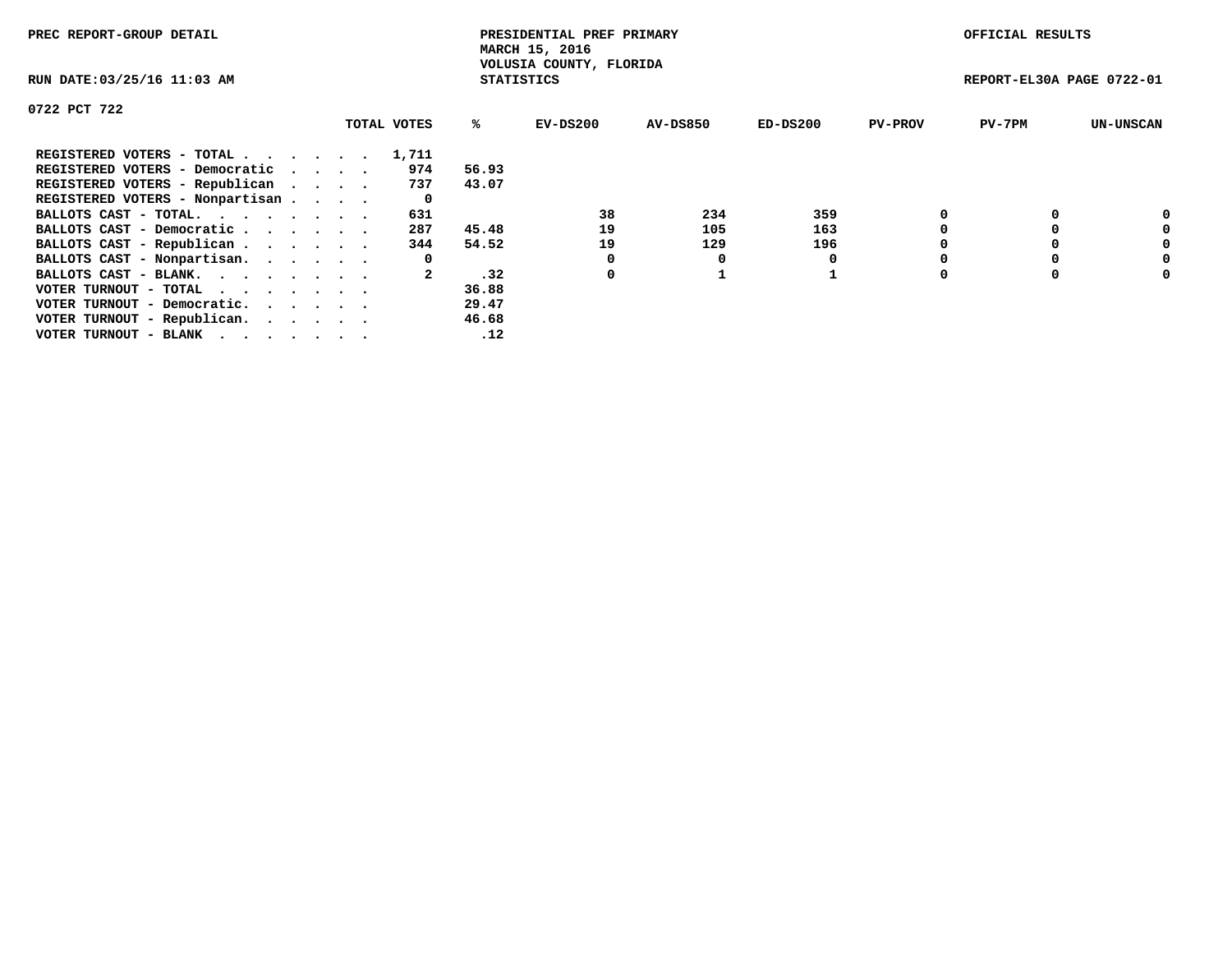PREC REPORT-GROUP DETAIL

PRESIDENTIAL PREF PRIMARY
MARCH 15, 2016
VOLUSIA COUNTY, FLORIDA
STATISTICS

OFFICIAL RESULTS

RUN DATE:03/25/16 11:03 AM

REPORT-EL30A PAGE 0722-01

0722 PCT 722

| | TOTAL VOTES | % | EV-DS200 | AV-DS850 | ED-DS200 | PV-PROV | PV-7PM | UN-UNSCAN |
|---|---|---|---|---|---|---|---|---|
| REGISTERED VOTERS - TOTAL . . . . . . | 1,711 | | | | | | | |
| REGISTERED VOTERS - Democratic . . . . | 974 | 56.93 | | | | | | |
| REGISTERED VOTERS - Republican . . . . | 737 | 43.07 | | | | | | |
| REGISTERED VOTERS - Nonpartisan . . . . | 0 | | | | | | | |
| BALLOTS CAST - TOTAL. . . . . . . . | 631 | | 38 | 234 | 359 | 0 | 0 | 0 |
| BALLOTS CAST - Democratic . . . . . . | 287 | 45.48 | 19 | 105 | 163 | 0 | 0 | 0 |
| BALLOTS CAST - Republican . . . . . . | 344 | 54.52 | 19 | 129 | 196 | 0 | 0 | 0 |
| BALLOTS CAST - Nonpartisan. . . . . . | 0 | | 0 | 0 | 0 | 0 | 0 | 0 |
| BALLOTS CAST - BLANK. . . . . . . . | 2 | .32 | 0 | 1 | 1 | 0 | 0 | 0 |
| VOTER TURNOUT - TOTAL . . . . . . . | | 36.88 | | | | | | |
| VOTER TURNOUT - Democratic. . . . . . | | 29.47 | | | | | | |
| VOTER TURNOUT - Republican. . . . . . | | 46.68 | | | | | | |
| VOTER TURNOUT - BLANK . . . . . . . | | .12 | | | | | | |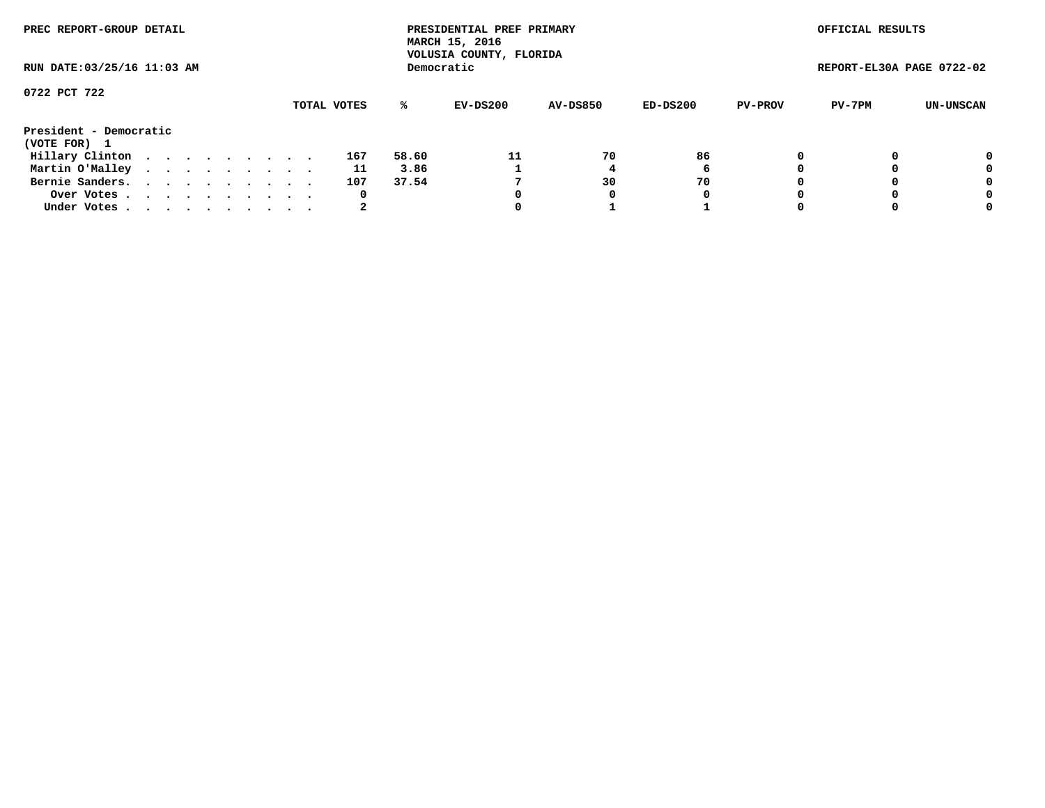PREC REPORT-GROUP DETAIL

PRESIDENTIAL PREF PRIMARY
MARCH 15, 2016
VOLUSIA COUNTY, FLORIDA
Democratic

OFFICIAL RESULTS

RUN DATE:03/25/16 11:03 AM

REPORT-EL30A PAGE 0722-02

0722 PCT 722

| | TOTAL VOTES | % | EV-DS200 | AV-DS850 | ED-DS200 | PV-PROV | PV-7PM | UN-UNSCAN |
|---|---|---|---|---|---|---|---|---|
| **President - Democratic** | | | | | | | | |
| **(VOTE FOR) 1** | | | | | | | | |
| Hillary Clinton | 167 | 58.60 | 11 | 70 | 86 | 0 | 0 | 0 |
| Martin O'Malley | 11 | 3.86 | 1 | 4 | 6 | 0 | 0 | 0 |
| Bernie Sanders. | 107 | 37.54 | 7 | 30 | 70 | 0 | 0 | 0 |
| Over Votes | 0 | | 0 | 0 | 0 | 0 | 0 | 0 |
| Under Votes | 2 | | 0 | 1 | 1 | 0 | 0 | 0 |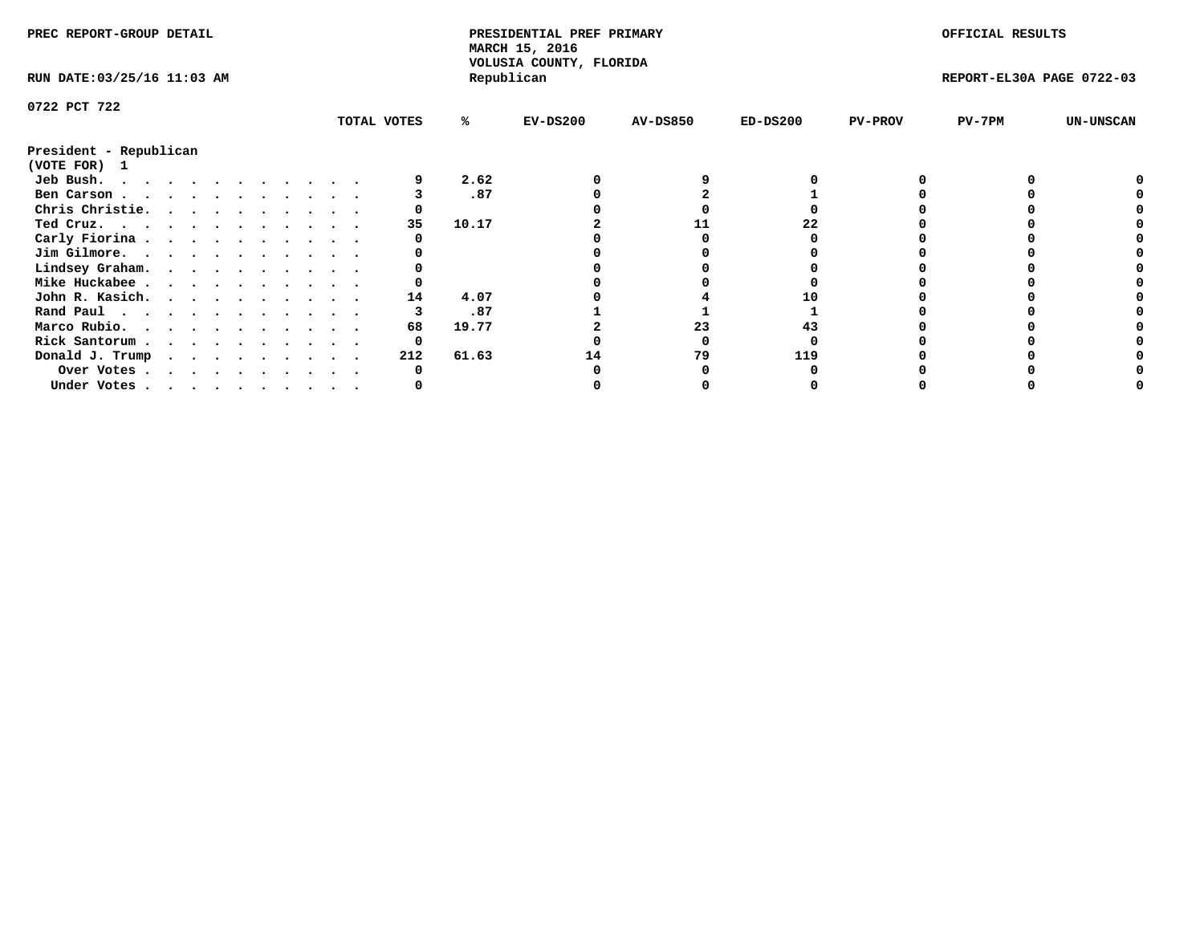PREC REPORT-GROUP DETAIL

PRESIDENTIAL PREF PRIMARY
MARCH 15, 2016
VOLUSIA COUNTY, FLORIDA
Republican

OFFICIAL RESULTS

RUN DATE:03/25/16 11:03 AM

REPORT-EL30A PAGE 0722-03

0722 PCT 722

| | TOTAL VOTES | % | EV-DS200 | AV-DS850 | ED-DS200 | PV-PROV | PV-7PM | UN-UNSCAN |
|---|---|---|---|---|---|---|---|---|
| **President - Republican** | | | | | | | | |
| **(VOTE FOR) 1** | | | | | | | | |
| Jeb Bush. . . . . . . . . . . . . | 9 | 2.62 | 0 | 9 | 0 | 0 | 0 | 0 |
| Ben Carson . . . . . . . . . . . . | 3 | .87 | 0 | 2 | 1 | 0 | 0 | 0 |
| Chris Christie. . . . . . . . . . . | 0 | | 0 | 0 | 0 | 0 | 0 | 0 |
| Ted Cruz. . . . . . . . . . . . . | 35 | 10.17 | 2 | 11 | 22 | 0 | 0 | 0 |
| Carly Fiorina . . . . . . . . . . . | 0 | | 0 | 0 | 0 | 0 | 0 | 0 |
| Jim Gilmore. . . . . . . . . . . . | 0 | | 0 | 0 | 0 | 0 | 0 | 0 |
| Lindsey Graham. . . . . . . . . . . | 0 | | 0 | 0 | 0 | 0 | 0 | 0 |
| Mike Huckabee . . . . . . . . . . . | 0 | | 0 | 0 | 0 | 0 | 0 | 0 |
| John R. Kasich. . . . . . . . . . . | 14 | 4.07 | 0 | 4 | 10 | 0 | 0 | 0 |
| Rand Paul . . . . . . . . . . . . | 3 | .87 | 1 | 1 | 1 | 0 | 0 | 0 |
| Marco Rubio. . . . . . . . . . . . | 68 | 19.77 | 2 | 23 | 43 | 0 | 0 | 0 |
| Rick Santorum . . . . . . . . . . . | 0 | | 0 | 0 | 0 | 0 | 0 | 0 |
| Donald J. Trump . . . . . . . . . . | 212 | 61.63 | 14 | 79 | 119 | 0 | 0 | 0 |
| Over Votes . . . . . . . . . . . | 0 | | 0 | 0 | 0 | 0 | 0 | 0 |
| Under Votes . . . . . . . . . . . | 0 | | 0 | 0 | 0 | 0 | 0 | 0 |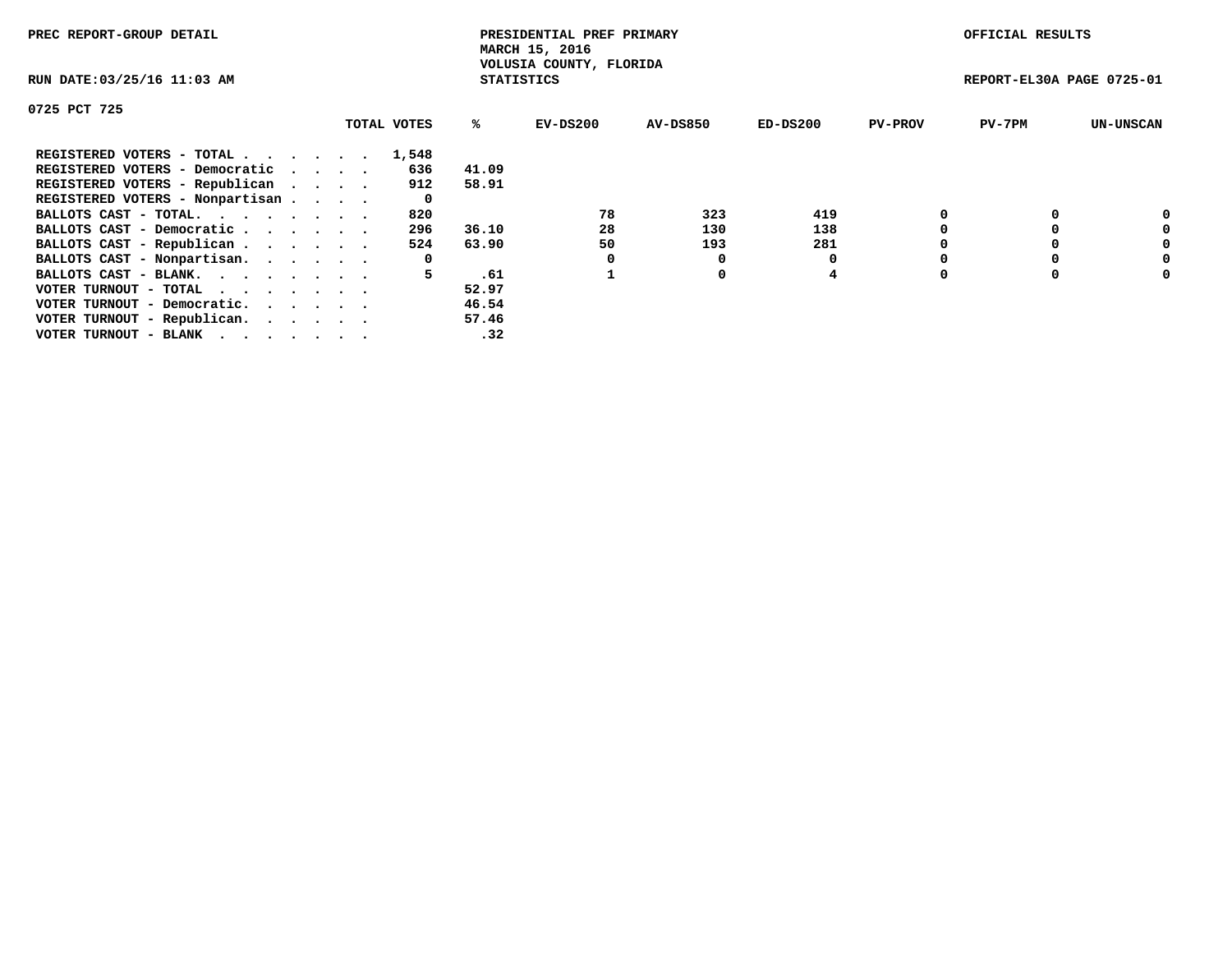PREC REPORT-GROUP DETAIL

PRESIDENTIAL PREF PRIMARY
MARCH 15, 2016
VOLUSIA COUNTY, FLORIDA
STATISTICS

OFFICIAL RESULTS

RUN DATE:03/25/16 11:03 AM

REPORT-EL30A PAGE 0725-01

0725 PCT 725

| | TOTAL VOTES | % | EV-DS200 | AV-DS850 | ED-DS200 | PV-PROV | PV-7PM | UN-UNSCAN |
|---|---|---|---|---|---|---|---|---|
| REGISTERED VOTERS - TOTAL . . . . . . | 1,548 | | | | | | | |
| REGISTERED VOTERS - Democratic . . . . | 636 | 41.09 | | | | | | |
| REGISTERED VOTERS - Republican . . . . | 912 | 58.91 | | | | | | |
| REGISTERED VOTERS - Nonpartisan . . . . | 0 | | | | | | | |
| BALLOTS CAST - TOTAL. . . . . . . . | 820 | | 78 | 323 | 419 | 0 | 0 | 0 |
| BALLOTS CAST - Democratic . . . . . . | 296 | 36.10 | 28 | 130 | 138 | 0 | 0 | 0 |
| BALLOTS CAST - Republican . . . . . . | 524 | 63.90 | 50 | 193 | 281 | 0 | 0 | 0 |
| BALLOTS CAST - Nonpartisan. . . . . . | 0 | | 0 | 0 | 0 | 0 | 0 | 0 |
| BALLOTS CAST - BLANK. . . . . . . . | 5 | .61 | 1 | 0 | 4 | 0 | 0 | 0 |
| VOTER TURNOUT - TOTAL . . . . . . . | | 52.97 | | | | | | |
| VOTER TURNOUT - Democratic. . . . . . | | 46.54 | | | | | | |
| VOTER TURNOUT - Republican. . . . . . | | 57.46 | | | | | | |
| VOTER TURNOUT - BLANK . . . . . . . | | .32 | | | | | | |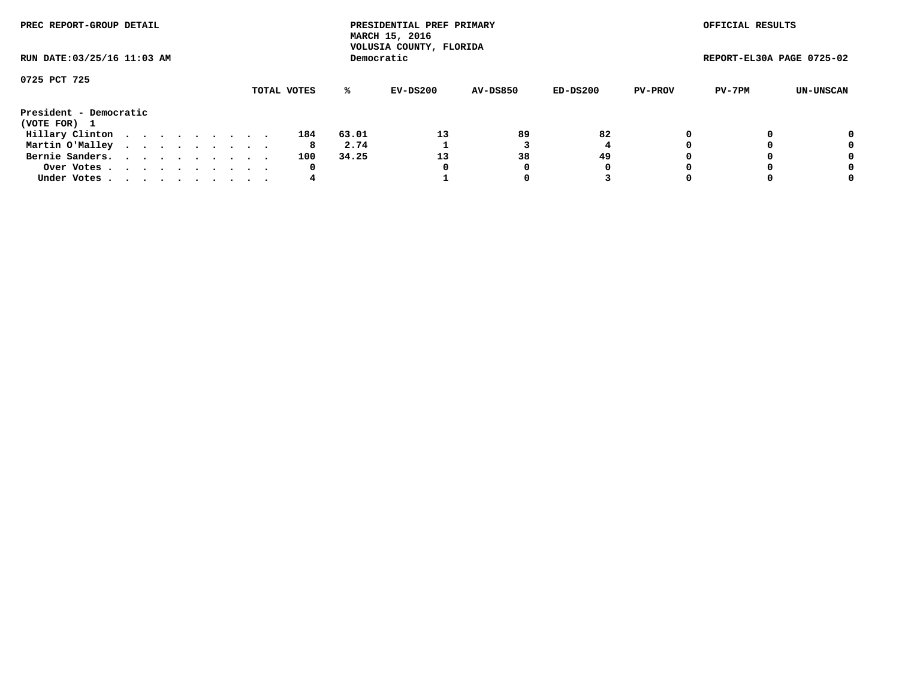PREC REPORT-GROUP DETAIL

PRESIDENTIAL PREF PRIMARY
MARCH 15, 2016
VOLUSIA COUNTY, FLORIDA
Democratic

OFFICIAL RESULTS

RUN DATE:03/25/16 11:03 AM

REPORT-EL30A PAGE 0725-02

0725 PCT 725

| | TOTAL VOTES | % | EV-DS200 | AV-DS850 | ED-DS200 | PV-PROV | PV-7PM | UN-UNSCAN |
|---|---|---|---|---|---|---|---|---|
| **President - Democratic** | | | | | | | | |
| **(VOTE FOR) 1** | | | | | | | | |
| Hillary Clinton | 184 | 63.01 | 13 | 89 | 82 | 0 | 0 | 0 |
| Martin O'Malley | 8 | 2.74 | 1 | 3 | 4 | 0 | 0 | 0 |
| Bernie Sanders. | 100 | 34.25 | 13 | 38 | 49 | 0 | 0 | 0 |
| Over Votes | 0 | | 0 | 0 | 0 | 0 | 0 | 0 |
| Under Votes | 4 | | 1 | 0 | 3 | 0 | 0 | 0 |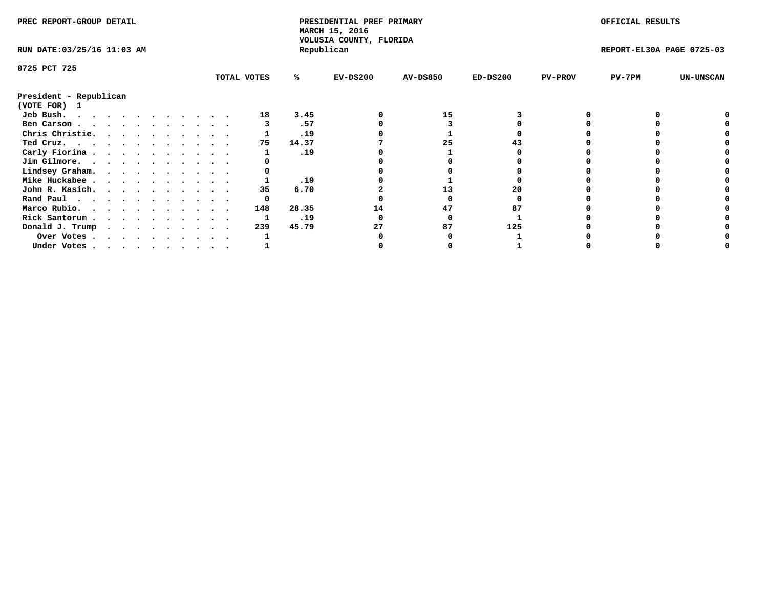PREC REPORT-GROUP DETAIL

PRESIDENTIAL PREF PRIMARY
MARCH 15, 2016
VOLUSIA COUNTY, FLORIDA
Republican

OFFICIAL RESULTS

RUN DATE:03/25/16 11:03 AM

REPORT-EL30A PAGE 0725-03

0725 PCT 725

President - Republican
(VOTE FOR) 1

| | TOTAL VOTES | % | EV-DS200 | AV-DS850 | ED-DS200 | PV-PROV | PV-7PM | UN-UNSCAN |
|---|---|---|---|---|---|---|---|---|
| Jeb Bush. | 18 | 3.45 | 0 | 15 | 3 | 0 | 0 | 0 |
| Ben Carson | 3 | .57 | 0 | 3 | 0 | 0 | 0 | 0 |
| Chris Christie. | 1 | .19 | 0 | 1 | 0 | 0 | 0 | 0 |
| Ted Cruz. | 75 | 14.37 | 7 | 25 | 43 | 0 | 0 | 0 |
| Carly Fiorina | 1 | .19 | 0 | 1 | 0 | 0 | 0 | 0 |
| Jim Gilmore. | 0 | | 0 | 0 | 0 | 0 | 0 | 0 |
| Lindsey Graham. | 0 | | 0 | 0 | 0 | 0 | 0 | 0 |
| Mike Huckabee | 1 | .19 | 0 | 1 | 0 | 0 | 0 | 0 |
| John R. Kasich. | 35 | 6.70 | 2 | 13 | 20 | 0 | 0 | 0 |
| Rand Paul | 0 | | 0 | 0 | 0 | 0 | 0 | 0 |
| Marco Rubio. | 148 | 28.35 | 14 | 47 | 87 | 0 | 0 | 0 |
| Rick Santorum | 1 | .19 | 0 | 0 | 1 | 0 | 0 | 0 |
| Donald J. Trump | 239 | 45.79 | 27 | 87 | 125 | 0 | 0 | 0 |
| Over Votes | 1 | | 0 | 0 | 1 | 0 | 0 | 0 |
| Under Votes | 1 | | 0 | 0 | 1 | 0 | 0 | 0 |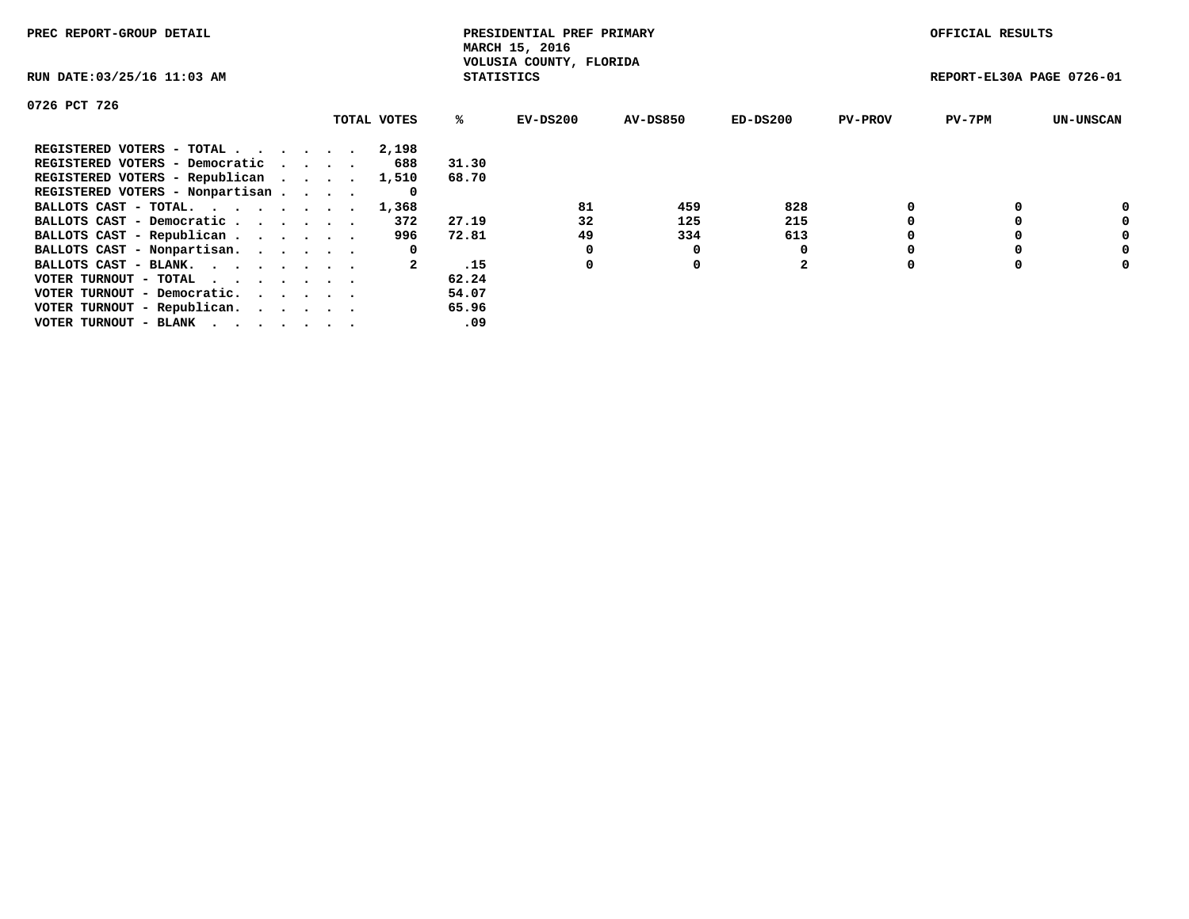PREC REPORT-GROUP DETAIL

PRESIDENTIAL PREF PRIMARY
MARCH 15, 2016
VOLUSIA COUNTY, FLORIDA
STATISTICS

OFFICIAL RESULTS

RUN DATE:03/25/16 11:03 AM

REPORT-EL30A PAGE 0726-01

0726 PCT 726

| | TOTAL VOTES | % | EV-DS200 | AV-DS850 | ED-DS200 | PV-PROV | PV-7PM | UN-UNSCAN |
|---|---|---|---|---|---|---|---|---|
| REGISTERED VOTERS - TOTAL . . . . . . | 2,198 | | | | | | | |
| REGISTERED VOTERS - Democratic . . . . | 688 | 31.30 | | | | | | |
| REGISTERED VOTERS - Republican . . . . | 1,510 | 68.70 | | | | | | |
| REGISTERED VOTERS - Nonpartisan . . . . | 0 | | | | | | | |
| BALLOTS CAST - TOTAL. . . . . . . . | 1,368 | | 81 | 459 | 828 | 0 | 0 | 0 |
| BALLOTS CAST - Democratic . . . . . . | 372 | 27.19 | 32 | 125 | 215 | 0 | 0 | 0 |
| BALLOTS CAST - Republican . . . . . . | 996 | 72.81 | 49 | 334 | 613 | 0 | 0 | 0 |
| BALLOTS CAST - Nonpartisan. . . . . . | 0 | | 0 | 0 | 0 | 0 | 0 | 0 |
| BALLOTS CAST - BLANK. . . . . . . . | 2 | .15 | 0 | 0 | 2 | 0 | 0 | 0 |
| VOTER TURNOUT - TOTAL . . . . . . . | | 62.24 | | | | | | |
| VOTER TURNOUT - Democratic. . . . . . | | 54.07 | | | | | | |
| VOTER TURNOUT - Republican. . . . . . | | 65.96 | | | | | | |
| VOTER TURNOUT - BLANK . . . . . . . | | .09 | | | | | | |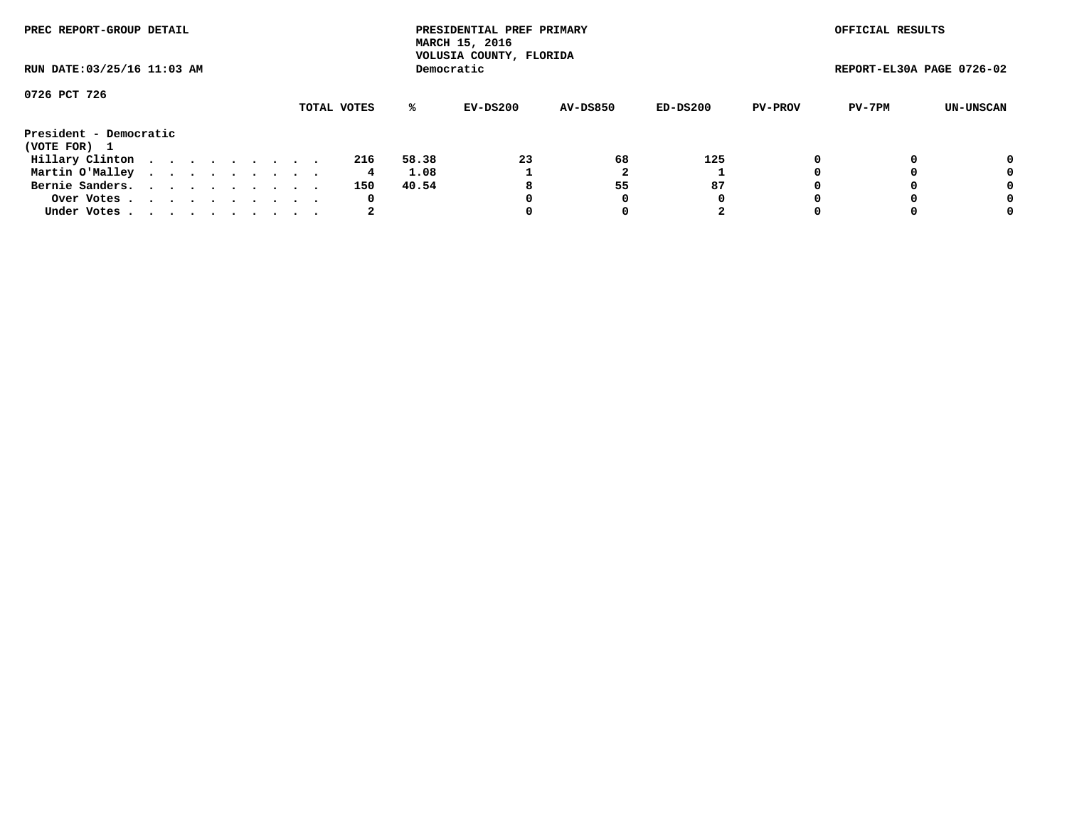PREC REPORT-GROUP DETAIL

PRESIDENTIAL PREF PRIMARY
MARCH 15, 2016
VOLUSIA COUNTY, FLORIDA
Democratic

OFFICIAL RESULTS

RUN DATE:03/25/16 11:03 AM

REPORT-EL30A PAGE 0726-02

0726 PCT 726

| | TOTAL VOTES | % | EV-DS200 | AV-DS850 | ED-DS200 | PV-PROV | PV-7PM | UN-UNSCAN |
|---|---|---|---|---|---|---|---|---|
| **President - Democratic** | | | | | | | | |
| **(VOTE FOR) 1** | | | | | | | | |
| Hillary Clinton . . . . . . . . . . | 216 | 58.38 | 23 | 68 | 125 | 0 | 0 | 0 |
| Martin O'Malley . . . . . . . . . . | 4 | 1.08 | 1 | 2 | 1 | 0 | 0 | 0 |
| Bernie Sanders. . . . . . . . . . . | 150 | 40.54 | 8 | 55 | 87 | 0 | 0 | 0 |
| Over Votes . . . . . . . . . . . | 0 | | 0 | 0 | 0 | 0 | 0 | 0 |
| Under Votes . . . . . . . . . . . | 2 | | 0 | 0 | 2 | 0 | 0 | 0 |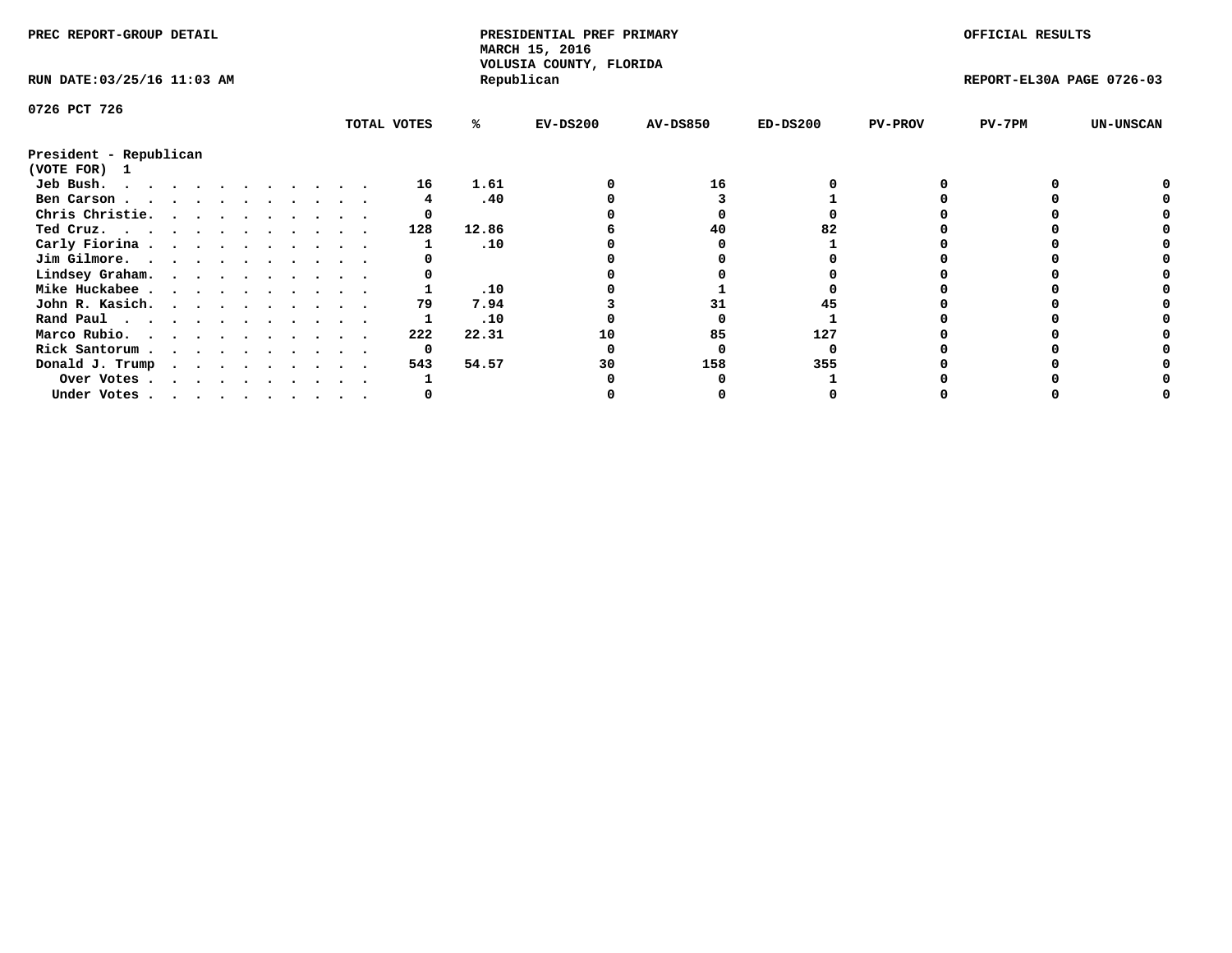PREC REPORT-GROUP DETAIL

PRESIDENTIAL PREF PRIMARY
MARCH 15, 2016
VOLUSIA COUNTY, FLORIDA
Republican

OFFICIAL RESULTS

RUN DATE:03/25/16 11:03 AM

REPORT-EL30A PAGE 0726-03

0726 PCT 726

President - Republican
(VOTE FOR) 1

| | TOTAL VOTES | % | EV-DS200 | AV-DS850 | ED-DS200 | PV-PROV | PV-7PM | UN-UNSCAN |
|---|---|---|---|---|---|---|---|---|
| Jeb Bush. | 16 | 1.61 | 0 | 16 | 0 | 0 | 0 | 0 |
| Ben Carson | 4 | .40 | 0 | 3 | 1 | 0 | 0 | 0 |
| Chris Christie. | 0 | | 0 | 0 | 0 | 0 | 0 | 0 |
| Ted Cruz. | 128 | 12.86 | 6 | 40 | 82 | 0 | 0 | 0 |
| Carly Fiorina | 1 | .10 | 0 | 0 | 1 | 0 | 0 | 0 |
| Jim Gilmore. | 0 | | 0 | 0 | 0 | 0 | 0 | 0 |
| Lindsey Graham. | 0 | | 0 | 0 | 0 | 0 | 0 | 0 |
| Mike Huckabee | 1 | .10 | 0 | 1 | 0 | 0 | 0 | 0 |
| John R. Kasich. | 79 | 7.94 | 3 | 31 | 45 | 0 | 0 | 0 |
| Rand Paul | 1 | .10 | 0 | 0 | 1 | 0 | 0 | 0 |
| Marco Rubio. | 222 | 22.31 | 10 | 85 | 127 | 0 | 0 | 0 |
| Rick Santorum | 0 | | 0 | 0 | 0 | 0 | 0 | 0 |
| Donald J. Trump | 543 | 54.57 | 30 | 158 | 355 | 0 | 0 | 0 |
| Over Votes | 1 | | 0 | 0 | 1 | 0 | 0 | 0 |
| Under Votes | 0 | | 0 | 0 | 0 | 0 | 0 | 0 |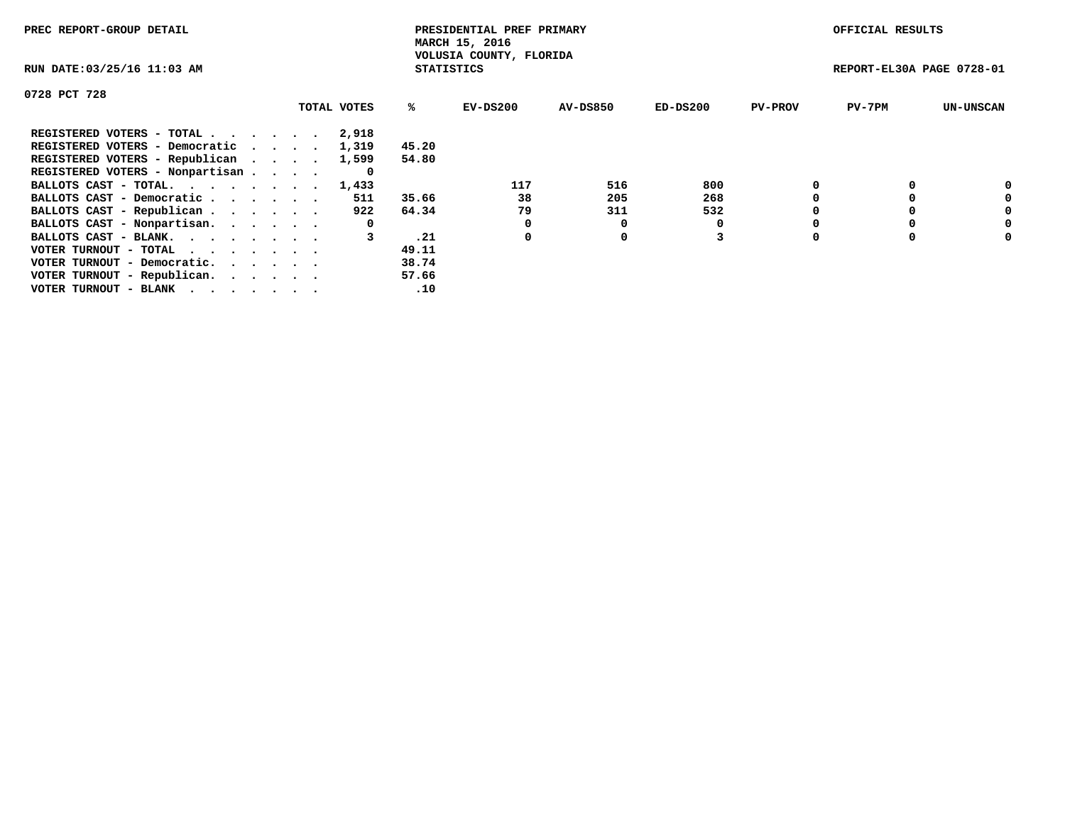PREC REPORT-GROUP DETAIL

PRESIDENTIAL PREF PRIMARY
MARCH 15, 2016
VOLUSIA COUNTY, FLORIDA
STATISTICS

OFFICIAL RESULTS

RUN DATE:03/25/16 11:03 AM

REPORT-EL30A PAGE 0728-01

0728 PCT 728

| | TOTAL VOTES | % | EV-DS200 | AV-DS850 | ED-DS200 | PV-PROV | PV-7PM | UN-UNSCAN |
|---|---|---|---|---|---|---|---|---|
| REGISTERED VOTERS - TOTAL . . . . . . | 2,918 | | | | | | | |
| REGISTERED VOTERS - Democratic . . . . | 1,319 | 45.20 | | | | | | |
| REGISTERED VOTERS - Republican . . . . | 1,599 | 54.80 | | | | | | |
| REGISTERED VOTERS - Nonpartisan . . . . | 0 | | | | | | | |
| BALLOTS CAST - TOTAL. . . . . . . . | 1,433 | | 117 | 516 | 800 | 0 | 0 | 0 |
| BALLOTS CAST - Democratic . . . . . . | 511 | 35.66 | 38 | 205 | 268 | 0 | 0 | 0 |
| BALLOTS CAST - Republican . . . . . . | 922 | 64.34 | 79 | 311 | 532 | 0 | 0 | 0 |
| BALLOTS CAST - Nonpartisan. . . . . . | 0 | | 0 | 0 | 0 | 0 | 0 | 0 |
| BALLOTS CAST - BLANK. . . . . . . . | 3 | .21 | 0 | 0 | 3 | 0 | 0 | 0 |
| VOTER TURNOUT - TOTAL . . . . . . . . | | 49.11 | | | | | | |
| VOTER TURNOUT - Democratic. . . . . . | | 38.74 | | | | | | |
| VOTER TURNOUT - Republican. . . . . . | | 57.66 | | | | | | |
| VOTER TURNOUT - BLANK . . . . . . . | | .10 | | | | | | |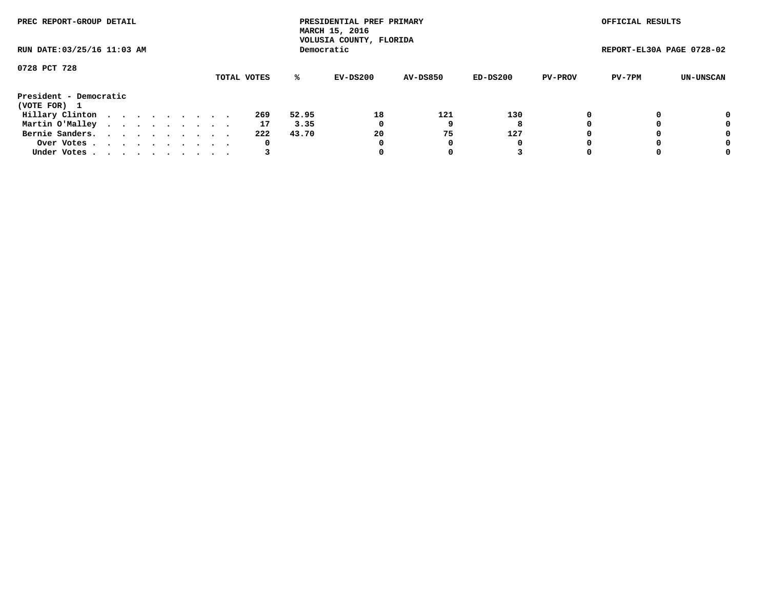PREC REPORT-GROUP DETAIL

PRESIDENTIAL PREF PRIMARY
MARCH 15, 2016
VOLUSIA COUNTY, FLORIDA
Democratic

OFFICIAL RESULTS

RUN DATE:03/25/16 11:03 AM

REPORT-EL30A PAGE 0728-02

0728 PCT 728

| | TOTAL VOTES | % | EV-DS200 | AV-DS850 | ED-DS200 | PV-PROV | PV-7PM | UN-UNSCAN |
|---|---|---|---|---|---|---|---|---|
| **President - Democratic** | | | | | | | | |
| **(VOTE FOR) 1** | | | | | | | | |
| Hillary Clinton . . . . . . . . . . | 269 | 52.95 | 18 | 121 | 130 | 0 | 0 | 0 |
| Martin O'Malley . . . . . . . . . . | 17 | 3.35 | 0 | 9 | 8 | 0 | 0 | 0 |
| Bernie Sanders. . . . . . . . . . . | 222 | 43.70 | 20 | 75 | 127 | 0 | 0 | 0 |
| Over Votes . . . . . . . . . . . | 0 | | 0 | 0 | 0 | 0 | 0 | 0 |
| Under Votes . . . . . . . . . . . | 3 | | 0 | 0 | 3 | 0 | 0 | 0 |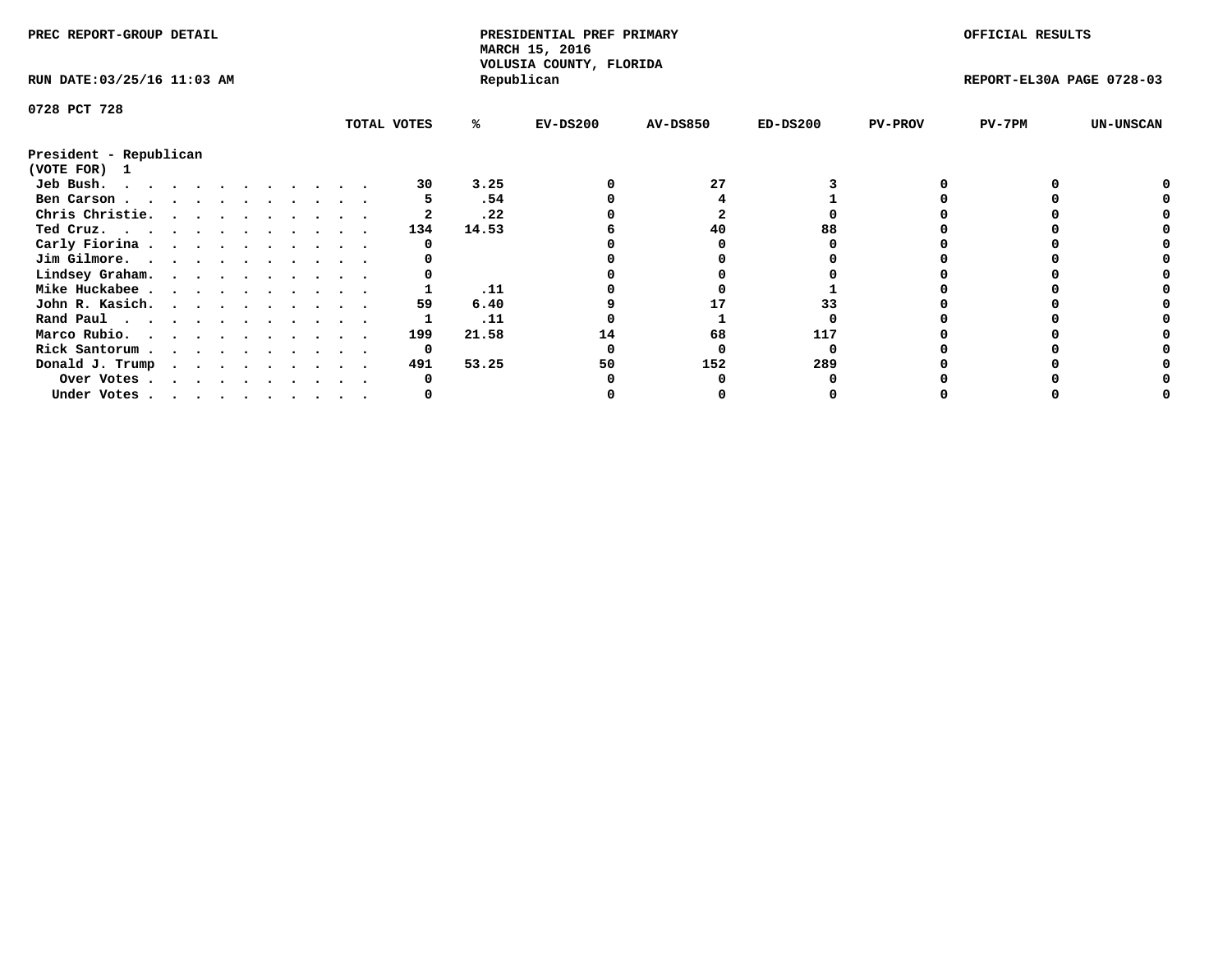PREC REPORT-GROUP DETAIL

PRESIDENTIAL PREF PRIMARY
MARCH 15, 2016
VOLUSIA COUNTY, FLORIDA
Republican

OFFICIAL RESULTS

RUN DATE:03/25/16 11:03 AM

REPORT-EL30A PAGE 0728-03

0728 PCT 728

| President - Republican (VOTE FOR) 1 | TOTAL VOTES | % | EV-DS200 | AV-DS850 | ED-DS200 | PV-PROV | PV-7PM | UN-UNSCAN |
|---|---|---|---|---|---|---|---|---|
| Jeb Bush. | 30 | 3.25 | 0 | 27 | 3 | 0 | 0 | 0 |
| Ben Carson | 5 | .54 | 0 | 4 | 1 | 0 | 0 | 0 |
| Chris Christie. | 2 | .22 | 0 | 2 | 0 | 0 | 0 | 0 |
| Ted Cruz. | 134 | 14.53 | 6 | 40 | 88 | 0 | 0 | 0 |
| Carly Fiorina | 0 | | 0 | 0 | 0 | 0 | 0 | 0 |
| Jim Gilmore. | 0 | | 0 | 0 | 0 | 0 | 0 | 0 |
| Lindsey Graham. | 0 | | 0 | 0 | 0 | 0 | 0 | 0 |
| Mike Huckabee | 1 | .11 | 0 | 0 | 1 | 0 | 0 | 0 |
| John R. Kasich. | 59 | 6.40 | 9 | 17 | 33 | 0 | 0 | 0 |
| Rand Paul | 1 | .11 | 0 | 1 | 0 | 0 | 0 | 0 |
| Marco Rubio. | 199 | 21.58 | 14 | 68 | 117 | 0 | 0 | 0 |
| Rick Santorum | 0 | | 0 | 0 | 0 | 0 | 0 | 0 |
| Donald J. Trump | 491 | 53.25 | 50 | 152 | 289 | 0 | 0 | 0 |
| Over Votes | 0 | | 0 | 0 | 0 | 0 | 0 | 0 |
| Under Votes | 0 | | 0 | 0 | 0 | 0 | 0 | 0 |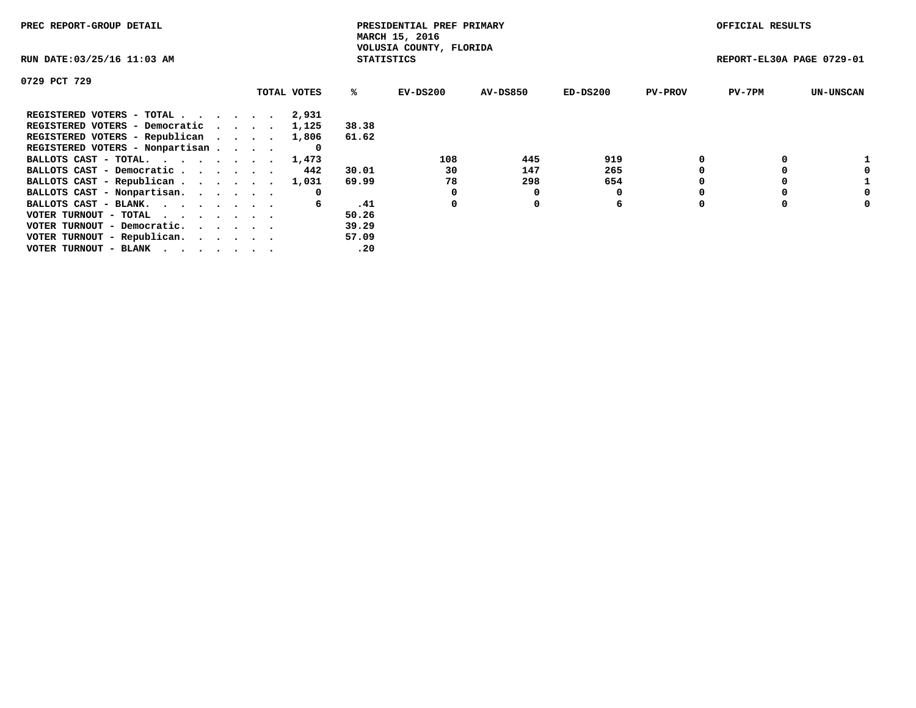PREC REPORT-GROUP DETAIL

PRESIDENTIAL PREF PRIMARY
MARCH 15, 2016
VOLUSIA COUNTY, FLORIDA
STATISTICS

OFFICIAL RESULTS

RUN DATE:03/25/16 11:03 AM

REPORT-EL30A PAGE 0729-01

0729 PCT 729

| | TOTAL VOTES | % | EV-DS200 | AV-DS850 | ED-DS200 | PV-PROV | PV-7PM | UN-UNSCAN |
|---|---|---|---|---|---|---|---|---|
| REGISTERED VOTERS - TOTAL . . . . . . | 2,931 | | | | | | | |
| REGISTERED VOTERS - Democratic . . . . | 1,125 | 38.38 | | | | | | |
| REGISTERED VOTERS - Republican . . . . | 1,806 | 61.62 | | | | | | |
| REGISTERED VOTERS - Nonpartisan . . . . | 0 | | | | | | | |
| BALLOTS CAST - TOTAL. . . . . . . . | 1,473 | | 108 | 445 | 919 | 0 | 0 | 1 |
| BALLOTS CAST - Democratic . . . . . . | 442 | 30.01 | 30 | 147 | 265 | 0 | 0 | 0 |
| BALLOTS CAST - Republican . . . . . . | 1,031 | 69.99 | 78 | 298 | 654 | 0 | 0 | 1 |
| BALLOTS CAST - Nonpartisan. . . . . . | 0 | | 0 | 0 | 0 | 0 | 0 | 0 |
| BALLOTS CAST - BLANK. . . . . . . . | 6 | .41 | 0 | 0 | 6 | 0 | 0 | 0 |
| VOTER TURNOUT - TOTAL . . . . . . . | | 50.26 | | | | | | |
| VOTER TURNOUT - Democratic. . . . . . | | 39.29 | | | | | | |
| VOTER TURNOUT - Republican. . . . . . | | 57.09 | | | | | | |
| VOTER TURNOUT - BLANK . . . . . . . | | .20 | | | | | | |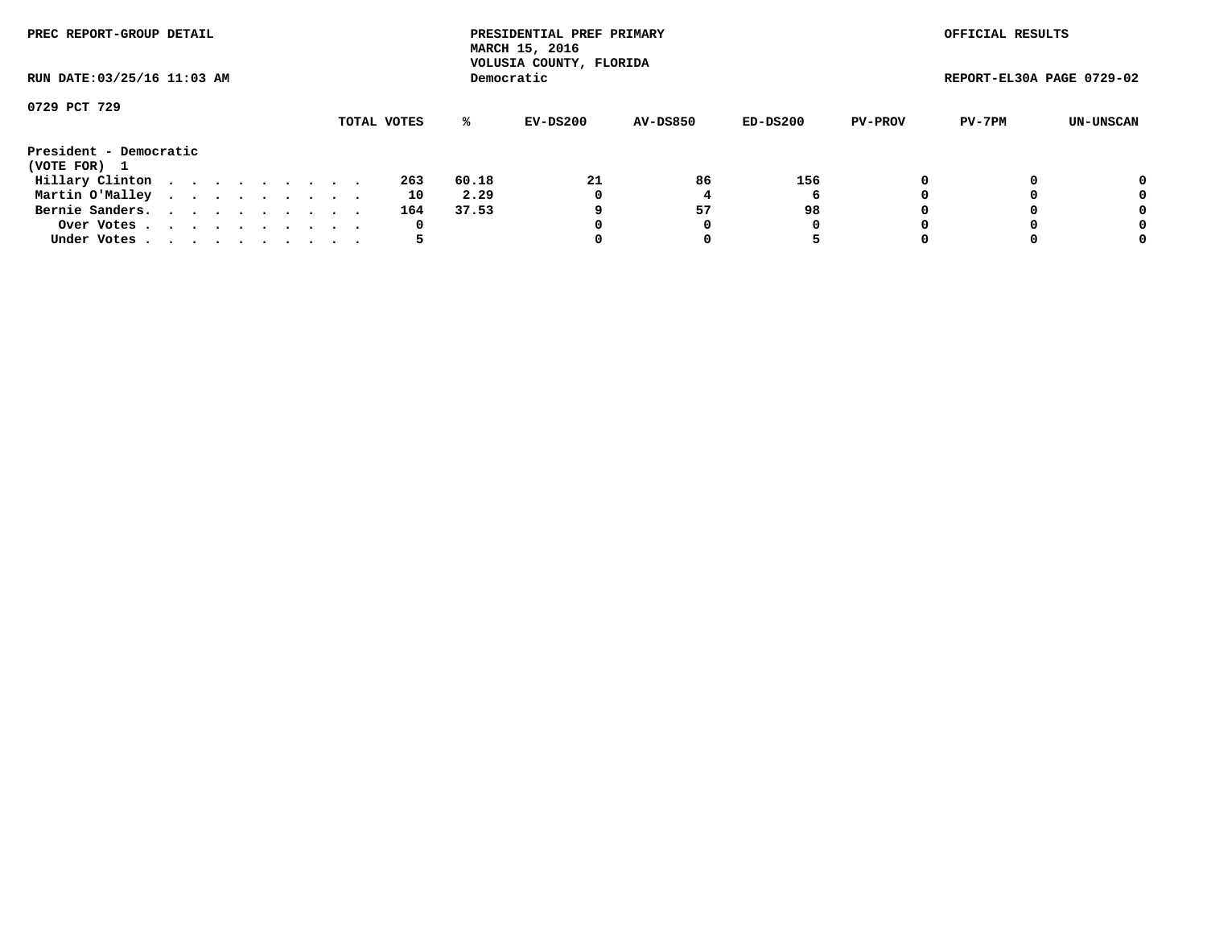PREC REPORT-GROUP DETAIL

PRESIDENTIAL PREF PRIMARY
MARCH 15, 2016
VOLUSIA COUNTY, FLORIDA
Democratic

OFFICIAL RESULTS

RUN DATE:03/25/16 11:03 AM

REPORT-EL30A PAGE 0729-02

0729 PCT 729

| | TOTAL VOTES | % | EV-DS200 | AV-DS850 | ED-DS200 | PV-PROV | PV-7PM | UN-UNSCAN |
|---|---|---|---|---|---|---|---|---|
| **President - Democratic** | | | | | | | | |
| **(VOTE FOR) 1** | | | | | | | | |
| Hillary Clinton . . . . . . . . . . | 263 | 60.18 | 21 | 86 | 156 | 0 | 0 | 0 |
| Martin O'Malley . . . . . . . . . . | 10 | 2.29 | 0 | 4 | 6 | 0 | 0 | 0 |
| Bernie Sanders. . . . . . . . . . . | 164 | 37.53 | 9 | 57 | 98 | 0 | 0 | 0 |
| Over Votes . . . . . . . . . . . | 0 | | 0 | 0 | 0 | 0 | 0 | 0 |
| Under Votes . . . . . . . . . . . | 5 | | 0 | 0 | 5 | 0 | 0 | 0 |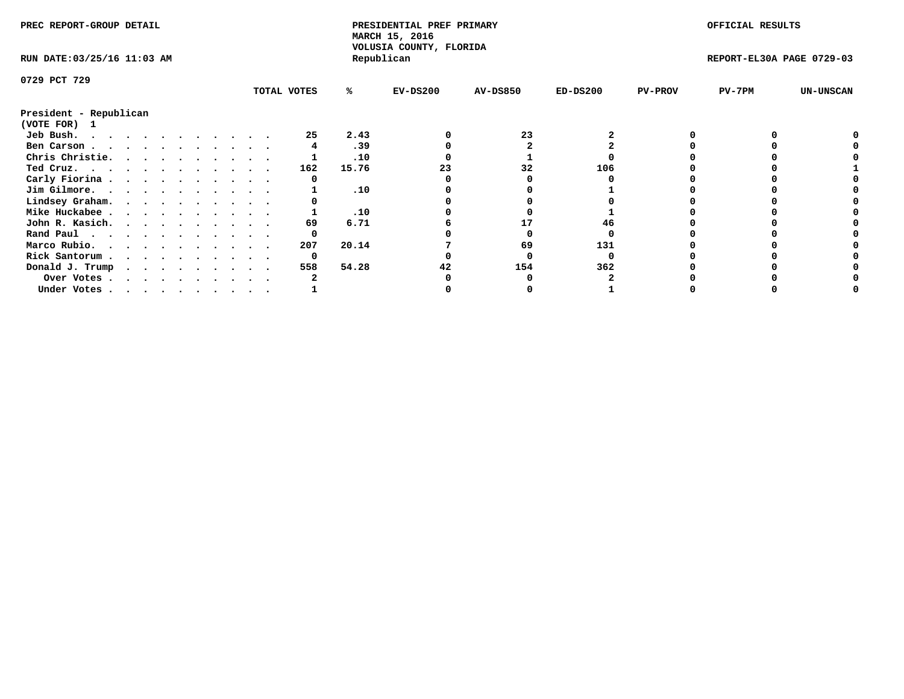PREC REPORT-GROUP DETAIL

PRESIDENTIAL PREF PRIMARY
MARCH 15, 2016
VOLUSIA COUNTY, FLORIDA
Republican

OFFICIAL RESULTS

RUN DATE:03/25/16 11:03 AM

REPORT-EL30A PAGE 0729-03

0729 PCT 729

**President - Republican**
**(VOTE FOR) 1**

| | TOTAL VOTES | % | EV-DS200 | AV-DS850 | ED-DS200 | PV-PROV | PV-7PM | UN-UNSCAN |
|---|---|---|---|---|---|---|---|---|
| Jeb Bush | 25 | 2.43 | 0 | 23 | 2 | 0 | 0 | 0 |
| Ben Carson | 4 | .39 | 0 | 2 | 2 | 0 | 0 | 0 |
| Chris Christie | 1 | .10 | 0 | 1 | 0 | 0 | 0 | 0 |
| Ted Cruz | 162 | 15.76 | 23 | 32 | 106 | 0 | 0 | 1 |
| Carly Fiorina | 0 | | 0 | 0 | 0 | 0 | 0 | 0 |
| Jim Gilmore | 1 | .10 | 0 | 0 | 1 | 0 | 0 | 0 |
| Lindsey Graham | 0 | | 0 | 0 | 0 | 0 | 0 | 0 |
| Mike Huckabee | 1 | .10 | 0 | 0 | 1 | 0 | 0 | 0 |
| John R. Kasich | 69 | 6.71 | 6 | 17 | 46 | 0 | 0 | 0 |
| Rand Paul | 0 | | 0 | 0 | 0 | 0 | 0 | 0 |
| Marco Rubio | 207 | 20.14 | 7 | 69 | 131 | 0 | 0 | 0 |
| Rick Santorum | 0 | | 0 | 0 | 0 | 0 | 0 | 0 |
| Donald J. Trump | 558 | 54.28 | 42 | 154 | 362 | 0 | 0 | 0 |
| Over Votes | 2 | | 0 | 0 | 2 | 0 | 0 | 0 |
| Under Votes | 1 | | 0 | 0 | 1 | 0 | 0 | 0 |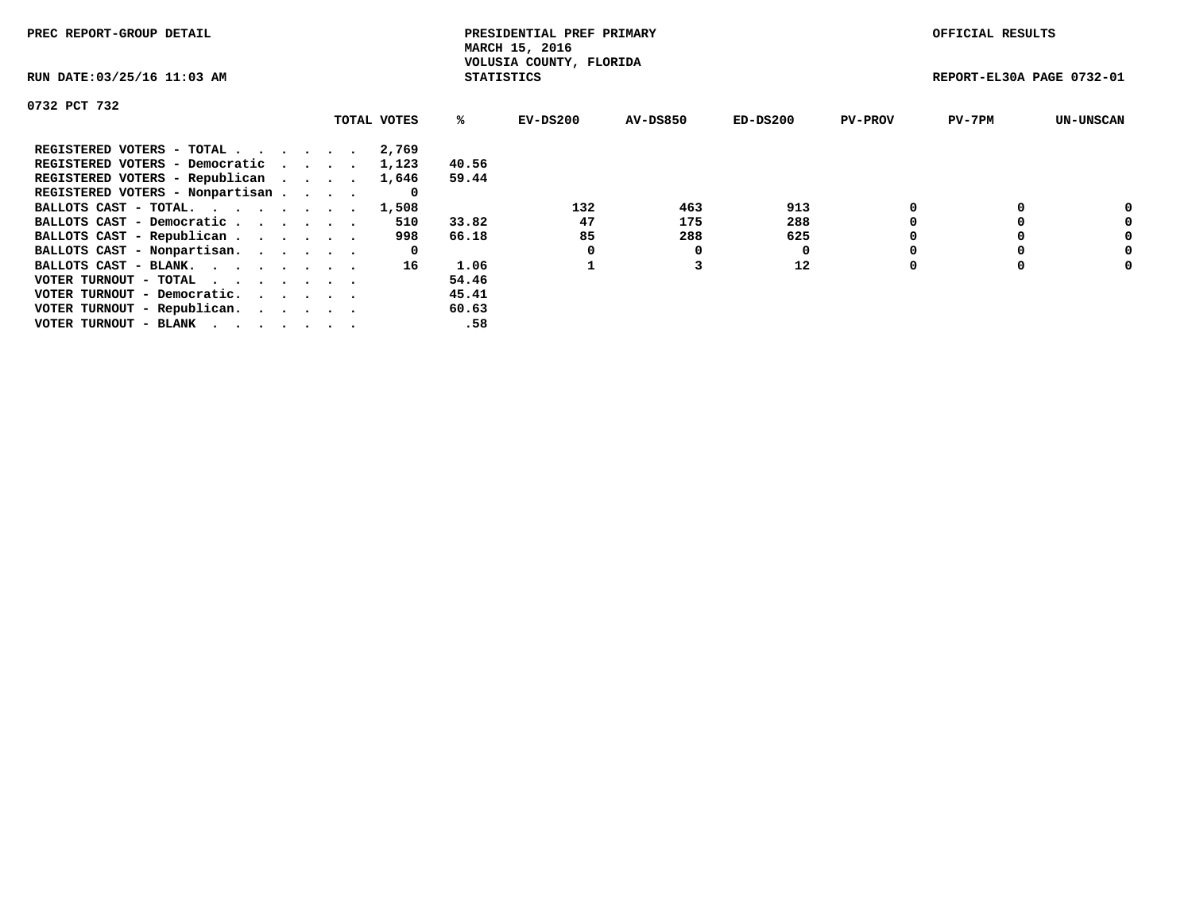PREC REPORT-GROUP DETAIL

PRESIDENTIAL PREF PRIMARY
MARCH 15, 2016
VOLUSIA COUNTY, FLORIDA
STATISTICS

OFFICIAL RESULTS

RUN DATE:03/25/16 11:03 AM

REPORT-EL30A PAGE 0732-01

0732 PCT 732

| | TOTAL VOTES | % | EV-DS200 | AV-DS850 | ED-DS200 | PV-PROV | PV-7PM | UN-UNSCAN |
|---|---|---|---|---|---|---|---|---|
| REGISTERED VOTERS - TOTAL . . . . . . | 2,769 | | | | | | | |
| REGISTERED VOTERS - Democratic . . . . | 1,123 | 40.56 | | | | | | |
| REGISTERED VOTERS - Republican . . . . | 1,646 | 59.44 | | | | | | |
| REGISTERED VOTERS - Nonpartisan . . . . | 0 | | | | | | | |
| BALLOTS CAST - TOTAL. . . . . . . . | 1,508 | | 132 | 463 | 913 | 0 | 0 | 0 |
| BALLOTS CAST - Democratic . . . . . . | 510 | 33.82 | 47 | 175 | 288 | 0 | 0 | 0 |
| BALLOTS CAST - Republican . . . . . . | 998 | 66.18 | 85 | 288 | 625 | 0 | 0 | 0 |
| BALLOTS CAST - Nonpartisan. . . . . . | 0 | | 0 | 0 | 0 | 0 | 0 | 0 |
| BALLOTS CAST - BLANK. . . . . . . . | 16 | 1.06 | 1 | 3 | 12 | 0 | 0 | 0 |
| VOTER TURNOUT - TOTAL . . . . . . . | | 54.46 | | | | | | |
| VOTER TURNOUT - Democratic. . . . . . | | 45.41 | | | | | | |
| VOTER TURNOUT - Republican. . . . . . | | 60.63 | | | | | | |
| VOTER TURNOUT - BLANK . . . . . . . | | .58 | | | | | | |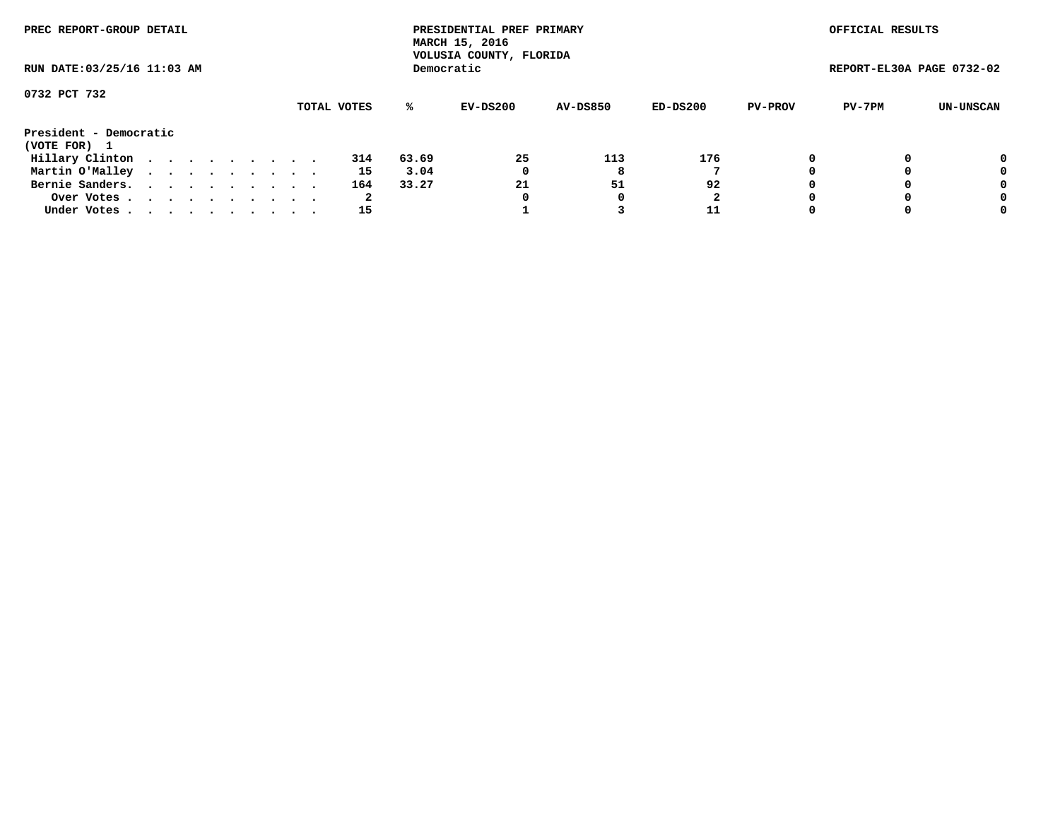PREC REPORT-GROUP DETAIL

PRESIDENTIAL PREF PRIMARY
MARCH 15, 2016
VOLUSIA COUNTY, FLORIDA
Democratic

OFFICIAL RESULTS

RUN DATE:03/25/16 11:03 AM

REPORT-EL30A PAGE 0732-02

0732 PCT 732

| | TOTAL VOTES | % | EV-DS200 | AV-DS850 | ED-DS200 | PV-PROV | PV-7PM | UN-UNSCAN |
|---|---|---|---|---|---|---|---|---|
| **President - Democratic** | | | | | | | | |
| **(VOTE FOR) 1** | | | | | | | | |
| Hillary Clinton | 314 | 63.69 | 25 | 113 | 176 | 0 | 0 | 0 |
| Martin O'Malley | 15 | 3.04 | 0 | 8 | 7 | 0 | 0 | 0 |
| Bernie Sanders | 164 | 33.27 | 21 | 51 | 92 | 0 | 0 | 0 |
| Over Votes | 2 | | 0 | 0 | 2 | 0 | 0 | 0 |
| Under Votes | 15 | | 1 | 3 | 11 | 0 | 0 | 0 |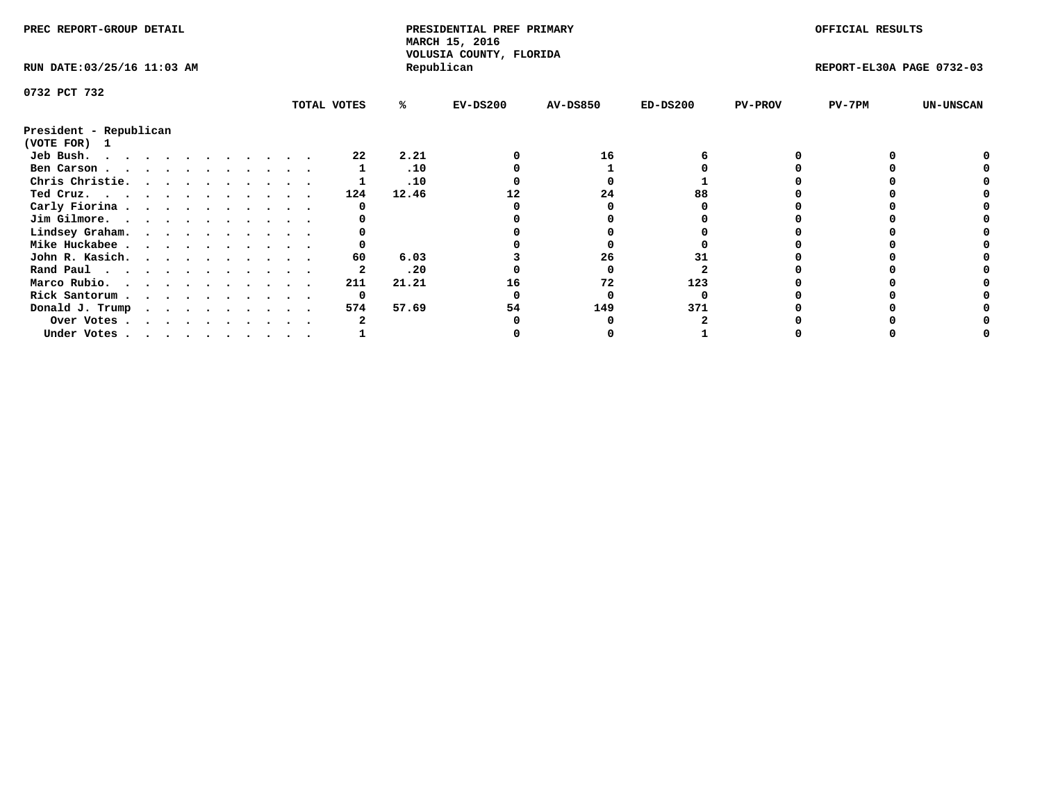PREC REPORT-GROUP DETAIL

PRESIDENTIAL PREF PRIMARY
MARCH 15, 2016
VOLUSIA COUNTY, FLORIDA
Republican

OFFICIAL RESULTS

RUN DATE:03/25/16 11:03 AM

REPORT-EL30A PAGE 0732-03

0732 PCT 732

President - Republican
(VOTE FOR) 1

| | TOTAL VOTES | % | EV-DS200 | AV-DS850 | ED-DS200 | PV-PROV | PV-7PM | UN-UNSCAN |
|---|---|---|---|---|---|---|---|---|
| Jeb Bush. | 22 | 2.21 | 0 | 16 | 6 | 0 | 0 | 0 |
| Ben Carson | 1 | .10 | 0 | 1 | 0 | 0 | 0 | 0 |
| Chris Christie. | 1 | .10 | 0 | 0 | 1 | 0 | 0 | 0 |
| Ted Cruz. | 124 | 12.46 | 12 | 24 | 88 | 0 | 0 | 0 |
| Carly Fiorina | 0 | | 0 | 0 | 0 | 0 | 0 | 0 |
| Jim Gilmore. | 0 | | 0 | 0 | 0 | 0 | 0 | 0 |
| Lindsey Graham. | 0 | | 0 | 0 | 0 | 0 | 0 | 0 |
| Mike Huckabee | 0 | | 0 | 0 | 0 | 0 | 0 | 0 |
| John R. Kasich. | 60 | 6.03 | 3 | 26 | 31 | 0 | 0 | 0 |
| Rand Paul | 2 | .20 | 0 | 0 | 2 | 0 | 0 | 0 |
| Marco Rubio. | 211 | 21.21 | 16 | 72 | 123 | 0 | 0 | 0 |
| Rick Santorum | 0 | | 0 | 0 | 0 | 0 | 0 | 0 |
| Donald J. Trump | 574 | 57.69 | 54 | 149 | 371 | 0 | 0 | 0 |
| Over Votes | 2 | | 0 | 0 | 2 | 0 | 0 | 0 |
| Under Votes | 1 | | 0 | 0 | 1 | 0 | 0 | 0 |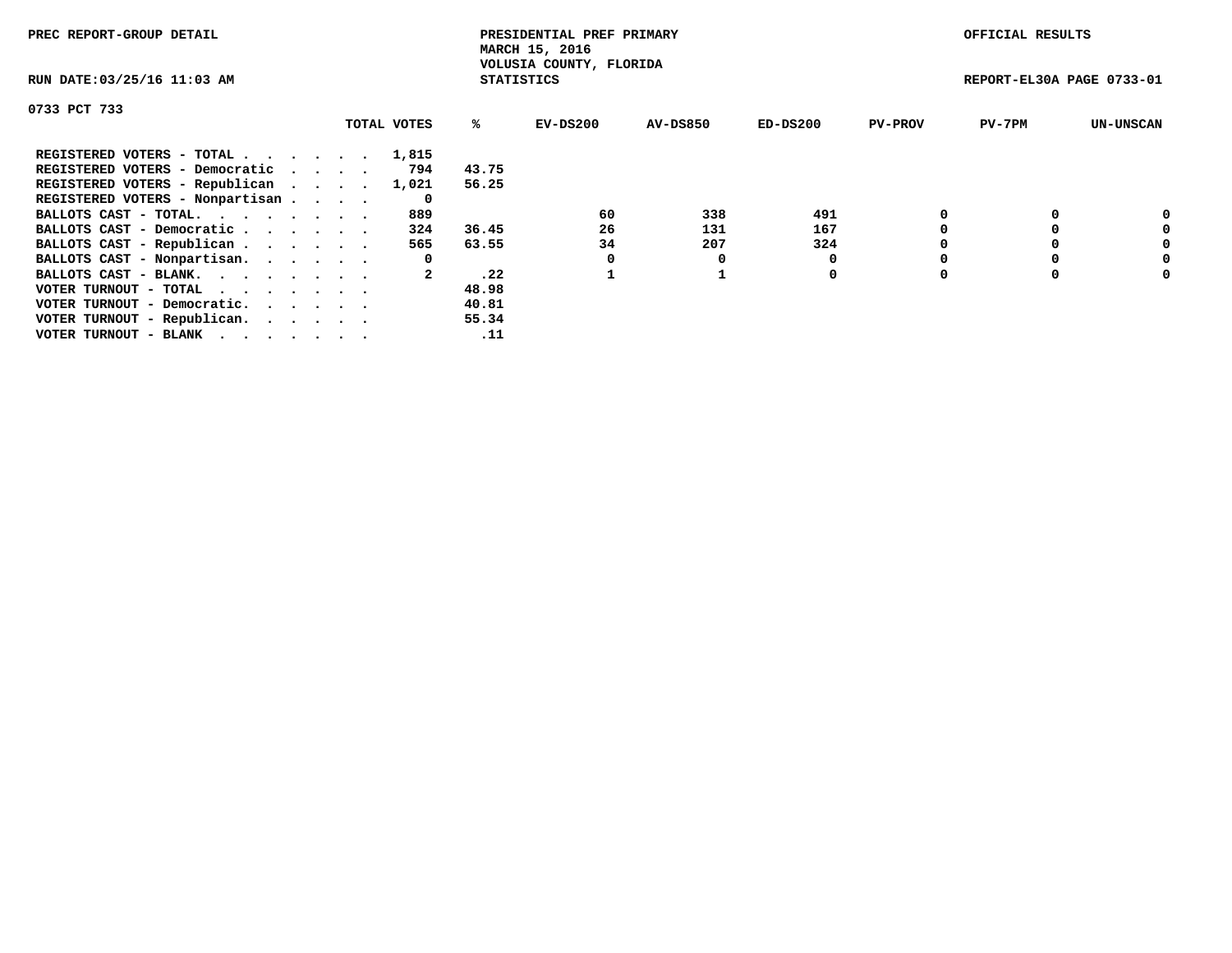PREC REPORT-GROUP DETAIL

PRESIDENTIAL PREF PRIMARY
MARCH 15, 2016
VOLUSIA COUNTY, FLORIDA
STATISTICS

OFFICIAL RESULTS

RUN DATE:03/25/16 11:03 AM

REPORT-EL30A PAGE 0733-01

0733 PCT 733

| | TOTAL VOTES | % | EV-DS200 | AV-DS850 | ED-DS200 | PV-PROV | PV-7PM | UN-UNSCAN |
|---|---|---|---|---|---|---|---|---|
| REGISTERED VOTERS - TOTAL . . . . . . | 1,815 | | | | | | | |
| REGISTERED VOTERS - Democratic . . . . | 794 | 43.75 | | | | | | |
| REGISTERED VOTERS - Republican . . . . | 1,021 | 56.25 | | | | | | |
| REGISTERED VOTERS - Nonpartisan . . . . | 0 | | | | | | | |
| BALLOTS CAST - TOTAL. . . . . . . . | 889 | | 60 | 338 | 491 | 0 | 0 | 0 |
| BALLOTS CAST - Democratic . . . . . . | 324 | 36.45 | 26 | 131 | 167 | 0 | 0 | 0 |
| BALLOTS CAST - Republican . . . . . . | 565 | 63.55 | 34 | 207 | 324 | 0 | 0 | 0 |
| BALLOTS CAST - Nonpartisan. . . . . . | 0 | | 0 | 0 | 0 | 0 | 0 | 0 |
| BALLOTS CAST - BLANK. . . . . . . . | 2 | .22 | 1 | 1 | 0 | 0 | 0 | 0 |
| VOTER TURNOUT - TOTAL . . . . . . . | | 48.98 | | | | | | |
| VOTER TURNOUT - Democratic. . . . . . | | 40.81 | | | | | | |
| VOTER TURNOUT - Republican. . . . . . | | 55.34 | | | | | | |
| VOTER TURNOUT - BLANK . . . . . . . | | .11 | | | | | | |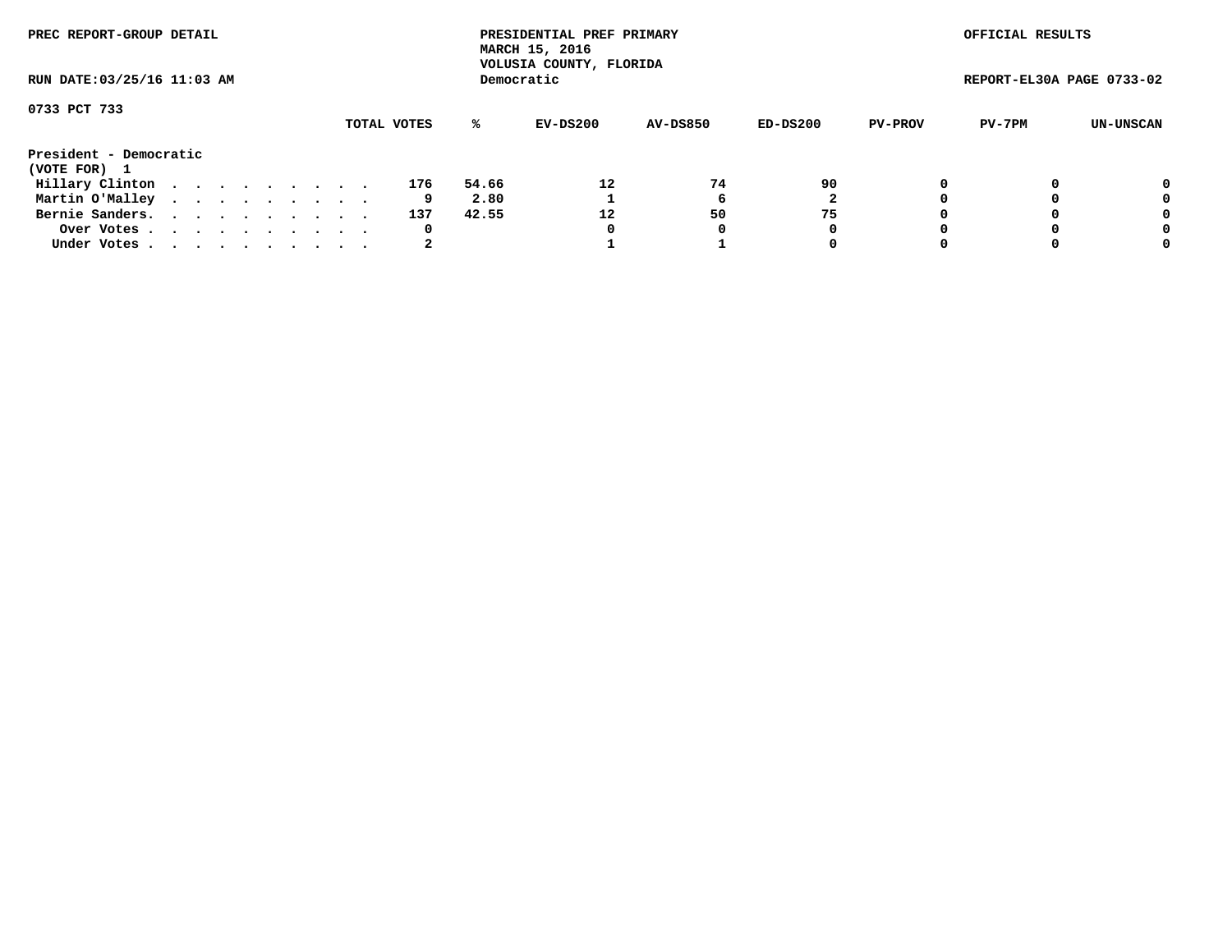PREC REPORT-GROUP DETAIL

PRESIDENTIAL PREF PRIMARY
MARCH 15, 2016
VOLUSIA COUNTY, FLORIDA
Democratic

OFFICIAL RESULTS

RUN DATE:03/25/16 11:03 AM

REPORT-EL30A PAGE 0733-02

0733 PCT 733

| | TOTAL VOTES | % | EV-DS200 | AV-DS850 | ED-DS200 | PV-PROV | PV-7PM | UN-UNSCAN |
|---|---|---|---|---|---|---|---|---|
| **President - Democratic** | | | | | | | | |
| **(VOTE FOR) 1** | | | | | | | | |
| Hillary Clinton . . . . . . . . . . | 176 | 54.66 | 12 | 74 | 90 | 0 | 0 | 0 |
| Martin O'Malley . . . . . . . . . . | 9 | 2.80 | 1 | 6 | 2 | 0 | 0 | 0 |
| Bernie Sanders. . . . . . . . . . . | 137 | 42.55 | 12 | 50 | 75 | 0 | 0 | 0 |
| Over Votes . . . . . . . . . . . | 0 | | 0 | 0 | 0 | 0 | 0 | 0 |
| Under Votes . . . . . . . . . . . | 2 | | 1 | 1 | 0 | 0 | 0 | 0 |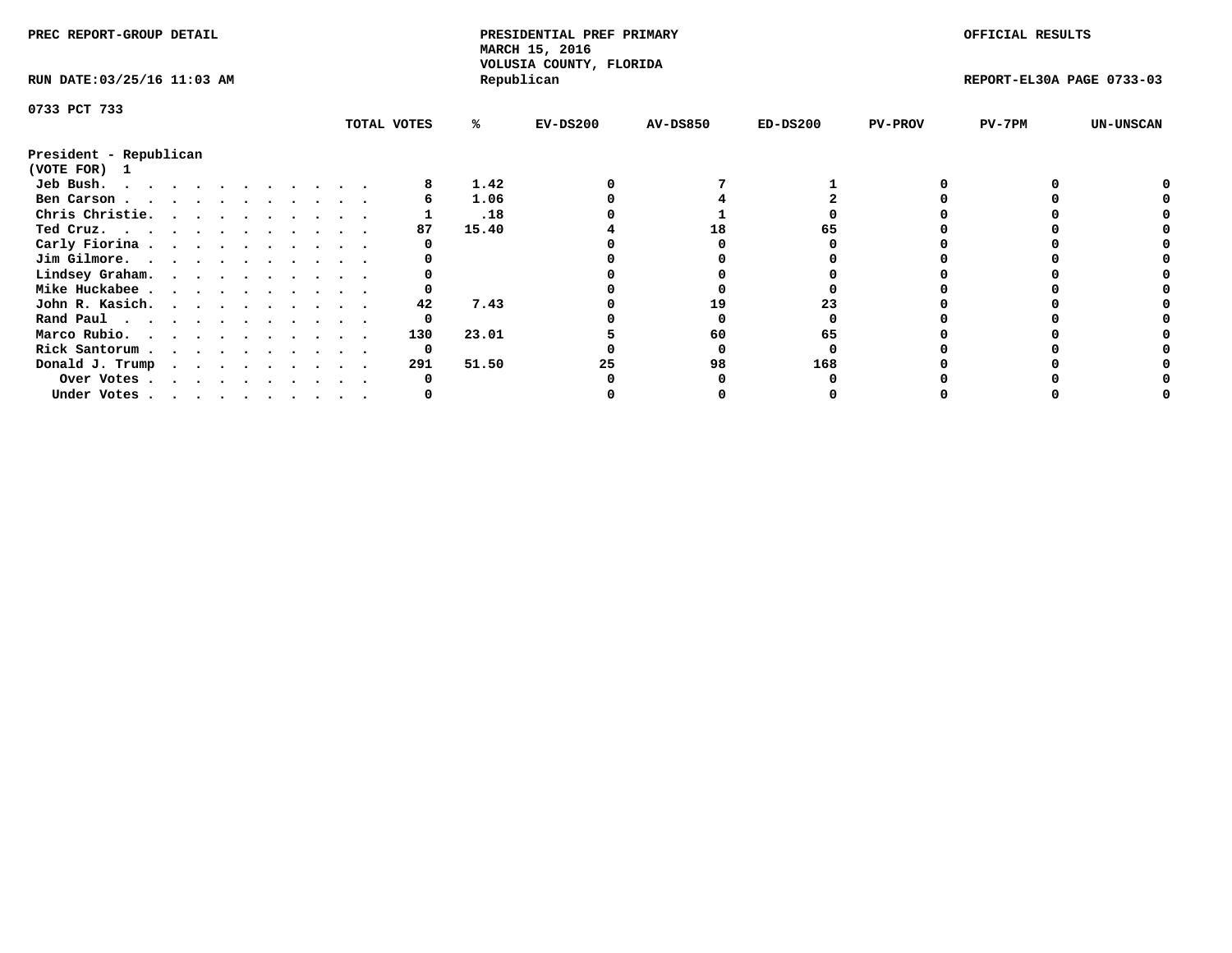PREC REPORT-GROUP DETAIL

PRESIDENTIAL PREF PRIMARY
MARCH 15, 2016
VOLUSIA COUNTY, FLORIDA
Republican

OFFICIAL RESULTS

RUN DATE:03/25/16 11:03 AM

REPORT-EL30A PAGE 0733-03

0733 PCT 733

**President - Republican**
**(VOTE FOR) 1**

| | TOTAL VOTES | % | EV-DS200 | AV-DS850 | ED-DS200 | PV-PROV | PV-7PM | UN-UNSCAN |
|---|---|---|---|---|---|---|---|---|
| Jeb Bush | 8 | 1.42 | 0 | 7 | 1 | 0 | 0 | 0 |
| Ben Carson | 6 | 1.06 | 0 | 4 | 2 | 0 | 0 | 0 |
| Chris Christie | 1 | .18 | 0 | 1 | 0 | 0 | 0 | 0 |
| Ted Cruz | 87 | 15.40 | 4 | 18 | 65 | 0 | 0 | 0 |
| Carly Fiorina | 0 | | 0 | 0 | 0 | 0 | 0 | 0 |
| Jim Gilmore | 0 | | 0 | 0 | 0 | 0 | 0 | 0 |
| Lindsey Graham | 0 | | 0 | 0 | 0 | 0 | 0 | 0 |
| Mike Huckabee | 0 | | 0 | 0 | 0 | 0 | 0 | 0 |
| John R. Kasich | 42 | 7.43 | 0 | 19 | 23 | 0 | 0 | 0 |
| Rand Paul | 0 | | 0 | 0 | 0 | 0 | 0 | 0 |
| Marco Rubio | 130 | 23.01 | 5 | 60 | 65 | 0 | 0 | 0 |
| Rick Santorum | 0 | | 0 | 0 | 0 | 0 | 0 | 0 |
| Donald J. Trump | 291 | 51.50 | 25 | 98 | 168 | 0 | 0 | 0 |
| Over Votes | 0 | | 0 | 0 | 0 | 0 | 0 | 0 |
| Under Votes | 0 | | 0 | 0 | 0 | 0 | 0 | 0 |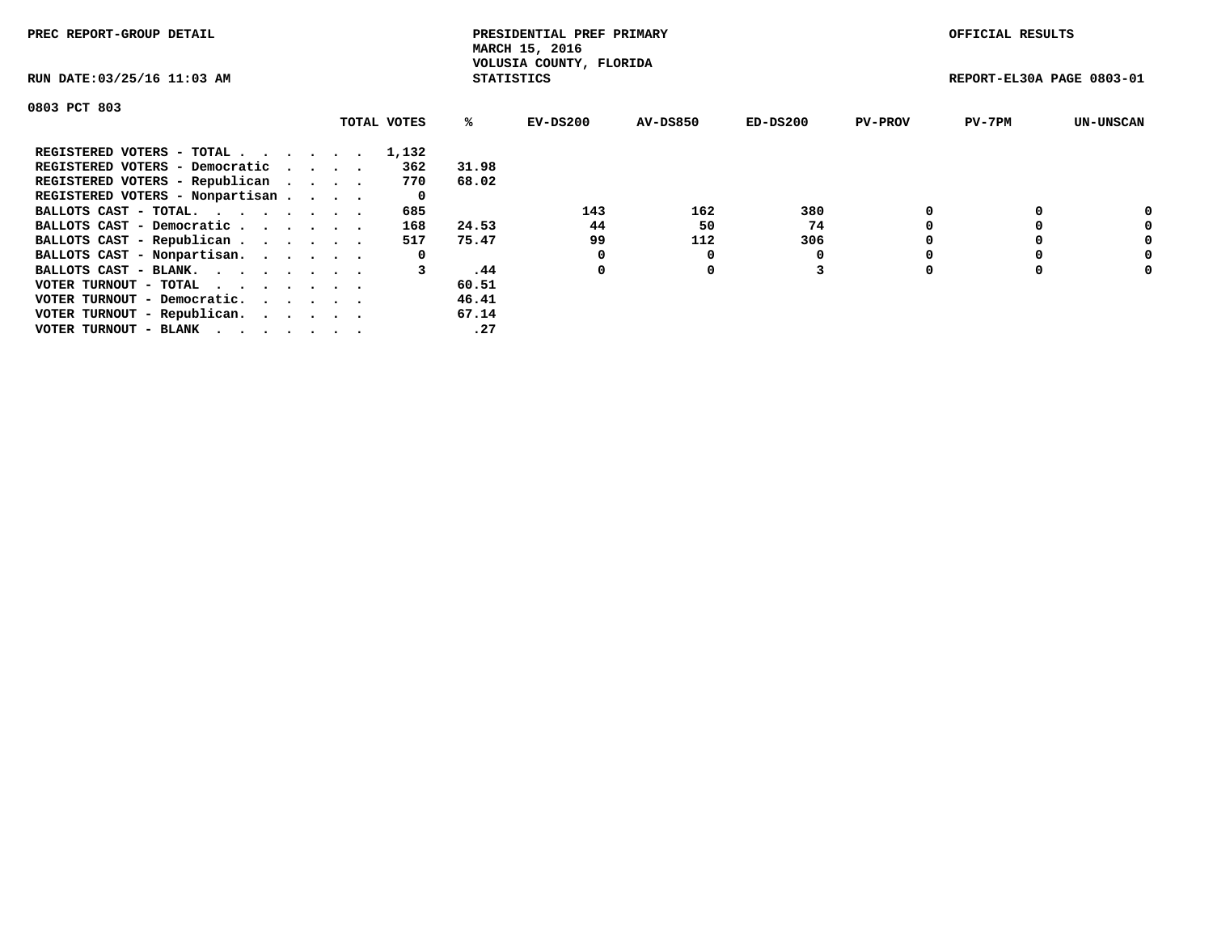PREC REPORT-GROUP DETAIL

PRESIDENTIAL PREF PRIMARY
MARCH 15, 2016
VOLUSIA COUNTY, FLORIDA
STATISTICS

OFFICIAL RESULTS

RUN DATE:03/25/16 11:03 AM

REPORT-EL30A PAGE 0803-01

0803 PCT 803

| | TOTAL VOTES | % | EV-DS200 | AV-DS850 | ED-DS200 | PV-PROV | PV-7PM | UN-UNSCAN |
|---|---|---|---|---|---|---|---|---|
| REGISTERED VOTERS - TOTAL . . . . . . | 1,132 | | | | | | | |
| REGISTERED VOTERS - Democratic . . . . | 362 | 31.98 | | | | | | |
| REGISTERED VOTERS - Republican . . . . | 770 | 68.02 | | | | | | |
| REGISTERED VOTERS - Nonpartisan . . . . | 0 | | | | | | | |
| BALLOTS CAST - TOTAL. . . . . . . . | 685 | | 143 | 162 | 380 | 0 | 0 | 0 |
| BALLOTS CAST - Democratic . . . . . . | 168 | 24.53 | 44 | 50 | 74 | 0 | 0 | 0 |
| BALLOTS CAST - Republican . . . . . . | 517 | 75.47 | 99 | 112 | 306 | 0 | 0 | 0 |
| BALLOTS CAST - Nonpartisan. . . . . . | 0 | | 0 | 0 | 0 | 0 | 0 | 0 |
| BALLOTS CAST - BLANK. . . . . . . . | 3 | .44 | 0 | 0 | 3 | 0 | 0 | 0 |
| VOTER TURNOUT - TOTAL . . . . . . . | | 60.51 | | | | | | |
| VOTER TURNOUT - Democratic. . . . . . | | 46.41 | | | | | | |
| VOTER TURNOUT - Republican. . . . . . | | 67.14 | | | | | | |
| VOTER TURNOUT - BLANK . . . . . . . | | .27 | | | | | | |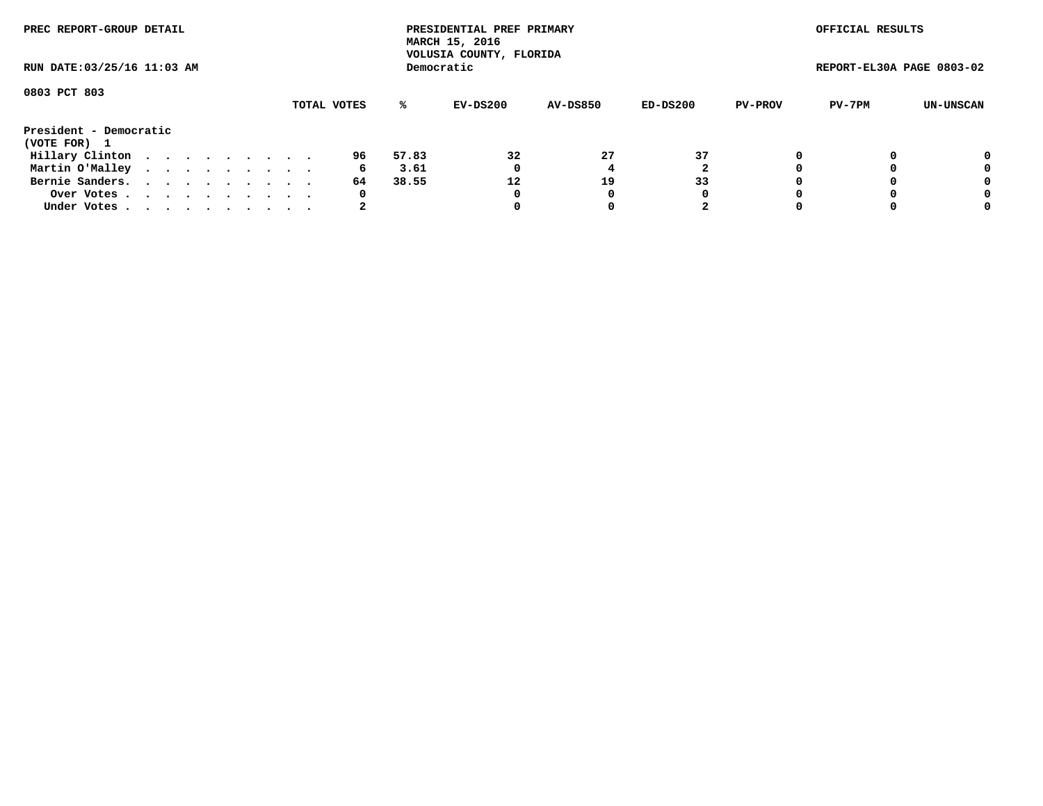PREC REPORT-GROUP DETAIL

PRESIDENTIAL PREF PRIMARY
MARCH 15, 2016
VOLUSIA COUNTY, FLORIDA
Democratic

OFFICIAL RESULTS

RUN DATE:03/25/16 11:03 AM

REPORT-EL30A PAGE 0803-02

0803 PCT 803

| | TOTAL VOTES | % | EV-DS200 | AV-DS850 | ED-DS200 | PV-PROV | PV-7PM | UN-UNSCAN |
|---|---|---|---|---|---|---|---|---|
| **President - Democratic** | | | | | | | | |
| **(VOTE FOR) 1** | | | | | | | | |
| Hillary Clinton . . . . . . . . . . | 96 | 57.83 | 32 | 27 | 37 | 0 | 0 | 0 |
| Martin O'Malley . . . . . . . . . . | 6 | 3.61 | 0 | 4 | 2 | 0 | 0 | 0 |
| Bernie Sanders. . . . . . . . . . . | 64 | 38.55 | 12 | 19 | 33 | 0 | 0 | 0 |
| Over Votes . . . . . . . . . . . | 0 | | 0 | 0 | 0 | 0 | 0 | 0 |
| Under Votes . . . . . . . . . . . | 2 | | 0 | 0 | 2 | 0 | 0 | 0 |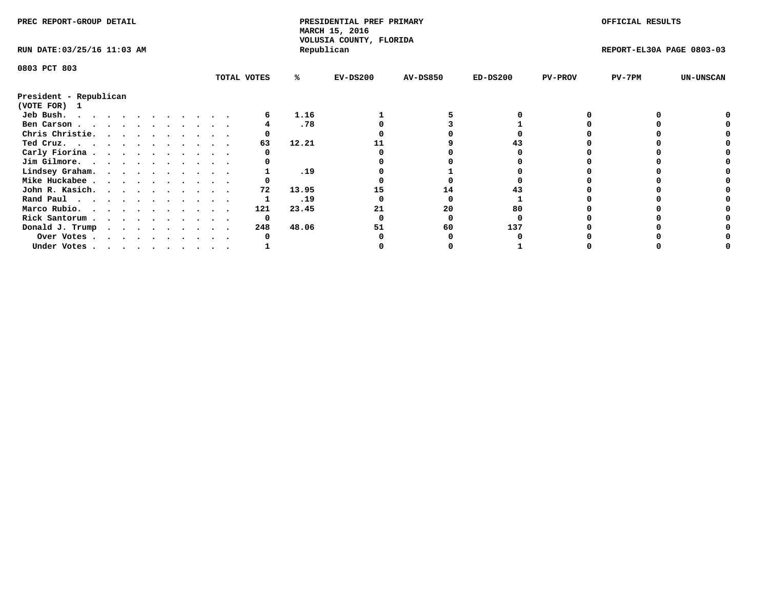PREC REPORT-GROUP DETAIL

PRESIDENTIAL PREF PRIMARY
MARCH 15, 2016
VOLUSIA COUNTY, FLORIDA
Republican

OFFICIAL RESULTS

RUN DATE:03/25/16 11:03 AM

REPORT-EL30A PAGE 0803-03

0803 PCT 803

President - Republican
(VOTE FOR) 1

| | TOTAL VOTES | % | EV-DS200 | AV-DS850 | ED-DS200 | PV-PROV | PV-7PM | UN-UNSCAN |
|---|---|---|---|---|---|---|---|---|
| Jeb Bush. . . . . . . . . . . . | 6 | 1.16 | 1 | 5 | 0 | 0 | 0 | 0 |
| Ben Carson . . . . . . . . . . . | 4 | .78 | 0 | 3 | 1 | 0 | 0 | 0 |
| Chris Christie. . . . . . . . . . | 0 | | 0 | 0 | 0 | 0 | 0 | 0 |
| Ted Cruz. . . . . . . . . . . . | 63 | 12.21 | 11 | 9 | 43 | 0 | 0 | 0 |
| Carly Fiorina . . . . . . . . . . | 0 | | 0 | 0 | 0 | 0 | 0 | 0 |
| Jim Gilmore. . . . . . . . . . . | 0 | | 0 | 0 | 0 | 0 | 0 | 0 |
| Lindsey Graham. . . . . . . . . . | 1 | .19 | 0 | 1 | 0 | 0 | 0 | 0 |
| Mike Huckabee . . . . . . . . . . | 0 | | 0 | 0 | 0 | 0 | 0 | 0 |
| John R. Kasich. . . . . . . . . . | 72 | 13.95 | 15 | 14 | 43 | 0 | 0 | 0 |
| Rand Paul . . . . . . . . . . . | 1 | .19 | 0 | 0 | 1 | 0 | 0 | 0 |
| Marco Rubio. . . . . . . . . . . | 121 | 23.45 | 21 | 20 | 80 | 0 | 0 | 0 |
| Rick Santorum . . . . . . . . . . | 0 | | 0 | 0 | 0 | 0 | 0 | 0 |
| Donald J. Trump . . . . . . . . . | 248 | 48.06 | 51 | 60 | 137 | 0 | 0 | 0 |
| Over Votes . . . . . . . . . . | 0 | | 0 | 0 | 0 | 0 | 0 | 0 |
| Under Votes . . . . . . . . . . | 1 | | 0 | 0 | 1 | 0 | 0 | 0 |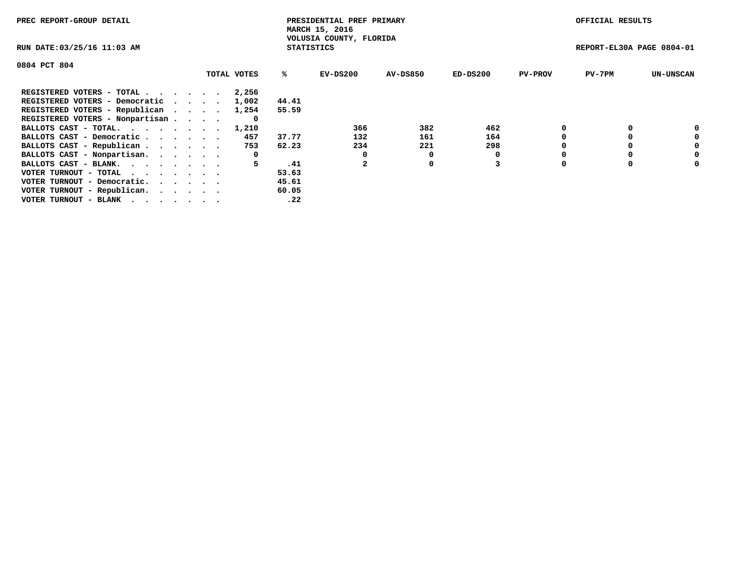PREC REPORT-GROUP DETAIL

PRESIDENTIAL PREF PRIMARY
MARCH 15, 2016
VOLUSIA COUNTY, FLORIDA
STATISTICS

OFFICIAL RESULTS

RUN DATE:03/25/16 11:03 AM

REPORT-EL30A PAGE 0804-01

0804 PCT 804

| | TOTAL VOTES | % | EV-DS200 | AV-DS850 | ED-DS200 | PV-PROV | PV-7PM | UN-UNSCAN |
|---|---|---|---|---|---|---|---|---|
| REGISTERED VOTERS - TOTAL . . . . . . | 2,256 | | | | | | | |
| REGISTERED VOTERS - Democratic . . . . | 1,002 | 44.41 | | | | | | |
| REGISTERED VOTERS - Republican . . . . | 1,254 | 55.59 | | | | | | |
| REGISTERED VOTERS - Nonpartisan . . . . | 0 | | | | | | | |
| BALLOTS CAST - TOTAL. . . . . . . . | 1,210 | | 366 | 382 | 462 | 0 | 0 | 0 |
| BALLOTS CAST - Democratic . . . . . . | 457 | 37.77 | 132 | 161 | 164 | 0 | 0 | 0 |
| BALLOTS CAST - Republican . . . . . . | 753 | 62.23 | 234 | 221 | 298 | 0 | 0 | 0 |
| BALLOTS CAST - Nonpartisan. . . . . . | 0 | | 0 | 0 | 0 | 0 | 0 | 0 |
| BALLOTS CAST - BLANK. . . . . . . . | 5 | .41 | 2 | 0 | 3 | 0 | 0 | 0 |
| VOTER TURNOUT - TOTAL . . . . . . . | | 53.63 | | | | | | |
| VOTER TURNOUT - Democratic. . . . . . | | 45.61 | | | | | | |
| VOTER TURNOUT - Republican. . . . . . | | 60.05 | | | | | | |
| VOTER TURNOUT - BLANK . . . . . . . | | .22 | | | | | | |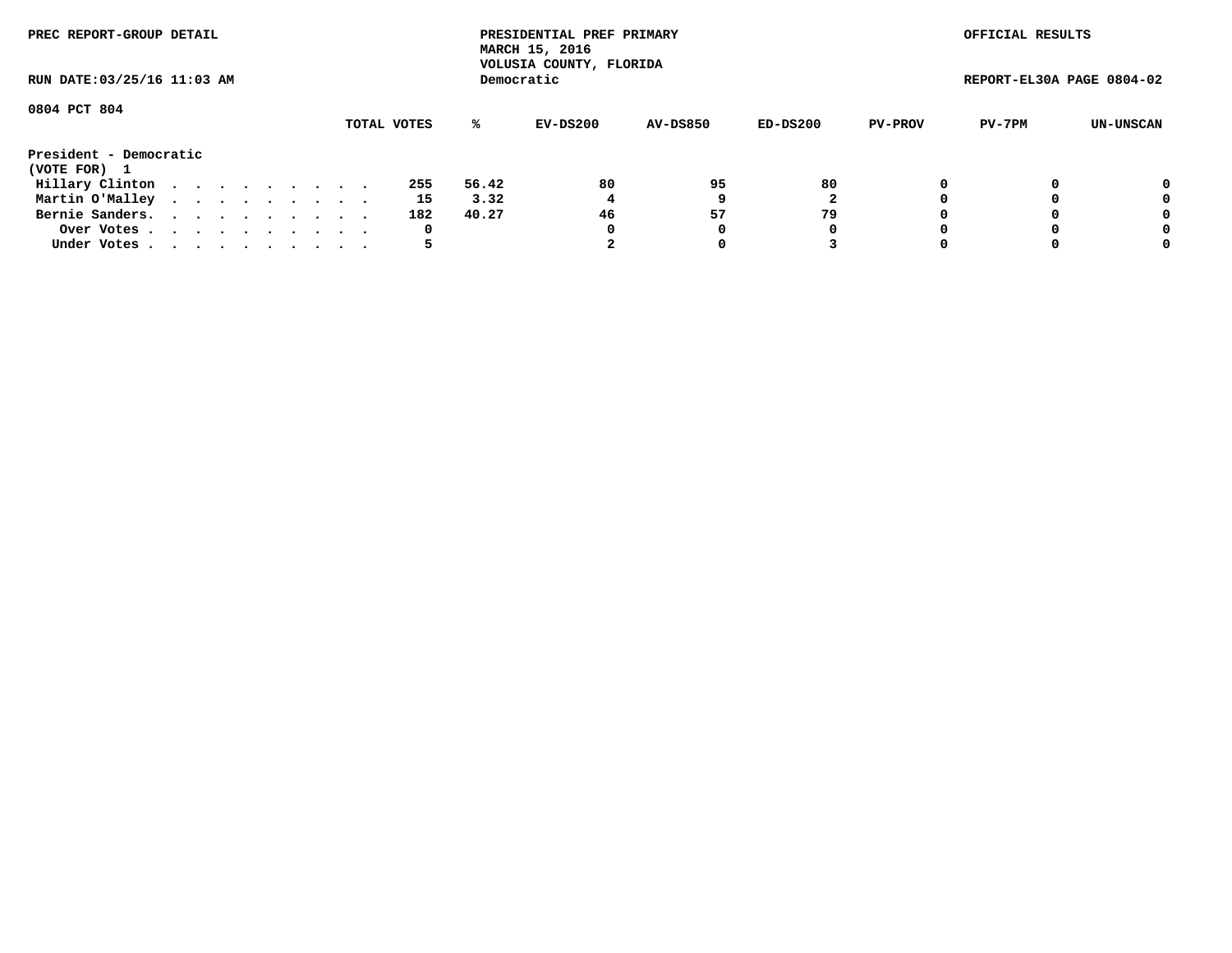PREC REPORT-GROUP DETAIL

PRESIDENTIAL PREF PRIMARY
MARCH 15, 2016
VOLUSIA COUNTY, FLORIDA
Democratic

OFFICIAL RESULTS

RUN DATE:03/25/16 11:03 AM

REPORT-EL30A PAGE 0804-02

0804 PCT 804

**President - Democratic**
**(VOTE FOR) 1**

| | TOTAL VOTES | % | EV-DS200 | AV-DS850 | ED-DS200 | PV-PROV | PV-7PM | UN-UNSCAN |
|---|---|---|---|---|---|---|---|---|
| Hillary Clinton | 255 | 56.42 | 80 | 95 | 80 | 0 | 0 | 0 |
| Martin O'Malley | 15 | 3.32 | 4 | 9 | 2 | 0 | 0 | 0 |
| Bernie Sanders. | 182 | 40.27 | 46 | 57 | 79 | 0 | 0 | 0 |
| Over Votes | 0 | | 0 | 0 | 0 | 0 | 0 | 0 |
| Under Votes | 5 | | 2 | 0 | 3 | 0 | 0 | 0 |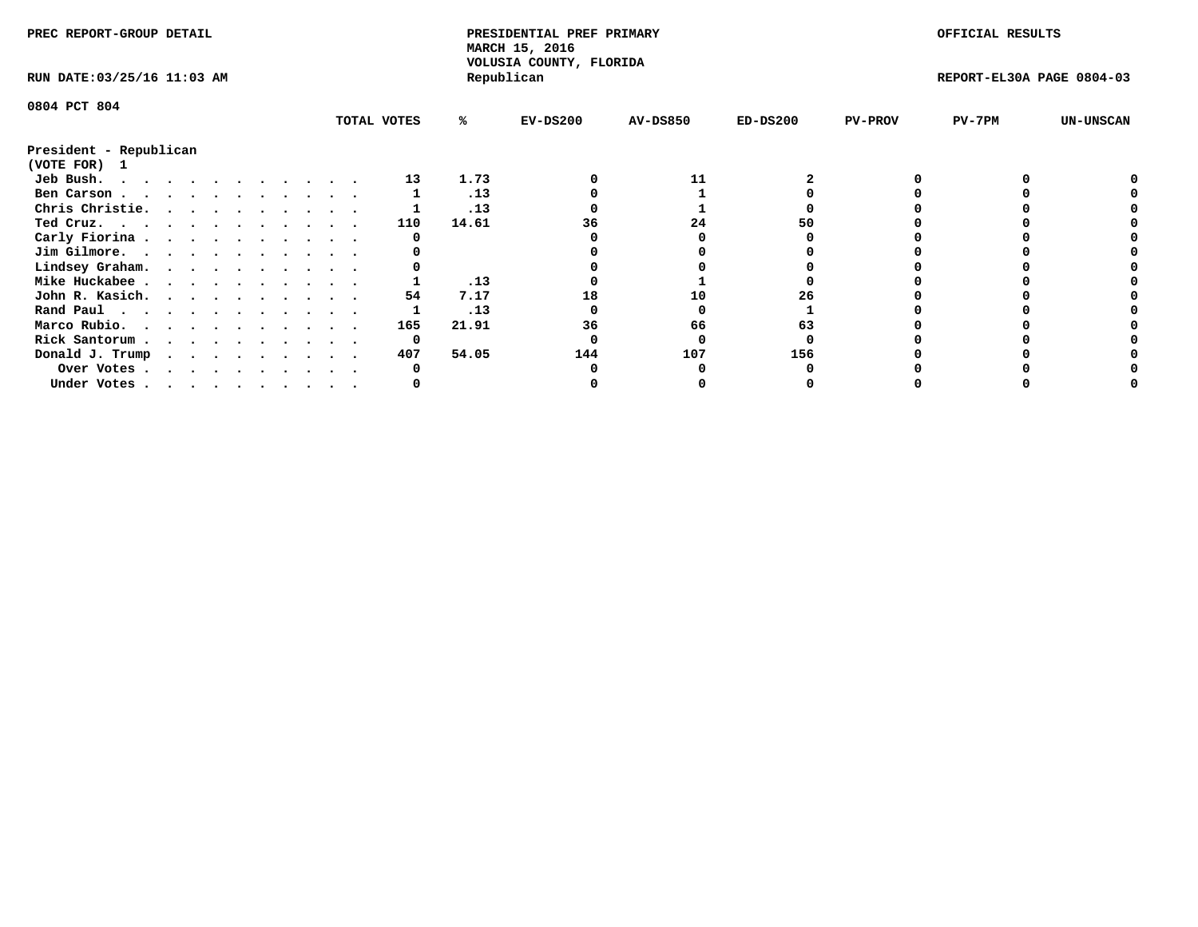PREC REPORT-GROUP DETAIL

PRESIDENTIAL PREF PRIMARY
MARCH 15, 2016
VOLUSIA COUNTY, FLORIDA
Republican

OFFICIAL RESULTS

RUN DATE:03/25/16 11:03 AM

REPORT-EL30A PAGE 0804-03

0804 PCT 804

| President - Republican (VOTE FOR) 1 | TOTAL VOTES | % | EV-DS200 | AV-DS850 | ED-DS200 | PV-PROV | PV-7PM | UN-UNSCAN |
|---|---|---|---|---|---|---|---|---|
| Jeb Bush. | 13 | 1.73 | 0 | 11 | 2 | 0 | 0 | 0 |
| Ben Carson | 1 | .13 | 0 | 1 | 0 | 0 | 0 | 0 |
| Chris Christie. | 1 | .13 | 0 | 1 | 0 | 0 | 0 | 0 |
| Ted Cruz. | 110 | 14.61 | 36 | 24 | 50 | 0 | 0 | 0 |
| Carly Fiorina | 0 | | 0 | 0 | 0 | 0 | 0 | 0 |
| Jim Gilmore. | 0 | | 0 | 0 | 0 | 0 | 0 | 0 |
| Lindsey Graham. | 0 | | 0 | 0 | 0 | 0 | 0 | 0 |
| Mike Huckabee | 1 | .13 | 0 | 1 | 0 | 0 | 0 | 0 |
| John R. Kasich. | 54 | 7.17 | 18 | 10 | 26 | 0 | 0 | 0 |
| Rand Paul | 1 | .13 | 0 | 0 | 1 | 0 | 0 | 0 |
| Marco Rubio. | 165 | 21.91 | 36 | 66 | 63 | 0 | 0 | 0 |
| Rick Santorum | 0 | | 0 | 0 | 0 | 0 | 0 | 0 |
| Donald J. Trump | 407 | 54.05 | 144 | 107 | 156 | 0 | 0 | 0 |
| Over Votes | 0 | | 0 | 0 | 0 | 0 | 0 | 0 |
| Under Votes | 0 | | 0 | 0 | 0 | 0 | 0 | 0 |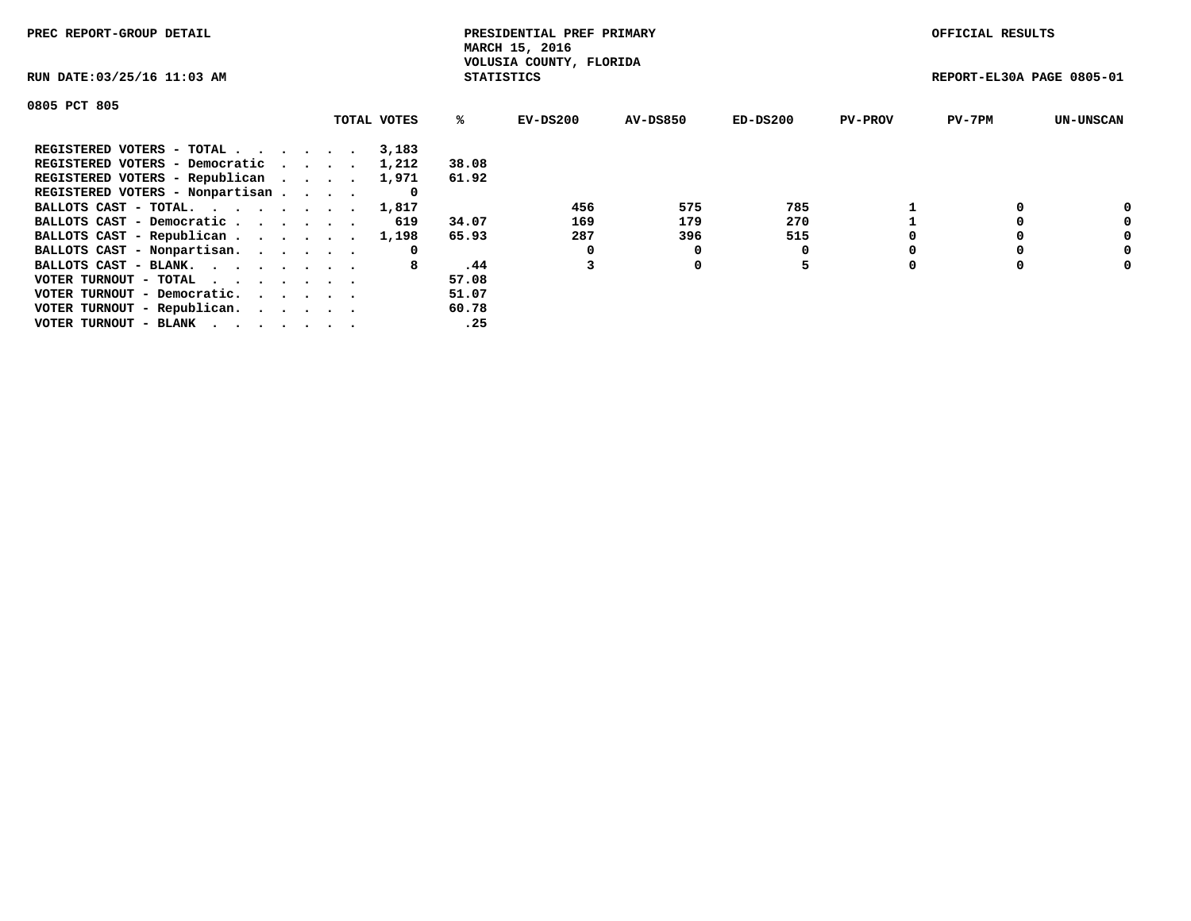PREC REPORT-GROUP DETAIL

PRESIDENTIAL PREF PRIMARY
MARCH 15, 2016
VOLUSIA COUNTY, FLORIDA
STATISTICS

OFFICIAL RESULTS

RUN DATE:03/25/16 11:03 AM

REPORT-EL30A PAGE 0805-01

0805 PCT 805

| | TOTAL VOTES | % | EV-DS200 | AV-DS850 | ED-DS200 | PV-PROV | PV-7PM | UN-UNSCAN |
|---|---|---|---|---|---|---|---|---|
| REGISTERED VOTERS - TOTAL . . . . . . | 3,183 | | | | | | | |
| REGISTERED VOTERS - Democratic . . . . | 1,212 | 38.08 | | | | | | |
| REGISTERED VOTERS - Republican . . . . | 1,971 | 61.92 | | | | | | |
| REGISTERED VOTERS - Nonpartisan . . . . | 0 | | | | | | | |
| BALLOTS CAST - TOTAL. . . . . . . . | 1,817 | | 456 | 575 | 785 | 1 | 0 | 0 |
| BALLOTS CAST - Democratic . . . . . . | 619 | 34.07 | 169 | 179 | 270 | 1 | 0 | 0 |
| BALLOTS CAST - Republican . . . . . . | 1,198 | 65.93 | 287 | 396 | 515 | 0 | 0 | 0 |
| BALLOTS CAST - Nonpartisan. . . . . . | 0 | | 0 | 0 | 0 | 0 | 0 | 0 |
| BALLOTS CAST - BLANK. . . . . . . . | 8 | .44 | 3 | 0 | 5 | 0 | 0 | 0 |
| VOTER TURNOUT - TOTAL . . . . . . . | | 57.08 | | | | | | |
| VOTER TURNOUT - Democratic. . . . . . | | 51.07 | | | | | | |
| VOTER TURNOUT - Republican. . . . . . | | 60.78 | | | | | | |
| VOTER TURNOUT - BLANK . . . . . . . | | .25 | | | | | | |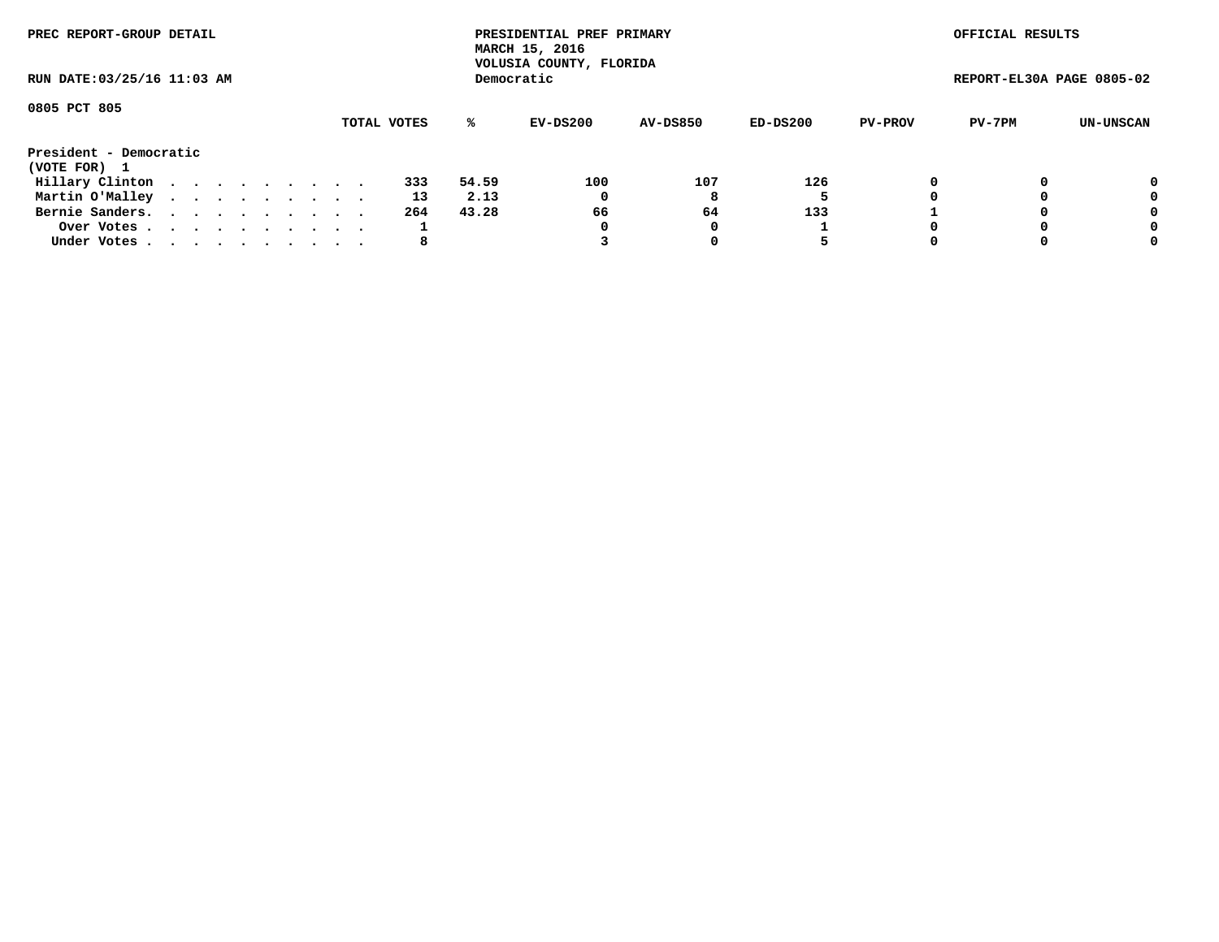PREC REPORT-GROUP DETAIL

PRESIDENTIAL PREF PRIMARY
MARCH 15, 2016
VOLUSIA COUNTY, FLORIDA
Democratic

OFFICIAL RESULTS

RUN DATE:03/25/16 11:03 AM

REPORT-EL30A PAGE 0805-02

0805 PCT 805

| | TOTAL VOTES | % | EV-DS200 | AV-DS850 | ED-DS200 | PV-PROV | PV-7PM | UN-UNSCAN |
|---|---|---|---|---|---|---|---|---|
| **President - Democratic** | | | | | | | | |
| **(VOTE FOR) 1** | | | | | | | | |
| Hillary Clinton . . . . . . . . . . | 333 | 54.59 | 100 | 107 | 126 | 0 | 0 | 0 |
| Martin O'Malley . . . . . . . . . . | 13 | 2.13 | 0 | 8 | 5 | 0 | 0 | 0 |
| Bernie Sanders. . . . . . . . . . . | 264 | 43.28 | 66 | 64 | 133 | 1 | 0 | 0 |
| Over Votes . . . . . . . . . . . | 1 | | 0 | 0 | 1 | 0 | 0 | 0 |
| Under Votes . . . . . . . . . . . | 8 | | 3 | 0 | 5 | 0 | 0 | 0 |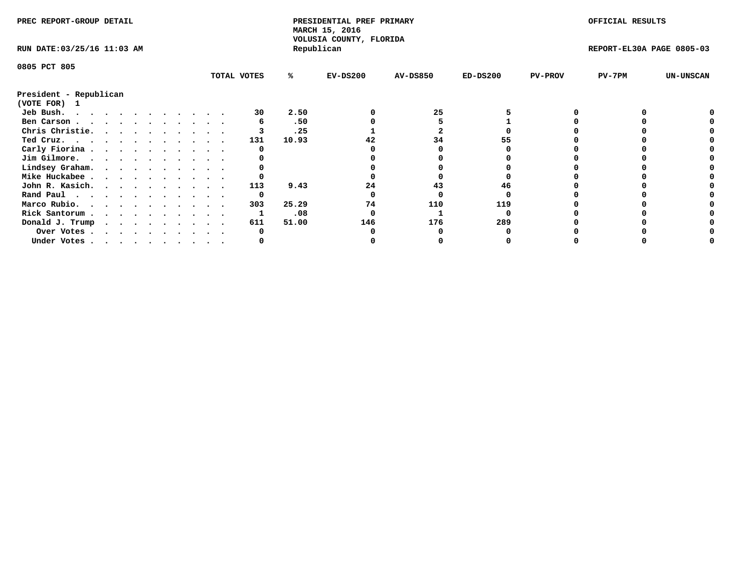PREC REPORT-GROUP DETAIL

PRESIDENTIAL PREF PRIMARY
MARCH 15, 2016
VOLUSIA COUNTY, FLORIDA
Republican

OFFICIAL RESULTS

RUN DATE:03/25/16 11:03 AM

REPORT-EL30A PAGE 0805-03

0805 PCT 805

| | TOTAL VOTES | % | EV-DS200 | AV-DS850 | ED-DS200 | PV-PROV | PV-7PM | UN-UNSCAN |
|---|---|---|---|---|---|---|---|---|
| **President - Republican** | | | | | | | | |
| **(VOTE FOR) 1** | | | | | | | | |
| Jeb Bush. | 30 | 2.50 | 0 | 25 | 5 | 0 | 0 | 0 |
| Ben Carson | 6 | .50 | 0 | 5 | 1 | 0 | 0 | 0 |
| Chris Christie. | 3 | .25 | 1 | 2 | 0 | 0 | 0 | 0 |
| Ted Cruz. | 131 | 10.93 | 42 | 34 | 55 | 0 | 0 | 0 |
| Carly Fiorina | 0 | | 0 | 0 | 0 | 0 | 0 | 0 |
| Jim Gilmore. | 0 | | 0 | 0 | 0 | 0 | 0 | 0 |
| Lindsey Graham. | 0 | | 0 | 0 | 0 | 0 | 0 | 0 |
| Mike Huckabee | 0 | | 0 | 0 | 0 | 0 | 0 | 0 |
| John R. Kasich. | 113 | 9.43 | 24 | 43 | 46 | 0 | 0 | 0 |
| Rand Paul | 0 | | 0 | 0 | 0 | 0 | 0 | 0 |
| Marco Rubio. | 303 | 25.29 | 74 | 110 | 119 | 0 | 0 | 0 |
| Rick Santorum | 1 | .08 | 0 | 1 | 0 | 0 | 0 | 0 |
| Donald J. Trump | 611 | 51.00 | 146 | 176 | 289 | 0 | 0 | 0 |
| Over Votes | 0 | | 0 | 0 | 0 | 0 | 0 | 0 |
| Under Votes | 0 | | 0 | 0 | 0 | 0 | 0 | 0 |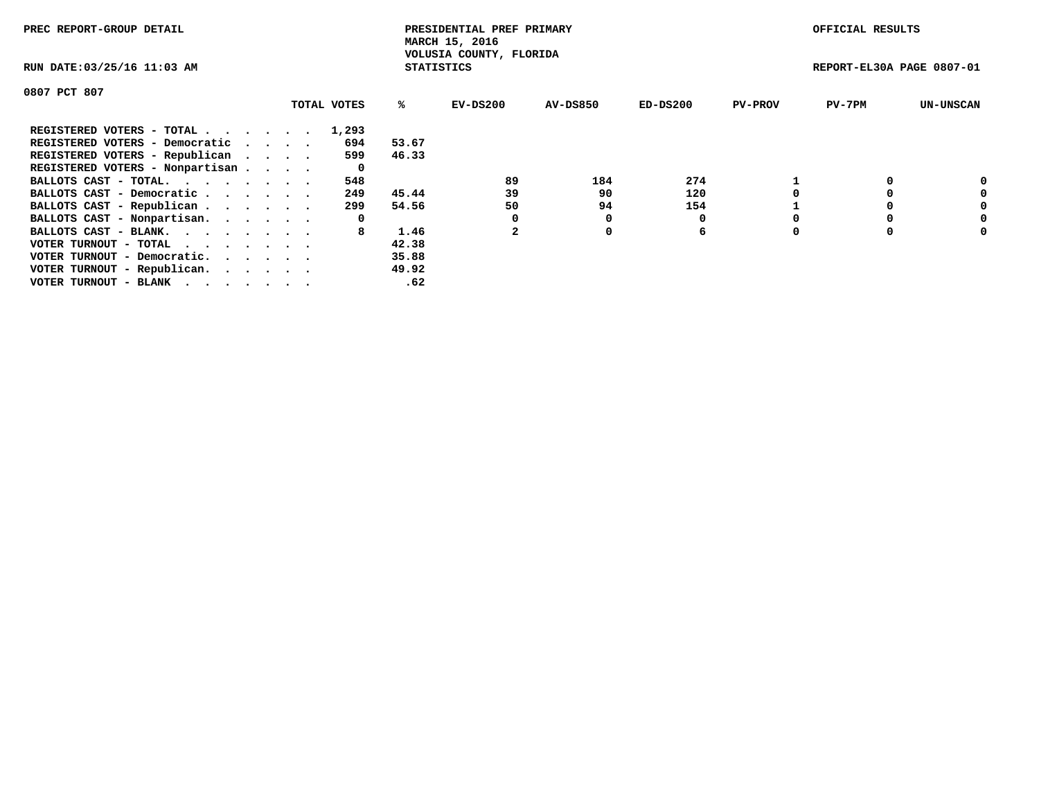PREC REPORT-GROUP DETAIL

PRESIDENTIAL PREF PRIMARY
MARCH 15, 2016
VOLUSIA COUNTY, FLORIDA
STATISTICS

OFFICIAL RESULTS

RUN DATE:03/25/16 11:03 AM

REPORT-EL30A PAGE 0807-01

0807 PCT 807

| | TOTAL VOTES | % | EV-DS200 | AV-DS850 | ED-DS200 | PV-PROV | PV-7PM | UN-UNSCAN |
|---|---|---|---|---|---|---|---|---|
| REGISTERED VOTERS - TOTAL . . . . . . | 1,293 | | | | | | | |
| REGISTERED VOTERS - Democratic . . . . | 694 | 53.67 | | | | | | |
| REGISTERED VOTERS - Republican . . . . | 599 | 46.33 | | | | | | |
| REGISTERED VOTERS - Nonpartisan . . . . | 0 | | | | | | | |
| BALLOTS CAST - TOTAL. . . . . . . . | 548 | | 89 | 184 | 274 | 1 | 0 | 0 |
| BALLOTS CAST - Democratic . . . . . . | 249 | 45.44 | 39 | 90 | 120 | 0 | 0 | 0 |
| BALLOTS CAST - Republican . . . . . . | 299 | 54.56 | 50 | 94 | 154 | 1 | 0 | 0 |
| BALLOTS CAST - Nonpartisan. . . . . . | 0 | | 0 | 0 | 0 | 0 | 0 | 0 |
| BALLOTS CAST - BLANK. . . . . . . . | 8 | 1.46 | 2 | 0 | 6 | 0 | 0 | 0 |
| VOTER TURNOUT - TOTAL . . . . . . . | | 42.38 | | | | | | |
| VOTER TURNOUT - Democratic. . . . . . | | 35.88 | | | | | | |
| VOTER TURNOUT - Republican. . . . . . | | 49.92 | | | | | | |
| VOTER TURNOUT - BLANK . . . . . . . | | .62 | | | | | | |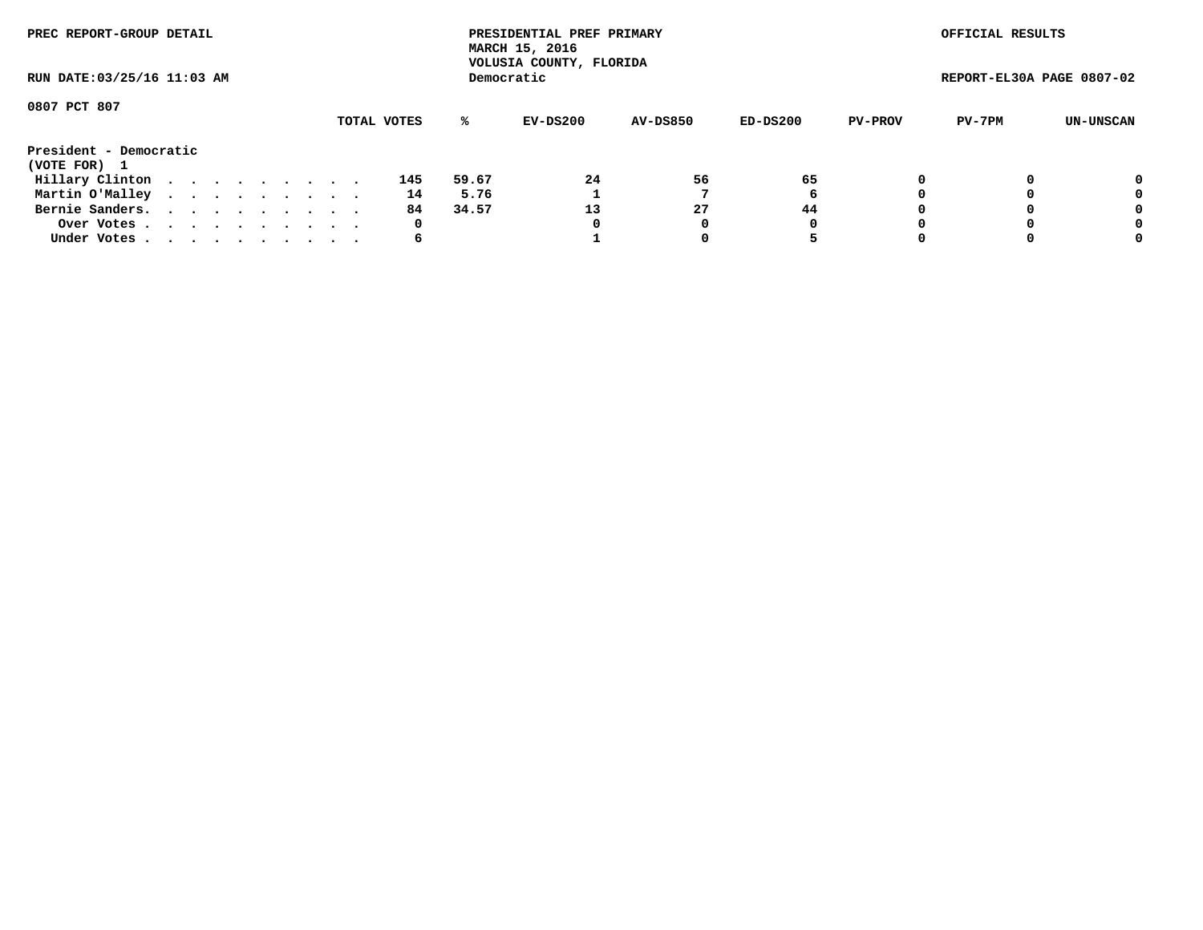PREC REPORT-GROUP DETAIL

PRESIDENTIAL PREF PRIMARY
MARCH 15, 2016
VOLUSIA COUNTY, FLORIDA
Democratic

OFFICIAL RESULTS

RUN DATE:03/25/16 11:03 AM

REPORT-EL30A PAGE 0807-02

0807 PCT 807

| | TOTAL VOTES | % | EV-DS200 | AV-DS850 | ED-DS200 | PV-PROV | PV-7PM | UN-UNSCAN |
|---|---|---|---|---|---|---|---|---|
| **President - Democratic** | | | | | | | | |
| **(VOTE FOR) 1** | | | | | | | | |
| Hillary Clinton . . . . . . . . . . | 145 | 59.67 | 24 | 56 | 65 | 0 | 0 | 0 |
| Martin O'Malley . . . . . . . . . . | 14 | 5.76 | 1 | 7 | 6 | 0 | 0 | 0 |
| Bernie Sanders. . . . . . . . . . . | 84 | 34.57 | 13 | 27 | 44 | 0 | 0 | 0 |
| Over Votes . . . . . . . . . . . | 0 | | 0 | 0 | 0 | 0 | 0 | 0 |
| Under Votes . . . . . . . . . . . | 6 | | 1 | 0 | 5 | 0 | 0 | 0 |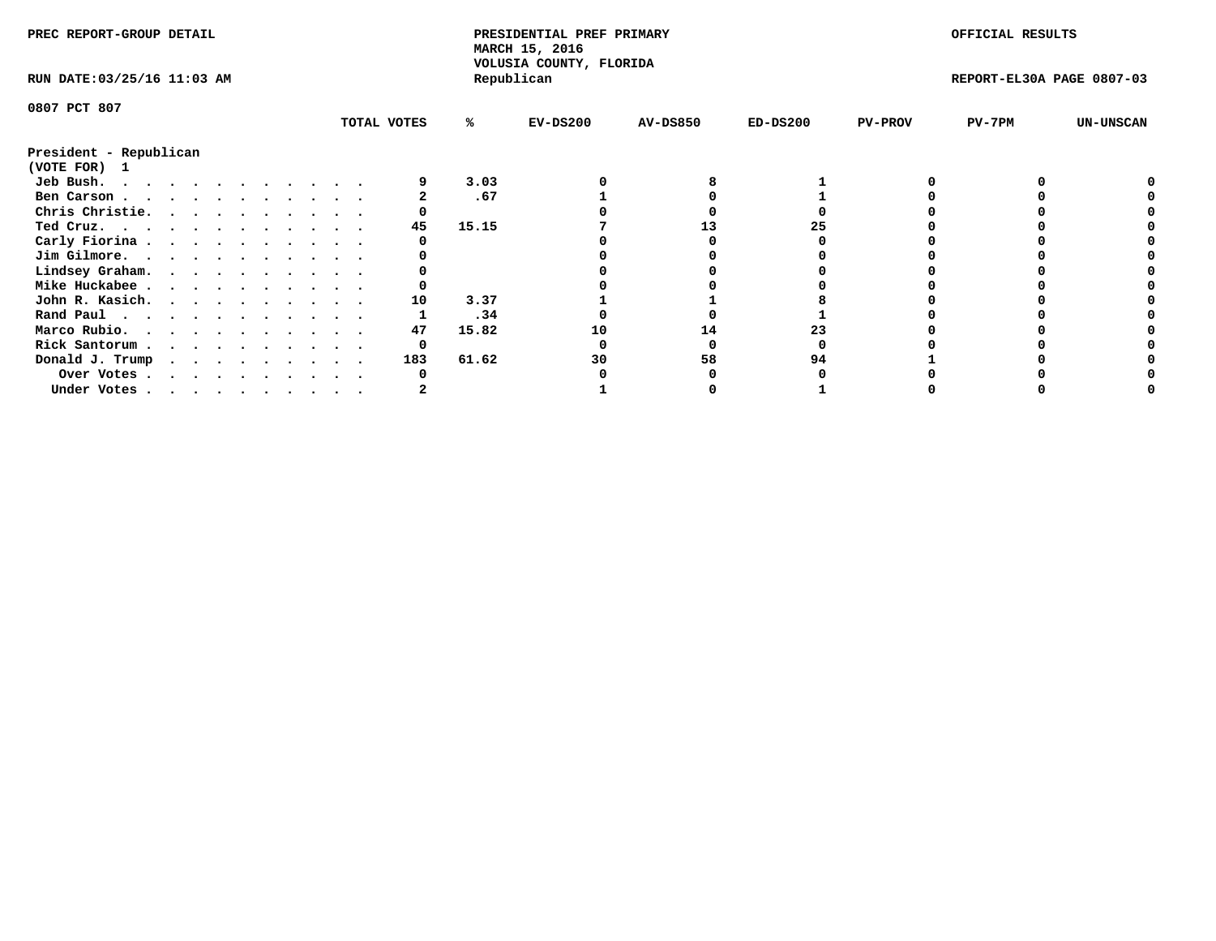PREC REPORT-GROUP DETAIL

PRESIDENTIAL PREF PRIMARY
MARCH 15, 2016
VOLUSIA COUNTY, FLORIDA
Republican

OFFICIAL RESULTS

RUN DATE:03/25/16 11:03 AM

REPORT-EL30A PAGE 0807-03

0807 PCT 807

**President - Republican**
**(VOTE FOR) 1**

| | TOTAL VOTES | % | EV-DS200 | AV-DS850 | ED-DS200 | PV-PROV | PV-7PM | UN-UNSCAN |
|---|---|---|---|---|---|---|---|---|
| Jeb Bush | 9 | 3.03 | 0 | 8 | 1 | 0 | 0 | 0 |
| Ben Carson | 2 | .67 | 1 | 0 | 1 | 0 | 0 | 0 |
| Chris Christie | 0 | | 0 | 0 | 0 | 0 | 0 | 0 |
| Ted Cruz | 45 | 15.15 | 7 | 13 | 25 | 0 | 0 | 0 |
| Carly Fiorina | 0 | | 0 | 0 | 0 | 0 | 0 | 0 |
| Jim Gilmore | 0 | | 0 | 0 | 0 | 0 | 0 | 0 |
| Lindsey Graham | 0 | | 0 | 0 | 0 | 0 | 0 | 0 |
| Mike Huckabee | 0 | | 0 | 0 | 0 | 0 | 0 | 0 |
| John R. Kasich | 10 | 3.37 | 1 | 1 | 8 | 0 | 0 | 0 |
| Rand Paul | 1 | .34 | 0 | 0 | 1 | 0 | 0 | 0 |
| Marco Rubio | 47 | 15.82 | 10 | 14 | 23 | 0 | 0 | 0 |
| Rick Santorum | 0 | | 0 | 0 | 0 | 0 | 0 | 0 |
| Donald J. Trump | 183 | 61.62 | 30 | 58 | 94 | 1 | 0 | 0 |
| Over Votes | 0 | | 0 | 0 | 0 | 0 | 0 | 0 |
| Under Votes | 2 | | 1 | 0 | 1 | 0 | 0 | 0 |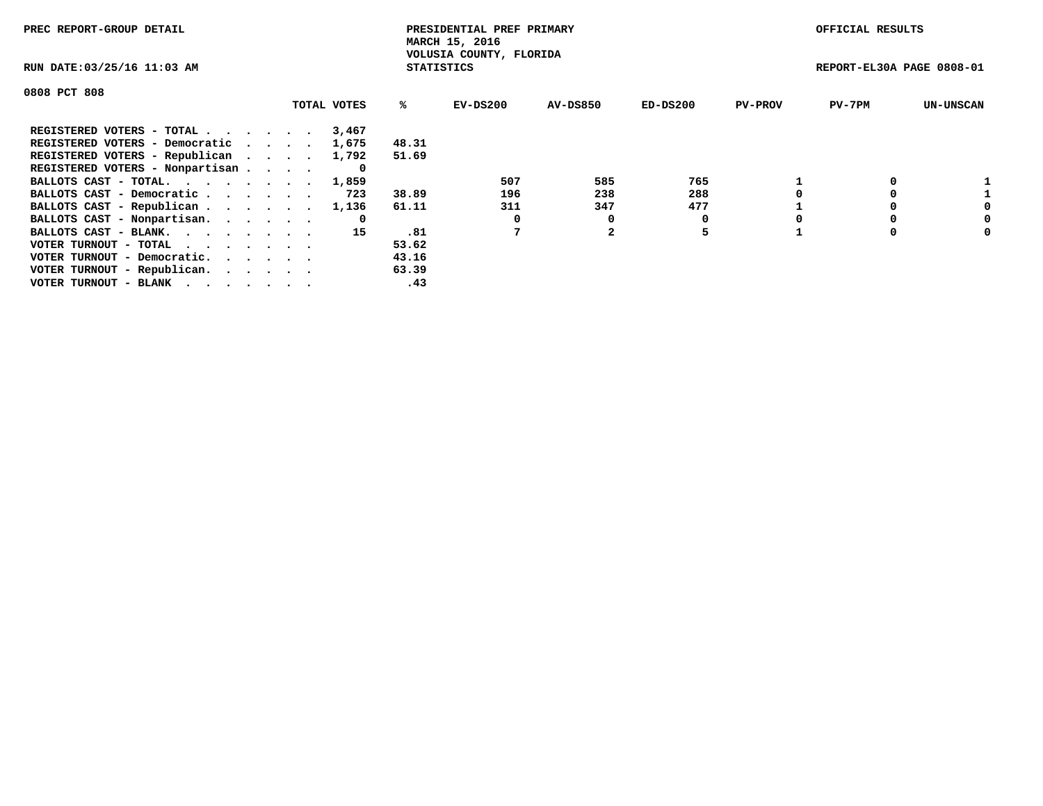PREC REPORT-GROUP DETAIL

PRESIDENTIAL PREF PRIMARY
MARCH 15, 2016
VOLUSIA COUNTY, FLORIDA
STATISTICS

OFFICIAL RESULTS

RUN DATE:03/25/16 11:03 AM

REPORT-EL30A PAGE 0808-01

0808 PCT 808

| | TOTAL VOTES | % | EV-DS200 | AV-DS850 | ED-DS200 | PV-PROV | PV-7PM | UN-UNSCAN |
|---|---|---|---|---|---|---|---|---|
| REGISTERED VOTERS - TOTAL . . . . . . | 3,467 | | | | | | | |
| REGISTERED VOTERS - Democratic . . . . | 1,675 | 48.31 | | | | | | |
| REGISTERED VOTERS - Republican . . . . | 1,792 | 51.69 | | | | | | |
| REGISTERED VOTERS - Nonpartisan . . . . | 0 | | | | | | | |
| BALLOTS CAST - TOTAL. . . . . . . . | 1,859 | | 507 | 585 | 765 | 1 | 0 | 1 |
| BALLOTS CAST - Democratic . . . . . . | 723 | 38.89 | 196 | 238 | 288 | 0 | 0 | 1 |
| BALLOTS CAST - Republican . . . . . . | 1,136 | 61.11 | 311 | 347 | 477 | 1 | 0 | 0 |
| BALLOTS CAST - Nonpartisan. . . . . . | 0 | | 0 | 0 | 0 | 0 | 0 | 0 |
| BALLOTS CAST - BLANK. . . . . . . . | 15 | .81 | 7 | 2 | 5 | 1 | 0 | 0 |
| VOTER TURNOUT - TOTAL . . . . . . . | | 53.62 | | | | | | |
| VOTER TURNOUT - Democratic. . . . . . | | 43.16 | | | | | | |
| VOTER TURNOUT - Republican. . . . . . | | 63.39 | | | | | | |
| VOTER TURNOUT - BLANK . . . . . . . | | .43 | | | | | | |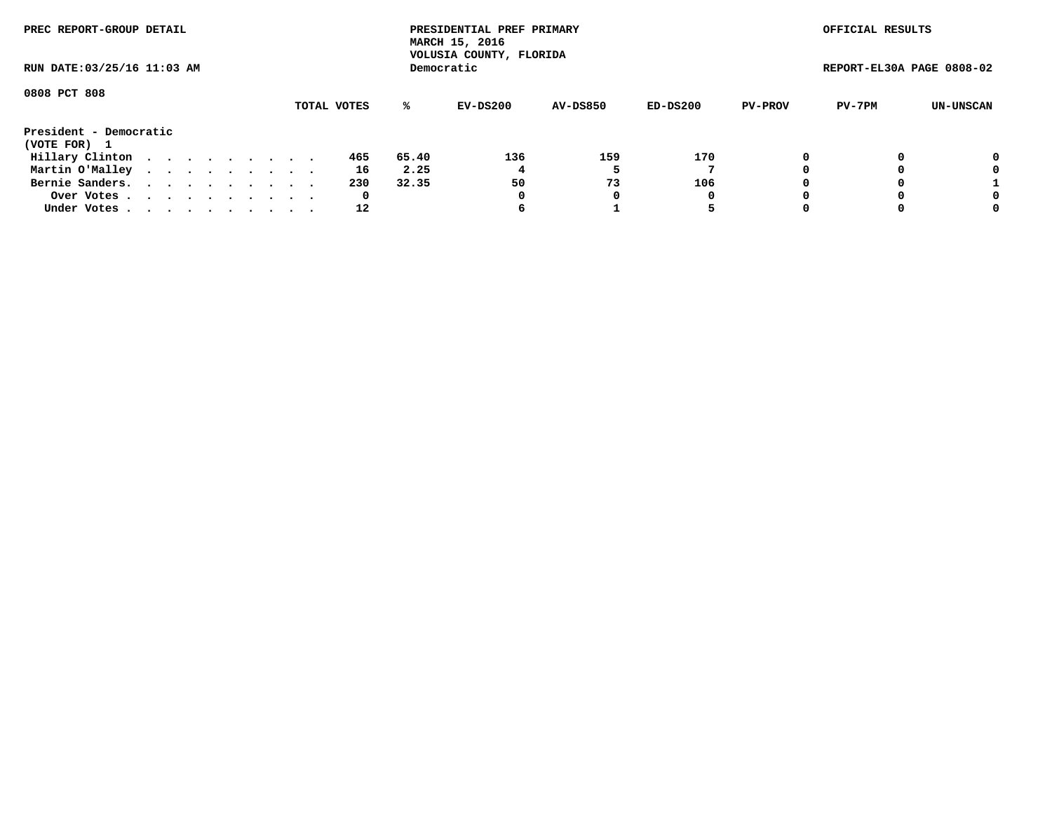PREC REPORT-GROUP DETAIL

PRESIDENTIAL PREF PRIMARY
MARCH 15, 2016
VOLUSIA COUNTY, FLORIDA
Democratic

OFFICIAL RESULTS

RUN DATE:03/25/16 11:03 AM

REPORT-EL30A PAGE 0808-02

0808 PCT 808

| | TOTAL VOTES | % | EV-DS200 | AV-DS850 | ED-DS200 | PV-PROV | PV-7PM | UN-UNSCAN |
|---|---|---|---|---|---|---|---|---|
| **President - Democratic** | | | | | | | | |
| **(VOTE FOR) 1** | | | | | | | | |
| Hillary Clinton | 465 | 65.40 | 136 | 159 | 170 | 0 | 0 | 0 |
| Martin O'Malley | 16 | 2.25 | 4 | 5 | 7 | 0 | 0 | 0 |
| Bernie Sanders. | 230 | 32.35 | 50 | 73 | 106 | 0 | 0 | 1 |
| Over Votes | 0 | | 0 | 0 | 0 | 0 | 0 | 0 |
| Under Votes | 12 | | 6 | 1 | 5 | 0 | 0 | 0 |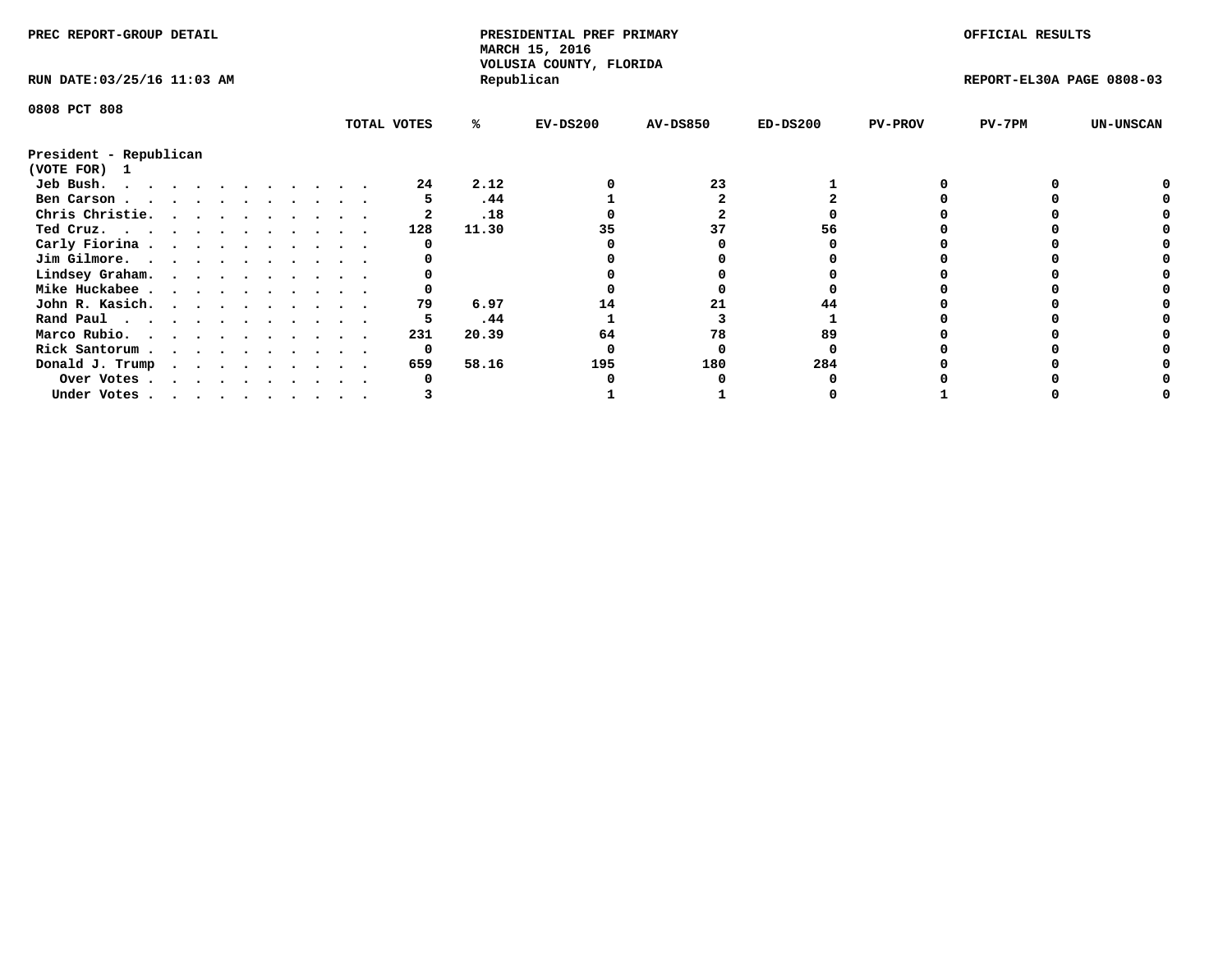PREC REPORT-GROUP DETAIL

PRESIDENTIAL PREF PRIMARY
MARCH 15, 2016
VOLUSIA COUNTY, FLORIDA
Republican

OFFICIAL RESULTS

RUN DATE:03/25/16 11:03 AM

REPORT-EL30A PAGE 0808-03

0808 PCT 808

President - Republican
(VOTE FOR) 1

| | TOTAL VOTES | % | EV-DS200 | AV-DS850 | ED-DS200 | PV-PROV | PV-7PM | UN-UNSCAN |
|---|---|---|---|---|---|---|---|---|
| Jeb Bush. | 24 | 2.12 | 0 | 23 | 1 | 0 | 0 | 0 |
| Ben Carson | 5 | .44 | 1 | 2 | 2 | 0 | 0 | 0 |
| Chris Christie. | 2 | .18 | 0 | 2 | 0 | 0 | 0 | 0 |
| Ted Cruz. | 128 | 11.30 | 35 | 37 | 56 | 0 | 0 | 0 |
| Carly Fiorina | 0 | | 0 | 0 | 0 | 0 | 0 | 0 |
| Jim Gilmore. | 0 | | 0 | 0 | 0 | 0 | 0 | 0 |
| Lindsey Graham. | 0 | | 0 | 0 | 0 | 0 | 0 | 0 |
| Mike Huckabee | 0 | | 0 | 0 | 0 | 0 | 0 | 0 |
| John R. Kasich. | 79 | 6.97 | 14 | 21 | 44 | 0 | 0 | 0 |
| Rand Paul | 5 | .44 | 1 | 3 | 1 | 0 | 0 | 0 |
| Marco Rubio. | 231 | 20.39 | 64 | 78 | 89 | 0 | 0 | 0 |
| Rick Santorum | 0 | | 0 | 0 | 0 | 0 | 0 | 0 |
| Donald J. Trump | 659 | 58.16 | 195 | 180 | 284 | 0 | 0 | 0 |
| Over Votes | 0 | | 0 | 0 | 0 | 0 | 0 | 0 |
| Under Votes | 3 | | 1 | 1 | 0 | 1 | 0 | 0 |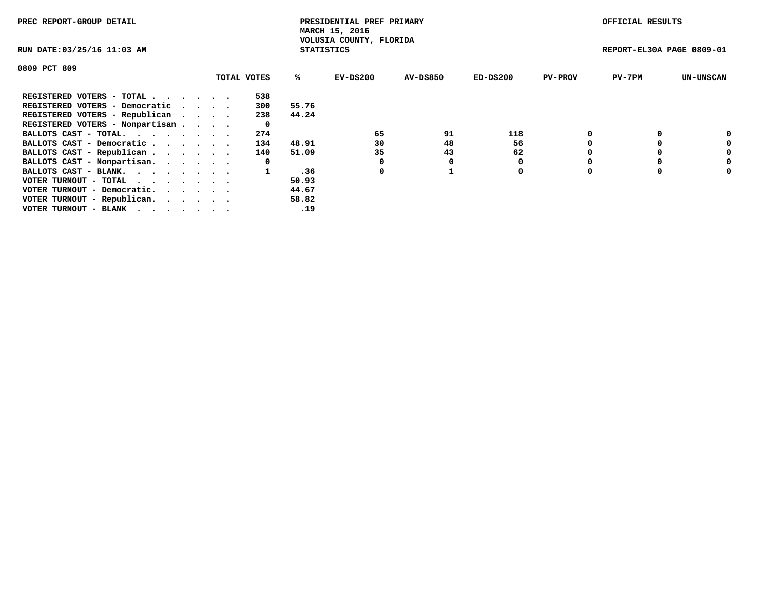PREC REPORT-GROUP DETAIL

PRESIDENTIAL PREF PRIMARY
MARCH 15, 2016
VOLUSIA COUNTY, FLORIDA
STATISTICS

OFFICIAL RESULTS

RUN DATE:03/25/16 11:03 AM

REPORT-EL30A PAGE 0809-01

0809 PCT 809

| | TOTAL VOTES | % | EV-DS200 | AV-DS850 | ED-DS200 | PV-PROV | PV-7PM | UN-UNSCAN |
|---|---|---|---|---|---|---|---|---|
| REGISTERED VOTERS - TOTAL . . . . . . | 538 | | | | | | | |
| REGISTERED VOTERS - Democratic . . . . | 300 | 55.76 | | | | | | |
| REGISTERED VOTERS - Republican . . . . | 238 | 44.24 | | | | | | |
| REGISTERED VOTERS - Nonpartisan . . . . | 0 | | | | | | | |
| BALLOTS CAST - TOTAL. . . . . . . . | 274 | | 65 | 91 | 118 | 0 | 0 | 0 |
| BALLOTS CAST - Democratic . . . . . . | 134 | 48.91 | 30 | 48 | 56 | 0 | 0 | 0 |
| BALLOTS CAST - Republican . . . . . . | 140 | 51.09 | 35 | 43 | 62 | 0 | 0 | 0 |
| BALLOTS CAST - Nonpartisan. . . . . . | 0 | | 0 | 0 | 0 | 0 | 0 | 0 |
| BALLOTS CAST - BLANK. . . . . . . . | 1 | .36 | 0 | 1 | 0 | 0 | 0 | 0 |
| VOTER TURNOUT - TOTAL . . . . . . . | | 50.93 | | | | | | |
| VOTER TURNOUT - Democratic. . . . . . | | 44.67 | | | | | | |
| VOTER TURNOUT - Republican. . . . . . | | 58.82 | | | | | | |
| VOTER TURNOUT - BLANK . . . . . . . | | .19 | | | | | | |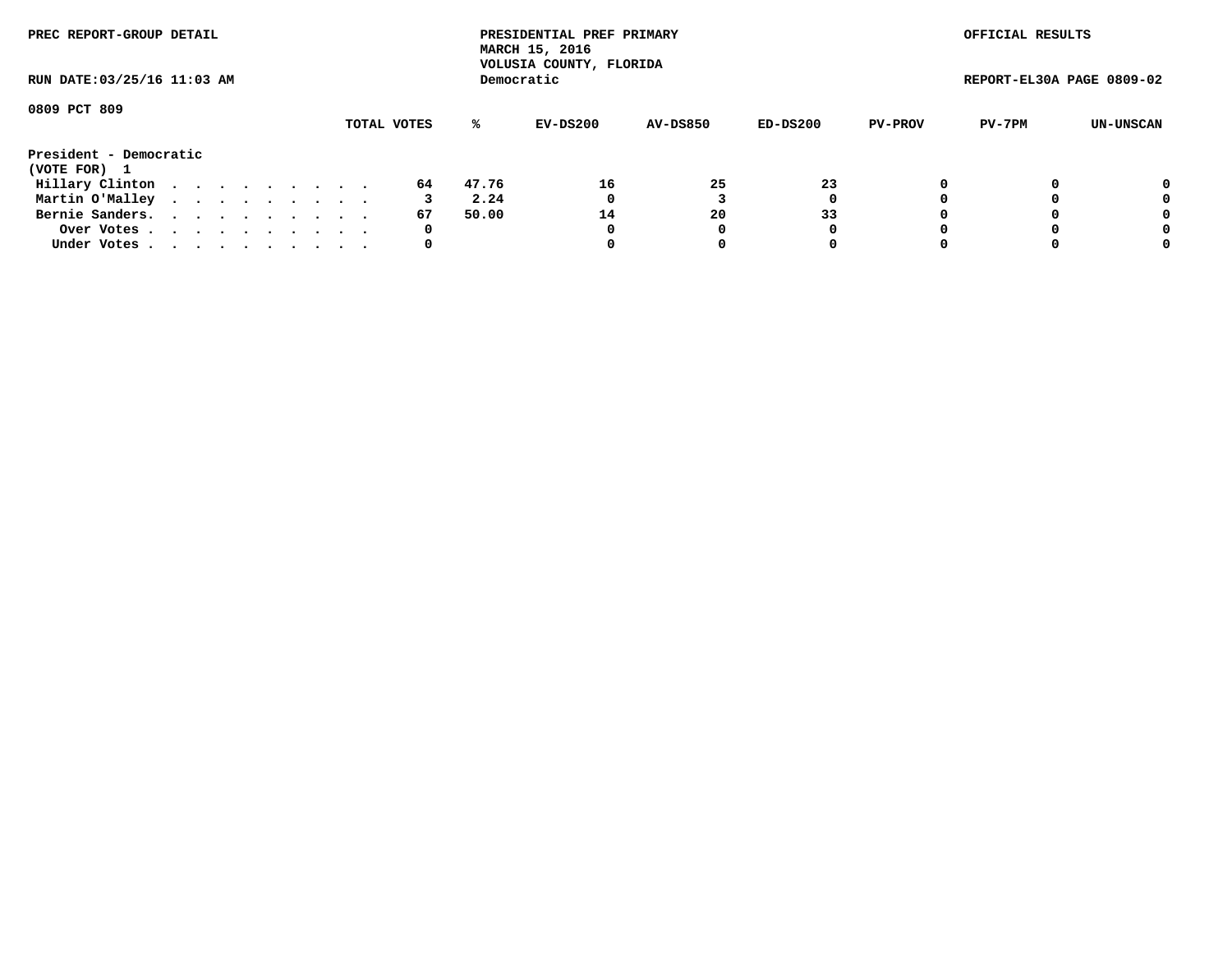PREC REPORT-GROUP DETAIL

PRESIDENTIAL PREF PRIMARY
MARCH 15, 2016
VOLUSIA COUNTY, FLORIDA
Democratic

OFFICIAL RESULTS

RUN DATE:03/25/16 11:03 AM

REPORT-EL30A PAGE 0809-02

0809 PCT 809

| | TOTAL VOTES | % | EV-DS200 | AV-DS850 | ED-DS200 | PV-PROV | PV-7PM | UN-UNSCAN |
|---|---|---|---|---|---|---|---|---|
| **President - Democratic** | | | | | | | | |
| **(VOTE FOR) 1** | | | | | | | | |
| Hillary Clinton | 64 | 47.76 | 16 | 25 | 23 | 0 | 0 | 0 |
| Martin O'Malley | 3 | 2.24 | 0 | 3 | 0 | 0 | 0 | 0 |
| Bernie Sanders | 67 | 50.00 | 14 | 20 | 33 | 0 | 0 | 0 |
| Over Votes | 0 | | 0 | 0 | 0 | 0 | 0 | 0 |
| Under Votes | 0 | | 0 | 0 | 0 | 0 | 0 | 0 |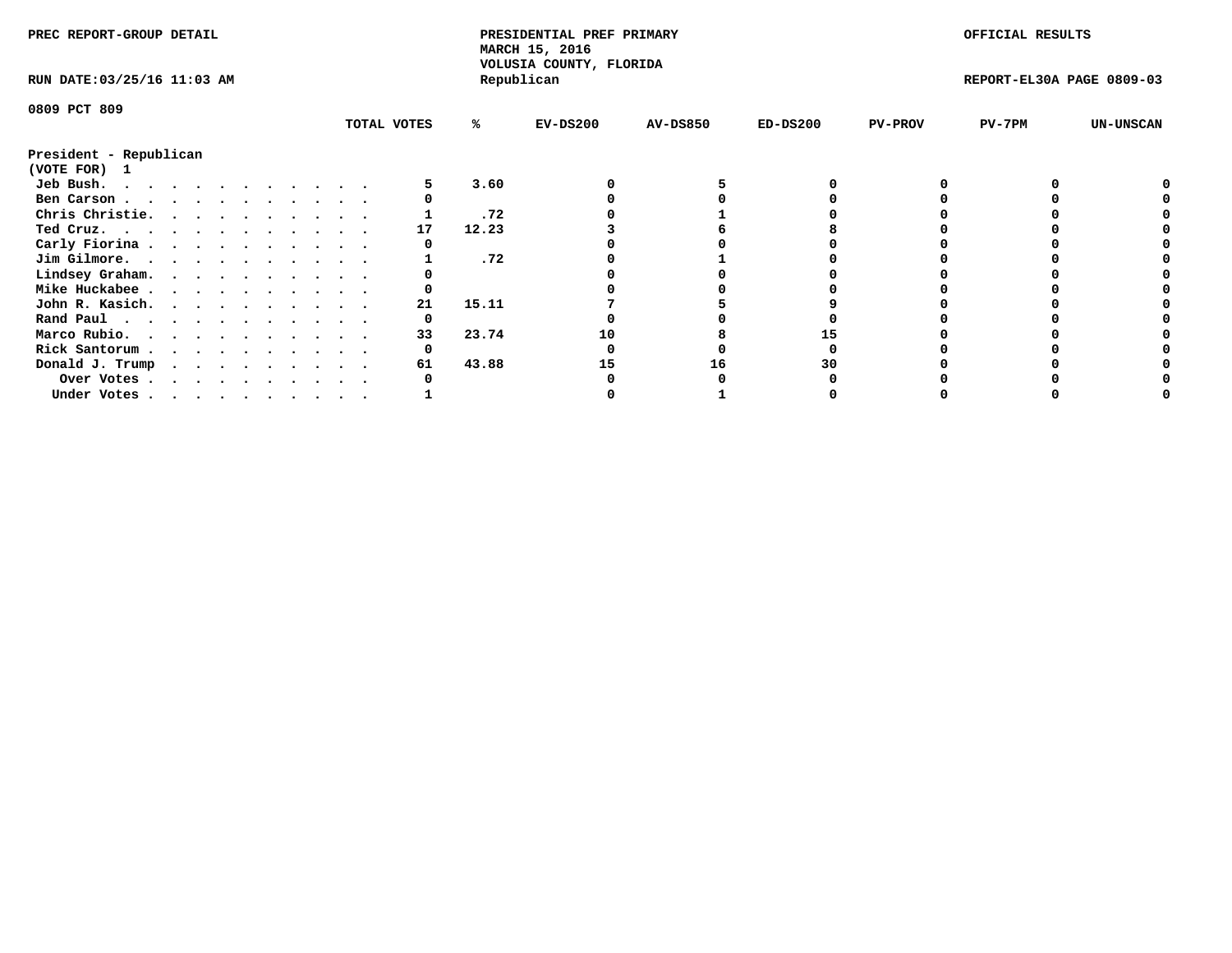PREC REPORT-GROUP DETAIL

PRESIDENTIAL PREF PRIMARY
MARCH 15, 2016
VOLUSIA COUNTY, FLORIDA
Republican

OFFICIAL RESULTS

RUN DATE:03/25/16 11:03 AM

REPORT-EL30A PAGE 0809-03

0809 PCT 809

| | TOTAL VOTES | % | EV-DS200 | AV-DS850 | ED-DS200 | PV-PROV | PV-7PM | UN-UNSCAN |
|---|---|---|---|---|---|---|---|---|
| **President - Republican** | | | | | | | | |
| **(VOTE FOR) 1** | | | | | | | | |
| Jeb Bush. . . . . . . . . . . . . | 5 | 3.60 | 0 | 5 | 0 | 0 | 0 | 0 |
| Ben Carson . . . . . . . . . . . . | 0 | | 0 | 0 | 0 | 0 | 0 | 0 |
| Chris Christie. . . . . . . . . . . | 1 | .72 | 0 | 1 | 0 | 0 | 0 | 0 |
| Ted Cruz. . . . . . . . . . . . . | 17 | 12.23 | 3 | 6 | 8 | 0 | 0 | 0 |
| Carly Fiorina . . . . . . . . . . . | 0 | | 0 | 0 | 0 | 0 | 0 | 0 |
| Jim Gilmore. . . . . . . . . . . . | 1 | .72 | 0 | 1 | 0 | 0 | 0 | 0 |
| Lindsey Graham. . . . . . . . . . . | 0 | | 0 | 0 | 0 | 0 | 0 | 0 |
| Mike Huckabee . . . . . . . . . . . | 0 | | 0 | 0 | 0 | 0 | 0 | 0 |
| John R. Kasich. . . . . . . . . . . | 21 | 15.11 | 7 | 5 | 9 | 0 | 0 | 0 |
| Rand Paul . . . . . . . . . . . . | 0 | | 0 | 0 | 0 | 0 | 0 | 0 |
| Marco Rubio. . . . . . . . . . . . | 33 | 23.74 | 10 | 8 | 15 | 0 | 0 | 0 |
| Rick Santorum . . . . . . . . . . . | 0 | | 0 | 0 | 0 | 0 | 0 | 0 |
| Donald J. Trump . . . . . . . . . . | 61 | 43.88 | 15 | 16 | 30 | 0 | 0 | 0 |
| Over Votes . . . . . . . . . . . | 0 | | 0 | 0 | 0 | 0 | 0 | 0 |
| Under Votes . . . . . . . . . . . | 1 | | 0 | 1 | 0 | 0 | 0 | 0 |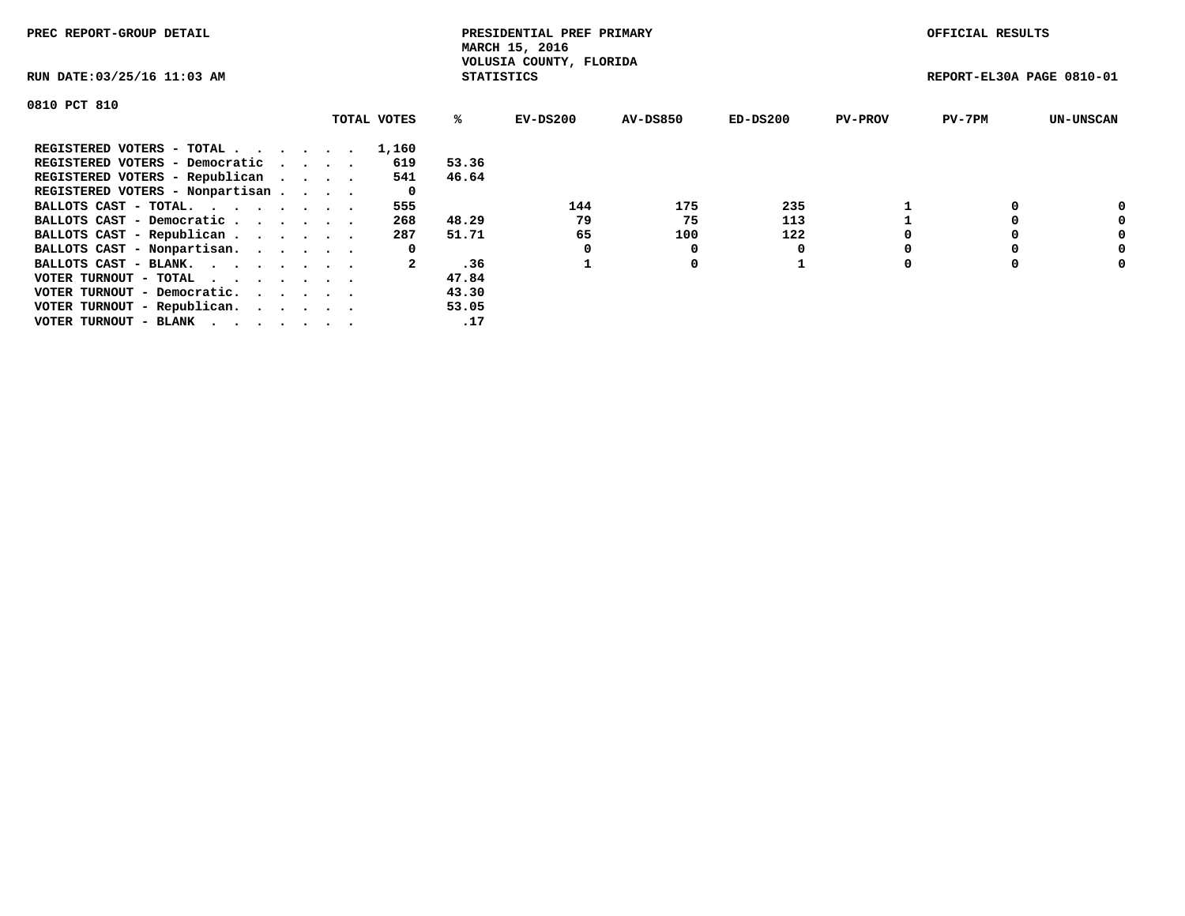PREC REPORT-GROUP DETAIL

PRESIDENTIAL PREF PRIMARY
MARCH 15, 2016
VOLUSIA COUNTY, FLORIDA
STATISTICS

OFFICIAL RESULTS

RUN DATE:03/25/16 11:03 AM

REPORT-EL30A PAGE 0810-01

0810 PCT 810

| | TOTAL VOTES | % | EV-DS200 | AV-DS850 | ED-DS200 | PV-PROV | PV-7PM | UN-UNSCAN |
|---|---|---|---|---|---|---|---|---|
| REGISTERED VOTERS - TOTAL . . . . . . | 1,160 | | | | | | | |
| REGISTERED VOTERS - Democratic . . . . | 619 | 53.36 | | | | | | |
| REGISTERED VOTERS - Republican . . . . | 541 | 46.64 | | | | | | |
| REGISTERED VOTERS - Nonpartisan . . . . | 0 | | | | | | | |
| BALLOTS CAST - TOTAL. . . . . . . . | 555 | | 144 | 175 | 235 | 1 | 0 | 0 |
| BALLOTS CAST - Democratic . . . . . . | 268 | 48.29 | 79 | 75 | 113 | 1 | 0 | 0 |
| BALLOTS CAST - Republican . . . . . . | 287 | 51.71 | 65 | 100 | 122 | 0 | 0 | 0 |
| BALLOTS CAST - Nonpartisan. . . . . . | 0 | | 0 | 0 | 0 | 0 | 0 | 0 |
| BALLOTS CAST - BLANK. . . . . . . . | 2 | .36 | 1 | 0 | 1 | 0 | 0 | 0 |
| VOTER TURNOUT - TOTAL . . . . . . . | | 47.84 | | | | | | |
| VOTER TURNOUT - Democratic. . . . . . | | 43.30 | | | | | | |
| VOTER TURNOUT - Republican. . . . . . | | 53.05 | | | | | | |
| VOTER TURNOUT - BLANK . . . . . . . | | .17 | | | | | | |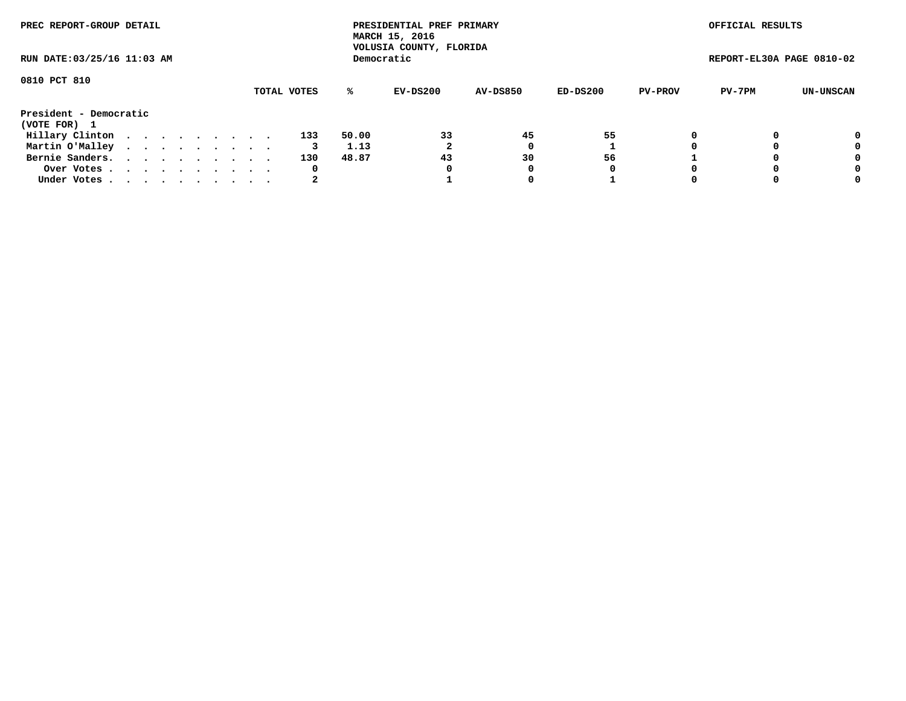PREC REPORT-GROUP DETAIL

PRESIDENTIAL PREF PRIMARY
MARCH 15, 2016
VOLUSIA COUNTY, FLORIDA
Democratic

OFFICIAL RESULTS

RUN DATE:03/25/16 11:03 AM

REPORT-EL30A PAGE 0810-02

0810 PCT 810

| | TOTAL VOTES | % | EV-DS200 | AV-DS850 | ED-DS200 | PV-PROV | PV-7PM | UN-UNSCAN |
|---|---|---|---|---|---|---|---|---|
| **President - Democratic** | | | | | | | | |
| **(VOTE FOR) 1** | | | | | | | | |
| Hillary Clinton . . . . . . . . . . | 133 | 50.00 | 33 | 45 | 55 | 0 | 0 | 0 |
| Martin O'Malley . . . . . . . . . . | 3 | 1.13 | 2 | 0 | 1 | 0 | 0 | 0 |
| Bernie Sanders. . . . . . . . . . . | 130 | 48.87 | 43 | 30 | 56 | 1 | 0 | 0 |
| Over Votes . . . . . . . . . . . | 0 | | 0 | 0 | 0 | 0 | 0 | 0 |
| Under Votes . . . . . . . . . . . | 2 | | 1 | 0 | 1 | 0 | 0 | 0 |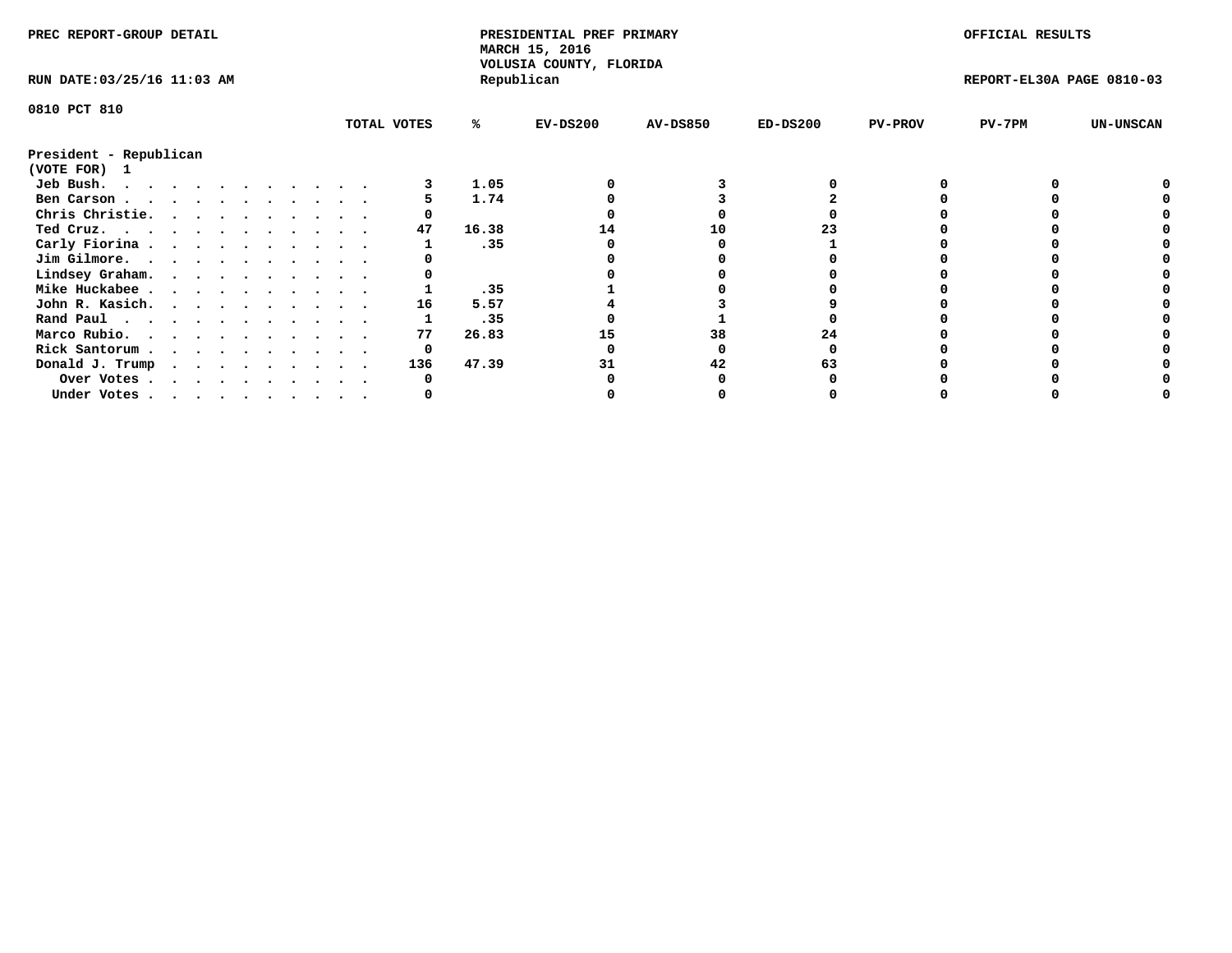PREC REPORT-GROUP DETAIL

PRESIDENTIAL PREF PRIMARY
MARCH 15, 2016
VOLUSIA COUNTY, FLORIDA
Republican

OFFICIAL RESULTS

RUN DATE:03/25/16 11:03 AM

REPORT-EL30A PAGE 0810-03

0810 PCT 810

**President - Republican**
**(VOTE FOR) 1**

| | TOTAL VOTES | % | EV-DS200 | AV-DS850 | ED-DS200 | PV-PROV | PV-7PM | UN-UNSCAN |
|---|---|---|---|---|---|---|---|---|
| Jeb Bush | 3 | 1.05 | 0 | 3 | 0 | 0 | 0 | 0 |
| Ben Carson | 5 | 1.74 | 0 | 3 | 2 | 0 | 0 | 0 |
| Chris Christie | 0 | | 0 | 0 | 0 | 0 | 0 | 0 |
| Ted Cruz | 47 | 16.38 | 14 | 10 | 23 | 0 | 0 | 0 |
| Carly Fiorina | 1 | .35 | 0 | 0 | 1 | 0 | 0 | 0 |
| Jim Gilmore | 0 | | 0 | 0 | 0 | 0 | 0 | 0 |
| Lindsey Graham | 0 | | 0 | 0 | 0 | 0 | 0 | 0 |
| Mike Huckabee | 1 | .35 | 1 | 0 | 0 | 0 | 0 | 0 |
| John R. Kasich | 16 | 5.57 | 4 | 3 | 9 | 0 | 0 | 0 |
| Rand Paul | 1 | .35 | 0 | 1 | 0 | 0 | 0 | 0 |
| Marco Rubio | 77 | 26.83 | 15 | 38 | 24 | 0 | 0 | 0 |
| Rick Santorum | 0 | | 0 | 0 | 0 | 0 | 0 | 0 |
| Donald J. Trump | 136 | 47.39 | 31 | 42 | 63 | 0 | 0 | 0 |
| Over Votes | 0 | | 0 | 0 | 0 | 0 | 0 | 0 |
| Under Votes | 0 | | 0 | 0 | 0 | 0 | 0 | 0 |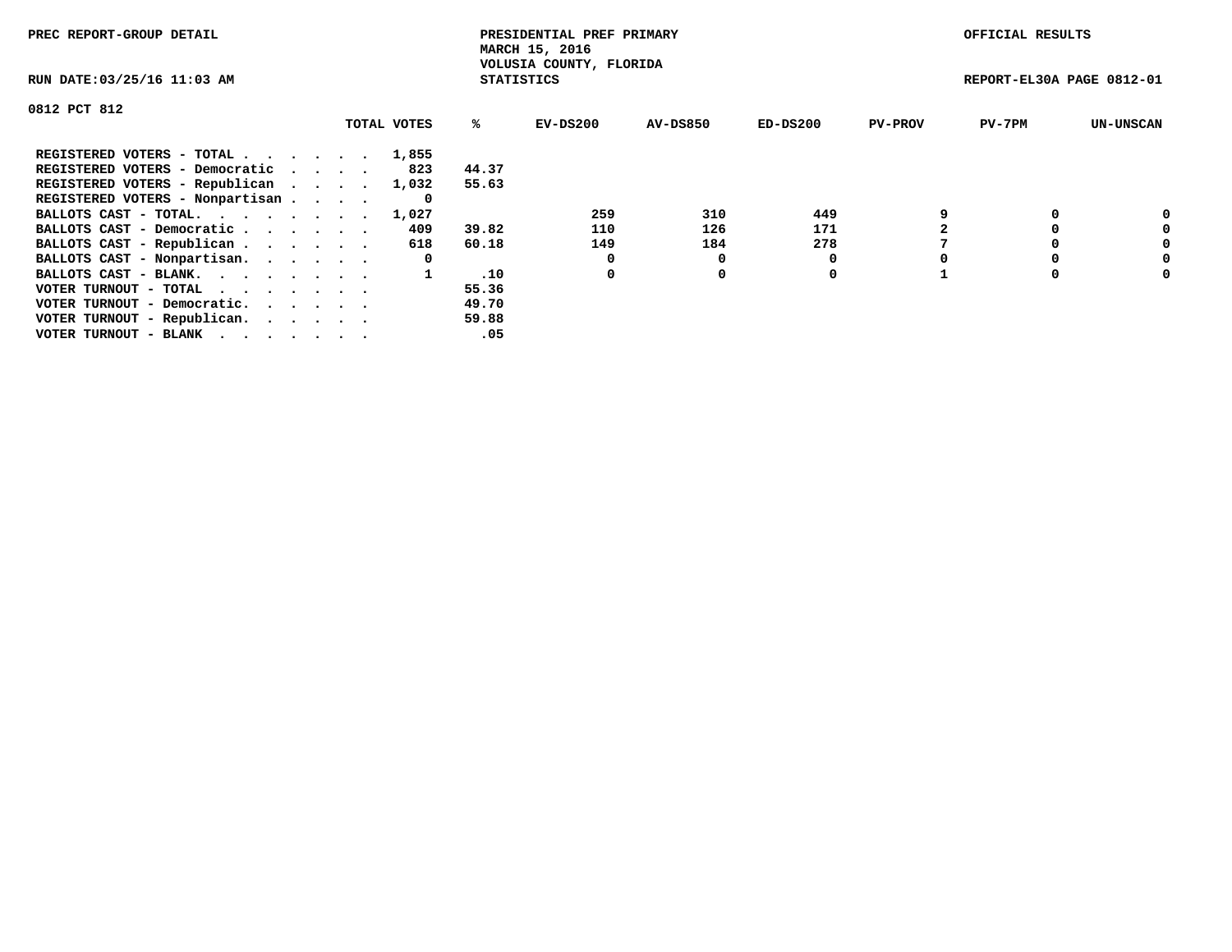PREC REPORT-GROUP DETAIL

PRESIDENTIAL PREF PRIMARY
MARCH 15, 2016
VOLUSIA COUNTY, FLORIDA
STATISTICS

OFFICIAL RESULTS

RUN DATE:03/25/16 11:03 AM

REPORT-EL30A PAGE 0812-01

0812 PCT 812

| | TOTAL VOTES | % | EV-DS200 | AV-DS850 | ED-DS200 | PV-PROV | PV-7PM | UN-UNSCAN |
|---|---|---|---|---|---|---|---|---|
| REGISTERED VOTERS - TOTAL . . . . . . | 1,855 | | | | | | | |
| REGISTERED VOTERS - Democratic . . . . | 823 | 44.37 | | | | | | |
| REGISTERED VOTERS - Republican . . . . | 1,032 | 55.63 | | | | | | |
| REGISTERED VOTERS - Nonpartisan . . . . | 0 | | | | | | | |
| BALLOTS CAST - TOTAL. . . . . . . . | 1,027 | | 259 | 310 | 449 | 9 | 0 | 0 |
| BALLOTS CAST - Democratic . . . . . . | 409 | 39.82 | 110 | 126 | 171 | 2 | 0 | 0 |
| BALLOTS CAST - Republican . . . . . . | 618 | 60.18 | 149 | 184 | 278 | 7 | 0 | 0 |
| BALLOTS CAST - Nonpartisan. . . . . . | 0 | | 0 | 0 | 0 | 0 | 0 | 0 |
| BALLOTS CAST - BLANK. . . . . . . . | 1 | .10 | 0 | 0 | 0 | 1 | 0 | 0 |
| VOTER TURNOUT - TOTAL . . . . . . . | | 55.36 | | | | | | |
| VOTER TURNOUT - Democratic. . . . . . | | 49.70 | | | | | | |
| VOTER TURNOUT - Republican. . . . . . | | 59.88 | | | | | | |
| VOTER TURNOUT - BLANK . . . . . . . | | .05 | | | | | | |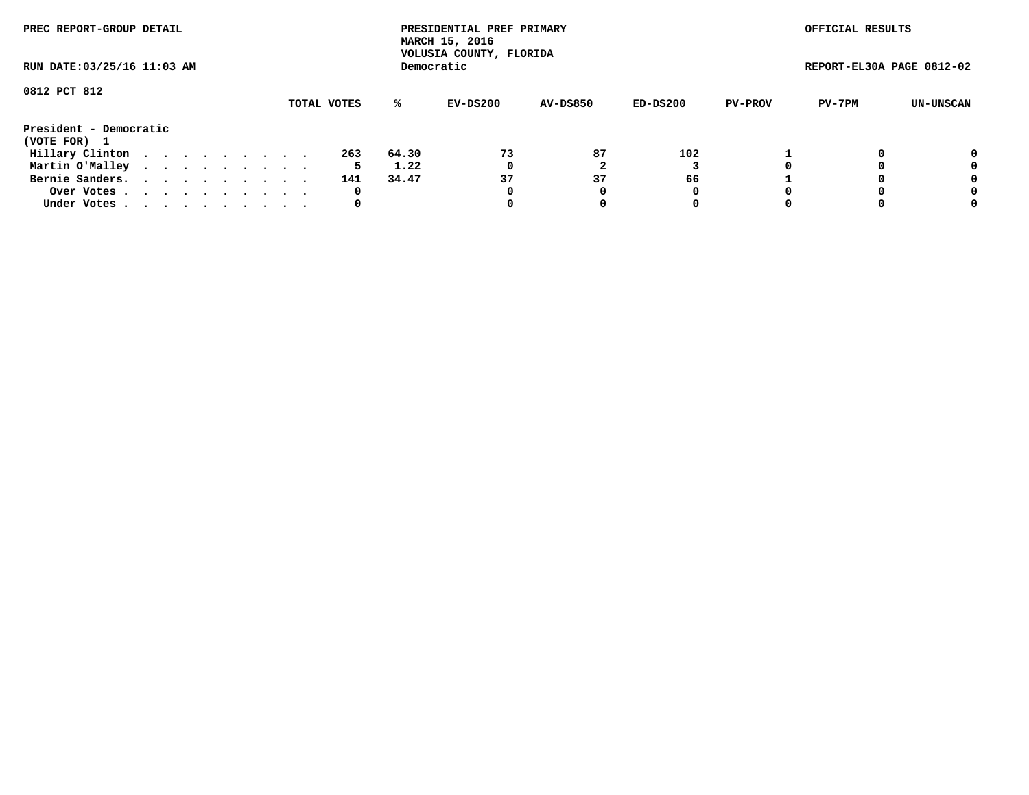PREC REPORT-GROUP DETAIL

PRESIDENTIAL PREF PRIMARY
MARCH 15, 2016
VOLUSIA COUNTY, FLORIDA
Democratic

OFFICIAL RESULTS

RUN DATE:03/25/16 11:03 AM

REPORT-EL30A PAGE 0812-02

0812 PCT 812

| | TOTAL VOTES | % | EV-DS200 | AV-DS850 | ED-DS200 | PV-PROV | PV-7PM | UN-UNSCAN |
|---|---|---|---|---|---|---|---|---|
| **President - Democratic** | | | | | | | | |
| **(VOTE FOR) 1** | | | | | | | | |
| Hillary Clinton . . . . . . . . . . | 263 | 64.30 | 73 | 87 | 102 | 1 | 0 | 0 |
| Martin O'Malley . . . . . . . . . . | 5 | 1.22 | 0 | 2 | 3 | 0 | 0 | 0 |
| Bernie Sanders. . . . . . . . . . . | 141 | 34.47 | 37 | 37 | 66 | 1 | 0 | 0 |
| Over Votes . . . . . . . . . . . | 0 | | 0 | 0 | 0 | 0 | 0 | 0 |
| Under Votes . . . . . . . . . . . | 0 | | 0 | 0 | 0 | 0 | 0 | 0 |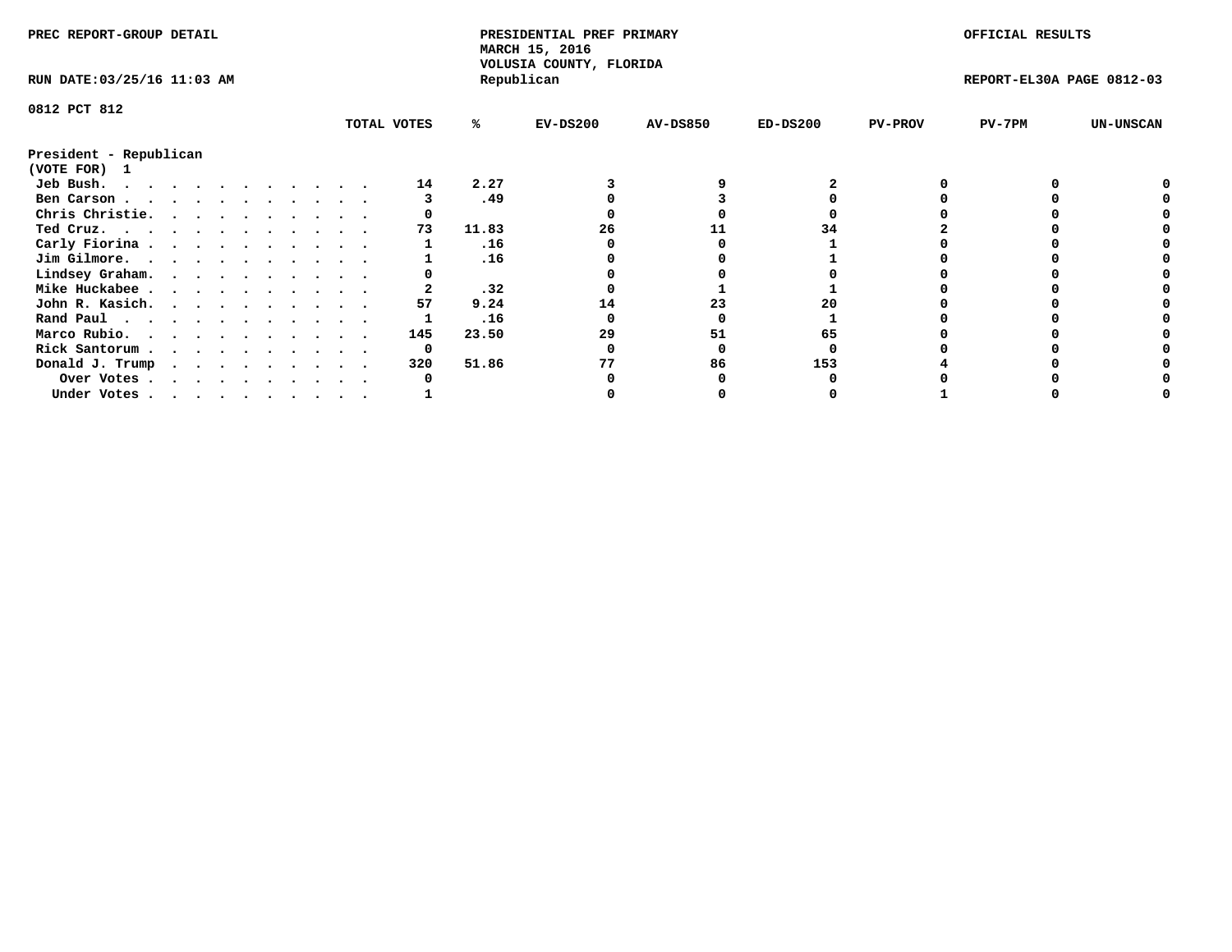PREC REPORT-GROUP DETAIL

PRESIDENTIAL PREF PRIMARY
MARCH 15, 2016
VOLUSIA COUNTY, FLORIDA
Republican

OFFICIAL RESULTS

RUN DATE:03/25/16 11:03 AM

REPORT-EL30A PAGE 0812-03

0812 PCT 812

| President - Republican (VOTE FOR) 1 | TOTAL VOTES | % | EV-DS200 | AV-DS850 | ED-DS200 | PV-PROV | PV-7PM | UN-UNSCAN |
|---|---|---|---|---|---|---|---|---|
| Jeb Bush. | 14 | 2.27 | 3 | 9 | 2 | 0 | 0 | 0 |
| Ben Carson | 3 | .49 | 0 | 3 | 0 | 0 | 0 | 0 |
| Chris Christie. | 0 | | 0 | 0 | 0 | 0 | 0 | 0 |
| Ted Cruz. | 73 | 11.83 | 26 | 11 | 34 | 2 | 0 | 0 |
| Carly Fiorina | 1 | .16 | 0 | 0 | 1 | 0 | 0 | 0 |
| Jim Gilmore. | 1 | .16 | 0 | 0 | 1 | 0 | 0 | 0 |
| Lindsey Graham. | 0 | | 0 | 0 | 0 | 0 | 0 | 0 |
| Mike Huckabee | 2 | .32 | 0 | 1 | 1 | 0 | 0 | 0 |
| John R. Kasich. | 57 | 9.24 | 14 | 23 | 20 | 0 | 0 | 0 |
| Rand Paul | 1 | .16 | 0 | 0 | 1 | 0 | 0 | 0 |
| Marco Rubio. | 145 | 23.50 | 29 | 51 | 65 | 0 | 0 | 0 |
| Rick Santorum | 0 | | 0 | 0 | 0 | 0 | 0 | 0 |
| Donald J. Trump | 320 | 51.86 | 77 | 86 | 153 | 4 | 0 | 0 |
| Over Votes | 0 | | 0 | 0 | 0 | 0 | 0 | 0 |
| Under Votes | 1 | | 0 | 0 | 0 | 1 | 0 | 0 |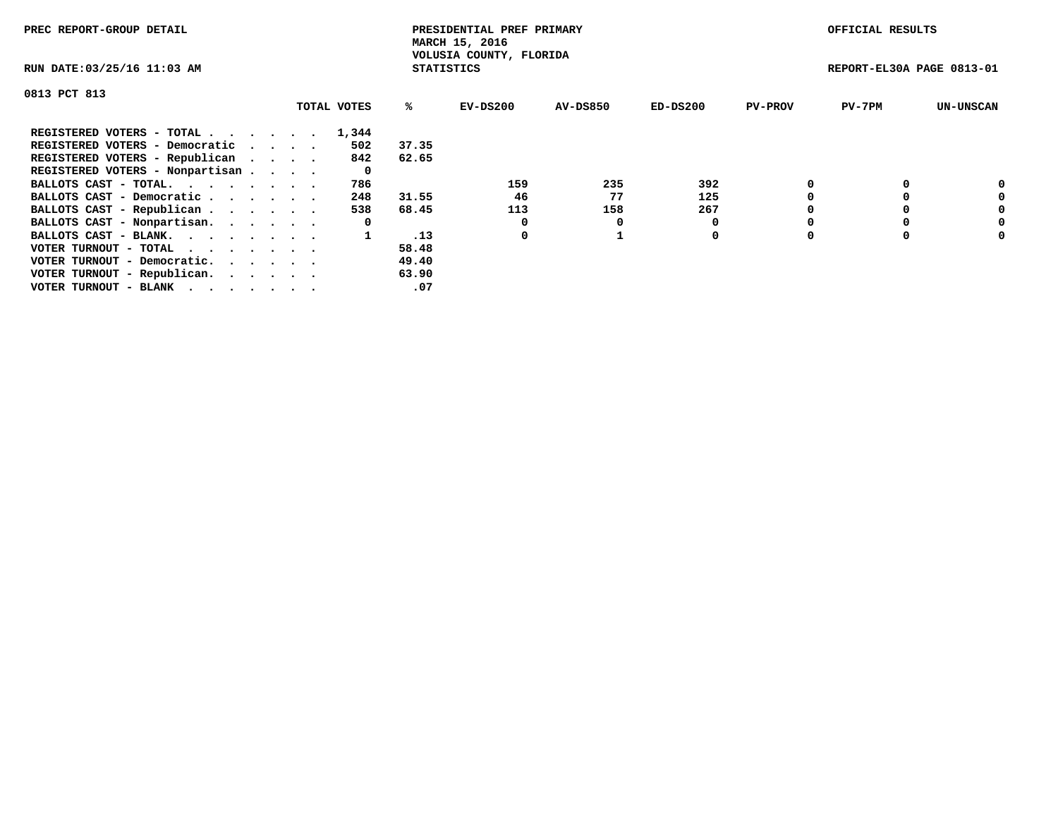PREC REPORT-GROUP DETAIL

PRESIDENTIAL PREF PRIMARY
MARCH 15, 2016
VOLUSIA COUNTY, FLORIDA
STATISTICS

OFFICIAL RESULTS

RUN DATE:03/25/16 11:03 AM

REPORT-EL30A PAGE 0813-01

0813 PCT 813

| | TOTAL VOTES | % | EV-DS200 | AV-DS850 | ED-DS200 | PV-PROV | PV-7PM | UN-UNSCAN |
|---|---|---|---|---|---|---|---|---|
| REGISTERED VOTERS - TOTAL . . . . . . | 1,344 | | | | | | | |
| REGISTERED VOTERS - Democratic . . . . | 502 | 37.35 | | | | | | |
| REGISTERED VOTERS - Republican . . . . | 842 | 62.65 | | | | | | |
| REGISTERED VOTERS - Nonpartisan . . . . | 0 | | | | | | | |
| BALLOTS CAST - TOTAL. . . . . . . . | 786 | | 159 | 235 | 392 | 0 | 0 | 0 |
| BALLOTS CAST - Democratic . . . . . . | 248 | 31.55 | 46 | 77 | 125 | 0 | 0 | 0 |
| BALLOTS CAST - Republican . . . . . . | 538 | 68.45 | 113 | 158 | 267 | 0 | 0 | 0 |
| BALLOTS CAST - Nonpartisan. . . . . . | 0 | | 0 | 0 | 0 | 0 | 0 | 0 |
| BALLOTS CAST - BLANK. . . . . . . . | 1 | .13 | 0 | 1 | 0 | 0 | 0 | 0 |
| VOTER TURNOUT - TOTAL . . . . . . . | | 58.48 | | | | | | |
| VOTER TURNOUT - Democratic. . . . . . | | 49.40 | | | | | | |
| VOTER TURNOUT - Republican. . . . . . | | 63.90 | | | | | | |
| VOTER TURNOUT - BLANK . . . . . . . | | .07 | | | | | | |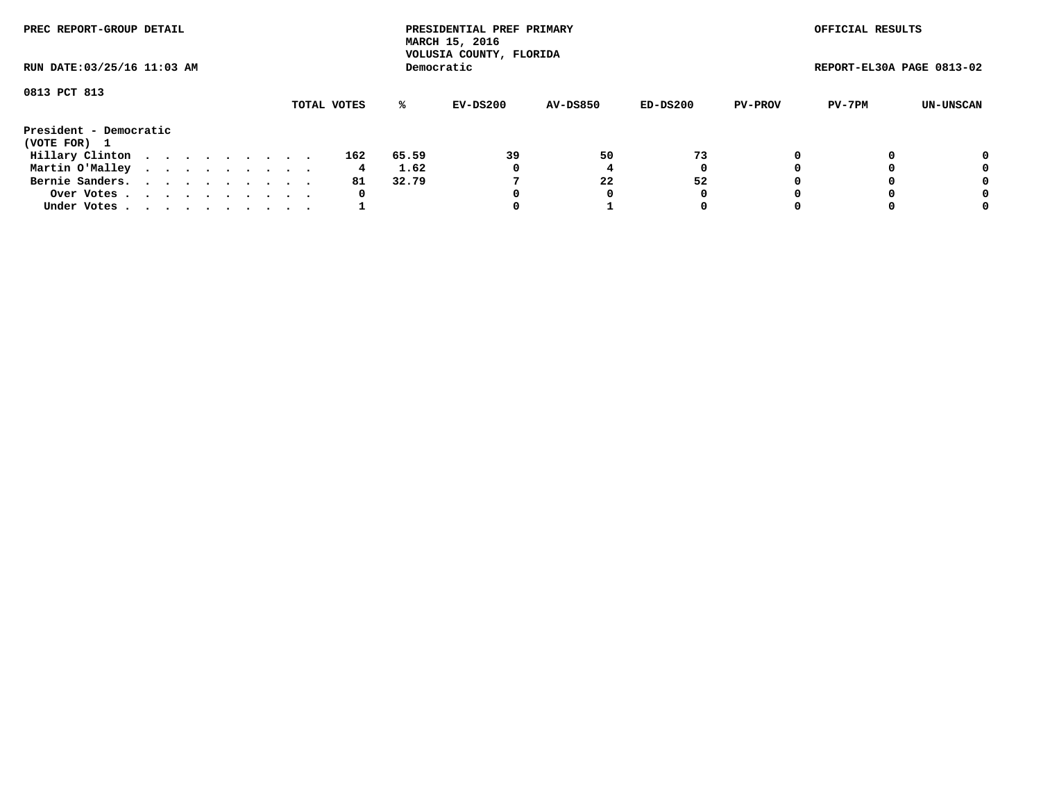PREC REPORT-GROUP DETAIL

PRESIDENTIAL PREF PRIMARY
MARCH 15, 2016
VOLUSIA COUNTY, FLORIDA
Democratic

OFFICIAL RESULTS

RUN DATE:03/25/16 11:03 AM

REPORT-EL30A PAGE 0813-02

0813 PCT 813

| | TOTAL VOTES | % | EV-DS200 | AV-DS850 | ED-DS200 | PV-PROV | PV-7PM | UN-UNSCAN |
|---|---|---|---|---|---|---|---|---|
| **President - Democratic** | | | | | | | | |
| **(VOTE FOR) 1** | | | | | | | | |
| Hillary Clinton . . . . . . . . . . | 162 | 65.59 | 39 | 50 | 73 | 0 | 0 | 0 |
| Martin O'Malley . . . . . . . . . . | 4 | 1.62 | 0 | 4 | 0 | 0 | 0 | 0 |
| Bernie Sanders. . . . . . . . . . . | 81 | 32.79 | 7 | 22 | 52 | 0 | 0 | 0 |
| Over Votes . . . . . . . . . . . | 0 | | 0 | 0 | 0 | 0 | 0 | 0 |
| Under Votes . . . . . . . . . . . | 1 | | 0 | 1 | 0 | 0 | 0 | 0 |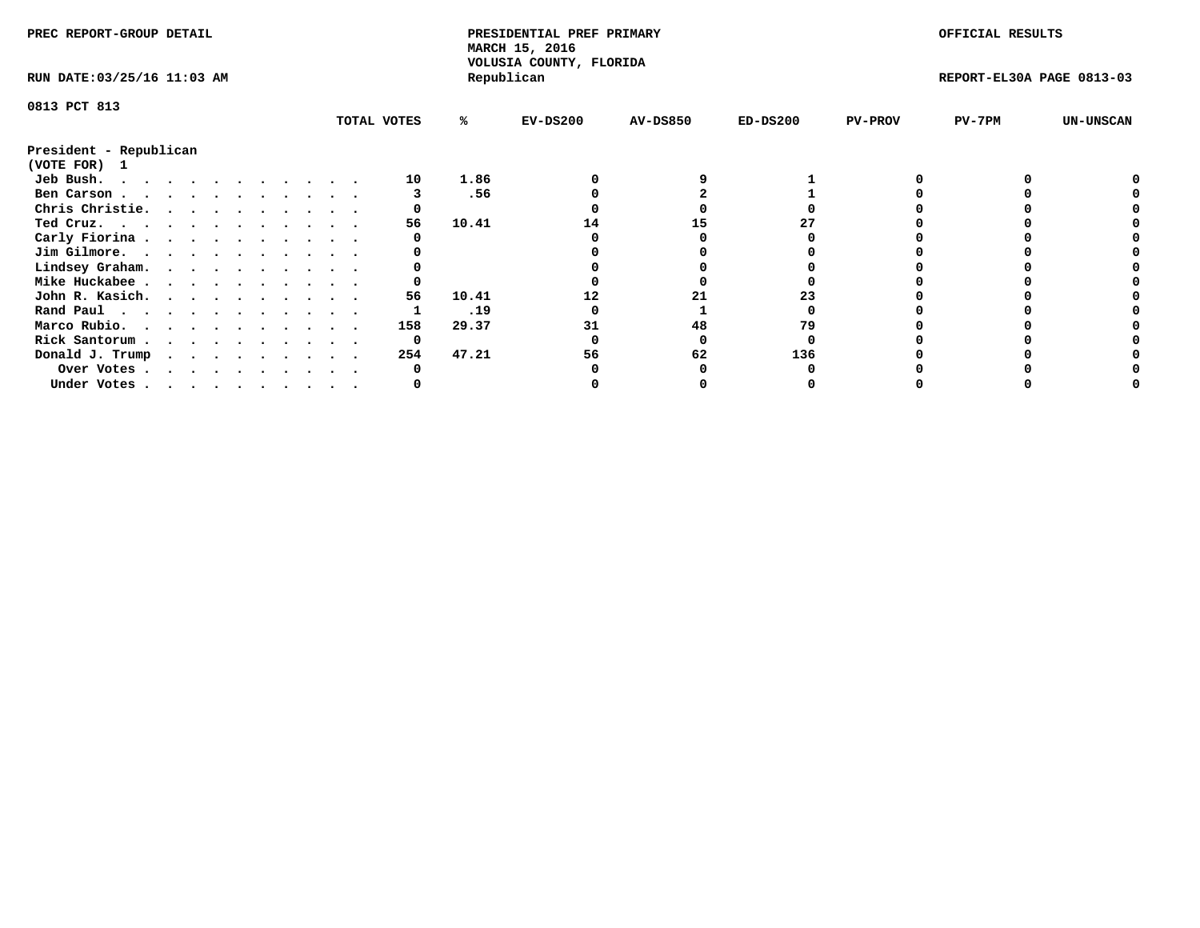PREC REPORT-GROUP DETAIL

PRESIDENTIAL PREF PRIMARY
MARCH 15, 2016
VOLUSIA COUNTY, FLORIDA
Republican

OFFICIAL RESULTS

RUN DATE:03/25/16 11:03 AM

REPORT-EL30A PAGE 0813-03

0813 PCT 813

President - Republican
(VOTE FOR) 1

| | TOTAL VOTES | % | EV-DS200 | AV-DS850 | ED-DS200 | PV-PROV | PV-7PM | UN-UNSCAN |
|---|---|---|---|---|---|---|---|---|
| Jeb Bush. | 10 | 1.86 | 0 | 9 | 1 | 0 | 0 | 0 |
| Ben Carson | 3 | .56 | 0 | 2 | 1 | 0 | 0 | 0 |
| Chris Christie. | 0 | | 0 | 0 | 0 | 0 | 0 | 0 |
| Ted Cruz. | 56 | 10.41 | 14 | 15 | 27 | 0 | 0 | 0 |
| Carly Fiorina | 0 | | 0 | 0 | 0 | 0 | 0 | 0 |
| Jim Gilmore. | 0 | | 0 | 0 | 0 | 0 | 0 | 0 |
| Lindsey Graham. | 0 | | 0 | 0 | 0 | 0 | 0 | 0 |
| Mike Huckabee | 0 | | 0 | 0 | 0 | 0 | 0 | 0 |
| John R. Kasich. | 56 | 10.41 | 12 | 21 | 23 | 0 | 0 | 0 |
| Rand Paul | 1 | .19 | 0 | 1 | 0 | 0 | 0 | 0 |
| Marco Rubio. | 158 | 29.37 | 31 | 48 | 79 | 0 | 0 | 0 |
| Rick Santorum | 0 | | 0 | 0 | 0 | 0 | 0 | 0 |
| Donald J. Trump | 254 | 47.21 | 56 | 62 | 136 | 0 | 0 | 0 |
| Over Votes | 0 | | 0 | 0 | 0 | 0 | 0 | 0 |
| Under Votes | 0 | | 0 | 0 | 0 | 0 | 0 | 0 |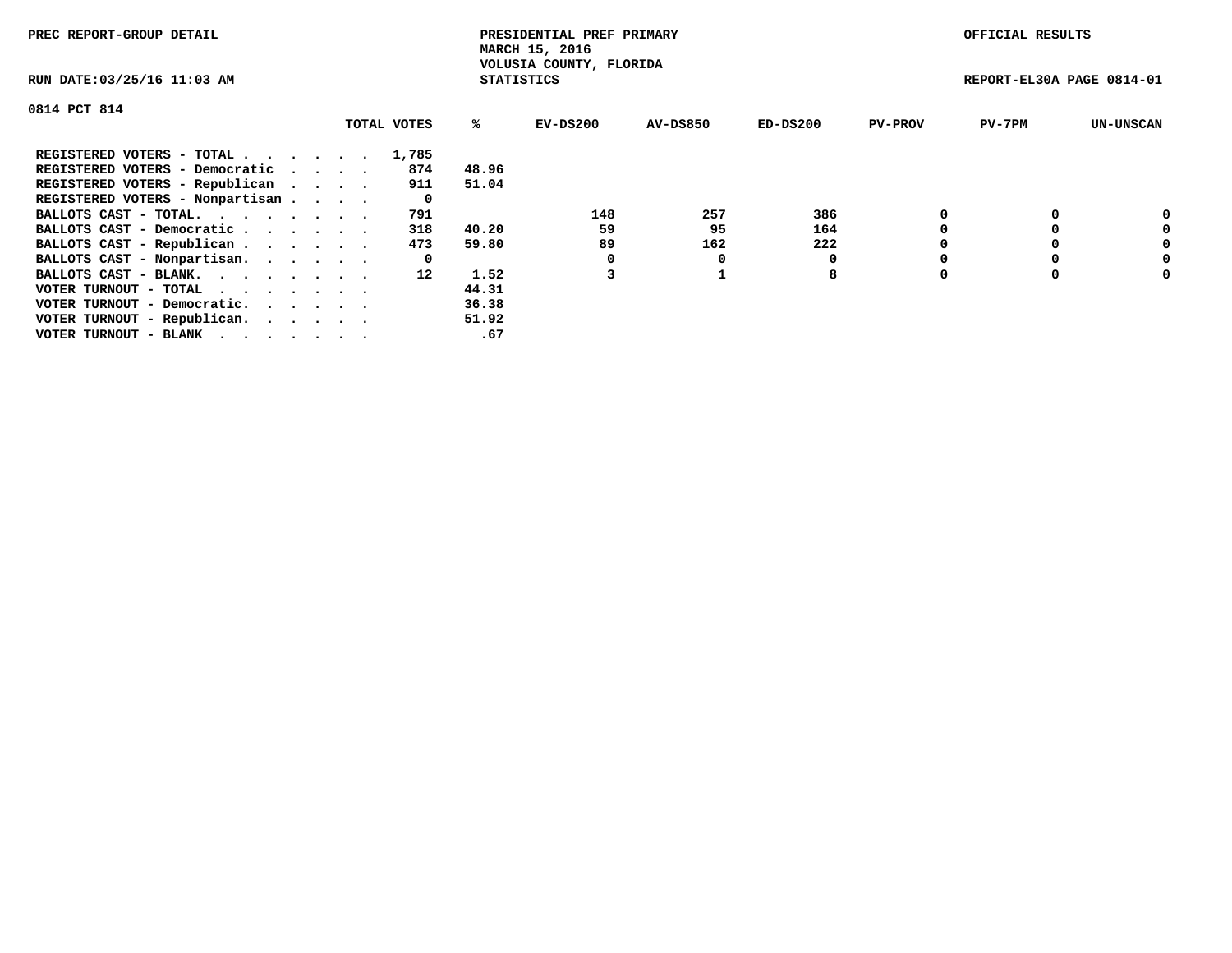PREC REPORT-GROUP DETAIL

PRESIDENTIAL PREF PRIMARY
MARCH 15, 2016
VOLUSIA COUNTY, FLORIDA
STATISTICS

OFFICIAL RESULTS

RUN DATE:03/25/16 11:03 AM

REPORT-EL30A PAGE 0814-01

0814 PCT 814

| | TOTAL VOTES | % | EV-DS200 | AV-DS850 | ED-DS200 | PV-PROV | PV-7PM | UN-UNSCAN |
|---|---|---|---|---|---|---|---|---|
| REGISTERED VOTERS - TOTAL . . . . . . | 1,785 | | | | | | | |
| REGISTERED VOTERS - Democratic . . . . | 874 | 48.96 | | | | | | |
| REGISTERED VOTERS - Republican . . . . | 911 | 51.04 | | | | | | |
| REGISTERED VOTERS - Nonpartisan . . . . | 0 | | | | | | | |
| BALLOTS CAST - TOTAL. . . . . . . . | 791 | | 148 | 257 | 386 | 0 | 0 | 0 |
| BALLOTS CAST - Democratic . . . . . . | 318 | 40.20 | 59 | 95 | 164 | 0 | 0 | 0 |
| BALLOTS CAST - Republican . . . . . . | 473 | 59.80 | 89 | 162 | 222 | 0 | 0 | 0 |
| BALLOTS CAST - Nonpartisan. . . . . . | 0 | | 0 | 0 | 0 | 0 | 0 | 0 |
| BALLOTS CAST - BLANK. . . . . . . . | 12 | 1.52 | 3 | 1 | 8 | 0 | 0 | 0 |
| VOTER TURNOUT - TOTAL . . . . . . . | | 44.31 | | | | | | |
| VOTER TURNOUT - Democratic. . . . . . | | 36.38 | | | | | | |
| VOTER TURNOUT - Republican. . . . . . | | 51.92 | | | | | | |
| VOTER TURNOUT - BLANK . . . . . . . | | .67 | | | | | | |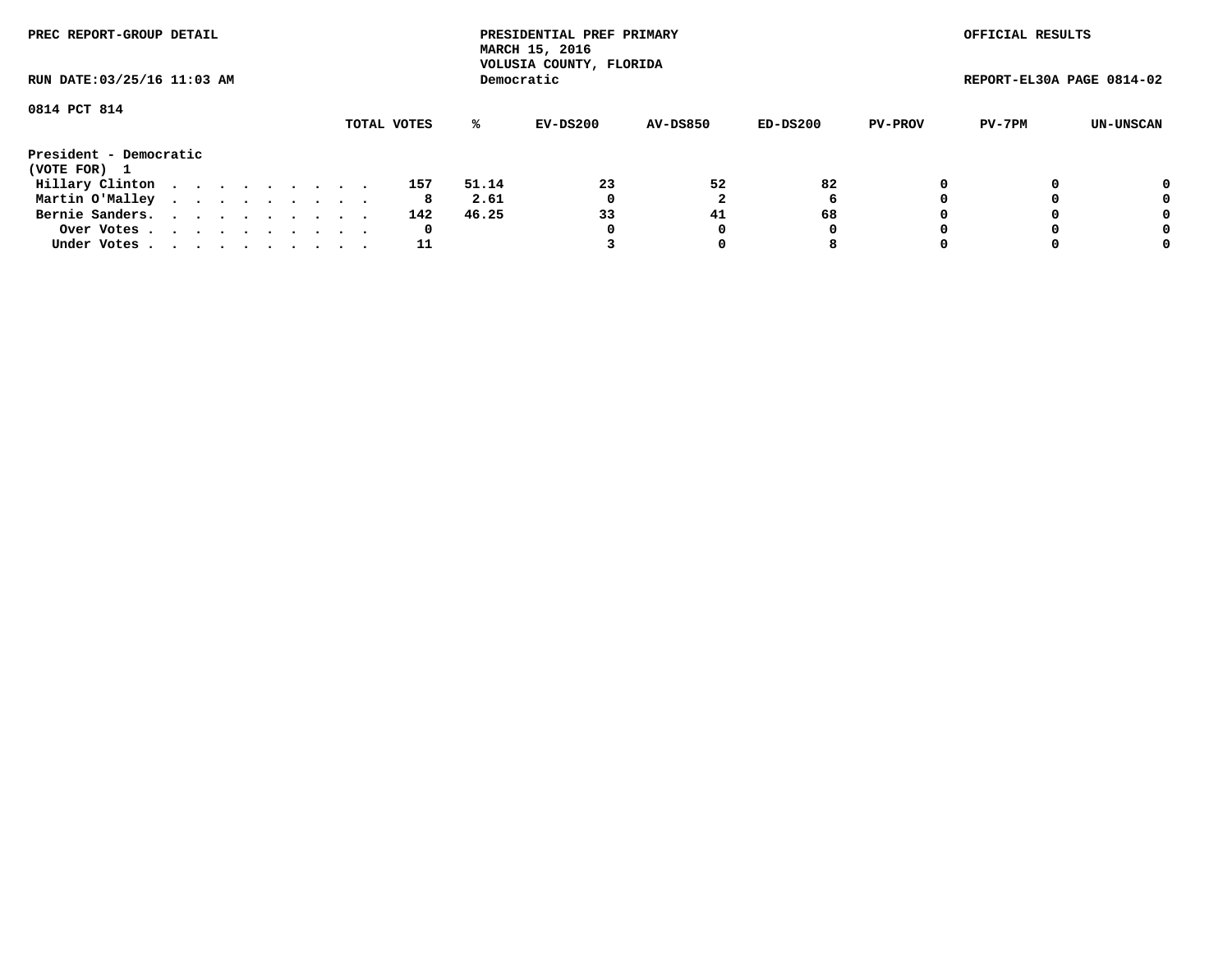PREC REPORT-GROUP DETAIL

PRESIDENTIAL PREF PRIMARY
MARCH 15, 2016
VOLUSIA COUNTY, FLORIDA
Democratic

OFFICIAL RESULTS

RUN DATE:03/25/16 11:03 AM

REPORT-EL30A PAGE 0814-02

0814 PCT 814

| | TOTAL VOTES | % | EV-DS200 | AV-DS850 | ED-DS200 | PV-PROV | PV-7PM | UN-UNSCAN |
|---|---|---|---|---|---|---|---|---|
| **President - Democratic** | | | | | | | | |
| **(VOTE FOR) 1** | | | | | | | | |
| Hillary Clinton . . . . . . . . . . | 157 | 51.14 | 23 | 52 | 82 | 0 | 0 | 0 |
| Martin O'Malley . . . . . . . . . . | 8 | 2.61 | 0 | 2 | 6 | 0 | 0 | 0 |
| Bernie Sanders. . . . . . . . . . . | 142 | 46.25 | 33 | 41 | 68 | 0 | 0 | 0 |
| Over Votes . . . . . . . . . . . | 0 | | 0 | 0 | 0 | 0 | 0 | 0 |
| Under Votes . . . . . . . . . . . | 11 | | 3 | 0 | 8 | 0 | 0 | 0 |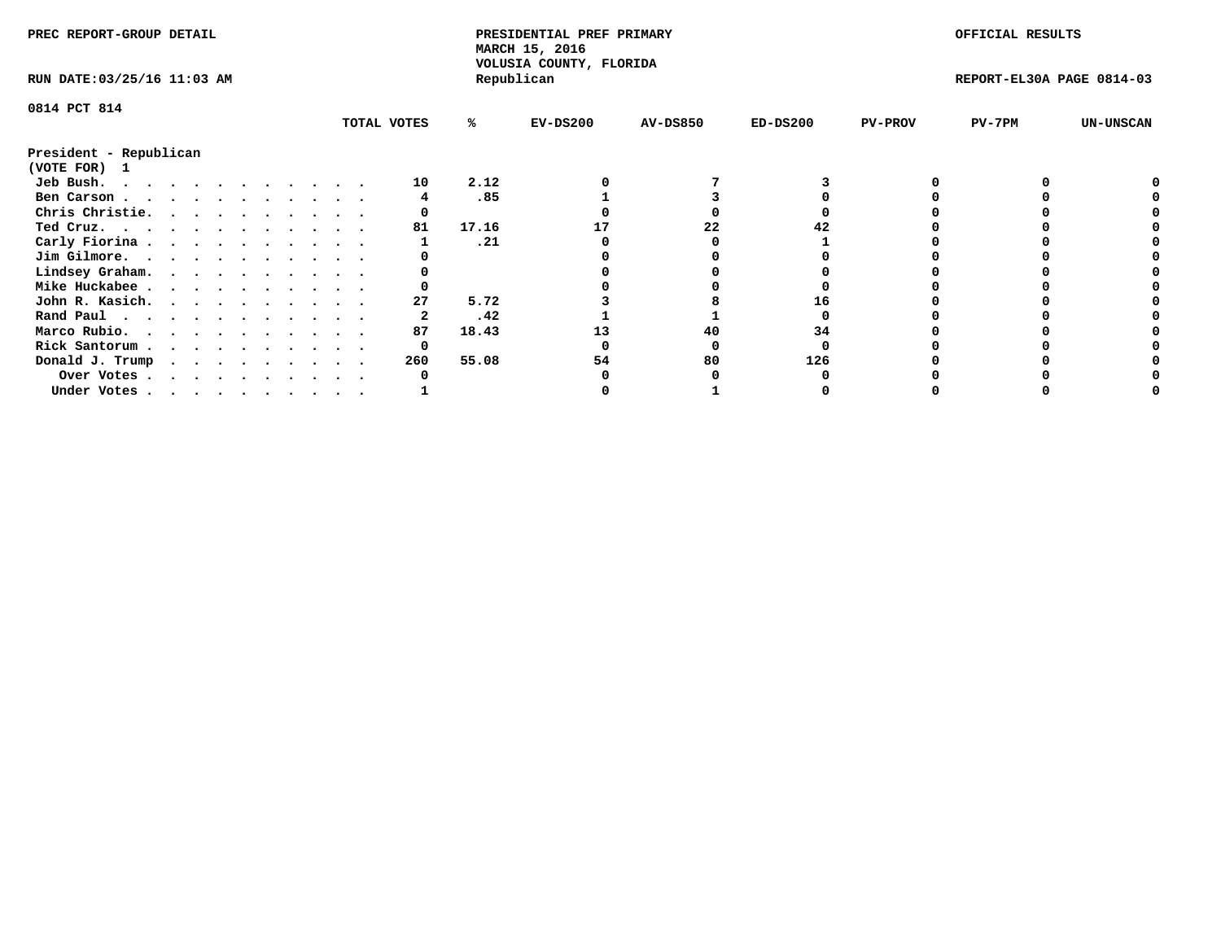PREC REPORT-GROUP DETAIL

PRESIDENTIAL PREF PRIMARY
MARCH 15, 2016
VOLUSIA COUNTY, FLORIDA
Republican

OFFICIAL RESULTS

RUN DATE:03/25/16 11:03 AM

REPORT-EL30A PAGE 0814-03

0814 PCT 814

**President - Republican**
**(VOTE FOR) 1**

| | TOTAL VOTES | % | EV-DS200 | AV-DS850 | ED-DS200 | PV-PROV | PV-7PM | UN-UNSCAN |
|---|---|---|---|---|---|---|---|---|
| Jeb Bush | 10 | 2.12 | 0 | 7 | 3 | 0 | 0 | 0 |
| Ben Carson | 4 | .85 | 1 | 3 | 0 | 0 | 0 | 0 |
| Chris Christie | 0 | | 0 | 0 | 0 | 0 | 0 | 0 |
| Ted Cruz | 81 | 17.16 | 17 | 22 | 42 | 0 | 0 | 0 |
| Carly Fiorina | 1 | .21 | 0 | 0 | 1 | 0 | 0 | 0 |
| Jim Gilmore | 0 | | 0 | 0 | 0 | 0 | 0 | 0 |
| Lindsey Graham | 0 | | 0 | 0 | 0 | 0 | 0 | 0 |
| Mike Huckabee | 0 | | 0 | 0 | 0 | 0 | 0 | 0 |
| John R. Kasich | 27 | 5.72 | 3 | 8 | 16 | 0 | 0 | 0 |
| Rand Paul | 2 | .42 | 1 | 1 | 0 | 0 | 0 | 0 |
| Marco Rubio | 87 | 18.43 | 13 | 40 | 34 | 0 | 0 | 0 |
| Rick Santorum | 0 | | 0 | 0 | 0 | 0 | 0 | 0 |
| Donald J. Trump | 260 | 55.08 | 54 | 80 | 126 | 0 | 0 | 0 |
| Over Votes | 0 | | 0 | 0 | 0 | 0 | 0 | 0 |
| Under Votes | 1 | | 0 | 1 | 0 | 0 | 0 | 0 |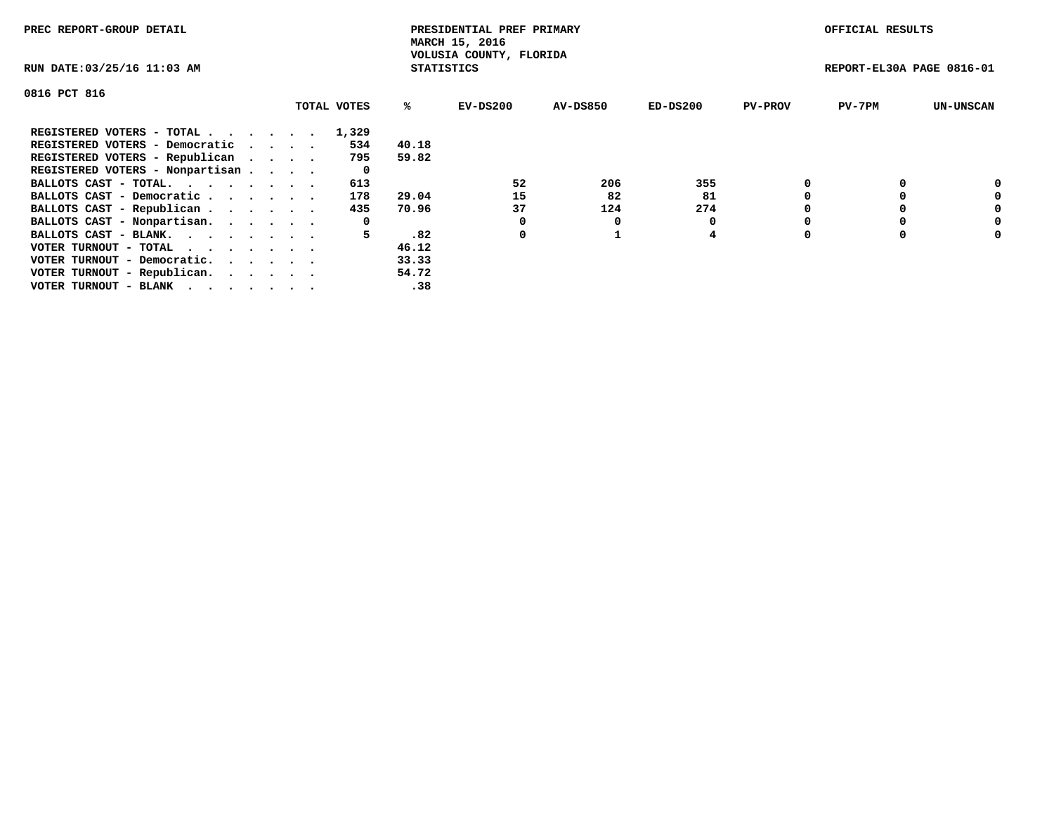PREC REPORT-GROUP DETAIL

PRESIDENTIAL PREF PRIMARY
MARCH 15, 2016
VOLUSIA COUNTY, FLORIDA
STATISTICS

OFFICIAL RESULTS

RUN DATE:03/25/16 11:03 AM

REPORT-EL30A PAGE 0816-01

0816 PCT 816

| | TOTAL VOTES | % | EV-DS200 | AV-DS850 | ED-DS200 | PV-PROV | PV-7PM | UN-UNSCAN |
|---|---|---|---|---|---|---|---|---|
| REGISTERED VOTERS - TOTAL . . . . . . | 1,329 | | | | | | | |
| REGISTERED VOTERS - Democratic . . . . | 534 | 40.18 | | | | | | |
| REGISTERED VOTERS - Republican . . . . | 795 | 59.82 | | | | | | |
| REGISTERED VOTERS - Nonpartisan . . . . | 0 | | | | | | | |
| BALLOTS CAST - TOTAL. . . . . . . . | 613 | | 52 | 206 | 355 | 0 | 0 | 0 |
| BALLOTS CAST - Democratic . . . . . . | 178 | 29.04 | 15 | 82 | 81 | 0 | 0 | 0 |
| BALLOTS CAST - Republican . . . . . . | 435 | 70.96 | 37 | 124 | 274 | 0 | 0 | 0 |
| BALLOTS CAST - Nonpartisan. . . . . . | 0 | | 0 | 0 | 0 | 0 | 0 | 0 |
| BALLOTS CAST - BLANK. . . . . . . . | 5 | .82 | 0 | 1 | 4 | 0 | 0 | 0 |
| VOTER TURNOUT - TOTAL . . . . . . . | | 46.12 | | | | | | |
| VOTER TURNOUT - Democratic. . . . . . | | 33.33 | | | | | | |
| VOTER TURNOUT - Republican. . . . . . | | 54.72 | | | | | | |
| VOTER TURNOUT - BLANK . . . . . . . | | .38 | | | | | | |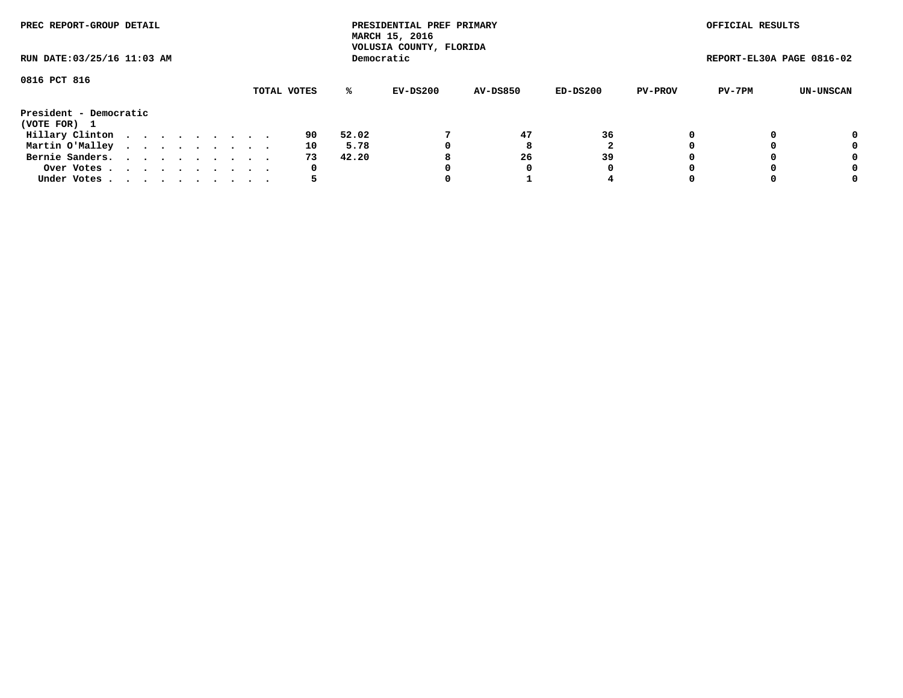PREC REPORT-GROUP DETAIL

PRESIDENTIAL PREF PRIMARY
MARCH 15, 2016
VOLUSIA COUNTY, FLORIDA
Democratic

OFFICIAL RESULTS

RUN DATE:03/25/16 11:03 AM

REPORT-EL30A PAGE 0816-02

0816 PCT 816

**President - Democratic**
**(VOTE FOR) 1**

| | TOTAL VOTES | % | EV-DS200 | AV-DS850 | ED-DS200 | PV-PROV | PV-7PM | UN-UNSCAN |
|---|---|---|---|---|---|---|---|---|
| Hillary Clinton | 90 | 52.02 | 7 | 47 | 36 | 0 | 0 | 0 |
| Martin O'Malley | 10 | 5.78 | 0 | 8 | 2 | 0 | 0 | 0 |
| Bernie Sanders | 73 | 42.20 | 8 | 26 | 39 | 0 | 0 | 0 |
| Over Votes | 0 | | 0 | 0 | 0 | 0 | 0 | 0 |
| Under Votes | 5 | | 0 | 1 | 4 | 0 | 0 | 0 |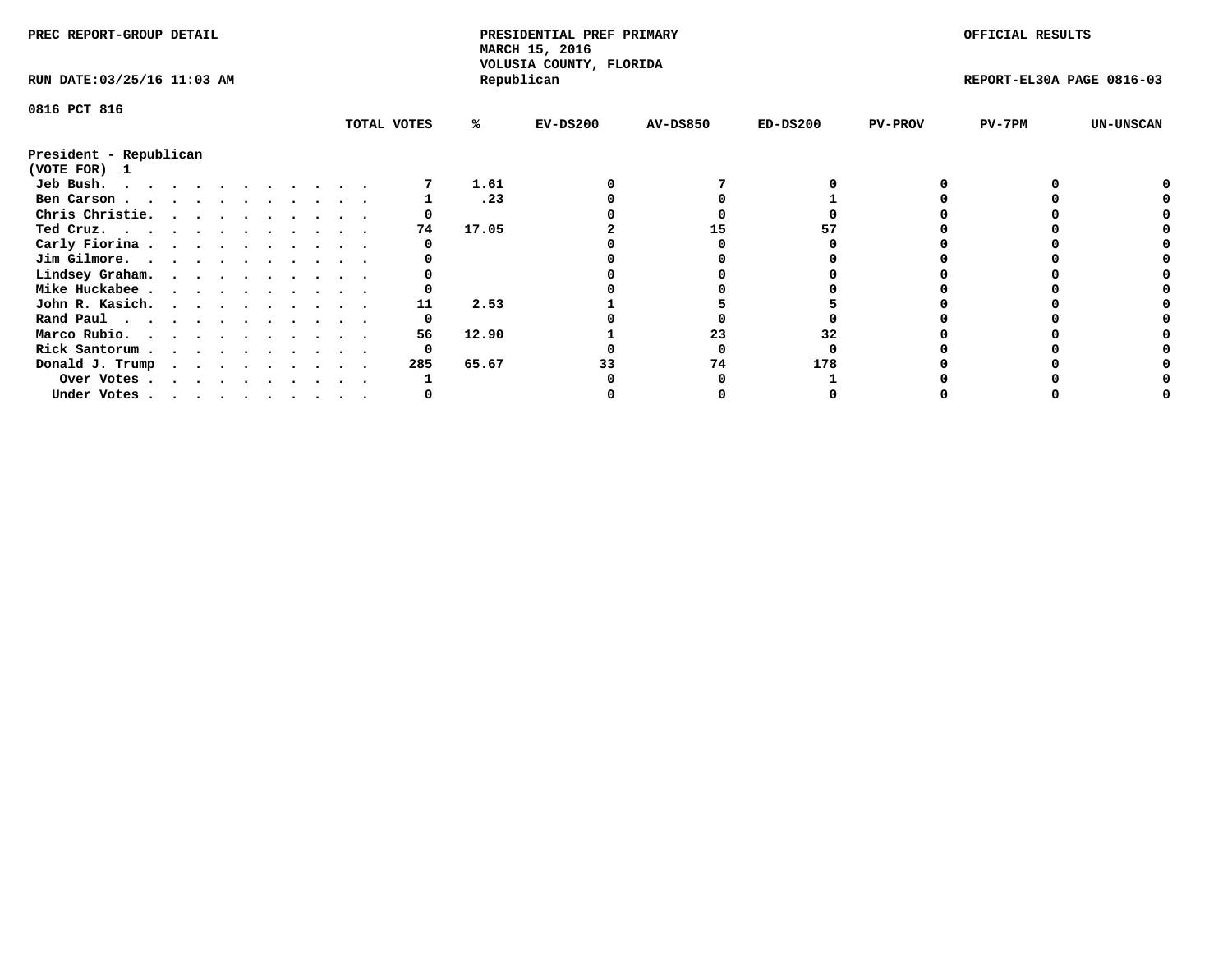PREC REPORT-GROUP DETAIL

PRESIDENTIAL PREF PRIMARY
MARCH 15, 2016
VOLUSIA COUNTY, FLORIDA
Republican

OFFICIAL RESULTS

RUN DATE:03/25/16 11:03 AM

REPORT-EL30A PAGE 0816-03

0816 PCT 816

President - Republican
(VOTE FOR) 1

| | TOTAL VOTES | % | EV-DS200 | AV-DS850 | ED-DS200 | PV-PROV | PV-7PM | UN-UNSCAN |
|---|---|---|---|---|---|---|---|---|
| Jeb Bush. | 7 | 1.61 | 0 | 7 | 0 | 0 | 0 | 0 |
| Ben Carson | 1 | .23 | 0 | 0 | 1 | 0 | 0 | 0 |
| Chris Christie. | 0 | | 0 | 0 | 0 | 0 | 0 | 0 |
| Ted Cruz. | 74 | 17.05 | 2 | 15 | 57 | 0 | 0 | 0 |
| Carly Fiorina | 0 | | 0 | 0 | 0 | 0 | 0 | 0 |
| Jim Gilmore. | 0 | | 0 | 0 | 0 | 0 | 0 | 0 |
| Lindsey Graham. | 0 | | 0 | 0 | 0 | 0 | 0 | 0 |
| Mike Huckabee | 0 | | 0 | 0 | 0 | 0 | 0 | 0 |
| John R. Kasich. | 11 | 2.53 | 1 | 5 | 5 | 0 | 0 | 0 |
| Rand Paul | 0 | | 0 | 0 | 0 | 0 | 0 | 0 |
| Marco Rubio. | 56 | 12.90 | 1 | 23 | 32 | 0 | 0 | 0 |
| Rick Santorum | 0 | | 0 | 0 | 0 | 0 | 0 | 0 |
| Donald J. Trump | 285 | 65.67 | 33 | 74 | 178 | 0 | 0 | 0 |
| Over Votes | 1 | | 0 | 0 | 1 | 0 | 0 | 0 |
| Under Votes | 0 | | 0 | 0 | 0 | 0 | 0 | 0 |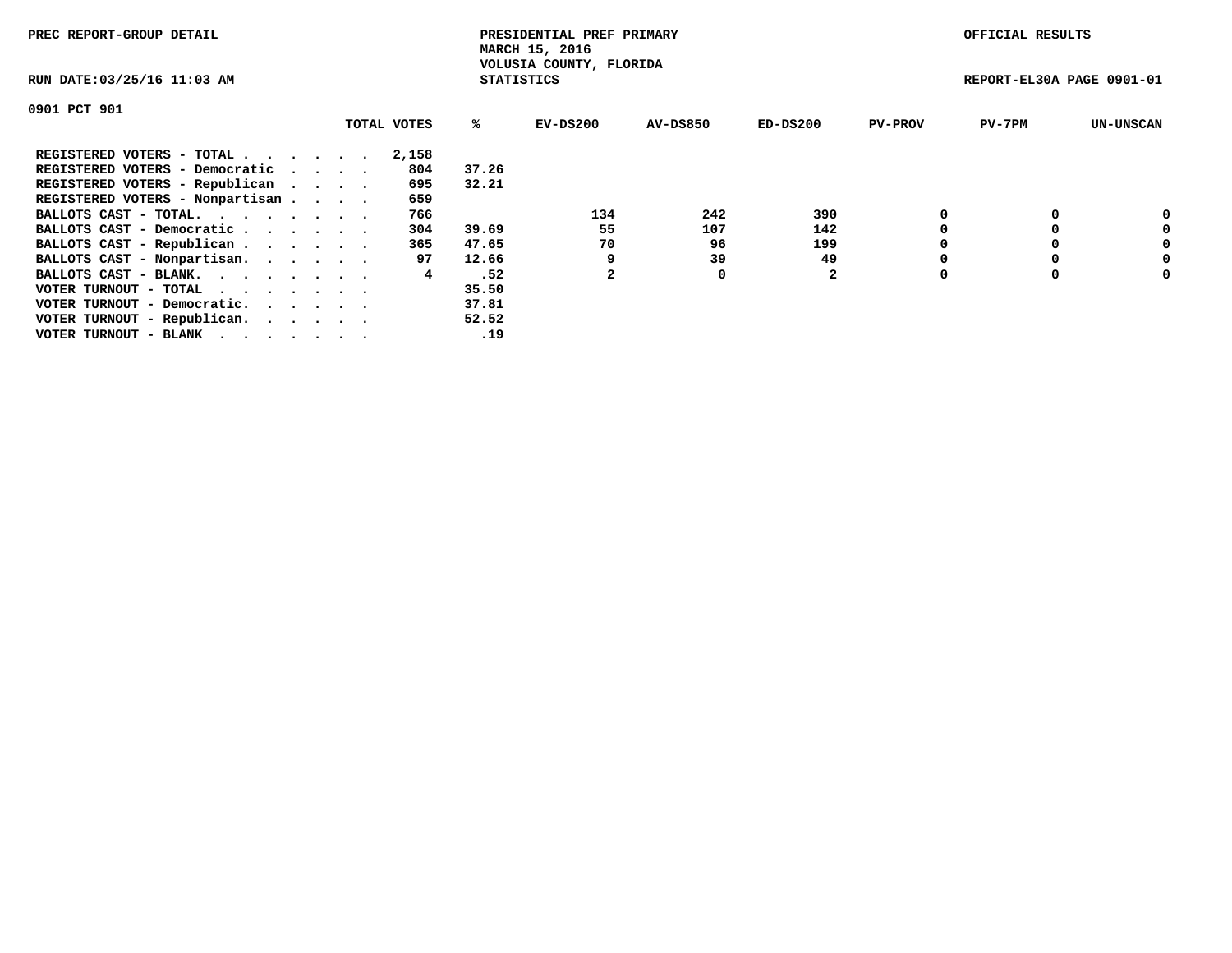PREC REPORT-GROUP DETAIL

PRESIDENTIAL PREF PRIMARY
MARCH 15, 2016
VOLUSIA COUNTY, FLORIDA
STATISTICS

OFFICIAL RESULTS

RUN DATE:03/25/16 11:03 AM

REPORT-EL30A PAGE 0901-01

0901 PCT 901

| | TOTAL VOTES | % | EV-DS200 | AV-DS850 | ED-DS200 | PV-PROV | PV-7PM | UN-UNSCAN |
|---|---|---|---|---|---|---|---|---|
| REGISTERED VOTERS - TOTAL . . . . . . | 2,158 | | | | | | | |
| REGISTERED VOTERS - Democratic . . . . | 804 | 37.26 | | | | | | |
| REGISTERED VOTERS - Republican . . . . | 695 | 32.21 | | | | | | |
| REGISTERED VOTERS - Nonpartisan . . . . | 659 | | | | | | | |
| BALLOTS CAST - TOTAL. . . . . . . . | 766 | | 134 | 242 | 390 | 0 | 0 | 0 |
| BALLOTS CAST - Democratic . . . . . . | 304 | 39.69 | 55 | 107 | 142 | 0 | 0 | 0 |
| BALLOTS CAST - Republican . . . . . . | 365 | 47.65 | 70 | 96 | 199 | 0 | 0 | 0 |
| BALLOTS CAST - Nonpartisan. . . . . . | 97 | 12.66 | 9 | 39 | 49 | 0 | 0 | 0 |
| BALLOTS CAST - BLANK. . . . . . . . | 4 | .52 | 2 | 0 | 2 | 0 | 0 | 0 |
| VOTER TURNOUT - TOTAL . . . . . . . | | 35.50 | | | | | | |
| VOTER TURNOUT - Democratic. . . . . . | | 37.81 | | | | | | |
| VOTER TURNOUT - Republican. . . . . . | | 52.52 | | | | | | |
| VOTER TURNOUT - BLANK . . . . . . . | | .19 | | | | | | |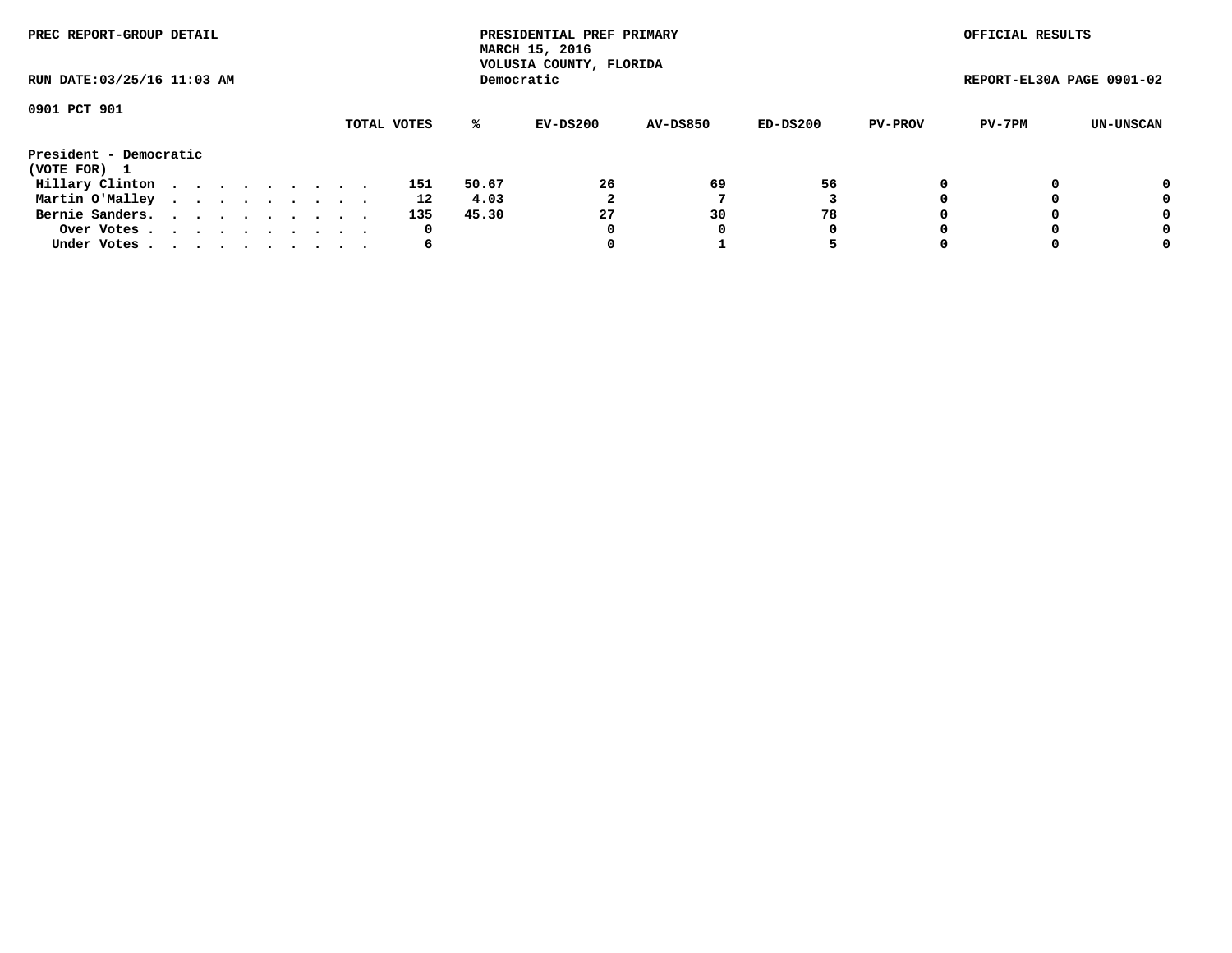PREC REPORT-GROUP DETAIL

PRESIDENTIAL PREF PRIMARY
MARCH 15, 2016
VOLUSIA COUNTY, FLORIDA
Democratic

OFFICIAL RESULTS

RUN DATE:03/25/16 11:03 AM

REPORT-EL30A PAGE 0901-02

0901 PCT 901

President - Democratic
(VOTE FOR) 1

| | TOTAL VOTES | % | EV-DS200 | AV-DS850 | ED-DS200 | PV-PROV | PV-7PM | UN-UNSCAN |
|---|---|---|---|---|---|---|---|---|
| Hillary Clinton | 151 | 50.67 | 26 | 69 | 56 | 0 | 0 | 0 |
| Martin O'Malley | 12 | 4.03 | 2 | 7 | 3 | 0 | 0 | 0 |
| Bernie Sanders. | 135 | 45.30 | 27 | 30 | 78 | 0 | 0 | 0 |
| Over Votes | 0 | | 0 | 0 | 0 | 0 | 0 | 0 |
| Under Votes | 6 | | 0 | 1 | 5 | 0 | 0 | 0 |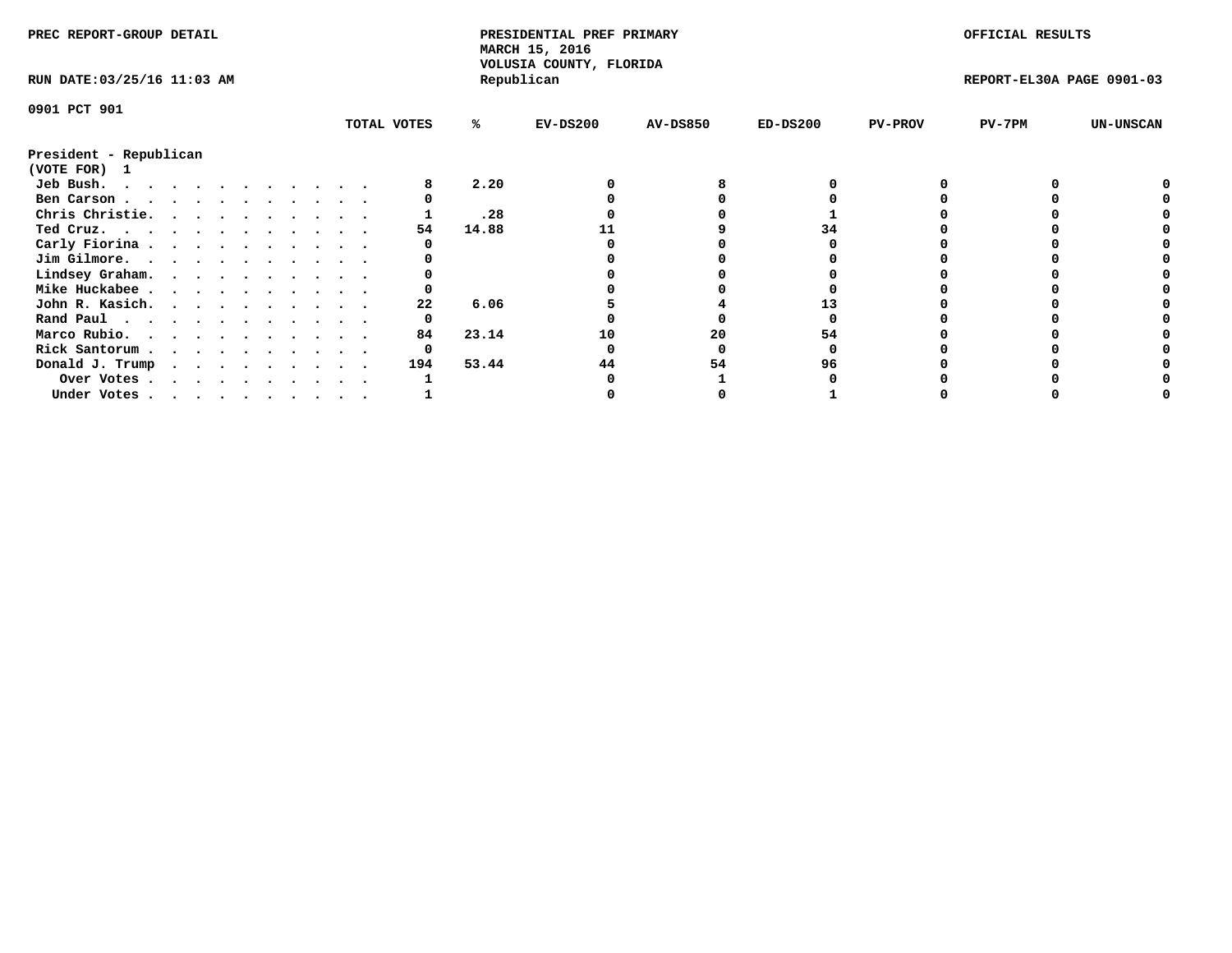PREC REPORT-GROUP DETAIL

PRESIDENTIAL PREF PRIMARY
MARCH 15, 2016
VOLUSIA COUNTY, FLORIDA
Republican

OFFICIAL RESULTS

RUN DATE:03/25/16 11:03 AM

REPORT-EL30A PAGE 0901-03

0901 PCT 901

**President - Republican**
**(VOTE FOR) 1**

| | TOTAL VOTES | % | EV-DS200 | AV-DS850 | ED-DS200 | PV-PROV | PV-7PM | UN-UNSCAN |
|---|---|---|---|---|---|---|---|---|
| Jeb Bush. . . . . . . . . . . . . | 8 | 2.20 | 0 | 8 | 0 | 0 | 0 | 0 |
| Ben Carson . . . . . . . . . . . . | 0 | | 0 | 0 | 0 | 0 | 0 | 0 |
| Chris Christie. . . . . . . . . . . | 1 | .28 | 0 | 0 | 1 | 0 | 0 | 0 |
| Ted Cruz. . . . . . . . . . . . . | 54 | 14.88 | 11 | 9 | 34 | 0 | 0 | 0 |
| Carly Fiorina . . . . . . . . . . . | 0 | | 0 | 0 | 0 | 0 | 0 | 0 |
| Jim Gilmore. . . . . . . . . . . . | 0 | | 0 | 0 | 0 | 0 | 0 | 0 |
| Lindsey Graham. . . . . . . . . . . | 0 | | 0 | 0 | 0 | 0 | 0 | 0 |
| Mike Huckabee . . . . . . . . . . . | 0 | | 0 | 0 | 0 | 0 | 0 | 0 |
| John R. Kasich. . . . . . . . . . . | 22 | 6.06 | 5 | 4 | 13 | 0 | 0 | 0 |
| Rand Paul . . . . . . . . . . . . | 0 | | 0 | 0 | 0 | 0 | 0 | 0 |
| Marco Rubio. . . . . . . . . . . . | 84 | 23.14 | 10 | 20 | 54 | 0 | 0 | 0 |
| Rick Santorum . . . . . . . . . . . | 0 | | 0 | 0 | 0 | 0 | 0 | 0 |
| Donald J. Trump . . . . . . . . . . | 194 | 53.44 | 44 | 54 | 96 | 0 | 0 | 0 |
| Over Votes . . . . . . . . . . . | 1 | | 0 | 1 | 0 | 0 | 0 | 0 |
| Under Votes . . . . . . . . . . . | 1 | | 0 | 0 | 1 | 0 | 0 | 0 |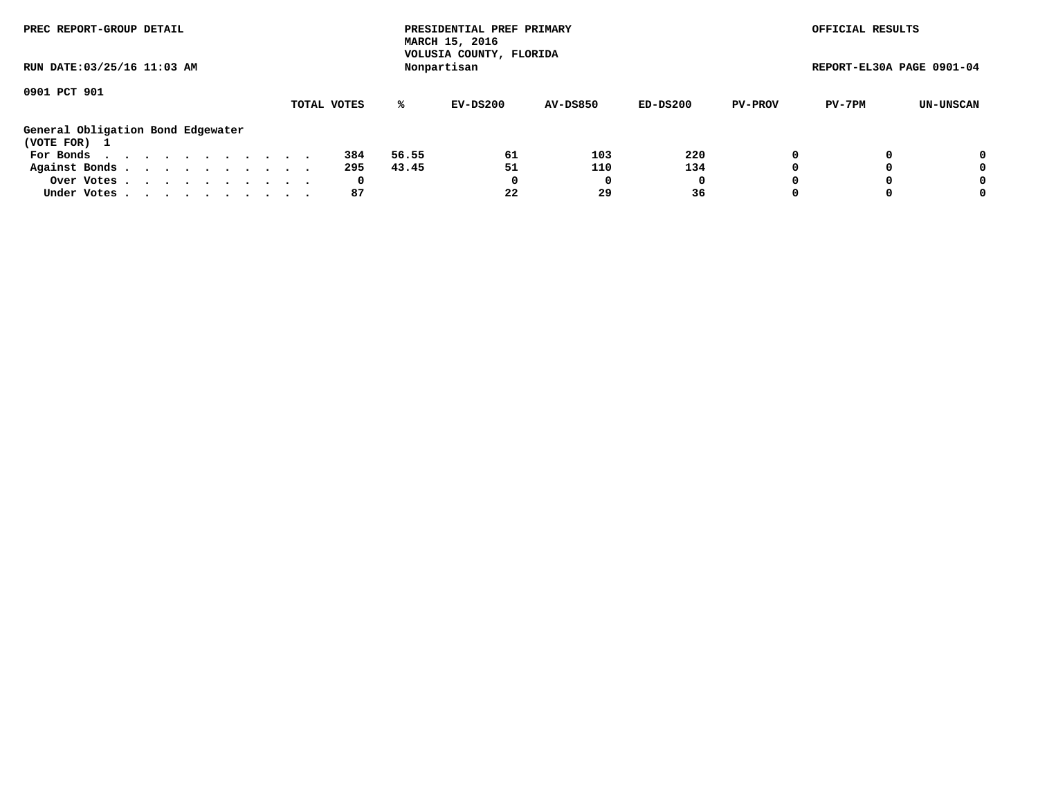PREC REPORT-GROUP DETAIL

PRESIDENTIAL PREF PRIMARY
MARCH 15, 2016
VOLUSIA COUNTY, FLORIDA
Nonpartisan

OFFICIAL RESULTS

RUN DATE:03/25/16 11:03 AM

REPORT-EL30A PAGE 0901-04

0901 PCT 901

| | TOTAL VOTES | % | EV-DS200 | AV-DS850 | ED-DS200 | PV-PROV | PV-7PM | UN-UNSCAN |
|---|---|---|---|---|---|---|---|---|
| **General Obligation Bond Edgewater** | | | | | | | | |
| **(VOTE FOR) 1** | | | | | | | | |
| For Bonds . . . . . . . . . . . . | 384 | 56.55 | 61 | 103 | 220 | 0 | 0 | 0 |
| Against Bonds . . . . . . . . . . . | 295 | 43.45 | 51 | 110 | 134 | 0 | 0 | 0 |
| Over Votes . . . . . . . . . . . | 0 | | 0 | 0 | 0 | 0 | 0 | 0 |
| Under Votes . . . . . . . . . . . | 87 | | 22 | 29 | 36 | 0 | 0 | 0 |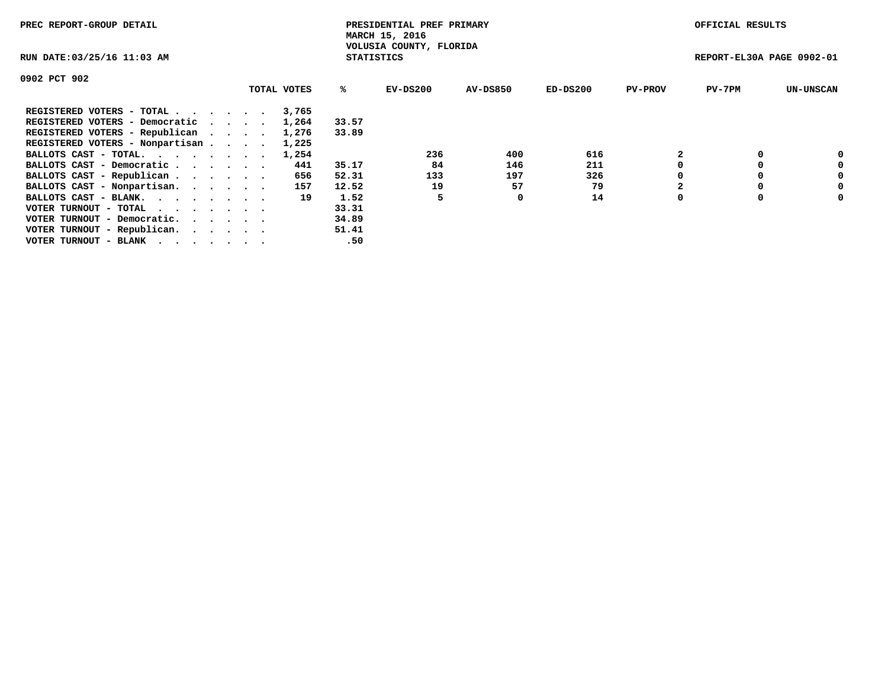PREC REPORT-GROUP DETAIL

PRESIDENTIAL PREF PRIMARY
MARCH 15, 2016
VOLUSIA COUNTY, FLORIDA
STATISTICS

OFFICIAL RESULTS

RUN DATE:03/25/16 11:03 AM

REPORT-EL30A PAGE 0902-01

0902 PCT 902

| | TOTAL VOTES | % | EV-DS200 | AV-DS850 | ED-DS200 | PV-PROV | PV-7PM | UN-UNSCAN |
|---|---|---|---|---|---|---|---|---|
| REGISTERED VOTERS - TOTAL . . . . . . | 3,765 | | | | | | | |
| REGISTERED VOTERS - Democratic . . . . | 1,264 | 33.57 | | | | | | |
| REGISTERED VOTERS - Republican . . . . | 1,276 | 33.89 | | | | | | |
| REGISTERED VOTERS - Nonpartisan . . . . | 1,225 | | | | | | | |
| BALLOTS CAST - TOTAL. . . . . . . . | 1,254 | | 236 | 400 | 616 | 2 | 0 | 0 |
| BALLOTS CAST - Democratic . . . . . . | 441 | 35.17 | 84 | 146 | 211 | 0 | 0 | 0 |
| BALLOTS CAST - Republican . . . . . . | 656 | 52.31 | 133 | 197 | 326 | 0 | 0 | 0 |
| BALLOTS CAST - Nonpartisan. . . . . . | 157 | 12.52 | 19 | 57 | 79 | 2 | 0 | 0 |
| BALLOTS CAST - BLANK. . . . . . . . | 19 | 1.52 | 5 | 0 | 14 | 0 | 0 | 0 |
| VOTER TURNOUT - TOTAL . . . . . . . | | 33.31 | | | | | | |
| VOTER TURNOUT - Democratic. . . . . . | | 34.89 | | | | | | |
| VOTER TURNOUT - Republican. . . . . . | | 51.41 | | | | | | |
| VOTER TURNOUT - BLANK . . . . . . . | | .50 | | | | | | |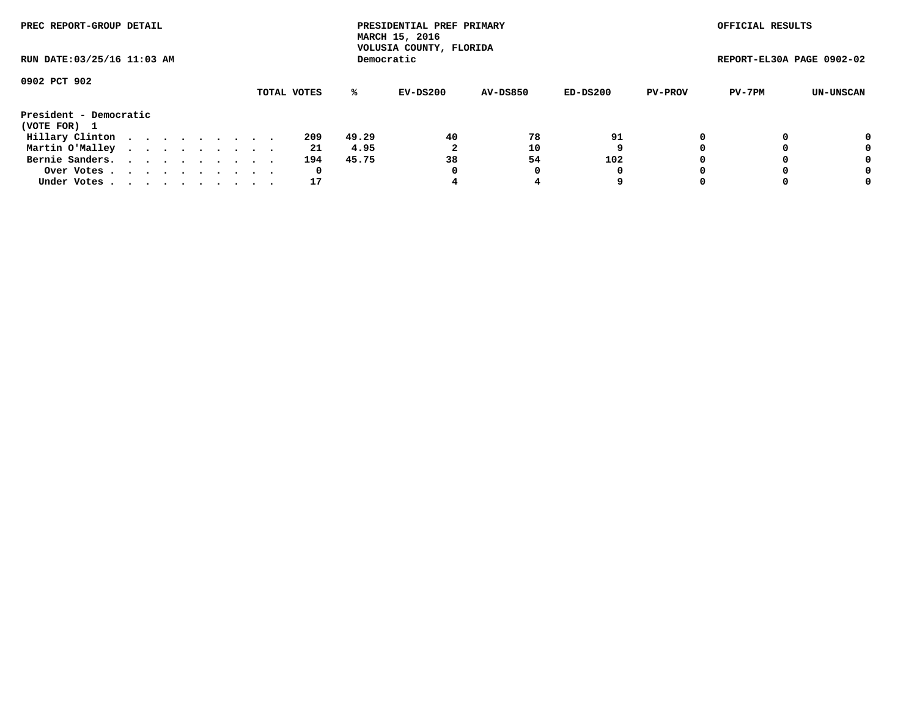PREC REPORT-GROUP DETAIL

PRESIDENTIAL PREF PRIMARY
MARCH 15, 2016
VOLUSIA COUNTY, FLORIDA
Democratic

OFFICIAL RESULTS

RUN DATE:03/25/16 11:03 AM

REPORT-EL30A PAGE 0902-02

0902 PCT 902

| | TOTAL VOTES | % | EV-DS200 | AV-DS850 | ED-DS200 | PV-PROV | PV-7PM | UN-UNSCAN |
|---|---|---|---|---|---|---|---|---|
| **President - Democratic** | | | | | | | | |
| **(VOTE FOR) 1** | | | | | | | | |
| Hillary Clinton . . . . . . . . . . | 209 | 49.29 | 40 | 78 | 91 | 0 | 0 | 0 |
| Martin O'Malley . . . . . . . . . . | 21 | 4.95 | 2 | 10 | 9 | 0 | 0 | 0 |
| Bernie Sanders. . . . . . . . . . . | 194 | 45.75 | 38 | 54 | 102 | 0 | 0 | 0 |
| Over Votes . . . . . . . . . . . | 0 | | 0 | 0 | 0 | 0 | 0 | 0 |
| Under Votes . . . . . . . . . . . | 17 | | 4 | 4 | 9 | 0 | 0 | 0 |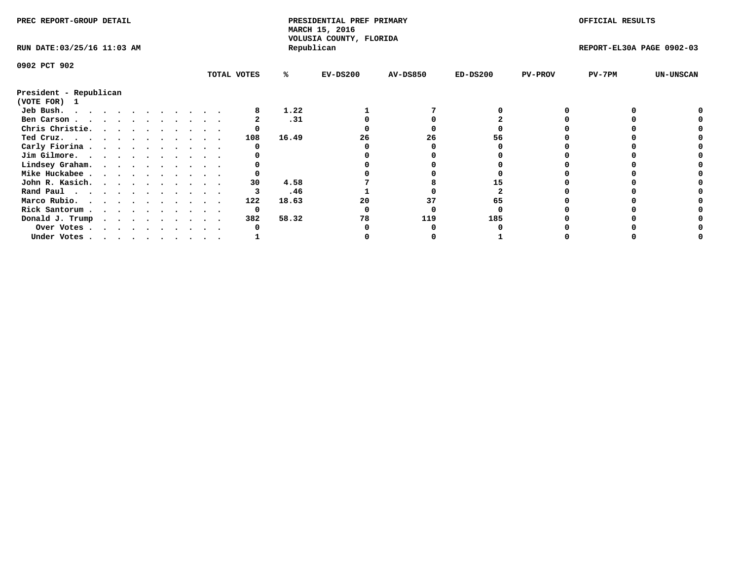PREC REPORT-GROUP DETAIL

PRESIDENTIAL PREF PRIMARY
MARCH 15, 2016
VOLUSIA COUNTY, FLORIDA
Republican

OFFICIAL RESULTS

RUN DATE:03/25/16 11:03 AM

REPORT-EL30A PAGE 0902-03

0902 PCT 902

President - Republican
(VOTE FOR) 1

| | TOTAL VOTES | % | EV-DS200 | AV-DS850 | ED-DS200 | PV-PROV | PV-7PM | UN-UNSCAN |
|---|---|---|---|---|---|---|---|---|
| Jeb Bush. . . . . . . . . . . . . | 8 | 1.22 | 1 | 7 | 0 | 0 | 0 | 0 |
| Ben Carson . . . . . . . . . . . . | 2 | .31 | 0 | 0 | 2 | 0 | 0 | 0 |
| Chris Christie. . . . . . . . . . . | 0 | | 0 | 0 | 0 | 0 | 0 | 0 |
| Ted Cruz. . . . . . . . . . . . . | 108 | 16.49 | 26 | 26 | 56 | 0 | 0 | 0 |
| Carly Fiorina . . . . . . . . . . . | 0 | | 0 | 0 | 0 | 0 | 0 | 0 |
| Jim Gilmore. . . . . . . . . . . . | 0 | | 0 | 0 | 0 | 0 | 0 | 0 |
| Lindsey Graham. . . . . . . . . . . | 0 | | 0 | 0 | 0 | 0 | 0 | 0 |
| Mike Huckabee . . . . . . . . . . . | 0 | | 0 | 0 | 0 | 0 | 0 | 0 |
| John R. Kasich. . . . . . . . . . . | 30 | 4.58 | 7 | 8 | 15 | 0 | 0 | 0 |
| Rand Paul . . . . . . . . . . . . | 3 | .46 | 1 | 0 | 2 | 0 | 0 | 0 |
| Marco Rubio. . . . . . . . . . . . | 122 | 18.63 | 20 | 37 | 65 | 0 | 0 | 0 |
| Rick Santorum . . . . . . . . . . . | 0 | | 0 | 0 | 0 | 0 | 0 | 0 |
| Donald J. Trump . . . . . . . . . . | 382 | 58.32 | 78 | 119 | 185 | 0 | 0 | 0 |
| Over Votes . . . . . . . . . . . | 0 | | 0 | 0 | 0 | 0 | 0 | 0 |
| Under Votes . . . . . . . . . . . | 1 | | 0 | 0 | 1 | 0 | 0 | 0 |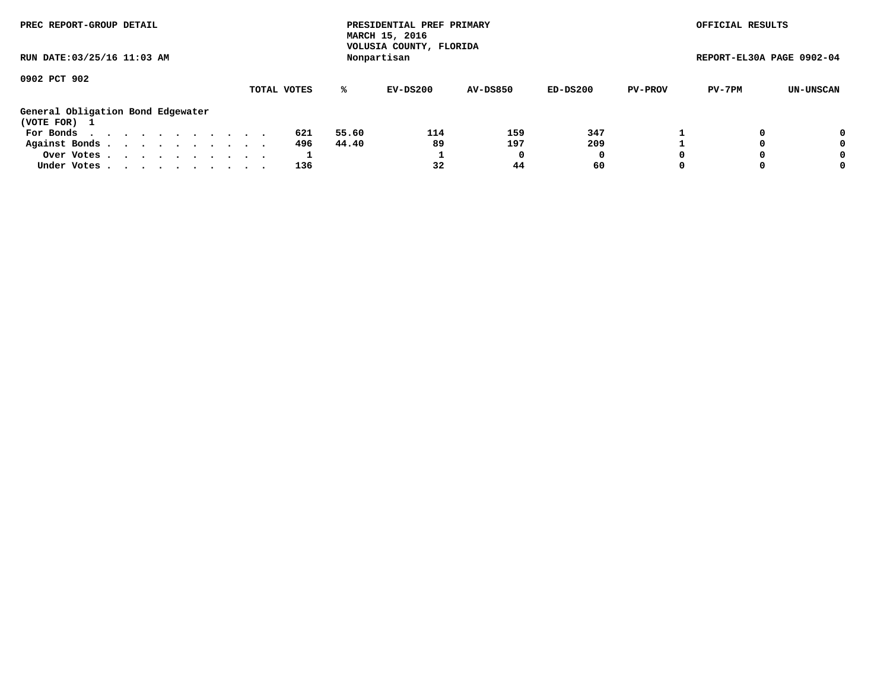PREC REPORT-GROUP DETAIL

PRESIDENTIAL PREF PRIMARY
MARCH 15, 2016
VOLUSIA COUNTY, FLORIDA
Nonpartisan

OFFICIAL RESULTS

RUN DATE:03/25/16 11:03 AM

REPORT-EL30A PAGE 0902-04

0902 PCT 902

General Obligation Bond Edgewater
(VOTE FOR) 1

| | TOTAL VOTES | % | EV-DS200 | AV-DS850 | ED-DS200 | PV-PROV | PV-7PM | UN-UNSCAN |
|---|---|---|---|---|---|---|---|---|
| For Bonds | 621 | 55.60 | 114 | 159 | 347 | 1 | 0 | 0 |
| Against Bonds | 496 | 44.40 | 89 | 197 | 209 | 1 | 0 | 0 |
| Over Votes | 1 | | 1 | 0 | 0 | 0 | 0 | 0 |
| Under Votes | 136 | | 32 | 44 | 60 | 0 | 0 | 0 |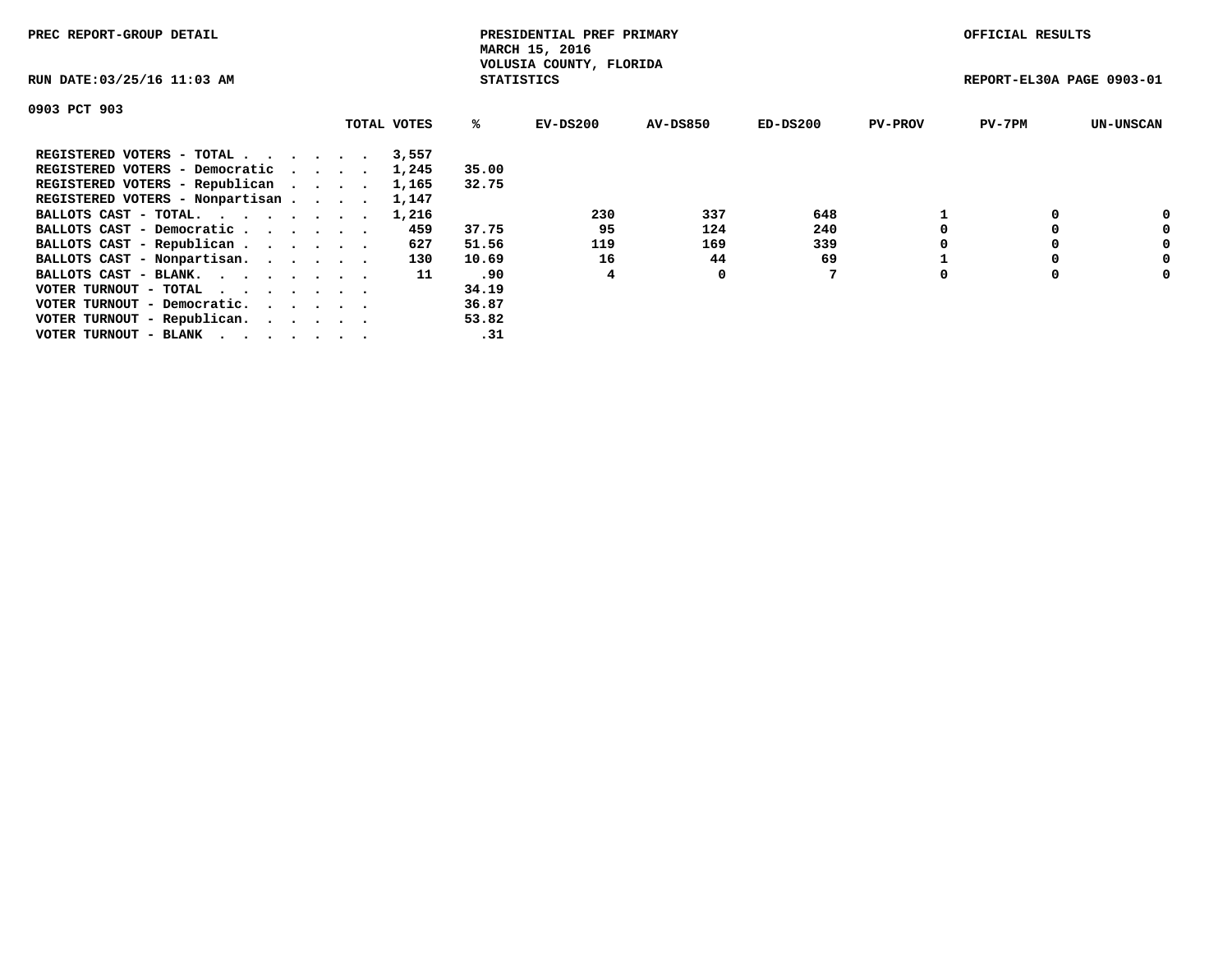PREC REPORT-GROUP DETAIL

PRESIDENTIAL PREF PRIMARY
MARCH 15, 2016
VOLUSIA COUNTY, FLORIDA
STATISTICS

OFFICIAL RESULTS

RUN DATE:03/25/16 11:03 AM

REPORT-EL30A PAGE 0903-01

0903 PCT 903

| | TOTAL VOTES | % | EV-DS200 | AV-DS850 | ED-DS200 | PV-PROV | PV-7PM | UN-UNSCAN |
|---|---|---|---|---|---|---|---|---|
| REGISTERED VOTERS - TOTAL . . . . . . | 3,557 | | | | | | | |
| REGISTERED VOTERS - Democratic . . . . | 1,245 | 35.00 | | | | | | |
| REGISTERED VOTERS - Republican . . . . | 1,165 | 32.75 | | | | | | |
| REGISTERED VOTERS - Nonpartisan . . . . | 1,147 | | | | | | | |
| BALLOTS CAST - TOTAL. . . . . . . . | 1,216 | | 230 | 337 | 648 | 1 | 0 | 0 |
| BALLOTS CAST - Democratic . . . . . . | 459 | 37.75 | 95 | 124 | 240 | 0 | 0 | 0 |
| BALLOTS CAST - Republican . . . . . . | 627 | 51.56 | 119 | 169 | 339 | 0 | 0 | 0 |
| BALLOTS CAST - Nonpartisan. . . . . . | 130 | 10.69 | 16 | 44 | 69 | 1 | 0 | 0 |
| BALLOTS CAST - BLANK. . . . . . . . | 11 | .90 | 4 | 0 | 7 | 0 | 0 | 0 |
| VOTER TURNOUT - TOTAL . . . . . . . | | 34.19 | | | | | | |
| VOTER TURNOUT - Democratic. . . . . . | | 36.87 | | | | | | |
| VOTER TURNOUT - Republican. . . . . . | | 53.82 | | | | | | |
| VOTER TURNOUT - BLANK . . . . . . . | | .31 | | | | | | |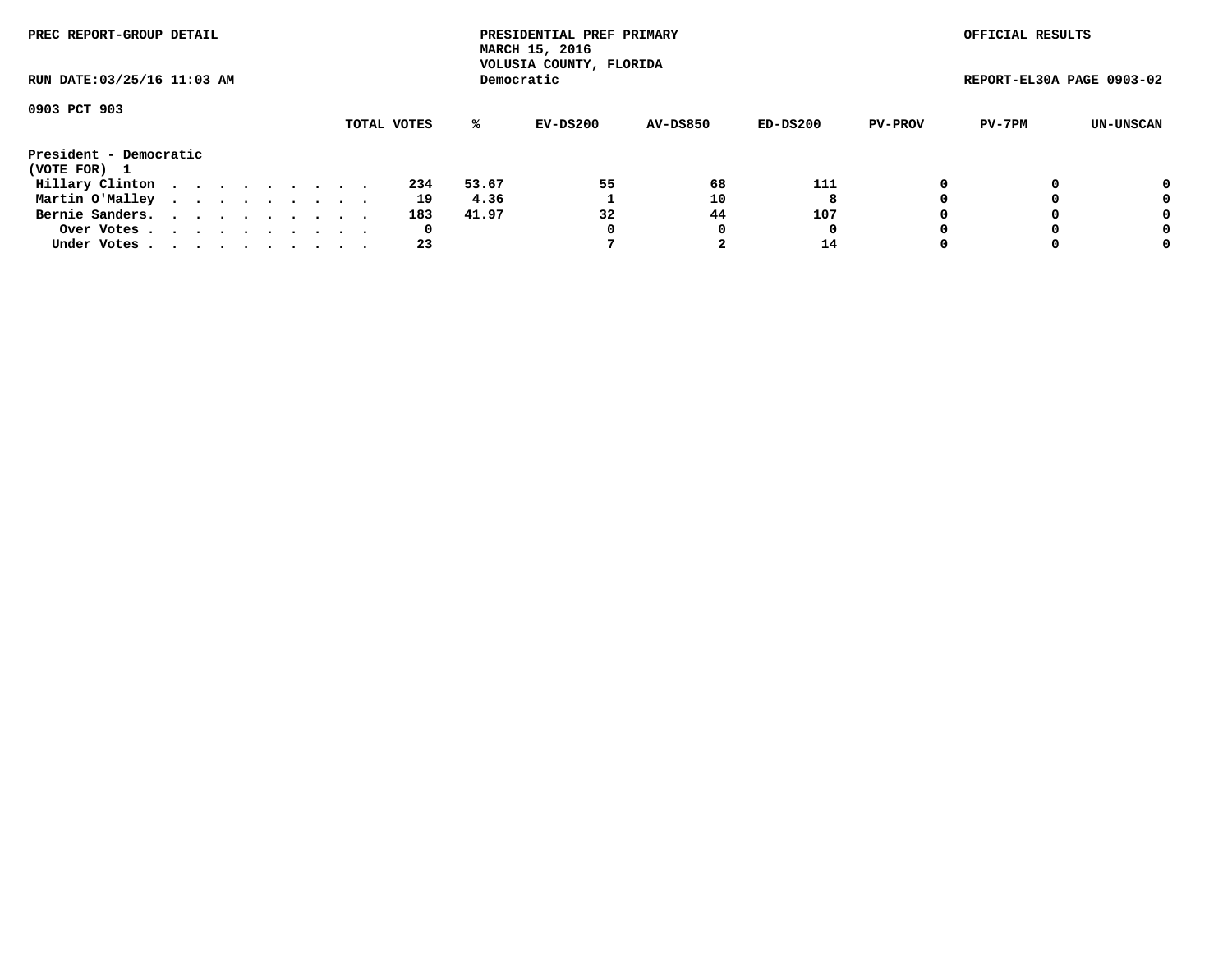PREC REPORT-GROUP DETAIL

PRESIDENTIAL PREF PRIMARY
MARCH 15, 2016
VOLUSIA COUNTY, FLORIDA
Democratic

OFFICIAL RESULTS

RUN DATE:03/25/16 11:03 AM

REPORT-EL30A PAGE 0903-02

0903 PCT 903

| | TOTAL VOTES | % | EV-DS200 | AV-DS850 | ED-DS200 | PV-PROV | PV-7PM | UN-UNSCAN |
|---|---|---|---|---|---|---|---|---|
| **President - Democratic** | | | | | | | | |
| **(VOTE FOR) 1** | | | | | | | | |
| Hillary Clinton . . . . . . . . . . | 234 | 53.67 | 55 | 68 | 111 | 0 | 0 | 0 |
| Martin O'Malley . . . . . . . . . . | 19 | 4.36 | 1 | 10 | 8 | 0 | 0 | 0 |
| Bernie Sanders. . . . . . . . . . . | 183 | 41.97 | 32 | 44 | 107 | 0 | 0 | 0 |
| Over Votes . . . . . . . . . . . | 0 | | 0 | 0 | 0 | 0 | 0 | 0 |
| Under Votes . . . . . . . . . . . | 23 | | 7 | 2 | 14 | 0 | 0 | 0 |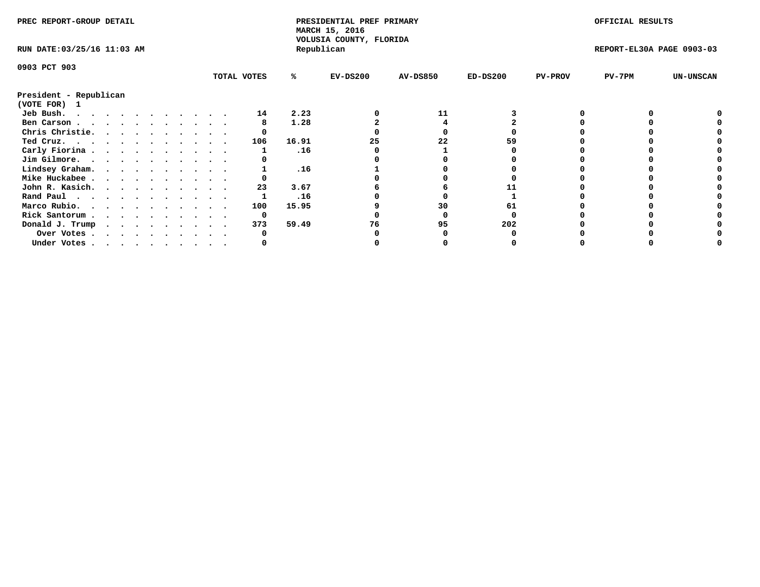PREC REPORT-GROUP DETAIL

PRESIDENTIAL PREF PRIMARY
MARCH 15, 2016
VOLUSIA COUNTY, FLORIDA
Republican

OFFICIAL RESULTS

RUN DATE:03/25/16 11:03 AM

REPORT-EL30A PAGE 0903-03

0903 PCT 903

President - Republican
(VOTE FOR) 1

| | TOTAL VOTES | % | EV-DS200 | AV-DS850 | ED-DS200 | PV-PROV | PV-7PM | UN-UNSCAN |
|---|---|---|---|---|---|---|---|---|
| Jeb Bush. . . . . . . . . . . . . | 14 | 2.23 | 0 | 11 | 3 | 0 | 0 | 0 |
| Ben Carson . . . . . . . . . . . . | 8 | 1.28 | 2 | 4 | 2 | 0 | 0 | 0 |
| Chris Christie. . . . . . . . . . . | 0 | | 0 | 0 | 0 | 0 | 0 | 0 |
| Ted Cruz. . . . . . . . . . . . . | 106 | 16.91 | 25 | 22 | 59 | 0 | 0 | 0 |
| Carly Fiorina . . . . . . . . . . . | 1 | .16 | 0 | 1 | 0 | 0 | 0 | 0 |
| Jim Gilmore. . . . . . . . . . . . | 0 | | 0 | 0 | 0 | 0 | 0 | 0 |
| Lindsey Graham. . . . . . . . . . . | 1 | .16 | 1 | 0 | 0 | 0 | 0 | 0 |
| Mike Huckabee . . . . . . . . . . . | 0 | | 0 | 0 | 0 | 0 | 0 | 0 |
| John R. Kasich. . . . . . . . . . . | 23 | 3.67 | 6 | 6 | 11 | 0 | 0 | 0 |
| Rand Paul . . . . . . . . . . . . | 1 | .16 | 0 | 0 | 1 | 0 | 0 | 0 |
| Marco Rubio. . . . . . . . . . . . | 100 | 15.95 | 9 | 30 | 61 | 0 | 0 | 0 |
| Rick Santorum . . . . . . . . . . . | 0 | | 0 | 0 | 0 | 0 | 0 | 0 |
| Donald J. Trump . . . . . . . . . . | 373 | 59.49 | 76 | 95 | 202 | 0 | 0 | 0 |
| Over Votes . . . . . . . . . . . | 0 | | 0 | 0 | 0 | 0 | 0 | 0 |
| Under Votes . . . . . . . . . . . | 0 | | 0 | 0 | 0 | 0 | 0 | 0 |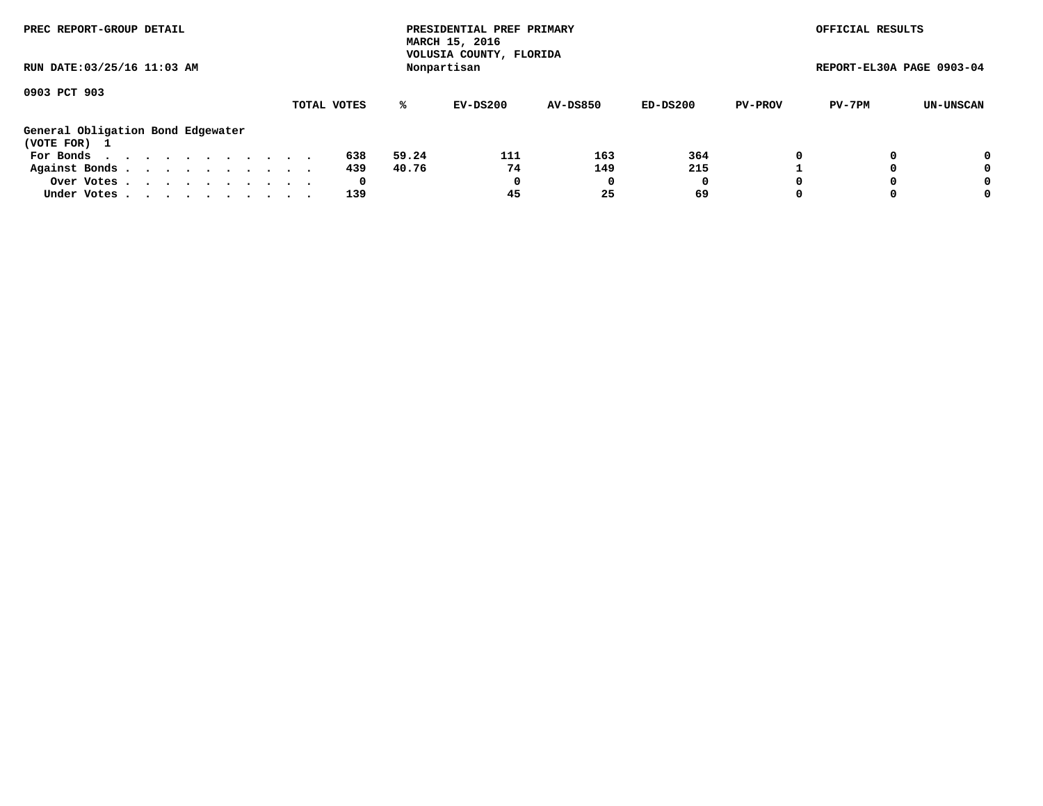PREC REPORT-GROUP DETAIL

PRESIDENTIAL PREF PRIMARY
MARCH 15, 2016
VOLUSIA COUNTY, FLORIDA
Nonpartisan

OFFICIAL RESULTS

RUN DATE:03/25/16 11:03 AM

REPORT-EL30A PAGE 0903-04

0903 PCT 903

General Obligation Bond Edgewater
(VOTE FOR) 1

| | TOTAL VOTES | % | EV-DS200 | AV-DS850 | ED-DS200 | PV-PROV | PV-7PM | UN-UNSCAN |
|---|---|---|---|---|---|---|---|---|
| For Bonds | 638 | 59.24 | 111 | 163 | 364 | 0 | 0 | 0 |
| Against Bonds | 439 | 40.76 | 74 | 149 | 215 | 1 | 0 | 0 |
| Over Votes | 0 | | 0 | 0 | 0 | 0 | 0 | 0 |
| Under Votes | 139 | | 45 | 25 | 69 | 0 | 0 | 0 |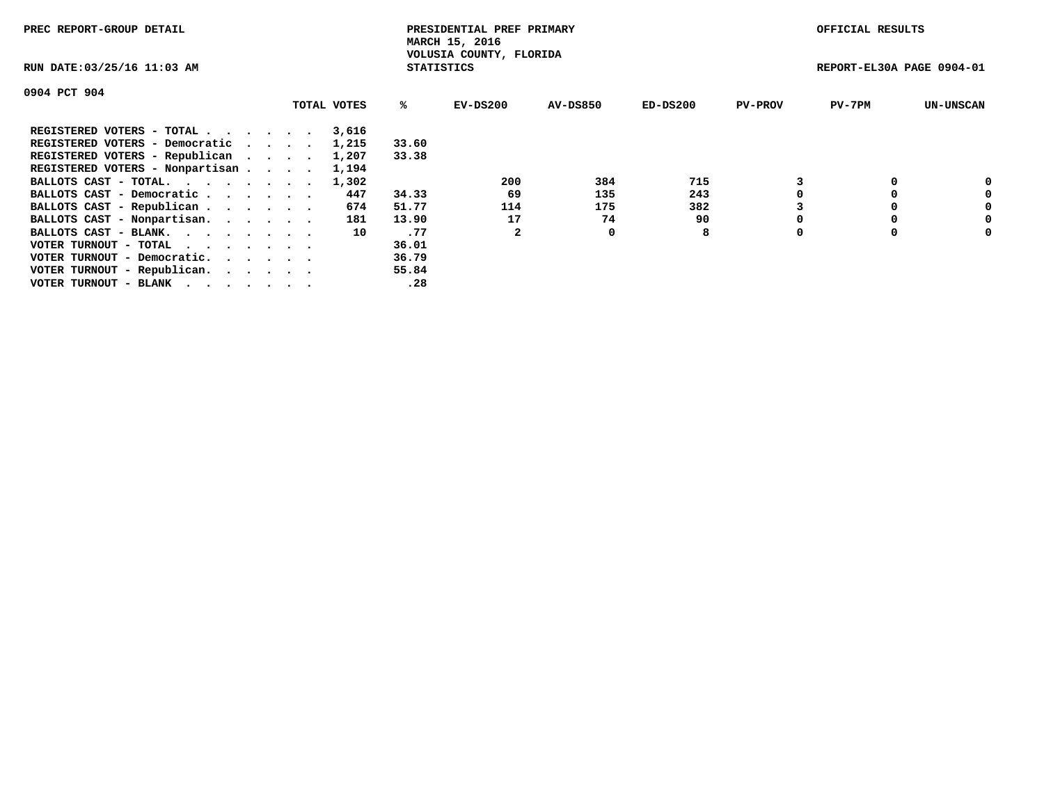PREC REPORT-GROUP DETAIL

PRESIDENTIAL PREF PRIMARY
MARCH 15, 2016
VOLUSIA COUNTY, FLORIDA
STATISTICS

OFFICIAL RESULTS

RUN DATE:03/25/16 11:03 AM

REPORT-EL30A PAGE 0904-01

0904 PCT 904

| | TOTAL VOTES | % | EV-DS200 | AV-DS850 | ED-DS200 | PV-PROV | PV-7PM | UN-UNSCAN |
|---|---|---|---|---|---|---|---|---|
| REGISTERED VOTERS - TOTAL . . . . . . | 3,616 | | | | | | | |
| REGISTERED VOTERS - Democratic . . . . | 1,215 | 33.60 | | | | | | |
| REGISTERED VOTERS - Republican . . . . | 1,207 | 33.38 | | | | | | |
| REGISTERED VOTERS - Nonpartisan . . . . | 1,194 | | | | | | | |
| BALLOTS CAST - TOTAL. . . . . . . . | 1,302 | | 200 | 384 | 715 | 3 | 0 | 0 |
| BALLOTS CAST - Democratic . . . . . . | 447 | 34.33 | 69 | 135 | 243 | 0 | 0 | 0 |
| BALLOTS CAST - Republican . . . . . . | 674 | 51.77 | 114 | 175 | 382 | 3 | 0 | 0 |
| BALLOTS CAST - Nonpartisan. . . . . . | 181 | 13.90 | 17 | 74 | 90 | 0 | 0 | 0 |
| BALLOTS CAST - BLANK. . . . . . . . | 10 | .77 | 2 | 0 | 8 | 0 | 0 | 0 |
| VOTER TURNOUT - TOTAL . . . . . . . | | 36.01 | | | | | | |
| VOTER TURNOUT - Democratic. . . . . . | | 36.79 | | | | | | |
| VOTER TURNOUT - Republican. . . . . . | | 55.84 | | | | | | |
| VOTER TURNOUT - BLANK . . . . . . . | | .28 | | | | | | |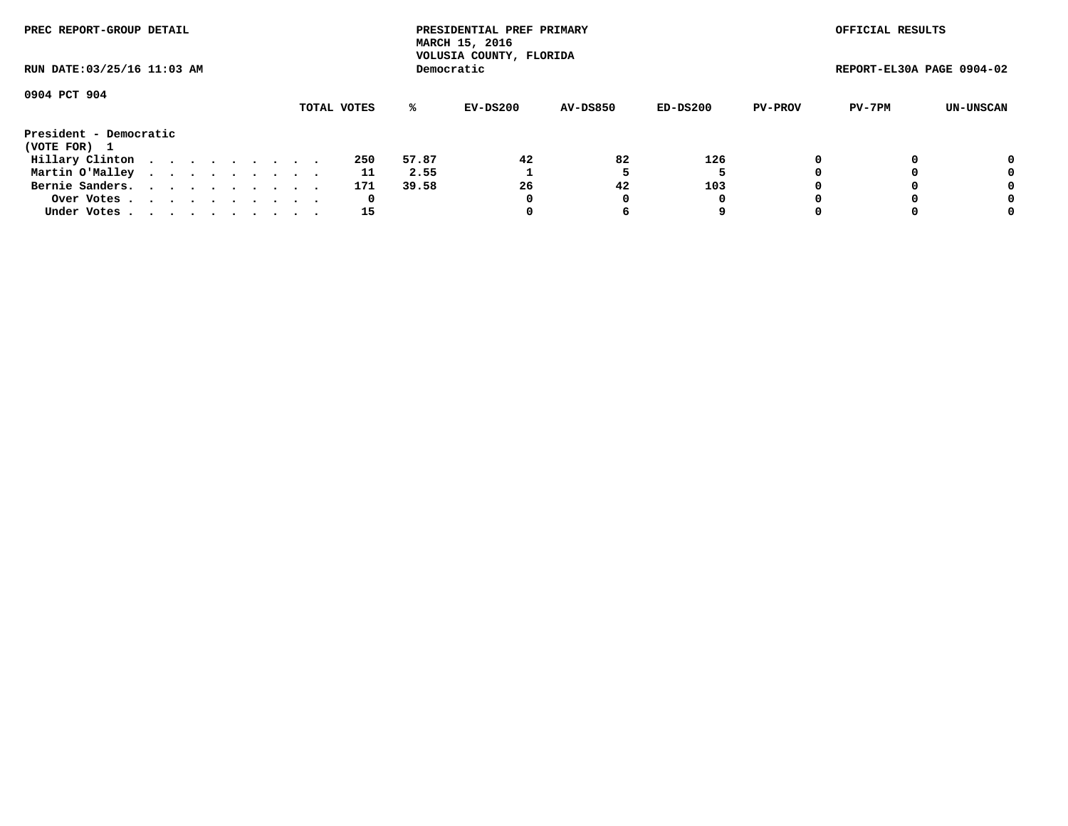PREC REPORT-GROUP DETAIL

PRESIDENTIAL PREF PRIMARY
MARCH 15, 2016
VOLUSIA COUNTY, FLORIDA
Democratic

OFFICIAL RESULTS

RUN DATE:03/25/16 11:03 AM

REPORT-EL30A PAGE 0904-02

0904 PCT 904

| | TOTAL VOTES | % | EV-DS200 | AV-DS850 | ED-DS200 | PV-PROV | PV-7PM | UN-UNSCAN |
|---|---|---|---|---|---|---|---|---|
| **President - Democratic** | | | | | | | | |
| **(VOTE FOR) 1** | | | | | | | | |
| Hillary Clinton . . . . . . . . . . | 250 | 57.87 | 42 | 82 | 126 | 0 | 0 | 0 |
| Martin O'Malley . . . . . . . . . . | 11 | 2.55 | 1 | 5 | 5 | 0 | 0 | 0 |
| Bernie Sanders. . . . . . . . . . . | 171 | 39.58 | 26 | 42 | 103 | 0 | 0 | 0 |
| Over Votes . . . . . . . . . . . | 0 | | 0 | 0 | 0 | 0 | 0 | 0 |
| Under Votes . . . . . . . . . . . | 15 | | 0 | 6 | 9 | 0 | 0 | 0 |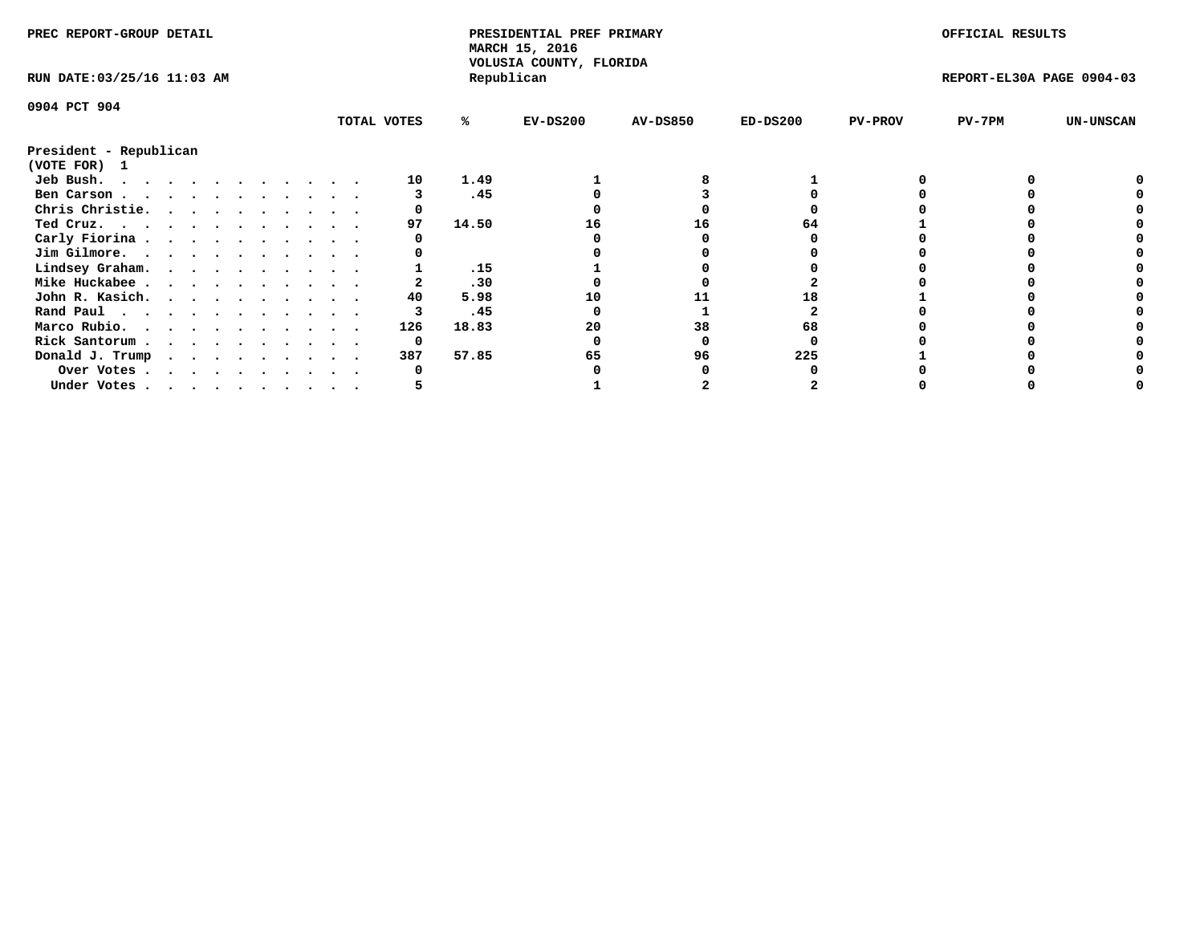PREC REPORT-GROUP DETAIL

PRESIDENTIAL PREF PRIMARY
MARCH 15, 2016
VOLUSIA COUNTY, FLORIDA
Republican

OFFICIAL RESULTS

RUN DATE:03/25/16 11:03 AM

REPORT-EL30A PAGE 0904-03

0904 PCT 904

**President - Republican**
**(VOTE FOR) 1**

| | TOTAL VOTES | % | EV-DS200 | AV-DS850 | ED-DS200 | PV-PROV | PV-7PM | UN-UNSCAN |
|---|---|---|---|---|---|---|---|---|
| Jeb Bush | 10 | 1.49 | 1 | 8 | 1 | 0 | 0 | 0 |
| Ben Carson | 3 | .45 | 0 | 3 | 0 | 0 | 0 | 0 |
| Chris Christie | 0 | | 0 | 0 | 0 | 0 | 0 | 0 |
| Ted Cruz | 97 | 14.50 | 16 | 16 | 64 | 1 | 0 | 0 |
| Carly Fiorina | 0 | | 0 | 0 | 0 | 0 | 0 | 0 |
| Jim Gilmore | 0 | | 0 | 0 | 0 | 0 | 0 | 0 |
| Lindsey Graham | 1 | .15 | 1 | 0 | 0 | 0 | 0 | 0 |
| Mike Huckabee | 2 | .30 | 0 | 0 | 2 | 0 | 0 | 0 |
| John R. Kasich | 40 | 5.98 | 10 | 11 | 18 | 1 | 0 | 0 |
| Rand Paul | 3 | .45 | 0 | 1 | 2 | 0 | 0 | 0 |
| Marco Rubio | 126 | 18.83 | 20 | 38 | 68 | 0 | 0 | 0 |
| Rick Santorum | 0 | | 0 | 0 | 0 | 0 | 0 | 0 |
| Donald J. Trump | 387 | 57.85 | 65 | 96 | 225 | 1 | 0 | 0 |
| Over Votes | 0 | | 0 | 0 | 0 | 0 | 0 | 0 |
| Under Votes | 5 | | 1 | 2 | 2 | 0 | 0 | 0 |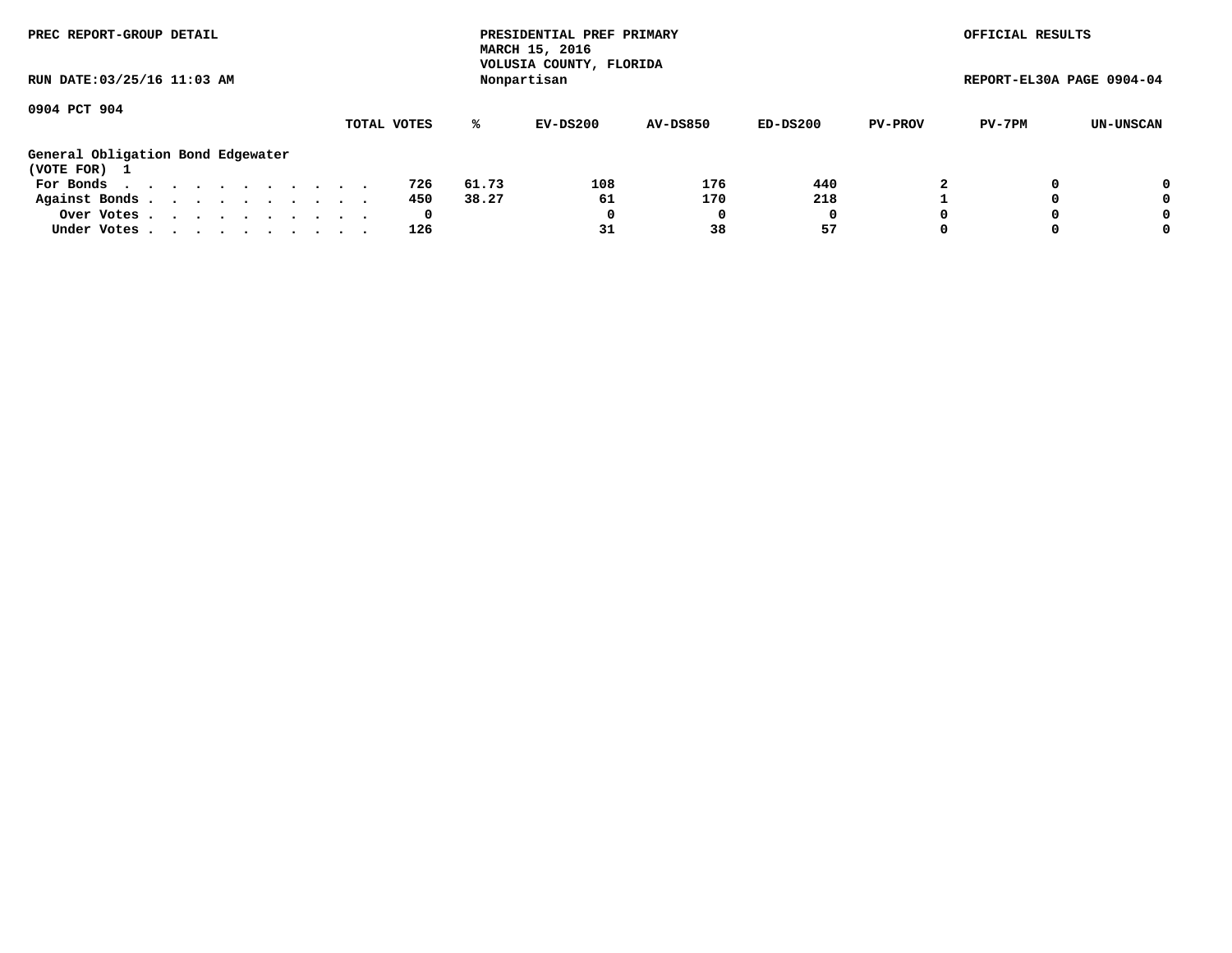PREC REPORT-GROUP DETAIL

PRESIDENTIAL PREF PRIMARY
MARCH 15, 2016
VOLUSIA COUNTY, FLORIDA
Nonpartisan

OFFICIAL RESULTS

RUN DATE:03/25/16 11:03 AM

REPORT-EL30A PAGE 0904-04

0904 PCT 904

**General Obligation Bond Edgewater**
**(VOTE FOR) 1**

| | TOTAL VOTES | % | EV-DS200 | AV-DS850 | ED-DS200 | PV-PROV | PV-7PM | UN-UNSCAN |
|---|---|---|---|---|---|---|---|---|
| For Bonds | 726 | 61.73 | 108 | 176 | 440 | 2 | 0 | 0 |
| Against Bonds | 450 | 38.27 | 61 | 170 | 218 | 1 | 0 | 0 |
| Over Votes | 0 | | 0 | 0 | 0 | 0 | 0 | 0 |
| Under Votes | 126 | | 31 | 38 | 57 | 0 | 0 | 0 |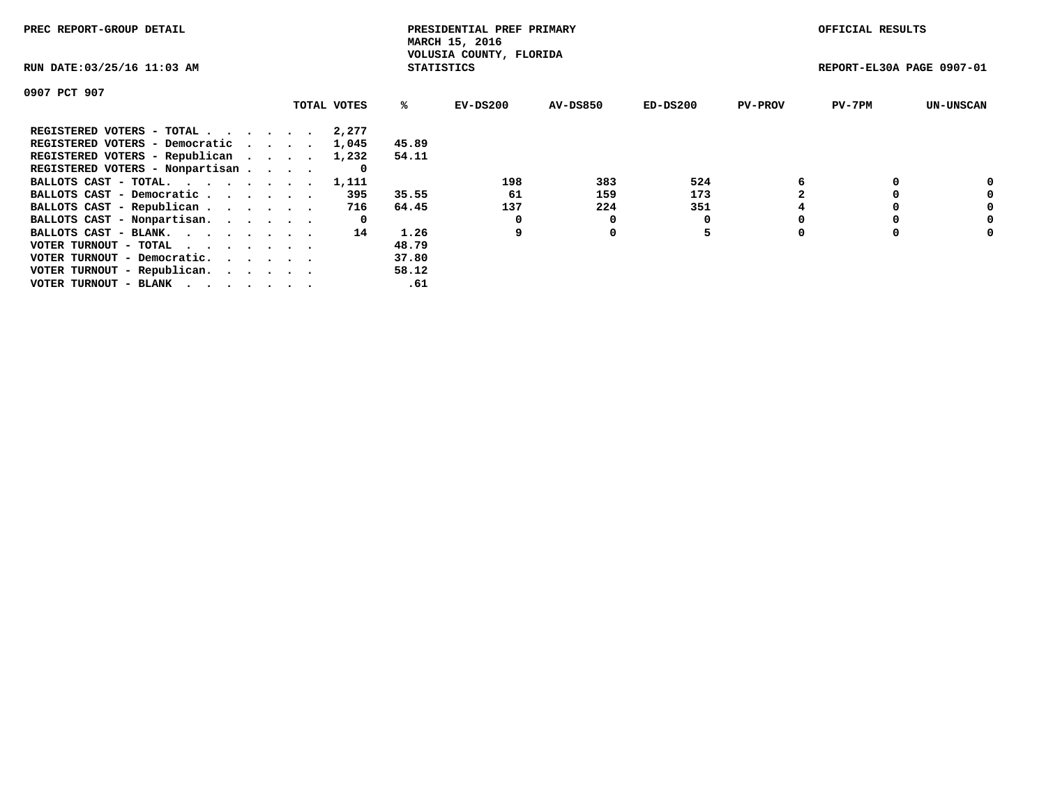PREC REPORT-GROUP DETAIL

PRESIDENTIAL PREF PRIMARY
MARCH 15, 2016
VOLUSIA COUNTY, FLORIDA
STATISTICS

OFFICIAL RESULTS

RUN DATE:03/25/16 11:03 AM

REPORT-EL30A PAGE 0907-01

0907 PCT 907

| | TOTAL VOTES | % | EV-DS200 | AV-DS850 | ED-DS200 | PV-PROV | PV-7PM | UN-UNSCAN |
|---|---|---|---|---|---|---|---|---|
| REGISTERED VOTERS - TOTAL . . . . . . | 2,277 | | | | | | | |
| REGISTERED VOTERS - Democratic . . . . | 1,045 | 45.89 | | | | | | |
| REGISTERED VOTERS - Republican . . . . | 1,232 | 54.11 | | | | | | |
| REGISTERED VOTERS - Nonpartisan . . . . | 0 | | | | | | | |
| BALLOTS CAST - TOTAL. . . . . . . . | 1,111 | | 198 | 383 | 524 | 6 | 0 | 0 |
| BALLOTS CAST - Democratic . . . . . . | 395 | 35.55 | 61 | 159 | 173 | 2 | 0 | 0 |
| BALLOTS CAST - Republican . . . . . . | 716 | 64.45 | 137 | 224 | 351 | 4 | 0 | 0 |
| BALLOTS CAST - Nonpartisan. . . . . . | 0 | | 0 | 0 | 0 | 0 | 0 | 0 |
| BALLOTS CAST - BLANK. . . . . . . . | 14 | 1.26 | 9 | 0 | 5 | 0 | 0 | 0 |
| VOTER TURNOUT - TOTAL . . . . . . . | | 48.79 | | | | | | |
| VOTER TURNOUT - Democratic. . . . . . | | 37.80 | | | | | | |
| VOTER TURNOUT - Republican. . . . . . | | 58.12 | | | | | | |
| VOTER TURNOUT - BLANK . . . . . . . | | .61 | | | | | | |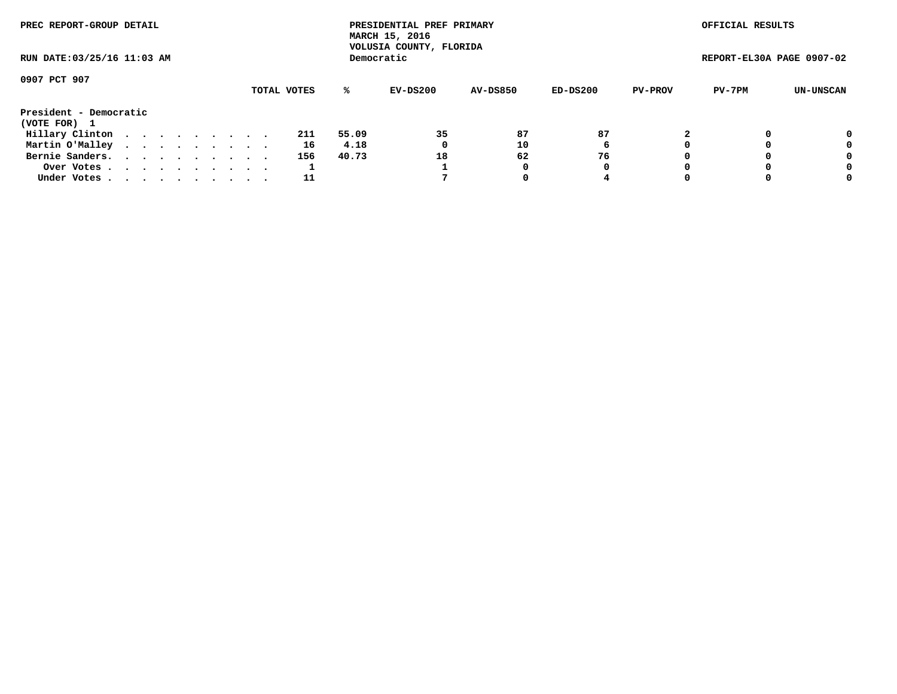PREC REPORT-GROUP DETAIL

PRESIDENTIAL PREF PRIMARY
MARCH 15, 2016
VOLUSIA COUNTY, FLORIDA
Democratic

OFFICIAL RESULTS

RUN DATE:03/25/16 11:03 AM

REPORT-EL30A PAGE 0907-02

0907 PCT 907

| | TOTAL VOTES | % | EV-DS200 | AV-DS850 | ED-DS200 | PV-PROV | PV-7PM | UN-UNSCAN |
|---|---|---|---|---|---|---|---|---|
| **President - Democratic** | | | | | | | | |
| **(VOTE FOR) 1** | | | | | | | | |
| Hillary Clinton . . . . . . . . . . | 211 | 55.09 | 35 | 87 | 87 | 2 | 0 | 0 |
| Martin O'Malley . . . . . . . . . . | 16 | 4.18 | 0 | 10 | 6 | 0 | 0 | 0 |
| Bernie Sanders. . . . . . . . . . . | 156 | 40.73 | 18 | 62 | 76 | 0 | 0 | 0 |
| Over Votes . . . . . . . . . . . | 1 | | 1 | 0 | 0 | 0 | 0 | 0 |
| Under Votes . . . . . . . . . . . | 11 | | 7 | 0 | 4 | 0 | 0 | 0 |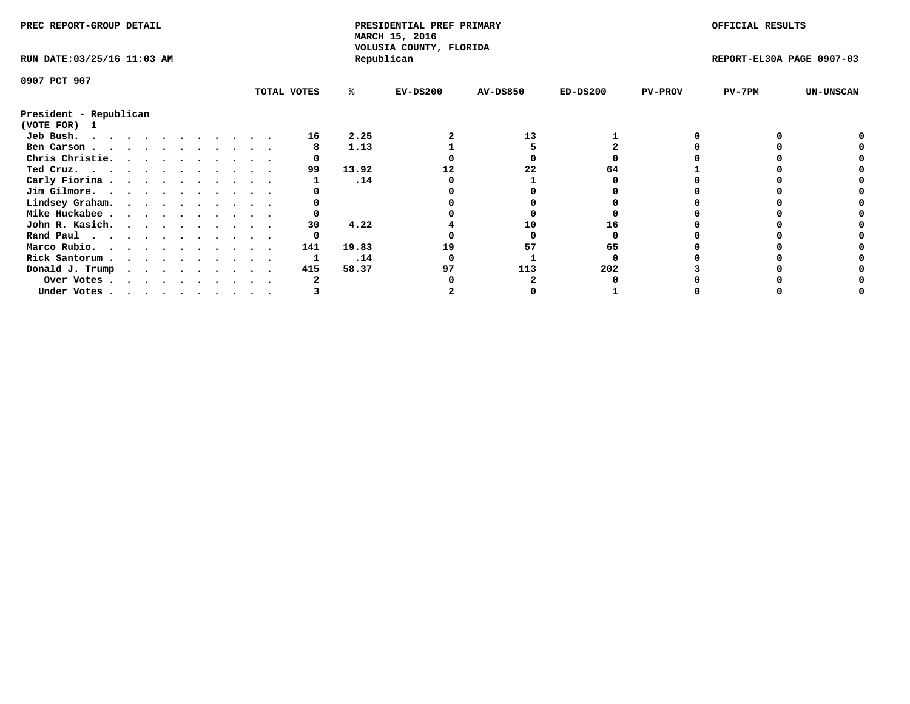PREC REPORT-GROUP DETAIL

PRESIDENTIAL PREF PRIMARY
MARCH 15, 2016
VOLUSIA COUNTY, FLORIDA
Republican

OFFICIAL RESULTS

RUN DATE:03/25/16 11:03 AM

REPORT-EL30A PAGE 0907-03

0907 PCT 907

**President - Republican**
**(VOTE FOR) 1**

| | TOTAL VOTES | % | EV-DS200 | AV-DS850 | ED-DS200 | PV-PROV | PV-7PM | UN-UNSCAN |
|---|---|---|---|---|---|---|---|---|
| Jeb Bush | 16 | 2.25 | 2 | 13 | 1 | 0 | 0 | 0 |
| Ben Carson | 8 | 1.13 | 1 | 5 | 2 | 0 | 0 | 0 |
| Chris Christie | 0 | | 0 | 0 | 0 | 0 | 0 | 0 |
| Ted Cruz | 99 | 13.92 | 12 | 22 | 64 | 1 | 0 | 0 |
| Carly Fiorina | 1 | .14 | 0 | 1 | 0 | 0 | 0 | 0 |
| Jim Gilmore | 0 | | 0 | 0 | 0 | 0 | 0 | 0 |
| Lindsey Graham | 0 | | 0 | 0 | 0 | 0 | 0 | 0 |
| Mike Huckabee | 0 | | 0 | 0 | 0 | 0 | 0 | 0 |
| John R. Kasich | 30 | 4.22 | 4 | 10 | 16 | 0 | 0 | 0 |
| Rand Paul | 0 | | 0 | 0 | 0 | 0 | 0 | 0 |
| Marco Rubio | 141 | 19.83 | 19 | 57 | 65 | 0 | 0 | 0 |
| Rick Santorum | 1 | .14 | 0 | 1 | 0 | 0 | 0 | 0 |
| Donald J. Trump | 415 | 58.37 | 97 | 113 | 202 | 3 | 0 | 0 |
| Over Votes | 2 | | 0 | 2 | 0 | 0 | 0 | 0 |
| Under Votes | 3 | | 2 | 0 | 1 | 0 | 0 | 0 |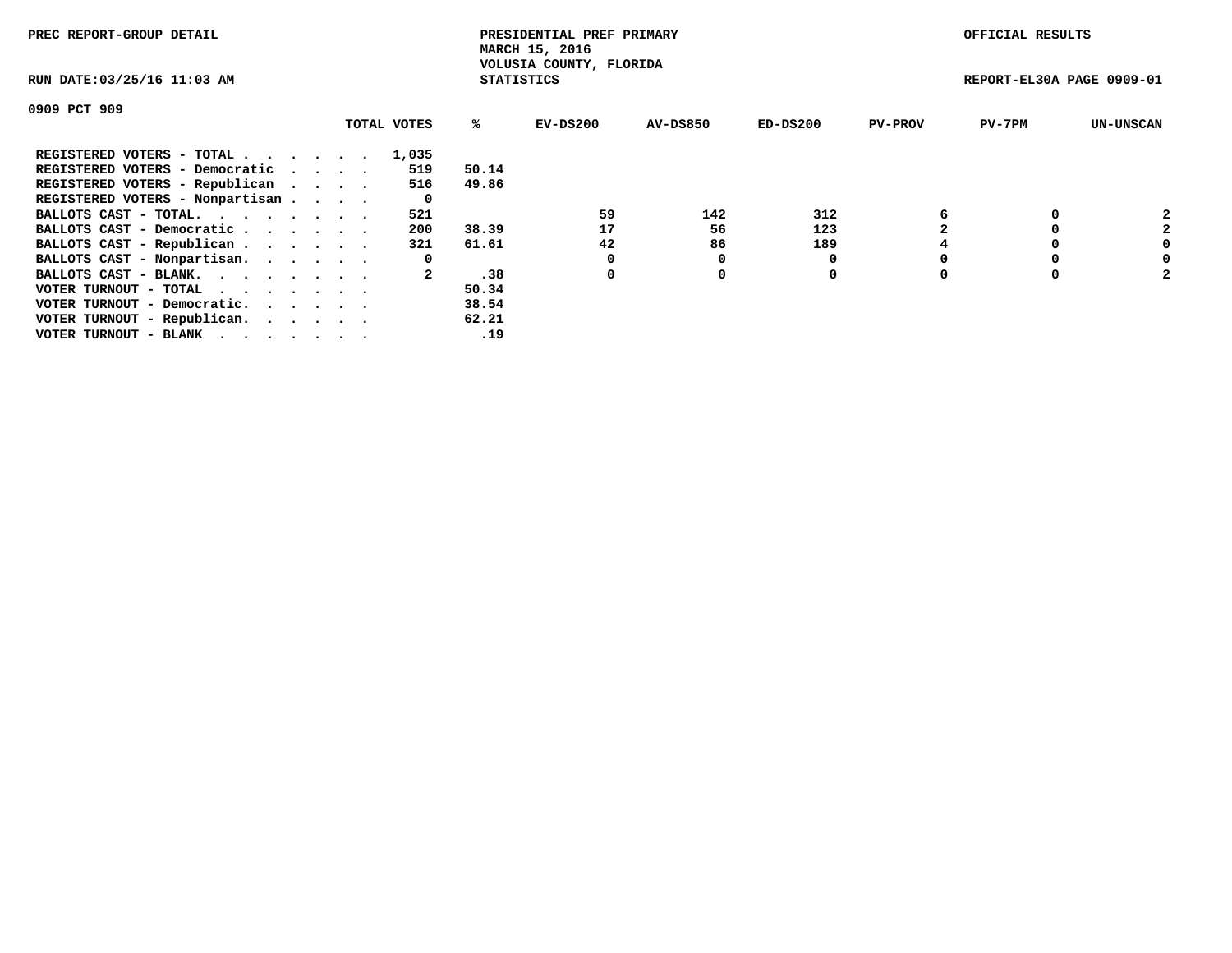PREC REPORT-GROUP DETAIL

PRESIDENTIAL PREF PRIMARY
MARCH 15, 2016
VOLUSIA COUNTY, FLORIDA
STATISTICS

OFFICIAL RESULTS

RUN DATE:03/25/16 11:03 AM

REPORT-EL30A PAGE 0909-01

0909 PCT 909

| | TOTAL VOTES | % | EV-DS200 | AV-DS850 | ED-DS200 | PV-PROV | PV-7PM | UN-UNSCAN |
|---|---|---|---|---|---|---|---|---|
| REGISTERED VOTERS - TOTAL . . . . . . | 1,035 | | | | | | | |
| REGISTERED VOTERS - Democratic . . . . | 519 | 50.14 | | | | | | |
| REGISTERED VOTERS - Republican . . . . | 516 | 49.86 | | | | | | |
| REGISTERED VOTERS - Nonpartisan . . . . | 0 | | | | | | | |
| BALLOTS CAST - TOTAL. . . . . . . . | 521 | | 59 | 142 | 312 | 6 | 0 | 2 |
| BALLOTS CAST - Democratic . . . . . . | 200 | 38.39 | 17 | 56 | 123 | 2 | 0 | 2 |
| BALLOTS CAST - Republican . . . . . . | 321 | 61.61 | 42 | 86 | 189 | 4 | 0 | 0 |
| BALLOTS CAST - Nonpartisan. . . . . . | 0 | | 0 | 0 | 0 | 0 | 0 | 0 |
| BALLOTS CAST - BLANK. . . . . . . . | 2 | .38 | 0 | 0 | 0 | 0 | 0 | 2 |
| VOTER TURNOUT - TOTAL . . . . . . . | | 50.34 | | | | | | |
| VOTER TURNOUT - Democratic. . . . . . | | 38.54 | | | | | | |
| VOTER TURNOUT - Republican. . . . . . | | 62.21 | | | | | | |
| VOTER TURNOUT - BLANK . . . . . . . | | .19 | | | | | | |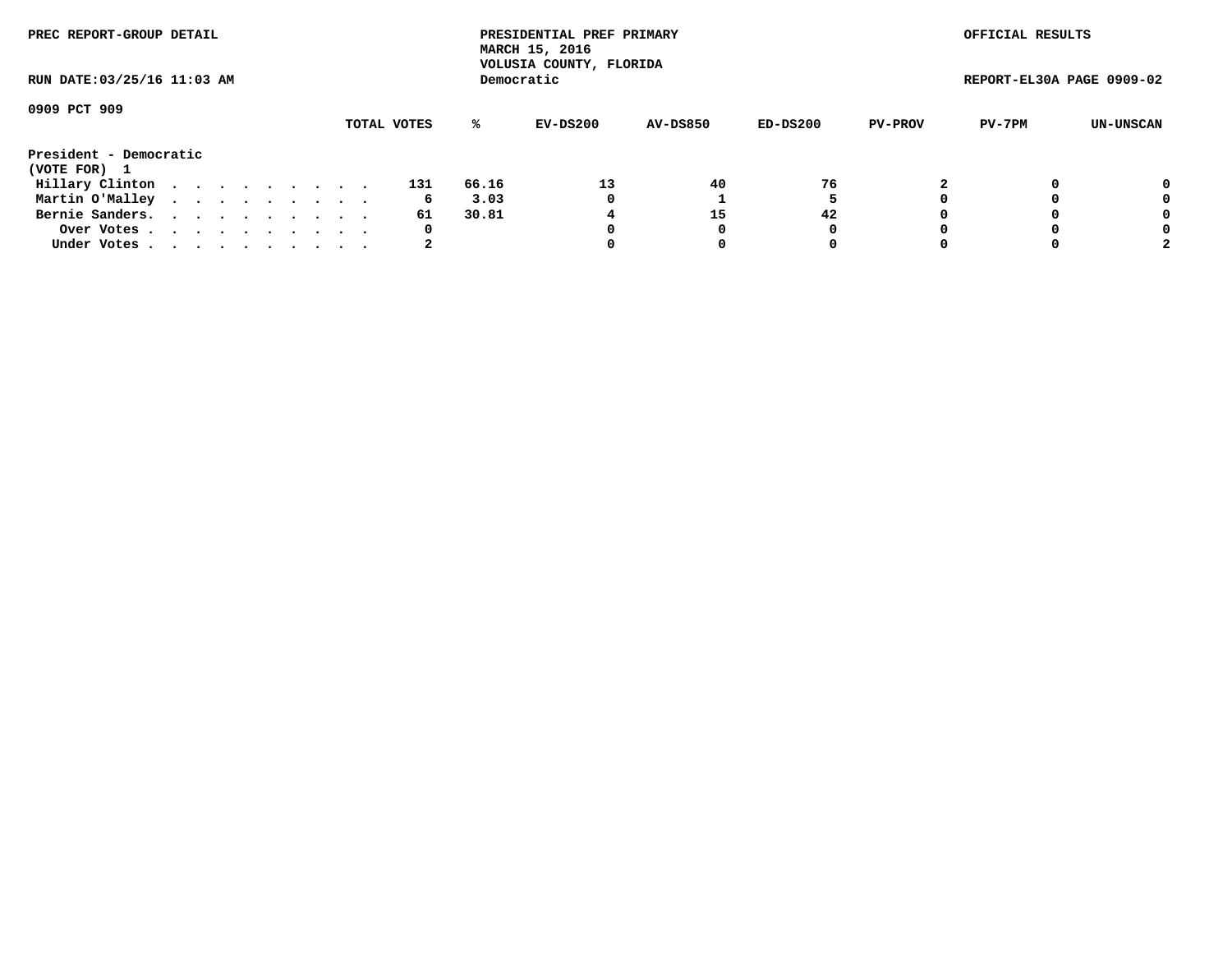PREC REPORT-GROUP DETAIL

PRESIDENTIAL PREF PRIMARY
MARCH 15, 2016
VOLUSIA COUNTY, FLORIDA
Democratic

OFFICIAL RESULTS

RUN DATE:03/25/16 11:03 AM

REPORT-EL30A PAGE 0909-02

0909 PCT 909

**President - Democratic**
(VOTE FOR) 1

| | TOTAL VOTES | % | EV-DS200 | AV-DS850 | ED-DS200 | PV-PROV | PV-7PM | UN-UNSCAN |
|---|---|---|---|---|---|---|---|---|
| Hillary Clinton | 131 | 66.16 | 13 | 40 | 76 | 2 | 0 | 0 |
| Martin O'Malley | 6 | 3.03 | 0 | 1 | 5 | 0 | 0 | 0 |
| Bernie Sanders | 61 | 30.81 | 4 | 15 | 42 | 0 | 0 | 0 |
| Over Votes | 0 | | 0 | 0 | 0 | 0 | 0 | 0 |
| Under Votes | 2 | | 0 | 0 | 0 | 0 | 0 | 2 |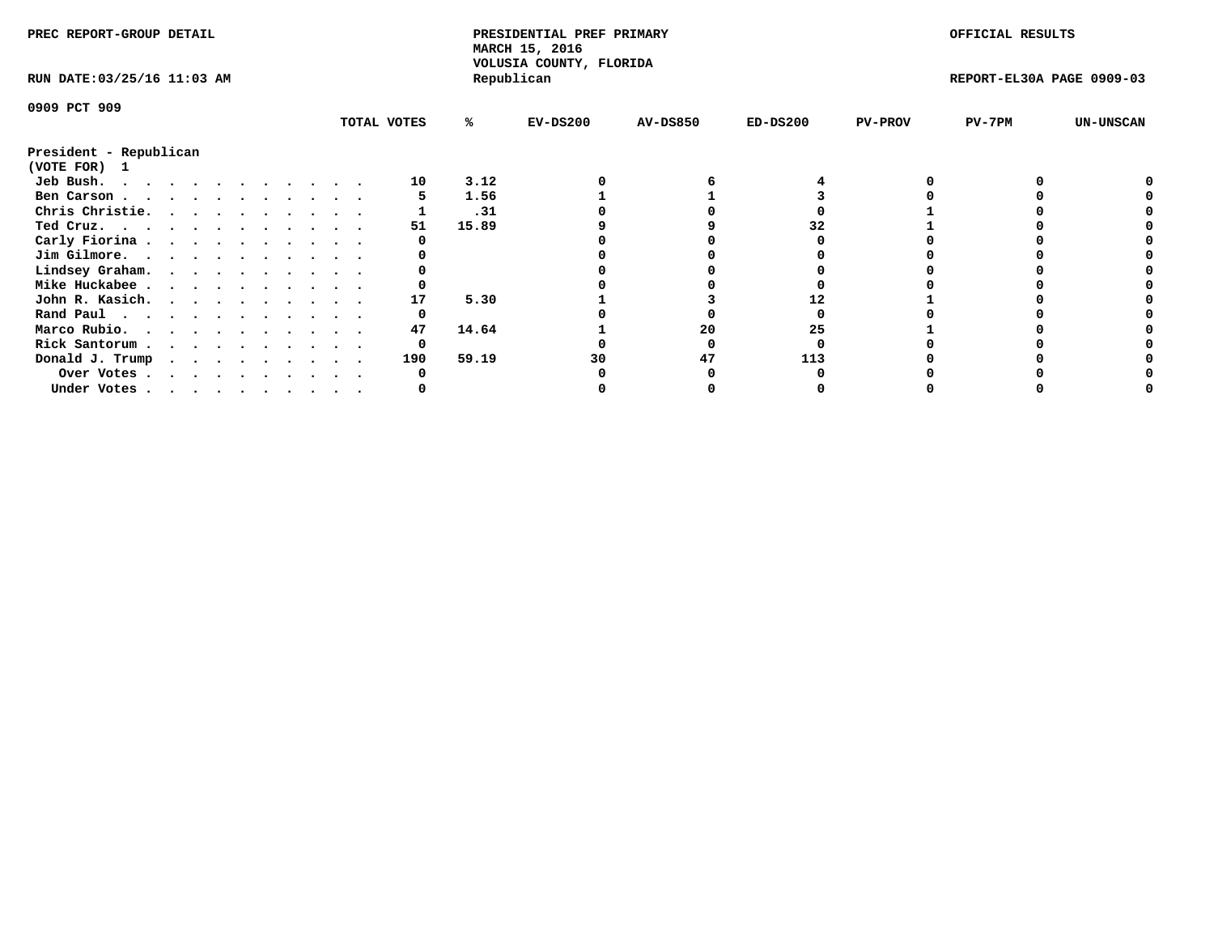PREC REPORT-GROUP DETAIL

PRESIDENTIAL PREF PRIMARY
MARCH 15, 2016
VOLUSIA COUNTY, FLORIDA
Republican

OFFICIAL RESULTS

RUN DATE:03/25/16 11:03 AM

REPORT-EL30A PAGE 0909-03

0909 PCT 909

| President - Republican (VOTE FOR) 1 | TOTAL VOTES | % | EV-DS200 | AV-DS850 | ED-DS200 | PV-PROV | PV-7PM | UN-UNSCAN |
|---|---|---|---|---|---|---|---|---|
| Jeb Bush. . . . . . . . . . . . . | 10 | 3.12 | 0 | 6 | 4 | 0 | 0 | 0 |
| Ben Carson . . . . . . . . . . . . | 5 | 1.56 | 1 | 1 | 3 | 0 | 0 | 0 |
| Chris Christie. . . . . . . . . . . | 1 | .31 | 0 | 0 | 0 | 1 | 0 | 0 |
| Ted Cruz. . . . . . . . . . . . . | 51 | 15.89 | 9 | 9 | 32 | 1 | 0 | 0 |
| Carly Fiorina . . . . . . . . . . . | 0 | | 0 | 0 | 0 | 0 | 0 | 0 |
| Jim Gilmore. . . . . . . . . . . . | 0 | | 0 | 0 | 0 | 0 | 0 | 0 |
| Lindsey Graham. . . . . . . . . . . | 0 | | 0 | 0 | 0 | 0 | 0 | 0 |
| Mike Huckabee . . . . . . . . . . . | 0 | | 0 | 0 | 0 | 0 | 0 | 0 |
| John R. Kasich. . . . . . . . . . . | 17 | 5.30 | 1 | 3 | 12 | 1 | 0 | 0 |
| Rand Paul . . . . . . . . . . . . | 0 | | 0 | 0 | 0 | 0 | 0 | 0 |
| Marco Rubio. . . . . . . . . . . . | 47 | 14.64 | 1 | 20 | 25 | 1 | 0 | 0 |
| Rick Santorum . . . . . . . . . . . | 0 | | 0 | 0 | 0 | 0 | 0 | 0 |
| Donald J. Trump . . . . . . . . . . | 190 | 59.19 | 30 | 47 | 113 | 0 | 0 | 0 |
| Over Votes . . . . . . . . . . . | 0 | | 0 | 0 | 0 | 0 | 0 | 0 |
| Under Votes . . . . . . . . . . . | 0 | | 0 | 0 | 0 | 0 | 0 | 0 |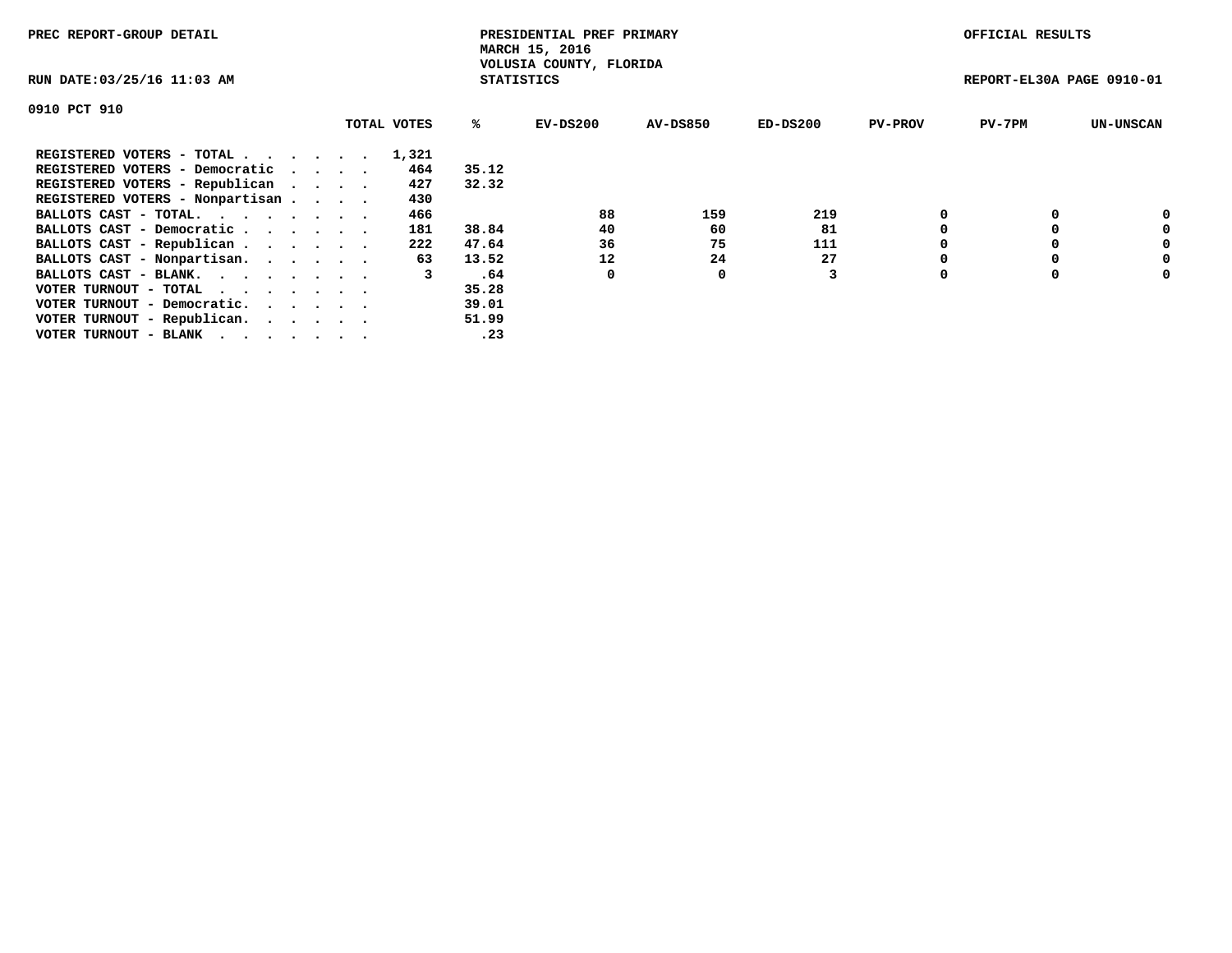PREC REPORT-GROUP DETAIL

PRESIDENTIAL PREF PRIMARY
MARCH 15, 2016
VOLUSIA COUNTY, FLORIDA
STATISTICS

OFFICIAL RESULTS

RUN DATE:03/25/16 11:03 AM

REPORT-EL30A PAGE 0910-01

0910 PCT 910

| | TOTAL VOTES | % | EV-DS200 | AV-DS850 | ED-DS200 | PV-PROV | PV-7PM | UN-UNSCAN |
|---|---|---|---|---|---|---|---|---|
| REGISTERED VOTERS - TOTAL . . . . . . | 1,321 | | | | | | | |
| REGISTERED VOTERS - Democratic . . . . | 464 | 35.12 | | | | | | |
| REGISTERED VOTERS - Republican . . . . | 427 | 32.32 | | | | | | |
| REGISTERED VOTERS - Nonpartisan . . . . | 430 | | | | | | | |
| BALLOTS CAST - TOTAL. . . . . . . . | 466 | | 88 | 159 | 219 | 0 | 0 | 0 |
| BALLOTS CAST - Democratic . . . . . . | 181 | 38.84 | 40 | 60 | 81 | 0 | 0 | 0 |
| BALLOTS CAST - Republican . . . . . . | 222 | 47.64 | 36 | 75 | 111 | 0 | 0 | 0 |
| BALLOTS CAST - Nonpartisan. . . . . . | 63 | 13.52 | 12 | 24 | 27 | 0 | 0 | 0 |
| BALLOTS CAST - BLANK. . . . . . . . | 3 | .64 | 0 | 0 | 3 | 0 | 0 | 0 |
| VOTER TURNOUT - TOTAL . . . . . . . | | 35.28 | | | | | | |
| VOTER TURNOUT - Democratic. . . . . . | | 39.01 | | | | | | |
| VOTER TURNOUT - Republican. . . . . . | | 51.99 | | | | | | |
| VOTER TURNOUT - BLANK . . . . . . . | | .23 | | | | | | |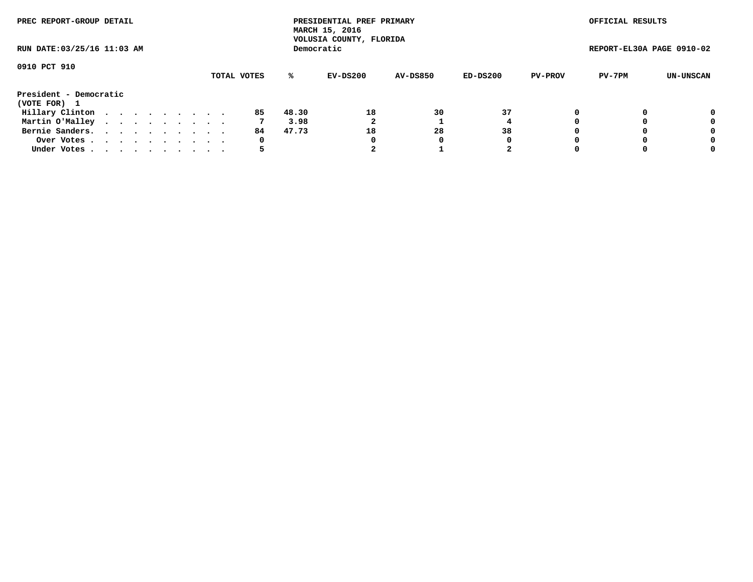PREC REPORT-GROUP DETAIL

PRESIDENTIAL PREF PRIMARY
MARCH 15, 2016
VOLUSIA COUNTY, FLORIDA
Democratic

OFFICIAL RESULTS

RUN DATE:03/25/16 11:03 AM

REPORT-EL30A PAGE 0910-02

0910 PCT 910

| | TOTAL VOTES | % | EV-DS200 | AV-DS850 | ED-DS200 | PV-PROV | PV-7PM | UN-UNSCAN |
|---|---|---|---|---|---|---|---|---|
| **President - Democratic** | | | | | | | | |
| **(VOTE FOR) 1** | | | | | | | | |
| Hillary Clinton . . . . . . . . . . | 85 | 48.30 | 18 | 30 | 37 | 0 | 0 | 0 |
| Martin O'Malley . . . . . . . . . . | 7 | 3.98 | 2 | 1 | 4 | 0 | 0 | 0 |
| Bernie Sanders. . . . . . . . . . . | 84 | 47.73 | 18 | 28 | 38 | 0 | 0 | 0 |
| Over Votes . . . . . . . . . . . | 0 | | 0 | 0 | 0 | 0 | 0 | 0 |
| Under Votes . . . . . . . . . . . | 5 | | 2 | 1 | 2 | 0 | 0 | 0 |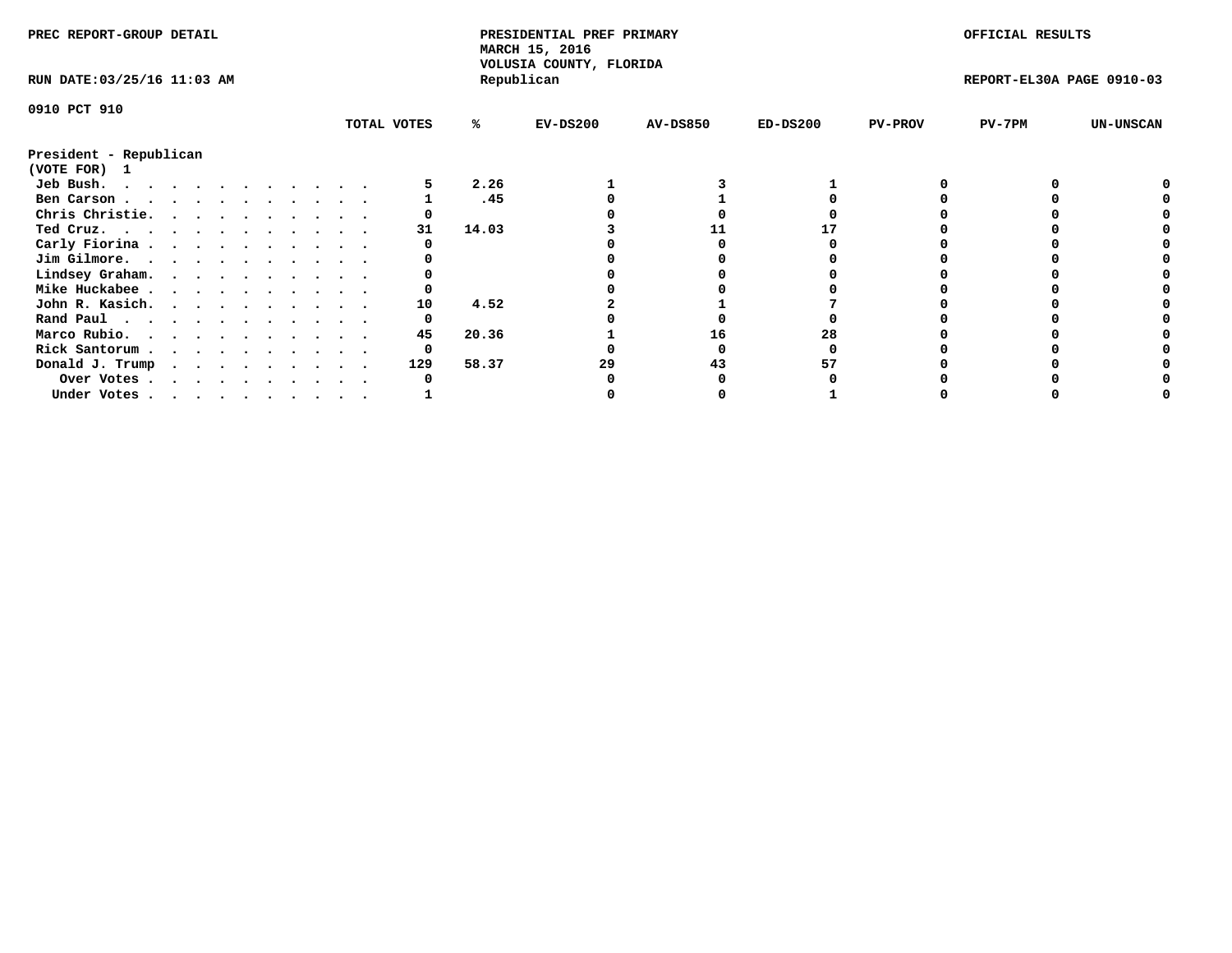PREC REPORT-GROUP DETAIL

PRESIDENTIAL PREF PRIMARY
MARCH 15, 2016
VOLUSIA COUNTY, FLORIDA
Republican

OFFICIAL RESULTS

RUN DATE:03/25/16 11:03 AM

REPORT-EL30A PAGE 0910-03

0910 PCT 910

President - Republican
(VOTE FOR) 1

| | TOTAL VOTES | % | EV-DS200 | AV-DS850 | ED-DS200 | PV-PROV | PV-7PM | UN-UNSCAN |
|---|---|---|---|---|---|---|---|---|
| Jeb Bush | 5 | 2.26 | 1 | 3 | 1 | 0 | 0 | 0 |
| Ben Carson | 1 | .45 | 0 | 1 | 0 | 0 | 0 | 0 |
| Chris Christie | 0 | | 0 | 0 | 0 | 0 | 0 | 0 |
| Ted Cruz | 31 | 14.03 | 3 | 11 | 17 | 0 | 0 | 0 |
| Carly Fiorina | 0 | | 0 | 0 | 0 | 0 | 0 | 0 |
| Jim Gilmore | 0 | | 0 | 0 | 0 | 0 | 0 | 0 |
| Lindsey Graham | 0 | | 0 | 0 | 0 | 0 | 0 | 0 |
| Mike Huckabee | 0 | | 0 | 0 | 0 | 0 | 0 | 0 |
| John R. Kasich | 10 | 4.52 | 2 | 1 | 7 | 0 | 0 | 0 |
| Rand Paul | 0 | | 0 | 0 | 0 | 0 | 0 | 0 |
| Marco Rubio | 45 | 20.36 | 1 | 16 | 28 | 0 | 0 | 0 |
| Rick Santorum | 0 | | 0 | 0 | 0 | 0 | 0 | 0 |
| Donald J. Trump | 129 | 58.37 | 29 | 43 | 57 | 0 | 0 | 0 |
| Over Votes | 0 | | 0 | 0 | 0 | 0 | 0 | 0 |
| Under Votes | 1 | | 0 | 0 | 1 | 0 | 0 | 0 |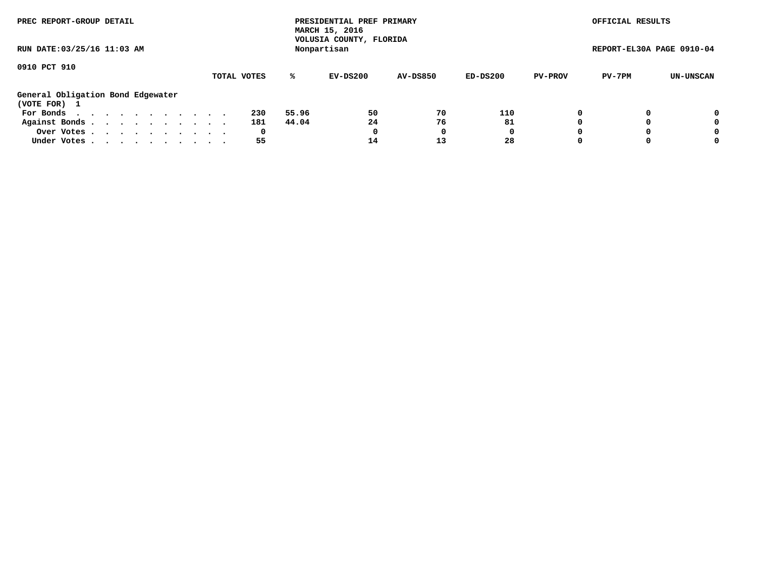PREC REPORT-GROUP DETAIL

RUN DATE:03/25/16 11:03 AM

PRESIDENTIAL PREF PRIMARY
MARCH 15, 2016
VOLUSIA COUNTY, FLORIDA
Nonpartisan

OFFICIAL RESULTS

REPORT-EL30A PAGE 0910-04

0910 PCT 910

| | TOTAL VOTES | % | EV-DS200 | AV-DS850 | ED-DS200 | PV-PROV | PV-7PM | UN-UNSCAN |
|---|---|---|---|---|---|---|---|---|
| **General Obligation Bond Edgewater** | | | | | | | | |
| **(VOTE FOR) 1** | | | | | | | | |
| For Bonds . . . . . . . . . . . . | 230 | 55.96 | 50 | 70 | 110 | 0 | 0 | 0 |
| Against Bonds . . . . . . . . . . . | 181 | 44.04 | 24 | 76 | 81 | 0 | 0 | 0 |
| Over Votes . . . . . . . . . . . | 0 | | 0 | 0 | 0 | 0 | 0 | 0 |
| Under Votes . . . . . . . . . . . | 55 | | 14 | 13 | 28 | 0 | 0 | 0 |